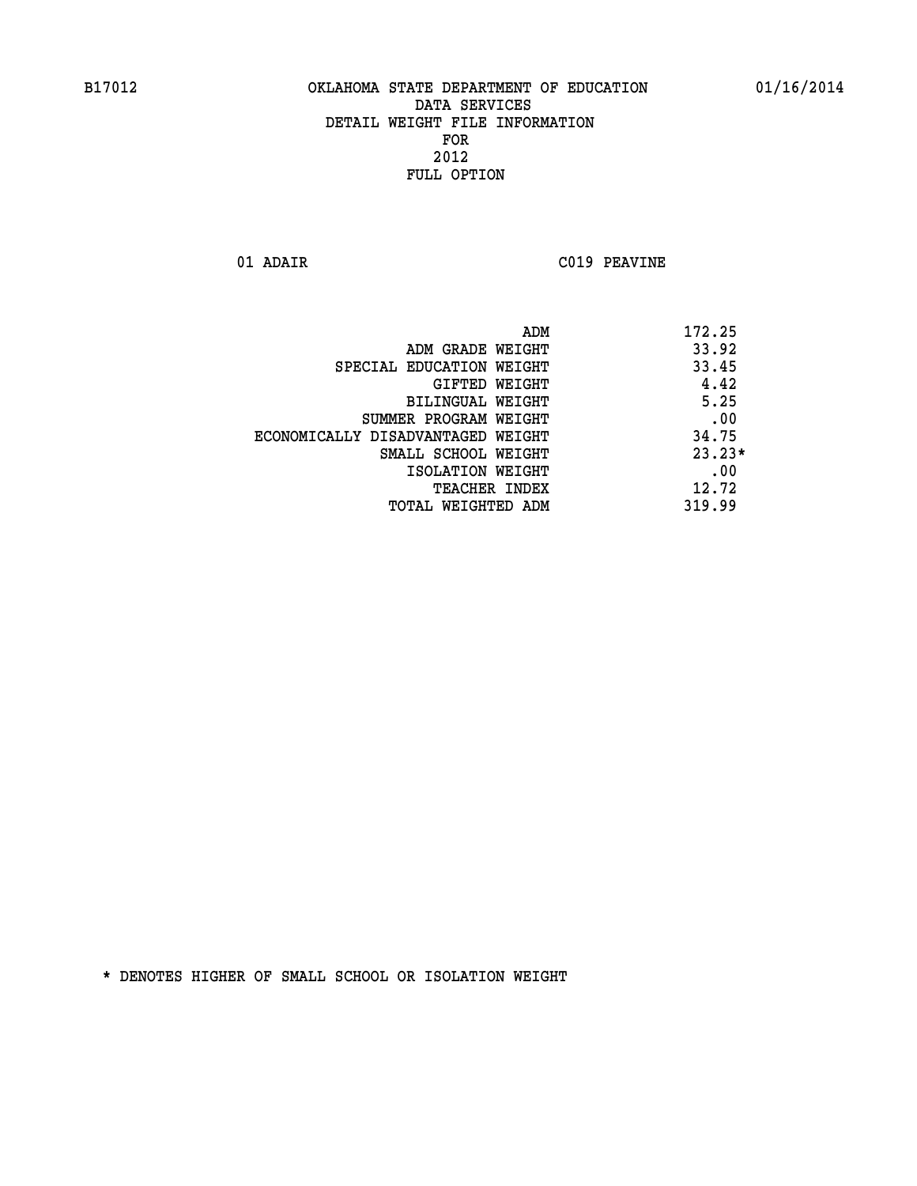B17012 OKLAHOMA STATE DEPARTMENT OF EDUCATION 01/16/2014

DATA SERVICES
DETAIL WEIGHT FILE INFORMATION
FOR
2012
FULL OPTION

01 ADAIR C019 PEAVINE

| | |
|---|---|
| ADM | 172.25 |
| ADM GRADE WEIGHT | 33.92 |
| SPECIAL EDUCATION WEIGHT | 33.45 |
| GIFTED WEIGHT | 4.42 |
| BILINGUAL WEIGHT | 5.25 |
| SUMMER PROGRAM WEIGHT | .00 |
| ECONOMICALLY DISADVANTAGED WEIGHT | 34.75 |
| SMALL SCHOOL WEIGHT | 23.23* |
| ISOLATION WEIGHT | .00 |
| TEACHER INDEX | 12.72 |
| TOTAL WEIGHTED ADM | 319.99 |

* DENOTES HIGHER OF SMALL SCHOOL OR ISOLATION WEIGHT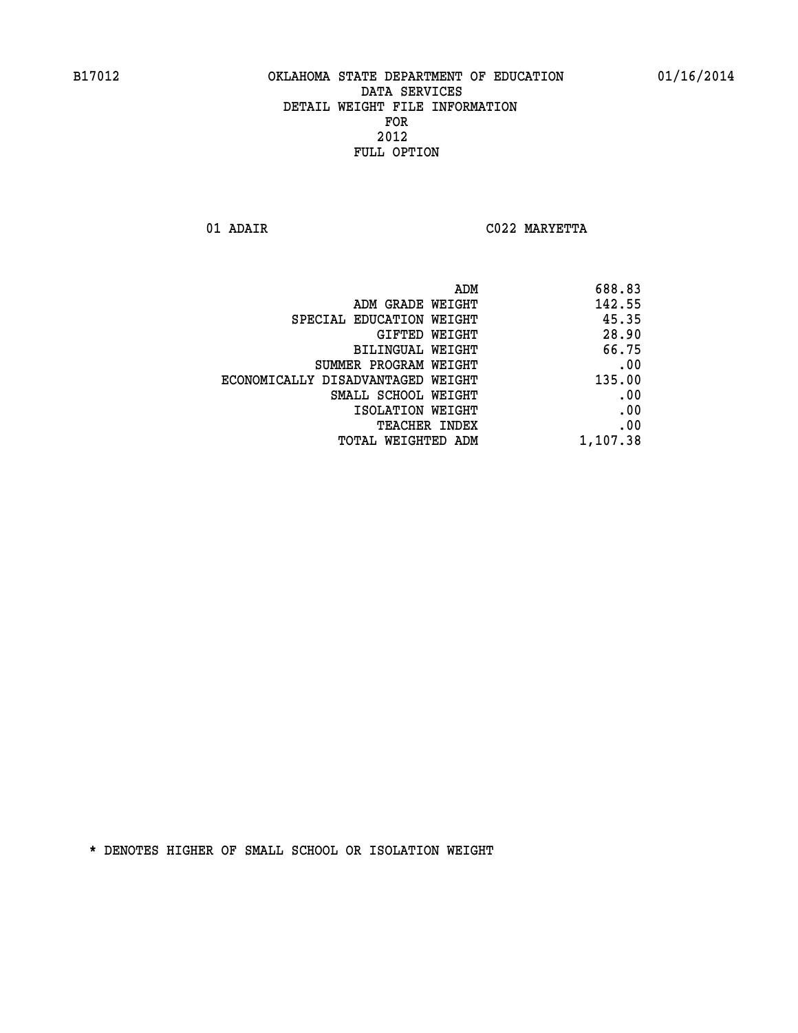B17012 OKLAHOMA STATE DEPARTMENT OF EDUCATION 01/16/2014

DATA SERVICES
DETAIL WEIGHT FILE INFORMATION
FOR
2012
FULL OPTION

01 ADAIR C022 MARYETTA

| | |
|---|---|
| ADM | 688.83 |
| ADM GRADE WEIGHT | 142.55 |
| SPECIAL EDUCATION WEIGHT | 45.35 |
| GIFTED WEIGHT | 28.90 |
| BILINGUAL WEIGHT | 66.75 |
| SUMMER PROGRAM WEIGHT | .00 |
| ECONOMICALLY DISADVANTAGED WEIGHT | 135.00 |
| SMALL SCHOOL WEIGHT | .00 |
| ISOLATION WEIGHT | .00 |
| TEACHER INDEX | .00 |
| TOTAL WEIGHTED ADM | 1,107.38 |

* DENOTES HIGHER OF SMALL SCHOOL OR ISOLATION WEIGHT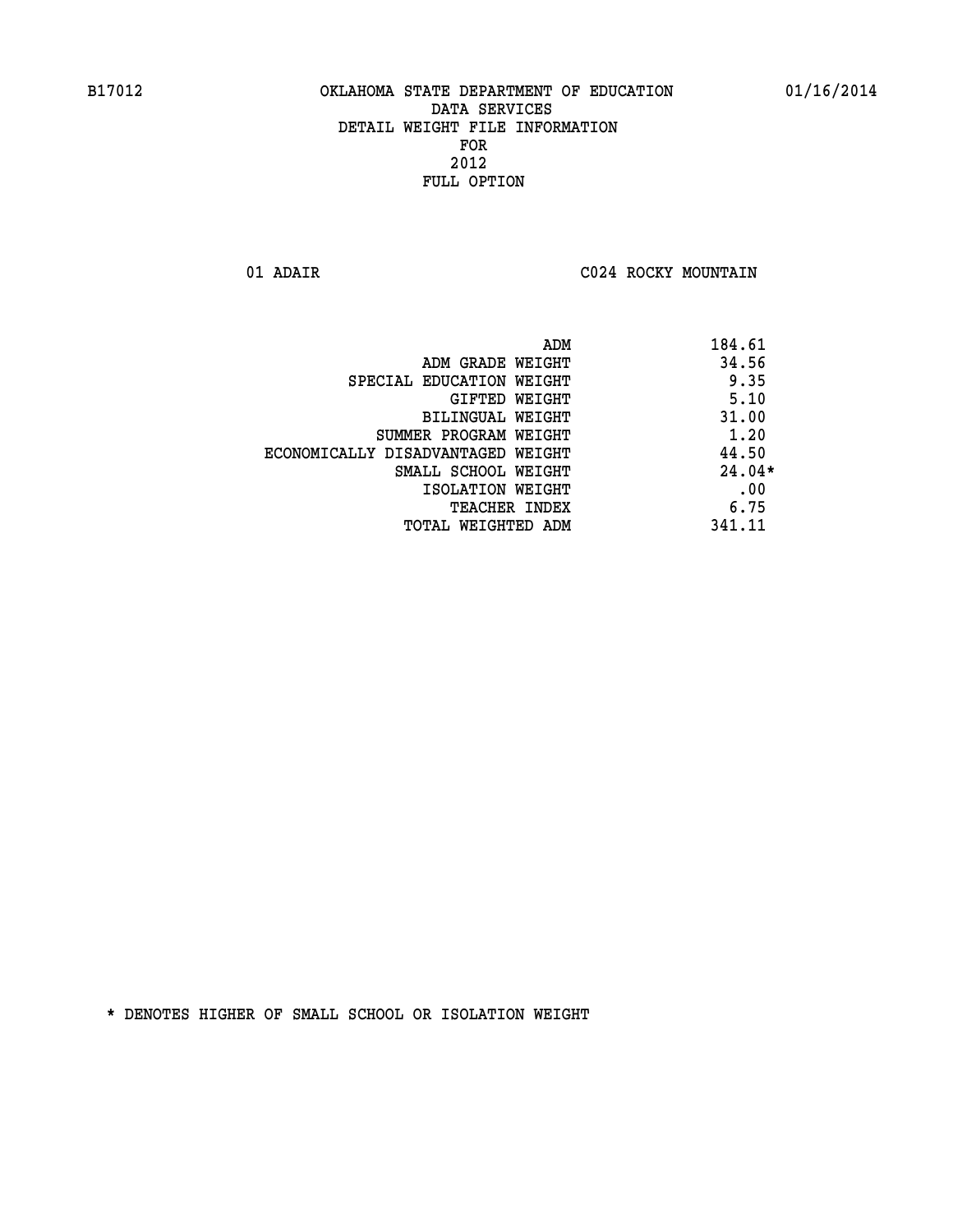B17012 OKLAHOMA STATE DEPARTMENT OF EDUCATION 01/16/2014

DATA SERVICES
DETAIL WEIGHT FILE INFORMATION
FOR
2012
FULL OPTION

01 ADAIR C024 ROCKY MOUNTAIN

| | |
|---|---|
| ADM | 184.61 |
| ADM GRADE WEIGHT | 34.56 |
| SPECIAL EDUCATION WEIGHT | 9.35 |
| GIFTED WEIGHT | 5.10 |
| BILINGUAL WEIGHT | 31.00 |
| SUMMER PROGRAM WEIGHT | 1.20 |
| ECONOMICALLY DISADVANTAGED WEIGHT | 44.50 |
| SMALL SCHOOL WEIGHT | 24.04* |
| ISOLATION WEIGHT | .00 |
| TEACHER INDEX | 6.75 |
| TOTAL WEIGHTED ADM | 341.11 |

* DENOTES HIGHER OF SMALL SCHOOL OR ISOLATION WEIGHT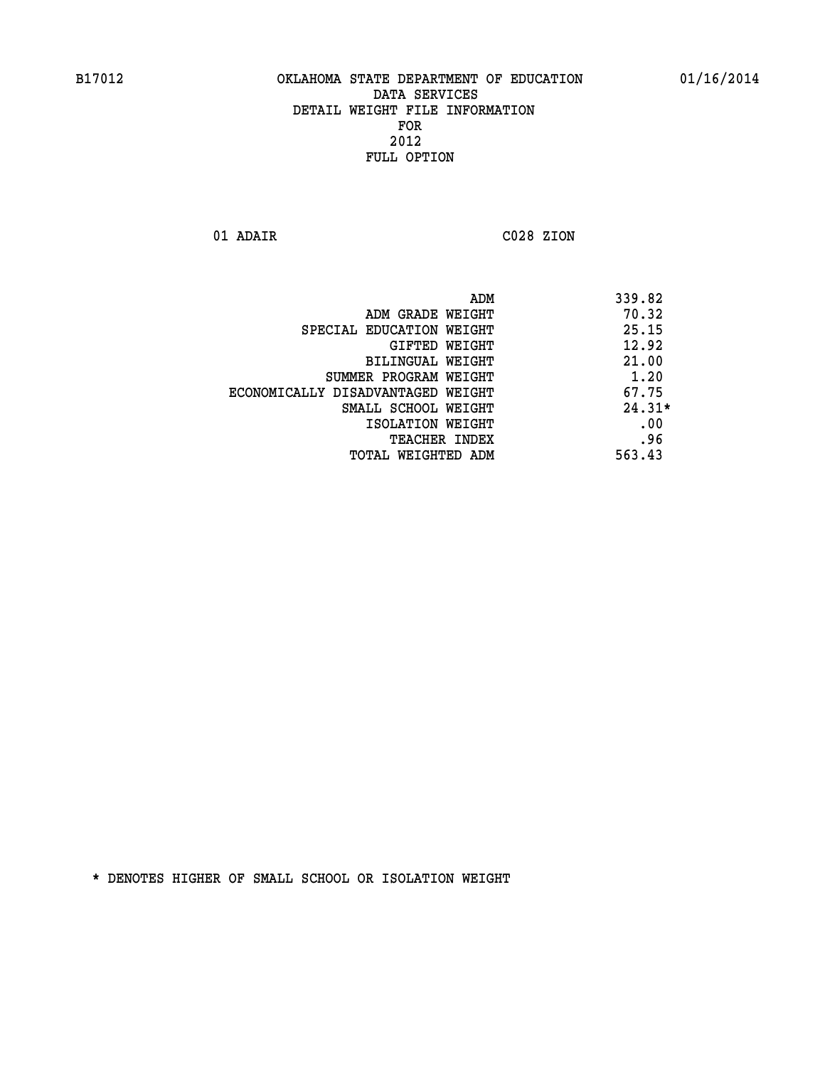B17012 OKLAHOMA STATE DEPARTMENT OF EDUCATION 01/16/2014

DATA SERVICES
DETAIL WEIGHT FILE INFORMATION
FOR
2012
FULL OPTION

01 ADAIR C028 ZION

| | |
|---|---|
| ADM | 339.82 |
| ADM GRADE WEIGHT | 70.32 |
| SPECIAL EDUCATION WEIGHT | 25.15 |
| GIFTED WEIGHT | 12.92 |
| BILINGUAL WEIGHT | 21.00 |
| SUMMER PROGRAM WEIGHT | 1.20 |
| ECONOMICALLY DISADVANTAGED WEIGHT | 67.75 |
| SMALL SCHOOL WEIGHT | 24.31* |
| ISOLATION WEIGHT | .00 |
| TEACHER INDEX | .96 |
| TOTAL WEIGHTED ADM | 563.43 |

* DENOTES HIGHER OF SMALL SCHOOL OR ISOLATION WEIGHT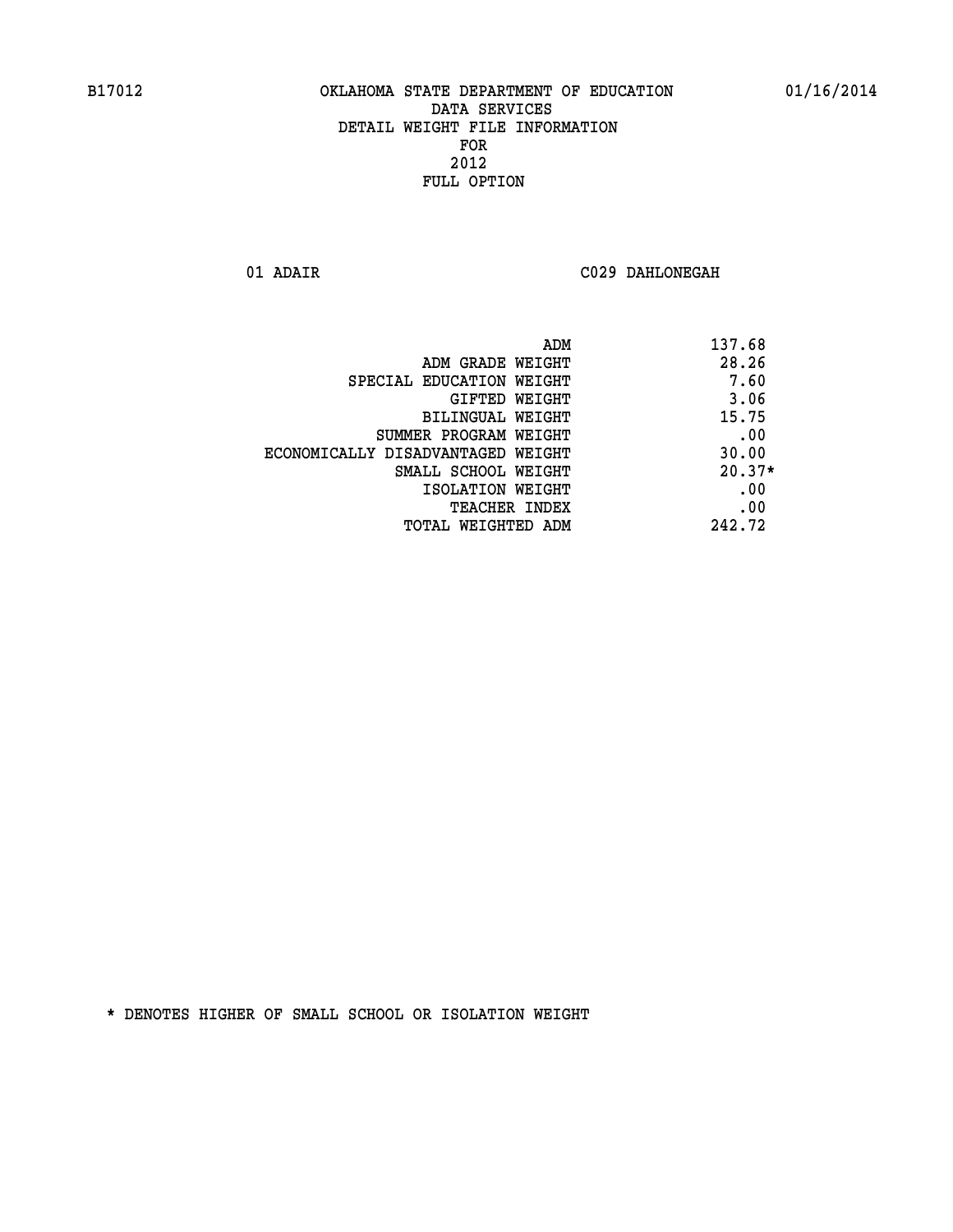# OKLAHOMA STATE DEPARTMENT OF EDUCATION
## DATA SERVICES
## DETAIL WEIGHT FILE INFORMATION
## FOR
## 2012
## FULL OPTION

B17012 — 01/16/2014

01 ADAIR — C029 DAHLONEGAH

| | |
|---|---|
| ADM | 137.68 |
| ADM GRADE WEIGHT | 28.26 |
| SPECIAL EDUCATION WEIGHT | 7.60 |
| GIFTED WEIGHT | 3.06 |
| BILINGUAL WEIGHT | 15.75 |
| SUMMER PROGRAM WEIGHT | .00 |
| ECONOMICALLY DISADVANTAGED WEIGHT | 30.00 |
| SMALL SCHOOL WEIGHT | 20.37* |
| ISOLATION WEIGHT | .00 |
| TEACHER INDEX | .00 |
| TOTAL WEIGHTED ADM | 242.72 |

* DENOTES HIGHER OF SMALL SCHOOL OR ISOLATION WEIGHT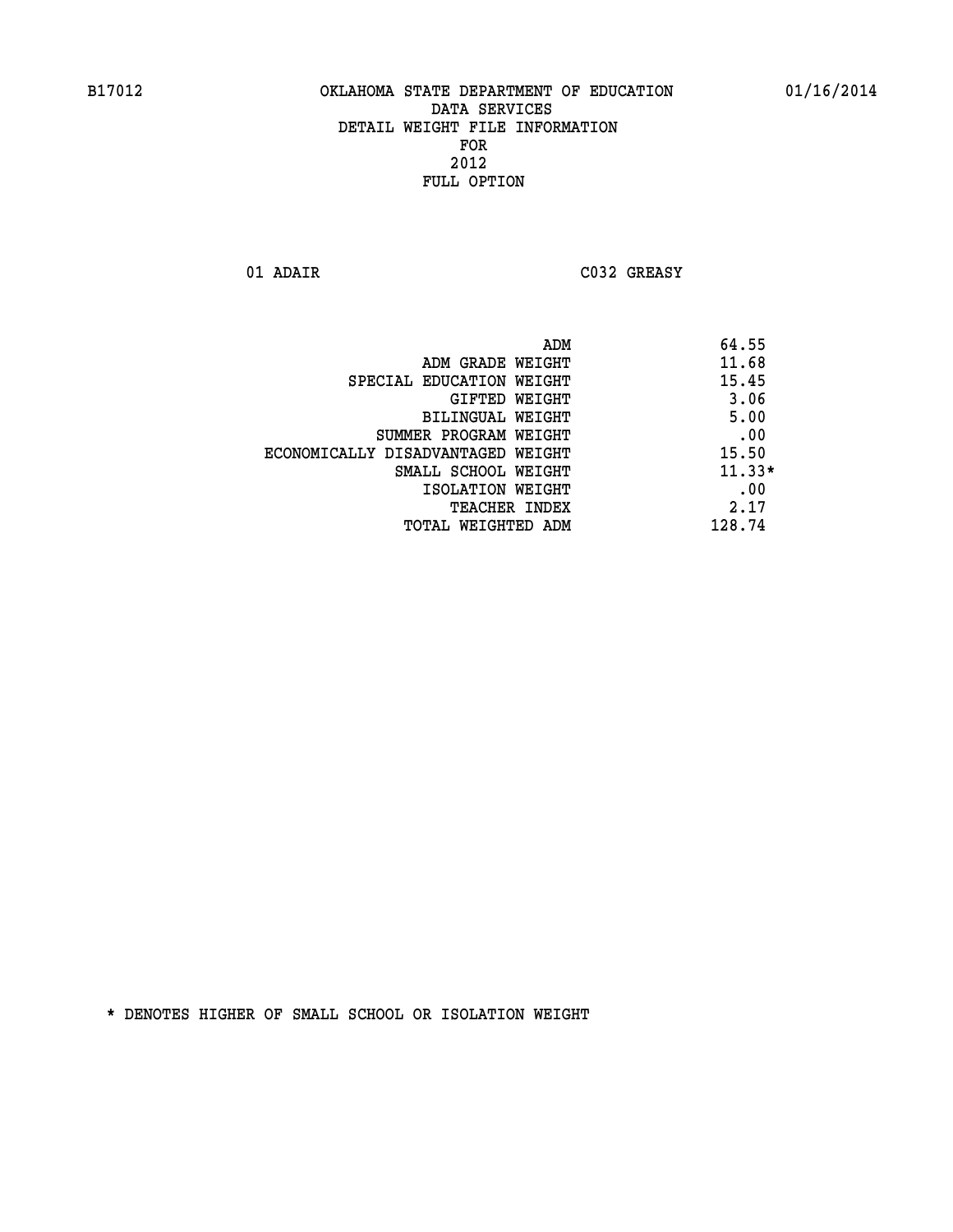B17012 OKLAHOMA STATE DEPARTMENT OF EDUCATION 01/16/2014
DATA SERVICES
DETAIL WEIGHT FILE INFORMATION
FOR
2012
FULL OPTION

01 ADAIR C032 GREASY

| | |
|---|---|
| ADM | 64.55 |
| ADM GRADE WEIGHT | 11.68 |
| SPECIAL EDUCATION WEIGHT | 15.45 |
| GIFTED WEIGHT | 3.06 |
| BILINGUAL WEIGHT | 5.00 |
| SUMMER PROGRAM WEIGHT | .00 |
| ECONOMICALLY DISADVANTAGED WEIGHT | 15.50 |
| SMALL SCHOOL WEIGHT | 11.33* |
| ISOLATION WEIGHT | .00 |
| TEACHER INDEX | 2.17 |
| TOTAL WEIGHTED ADM | 128.74 |

* DENOTES HIGHER OF SMALL SCHOOL OR ISOLATION WEIGHT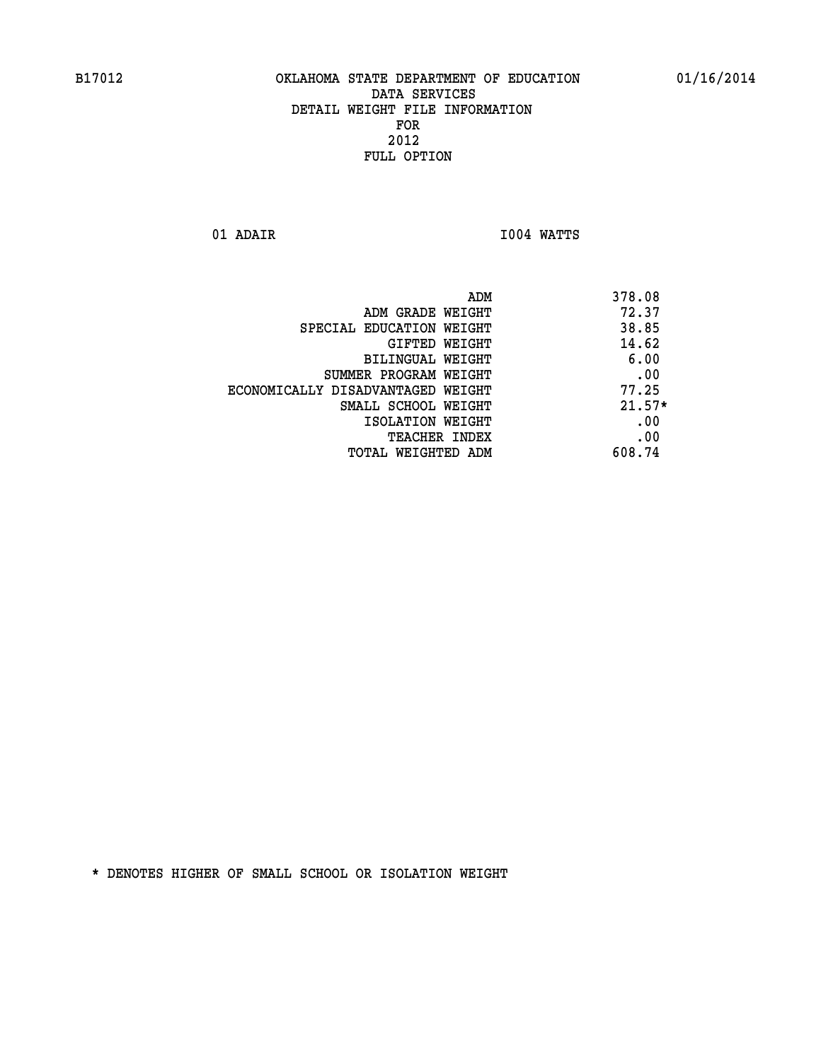B17012 OKLAHOMA STATE DEPARTMENT OF EDUCATION 01/16/2014

DATA SERVICES
DETAIL WEIGHT FILE INFORMATION
FOR
2012
FULL OPTION

01 ADAIR I004 WATTS

| | |
|---|---|
| ADM | 378.08 |
| ADM GRADE WEIGHT | 72.37 |
| SPECIAL EDUCATION WEIGHT | 38.85 |
| GIFTED WEIGHT | 14.62 |
| BILINGUAL WEIGHT | 6.00 |
| SUMMER PROGRAM WEIGHT | .00 |
| ECONOMICALLY DISADVANTAGED WEIGHT | 77.25 |
| SMALL SCHOOL WEIGHT | 21.57* |
| ISOLATION WEIGHT | .00 |
| TEACHER INDEX | .00 |
| TOTAL WEIGHTED ADM | 608.74 |

* DENOTES HIGHER OF SMALL SCHOOL OR ISOLATION WEIGHT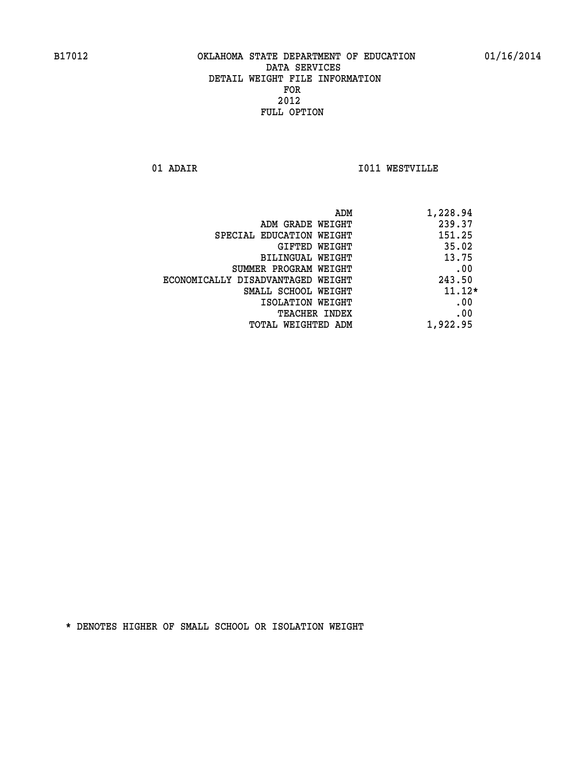B17012 OKLAHOMA STATE DEPARTMENT OF EDUCATION 01/16/2014

DATA SERVICES
DETAIL WEIGHT FILE INFORMATION
FOR
2012
FULL OPTION

01 ADAIR I011 WESTVILLE

| | |
|---|---|
| ADM | 1,228.94 |
| ADM GRADE WEIGHT | 239.37 |
| SPECIAL EDUCATION WEIGHT | 151.25 |
| GIFTED WEIGHT | 35.02 |
| BILINGUAL WEIGHT | 13.75 |
| SUMMER PROGRAM WEIGHT | .00 |
| ECONOMICALLY DISADVANTAGED WEIGHT | 243.50 |
| SMALL SCHOOL WEIGHT | 11.12* |
| ISOLATION WEIGHT | .00 |
| TEACHER INDEX | .00 |
| TOTAL WEIGHTED ADM | 1,922.95 |

* DENOTES HIGHER OF SMALL SCHOOL OR ISOLATION WEIGHT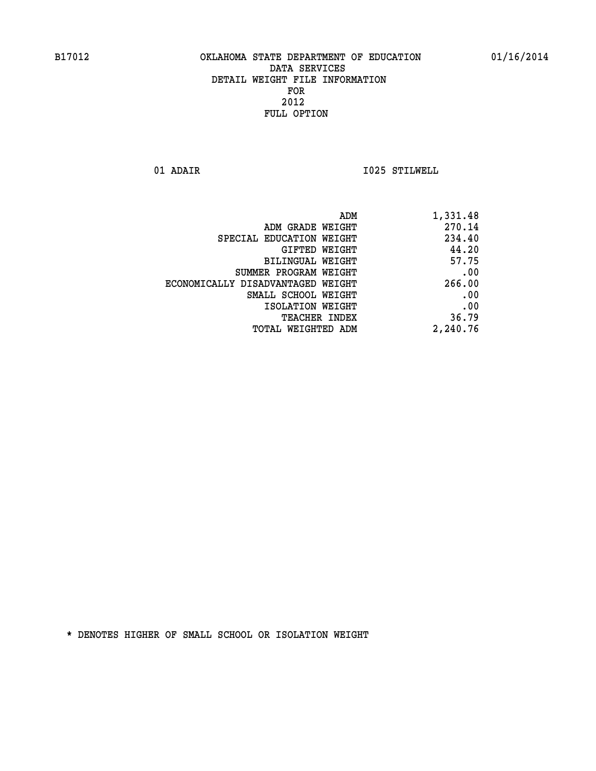B17012 OKLAHOMA STATE DEPARTMENT OF EDUCATION 01/16/2014

DATA SERVICES
DETAIL WEIGHT FILE INFORMATION
FOR
2012
FULL OPTION

01 ADAIR I025 STILWELL

| | |
|---|---|
| ADM | 1,331.48 |
| ADM GRADE WEIGHT | 270.14 |
| SPECIAL EDUCATION WEIGHT | 234.40 |
| GIFTED WEIGHT | 44.20 |
| BILINGUAL WEIGHT | 57.75 |
| SUMMER PROGRAM WEIGHT | .00 |
| ECONOMICALLY DISADVANTAGED WEIGHT | 266.00 |
| SMALL SCHOOL WEIGHT | .00 |
| ISOLATION WEIGHT | .00 |
| TEACHER INDEX | 36.79 |
| TOTAL WEIGHTED ADM | 2,240.76 |

* DENOTES HIGHER OF SMALL SCHOOL OR ISOLATION WEIGHT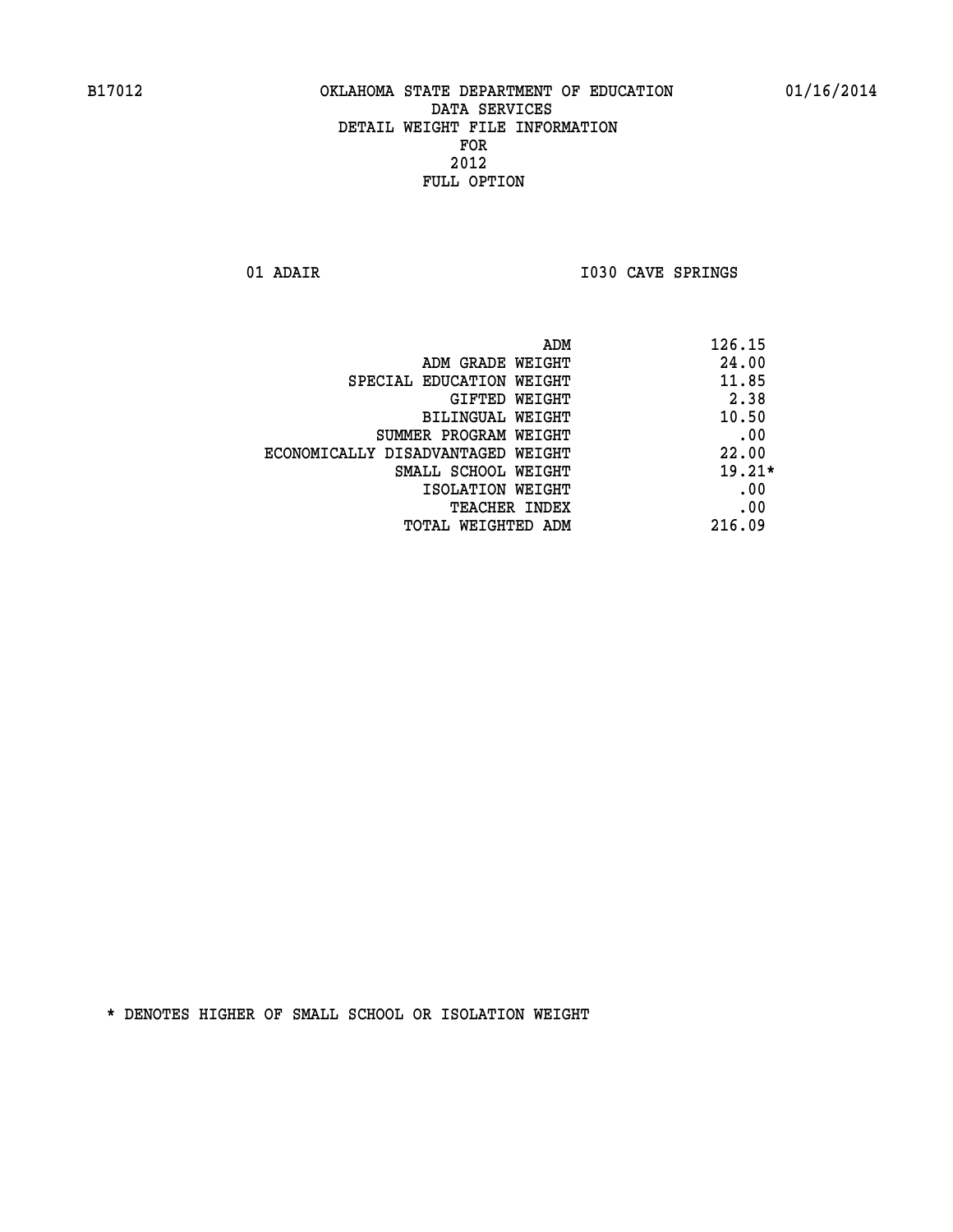B17012 OKLAHOMA STATE DEPARTMENT OF EDUCATION 01/16/2014

DATA SERVICES
DETAIL WEIGHT FILE INFORMATION
FOR
2012
FULL OPTION

01 ADAIR I030 CAVE SPRINGS

| | |
|---|---|
| ADM | 126.15 |
| ADM GRADE WEIGHT | 24.00 |
| SPECIAL EDUCATION WEIGHT | 11.85 |
| GIFTED WEIGHT | 2.38 |
| BILINGUAL WEIGHT | 10.50 |
| SUMMER PROGRAM WEIGHT | .00 |
| ECONOMICALLY DISADVANTAGED WEIGHT | 22.00 |
| SMALL SCHOOL WEIGHT | 19.21* |
| ISOLATION WEIGHT | .00 |
| TEACHER INDEX | .00 |
| TOTAL WEIGHTED ADM | 216.09 |

* DENOTES HIGHER OF SMALL SCHOOL OR ISOLATION WEIGHT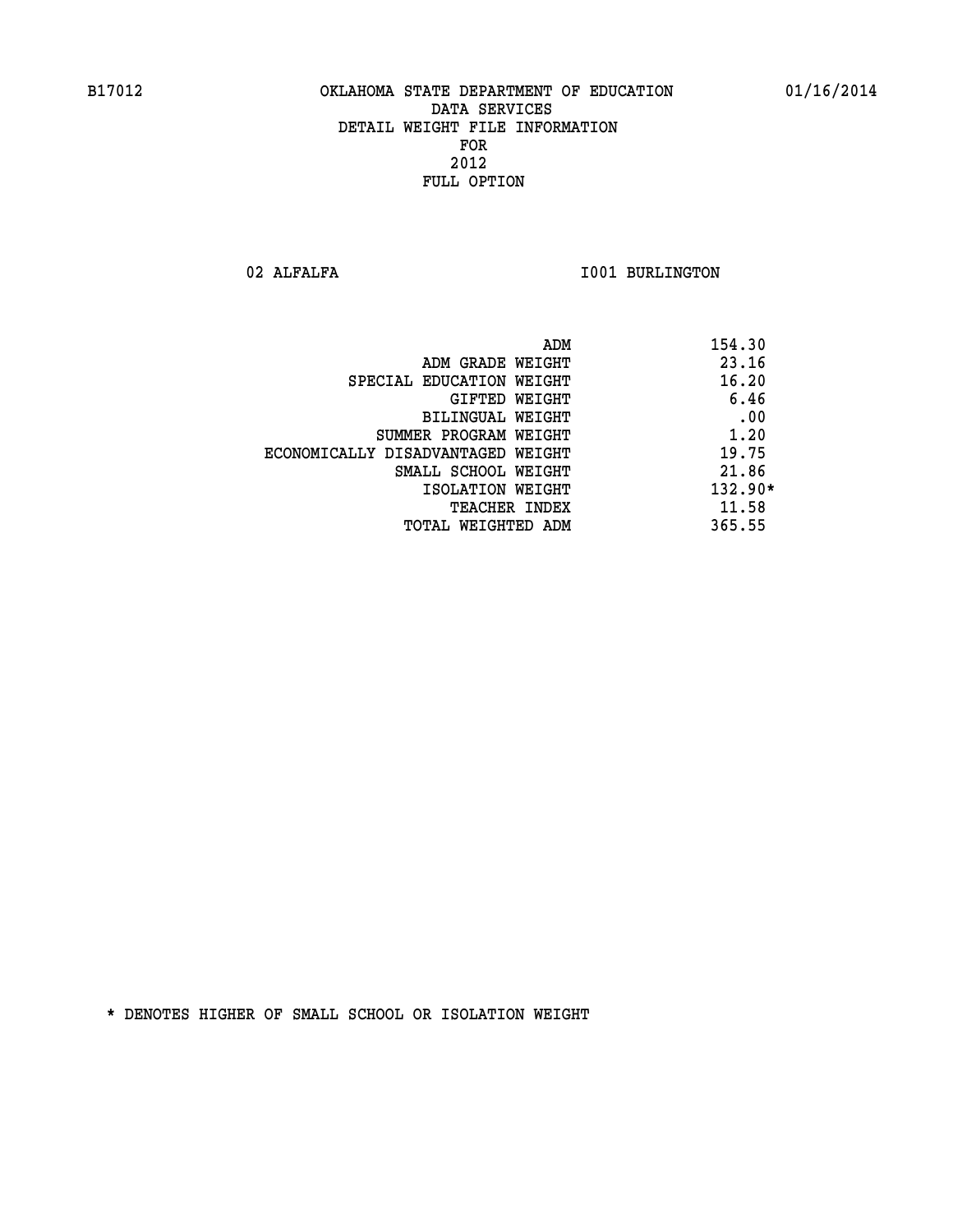B17012 OKLAHOMA STATE DEPARTMENT OF EDUCATION 01/16/2014

DATA SERVICES
DETAIL WEIGHT FILE INFORMATION
FOR
2012
FULL OPTION

02 ALFALFA I001 BURLINGTON

| | |
|---|---|
| ADM | 154.30 |
| ADM GRADE WEIGHT | 23.16 |
| SPECIAL EDUCATION WEIGHT | 16.20 |
| GIFTED WEIGHT | 6.46 |
| BILINGUAL WEIGHT | .00 |
| SUMMER PROGRAM WEIGHT | 1.20 |
| ECONOMICALLY DISADVANTAGED WEIGHT | 19.75 |
| SMALL SCHOOL WEIGHT | 21.86 |
| ISOLATION WEIGHT | 132.90* |
| TEACHER INDEX | 11.58 |
| TOTAL WEIGHTED ADM | 365.55 |

* DENOTES HIGHER OF SMALL SCHOOL OR ISOLATION WEIGHT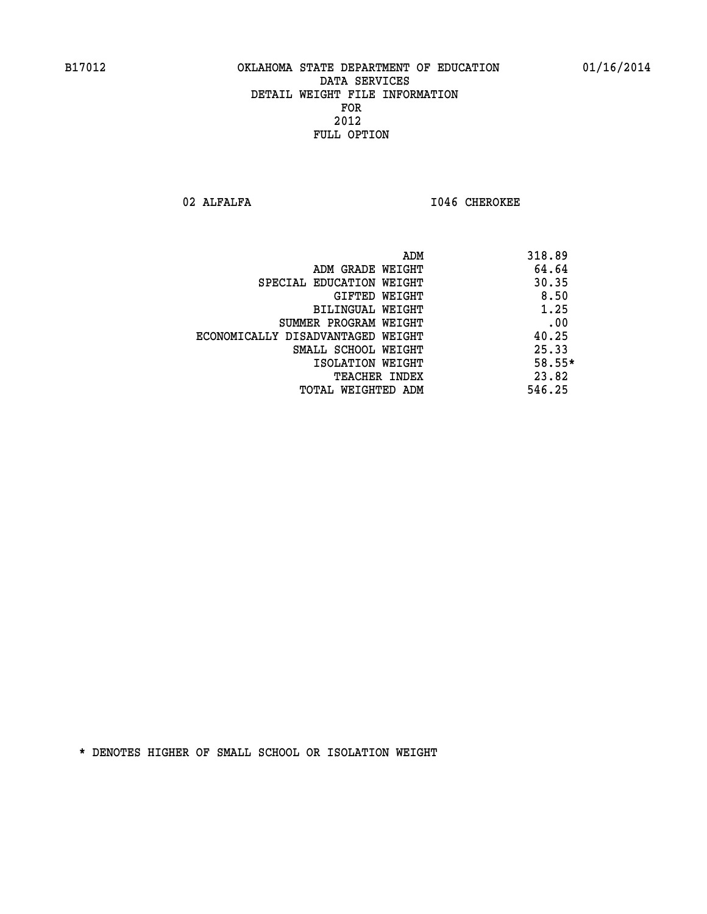B17012 OKLAHOMA STATE DEPARTMENT OF EDUCATION 01/16/2014

DATA SERVICES
DETAIL WEIGHT FILE INFORMATION
FOR
2012
FULL OPTION

02 ALFALFA I046 CHEROKEE

| | |
|---|---|
| ADM | 318.89 |
| ADM GRADE WEIGHT | 64.64 |
| SPECIAL EDUCATION WEIGHT | 30.35 |
| GIFTED WEIGHT | 8.50 |
| BILINGUAL WEIGHT | 1.25 |
| SUMMER PROGRAM WEIGHT | .00 |
| ECONOMICALLY DISADVANTAGED WEIGHT | 40.25 |
| SMALL SCHOOL WEIGHT | 25.33 |
| ISOLATION WEIGHT | 58.55* |
| TEACHER INDEX | 23.82 |
| TOTAL WEIGHTED ADM | 546.25 |

* DENOTES HIGHER OF SMALL SCHOOL OR ISOLATION WEIGHT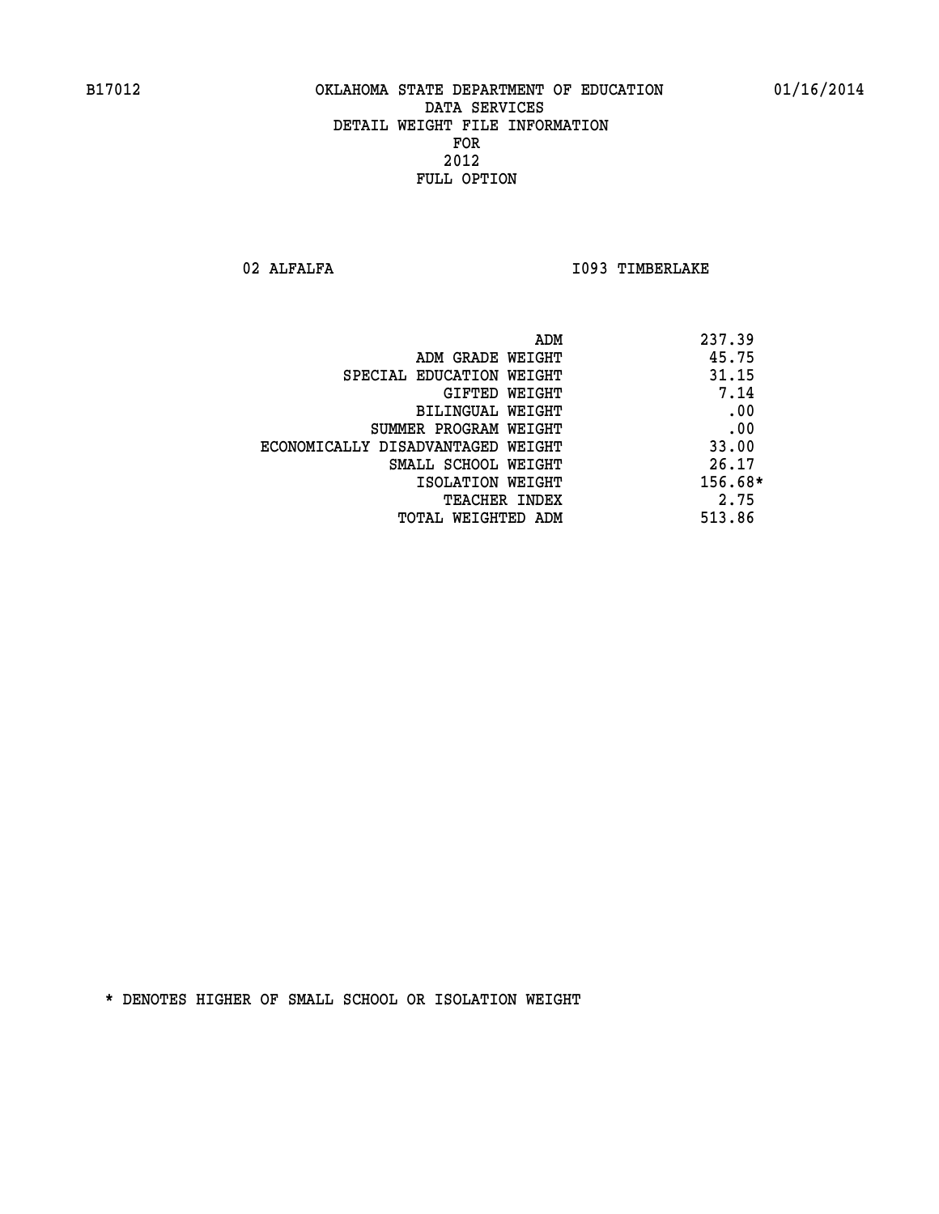B17012 OKLAHOMA STATE DEPARTMENT OF EDUCATION 01/16/2014

DATA SERVICES
DETAIL WEIGHT FILE INFORMATION
FOR
2012
FULL OPTION

02 ALFALFA I093 TIMBERLAKE

| | |
|---|---|
| ADM | 237.39 |
| ADM GRADE WEIGHT | 45.75 |
| SPECIAL EDUCATION WEIGHT | 31.15 |
| GIFTED WEIGHT | 7.14 |
| BILINGUAL WEIGHT | .00 |
| SUMMER PROGRAM WEIGHT | .00 |
| ECONOMICALLY DISADVANTAGED WEIGHT | 33.00 |
| SMALL SCHOOL WEIGHT | 26.17 |
| ISOLATION WEIGHT | 156.68* |
| TEACHER INDEX | 2.75 |
| TOTAL WEIGHTED ADM | 513.86 |

* DENOTES HIGHER OF SMALL SCHOOL OR ISOLATION WEIGHT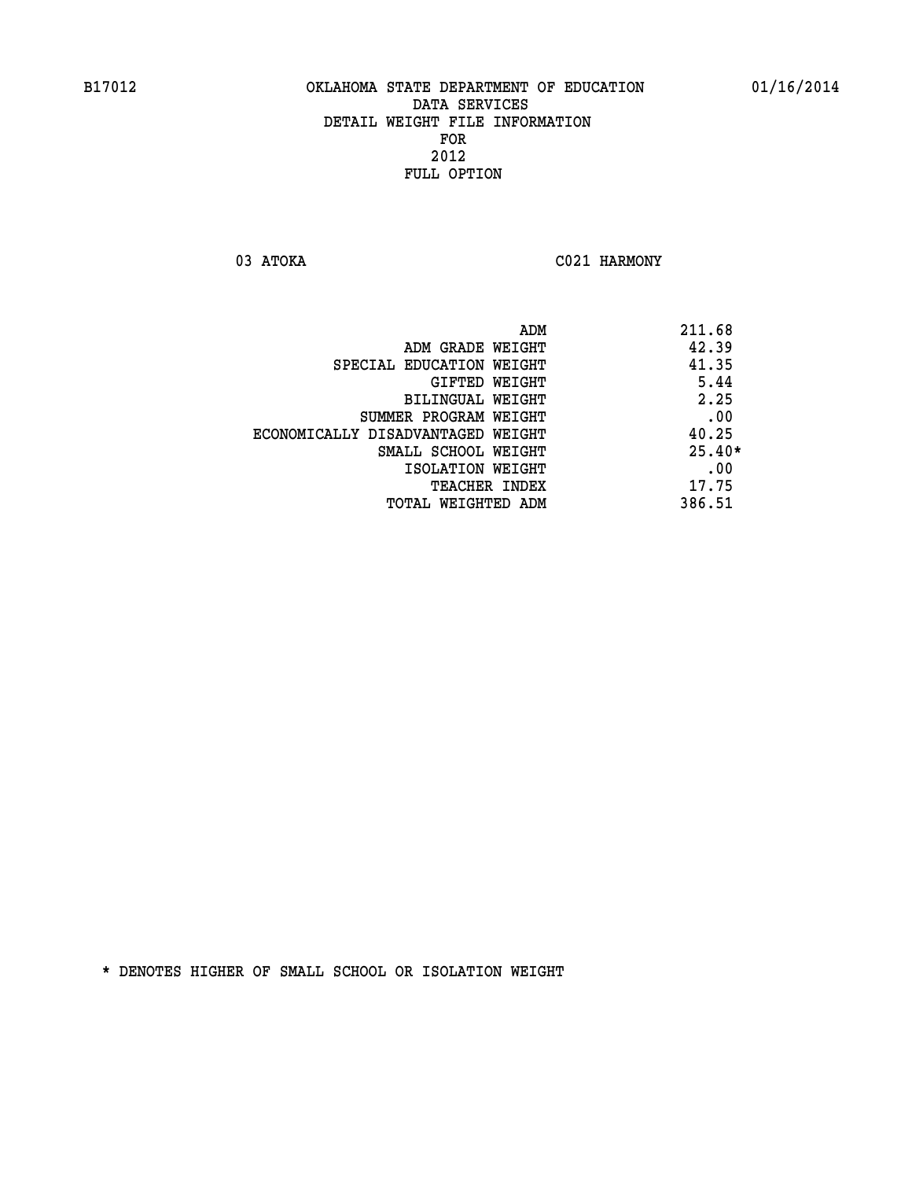B17012 OKLAHOMA STATE DEPARTMENT OF EDUCATION 01/16/2014

DATA SERVICES
DETAIL WEIGHT FILE INFORMATION
FOR
2012
FULL OPTION

03 ATOKA C021 HARMONY

| | |
|---|---|
| ADM | 211.68 |
| ADM GRADE WEIGHT | 42.39 |
| SPECIAL EDUCATION WEIGHT | 41.35 |
| GIFTED WEIGHT | 5.44 |
| BILINGUAL WEIGHT | 2.25 |
| SUMMER PROGRAM WEIGHT | .00 |
| ECONOMICALLY DISADVANTAGED WEIGHT | 40.25 |
| SMALL SCHOOL WEIGHT | 25.40* |
| ISOLATION WEIGHT | .00 |
| TEACHER INDEX | 17.75 |
| TOTAL WEIGHTED ADM | 386.51 |

* DENOTES HIGHER OF SMALL SCHOOL OR ISOLATION WEIGHT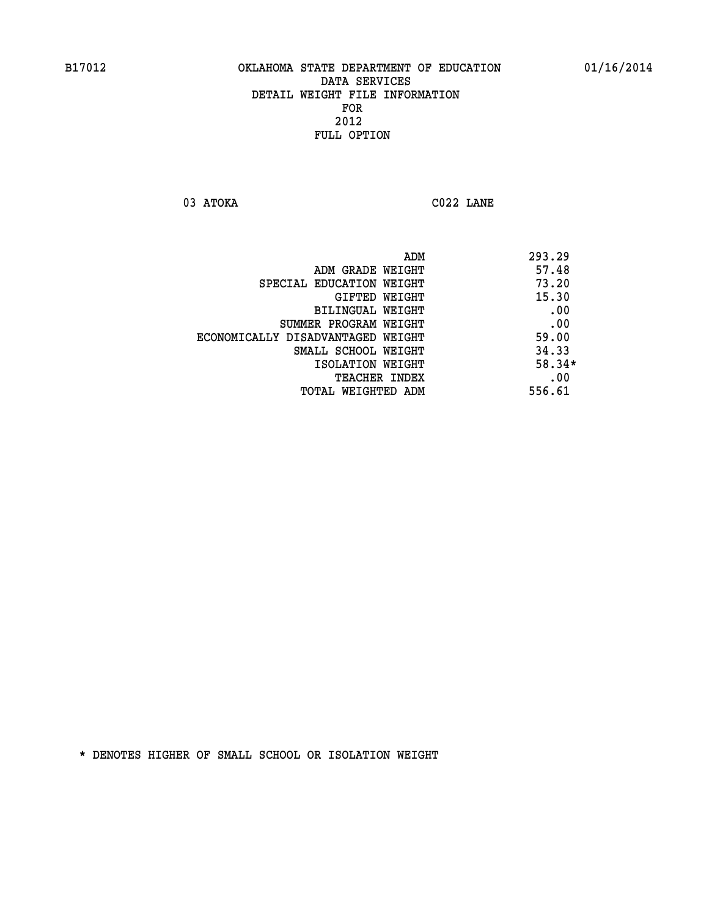B17012 OKLAHOMA STATE DEPARTMENT OF EDUCATION 01/16/2014

DATA SERVICES
DETAIL WEIGHT FILE INFORMATION
FOR
2012
FULL OPTION

03 ATOKA C022 LANE

| | |
|---|---|
| ADM | 293.29 |
| ADM GRADE WEIGHT | 57.48 |
| SPECIAL EDUCATION WEIGHT | 73.20 |
| GIFTED WEIGHT | 15.30 |
| BILINGUAL WEIGHT | .00 |
| SUMMER PROGRAM WEIGHT | .00 |
| ECONOMICALLY DISADVANTAGED WEIGHT | 59.00 |
| SMALL SCHOOL WEIGHT | 34.33 |
| ISOLATION WEIGHT | 58.34* |
| TEACHER INDEX | .00 |
| TOTAL WEIGHTED ADM | 556.61 |

* DENOTES HIGHER OF SMALL SCHOOL OR ISOLATION WEIGHT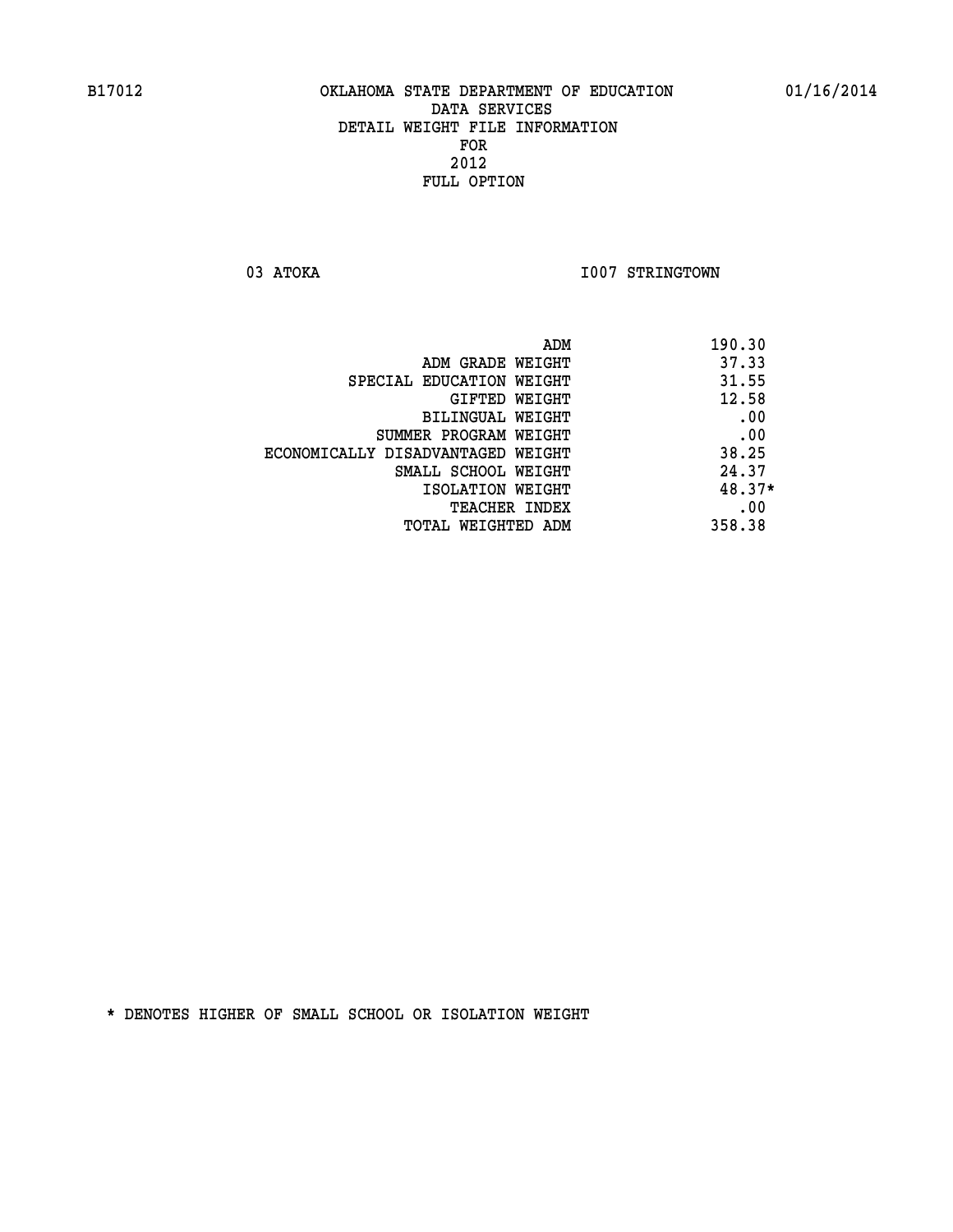B17012 OKLAHOMA STATE DEPARTMENT OF EDUCATION 01/16/2014

DATA SERVICES
DETAIL WEIGHT FILE INFORMATION
FOR
2012
FULL OPTION

03 ATOKA I007 STRINGTOWN

| | |
|---|---|
| ADM | 190.30 |
| ADM GRADE WEIGHT | 37.33 |
| SPECIAL EDUCATION WEIGHT | 31.55 |
| GIFTED WEIGHT | 12.58 |
| BILINGUAL WEIGHT | .00 |
| SUMMER PROGRAM WEIGHT | .00 |
| ECONOMICALLY DISADVANTAGED WEIGHT | 38.25 |
| SMALL SCHOOL WEIGHT | 24.37 |
| ISOLATION WEIGHT | 48.37* |
| TEACHER INDEX | .00 |
| TOTAL WEIGHTED ADM | 358.38 |

* DENOTES HIGHER OF SMALL SCHOOL OR ISOLATION WEIGHT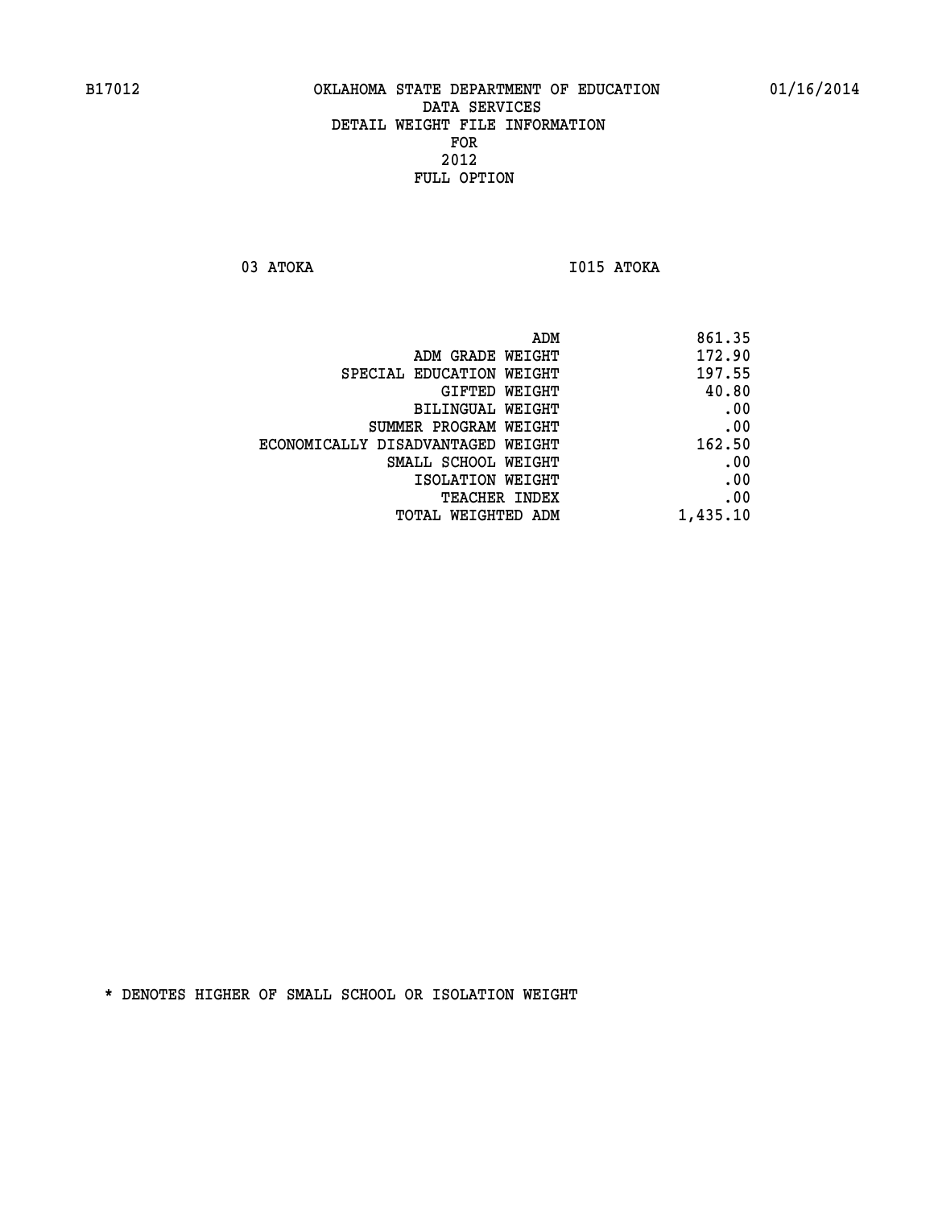B17012 OKLAHOMA STATE DEPARTMENT OF EDUCATION 01/16/2014

DATA SERVICES
DETAIL WEIGHT FILE INFORMATION
FOR
2012
FULL OPTION

03 ATOKA I015 ATOKA

| | |
|---|---|
| ADM | 861.35 |
| ADM GRADE WEIGHT | 172.90 |
| SPECIAL EDUCATION WEIGHT | 197.55 |
| GIFTED WEIGHT | 40.80 |
| BILINGUAL WEIGHT | .00 |
| SUMMER PROGRAM WEIGHT | .00 |
| ECONOMICALLY DISADVANTAGED WEIGHT | 162.50 |
| SMALL SCHOOL WEIGHT | .00 |
| ISOLATION WEIGHT | .00 |
| TEACHER INDEX | .00 |
| TOTAL WEIGHTED ADM | 1,435.10 |

* DENOTES HIGHER OF SMALL SCHOOL OR ISOLATION WEIGHT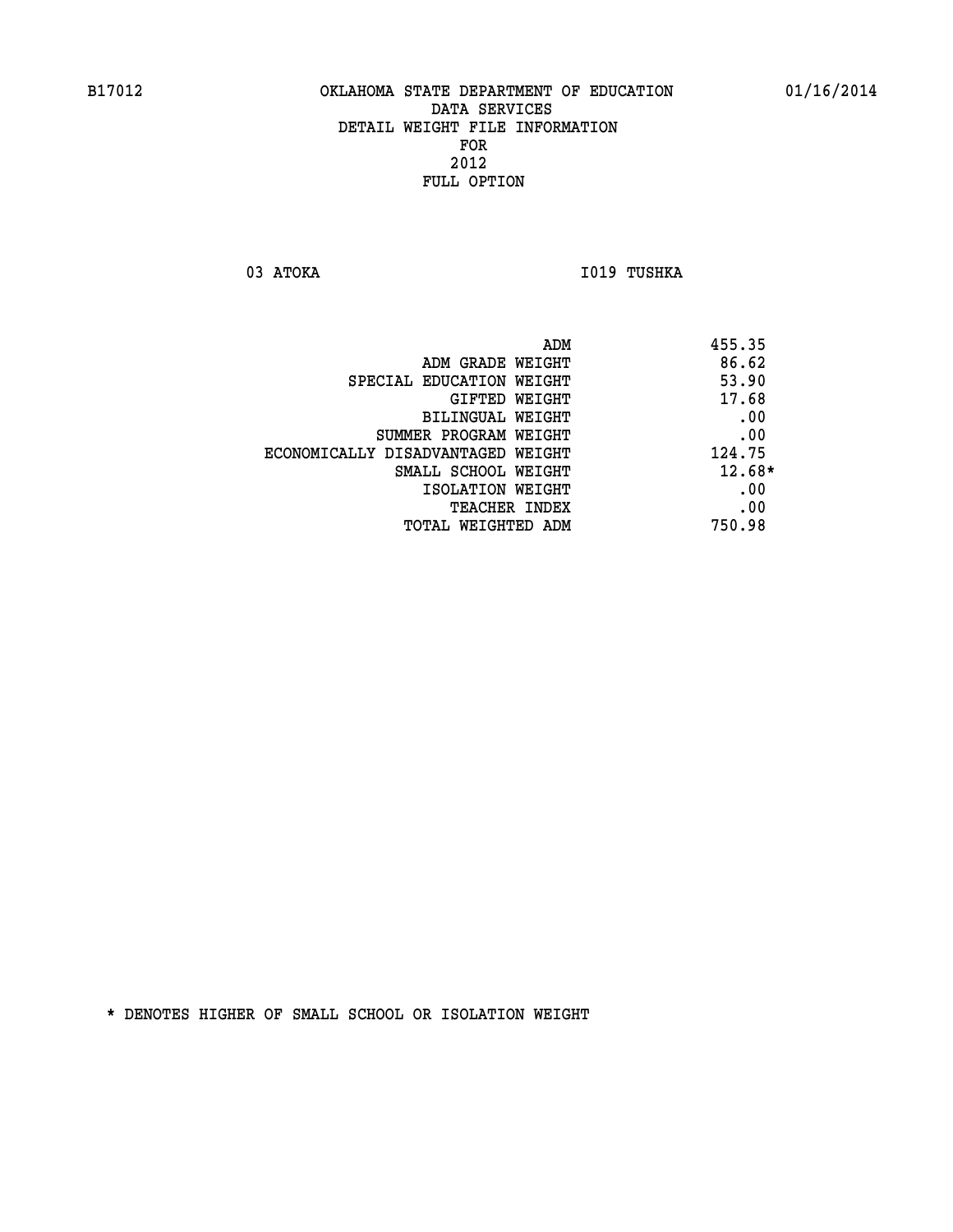B17012 OKLAHOMA STATE DEPARTMENT OF EDUCATION 01/16/2014

DATA SERVICES
DETAIL WEIGHT FILE INFORMATION
FOR
2012
FULL OPTION

03 ATOKA I019 TUSHKA

| | |
|---|---|
| ADM | 455.35 |
| ADM GRADE WEIGHT | 86.62 |
| SPECIAL EDUCATION WEIGHT | 53.90 |
| GIFTED WEIGHT | 17.68 |
| BILINGUAL WEIGHT | .00 |
| SUMMER PROGRAM WEIGHT | .00 |
| ECONOMICALLY DISADVANTAGED WEIGHT | 124.75 |
| SMALL SCHOOL WEIGHT | 12.68* |
| ISOLATION WEIGHT | .00 |
| TEACHER INDEX | .00 |
| TOTAL WEIGHTED ADM | 750.98 |

* DENOTES HIGHER OF SMALL SCHOOL OR ISOLATION WEIGHT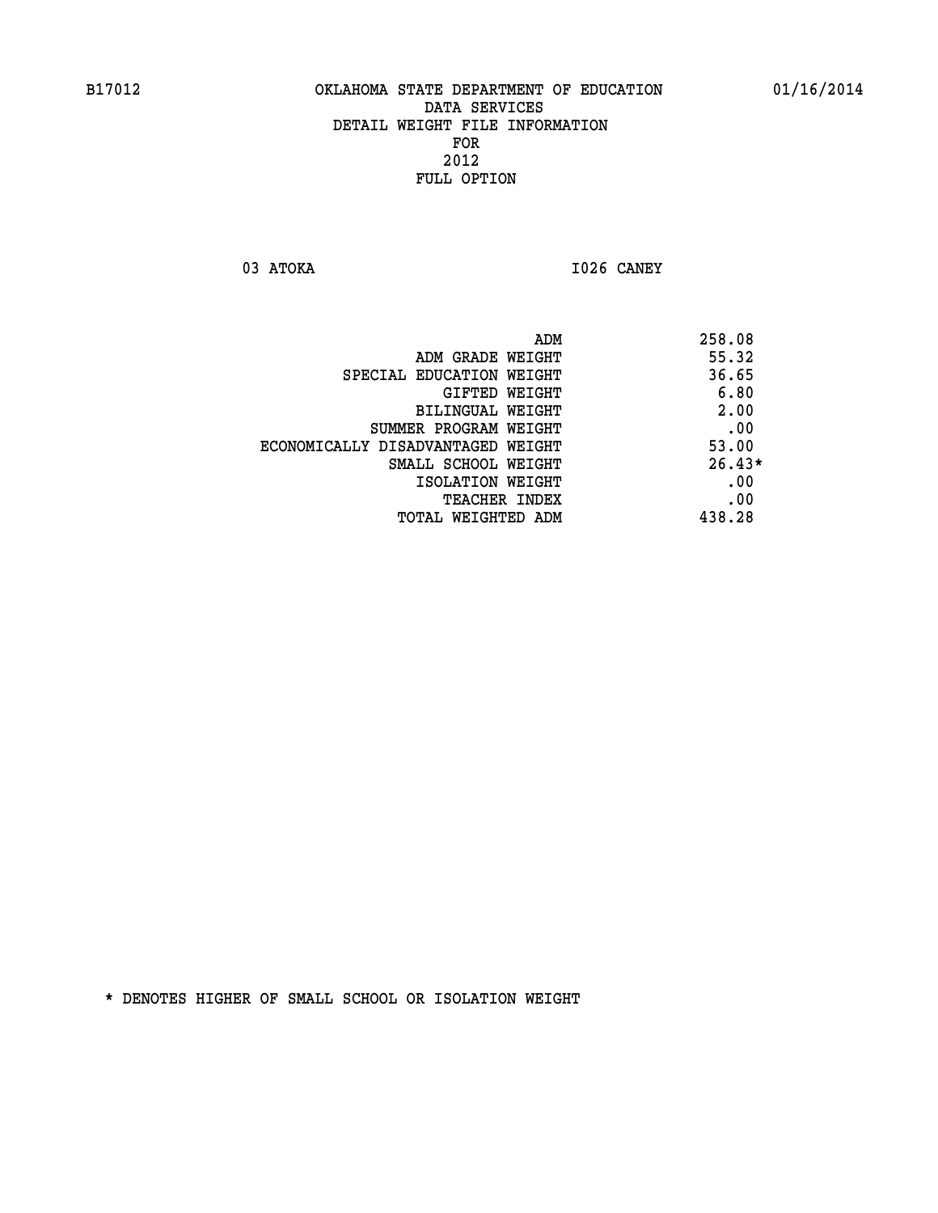B17012 OKLAHOMA STATE DEPARTMENT OF EDUCATION 01/16/2014

DATA SERVICES
DETAIL WEIGHT FILE INFORMATION
FOR
2012
FULL OPTION

03 ATOKA I026 CANEY

| | |
|---|---|
| ADM | 258.08 |
| ADM GRADE WEIGHT | 55.32 |
| SPECIAL EDUCATION WEIGHT | 36.65 |
| GIFTED WEIGHT | 6.80 |
| BILINGUAL WEIGHT | 2.00 |
| SUMMER PROGRAM WEIGHT | .00 |
| ECONOMICALLY DISADVANTAGED WEIGHT | 53.00 |
| SMALL SCHOOL WEIGHT | 26.43* |
| ISOLATION WEIGHT | .00 |
| TEACHER INDEX | .00 |
| TOTAL WEIGHTED ADM | 438.28 |

* DENOTES HIGHER OF SMALL SCHOOL OR ISOLATION WEIGHT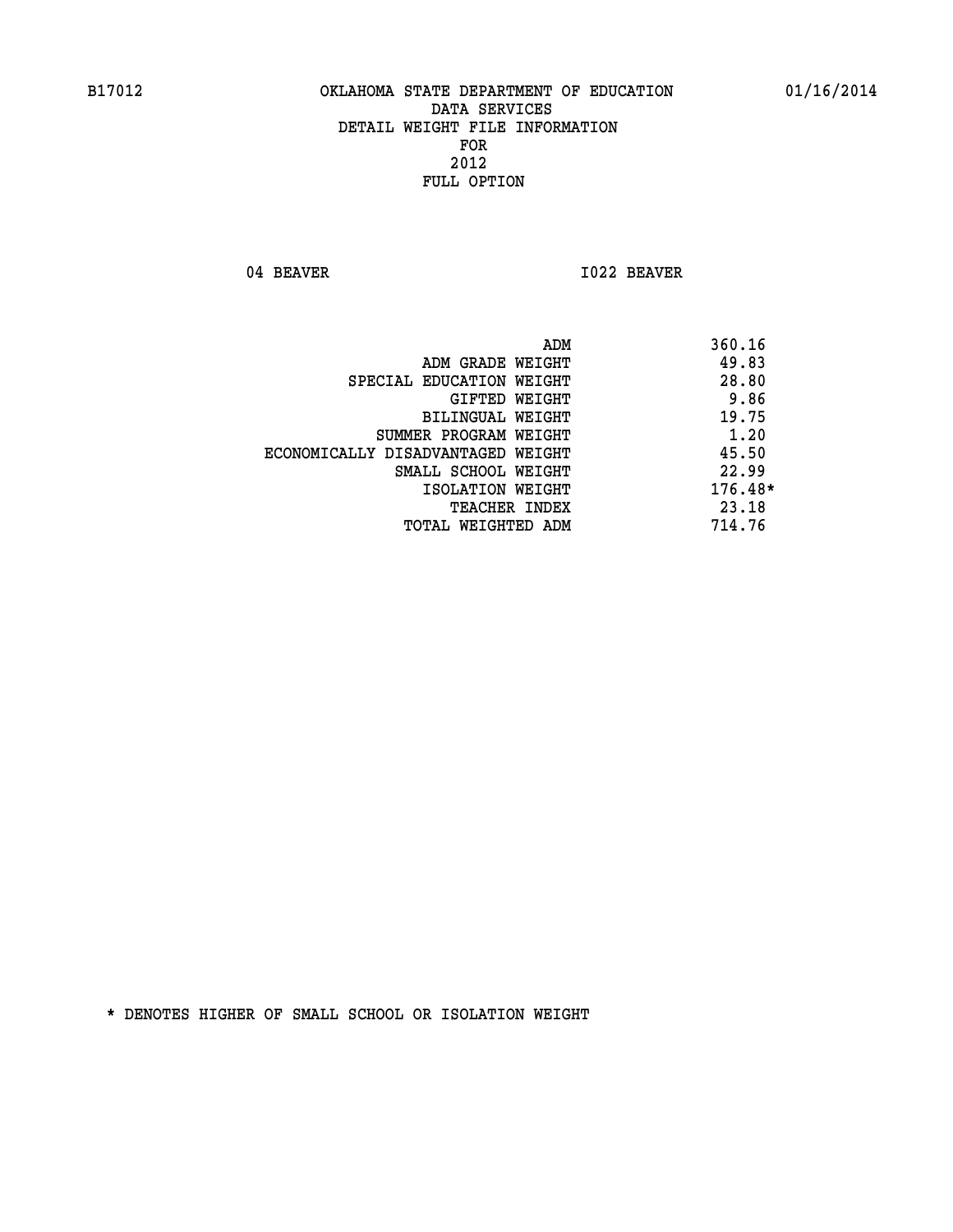B17012 OKLAHOMA STATE DEPARTMENT OF EDUCATION 01/16/2014

DATA SERVICES
DETAIL WEIGHT FILE INFORMATION
FOR
2012
FULL OPTION

04 BEAVER I022 BEAVER

| | |
|---|---|
| ADM | 360.16 |
| ADM GRADE WEIGHT | 49.83 |
| SPECIAL EDUCATION WEIGHT | 28.80 |
| GIFTED WEIGHT | 9.86 |
| BILINGUAL WEIGHT | 19.75 |
| SUMMER PROGRAM WEIGHT | 1.20 |
| ECONOMICALLY DISADVANTAGED WEIGHT | 45.50 |
| SMALL SCHOOL WEIGHT | 22.99 |
| ISOLATION WEIGHT | 176.48* |
| TEACHER INDEX | 23.18 |
| TOTAL WEIGHTED ADM | 714.76 |

* DENOTES HIGHER OF SMALL SCHOOL OR ISOLATION WEIGHT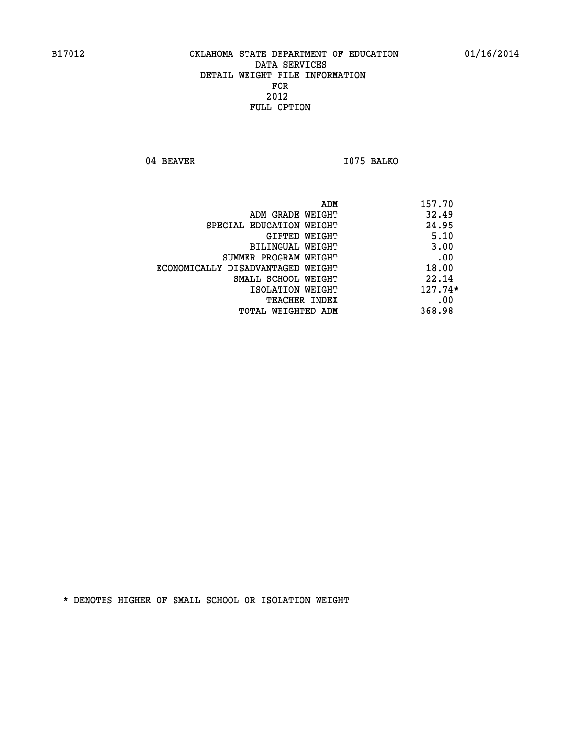OKLAHOMA STATE DEPARTMENT OF EDUCATION
DATA SERVICES
DETAIL WEIGHT FILE INFORMATION
FOR
2012
FULL OPTION

04 BEAVER I075 BALKO

| | |
|---|---|
| ADM | 157.70 |
| ADM GRADE WEIGHT | 32.49 |
| SPECIAL EDUCATION WEIGHT | 24.95 |
| GIFTED WEIGHT | 5.10 |
| BILINGUAL WEIGHT | 3.00 |
| SUMMER PROGRAM WEIGHT | .00 |
| ECONOMICALLY DISADVANTAGED WEIGHT | 18.00 |
| SMALL SCHOOL WEIGHT | 22.14 |
| ISOLATION WEIGHT | 127.74* |
| TEACHER INDEX | .00 |
| TOTAL WEIGHTED ADM | 368.98 |

* DENOTES HIGHER OF SMALL SCHOOL OR ISOLATION WEIGHT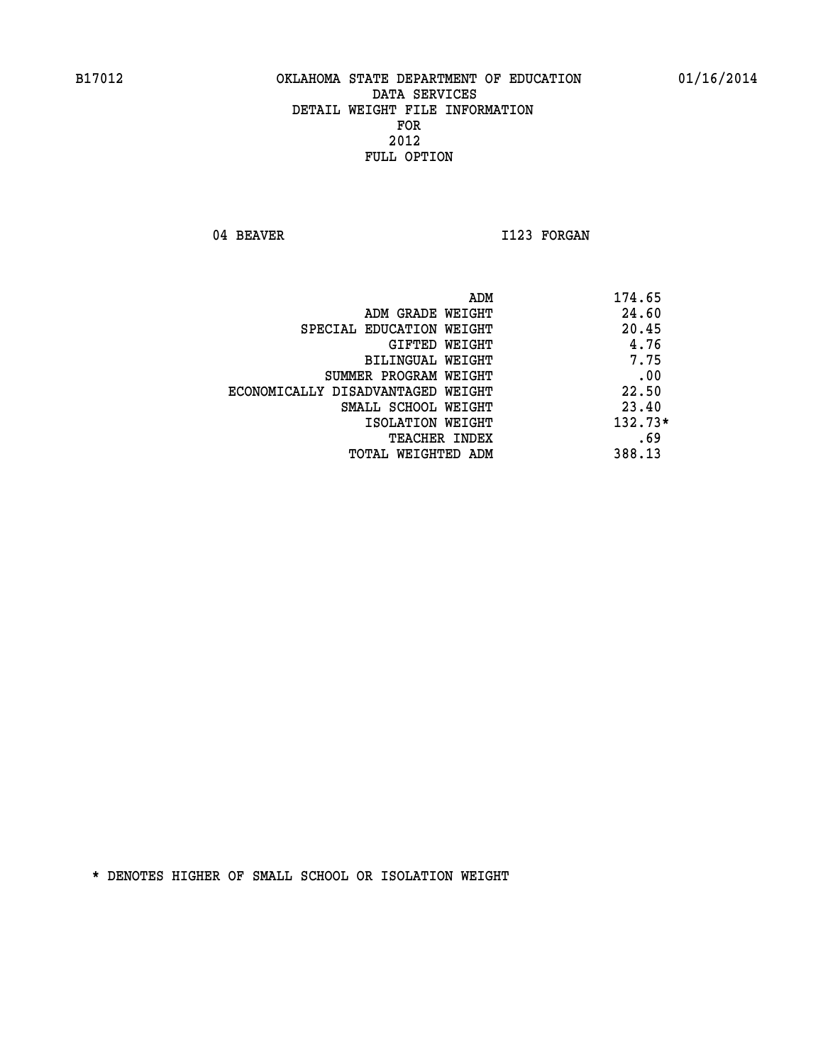B17012 OKLAHOMA STATE DEPARTMENT OF EDUCATION 01/16/2014

DATA SERVICES
DETAIL WEIGHT FILE INFORMATION
FOR
2012
FULL OPTION

04 BEAVER I123 FORGAN

| | |
|---|---|
| ADM | 174.65 |
| ADM GRADE WEIGHT | 24.60 |
| SPECIAL EDUCATION WEIGHT | 20.45 |
| GIFTED WEIGHT | 4.76 |
| BILINGUAL WEIGHT | 7.75 |
| SUMMER PROGRAM WEIGHT | .00 |
| ECONOMICALLY DISADVANTAGED WEIGHT | 22.50 |
| SMALL SCHOOL WEIGHT | 23.40 |
| ISOLATION WEIGHT | 132.73* |
| TEACHER INDEX | .69 |
| TOTAL WEIGHTED ADM | 388.13 |

* DENOTES HIGHER OF SMALL SCHOOL OR ISOLATION WEIGHT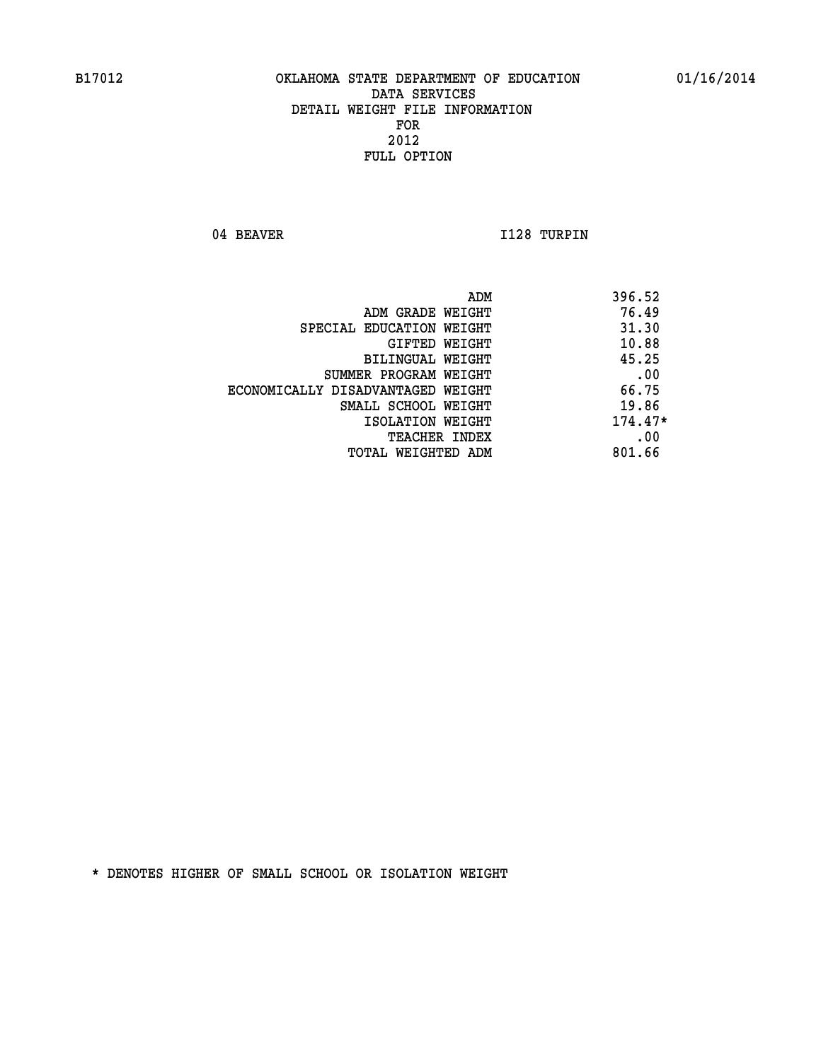OKLAHOMA STATE DEPARTMENT OF EDUCATION
DATA SERVICES
DETAIL WEIGHT FILE INFORMATION
FOR
2012
FULL OPTION

04 BEAVER I128 TURPIN

| | |
|---|---|
| ADM | 396.52 |
| ADM GRADE WEIGHT | 76.49 |
| SPECIAL EDUCATION WEIGHT | 31.30 |
| GIFTED WEIGHT | 10.88 |
| BILINGUAL WEIGHT | 45.25 |
| SUMMER PROGRAM WEIGHT | .00 |
| ECONOMICALLY DISADVANTAGED WEIGHT | 66.75 |
| SMALL SCHOOL WEIGHT | 19.86 |
| ISOLATION WEIGHT | 174.47* |
| TEACHER INDEX | .00 |
| TOTAL WEIGHTED ADM | 801.66 |

* DENOTES HIGHER OF SMALL SCHOOL OR ISOLATION WEIGHT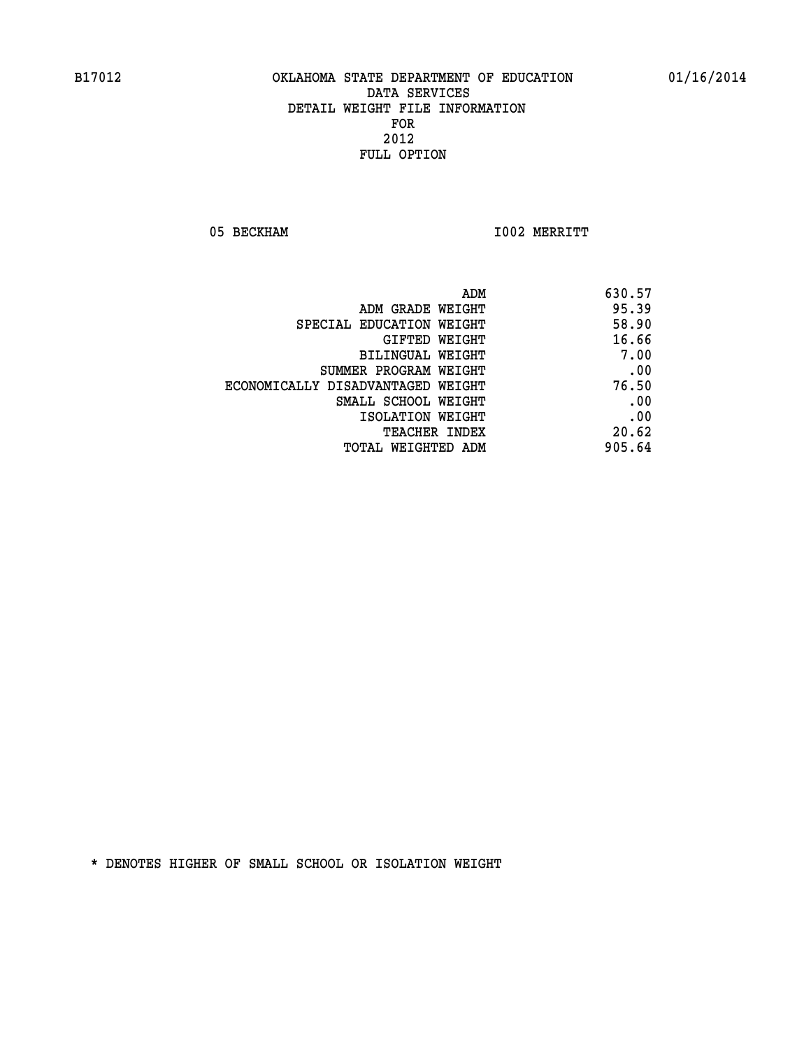B17012 OKLAHOMA STATE DEPARTMENT OF EDUCATION 01/16/2014

DATA SERVICES

DETAIL WEIGHT FILE INFORMATION

FOR

2012

FULL OPTION

05 BECKHAM I002 MERRITT

| | |
|---|---|
| ADM | 630.57 |
| ADM GRADE WEIGHT | 95.39 |
| SPECIAL EDUCATION WEIGHT | 58.90 |
| GIFTED WEIGHT | 16.66 |
| BILINGUAL WEIGHT | 7.00 |
| SUMMER PROGRAM WEIGHT | .00 |
| ECONOMICALLY DISADVANTAGED WEIGHT | 76.50 |
| SMALL SCHOOL WEIGHT | .00 |
| ISOLATION WEIGHT | .00 |
| TEACHER INDEX | 20.62 |
| TOTAL WEIGHTED ADM | 905.64 |

* DENOTES HIGHER OF SMALL SCHOOL OR ISOLATION WEIGHT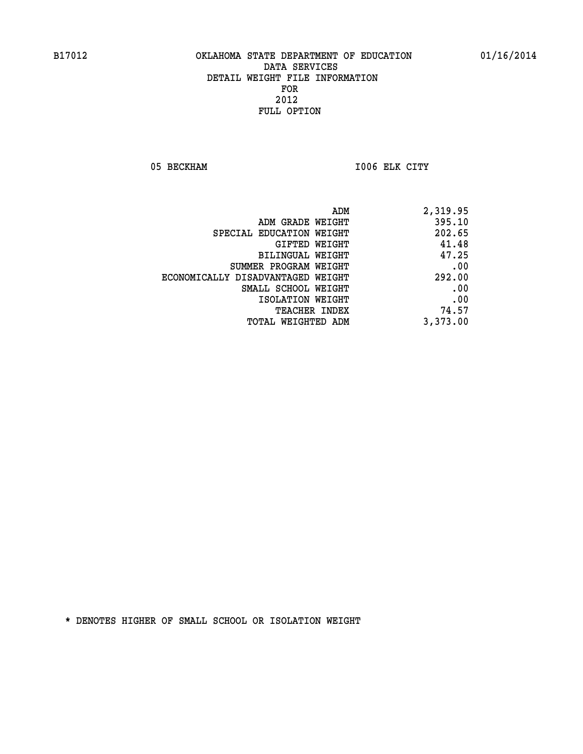B17012 OKLAHOMA STATE DEPARTMENT OF EDUCATION 01/16/2014

DATA SERVICES
DETAIL WEIGHT FILE INFORMATION
FOR
2012
FULL OPTION

05 BECKHAM I006 ELK CITY

| | |
|---|---|
| ADM | 2,319.95 |
| ADM GRADE WEIGHT | 395.10 |
| SPECIAL EDUCATION WEIGHT | 202.65 |
| GIFTED WEIGHT | 41.48 |
| BILINGUAL WEIGHT | 47.25 |
| SUMMER PROGRAM WEIGHT | .00 |
| ECONOMICALLY DISADVANTAGED WEIGHT | 292.00 |
| SMALL SCHOOL WEIGHT | .00 |
| ISOLATION WEIGHT | .00 |
| TEACHER INDEX | 74.57 |
| TOTAL WEIGHTED ADM | 3,373.00 |

* DENOTES HIGHER OF SMALL SCHOOL OR ISOLATION WEIGHT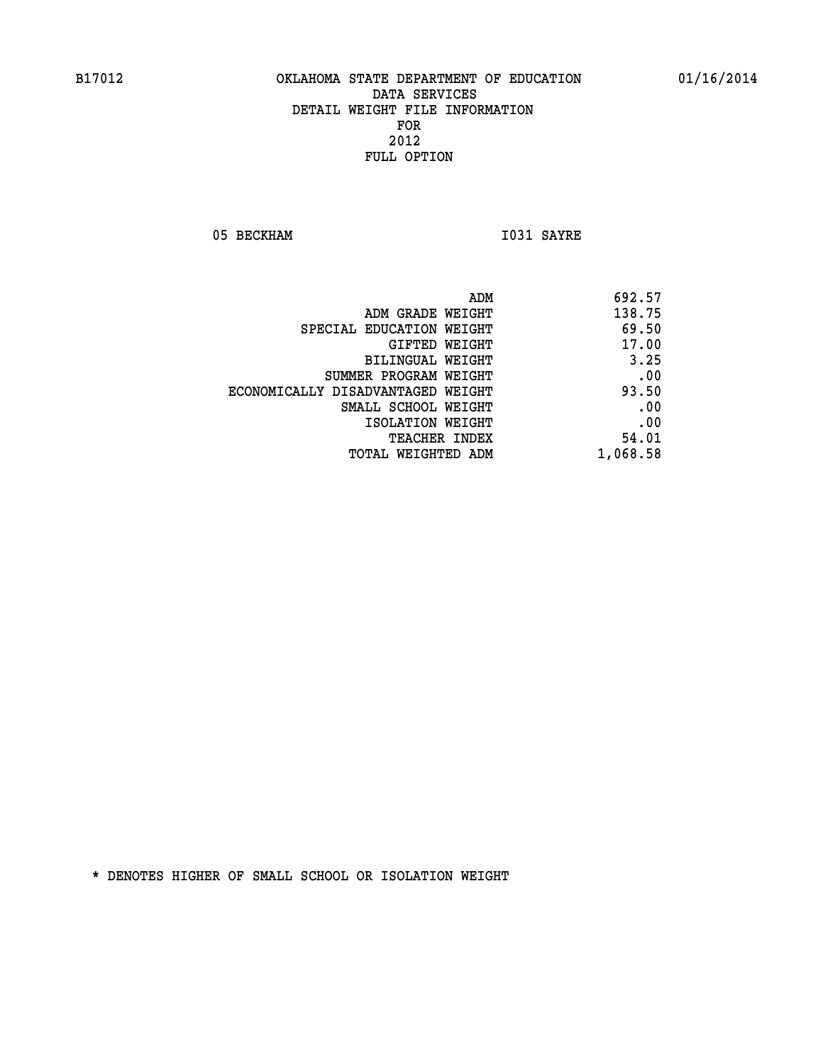B17012 OKLAHOMA STATE DEPARTMENT OF EDUCATION 01/16/2014

DATA SERVICES
DETAIL WEIGHT FILE INFORMATION
FOR
2012
FULL OPTION

05 BECKHAM I031 SAYRE

| | |
|---|---|
| ADM | 692.57 |
| ADM GRADE WEIGHT | 138.75 |
| SPECIAL EDUCATION WEIGHT | 69.50 |
| GIFTED WEIGHT | 17.00 |
| BILINGUAL WEIGHT | 3.25 |
| SUMMER PROGRAM WEIGHT | .00 |
| ECONOMICALLY DISADVANTAGED WEIGHT | 93.50 |
| SMALL SCHOOL WEIGHT | .00 |
| ISOLATION WEIGHT | .00 |
| TEACHER INDEX | 54.01 |
| TOTAL WEIGHTED ADM | 1,068.58 |

* DENOTES HIGHER OF SMALL SCHOOL OR ISOLATION WEIGHT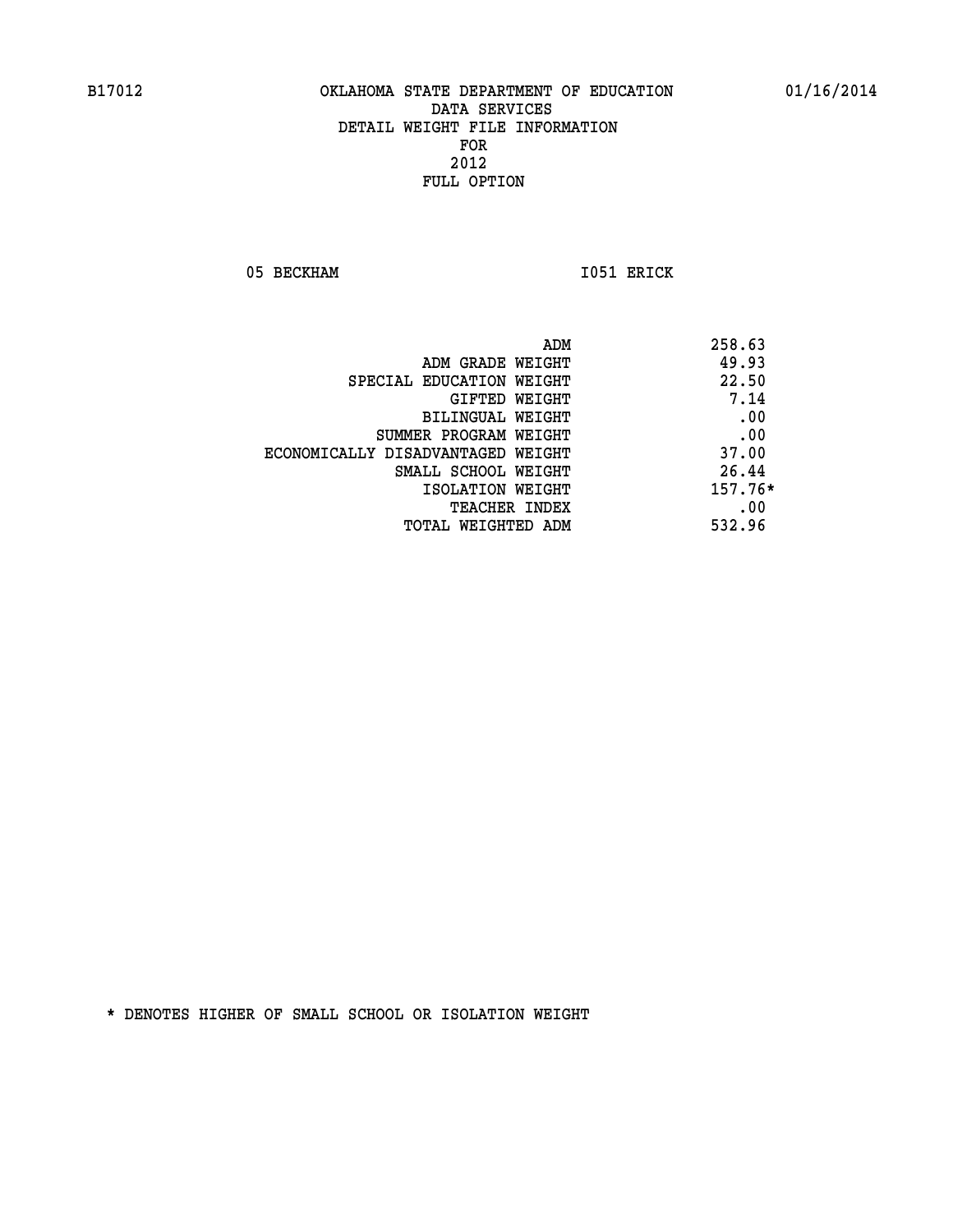B17012 OKLAHOMA STATE DEPARTMENT OF EDUCATION 01/16/2014

DATA SERVICES
DETAIL WEIGHT FILE INFORMATION
FOR
2012
FULL OPTION

05 BECKHAM I051 ERICK

| | |
|---|---|
| ADM | 258.63 |
| ADM GRADE WEIGHT | 49.93 |
| SPECIAL EDUCATION WEIGHT | 22.50 |
| GIFTED WEIGHT | 7.14 |
| BILINGUAL WEIGHT | .00 |
| SUMMER PROGRAM WEIGHT | .00 |
| ECONOMICALLY DISADVANTAGED WEIGHT | 37.00 |
| SMALL SCHOOL WEIGHT | 26.44 |
| ISOLATION WEIGHT | 157.76* |
| TEACHER INDEX | .00 |
| TOTAL WEIGHTED ADM | 532.96 |

* DENOTES HIGHER OF SMALL SCHOOL OR ISOLATION WEIGHT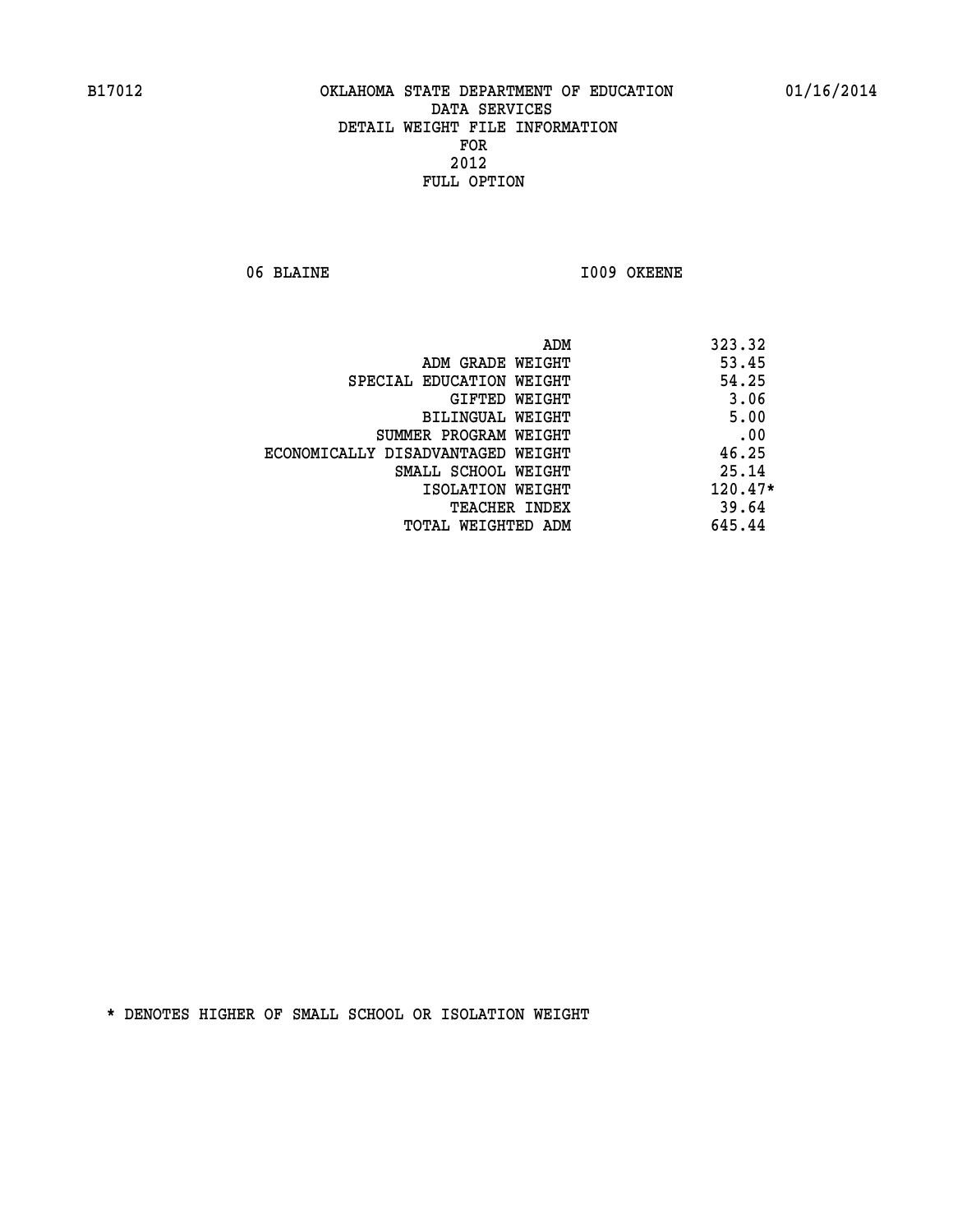B17012 OKLAHOMA STATE DEPARTMENT OF EDUCATION 01/16/2014

DATA SERVICES
DETAIL WEIGHT FILE INFORMATION
FOR
2012
FULL OPTION

06 BLAINE I009 OKEENE

| | |
|---|---|
| ADM | 323.32 |
| ADM GRADE WEIGHT | 53.45 |
| SPECIAL EDUCATION WEIGHT | 54.25 |
| GIFTED WEIGHT | 3.06 |
| BILINGUAL WEIGHT | 5.00 |
| SUMMER PROGRAM WEIGHT | .00 |
| ECONOMICALLY DISADVANTAGED WEIGHT | 46.25 |
| SMALL SCHOOL WEIGHT | 25.14 |
| ISOLATION WEIGHT | 120.47* |
| TEACHER INDEX | 39.64 |
| TOTAL WEIGHTED ADM | 645.44 |

* DENOTES HIGHER OF SMALL SCHOOL OR ISOLATION WEIGHT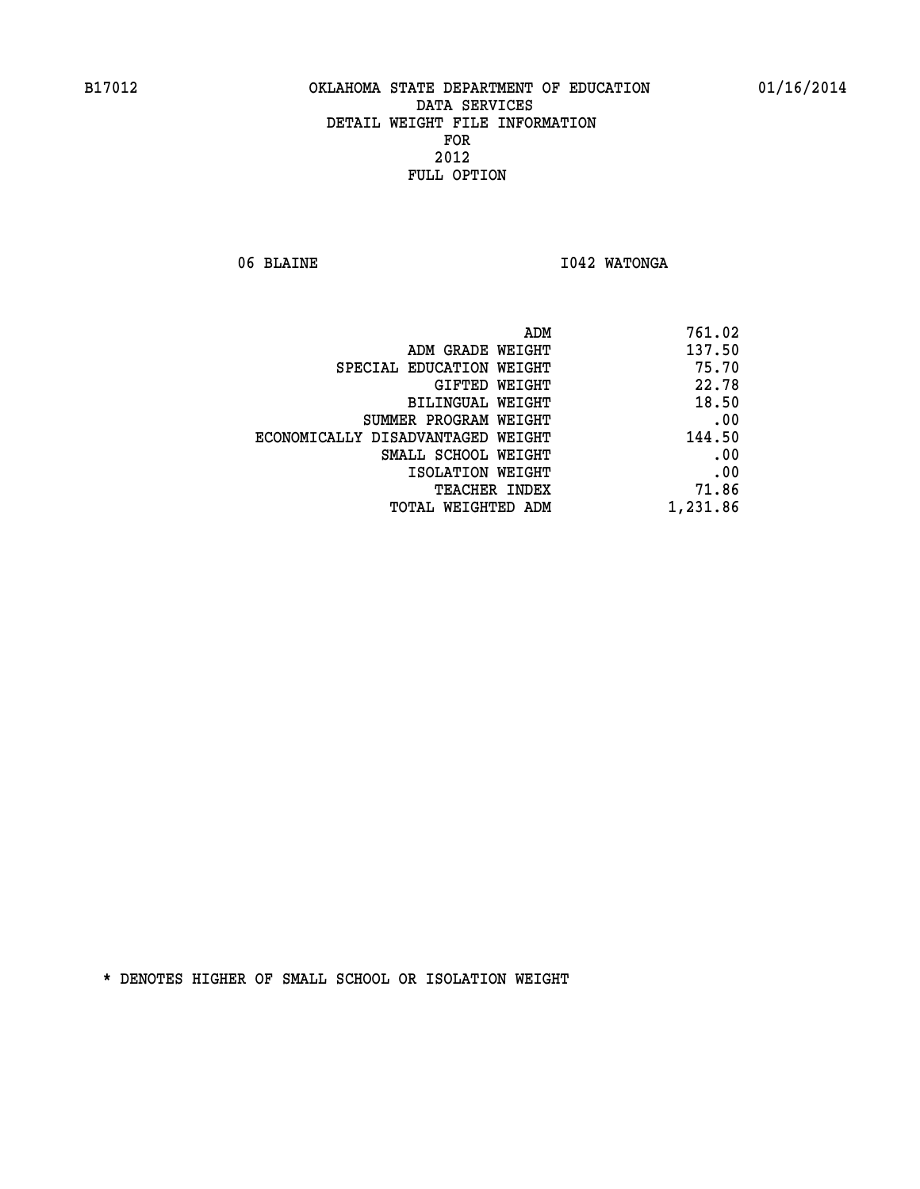OKLAHOMA STATE DEPARTMENT OF EDUCATION
DATA SERVICES
DETAIL WEIGHT FILE INFORMATION
FOR
2012
FULL OPTION

06 BLAINE I042 WATONGA

| | |
|---|---|
| ADM | 761.02 |
| ADM GRADE WEIGHT | 137.50 |
| SPECIAL EDUCATION WEIGHT | 75.70 |
| GIFTED WEIGHT | 22.78 |
| BILINGUAL WEIGHT | 18.50 |
| SUMMER PROGRAM WEIGHT | .00 |
| ECONOMICALLY DISADVANTAGED WEIGHT | 144.50 |
| SMALL SCHOOL WEIGHT | .00 |
| ISOLATION WEIGHT | .00 |
| TEACHER INDEX | 71.86 |
| TOTAL WEIGHTED ADM | 1,231.86 |

* DENOTES HIGHER OF SMALL SCHOOL OR ISOLATION WEIGHT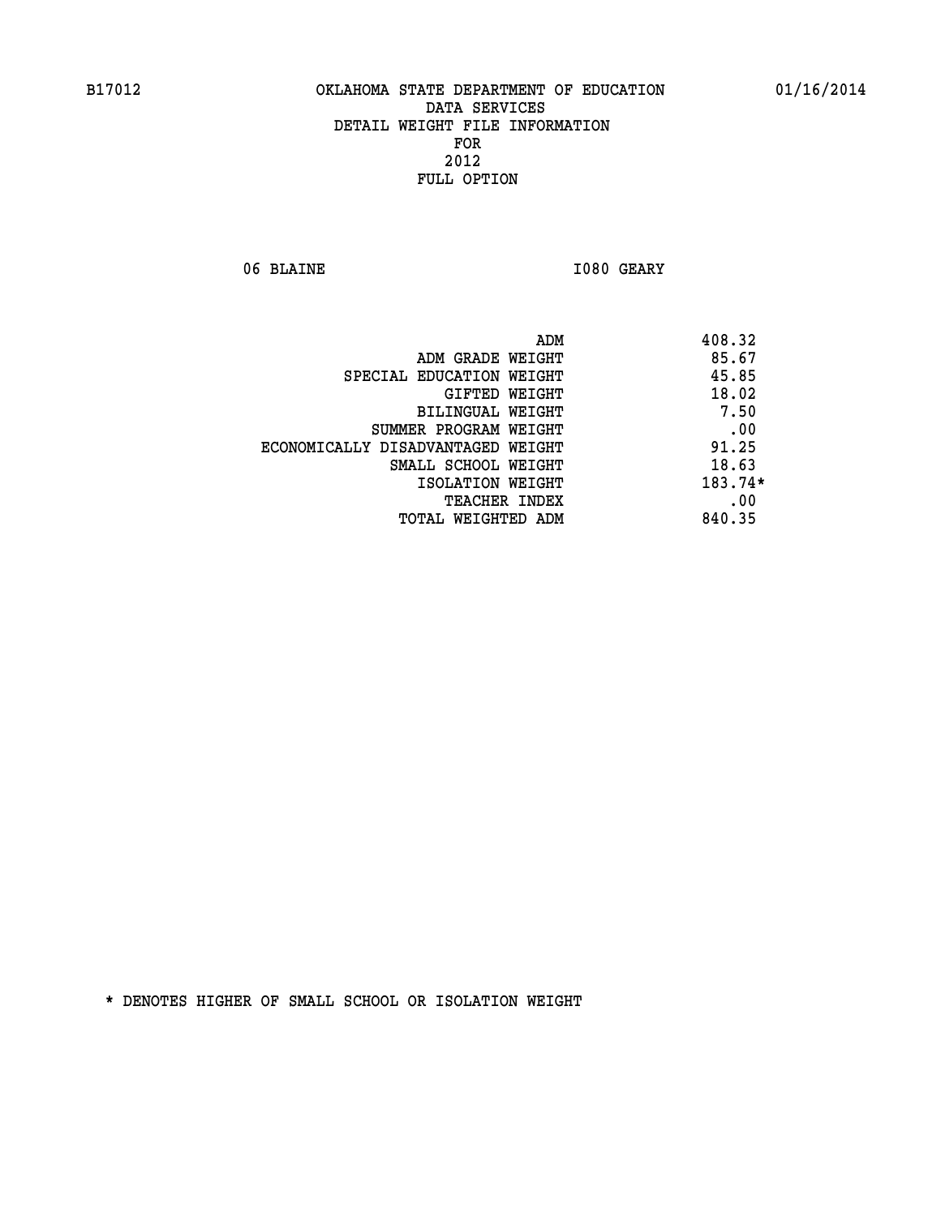B17012 OKLAHOMA STATE DEPARTMENT OF EDUCATION 01/16/2014

DATA SERVICES
DETAIL WEIGHT FILE INFORMATION
FOR
2012
FULL OPTION

06 BLAINE I080 GEARY

| | |
|---|---|
| ADM | 408.32 |
| ADM GRADE WEIGHT | 85.67 |
| SPECIAL EDUCATION WEIGHT | 45.85 |
| GIFTED WEIGHT | 18.02 |
| BILINGUAL WEIGHT | 7.50 |
| SUMMER PROGRAM WEIGHT | .00 |
| ECONOMICALLY DISADVANTAGED WEIGHT | 91.25 |
| SMALL SCHOOL WEIGHT | 18.63 |
| ISOLATION WEIGHT | 183.74* |
| TEACHER INDEX | .00 |
| TOTAL WEIGHTED ADM | 840.35 |

* DENOTES HIGHER OF SMALL SCHOOL OR ISOLATION WEIGHT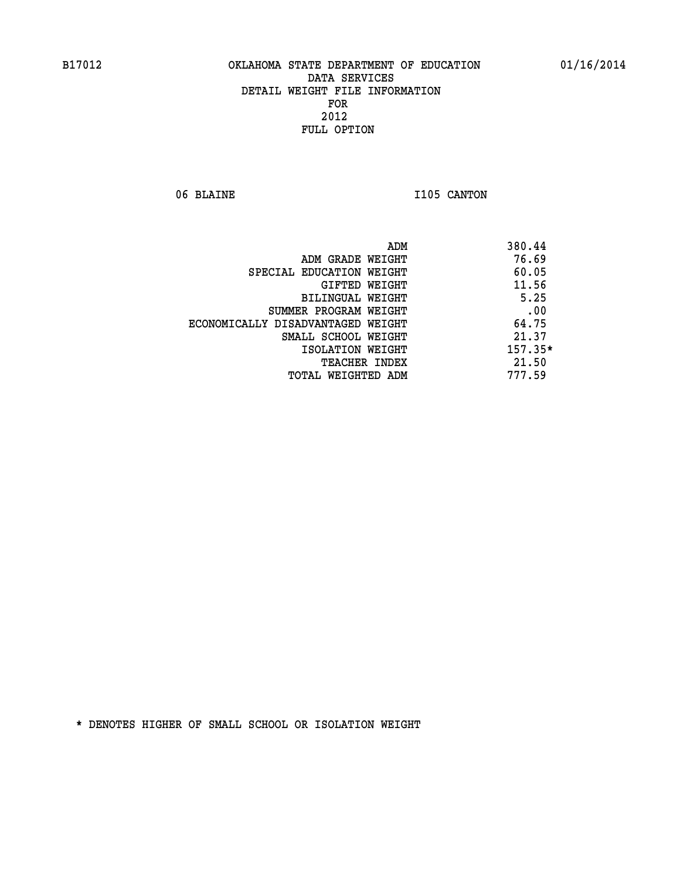B17012 OKLAHOMA STATE DEPARTMENT OF EDUCATION 01/16/2014

DATA SERVICES
DETAIL WEIGHT FILE INFORMATION
FOR
2012
FULL OPTION

06 BLAINE I105 CANTON

| | |
|---|---|
| ADM | 380.44 |
| ADM GRADE WEIGHT | 76.69 |
| SPECIAL EDUCATION WEIGHT | 60.05 |
| GIFTED WEIGHT | 11.56 |
| BILINGUAL WEIGHT | 5.25 |
| SUMMER PROGRAM WEIGHT | .00 |
| ECONOMICALLY DISADVANTAGED WEIGHT | 64.75 |
| SMALL SCHOOL WEIGHT | 21.37 |
| ISOLATION WEIGHT | 157.35* |
| TEACHER INDEX | 21.50 |
| TOTAL WEIGHTED ADM | 777.59 |

* DENOTES HIGHER OF SMALL SCHOOL OR ISOLATION WEIGHT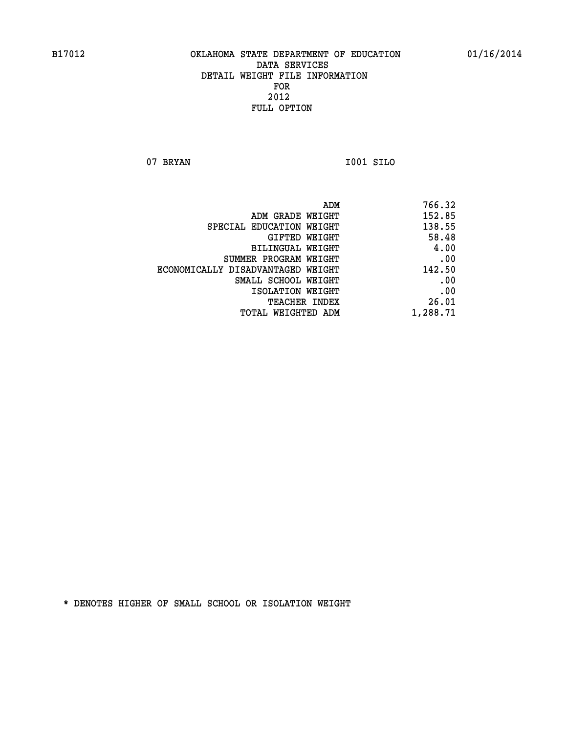B17012 OKLAHOMA STATE DEPARTMENT OF EDUCATION 01/16/2014

DATA SERVICES
DETAIL WEIGHT FILE INFORMATION
FOR
2012
FULL OPTION

07 BRYAN I001 SILO

| | |
|---|---|
| ADM | 766.32 |
| ADM GRADE WEIGHT | 152.85 |
| SPECIAL EDUCATION WEIGHT | 138.55 |
| GIFTED WEIGHT | 58.48 |
| BILINGUAL WEIGHT | 4.00 |
| SUMMER PROGRAM WEIGHT | .00 |
| ECONOMICALLY DISADVANTAGED WEIGHT | 142.50 |
| SMALL SCHOOL WEIGHT | .00 |
| ISOLATION WEIGHT | .00 |
| TEACHER INDEX | 26.01 |
| TOTAL WEIGHTED ADM | 1,288.71 |

* DENOTES HIGHER OF SMALL SCHOOL OR ISOLATION WEIGHT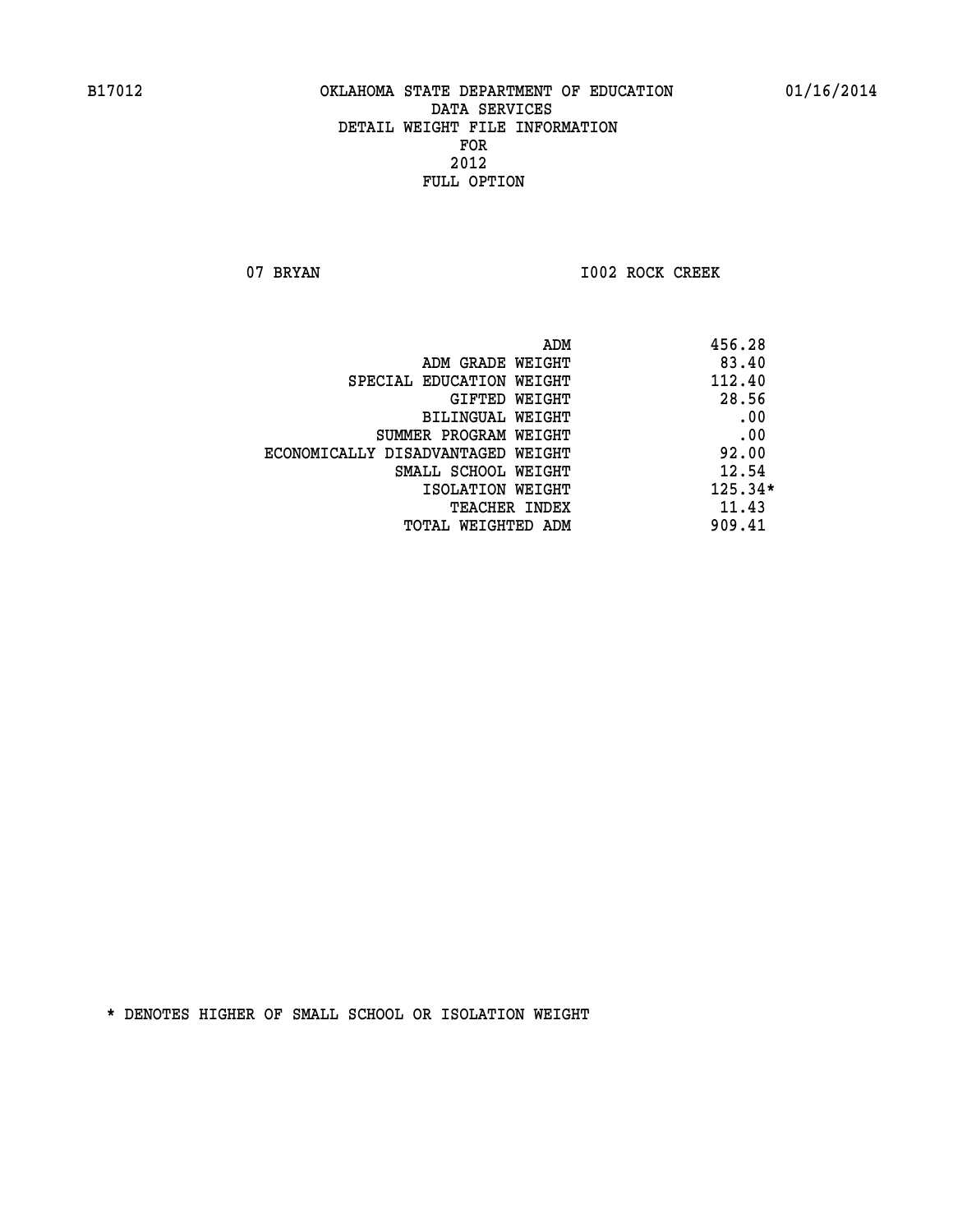B17012 OKLAHOMA STATE DEPARTMENT OF EDUCATION 01/16/2014

DATA SERVICES
DETAIL WEIGHT FILE INFORMATION
FOR
2012
FULL OPTION

07 BRYAN I002 ROCK CREEK

| | |
|---|---|
| ADM | 456.28 |
| ADM GRADE WEIGHT | 83.40 |
| SPECIAL EDUCATION WEIGHT | 112.40 |
| GIFTED WEIGHT | 28.56 |
| BILINGUAL WEIGHT | .00 |
| SUMMER PROGRAM WEIGHT | .00 |
| ECONOMICALLY DISADVANTAGED WEIGHT | 92.00 |
| SMALL SCHOOL WEIGHT | 12.54 |
| ISOLATION WEIGHT | 125.34* |
| TEACHER INDEX | 11.43 |
| TOTAL WEIGHTED ADM | 909.41 |

* DENOTES HIGHER OF SMALL SCHOOL OR ISOLATION WEIGHT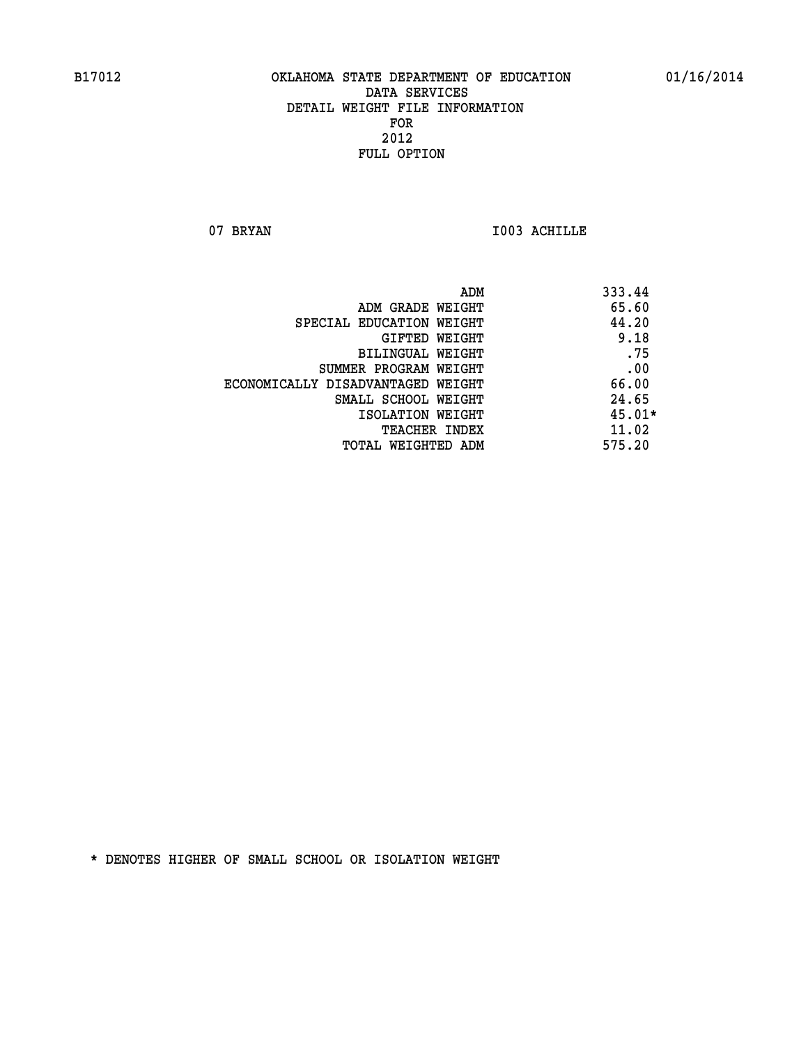OKLAHOMA STATE DEPARTMENT OF EDUCATION
DATA SERVICES
DETAIL WEIGHT FILE INFORMATION
FOR
2012
FULL OPTION

B17012 01/16/2014

07 BRYAN I003 ACHILLE

| | |
|---|---|
| ADM | 333.44 |
| ADM GRADE WEIGHT | 65.60 |
| SPECIAL EDUCATION WEIGHT | 44.20 |
| GIFTED WEIGHT | 9.18 |
| BILINGUAL WEIGHT | .75 |
| SUMMER PROGRAM WEIGHT | .00 |
| ECONOMICALLY DISADVANTAGED WEIGHT | 66.00 |
| SMALL SCHOOL WEIGHT | 24.65 |
| ISOLATION WEIGHT | 45.01* |
| TEACHER INDEX | 11.02 |
| TOTAL WEIGHTED ADM | 575.20 |

* DENOTES HIGHER OF SMALL SCHOOL OR ISOLATION WEIGHT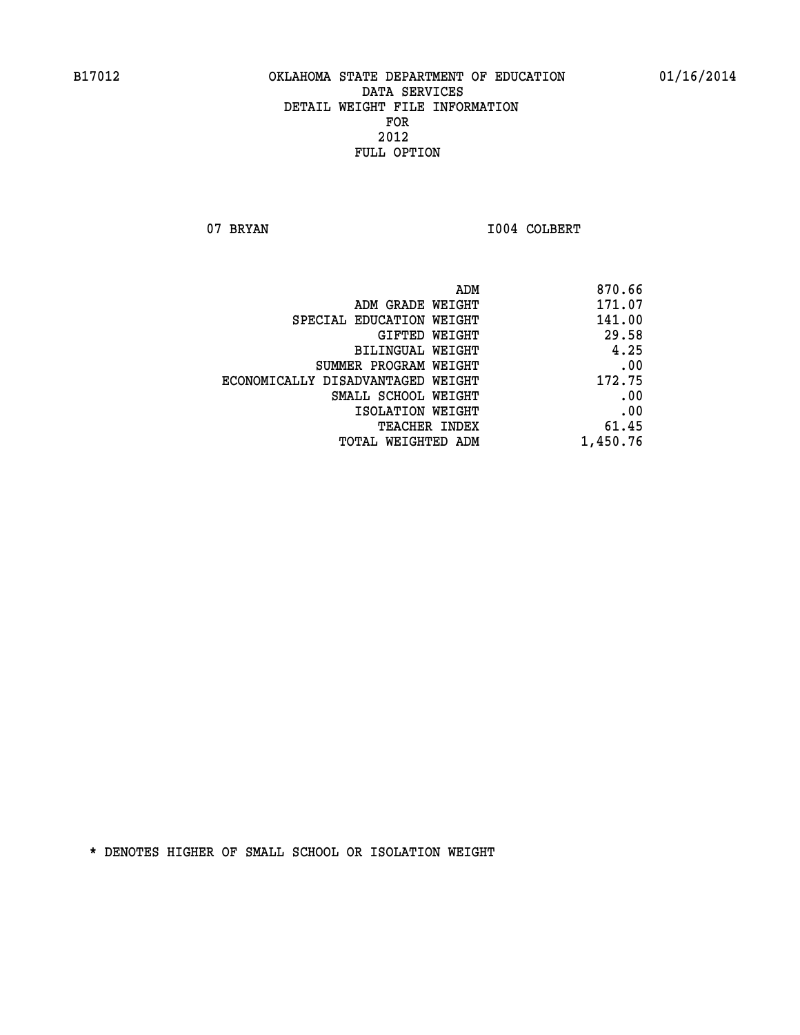B17012 OKLAHOMA STATE DEPARTMENT OF EDUCATION 01/16/2014

DATA SERVICES
DETAIL WEIGHT FILE INFORMATION
FOR
2012
FULL OPTION

07 BRYAN I004 COLBERT

| | |
|---|---|
| ADM | 870.66 |
| ADM GRADE WEIGHT | 171.07 |
| SPECIAL EDUCATION WEIGHT | 141.00 |
| GIFTED WEIGHT | 29.58 |
| BILINGUAL WEIGHT | 4.25 |
| SUMMER PROGRAM WEIGHT | .00 |
| ECONOMICALLY DISADVANTAGED WEIGHT | 172.75 |
| SMALL SCHOOL WEIGHT | .00 |
| ISOLATION WEIGHT | .00 |
| TEACHER INDEX | 61.45 |
| TOTAL WEIGHTED ADM | 1,450.76 |

* DENOTES HIGHER OF SMALL SCHOOL OR ISOLATION WEIGHT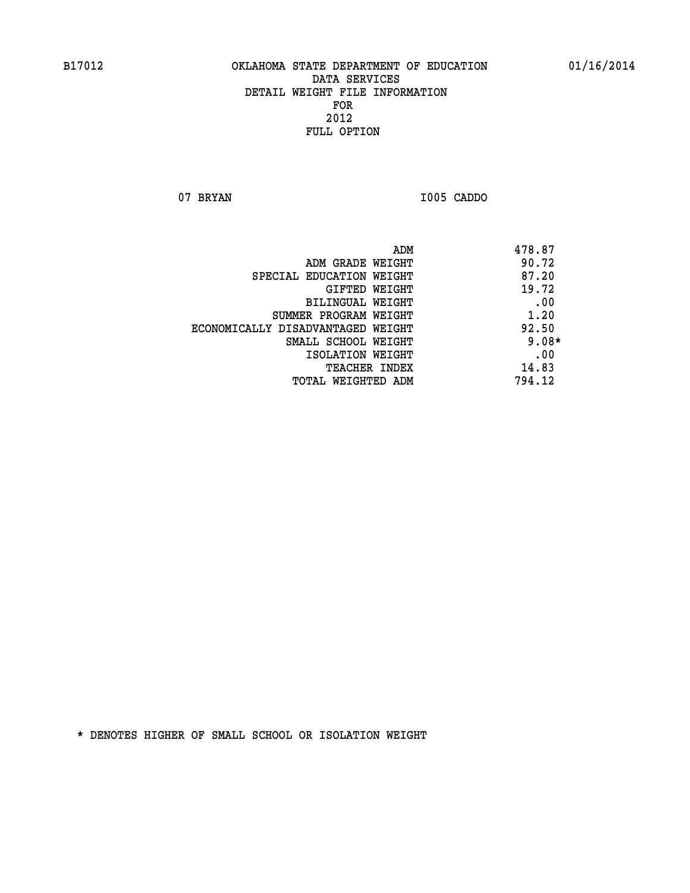B17012 OKLAHOMA STATE DEPARTMENT OF EDUCATION 01/16/2014

DATA SERVICES
DETAIL WEIGHT FILE INFORMATION
FOR
2012
FULL OPTION

07 BRYAN I005 CADDO

| | |
|---|---|
| ADM | 478.87 |
| ADM GRADE WEIGHT | 90.72 |
| SPECIAL EDUCATION WEIGHT | 87.20 |
| GIFTED WEIGHT | 19.72 |
| BILINGUAL WEIGHT | .00 |
| SUMMER PROGRAM WEIGHT | 1.20 |
| ECONOMICALLY DISADVANTAGED WEIGHT | 92.50 |
| SMALL SCHOOL WEIGHT | 9.08* |
| ISOLATION WEIGHT | .00 |
| TEACHER INDEX | 14.83 |
| TOTAL WEIGHTED ADM | 794.12 |

* DENOTES HIGHER OF SMALL SCHOOL OR ISOLATION WEIGHT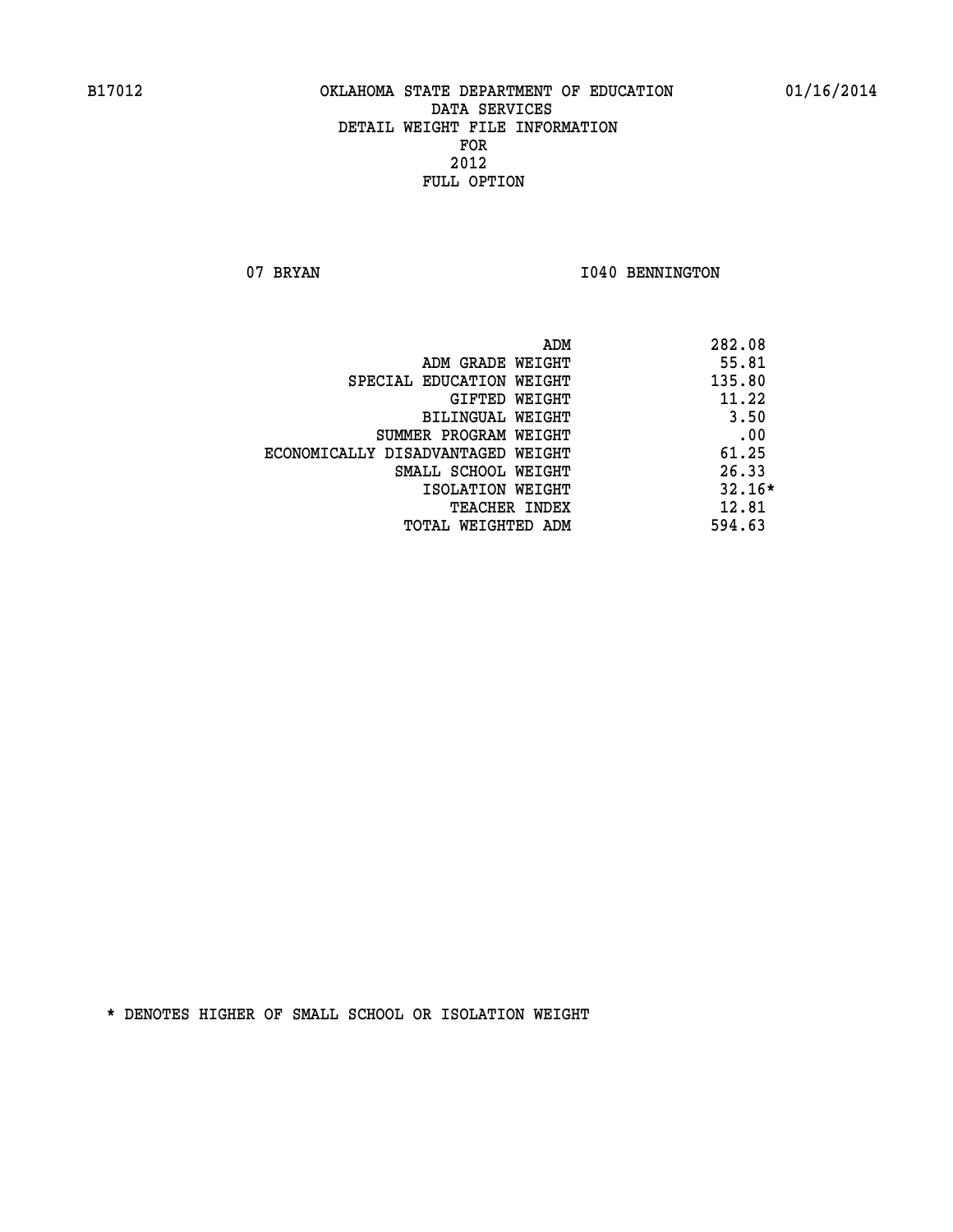# OKLAHOMA STATE DEPARTMENT OF EDUCATION
## DATA SERVICES
## DETAIL WEIGHT FILE INFORMATION
## FOR
## 2012
## FULL OPTION

07 BRYAN — I040 BENNINGTON

| | |
|---|---|
| ADM | 282.08 |
| ADM GRADE WEIGHT | 55.81 |
| SPECIAL EDUCATION WEIGHT | 135.80 |
| GIFTED WEIGHT | 11.22 |
| BILINGUAL WEIGHT | 3.50 |
| SUMMER PROGRAM WEIGHT | .00 |
| ECONOMICALLY DISADVANTAGED WEIGHT | 61.25 |
| SMALL SCHOOL WEIGHT | 26.33 |
| ISOLATION WEIGHT | 32.16* |
| TEACHER INDEX | 12.81 |
| TOTAL WEIGHTED ADM | 594.63 |

* DENOTES HIGHER OF SMALL SCHOOL OR ISOLATION WEIGHT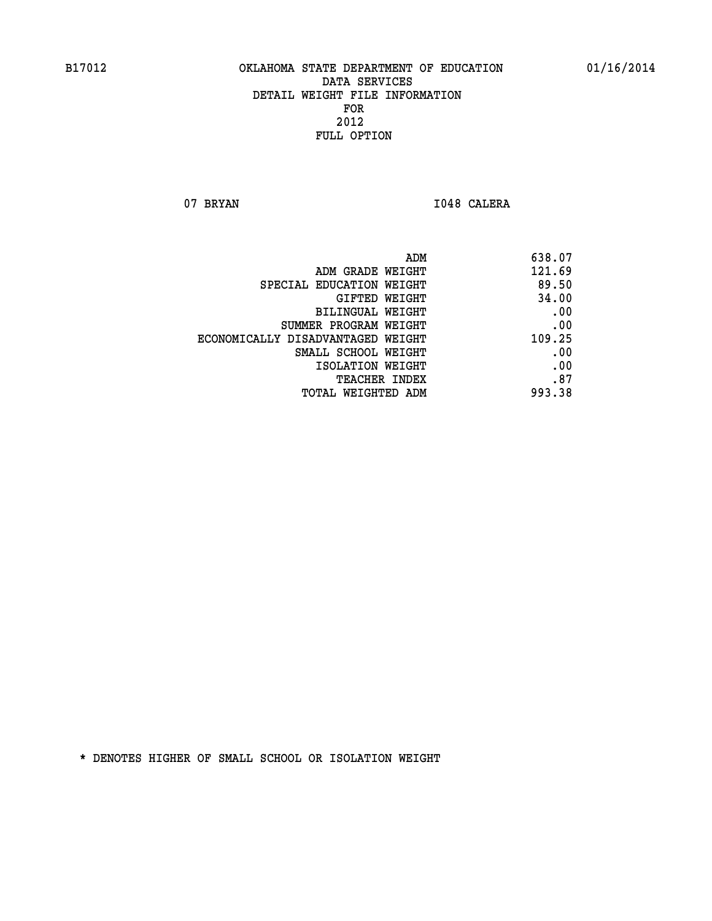B17012 OKLAHOMA STATE DEPARTMENT OF EDUCATION 01/16/2014

DATA SERVICES
DETAIL WEIGHT FILE INFORMATION
FOR
2012
FULL OPTION

07 BRYAN I048 CALERA

| | |
|---|---|
| ADM | 638.07 |
| ADM GRADE WEIGHT | 121.69 |
| SPECIAL EDUCATION WEIGHT | 89.50 |
| GIFTED WEIGHT | 34.00 |
| BILINGUAL WEIGHT | .00 |
| SUMMER PROGRAM WEIGHT | .00 |
| ECONOMICALLY DISADVANTAGED WEIGHT | 109.25 |
| SMALL SCHOOL WEIGHT | .00 |
| ISOLATION WEIGHT | .00 |
| TEACHER INDEX | .87 |
| TOTAL WEIGHTED ADM | 993.38 |

* DENOTES HIGHER OF SMALL SCHOOL OR ISOLATION WEIGHT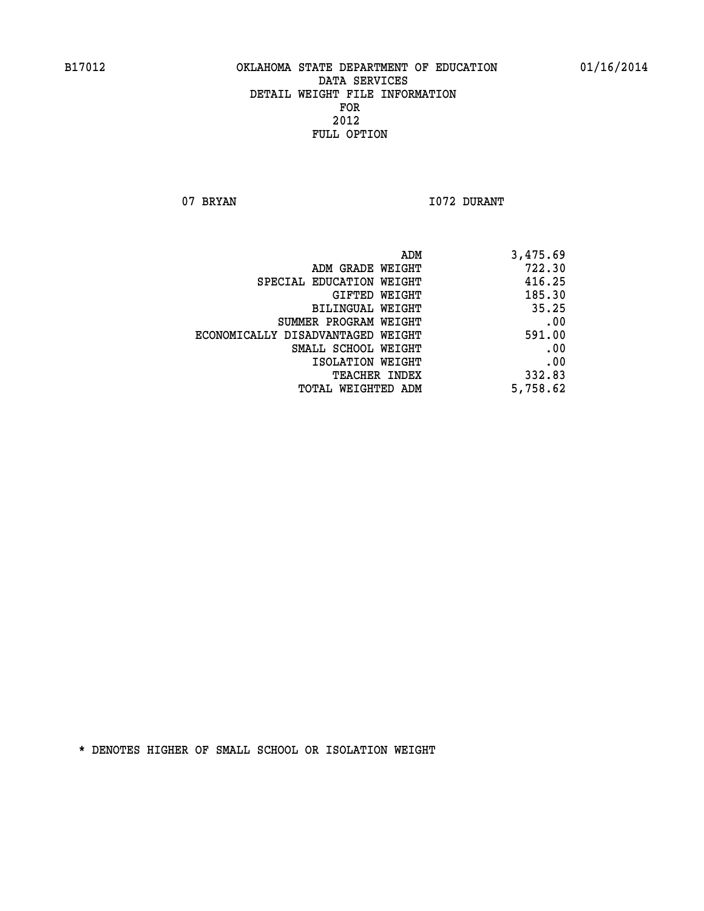B17012 OKLAHOMA STATE DEPARTMENT OF EDUCATION 01/16/2014

DATA SERVICES
DETAIL WEIGHT FILE INFORMATION
FOR
2012
FULL OPTION

07 BRYAN I072 DURANT

| | |
|---|---|
| ADM | 3,475.69 |
| ADM GRADE WEIGHT | 722.30 |
| SPECIAL EDUCATION WEIGHT | 416.25 |
| GIFTED WEIGHT | 185.30 |
| BILINGUAL WEIGHT | 35.25 |
| SUMMER PROGRAM WEIGHT | .00 |
| ECONOMICALLY DISADVANTAGED WEIGHT | 591.00 |
| SMALL SCHOOL WEIGHT | .00 |
| ISOLATION WEIGHT | .00 |
| TEACHER INDEX | 332.83 |
| TOTAL WEIGHTED ADM | 5,758.62 |

* DENOTES HIGHER OF SMALL SCHOOL OR ISOLATION WEIGHT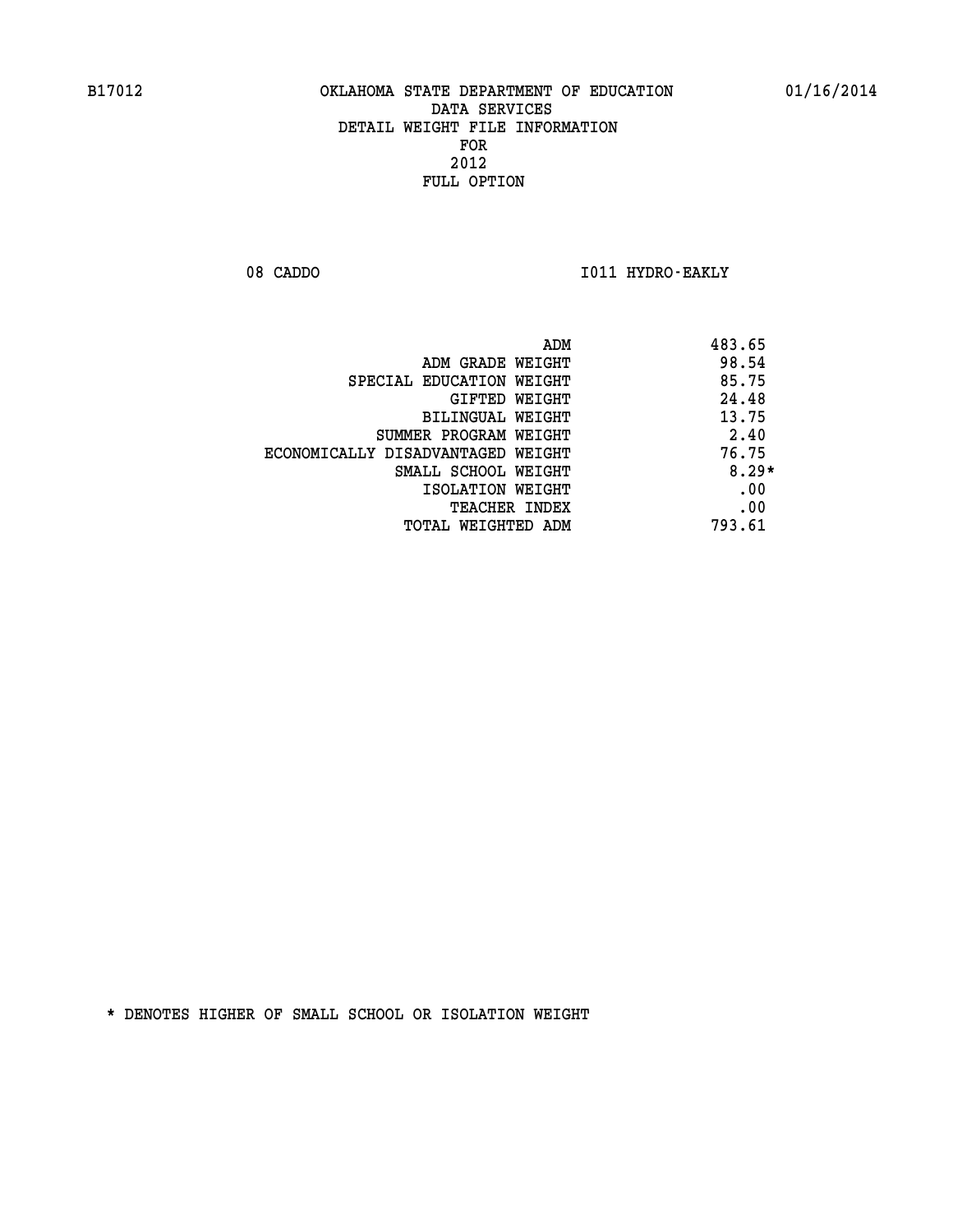B17012 OKLAHOMA STATE DEPARTMENT OF EDUCATION 01/16/2014

DATA SERVICES
DETAIL WEIGHT FILE INFORMATION
FOR
2012
FULL OPTION

08 CADDO I011 HYDRO-EAKLY

| | |
|---|---|
| ADM | 483.65 |
| ADM GRADE WEIGHT | 98.54 |
| SPECIAL EDUCATION WEIGHT | 85.75 |
| GIFTED WEIGHT | 24.48 |
| BILINGUAL WEIGHT | 13.75 |
| SUMMER PROGRAM WEIGHT | 2.40 |
| ECONOMICALLY DISADVANTAGED WEIGHT | 76.75 |
| SMALL SCHOOL WEIGHT | 8.29* |
| ISOLATION WEIGHT | .00 |
| TEACHER INDEX | .00 |
| TOTAL WEIGHTED ADM | 793.61 |

* DENOTES HIGHER OF SMALL SCHOOL OR ISOLATION WEIGHT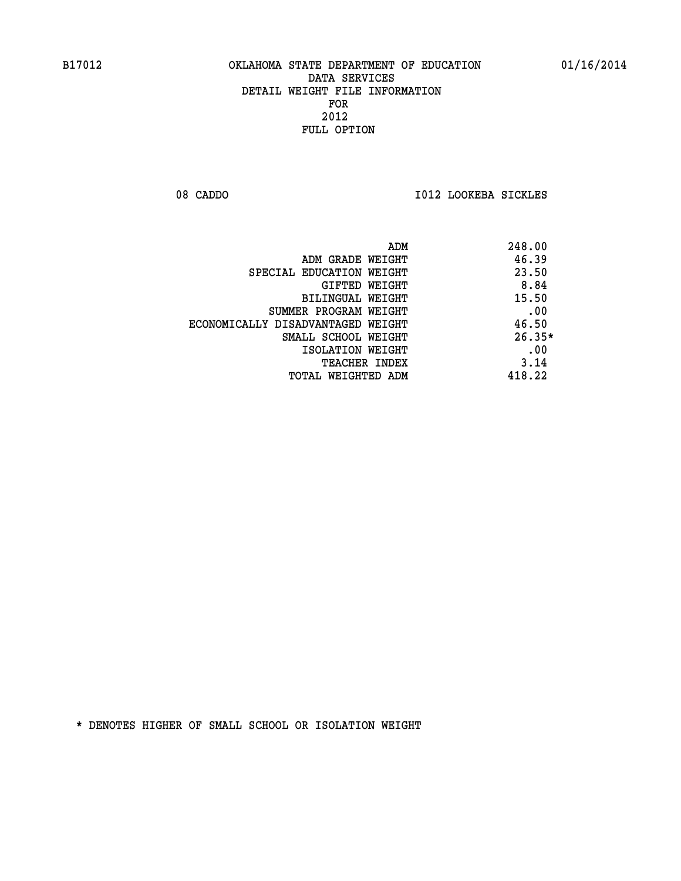B17012 OKLAHOMA STATE DEPARTMENT OF EDUCATION 01/16/2014

DATA SERVICES
DETAIL WEIGHT FILE INFORMATION
FOR
2012
FULL OPTION

08 CADDO I012 LOOKEBA SICKLES

| | |
|---|---|
| ADM | 248.00 |
| ADM GRADE WEIGHT | 46.39 |
| SPECIAL EDUCATION WEIGHT | 23.50 |
| GIFTED WEIGHT | 8.84 |
| BILINGUAL WEIGHT | 15.50 |
| SUMMER PROGRAM WEIGHT | .00 |
| ECONOMICALLY DISADVANTAGED WEIGHT | 46.50 |
| SMALL SCHOOL WEIGHT | 26.35* |
| ISOLATION WEIGHT | .00 |
| TEACHER INDEX | 3.14 |
| TOTAL WEIGHTED ADM | 418.22 |

* DENOTES HIGHER OF SMALL SCHOOL OR ISOLATION WEIGHT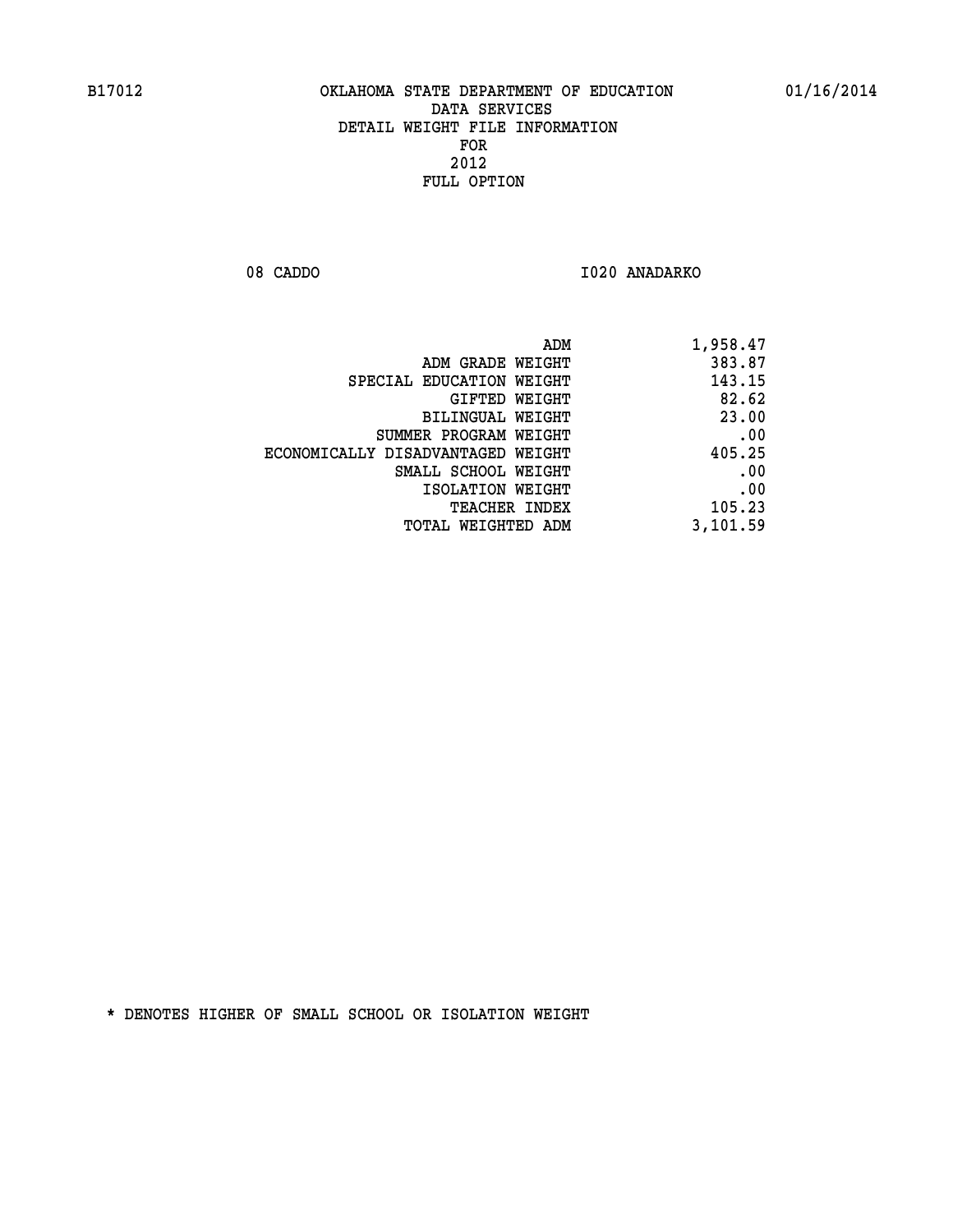OKLAHOMA STATE DEPARTMENT OF EDUCATION
DATA SERVICES
DETAIL WEIGHT FILE INFORMATION
FOR
2012
FULL OPTION

08 CADDO I020 ANADARKO

| | |
|---|---|
| ADM | 1,958.47 |
| ADM GRADE WEIGHT | 383.87 |
| SPECIAL EDUCATION WEIGHT | 143.15 |
| GIFTED WEIGHT | 82.62 |
| BILINGUAL WEIGHT | 23.00 |
| SUMMER PROGRAM WEIGHT | .00 |
| ECONOMICALLY DISADVANTAGED WEIGHT | 405.25 |
| SMALL SCHOOL WEIGHT | .00 |
| ISOLATION WEIGHT | .00 |
| TEACHER INDEX | 105.23 |
| TOTAL WEIGHTED ADM | 3,101.59 |

* DENOTES HIGHER OF SMALL SCHOOL OR ISOLATION WEIGHT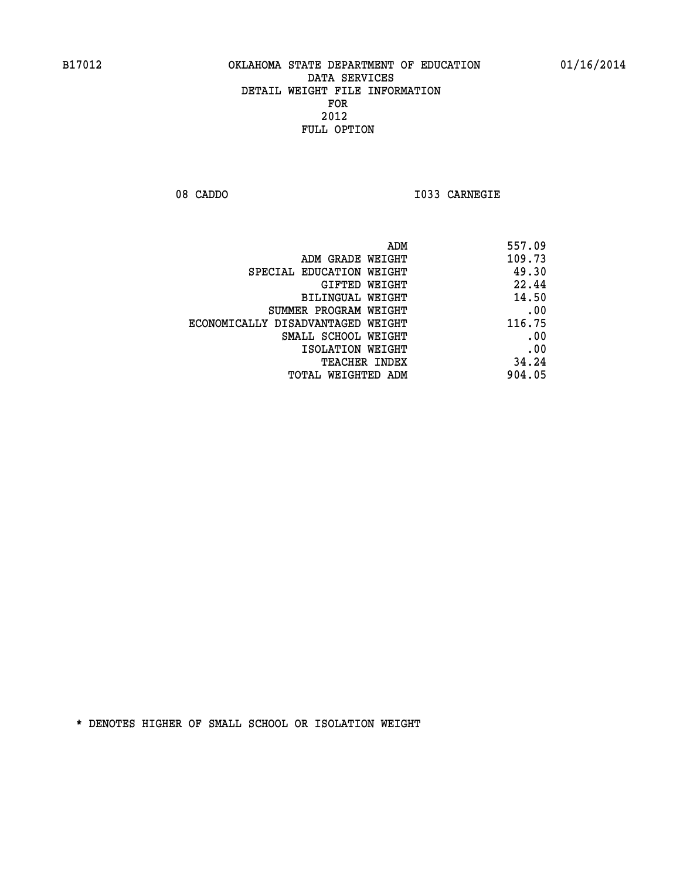B17012 OKLAHOMA STATE DEPARTMENT OF EDUCATION 01/16/2014
DATA SERVICES
DETAIL WEIGHT FILE INFORMATION
FOR
2012
FULL OPTION

08 CADDO I033 CARNEGIE

| | |
|---|---|
| ADM | 557.09 |
| ADM GRADE WEIGHT | 109.73 |
| SPECIAL EDUCATION WEIGHT | 49.30 |
| GIFTED WEIGHT | 22.44 |
| BILINGUAL WEIGHT | 14.50 |
| SUMMER PROGRAM WEIGHT | .00 |
| ECONOMICALLY DISADVANTAGED WEIGHT | 116.75 |
| SMALL SCHOOL WEIGHT | .00 |
| ISOLATION WEIGHT | .00 |
| TEACHER INDEX | 34.24 |
| TOTAL WEIGHTED ADM | 904.05 |

* DENOTES HIGHER OF SMALL SCHOOL OR ISOLATION WEIGHT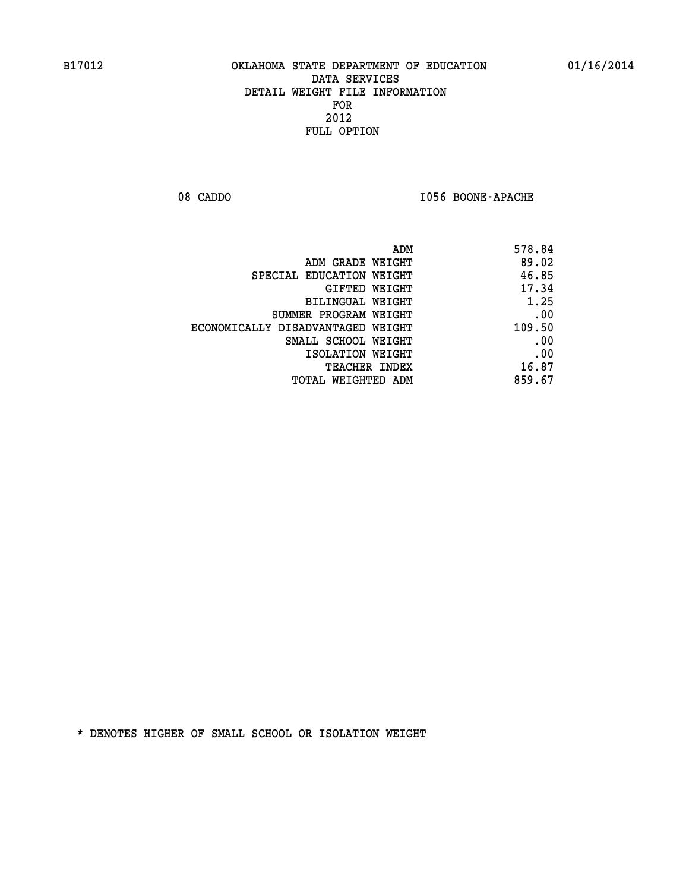B17012 OKLAHOMA STATE DEPARTMENT OF EDUCATION 01/16/2014

DATA SERVICES
DETAIL WEIGHT FILE INFORMATION
FOR
2012
FULL OPTION

08 CADDO I056 BOONE-APACHE

| | |
|---|---|
| ADM | 578.84 |
| ADM GRADE WEIGHT | 89.02 |
| SPECIAL EDUCATION WEIGHT | 46.85 |
| GIFTED WEIGHT | 17.34 |
| BILINGUAL WEIGHT | 1.25 |
| SUMMER PROGRAM WEIGHT | .00 |
| ECONOMICALLY DISADVANTAGED WEIGHT | 109.50 |
| SMALL SCHOOL WEIGHT | .00 |
| ISOLATION WEIGHT | .00 |
| TEACHER INDEX | 16.87 |
| TOTAL WEIGHTED ADM | 859.67 |

* DENOTES HIGHER OF SMALL SCHOOL OR ISOLATION WEIGHT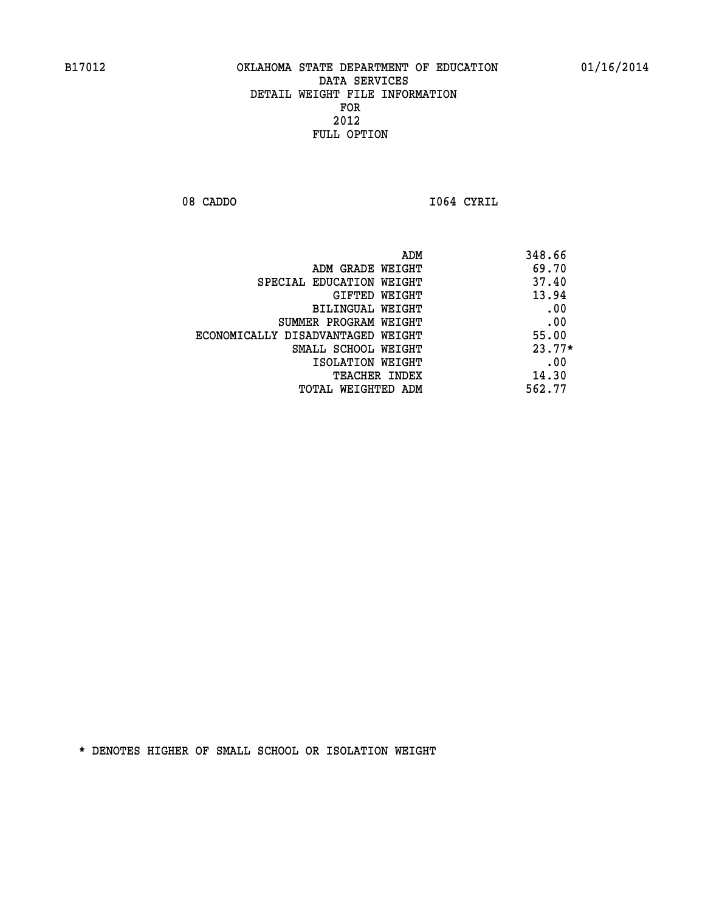B17012 OKLAHOMA STATE DEPARTMENT OF EDUCATION 01/16/2014

DATA SERVICES
DETAIL WEIGHT FILE INFORMATION
FOR
2012
FULL OPTION

08 CADDO I064 CYRIL

| | |
|---|---|
| ADM | 348.66 |
| ADM GRADE WEIGHT | 69.70 |
| SPECIAL EDUCATION WEIGHT | 37.40 |
| GIFTED WEIGHT | 13.94 |
| BILINGUAL WEIGHT | .00 |
| SUMMER PROGRAM WEIGHT | .00 |
| ECONOMICALLY DISADVANTAGED WEIGHT | 55.00 |
| SMALL SCHOOL WEIGHT | 23.77* |
| ISOLATION WEIGHT | .00 |
| TEACHER INDEX | 14.30 |
| TOTAL WEIGHTED ADM | 562.77 |

* DENOTES HIGHER OF SMALL SCHOOL OR ISOLATION WEIGHT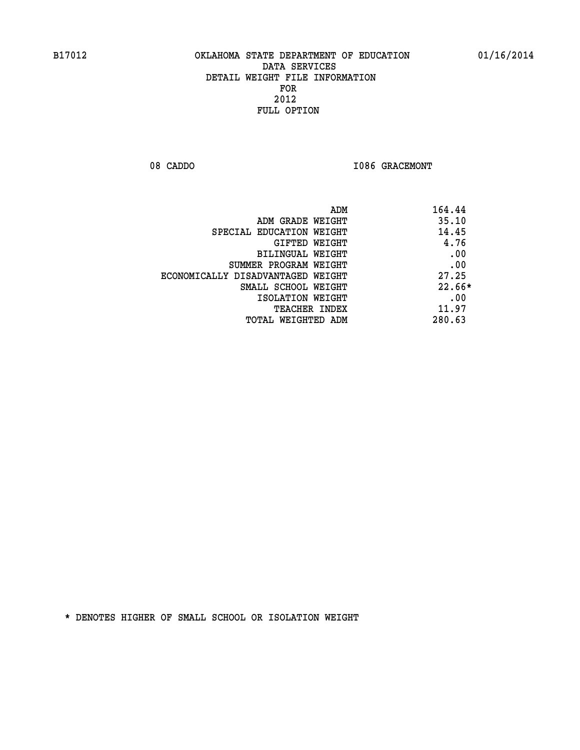B17012 OKLAHOMA STATE DEPARTMENT OF EDUCATION 01/16/2014

DATA SERVICES

DETAIL WEIGHT FILE INFORMATION

FOR

2012

FULL OPTION

08 CADDO I086 GRACEMONT

| | |
|---|---|
| ADM | 164.44 |
| ADM GRADE WEIGHT | 35.10 |
| SPECIAL EDUCATION WEIGHT | 14.45 |
| GIFTED WEIGHT | 4.76 |
| BILINGUAL WEIGHT | .00 |
| SUMMER PROGRAM WEIGHT | .00 |
| ECONOMICALLY DISADVANTAGED WEIGHT | 27.25 |
| SMALL SCHOOL WEIGHT | 22.66* |
| ISOLATION WEIGHT | .00 |
| TEACHER INDEX | 11.97 |
| TOTAL WEIGHTED ADM | 280.63 |

* DENOTES HIGHER OF SMALL SCHOOL OR ISOLATION WEIGHT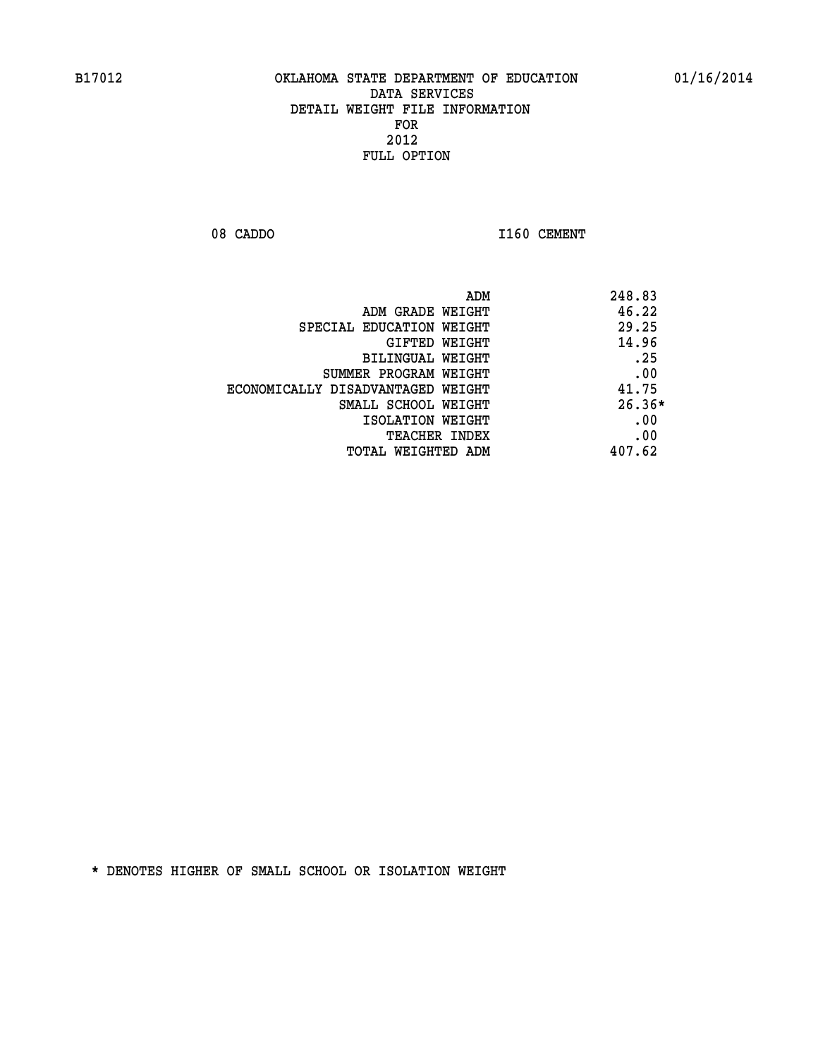OKLAHOMA STATE DEPARTMENT OF EDUCATION
DATA SERVICES
DETAIL WEIGHT FILE INFORMATION
FOR
2012
FULL OPTION

08 CADDO I160 CEMENT

| | |
|---|---|
| ADM | 248.83 |
| ADM GRADE WEIGHT | 46.22 |
| SPECIAL EDUCATION WEIGHT | 29.25 |
| GIFTED WEIGHT | 14.96 |
| BILINGUAL WEIGHT | .25 |
| SUMMER PROGRAM WEIGHT | .00 |
| ECONOMICALLY DISADVANTAGED WEIGHT | 41.75 |
| SMALL SCHOOL WEIGHT | 26.36* |
| ISOLATION WEIGHT | .00 |
| TEACHER INDEX | .00 |
| TOTAL WEIGHTED ADM | 407.62 |

* DENOTES HIGHER OF SMALL SCHOOL OR ISOLATION WEIGHT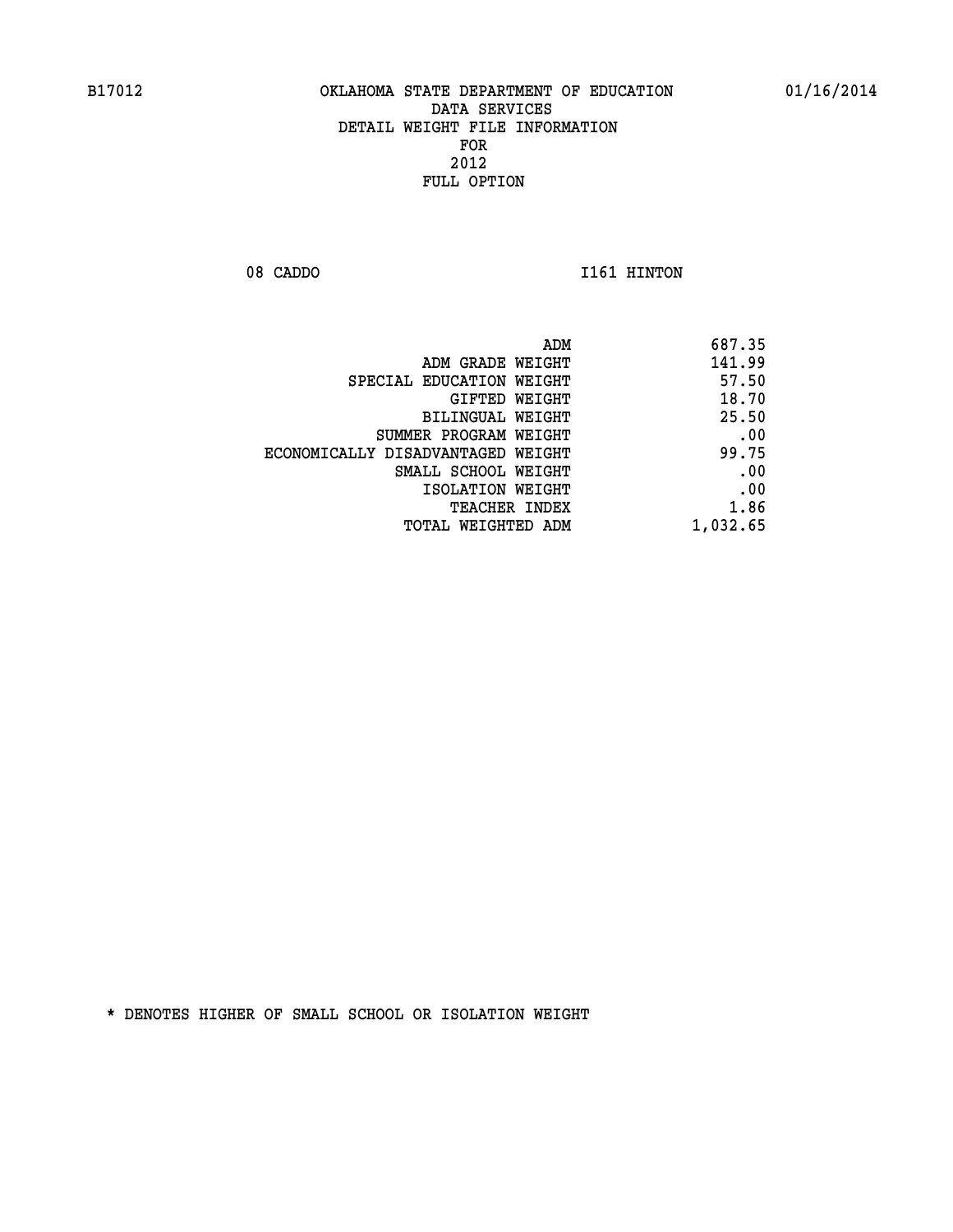B17012 OKLAHOMA STATE DEPARTMENT OF EDUCATION 01/16/2014

DATA SERVICES
DETAIL WEIGHT FILE INFORMATION
FOR
2012
FULL OPTION

08 CADDO I161 HINTON

| | |
|---|---|
| ADM | 687.35 |
| ADM GRADE WEIGHT | 141.99 |
| SPECIAL EDUCATION WEIGHT | 57.50 |
| GIFTED WEIGHT | 18.70 |
| BILINGUAL WEIGHT | 25.50 |
| SUMMER PROGRAM WEIGHT | .00 |
| ECONOMICALLY DISADVANTAGED WEIGHT | 99.75 |
| SMALL SCHOOL WEIGHT | .00 |
| ISOLATION WEIGHT | .00 |
| TEACHER INDEX | 1.86 |
| TOTAL WEIGHTED ADM | 1,032.65 |

* DENOTES HIGHER OF SMALL SCHOOL OR ISOLATION WEIGHT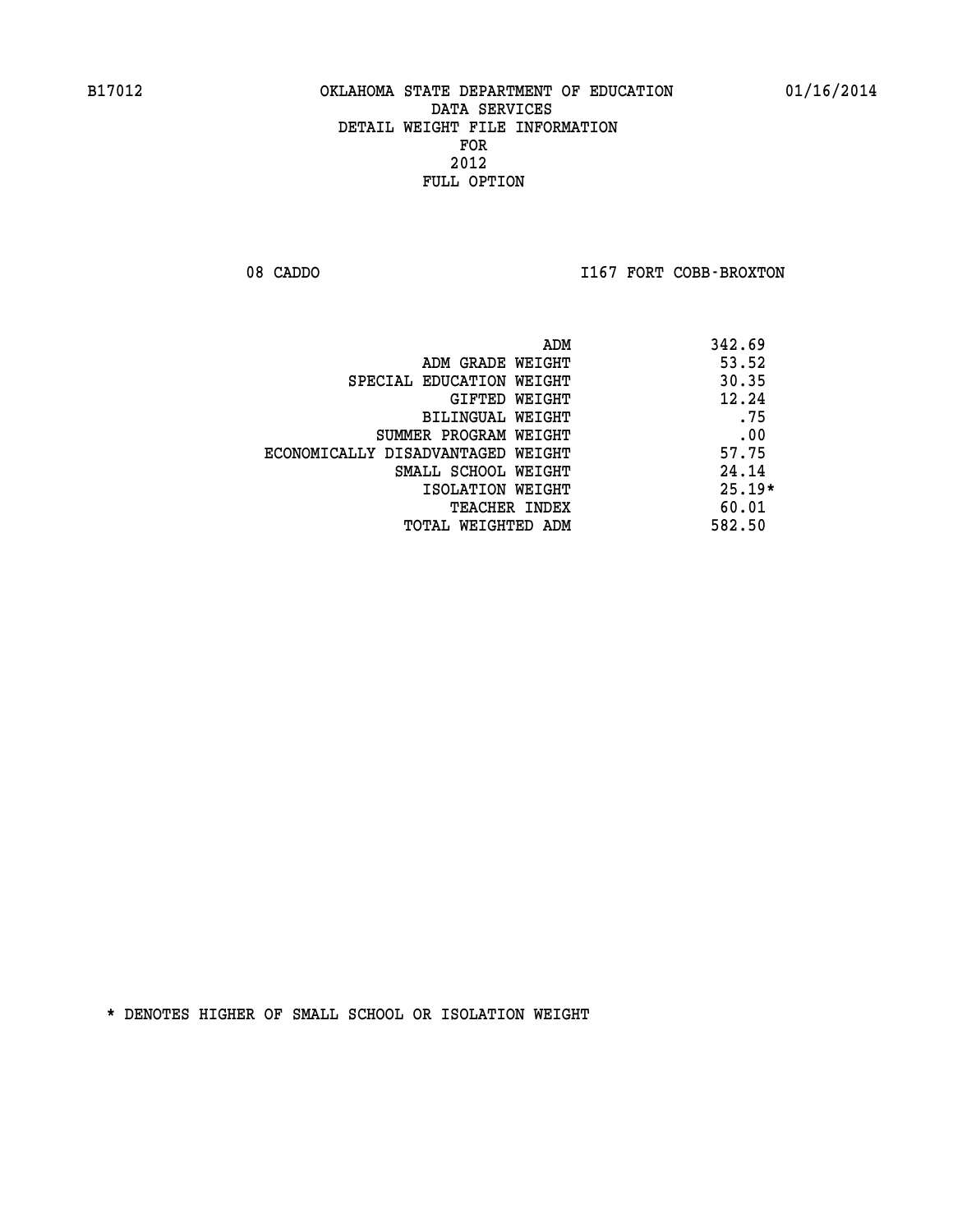B17012 OKLAHOMA STATE DEPARTMENT OF EDUCATION 01/16/2014

DATA SERVICES
DETAIL WEIGHT FILE INFORMATION
FOR
2012
FULL OPTION

08 CADDO I167 FORT COBB-BROXTON

| | |
|---|---|
| ADM | 342.69 |
| ADM GRADE WEIGHT | 53.52 |
| SPECIAL EDUCATION WEIGHT | 30.35 |
| GIFTED WEIGHT | 12.24 |
| BILINGUAL WEIGHT | .75 |
| SUMMER PROGRAM WEIGHT | .00 |
| ECONOMICALLY DISADVANTAGED WEIGHT | 57.75 |
| SMALL SCHOOL WEIGHT | 24.14 |
| ISOLATION WEIGHT | 25.19* |
| TEACHER INDEX | 60.01 |
| TOTAL WEIGHTED ADM | 582.50 |

* DENOTES HIGHER OF SMALL SCHOOL OR ISOLATION WEIGHT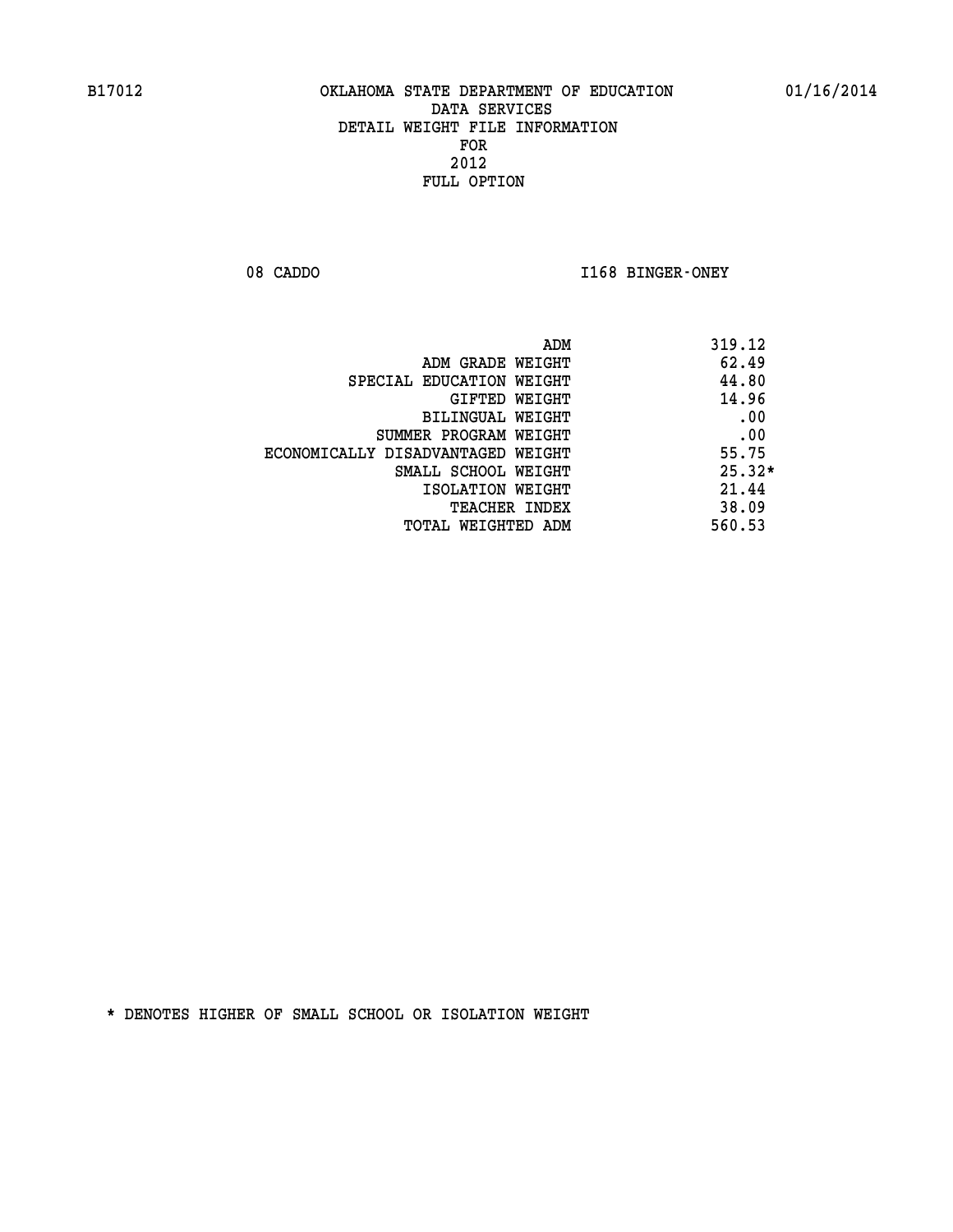B17012 OKLAHOMA STATE DEPARTMENT OF EDUCATION 01/16/2014

DATA SERVICES
DETAIL WEIGHT FILE INFORMATION
FOR
2012
FULL OPTION

08 CADDO I168 BINGER-ONEY

| | |
|---|---|
| ADM | 319.12 |
| ADM GRADE WEIGHT | 62.49 |
| SPECIAL EDUCATION WEIGHT | 44.80 |
| GIFTED WEIGHT | 14.96 |
| BILINGUAL WEIGHT | .00 |
| SUMMER PROGRAM WEIGHT | .00 |
| ECONOMICALLY DISADVANTAGED WEIGHT | 55.75 |
| SMALL SCHOOL WEIGHT | 25.32* |
| ISOLATION WEIGHT | 21.44 |
| TEACHER INDEX | 38.09 |
| TOTAL WEIGHTED ADM | 560.53 |

* DENOTES HIGHER OF SMALL SCHOOL OR ISOLATION WEIGHT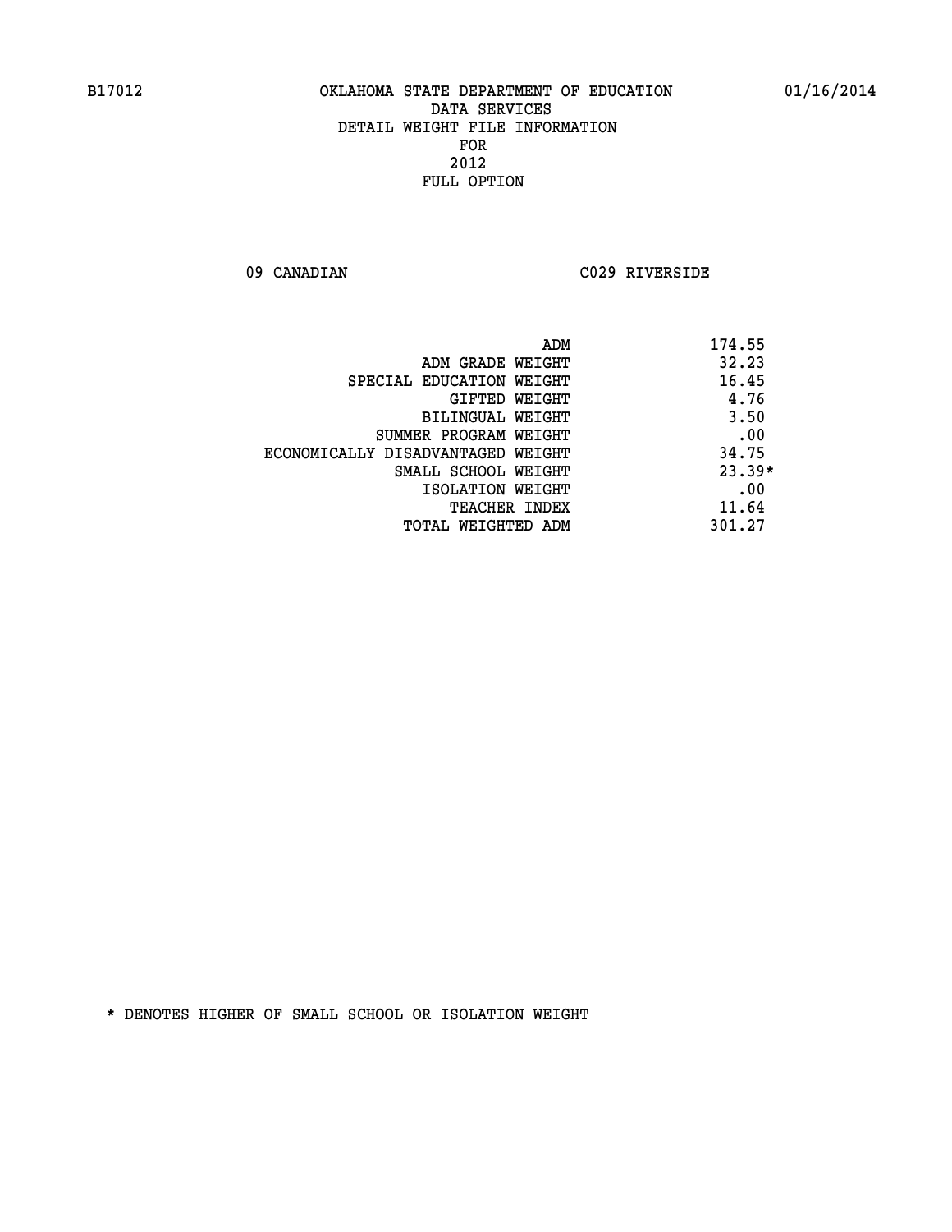B17012 OKLAHOMA STATE DEPARTMENT OF EDUCATION 01/16/2014

DATA SERVICES
DETAIL WEIGHT FILE INFORMATION
FOR
2012
FULL OPTION

09 CANADIAN C029 RIVERSIDE

| | |
|---|---|
| ADM | 174.55 |
| ADM GRADE WEIGHT | 32.23 |
| SPECIAL EDUCATION WEIGHT | 16.45 |
| GIFTED WEIGHT | 4.76 |
| BILINGUAL WEIGHT | 3.50 |
| SUMMER PROGRAM WEIGHT | .00 |
| ECONOMICALLY DISADVANTAGED WEIGHT | 34.75 |
| SMALL SCHOOL WEIGHT | 23.39* |
| ISOLATION WEIGHT | .00 |
| TEACHER INDEX | 11.64 |
| TOTAL WEIGHTED ADM | 301.27 |

* DENOTES HIGHER OF SMALL SCHOOL OR ISOLATION WEIGHT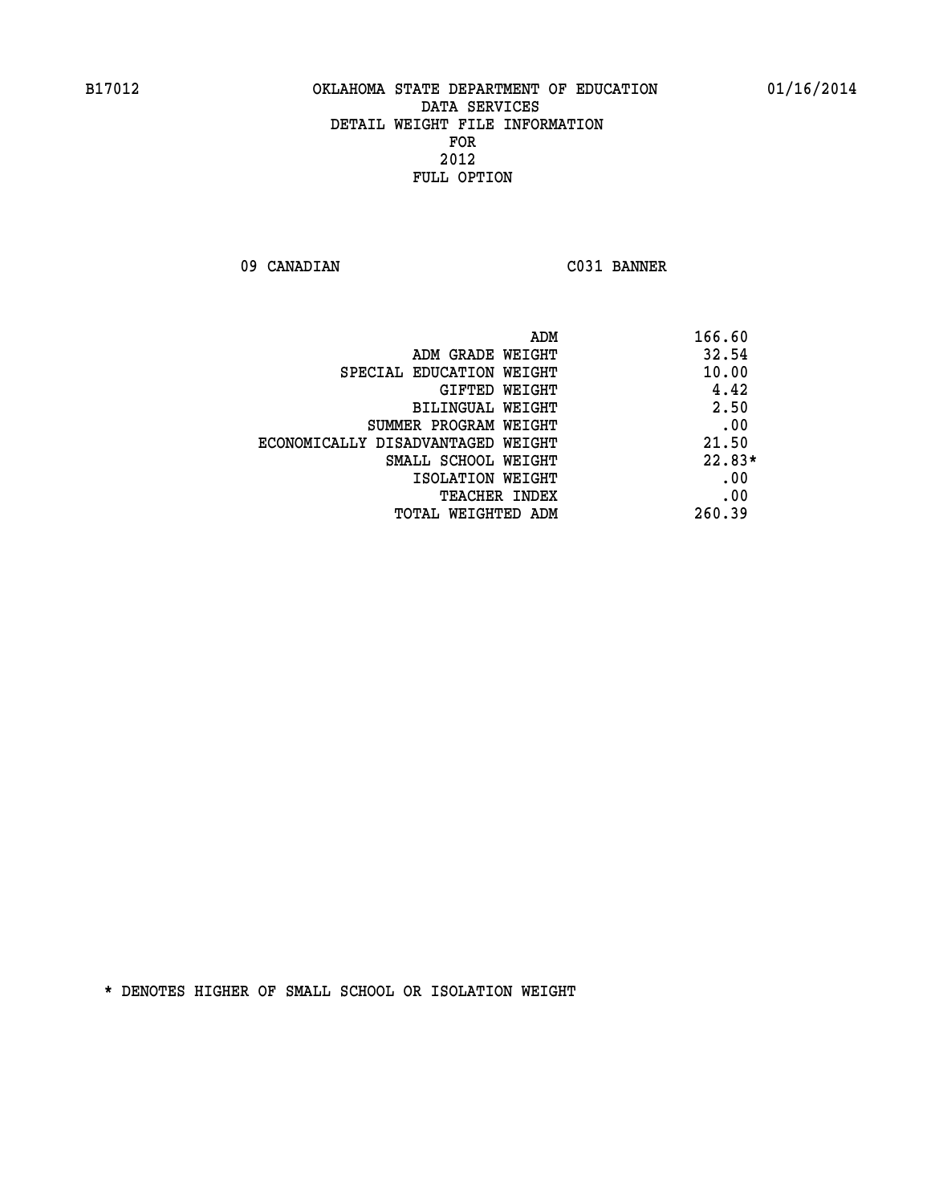B17012 OKLAHOMA STATE DEPARTMENT OF EDUCATION 01/16/2014

DATA SERVICES
DETAIL WEIGHT FILE INFORMATION
FOR
2012
FULL OPTION

09 CANADIAN C031 BANNER

| | |
|---|---|
| ADM | 166.60 |
| ADM GRADE WEIGHT | 32.54 |
| SPECIAL EDUCATION WEIGHT | 10.00 |
| GIFTED WEIGHT | 4.42 |
| BILINGUAL WEIGHT | 2.50 |
| SUMMER PROGRAM WEIGHT | .00 |
| ECONOMICALLY DISADVANTAGED WEIGHT | 21.50 |
| SMALL SCHOOL WEIGHT | 22.83* |
| ISOLATION WEIGHT | .00 |
| TEACHER INDEX | .00 |
| TOTAL WEIGHTED ADM | 260.39 |

* DENOTES HIGHER OF SMALL SCHOOL OR ISOLATION WEIGHT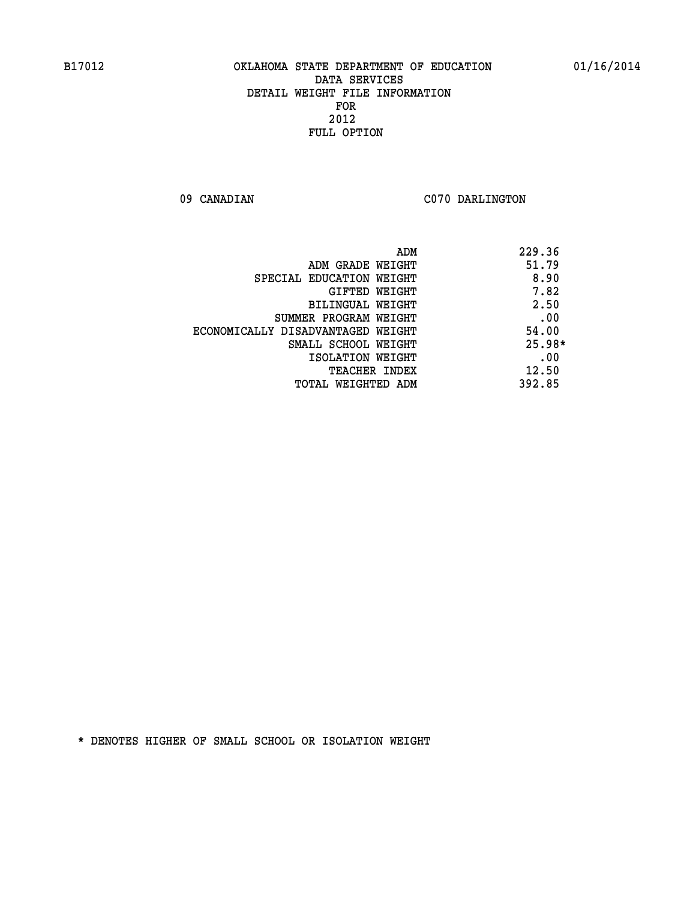B17012 OKLAHOMA STATE DEPARTMENT OF EDUCATION 01/16/2014

DATA SERVICES
DETAIL WEIGHT FILE INFORMATION
FOR
2012
FULL OPTION

09 CANADIAN C070 DARLINGTON

| | |
|---|---|
| ADM | 229.36 |
| ADM GRADE WEIGHT | 51.79 |
| SPECIAL EDUCATION WEIGHT | 8.90 |
| GIFTED WEIGHT | 7.82 |
| BILINGUAL WEIGHT | 2.50 |
| SUMMER PROGRAM WEIGHT | .00 |
| ECONOMICALLY DISADVANTAGED WEIGHT | 54.00 |
| SMALL SCHOOL WEIGHT | 25.98* |
| ISOLATION WEIGHT | .00 |
| TEACHER INDEX | 12.50 |
| TOTAL WEIGHTED ADM | 392.85 |

* DENOTES HIGHER OF SMALL SCHOOL OR ISOLATION WEIGHT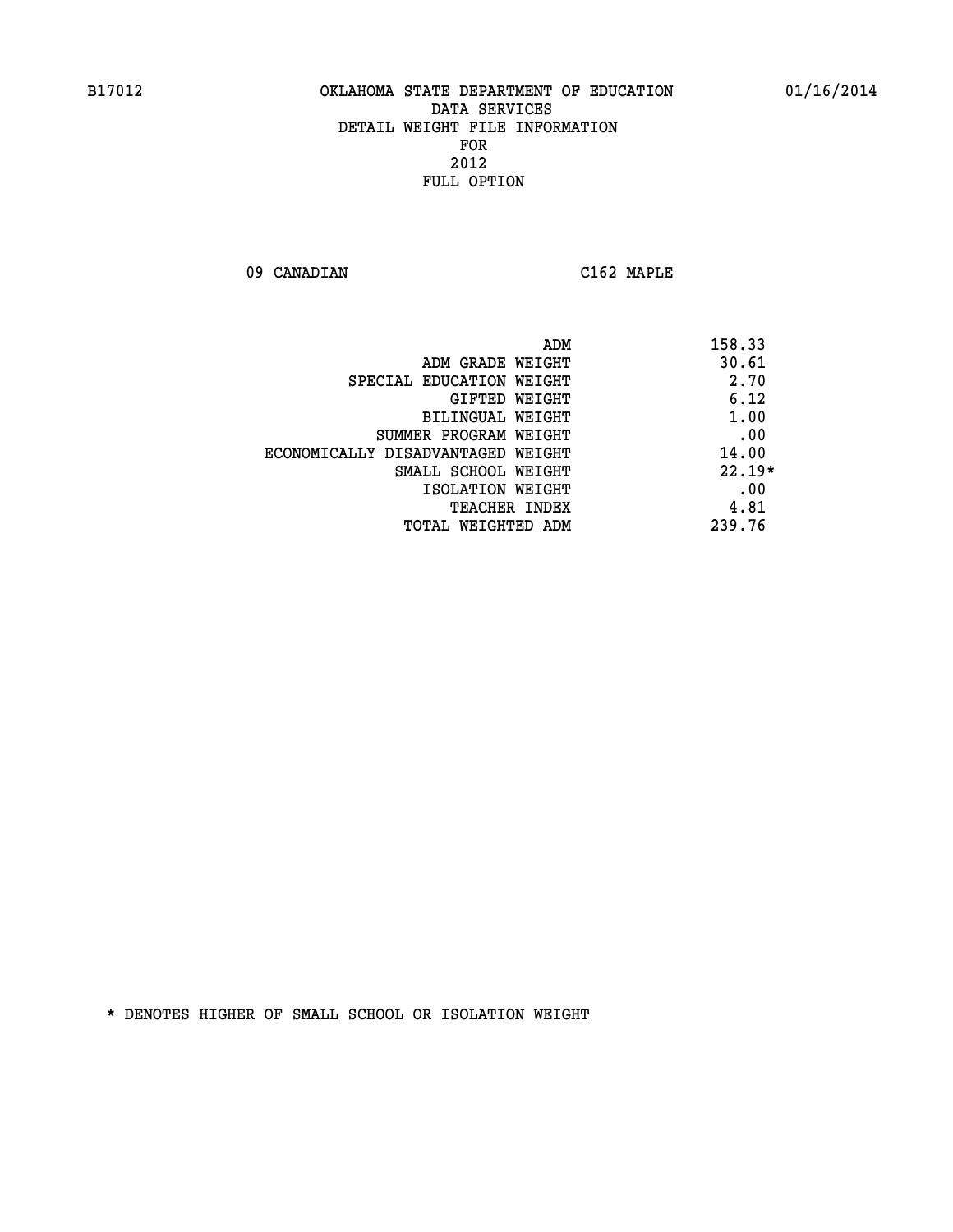B17012 OKLAHOMA STATE DEPARTMENT OF EDUCATION 01/16/2014

DATA SERVICES
DETAIL WEIGHT FILE INFORMATION
FOR
2012
FULL OPTION

09 CANADIAN C162 MAPLE

| | |
|---|---|
| ADM | 158.33 |
| ADM GRADE WEIGHT | 30.61 |
| SPECIAL EDUCATION WEIGHT | 2.70 |
| GIFTED WEIGHT | 6.12 |
| BILINGUAL WEIGHT | 1.00 |
| SUMMER PROGRAM WEIGHT | .00 |
| ECONOMICALLY DISADVANTAGED WEIGHT | 14.00 |
| SMALL SCHOOL WEIGHT | 22.19* |
| ISOLATION WEIGHT | .00 |
| TEACHER INDEX | 4.81 |
| TOTAL WEIGHTED ADM | 239.76 |

* DENOTES HIGHER OF SMALL SCHOOL OR ISOLATION WEIGHT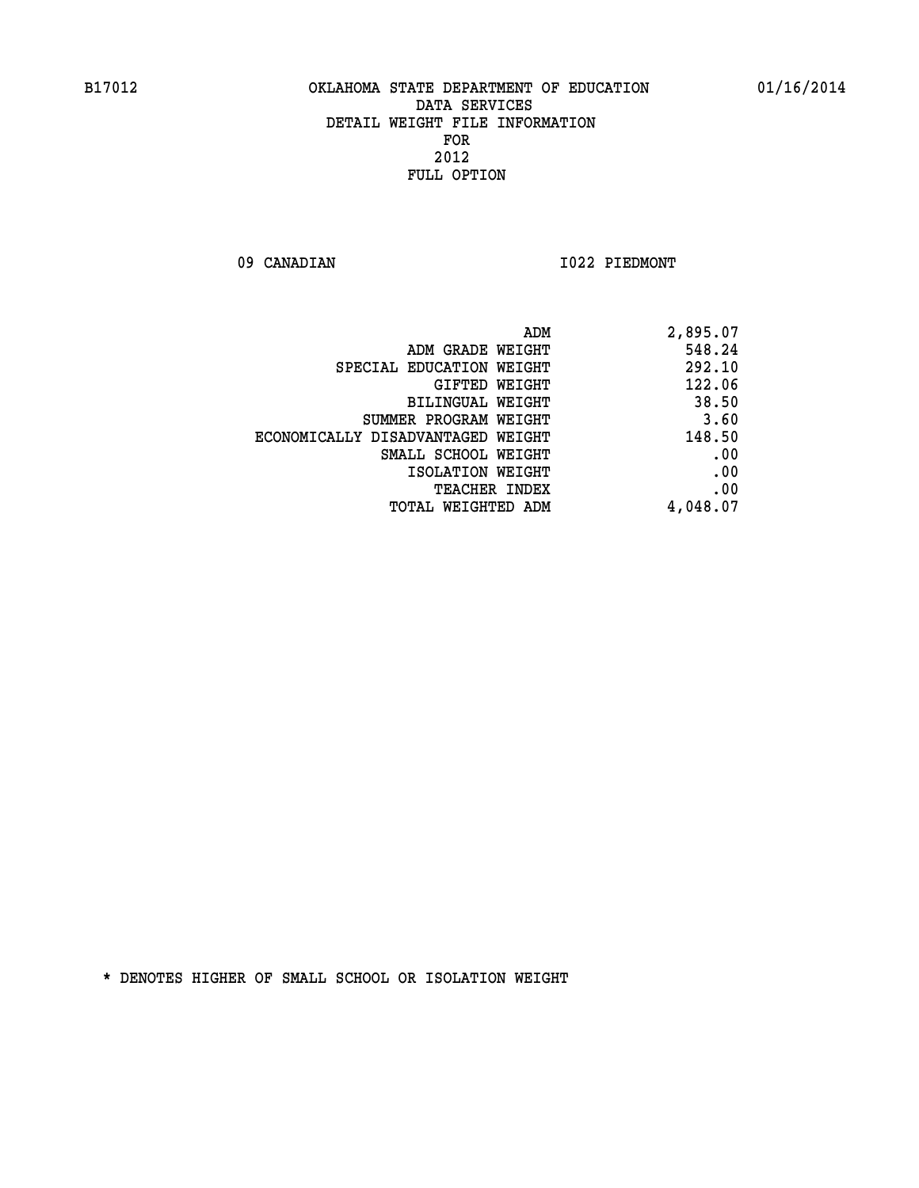B17012 OKLAHOMA STATE DEPARTMENT OF EDUCATION 01/16/2014

DATA SERVICES
DETAIL WEIGHT FILE INFORMATION
FOR
2012
FULL OPTION

09 CANADIAN I022 PIEDMONT

| | |
|---|---|
| ADM | 2,895.07 |
| ADM GRADE WEIGHT | 548.24 |
| SPECIAL EDUCATION WEIGHT | 292.10 |
| GIFTED WEIGHT | 122.06 |
| BILINGUAL WEIGHT | 38.50 |
| SUMMER PROGRAM WEIGHT | 3.60 |
| ECONOMICALLY DISADVANTAGED WEIGHT | 148.50 |
| SMALL SCHOOL WEIGHT | .00 |
| ISOLATION WEIGHT | .00 |
| TEACHER INDEX | .00 |
| TOTAL WEIGHTED ADM | 4,048.07 |

* DENOTES HIGHER OF SMALL SCHOOL OR ISOLATION WEIGHT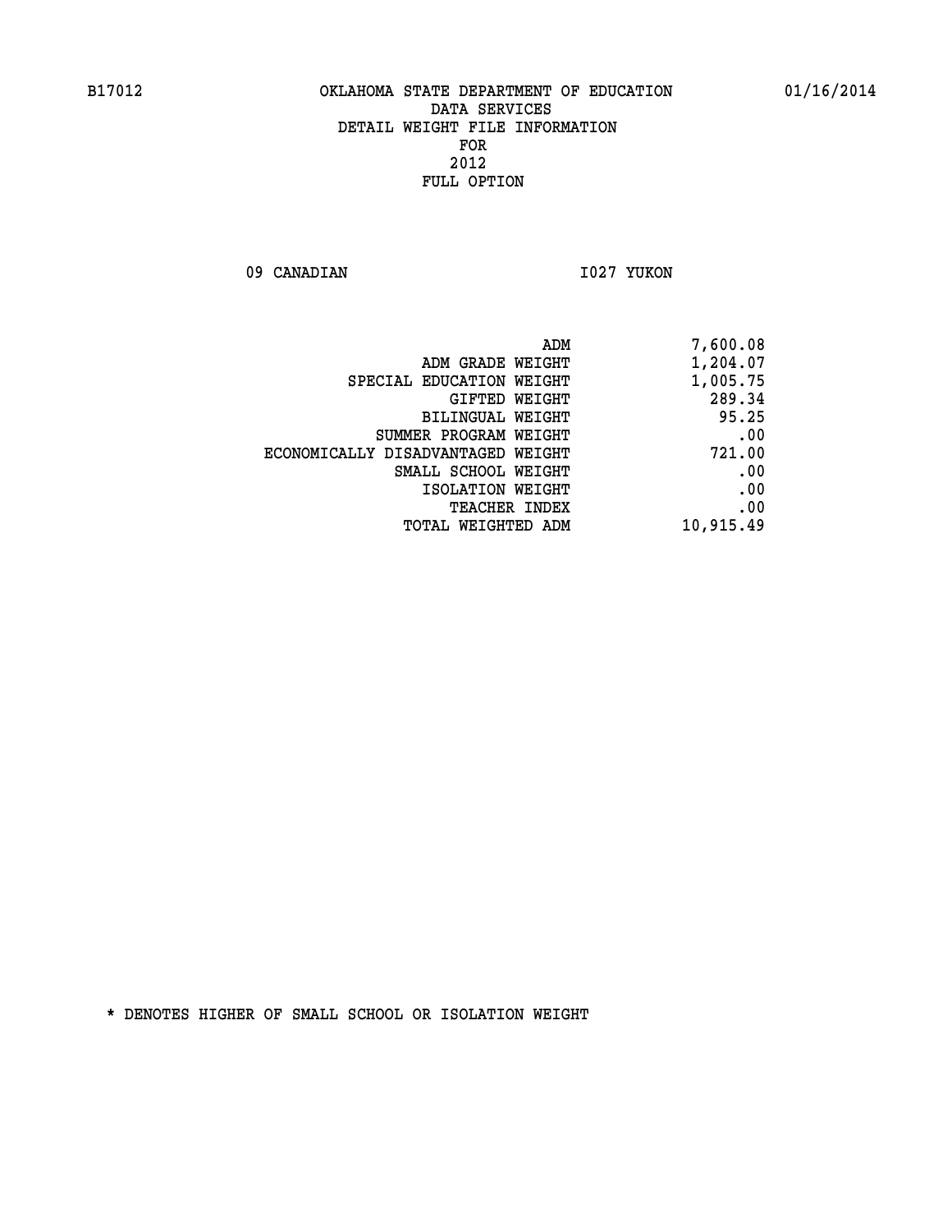B17012 OKLAHOMA STATE DEPARTMENT OF EDUCATION 01/16/2014

DATA SERVICES
DETAIL WEIGHT FILE INFORMATION
FOR
2012
FULL OPTION

09 CANADIAN I027 YUKON

| | |
|---|---|
| ADM | 7,600.08 |
| ADM GRADE WEIGHT | 1,204.07 |
| SPECIAL EDUCATION WEIGHT | 1,005.75 |
| GIFTED WEIGHT | 289.34 |
| BILINGUAL WEIGHT | 95.25 |
| SUMMER PROGRAM WEIGHT | .00 |
| ECONOMICALLY DISADVANTAGED WEIGHT | 721.00 |
| SMALL SCHOOL WEIGHT | .00 |
| ISOLATION WEIGHT | .00 |
| TEACHER INDEX | .00 |
| TOTAL WEIGHTED ADM | 10,915.49 |

* DENOTES HIGHER OF SMALL SCHOOL OR ISOLATION WEIGHT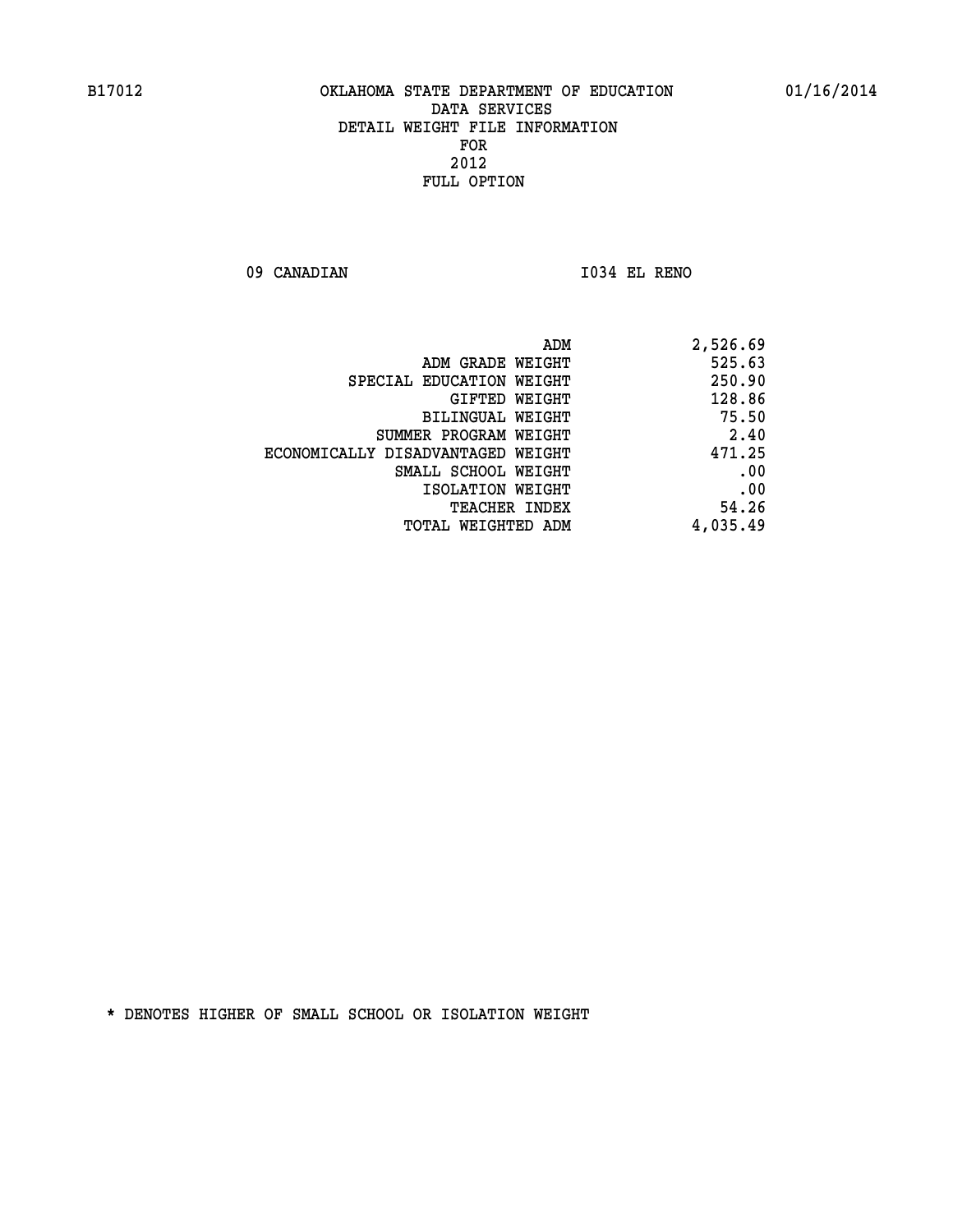B17012 OKLAHOMA STATE DEPARTMENT OF EDUCATION 01/16/2014

DATA SERVICES
DETAIL WEIGHT FILE INFORMATION
FOR
2012
FULL OPTION

09 CANADIAN I034 EL RENO

| | |
|---|---|
| ADM | 2,526.69 |
| ADM GRADE WEIGHT | 525.63 |
| SPECIAL EDUCATION WEIGHT | 250.90 |
| GIFTED WEIGHT | 128.86 |
| BILINGUAL WEIGHT | 75.50 |
| SUMMER PROGRAM WEIGHT | 2.40 |
| ECONOMICALLY DISADVANTAGED WEIGHT | 471.25 |
| SMALL SCHOOL WEIGHT | .00 |
| ISOLATION WEIGHT | .00 |
| TEACHER INDEX | 54.26 |
| TOTAL WEIGHTED ADM | 4,035.49 |

* DENOTES HIGHER OF SMALL SCHOOL OR ISOLATION WEIGHT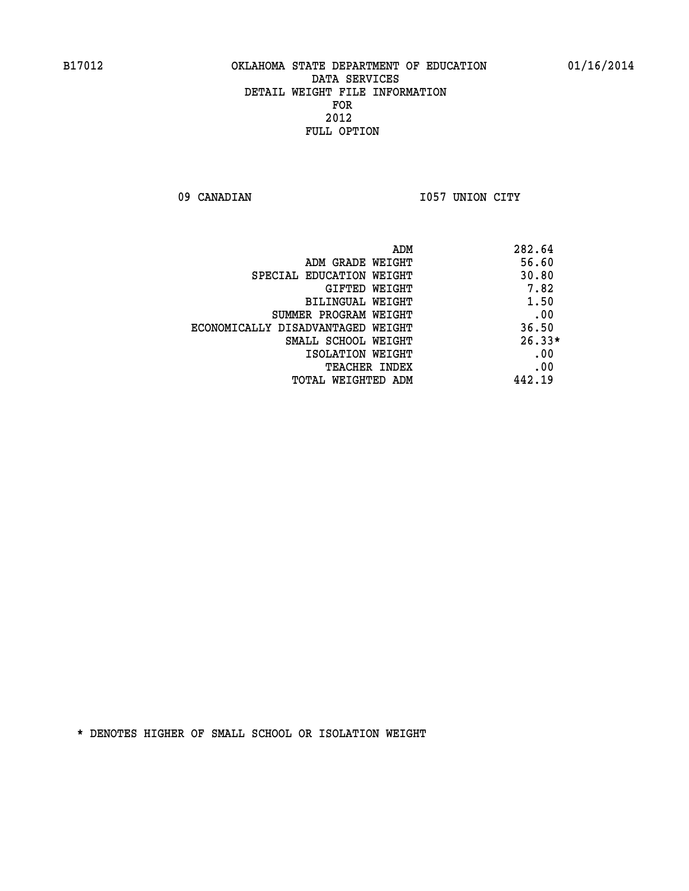B17012 OKLAHOMA STATE DEPARTMENT OF EDUCATION 01/16/2014

DATA SERVICES
DETAIL WEIGHT FILE INFORMATION
FOR
2012
FULL OPTION

09 CANADIAN I057 UNION CITY

| | |
|---|---|
| ADM | 282.64 |
| ADM GRADE WEIGHT | 56.60 |
| SPECIAL EDUCATION WEIGHT | 30.80 |
| GIFTED WEIGHT | 7.82 |
| BILINGUAL WEIGHT | 1.50 |
| SUMMER PROGRAM WEIGHT | .00 |
| ECONOMICALLY DISADVANTAGED WEIGHT | 36.50 |
| SMALL SCHOOL WEIGHT | 26.33* |
| ISOLATION WEIGHT | .00 |
| TEACHER INDEX | .00 |
| TOTAL WEIGHTED ADM | 442.19 |

* DENOTES HIGHER OF SMALL SCHOOL OR ISOLATION WEIGHT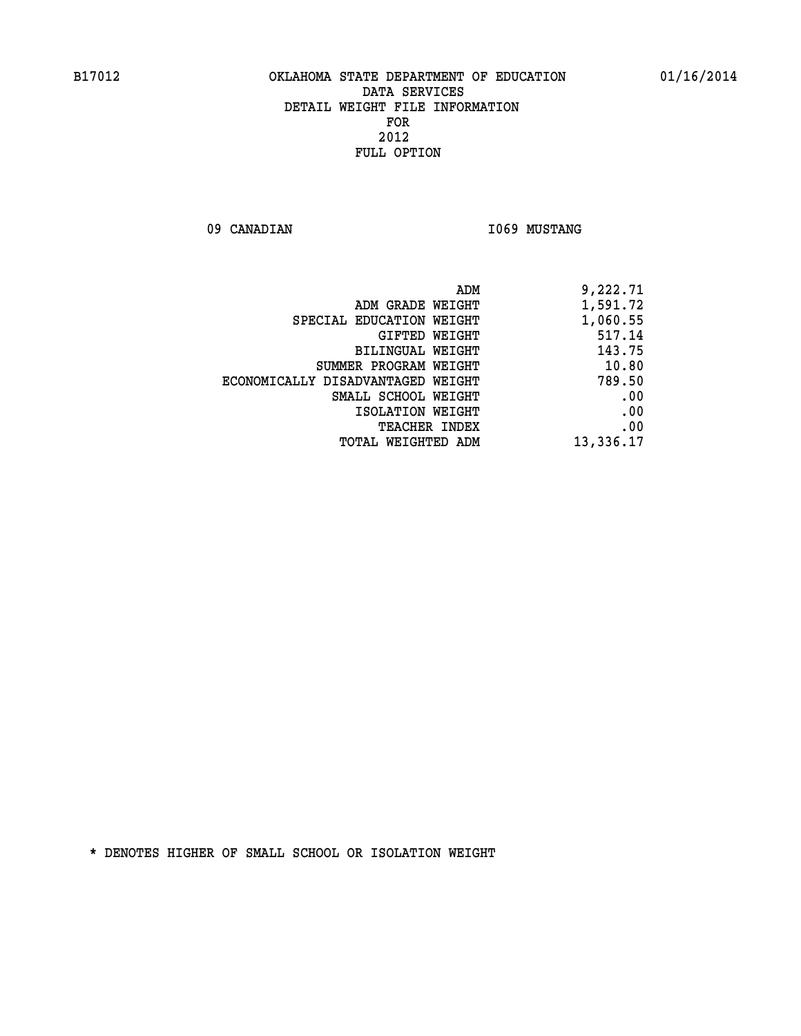B17012 OKLAHOMA STATE DEPARTMENT OF EDUCATION 01/16/2014

DATA SERVICES
DETAIL WEIGHT FILE INFORMATION
FOR
2012
FULL OPTION

09 CANADIAN I069 MUSTANG

| | |
|---|---|
| ADM | 9,222.71 |
| ADM GRADE WEIGHT | 1,591.72 |
| SPECIAL EDUCATION WEIGHT | 1,060.55 |
| GIFTED WEIGHT | 517.14 |
| BILINGUAL WEIGHT | 143.75 |
| SUMMER PROGRAM WEIGHT | 10.80 |
| ECONOMICALLY DISADVANTAGED WEIGHT | 789.50 |
| SMALL SCHOOL WEIGHT | .00 |
| ISOLATION WEIGHT | .00 |
| TEACHER INDEX | .00 |
| TOTAL WEIGHTED ADM | 13,336.17 |

* DENOTES HIGHER OF SMALL SCHOOL OR ISOLATION WEIGHT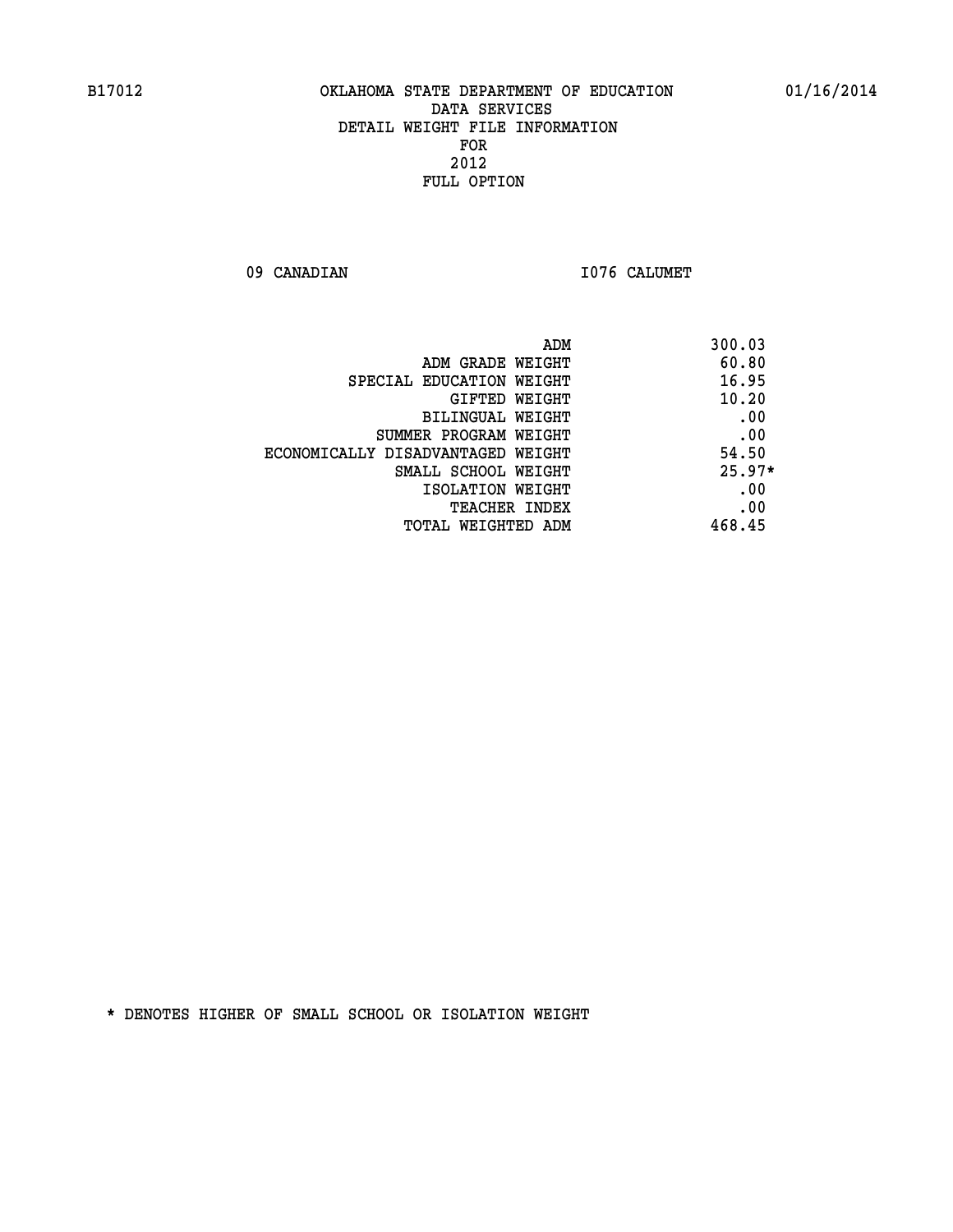B17012 OKLAHOMA STATE DEPARTMENT OF EDUCATION 01/16/2014
DATA SERVICES
DETAIL WEIGHT FILE INFORMATION
FOR
2012
FULL OPTION

09 CANADIAN I076 CALUMET

| | |
|---|---|
| ADM | 300.03 |
| ADM GRADE WEIGHT | 60.80 |
| SPECIAL EDUCATION WEIGHT | 16.95 |
| GIFTED WEIGHT | 10.20 |
| BILINGUAL WEIGHT | .00 |
| SUMMER PROGRAM WEIGHT | .00 |
| ECONOMICALLY DISADVANTAGED WEIGHT | 54.50 |
| SMALL SCHOOL WEIGHT | 25.97* |
| ISOLATION WEIGHT | .00 |
| TEACHER INDEX | .00 |
| TOTAL WEIGHTED ADM | 468.45 |

* DENOTES HIGHER OF SMALL SCHOOL OR ISOLATION WEIGHT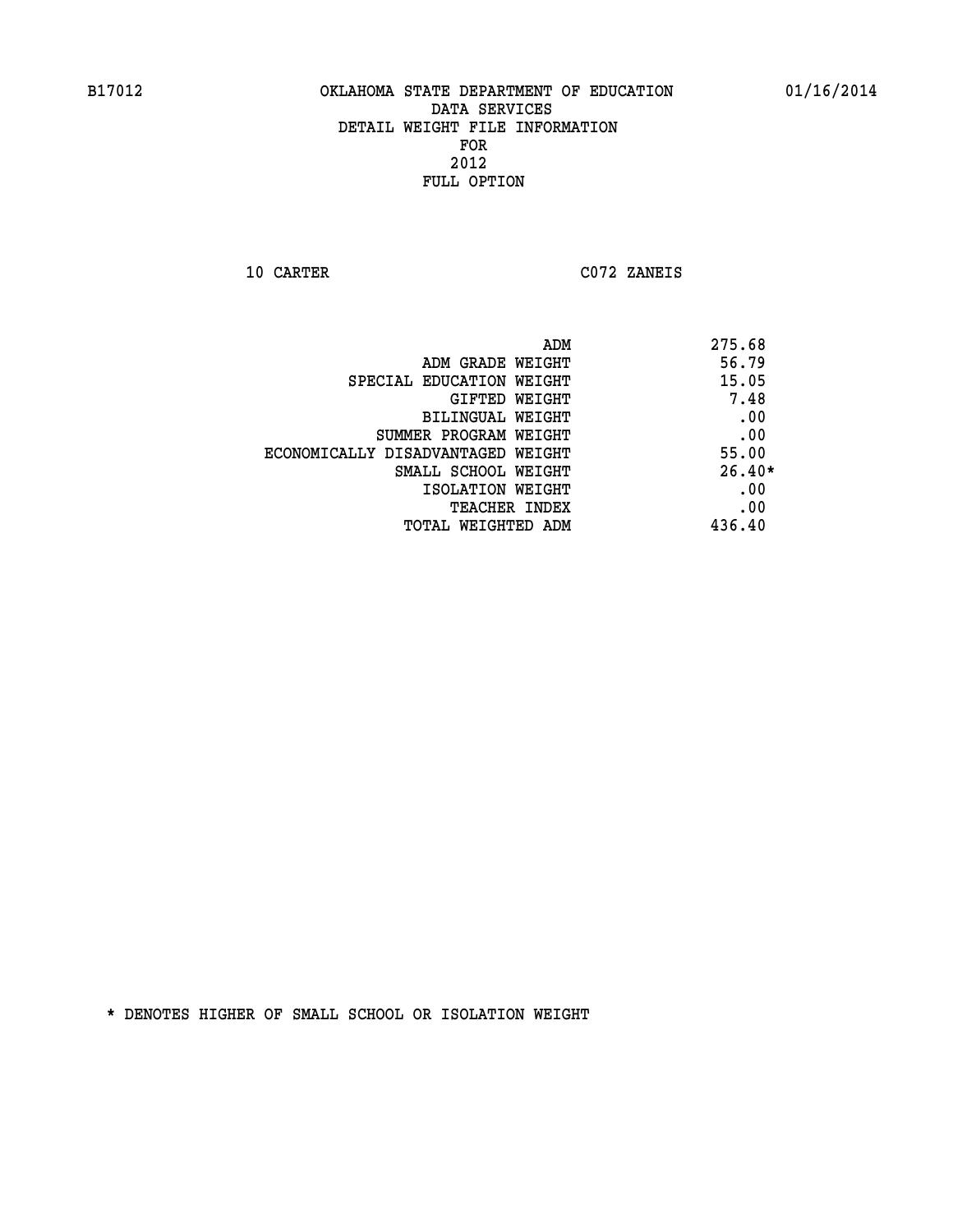B17012 OKLAHOMA STATE DEPARTMENT OF EDUCATION 01/16/2014

DATA SERVICES
DETAIL WEIGHT FILE INFORMATION
FOR
2012
FULL OPTION

10 CARTER C072 ZANEIS

| | |
|---|---|
| ADM | 275.68 |
| ADM GRADE WEIGHT | 56.79 |
| SPECIAL EDUCATION WEIGHT | 15.05 |
| GIFTED WEIGHT | 7.48 |
| BILINGUAL WEIGHT | .00 |
| SUMMER PROGRAM WEIGHT | .00 |
| ECONOMICALLY DISADVANTAGED WEIGHT | 55.00 |
| SMALL SCHOOL WEIGHT | 26.40* |
| ISOLATION WEIGHT | .00 |
| TEACHER INDEX | .00 |
| TOTAL WEIGHTED ADM | 436.40 |

* DENOTES HIGHER OF SMALL SCHOOL OR ISOLATION WEIGHT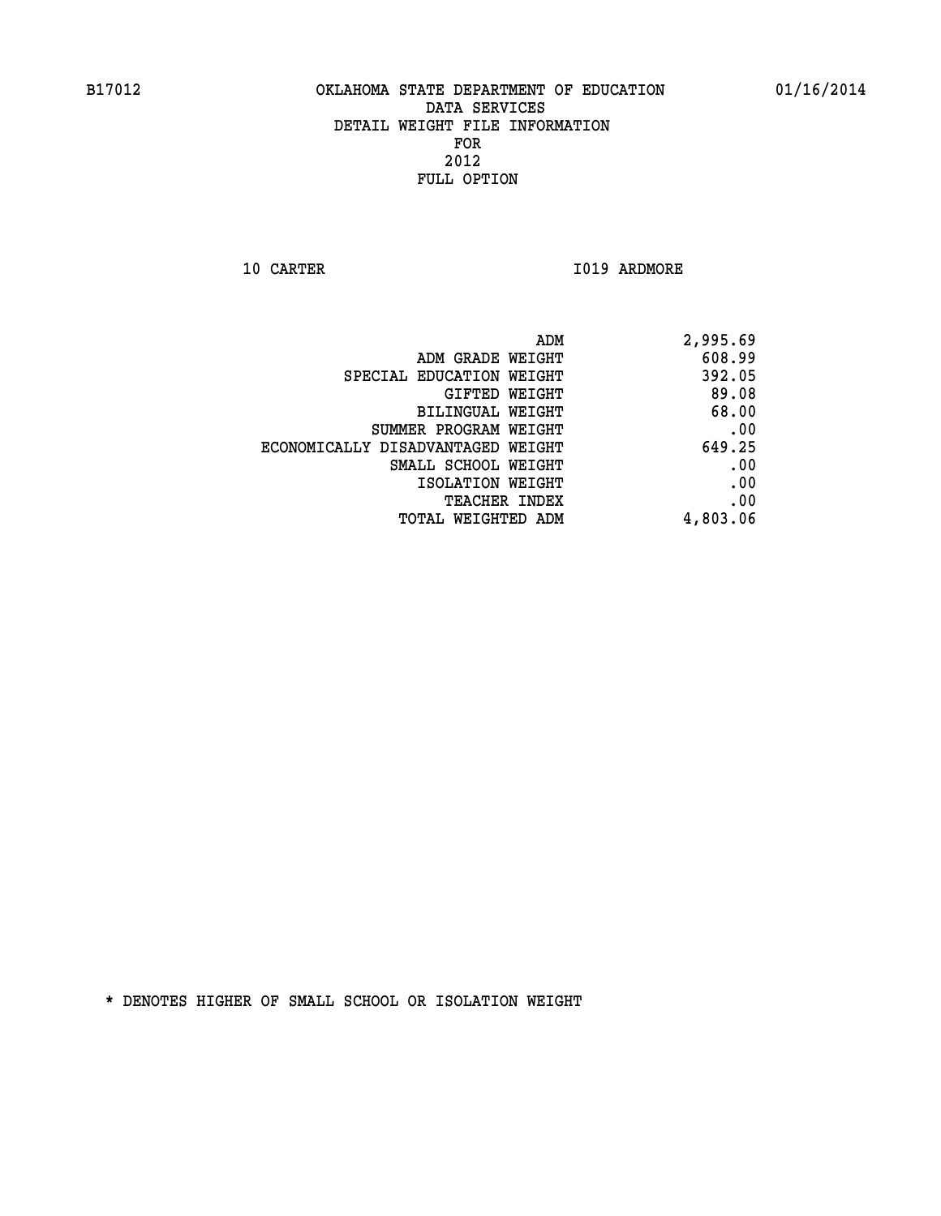B17012 OKLAHOMA STATE DEPARTMENT OF EDUCATION 01/16/2014

DATA SERVICES

DETAIL WEIGHT FILE INFORMATION

FOR

2012

FULL OPTION

10 CARTER I019 ARDMORE

| | |
|---|---|
| ADM | 2,995.69 |
| ADM GRADE WEIGHT | 608.99 |
| SPECIAL EDUCATION WEIGHT | 392.05 |
| GIFTED WEIGHT | 89.08 |
| BILINGUAL WEIGHT | 68.00 |
| SUMMER PROGRAM WEIGHT | .00 |
| ECONOMICALLY DISADVANTAGED WEIGHT | 649.25 |
| SMALL SCHOOL WEIGHT | .00 |
| ISOLATION WEIGHT | .00 |
| TEACHER INDEX | .00 |
| TOTAL WEIGHTED ADM | 4,803.06 |

* DENOTES HIGHER OF SMALL SCHOOL OR ISOLATION WEIGHT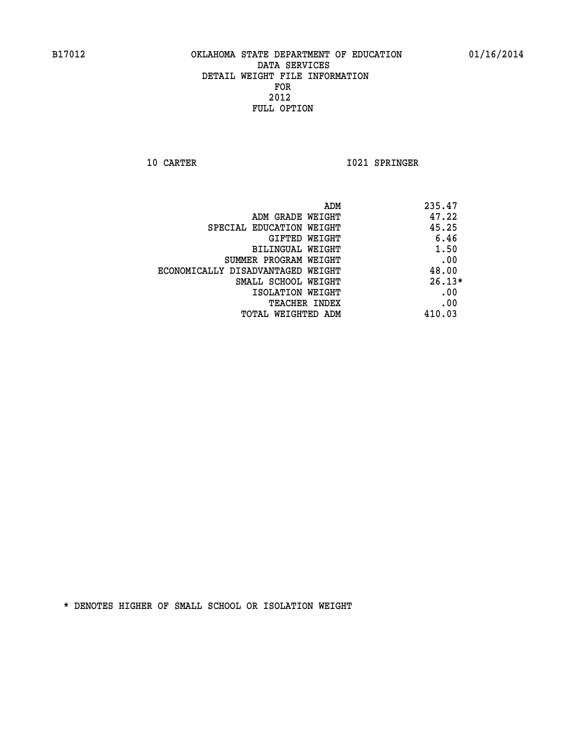OKLAHOMA STATE DEPARTMENT OF EDUCATION
DATA SERVICES
DETAIL WEIGHT FILE INFORMATION
FOR
2012
FULL OPTION

B17012 01/16/2014

10 CARTER I021 SPRINGER

| | |
|---|---|
| ADM | 235.47 |
| ADM GRADE WEIGHT | 47.22 |
| SPECIAL EDUCATION WEIGHT | 45.25 |
| GIFTED WEIGHT | 6.46 |
| BILINGUAL WEIGHT | 1.50 |
| SUMMER PROGRAM WEIGHT | .00 |
| ECONOMICALLY DISADVANTAGED WEIGHT | 48.00 |
| SMALL SCHOOL WEIGHT | 26.13* |
| ISOLATION WEIGHT | .00 |
| TEACHER INDEX | .00 |
| TOTAL WEIGHTED ADM | 410.03 |

* DENOTES HIGHER OF SMALL SCHOOL OR ISOLATION WEIGHT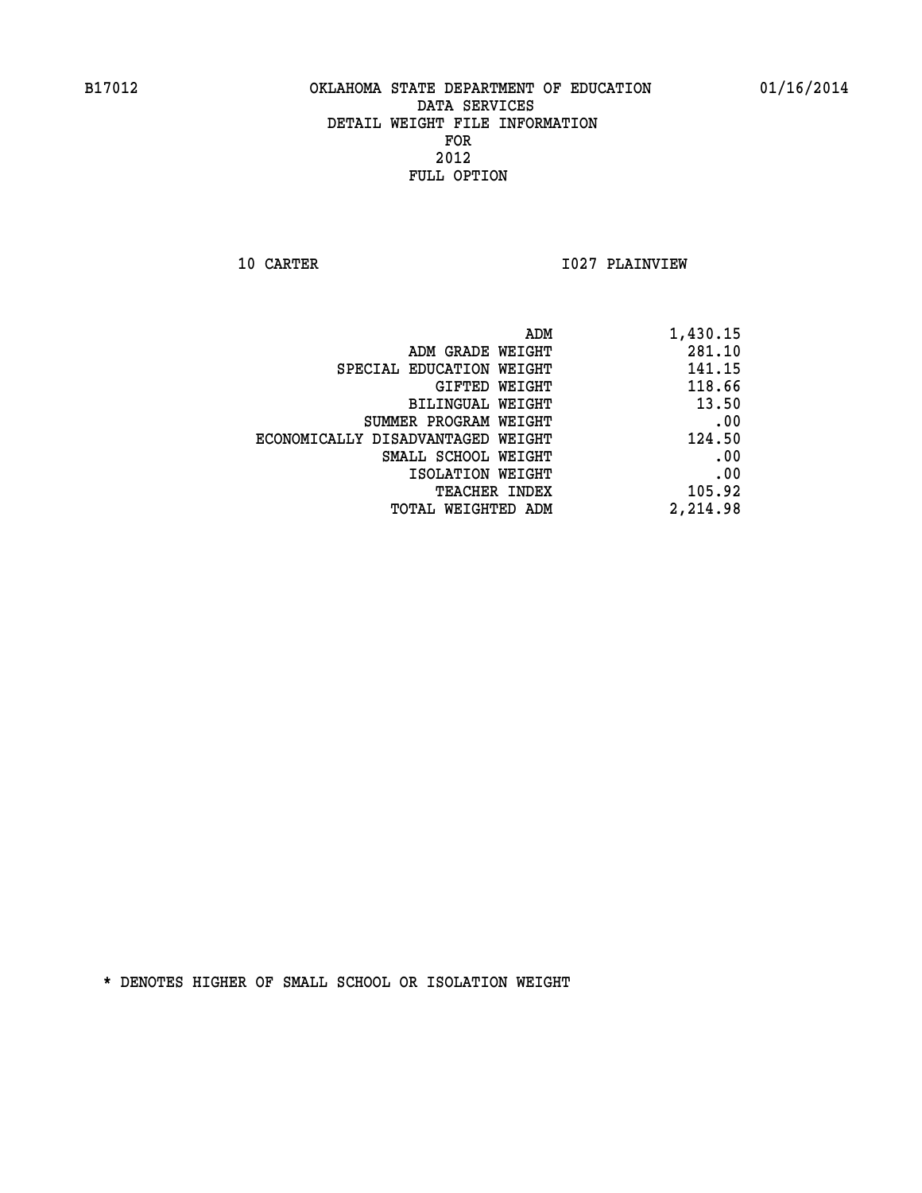B17012 OKLAHOMA STATE DEPARTMENT OF EDUCATION 01/16/2014

DATA SERVICES
DETAIL WEIGHT FILE INFORMATION
FOR
2012
FULL OPTION

10 CARTER I027 PLAINVIEW

| | |
|---|---|
| ADM | 1,430.15 |
| ADM GRADE WEIGHT | 281.10 |
| SPECIAL EDUCATION WEIGHT | 141.15 |
| GIFTED WEIGHT | 118.66 |
| BILINGUAL WEIGHT | 13.50 |
| SUMMER PROGRAM WEIGHT | .00 |
| ECONOMICALLY DISADVANTAGED WEIGHT | 124.50 |
| SMALL SCHOOL WEIGHT | .00 |
| ISOLATION WEIGHT | .00 |
| TEACHER INDEX | 105.92 |
| TOTAL WEIGHTED ADM | 2,214.98 |

* DENOTES HIGHER OF SMALL SCHOOL OR ISOLATION WEIGHT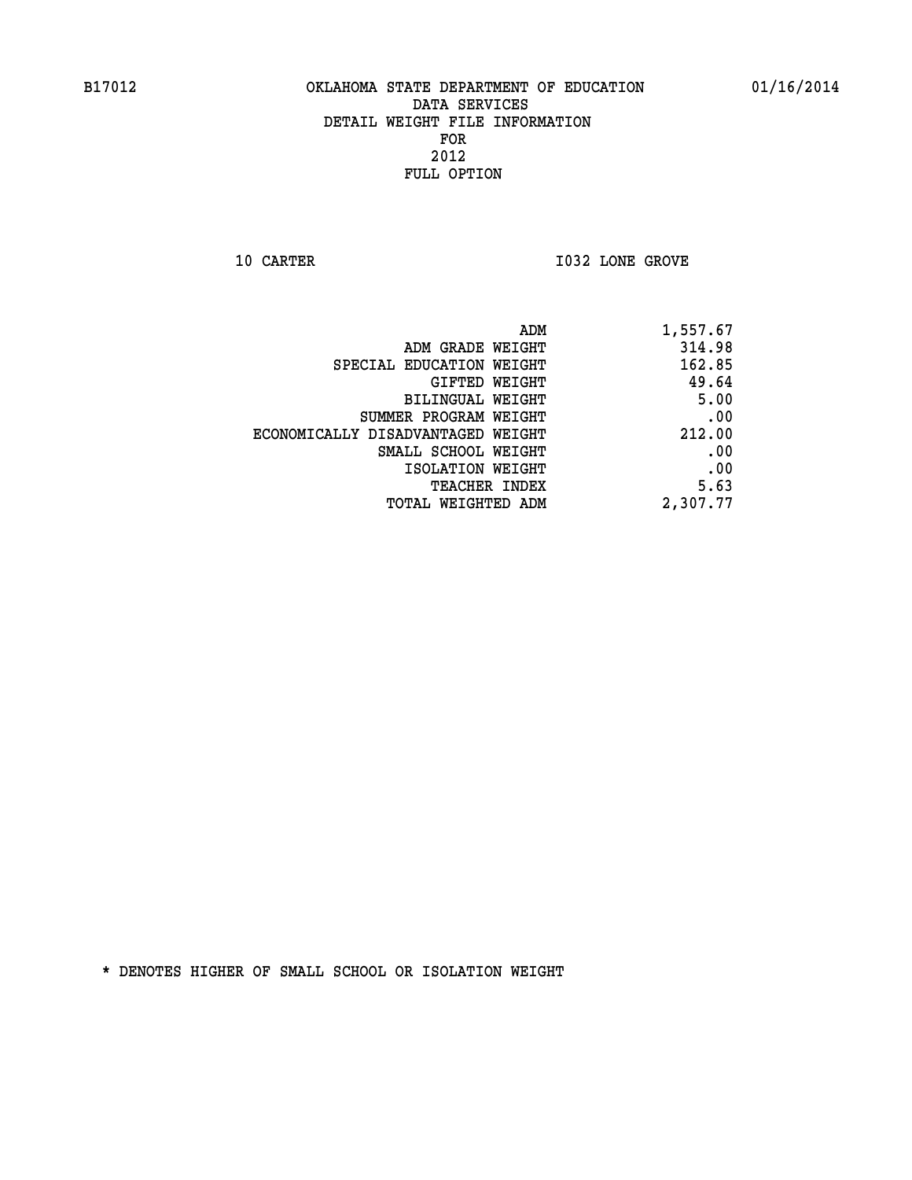B17012 OKLAHOMA STATE DEPARTMENT OF EDUCATION 01/16/2014

DATA SERVICES
DETAIL WEIGHT FILE INFORMATION
FOR
2012
FULL OPTION

10 CARTER I032 LONE GROVE

| | |
|---|---|
| ADM | 1,557.67 |
| ADM GRADE WEIGHT | 314.98 |
| SPECIAL EDUCATION WEIGHT | 162.85 |
| GIFTED WEIGHT | 49.64 |
| BILINGUAL WEIGHT | 5.00 |
| SUMMER PROGRAM WEIGHT | .00 |
| ECONOMICALLY DISADVANTAGED WEIGHT | 212.00 |
| SMALL SCHOOL WEIGHT | .00 |
| ISOLATION WEIGHT | .00 |
| TEACHER INDEX | 5.63 |
| TOTAL WEIGHTED ADM | 2,307.77 |

* DENOTES HIGHER OF SMALL SCHOOL OR ISOLATION WEIGHT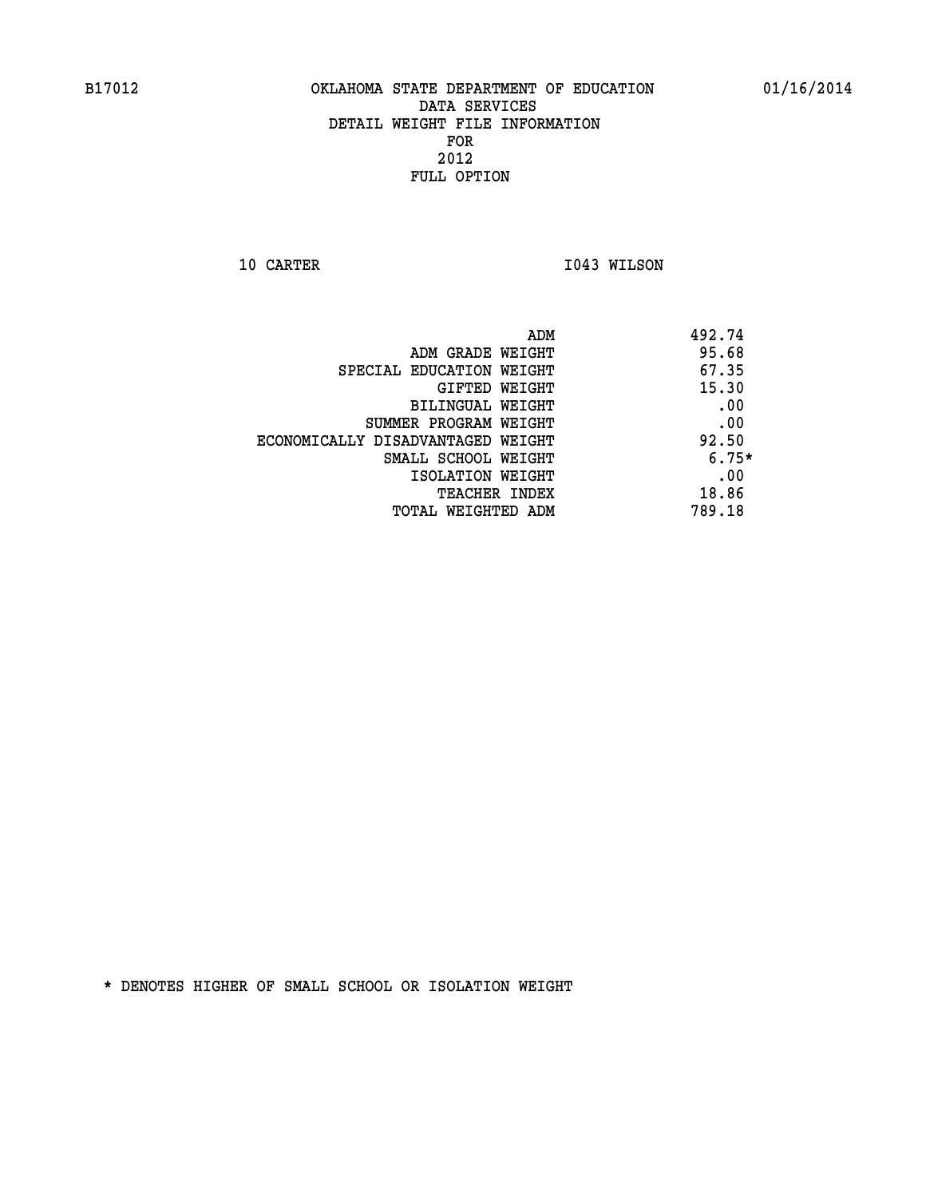OKLAHOMA STATE DEPARTMENT OF EDUCATION
DATA SERVICES
DETAIL WEIGHT FILE INFORMATION
FOR
2012
FULL OPTION

10 CARTER I043 WILSON

| | |
|---|---|
| ADM | 492.74 |
| ADM GRADE WEIGHT | 95.68 |
| SPECIAL EDUCATION WEIGHT | 67.35 |
| GIFTED WEIGHT | 15.30 |
| BILINGUAL WEIGHT | .00 |
| SUMMER PROGRAM WEIGHT | .00 |
| ECONOMICALLY DISADVANTAGED WEIGHT | 92.50 |
| SMALL SCHOOL WEIGHT | 6.75* |
| ISOLATION WEIGHT | .00 |
| TEACHER INDEX | 18.86 |
| TOTAL WEIGHTED ADM | 789.18 |

* DENOTES HIGHER OF SMALL SCHOOL OR ISOLATION WEIGHT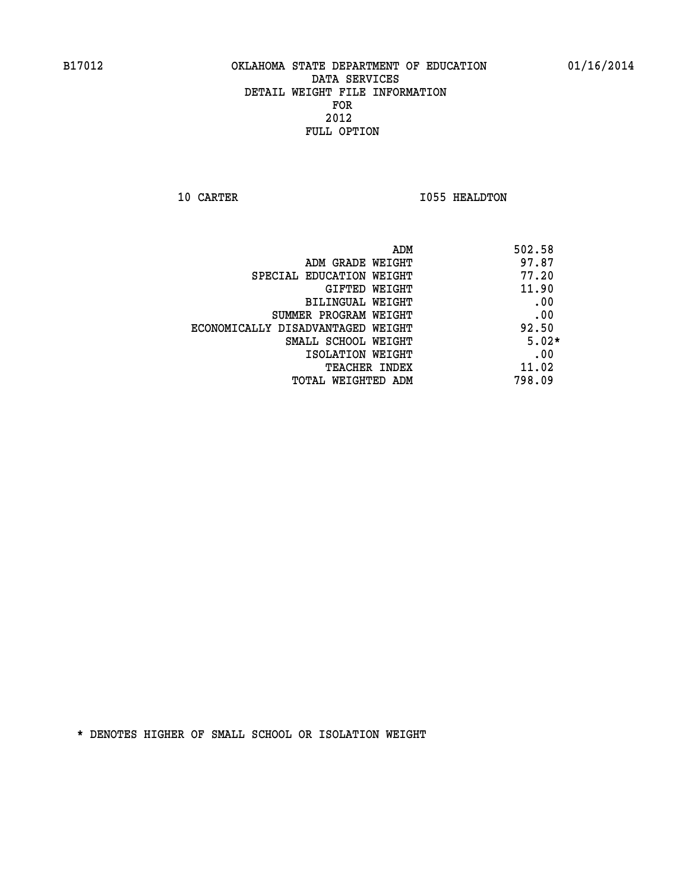B17012 OKLAHOMA STATE DEPARTMENT OF EDUCATION 01/16/2014

DATA SERVICES
DETAIL WEIGHT FILE INFORMATION
FOR
2012
FULL OPTION

10 CARTER I055 HEALDTON

| | |
|---|---|
| ADM | 502.58 |
| ADM GRADE WEIGHT | 97.87 |
| SPECIAL EDUCATION WEIGHT | 77.20 |
| GIFTED WEIGHT | 11.90 |
| BILINGUAL WEIGHT | .00 |
| SUMMER PROGRAM WEIGHT | .00 |
| ECONOMICALLY DISADVANTAGED WEIGHT | 92.50 |
| SMALL SCHOOL WEIGHT | 5.02* |
| ISOLATION WEIGHT | .00 |
| TEACHER INDEX | 11.02 |
| TOTAL WEIGHTED ADM | 798.09 |

* DENOTES HIGHER OF SMALL SCHOOL OR ISOLATION WEIGHT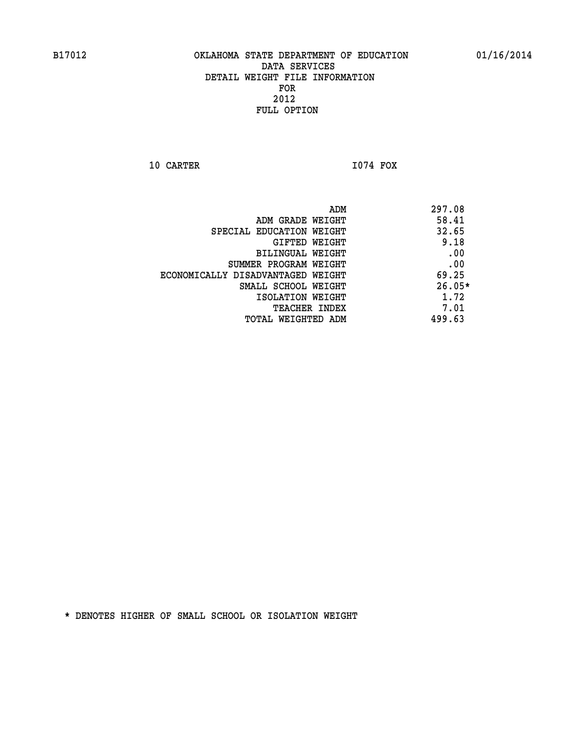B17012 OKLAHOMA STATE DEPARTMENT OF EDUCATION 01/16/2014

DATA SERVICES
DETAIL WEIGHT FILE INFORMATION
FOR
2012
FULL OPTION

10 CARTER I074 FOX

| | |
|---|---|
| ADM | 297.08 |
| ADM GRADE WEIGHT | 58.41 |
| SPECIAL EDUCATION WEIGHT | 32.65 |
| GIFTED WEIGHT | 9.18 |
| BILINGUAL WEIGHT | .00 |
| SUMMER PROGRAM WEIGHT | .00 |
| ECONOMICALLY DISADVANTAGED WEIGHT | 69.25 |
| SMALL SCHOOL WEIGHT | 26.05* |
| ISOLATION WEIGHT | 1.72 |
| TEACHER INDEX | 7.01 |
| TOTAL WEIGHTED ADM | 499.63 |

* DENOTES HIGHER OF SMALL SCHOOL OR ISOLATION WEIGHT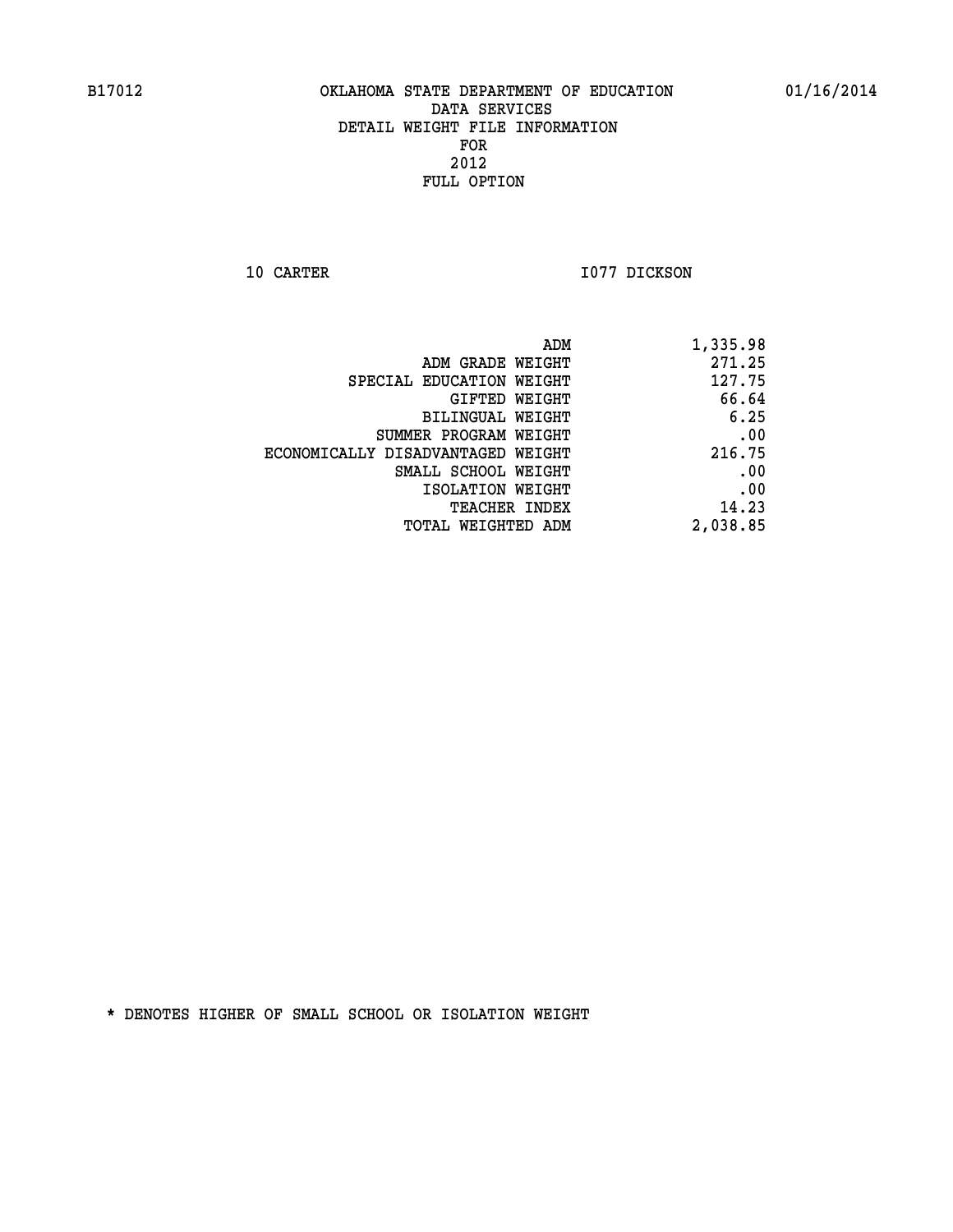B17012 OKLAHOMA STATE DEPARTMENT OF EDUCATION 01/16/2014

DATA SERVICES
DETAIL WEIGHT FILE INFORMATION
FOR
2012
FULL OPTION

10 CARTER I077 DICKSON

| | |
|---|---|
| ADM | 1,335.98 |
| ADM GRADE WEIGHT | 271.25 |
| SPECIAL EDUCATION WEIGHT | 127.75 |
| GIFTED WEIGHT | 66.64 |
| BILINGUAL WEIGHT | 6.25 |
| SUMMER PROGRAM WEIGHT | .00 |
| ECONOMICALLY DISADVANTAGED WEIGHT | 216.75 |
| SMALL SCHOOL WEIGHT | .00 |
| ISOLATION WEIGHT | .00 |
| TEACHER INDEX | 14.23 |
| TOTAL WEIGHTED ADM | 2,038.85 |

* DENOTES HIGHER OF SMALL SCHOOL OR ISOLATION WEIGHT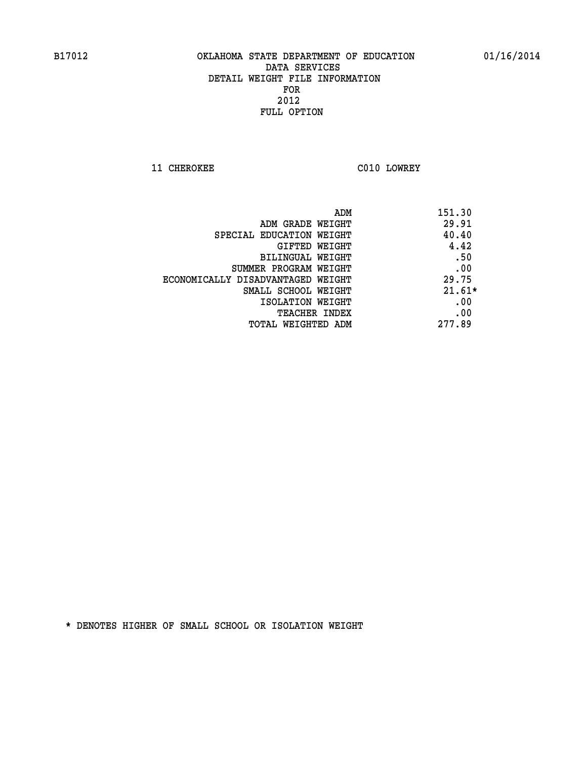B17012 OKLAHOMA STATE DEPARTMENT OF EDUCATION 01/16/2014

DATA SERVICES
DETAIL WEIGHT FILE INFORMATION
FOR
2012
FULL OPTION

11 CHEROKEE C010 LOWREY

| | |
|---|---|
| ADM | 151.30 |
| ADM GRADE WEIGHT | 29.91 |
| SPECIAL EDUCATION WEIGHT | 40.40 |
| GIFTED WEIGHT | 4.42 |
| BILINGUAL WEIGHT | .50 |
| SUMMER PROGRAM WEIGHT | .00 |
| ECONOMICALLY DISADVANTAGED WEIGHT | 29.75 |
| SMALL SCHOOL WEIGHT | 21.61* |
| ISOLATION WEIGHT | .00 |
| TEACHER INDEX | .00 |
| TOTAL WEIGHTED ADM | 277.89 |

* DENOTES HIGHER OF SMALL SCHOOL OR ISOLATION WEIGHT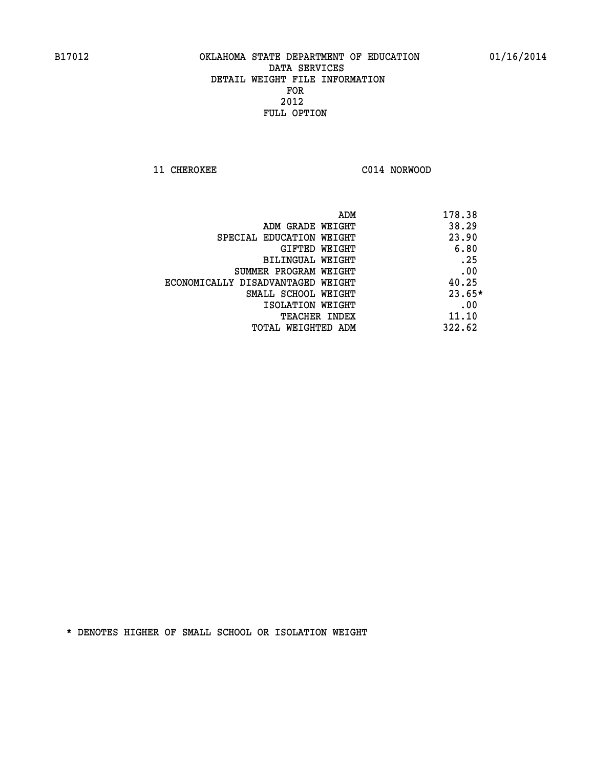B17012 OKLAHOMA STATE DEPARTMENT OF EDUCATION 01/16/2014

DATA SERVICES

DETAIL WEIGHT FILE INFORMATION

FOR

2012

FULL OPTION

11 CHEROKEE C014 NORWOOD

| | |
|---|---|
| ADM | 178.38 |
| ADM GRADE WEIGHT | 38.29 |
| SPECIAL EDUCATION WEIGHT | 23.90 |
| GIFTED WEIGHT | 6.80 |
| BILINGUAL WEIGHT | .25 |
| SUMMER PROGRAM WEIGHT | .00 |
| ECONOMICALLY DISADVANTAGED WEIGHT | 40.25 |
| SMALL SCHOOL WEIGHT | 23.65* |
| ISOLATION WEIGHT | .00 |
| TEACHER INDEX | 11.10 |
| TOTAL WEIGHTED ADM | 322.62 |

* DENOTES HIGHER OF SMALL SCHOOL OR ISOLATION WEIGHT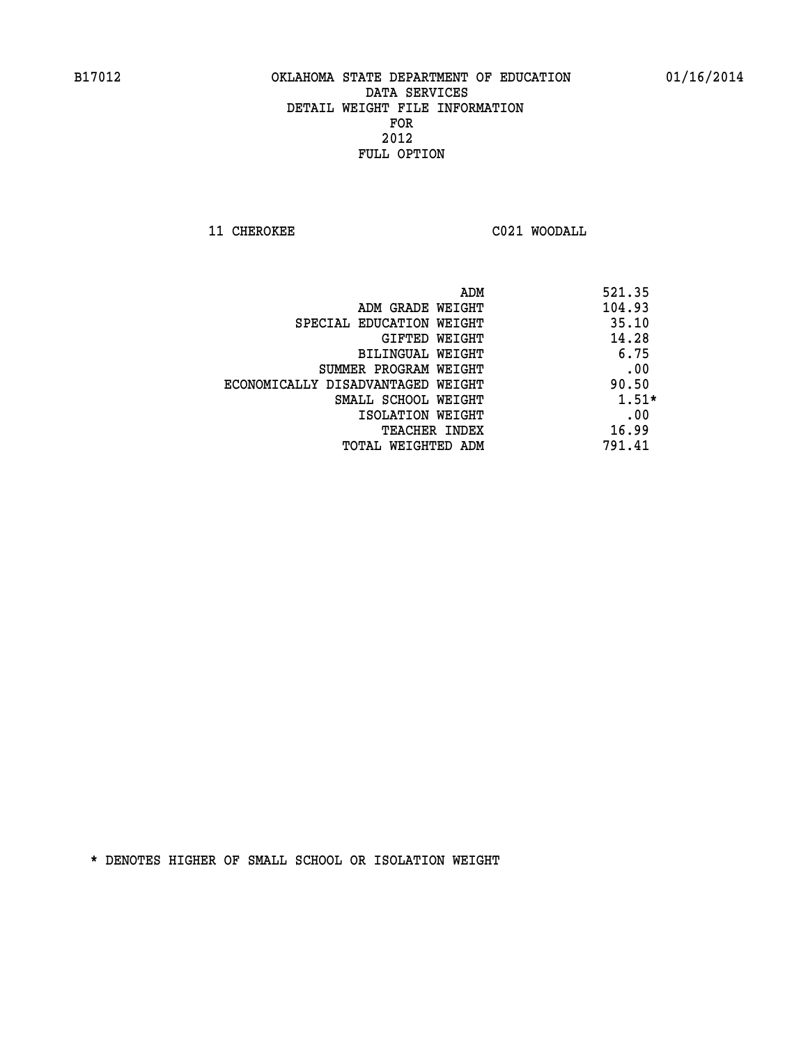B17012 OKLAHOMA STATE DEPARTMENT OF EDUCATION 01/16/2014

DATA SERVICES
DETAIL WEIGHT FILE INFORMATION
FOR
2012
FULL OPTION

11 CHEROKEE C021 WOODALL

| | |
|---|---|
| ADM | 521.35 |
| ADM GRADE WEIGHT | 104.93 |
| SPECIAL EDUCATION WEIGHT | 35.10 |
| GIFTED WEIGHT | 14.28 |
| BILINGUAL WEIGHT | 6.75 |
| SUMMER PROGRAM WEIGHT | .00 |
| ECONOMICALLY DISADVANTAGED WEIGHT | 90.50 |
| SMALL SCHOOL WEIGHT | 1.51* |
| ISOLATION WEIGHT | .00 |
| TEACHER INDEX | 16.99 |
| TOTAL WEIGHTED ADM | 791.41 |

* DENOTES HIGHER OF SMALL SCHOOL OR ISOLATION WEIGHT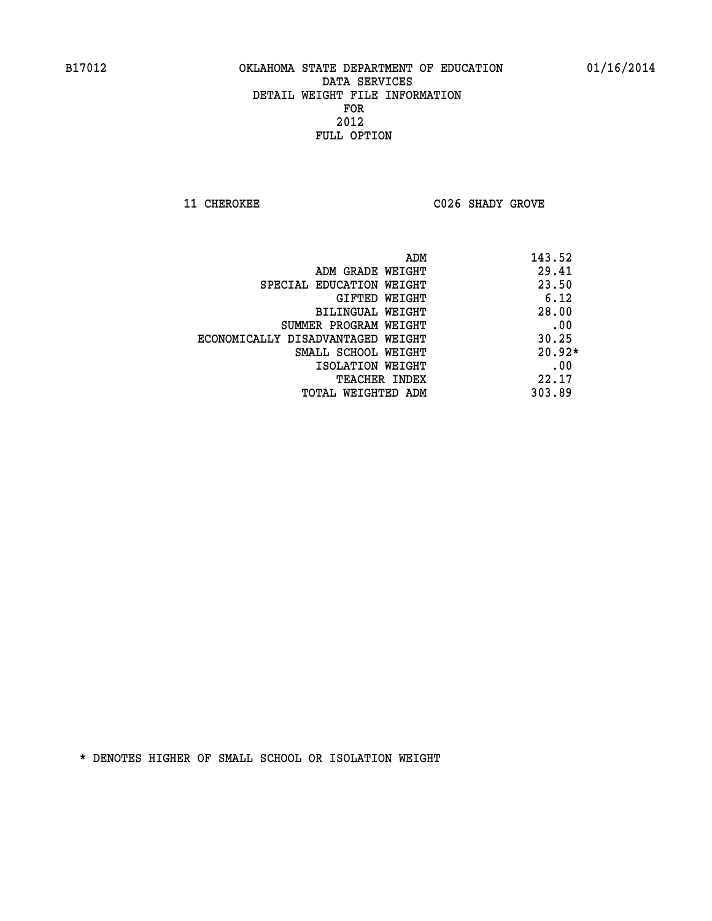B17012 OKLAHOMA STATE DEPARTMENT OF EDUCATION 01/16/2014
DATA SERVICES
DETAIL WEIGHT FILE INFORMATION
FOR
2012
FULL OPTION

11 CHEROKEE C026 SHADY GROVE

| | |
|---|---|
| ADM | 143.52 |
| ADM GRADE WEIGHT | 29.41 |
| SPECIAL EDUCATION WEIGHT | 23.50 |
| GIFTED WEIGHT | 6.12 |
| BILINGUAL WEIGHT | 28.00 |
| SUMMER PROGRAM WEIGHT | .00 |
| ECONOMICALLY DISADVANTAGED WEIGHT | 30.25 |
| SMALL SCHOOL WEIGHT | 20.92* |
| ISOLATION WEIGHT | .00 |
| TEACHER INDEX | 22.17 |
| TOTAL WEIGHTED ADM | 303.89 |

* DENOTES HIGHER OF SMALL SCHOOL OR ISOLATION WEIGHT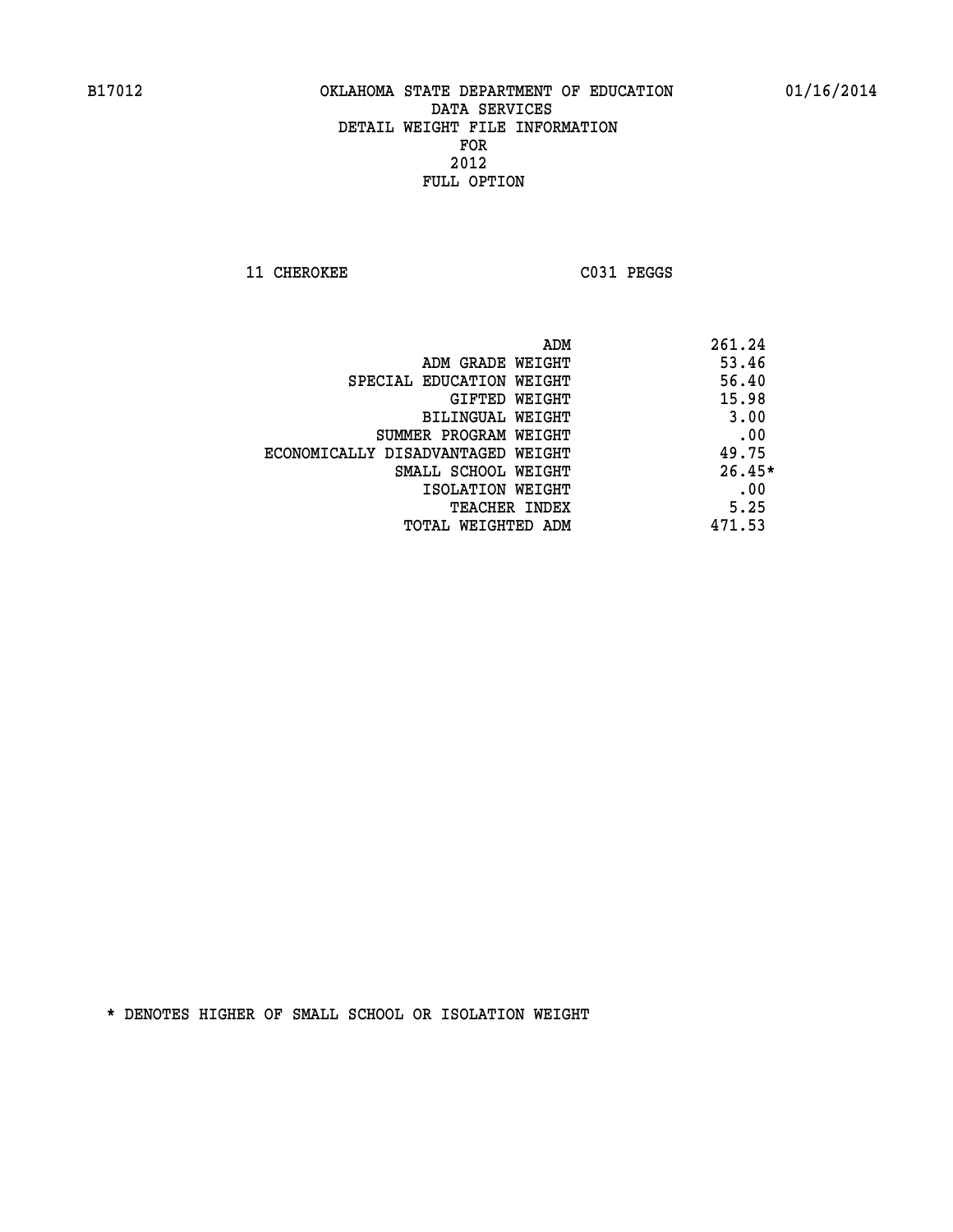B17012 OKLAHOMA STATE DEPARTMENT OF EDUCATION 01/16/2014

DATA SERVICES

DETAIL WEIGHT FILE INFORMATION

FOR

2012

FULL OPTION

11 CHEROKEE C031 PEGGS

| | |
|---|---|
| ADM | 261.24 |
| ADM GRADE WEIGHT | 53.46 |
| SPECIAL EDUCATION WEIGHT | 56.40 |
| GIFTED WEIGHT | 15.98 |
| BILINGUAL WEIGHT | 3.00 |
| SUMMER PROGRAM WEIGHT | .00 |
| ECONOMICALLY DISADVANTAGED WEIGHT | 49.75 |
| SMALL SCHOOL WEIGHT | 26.45* |
| ISOLATION WEIGHT | .00 |
| TEACHER INDEX | 5.25 |
| TOTAL WEIGHTED ADM | 471.53 |

* DENOTES HIGHER OF SMALL SCHOOL OR ISOLATION WEIGHT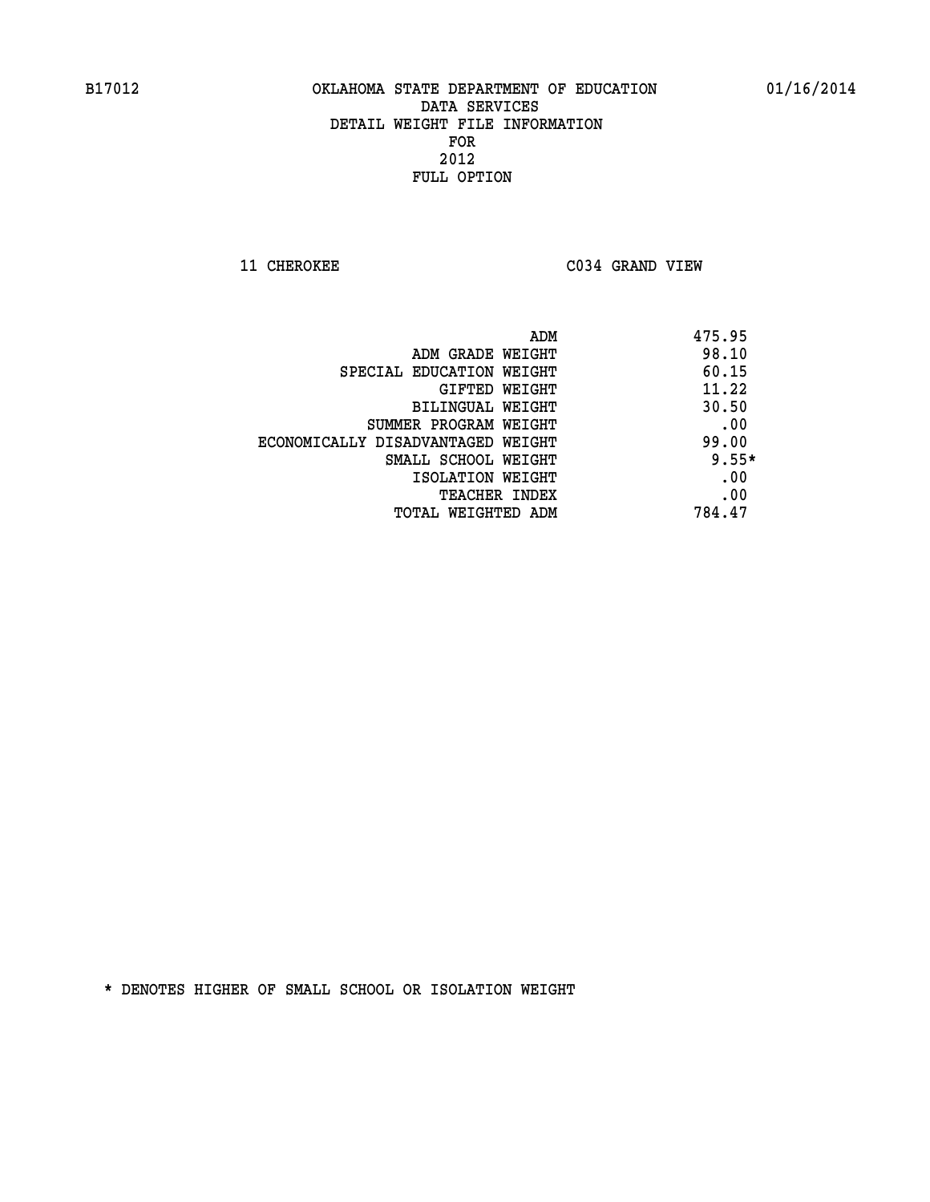B17012 OKLAHOMA STATE DEPARTMENT OF EDUCATION 01/16/2014

DATA SERVICES
DETAIL WEIGHT FILE INFORMATION
FOR
2012
FULL OPTION

11 CHEROKEE C034 GRAND VIEW

| | |
|---|---|
| ADM | 475.95 |
| ADM GRADE WEIGHT | 98.10 |
| SPECIAL EDUCATION WEIGHT | 60.15 |
| GIFTED WEIGHT | 11.22 |
| BILINGUAL WEIGHT | 30.50 |
| SUMMER PROGRAM WEIGHT | .00 |
| ECONOMICALLY DISADVANTAGED WEIGHT | 99.00 |
| SMALL SCHOOL WEIGHT | 9.55* |
| ISOLATION WEIGHT | .00 |
| TEACHER INDEX | .00 |
| TOTAL WEIGHTED ADM | 784.47 |

* DENOTES HIGHER OF SMALL SCHOOL OR ISOLATION WEIGHT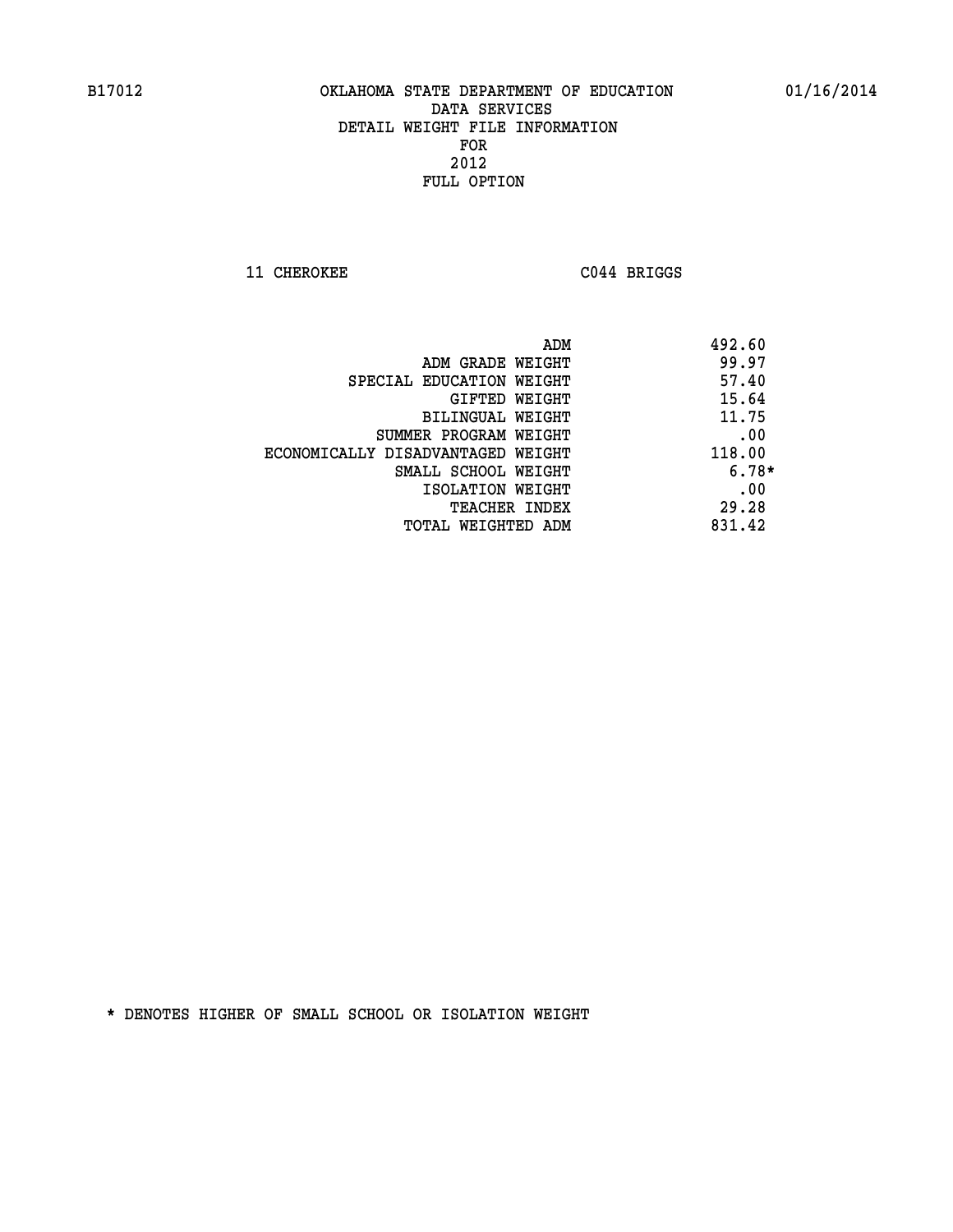B17012 OKLAHOMA STATE DEPARTMENT OF EDUCATION 01/16/2014

DATA SERVICES
DETAIL WEIGHT FILE INFORMATION
FOR
2012
FULL OPTION

11 CHEROKEE C044 BRIGGS

| | |
|---|---|
| ADM | 492.60 |
| ADM GRADE WEIGHT | 99.97 |
| SPECIAL EDUCATION WEIGHT | 57.40 |
| GIFTED WEIGHT | 15.64 |
| BILINGUAL WEIGHT | 11.75 |
| SUMMER PROGRAM WEIGHT | .00 |
| ECONOMICALLY DISADVANTAGED WEIGHT | 118.00 |
| SMALL SCHOOL WEIGHT | 6.78* |
| ISOLATION WEIGHT | .00 |
| TEACHER INDEX | 29.28 |
| TOTAL WEIGHTED ADM | 831.42 |

* DENOTES HIGHER OF SMALL SCHOOL OR ISOLATION WEIGHT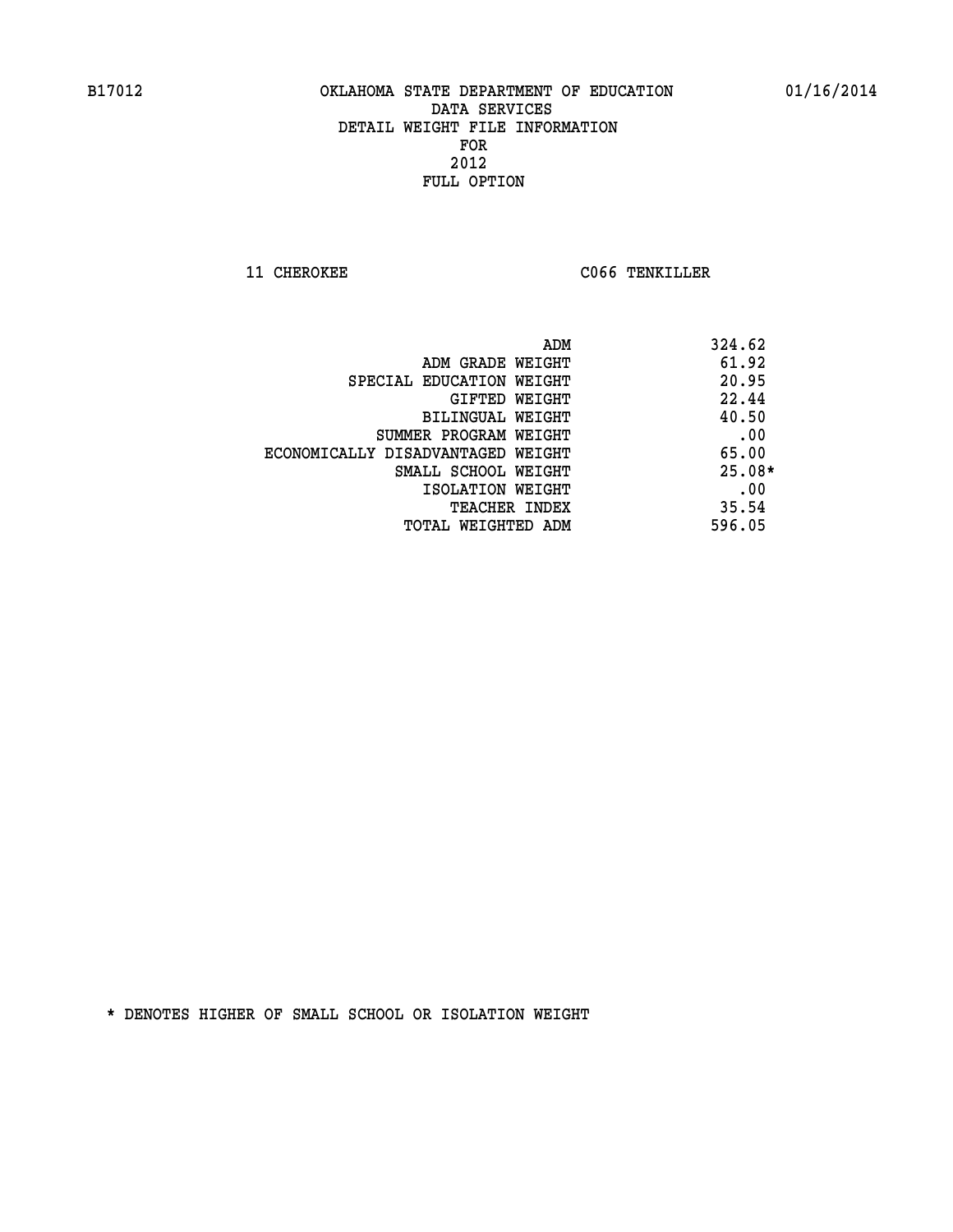B17012 OKLAHOMA STATE DEPARTMENT OF EDUCATION 01/16/2014

DATA SERVICES
DETAIL WEIGHT FILE INFORMATION
FOR
2012
FULL OPTION

11 CHEROKEE C066 TENKILLER

| | |
|---|---|
| ADM | 324.62 |
| ADM GRADE WEIGHT | 61.92 |
| SPECIAL EDUCATION WEIGHT | 20.95 |
| GIFTED WEIGHT | 22.44 |
| BILINGUAL WEIGHT | 40.50 |
| SUMMER PROGRAM WEIGHT | .00 |
| ECONOMICALLY DISADVANTAGED WEIGHT | 65.00 |
| SMALL SCHOOL WEIGHT | 25.08* |
| ISOLATION WEIGHT | .00 |
| TEACHER INDEX | 35.54 |
| TOTAL WEIGHTED ADM | 596.05 |

* DENOTES HIGHER OF SMALL SCHOOL OR ISOLATION WEIGHT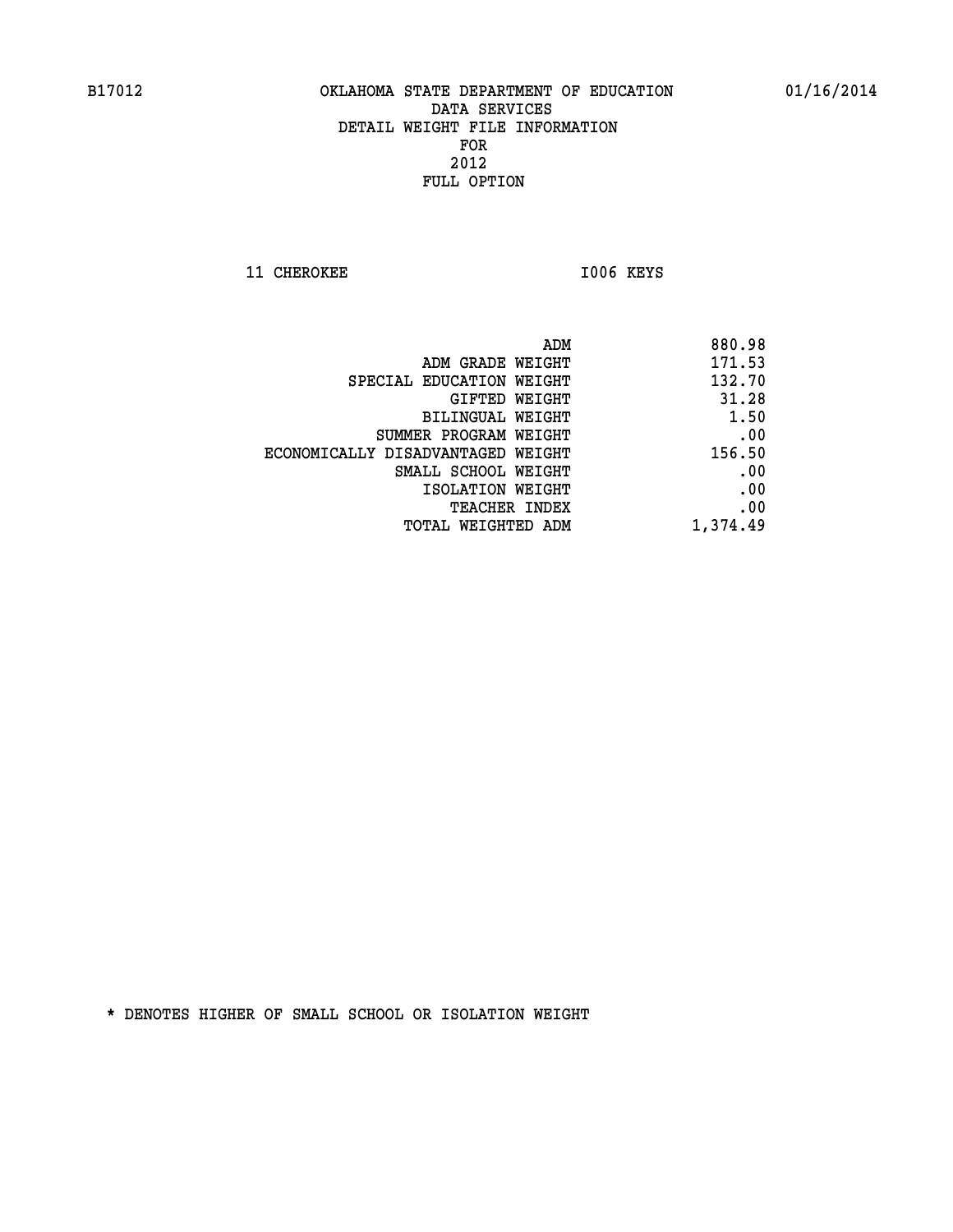OKLAHOMA STATE DEPARTMENT OF EDUCATION
DATA SERVICES
DETAIL WEIGHT FILE INFORMATION
FOR
2012
FULL OPTION

11 CHEROKEE I006 KEYS

| | |
|---|---|
| ADM | 880.98 |
| ADM GRADE WEIGHT | 171.53 |
| SPECIAL EDUCATION WEIGHT | 132.70 |
| GIFTED WEIGHT | 31.28 |
| BILINGUAL WEIGHT | 1.50 |
| SUMMER PROGRAM WEIGHT | .00 |
| ECONOMICALLY DISADVANTAGED WEIGHT | 156.50 |
| SMALL SCHOOL WEIGHT | .00 |
| ISOLATION WEIGHT | .00 |
| TEACHER INDEX | .00 |
| TOTAL WEIGHTED ADM | 1,374.49 |

* DENOTES HIGHER OF SMALL SCHOOL OR ISOLATION WEIGHT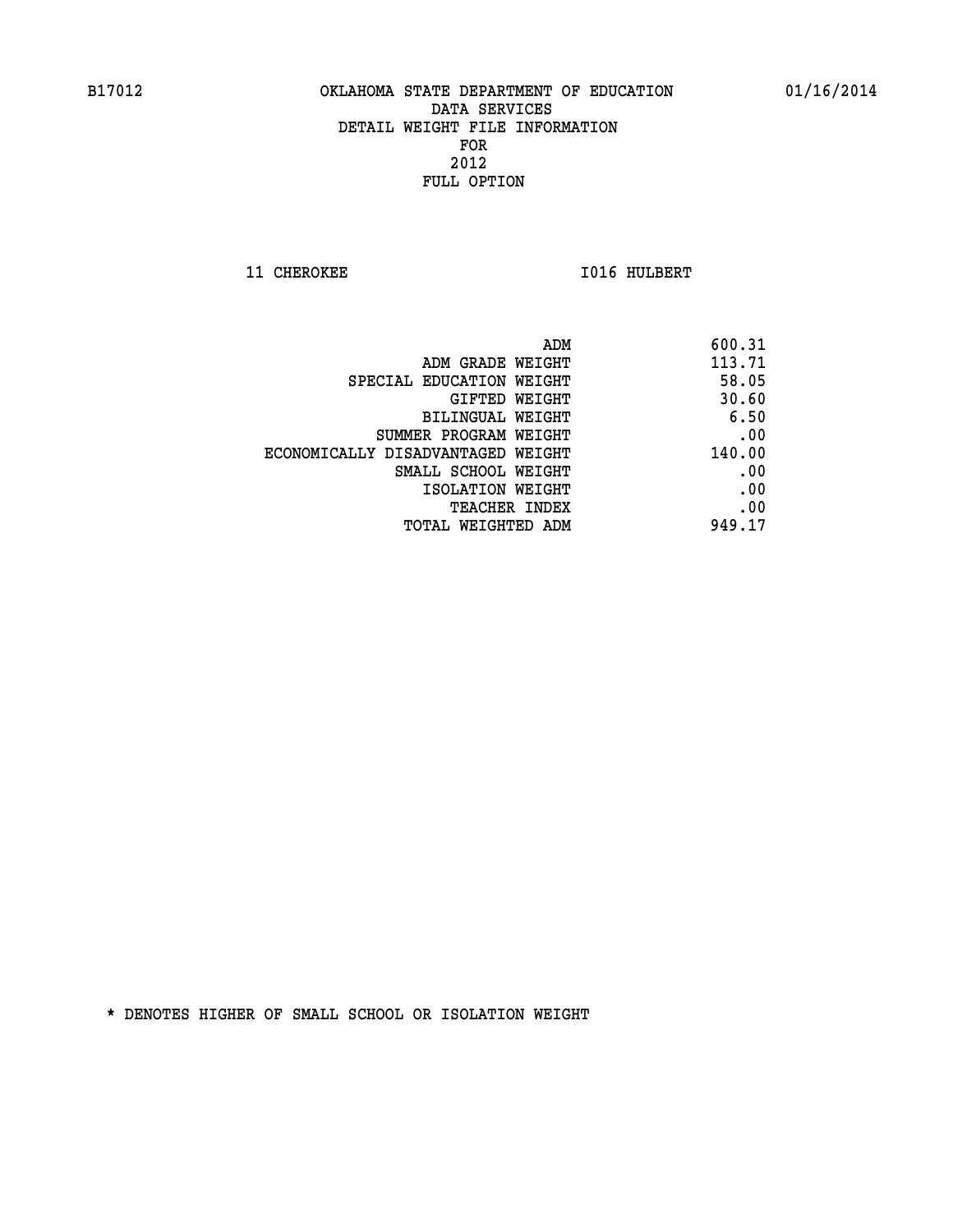B17012 OKLAHOMA STATE DEPARTMENT OF EDUCATION 01/16/2014

DATA SERVICES
DETAIL WEIGHT FILE INFORMATION
FOR
2012
FULL OPTION

11 CHEROKEE I016 HULBERT

| | |
|---|---|
| ADM | 600.31 |
| ADM GRADE WEIGHT | 113.71 |
| SPECIAL EDUCATION WEIGHT | 58.05 |
| GIFTED WEIGHT | 30.60 |
| BILINGUAL WEIGHT | 6.50 |
| SUMMER PROGRAM WEIGHT | .00 |
| ECONOMICALLY DISADVANTAGED WEIGHT | 140.00 |
| SMALL SCHOOL WEIGHT | .00 |
| ISOLATION WEIGHT | .00 |
| TEACHER INDEX | .00 |
| TOTAL WEIGHTED ADM | 949.17 |

* DENOTES HIGHER OF SMALL SCHOOL OR ISOLATION WEIGHT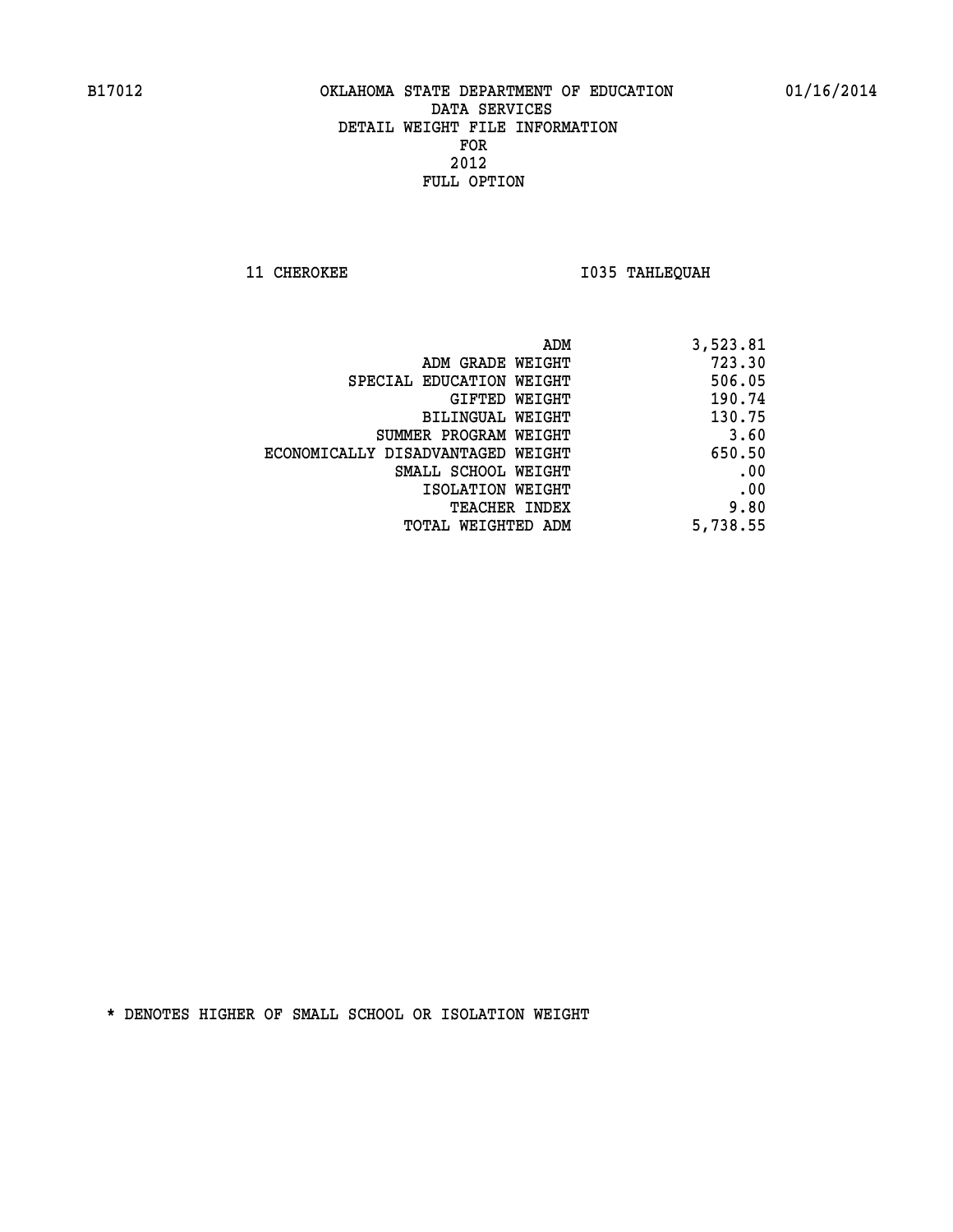B17012 OKLAHOMA STATE DEPARTMENT OF EDUCATION 01/16/2014

DATA SERVICES
DETAIL WEIGHT FILE INFORMATION
FOR
2012
FULL OPTION

11 CHEROKEE I035 TAHLEQUAH

| | |
|---|---|
| ADM | 3,523.81 |
| ADM GRADE WEIGHT | 723.30 |
| SPECIAL EDUCATION WEIGHT | 506.05 |
| GIFTED WEIGHT | 190.74 |
| BILINGUAL WEIGHT | 130.75 |
| SUMMER PROGRAM WEIGHT | 3.60 |
| ECONOMICALLY DISADVANTAGED WEIGHT | 650.50 |
| SMALL SCHOOL WEIGHT | .00 |
| ISOLATION WEIGHT | .00 |
| TEACHER INDEX | 9.80 |
| TOTAL WEIGHTED ADM | 5,738.55 |

* DENOTES HIGHER OF SMALL SCHOOL OR ISOLATION WEIGHT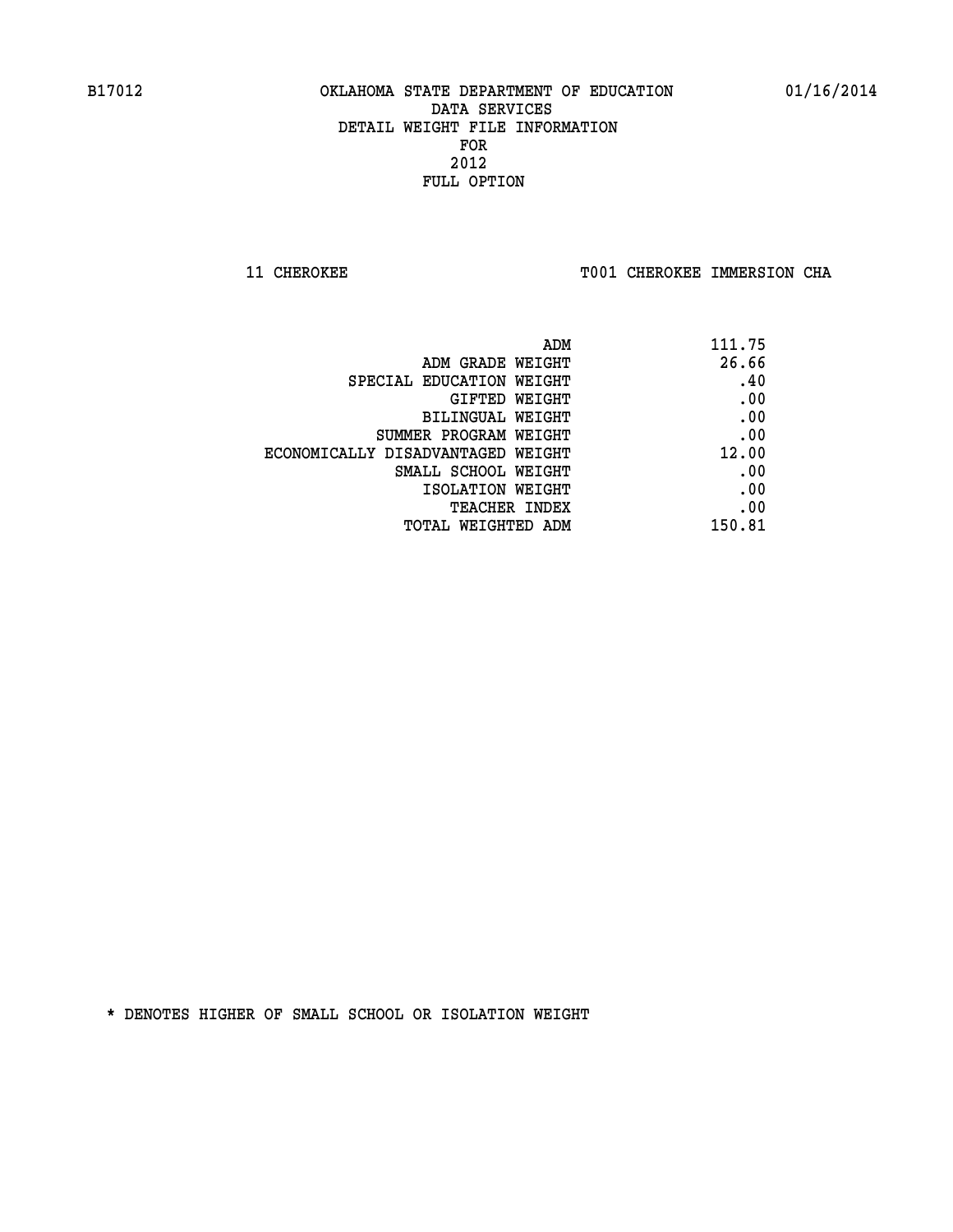B17012 OKLAHOMA STATE DEPARTMENT OF EDUCATION 01/16/2014

DATA SERVICES
DETAIL WEIGHT FILE INFORMATION
FOR
2012
FULL OPTION

11 CHEROKEE T001 CHEROKEE IMMERSION CHA

| | |
|---|---|
| ADM | 111.75 |
| ADM GRADE WEIGHT | 26.66 |
| SPECIAL EDUCATION WEIGHT | .40 |
| GIFTED WEIGHT | .00 |
| BILINGUAL WEIGHT | .00 |
| SUMMER PROGRAM WEIGHT | .00 |
| ECONOMICALLY DISADVANTAGED WEIGHT | 12.00 |
| SMALL SCHOOL WEIGHT | .00 |
| ISOLATION WEIGHT | .00 |
| TEACHER INDEX | .00 |
| TOTAL WEIGHTED ADM | 150.81 |

* DENOTES HIGHER OF SMALL SCHOOL OR ISOLATION WEIGHT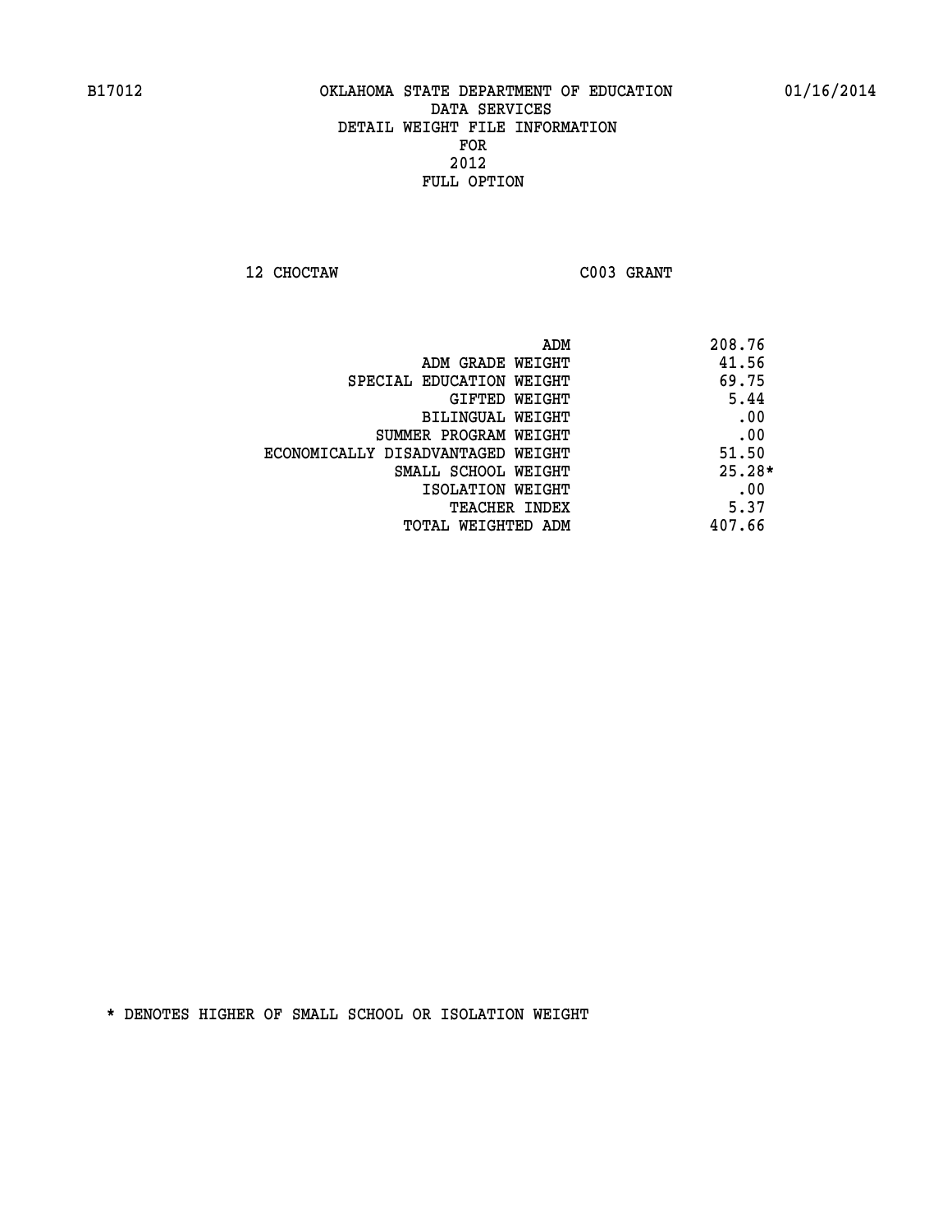B17012 OKLAHOMA STATE DEPARTMENT OF EDUCATION 01/16/2014

DATA SERVICES
DETAIL WEIGHT FILE INFORMATION
FOR
2012
FULL OPTION

12 CHOCTAW C003 GRANT

| | |
|---|---|
| ADM | 208.76 |
| ADM GRADE WEIGHT | 41.56 |
| SPECIAL EDUCATION WEIGHT | 69.75 |
| GIFTED WEIGHT | 5.44 |
| BILINGUAL WEIGHT | .00 |
| SUMMER PROGRAM WEIGHT | .00 |
| ECONOMICALLY DISADVANTAGED WEIGHT | 51.50 |
| SMALL SCHOOL WEIGHT | 25.28* |
| ISOLATION WEIGHT | .00 |
| TEACHER INDEX | 5.37 |
| TOTAL WEIGHTED ADM | 407.66 |

* DENOTES HIGHER OF SMALL SCHOOL OR ISOLATION WEIGHT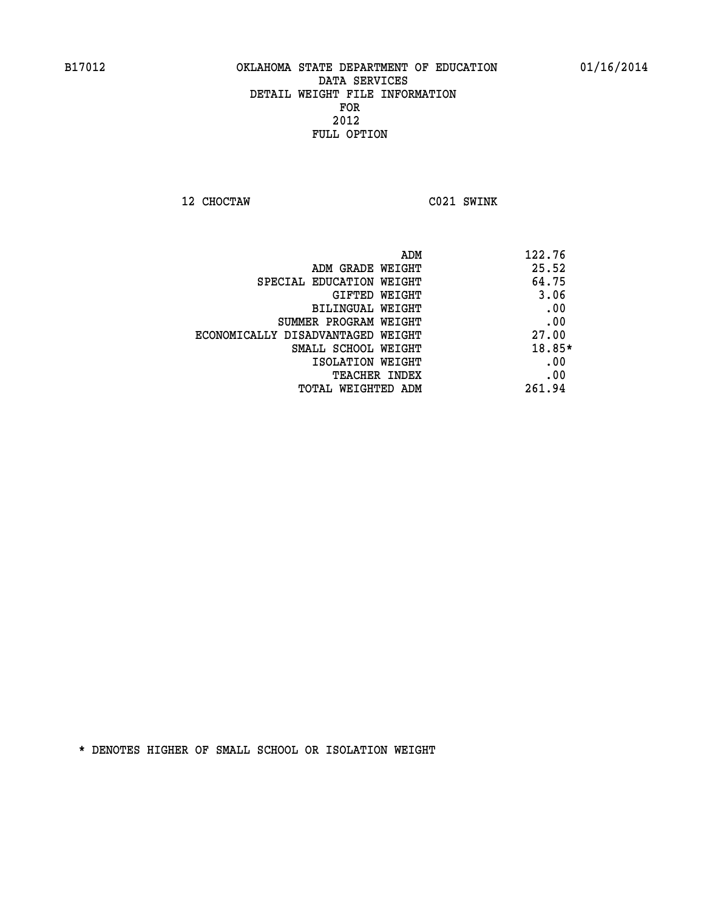B17012 OKLAHOMA STATE DEPARTMENT OF EDUCATION 01/16/2014

DATA SERVICES
DETAIL WEIGHT FILE INFORMATION
FOR
2012
FULL OPTION

12 CHOCTAW C021 SWINK

| | |
|---|---|
| ADM | 122.76 |
| ADM GRADE WEIGHT | 25.52 |
| SPECIAL EDUCATION WEIGHT | 64.75 |
| GIFTED WEIGHT | 3.06 |
| BILINGUAL WEIGHT | .00 |
| SUMMER PROGRAM WEIGHT | .00 |
| ECONOMICALLY DISADVANTAGED WEIGHT | 27.00 |
| SMALL SCHOOL WEIGHT | 18.85* |
| ISOLATION WEIGHT | .00 |
| TEACHER INDEX | .00 |
| TOTAL WEIGHTED ADM | 261.94 |

* DENOTES HIGHER OF SMALL SCHOOL OR ISOLATION WEIGHT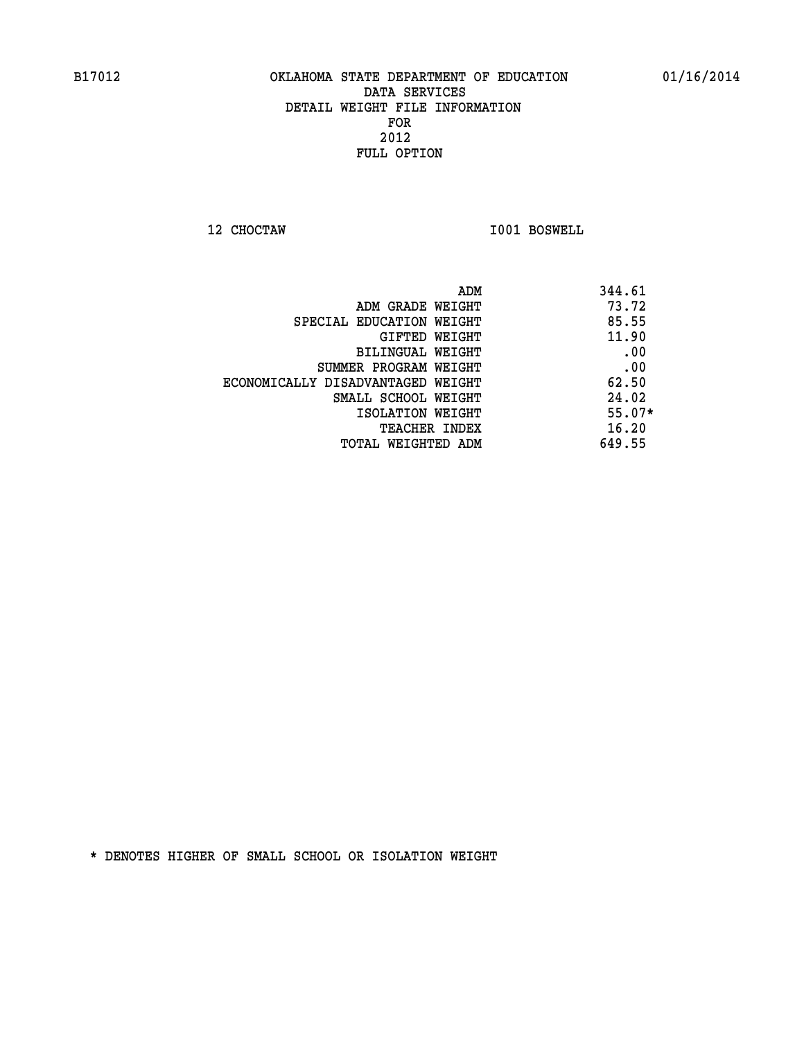B17012 OKLAHOMA STATE DEPARTMENT OF EDUCATION 01/16/2014

DATA SERVICES
DETAIL WEIGHT FILE INFORMATION
FOR
2012
FULL OPTION

12 CHOCTAW I001 BOSWELL

| | |
|---|---|
| ADM | 344.61 |
| ADM GRADE WEIGHT | 73.72 |
| SPECIAL EDUCATION WEIGHT | 85.55 |
| GIFTED WEIGHT | 11.90 |
| BILINGUAL WEIGHT | .00 |
| SUMMER PROGRAM WEIGHT | .00 |
| ECONOMICALLY DISADVANTAGED WEIGHT | 62.50 |
| SMALL SCHOOL WEIGHT | 24.02 |
| ISOLATION WEIGHT | 55.07* |
| TEACHER INDEX | 16.20 |
| TOTAL WEIGHTED ADM | 649.55 |

* DENOTES HIGHER OF SMALL SCHOOL OR ISOLATION WEIGHT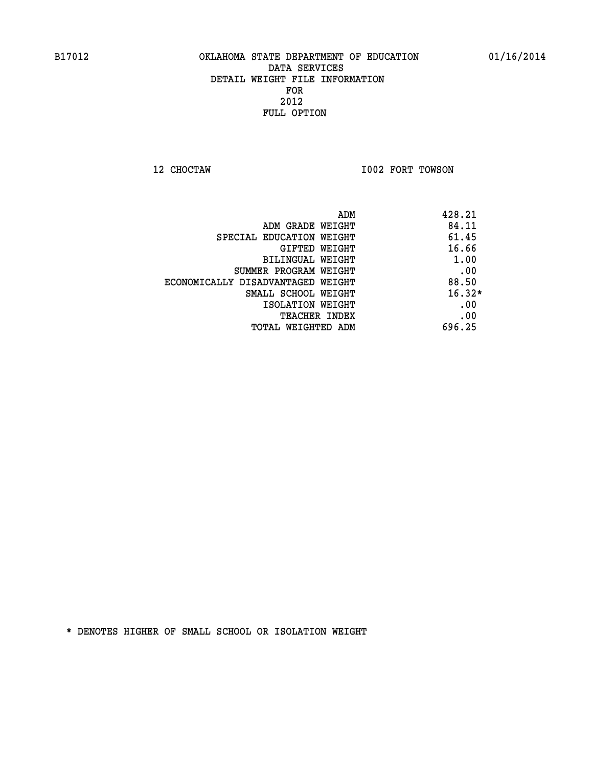B17012 OKLAHOMA STATE DEPARTMENT OF EDUCATION 01/16/2014

DATA SERVICES
DETAIL WEIGHT FILE INFORMATION
FOR
2012
FULL OPTION

12 CHOCTAW I002 FORT TOWSON

| | |
|---|---|
| ADM | 428.21 |
| ADM GRADE WEIGHT | 84.11 |
| SPECIAL EDUCATION WEIGHT | 61.45 |
| GIFTED WEIGHT | 16.66 |
| BILINGUAL WEIGHT | 1.00 |
| SUMMER PROGRAM WEIGHT | .00 |
| ECONOMICALLY DISADVANTAGED WEIGHT | 88.50 |
| SMALL SCHOOL WEIGHT | 16.32* |
| ISOLATION WEIGHT | .00 |
| TEACHER INDEX | .00 |
| TOTAL WEIGHTED ADM | 696.25 |

* DENOTES HIGHER OF SMALL SCHOOL OR ISOLATION WEIGHT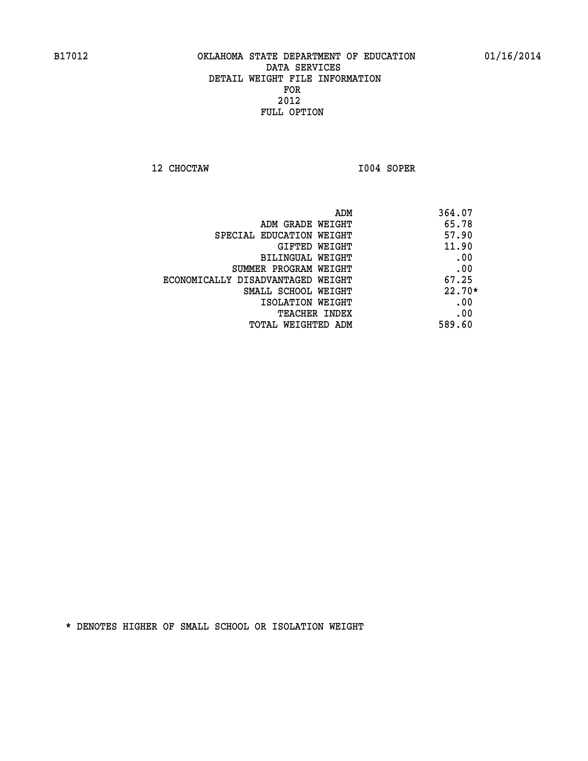B17012 OKLAHOMA STATE DEPARTMENT OF EDUCATION 01/16/2014

DATA SERVICES
DETAIL WEIGHT FILE INFORMATION
FOR
2012
FULL OPTION

12 CHOCTAW I004 SOPER

| | |
|---|---|
| ADM | 364.07 |
| ADM GRADE WEIGHT | 65.78 |
| SPECIAL EDUCATION WEIGHT | 57.90 |
| GIFTED WEIGHT | 11.90 |
| BILINGUAL WEIGHT | .00 |
| SUMMER PROGRAM WEIGHT | .00 |
| ECONOMICALLY DISADVANTAGED WEIGHT | 67.25 |
| SMALL SCHOOL WEIGHT | 22.70* |
| ISOLATION WEIGHT | .00 |
| TEACHER INDEX | .00 |
| TOTAL WEIGHTED ADM | 589.60 |

* DENOTES HIGHER OF SMALL SCHOOL OR ISOLATION WEIGHT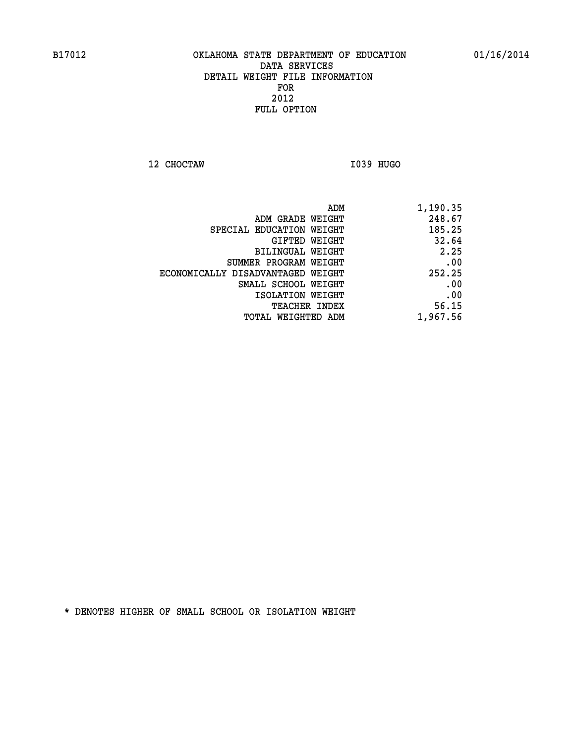B17012 OKLAHOMA STATE DEPARTMENT OF EDUCATION 01/16/2014

DATA SERVICES
DETAIL WEIGHT FILE INFORMATION
FOR
2012
FULL OPTION

12 CHOCTAW I039 HUGO

| | |
|---|---|
| ADM | 1,190.35 |
| ADM GRADE WEIGHT | 248.67 |
| SPECIAL EDUCATION WEIGHT | 185.25 |
| GIFTED WEIGHT | 32.64 |
| BILINGUAL WEIGHT | 2.25 |
| SUMMER PROGRAM WEIGHT | .00 |
| ECONOMICALLY DISADVANTAGED WEIGHT | 252.25 |
| SMALL SCHOOL WEIGHT | .00 |
| ISOLATION WEIGHT | .00 |
| TEACHER INDEX | 56.15 |
| TOTAL WEIGHTED ADM | 1,967.56 |

* DENOTES HIGHER OF SMALL SCHOOL OR ISOLATION WEIGHT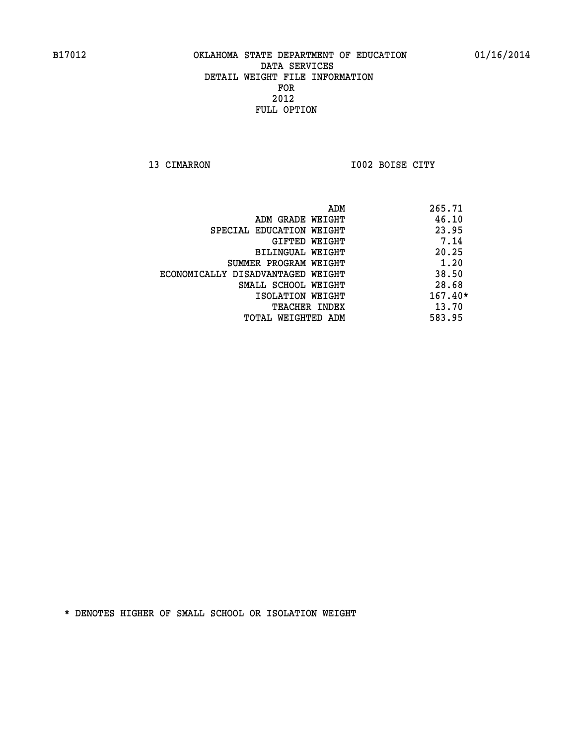B17012 OKLAHOMA STATE DEPARTMENT OF EDUCATION 01/16/2014

DATA SERVICES
DETAIL WEIGHT FILE INFORMATION
FOR
2012
FULL OPTION

13 CIMARRON I002 BOISE CITY

| | |
|---|---|
| ADM | 265.71 |
| ADM GRADE WEIGHT | 46.10 |
| SPECIAL EDUCATION WEIGHT | 23.95 |
| GIFTED WEIGHT | 7.14 |
| BILINGUAL WEIGHT | 20.25 |
| SUMMER PROGRAM WEIGHT | 1.20 |
| ECONOMICALLY DISADVANTAGED WEIGHT | 38.50 |
| SMALL SCHOOL WEIGHT | 28.68 |
| ISOLATION WEIGHT | 167.40* |
| TEACHER INDEX | 13.70 |
| TOTAL WEIGHTED ADM | 583.95 |

* DENOTES HIGHER OF SMALL SCHOOL OR ISOLATION WEIGHT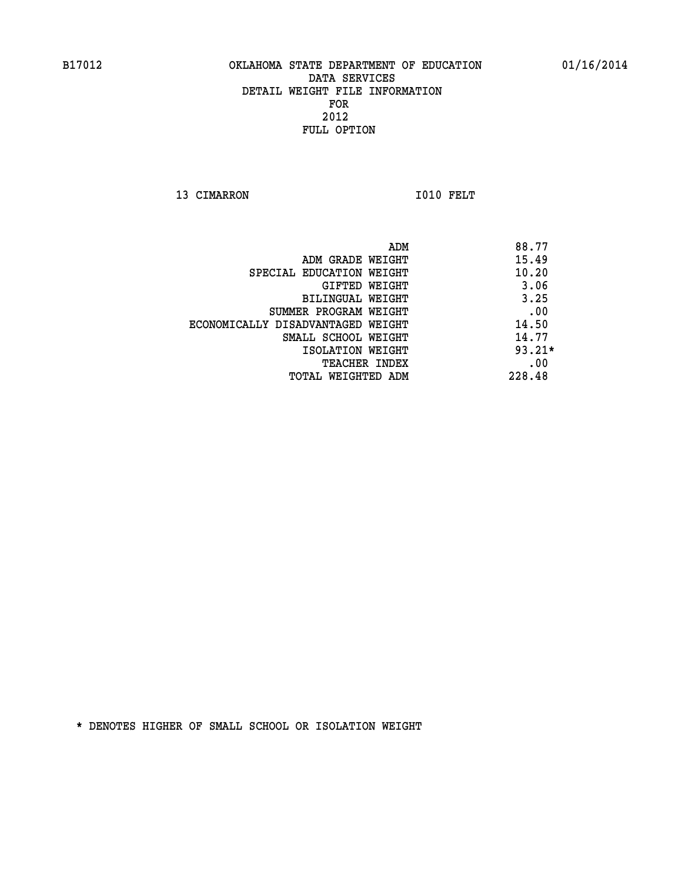B17012 OKLAHOMA STATE DEPARTMENT OF EDUCATION 01/16/2014
DATA SERVICES
DETAIL WEIGHT FILE INFORMATION
FOR
2012
FULL OPTION

13 CIMARRON I010 FELT

| | |
|---|---|
| ADM | 88.77 |
| ADM GRADE WEIGHT | 15.49 |
| SPECIAL EDUCATION WEIGHT | 10.20 |
| GIFTED WEIGHT | 3.06 |
| BILINGUAL WEIGHT | 3.25 |
| SUMMER PROGRAM WEIGHT | .00 |
| ECONOMICALLY DISADVANTAGED WEIGHT | 14.50 |
| SMALL SCHOOL WEIGHT | 14.77 |
| ISOLATION WEIGHT | 93.21* |
| TEACHER INDEX | .00 |
| TOTAL WEIGHTED ADM | 228.48 |

* DENOTES HIGHER OF SMALL SCHOOL OR ISOLATION WEIGHT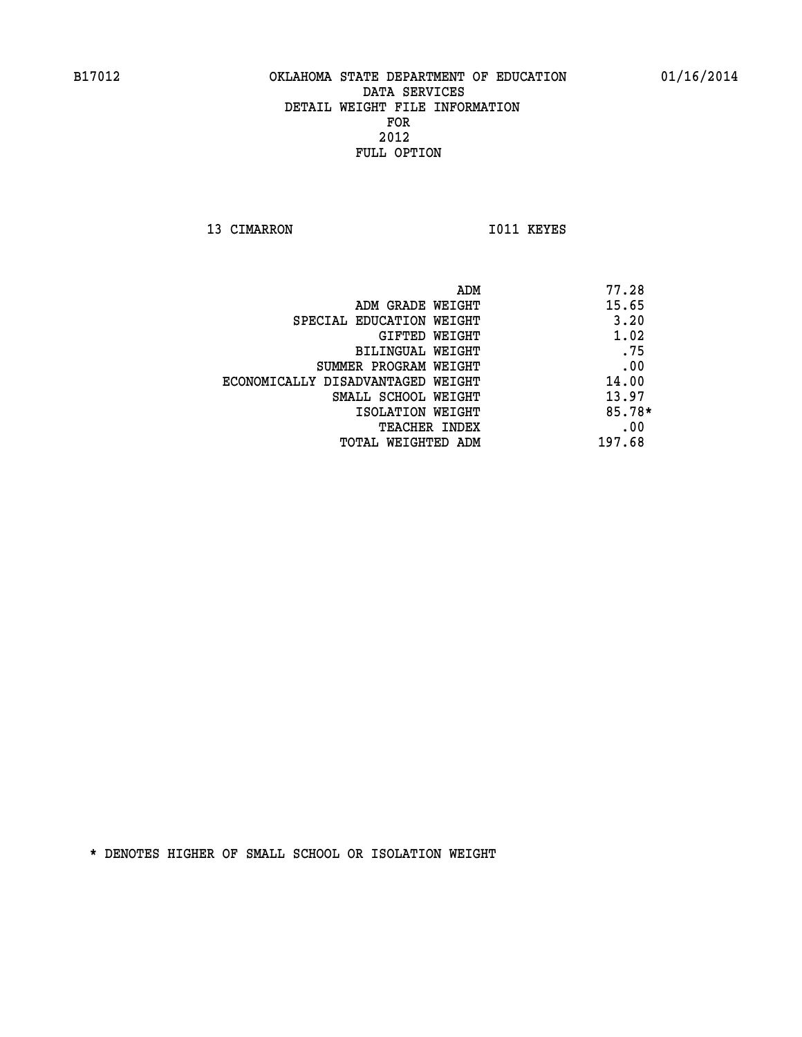OKLAHOMA STATE DEPARTMENT OF EDUCATION
DATA SERVICES
DETAIL WEIGHT FILE INFORMATION
FOR
2012
FULL OPTION

13 CIMARRON I011 KEYES

| | |
|---|---|
| ADM | 77.28 |
| ADM GRADE WEIGHT | 15.65 |
| SPECIAL EDUCATION WEIGHT | 3.20 |
| GIFTED WEIGHT | 1.02 |
| BILINGUAL WEIGHT | .75 |
| SUMMER PROGRAM WEIGHT | .00 |
| ECONOMICALLY DISADVANTAGED WEIGHT | 14.00 |
| SMALL SCHOOL WEIGHT | 13.97 |
| ISOLATION WEIGHT | 85.78* |
| TEACHER INDEX | .00 |
| TOTAL WEIGHTED ADM | 197.68 |

* DENOTES HIGHER OF SMALL SCHOOL OR ISOLATION WEIGHT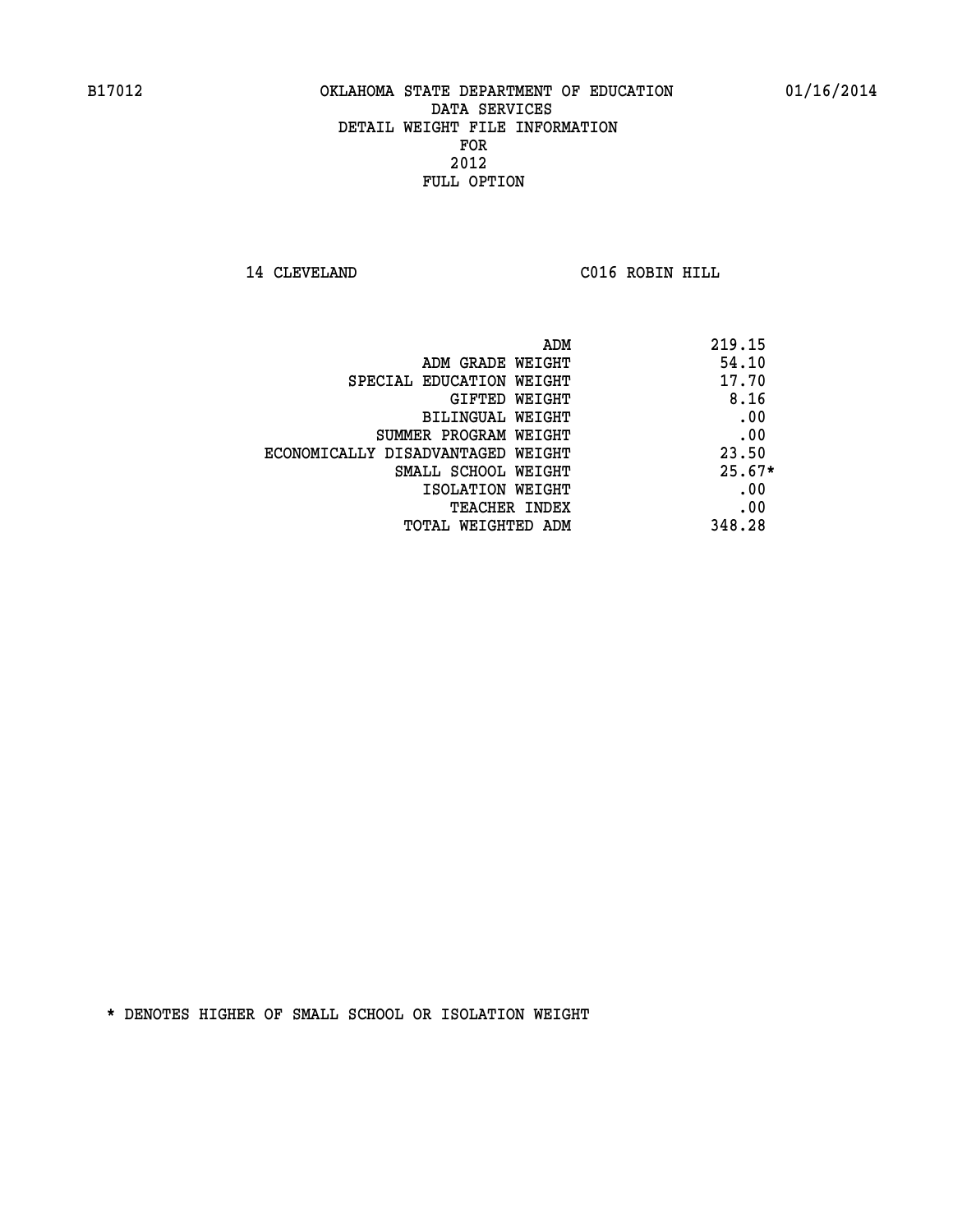B17012 OKLAHOMA STATE DEPARTMENT OF EDUCATION 01/16/2014

DATA SERVICES
DETAIL WEIGHT FILE INFORMATION
FOR
2012
FULL OPTION

14 CLEVELAND C016 ROBIN HILL

| | |
|---|---|
| ADM | 219.15 |
| ADM GRADE WEIGHT | 54.10 |
| SPECIAL EDUCATION WEIGHT | 17.70 |
| GIFTED WEIGHT | 8.16 |
| BILINGUAL WEIGHT | .00 |
| SUMMER PROGRAM WEIGHT | .00 |
| ECONOMICALLY DISADVANTAGED WEIGHT | 23.50 |
| SMALL SCHOOL WEIGHT | 25.67* |
| ISOLATION WEIGHT | .00 |
| TEACHER INDEX | .00 |
| TOTAL WEIGHTED ADM | 348.28 |

* DENOTES HIGHER OF SMALL SCHOOL OR ISOLATION WEIGHT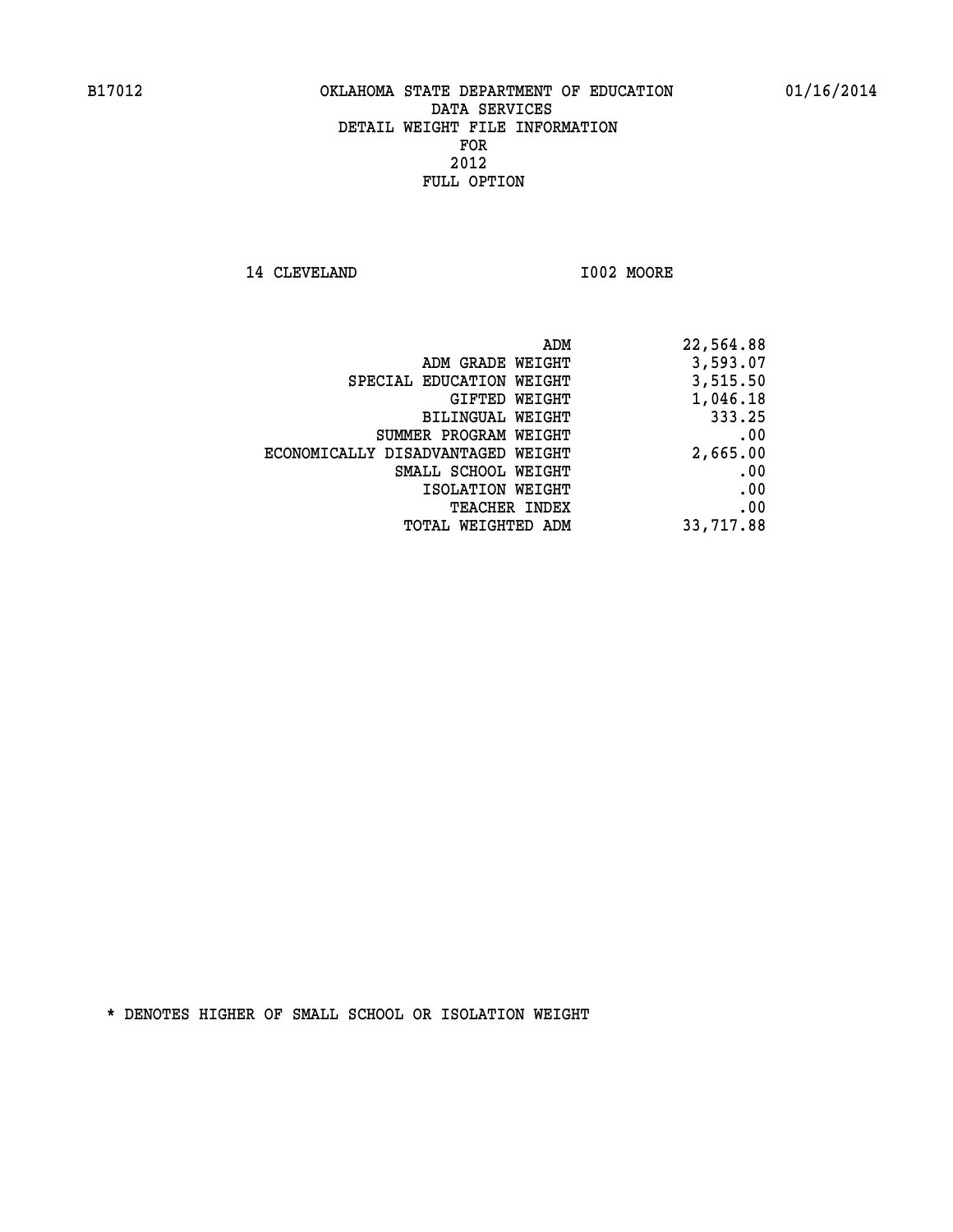B17012 OKLAHOMA STATE DEPARTMENT OF EDUCATION 01/16/2014

DATA SERVICES
DETAIL WEIGHT FILE INFORMATION
FOR
2012
FULL OPTION

14 CLEVELAND I002 MOORE

| | |
|---|---|
| ADM | 22,564.88 |
| ADM GRADE WEIGHT | 3,593.07 |
| SPECIAL EDUCATION WEIGHT | 3,515.50 |
| GIFTED WEIGHT | 1,046.18 |
| BILINGUAL WEIGHT | 333.25 |
| SUMMER PROGRAM WEIGHT | .00 |
| ECONOMICALLY DISADVANTAGED WEIGHT | 2,665.00 |
| SMALL SCHOOL WEIGHT | .00 |
| ISOLATION WEIGHT | .00 |
| TEACHER INDEX | .00 |
| TOTAL WEIGHTED ADM | 33,717.88 |

* DENOTES HIGHER OF SMALL SCHOOL OR ISOLATION WEIGHT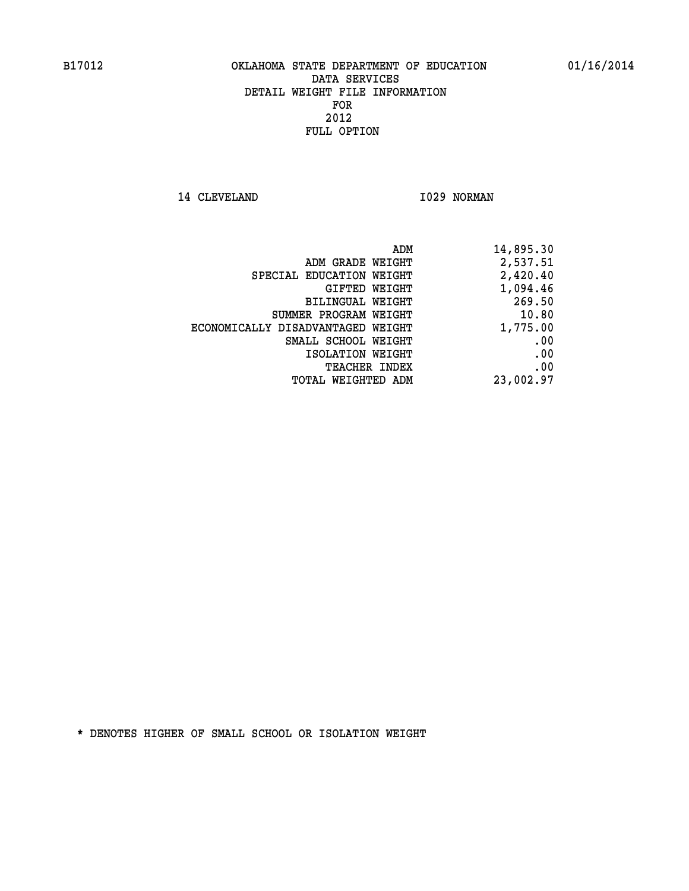B17012 OKLAHOMA STATE DEPARTMENT OF EDUCATION 01/16/2014

DATA SERVICES
DETAIL WEIGHT FILE INFORMATION
FOR
2012
FULL OPTION

14 CLEVELAND I029 NORMAN

| | |
|---|---|
| ADM | 14,895.30 |
| ADM GRADE WEIGHT | 2,537.51 |
| SPECIAL EDUCATION WEIGHT | 2,420.40 |
| GIFTED WEIGHT | 1,094.46 |
| BILINGUAL WEIGHT | 269.50 |
| SUMMER PROGRAM WEIGHT | 10.80 |
| ECONOMICALLY DISADVANTAGED WEIGHT | 1,775.00 |
| SMALL SCHOOL WEIGHT | .00 |
| ISOLATION WEIGHT | .00 |
| TEACHER INDEX | .00 |
| TOTAL WEIGHTED ADM | 23,002.97 |

* DENOTES HIGHER OF SMALL SCHOOL OR ISOLATION WEIGHT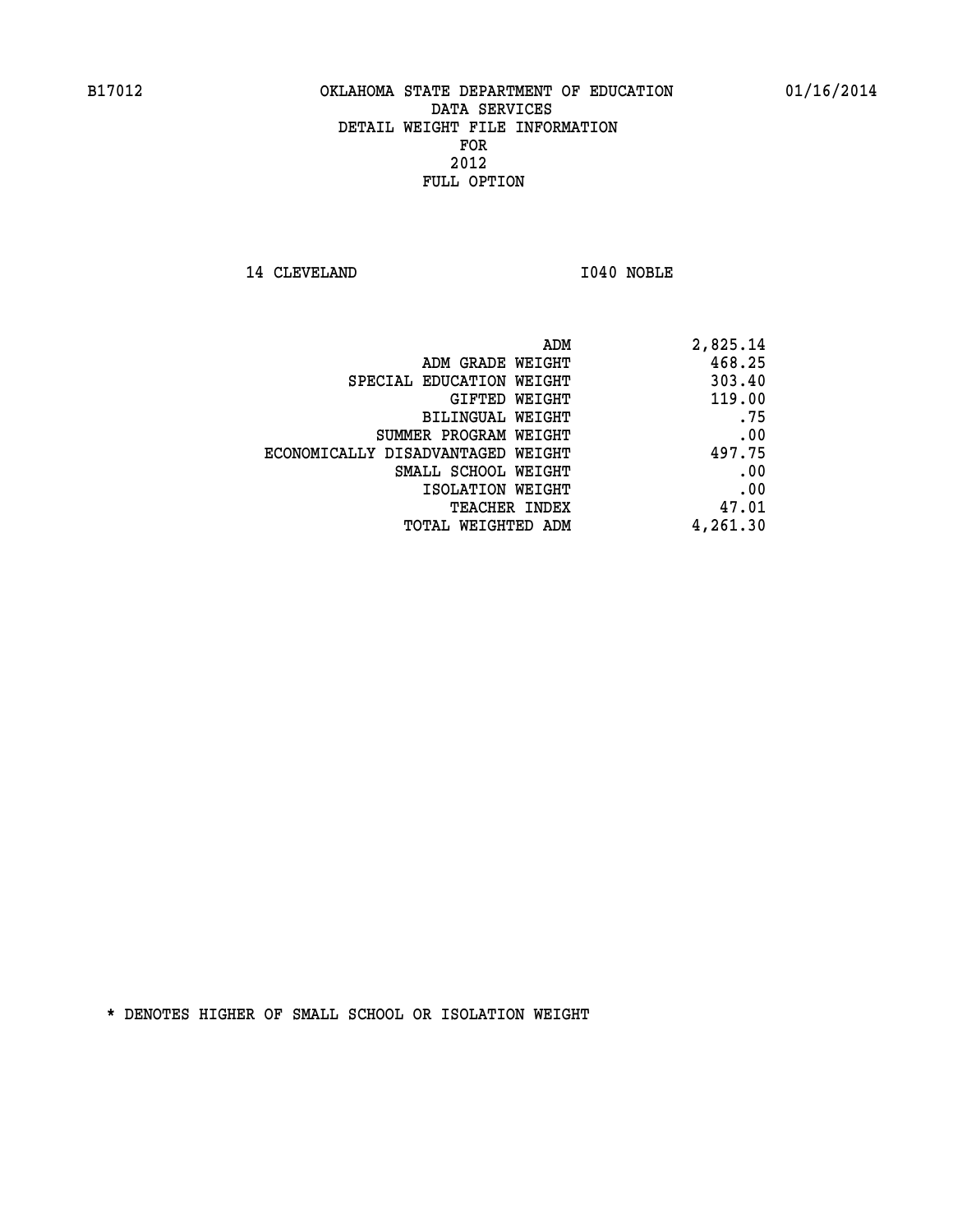B17012 OKLAHOMA STATE DEPARTMENT OF EDUCATION 01/16/2014

DATA SERVICES
DETAIL WEIGHT FILE INFORMATION
FOR
2012
FULL OPTION

14 CLEVELAND I040 NOBLE

| | |
|---|---|
| ADM | 2,825.14 |
| ADM GRADE WEIGHT | 468.25 |
| SPECIAL EDUCATION WEIGHT | 303.40 |
| GIFTED WEIGHT | 119.00 |
| BILINGUAL WEIGHT | .75 |
| SUMMER PROGRAM WEIGHT | .00 |
| ECONOMICALLY DISADVANTAGED WEIGHT | 497.75 |
| SMALL SCHOOL WEIGHT | .00 |
| ISOLATION WEIGHT | .00 |
| TEACHER INDEX | 47.01 |
| TOTAL WEIGHTED ADM | 4,261.30 |

* DENOTES HIGHER OF SMALL SCHOOL OR ISOLATION WEIGHT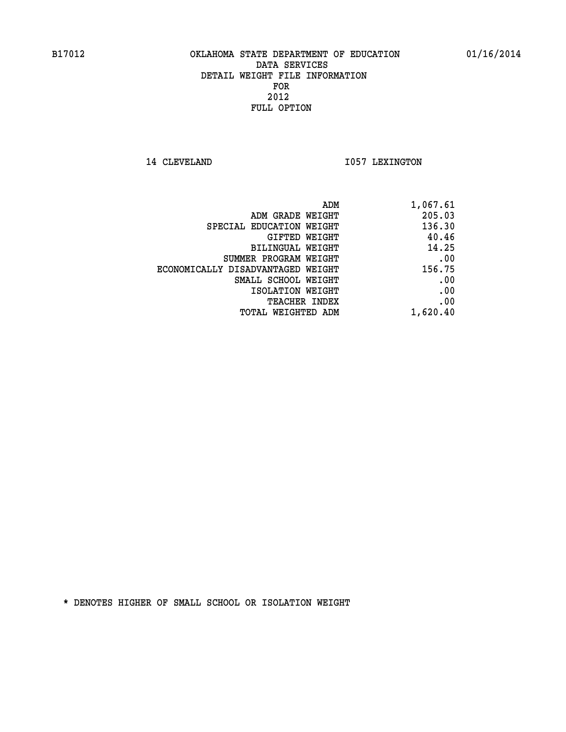B17012 OKLAHOMA STATE DEPARTMENT OF EDUCATION 01/16/2014

DATA SERVICES
DETAIL WEIGHT FILE INFORMATION
FOR
2012
FULL OPTION

14 CLEVELAND I057 LEXINGTON

| | |
|---|---|
| ADM | 1,067.61 |
| ADM GRADE WEIGHT | 205.03 |
| SPECIAL EDUCATION WEIGHT | 136.30 |
| GIFTED WEIGHT | 40.46 |
| BILINGUAL WEIGHT | 14.25 |
| SUMMER PROGRAM WEIGHT | .00 |
| ECONOMICALLY DISADVANTAGED WEIGHT | 156.75 |
| SMALL SCHOOL WEIGHT | .00 |
| ISOLATION WEIGHT | .00 |
| TEACHER INDEX | .00 |
| TOTAL WEIGHTED ADM | 1,620.40 |

* DENOTES HIGHER OF SMALL SCHOOL OR ISOLATION WEIGHT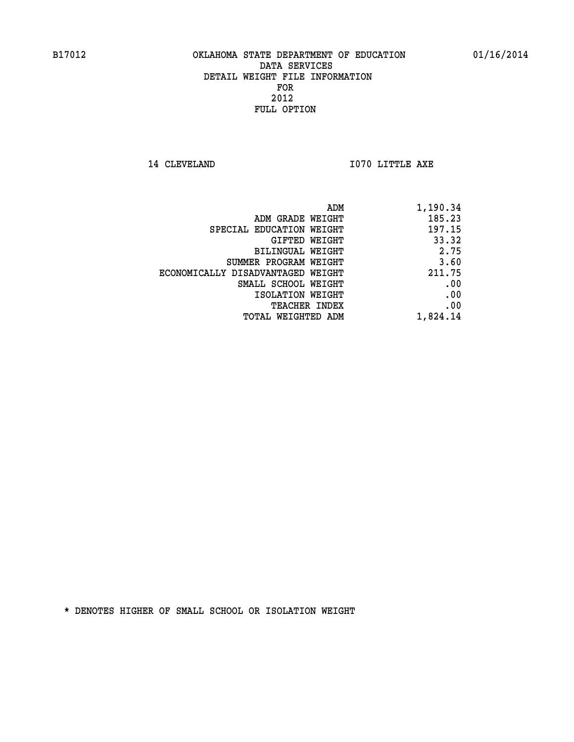B17012 OKLAHOMA STATE DEPARTMENT OF EDUCATION 01/16/2014

DATA SERVICES
DETAIL WEIGHT FILE INFORMATION
FOR
2012
FULL OPTION

14 CLEVELAND I070 LITTLE AXE

| | |
|---|---|
| ADM | 1,190.34 |
| ADM GRADE WEIGHT | 185.23 |
| SPECIAL EDUCATION WEIGHT | 197.15 |
| GIFTED WEIGHT | 33.32 |
| BILINGUAL WEIGHT | 2.75 |
| SUMMER PROGRAM WEIGHT | 3.60 |
| ECONOMICALLY DISADVANTAGED WEIGHT | 211.75 |
| SMALL SCHOOL WEIGHT | .00 |
| ISOLATION WEIGHT | .00 |
| TEACHER INDEX | .00 |
| TOTAL WEIGHTED ADM | 1,824.14 |

* DENOTES HIGHER OF SMALL SCHOOL OR ISOLATION WEIGHT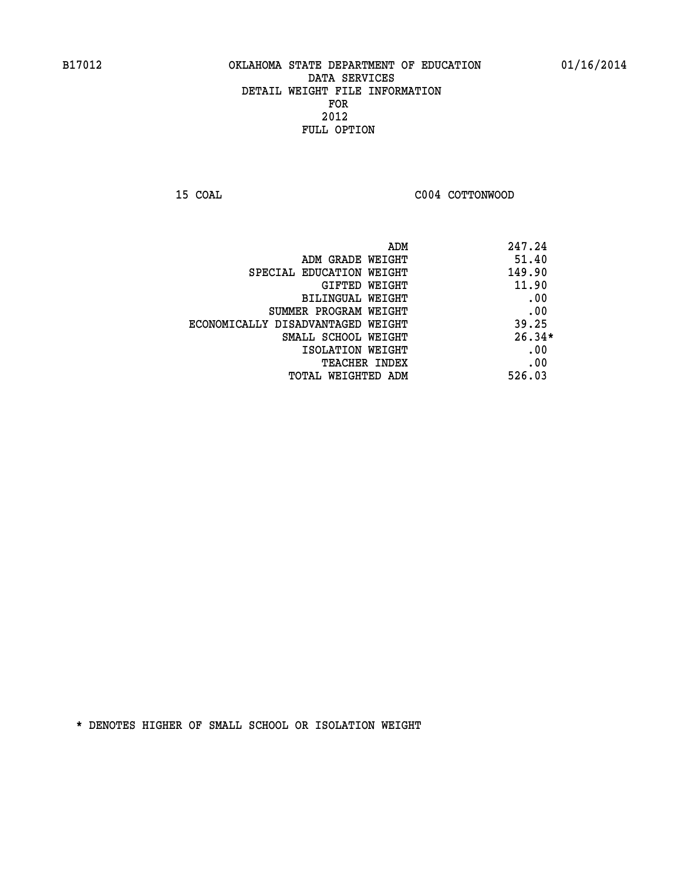B17012 OKLAHOMA STATE DEPARTMENT OF EDUCATION 01/16/2014

DATA SERVICES

DETAIL WEIGHT FILE INFORMATION

FOR

2012

FULL OPTION

15 COAL C004 COTTONWOOD

| | |
|---|---|
| ADM | 247.24 |
| ADM GRADE WEIGHT | 51.40 |
| SPECIAL EDUCATION WEIGHT | 149.90 |
| GIFTED WEIGHT | 11.90 |
| BILINGUAL WEIGHT | .00 |
| SUMMER PROGRAM WEIGHT | .00 |
| ECONOMICALLY DISADVANTAGED WEIGHT | 39.25 |
| SMALL SCHOOL WEIGHT | 26.34* |
| ISOLATION WEIGHT | .00 |
| TEACHER INDEX | .00 |
| TOTAL WEIGHTED ADM | 526.03 |

* DENOTES HIGHER OF SMALL SCHOOL OR ISOLATION WEIGHT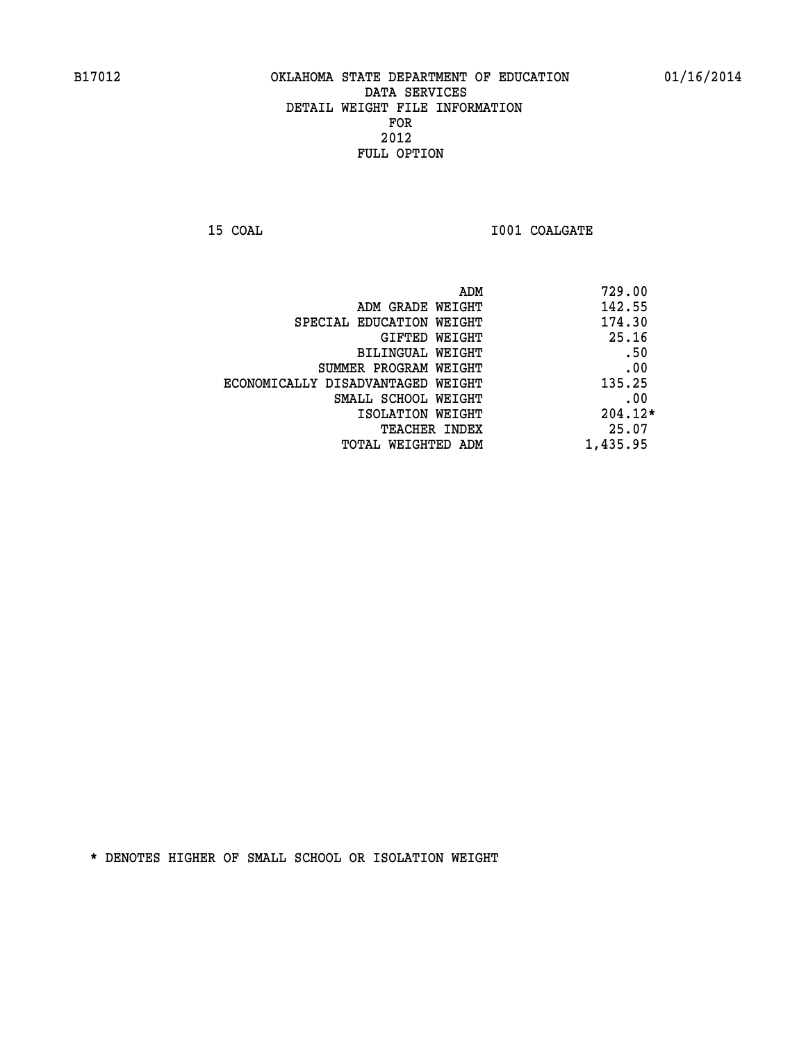B17012 OKLAHOMA STATE DEPARTMENT OF EDUCATION 01/16/2014

DATA SERVICES

DETAIL WEIGHT FILE INFORMATION

FOR

2012

FULL OPTION

15 COAL I001 COALGATE

| | |
|---|---|
| ADM | 729.00 |
| ADM GRADE WEIGHT | 142.55 |
| SPECIAL EDUCATION WEIGHT | 174.30 |
| GIFTED WEIGHT | 25.16 |
| BILINGUAL WEIGHT | .50 |
| SUMMER PROGRAM WEIGHT | .00 |
| ECONOMICALLY DISADVANTAGED WEIGHT | 135.25 |
| SMALL SCHOOL WEIGHT | .00 |
| ISOLATION WEIGHT | 204.12* |
| TEACHER INDEX | 25.07 |
| TOTAL WEIGHTED ADM | 1,435.95 |

* DENOTES HIGHER OF SMALL SCHOOL OR ISOLATION WEIGHT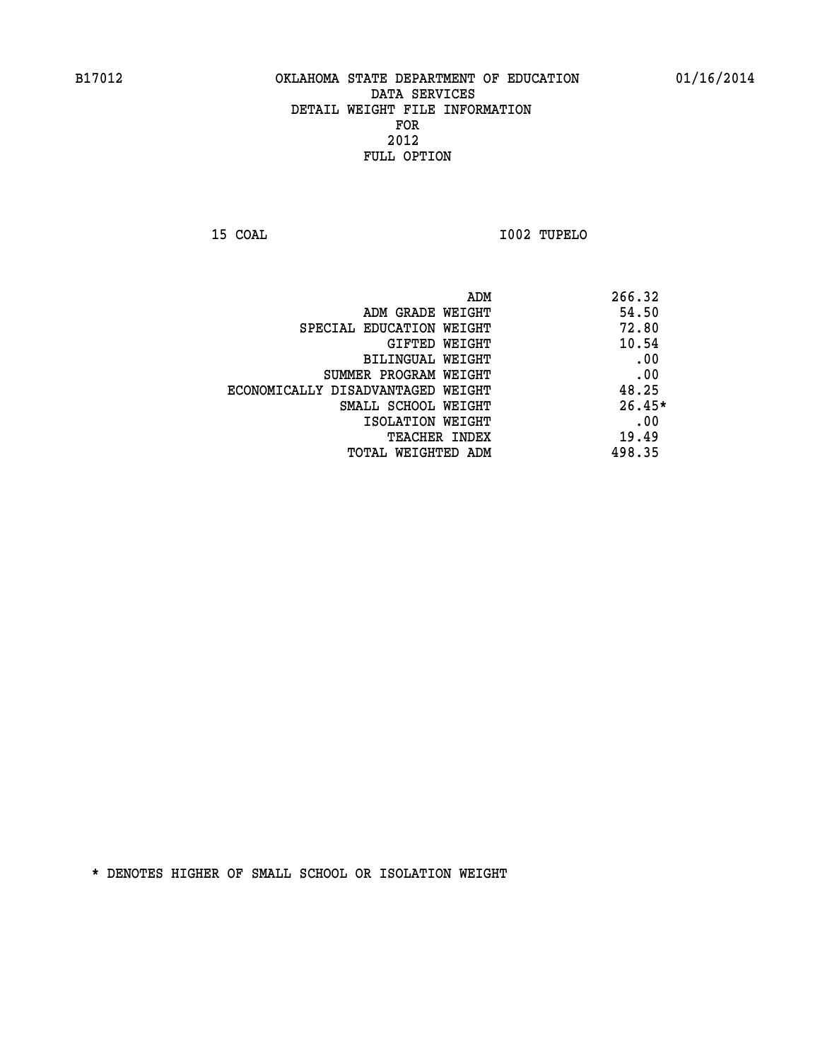B17012 OKLAHOMA STATE DEPARTMENT OF EDUCATION 01/16/2014

DATA SERVICES

DETAIL WEIGHT FILE INFORMATION

FOR

2012

FULL OPTION

15 COAL I002 TUPELO

| | |
|---|---|
| ADM | 266.32 |
| ADM GRADE WEIGHT | 54.50 |
| SPECIAL EDUCATION WEIGHT | 72.80 |
| GIFTED WEIGHT | 10.54 |
| BILINGUAL WEIGHT | .00 |
| SUMMER PROGRAM WEIGHT | .00 |
| ECONOMICALLY DISADVANTAGED WEIGHT | 48.25 |
| SMALL SCHOOL WEIGHT | 26.45* |
| ISOLATION WEIGHT | .00 |
| TEACHER INDEX | 19.49 |
| TOTAL WEIGHTED ADM | 498.35 |

* DENOTES HIGHER OF SMALL SCHOOL OR ISOLATION WEIGHT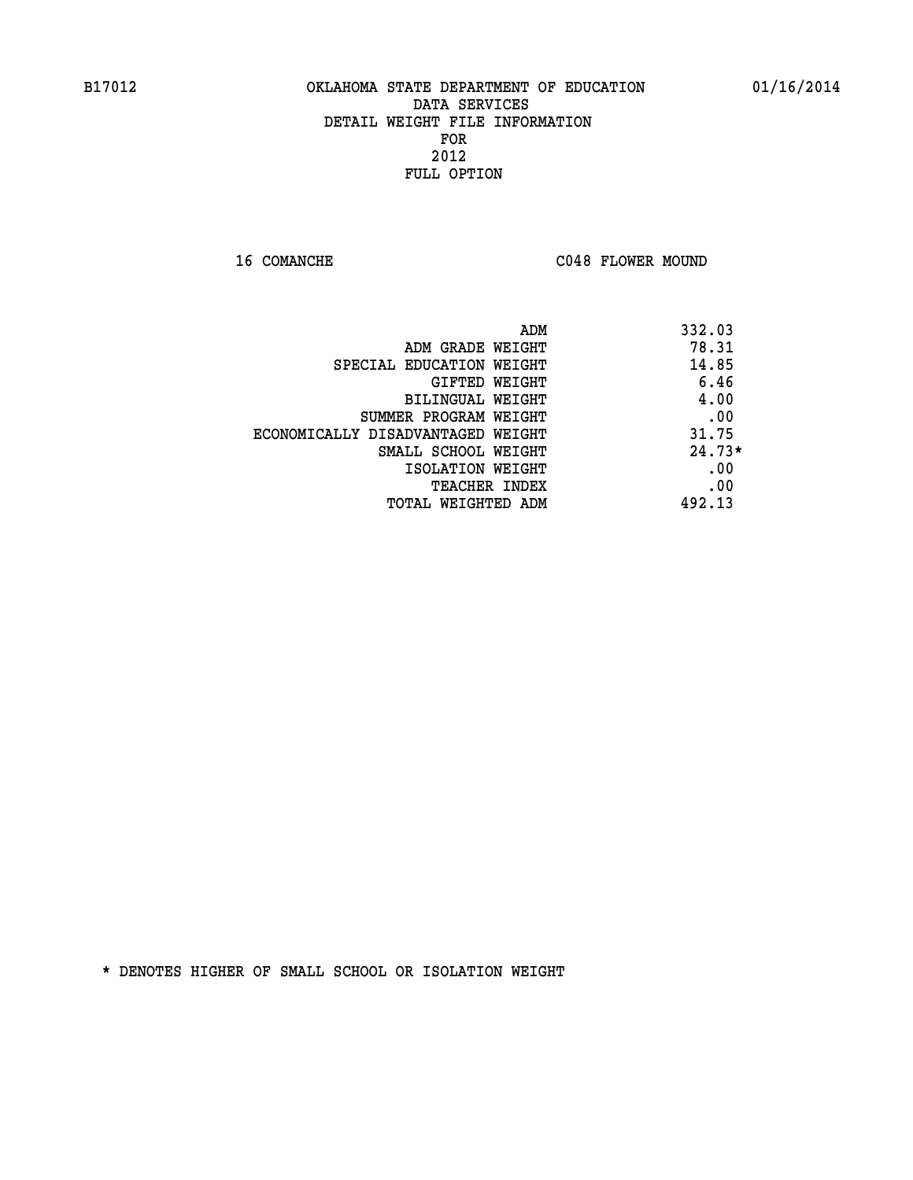B17012 OKLAHOMA STATE DEPARTMENT OF EDUCATION 01/16/2014

DATA SERVICES
DETAIL WEIGHT FILE INFORMATION
FOR
2012
FULL OPTION

16 COMANCHE C048 FLOWER MOUND

| | |
|---|---|
| ADM | 332.03 |
| ADM GRADE WEIGHT | 78.31 |
| SPECIAL EDUCATION WEIGHT | 14.85 |
| GIFTED WEIGHT | 6.46 |
| BILINGUAL WEIGHT | 4.00 |
| SUMMER PROGRAM WEIGHT | .00 |
| ECONOMICALLY DISADVANTAGED WEIGHT | 31.75 |
| SMALL SCHOOL WEIGHT | 24.73* |
| ISOLATION WEIGHT | .00 |
| TEACHER INDEX | .00 |
| TOTAL WEIGHTED ADM | 492.13 |

* DENOTES HIGHER OF SMALL SCHOOL OR ISOLATION WEIGHT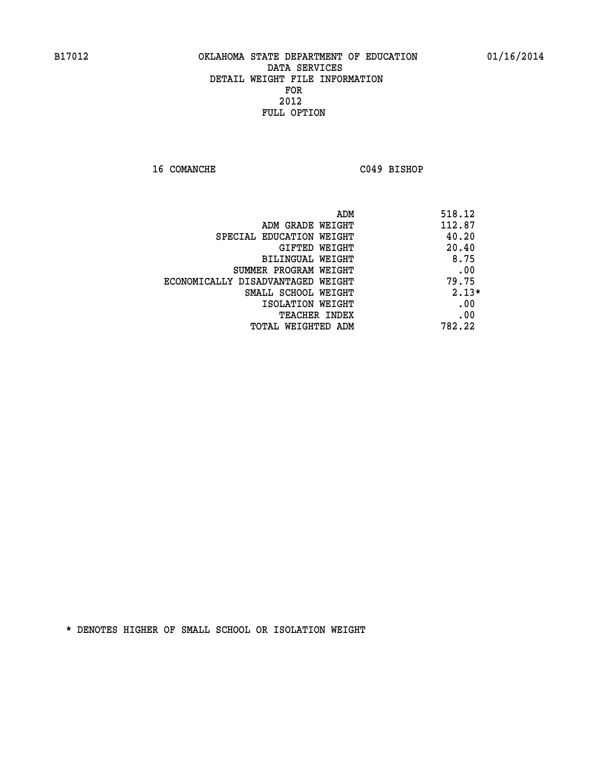B17012 OKLAHOMA STATE DEPARTMENT OF EDUCATION 01/16/2014

DATA SERVICES
DETAIL WEIGHT FILE INFORMATION
FOR
2012
FULL OPTION

16 COMANCHE C049 BISHOP

| | |
|---|---|
| ADM | 518.12 |
| ADM GRADE WEIGHT | 112.87 |
| SPECIAL EDUCATION WEIGHT | 40.20 |
| GIFTED WEIGHT | 20.40 |
| BILINGUAL WEIGHT | 8.75 |
| SUMMER PROGRAM WEIGHT | .00 |
| ECONOMICALLY DISADVANTAGED WEIGHT | 79.75 |
| SMALL SCHOOL WEIGHT | 2.13* |
| ISOLATION WEIGHT | .00 |
| TEACHER INDEX | .00 |
| TOTAL WEIGHTED ADM | 782.22 |

* DENOTES HIGHER OF SMALL SCHOOL OR ISOLATION WEIGHT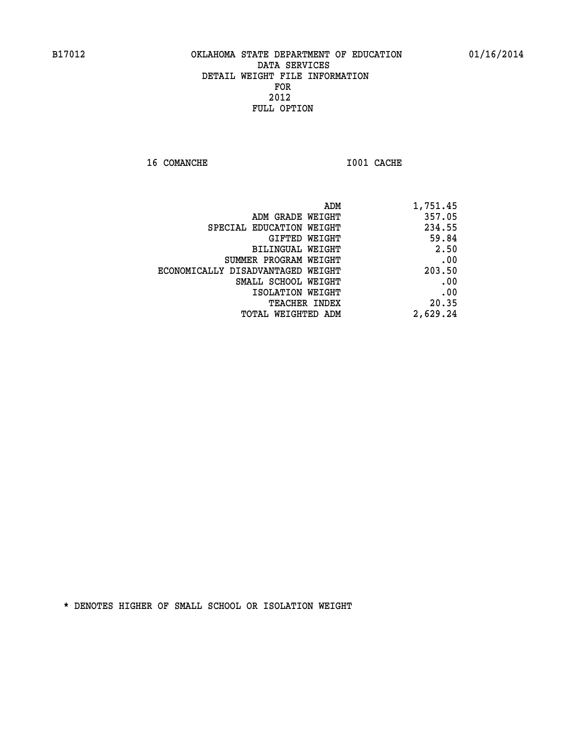# OKLAHOMA STATE DEPARTMENT OF EDUCATION
## DATA SERVICES
## DETAIL WEIGHT FILE INFORMATION
## FOR
## 2012
## FULL OPTION

B17012 01/16/2014

16 COMANCHE I001 CACHE

| | |
|---|---|
| ADM | 1,751.45 |
| ADM GRADE WEIGHT | 357.05 |
| SPECIAL EDUCATION WEIGHT | 234.55 |
| GIFTED WEIGHT | 59.84 |
| BILINGUAL WEIGHT | 2.50 |
| SUMMER PROGRAM WEIGHT | .00 |
| ECONOMICALLY DISADVANTAGED WEIGHT | 203.50 |
| SMALL SCHOOL WEIGHT | .00 |
| ISOLATION WEIGHT | .00 |
| TEACHER INDEX | 20.35 |
| TOTAL WEIGHTED ADM | 2,629.24 |

* DENOTES HIGHER OF SMALL SCHOOL OR ISOLATION WEIGHT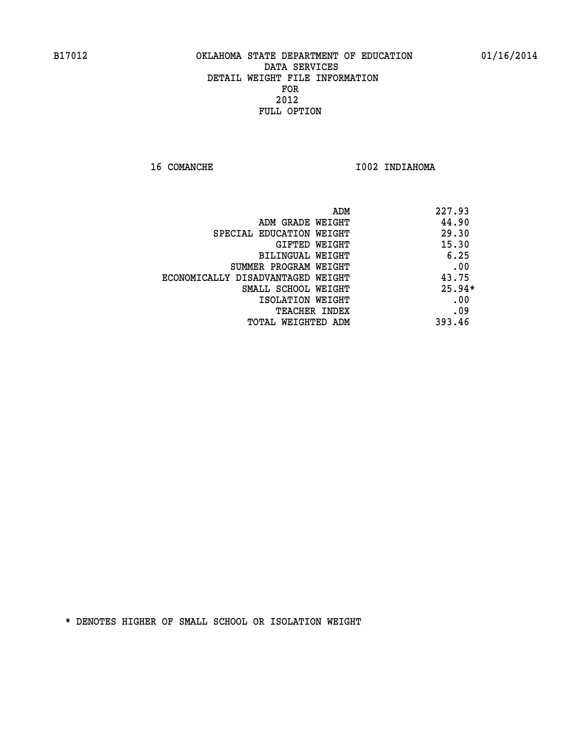B17012 OKLAHOMA STATE DEPARTMENT OF EDUCATION 01/16/2014

DATA SERVICES
DETAIL WEIGHT FILE INFORMATION
FOR
2012
FULL OPTION

16 COMANCHE I002 INDIAHOMA

| | |
|---|---|
| ADM | 227.93 |
| ADM GRADE WEIGHT | 44.90 |
| SPECIAL EDUCATION WEIGHT | 29.30 |
| GIFTED WEIGHT | 15.30 |
| BILINGUAL WEIGHT | 6.25 |
| SUMMER PROGRAM WEIGHT | .00 |
| ECONOMICALLY DISADVANTAGED WEIGHT | 43.75 |
| SMALL SCHOOL WEIGHT | 25.94* |
| ISOLATION WEIGHT | .00 |
| TEACHER INDEX | .09 |
| TOTAL WEIGHTED ADM | 393.46 |

* DENOTES HIGHER OF SMALL SCHOOL OR ISOLATION WEIGHT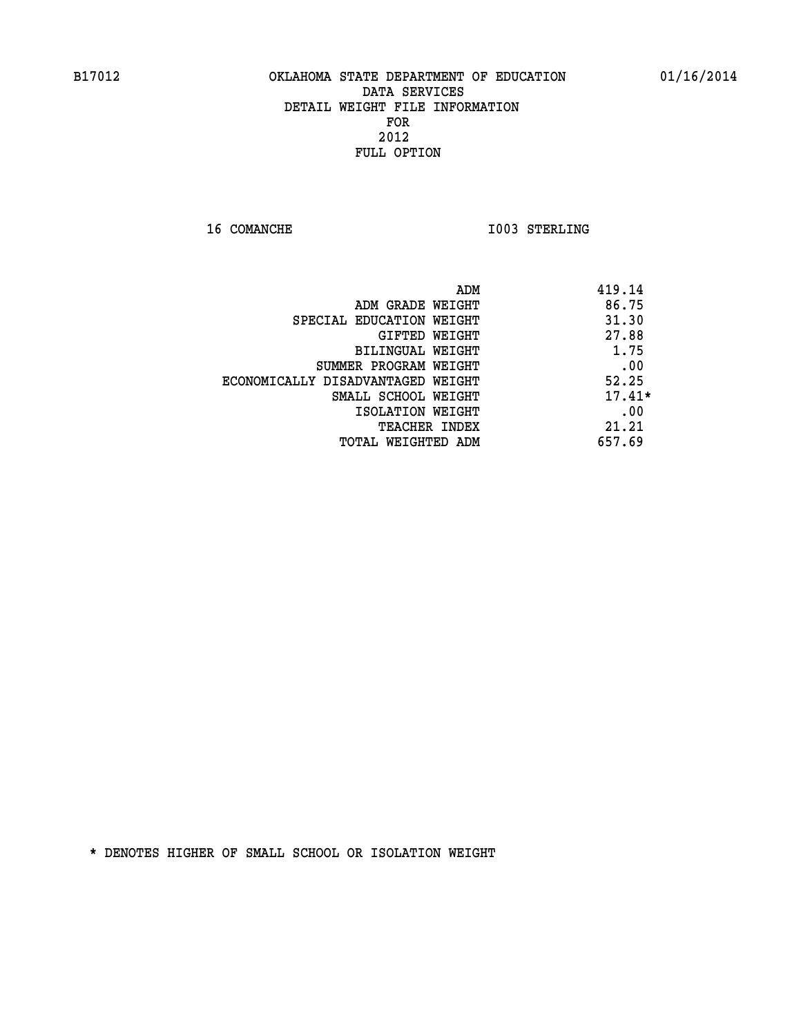B17012 OKLAHOMA STATE DEPARTMENT OF EDUCATION 01/16/2014

DATA SERVICES
DETAIL WEIGHT FILE INFORMATION
FOR
2012
FULL OPTION

16 COMANCHE I003 STERLING

| | |
|---|---|
| ADM | 419.14 |
| ADM GRADE WEIGHT | 86.75 |
| SPECIAL EDUCATION WEIGHT | 31.30 |
| GIFTED WEIGHT | 27.88 |
| BILINGUAL WEIGHT | 1.75 |
| SUMMER PROGRAM WEIGHT | .00 |
| ECONOMICALLY DISADVANTAGED WEIGHT | 52.25 |
| SMALL SCHOOL WEIGHT | 17.41* |
| ISOLATION WEIGHT | .00 |
| TEACHER INDEX | 21.21 |
| TOTAL WEIGHTED ADM | 657.69 |

* DENOTES HIGHER OF SMALL SCHOOL OR ISOLATION WEIGHT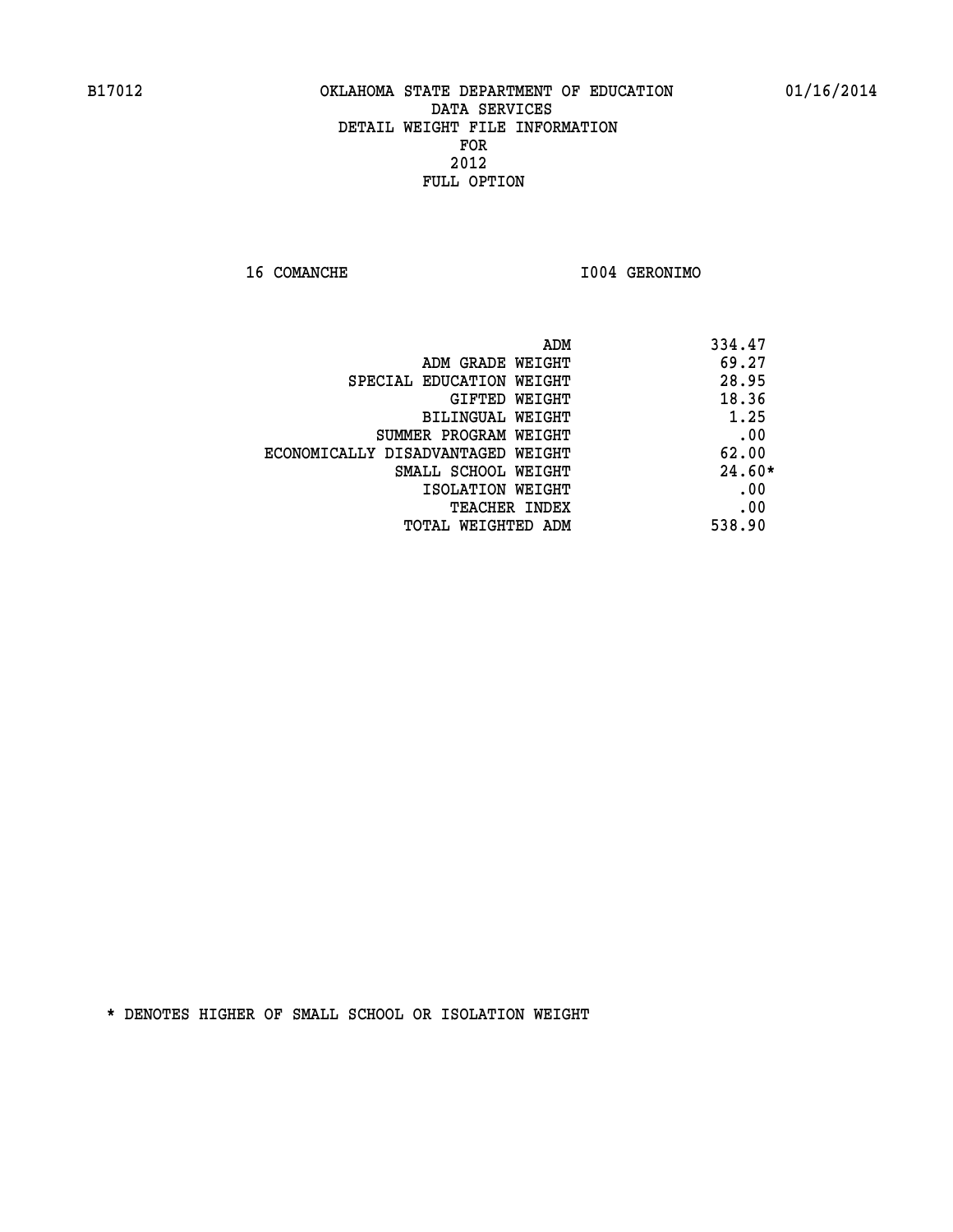B17012 OKLAHOMA STATE DEPARTMENT OF EDUCATION 01/16/2014

DATA SERVICES
DETAIL WEIGHT FILE INFORMATION
FOR
2012
FULL OPTION

16 COMANCHE I004 GERONIMO

| | |
|---|---|
| ADM | 334.47 |
| ADM GRADE WEIGHT | 69.27 |
| SPECIAL EDUCATION WEIGHT | 28.95 |
| GIFTED WEIGHT | 18.36 |
| BILINGUAL WEIGHT | 1.25 |
| SUMMER PROGRAM WEIGHT | .00 |
| ECONOMICALLY DISADVANTAGED WEIGHT | 62.00 |
| SMALL SCHOOL WEIGHT | 24.60* |
| ISOLATION WEIGHT | .00 |
| TEACHER INDEX | .00 |
| TOTAL WEIGHTED ADM | 538.90 |

* DENOTES HIGHER OF SMALL SCHOOL OR ISOLATION WEIGHT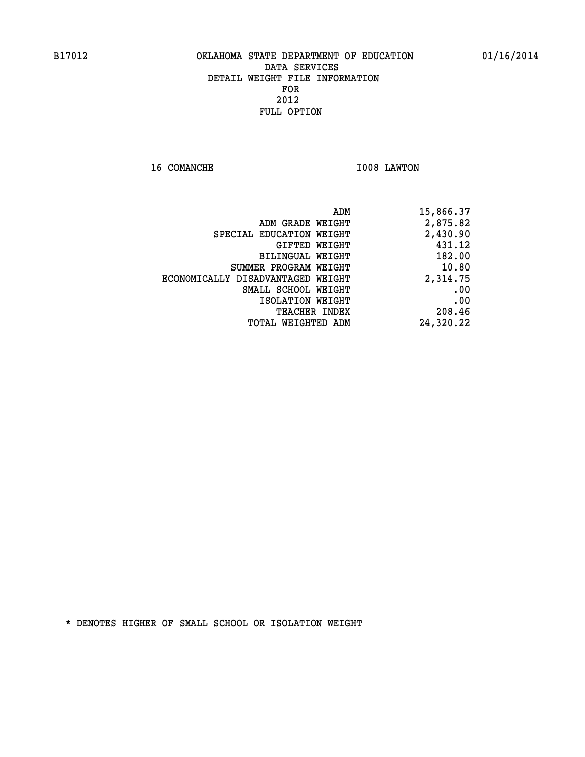B17012 OKLAHOMA STATE DEPARTMENT OF EDUCATION 01/16/2014

DATA SERVICES
DETAIL WEIGHT FILE INFORMATION
FOR
2012
FULL OPTION

16 COMANCHE I008 LAWTON

| | |
|---|---|
| ADM | 15,866.37 |
| ADM GRADE WEIGHT | 2,875.82 |
| SPECIAL EDUCATION WEIGHT | 2,430.90 |
| GIFTED WEIGHT | 431.12 |
| BILINGUAL WEIGHT | 182.00 |
| SUMMER PROGRAM WEIGHT | 10.80 |
| ECONOMICALLY DISADVANTAGED WEIGHT | 2,314.75 |
| SMALL SCHOOL WEIGHT | .00 |
| ISOLATION WEIGHT | .00 |
| TEACHER INDEX | 208.46 |
| TOTAL WEIGHTED ADM | 24,320.22 |

* DENOTES HIGHER OF SMALL SCHOOL OR ISOLATION WEIGHT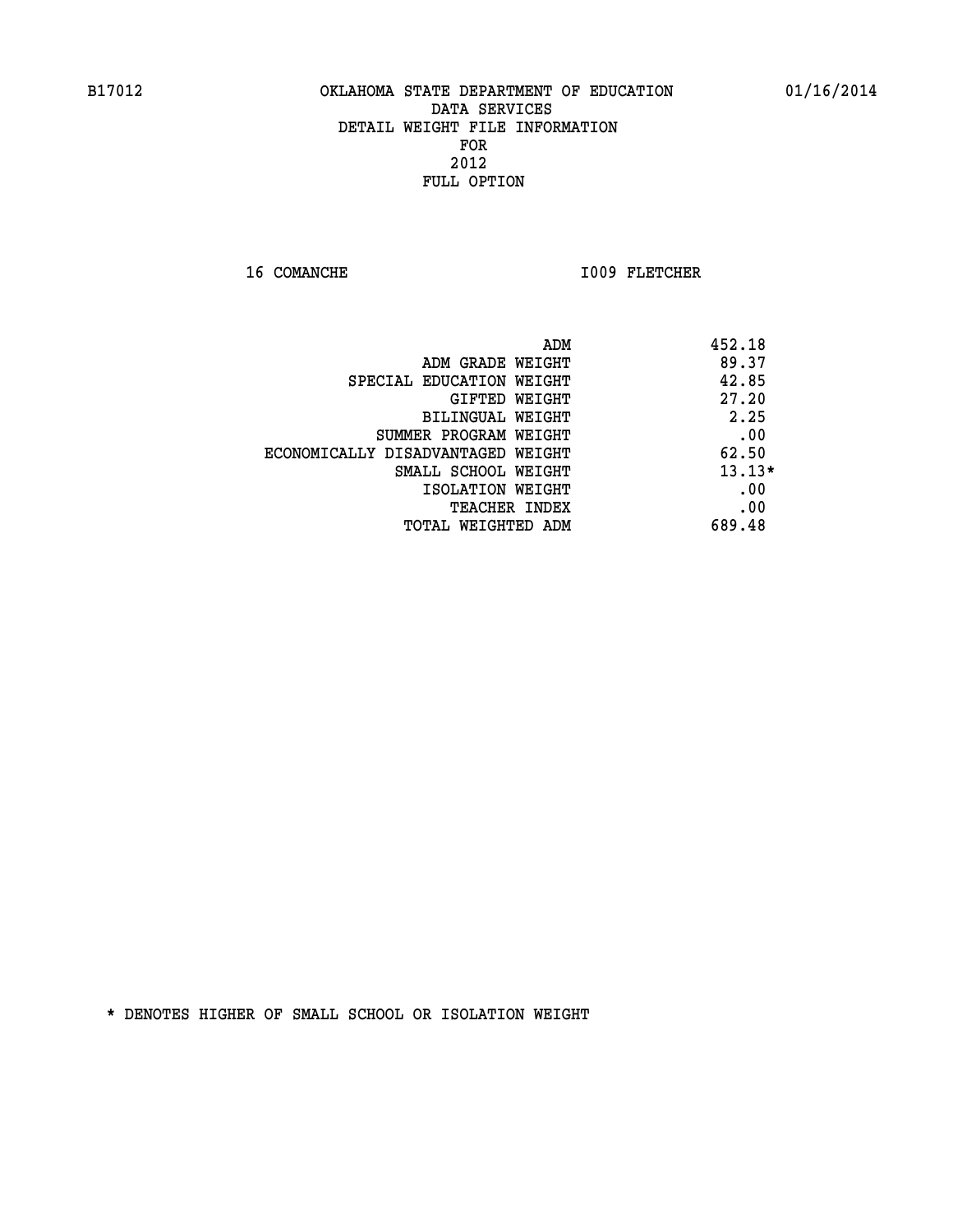B17012 OKLAHOMA STATE DEPARTMENT OF EDUCATION 01/16/2014

DATA SERVICES
DETAIL WEIGHT FILE INFORMATION
FOR
2012
FULL OPTION

16 COMANCHE I009 FLETCHER

| | |
|---|---|
| ADM | 452.18 |
| ADM GRADE WEIGHT | 89.37 |
| SPECIAL EDUCATION WEIGHT | 42.85 |
| GIFTED WEIGHT | 27.20 |
| BILINGUAL WEIGHT | 2.25 |
| SUMMER PROGRAM WEIGHT | .00 |
| ECONOMICALLY DISADVANTAGED WEIGHT | 62.50 |
| SMALL SCHOOL WEIGHT | 13.13* |
| ISOLATION WEIGHT | .00 |
| TEACHER INDEX | .00 |
| TOTAL WEIGHTED ADM | 689.48 |

* DENOTES HIGHER OF SMALL SCHOOL OR ISOLATION WEIGHT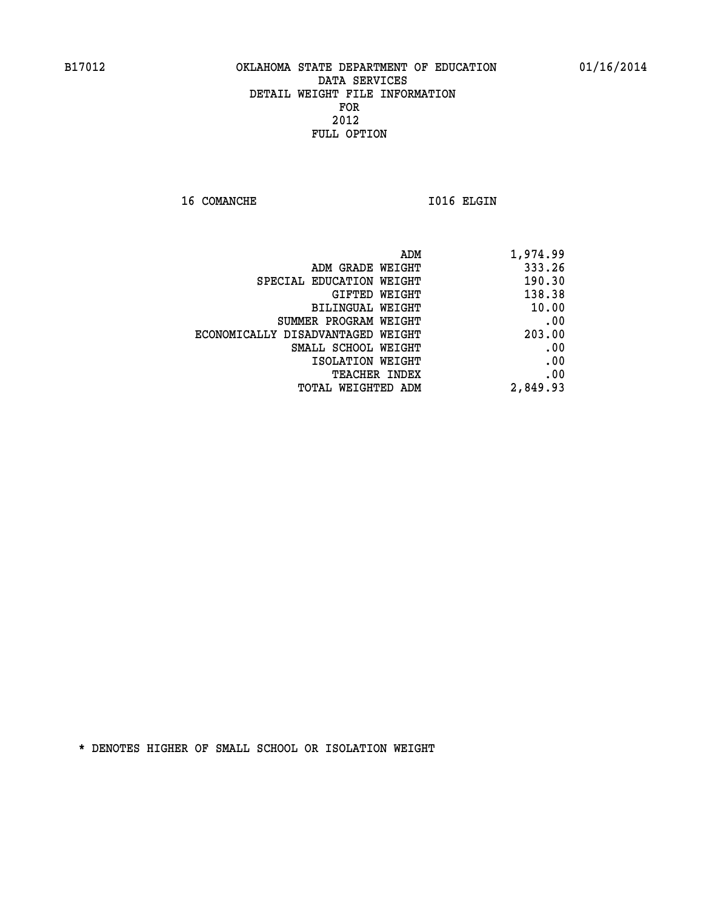B17012 OKLAHOMA STATE DEPARTMENT OF EDUCATION 01/16/2014

DATA SERVICES
DETAIL WEIGHT FILE INFORMATION
FOR
2012
FULL OPTION

16 COMANCHE I016 ELGIN

| | |
|---|---|
| ADM | 1,974.99 |
| ADM GRADE WEIGHT | 333.26 |
| SPECIAL EDUCATION WEIGHT | 190.30 |
| GIFTED WEIGHT | 138.38 |
| BILINGUAL WEIGHT | 10.00 |
| SUMMER PROGRAM WEIGHT | .00 |
| ECONOMICALLY DISADVANTAGED WEIGHT | 203.00 |
| SMALL SCHOOL WEIGHT | .00 |
| ISOLATION WEIGHT | .00 |
| TEACHER INDEX | .00 |
| TOTAL WEIGHTED ADM | 2,849.93 |

* DENOTES HIGHER OF SMALL SCHOOL OR ISOLATION WEIGHT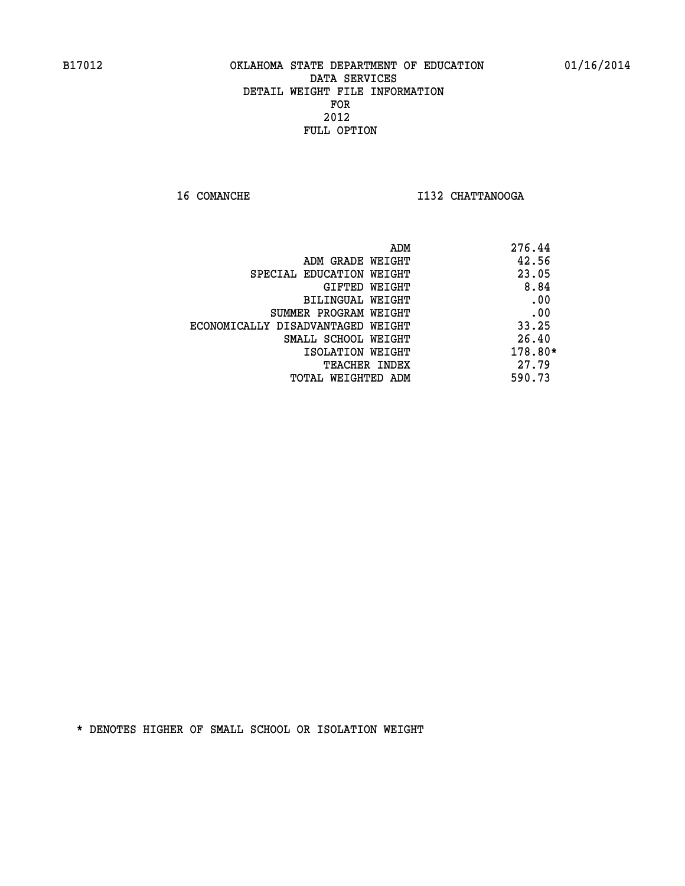B17012 OKLAHOMA STATE DEPARTMENT OF EDUCATION 01/16/2014

DATA SERVICES
DETAIL WEIGHT FILE INFORMATION
FOR
2012
FULL OPTION

16 COMANCHE I132 CHATTANOOGA

| | |
|---|---|
| ADM | 276.44 |
| ADM GRADE WEIGHT | 42.56 |
| SPECIAL EDUCATION WEIGHT | 23.05 |
| GIFTED WEIGHT | 8.84 |
| BILINGUAL WEIGHT | .00 |
| SUMMER PROGRAM WEIGHT | .00 |
| ECONOMICALLY DISADVANTAGED WEIGHT | 33.25 |
| SMALL SCHOOL WEIGHT | 26.40 |
| ISOLATION WEIGHT | 178.80* |
| TEACHER INDEX | 27.79 |
| TOTAL WEIGHTED ADM | 590.73 |

* DENOTES HIGHER OF SMALL SCHOOL OR ISOLATION WEIGHT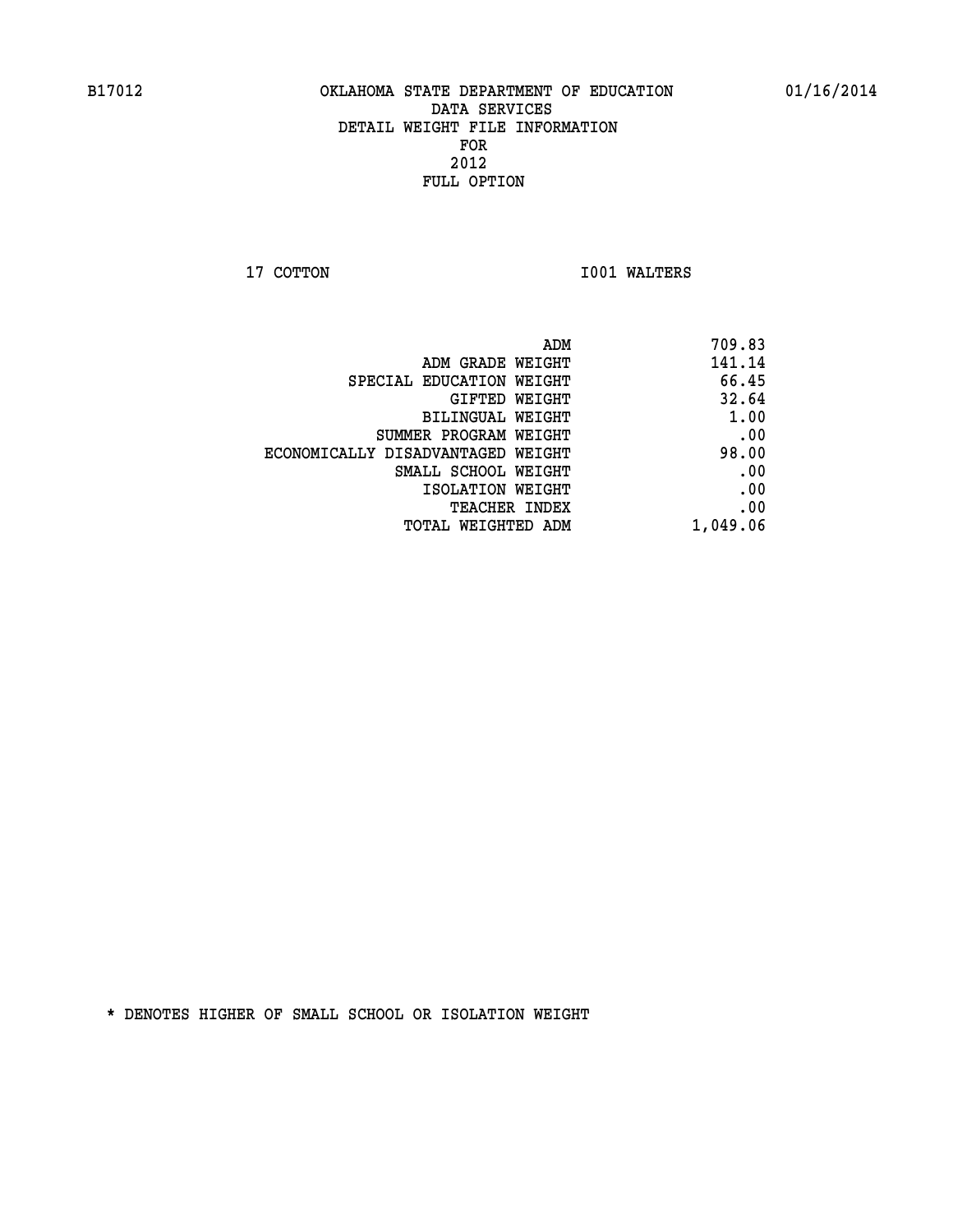B17012 OKLAHOMA STATE DEPARTMENT OF EDUCATION 01/16/2014

DATA SERVICES
DETAIL WEIGHT FILE INFORMATION
FOR
2012
FULL OPTION

17 COTTON I001 WALTERS

| | |
|---|---|
| ADM | 709.83 |
| ADM GRADE WEIGHT | 141.14 |
| SPECIAL EDUCATION WEIGHT | 66.45 |
| GIFTED WEIGHT | 32.64 |
| BILINGUAL WEIGHT | 1.00 |
| SUMMER PROGRAM WEIGHT | .00 |
| ECONOMICALLY DISADVANTAGED WEIGHT | 98.00 |
| SMALL SCHOOL WEIGHT | .00 |
| ISOLATION WEIGHT | .00 |
| TEACHER INDEX | .00 |
| TOTAL WEIGHTED ADM | 1,049.06 |

* DENOTES HIGHER OF SMALL SCHOOL OR ISOLATION WEIGHT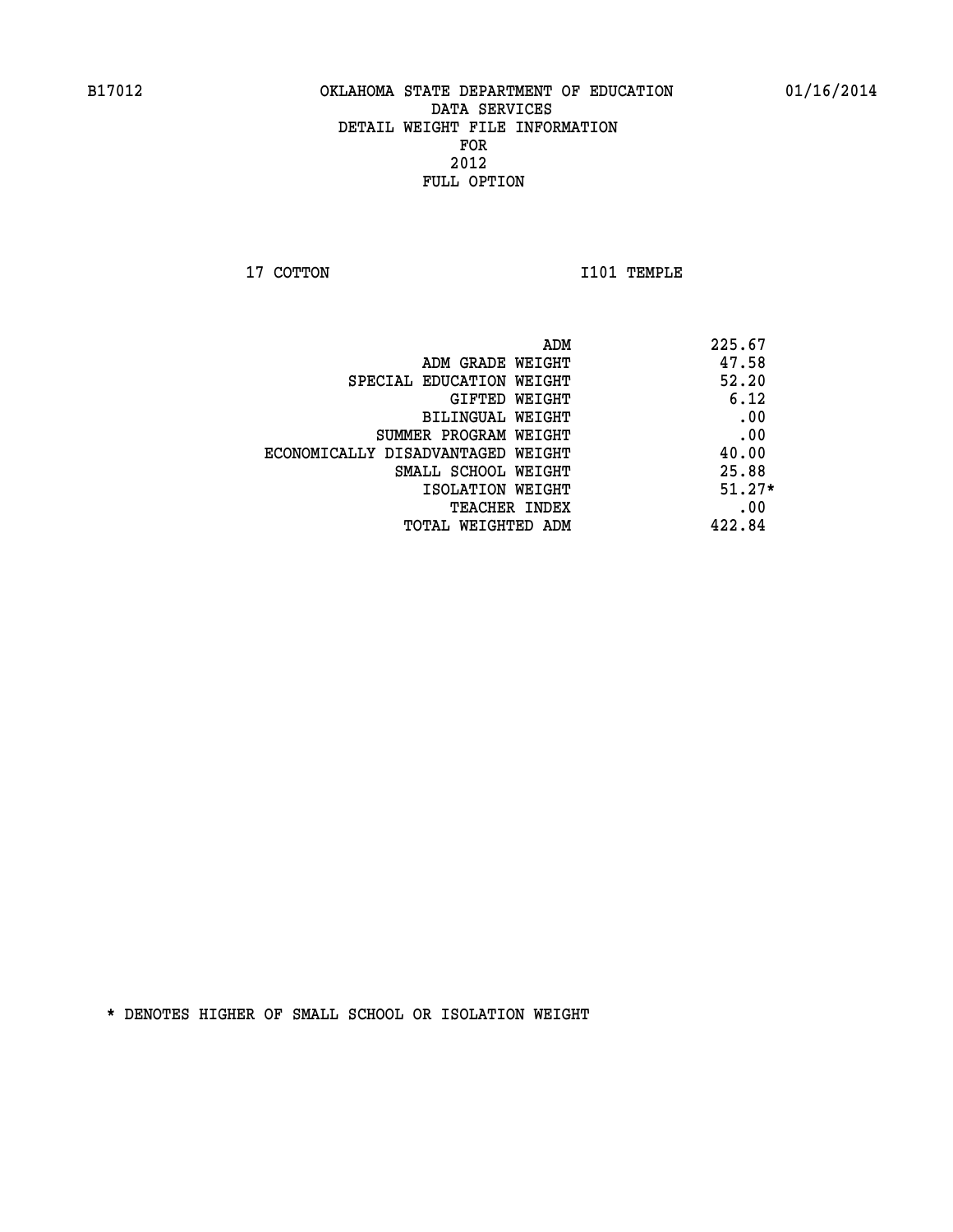OKLAHOMA STATE DEPARTMENT OF EDUCATION
DATA SERVICES
DETAIL WEIGHT FILE INFORMATION
FOR
2012
FULL OPTION

17 COTTON I101 TEMPLE

| | |
|---|---|
| ADM | 225.67 |
| ADM GRADE WEIGHT | 47.58 |
| SPECIAL EDUCATION WEIGHT | 52.20 |
| GIFTED WEIGHT | 6.12 |
| BILINGUAL WEIGHT | .00 |
| SUMMER PROGRAM WEIGHT | .00 |
| ECONOMICALLY DISADVANTAGED WEIGHT | 40.00 |
| SMALL SCHOOL WEIGHT | 25.88 |
| ISOLATION WEIGHT | 51.27* |
| TEACHER INDEX | .00 |
| TOTAL WEIGHTED ADM | 422.84 |

* DENOTES HIGHER OF SMALL SCHOOL OR ISOLATION WEIGHT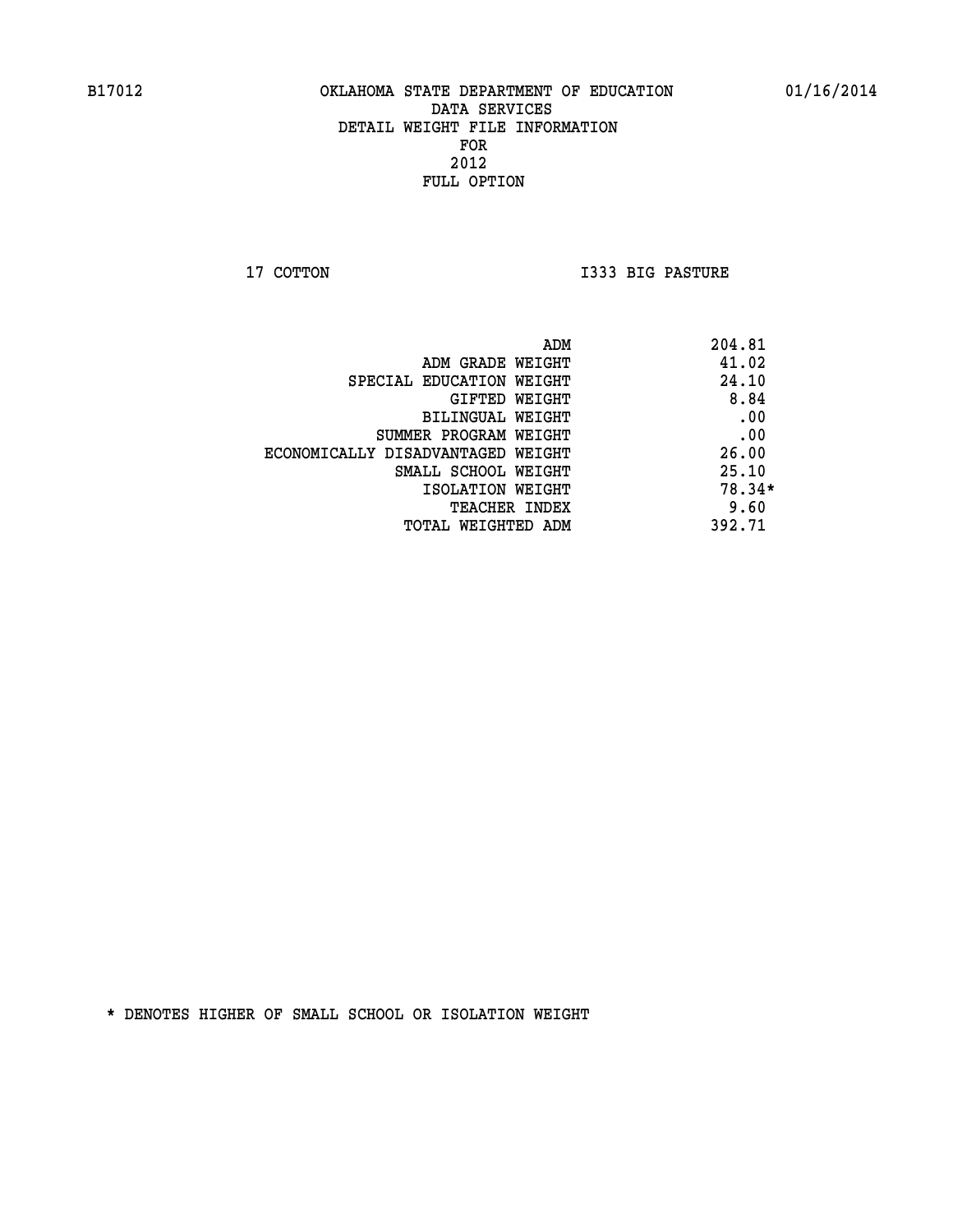B17012 OKLAHOMA STATE DEPARTMENT OF EDUCATION 01/16/2014

DATA SERVICES
DETAIL WEIGHT FILE INFORMATION
FOR
2012
FULL OPTION

17 COTTON I333 BIG PASTURE

| | |
|---|---|
| ADM | 204.81 |
| ADM GRADE WEIGHT | 41.02 |
| SPECIAL EDUCATION WEIGHT | 24.10 |
| GIFTED WEIGHT | 8.84 |
| BILINGUAL WEIGHT | .00 |
| SUMMER PROGRAM WEIGHT | .00 |
| ECONOMICALLY DISADVANTAGED WEIGHT | 26.00 |
| SMALL SCHOOL WEIGHT | 25.10 |
| ISOLATION WEIGHT | 78.34* |
| TEACHER INDEX | 9.60 |
| TOTAL WEIGHTED ADM | 392.71 |

* DENOTES HIGHER OF SMALL SCHOOL OR ISOLATION WEIGHT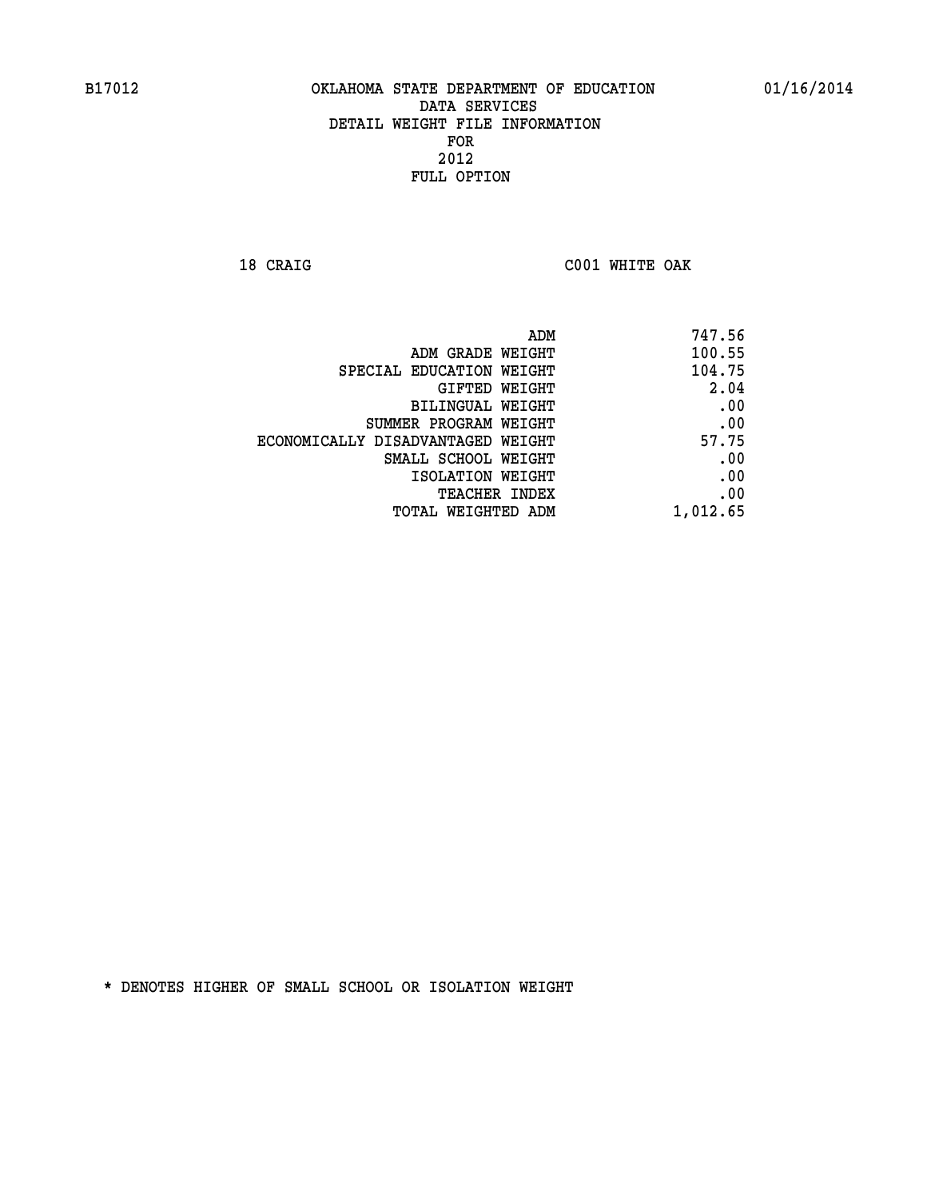B17012 OKLAHOMA STATE DEPARTMENT OF EDUCATION 01/16/2014

DATA SERVICES
DETAIL WEIGHT FILE INFORMATION
FOR
2012
FULL OPTION

18 CRAIG C001 WHITE OAK

| | |
|---|---|
| ADM | 747.56 |
| ADM GRADE WEIGHT | 100.55 |
| SPECIAL EDUCATION WEIGHT | 104.75 |
| GIFTED WEIGHT | 2.04 |
| BILINGUAL WEIGHT | .00 |
| SUMMER PROGRAM WEIGHT | .00 |
| ECONOMICALLY DISADVANTAGED WEIGHT | 57.75 |
| SMALL SCHOOL WEIGHT | .00 |
| ISOLATION WEIGHT | .00 |
| TEACHER INDEX | .00 |
| TOTAL WEIGHTED ADM | 1,012.65 |

* DENOTES HIGHER OF SMALL SCHOOL OR ISOLATION WEIGHT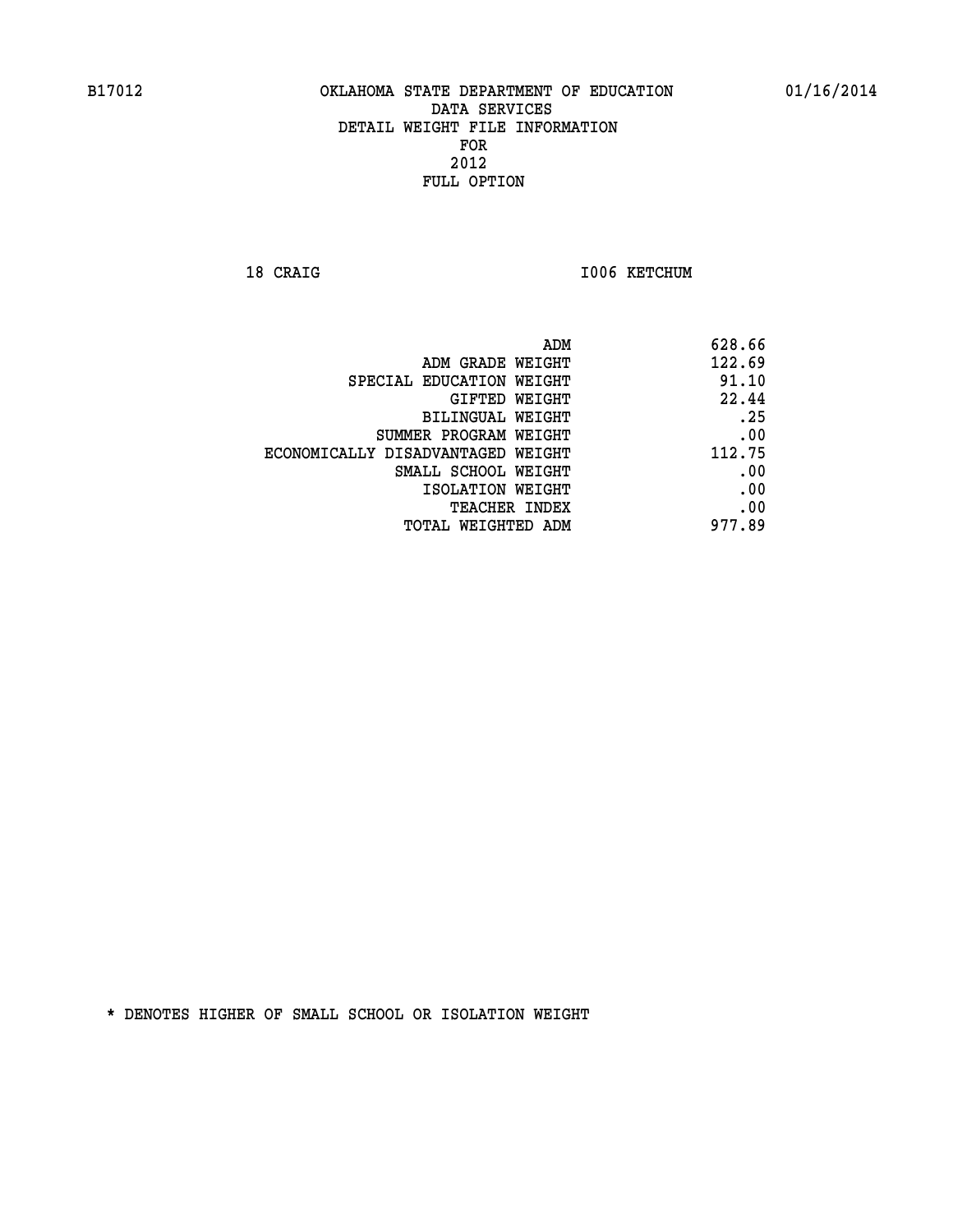B17012 OKLAHOMA STATE DEPARTMENT OF EDUCATION 01/16/2014

DATA SERVICES
DETAIL WEIGHT FILE INFORMATION
FOR
2012
FULL OPTION

18 CRAIG I006 KETCHUM

| | |
|---|---|
| ADM | 628.66 |
| ADM GRADE WEIGHT | 122.69 |
| SPECIAL EDUCATION WEIGHT | 91.10 |
| GIFTED WEIGHT | 22.44 |
| BILINGUAL WEIGHT | .25 |
| SUMMER PROGRAM WEIGHT | .00 |
| ECONOMICALLY DISADVANTAGED WEIGHT | 112.75 |
| SMALL SCHOOL WEIGHT | .00 |
| ISOLATION WEIGHT | .00 |
| TEACHER INDEX | .00 |
| TOTAL WEIGHTED ADM | 977.89 |

* DENOTES HIGHER OF SMALL SCHOOL OR ISOLATION WEIGHT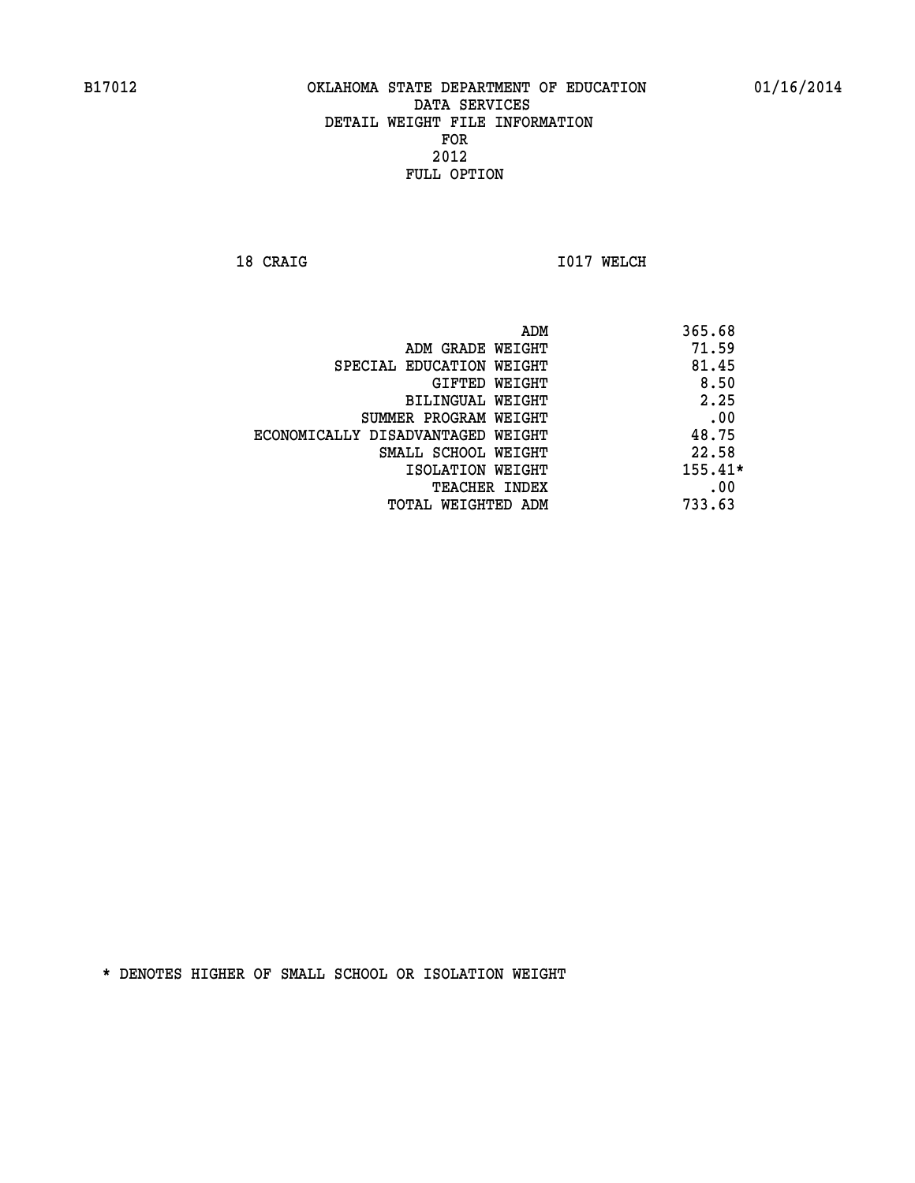B17012 OKLAHOMA STATE DEPARTMENT OF EDUCATION 01/16/2014

DATA SERVICES
DETAIL WEIGHT FILE INFORMATION
FOR
2012
FULL OPTION

18 CRAIG I017 WELCH

| | |
|---|---|
| ADM | 365.68 |
| ADM GRADE WEIGHT | 71.59 |
| SPECIAL EDUCATION WEIGHT | 81.45 |
| GIFTED WEIGHT | 8.50 |
| BILINGUAL WEIGHT | 2.25 |
| SUMMER PROGRAM WEIGHT | .00 |
| ECONOMICALLY DISADVANTAGED WEIGHT | 48.75 |
| SMALL SCHOOL WEIGHT | 22.58 |
| ISOLATION WEIGHT | 155.41* |
| TEACHER INDEX | .00 |
| TOTAL WEIGHTED ADM | 733.63 |

* DENOTES HIGHER OF SMALL SCHOOL OR ISOLATION WEIGHT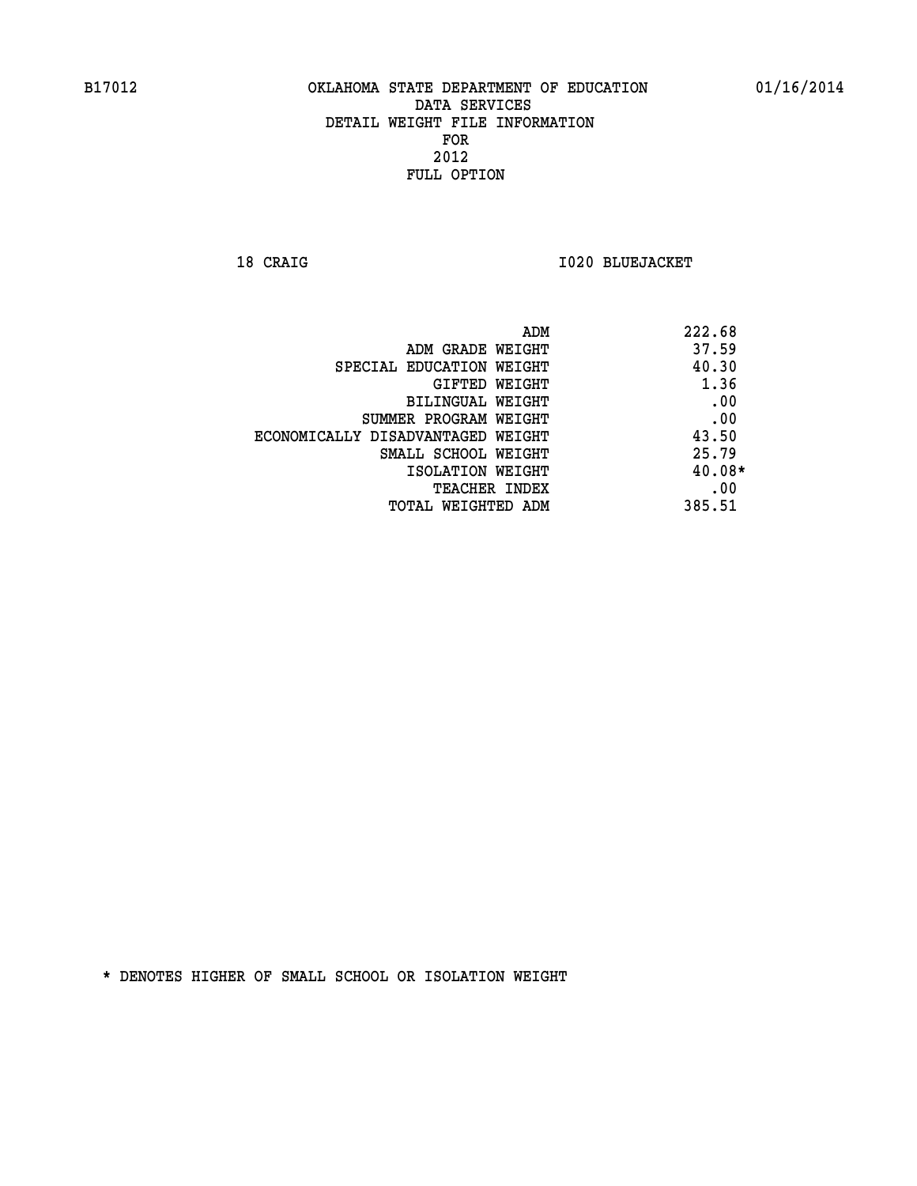B17012 OKLAHOMA STATE DEPARTMENT OF EDUCATION 01/16/2014

DATA SERVICES
DETAIL WEIGHT FILE INFORMATION
FOR
2012
FULL OPTION

18 CRAIG I020 BLUEJACKET

| | |
|---|---|
| ADM | 222.68 |
| ADM GRADE WEIGHT | 37.59 |
| SPECIAL EDUCATION WEIGHT | 40.30 |
| GIFTED WEIGHT | 1.36 |
| BILINGUAL WEIGHT | .00 |
| SUMMER PROGRAM WEIGHT | .00 |
| ECONOMICALLY DISADVANTAGED WEIGHT | 43.50 |
| SMALL SCHOOL WEIGHT | 25.79 |
| ISOLATION WEIGHT | 40.08* |
| TEACHER INDEX | .00 |
| TOTAL WEIGHTED ADM | 385.51 |

* DENOTES HIGHER OF SMALL SCHOOL OR ISOLATION WEIGHT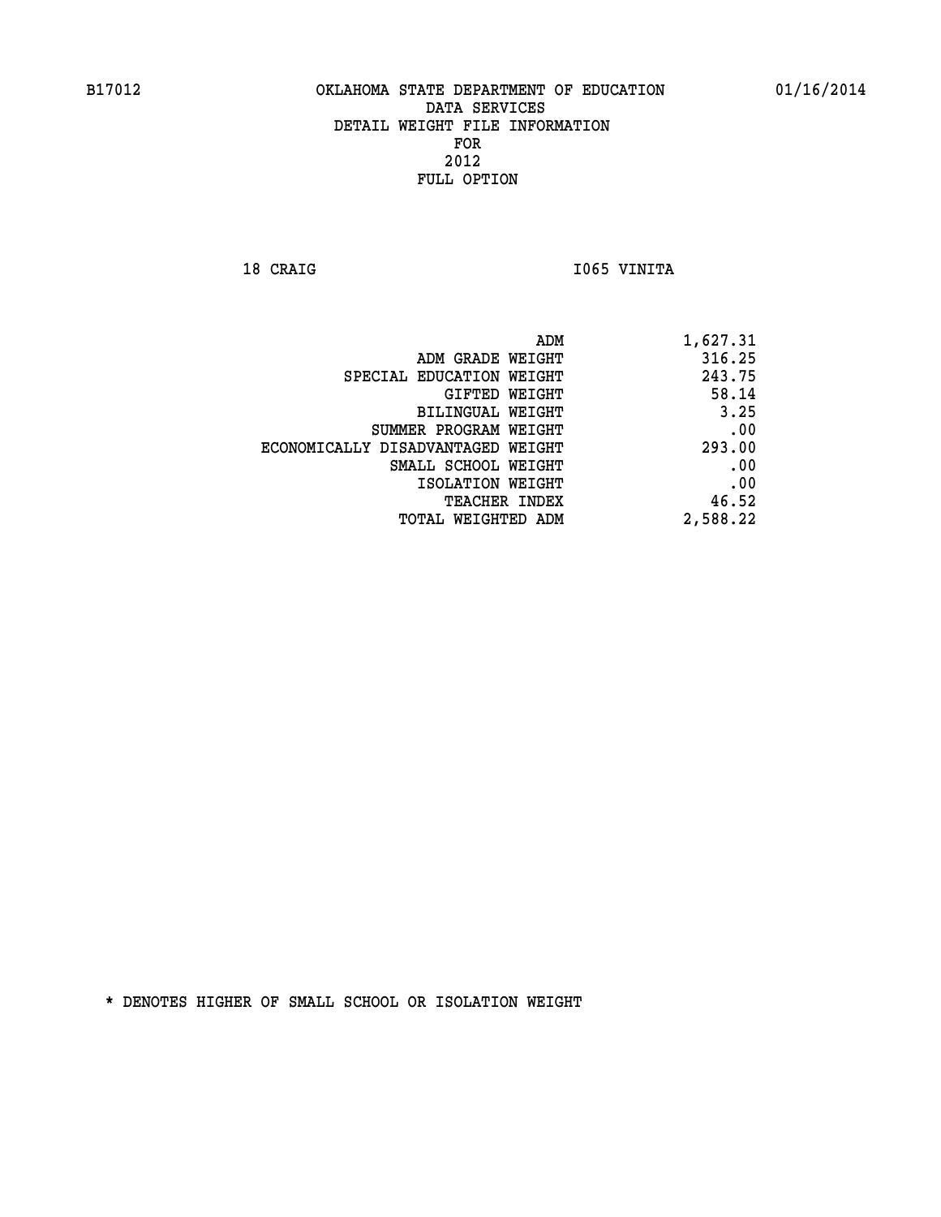B17012 OKLAHOMA STATE DEPARTMENT OF EDUCATION 01/16/2014

DATA SERVICES
DETAIL WEIGHT FILE INFORMATION
FOR
2012
FULL OPTION

18 CRAIG I065 VINITA

| | |
|---|---|
| ADM | 1,627.31 |
| ADM GRADE WEIGHT | 316.25 |
| SPECIAL EDUCATION WEIGHT | 243.75 |
| GIFTED WEIGHT | 58.14 |
| BILINGUAL WEIGHT | 3.25 |
| SUMMER PROGRAM WEIGHT | .00 |
| ECONOMICALLY DISADVANTAGED WEIGHT | 293.00 |
| SMALL SCHOOL WEIGHT | .00 |
| ISOLATION WEIGHT | .00 |
| TEACHER INDEX | 46.52 |
| TOTAL WEIGHTED ADM | 2,588.22 |

* DENOTES HIGHER OF SMALL SCHOOL OR ISOLATION WEIGHT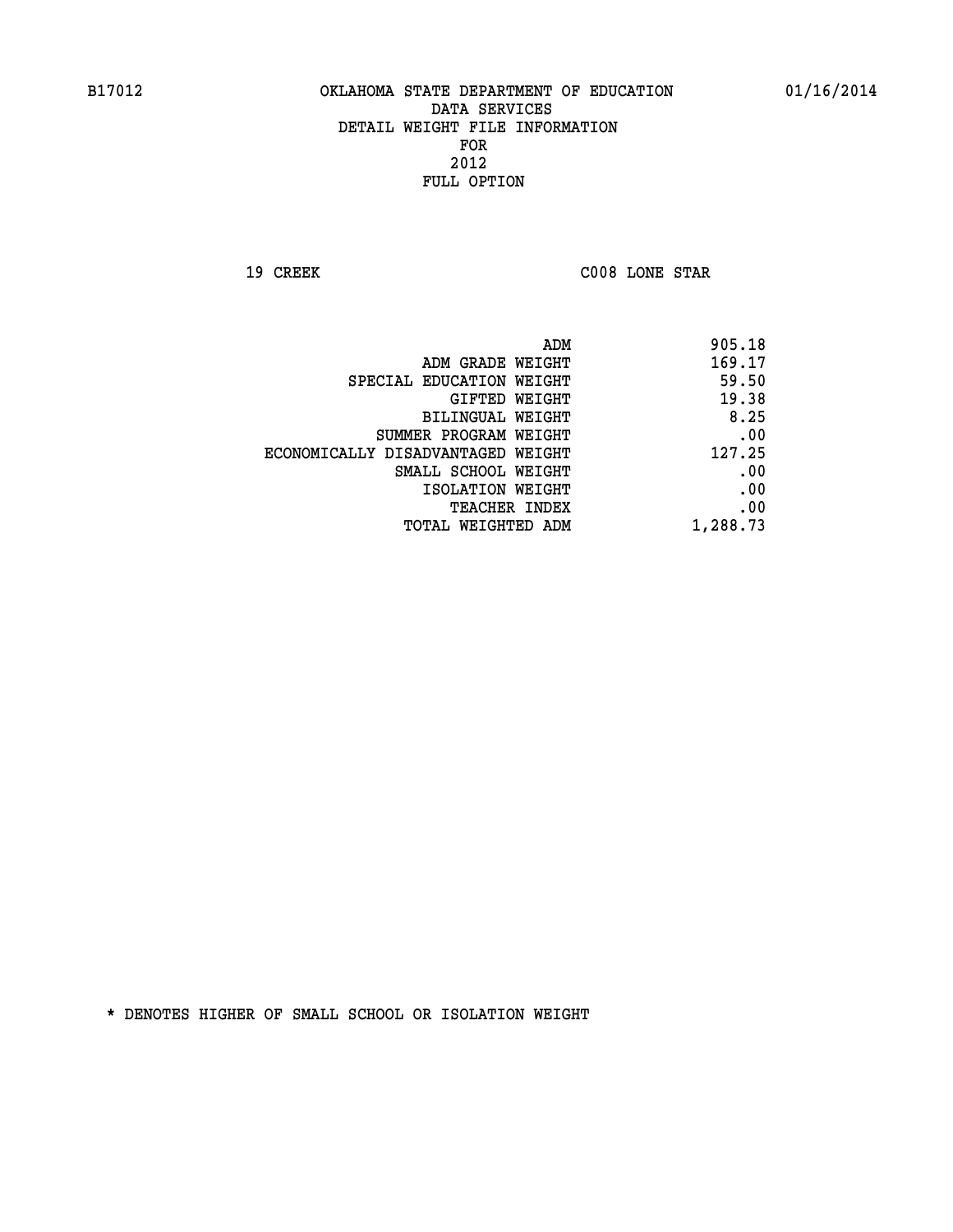B17012 OKLAHOMA STATE DEPARTMENT OF EDUCATION 01/16/2014

DATA SERVICES
DETAIL WEIGHT FILE INFORMATION
FOR
2012
FULL OPTION

19 CREEK C008 LONE STAR

| | |
|---|---|
| ADM | 905.18 |
| ADM GRADE WEIGHT | 169.17 |
| SPECIAL EDUCATION WEIGHT | 59.50 |
| GIFTED WEIGHT | 19.38 |
| BILINGUAL WEIGHT | 8.25 |
| SUMMER PROGRAM WEIGHT | .00 |
| ECONOMICALLY DISADVANTAGED WEIGHT | 127.25 |
| SMALL SCHOOL WEIGHT | .00 |
| ISOLATION WEIGHT | .00 |
| TEACHER INDEX | .00 |
| TOTAL WEIGHTED ADM | 1,288.73 |

* DENOTES HIGHER OF SMALL SCHOOL OR ISOLATION WEIGHT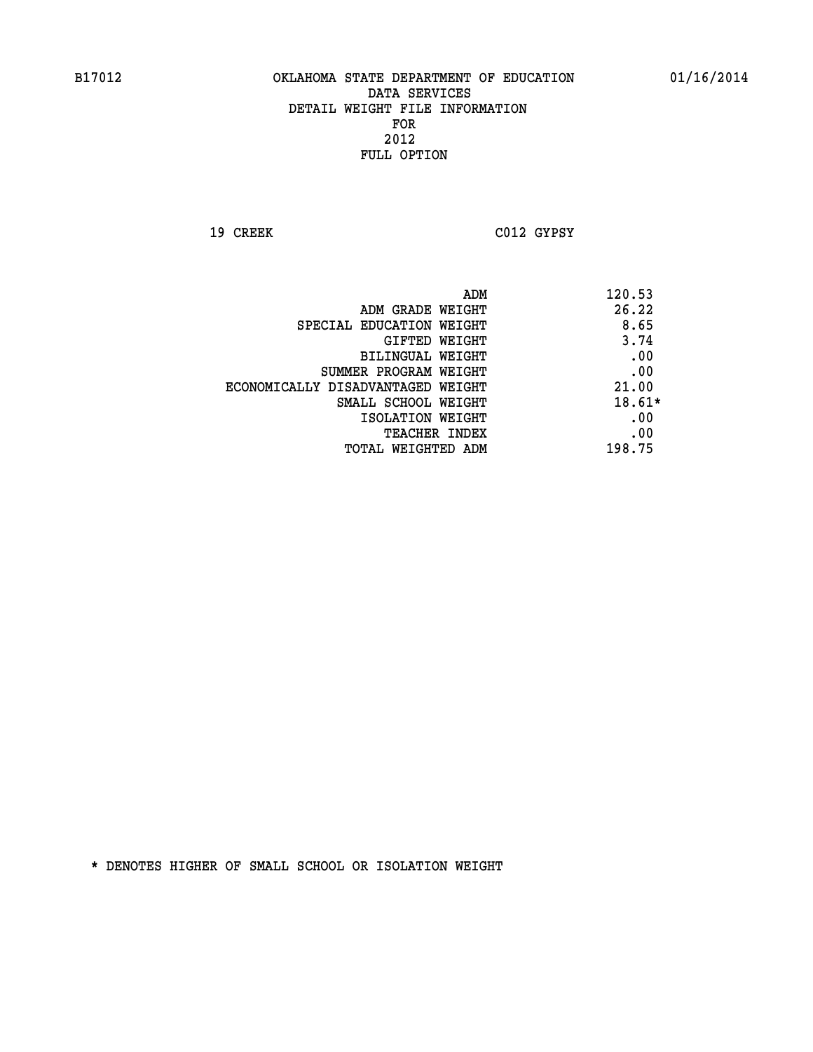B17012 OKLAHOMA STATE DEPARTMENT OF EDUCATION 01/16/2014

DATA SERVICES
DETAIL WEIGHT FILE INFORMATION
FOR
2012
FULL OPTION

19 CREEK C012 GYPSY

| | |
|---|---|
| ADM | 120.53 |
| ADM GRADE WEIGHT | 26.22 |
| SPECIAL EDUCATION WEIGHT | 8.65 |
| GIFTED WEIGHT | 3.74 |
| BILINGUAL WEIGHT | .00 |
| SUMMER PROGRAM WEIGHT | .00 |
| ECONOMICALLY DISADVANTAGED WEIGHT | 21.00 |
| SMALL SCHOOL WEIGHT | 18.61* |
| ISOLATION WEIGHT | .00 |
| TEACHER INDEX | .00 |
| TOTAL WEIGHTED ADM | 198.75 |

* DENOTES HIGHER OF SMALL SCHOOL OR ISOLATION WEIGHT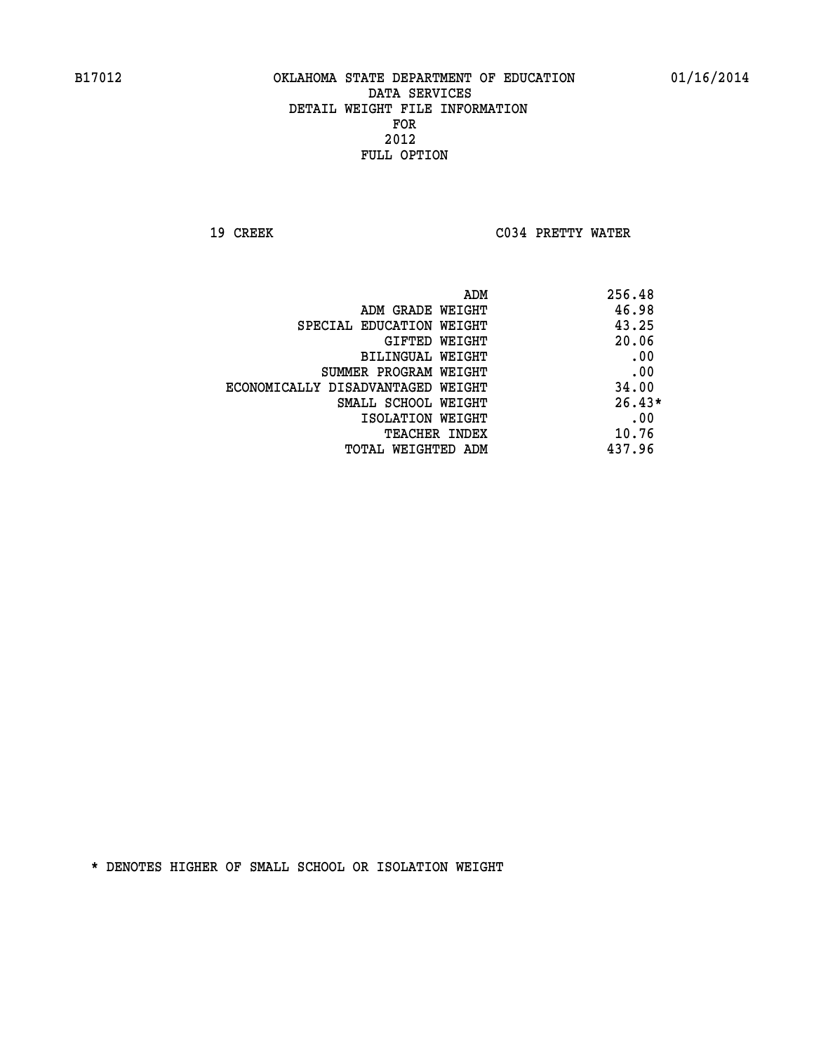B17012 OKLAHOMA STATE DEPARTMENT OF EDUCATION 01/16/2014

DATA SERVICES
DETAIL WEIGHT FILE INFORMATION
FOR
2012
FULL OPTION

19 CREEK C034 PRETTY WATER

| | |
|---|---|
| ADM | 256.48 |
| ADM GRADE WEIGHT | 46.98 |
| SPECIAL EDUCATION WEIGHT | 43.25 |
| GIFTED WEIGHT | 20.06 |
| BILINGUAL WEIGHT | .00 |
| SUMMER PROGRAM WEIGHT | .00 |
| ECONOMICALLY DISADVANTAGED WEIGHT | 34.00 |
| SMALL SCHOOL WEIGHT | 26.43* |
| ISOLATION WEIGHT | .00 |
| TEACHER INDEX | 10.76 |
| TOTAL WEIGHTED ADM | 437.96 |

* DENOTES HIGHER OF SMALL SCHOOL OR ISOLATION WEIGHT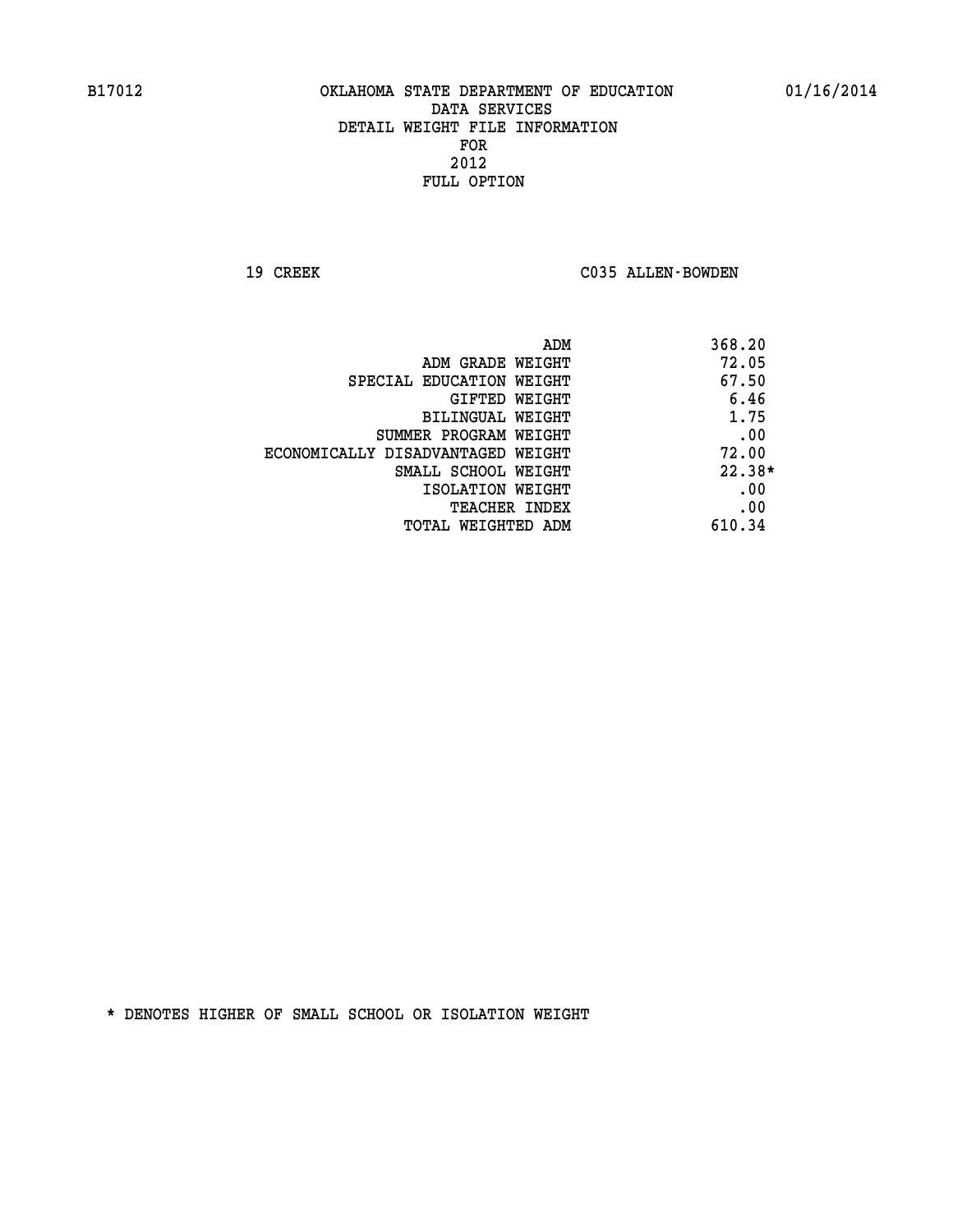B17012 OKLAHOMA STATE DEPARTMENT OF EDUCATION 01/16/2014

DATA SERVICES
DETAIL WEIGHT FILE INFORMATION
FOR
2012
FULL OPTION

19 CREEK C035 ALLEN-BOWDEN

| | |
|---|---|
| ADM | 368.20 |
| ADM GRADE WEIGHT | 72.05 |
| SPECIAL EDUCATION WEIGHT | 67.50 |
| GIFTED WEIGHT | 6.46 |
| BILINGUAL WEIGHT | 1.75 |
| SUMMER PROGRAM WEIGHT | .00 |
| ECONOMICALLY DISADVANTAGED WEIGHT | 72.00 |
| SMALL SCHOOL WEIGHT | 22.38* |
| ISOLATION WEIGHT | .00 |
| TEACHER INDEX | .00 |
| TOTAL WEIGHTED ADM | 610.34 |

* DENOTES HIGHER OF SMALL SCHOOL OR ISOLATION WEIGHT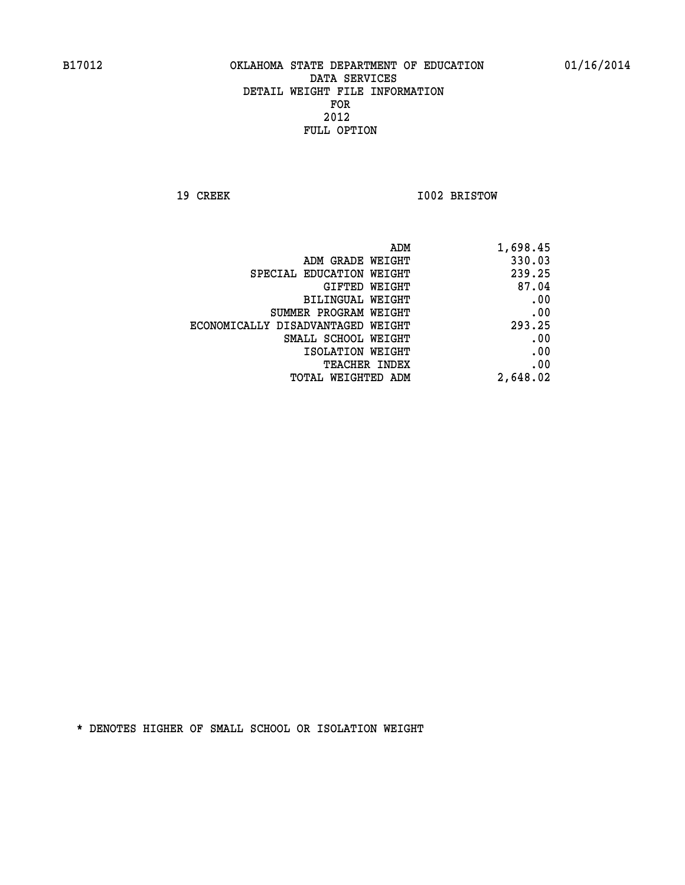B17012 OKLAHOMA STATE DEPARTMENT OF EDUCATION 01/16/2014

DATA SERVICES
DETAIL WEIGHT FILE INFORMATION
FOR
2012
FULL OPTION

19 CREEK I002 BRISTOW

| | |
|---|---|
| ADM | 1,698.45 |
| ADM GRADE WEIGHT | 330.03 |
| SPECIAL EDUCATION WEIGHT | 239.25 |
| GIFTED WEIGHT | 87.04 |
| BILINGUAL WEIGHT | .00 |
| SUMMER PROGRAM WEIGHT | .00 |
| ECONOMICALLY DISADVANTAGED WEIGHT | 293.25 |
| SMALL SCHOOL WEIGHT | .00 |
| ISOLATION WEIGHT | .00 |
| TEACHER INDEX | .00 |
| TOTAL WEIGHTED ADM | 2,648.02 |

* DENOTES HIGHER OF SMALL SCHOOL OR ISOLATION WEIGHT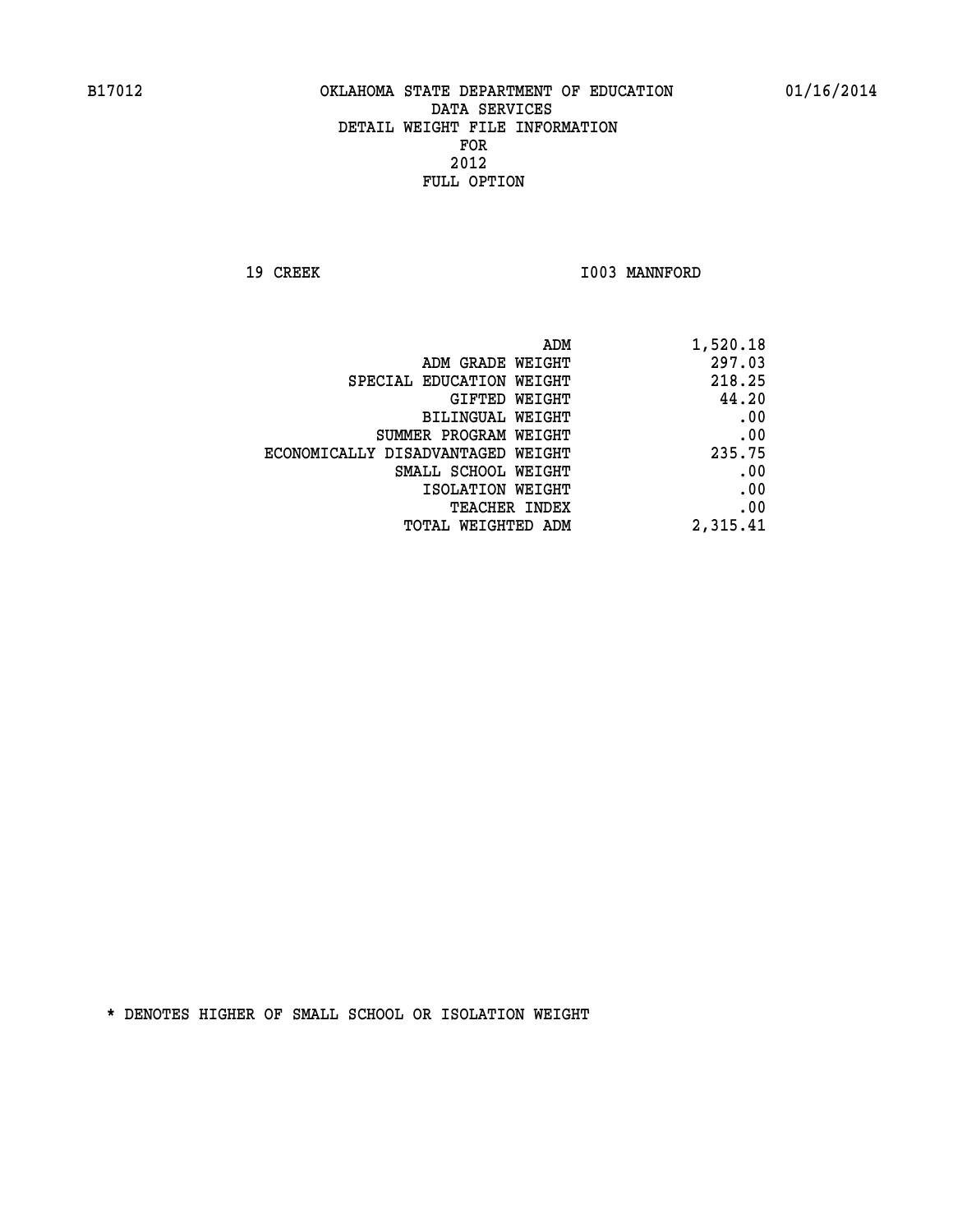B17012 OKLAHOMA STATE DEPARTMENT OF EDUCATION 01/16/2014

DATA SERVICES
DETAIL WEIGHT FILE INFORMATION
FOR
2012
FULL OPTION

19 CREEK I003 MANNFORD

| | |
|---|---|
| ADM | 1,520.18 |
| ADM GRADE WEIGHT | 297.03 |
| SPECIAL EDUCATION WEIGHT | 218.25 |
| GIFTED WEIGHT | 44.20 |
| BILINGUAL WEIGHT | .00 |
| SUMMER PROGRAM WEIGHT | .00 |
| ECONOMICALLY DISADVANTAGED WEIGHT | 235.75 |
| SMALL SCHOOL WEIGHT | .00 |
| ISOLATION WEIGHT | .00 |
| TEACHER INDEX | .00 |
| TOTAL WEIGHTED ADM | 2,315.41 |

* DENOTES HIGHER OF SMALL SCHOOL OR ISOLATION WEIGHT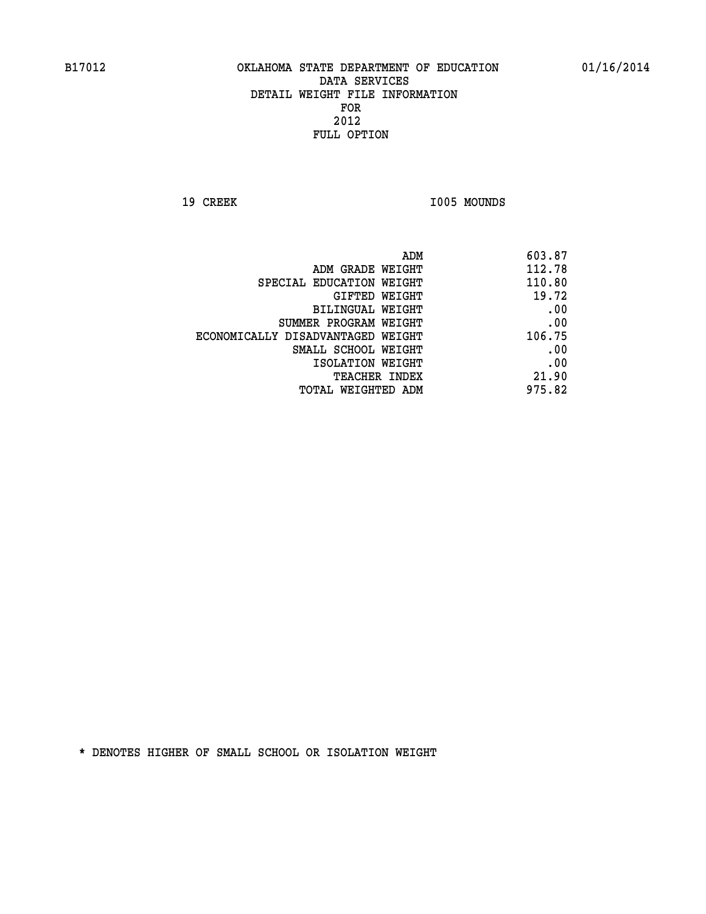B17012 OKLAHOMA STATE DEPARTMENT OF EDUCATION 01/16/2014

DATA SERVICES
DETAIL WEIGHT FILE INFORMATION
FOR
2012
FULL OPTION

19 CREEK I005 MOUNDS

| | |
|---|---|
| ADM | 603.87 |
| ADM GRADE WEIGHT | 112.78 |
| SPECIAL EDUCATION WEIGHT | 110.80 |
| GIFTED WEIGHT | 19.72 |
| BILINGUAL WEIGHT | .00 |
| SUMMER PROGRAM WEIGHT | .00 |
| ECONOMICALLY DISADVANTAGED WEIGHT | 106.75 |
| SMALL SCHOOL WEIGHT | .00 |
| ISOLATION WEIGHT | .00 |
| TEACHER INDEX | 21.90 |
| TOTAL WEIGHTED ADM | 975.82 |

* DENOTES HIGHER OF SMALL SCHOOL OR ISOLATION WEIGHT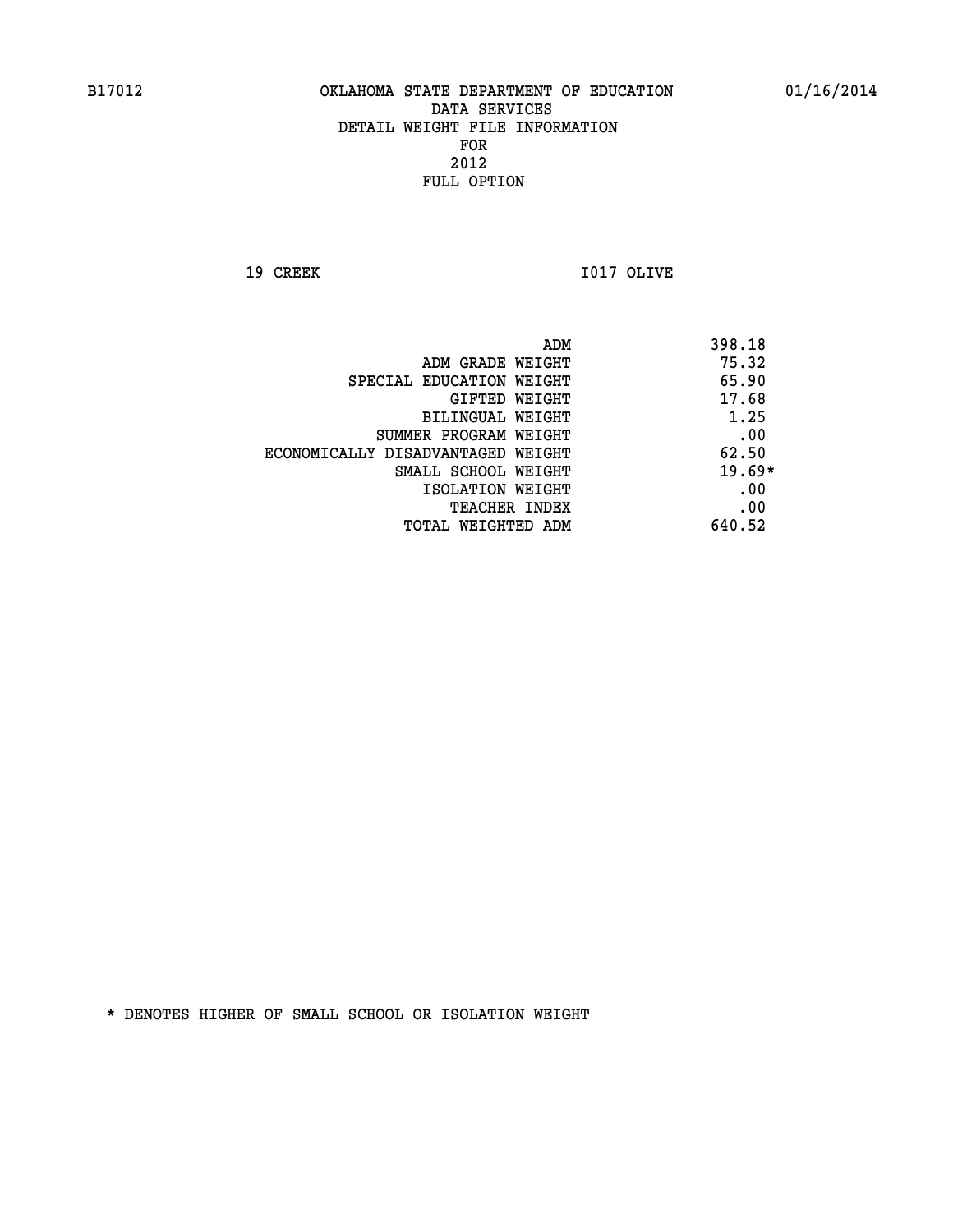B17012 OKLAHOMA STATE DEPARTMENT OF EDUCATION 01/16/2014

DATA SERVICES

DETAIL WEIGHT FILE INFORMATION

FOR

2012

FULL OPTION

19 CREEK I017 OLIVE

| | |
|---|---|
| ADM | 398.18 |
| ADM GRADE WEIGHT | 75.32 |
| SPECIAL EDUCATION WEIGHT | 65.90 |
| GIFTED WEIGHT | 17.68 |
| BILINGUAL WEIGHT | 1.25 |
| SUMMER PROGRAM WEIGHT | .00 |
| ECONOMICALLY DISADVANTAGED WEIGHT | 62.50 |
| SMALL SCHOOL WEIGHT | 19.69* |
| ISOLATION WEIGHT | .00 |
| TEACHER INDEX | .00 |
| TOTAL WEIGHTED ADM | 640.52 |

* DENOTES HIGHER OF SMALL SCHOOL OR ISOLATION WEIGHT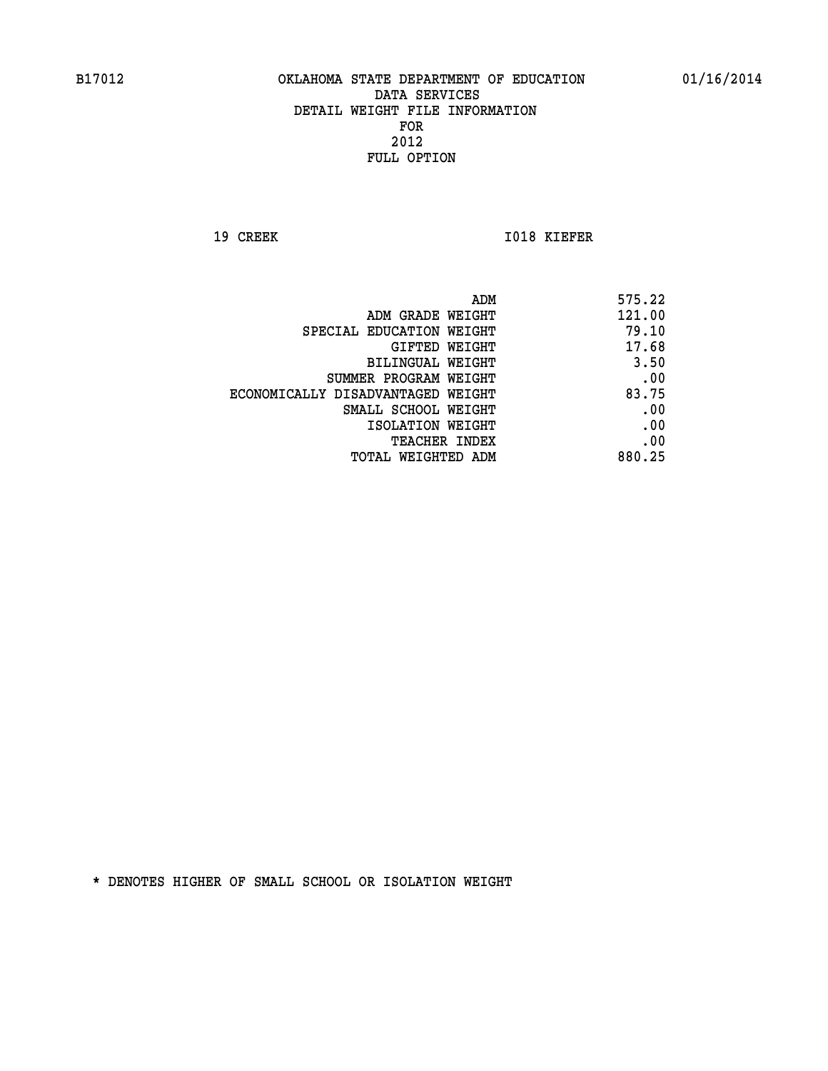# OKLAHOMA STATE DEPARTMENT OF EDUCATION
## DATA SERVICES
## DETAIL WEIGHT FILE INFORMATION
## FOR
## 2012
## FULL OPTION

19 CREEK                                    I018 KIEFER

| | |
|---|---|
| ADM | 575.22 |
| ADM GRADE WEIGHT | 121.00 |
| SPECIAL EDUCATION WEIGHT | 79.10 |
| GIFTED WEIGHT | 17.68 |
| BILINGUAL WEIGHT | 3.50 |
| SUMMER PROGRAM WEIGHT | .00 |
| ECONOMICALLY DISADVANTAGED WEIGHT | 83.75 |
| SMALL SCHOOL WEIGHT | .00 |
| ISOLATION WEIGHT | .00 |
| TEACHER INDEX | .00 |
| TOTAL WEIGHTED ADM | 880.25 |

* DENOTES HIGHER OF SMALL SCHOOL OR ISOLATION WEIGHT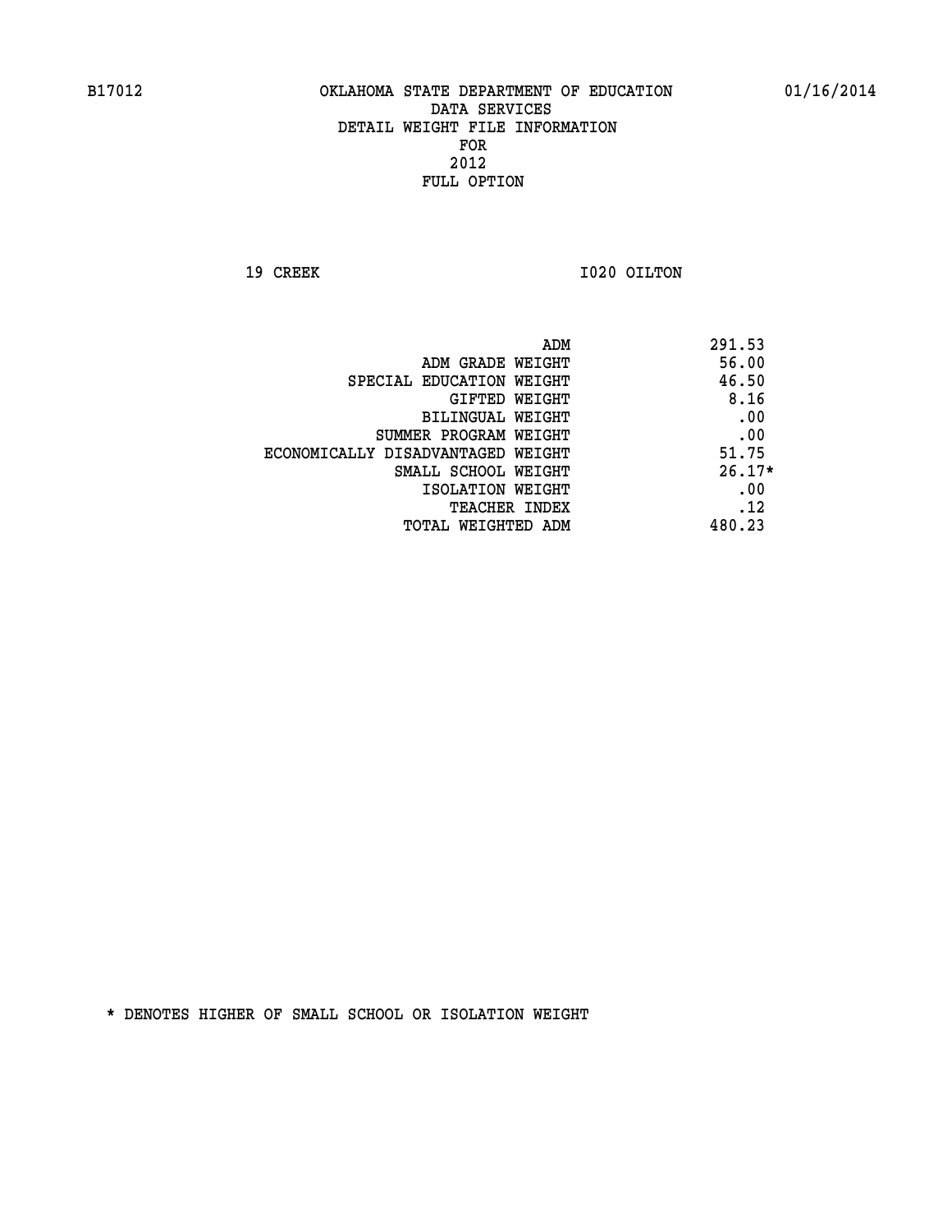B17012 OKLAHOMA STATE DEPARTMENT OF EDUCATION 01/16/2014

DATA SERVICES
DETAIL WEIGHT FILE INFORMATION
FOR
2012
FULL OPTION

19 CREEK I020 OILTON

| | |
|---|---|
| ADM | 291.53 |
| ADM GRADE WEIGHT | 56.00 |
| SPECIAL EDUCATION WEIGHT | 46.50 |
| GIFTED WEIGHT | 8.16 |
| BILINGUAL WEIGHT | .00 |
| SUMMER PROGRAM WEIGHT | .00 |
| ECONOMICALLY DISADVANTAGED WEIGHT | 51.75 |
| SMALL SCHOOL WEIGHT | 26.17* |
| ISOLATION WEIGHT | .00 |
| TEACHER INDEX | .12 |
| TOTAL WEIGHTED ADM | 480.23 |

* DENOTES HIGHER OF SMALL SCHOOL OR ISOLATION WEIGHT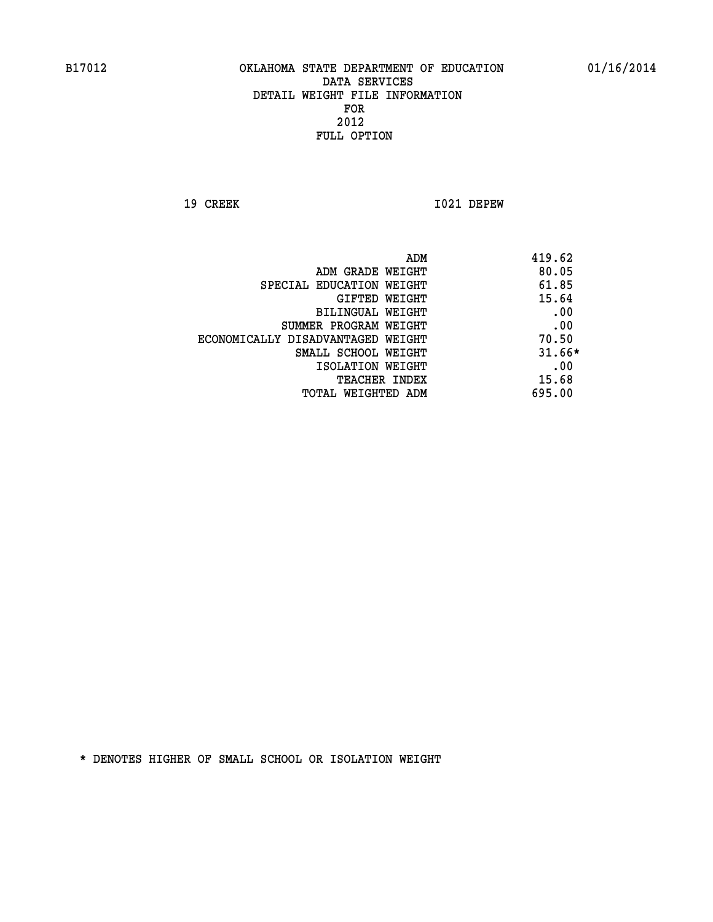B17012 OKLAHOMA STATE DEPARTMENT OF EDUCATION 01/16/2014

DATA SERVICES
DETAIL WEIGHT FILE INFORMATION
FOR
2012
FULL OPTION

19 CREEK I021 DEPEW

| | |
|---|---|
| ADM | 419.62 |
| ADM GRADE WEIGHT | 80.05 |
| SPECIAL EDUCATION WEIGHT | 61.85 |
| GIFTED WEIGHT | 15.64 |
| BILINGUAL WEIGHT | .00 |
| SUMMER PROGRAM WEIGHT | .00 |
| ECONOMICALLY DISADVANTAGED WEIGHT | 70.50 |
| SMALL SCHOOL WEIGHT | 31.66* |
| ISOLATION WEIGHT | .00 |
| TEACHER INDEX | 15.68 |
| TOTAL WEIGHTED ADM | 695.00 |

* DENOTES HIGHER OF SMALL SCHOOL OR ISOLATION WEIGHT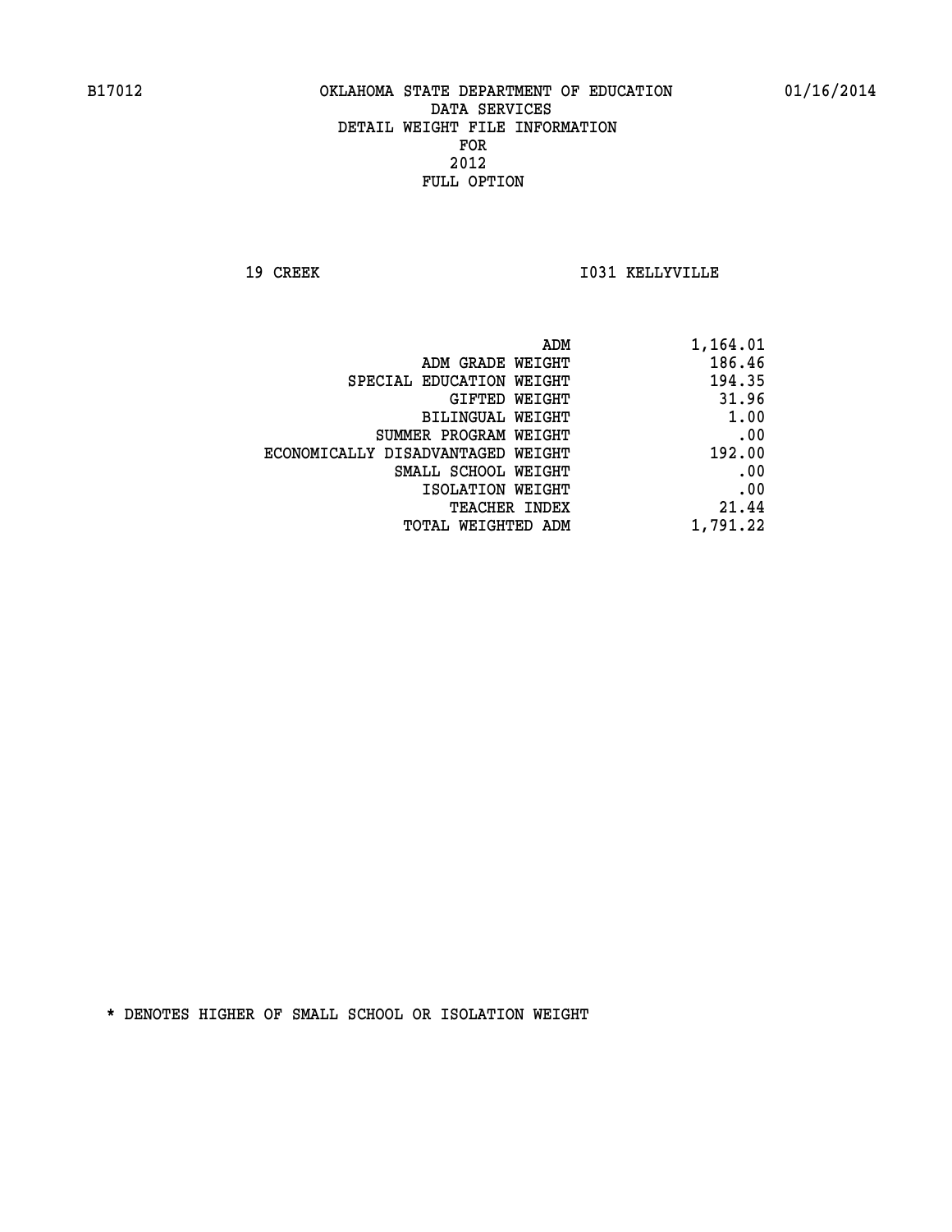B17012 OKLAHOMA STATE DEPARTMENT OF EDUCATION 01/16/2014

DATA SERVICES
DETAIL WEIGHT FILE INFORMATION
FOR
2012
FULL OPTION

19 CREEK I031 KELLYVILLE

| | |
|---|---|
| ADM | 1,164.01 |
| ADM GRADE WEIGHT | 186.46 |
| SPECIAL EDUCATION WEIGHT | 194.35 |
| GIFTED WEIGHT | 31.96 |
| BILINGUAL WEIGHT | 1.00 |
| SUMMER PROGRAM WEIGHT | .00 |
| ECONOMICALLY DISADVANTAGED WEIGHT | 192.00 |
| SMALL SCHOOL WEIGHT | .00 |
| ISOLATION WEIGHT | .00 |
| TEACHER INDEX | 21.44 |
| TOTAL WEIGHTED ADM | 1,791.22 |

* DENOTES HIGHER OF SMALL SCHOOL OR ISOLATION WEIGHT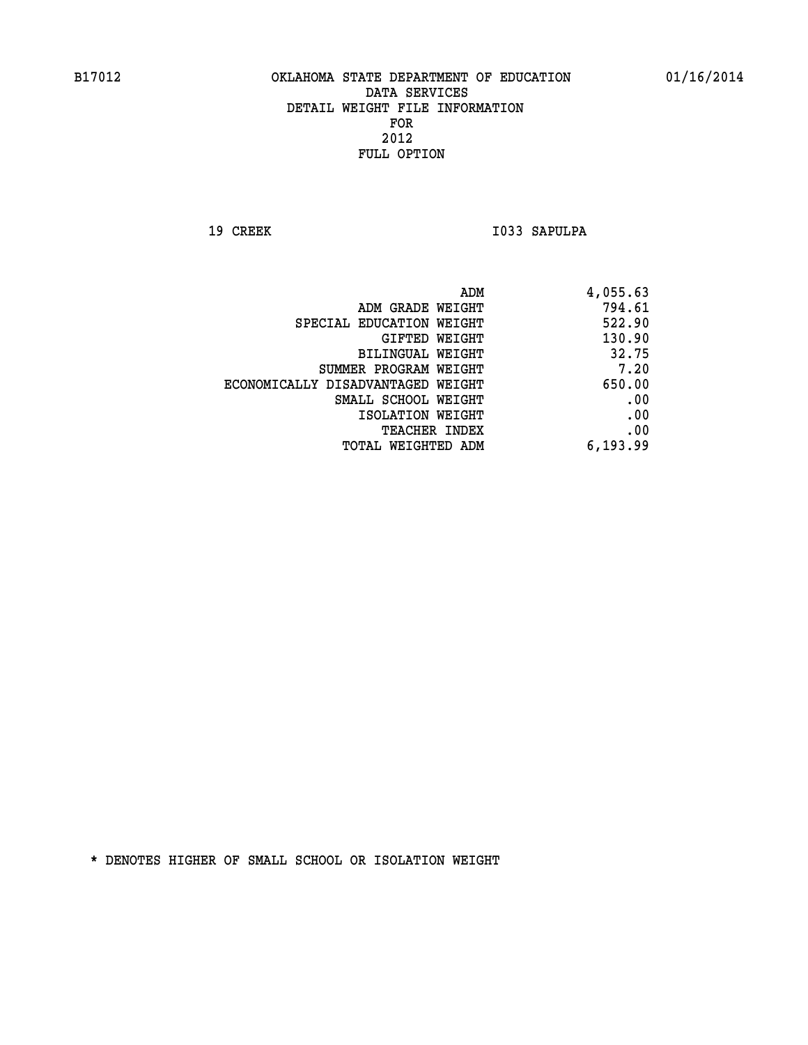B17012 OKLAHOMA STATE DEPARTMENT OF EDUCATION 01/16/2014

DATA SERVICES
DETAIL WEIGHT FILE INFORMATION
FOR
2012
FULL OPTION

19 CREEK I033 SAPULPA

| | |
|---|---|
| ADM | 4,055.63 |
| ADM GRADE WEIGHT | 794.61 |
| SPECIAL EDUCATION WEIGHT | 522.90 |
| GIFTED WEIGHT | 130.90 |
| BILINGUAL WEIGHT | 32.75 |
| SUMMER PROGRAM WEIGHT | 7.20 |
| ECONOMICALLY DISADVANTAGED WEIGHT | 650.00 |
| SMALL SCHOOL WEIGHT | .00 |
| ISOLATION WEIGHT | .00 |
| TEACHER INDEX | .00 |
| TOTAL WEIGHTED ADM | 6,193.99 |

* DENOTES HIGHER OF SMALL SCHOOL OR ISOLATION WEIGHT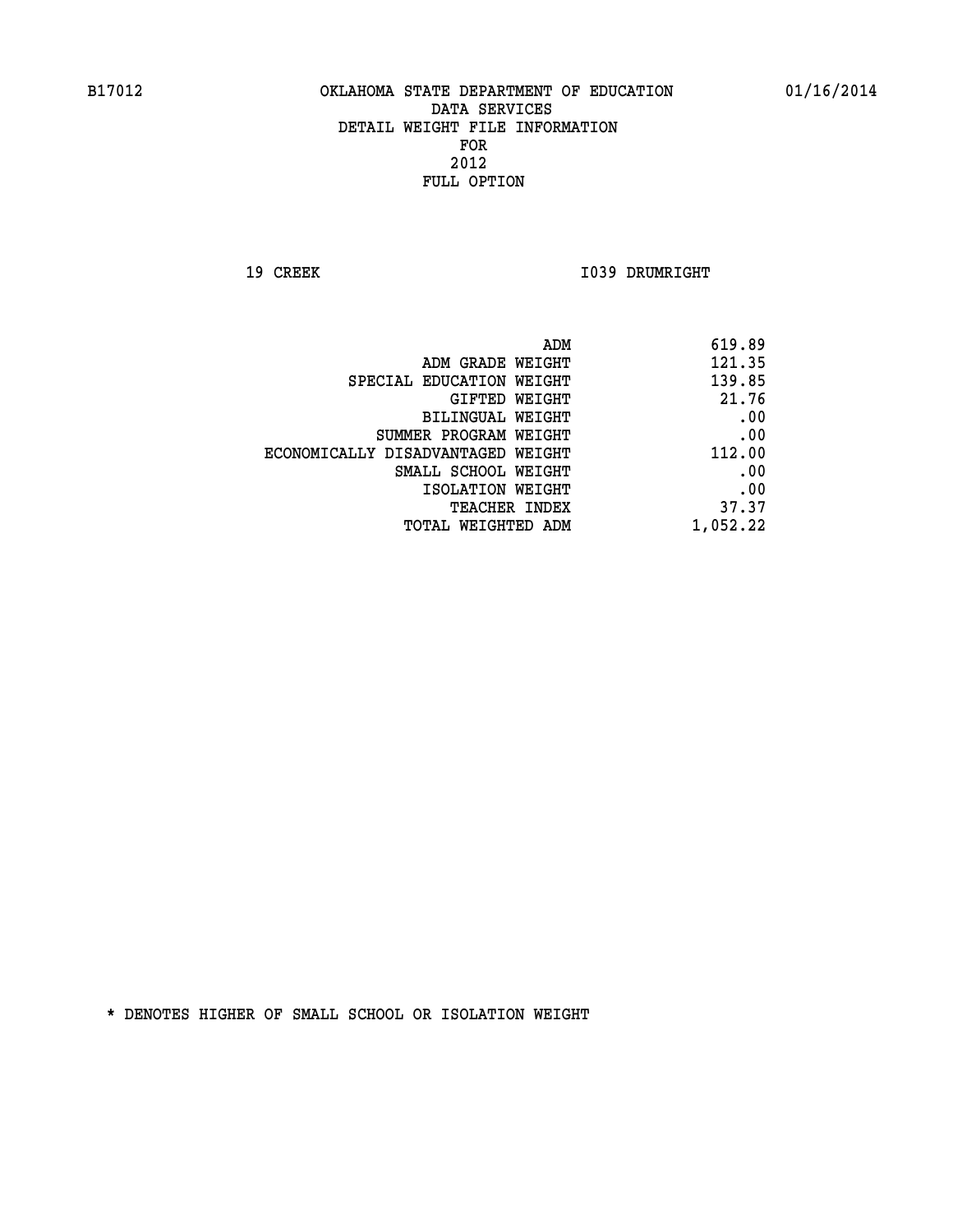B17012 OKLAHOMA STATE DEPARTMENT OF EDUCATION 01/16/2014

DATA SERVICES
DETAIL WEIGHT FILE INFORMATION
FOR
2012
FULL OPTION

19 CREEK I039 DRUMRIGHT

| | |
|---|---|
| ADM | 619.89 |
| ADM GRADE WEIGHT | 121.35 |
| SPECIAL EDUCATION WEIGHT | 139.85 |
| GIFTED WEIGHT | 21.76 |
| BILINGUAL WEIGHT | .00 |
| SUMMER PROGRAM WEIGHT | .00 |
| ECONOMICALLY DISADVANTAGED WEIGHT | 112.00 |
| SMALL SCHOOL WEIGHT | .00 |
| ISOLATION WEIGHT | .00 |
| TEACHER INDEX | 37.37 |
| TOTAL WEIGHTED ADM | 1,052.22 |

* DENOTES HIGHER OF SMALL SCHOOL OR ISOLATION WEIGHT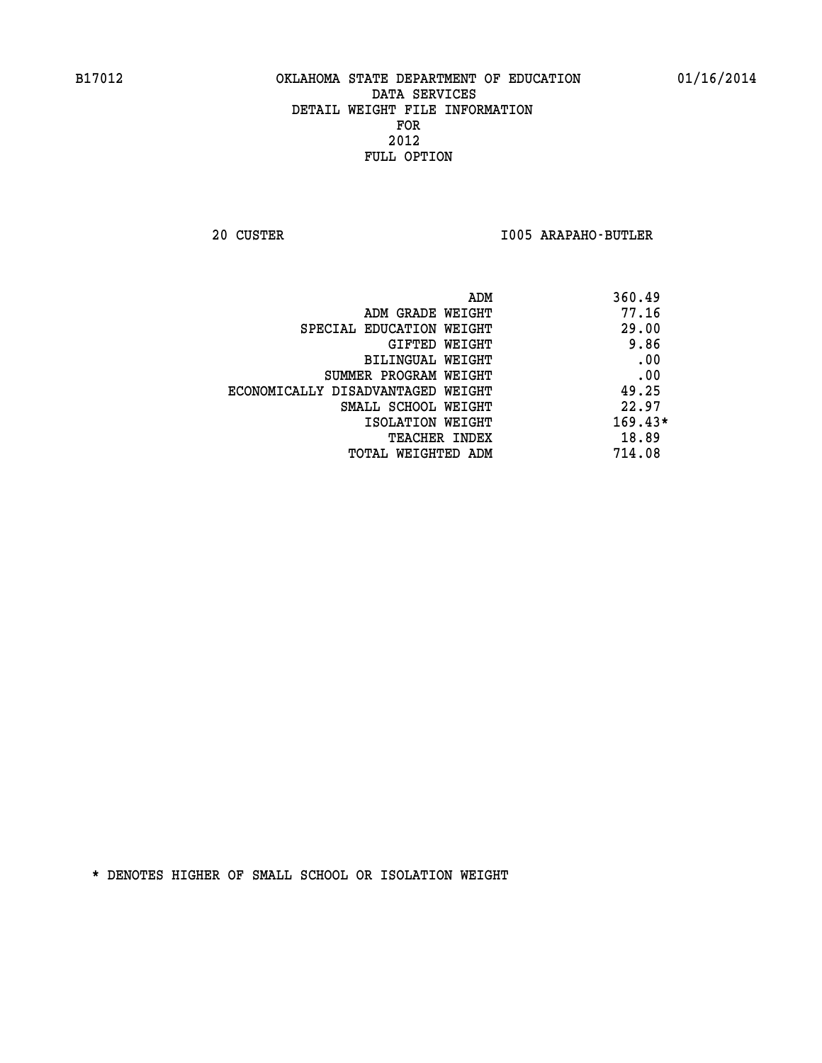B17012 OKLAHOMA STATE DEPARTMENT OF EDUCATION 01/16/2014

DATA SERVICES
DETAIL WEIGHT FILE INFORMATION
FOR
2012
FULL OPTION

20 CUSTER I005 ARAPAHO-BUTLER

| | |
|---|---|
| ADM | 360.49 |
| ADM GRADE WEIGHT | 77.16 |
| SPECIAL EDUCATION WEIGHT | 29.00 |
| GIFTED WEIGHT | 9.86 |
| BILINGUAL WEIGHT | .00 |
| SUMMER PROGRAM WEIGHT | .00 |
| ECONOMICALLY DISADVANTAGED WEIGHT | 49.25 |
| SMALL SCHOOL WEIGHT | 22.97 |
| ISOLATION WEIGHT | 169.43* |
| TEACHER INDEX | 18.89 |
| TOTAL WEIGHTED ADM | 714.08 |

* DENOTES HIGHER OF SMALL SCHOOL OR ISOLATION WEIGHT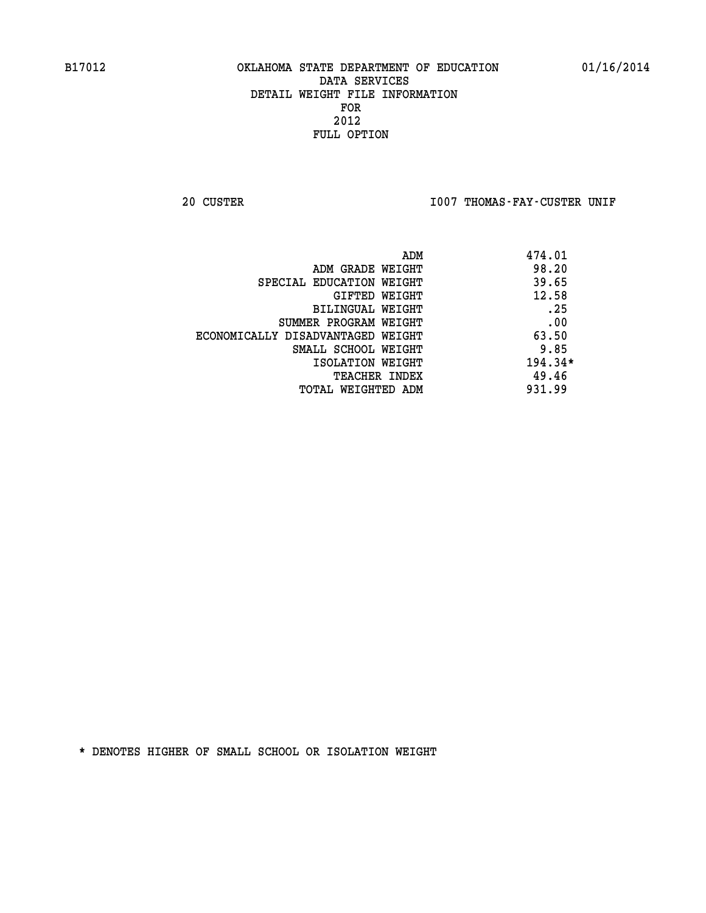B17012 OKLAHOMA STATE DEPARTMENT OF EDUCATION 01/16/2014

DATA SERVICES
DETAIL WEIGHT FILE INFORMATION
FOR
2012
FULL OPTION

20 CUSTER I007 THOMAS-FAY-CUSTER UNIF

| | |
|---|---|
| ADM | 474.01 |
| ADM GRADE WEIGHT | 98.20 |
| SPECIAL EDUCATION WEIGHT | 39.65 |
| GIFTED WEIGHT | 12.58 |
| BILINGUAL WEIGHT | .25 |
| SUMMER PROGRAM WEIGHT | .00 |
| ECONOMICALLY DISADVANTAGED WEIGHT | 63.50 |
| SMALL SCHOOL WEIGHT | 9.85 |
| ISOLATION WEIGHT | 194.34* |
| TEACHER INDEX | 49.46 |
| TOTAL WEIGHTED ADM | 931.99 |

* DENOTES HIGHER OF SMALL SCHOOL OR ISOLATION WEIGHT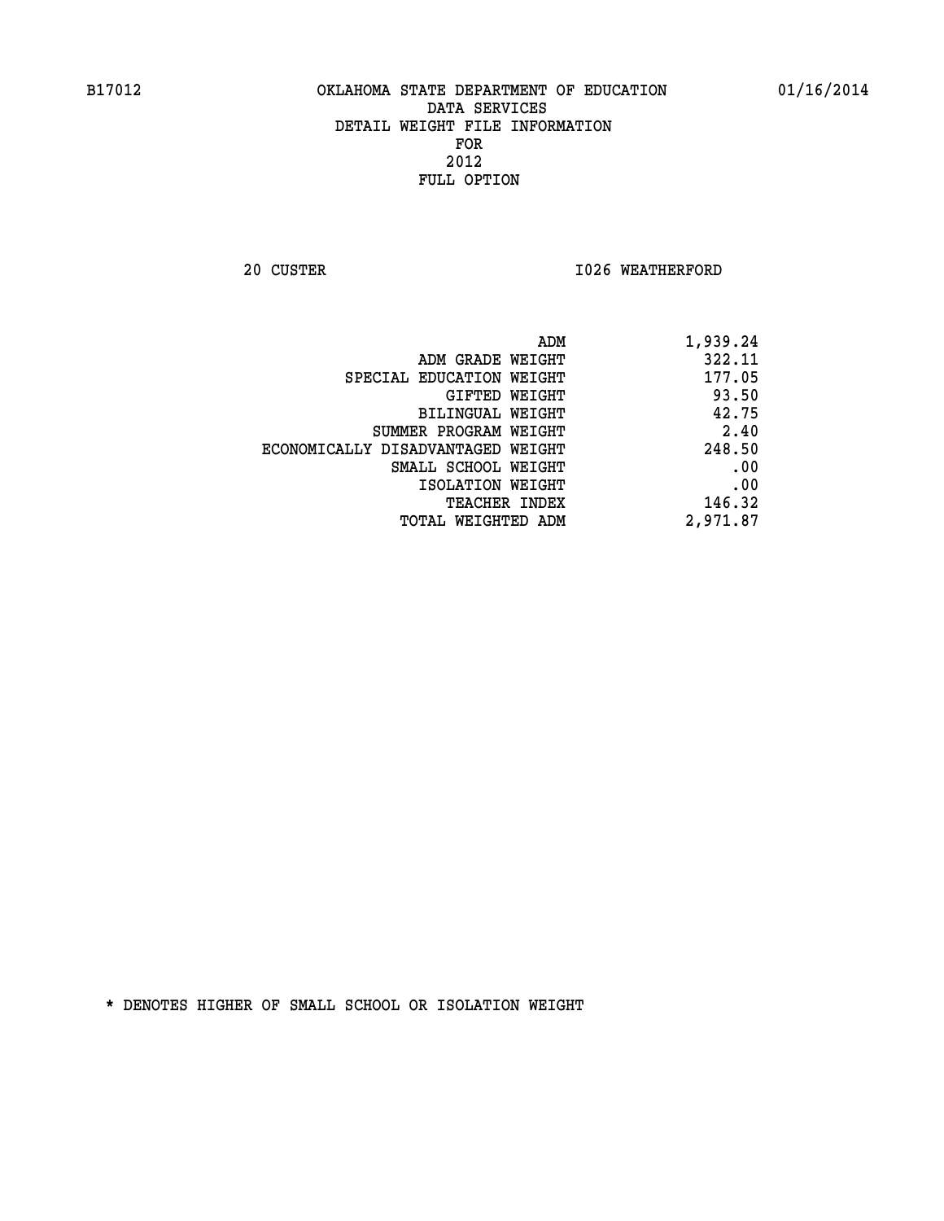B17012 OKLAHOMA STATE DEPARTMENT OF EDUCATION 01/16/2014

DATA SERVICES
DETAIL WEIGHT FILE INFORMATION
FOR
2012
FULL OPTION

20 CUSTER I026 WEATHERFORD

| | |
|---|---|
| ADM | 1,939.24 |
| ADM GRADE WEIGHT | 322.11 |
| SPECIAL EDUCATION WEIGHT | 177.05 |
| GIFTED WEIGHT | 93.50 |
| BILINGUAL WEIGHT | 42.75 |
| SUMMER PROGRAM WEIGHT | 2.40 |
| ECONOMICALLY DISADVANTAGED WEIGHT | 248.50 |
| SMALL SCHOOL WEIGHT | .00 |
| ISOLATION WEIGHT | .00 |
| TEACHER INDEX | 146.32 |
| TOTAL WEIGHTED ADM | 2,971.87 |

* DENOTES HIGHER OF SMALL SCHOOL OR ISOLATION WEIGHT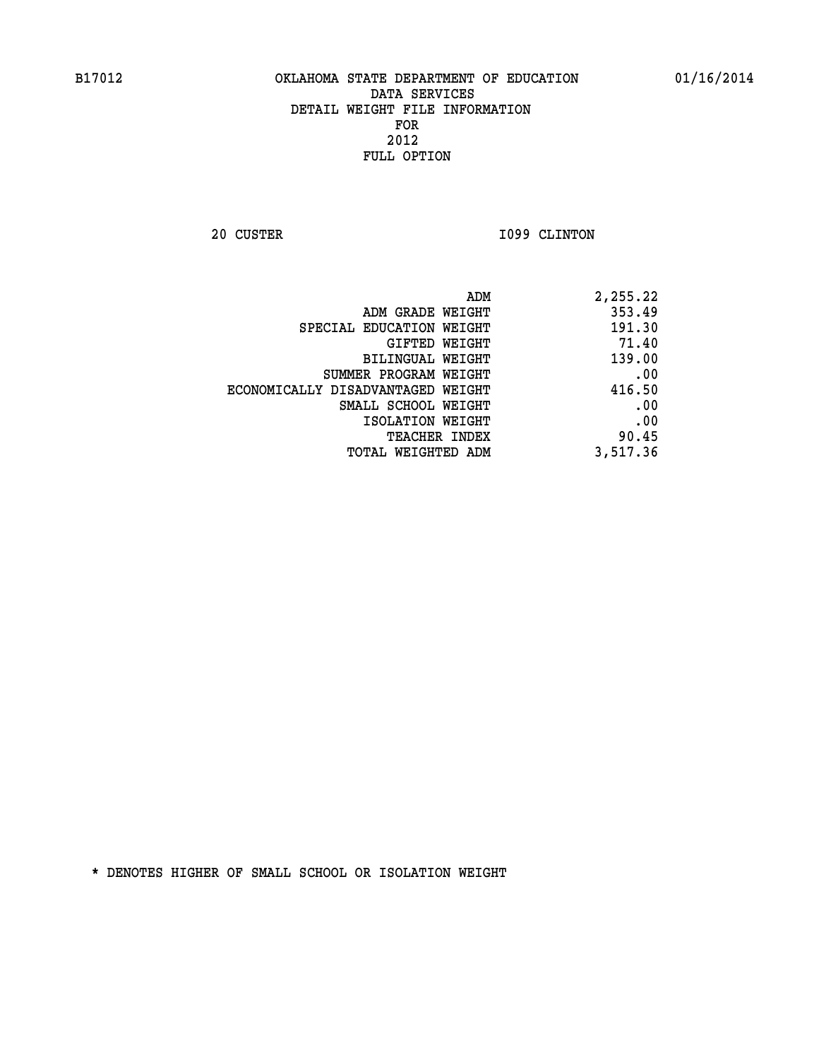B17012 OKLAHOMA STATE DEPARTMENT OF EDUCATION 01/16/2014

DATA SERVICES
DETAIL WEIGHT FILE INFORMATION
FOR
2012
FULL OPTION

20 CUSTER I099 CLINTON

| | |
|---|---|
| ADM | 2,255.22 |
| ADM GRADE WEIGHT | 353.49 |
| SPECIAL EDUCATION WEIGHT | 191.30 |
| GIFTED WEIGHT | 71.40 |
| BILINGUAL WEIGHT | 139.00 |
| SUMMER PROGRAM WEIGHT | .00 |
| ECONOMICALLY DISADVANTAGED WEIGHT | 416.50 |
| SMALL SCHOOL WEIGHT | .00 |
| ISOLATION WEIGHT | .00 |
| TEACHER INDEX | 90.45 |
| TOTAL WEIGHTED ADM | 3,517.36 |

* DENOTES HIGHER OF SMALL SCHOOL OR ISOLATION WEIGHT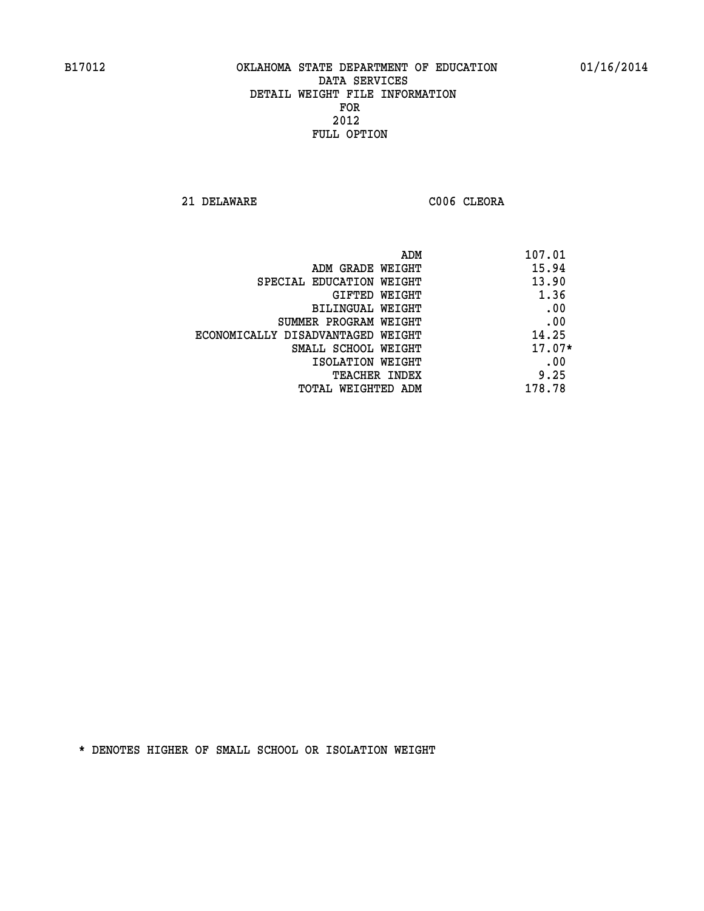B17012 OKLAHOMA STATE DEPARTMENT OF EDUCATION 01/16/2014

DATA SERVICES
DETAIL WEIGHT FILE INFORMATION
FOR
2012
FULL OPTION

21 DELAWARE C006 CLEORA

| | |
|---|---|
| ADM | 107.01 |
| ADM GRADE WEIGHT | 15.94 |
| SPECIAL EDUCATION WEIGHT | 13.90 |
| GIFTED WEIGHT | 1.36 |
| BILINGUAL WEIGHT | .00 |
| SUMMER PROGRAM WEIGHT | .00 |
| ECONOMICALLY DISADVANTAGED WEIGHT | 14.25 |
| SMALL SCHOOL WEIGHT | 17.07* |
| ISOLATION WEIGHT | .00 |
| TEACHER INDEX | 9.25 |
| TOTAL WEIGHTED ADM | 178.78 |

* DENOTES HIGHER OF SMALL SCHOOL OR ISOLATION WEIGHT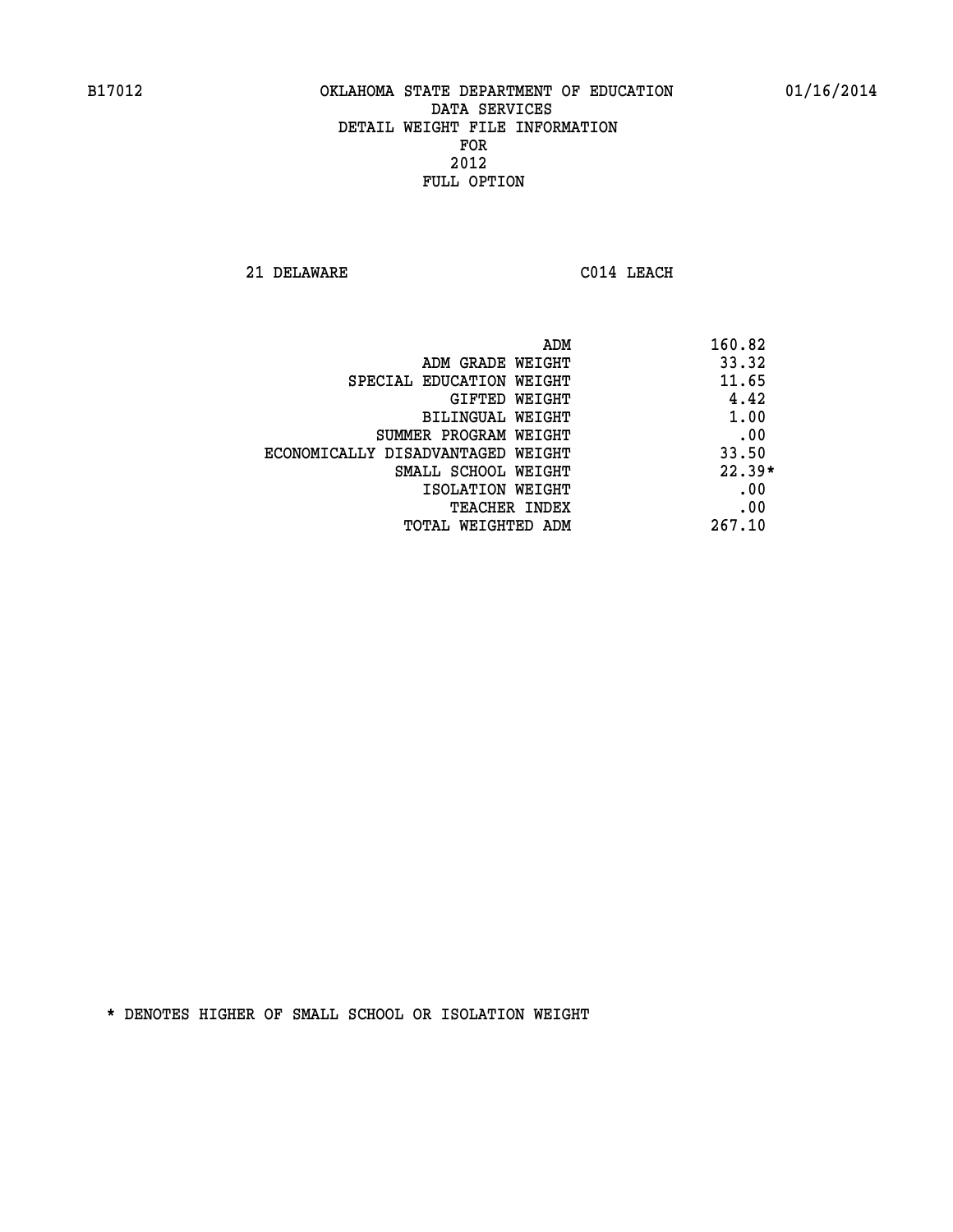B17012 OKLAHOMA STATE DEPARTMENT OF EDUCATION 01/16/2014

DATA SERVICES
DETAIL WEIGHT FILE INFORMATION
FOR
2012
FULL OPTION

21 DELAWARE C014 LEACH

| | |
|---|---|
| ADM | 160.82 |
| ADM GRADE WEIGHT | 33.32 |
| SPECIAL EDUCATION WEIGHT | 11.65 |
| GIFTED WEIGHT | 4.42 |
| BILINGUAL WEIGHT | 1.00 |
| SUMMER PROGRAM WEIGHT | .00 |
| ECONOMICALLY DISADVANTAGED WEIGHT | 33.50 |
| SMALL SCHOOL WEIGHT | 22.39* |
| ISOLATION WEIGHT | .00 |
| TEACHER INDEX | .00 |
| TOTAL WEIGHTED ADM | 267.10 |

* DENOTES HIGHER OF SMALL SCHOOL OR ISOLATION WEIGHT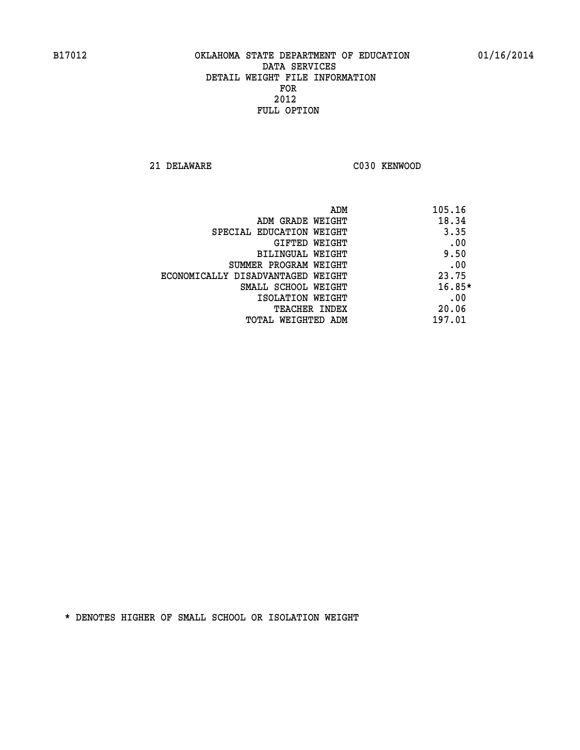B17012 OKLAHOMA STATE DEPARTMENT OF EDUCATION 01/16/2014

DATA SERVICES
DETAIL WEIGHT FILE INFORMATION
FOR
2012
FULL OPTION

21 DELAWARE C030 KENWOOD

| | |
|---|---|
| ADM | 105.16 |
| ADM GRADE WEIGHT | 18.34 |
| SPECIAL EDUCATION WEIGHT | 3.35 |
| GIFTED WEIGHT | .00 |
| BILINGUAL WEIGHT | 9.50 |
| SUMMER PROGRAM WEIGHT | .00 |
| ECONOMICALLY DISADVANTAGED WEIGHT | 23.75 |
| SMALL SCHOOL WEIGHT | 16.85* |
| ISOLATION WEIGHT | .00 |
| TEACHER INDEX | 20.06 |
| TOTAL WEIGHTED ADM | 197.01 |

* DENOTES HIGHER OF SMALL SCHOOL OR ISOLATION WEIGHT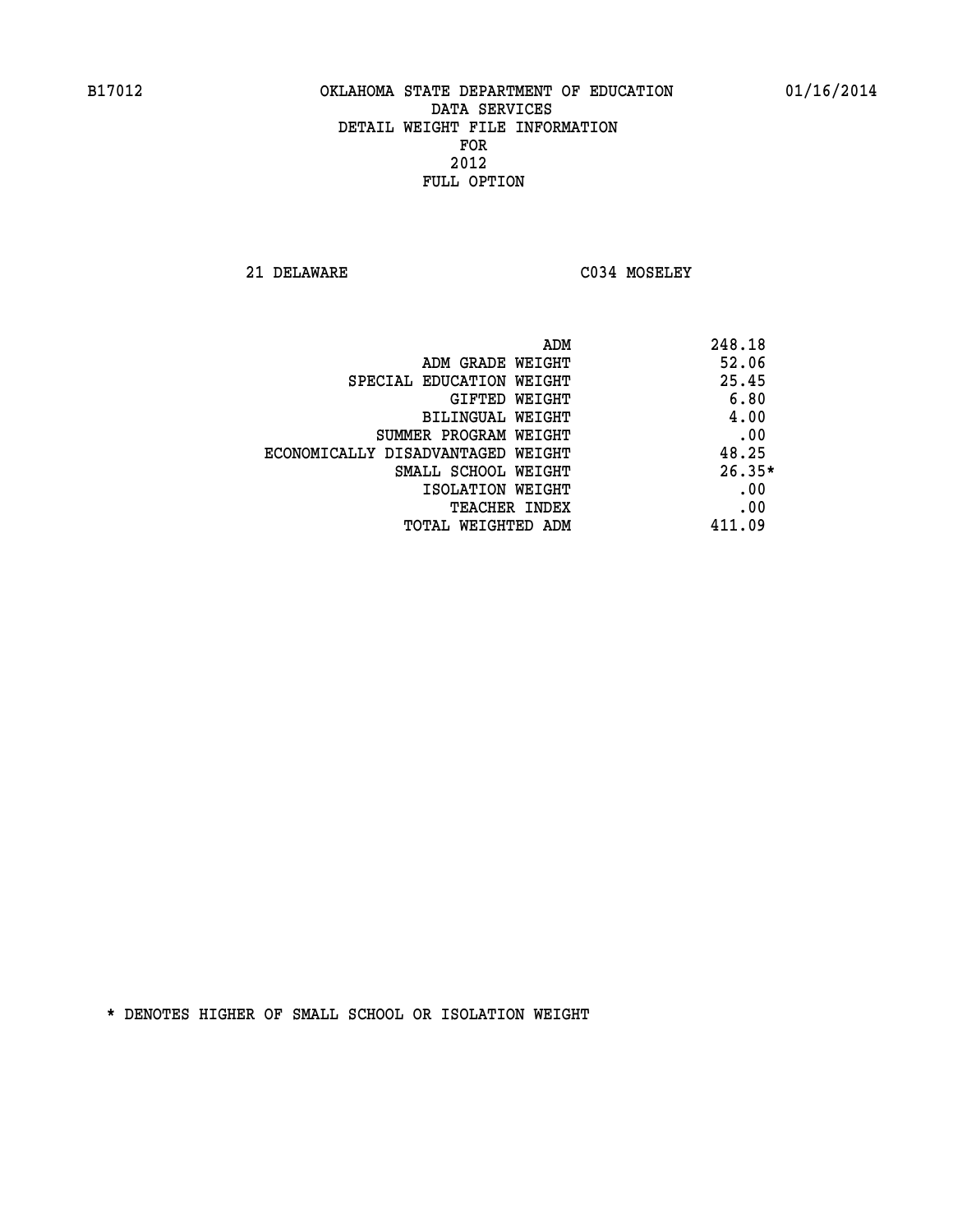B17012 OKLAHOMA STATE DEPARTMENT OF EDUCATION 01/16/2014

DATA SERVICES
DETAIL WEIGHT FILE INFORMATION
FOR
2012
FULL OPTION

21 DELAWARE C034 MOSELEY

| | |
|---|---|
| ADM | 248.18 |
| ADM GRADE WEIGHT | 52.06 |
| SPECIAL EDUCATION WEIGHT | 25.45 |
| GIFTED WEIGHT | 6.80 |
| BILINGUAL WEIGHT | 4.00 |
| SUMMER PROGRAM WEIGHT | .00 |
| ECONOMICALLY DISADVANTAGED WEIGHT | 48.25 |
| SMALL SCHOOL WEIGHT | 26.35* |
| ISOLATION WEIGHT | .00 |
| TEACHER INDEX | .00 |
| TOTAL WEIGHTED ADM | 411.09 |

* DENOTES HIGHER OF SMALL SCHOOL OR ISOLATION WEIGHT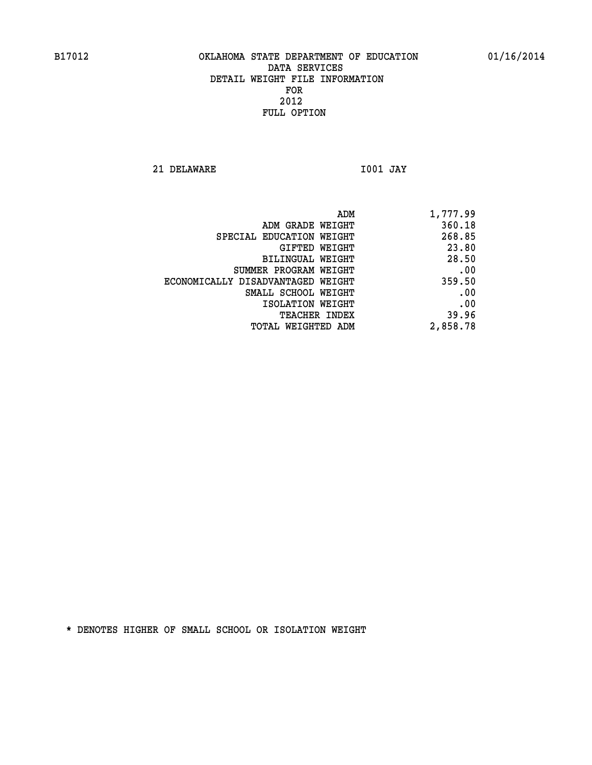B17012 OKLAHOMA STATE DEPARTMENT OF EDUCATION 01/16/2014
DATA SERVICES
DETAIL WEIGHT FILE INFORMATION
FOR
2012
FULL OPTION

21 DELAWARE I001 JAY

| | |
|---|---|
| ADM | 1,777.99 |
| ADM GRADE WEIGHT | 360.18 |
| SPECIAL EDUCATION WEIGHT | 268.85 |
| GIFTED WEIGHT | 23.80 |
| BILINGUAL WEIGHT | 28.50 |
| SUMMER PROGRAM WEIGHT | .00 |
| ECONOMICALLY DISADVANTAGED WEIGHT | 359.50 |
| SMALL SCHOOL WEIGHT | .00 |
| ISOLATION WEIGHT | .00 |
| TEACHER INDEX | 39.96 |
| TOTAL WEIGHTED ADM | 2,858.78 |

* DENOTES HIGHER OF SMALL SCHOOL OR ISOLATION WEIGHT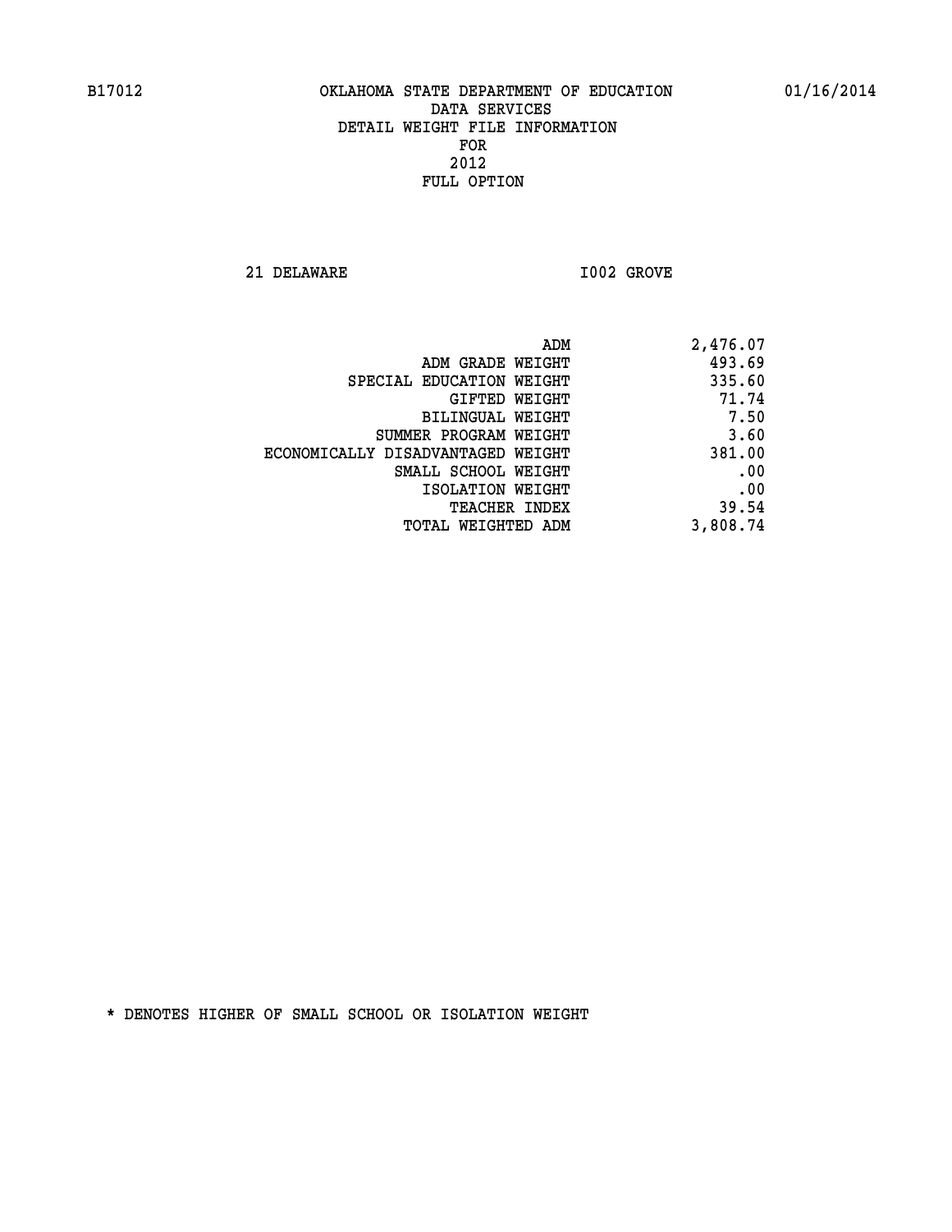B17012 OKLAHOMA STATE DEPARTMENT OF EDUCATION 01/16/2014

DATA SERVICES

DETAIL WEIGHT FILE INFORMATION

FOR

2012

FULL OPTION

21 DELAWARE I002 GROVE

| | |
|---|---|
| ADM | 2,476.07 |
| ADM GRADE WEIGHT | 493.69 |
| SPECIAL EDUCATION WEIGHT | 335.60 |
| GIFTED WEIGHT | 71.74 |
| BILINGUAL WEIGHT | 7.50 |
| SUMMER PROGRAM WEIGHT | 3.60 |
| ECONOMICALLY DISADVANTAGED WEIGHT | 381.00 |
| SMALL SCHOOL WEIGHT | .00 |
| ISOLATION WEIGHT | .00 |
| TEACHER INDEX | 39.54 |
| TOTAL WEIGHTED ADM | 3,808.74 |

* DENOTES HIGHER OF SMALL SCHOOL OR ISOLATION WEIGHT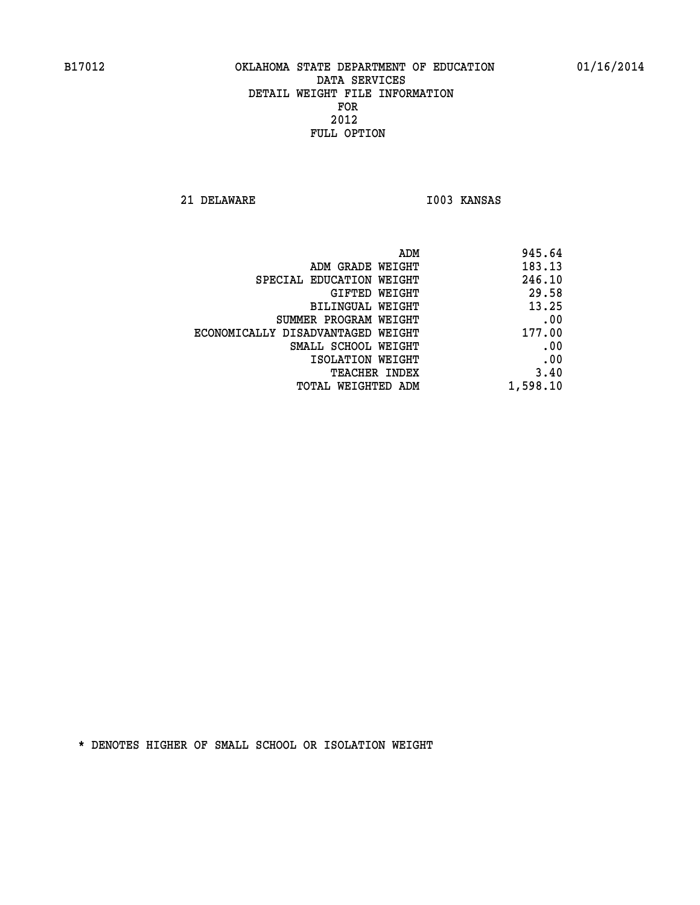B17012 OKLAHOMA STATE DEPARTMENT OF EDUCATION 01/16/2014

DATA SERVICES
DETAIL WEIGHT FILE INFORMATION
FOR
2012
FULL OPTION

21 DELAWARE I003 KANSAS

| | |
|---|---|
| ADM | 945.64 |
| ADM GRADE WEIGHT | 183.13 |
| SPECIAL EDUCATION WEIGHT | 246.10 |
| GIFTED WEIGHT | 29.58 |
| BILINGUAL WEIGHT | 13.25 |
| SUMMER PROGRAM WEIGHT | .00 |
| ECONOMICALLY DISADVANTAGED WEIGHT | 177.00 |
| SMALL SCHOOL WEIGHT | .00 |
| ISOLATION WEIGHT | .00 |
| TEACHER INDEX | 3.40 |
| TOTAL WEIGHTED ADM | 1,598.10 |

* DENOTES HIGHER OF SMALL SCHOOL OR ISOLATION WEIGHT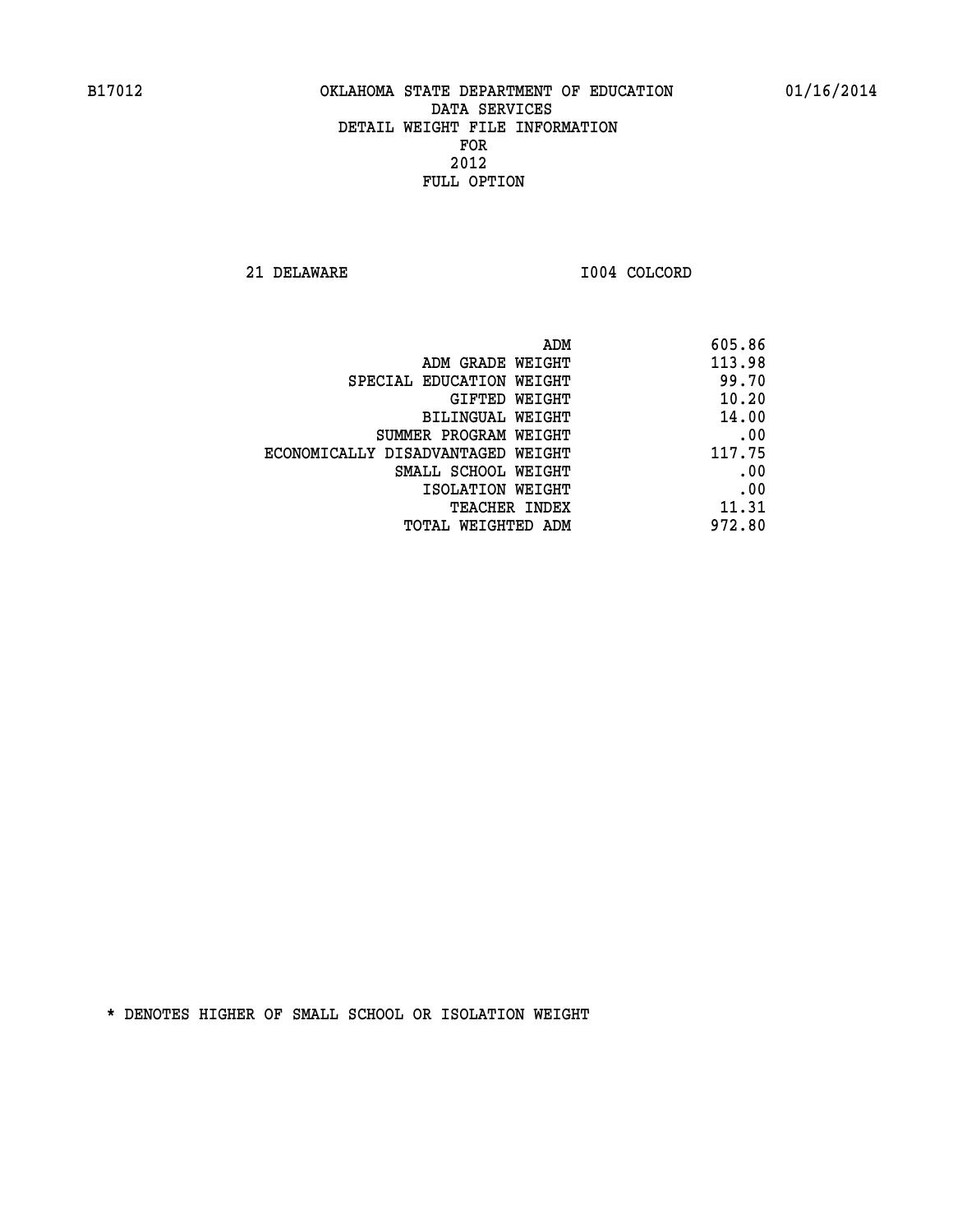B17012 OKLAHOMA STATE DEPARTMENT OF EDUCATION 01/16/2014

DATA SERVICES
DETAIL WEIGHT FILE INFORMATION
FOR
2012
FULL OPTION

21 DELAWARE I004 COLCORD

| | |
|---|---|
| ADM | 605.86 |
| ADM GRADE WEIGHT | 113.98 |
| SPECIAL EDUCATION WEIGHT | 99.70 |
| GIFTED WEIGHT | 10.20 |
| BILINGUAL WEIGHT | 14.00 |
| SUMMER PROGRAM WEIGHT | .00 |
| ECONOMICALLY DISADVANTAGED WEIGHT | 117.75 |
| SMALL SCHOOL WEIGHT | .00 |
| ISOLATION WEIGHT | .00 |
| TEACHER INDEX | 11.31 |
| TOTAL WEIGHTED ADM | 972.80 |

* DENOTES HIGHER OF SMALL SCHOOL OR ISOLATION WEIGHT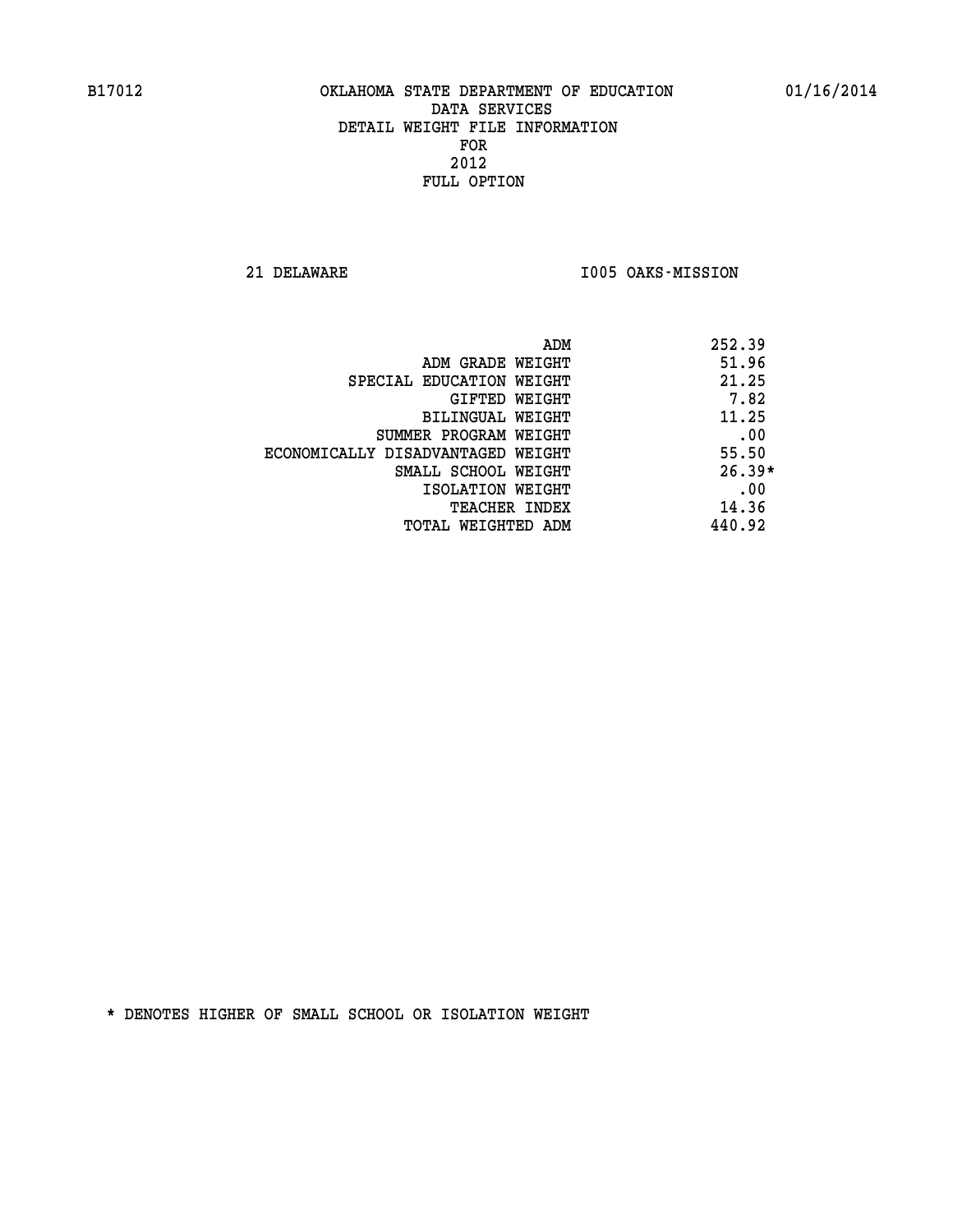B17012 OKLAHOMA STATE DEPARTMENT OF EDUCATION 01/16/2014

DATA SERVICES
DETAIL WEIGHT FILE INFORMATION
FOR
2012
FULL OPTION

21 DELAWARE I005 OAKS-MISSION

| | |
|---|---|
| ADM | 252.39 |
| ADM GRADE WEIGHT | 51.96 |
| SPECIAL EDUCATION WEIGHT | 21.25 |
| GIFTED WEIGHT | 7.82 |
| BILINGUAL WEIGHT | 11.25 |
| SUMMER PROGRAM WEIGHT | .00 |
| ECONOMICALLY DISADVANTAGED WEIGHT | 55.50 |
| SMALL SCHOOL WEIGHT | 26.39* |
| ISOLATION WEIGHT | .00 |
| TEACHER INDEX | 14.36 |
| TOTAL WEIGHTED ADM | 440.92 |

* DENOTES HIGHER OF SMALL SCHOOL OR ISOLATION WEIGHT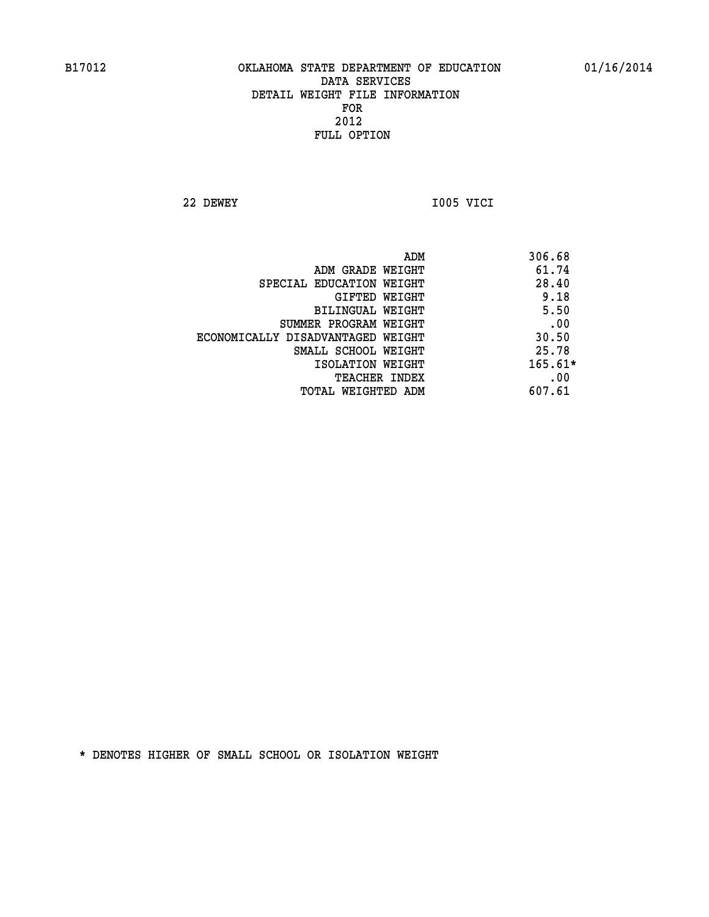B17012 OKLAHOMA STATE DEPARTMENT OF EDUCATION 01/16/2014

DATA SERVICES
DETAIL WEIGHT FILE INFORMATION
FOR
2012
FULL OPTION

22 DEWEY I005 VICI

| | |
|---|---|
| ADM | 306.68 |
| ADM GRADE WEIGHT | 61.74 |
| SPECIAL EDUCATION WEIGHT | 28.40 |
| GIFTED WEIGHT | 9.18 |
| BILINGUAL WEIGHT | 5.50 |
| SUMMER PROGRAM WEIGHT | .00 |
| ECONOMICALLY DISADVANTAGED WEIGHT | 30.50 |
| SMALL SCHOOL WEIGHT | 25.78 |
| ISOLATION WEIGHT | 165.61* |
| TEACHER INDEX | .00 |
| TOTAL WEIGHTED ADM | 607.61 |

* DENOTES HIGHER OF SMALL SCHOOL OR ISOLATION WEIGHT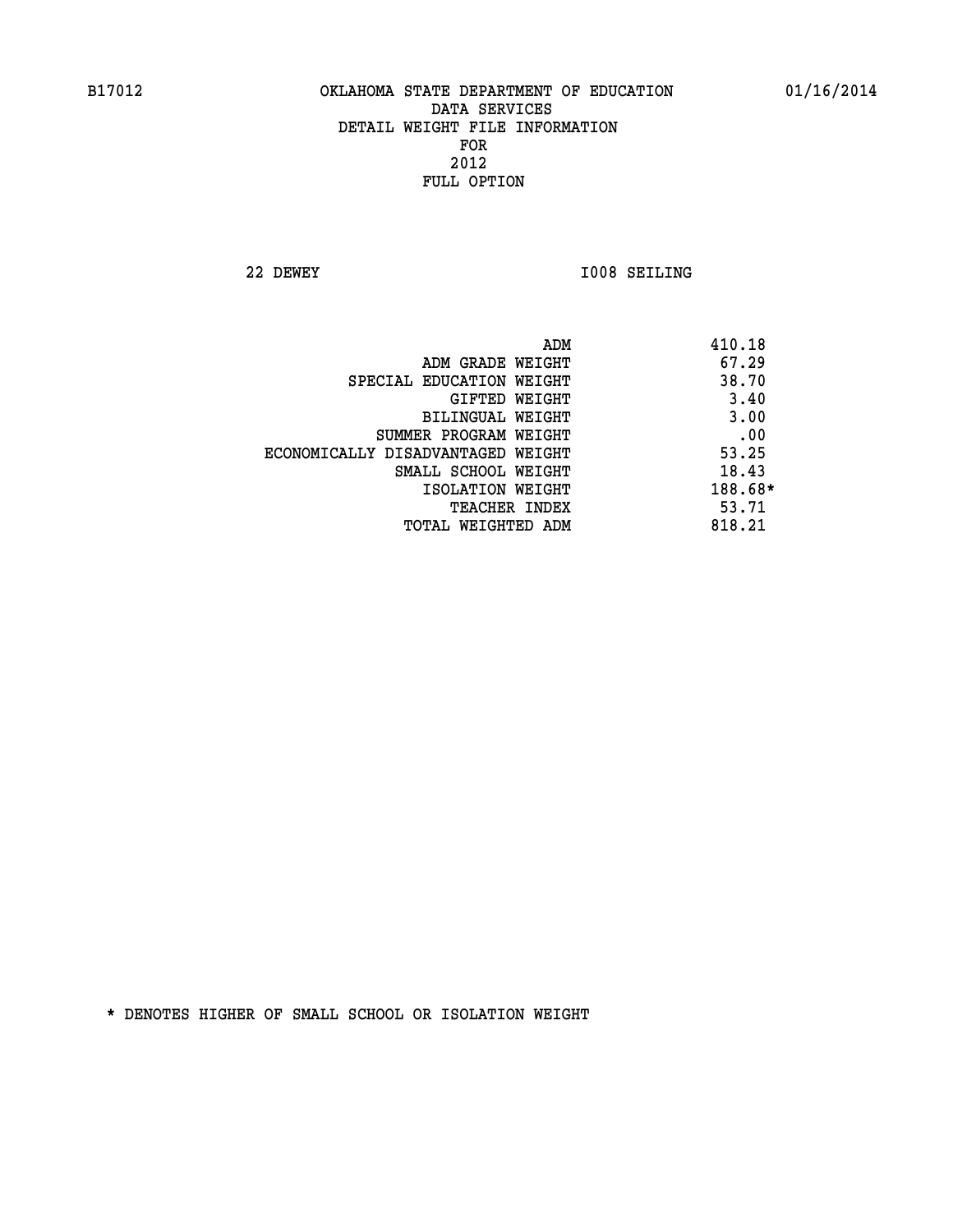B17012 OKLAHOMA STATE DEPARTMENT OF EDUCATION 01/16/2014

DATA SERVICES

DETAIL WEIGHT FILE INFORMATION

FOR

2012

FULL OPTION

22 DEWEY I008 SEILING

| | |
|---|---|
| ADM | 410.18 |
| ADM GRADE WEIGHT | 67.29 |
| SPECIAL EDUCATION WEIGHT | 38.70 |
| GIFTED WEIGHT | 3.40 |
| BILINGUAL WEIGHT | 3.00 |
| SUMMER PROGRAM WEIGHT | .00 |
| ECONOMICALLY DISADVANTAGED WEIGHT | 53.25 |
| SMALL SCHOOL WEIGHT | 18.43 |
| ISOLATION WEIGHT | 188.68* |
| TEACHER INDEX | 53.71 |
| TOTAL WEIGHTED ADM | 818.21 |

* DENOTES HIGHER OF SMALL SCHOOL OR ISOLATION WEIGHT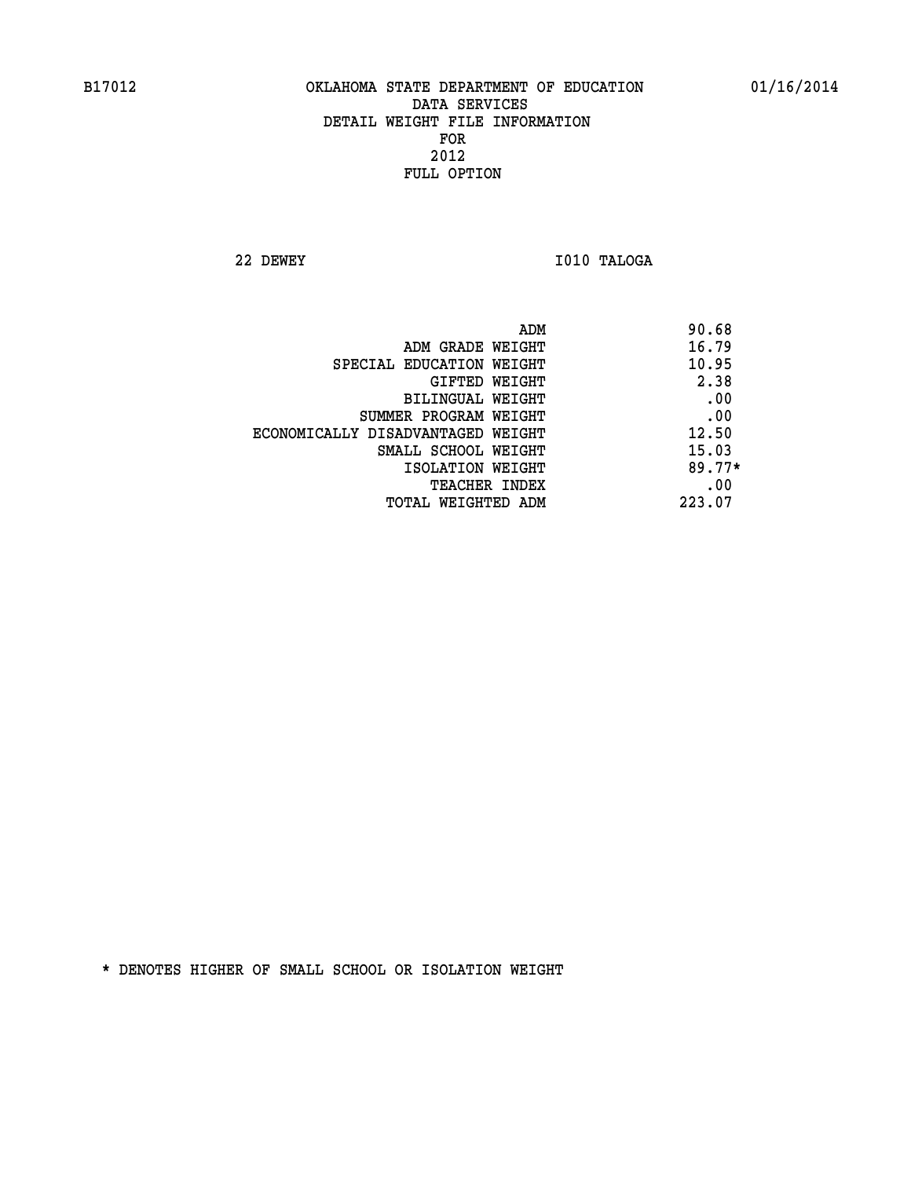OKLAHOMA STATE DEPARTMENT OF EDUCATION
DATA SERVICES
DETAIL WEIGHT FILE INFORMATION
FOR
2012
FULL OPTION

22 DEWEY I010 TALOGA

| | |
|---|---|
| ADM | 90.68 |
| ADM GRADE WEIGHT | 16.79 |
| SPECIAL EDUCATION WEIGHT | 10.95 |
| GIFTED WEIGHT | 2.38 |
| BILINGUAL WEIGHT | .00 |
| SUMMER PROGRAM WEIGHT | .00 |
| ECONOMICALLY DISADVANTAGED WEIGHT | 12.50 |
| SMALL SCHOOL WEIGHT | 15.03 |
| ISOLATION WEIGHT | 89.77* |
| TEACHER INDEX | .00 |
| TOTAL WEIGHTED ADM | 223.07 |

* DENOTES HIGHER OF SMALL SCHOOL OR ISOLATION WEIGHT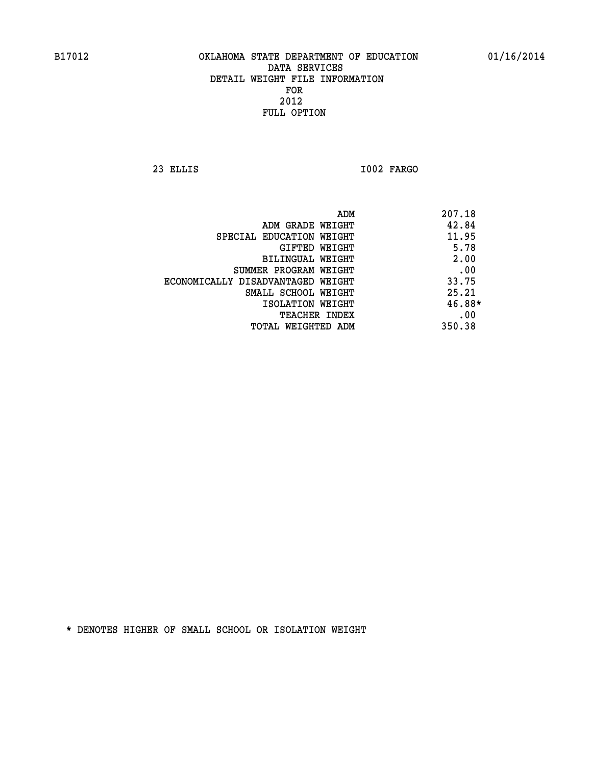B17012 OKLAHOMA STATE DEPARTMENT OF EDUCATION 01/16/2014

DATA SERVICES
DETAIL WEIGHT FILE INFORMATION
FOR
2012
FULL OPTION

23 ELLIS I002 FARGO

| | |
|---|---|
| ADM | 207.18 |
| ADM GRADE WEIGHT | 42.84 |
| SPECIAL EDUCATION WEIGHT | 11.95 |
| GIFTED WEIGHT | 5.78 |
| BILINGUAL WEIGHT | 2.00 |
| SUMMER PROGRAM WEIGHT | .00 |
| ECONOMICALLY DISADVANTAGED WEIGHT | 33.75 |
| SMALL SCHOOL WEIGHT | 25.21 |
| ISOLATION WEIGHT | 46.88* |
| TEACHER INDEX | .00 |
| TOTAL WEIGHTED ADM | 350.38 |

* DENOTES HIGHER OF SMALL SCHOOL OR ISOLATION WEIGHT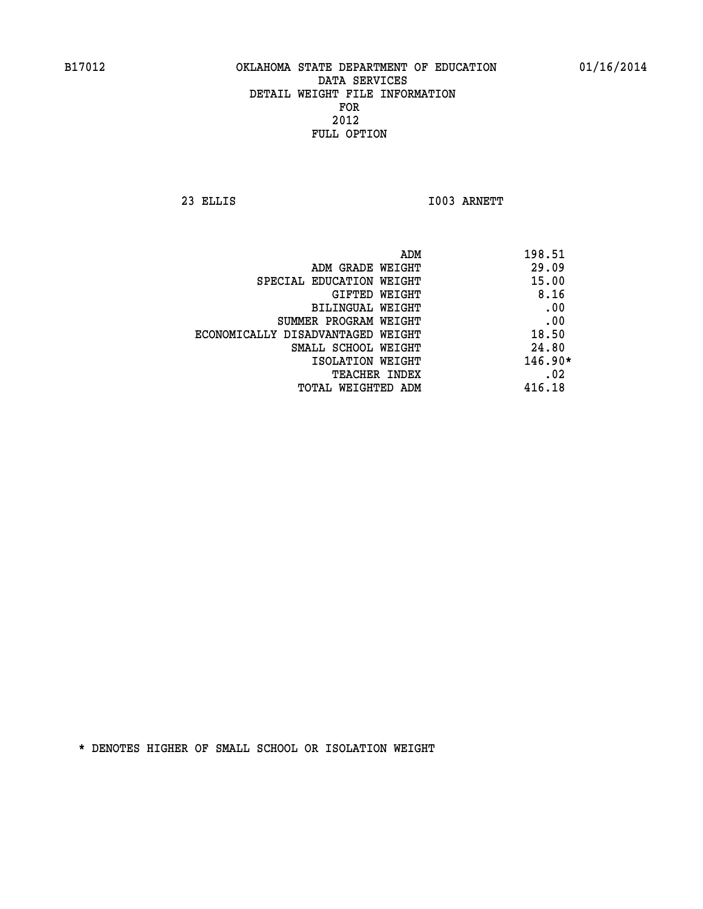B17012 OKLAHOMA STATE DEPARTMENT OF EDUCATION 01/16/2014

DATA SERVICES
DETAIL WEIGHT FILE INFORMATION
FOR
2012
FULL OPTION

23 ELLIS I003 ARNETT

| | |
|---|---|
| ADM | 198.51 |
| ADM GRADE WEIGHT | 29.09 |
| SPECIAL EDUCATION WEIGHT | 15.00 |
| GIFTED WEIGHT | 8.16 |
| BILINGUAL WEIGHT | .00 |
| SUMMER PROGRAM WEIGHT | .00 |
| ECONOMICALLY DISADVANTAGED WEIGHT | 18.50 |
| SMALL SCHOOL WEIGHT | 24.80 |
| ISOLATION WEIGHT | 146.90* |
| TEACHER INDEX | .02 |
| TOTAL WEIGHTED ADM | 416.18 |

* DENOTES HIGHER OF SMALL SCHOOL OR ISOLATION WEIGHT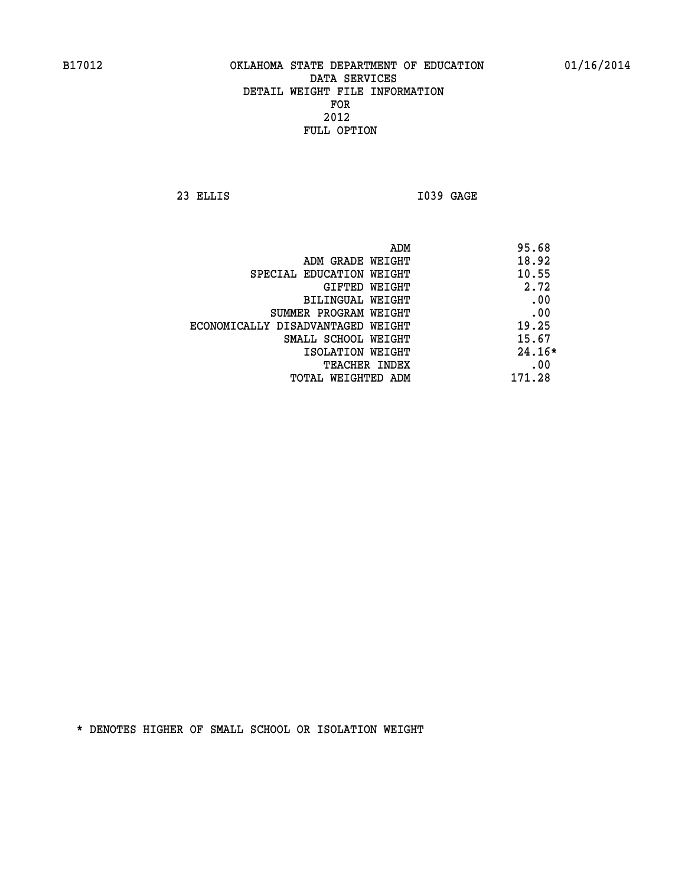B17012 OKLAHOMA STATE DEPARTMENT OF EDUCATION 01/16/2014

DATA SERVICES
DETAIL WEIGHT FILE INFORMATION
FOR
2012
FULL OPTION

23 ELLIS I039 GAGE

| | |
|---|---|
| ADM | 95.68 |
| ADM GRADE WEIGHT | 18.92 |
| SPECIAL EDUCATION WEIGHT | 10.55 |
| GIFTED WEIGHT | 2.72 |
| BILINGUAL WEIGHT | .00 |
| SUMMER PROGRAM WEIGHT | .00 |
| ECONOMICALLY DISADVANTAGED WEIGHT | 19.25 |
| SMALL SCHOOL WEIGHT | 15.67 |
| ISOLATION WEIGHT | 24.16* |
| TEACHER INDEX | .00 |
| TOTAL WEIGHTED ADM | 171.28 |

* DENOTES HIGHER OF SMALL SCHOOL OR ISOLATION WEIGHT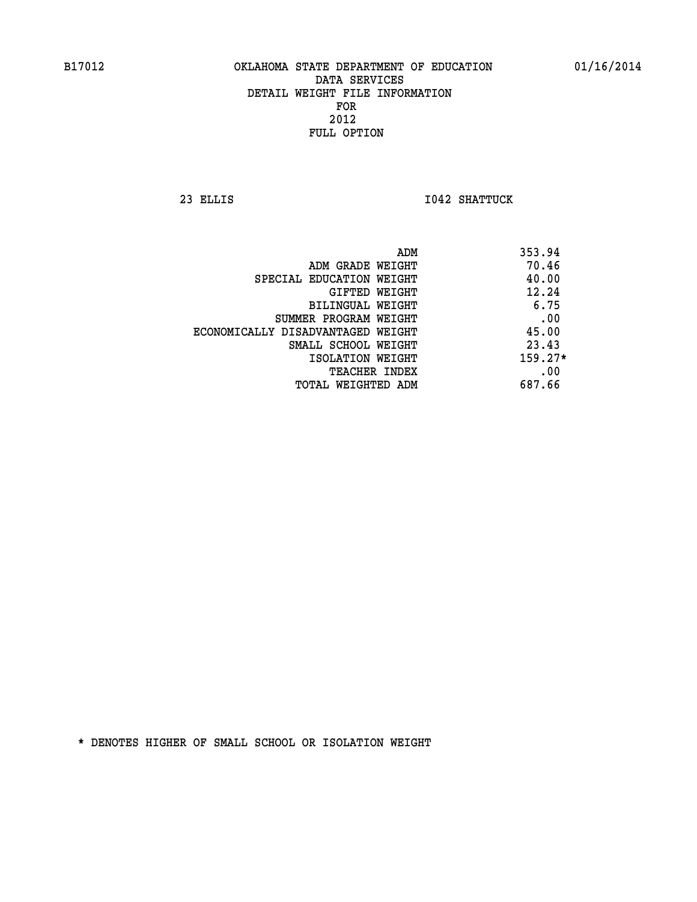B17012 OKLAHOMA STATE DEPARTMENT OF EDUCATION 01/16/2014

DATA SERVICES

DETAIL WEIGHT FILE INFORMATION

FOR

2012

FULL OPTION

23 ELLIS I042 SHATTUCK

| | |
|---|---|
| ADM | 353.94 |
| ADM GRADE WEIGHT | 70.46 |
| SPECIAL EDUCATION WEIGHT | 40.00 |
| GIFTED WEIGHT | 12.24 |
| BILINGUAL WEIGHT | 6.75 |
| SUMMER PROGRAM WEIGHT | .00 |
| ECONOMICALLY DISADVANTAGED WEIGHT | 45.00 |
| SMALL SCHOOL WEIGHT | 23.43 |
| ISOLATION WEIGHT | 159.27* |
| TEACHER INDEX | .00 |
| TOTAL WEIGHTED ADM | 687.66 |

* DENOTES HIGHER OF SMALL SCHOOL OR ISOLATION WEIGHT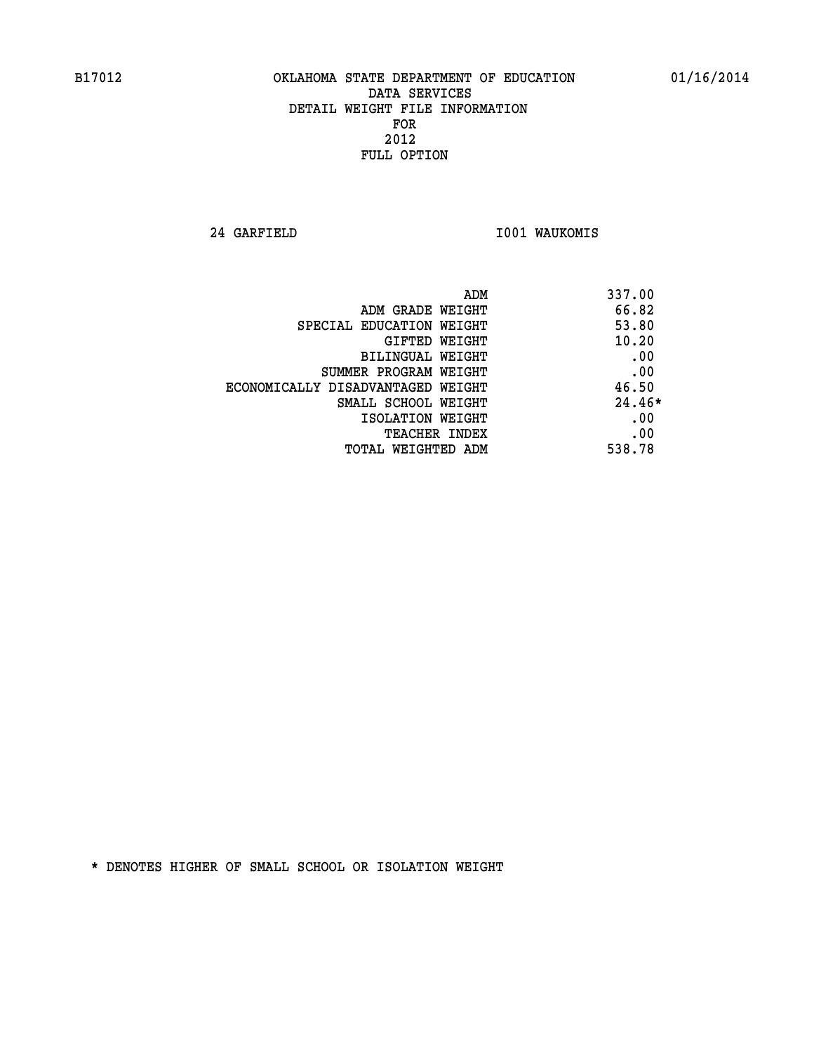B17012 OKLAHOMA STATE DEPARTMENT OF EDUCATION 01/16/2014

DATA SERVICES

DETAIL WEIGHT FILE INFORMATION

FOR

2012

FULL OPTION

24 GARFIELD I001 WAUKOMIS

| | |
|---|---|
| ADM | 337.00 |
| ADM GRADE WEIGHT | 66.82 |
| SPECIAL EDUCATION WEIGHT | 53.80 |
| GIFTED WEIGHT | 10.20 |
| BILINGUAL WEIGHT | .00 |
| SUMMER PROGRAM WEIGHT | .00 |
| ECONOMICALLY DISADVANTAGED WEIGHT | 46.50 |
| SMALL SCHOOL WEIGHT | 24.46* |
| ISOLATION WEIGHT | .00 |
| TEACHER INDEX | .00 |
| TOTAL WEIGHTED ADM | 538.78 |

* DENOTES HIGHER OF SMALL SCHOOL OR ISOLATION WEIGHT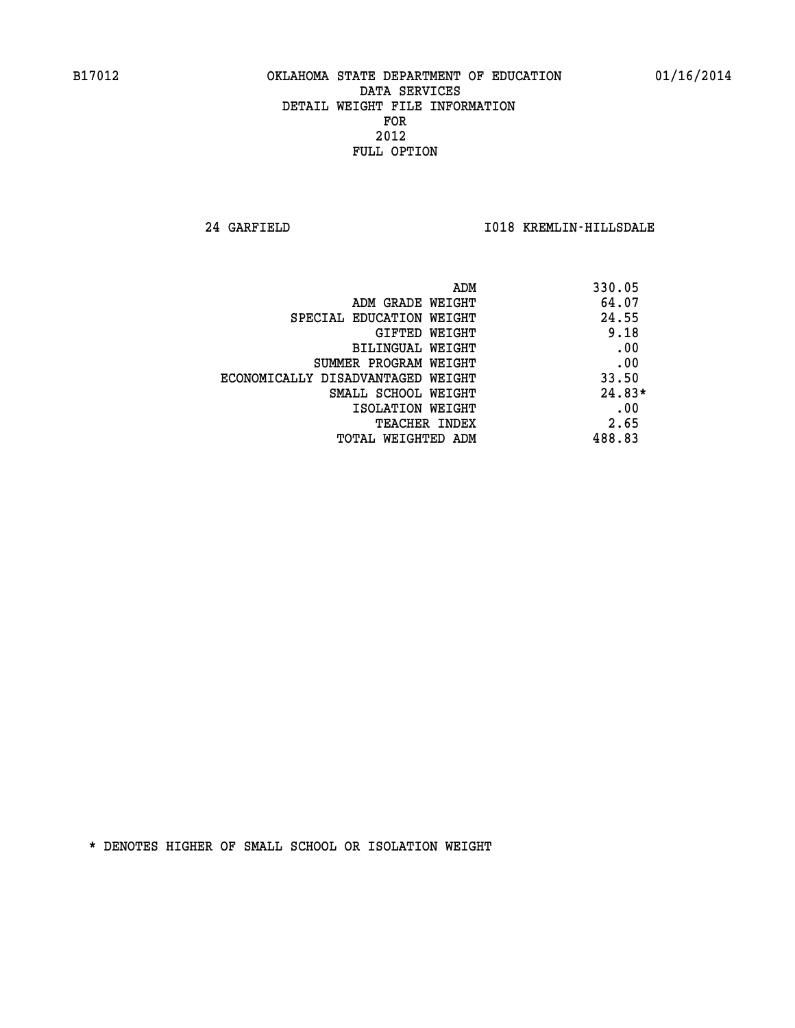B17012 OKLAHOMA STATE DEPARTMENT OF EDUCATION 01/16/2014

DATA SERVICES
DETAIL WEIGHT FILE INFORMATION
FOR
2012
FULL OPTION

24 GARFIELD I018 KREMLIN-HILLSDALE

| | |
|---|---|
| ADM | 330.05 |
| ADM GRADE WEIGHT | 64.07 |
| SPECIAL EDUCATION WEIGHT | 24.55 |
| GIFTED WEIGHT | 9.18 |
| BILINGUAL WEIGHT | .00 |
| SUMMER PROGRAM WEIGHT | .00 |
| ECONOMICALLY DISADVANTAGED WEIGHT | 33.50 |
| SMALL SCHOOL WEIGHT | 24.83* |
| ISOLATION WEIGHT | .00 |
| TEACHER INDEX | 2.65 |
| TOTAL WEIGHTED ADM | 488.83 |

* DENOTES HIGHER OF SMALL SCHOOL OR ISOLATION WEIGHT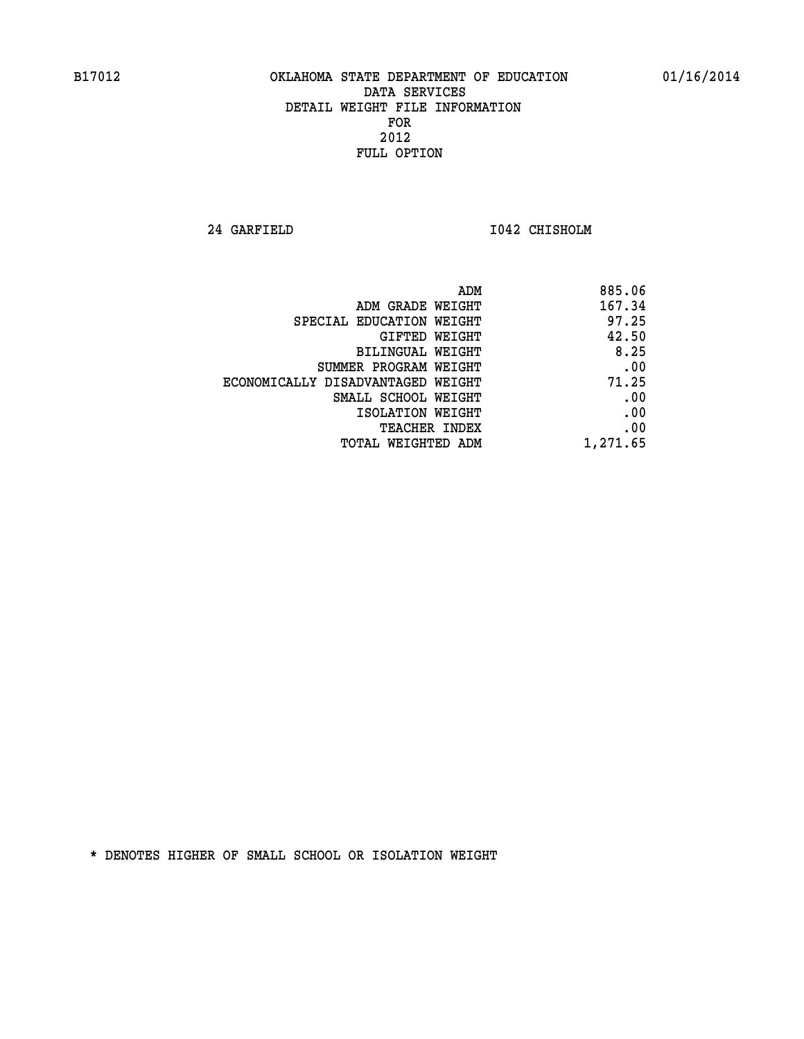B17012 OKLAHOMA STATE DEPARTMENT OF EDUCATION 01/16/2014

DATA SERVICES
DETAIL WEIGHT FILE INFORMATION
FOR
2012
FULL OPTION

24 GARFIELD I042 CHISHOLM

| | |
|---|---|
| ADM | 885.06 |
| ADM GRADE WEIGHT | 167.34 |
| SPECIAL EDUCATION WEIGHT | 97.25 |
| GIFTED WEIGHT | 42.50 |
| BILINGUAL WEIGHT | 8.25 |
| SUMMER PROGRAM WEIGHT | .00 |
| ECONOMICALLY DISADVANTAGED WEIGHT | 71.25 |
| SMALL SCHOOL WEIGHT | .00 |
| ISOLATION WEIGHT | .00 |
| TEACHER INDEX | .00 |
| TOTAL WEIGHTED ADM | 1,271.65 |

* DENOTES HIGHER OF SMALL SCHOOL OR ISOLATION WEIGHT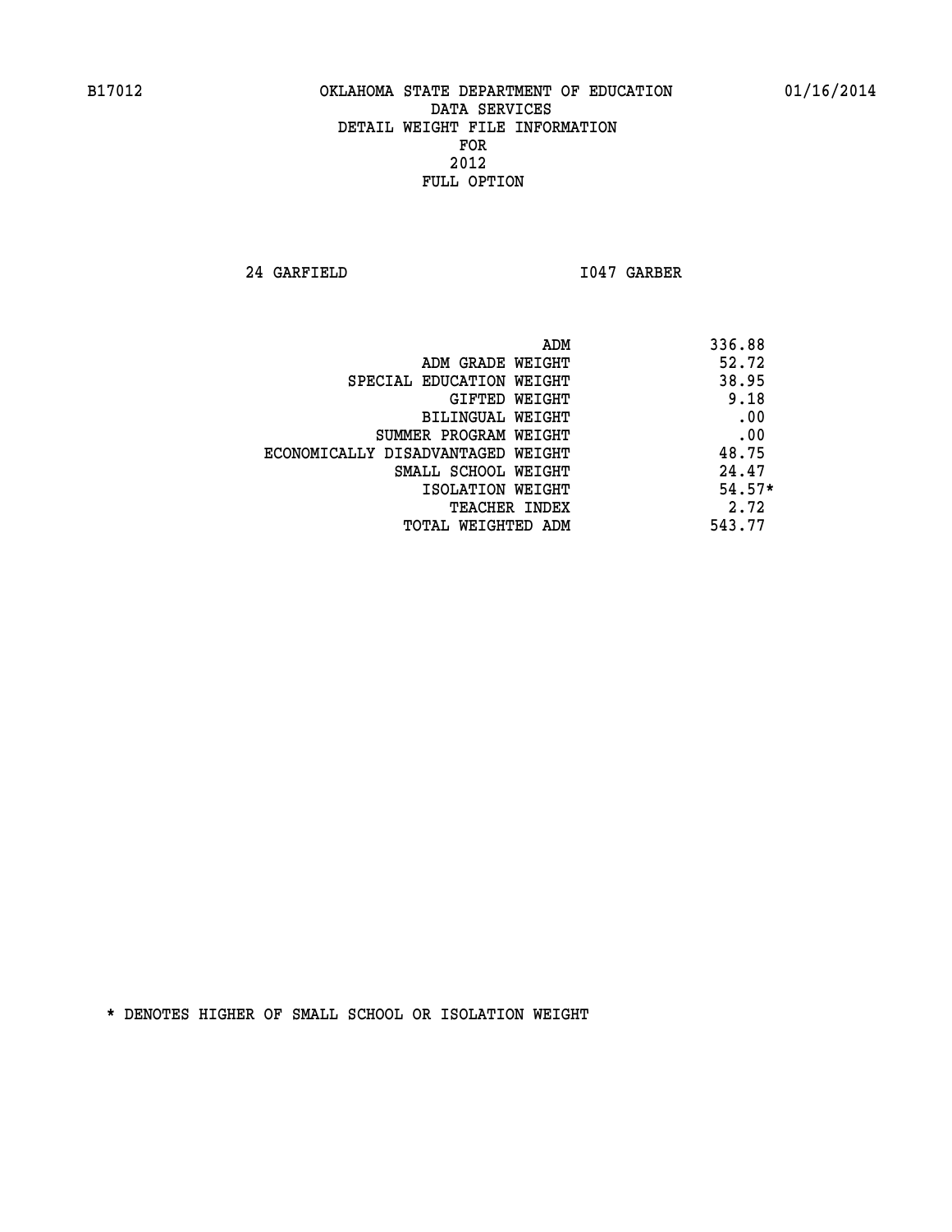B17012 OKLAHOMA STATE DEPARTMENT OF EDUCATION 01/16/2014

DATA SERVICES
DETAIL WEIGHT FILE INFORMATION
FOR
2012
FULL OPTION

24 GARFIELD I047 GARBER

| | |
|---|---|
| ADM | 336.88 |
| ADM GRADE WEIGHT | 52.72 |
| SPECIAL EDUCATION WEIGHT | 38.95 |
| GIFTED WEIGHT | 9.18 |
| BILINGUAL WEIGHT | .00 |
| SUMMER PROGRAM WEIGHT | .00 |
| ECONOMICALLY DISADVANTAGED WEIGHT | 48.75 |
| SMALL SCHOOL WEIGHT | 24.47 |
| ISOLATION WEIGHT | 54.57* |
| TEACHER INDEX | 2.72 |
| TOTAL WEIGHTED ADM | 543.77 |

* DENOTES HIGHER OF SMALL SCHOOL OR ISOLATION WEIGHT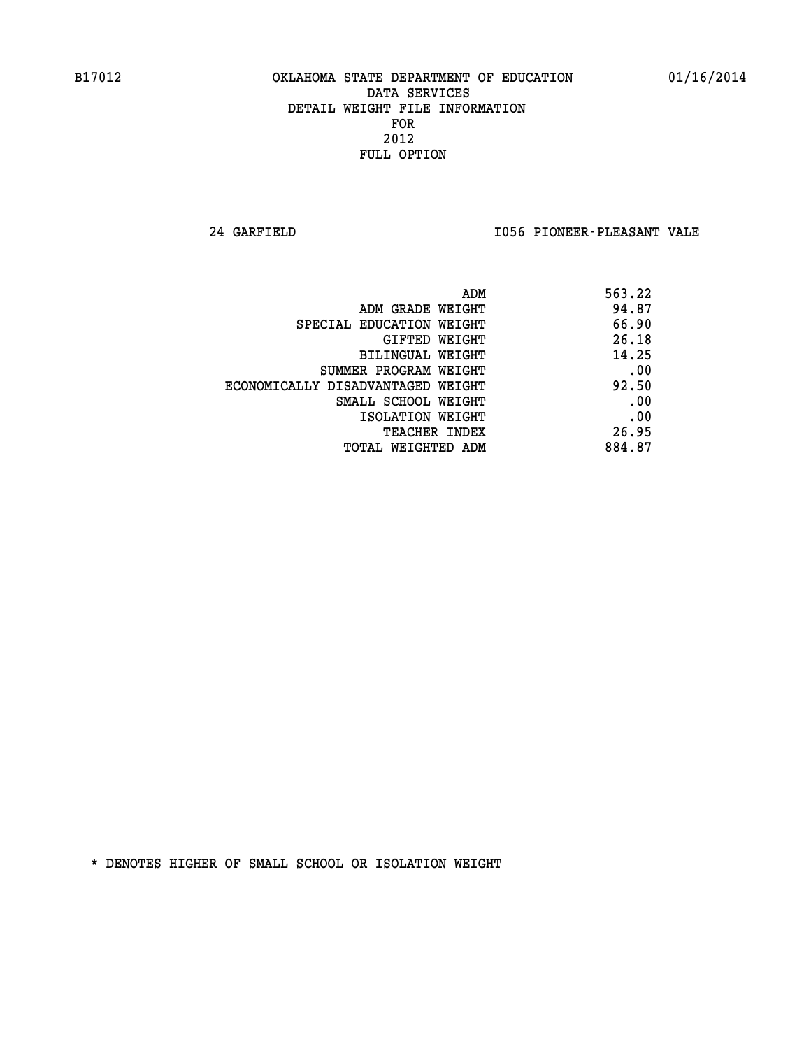B17012 OKLAHOMA STATE DEPARTMENT OF EDUCATION 01/16/2014

DATA SERVICES
DETAIL WEIGHT FILE INFORMATION
FOR
2012
FULL OPTION

24 GARFIELD I056 PIONEER-PLEASANT VALE

| | |
|---|---|
| ADM | 563.22 |
| ADM GRADE WEIGHT | 94.87 |
| SPECIAL EDUCATION WEIGHT | 66.90 |
| GIFTED WEIGHT | 26.18 |
| BILINGUAL WEIGHT | 14.25 |
| SUMMER PROGRAM WEIGHT | .00 |
| ECONOMICALLY DISADVANTAGED WEIGHT | 92.50 |
| SMALL SCHOOL WEIGHT | .00 |
| ISOLATION WEIGHT | .00 |
| TEACHER INDEX | 26.95 |
| TOTAL WEIGHTED ADM | 884.87 |

* DENOTES HIGHER OF SMALL SCHOOL OR ISOLATION WEIGHT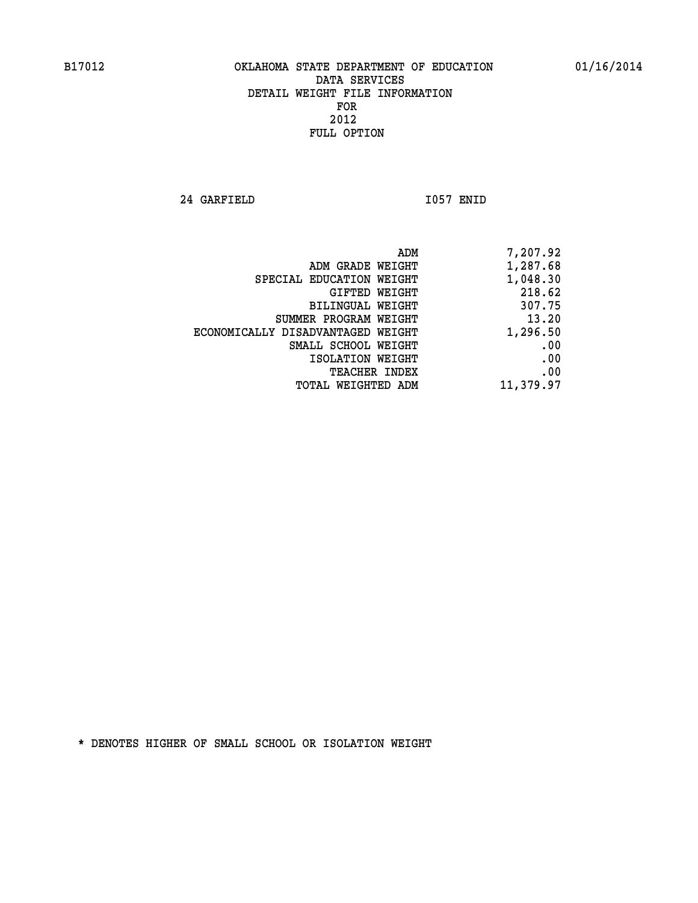B17012 OKLAHOMA STATE DEPARTMENT OF EDUCATION 01/16/2014

DATA SERVICES
DETAIL WEIGHT FILE INFORMATION
FOR
2012
FULL OPTION

24 GARFIELD I057 ENID

| | |
|---|---|
| ADM | 7,207.92 |
| ADM GRADE WEIGHT | 1,287.68 |
| SPECIAL EDUCATION WEIGHT | 1,048.30 |
| GIFTED WEIGHT | 218.62 |
| BILINGUAL WEIGHT | 307.75 |
| SUMMER PROGRAM WEIGHT | 13.20 |
| ECONOMICALLY DISADVANTAGED WEIGHT | 1,296.50 |
| SMALL SCHOOL WEIGHT | .00 |
| ISOLATION WEIGHT | .00 |
| TEACHER INDEX | .00 |
| TOTAL WEIGHTED ADM | 11,379.97 |

* DENOTES HIGHER OF SMALL SCHOOL OR ISOLATION WEIGHT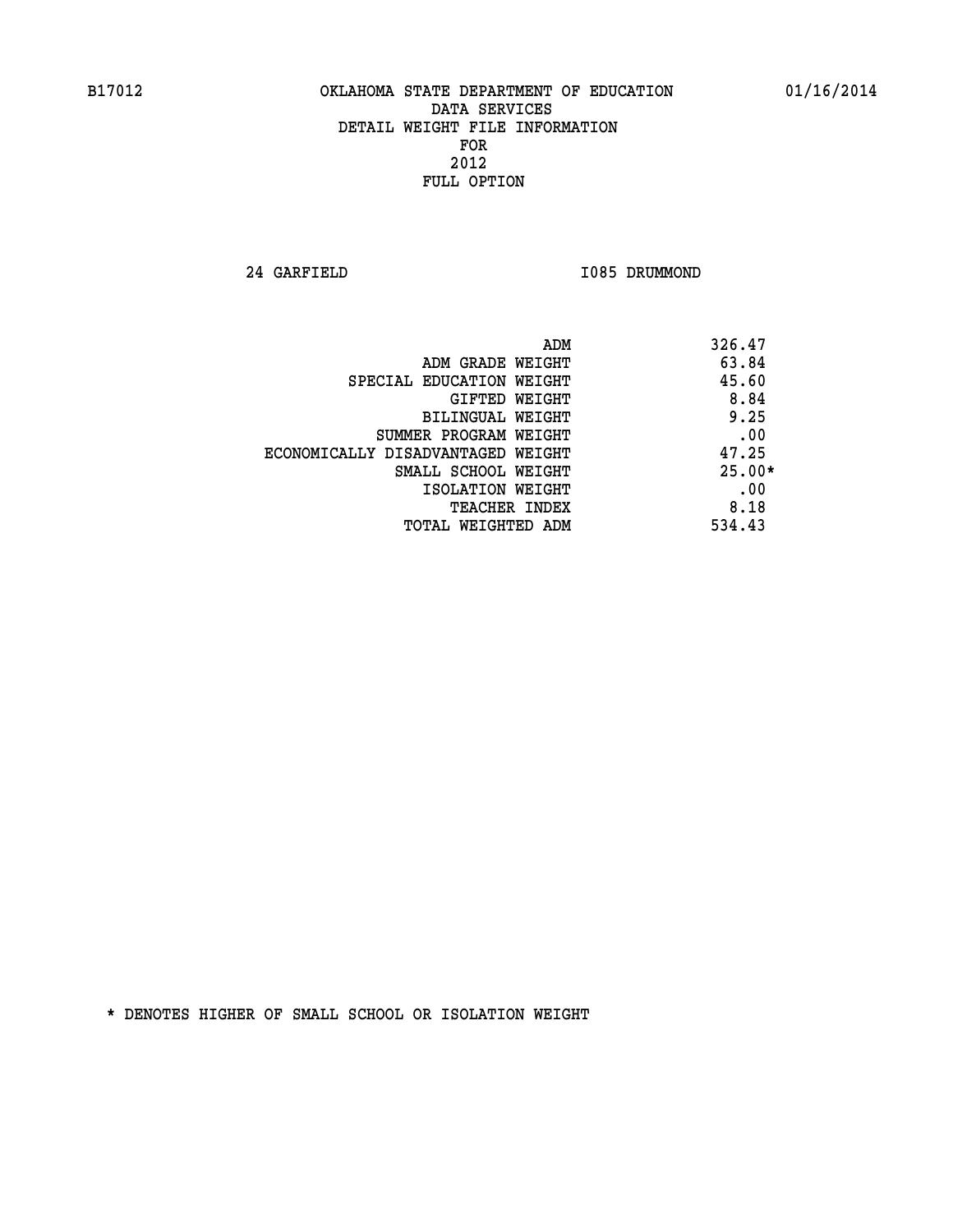B17012 OKLAHOMA STATE DEPARTMENT OF EDUCATION 01/16/2014

DATA SERVICES
DETAIL WEIGHT FILE INFORMATION
FOR
2012
FULL OPTION

24 GARFIELD I085 DRUMMOND

| | |
|---|---|
| ADM | 326.47 |
| ADM GRADE WEIGHT | 63.84 |
| SPECIAL EDUCATION WEIGHT | 45.60 |
| GIFTED WEIGHT | 8.84 |
| BILINGUAL WEIGHT | 9.25 |
| SUMMER PROGRAM WEIGHT | .00 |
| ECONOMICALLY DISADVANTAGED WEIGHT | 47.25 |
| SMALL SCHOOL WEIGHT | 25.00* |
| ISOLATION WEIGHT | .00 |
| TEACHER INDEX | 8.18 |
| TOTAL WEIGHTED ADM | 534.43 |

* DENOTES HIGHER OF SMALL SCHOOL OR ISOLATION WEIGHT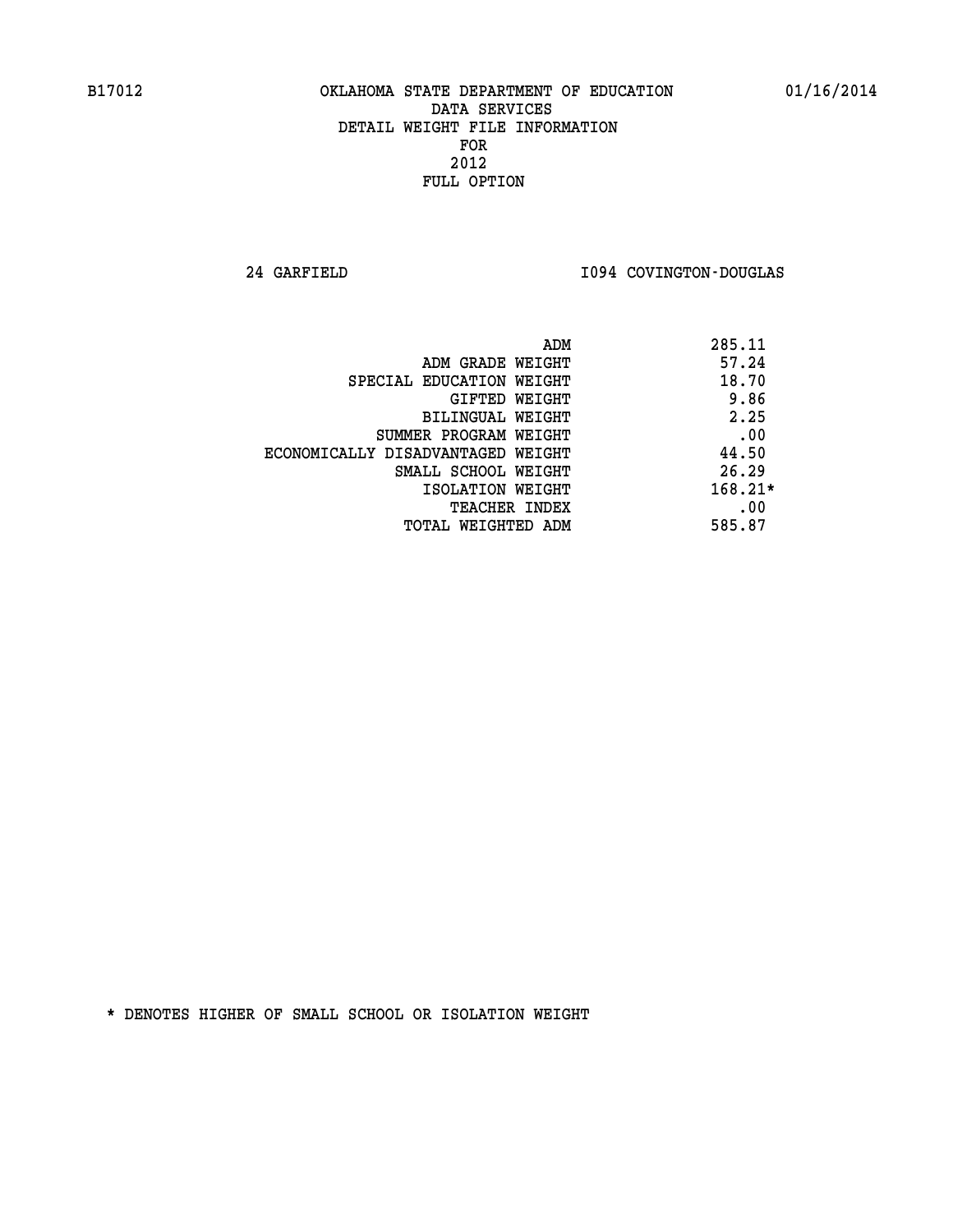B17012 OKLAHOMA STATE DEPARTMENT OF EDUCATION 01/16/2014

DATA SERVICES
DETAIL WEIGHT FILE INFORMATION
FOR
2012
FULL OPTION

24 GARFIELD I094 COVINGTON-DOUGLAS

| | |
|---|---|
| ADM | 285.11 |
| ADM GRADE WEIGHT | 57.24 |
| SPECIAL EDUCATION WEIGHT | 18.70 |
| GIFTED WEIGHT | 9.86 |
| BILINGUAL WEIGHT | 2.25 |
| SUMMER PROGRAM WEIGHT | .00 |
| ECONOMICALLY DISADVANTAGED WEIGHT | 44.50 |
| SMALL SCHOOL WEIGHT | 26.29 |
| ISOLATION WEIGHT | 168.21* |
| TEACHER INDEX | .00 |
| TOTAL WEIGHTED ADM | 585.87 |

* DENOTES HIGHER OF SMALL SCHOOL OR ISOLATION WEIGHT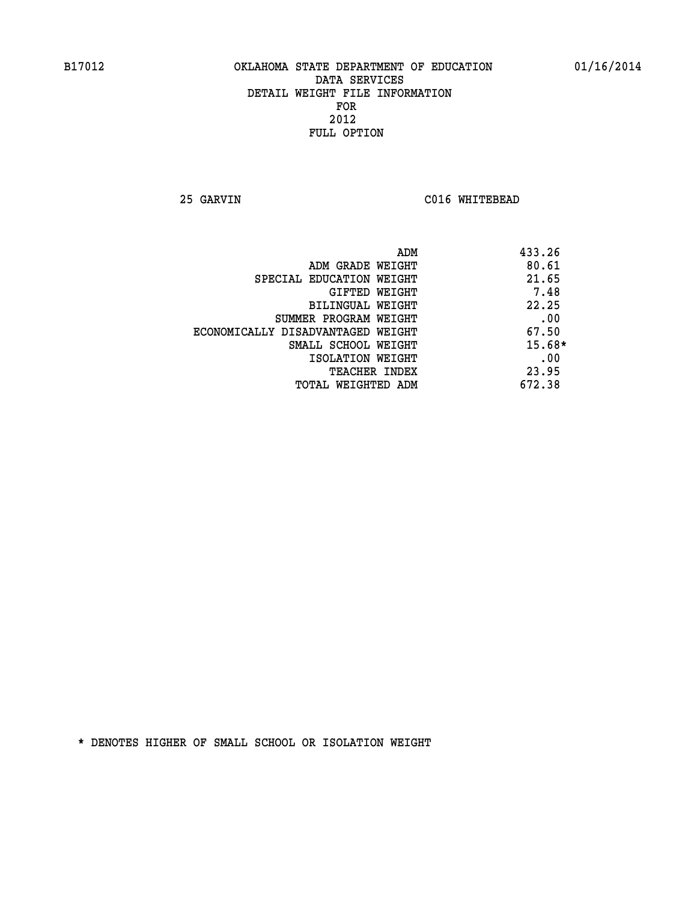B17012 OKLAHOMA STATE DEPARTMENT OF EDUCATION 01/16/2014

DATA SERVICES

DETAIL WEIGHT FILE INFORMATION

FOR

2012

FULL OPTION

25 GARVIN C016 WHITEBEAD

| | |
|---|---|
| ADM | 433.26 |
| ADM GRADE WEIGHT | 80.61 |
| SPECIAL EDUCATION WEIGHT | 21.65 |
| GIFTED WEIGHT | 7.48 |
| BILINGUAL WEIGHT | 22.25 |
| SUMMER PROGRAM WEIGHT | .00 |
| ECONOMICALLY DISADVANTAGED WEIGHT | 67.50 |
| SMALL SCHOOL WEIGHT | 15.68* |
| ISOLATION WEIGHT | .00 |
| TEACHER INDEX | 23.95 |
| TOTAL WEIGHTED ADM | 672.38 |

* DENOTES HIGHER OF SMALL SCHOOL OR ISOLATION WEIGHT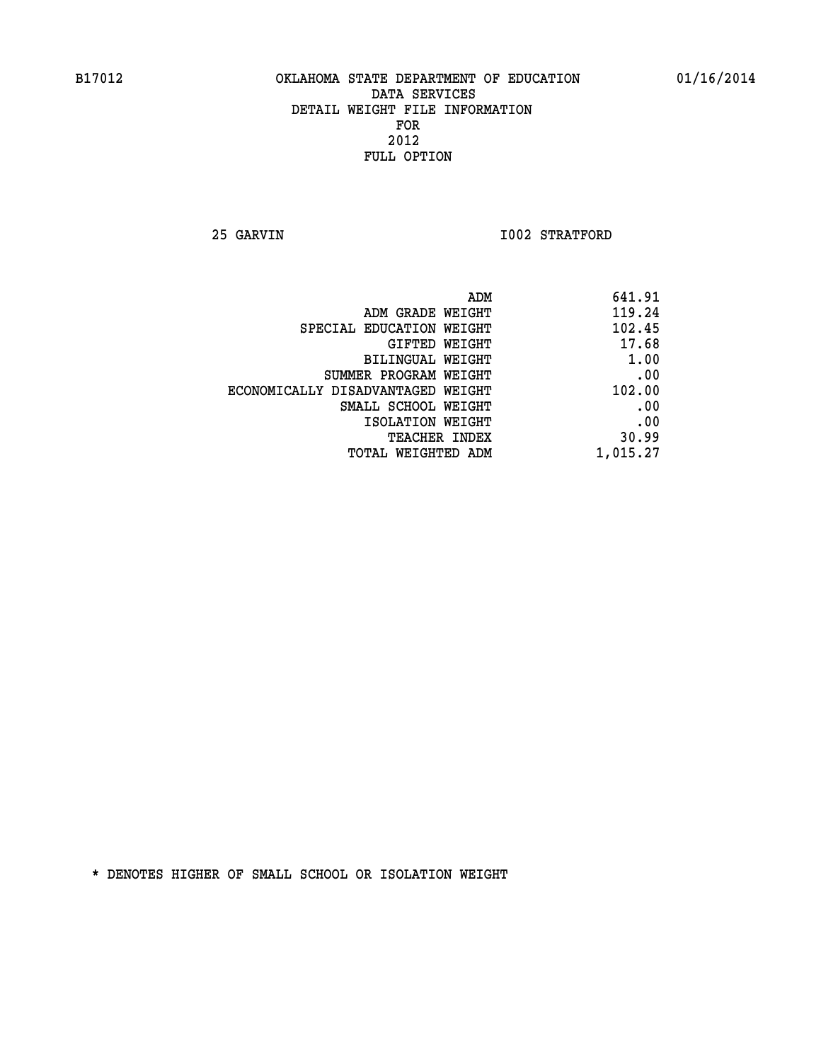B17012 OKLAHOMA STATE DEPARTMENT OF EDUCATION 01/16/2014

DATA SERVICES
DETAIL WEIGHT FILE INFORMATION
FOR
2012
FULL OPTION

25 GARVIN I002 STRATFORD

| | |
|---|---|
| ADM | 641.91 |
| ADM GRADE WEIGHT | 119.24 |
| SPECIAL EDUCATION WEIGHT | 102.45 |
| GIFTED WEIGHT | 17.68 |
| BILINGUAL WEIGHT | 1.00 |
| SUMMER PROGRAM WEIGHT | .00 |
| ECONOMICALLY DISADVANTAGED WEIGHT | 102.00 |
| SMALL SCHOOL WEIGHT | .00 |
| ISOLATION WEIGHT | .00 |
| TEACHER INDEX | 30.99 |
| TOTAL WEIGHTED ADM | 1,015.27 |

* DENOTES HIGHER OF SMALL SCHOOL OR ISOLATION WEIGHT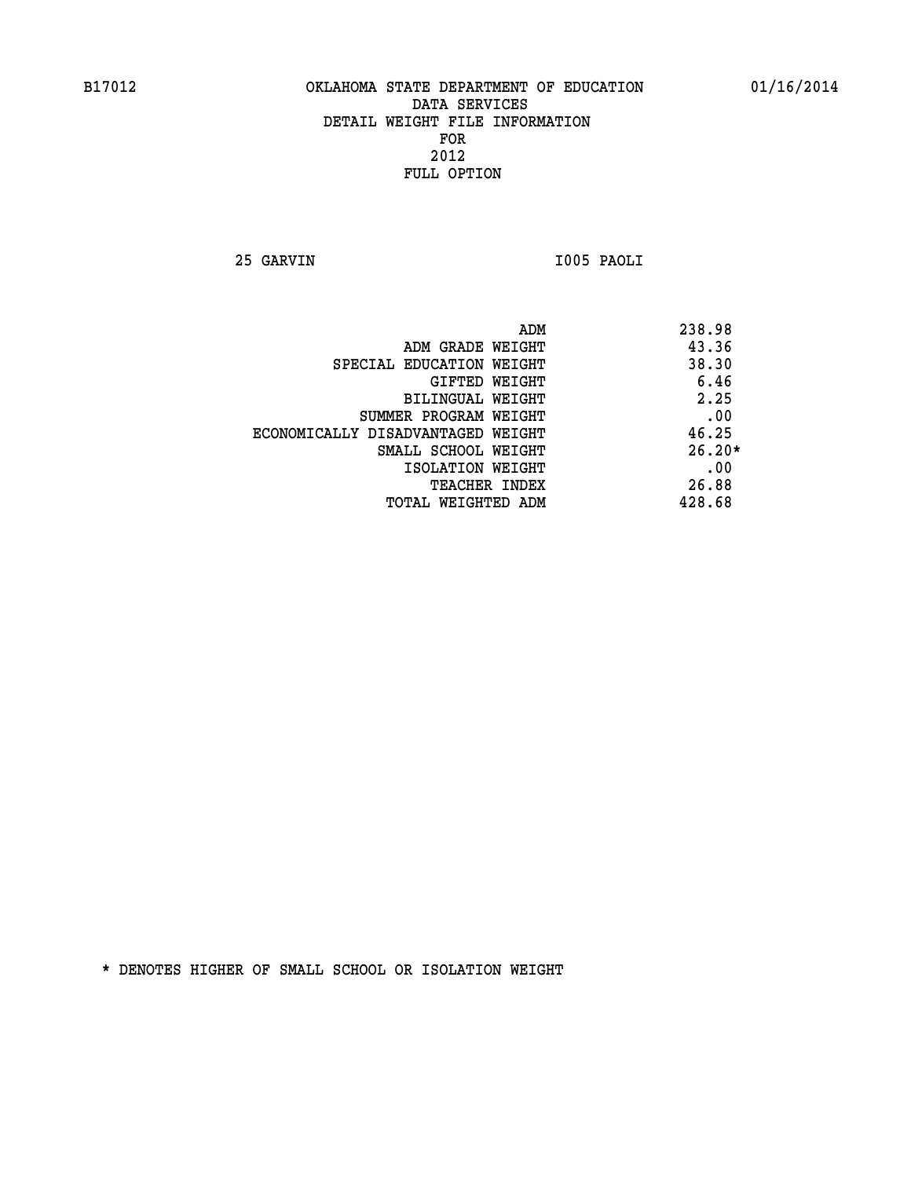B17012 OKLAHOMA STATE DEPARTMENT OF EDUCATION 01/16/2014

DATA SERVICES
DETAIL WEIGHT FILE INFORMATION
FOR
2012
FULL OPTION

25 GARVIN I005 PAOLI

| | |
|---|---|
| ADM | 238.98 |
| ADM GRADE WEIGHT | 43.36 |
| SPECIAL EDUCATION WEIGHT | 38.30 |
| GIFTED WEIGHT | 6.46 |
| BILINGUAL WEIGHT | 2.25 |
| SUMMER PROGRAM WEIGHT | .00 |
| ECONOMICALLY DISADVANTAGED WEIGHT | 46.25 |
| SMALL SCHOOL WEIGHT | 26.20* |
| ISOLATION WEIGHT | .00 |
| TEACHER INDEX | 26.88 |
| TOTAL WEIGHTED ADM | 428.68 |

* DENOTES HIGHER OF SMALL SCHOOL OR ISOLATION WEIGHT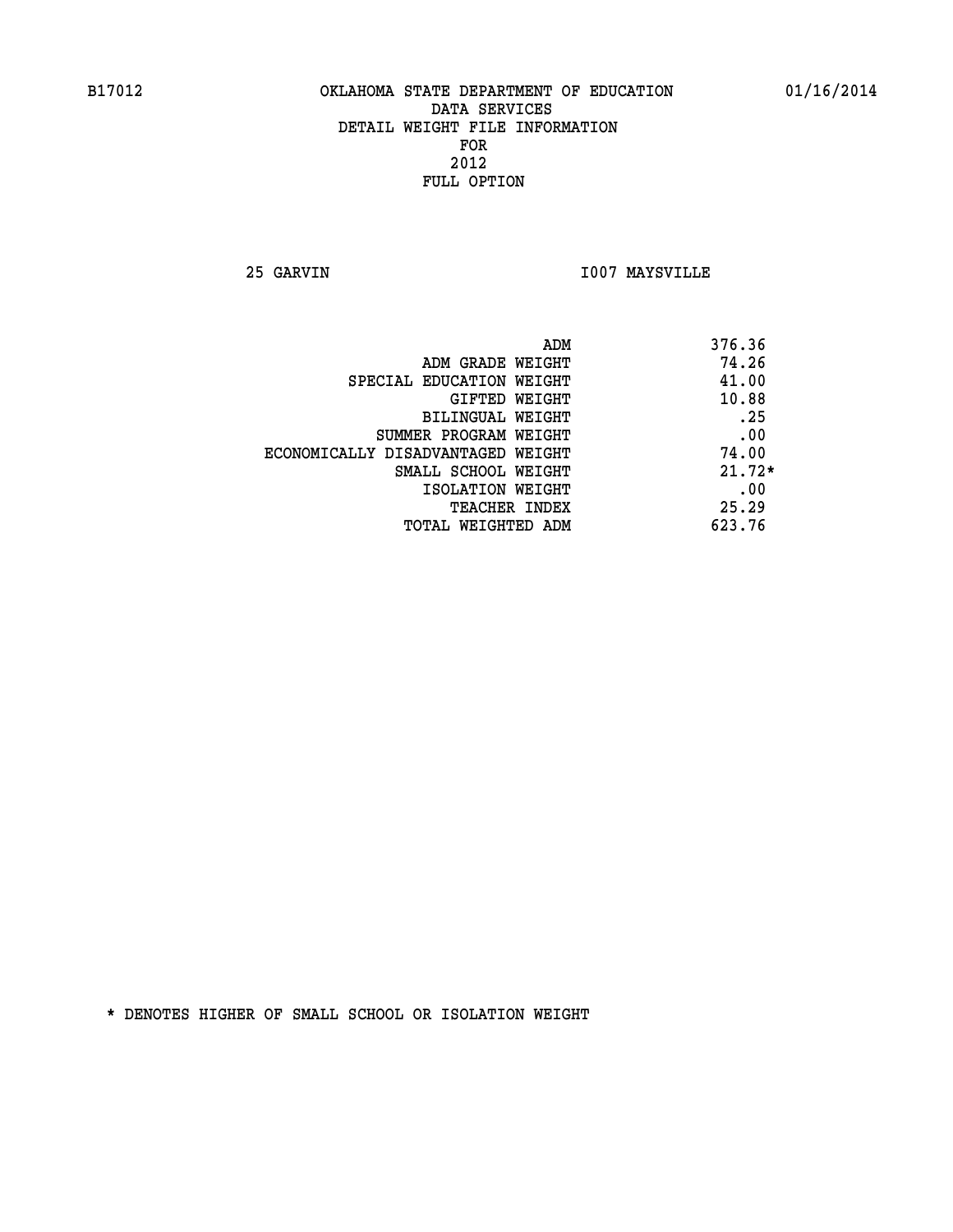B17012 OKLAHOMA STATE DEPARTMENT OF EDUCATION 01/16/2014

DATA SERVICES
DETAIL WEIGHT FILE INFORMATION
FOR
2012
FULL OPTION

25 GARVIN I007 MAYSVILLE

| | |
|---|---|
| ADM | 376.36 |
| ADM GRADE WEIGHT | 74.26 |
| SPECIAL EDUCATION WEIGHT | 41.00 |
| GIFTED WEIGHT | 10.88 |
| BILINGUAL WEIGHT | .25 |
| SUMMER PROGRAM WEIGHT | .00 |
| ECONOMICALLY DISADVANTAGED WEIGHT | 74.00 |
| SMALL SCHOOL WEIGHT | 21.72* |
| ISOLATION WEIGHT | .00 |
| TEACHER INDEX | 25.29 |
| TOTAL WEIGHTED ADM | 623.76 |

* DENOTES HIGHER OF SMALL SCHOOL OR ISOLATION WEIGHT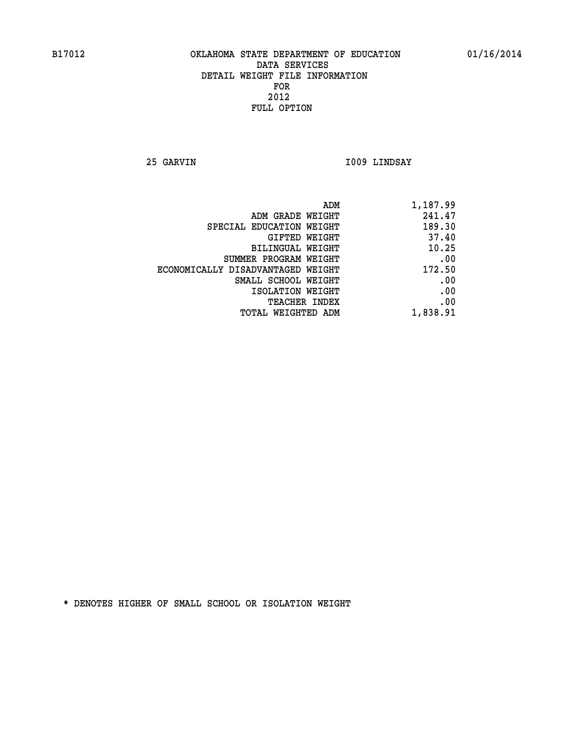# OKLAHOMA STATE DEPARTMENT OF EDUCATION
## DATA SERVICES
## DETAIL WEIGHT FILE INFORMATION
## FOR
## 2012
## FULL OPTION

B17012 01/16/2014

25 GARVIN I009 LINDSAY

| | |
|---|---|
| ADM | 1,187.99 |
| ADM GRADE WEIGHT | 241.47 |
| SPECIAL EDUCATION WEIGHT | 189.30 |
| GIFTED WEIGHT | 37.40 |
| BILINGUAL WEIGHT | 10.25 |
| SUMMER PROGRAM WEIGHT | .00 |
| ECONOMICALLY DISADVANTAGED WEIGHT | 172.50 |
| SMALL SCHOOL WEIGHT | .00 |
| ISOLATION WEIGHT | .00 |
| TEACHER INDEX | .00 |
| TOTAL WEIGHTED ADM | 1,838.91 |

* DENOTES HIGHER OF SMALL SCHOOL OR ISOLATION WEIGHT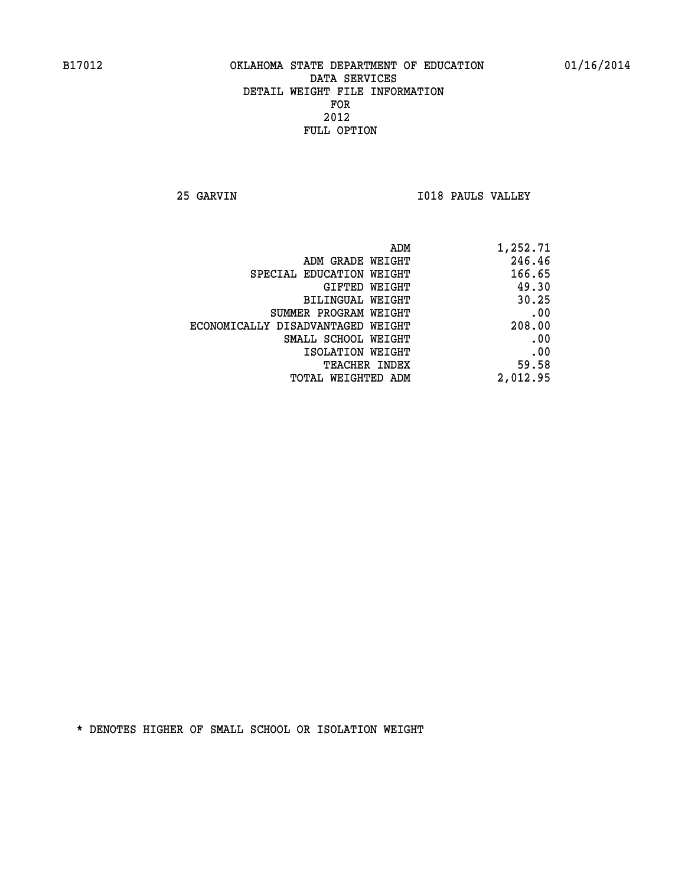B17012 OKLAHOMA STATE DEPARTMENT OF EDUCATION 01/16/2014

DATA SERVICES
DETAIL WEIGHT FILE INFORMATION
FOR
2012
FULL OPTION

25 GARVIN I018 PAULS VALLEY

| | |
|---|---|
| ADM | 1,252.71 |
| ADM GRADE WEIGHT | 246.46 |
| SPECIAL EDUCATION WEIGHT | 166.65 |
| GIFTED WEIGHT | 49.30 |
| BILINGUAL WEIGHT | 30.25 |
| SUMMER PROGRAM WEIGHT | .00 |
| ECONOMICALLY DISADVANTAGED WEIGHT | 208.00 |
| SMALL SCHOOL WEIGHT | .00 |
| ISOLATION WEIGHT | .00 |
| TEACHER INDEX | 59.58 |
| TOTAL WEIGHTED ADM | 2,012.95 |

* DENOTES HIGHER OF SMALL SCHOOL OR ISOLATION WEIGHT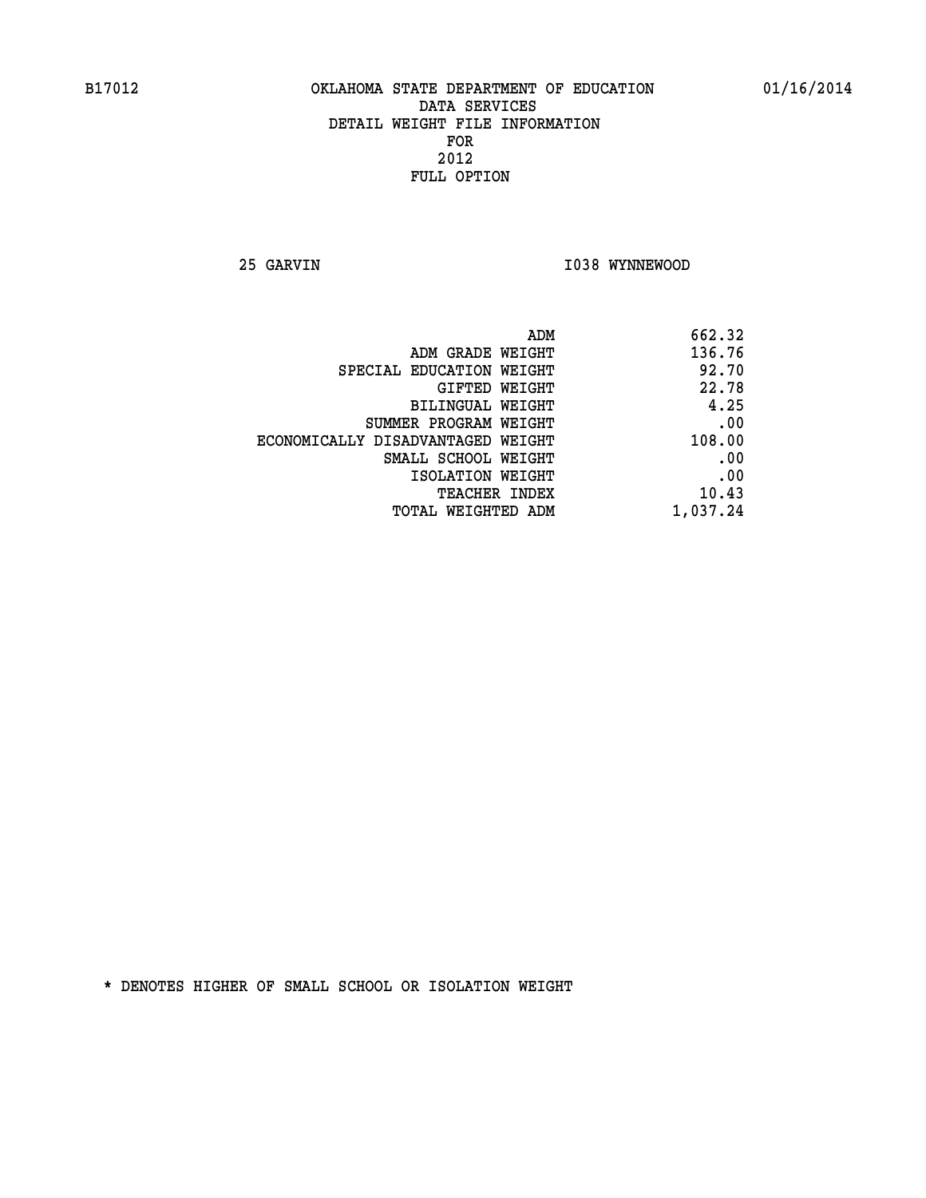B17012 OKLAHOMA STATE DEPARTMENT OF EDUCATION 01/16/2014

DATA SERVICES
DETAIL WEIGHT FILE INFORMATION
FOR
2012
FULL OPTION

25 GARVIN I038 WYNNEWOOD

| | |
|---|---|
| ADM | 662.32 |
| ADM GRADE WEIGHT | 136.76 |
| SPECIAL EDUCATION WEIGHT | 92.70 |
| GIFTED WEIGHT | 22.78 |
| BILINGUAL WEIGHT | 4.25 |
| SUMMER PROGRAM WEIGHT | .00 |
| ECONOMICALLY DISADVANTAGED WEIGHT | 108.00 |
| SMALL SCHOOL WEIGHT | .00 |
| ISOLATION WEIGHT | .00 |
| TEACHER INDEX | 10.43 |
| TOTAL WEIGHTED ADM | 1,037.24 |

* DENOTES HIGHER OF SMALL SCHOOL OR ISOLATION WEIGHT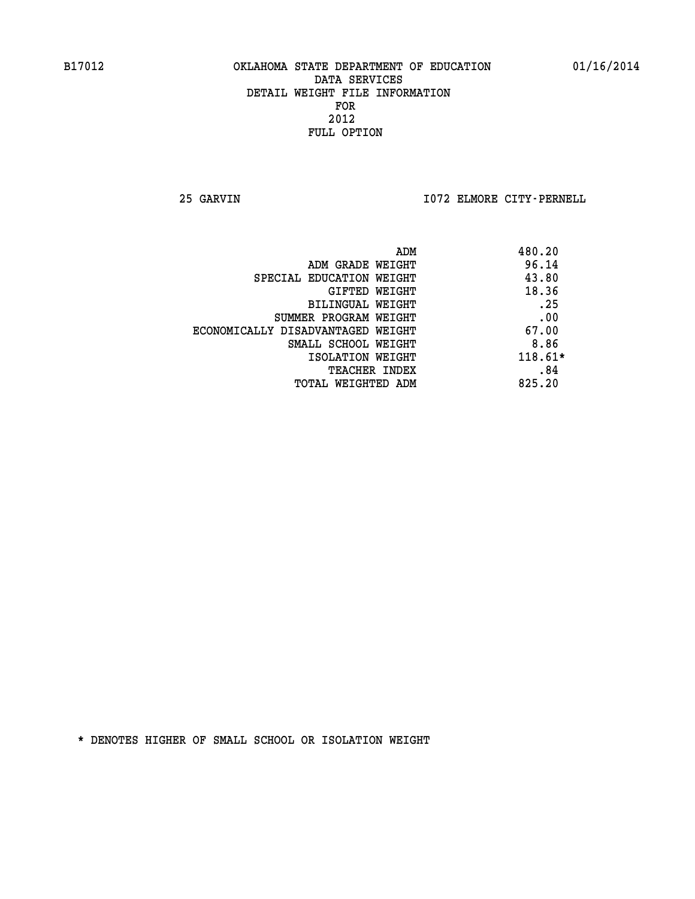B17012 OKLAHOMA STATE DEPARTMENT OF EDUCATION 01/16/2014

DATA SERVICES
DETAIL WEIGHT FILE INFORMATION
FOR
2012
FULL OPTION

25 GARVIN I072 ELMORE CITY-PERNELL

| | |
|---|---|
| ADM | 480.20 |
| ADM GRADE WEIGHT | 96.14 |
| SPECIAL EDUCATION WEIGHT | 43.80 |
| GIFTED WEIGHT | 18.36 |
| BILINGUAL WEIGHT | .25 |
| SUMMER PROGRAM WEIGHT | .00 |
| ECONOMICALLY DISADVANTAGED WEIGHT | 67.00 |
| SMALL SCHOOL WEIGHT | 8.86 |
| ISOLATION WEIGHT | 118.61* |
| TEACHER INDEX | .84 |
| TOTAL WEIGHTED ADM | 825.20 |

* DENOTES HIGHER OF SMALL SCHOOL OR ISOLATION WEIGHT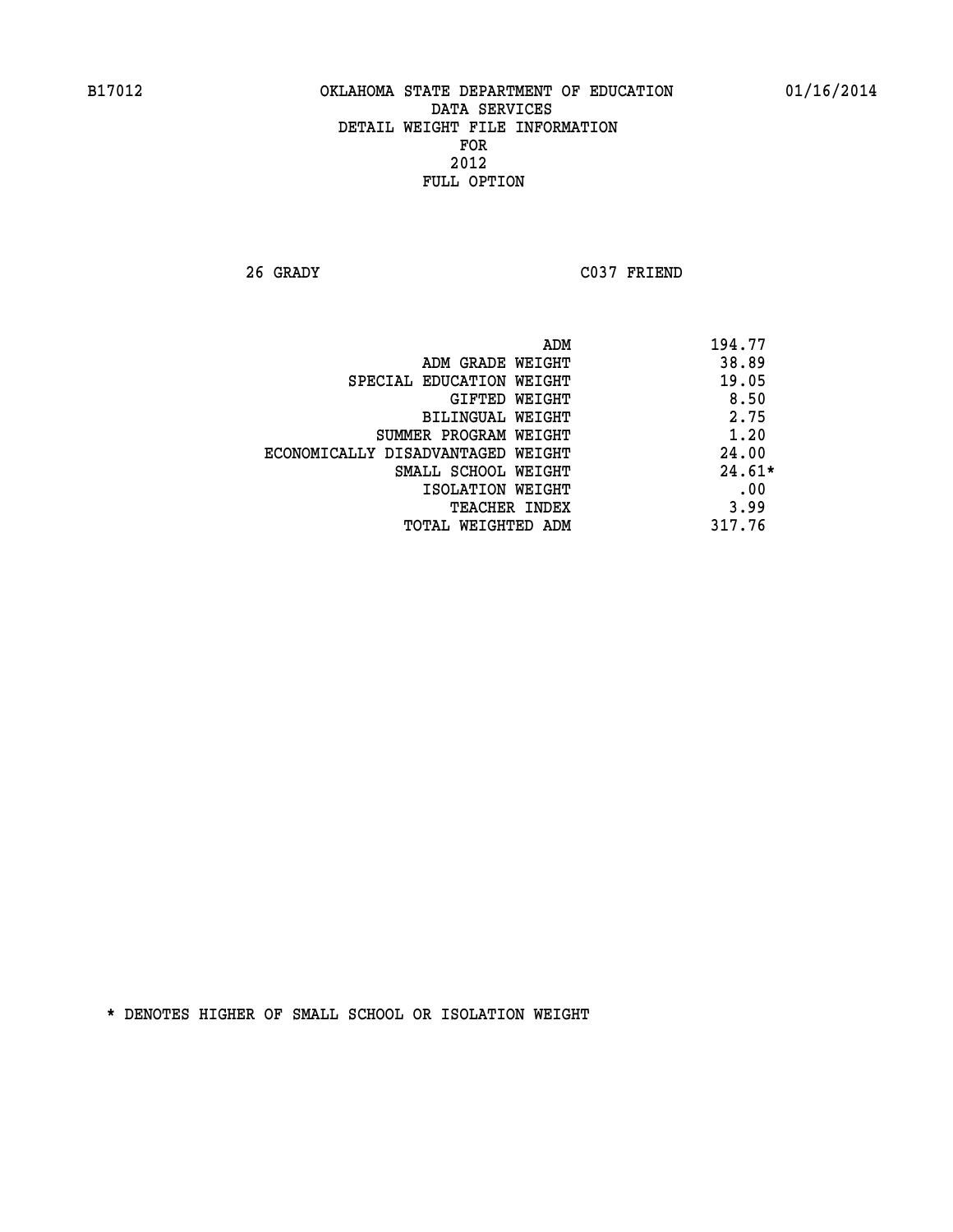B17012 OKLAHOMA STATE DEPARTMENT OF EDUCATION 01/16/2014

DATA SERVICES
DETAIL WEIGHT FILE INFORMATION
FOR
2012
FULL OPTION

26 GRADY C037 FRIEND

| | |
|---|---|
| ADM | 194.77 |
| ADM GRADE WEIGHT | 38.89 |
| SPECIAL EDUCATION WEIGHT | 19.05 |
| GIFTED WEIGHT | 8.50 |
| BILINGUAL WEIGHT | 2.75 |
| SUMMER PROGRAM WEIGHT | 1.20 |
| ECONOMICALLY DISADVANTAGED WEIGHT | 24.00 |
| SMALL SCHOOL WEIGHT | 24.61* |
| ISOLATION WEIGHT | .00 |
| TEACHER INDEX | 3.99 |
| TOTAL WEIGHTED ADM | 317.76 |

* DENOTES HIGHER OF SMALL SCHOOL OR ISOLATION WEIGHT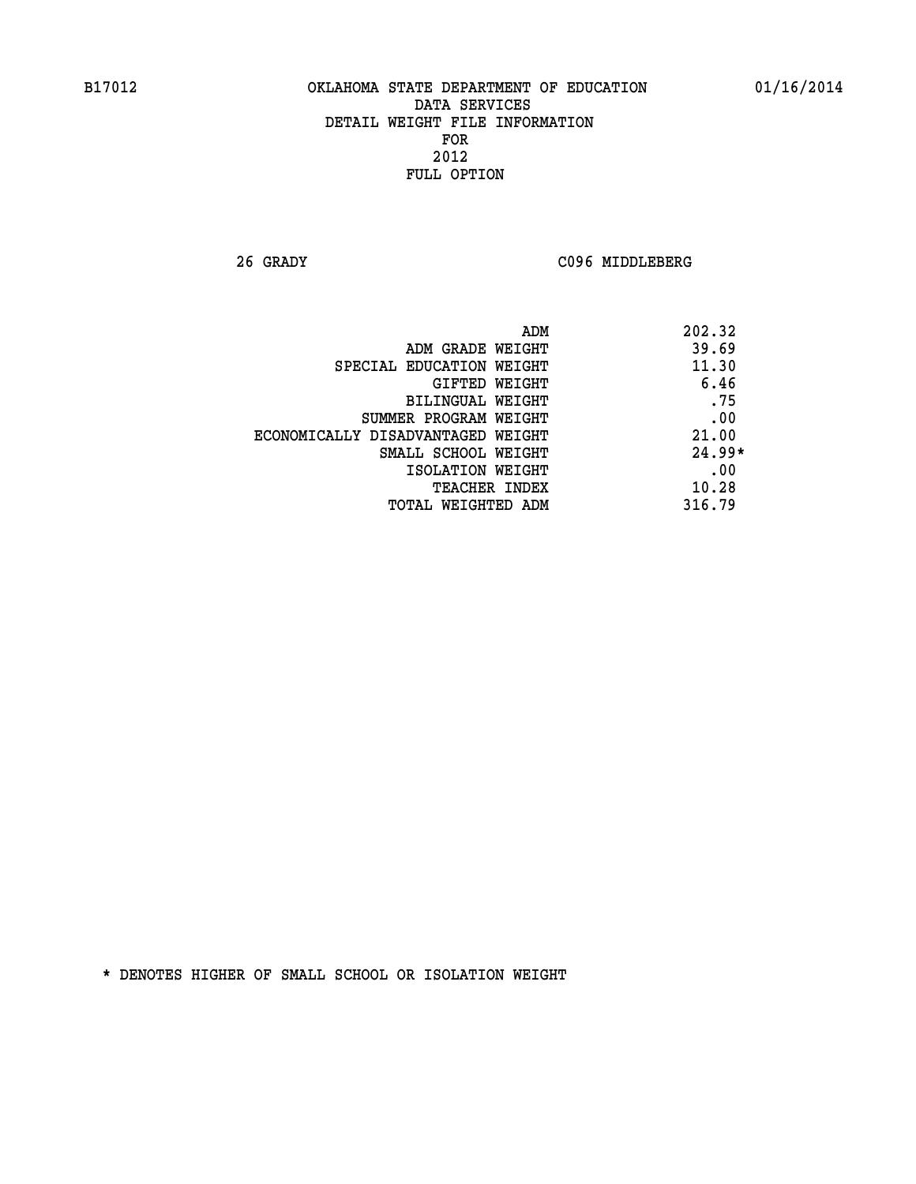B17012 OKLAHOMA STATE DEPARTMENT OF EDUCATION 01/16/2014

DATA SERVICES
DETAIL WEIGHT FILE INFORMATION
FOR
2012
FULL OPTION

26 GRADY C096 MIDDLEBERG

| | |
|---|---|
| ADM | 202.32 |
| ADM GRADE WEIGHT | 39.69 |
| SPECIAL EDUCATION WEIGHT | 11.30 |
| GIFTED WEIGHT | 6.46 |
| BILINGUAL WEIGHT | .75 |
| SUMMER PROGRAM WEIGHT | .00 |
| ECONOMICALLY DISADVANTAGED WEIGHT | 21.00 |
| SMALL SCHOOL WEIGHT | 24.99* |
| ISOLATION WEIGHT | .00 |
| TEACHER INDEX | 10.28 |
| TOTAL WEIGHTED ADM | 316.79 |

* DENOTES HIGHER OF SMALL SCHOOL OR ISOLATION WEIGHT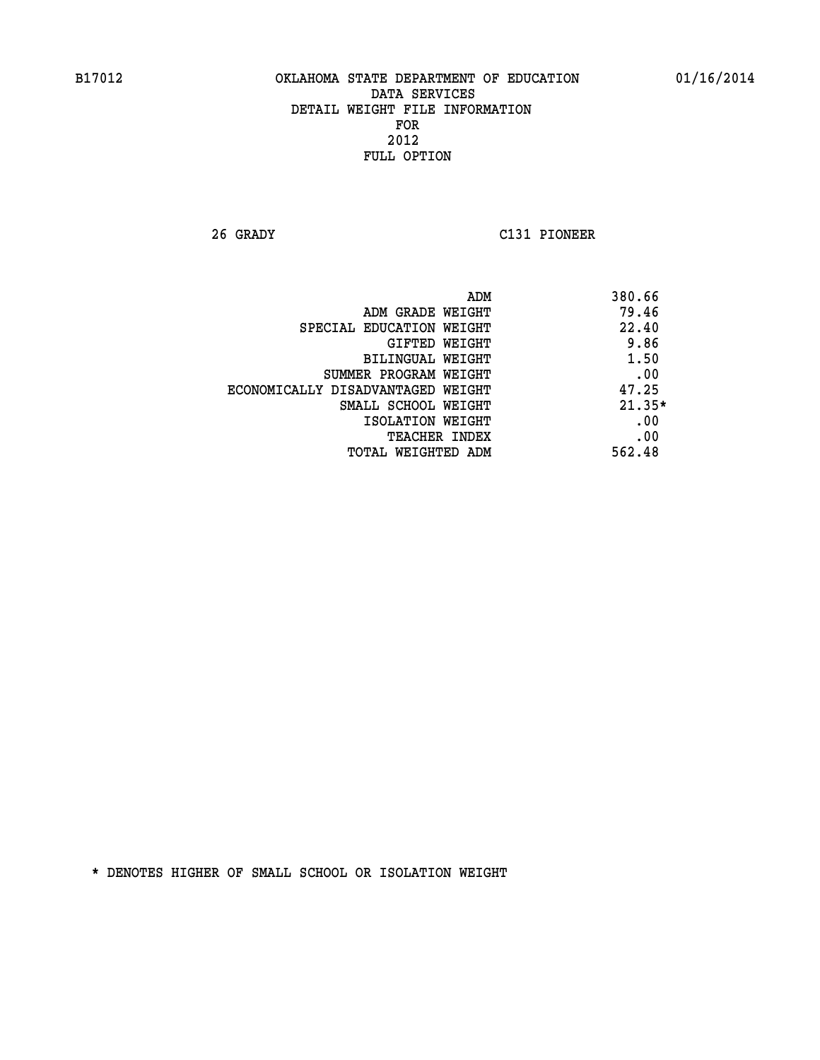B17012 OKLAHOMA STATE DEPARTMENT OF EDUCATION 01/16/2014

DATA SERVICES
DETAIL WEIGHT FILE INFORMATION
FOR
2012
FULL OPTION

26 GRADY C131 PIONEER

| | |
|---|---|
| ADM | 380.66 |
| ADM GRADE WEIGHT | 79.46 |
| SPECIAL EDUCATION WEIGHT | 22.40 |
| GIFTED WEIGHT | 9.86 |
| BILINGUAL WEIGHT | 1.50 |
| SUMMER PROGRAM WEIGHT | .00 |
| ECONOMICALLY DISADVANTAGED WEIGHT | 47.25 |
| SMALL SCHOOL WEIGHT | 21.35* |
| ISOLATION WEIGHT | .00 |
| TEACHER INDEX | .00 |
| TOTAL WEIGHTED ADM | 562.48 |

* DENOTES HIGHER OF SMALL SCHOOL OR ISOLATION WEIGHT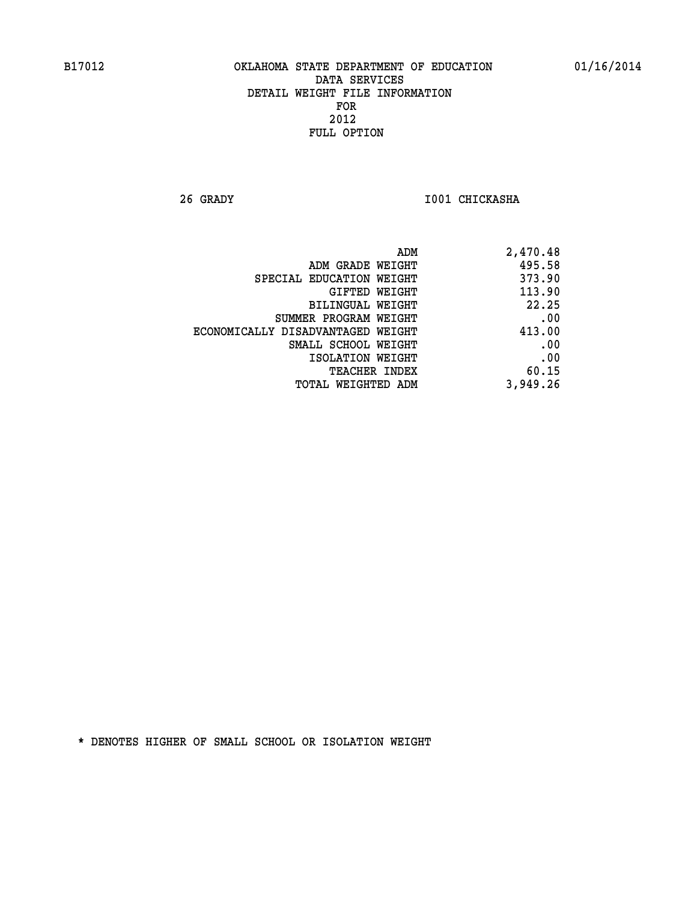B17012 OKLAHOMA STATE DEPARTMENT OF EDUCATION 01/16/2014

DATA SERVICES
DETAIL WEIGHT FILE INFORMATION
FOR
2012
FULL OPTION

26 GRADY I001 CHICKASHA

| | |
|---|---|
| ADM | 2,470.48 |
| ADM GRADE WEIGHT | 495.58 |
| SPECIAL EDUCATION WEIGHT | 373.90 |
| GIFTED WEIGHT | 113.90 |
| BILINGUAL WEIGHT | 22.25 |
| SUMMER PROGRAM WEIGHT | .00 |
| ECONOMICALLY DISADVANTAGED WEIGHT | 413.00 |
| SMALL SCHOOL WEIGHT | .00 |
| ISOLATION WEIGHT | .00 |
| TEACHER INDEX | 60.15 |
| TOTAL WEIGHTED ADM | 3,949.26 |

* DENOTES HIGHER OF SMALL SCHOOL OR ISOLATION WEIGHT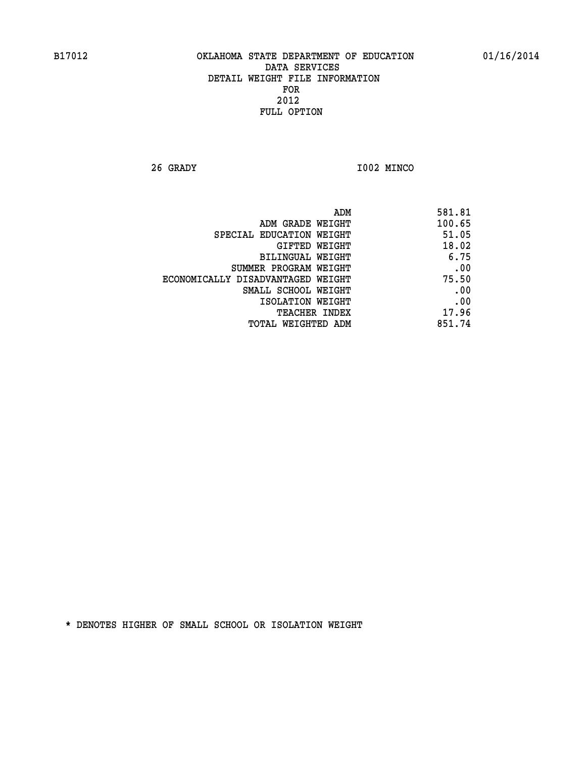OKLAHOMA STATE DEPARTMENT OF EDUCATION
DATA SERVICES
DETAIL WEIGHT FILE INFORMATION
FOR
2012
FULL OPTION

26 GRADY I002 MINCO

| | |
|---|---|
| ADM | 581.81 |
| ADM GRADE WEIGHT | 100.65 |
| SPECIAL EDUCATION WEIGHT | 51.05 |
| GIFTED WEIGHT | 18.02 |
| BILINGUAL WEIGHT | 6.75 |
| SUMMER PROGRAM WEIGHT | .00 |
| ECONOMICALLY DISADVANTAGED WEIGHT | 75.50 |
| SMALL SCHOOL WEIGHT | .00 |
| ISOLATION WEIGHT | .00 |
| TEACHER INDEX | 17.96 |
| TOTAL WEIGHTED ADM | 851.74 |

* DENOTES HIGHER OF SMALL SCHOOL OR ISOLATION WEIGHT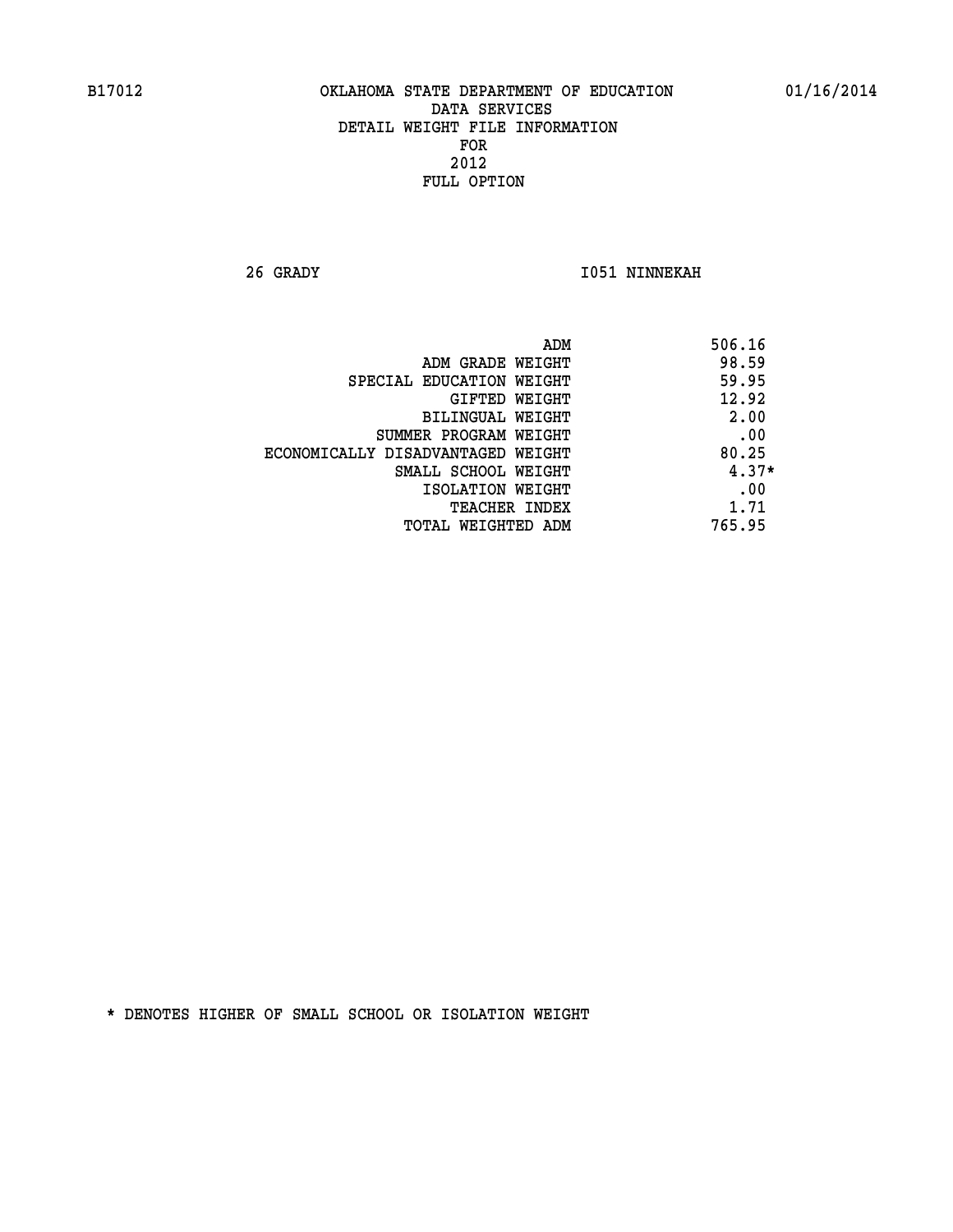B17012 OKLAHOMA STATE DEPARTMENT OF EDUCATION 01/16/2014

DATA SERVICES
DETAIL WEIGHT FILE INFORMATION
FOR
2012
FULL OPTION

26 GRADY I051 NINNEKAH

| | |
|---|---|
| ADM | 506.16 |
| ADM GRADE WEIGHT | 98.59 |
| SPECIAL EDUCATION WEIGHT | 59.95 |
| GIFTED WEIGHT | 12.92 |
| BILINGUAL WEIGHT | 2.00 |
| SUMMER PROGRAM WEIGHT | .00 |
| ECONOMICALLY DISADVANTAGED WEIGHT | 80.25 |
| SMALL SCHOOL WEIGHT | 4.37* |
| ISOLATION WEIGHT | .00 |
| TEACHER INDEX | 1.71 |
| TOTAL WEIGHTED ADM | 765.95 |

* DENOTES HIGHER OF SMALL SCHOOL OR ISOLATION WEIGHT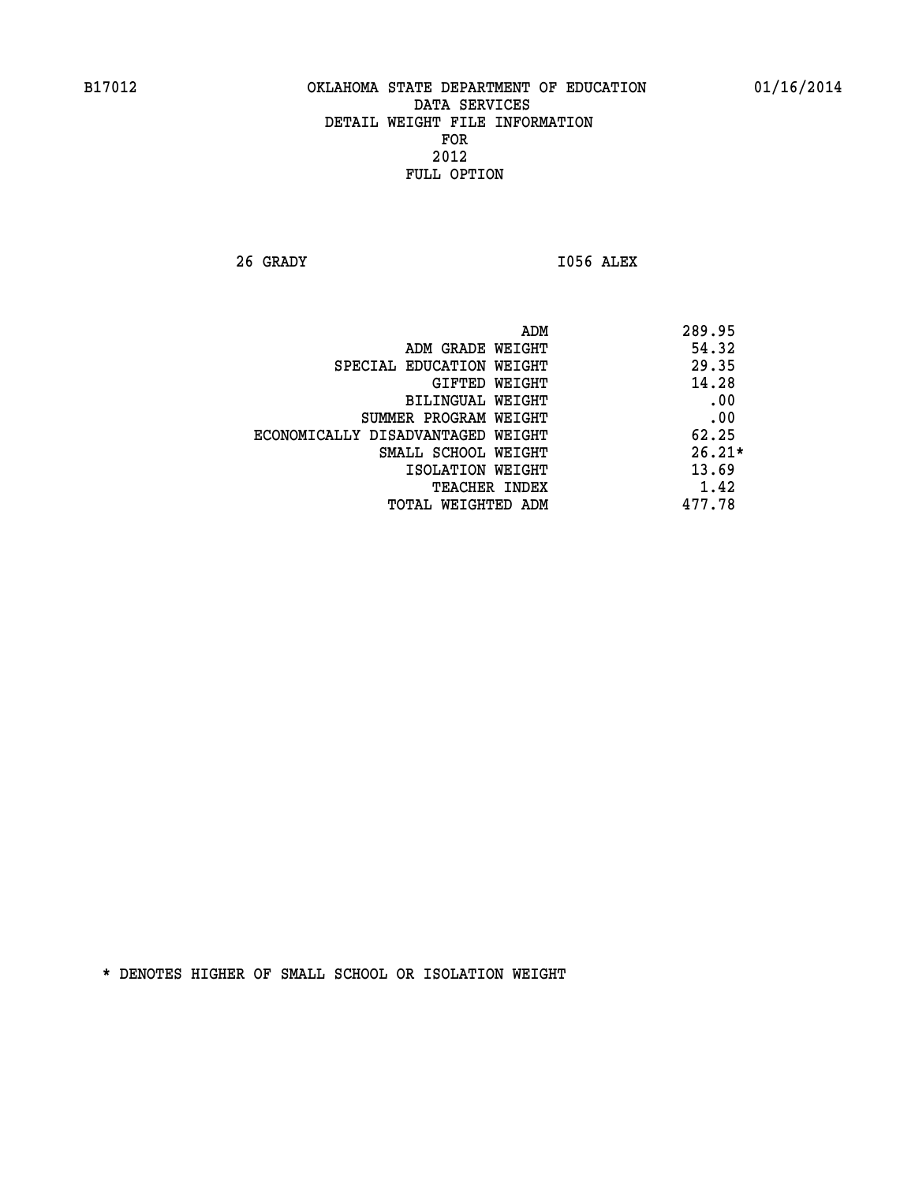B17012 OKLAHOMA STATE DEPARTMENT OF EDUCATION 01/16/2014

DATA SERVICES
DETAIL WEIGHT FILE INFORMATION
FOR
2012
FULL OPTION

26 GRADY I056 ALEX

| | |
|---|---|
| ADM | 289.95 |
| ADM GRADE WEIGHT | 54.32 |
| SPECIAL EDUCATION WEIGHT | 29.35 |
| GIFTED WEIGHT | 14.28 |
| BILINGUAL WEIGHT | .00 |
| SUMMER PROGRAM WEIGHT | .00 |
| ECONOMICALLY DISADVANTAGED WEIGHT | 62.25 |
| SMALL SCHOOL WEIGHT | 26.21* |
| ISOLATION WEIGHT | 13.69 |
| TEACHER INDEX | 1.42 |
| TOTAL WEIGHTED ADM | 477.78 |

* DENOTES HIGHER OF SMALL SCHOOL OR ISOLATION WEIGHT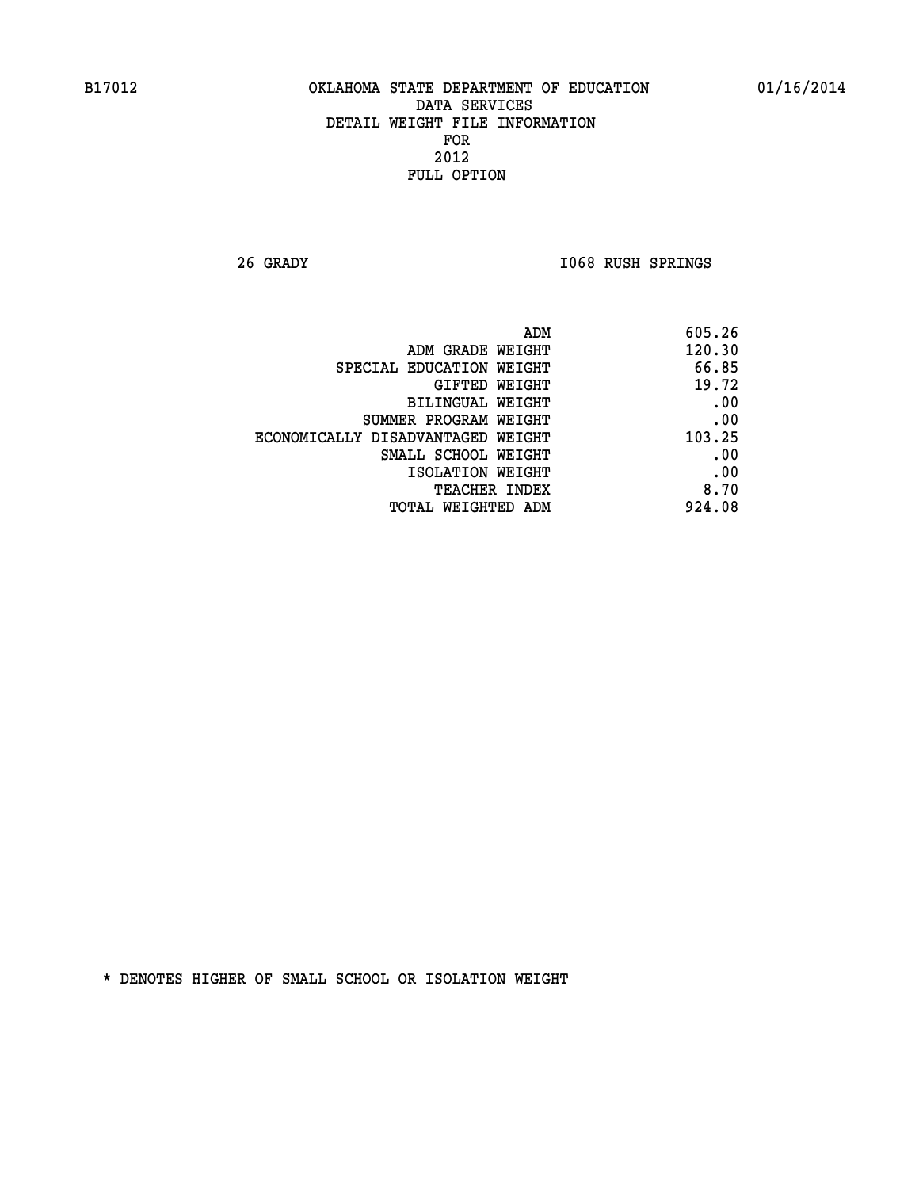B17012 OKLAHOMA STATE DEPARTMENT OF EDUCATION 01/16/2014

DATA SERVICES
DETAIL WEIGHT FILE INFORMATION
FOR
2012
FULL OPTION

26 GRADY I068 RUSH SPRINGS

| | |
|---|---|
| ADM | 605.26 |
| ADM GRADE WEIGHT | 120.30 |
| SPECIAL EDUCATION WEIGHT | 66.85 |
| GIFTED WEIGHT | 19.72 |
| BILINGUAL WEIGHT | .00 |
| SUMMER PROGRAM WEIGHT | .00 |
| ECONOMICALLY DISADVANTAGED WEIGHT | 103.25 |
| SMALL SCHOOL WEIGHT | .00 |
| ISOLATION WEIGHT | .00 |
| TEACHER INDEX | 8.70 |
| TOTAL WEIGHTED ADM | 924.08 |

* DENOTES HIGHER OF SMALL SCHOOL OR ISOLATION WEIGHT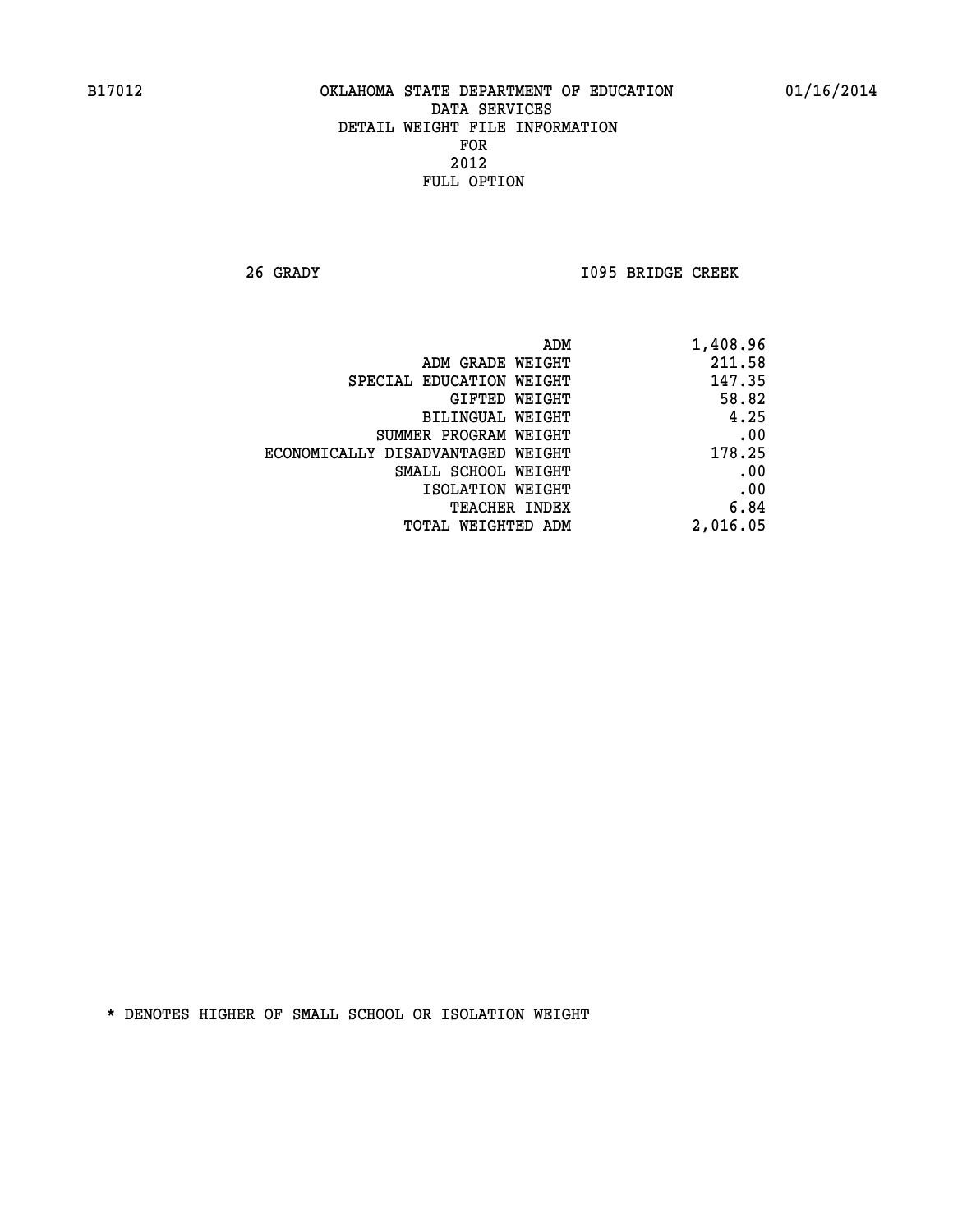B17012 OKLAHOMA STATE DEPARTMENT OF EDUCATION 01/16/2014

DATA SERVICES
DETAIL WEIGHT FILE INFORMATION
FOR
2012
FULL OPTION

26 GRADY I095 BRIDGE CREEK

| | |
|---|---|
| ADM | 1,408.96 |
| ADM GRADE WEIGHT | 211.58 |
| SPECIAL EDUCATION WEIGHT | 147.35 |
| GIFTED WEIGHT | 58.82 |
| BILINGUAL WEIGHT | 4.25 |
| SUMMER PROGRAM WEIGHT | .00 |
| ECONOMICALLY DISADVANTAGED WEIGHT | 178.25 |
| SMALL SCHOOL WEIGHT | .00 |
| ISOLATION WEIGHT | .00 |
| TEACHER INDEX | 6.84 |
| TOTAL WEIGHTED ADM | 2,016.05 |

* DENOTES HIGHER OF SMALL SCHOOL OR ISOLATION WEIGHT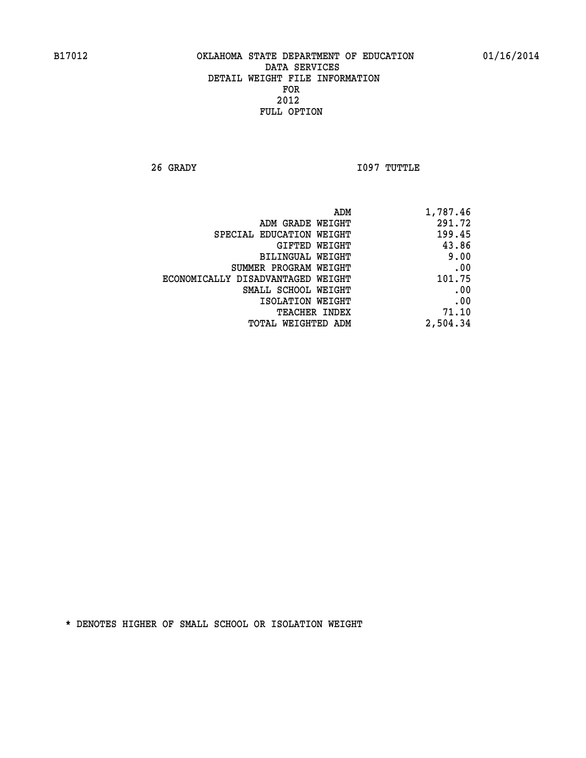B17012 OKLAHOMA STATE DEPARTMENT OF EDUCATION 01/16/2014

DATA SERVICES
DETAIL WEIGHT FILE INFORMATION
FOR
2012
FULL OPTION

26 GRADY I097 TUTTLE

| | |
|---|---|
| ADM | 1,787.46 |
| ADM GRADE WEIGHT | 291.72 |
| SPECIAL EDUCATION WEIGHT | 199.45 |
| GIFTED WEIGHT | 43.86 |
| BILINGUAL WEIGHT | 9.00 |
| SUMMER PROGRAM WEIGHT | .00 |
| ECONOMICALLY DISADVANTAGED WEIGHT | 101.75 |
| SMALL SCHOOL WEIGHT | .00 |
| ISOLATION WEIGHT | .00 |
| TEACHER INDEX | 71.10 |
| TOTAL WEIGHTED ADM | 2,504.34 |

* DENOTES HIGHER OF SMALL SCHOOL OR ISOLATION WEIGHT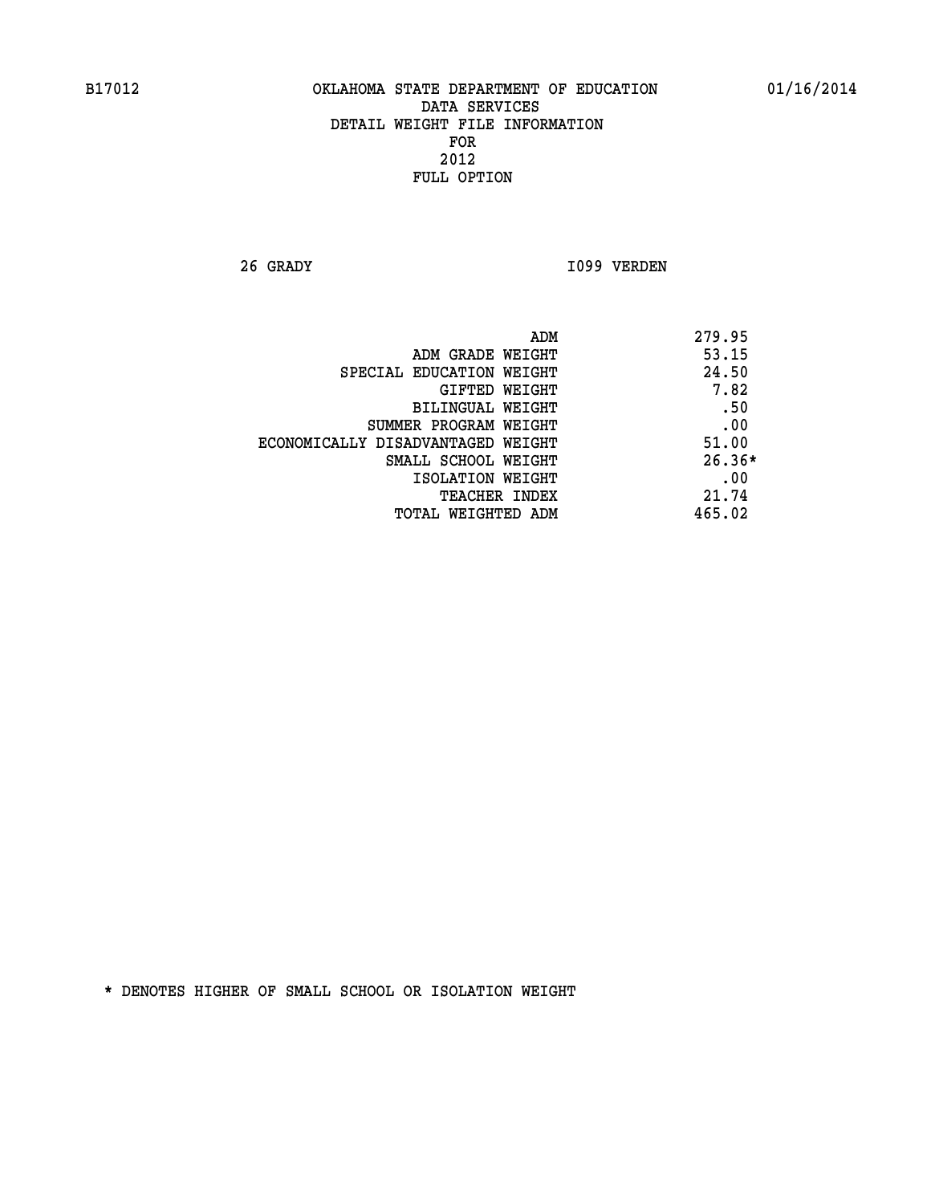B17012 OKLAHOMA STATE DEPARTMENT OF EDUCATION 01/16/2014

DATA SERVICES
DETAIL WEIGHT FILE INFORMATION
FOR
2012
FULL OPTION

26 GRADY I099 VERDEN

| | |
|---|---|
| ADM | 279.95 |
| ADM GRADE WEIGHT | 53.15 |
| SPECIAL EDUCATION WEIGHT | 24.50 |
| GIFTED WEIGHT | 7.82 |
| BILINGUAL WEIGHT | .50 |
| SUMMER PROGRAM WEIGHT | .00 |
| ECONOMICALLY DISADVANTAGED WEIGHT | 51.00 |
| SMALL SCHOOL WEIGHT | 26.36* |
| ISOLATION WEIGHT | .00 |
| TEACHER INDEX | 21.74 |
| TOTAL WEIGHTED ADM | 465.02 |

* DENOTES HIGHER OF SMALL SCHOOL OR ISOLATION WEIGHT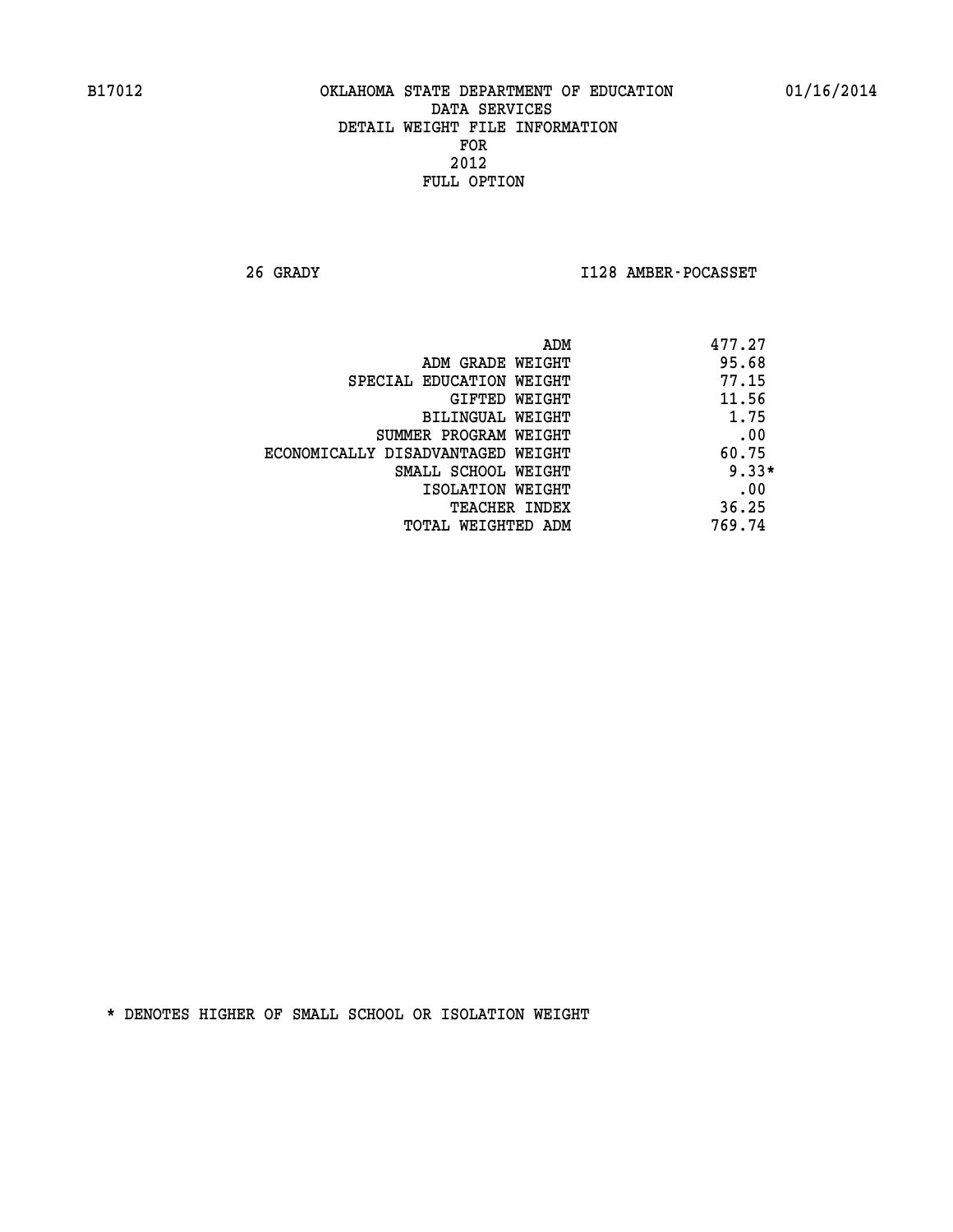B17012 OKLAHOMA STATE DEPARTMENT OF EDUCATION 01/16/2014

DATA SERVICES
DETAIL WEIGHT FILE INFORMATION
FOR
2012
FULL OPTION

26 GRADY I128 AMBER-POCASSET

| | |
|---|---|
| ADM | 477.27 |
| ADM GRADE WEIGHT | 95.68 |
| SPECIAL EDUCATION WEIGHT | 77.15 |
| GIFTED WEIGHT | 11.56 |
| BILINGUAL WEIGHT | 1.75 |
| SUMMER PROGRAM WEIGHT | .00 |
| ECONOMICALLY DISADVANTAGED WEIGHT | 60.75 |
| SMALL SCHOOL WEIGHT | 9.33* |
| ISOLATION WEIGHT | .00 |
| TEACHER INDEX | 36.25 |
| TOTAL WEIGHTED ADM | 769.74 |

* DENOTES HIGHER OF SMALL SCHOOL OR ISOLATION WEIGHT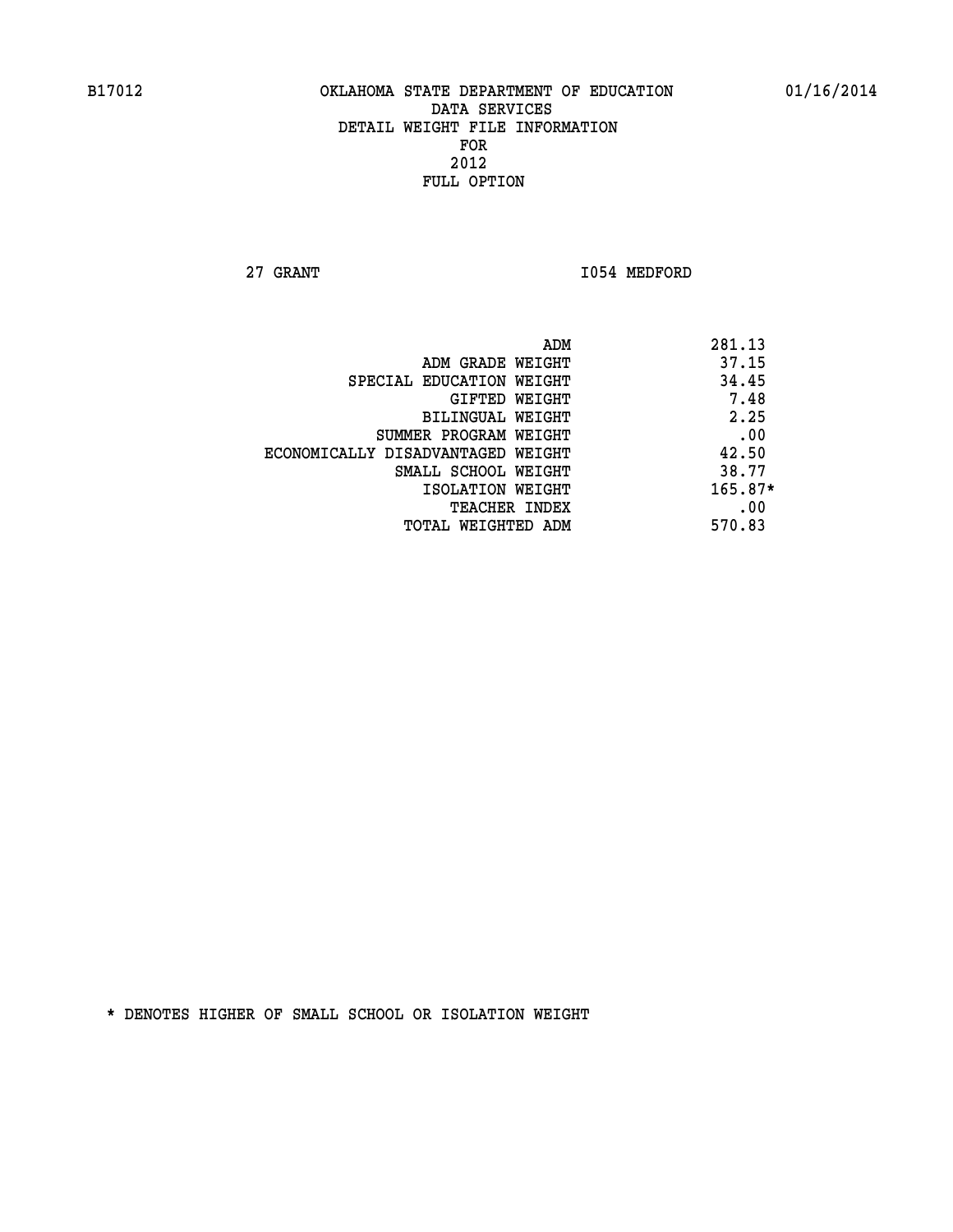B17012 OKLAHOMA STATE DEPARTMENT OF EDUCATION 01/16/2014
DATA SERVICES
DETAIL WEIGHT FILE INFORMATION
FOR
2012
FULL OPTION

27 GRANT I054 MEDFORD

| | |
|---|---|
| ADM | 281.13 |
| ADM GRADE WEIGHT | 37.15 |
| SPECIAL EDUCATION WEIGHT | 34.45 |
| GIFTED WEIGHT | 7.48 |
| BILINGUAL WEIGHT | 2.25 |
| SUMMER PROGRAM WEIGHT | .00 |
| ECONOMICALLY DISADVANTAGED WEIGHT | 42.50 |
| SMALL SCHOOL WEIGHT | 38.77 |
| ISOLATION WEIGHT | 165.87* |
| TEACHER INDEX | .00 |
| TOTAL WEIGHTED ADM | 570.83 |

* DENOTES HIGHER OF SMALL SCHOOL OR ISOLATION WEIGHT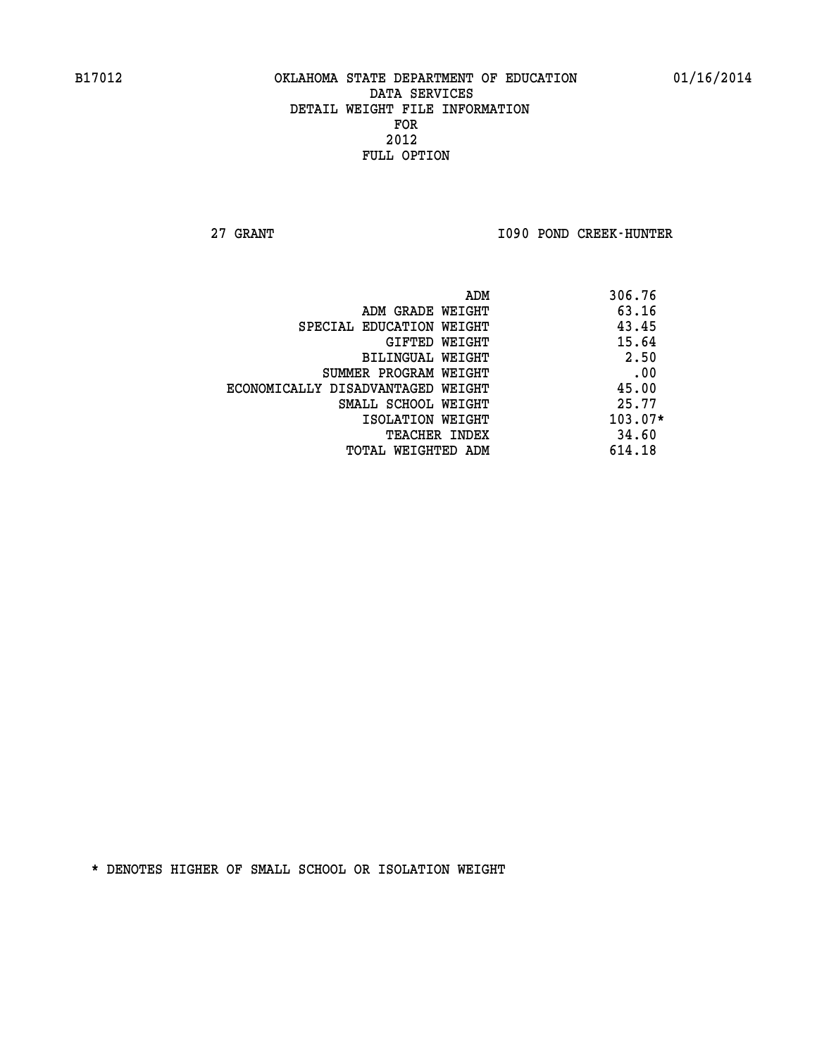B17012 OKLAHOMA STATE DEPARTMENT OF EDUCATION 01/16/2014

DATA SERVICES
DETAIL WEIGHT FILE INFORMATION
FOR
2012
FULL OPTION

27 GRANT I090 POND CREEK-HUNTER

| | |
|---|---|
| ADM | 306.76 |
| ADM GRADE WEIGHT | 63.16 |
| SPECIAL EDUCATION WEIGHT | 43.45 |
| GIFTED WEIGHT | 15.64 |
| BILINGUAL WEIGHT | 2.50 |
| SUMMER PROGRAM WEIGHT | .00 |
| ECONOMICALLY DISADVANTAGED WEIGHT | 45.00 |
| SMALL SCHOOL WEIGHT | 25.77 |
| ISOLATION WEIGHT | 103.07* |
| TEACHER INDEX | 34.60 |
| TOTAL WEIGHTED ADM | 614.18 |

* DENOTES HIGHER OF SMALL SCHOOL OR ISOLATION WEIGHT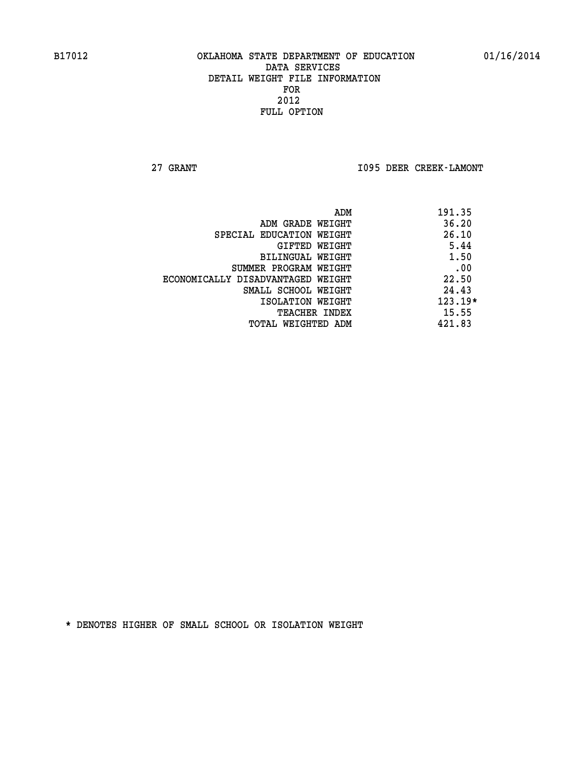B17012 OKLAHOMA STATE DEPARTMENT OF EDUCATION 01/16/2014

DATA SERVICES
DETAIL WEIGHT FILE INFORMATION
FOR
2012
FULL OPTION

27 GRANT I095 DEER CREEK-LAMONT

| | |
|---|---|
| ADM | 191.35 |
| ADM GRADE WEIGHT | 36.20 |
| SPECIAL EDUCATION WEIGHT | 26.10 |
| GIFTED WEIGHT | 5.44 |
| BILINGUAL WEIGHT | 1.50 |
| SUMMER PROGRAM WEIGHT | .00 |
| ECONOMICALLY DISADVANTAGED WEIGHT | 22.50 |
| SMALL SCHOOL WEIGHT | 24.43 |
| ISOLATION WEIGHT | 123.19* |
| TEACHER INDEX | 15.55 |
| TOTAL WEIGHTED ADM | 421.83 |

* DENOTES HIGHER OF SMALL SCHOOL OR ISOLATION WEIGHT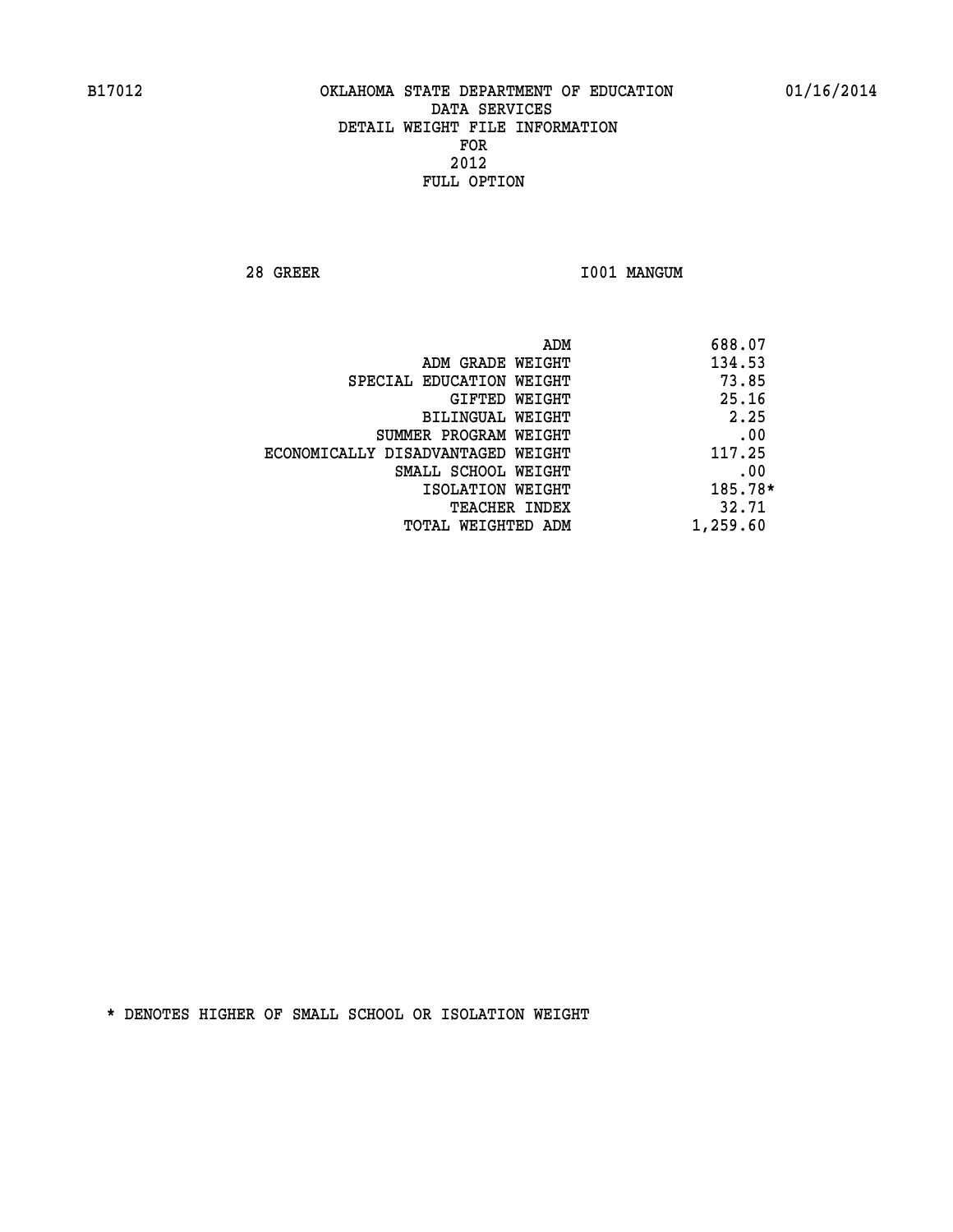B17012 OKLAHOMA STATE DEPARTMENT OF EDUCATION 01/16/2014

DATA SERVICES
DETAIL WEIGHT FILE INFORMATION
FOR
2012
FULL OPTION

28 GREER I001 MANGUM

| | |
|---|---|
| ADM | 688.07 |
| ADM GRADE WEIGHT | 134.53 |
| SPECIAL EDUCATION WEIGHT | 73.85 |
| GIFTED WEIGHT | 25.16 |
| BILINGUAL WEIGHT | 2.25 |
| SUMMER PROGRAM WEIGHT | .00 |
| ECONOMICALLY DISADVANTAGED WEIGHT | 117.25 |
| SMALL SCHOOL WEIGHT | .00 |
| ISOLATION WEIGHT | 185.78* |
| TEACHER INDEX | 32.71 |
| TOTAL WEIGHTED ADM | 1,259.60 |

* DENOTES HIGHER OF SMALL SCHOOL OR ISOLATION WEIGHT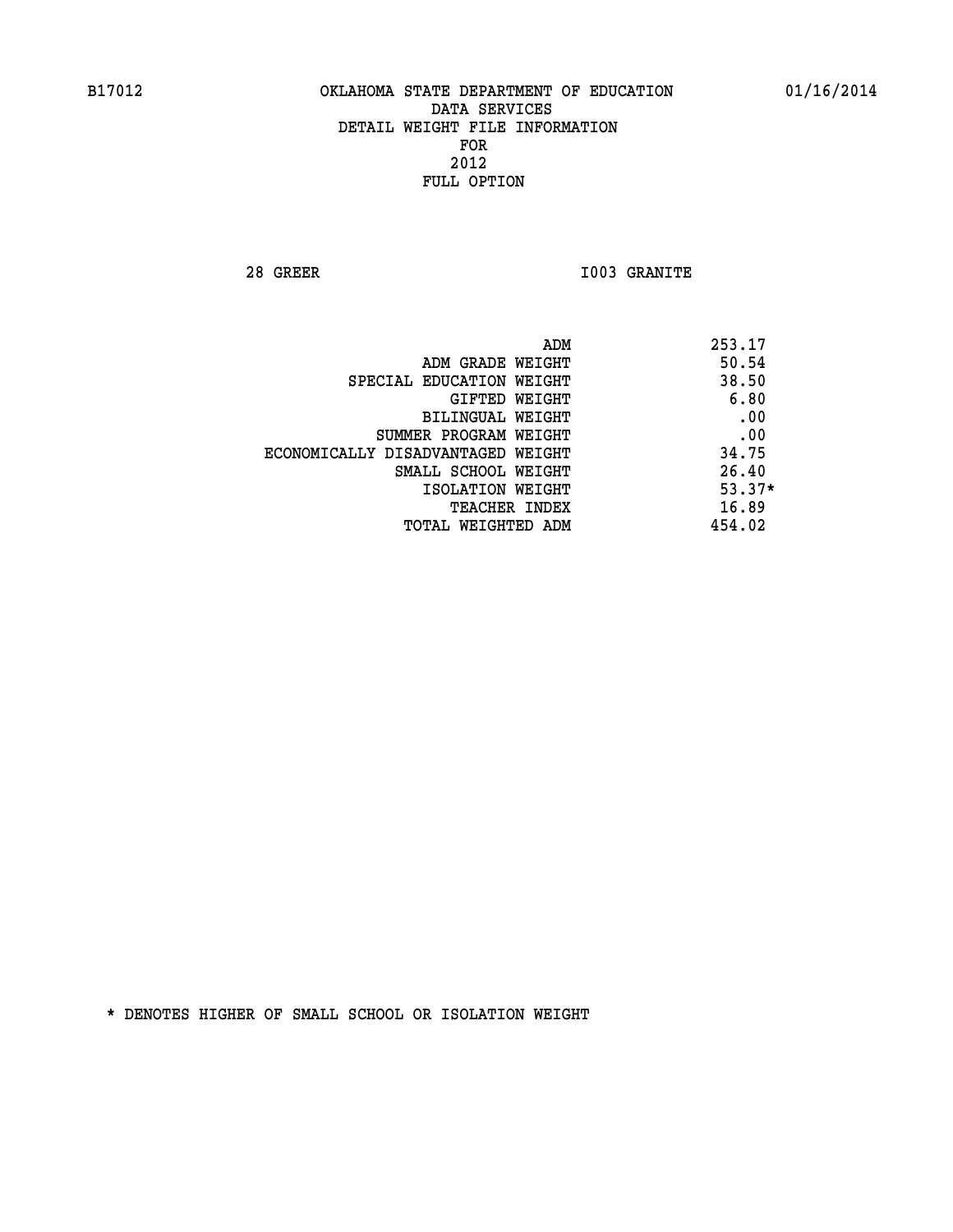B17012 OKLAHOMA STATE DEPARTMENT OF EDUCATION 01/16/2014

DATA SERVICES
DETAIL WEIGHT FILE INFORMATION
FOR
2012
FULL OPTION

28 GREER I003 GRANITE

| | |
|---|---|
| ADM | 253.17 |
| ADM GRADE WEIGHT | 50.54 |
| SPECIAL EDUCATION WEIGHT | 38.50 |
| GIFTED WEIGHT | 6.80 |
| BILINGUAL WEIGHT | .00 |
| SUMMER PROGRAM WEIGHT | .00 |
| ECONOMICALLY DISADVANTAGED WEIGHT | 34.75 |
| SMALL SCHOOL WEIGHT | 26.40 |
| ISOLATION WEIGHT | 53.37* |
| TEACHER INDEX | 16.89 |
| TOTAL WEIGHTED ADM | 454.02 |

* DENOTES HIGHER OF SMALL SCHOOL OR ISOLATION WEIGHT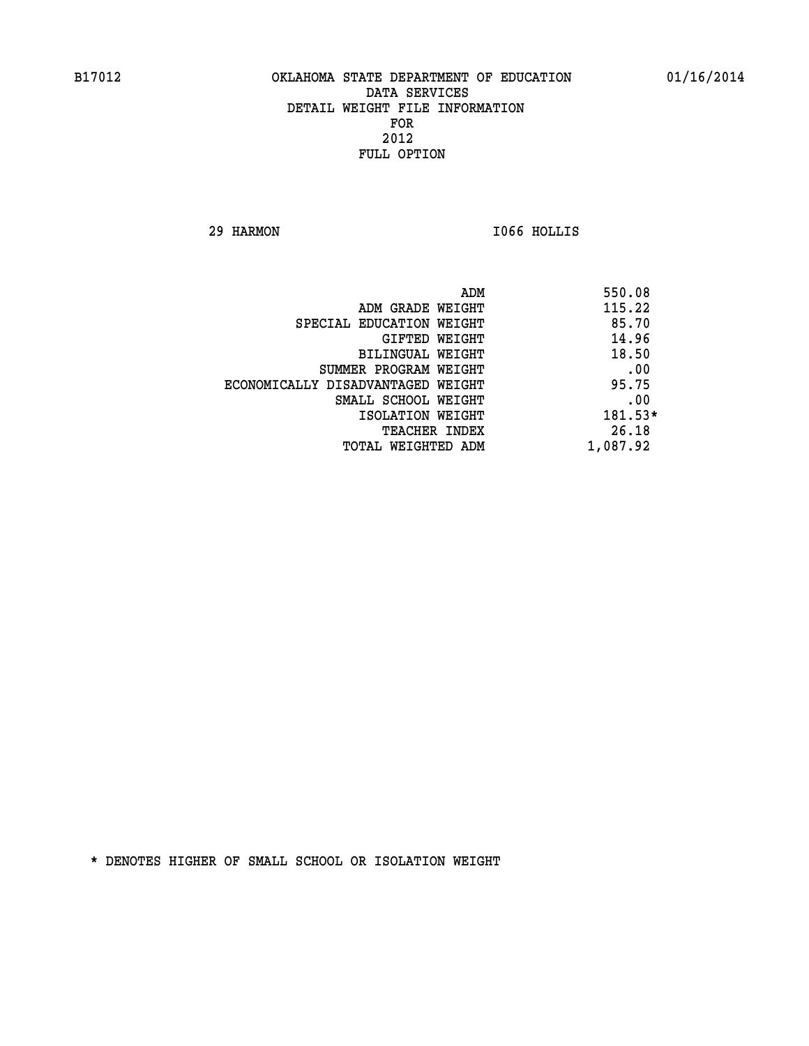# OKLAHOMA STATE DEPARTMENT OF EDUCATION
## DATA SERVICES
## DETAIL WEIGHT FILE INFORMATION
## FOR
## 2012
## FULL OPTION

29 HARMON I066 HOLLIS

| | |
|---|---|
| ADM | 550.08 |
| ADM GRADE WEIGHT | 115.22 |
| SPECIAL EDUCATION WEIGHT | 85.70 |
| GIFTED WEIGHT | 14.96 |
| BILINGUAL WEIGHT | 18.50 |
| SUMMER PROGRAM WEIGHT | .00 |
| ECONOMICALLY DISADVANTAGED WEIGHT | 95.75 |
| SMALL SCHOOL WEIGHT | .00 |
| ISOLATION WEIGHT | 181.53* |
| TEACHER INDEX | 26.18 |
| TOTAL WEIGHTED ADM | 1,087.92 |

* DENOTES HIGHER OF SMALL SCHOOL OR ISOLATION WEIGHT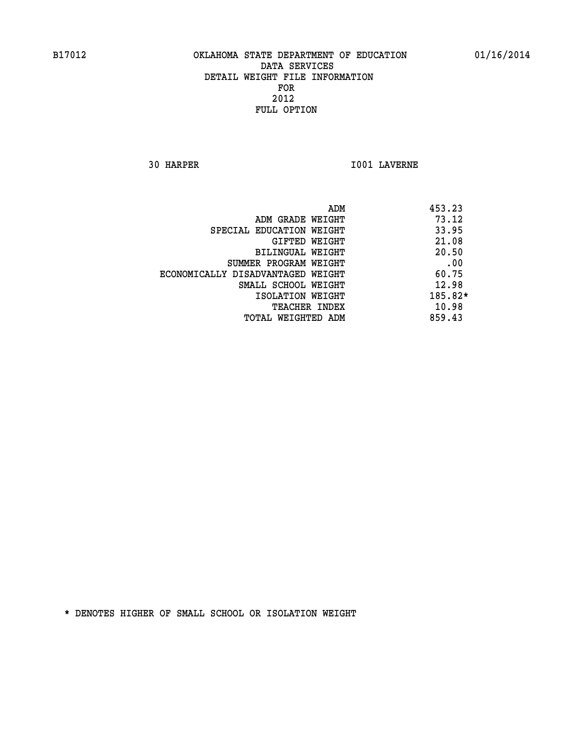B17012 OKLAHOMA STATE DEPARTMENT OF EDUCATION 01/16/2014

DATA SERVICES
DETAIL WEIGHT FILE INFORMATION
FOR
2012
FULL OPTION

30 HARPER I001 LAVERNE

| | |
|---|---|
| ADM | 453.23 |
| ADM GRADE WEIGHT | 73.12 |
| SPECIAL EDUCATION WEIGHT | 33.95 |
| GIFTED WEIGHT | 21.08 |
| BILINGUAL WEIGHT | 20.50 |
| SUMMER PROGRAM WEIGHT | .00 |
| ECONOMICALLY DISADVANTAGED WEIGHT | 60.75 |
| SMALL SCHOOL WEIGHT | 12.98 |
| ISOLATION WEIGHT | 185.82* |
| TEACHER INDEX | 10.98 |
| TOTAL WEIGHTED ADM | 859.43 |

* DENOTES HIGHER OF SMALL SCHOOL OR ISOLATION WEIGHT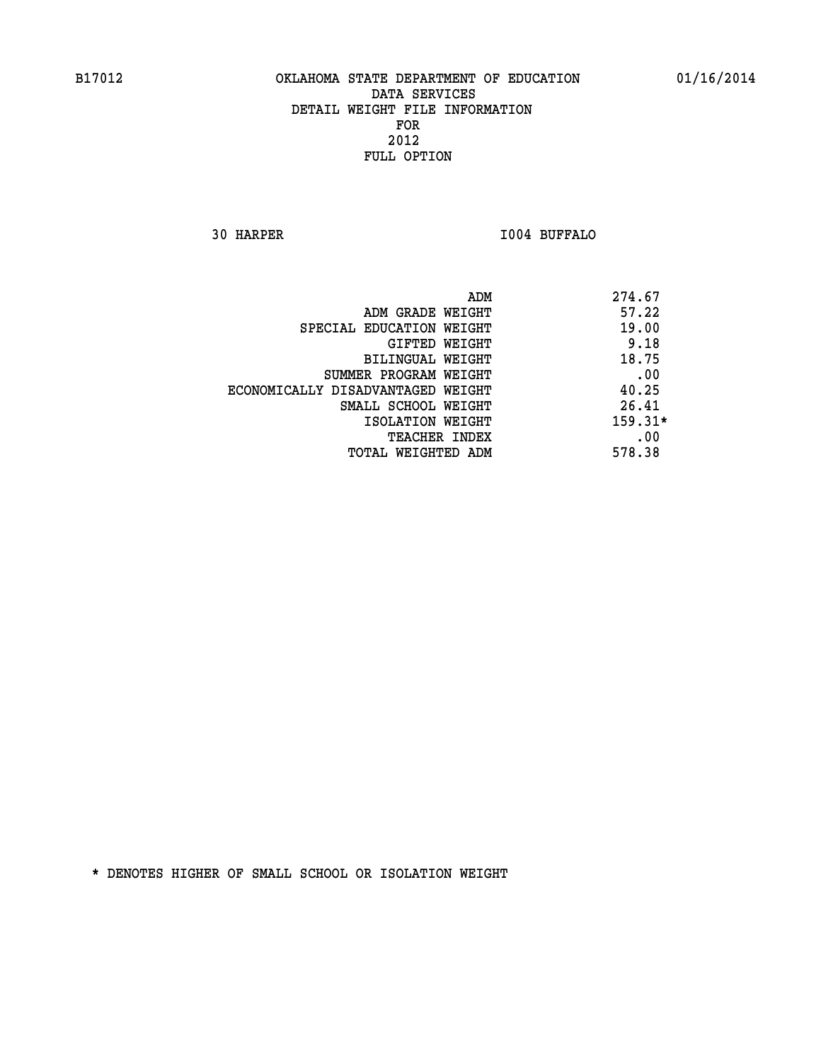B17012 OKLAHOMA STATE DEPARTMENT OF EDUCATION 01/16/2014

DATA SERVICES
DETAIL WEIGHT FILE INFORMATION
FOR
2012
FULL OPTION

30 HARPER I004 BUFFALO

| | |
|---|---|
| ADM | 274.67 |
| ADM GRADE WEIGHT | 57.22 |
| SPECIAL EDUCATION WEIGHT | 19.00 |
| GIFTED WEIGHT | 9.18 |
| BILINGUAL WEIGHT | 18.75 |
| SUMMER PROGRAM WEIGHT | .00 |
| ECONOMICALLY DISADVANTAGED WEIGHT | 40.25 |
| SMALL SCHOOL WEIGHT | 26.41 |
| ISOLATION WEIGHT | 159.31* |
| TEACHER INDEX | .00 |
| TOTAL WEIGHTED ADM | 578.38 |

* DENOTES HIGHER OF SMALL SCHOOL OR ISOLATION WEIGHT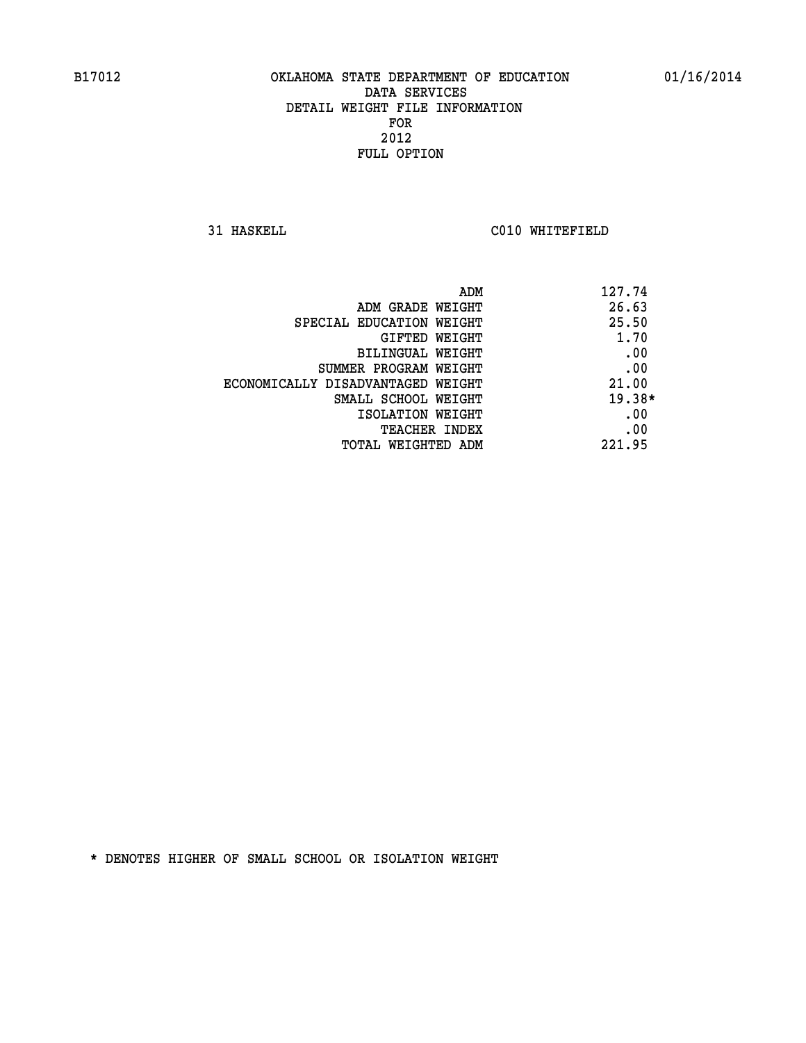# OKLAHOMA STATE DEPARTMENT OF EDUCATION
## DATA SERVICES
## DETAIL WEIGHT FILE INFORMATION
## FOR
## 2012
## FULL OPTION

31 HASKELL C010 WHITEFIELD

| | |
|---|---|
| ADM | 127.74 |
| ADM GRADE WEIGHT | 26.63 |
| SPECIAL EDUCATION WEIGHT | 25.50 |
| GIFTED WEIGHT | 1.70 |
| BILINGUAL WEIGHT | .00 |
| SUMMER PROGRAM WEIGHT | .00 |
| ECONOMICALLY DISADVANTAGED WEIGHT | 21.00 |
| SMALL SCHOOL WEIGHT | 19.38* |
| ISOLATION WEIGHT | .00 |
| TEACHER INDEX | .00 |
| TOTAL WEIGHTED ADM | 221.95 |

* DENOTES HIGHER OF SMALL SCHOOL OR ISOLATION WEIGHT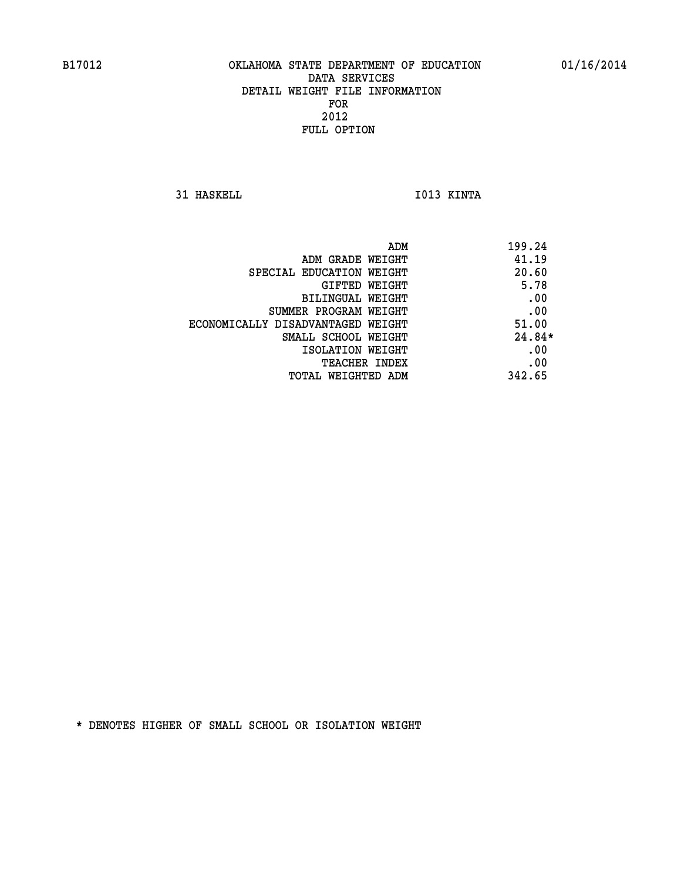B17012 OKLAHOMA STATE DEPARTMENT OF EDUCATION 01/16/2014

DATA SERVICES
DETAIL WEIGHT FILE INFORMATION
FOR
2012
FULL OPTION

31 HASKELL I013 KINTA

| | |
|---|---|
| ADM | 199.24 |
| ADM GRADE WEIGHT | 41.19 |
| SPECIAL EDUCATION WEIGHT | 20.60 |
| GIFTED WEIGHT | 5.78 |
| BILINGUAL WEIGHT | .00 |
| SUMMER PROGRAM WEIGHT | .00 |
| ECONOMICALLY DISADVANTAGED WEIGHT | 51.00 |
| SMALL SCHOOL WEIGHT | 24.84* |
| ISOLATION WEIGHT | .00 |
| TEACHER INDEX | .00 |
| TOTAL WEIGHTED ADM | 342.65 |

* DENOTES HIGHER OF SMALL SCHOOL OR ISOLATION WEIGHT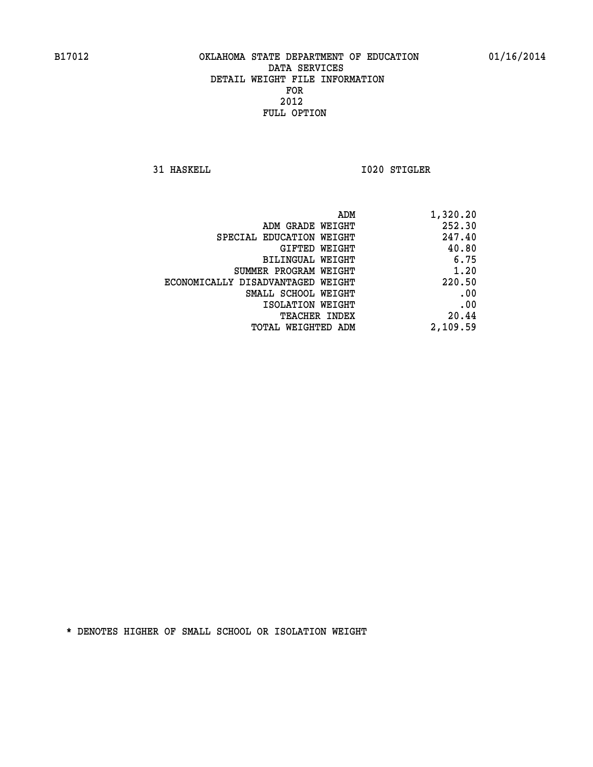B17012 OKLAHOMA STATE DEPARTMENT OF EDUCATION 01/16/2014

DATA SERVICES
DETAIL WEIGHT FILE INFORMATION
FOR
2012
FULL OPTION

31 HASKELL I020 STIGLER

| | |
|---|---|
| ADM | 1,320.20 |
| ADM GRADE WEIGHT | 252.30 |
| SPECIAL EDUCATION WEIGHT | 247.40 |
| GIFTED WEIGHT | 40.80 |
| BILINGUAL WEIGHT | 6.75 |
| SUMMER PROGRAM WEIGHT | 1.20 |
| ECONOMICALLY DISADVANTAGED WEIGHT | 220.50 |
| SMALL SCHOOL WEIGHT | .00 |
| ISOLATION WEIGHT | .00 |
| TEACHER INDEX | 20.44 |
| TOTAL WEIGHTED ADM | 2,109.59 |

* DENOTES HIGHER OF SMALL SCHOOL OR ISOLATION WEIGHT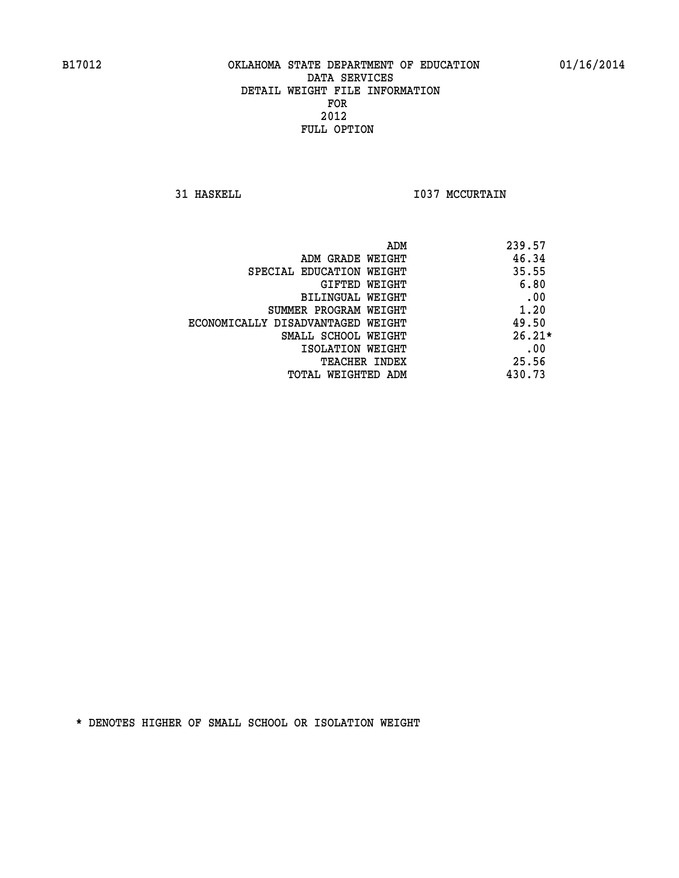B17012 OKLAHOMA STATE DEPARTMENT OF EDUCATION 01/16/2014

DATA SERVICES
DETAIL WEIGHT FILE INFORMATION
FOR
2012
FULL OPTION

31 HASKELL I037 MCCURTAIN

| | |
|---|---|
| ADM | 239.57 |
| ADM GRADE WEIGHT | 46.34 |
| SPECIAL EDUCATION WEIGHT | 35.55 |
| GIFTED WEIGHT | 6.80 |
| BILINGUAL WEIGHT | .00 |
| SUMMER PROGRAM WEIGHT | 1.20 |
| ECONOMICALLY DISADVANTAGED WEIGHT | 49.50 |
| SMALL SCHOOL WEIGHT | 26.21* |
| ISOLATION WEIGHT | .00 |
| TEACHER INDEX | 25.56 |
| TOTAL WEIGHTED ADM | 430.73 |

* DENOTES HIGHER OF SMALL SCHOOL OR ISOLATION WEIGHT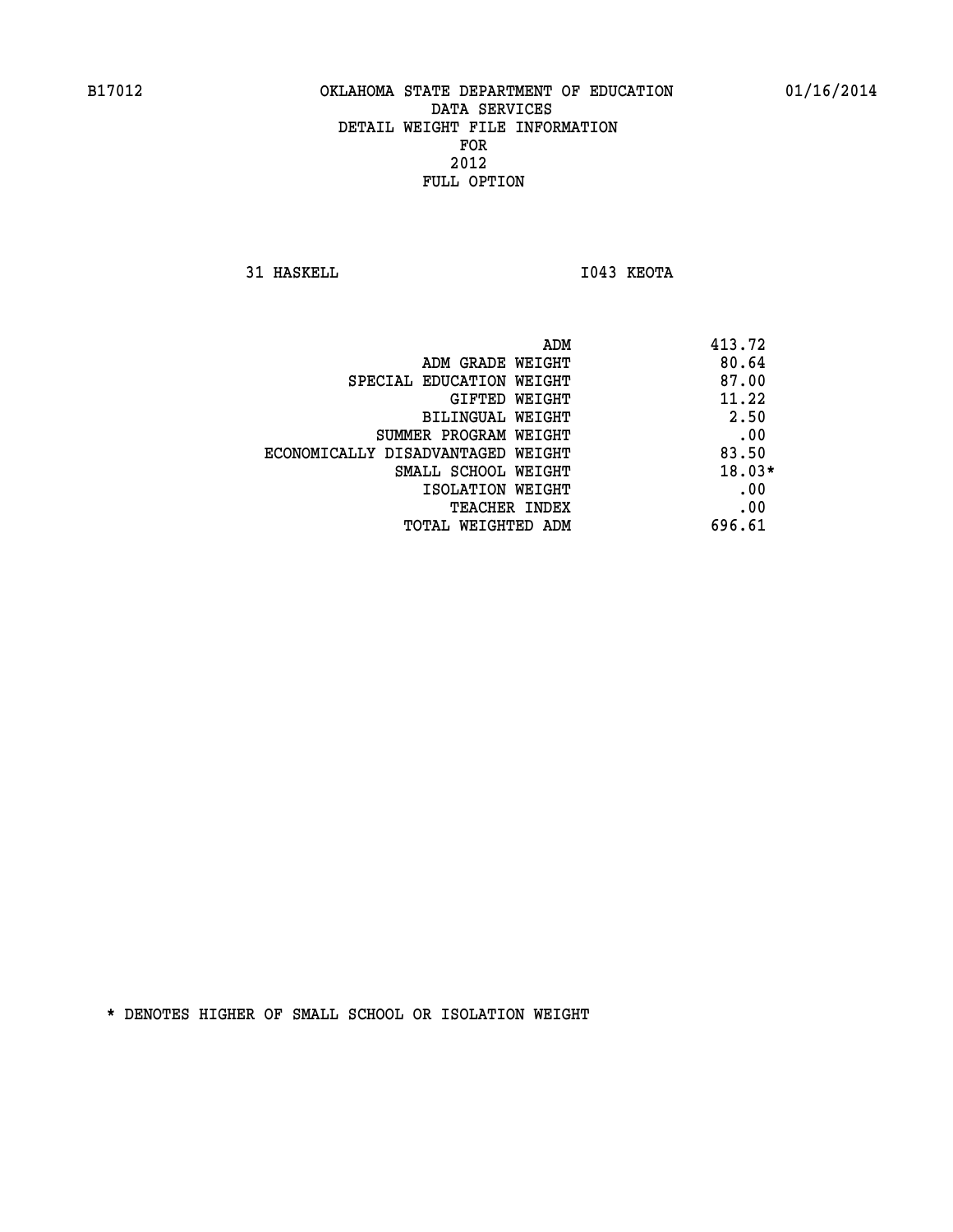B17012 OKLAHOMA STATE DEPARTMENT OF EDUCATION 01/16/2014

DATA SERVICES
DETAIL WEIGHT FILE INFORMATION
FOR
2012
FULL OPTION

31 HASKELL I043 KEOTA

| | |
|---|---|
| ADM | 413.72 |
| ADM GRADE WEIGHT | 80.64 |
| SPECIAL EDUCATION WEIGHT | 87.00 |
| GIFTED WEIGHT | 11.22 |
| BILINGUAL WEIGHT | 2.50 |
| SUMMER PROGRAM WEIGHT | .00 |
| ECONOMICALLY DISADVANTAGED WEIGHT | 83.50 |
| SMALL SCHOOL WEIGHT | 18.03* |
| ISOLATION WEIGHT | .00 |
| TEACHER INDEX | .00 |
| TOTAL WEIGHTED ADM | 696.61 |

* DENOTES HIGHER OF SMALL SCHOOL OR ISOLATION WEIGHT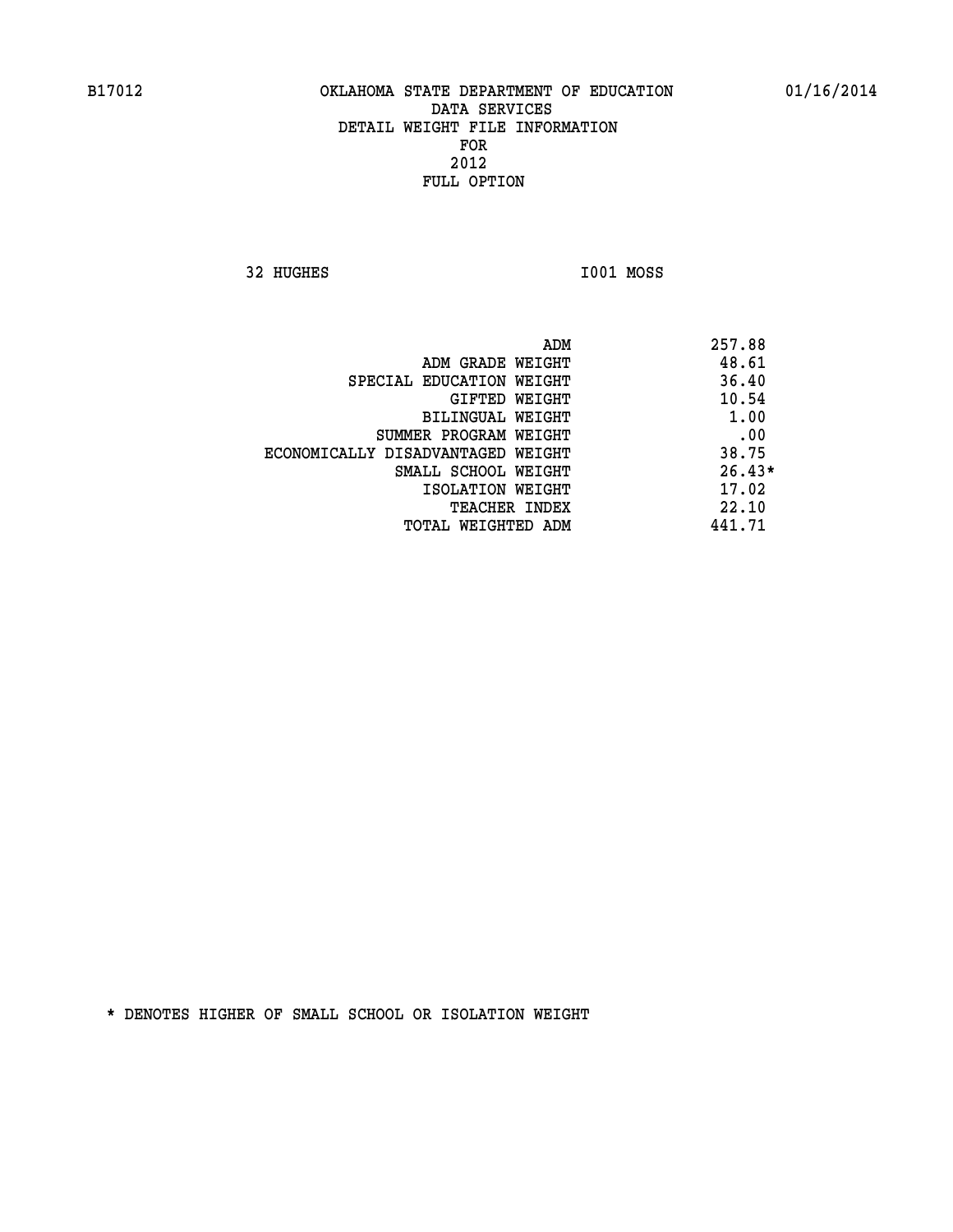B17012 OKLAHOMA STATE DEPARTMENT OF EDUCATION 01/16/2014

DATA SERVICES
DETAIL WEIGHT FILE INFORMATION
FOR
2012
FULL OPTION

32 HUGHES I001 MOSS

| | |
|---|---|
| ADM | 257.88 |
| ADM GRADE WEIGHT | 48.61 |
| SPECIAL EDUCATION WEIGHT | 36.40 |
| GIFTED WEIGHT | 10.54 |
| BILINGUAL WEIGHT | 1.00 |
| SUMMER PROGRAM WEIGHT | .00 |
| ECONOMICALLY DISADVANTAGED WEIGHT | 38.75 |
| SMALL SCHOOL WEIGHT | 26.43* |
| ISOLATION WEIGHT | 17.02 |
| TEACHER INDEX | 22.10 |
| TOTAL WEIGHTED ADM | 441.71 |

* DENOTES HIGHER OF SMALL SCHOOL OR ISOLATION WEIGHT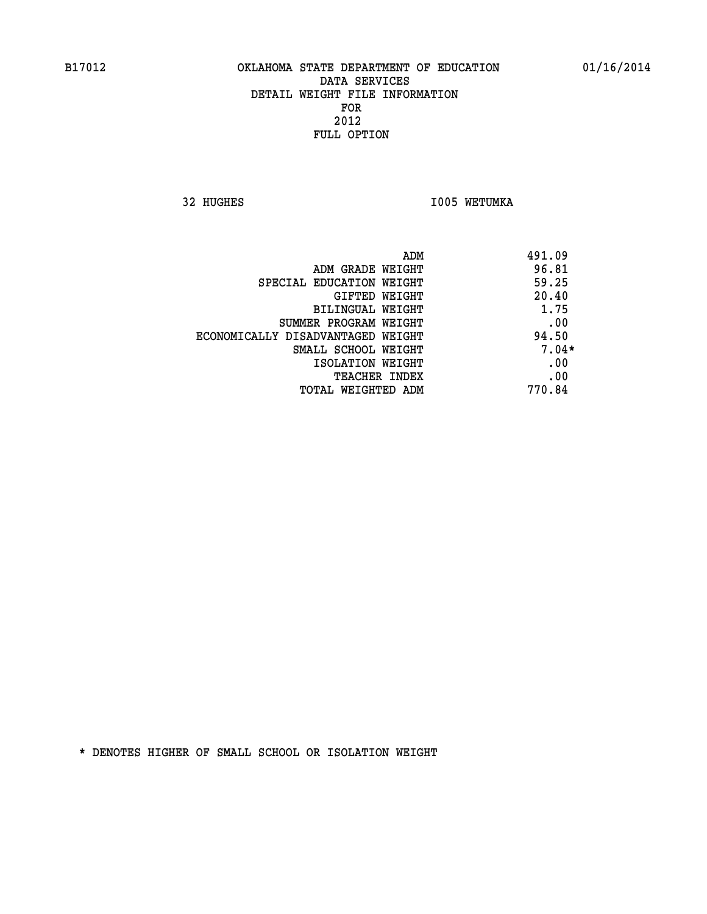B17012 OKLAHOMA STATE DEPARTMENT OF EDUCATION 01/16/2014

DATA SERVICES
DETAIL WEIGHT FILE INFORMATION
FOR
2012
FULL OPTION

32 HUGHES I005 WETUMKA

| | |
|---|---|
| ADM | 491.09 |
| ADM GRADE WEIGHT | 96.81 |
| SPECIAL EDUCATION WEIGHT | 59.25 |
| GIFTED WEIGHT | 20.40 |
| BILINGUAL WEIGHT | 1.75 |
| SUMMER PROGRAM WEIGHT | .00 |
| ECONOMICALLY DISADVANTAGED WEIGHT | 94.50 |
| SMALL SCHOOL WEIGHT | 7.04* |
| ISOLATION WEIGHT | .00 |
| TEACHER INDEX | .00 |
| TOTAL WEIGHTED ADM | 770.84 |

* DENOTES HIGHER OF SMALL SCHOOL OR ISOLATION WEIGHT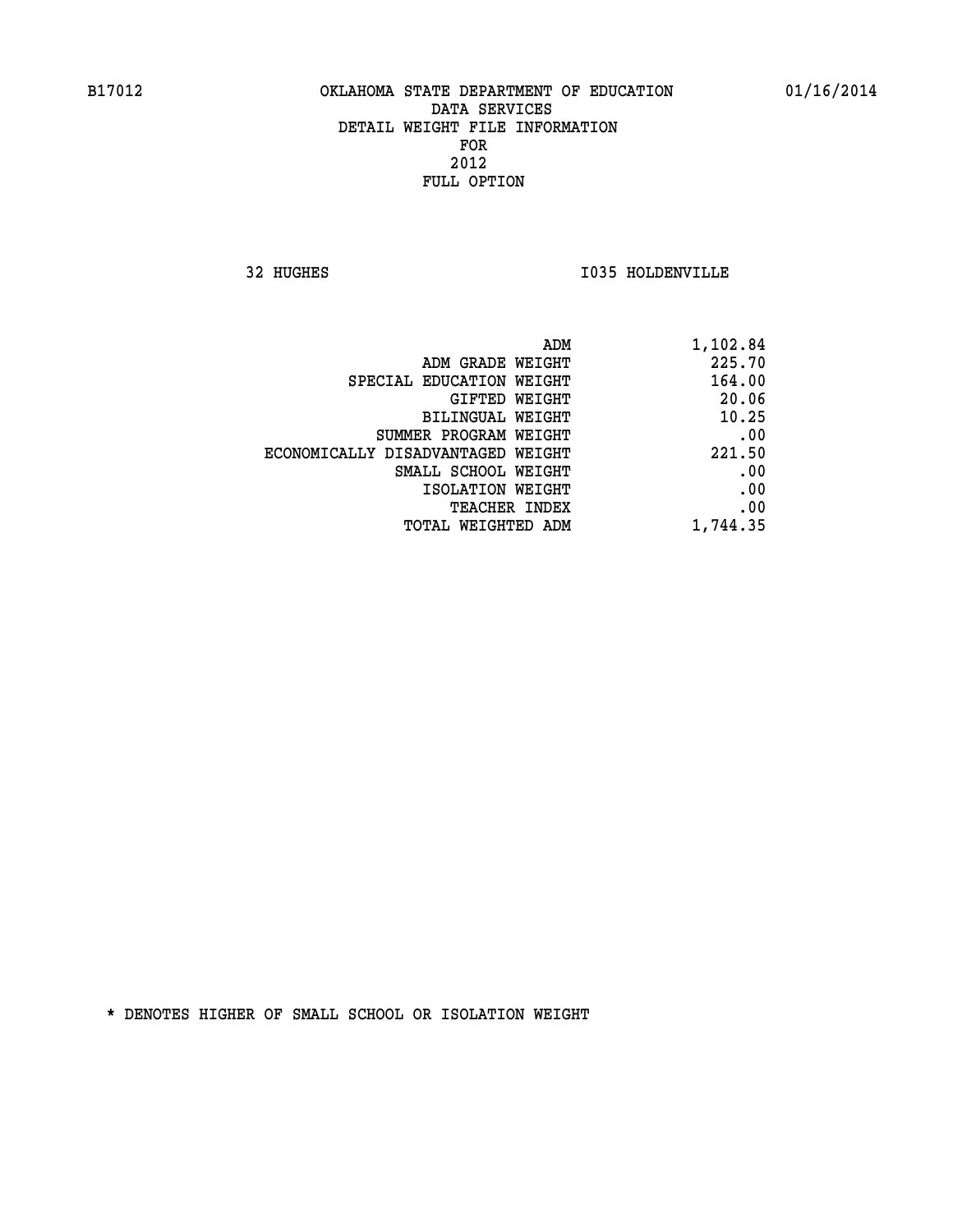B17012 OKLAHOMA STATE DEPARTMENT OF EDUCATION 01/16/2014

DATA SERVICES

DETAIL WEIGHT FILE INFORMATION

FOR

2012

FULL OPTION

32 HUGHES I035 HOLDENVILLE

| | |
|---|---|
| ADM | 1,102.84 |
| ADM GRADE WEIGHT | 225.70 |
| SPECIAL EDUCATION WEIGHT | 164.00 |
| GIFTED WEIGHT | 20.06 |
| BILINGUAL WEIGHT | 10.25 |
| SUMMER PROGRAM WEIGHT | .00 |
| ECONOMICALLY DISADVANTAGED WEIGHT | 221.50 |
| SMALL SCHOOL WEIGHT | .00 |
| ISOLATION WEIGHT | .00 |
| TEACHER INDEX | .00 |
| TOTAL WEIGHTED ADM | 1,744.35 |

* DENOTES HIGHER OF SMALL SCHOOL OR ISOLATION WEIGHT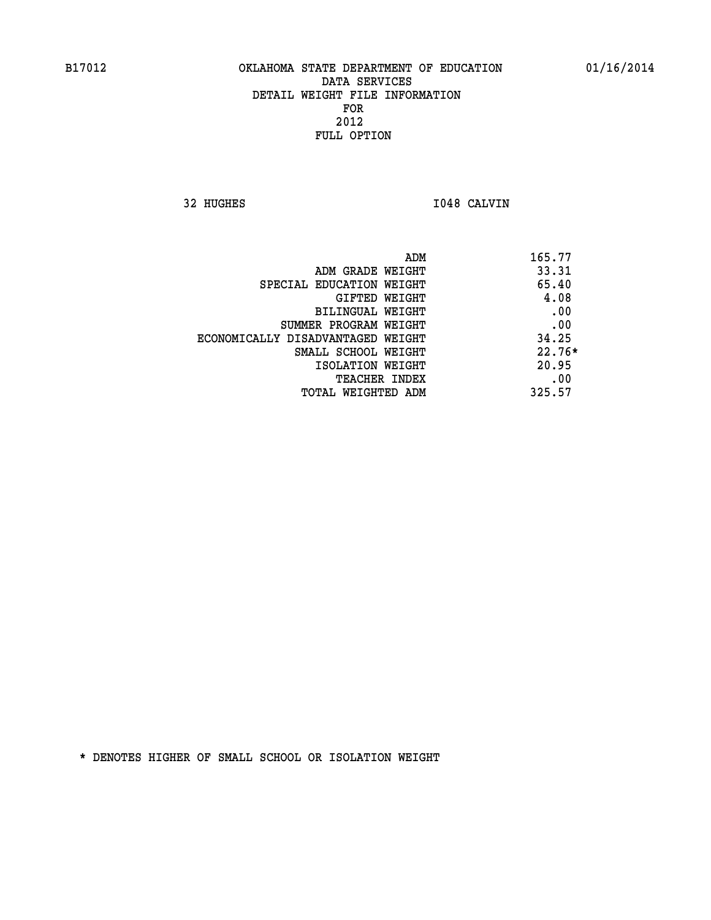B17012 OKLAHOMA STATE DEPARTMENT OF EDUCATION 01/16/2014

DATA SERVICES
DETAIL WEIGHT FILE INFORMATION
FOR
2012
FULL OPTION

32 HUGHES I048 CALVIN

| | |
|---|---|
| ADM | 165.77 |
| ADM GRADE WEIGHT | 33.31 |
| SPECIAL EDUCATION WEIGHT | 65.40 |
| GIFTED WEIGHT | 4.08 |
| BILINGUAL WEIGHT | .00 |
| SUMMER PROGRAM WEIGHT | .00 |
| ECONOMICALLY DISADVANTAGED WEIGHT | 34.25 |
| SMALL SCHOOL WEIGHT | 22.76* |
| ISOLATION WEIGHT | 20.95 |
| TEACHER INDEX | .00 |
| TOTAL WEIGHTED ADM | 325.57 |

* DENOTES HIGHER OF SMALL SCHOOL OR ISOLATION WEIGHT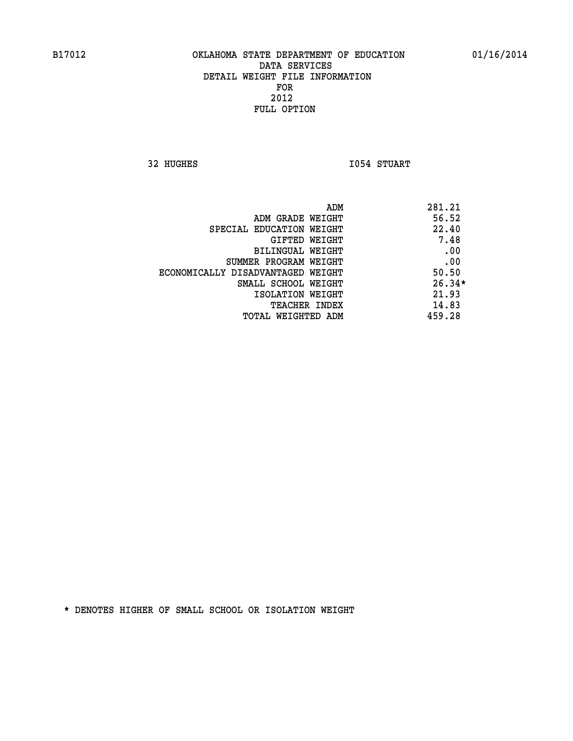B17012 OKLAHOMA STATE DEPARTMENT OF EDUCATION 01/16/2014

DATA SERVICES
DETAIL WEIGHT FILE INFORMATION
FOR
2012
FULL OPTION

32 HUGHES I054 STUART

| | |
|---|---|
| ADM | 281.21 |
| ADM GRADE WEIGHT | 56.52 |
| SPECIAL EDUCATION WEIGHT | 22.40 |
| GIFTED WEIGHT | 7.48 |
| BILINGUAL WEIGHT | .00 |
| SUMMER PROGRAM WEIGHT | .00 |
| ECONOMICALLY DISADVANTAGED WEIGHT | 50.50 |
| SMALL SCHOOL WEIGHT | 26.34* |
| ISOLATION WEIGHT | 21.93 |
| TEACHER INDEX | 14.83 |
| TOTAL WEIGHTED ADM | 459.28 |

* DENOTES HIGHER OF SMALL SCHOOL OR ISOLATION WEIGHT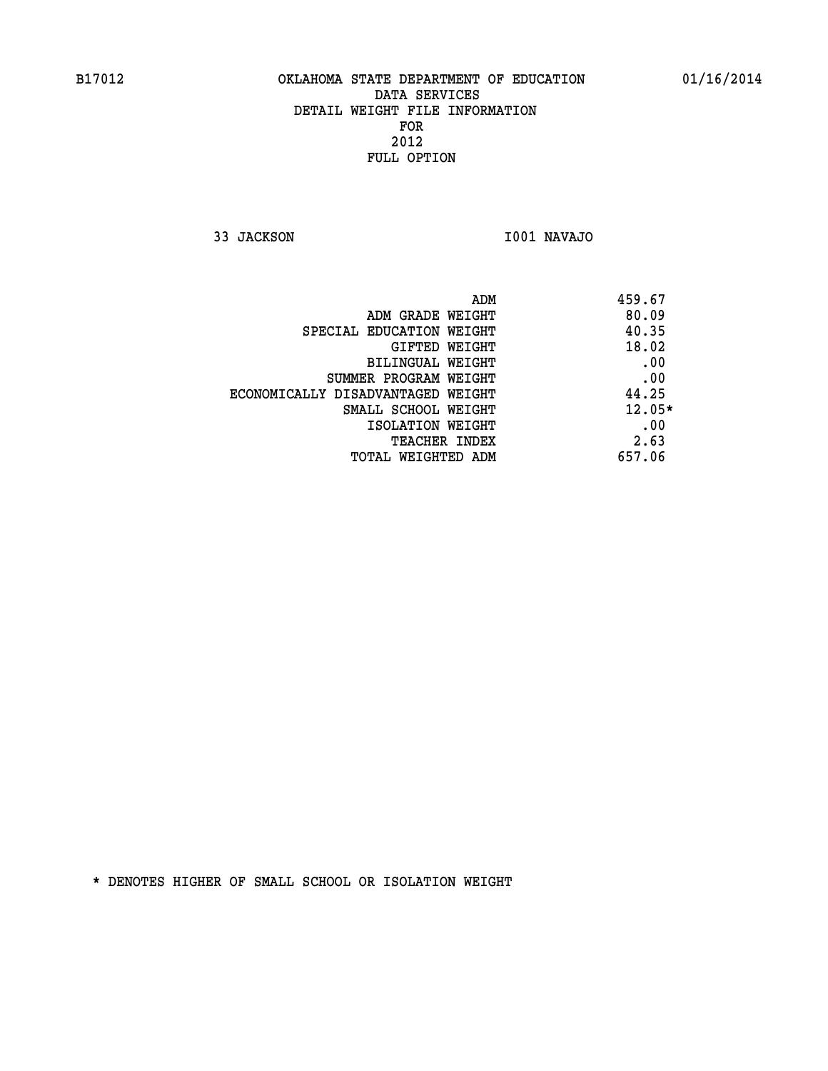B17012 OKLAHOMA STATE DEPARTMENT OF EDUCATION 01/16/2014

DATA SERVICES
DETAIL WEIGHT FILE INFORMATION
FOR
2012
FULL OPTION

33 JACKSON I001 NAVAJO

| | |
|---|---|
| ADM | 459.67 |
| ADM GRADE WEIGHT | 80.09 |
| SPECIAL EDUCATION WEIGHT | 40.35 |
| GIFTED WEIGHT | 18.02 |
| BILINGUAL WEIGHT | .00 |
| SUMMER PROGRAM WEIGHT | .00 |
| ECONOMICALLY DISADVANTAGED WEIGHT | 44.25 |
| SMALL SCHOOL WEIGHT | 12.05* |
| ISOLATION WEIGHT | .00 |
| TEACHER INDEX | 2.63 |
| TOTAL WEIGHTED ADM | 657.06 |

* DENOTES HIGHER OF SMALL SCHOOL OR ISOLATION WEIGHT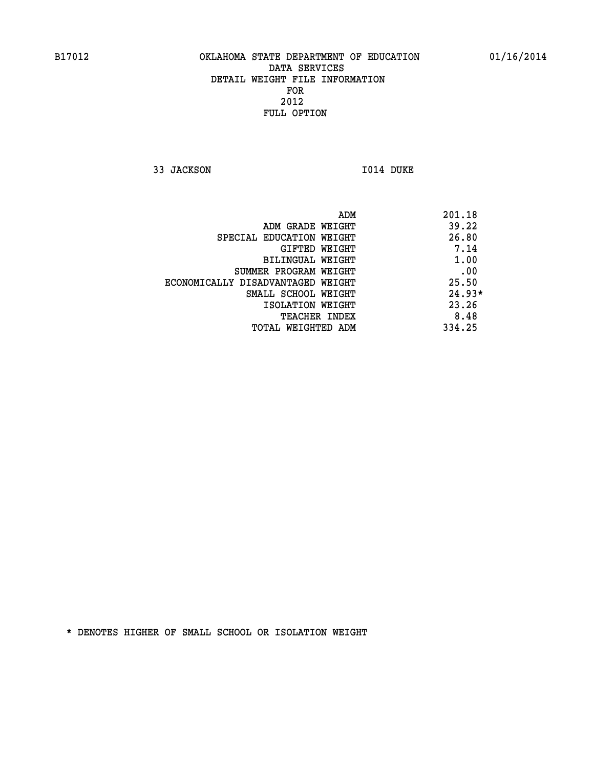# OKLAHOMA STATE DEPARTMENT OF EDUCATION
## DATA SERVICES
## DETAIL WEIGHT FILE INFORMATION
## FOR
## 2012
## FULL OPTION

B17012 01/16/2014

33 JACKSON I014 DUKE

| | |
|---|---|
| ADM | 201.18 |
| ADM GRADE WEIGHT | 39.22 |
| SPECIAL EDUCATION WEIGHT | 26.80 |
| GIFTED WEIGHT | 7.14 |
| BILINGUAL WEIGHT | 1.00 |
| SUMMER PROGRAM WEIGHT | .00 |
| ECONOMICALLY DISADVANTAGED WEIGHT | 25.50 |
| SMALL SCHOOL WEIGHT | 24.93* |
| ISOLATION WEIGHT | 23.26 |
| TEACHER INDEX | 8.48 |
| TOTAL WEIGHTED ADM | 334.25 |

* DENOTES HIGHER OF SMALL SCHOOL OR ISOLATION WEIGHT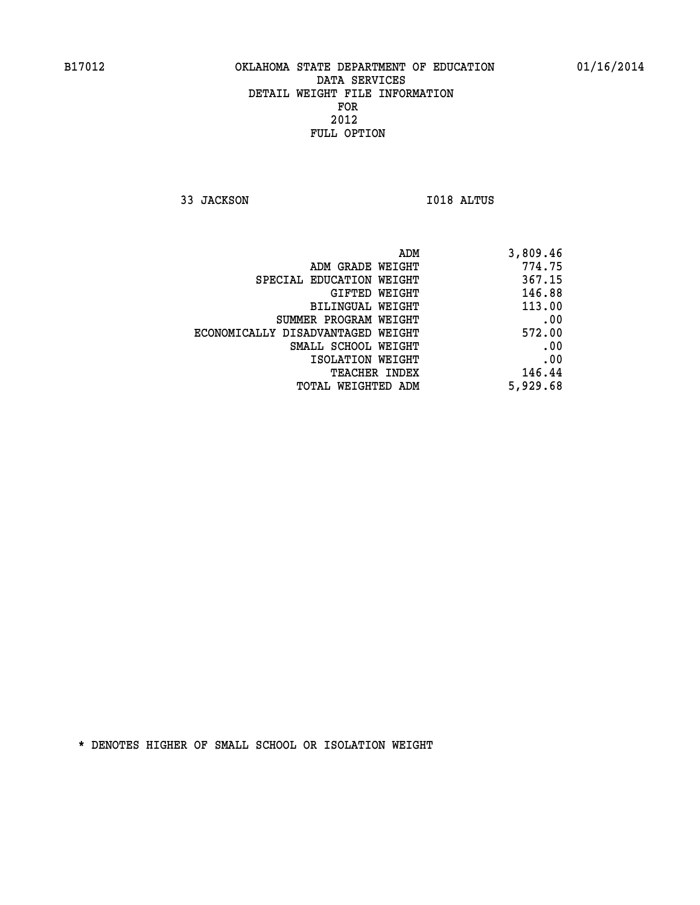B17012 OKLAHOMA STATE DEPARTMENT OF EDUCATION 01/16/2014

DATA SERVICES
DETAIL WEIGHT FILE INFORMATION
FOR
2012
FULL OPTION

33 JACKSON I018 ALTUS

| | |
|---|---|
| ADM | 3,809.46 |
| ADM GRADE WEIGHT | 774.75 |
| SPECIAL EDUCATION WEIGHT | 367.15 |
| GIFTED WEIGHT | 146.88 |
| BILINGUAL WEIGHT | 113.00 |
| SUMMER PROGRAM WEIGHT | .00 |
| ECONOMICALLY DISADVANTAGED WEIGHT | 572.00 |
| SMALL SCHOOL WEIGHT | .00 |
| ISOLATION WEIGHT | .00 |
| TEACHER INDEX | 146.44 |
| TOTAL WEIGHTED ADM | 5,929.68 |

* DENOTES HIGHER OF SMALL SCHOOL OR ISOLATION WEIGHT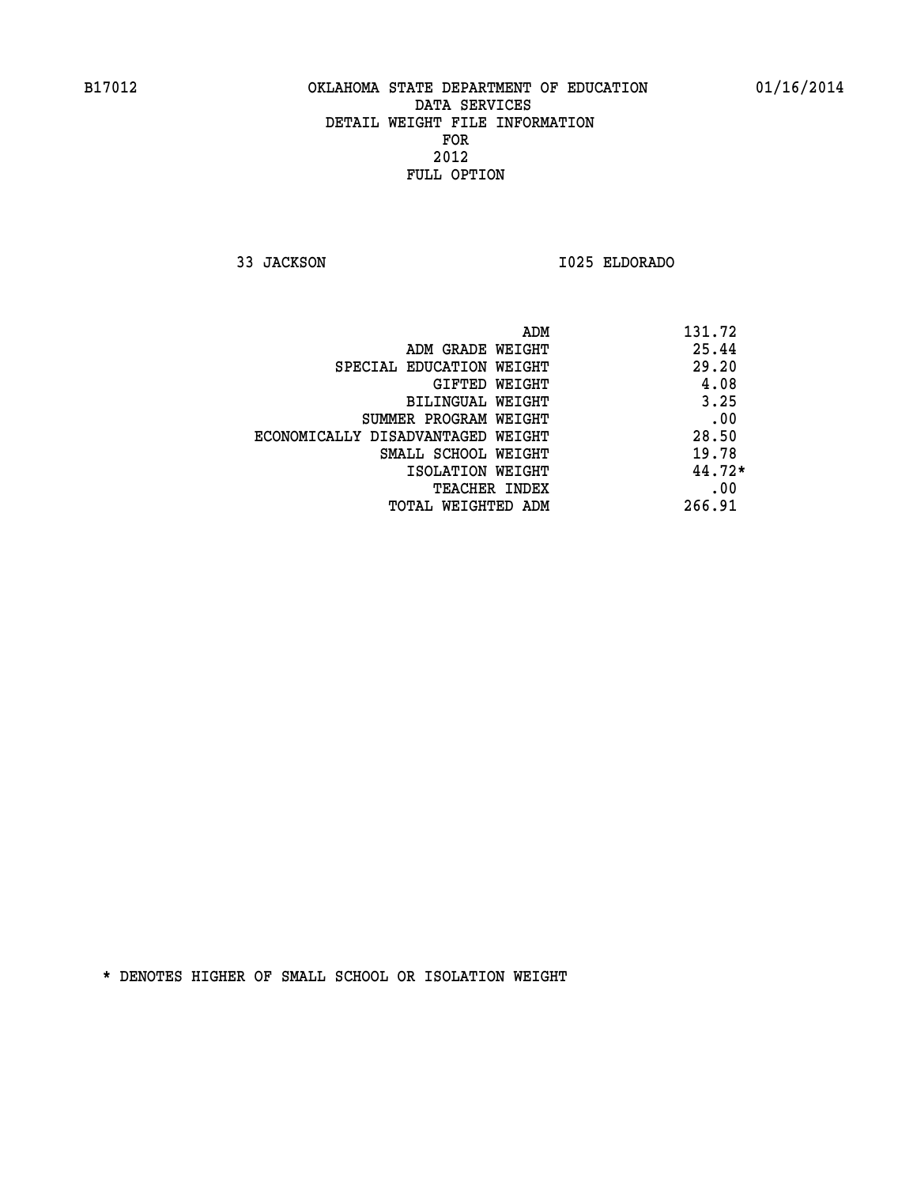B17012 OKLAHOMA STATE DEPARTMENT OF EDUCATION 01/16/2014

DATA SERVICES
DETAIL WEIGHT FILE INFORMATION
FOR
2012
FULL OPTION

33 JACKSON I025 ELDORADO

| | |
|---|---|
| ADM | 131.72 |
| ADM GRADE WEIGHT | 25.44 |
| SPECIAL EDUCATION WEIGHT | 29.20 |
| GIFTED WEIGHT | 4.08 |
| BILINGUAL WEIGHT | 3.25 |
| SUMMER PROGRAM WEIGHT | .00 |
| ECONOMICALLY DISADVANTAGED WEIGHT | 28.50 |
| SMALL SCHOOL WEIGHT | 19.78 |
| ISOLATION WEIGHT | 44.72* |
| TEACHER INDEX | .00 |
| TOTAL WEIGHTED ADM | 266.91 |

* DENOTES HIGHER OF SMALL SCHOOL OR ISOLATION WEIGHT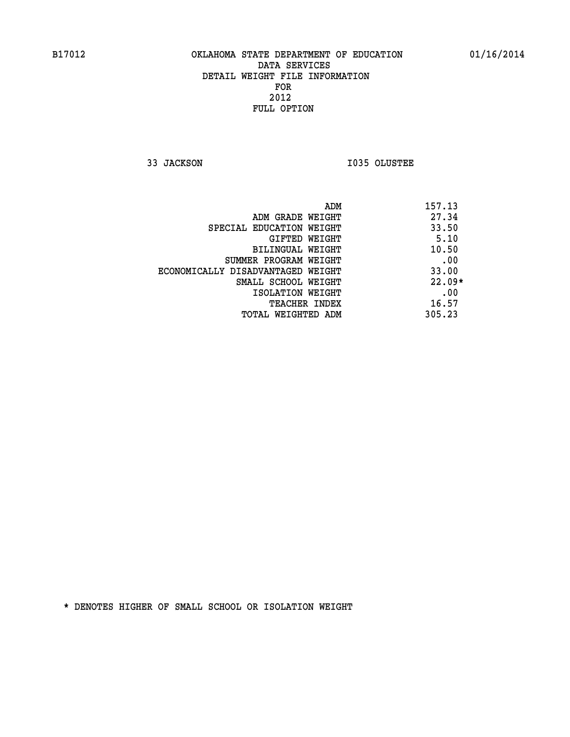B17012 OKLAHOMA STATE DEPARTMENT OF EDUCATION 01/16/2014

DATA SERVICES
DETAIL WEIGHT FILE INFORMATION
FOR
2012
FULL OPTION

33 JACKSON I035 OLUSTEE

| | |
|---|---|
| ADM | 157.13 |
| ADM GRADE WEIGHT | 27.34 |
| SPECIAL EDUCATION WEIGHT | 33.50 |
| GIFTED WEIGHT | 5.10 |
| BILINGUAL WEIGHT | 10.50 |
| SUMMER PROGRAM WEIGHT | .00 |
| ECONOMICALLY DISADVANTAGED WEIGHT | 33.00 |
| SMALL SCHOOL WEIGHT | 22.09* |
| ISOLATION WEIGHT | .00 |
| TEACHER INDEX | 16.57 |
| TOTAL WEIGHTED ADM | 305.23 |

* DENOTES HIGHER OF SMALL SCHOOL OR ISOLATION WEIGHT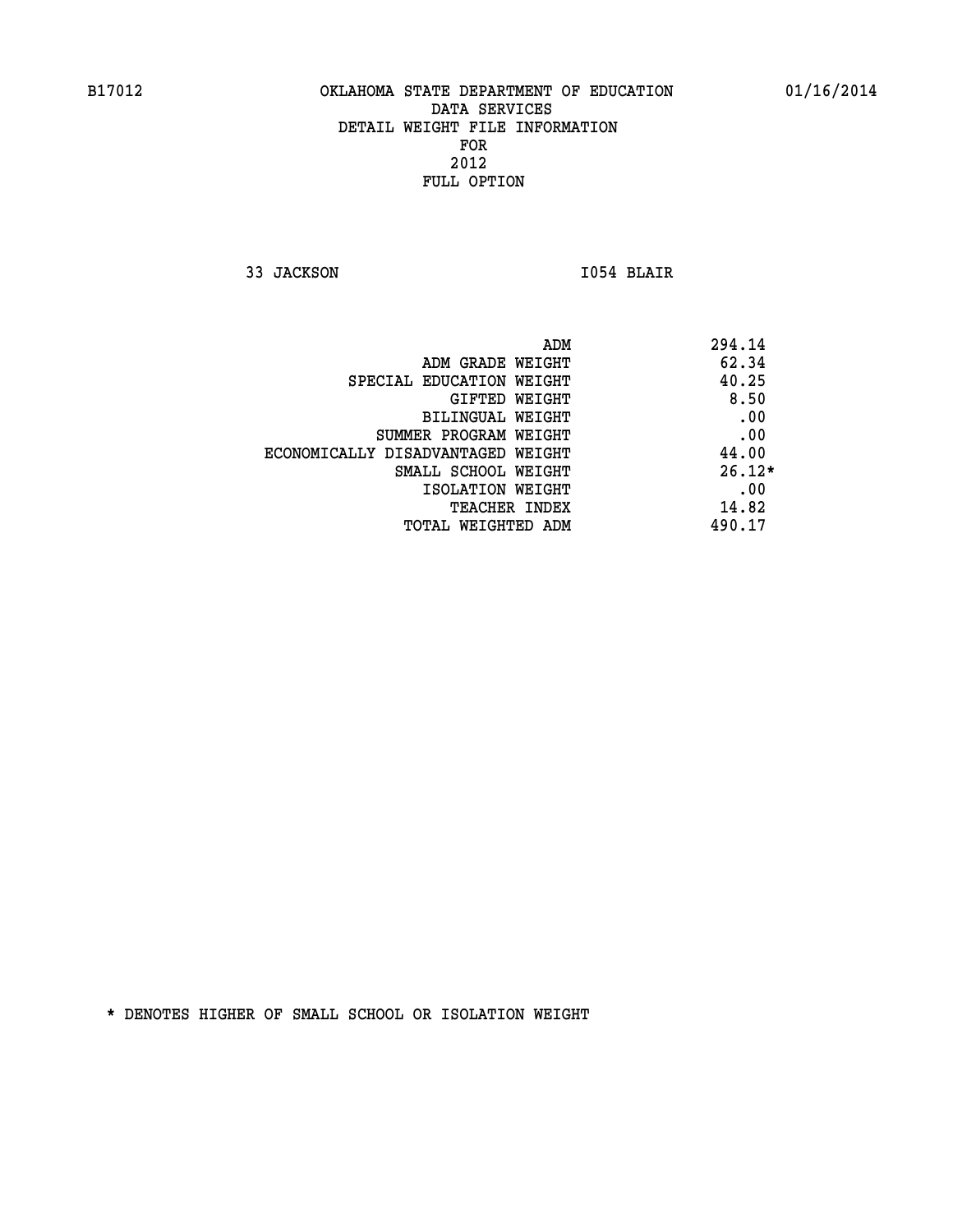B17012 OKLAHOMA STATE DEPARTMENT OF EDUCATION 01/16/2014

DATA SERVICES
DETAIL WEIGHT FILE INFORMATION
FOR
2012
FULL OPTION

33 JACKSON I054 BLAIR

| | |
|---|---|
| ADM | 294.14 |
| ADM GRADE WEIGHT | 62.34 |
| SPECIAL EDUCATION WEIGHT | 40.25 |
| GIFTED WEIGHT | 8.50 |
| BILINGUAL WEIGHT | .00 |
| SUMMER PROGRAM WEIGHT | .00 |
| ECONOMICALLY DISADVANTAGED WEIGHT | 44.00 |
| SMALL SCHOOL WEIGHT | 26.12* |
| ISOLATION WEIGHT | .00 |
| TEACHER INDEX | 14.82 |
| TOTAL WEIGHTED ADM | 490.17 |

* DENOTES HIGHER OF SMALL SCHOOL OR ISOLATION WEIGHT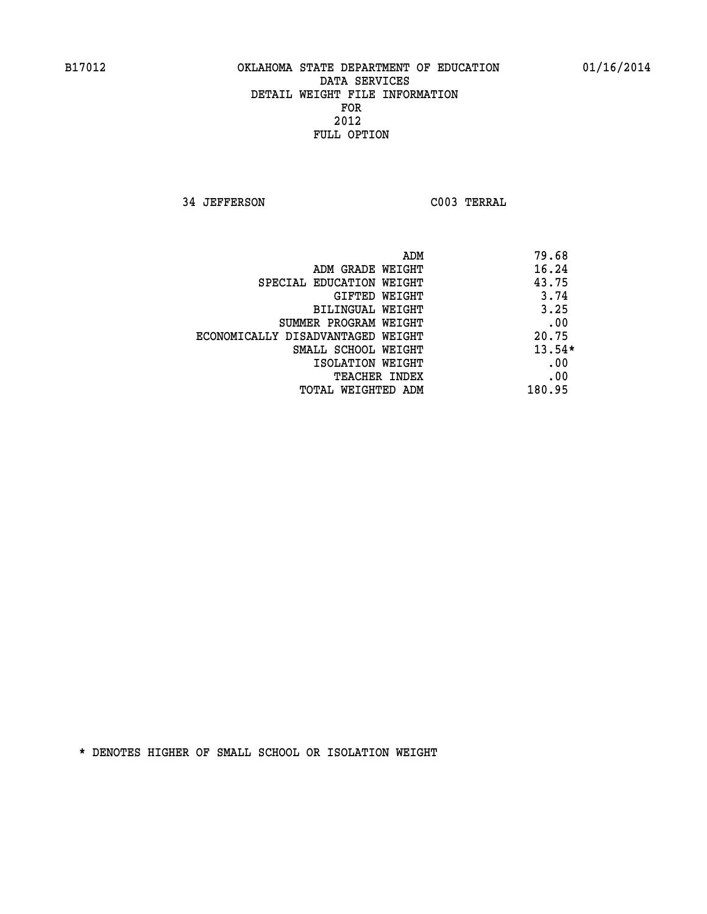B17012 OKLAHOMA STATE DEPARTMENT OF EDUCATION 01/16/2014

DATA SERVICES
DETAIL WEIGHT FILE INFORMATION
FOR
2012
FULL OPTION

34 JEFFERSON C003 TERRAL

| | |
|---|---|
| ADM | 79.68 |
| ADM GRADE WEIGHT | 16.24 |
| SPECIAL EDUCATION WEIGHT | 43.75 |
| GIFTED WEIGHT | 3.74 |
| BILINGUAL WEIGHT | 3.25 |
| SUMMER PROGRAM WEIGHT | .00 |
| ECONOMICALLY DISADVANTAGED WEIGHT | 20.75 |
| SMALL SCHOOL WEIGHT | 13.54* |
| ISOLATION WEIGHT | .00 |
| TEACHER INDEX | .00 |
| TOTAL WEIGHTED ADM | 180.95 |

* DENOTES HIGHER OF SMALL SCHOOL OR ISOLATION WEIGHT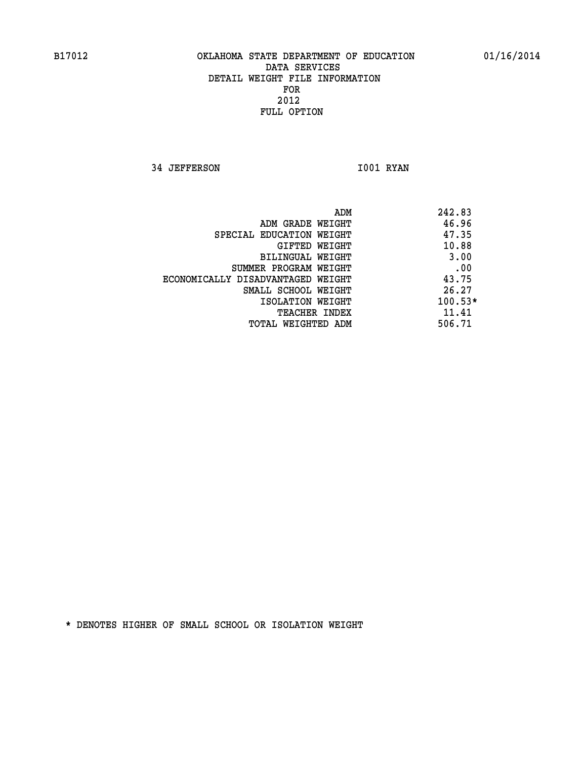B17012 OKLAHOMA STATE DEPARTMENT OF EDUCATION 01/16/2014

DATA SERVICES
DETAIL WEIGHT FILE INFORMATION
FOR
2012
FULL OPTION

34 JEFFERSON I001 RYAN

| | |
|---|---|
| ADM | 242.83 |
| ADM GRADE WEIGHT | 46.96 |
| SPECIAL EDUCATION WEIGHT | 47.35 |
| GIFTED WEIGHT | 10.88 |
| BILINGUAL WEIGHT | 3.00 |
| SUMMER PROGRAM WEIGHT | .00 |
| ECONOMICALLY DISADVANTAGED WEIGHT | 43.75 |
| SMALL SCHOOL WEIGHT | 26.27 |
| ISOLATION WEIGHT | 100.53* |
| TEACHER INDEX | 11.41 |
| TOTAL WEIGHTED ADM | 506.71 |

* DENOTES HIGHER OF SMALL SCHOOL OR ISOLATION WEIGHT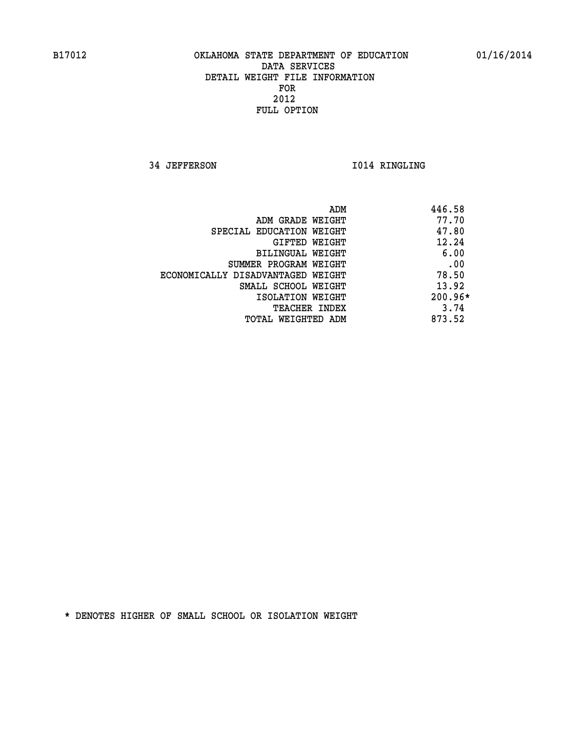B17012 OKLAHOMA STATE DEPARTMENT OF EDUCATION 01/16/2014

DATA SERVICES
DETAIL WEIGHT FILE INFORMATION
FOR
2012
FULL OPTION

34 JEFFERSON I014 RINGLING

| | |
|---|---|
| ADM | 446.58 |
| ADM GRADE WEIGHT | 77.70 |
| SPECIAL EDUCATION WEIGHT | 47.80 |
| GIFTED WEIGHT | 12.24 |
| BILINGUAL WEIGHT | 6.00 |
| SUMMER PROGRAM WEIGHT | .00 |
| ECONOMICALLY DISADVANTAGED WEIGHT | 78.50 |
| SMALL SCHOOL WEIGHT | 13.92 |
| ISOLATION WEIGHT | 200.96* |
| TEACHER INDEX | 3.74 |
| TOTAL WEIGHTED ADM | 873.52 |

* DENOTES HIGHER OF SMALL SCHOOL OR ISOLATION WEIGHT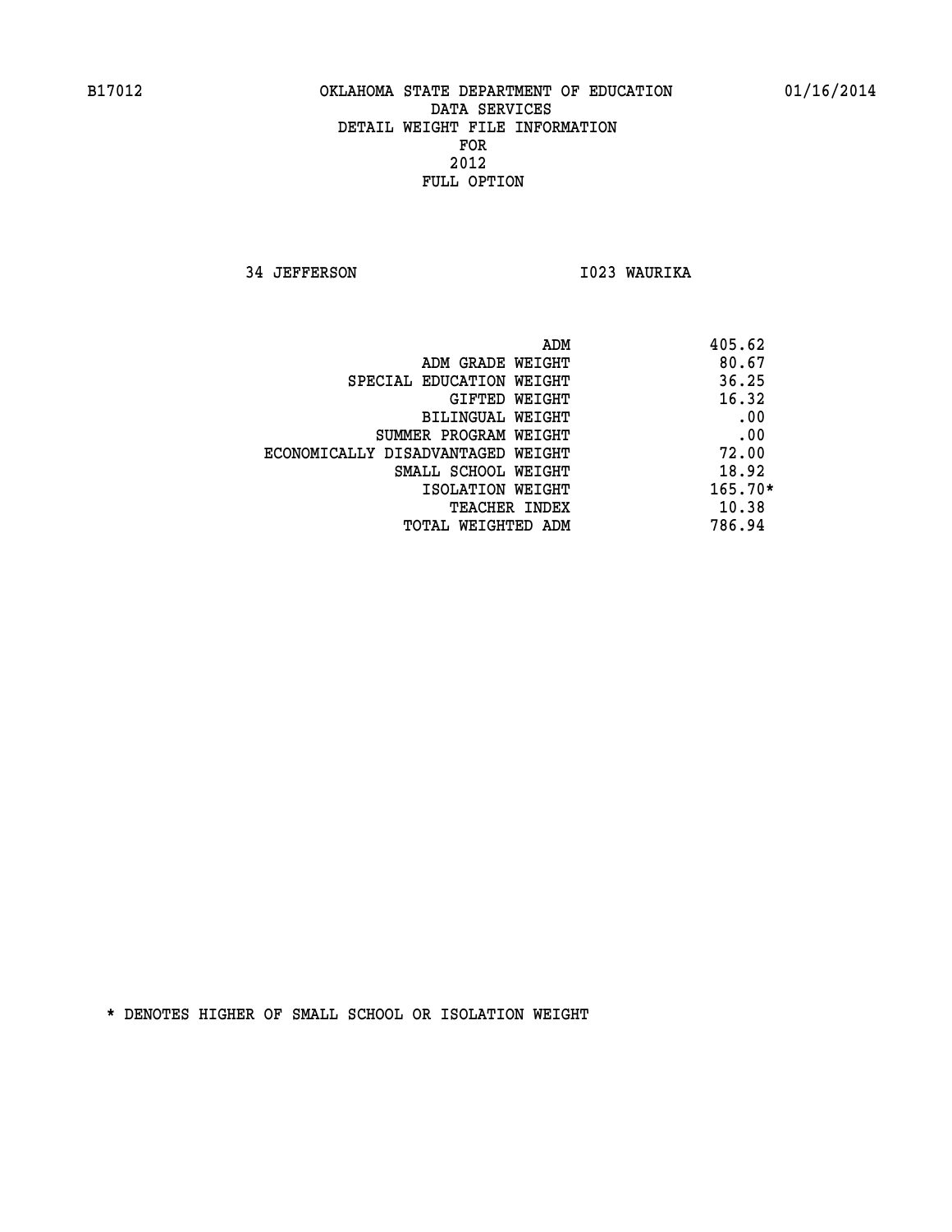B17012 OKLAHOMA STATE DEPARTMENT OF EDUCATION 01/16/2014

DATA SERVICES

DETAIL WEIGHT FILE INFORMATION

FOR

2012

FULL OPTION

34 JEFFERSON I023 WAURIKA

| | |
|---|---|
| ADM | 405.62 |
| ADM GRADE WEIGHT | 80.67 |
| SPECIAL EDUCATION WEIGHT | 36.25 |
| GIFTED WEIGHT | 16.32 |
| BILINGUAL WEIGHT | .00 |
| SUMMER PROGRAM WEIGHT | .00 |
| ECONOMICALLY DISADVANTAGED WEIGHT | 72.00 |
| SMALL SCHOOL WEIGHT | 18.92 |
| ISOLATION WEIGHT | 165.70* |
| TEACHER INDEX | 10.38 |
| TOTAL WEIGHTED ADM | 786.94 |

* DENOTES HIGHER OF SMALL SCHOOL OR ISOLATION WEIGHT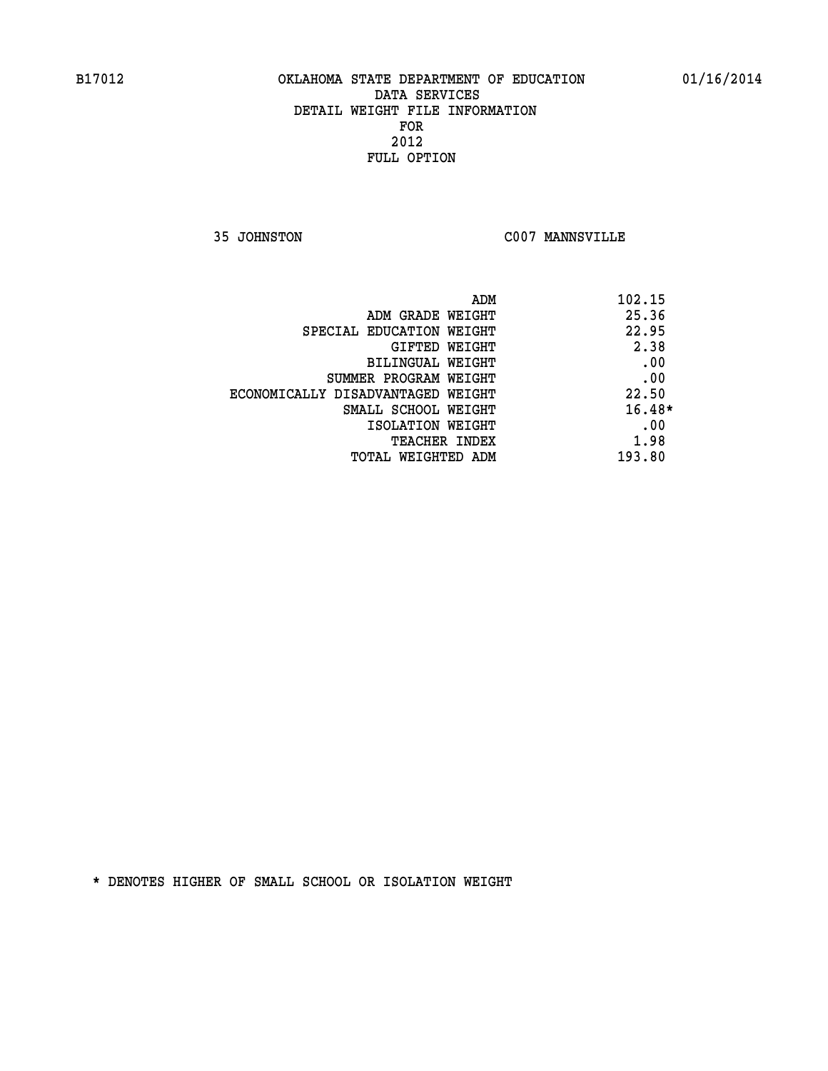B17012 OKLAHOMA STATE DEPARTMENT OF EDUCATION 01/16/2014

DATA SERVICES
DETAIL WEIGHT FILE INFORMATION
FOR
2012
FULL OPTION

35 JOHNSTON C007 MANNSVILLE

| | |
|---|---|
| ADM | 102.15 |
| ADM GRADE WEIGHT | 25.36 |
| SPECIAL EDUCATION WEIGHT | 22.95 |
| GIFTED WEIGHT | 2.38 |
| BILINGUAL WEIGHT | .00 |
| SUMMER PROGRAM WEIGHT | .00 |
| ECONOMICALLY DISADVANTAGED WEIGHT | 22.50 |
| SMALL SCHOOL WEIGHT | 16.48* |
| ISOLATION WEIGHT | .00 |
| TEACHER INDEX | 1.98 |
| TOTAL WEIGHTED ADM | 193.80 |

* DENOTES HIGHER OF SMALL SCHOOL OR ISOLATION WEIGHT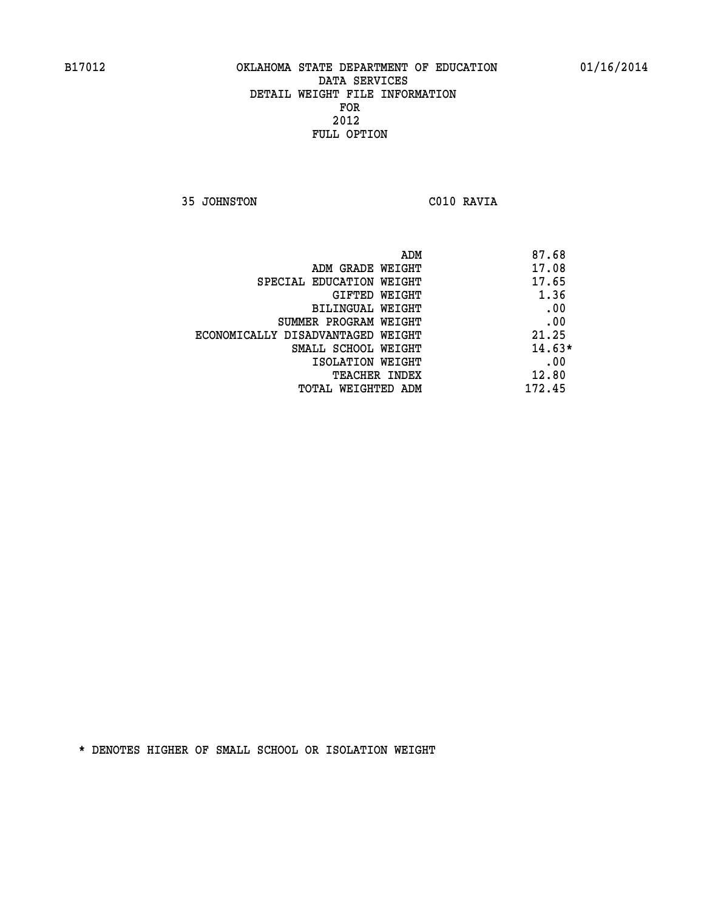# OKLAHOMA STATE DEPARTMENT OF EDUCATION
## DATA SERVICES
## DETAIL WEIGHT FILE INFORMATION
## FOR
## 2012
## FULL OPTION

B17012 — 01/16/2014

35 JOHNSTON — C010 RAVIA

| | |
|---|---|
| ADM | 87.68 |
| ADM GRADE WEIGHT | 17.08 |
| SPECIAL EDUCATION WEIGHT | 17.65 |
| GIFTED WEIGHT | 1.36 |
| BILINGUAL WEIGHT | .00 |
| SUMMER PROGRAM WEIGHT | .00 |
| ECONOMICALLY DISADVANTAGED WEIGHT | 21.25 |
| SMALL SCHOOL WEIGHT | 14.63* |
| ISOLATION WEIGHT | .00 |
| TEACHER INDEX | 12.80 |
| TOTAL WEIGHTED ADM | 172.45 |

* DENOTES HIGHER OF SMALL SCHOOL OR ISOLATION WEIGHT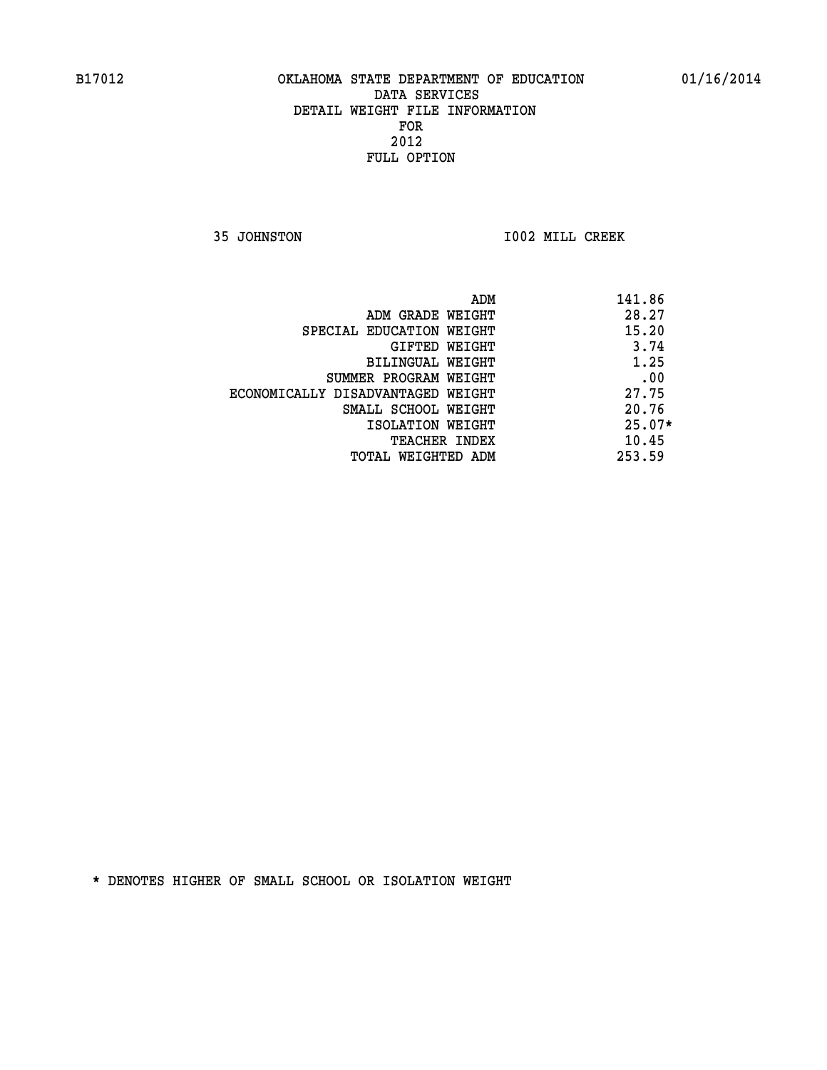B17012 OKLAHOMA STATE DEPARTMENT OF EDUCATION 01/16/2014

DATA SERVICES
DETAIL WEIGHT FILE INFORMATION
FOR
2012
FULL OPTION

35 JOHNSTON I002 MILL CREEK

| | |
|---|---|
| ADM | 141.86 |
| ADM GRADE WEIGHT | 28.27 |
| SPECIAL EDUCATION WEIGHT | 15.20 |
| GIFTED WEIGHT | 3.74 |
| BILINGUAL WEIGHT | 1.25 |
| SUMMER PROGRAM WEIGHT | .00 |
| ECONOMICALLY DISADVANTAGED WEIGHT | 27.75 |
| SMALL SCHOOL WEIGHT | 20.76 |
| ISOLATION WEIGHT | 25.07* |
| TEACHER INDEX | 10.45 |
| TOTAL WEIGHTED ADM | 253.59 |

* DENOTES HIGHER OF SMALL SCHOOL OR ISOLATION WEIGHT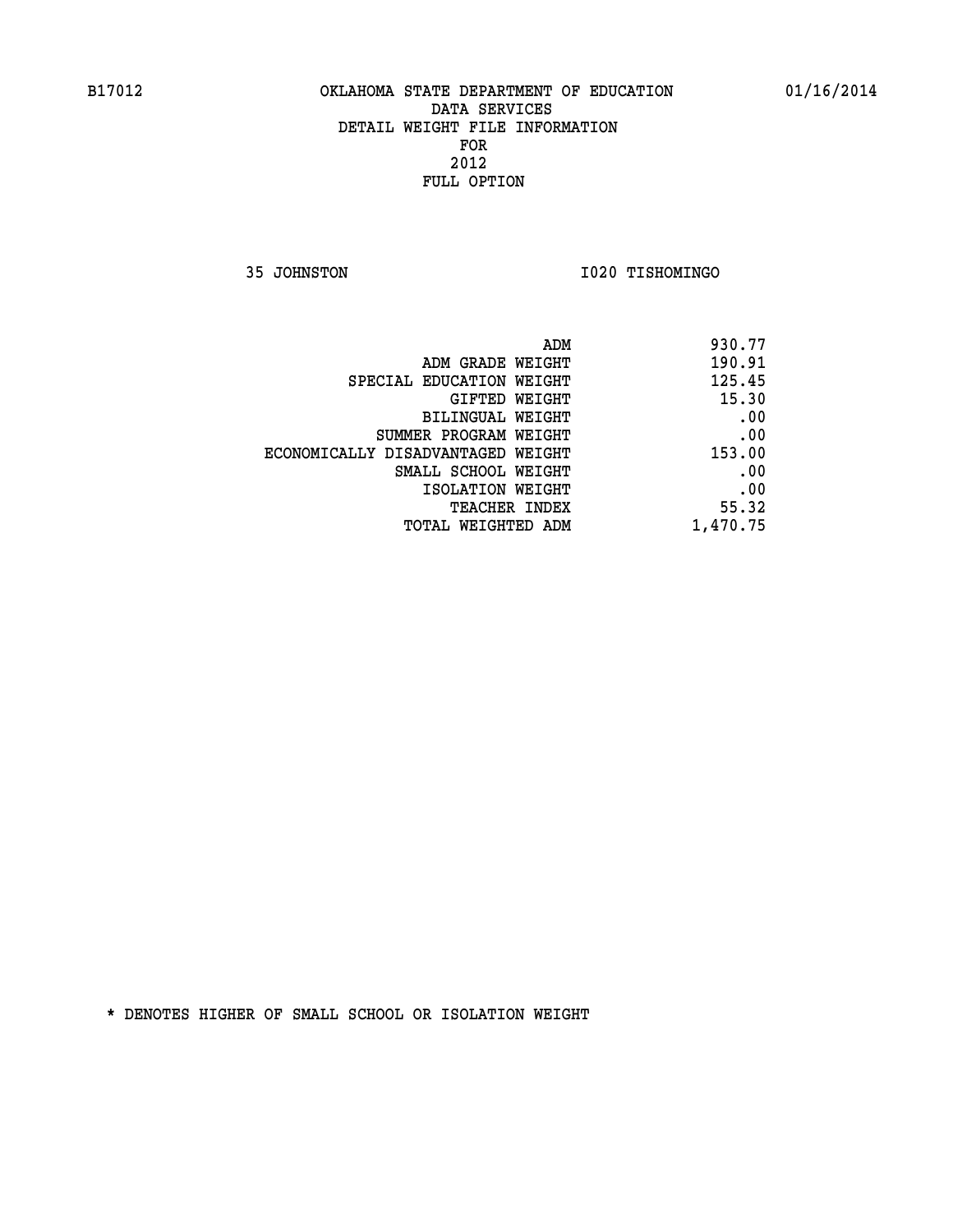B17012 OKLAHOMA STATE DEPARTMENT OF EDUCATION 01/16/2014

DATA SERVICES
DETAIL WEIGHT FILE INFORMATION
FOR
2012
FULL OPTION

35 JOHNSTON I020 TISHOMINGO

| | |
|---|---|
| ADM | 930.77 |
| ADM GRADE WEIGHT | 190.91 |
| SPECIAL EDUCATION WEIGHT | 125.45 |
| GIFTED WEIGHT | 15.30 |
| BILINGUAL WEIGHT | .00 |
| SUMMER PROGRAM WEIGHT | .00 |
| ECONOMICALLY DISADVANTAGED WEIGHT | 153.00 |
| SMALL SCHOOL WEIGHT | .00 |
| ISOLATION WEIGHT | .00 |
| TEACHER INDEX | 55.32 |
| TOTAL WEIGHTED ADM | 1,470.75 |

* DENOTES HIGHER OF SMALL SCHOOL OR ISOLATION WEIGHT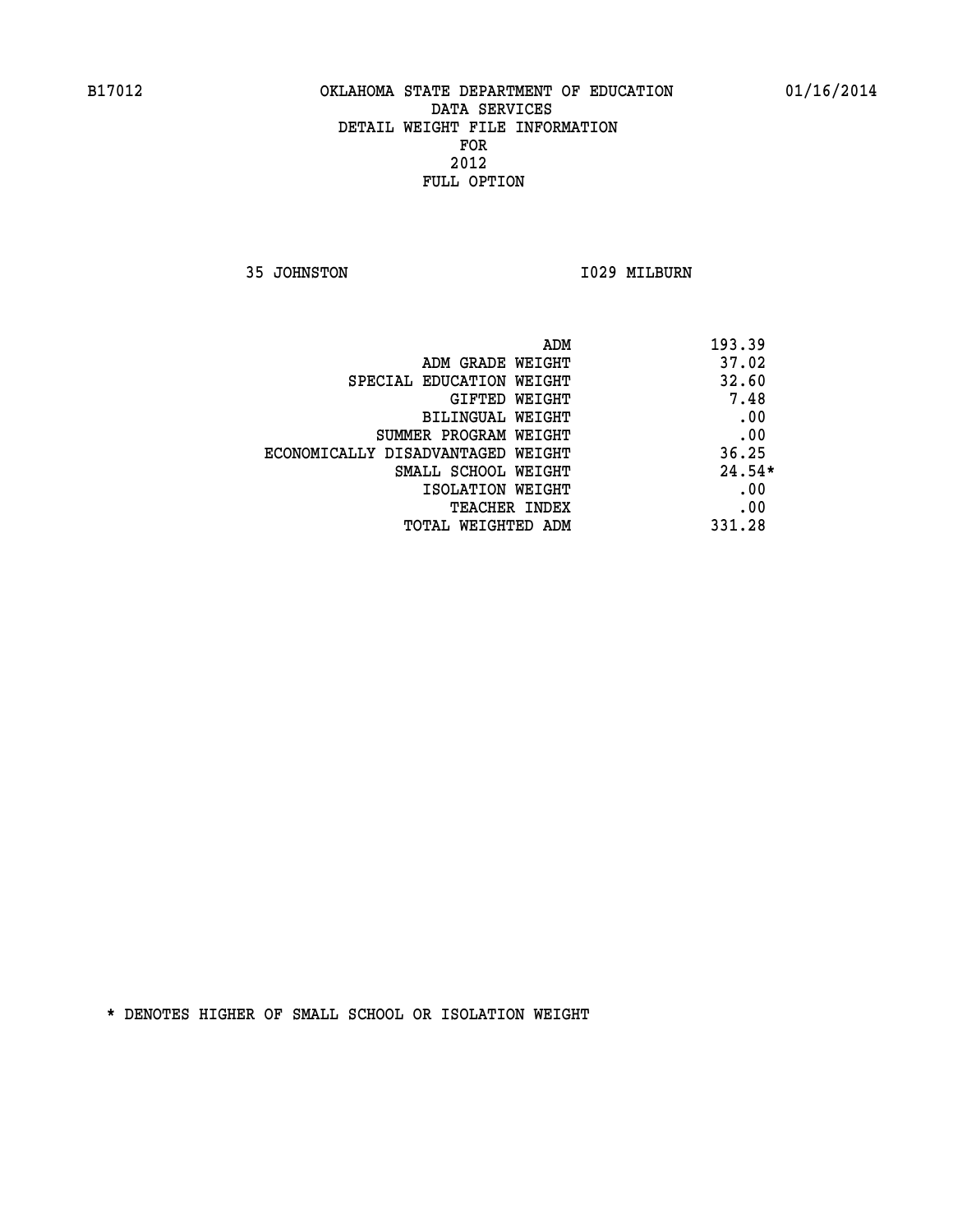B17012 OKLAHOMA STATE DEPARTMENT OF EDUCATION 01/16/2014

DATA SERVICES
DETAIL WEIGHT FILE INFORMATION
FOR
2012
FULL OPTION

35 JOHNSTON I029 MILBURN

| | |
|---|---|
| ADM | 193.39 |
| ADM GRADE WEIGHT | 37.02 |
| SPECIAL EDUCATION WEIGHT | 32.60 |
| GIFTED WEIGHT | 7.48 |
| BILINGUAL WEIGHT | .00 |
| SUMMER PROGRAM WEIGHT | .00 |
| ECONOMICALLY DISADVANTAGED WEIGHT | 36.25 |
| SMALL SCHOOL WEIGHT | 24.54* |
| ISOLATION WEIGHT | .00 |
| TEACHER INDEX | .00 |
| TOTAL WEIGHTED ADM | 331.28 |

* DENOTES HIGHER OF SMALL SCHOOL OR ISOLATION WEIGHT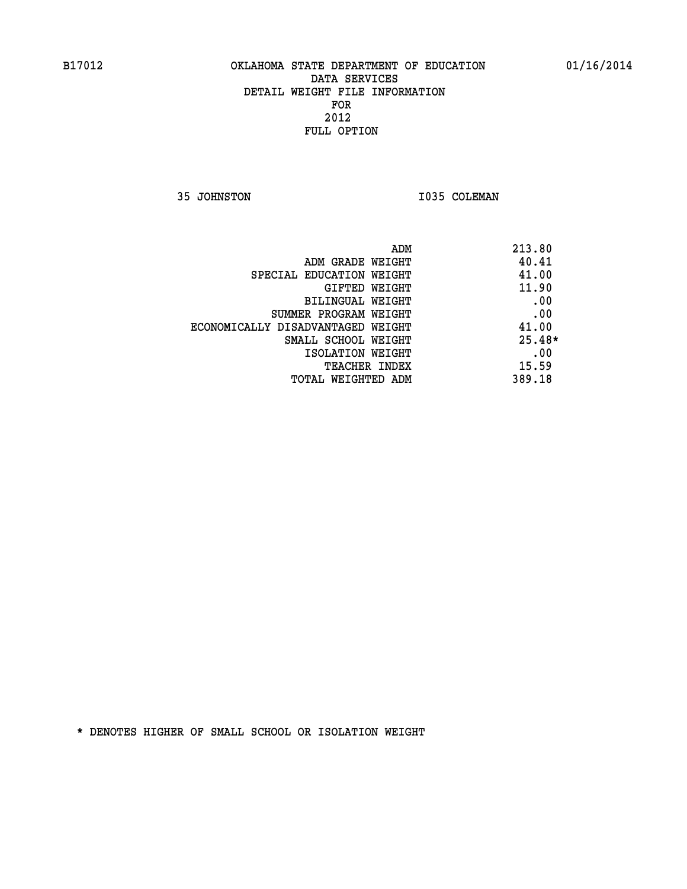B17012 OKLAHOMA STATE DEPARTMENT OF EDUCATION 01/16/2014

DATA SERVICES
DETAIL WEIGHT FILE INFORMATION
FOR
2012
FULL OPTION

35 JOHNSTON I035 COLEMAN

| | |
|---|---|
| ADM | 213.80 |
| ADM GRADE WEIGHT | 40.41 |
| SPECIAL EDUCATION WEIGHT | 41.00 |
| GIFTED WEIGHT | 11.90 |
| BILINGUAL WEIGHT | .00 |
| SUMMER PROGRAM WEIGHT | .00 |
| ECONOMICALLY DISADVANTAGED WEIGHT | 41.00 |
| SMALL SCHOOL WEIGHT | 25.48* |
| ISOLATION WEIGHT | .00 |
| TEACHER INDEX | 15.59 |
| TOTAL WEIGHTED ADM | 389.18 |

* DENOTES HIGHER OF SMALL SCHOOL OR ISOLATION WEIGHT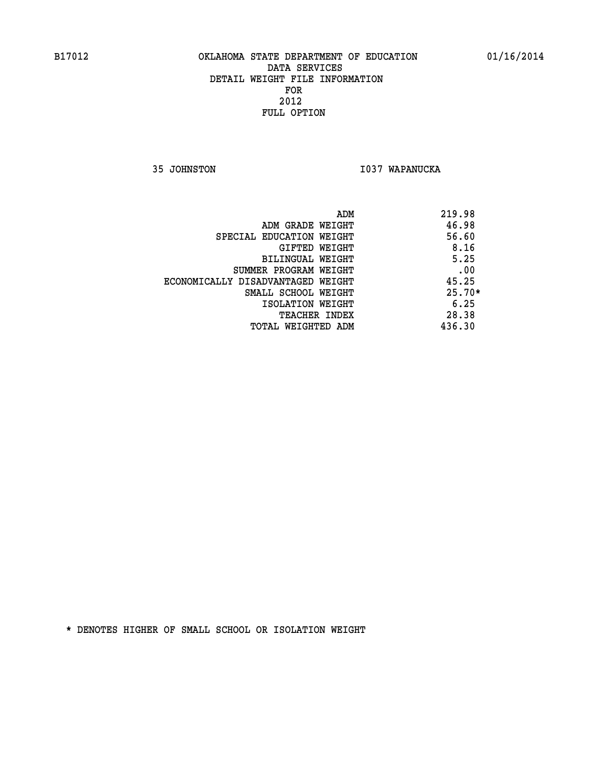B17012 OKLAHOMA STATE DEPARTMENT OF EDUCATION 01/16/2014

DATA SERVICES
DETAIL WEIGHT FILE INFORMATION
FOR
2012
FULL OPTION

35 JOHNSTON I037 WAPANUCKA

| | |
|---|---|
| ADM | 219.98 |
| ADM GRADE WEIGHT | 46.98 |
| SPECIAL EDUCATION WEIGHT | 56.60 |
| GIFTED WEIGHT | 8.16 |
| BILINGUAL WEIGHT | 5.25 |
| SUMMER PROGRAM WEIGHT | .00 |
| ECONOMICALLY DISADVANTAGED WEIGHT | 45.25 |
| SMALL SCHOOL WEIGHT | 25.70* |
| ISOLATION WEIGHT | 6.25 |
| TEACHER INDEX | 28.38 |
| TOTAL WEIGHTED ADM | 436.30 |

* DENOTES HIGHER OF SMALL SCHOOL OR ISOLATION WEIGHT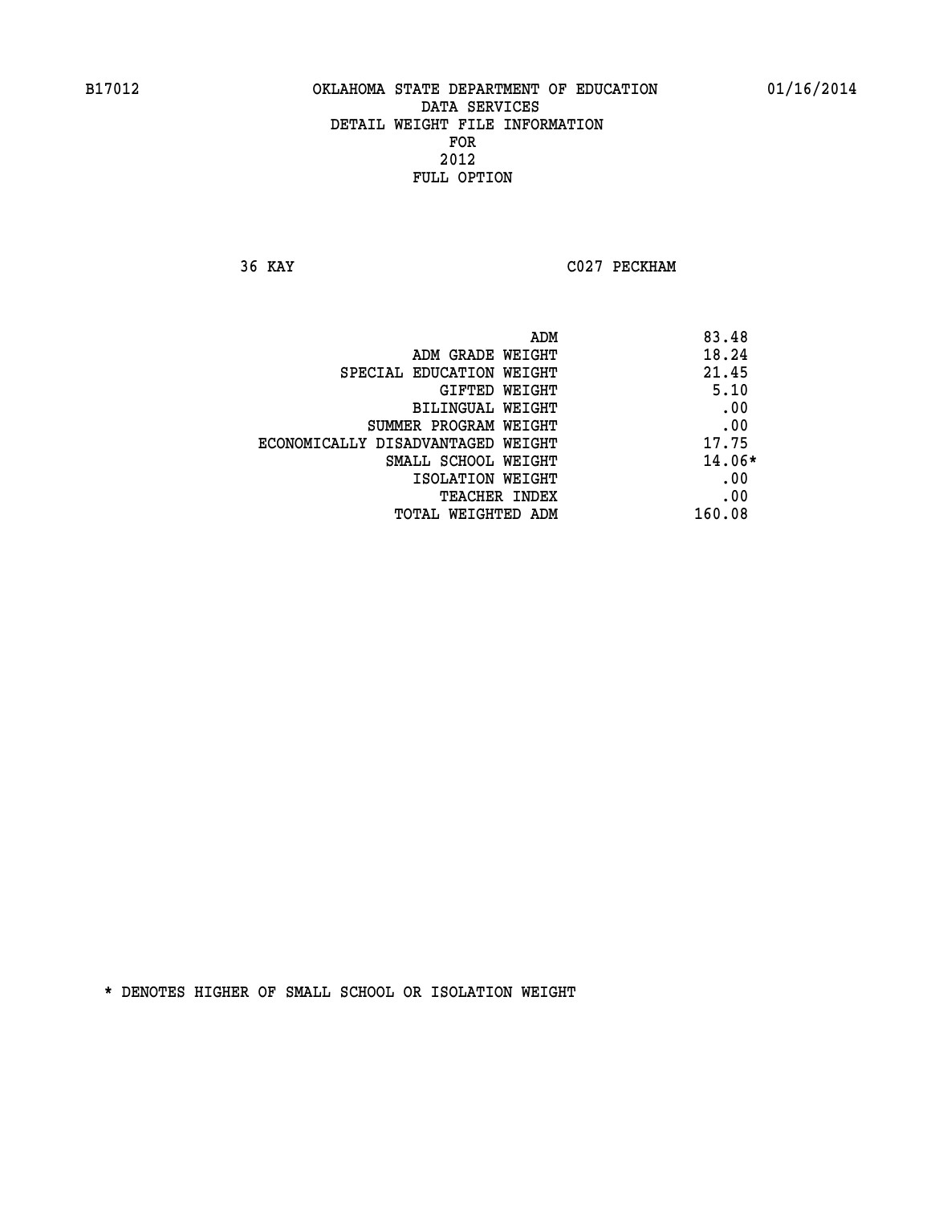# OKLAHOMA STATE DEPARTMENT OF EDUCATION
## DATA SERVICES
## DETAIL WEIGHT FILE INFORMATION
## FOR
## 2012
## FULL OPTION

B17012 01/16/2014

36 KAY C027 PECKHAM

| | |
|---|---|
| ADM | 83.48 |
| ADM GRADE WEIGHT | 18.24 |
| SPECIAL EDUCATION WEIGHT | 21.45 |
| GIFTED WEIGHT | 5.10 |
| BILINGUAL WEIGHT | .00 |
| SUMMER PROGRAM WEIGHT | .00 |
| ECONOMICALLY DISADVANTAGED WEIGHT | 17.75 |
| SMALL SCHOOL WEIGHT | 14.06* |
| ISOLATION WEIGHT | .00 |
| TEACHER INDEX | .00 |
| TOTAL WEIGHTED ADM | 160.08 |

* DENOTES HIGHER OF SMALL SCHOOL OR ISOLATION WEIGHT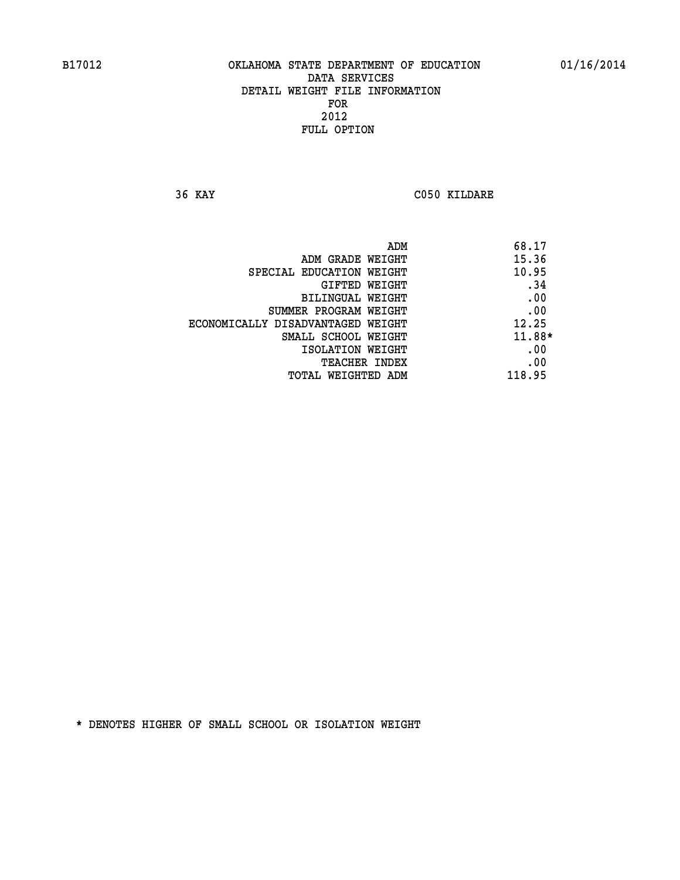B17012 OKLAHOMA STATE DEPARTMENT OF EDUCATION 01/16/2014
DATA SERVICES
DETAIL WEIGHT FILE INFORMATION
FOR
2012
FULL OPTION

36 KAY C050 KILDARE

| | |
|---|---|
| ADM | 68.17 |
| ADM GRADE WEIGHT | 15.36 |
| SPECIAL EDUCATION WEIGHT | 10.95 |
| GIFTED WEIGHT | .34 |
| BILINGUAL WEIGHT | .00 |
| SUMMER PROGRAM WEIGHT | .00 |
| ECONOMICALLY DISADVANTAGED WEIGHT | 12.25 |
| SMALL SCHOOL WEIGHT | 11.88* |
| ISOLATION WEIGHT | .00 |
| TEACHER INDEX | .00 |
| TOTAL WEIGHTED ADM | 118.95 |

* DENOTES HIGHER OF SMALL SCHOOL OR ISOLATION WEIGHT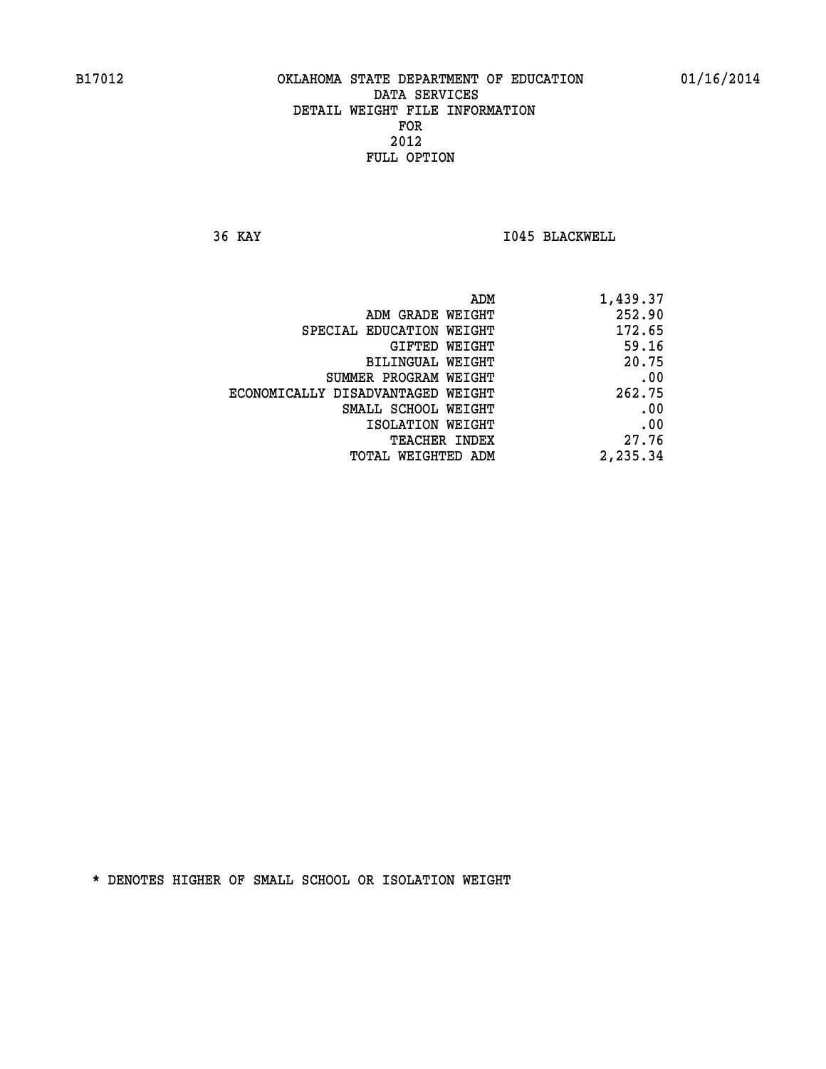B17012 OKLAHOMA STATE DEPARTMENT OF EDUCATION 01/16/2014

DATA SERVICES
DETAIL WEIGHT FILE INFORMATION
FOR
2012
FULL OPTION

36 KAY I045 BLACKWELL

| | |
|---|---|
| ADM | 1,439.37 |
| ADM GRADE WEIGHT | 252.90 |
| SPECIAL EDUCATION WEIGHT | 172.65 |
| GIFTED WEIGHT | 59.16 |
| BILINGUAL WEIGHT | 20.75 |
| SUMMER PROGRAM WEIGHT | .00 |
| ECONOMICALLY DISADVANTAGED WEIGHT | 262.75 |
| SMALL SCHOOL WEIGHT | .00 |
| ISOLATION WEIGHT | .00 |
| TEACHER INDEX | 27.76 |
| TOTAL WEIGHTED ADM | 2,235.34 |

* DENOTES HIGHER OF SMALL SCHOOL OR ISOLATION WEIGHT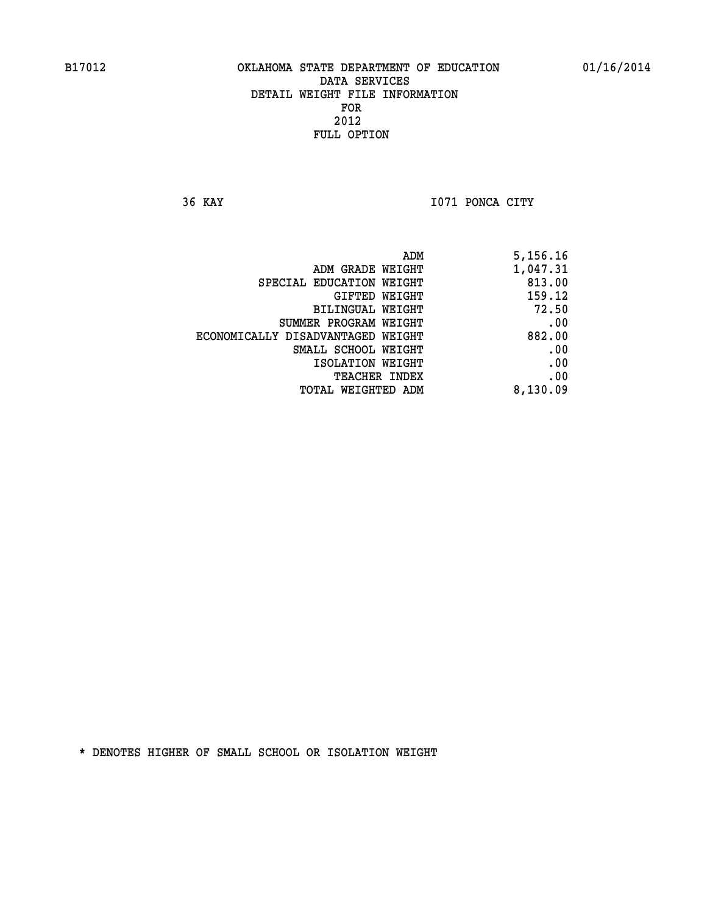B17012 OKLAHOMA STATE DEPARTMENT OF EDUCATION 01/16/2014

DATA SERVICES
DETAIL WEIGHT FILE INFORMATION
FOR
2012
FULL OPTION

36 KAY I071 PONCA CITY

| | |
|---|---|
| ADM | 5,156.16 |
| ADM GRADE WEIGHT | 1,047.31 |
| SPECIAL EDUCATION WEIGHT | 813.00 |
| GIFTED WEIGHT | 159.12 |
| BILINGUAL WEIGHT | 72.50 |
| SUMMER PROGRAM WEIGHT | .00 |
| ECONOMICALLY DISADVANTAGED WEIGHT | 882.00 |
| SMALL SCHOOL WEIGHT | .00 |
| ISOLATION WEIGHT | .00 |
| TEACHER INDEX | .00 |
| TOTAL WEIGHTED ADM | 8,130.09 |

* DENOTES HIGHER OF SMALL SCHOOL OR ISOLATION WEIGHT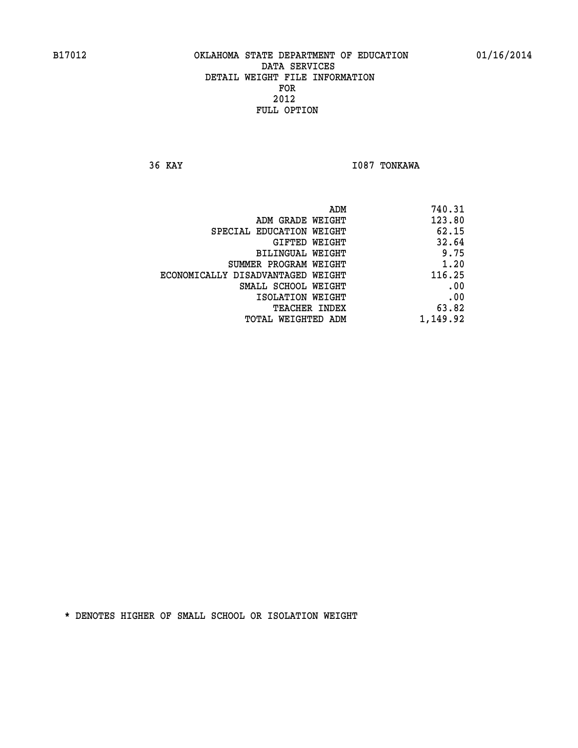# OKLAHOMA STATE DEPARTMENT OF EDUCATION
## DATA SERVICES
## DETAIL WEIGHT FILE INFORMATION
## FOR
## 2012
## FULL OPTION

36 KAY I087 TONKAWA

| | |
|---|---|
| ADM | 740.31 |
| ADM GRADE WEIGHT | 123.80 |
| SPECIAL EDUCATION WEIGHT | 62.15 |
| GIFTED WEIGHT | 32.64 |
| BILINGUAL WEIGHT | 9.75 |
| SUMMER PROGRAM WEIGHT | 1.20 |
| ECONOMICALLY DISADVANTAGED WEIGHT | 116.25 |
| SMALL SCHOOL WEIGHT | .00 |
| ISOLATION WEIGHT | .00 |
| TEACHER INDEX | 63.82 |
| TOTAL WEIGHTED ADM | 1,149.92 |

* DENOTES HIGHER OF SMALL SCHOOL OR ISOLATION WEIGHT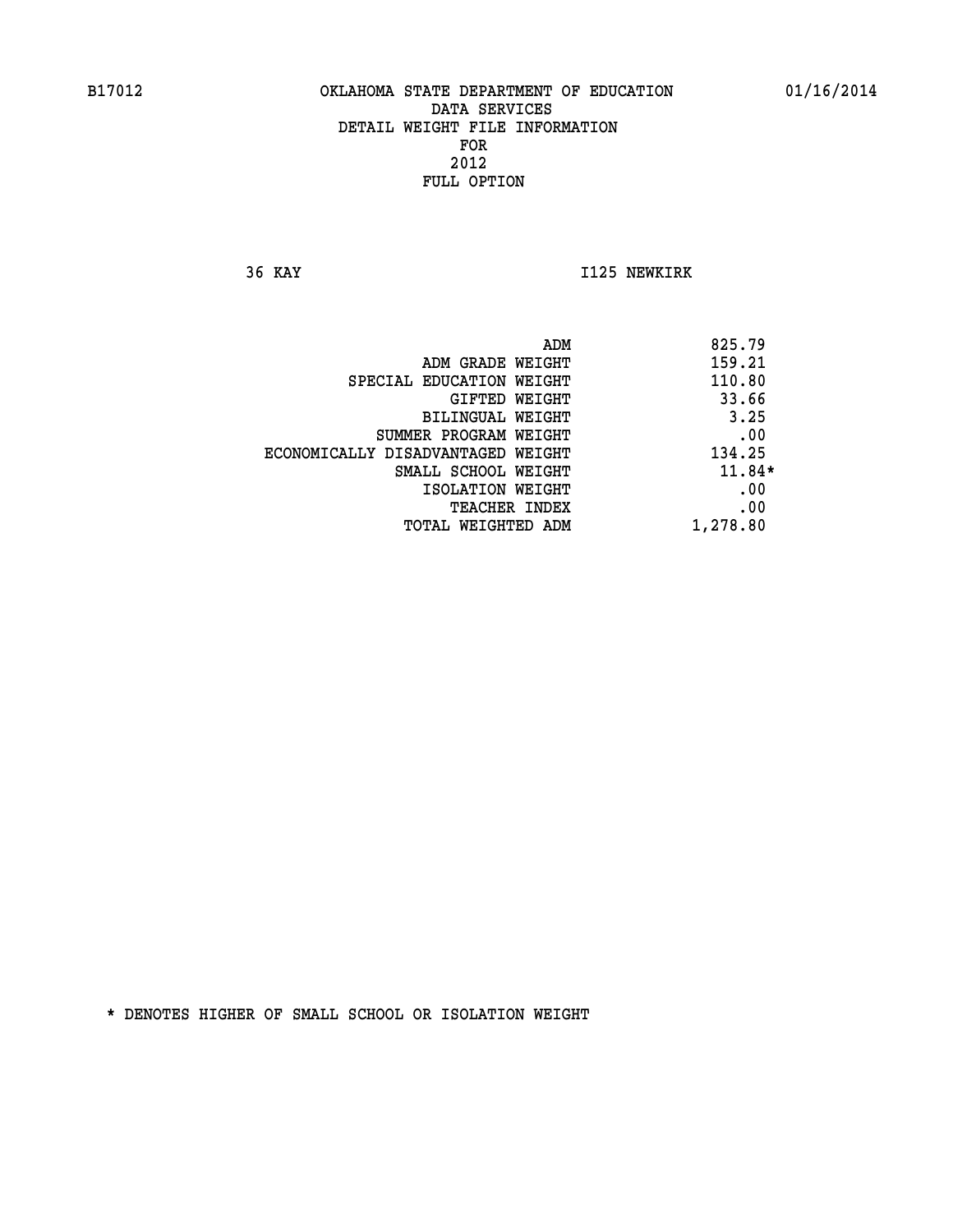B17012 OKLAHOMA STATE DEPARTMENT OF EDUCATION 01/16/2014

DATA SERVICES
DETAIL WEIGHT FILE INFORMATION
FOR
2012
FULL OPTION

36 KAY I125 NEWKIRK

| | |
|---|---|
| ADM | 825.79 |
| ADM GRADE WEIGHT | 159.21 |
| SPECIAL EDUCATION WEIGHT | 110.80 |
| GIFTED WEIGHT | 33.66 |
| BILINGUAL WEIGHT | 3.25 |
| SUMMER PROGRAM WEIGHT | .00 |
| ECONOMICALLY DISADVANTAGED WEIGHT | 134.25 |
| SMALL SCHOOL WEIGHT | 11.84* |
| ISOLATION WEIGHT | .00 |
| TEACHER INDEX | .00 |
| TOTAL WEIGHTED ADM | 1,278.80 |

* DENOTES HIGHER OF SMALL SCHOOL OR ISOLATION WEIGHT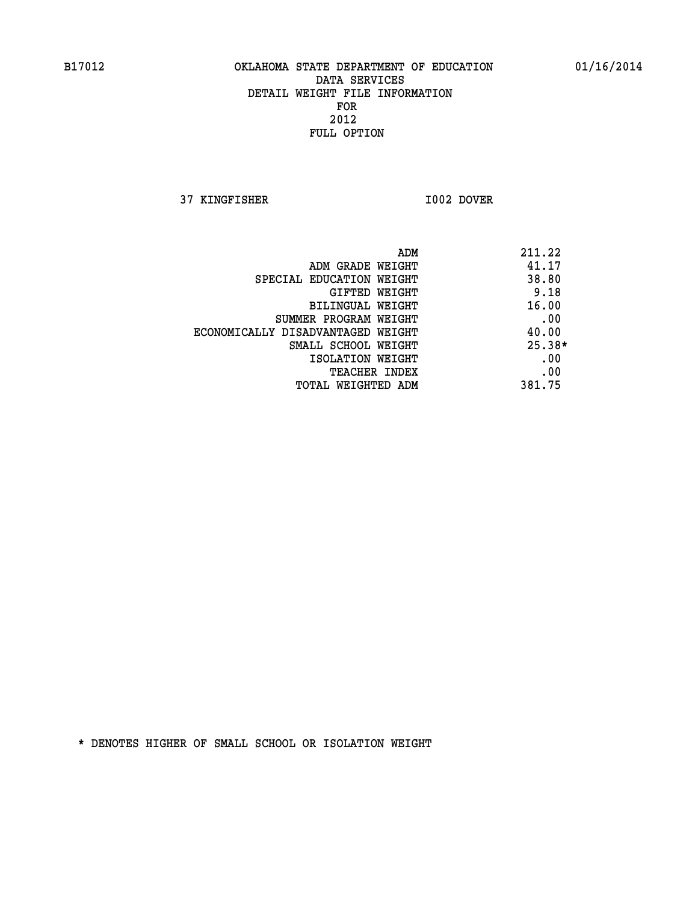B17012 OKLAHOMA STATE DEPARTMENT OF EDUCATION 01/16/2014

DATA SERVICES
DETAIL WEIGHT FILE INFORMATION
FOR
2012
FULL OPTION

37 KINGFISHER I002 DOVER

| | |
|---|---|
| ADM | 211.22 |
| ADM GRADE WEIGHT | 41.17 |
| SPECIAL EDUCATION WEIGHT | 38.80 |
| GIFTED WEIGHT | 9.18 |
| BILINGUAL WEIGHT | 16.00 |
| SUMMER PROGRAM WEIGHT | .00 |
| ECONOMICALLY DISADVANTAGED WEIGHT | 40.00 |
| SMALL SCHOOL WEIGHT | 25.38* |
| ISOLATION WEIGHT | .00 |
| TEACHER INDEX | .00 |
| TOTAL WEIGHTED ADM | 381.75 |

* DENOTES HIGHER OF SMALL SCHOOL OR ISOLATION WEIGHT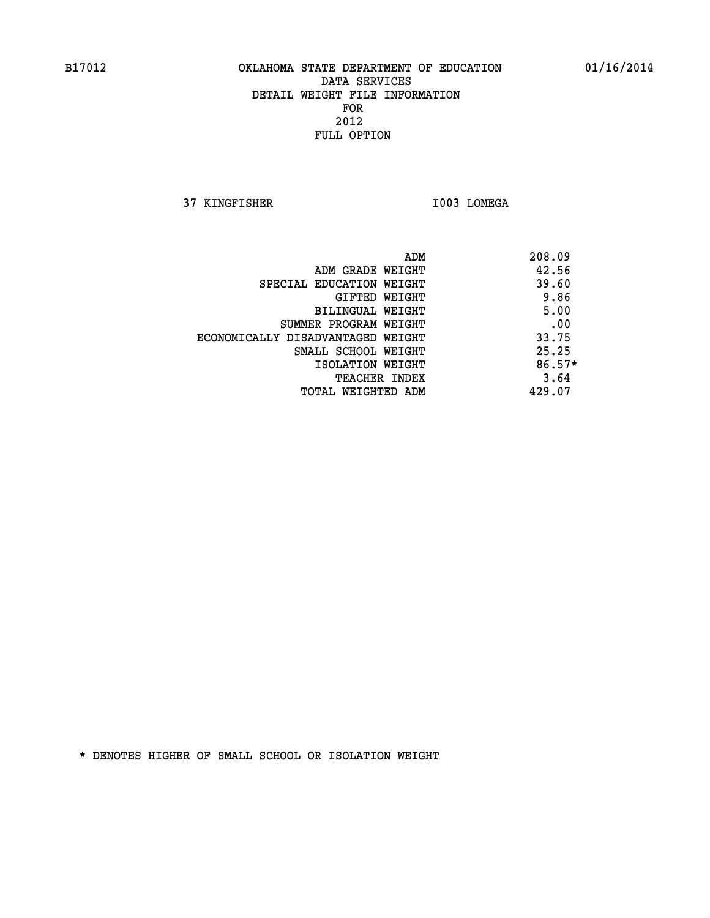B17012 OKLAHOMA STATE DEPARTMENT OF EDUCATION 01/16/2014

DATA SERVICES
DETAIL WEIGHT FILE INFORMATION
FOR
2012
FULL OPTION

37 KINGFISHER I003 LOMEGA

| | |
|---|---|
| ADM | 208.09 |
| ADM GRADE WEIGHT | 42.56 |
| SPECIAL EDUCATION WEIGHT | 39.60 |
| GIFTED WEIGHT | 9.86 |
| BILINGUAL WEIGHT | 5.00 |
| SUMMER PROGRAM WEIGHT | .00 |
| ECONOMICALLY DISADVANTAGED WEIGHT | 33.75 |
| SMALL SCHOOL WEIGHT | 25.25 |
| ISOLATION WEIGHT | 86.57* |
| TEACHER INDEX | 3.64 |
| TOTAL WEIGHTED ADM | 429.07 |

* DENOTES HIGHER OF SMALL SCHOOL OR ISOLATION WEIGHT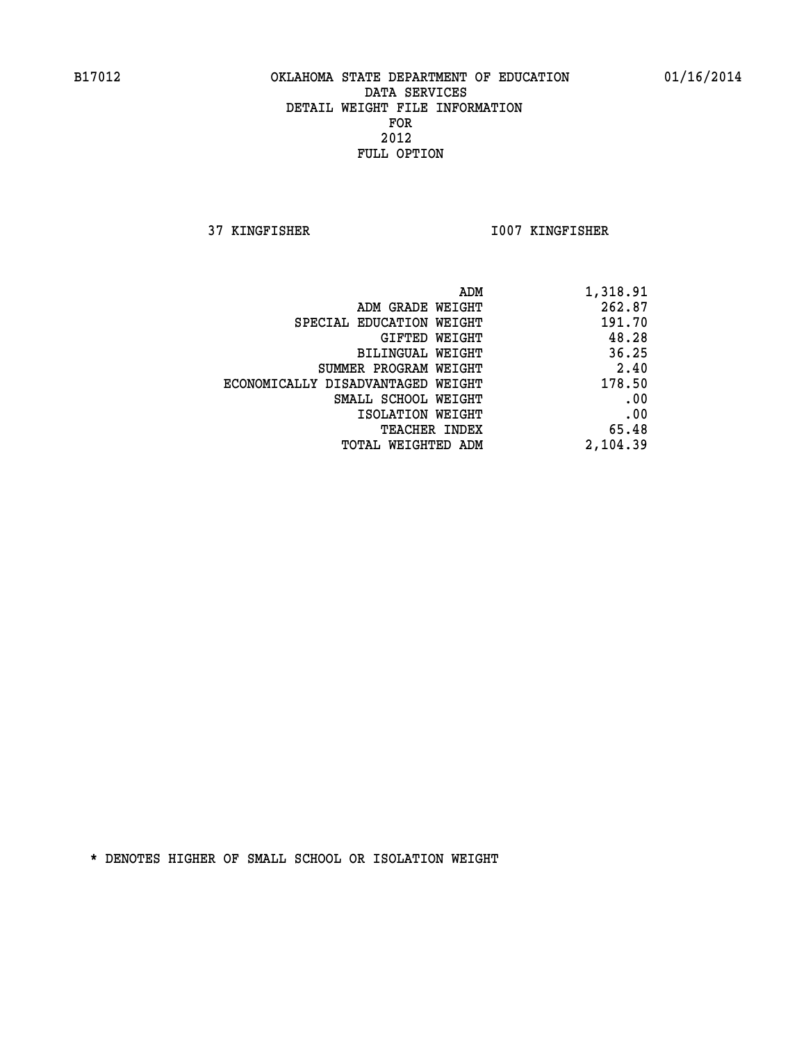B17012 OKLAHOMA STATE DEPARTMENT OF EDUCATION 01/16/2014

DATA SERVICES
DETAIL WEIGHT FILE INFORMATION
FOR
2012
FULL OPTION

37 KINGFISHER I007 KINGFISHER

| | |
|---|---|
| ADM | 1,318.91 |
| ADM GRADE WEIGHT | 262.87 |
| SPECIAL EDUCATION WEIGHT | 191.70 |
| GIFTED WEIGHT | 48.28 |
| BILINGUAL WEIGHT | 36.25 |
| SUMMER PROGRAM WEIGHT | 2.40 |
| ECONOMICALLY DISADVANTAGED WEIGHT | 178.50 |
| SMALL SCHOOL WEIGHT | .00 |
| ISOLATION WEIGHT | .00 |
| TEACHER INDEX | 65.48 |
| TOTAL WEIGHTED ADM | 2,104.39 |

* DENOTES HIGHER OF SMALL SCHOOL OR ISOLATION WEIGHT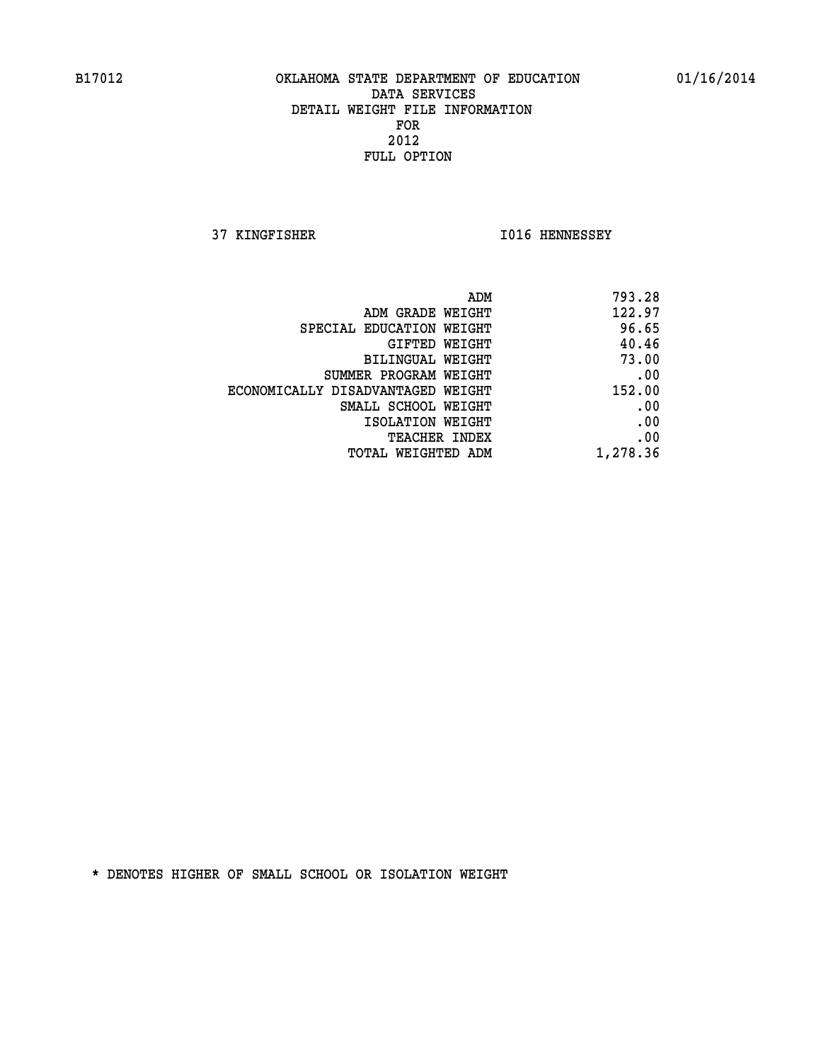B17012 OKLAHOMA STATE DEPARTMENT OF EDUCATION 01/16/2014

DATA SERVICES
DETAIL WEIGHT FILE INFORMATION
FOR
2012
FULL OPTION

37 KINGFISHER I016 HENNESSEY

| | |
|---|---|
| ADM | 793.28 |
| ADM GRADE WEIGHT | 122.97 |
| SPECIAL EDUCATION WEIGHT | 96.65 |
| GIFTED WEIGHT | 40.46 |
| BILINGUAL WEIGHT | 73.00 |
| SUMMER PROGRAM WEIGHT | .00 |
| ECONOMICALLY DISADVANTAGED WEIGHT | 152.00 |
| SMALL SCHOOL WEIGHT | .00 |
| ISOLATION WEIGHT | .00 |
| TEACHER INDEX | .00 |
| TOTAL WEIGHTED ADM | 1,278.36 |

* DENOTES HIGHER OF SMALL SCHOOL OR ISOLATION WEIGHT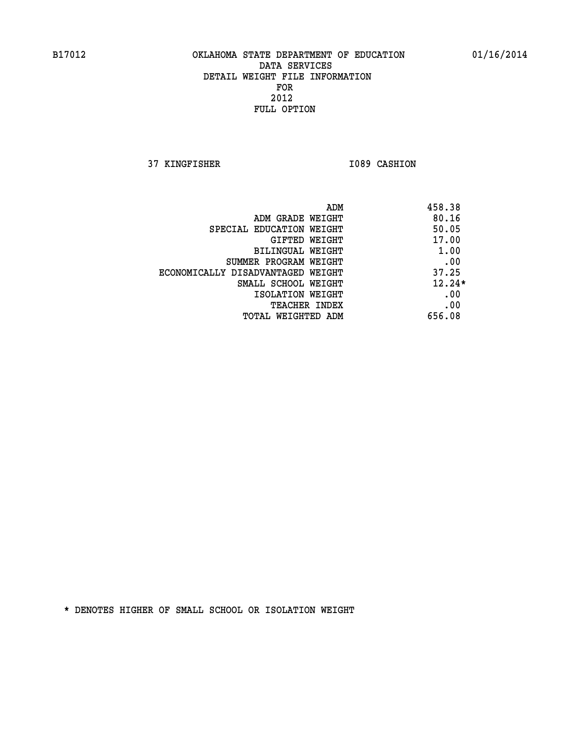B17012 OKLAHOMA STATE DEPARTMENT OF EDUCATION 01/16/2014

DATA SERVICES
DETAIL WEIGHT FILE INFORMATION
FOR
2012
FULL OPTION

37 KINGFISHER I089 CASHION

| | |
|---|---|
| ADM | 458.38 |
| ADM GRADE WEIGHT | 80.16 |
| SPECIAL EDUCATION WEIGHT | 50.05 |
| GIFTED WEIGHT | 17.00 |
| BILINGUAL WEIGHT | 1.00 |
| SUMMER PROGRAM WEIGHT | .00 |
| ECONOMICALLY DISADVANTAGED WEIGHT | 37.25 |
| SMALL SCHOOL WEIGHT | 12.24* |
| ISOLATION WEIGHT | .00 |
| TEACHER INDEX | .00 |
| TOTAL WEIGHTED ADM | 656.08 |

* DENOTES HIGHER OF SMALL SCHOOL OR ISOLATION WEIGHT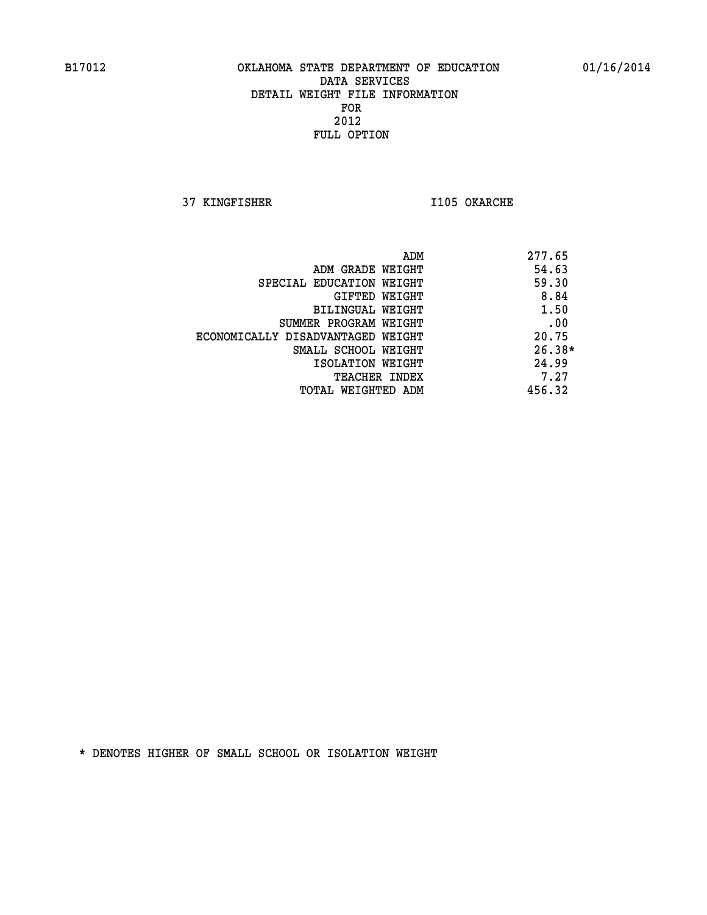B17012 OKLAHOMA STATE DEPARTMENT OF EDUCATION 01/16/2014

DATA SERVICES
DETAIL WEIGHT FILE INFORMATION
FOR
2012
FULL OPTION

37 KINGFISHER I105 OKARCHE

| | |
|---|---|
| ADM | 277.65 |
| ADM GRADE WEIGHT | 54.63 |
| SPECIAL EDUCATION WEIGHT | 59.30 |
| GIFTED WEIGHT | 8.84 |
| BILINGUAL WEIGHT | 1.50 |
| SUMMER PROGRAM WEIGHT | .00 |
| ECONOMICALLY DISADVANTAGED WEIGHT | 20.75 |
| SMALL SCHOOL WEIGHT | 26.38* |
| ISOLATION WEIGHT | 24.99 |
| TEACHER INDEX | 7.27 |
| TOTAL WEIGHTED ADM | 456.32 |

* DENOTES HIGHER OF SMALL SCHOOL OR ISOLATION WEIGHT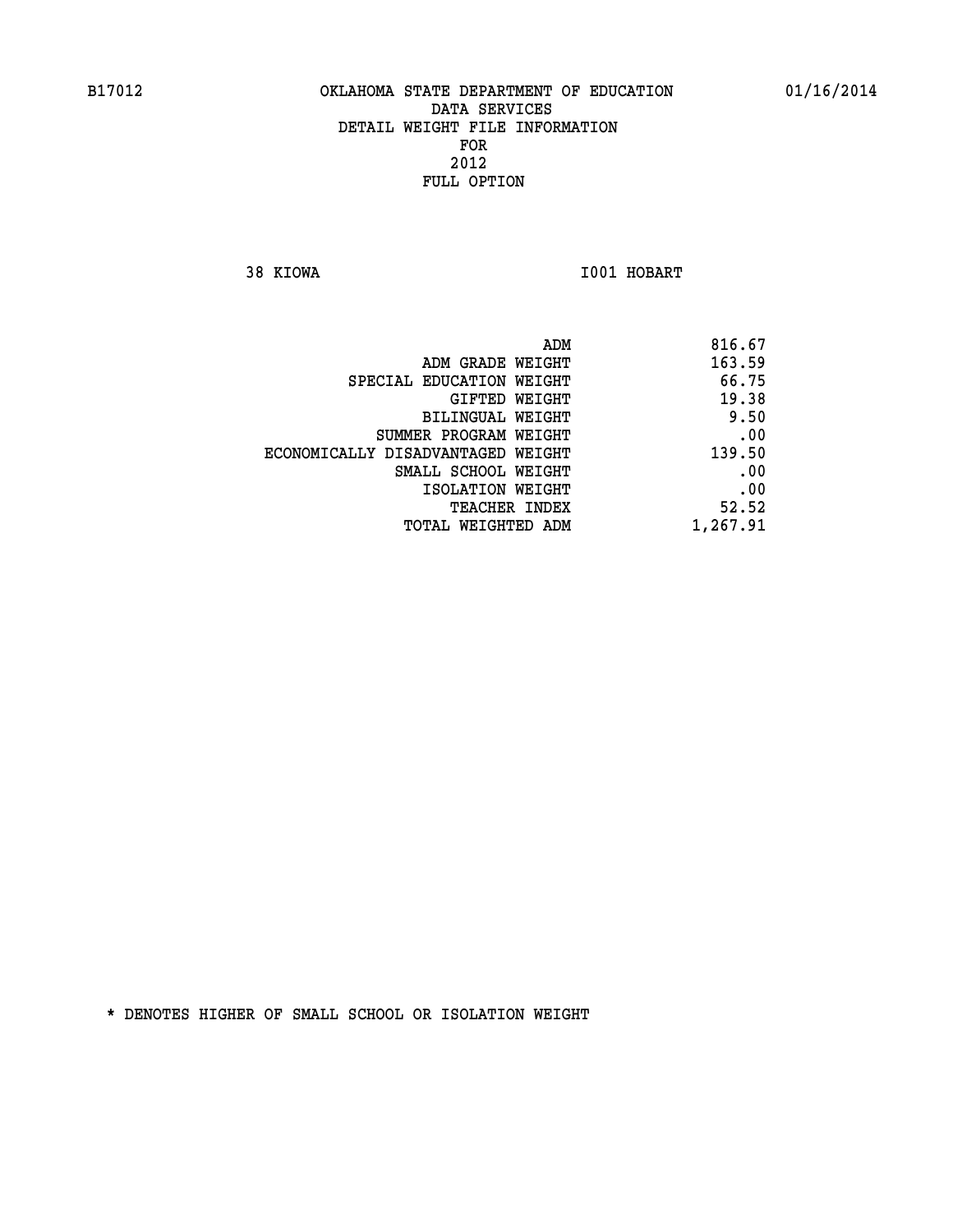B17012 OKLAHOMA STATE DEPARTMENT OF EDUCATION 01/16/2014

DATA SERVICES
DETAIL WEIGHT FILE INFORMATION
FOR
2012
FULL OPTION

38 KIOWA I001 HOBART

| | |
|---|---|
| ADM | 816.67 |
| ADM GRADE WEIGHT | 163.59 |
| SPECIAL EDUCATION WEIGHT | 66.75 |
| GIFTED WEIGHT | 19.38 |
| BILINGUAL WEIGHT | 9.50 |
| SUMMER PROGRAM WEIGHT | .00 |
| ECONOMICALLY DISADVANTAGED WEIGHT | 139.50 |
| SMALL SCHOOL WEIGHT | .00 |
| ISOLATION WEIGHT | .00 |
| TEACHER INDEX | 52.52 |
| TOTAL WEIGHTED ADM | 1,267.91 |

* DENOTES HIGHER OF SMALL SCHOOL OR ISOLATION WEIGHT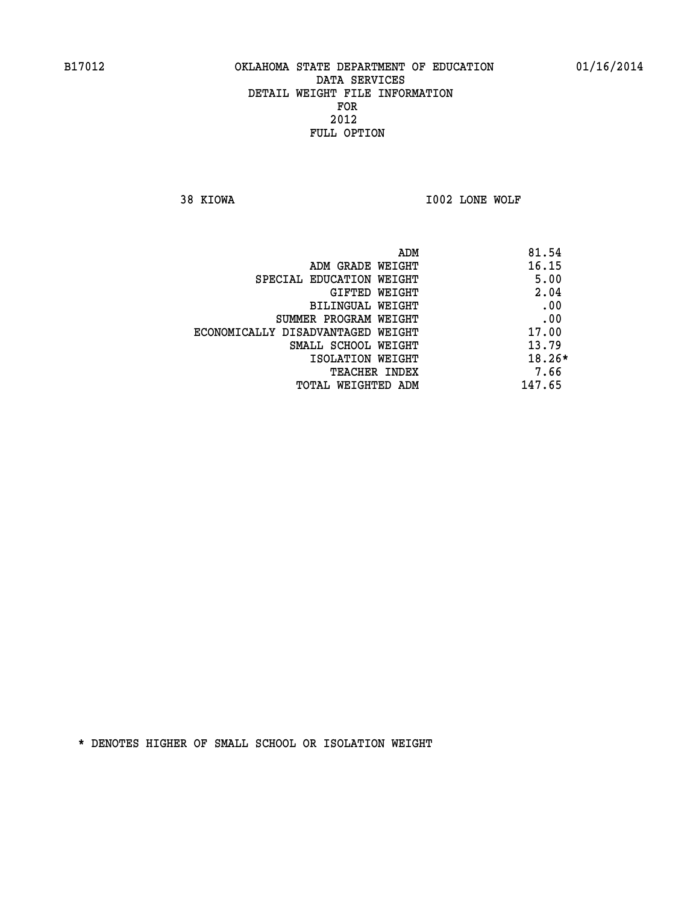B17012 OKLAHOMA STATE DEPARTMENT OF EDUCATION 01/16/2014

DATA SERVICES
DETAIL WEIGHT FILE INFORMATION
FOR
2012
FULL OPTION

38 KIOWA I002 LONE WOLF

| | |
|---|---|
| ADM | 81.54 |
| ADM GRADE WEIGHT | 16.15 |
| SPECIAL EDUCATION WEIGHT | 5.00 |
| GIFTED WEIGHT | 2.04 |
| BILINGUAL WEIGHT | .00 |
| SUMMER PROGRAM WEIGHT | .00 |
| ECONOMICALLY DISADVANTAGED WEIGHT | 17.00 |
| SMALL SCHOOL WEIGHT | 13.79 |
| ISOLATION WEIGHT | 18.26* |
| TEACHER INDEX | 7.66 |
| TOTAL WEIGHTED ADM | 147.65 |

* DENOTES HIGHER OF SMALL SCHOOL OR ISOLATION WEIGHT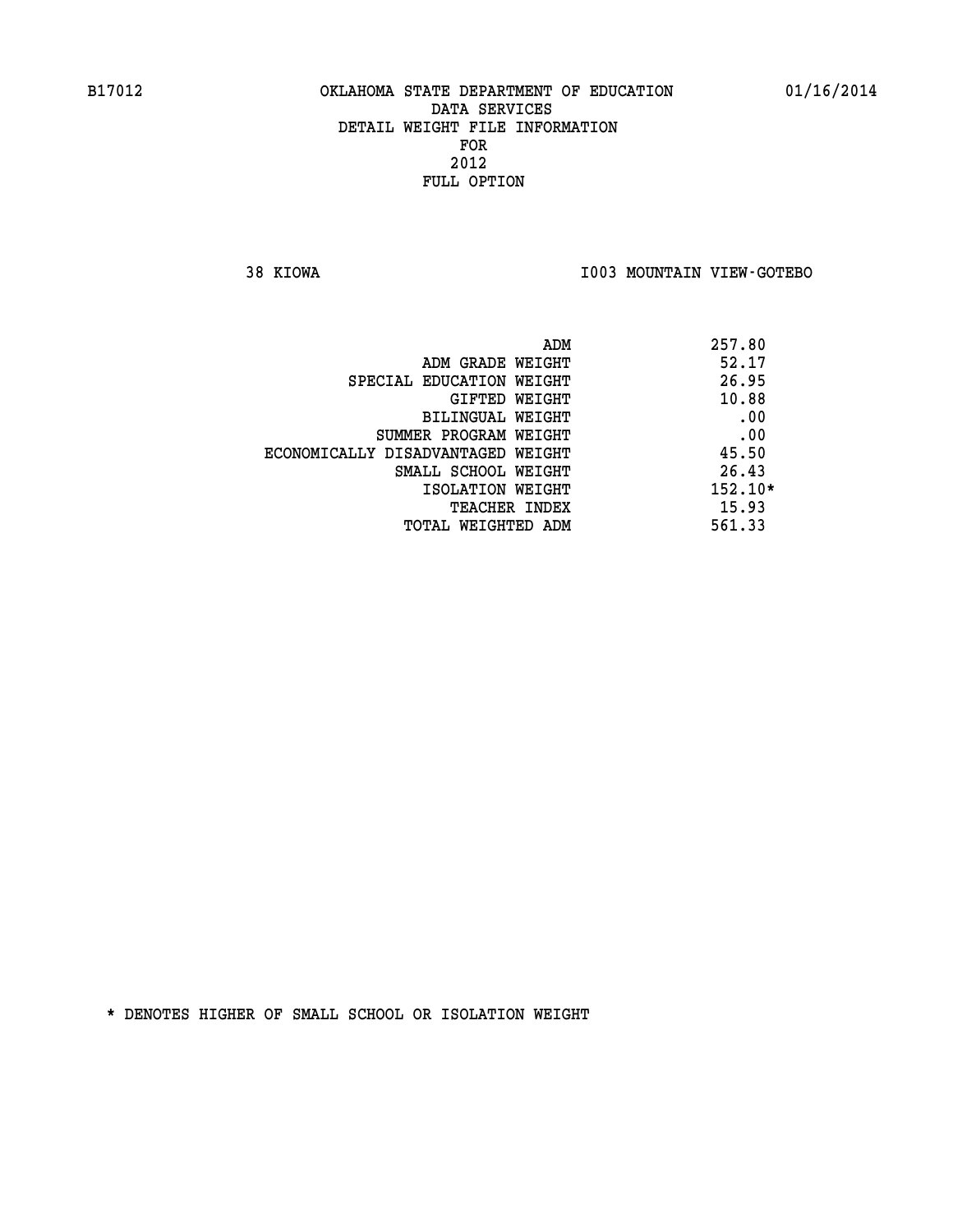B17012 OKLAHOMA STATE DEPARTMENT OF EDUCATION 01/16/2014
DATA SERVICES
DETAIL WEIGHT FILE INFORMATION
FOR
2012
FULL OPTION

38 KIOWA I003 MOUNTAIN VIEW-GOTEBO

| | |
|---|---|
| ADM | 257.80 |
| ADM GRADE WEIGHT | 52.17 |
| SPECIAL EDUCATION WEIGHT | 26.95 |
| GIFTED WEIGHT | 10.88 |
| BILINGUAL WEIGHT | .00 |
| SUMMER PROGRAM WEIGHT | .00 |
| ECONOMICALLY DISADVANTAGED WEIGHT | 45.50 |
| SMALL SCHOOL WEIGHT | 26.43 |
| ISOLATION WEIGHT | 152.10* |
| TEACHER INDEX | 15.93 |
| TOTAL WEIGHTED ADM | 561.33 |

* DENOTES HIGHER OF SMALL SCHOOL OR ISOLATION WEIGHT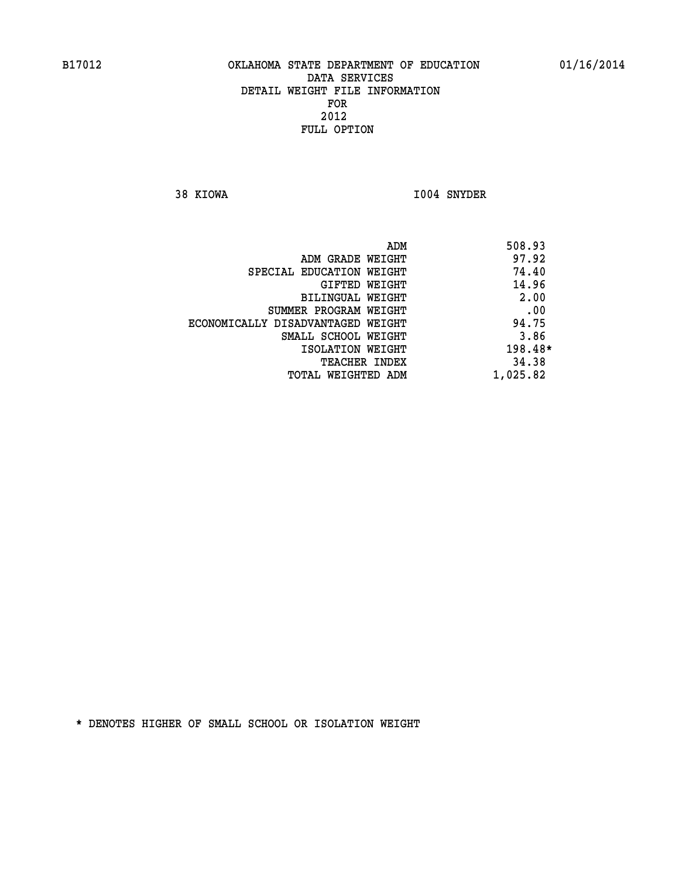B17012 OKLAHOMA STATE DEPARTMENT OF EDUCATION 01/16/2014

DATA SERVICES
DETAIL WEIGHT FILE INFORMATION
FOR
2012
FULL OPTION

38 KIOWA I004 SNYDER

| | |
|---|---|
| ADM | 508.93 |
| ADM GRADE WEIGHT | 97.92 |
| SPECIAL EDUCATION WEIGHT | 74.40 |
| GIFTED WEIGHT | 14.96 |
| BILINGUAL WEIGHT | 2.00 |
| SUMMER PROGRAM WEIGHT | .00 |
| ECONOMICALLY DISADVANTAGED WEIGHT | 94.75 |
| SMALL SCHOOL WEIGHT | 3.86 |
| ISOLATION WEIGHT | 198.48* |
| TEACHER INDEX | 34.38 |
| TOTAL WEIGHTED ADM | 1,025.82 |

* DENOTES HIGHER OF SMALL SCHOOL OR ISOLATION WEIGHT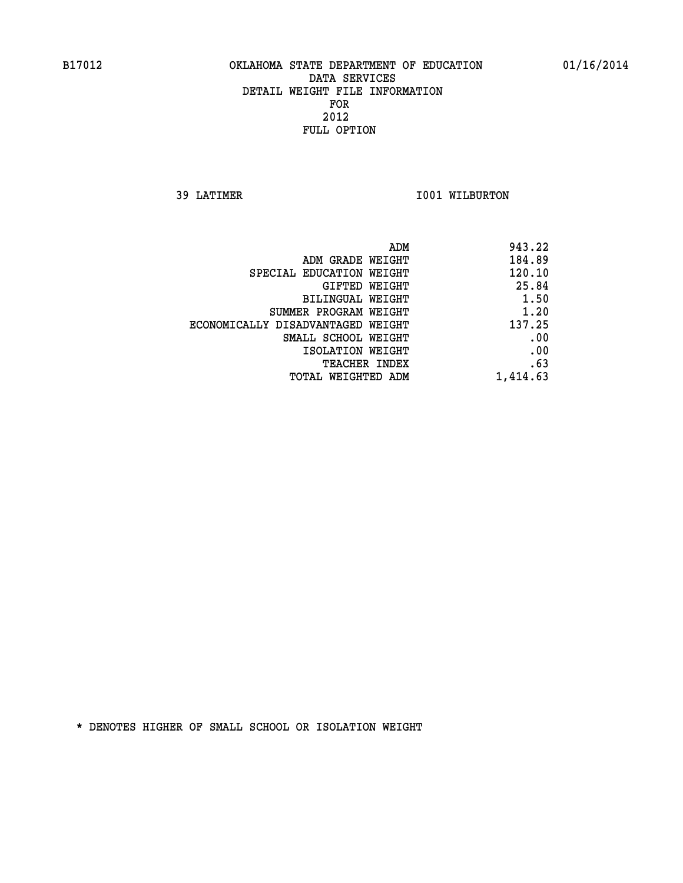B17012 OKLAHOMA STATE DEPARTMENT OF EDUCATION 01/16/2014

DATA SERVICES
DETAIL WEIGHT FILE INFORMATION
FOR
2012
FULL OPTION

39 LATIMER I001 WILBURTON

| | |
|---|---|
| ADM | 943.22 |
| ADM GRADE WEIGHT | 184.89 |
| SPECIAL EDUCATION WEIGHT | 120.10 |
| GIFTED WEIGHT | 25.84 |
| BILINGUAL WEIGHT | 1.50 |
| SUMMER PROGRAM WEIGHT | 1.20 |
| ECONOMICALLY DISADVANTAGED WEIGHT | 137.25 |
| SMALL SCHOOL WEIGHT | .00 |
| ISOLATION WEIGHT | .00 |
| TEACHER INDEX | .63 |
| TOTAL WEIGHTED ADM | 1,414.63 |

* DENOTES HIGHER OF SMALL SCHOOL OR ISOLATION WEIGHT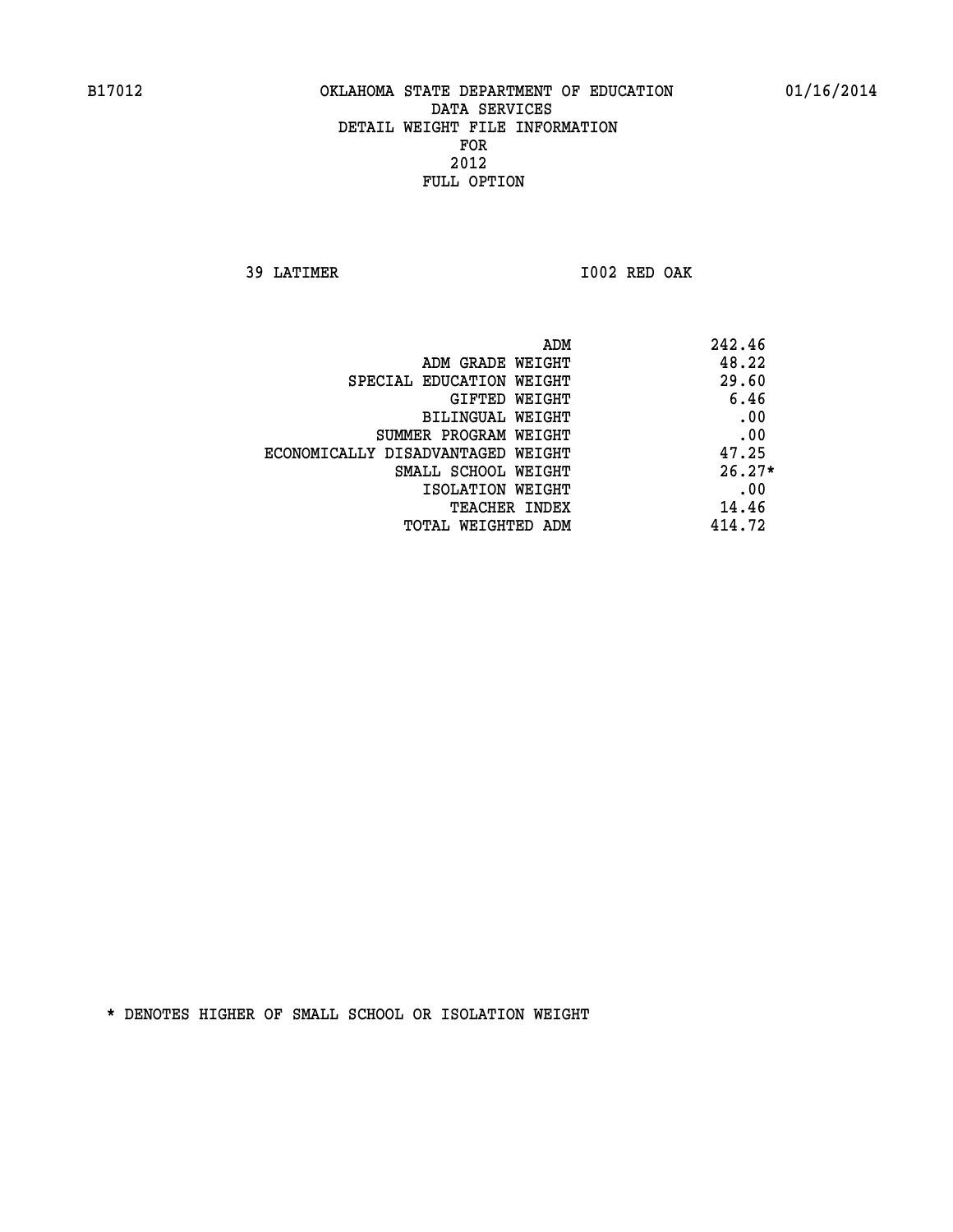B17012 OKLAHOMA STATE DEPARTMENT OF EDUCATION 01/16/2014

DATA SERVICES
DETAIL WEIGHT FILE INFORMATION
FOR
2012
FULL OPTION

39 LATIMER I002 RED OAK

| | |
|---|---|
| ADM | 242.46 |
| ADM GRADE WEIGHT | 48.22 |
| SPECIAL EDUCATION WEIGHT | 29.60 |
| GIFTED WEIGHT | 6.46 |
| BILINGUAL WEIGHT | .00 |
| SUMMER PROGRAM WEIGHT | .00 |
| ECONOMICALLY DISADVANTAGED WEIGHT | 47.25 |
| SMALL SCHOOL WEIGHT | 26.27* |
| ISOLATION WEIGHT | .00 |
| TEACHER INDEX | 14.46 |
| TOTAL WEIGHTED ADM | 414.72 |

* DENOTES HIGHER OF SMALL SCHOOL OR ISOLATION WEIGHT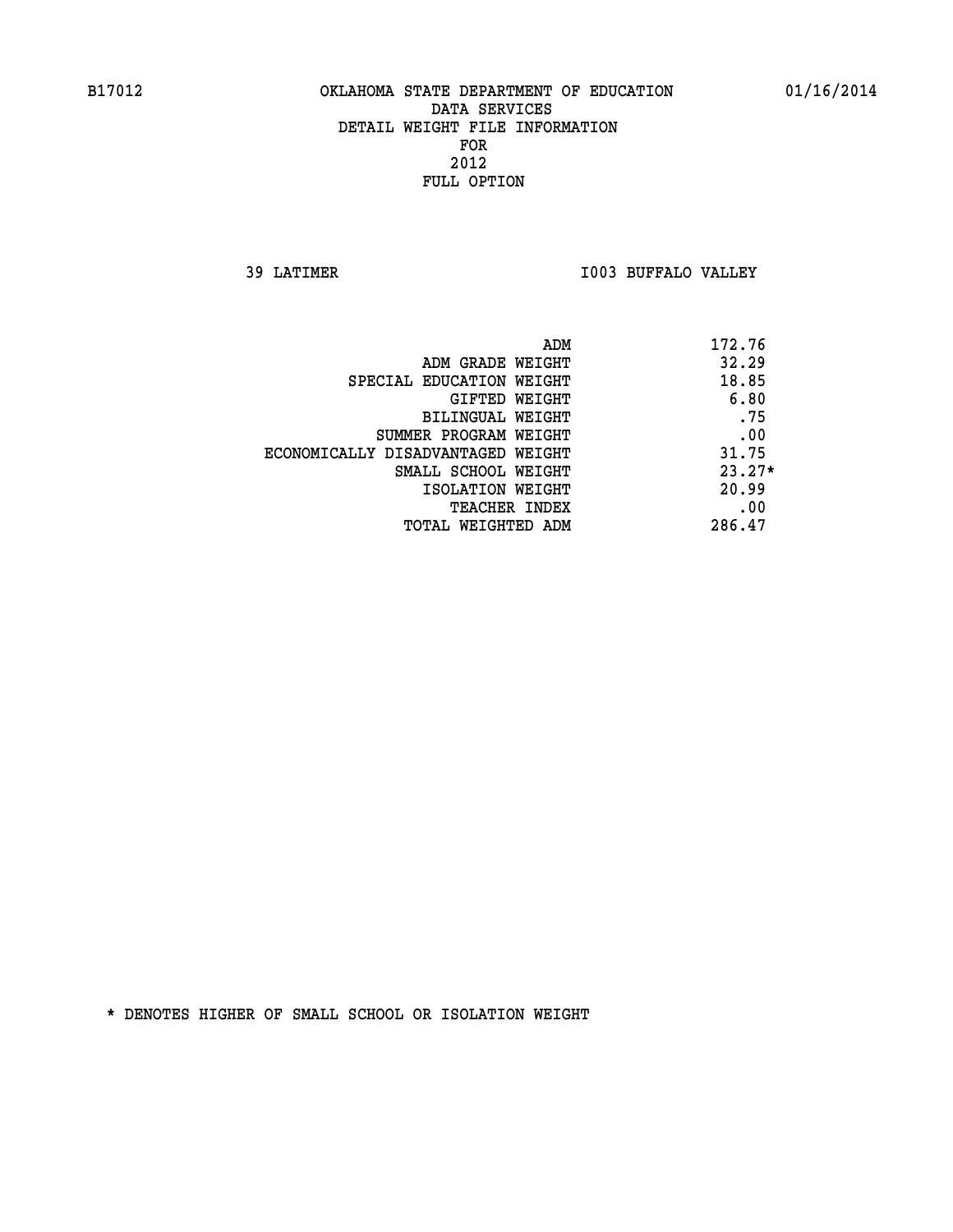B17012 OKLAHOMA STATE DEPARTMENT OF EDUCATION 01/16/2014

DATA SERVICES
DETAIL WEIGHT FILE INFORMATION
FOR
2012
FULL OPTION

39 LATIMER I003 BUFFALO VALLEY

| | |
|---|---|
| ADM | 172.76 |
| ADM GRADE WEIGHT | 32.29 |
| SPECIAL EDUCATION WEIGHT | 18.85 |
| GIFTED WEIGHT | 6.80 |
| BILINGUAL WEIGHT | .75 |
| SUMMER PROGRAM WEIGHT | .00 |
| ECONOMICALLY DISADVANTAGED WEIGHT | 31.75 |
| SMALL SCHOOL WEIGHT | 23.27* |
| ISOLATION WEIGHT | 20.99 |
| TEACHER INDEX | .00 |
| TOTAL WEIGHTED ADM | 286.47 |

* DENOTES HIGHER OF SMALL SCHOOL OR ISOLATION WEIGHT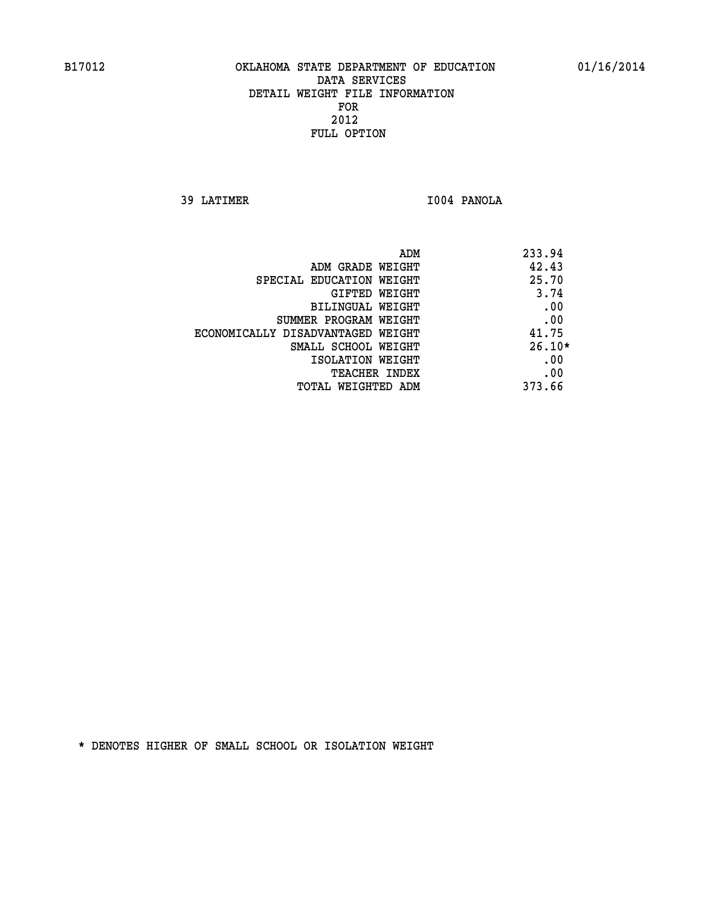B17012 OKLAHOMA STATE DEPARTMENT OF EDUCATION 01/16/2014

DATA SERVICES
DETAIL WEIGHT FILE INFORMATION
FOR
2012
FULL OPTION

39 LATIMER I004 PANOLA

| | |
|---|---|
| ADM | 233.94 |
| ADM GRADE WEIGHT | 42.43 |
| SPECIAL EDUCATION WEIGHT | 25.70 |
| GIFTED WEIGHT | 3.74 |
| BILINGUAL WEIGHT | .00 |
| SUMMER PROGRAM WEIGHT | .00 |
| ECONOMICALLY DISADVANTAGED WEIGHT | 41.75 |
| SMALL SCHOOL WEIGHT | 26.10* |
| ISOLATION WEIGHT | .00 |
| TEACHER INDEX | .00 |
| TOTAL WEIGHTED ADM | 373.66 |

* DENOTES HIGHER OF SMALL SCHOOL OR ISOLATION WEIGHT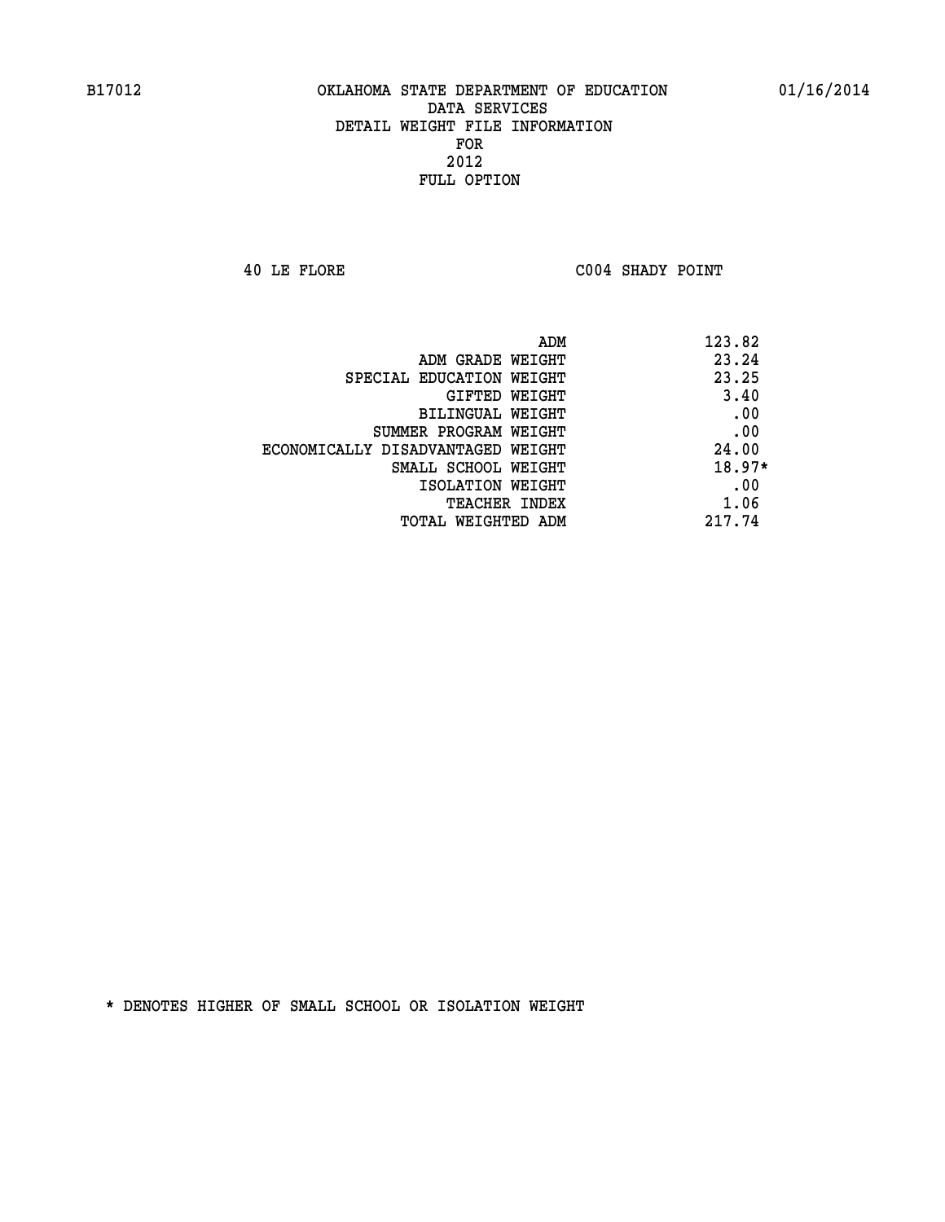B17012 OKLAHOMA STATE DEPARTMENT OF EDUCATION 01/16/2014

DATA SERVICES

DETAIL WEIGHT FILE INFORMATION

FOR

2012

FULL OPTION

40 LE FLORE C004 SHADY POINT

| | |
|---|---|
| ADM | 123.82 |
| ADM GRADE WEIGHT | 23.24 |
| SPECIAL EDUCATION WEIGHT | 23.25 |
| GIFTED WEIGHT | 3.40 |
| BILINGUAL WEIGHT | .00 |
| SUMMER PROGRAM WEIGHT | .00 |
| ECONOMICALLY DISADVANTAGED WEIGHT | 24.00 |
| SMALL SCHOOL WEIGHT | 18.97* |
| ISOLATION WEIGHT | .00 |
| TEACHER INDEX | 1.06 |
| TOTAL WEIGHTED ADM | 217.74 |

* DENOTES HIGHER OF SMALL SCHOOL OR ISOLATION WEIGHT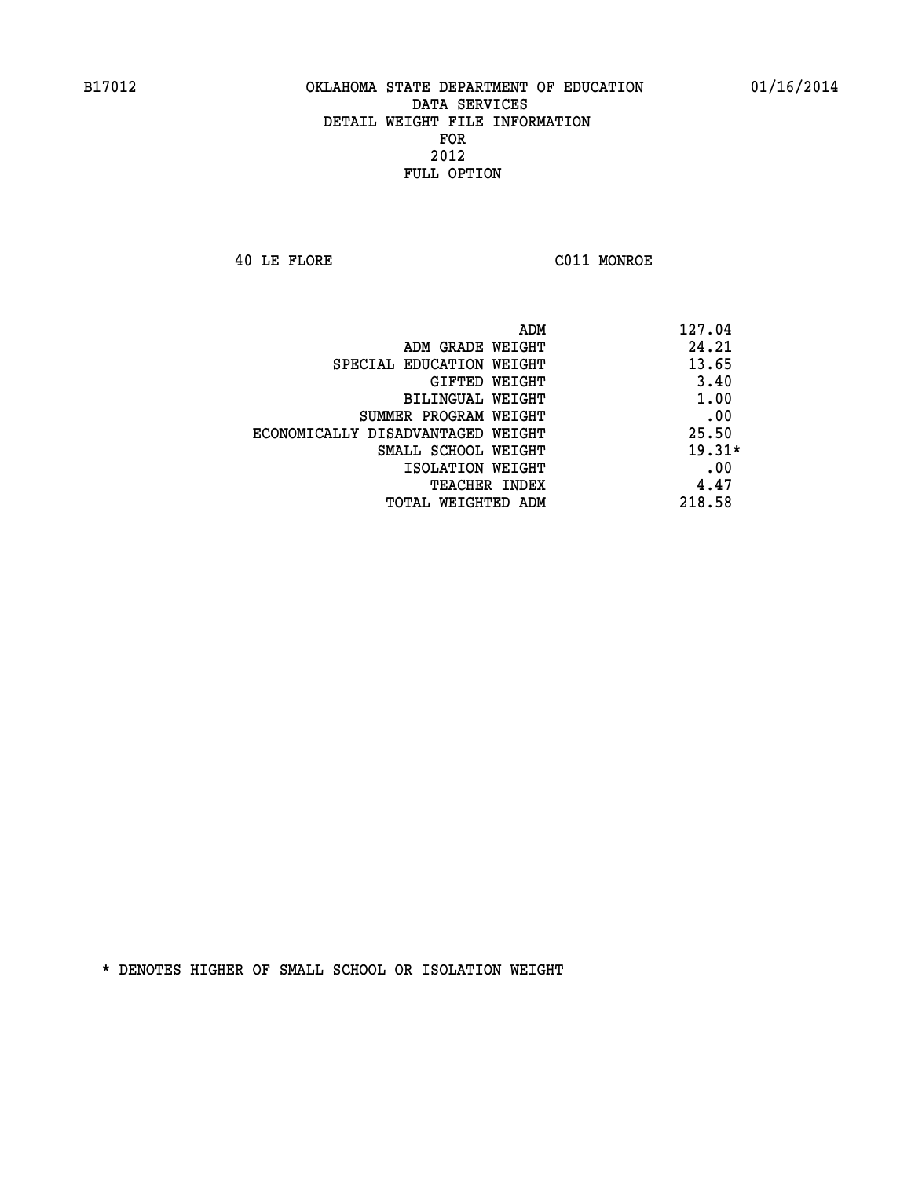B17012 OKLAHOMA STATE DEPARTMENT OF EDUCATION 01/16/2014

DATA SERVICES
DETAIL WEIGHT FILE INFORMATION
FOR
2012
FULL OPTION

40 LE FLORE C011 MONROE

| | |
|---|---|
| ADM | 127.04 |
| ADM GRADE WEIGHT | 24.21 |
| SPECIAL EDUCATION WEIGHT | 13.65 |
| GIFTED WEIGHT | 3.40 |
| BILINGUAL WEIGHT | 1.00 |
| SUMMER PROGRAM WEIGHT | .00 |
| ECONOMICALLY DISADVANTAGED WEIGHT | 25.50 |
| SMALL SCHOOL WEIGHT | 19.31* |
| ISOLATION WEIGHT | .00 |
| TEACHER INDEX | 4.47 |
| TOTAL WEIGHTED ADM | 218.58 |

* DENOTES HIGHER OF SMALL SCHOOL OR ISOLATION WEIGHT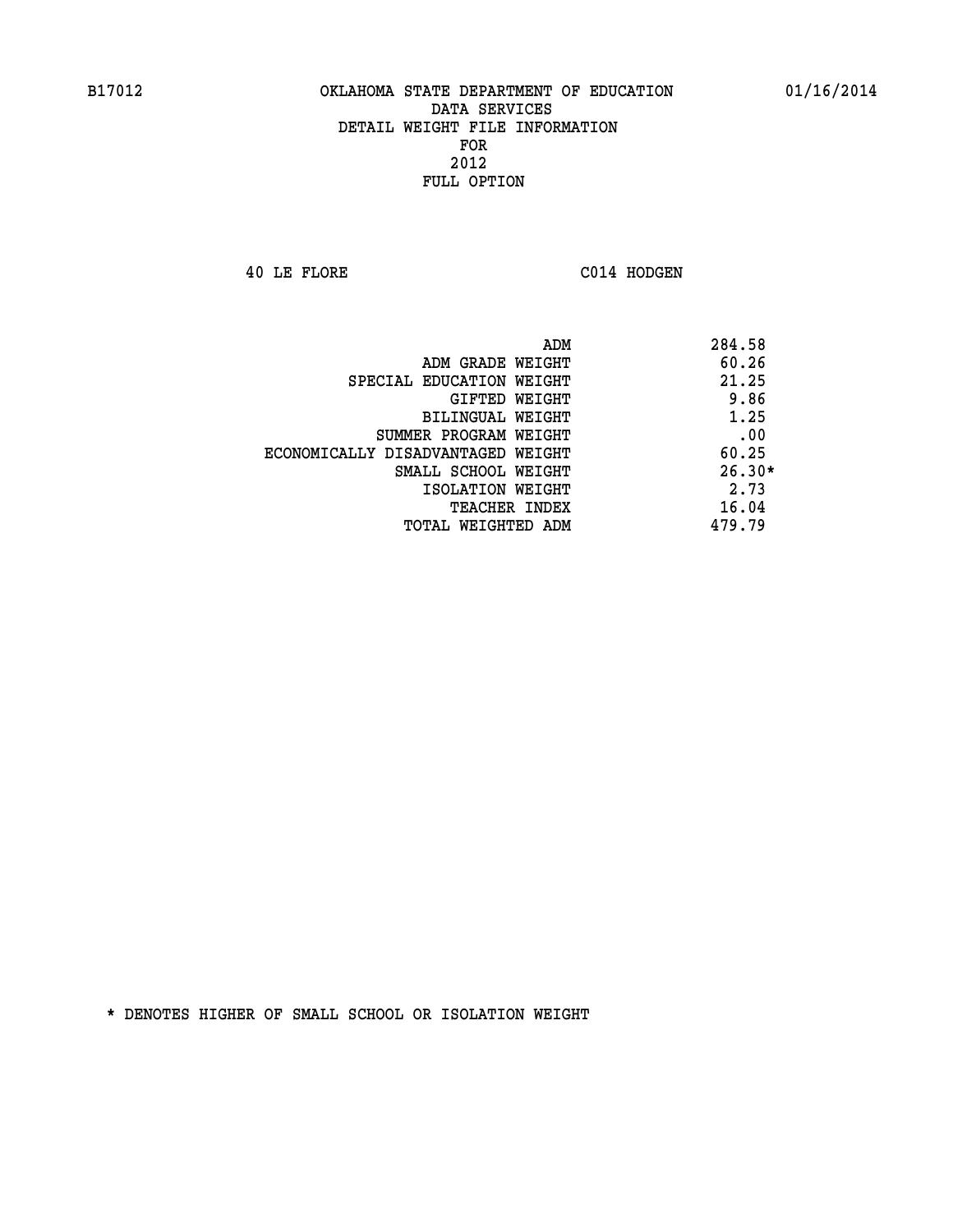B17012 OKLAHOMA STATE DEPARTMENT OF EDUCATION 01/16/2014

DATA SERVICES
DETAIL WEIGHT FILE INFORMATION
FOR
2012
FULL OPTION

40 LE FLORE C014 HODGEN

| | |
|---|---|
| ADM | 284.58 |
| ADM GRADE WEIGHT | 60.26 |
| SPECIAL EDUCATION WEIGHT | 21.25 |
| GIFTED WEIGHT | 9.86 |
| BILINGUAL WEIGHT | 1.25 |
| SUMMER PROGRAM WEIGHT | .00 |
| ECONOMICALLY DISADVANTAGED WEIGHT | 60.25 |
| SMALL SCHOOL WEIGHT | 26.30* |
| ISOLATION WEIGHT | 2.73 |
| TEACHER INDEX | 16.04 |
| TOTAL WEIGHTED ADM | 479.79 |

* DENOTES HIGHER OF SMALL SCHOOL OR ISOLATION WEIGHT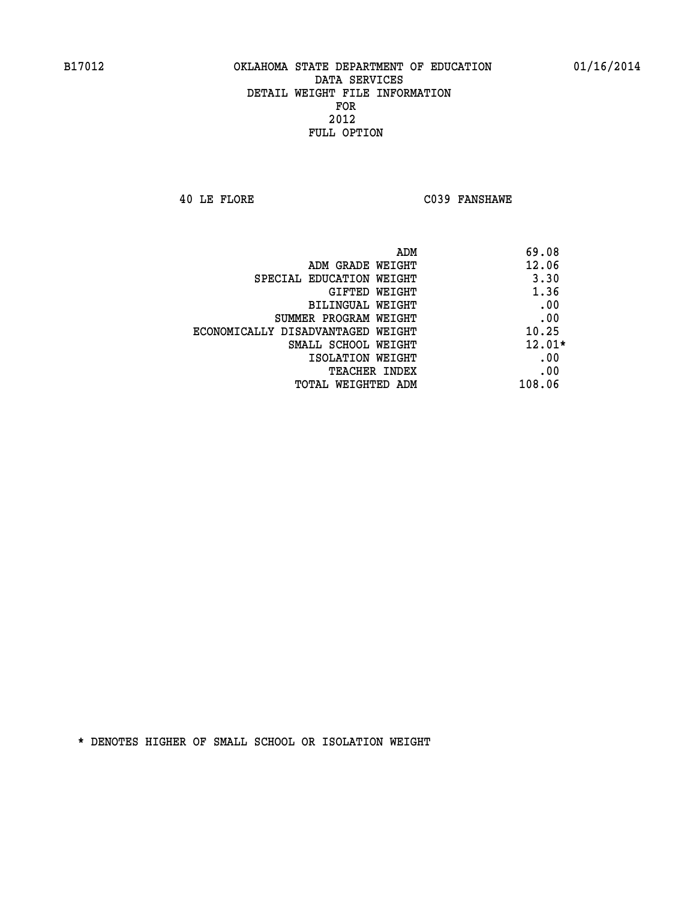B17012 OKLAHOMA STATE DEPARTMENT OF EDUCATION 01/16/2014

DATA SERVICES
DETAIL WEIGHT FILE INFORMATION
FOR
2012
FULL OPTION

40 LE FLORE C039 FANSHAWE

| | |
|---|---|
| ADM | 69.08 |
| ADM GRADE WEIGHT | 12.06 |
| SPECIAL EDUCATION WEIGHT | 3.30 |
| GIFTED WEIGHT | 1.36 |
| BILINGUAL WEIGHT | .00 |
| SUMMER PROGRAM WEIGHT | .00 |
| ECONOMICALLY DISADVANTAGED WEIGHT | 10.25 |
| SMALL SCHOOL WEIGHT | 12.01* |
| ISOLATION WEIGHT | .00 |
| TEACHER INDEX | .00 |
| TOTAL WEIGHTED ADM | 108.06 |

* DENOTES HIGHER OF SMALL SCHOOL OR ISOLATION WEIGHT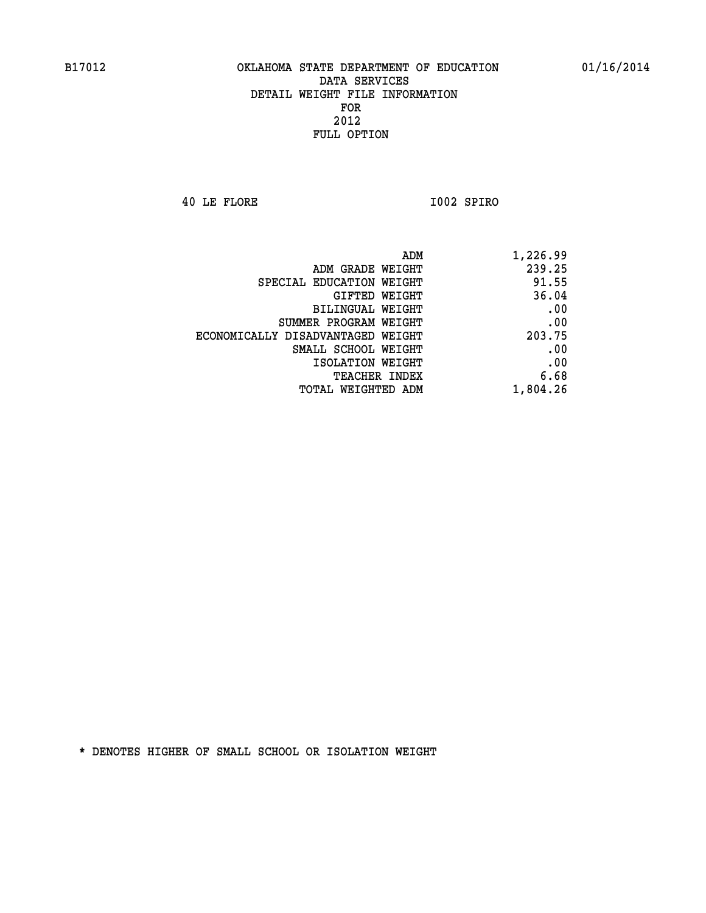B17012 OKLAHOMA STATE DEPARTMENT OF EDUCATION 01/16/2014

DATA SERVICES
DETAIL WEIGHT FILE INFORMATION
FOR
2012
FULL OPTION

40 LE FLORE I002 SPIRO

| | |
|---|---|
| ADM | 1,226.99 |
| ADM GRADE WEIGHT | 239.25 |
| SPECIAL EDUCATION WEIGHT | 91.55 |
| GIFTED WEIGHT | 36.04 |
| BILINGUAL WEIGHT | .00 |
| SUMMER PROGRAM WEIGHT | .00 |
| ECONOMICALLY DISADVANTAGED WEIGHT | 203.75 |
| SMALL SCHOOL WEIGHT | .00 |
| ISOLATION WEIGHT | .00 |
| TEACHER INDEX | 6.68 |
| TOTAL WEIGHTED ADM | 1,804.26 |

* DENOTES HIGHER OF SMALL SCHOOL OR ISOLATION WEIGHT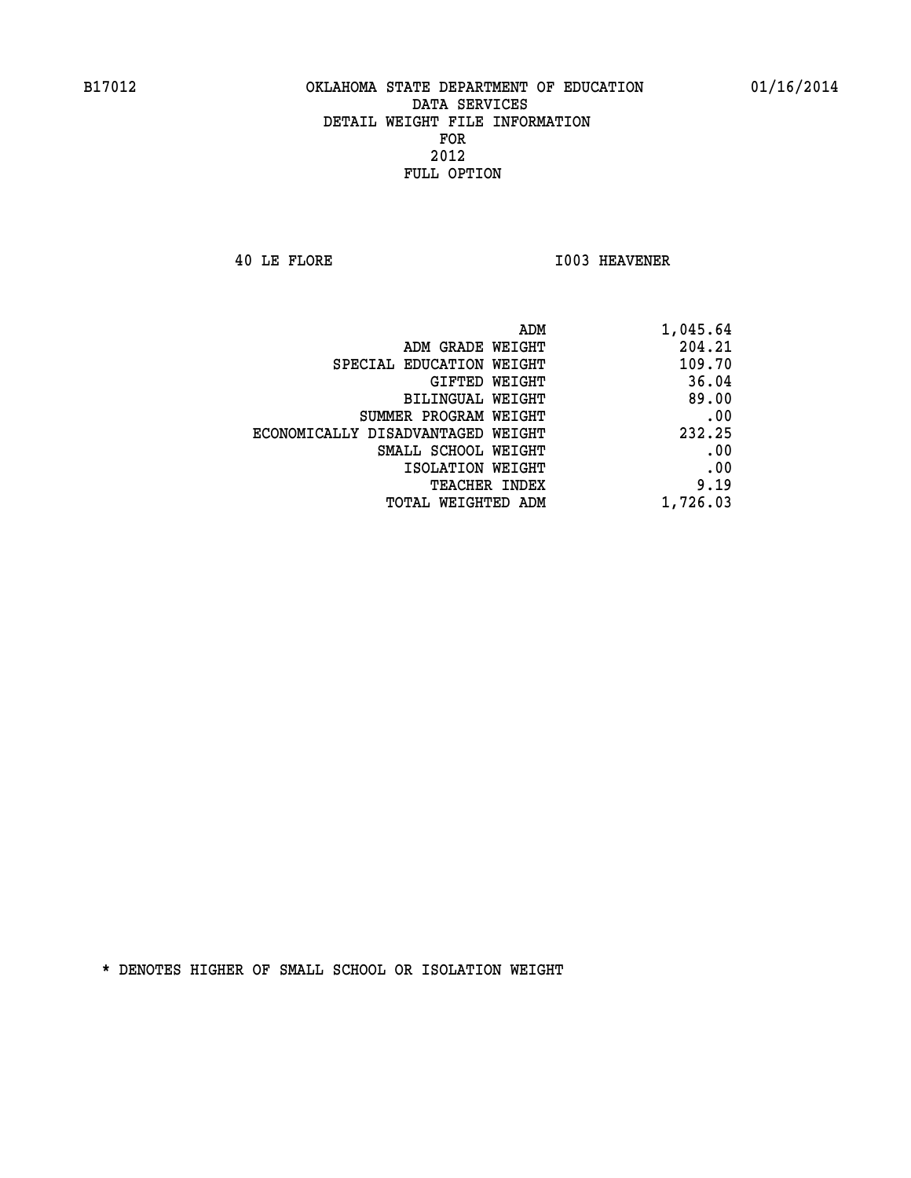B17012 OKLAHOMA STATE DEPARTMENT OF EDUCATION 01/16/2014

DATA SERVICES
DETAIL WEIGHT FILE INFORMATION
FOR
2012
FULL OPTION

40 LE FLORE I003 HEAVENER

| | |
|---|---|
| ADM | 1,045.64 |
| ADM GRADE WEIGHT | 204.21 |
| SPECIAL EDUCATION WEIGHT | 109.70 |
| GIFTED WEIGHT | 36.04 |
| BILINGUAL WEIGHT | 89.00 |
| SUMMER PROGRAM WEIGHT | .00 |
| ECONOMICALLY DISADVANTAGED WEIGHT | 232.25 |
| SMALL SCHOOL WEIGHT | .00 |
| ISOLATION WEIGHT | .00 |
| TEACHER INDEX | 9.19 |
| TOTAL WEIGHTED ADM | 1,726.03 |

* DENOTES HIGHER OF SMALL SCHOOL OR ISOLATION WEIGHT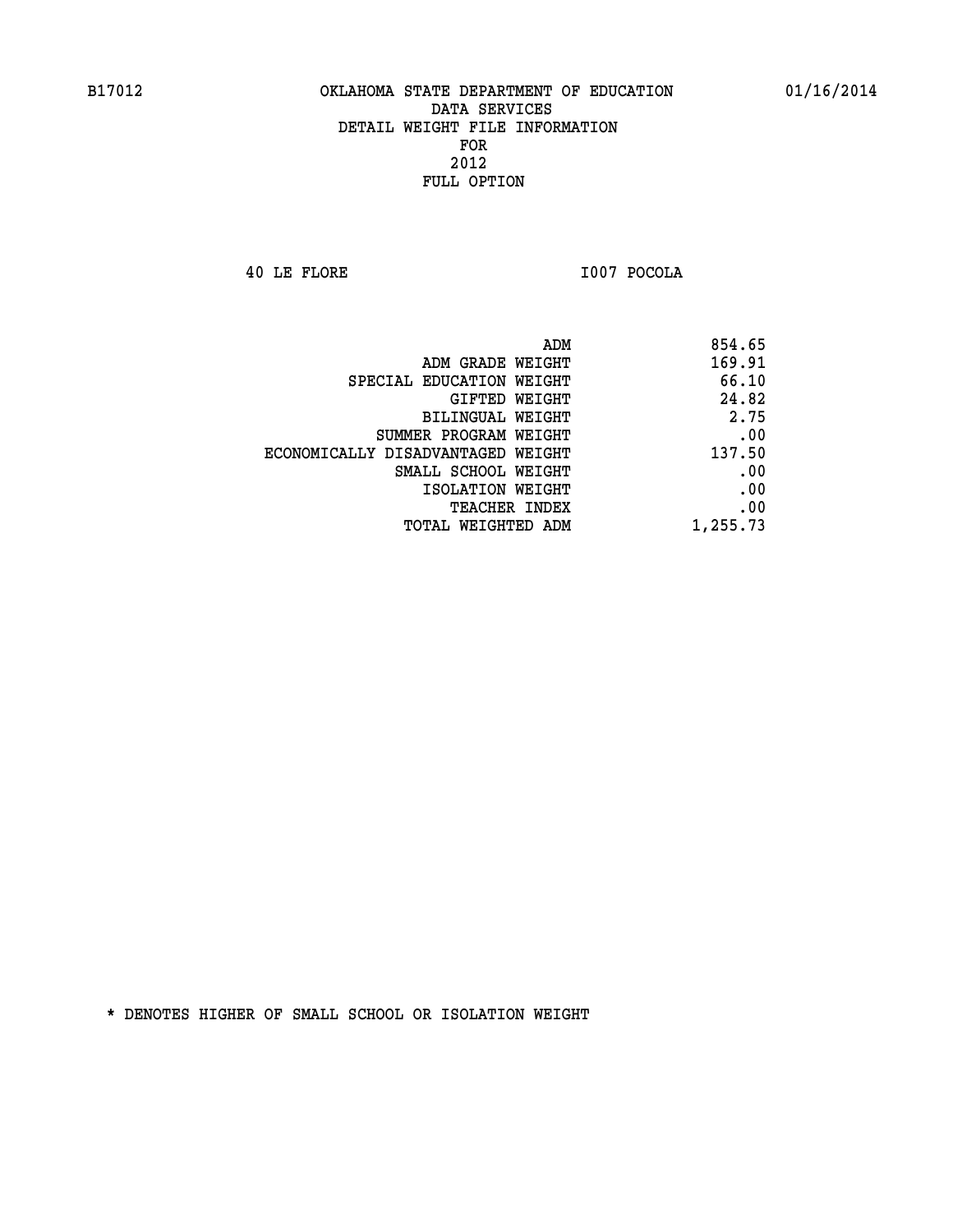B17012 OKLAHOMA STATE DEPARTMENT OF EDUCATION 01/16/2014

DATA SERVICES
DETAIL WEIGHT FILE INFORMATION
FOR
2012
FULL OPTION

40 LE FLORE I007 POCOLA

| | |
|---|---|
| ADM | 854.65 |
| ADM GRADE WEIGHT | 169.91 |
| SPECIAL EDUCATION WEIGHT | 66.10 |
| GIFTED WEIGHT | 24.82 |
| BILINGUAL WEIGHT | 2.75 |
| SUMMER PROGRAM WEIGHT | .00 |
| ECONOMICALLY DISADVANTAGED WEIGHT | 137.50 |
| SMALL SCHOOL WEIGHT | .00 |
| ISOLATION WEIGHT | .00 |
| TEACHER INDEX | .00 |
| TOTAL WEIGHTED ADM | 1,255.73 |

* DENOTES HIGHER OF SMALL SCHOOL OR ISOLATION WEIGHT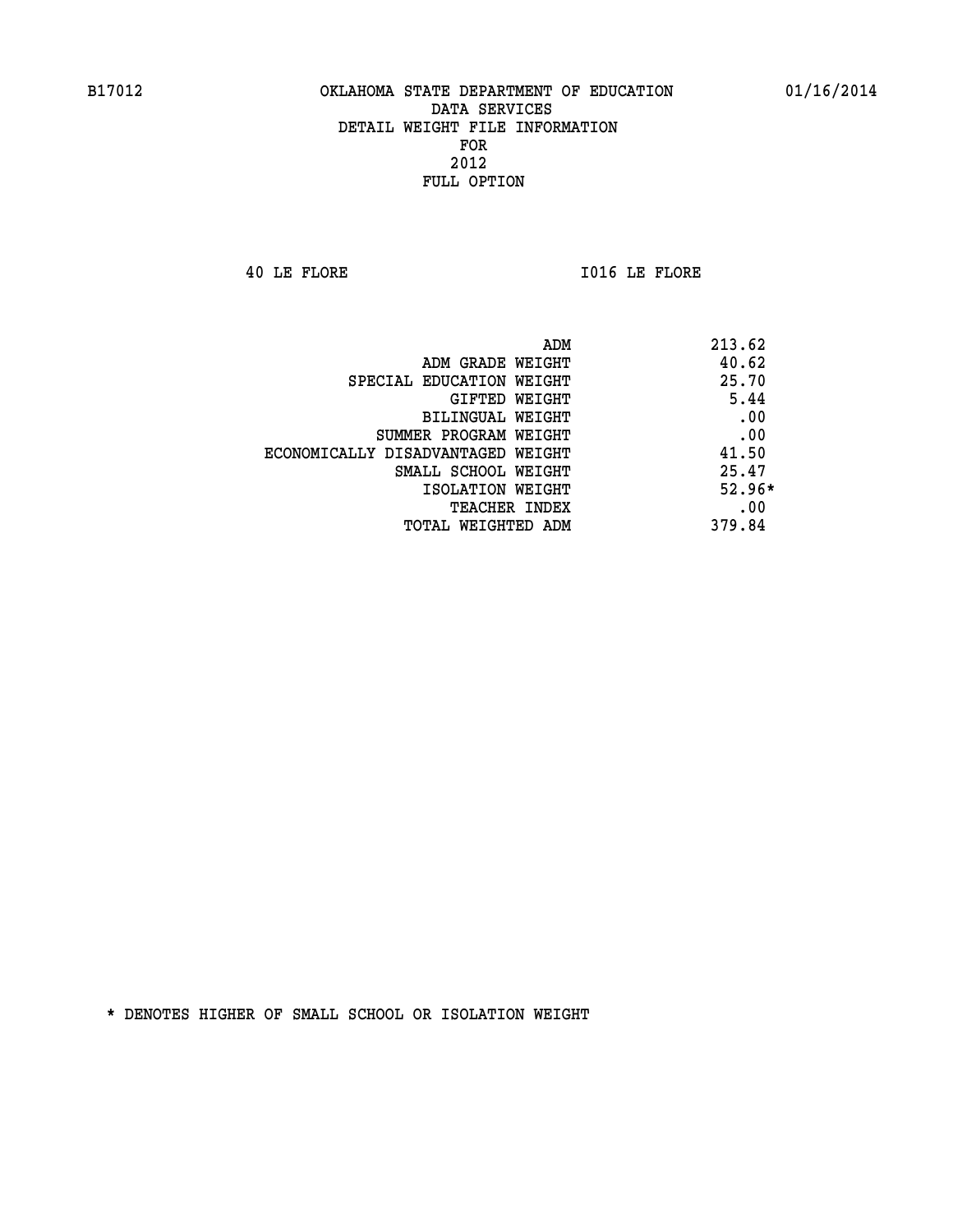B17012 OKLAHOMA STATE DEPARTMENT OF EDUCATION 01/16/2014

DATA SERVICES
DETAIL WEIGHT FILE INFORMATION
FOR
2012
FULL OPTION

40 LE FLORE I016 LE FLORE

| | |
|---|---|
| ADM | 213.62 |
| ADM GRADE WEIGHT | 40.62 |
| SPECIAL EDUCATION WEIGHT | 25.70 |
| GIFTED WEIGHT | 5.44 |
| BILINGUAL WEIGHT | .00 |
| SUMMER PROGRAM WEIGHT | .00 |
| ECONOMICALLY DISADVANTAGED WEIGHT | 41.50 |
| SMALL SCHOOL WEIGHT | 25.47 |
| ISOLATION WEIGHT | 52.96* |
| TEACHER INDEX | .00 |
| TOTAL WEIGHTED ADM | 379.84 |

* DENOTES HIGHER OF SMALL SCHOOL OR ISOLATION WEIGHT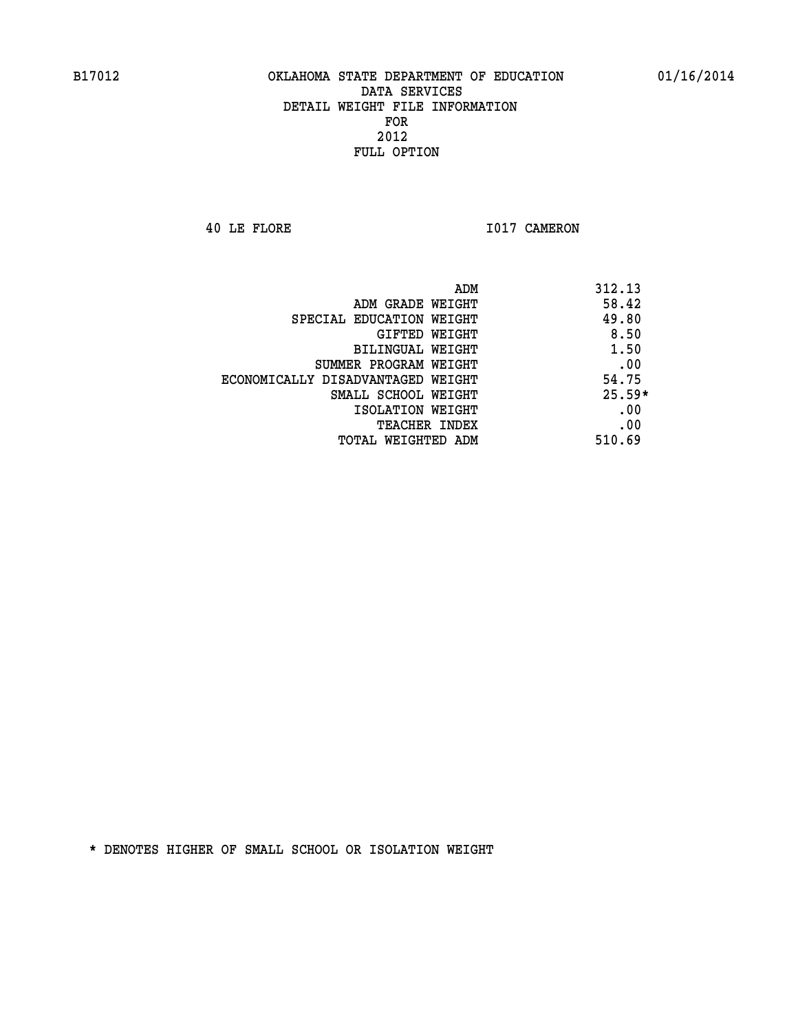B17012 OKLAHOMA STATE DEPARTMENT OF EDUCATION 01/16/2014

DATA SERVICES
DETAIL WEIGHT FILE INFORMATION
FOR
2012
FULL OPTION

40 LE FLORE I017 CAMERON

| | |
|---|---|
| ADM | 312.13 |
| ADM GRADE WEIGHT | 58.42 |
| SPECIAL EDUCATION WEIGHT | 49.80 |
| GIFTED WEIGHT | 8.50 |
| BILINGUAL WEIGHT | 1.50 |
| SUMMER PROGRAM WEIGHT | .00 |
| ECONOMICALLY DISADVANTAGED WEIGHT | 54.75 |
| SMALL SCHOOL WEIGHT | 25.59* |
| ISOLATION WEIGHT | .00 |
| TEACHER INDEX | .00 |
| TOTAL WEIGHTED ADM | 510.69 |

* DENOTES HIGHER OF SMALL SCHOOL OR ISOLATION WEIGHT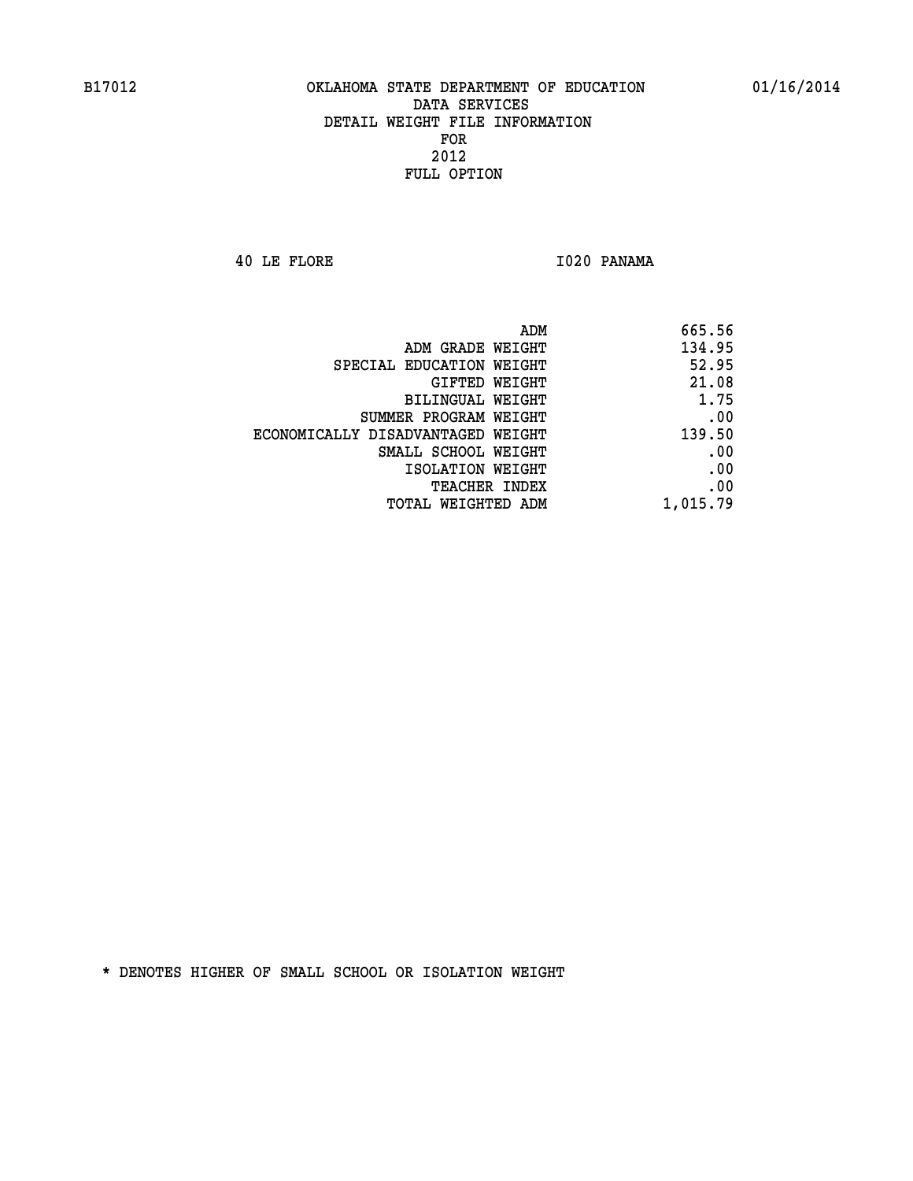B17012 OKLAHOMA STATE DEPARTMENT OF EDUCATION 01/16/2014

DATA SERVICES
DETAIL WEIGHT FILE INFORMATION
FOR
2012
FULL OPTION

40 LE FLORE I020 PANAMA

| | |
|---|---|
| ADM | 665.56 |
| ADM GRADE WEIGHT | 134.95 |
| SPECIAL EDUCATION WEIGHT | 52.95 |
| GIFTED WEIGHT | 21.08 |
| BILINGUAL WEIGHT | 1.75 |
| SUMMER PROGRAM WEIGHT | .00 |
| ECONOMICALLY DISADVANTAGED WEIGHT | 139.50 |
| SMALL SCHOOL WEIGHT | .00 |
| ISOLATION WEIGHT | .00 |
| TEACHER INDEX | .00 |
| TOTAL WEIGHTED ADM | 1,015.79 |

* DENOTES HIGHER OF SMALL SCHOOL OR ISOLATION WEIGHT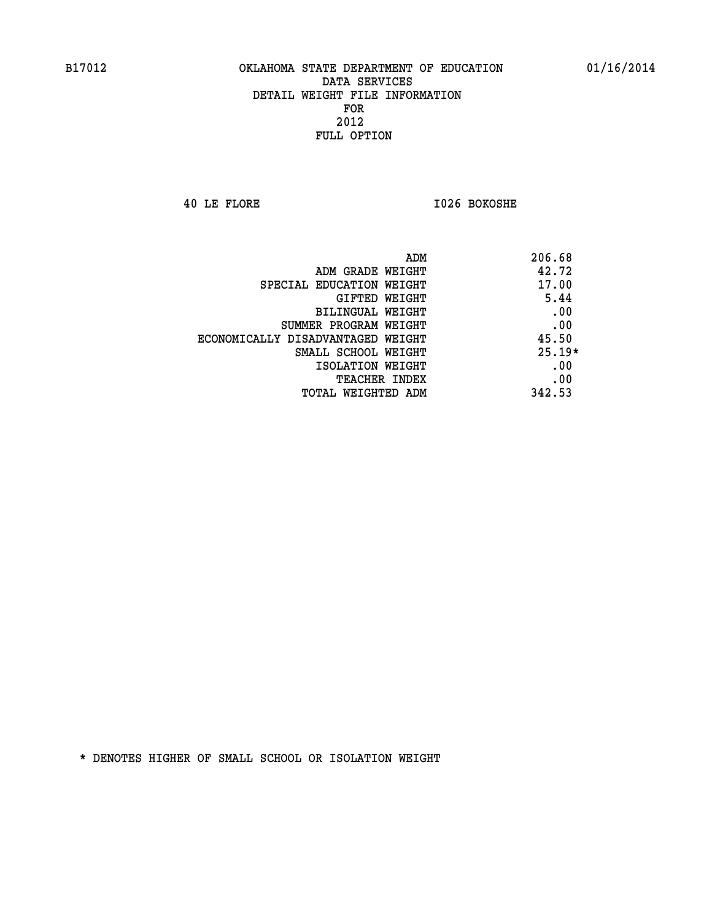B17012 OKLAHOMA STATE DEPARTMENT OF EDUCATION 01/16/2014

DATA SERVICES
DETAIL WEIGHT FILE INFORMATION
FOR
2012
FULL OPTION

40 LE FLORE I026 BOKOSHE

| | |
|---|---|
| ADM | 206.68 |
| ADM GRADE WEIGHT | 42.72 |
| SPECIAL EDUCATION WEIGHT | 17.00 |
| GIFTED WEIGHT | 5.44 |
| BILINGUAL WEIGHT | .00 |
| SUMMER PROGRAM WEIGHT | .00 |
| ECONOMICALLY DISADVANTAGED WEIGHT | 45.50 |
| SMALL SCHOOL WEIGHT | 25.19* |
| ISOLATION WEIGHT | .00 |
| TEACHER INDEX | .00 |
| TOTAL WEIGHTED ADM | 342.53 |

* DENOTES HIGHER OF SMALL SCHOOL OR ISOLATION WEIGHT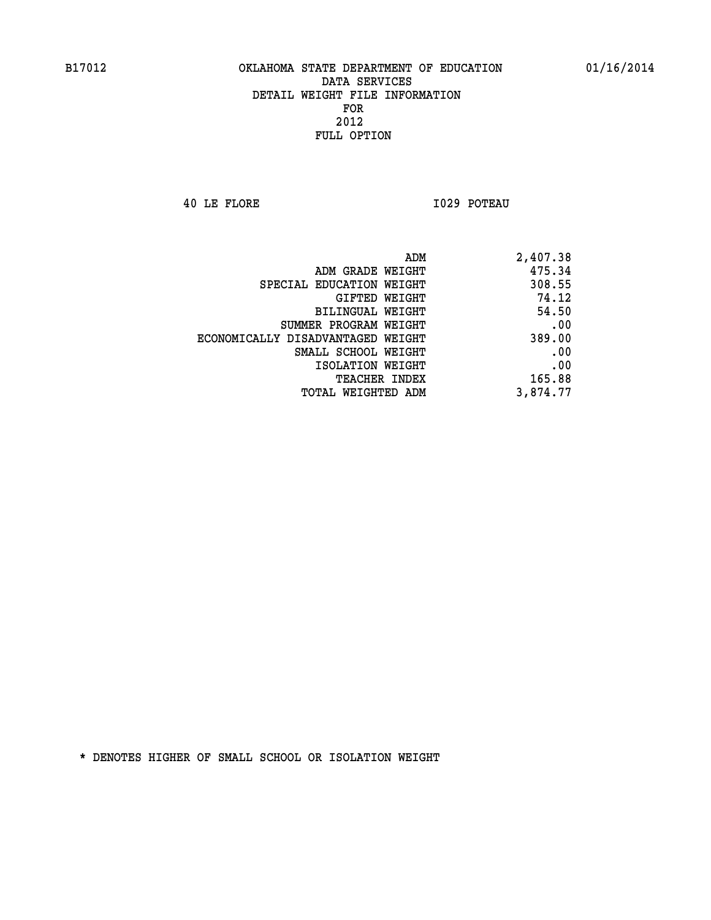B17012 OKLAHOMA STATE DEPARTMENT OF EDUCATION 01/16/2014

DATA SERVICES
DETAIL WEIGHT FILE INFORMATION
FOR
2012
FULL OPTION

40 LE FLORE I029 POTEAU

| | |
|---|---|
| ADM | 2,407.38 |
| ADM GRADE WEIGHT | 475.34 |
| SPECIAL EDUCATION WEIGHT | 308.55 |
| GIFTED WEIGHT | 74.12 |
| BILINGUAL WEIGHT | 54.50 |
| SUMMER PROGRAM WEIGHT | .00 |
| ECONOMICALLY DISADVANTAGED WEIGHT | 389.00 |
| SMALL SCHOOL WEIGHT | .00 |
| ISOLATION WEIGHT | .00 |
| TEACHER INDEX | 165.88 |
| TOTAL WEIGHTED ADM | 3,874.77 |

* DENOTES HIGHER OF SMALL SCHOOL OR ISOLATION WEIGHT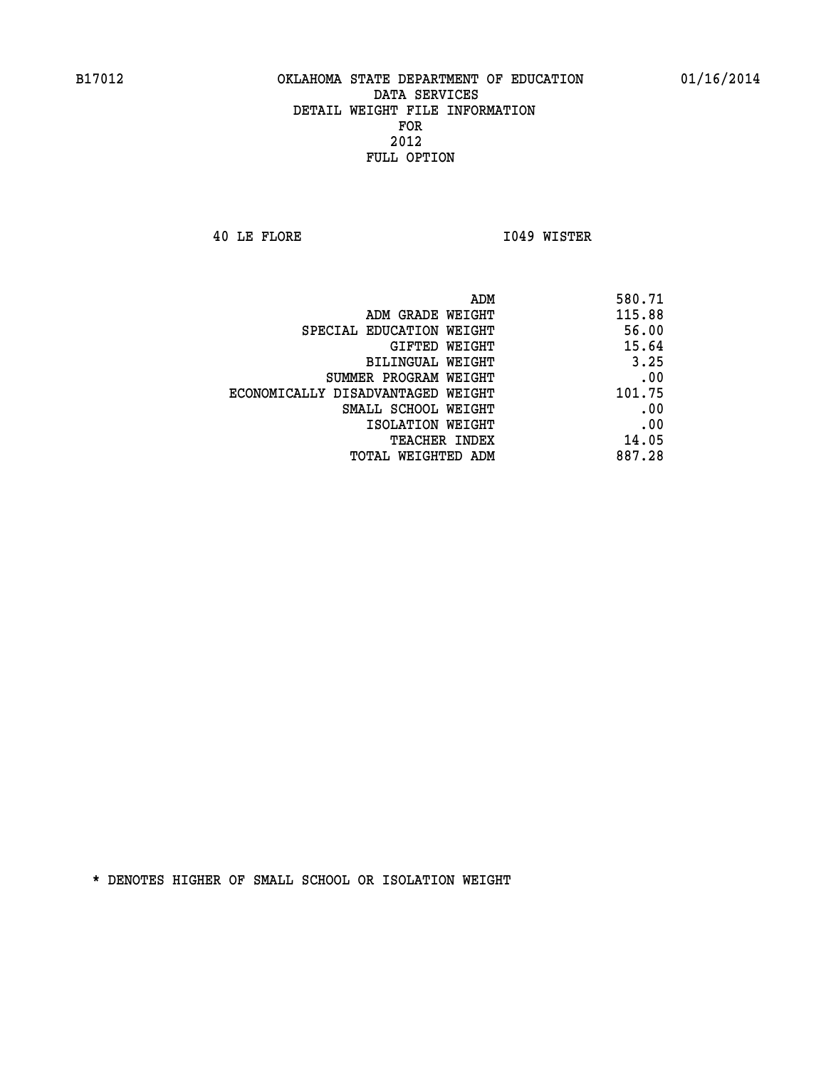B17012 OKLAHOMA STATE DEPARTMENT OF EDUCATION 01/16/2014

DATA SERVICES
DETAIL WEIGHT FILE INFORMATION
FOR
2012
FULL OPTION

40 LE FLORE I049 WISTER

| | |
|---|---|
| ADM | 580.71 |
| ADM GRADE WEIGHT | 115.88 |
| SPECIAL EDUCATION WEIGHT | 56.00 |
| GIFTED WEIGHT | 15.64 |
| BILINGUAL WEIGHT | 3.25 |
| SUMMER PROGRAM WEIGHT | .00 |
| ECONOMICALLY DISADVANTAGED WEIGHT | 101.75 |
| SMALL SCHOOL WEIGHT | .00 |
| ISOLATION WEIGHT | .00 |
| TEACHER INDEX | 14.05 |
| TOTAL WEIGHTED ADM | 887.28 |

* DENOTES HIGHER OF SMALL SCHOOL OR ISOLATION WEIGHT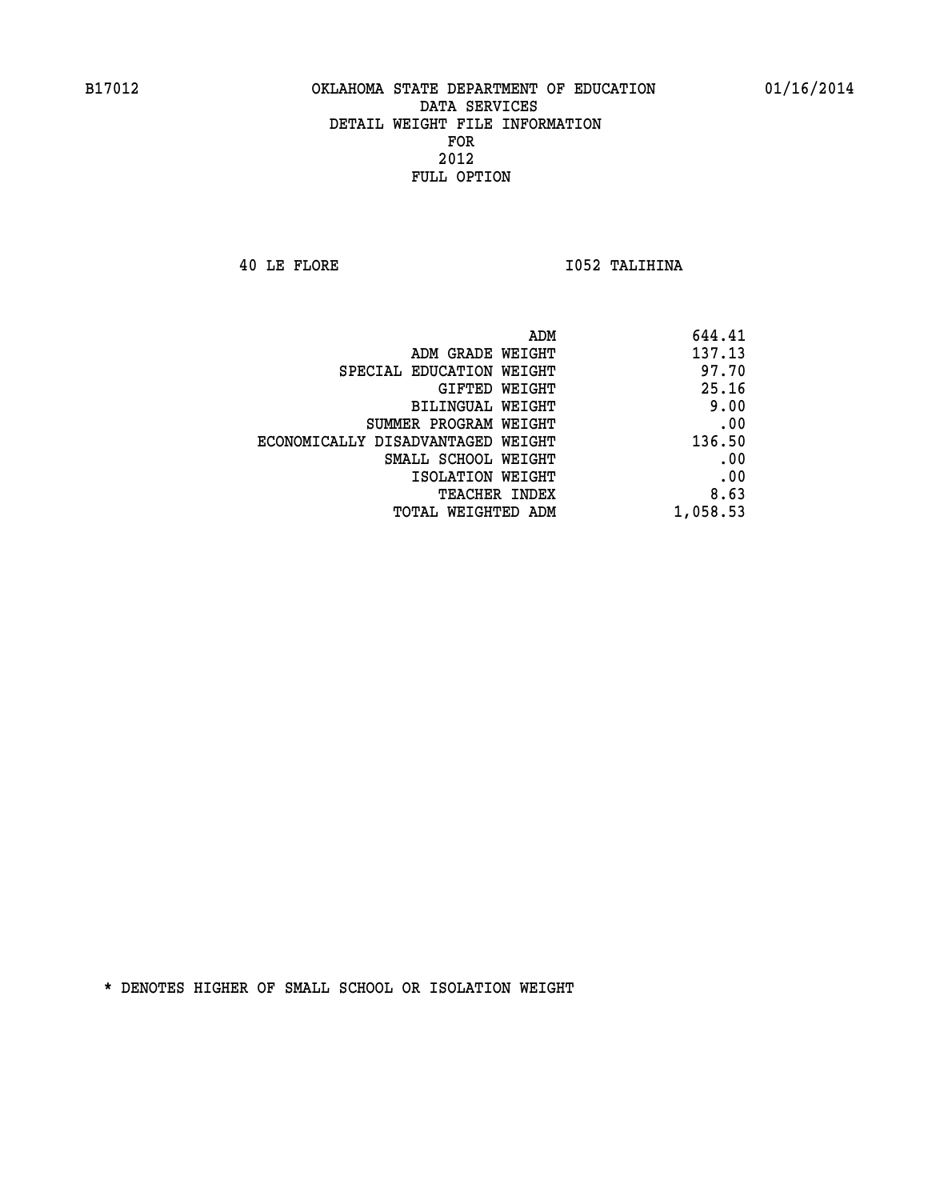B17012 OKLAHOMA STATE DEPARTMENT OF EDUCATION 01/16/2014

DATA SERVICES
DETAIL WEIGHT FILE INFORMATION
FOR
2012
FULL OPTION

40 LE FLORE I052 TALIHINA

| | |
|---|---|
| ADM | 644.41 |
| ADM GRADE WEIGHT | 137.13 |
| SPECIAL EDUCATION WEIGHT | 97.70 |
| GIFTED WEIGHT | 25.16 |
| BILINGUAL WEIGHT | 9.00 |
| SUMMER PROGRAM WEIGHT | .00 |
| ECONOMICALLY DISADVANTAGED WEIGHT | 136.50 |
| SMALL SCHOOL WEIGHT | .00 |
| ISOLATION WEIGHT | .00 |
| TEACHER INDEX | 8.63 |
| TOTAL WEIGHTED ADM | 1,058.53 |

* DENOTES HIGHER OF SMALL SCHOOL OR ISOLATION WEIGHT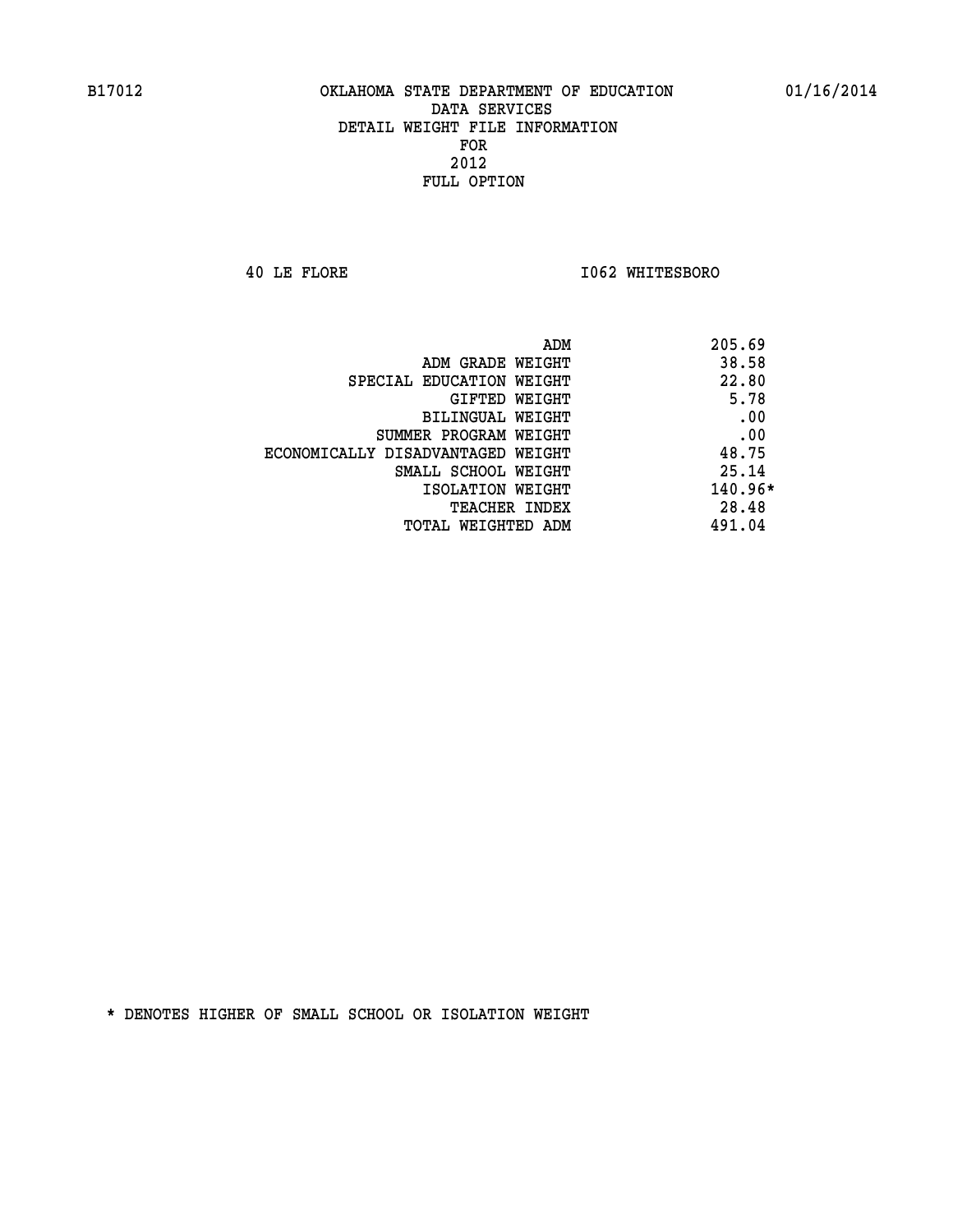B17012 OKLAHOMA STATE DEPARTMENT OF EDUCATION 01/16/2014

DATA SERVICES
DETAIL WEIGHT FILE INFORMATION
FOR
2012
FULL OPTION

40 LE FLORE I062 WHITESBORO

| | |
|---|---|
| ADM | 205.69 |
| ADM GRADE WEIGHT | 38.58 |
| SPECIAL EDUCATION WEIGHT | 22.80 |
| GIFTED WEIGHT | 5.78 |
| BILINGUAL WEIGHT | .00 |
| SUMMER PROGRAM WEIGHT | .00 |
| ECONOMICALLY DISADVANTAGED WEIGHT | 48.75 |
| SMALL SCHOOL WEIGHT | 25.14 |
| ISOLATION WEIGHT | 140.96* |
| TEACHER INDEX | 28.48 |
| TOTAL WEIGHTED ADM | 491.04 |

* DENOTES HIGHER OF SMALL SCHOOL OR ISOLATION WEIGHT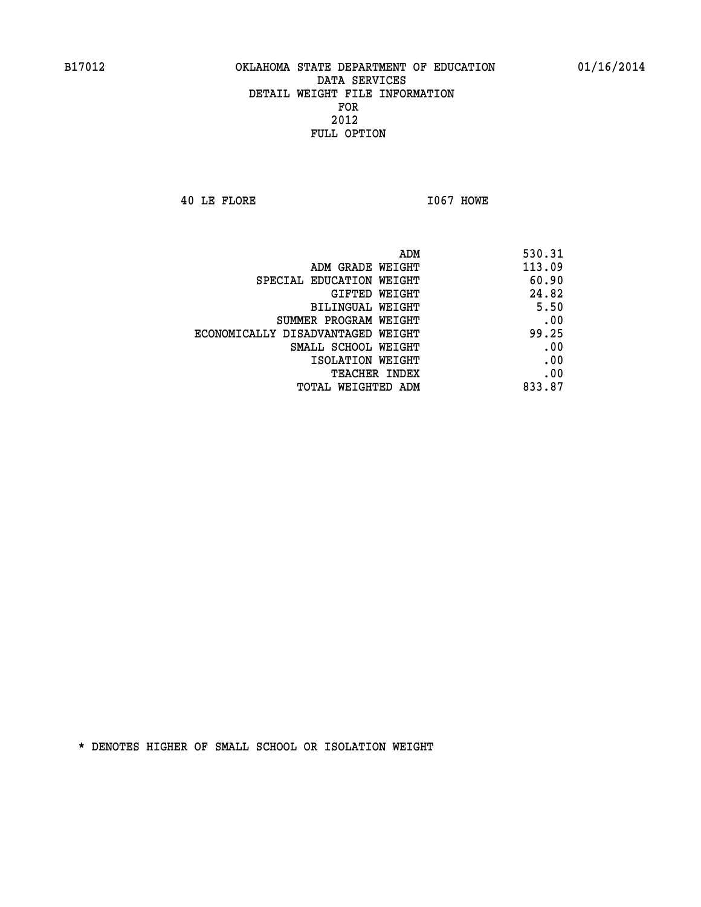B17012 OKLAHOMA STATE DEPARTMENT OF EDUCATION 01/16/2014

DATA SERVICES
DETAIL WEIGHT FILE INFORMATION
FOR
2012
FULL OPTION

40 LE FLORE I067 HOWE

| | |
|---|---|
| ADM | 530.31 |
| ADM GRADE WEIGHT | 113.09 |
| SPECIAL EDUCATION WEIGHT | 60.90 |
| GIFTED WEIGHT | 24.82 |
| BILINGUAL WEIGHT | 5.50 |
| SUMMER PROGRAM WEIGHT | .00 |
| ECONOMICALLY DISADVANTAGED WEIGHT | 99.25 |
| SMALL SCHOOL WEIGHT | .00 |
| ISOLATION WEIGHT | .00 |
| TEACHER INDEX | .00 |
| TOTAL WEIGHTED ADM | 833.87 |

* DENOTES HIGHER OF SMALL SCHOOL OR ISOLATION WEIGHT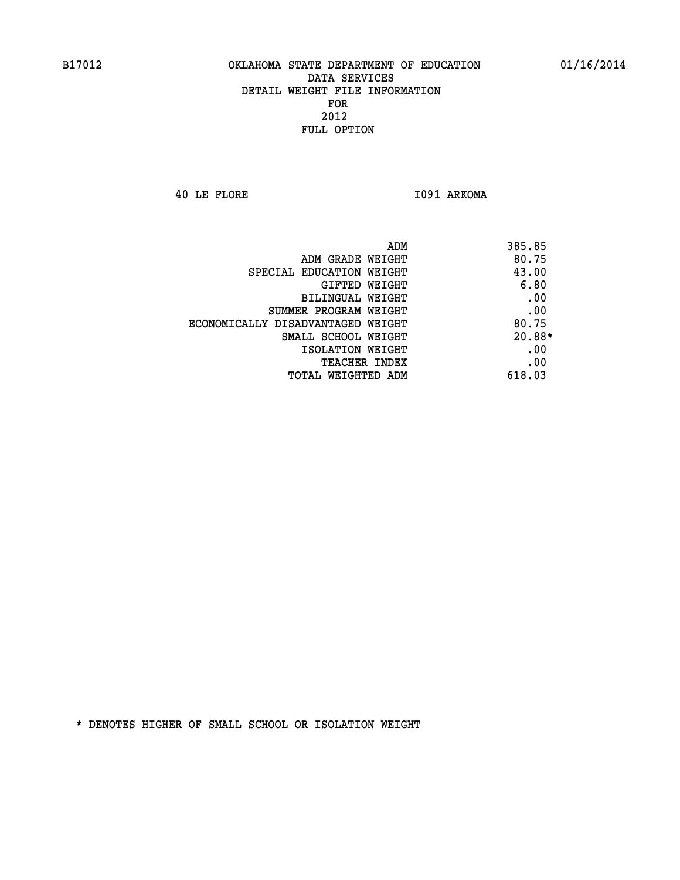B17012 OKLAHOMA STATE DEPARTMENT OF EDUCATION 01/16/2014

DATA SERVICES
DETAIL WEIGHT FILE INFORMATION
FOR
2012
FULL OPTION

40 LE FLORE I091 ARKOMA

| | |
|---|---|
| ADM | 385.85 |
| ADM GRADE WEIGHT | 80.75 |
| SPECIAL EDUCATION WEIGHT | 43.00 |
| GIFTED WEIGHT | 6.80 |
| BILINGUAL WEIGHT | .00 |
| SUMMER PROGRAM WEIGHT | .00 |
| ECONOMICALLY DISADVANTAGED WEIGHT | 80.75 |
| SMALL SCHOOL WEIGHT | 20.88* |
| ISOLATION WEIGHT | .00 |
| TEACHER INDEX | .00 |
| TOTAL WEIGHTED ADM | 618.03 |

* DENOTES HIGHER OF SMALL SCHOOL OR ISOLATION WEIGHT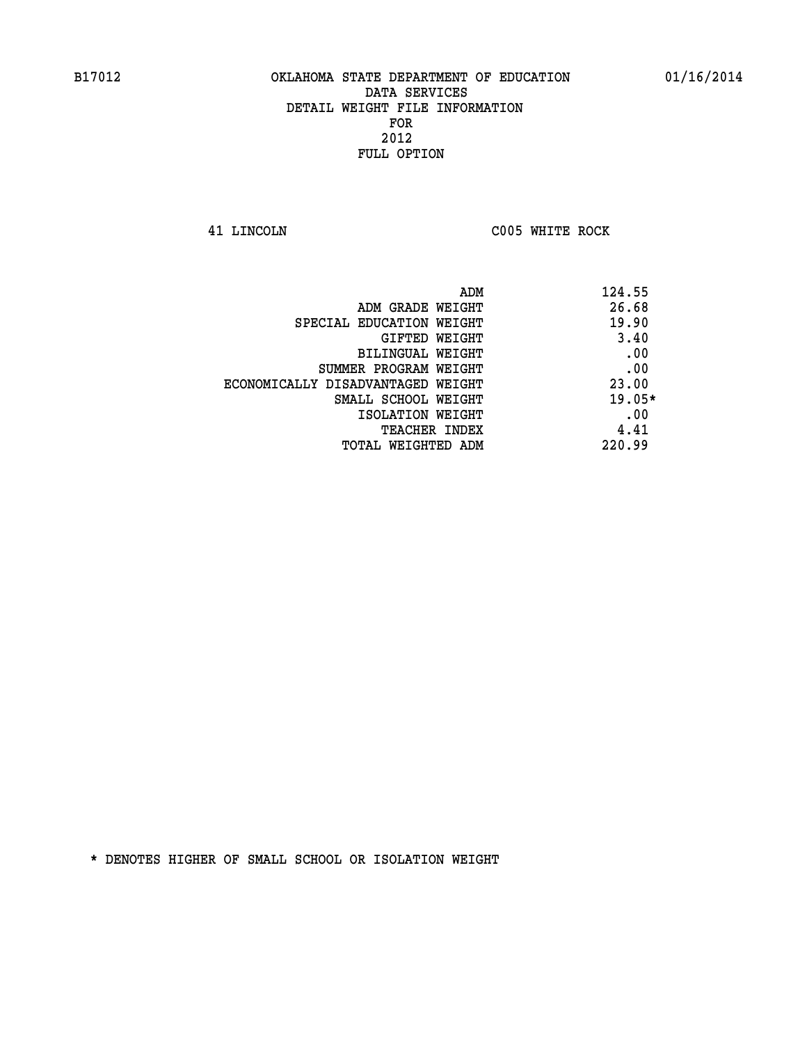B17012 OKLAHOMA STATE DEPARTMENT OF EDUCATION 01/16/2014

DATA SERVICES
DETAIL WEIGHT FILE INFORMATION
FOR
2012
FULL OPTION

41 LINCOLN C005 WHITE ROCK

| | |
|---|---|
| ADM | 124.55 |
| ADM GRADE WEIGHT | 26.68 |
| SPECIAL EDUCATION WEIGHT | 19.90 |
| GIFTED WEIGHT | 3.40 |
| BILINGUAL WEIGHT | .00 |
| SUMMER PROGRAM WEIGHT | .00 |
| ECONOMICALLY DISADVANTAGED WEIGHT | 23.00 |
| SMALL SCHOOL WEIGHT | 19.05* |
| ISOLATION WEIGHT | .00 |
| TEACHER INDEX | 4.41 |
| TOTAL WEIGHTED ADM | 220.99 |

* DENOTES HIGHER OF SMALL SCHOOL OR ISOLATION WEIGHT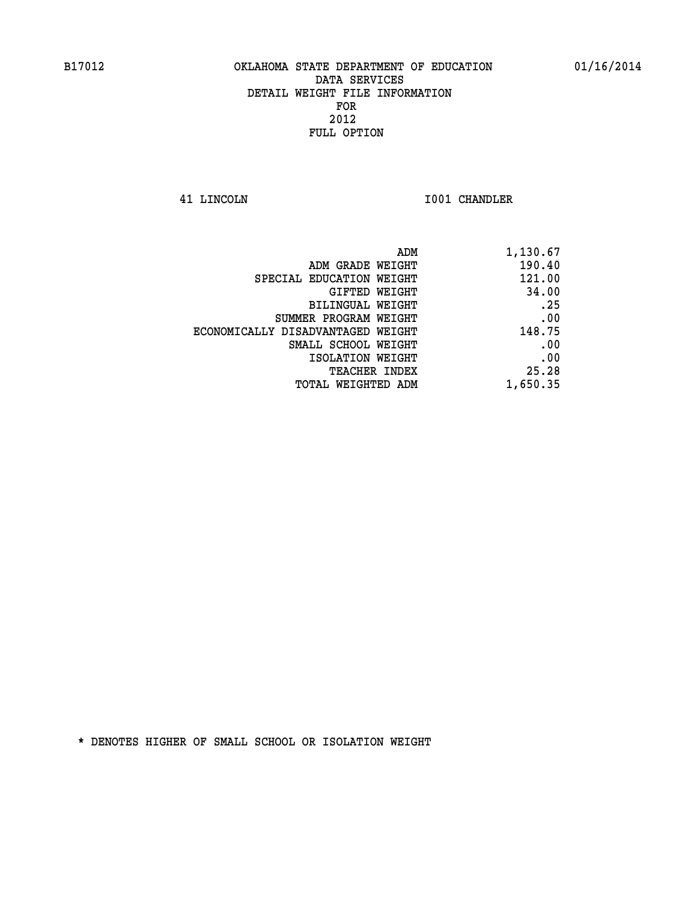B17012 OKLAHOMA STATE DEPARTMENT OF EDUCATION 01/16/2014

DATA SERVICES
DETAIL WEIGHT FILE INFORMATION
FOR
2012
FULL OPTION

41 LINCOLN I001 CHANDLER

| | |
|---|---|
| ADM | 1,130.67 |
| ADM GRADE WEIGHT | 190.40 |
| SPECIAL EDUCATION WEIGHT | 121.00 |
| GIFTED WEIGHT | 34.00 |
| BILINGUAL WEIGHT | .25 |
| SUMMER PROGRAM WEIGHT | .00 |
| ECONOMICALLY DISADVANTAGED WEIGHT | 148.75 |
| SMALL SCHOOL WEIGHT | .00 |
| ISOLATION WEIGHT | .00 |
| TEACHER INDEX | 25.28 |
| TOTAL WEIGHTED ADM | 1,650.35 |

* DENOTES HIGHER OF SMALL SCHOOL OR ISOLATION WEIGHT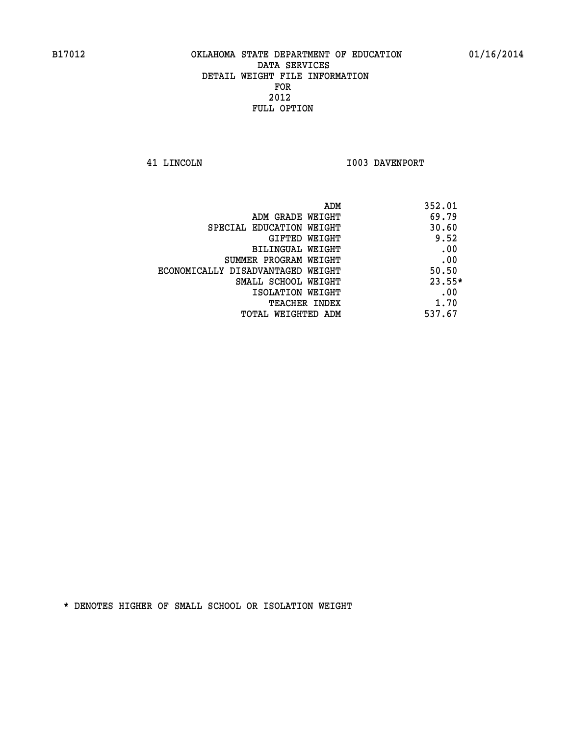B17012 OKLAHOMA STATE DEPARTMENT OF EDUCATION 01/16/2014

DATA SERVICES
DETAIL WEIGHT FILE INFORMATION
FOR
2012
FULL OPTION

41 LINCOLN I003 DAVENPORT

| | |
|---|---|
| ADM | 352.01 |
| ADM GRADE WEIGHT | 69.79 |
| SPECIAL EDUCATION WEIGHT | 30.60 |
| GIFTED WEIGHT | 9.52 |
| BILINGUAL WEIGHT | .00 |
| SUMMER PROGRAM WEIGHT | .00 |
| ECONOMICALLY DISADVANTAGED WEIGHT | 50.50 |
| SMALL SCHOOL WEIGHT | 23.55* |
| ISOLATION WEIGHT | .00 |
| TEACHER INDEX | 1.70 |
| TOTAL WEIGHTED ADM | 537.67 |

* DENOTES HIGHER OF SMALL SCHOOL OR ISOLATION WEIGHT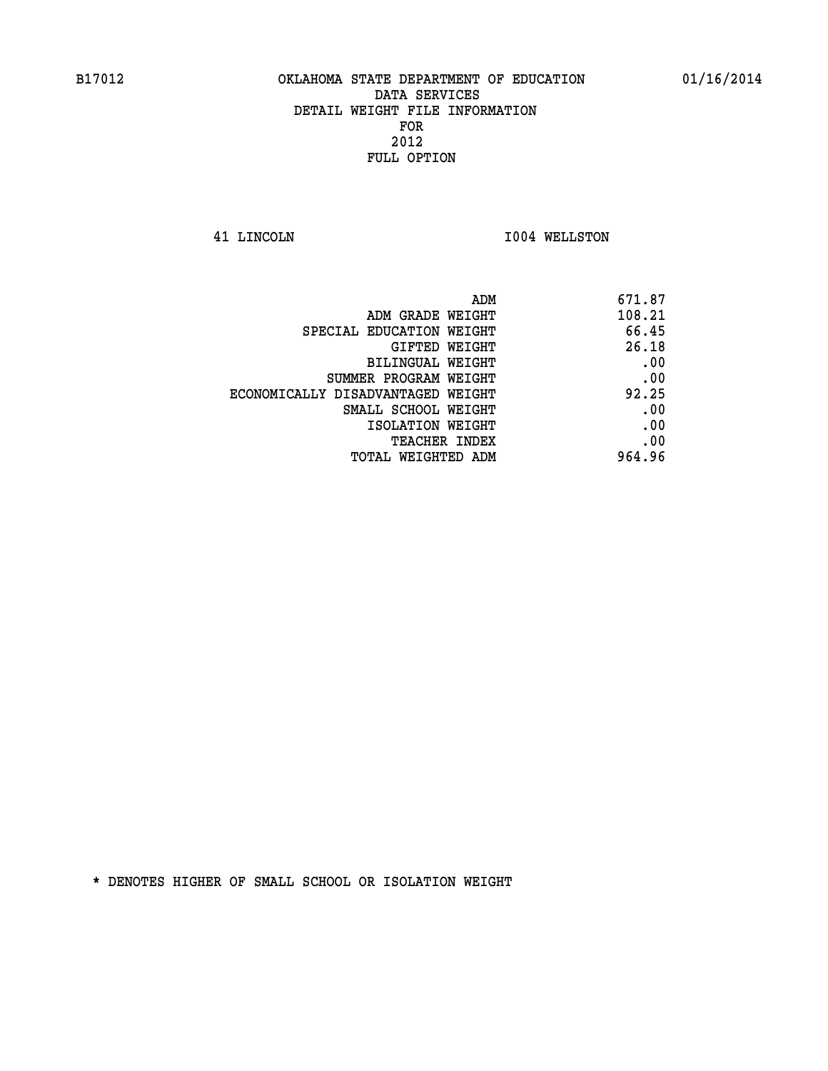B17012 OKLAHOMA STATE DEPARTMENT OF EDUCATION 01/16/2014

DATA SERVICES
DETAIL WEIGHT FILE INFORMATION
FOR
2012
FULL OPTION

41 LINCOLN I004 WELLSTON

| | |
|---|---|
| ADM | 671.87 |
| ADM GRADE WEIGHT | 108.21 |
| SPECIAL EDUCATION WEIGHT | 66.45 |
| GIFTED WEIGHT | 26.18 |
| BILINGUAL WEIGHT | .00 |
| SUMMER PROGRAM WEIGHT | .00 |
| ECONOMICALLY DISADVANTAGED WEIGHT | 92.25 |
| SMALL SCHOOL WEIGHT | .00 |
| ISOLATION WEIGHT | .00 |
| TEACHER INDEX | .00 |
| TOTAL WEIGHTED ADM | 964.96 |

* DENOTES HIGHER OF SMALL SCHOOL OR ISOLATION WEIGHT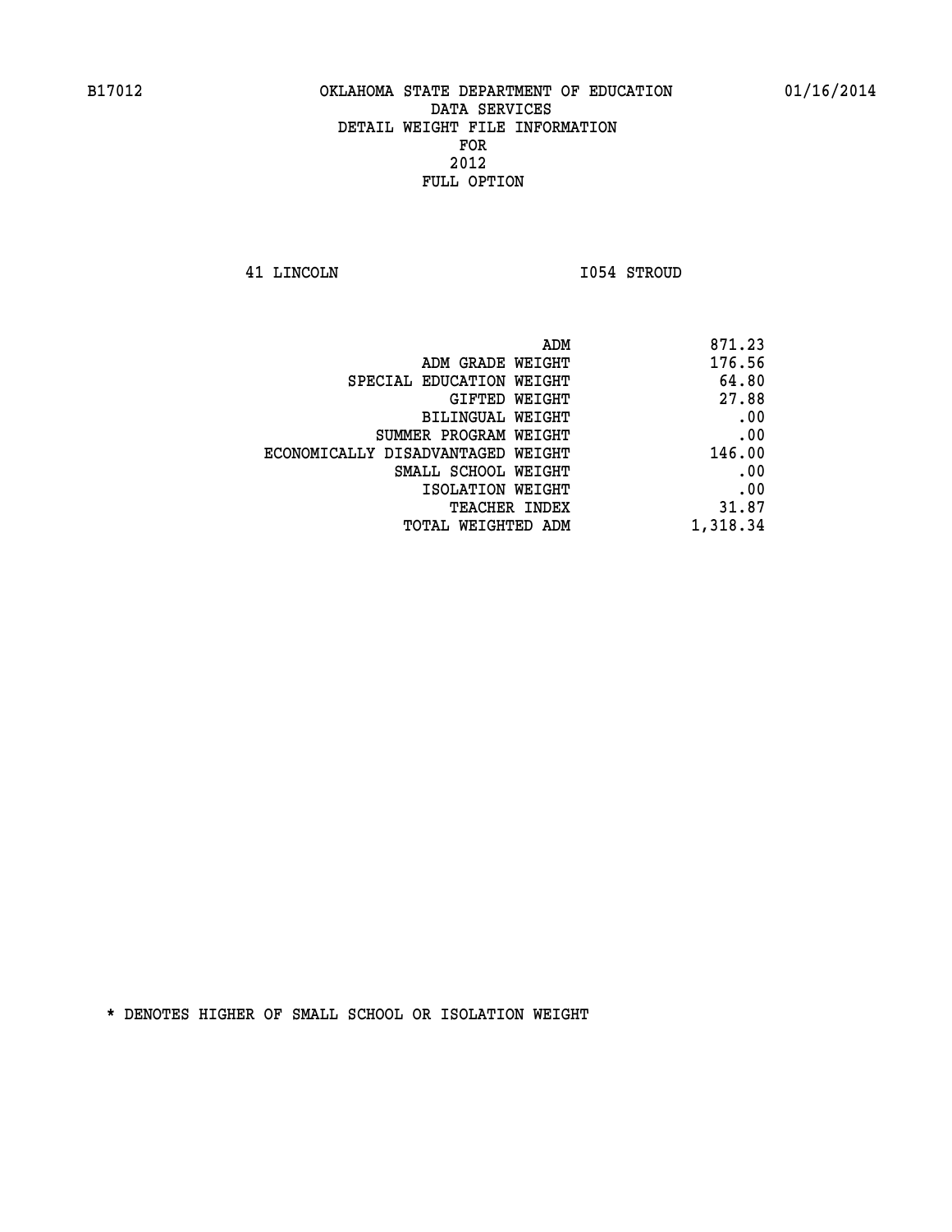B17012 OKLAHOMA STATE DEPARTMENT OF EDUCATION 01/16/2014

DATA SERVICES
DETAIL WEIGHT FILE INFORMATION
FOR
2012
FULL OPTION

41 LINCOLN I054 STROUD

| | |
|---|---|
| ADM | 871.23 |
| ADM GRADE WEIGHT | 176.56 |
| SPECIAL EDUCATION WEIGHT | 64.80 |
| GIFTED WEIGHT | 27.88 |
| BILINGUAL WEIGHT | .00 |
| SUMMER PROGRAM WEIGHT | .00 |
| ECONOMICALLY DISADVANTAGED WEIGHT | 146.00 |
| SMALL SCHOOL WEIGHT | .00 |
| ISOLATION WEIGHT | .00 |
| TEACHER INDEX | 31.87 |
| TOTAL WEIGHTED ADM | 1,318.34 |

* DENOTES HIGHER OF SMALL SCHOOL OR ISOLATION WEIGHT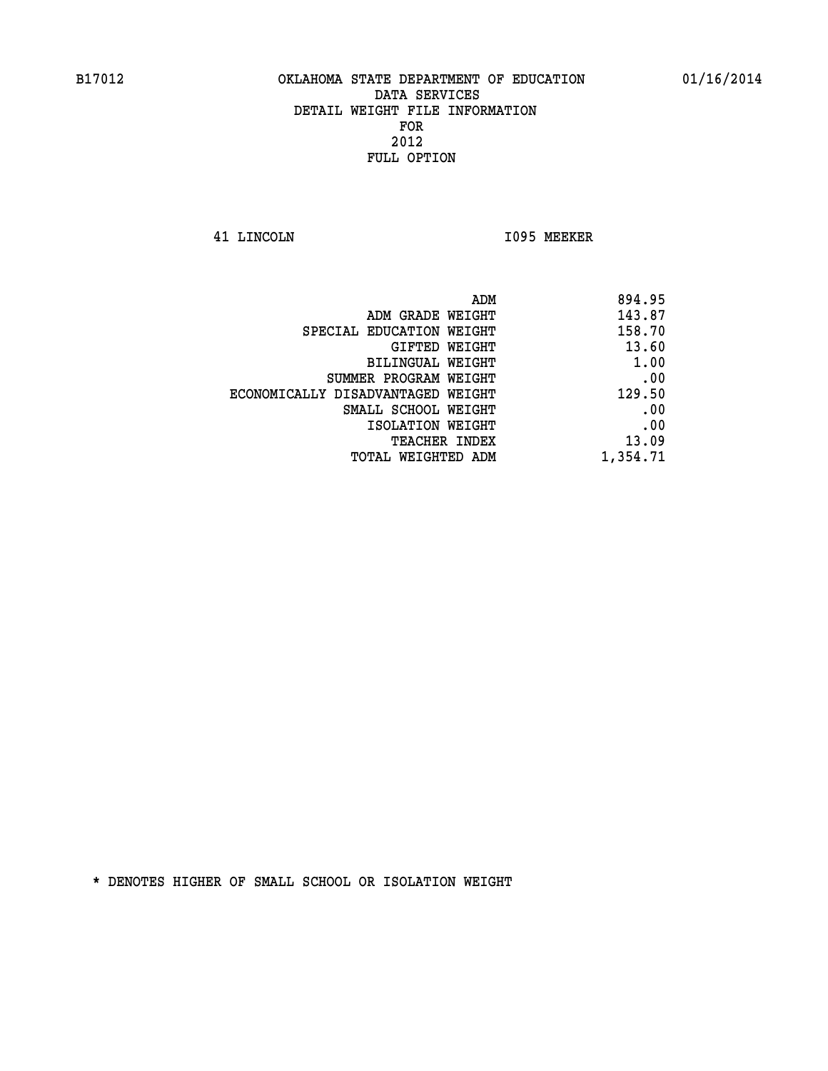B17012 OKLAHOMA STATE DEPARTMENT OF EDUCATION 01/16/2014

DATA SERVICES
DETAIL WEIGHT FILE INFORMATION
FOR
2012
FULL OPTION

41 LINCOLN I095 MEEKER

| | |
|---|---|
| ADM | 894.95 |
| ADM GRADE WEIGHT | 143.87 |
| SPECIAL EDUCATION WEIGHT | 158.70 |
| GIFTED WEIGHT | 13.60 |
| BILINGUAL WEIGHT | 1.00 |
| SUMMER PROGRAM WEIGHT | .00 |
| ECONOMICALLY DISADVANTAGED WEIGHT | 129.50 |
| SMALL SCHOOL WEIGHT | .00 |
| ISOLATION WEIGHT | .00 |
| TEACHER INDEX | 13.09 |
| TOTAL WEIGHTED ADM | 1,354.71 |

* DENOTES HIGHER OF SMALL SCHOOL OR ISOLATION WEIGHT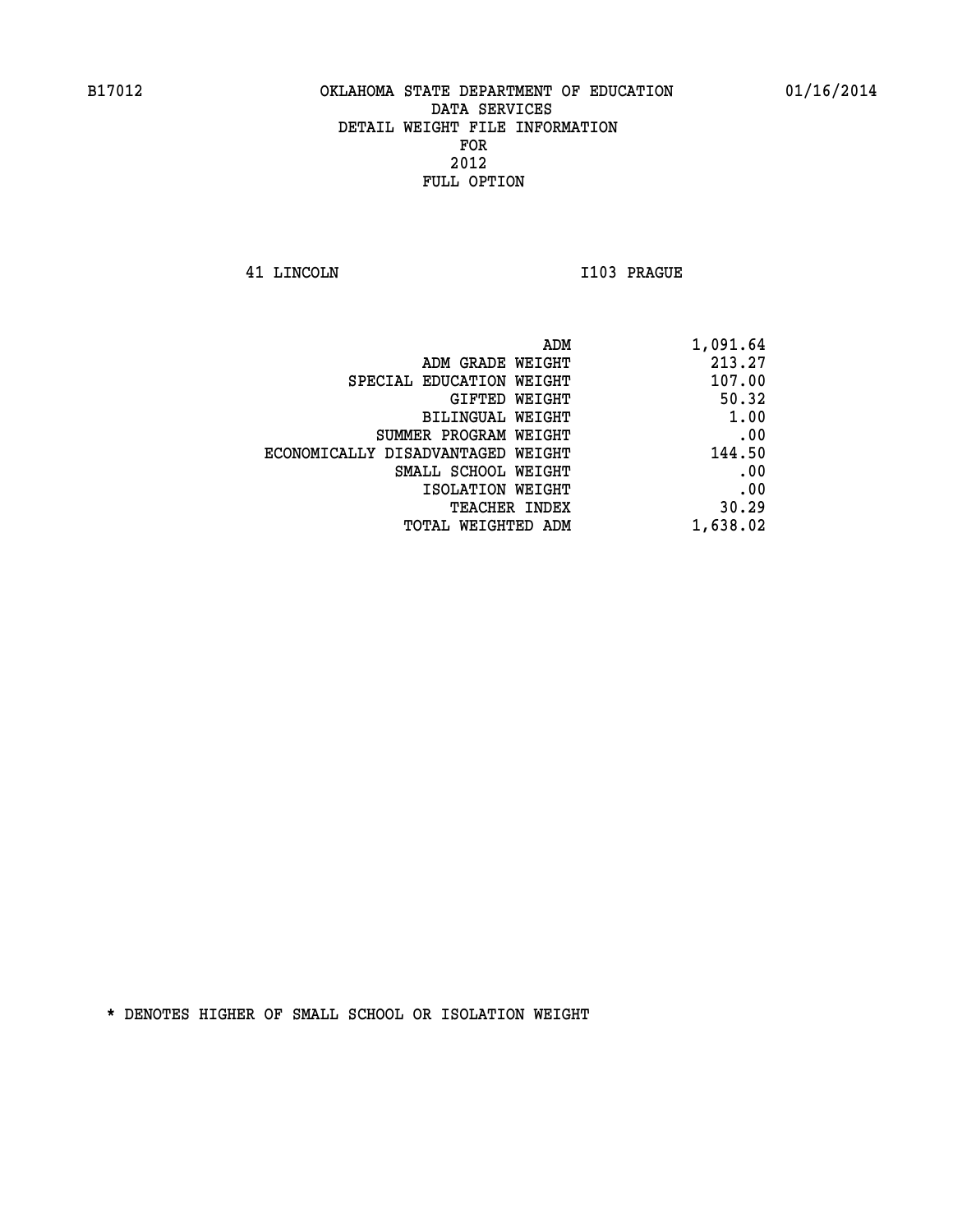B17012 OKLAHOMA STATE DEPARTMENT OF EDUCATION 01/16/2014

DATA SERVICES
DETAIL WEIGHT FILE INFORMATION
FOR
2012
FULL OPTION

41 LINCOLN I103 PRAGUE

| | |
|---|---|
| ADM | 1,091.64 |
| ADM GRADE WEIGHT | 213.27 |
| SPECIAL EDUCATION WEIGHT | 107.00 |
| GIFTED WEIGHT | 50.32 |
| BILINGUAL WEIGHT | 1.00 |
| SUMMER PROGRAM WEIGHT | .00 |
| ECONOMICALLY DISADVANTAGED WEIGHT | 144.50 |
| SMALL SCHOOL WEIGHT | .00 |
| ISOLATION WEIGHT | .00 |
| TEACHER INDEX | 30.29 |
| TOTAL WEIGHTED ADM | 1,638.02 |

* DENOTES HIGHER OF SMALL SCHOOL OR ISOLATION WEIGHT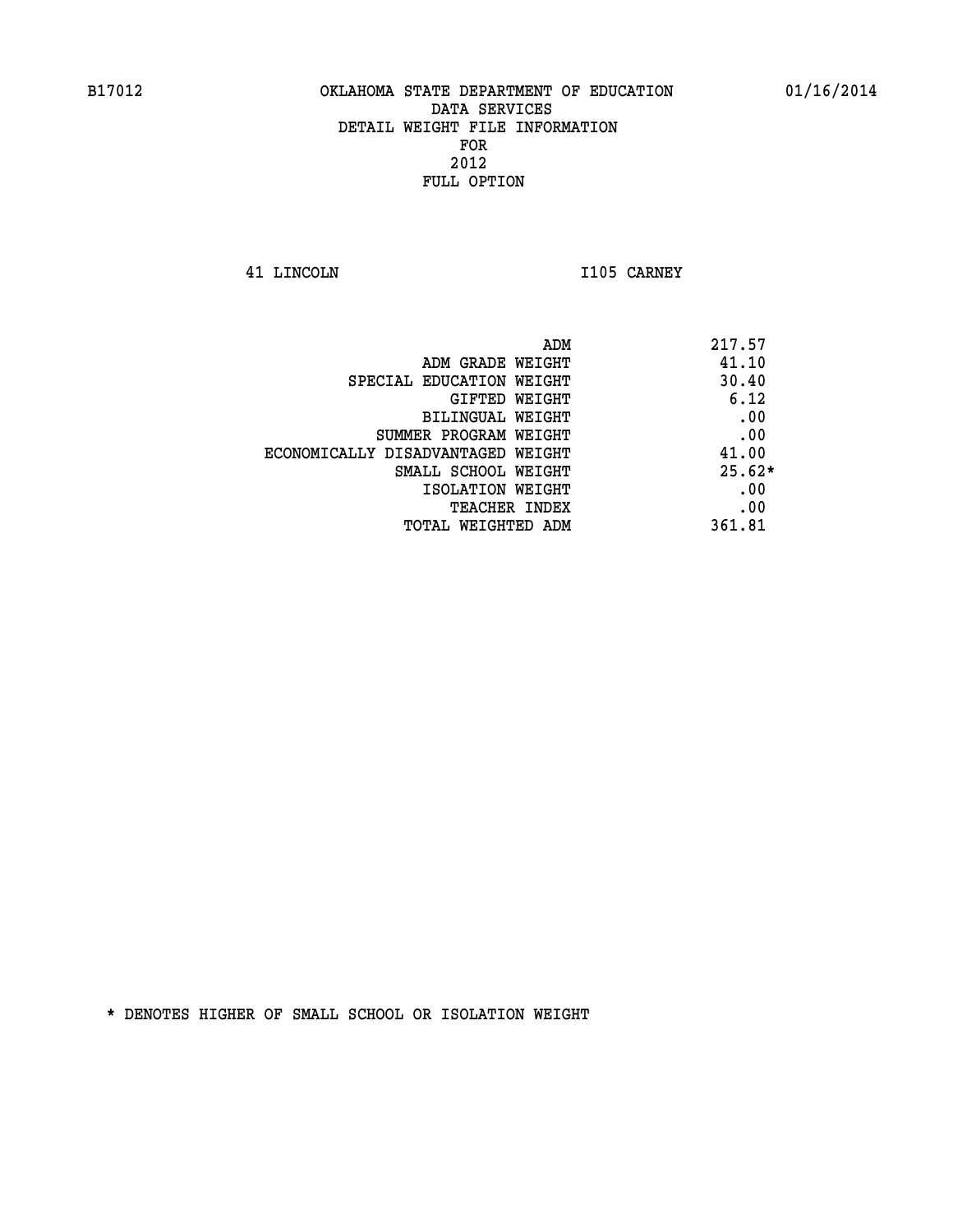OKLAHOMA STATE DEPARTMENT OF EDUCATION
DATA SERVICES
DETAIL WEIGHT FILE INFORMATION
FOR
2012
FULL OPTION

41 LINCOLN    I105 CARNEY

| | |
|---|---|
| ADM | 217.57 |
| ADM GRADE WEIGHT | 41.10 |
| SPECIAL EDUCATION WEIGHT | 30.40 |
| GIFTED WEIGHT | 6.12 |
| BILINGUAL WEIGHT | .00 |
| SUMMER PROGRAM WEIGHT | .00 |
| ECONOMICALLY DISADVANTAGED WEIGHT | 41.00 |
| SMALL SCHOOL WEIGHT | 25.62* |
| ISOLATION WEIGHT | .00 |
| TEACHER INDEX | .00 |
| TOTAL WEIGHTED ADM | 361.81 |

* DENOTES HIGHER OF SMALL SCHOOL OR ISOLATION WEIGHT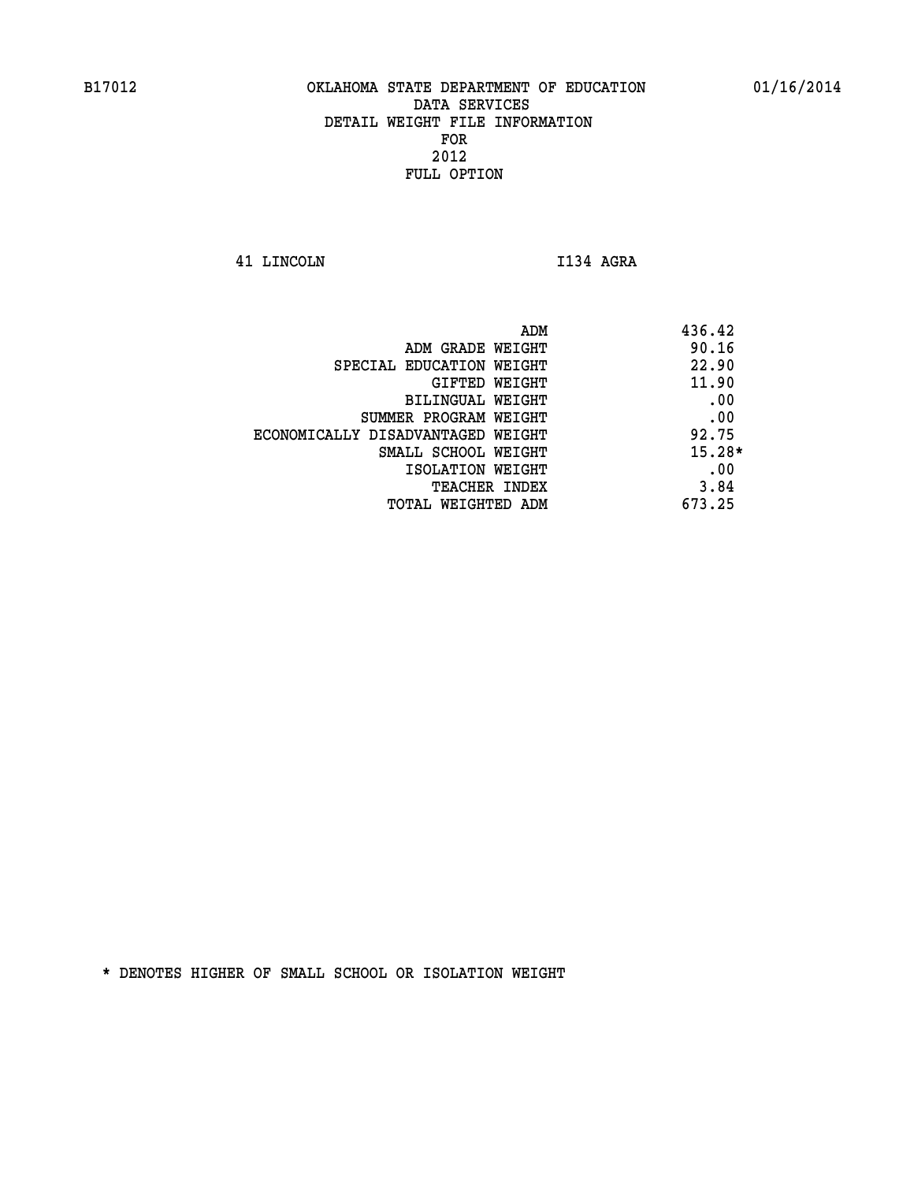B17012 OKLAHOMA STATE DEPARTMENT OF EDUCATION 01/16/2014

DATA SERVICES

DETAIL WEIGHT FILE INFORMATION

FOR

2012

FULL OPTION

41 LINCOLN I134 AGRA

| | |
|---|---|
| ADM | 436.42 |
| ADM GRADE WEIGHT | 90.16 |
| SPECIAL EDUCATION WEIGHT | 22.90 |
| GIFTED WEIGHT | 11.90 |
| BILINGUAL WEIGHT | .00 |
| SUMMER PROGRAM WEIGHT | .00 |
| ECONOMICALLY DISADVANTAGED WEIGHT | 92.75 |
| SMALL SCHOOL WEIGHT | 15.28* |
| ISOLATION WEIGHT | .00 |
| TEACHER INDEX | 3.84 |
| TOTAL WEIGHTED ADM | 673.25 |

* DENOTES HIGHER OF SMALL SCHOOL OR ISOLATION WEIGHT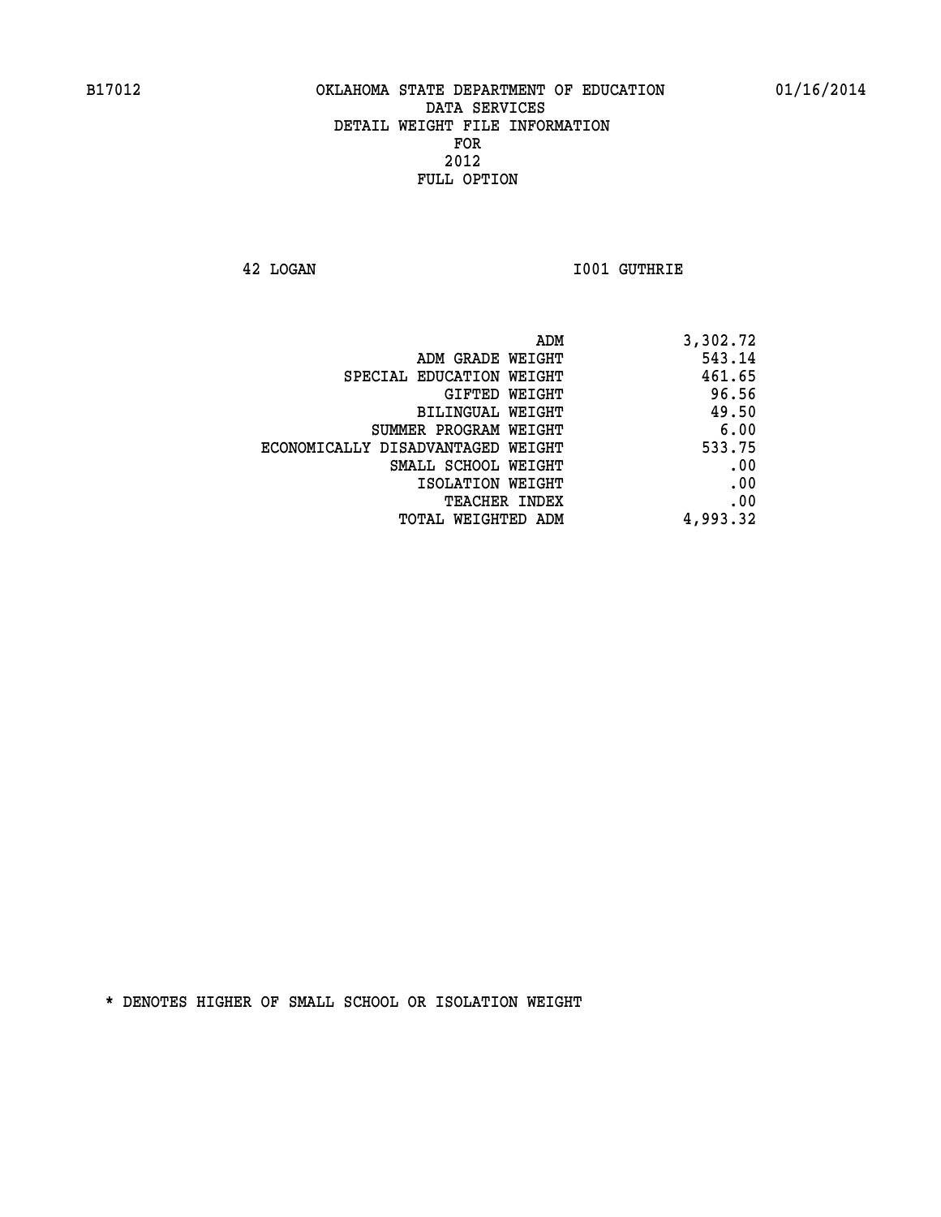B17012 OKLAHOMA STATE DEPARTMENT OF EDUCATION 01/16/2014

DATA SERVICES
DETAIL WEIGHT FILE INFORMATION
FOR
2012
FULL OPTION

42 LOGAN I001 GUTHRIE

| | |
|---|---|
| ADM | 3,302.72 |
| ADM GRADE WEIGHT | 543.14 |
| SPECIAL EDUCATION WEIGHT | 461.65 |
| GIFTED WEIGHT | 96.56 |
| BILINGUAL WEIGHT | 49.50 |
| SUMMER PROGRAM WEIGHT | 6.00 |
| ECONOMICALLY DISADVANTAGED WEIGHT | 533.75 |
| SMALL SCHOOL WEIGHT | .00 |
| ISOLATION WEIGHT | .00 |
| TEACHER INDEX | .00 |
| TOTAL WEIGHTED ADM | 4,993.32 |

* DENOTES HIGHER OF SMALL SCHOOL OR ISOLATION WEIGHT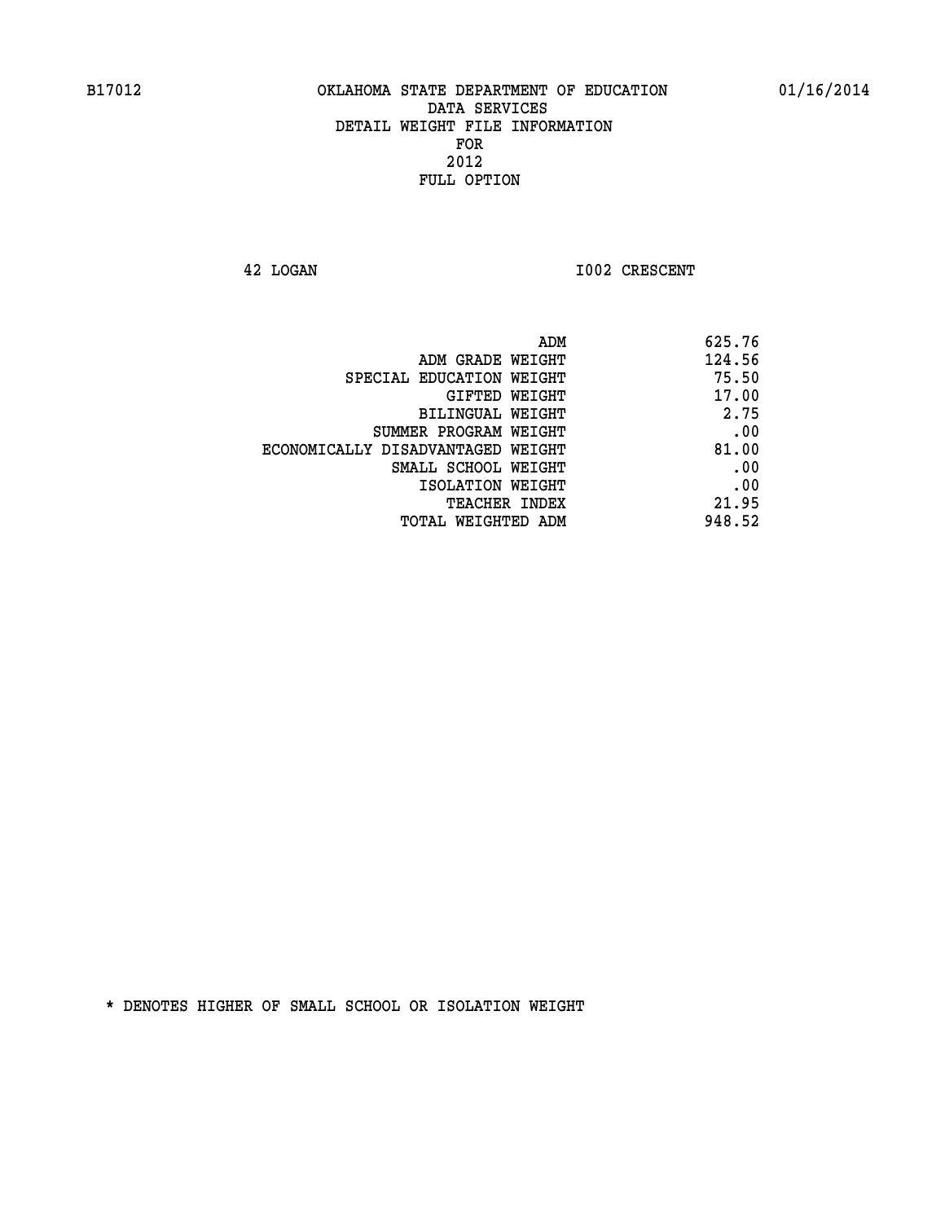B17012 OKLAHOMA STATE DEPARTMENT OF EDUCATION 01/16/2014

DATA SERVICES
DETAIL WEIGHT FILE INFORMATION
FOR
2012
FULL OPTION

42 LOGAN I002 CRESCENT

| | |
|---|---|
| ADM | 625.76 |
| ADM GRADE WEIGHT | 124.56 |
| SPECIAL EDUCATION WEIGHT | 75.50 |
| GIFTED WEIGHT | 17.00 |
| BILINGUAL WEIGHT | 2.75 |
| SUMMER PROGRAM WEIGHT | .00 |
| ECONOMICALLY DISADVANTAGED WEIGHT | 81.00 |
| SMALL SCHOOL WEIGHT | .00 |
| ISOLATION WEIGHT | .00 |
| TEACHER INDEX | 21.95 |
| TOTAL WEIGHTED ADM | 948.52 |

* DENOTES HIGHER OF SMALL SCHOOL OR ISOLATION WEIGHT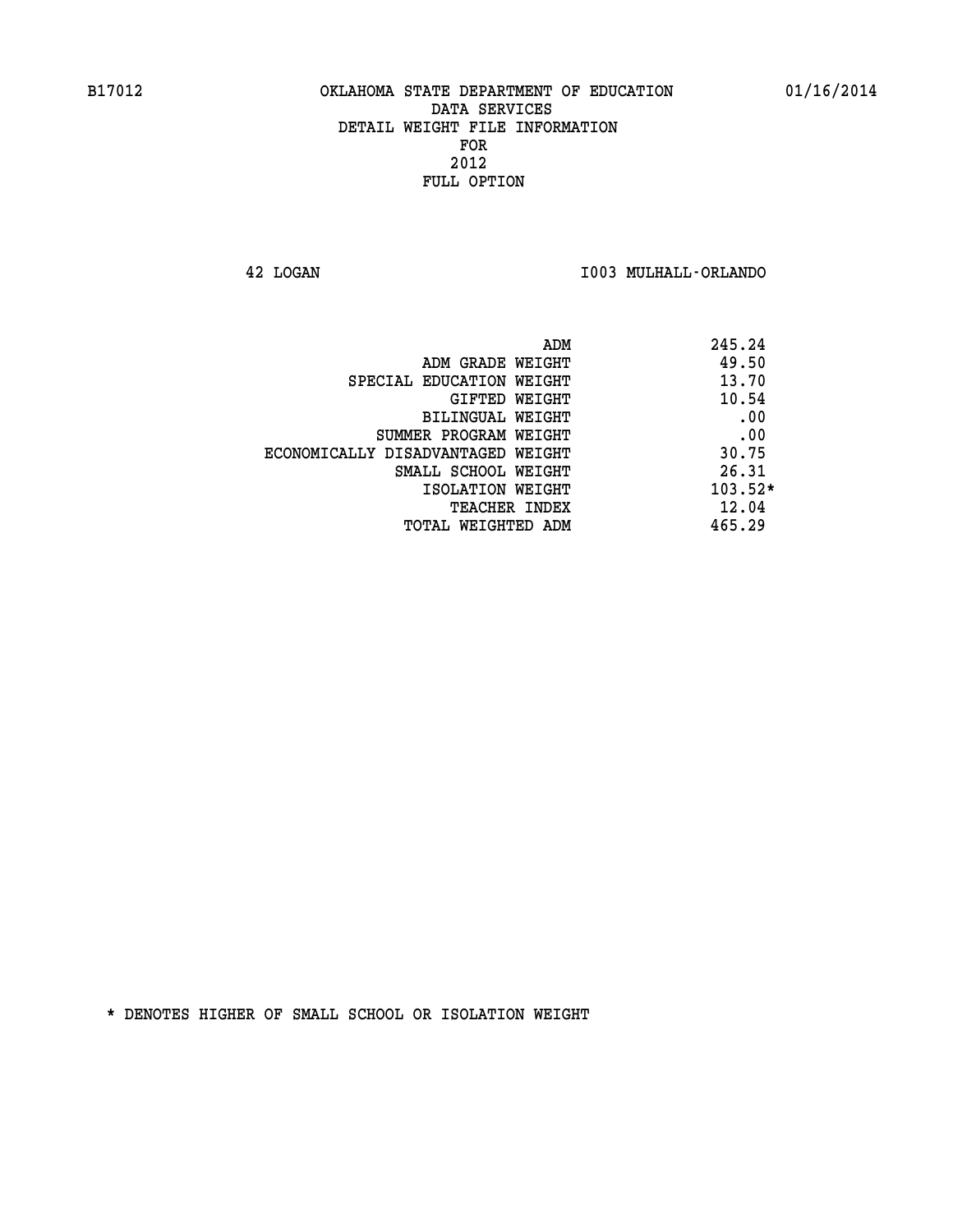B17012 OKLAHOMA STATE DEPARTMENT OF EDUCATION 01/16/2014

DATA SERVICES
DETAIL WEIGHT FILE INFORMATION
FOR
2012
FULL OPTION

42 LOGAN I003 MULHALL-ORLANDO

| | |
|---|---|
| ADM | 245.24 |
| ADM GRADE WEIGHT | 49.50 |
| SPECIAL EDUCATION WEIGHT | 13.70 |
| GIFTED WEIGHT | 10.54 |
| BILINGUAL WEIGHT | .00 |
| SUMMER PROGRAM WEIGHT | .00 |
| ECONOMICALLY DISADVANTAGED WEIGHT | 30.75 |
| SMALL SCHOOL WEIGHT | 26.31 |
| ISOLATION WEIGHT | 103.52* |
| TEACHER INDEX | 12.04 |
| TOTAL WEIGHTED ADM | 465.29 |

* DENOTES HIGHER OF SMALL SCHOOL OR ISOLATION WEIGHT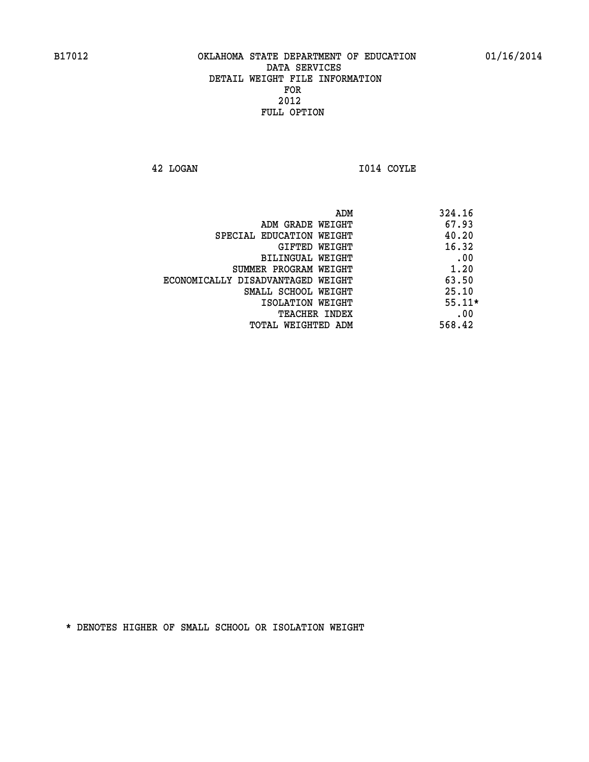B17012 OKLAHOMA STATE DEPARTMENT OF EDUCATION 01/16/2014

DATA SERVICES
DETAIL WEIGHT FILE INFORMATION
FOR
2012
FULL OPTION

42 LOGAN I014 COYLE

| | |
|---|---|
| ADM | 324.16 |
| ADM GRADE WEIGHT | 67.93 |
| SPECIAL EDUCATION WEIGHT | 40.20 |
| GIFTED WEIGHT | 16.32 |
| BILINGUAL WEIGHT | .00 |
| SUMMER PROGRAM WEIGHT | 1.20 |
| ECONOMICALLY DISADVANTAGED WEIGHT | 63.50 |
| SMALL SCHOOL WEIGHT | 25.10 |
| ISOLATION WEIGHT | 55.11* |
| TEACHER INDEX | .00 |
| TOTAL WEIGHTED ADM | 568.42 |

* DENOTES HIGHER OF SMALL SCHOOL OR ISOLATION WEIGHT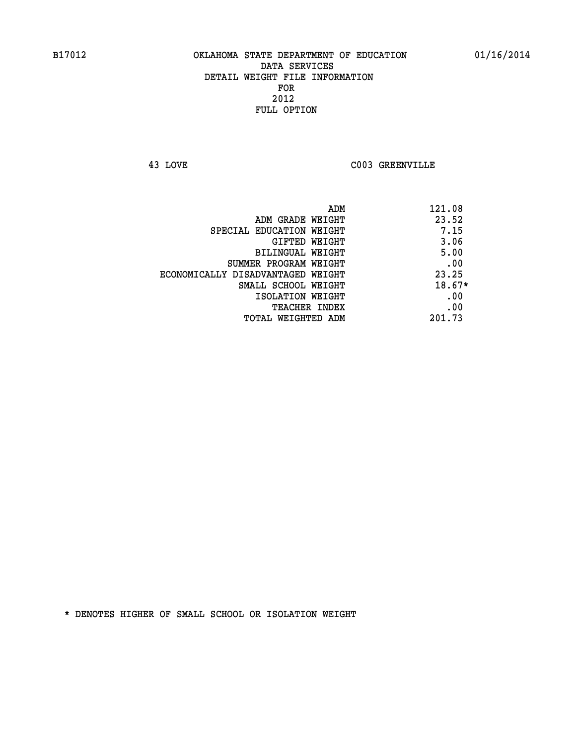B17012 OKLAHOMA STATE DEPARTMENT OF EDUCATION 01/16/2014

DATA SERVICES
DETAIL WEIGHT FILE INFORMATION
FOR
2012
FULL OPTION

43 LOVE C003 GREENVILLE

| | |
|---|---|
| ADM | 121.08 |
| ADM GRADE WEIGHT | 23.52 |
| SPECIAL EDUCATION WEIGHT | 7.15 |
| GIFTED WEIGHT | 3.06 |
| BILINGUAL WEIGHT | 5.00 |
| SUMMER PROGRAM WEIGHT | .00 |
| ECONOMICALLY DISADVANTAGED WEIGHT | 23.25 |
| SMALL SCHOOL WEIGHT | 18.67* |
| ISOLATION WEIGHT | .00 |
| TEACHER INDEX | .00 |
| TOTAL WEIGHTED ADM | 201.73 |

* DENOTES HIGHER OF SMALL SCHOOL OR ISOLATION WEIGHT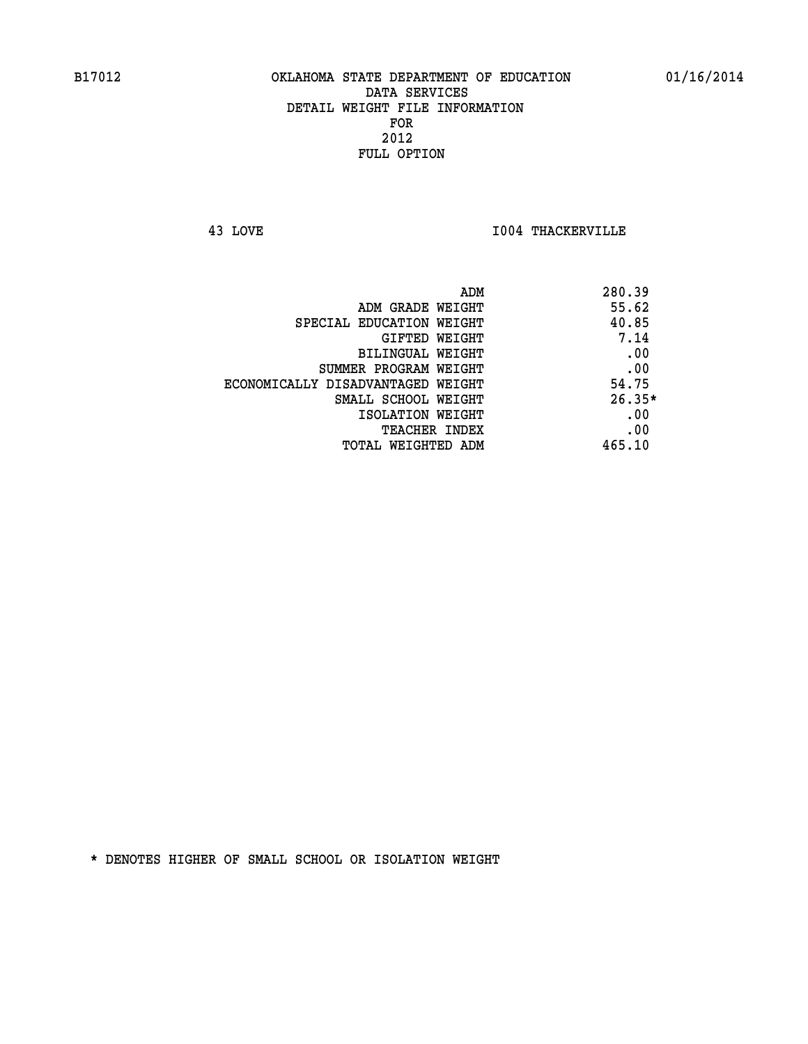B17012 OKLAHOMA STATE DEPARTMENT OF EDUCATION 01/16/2014

DATA SERVICES
DETAIL WEIGHT FILE INFORMATION
FOR
2012
FULL OPTION

43 LOVE I004 THACKERVILLE

| | |
|---|---|
| ADM | 280.39 |
| ADM GRADE WEIGHT | 55.62 |
| SPECIAL EDUCATION WEIGHT | 40.85 |
| GIFTED WEIGHT | 7.14 |
| BILINGUAL WEIGHT | .00 |
| SUMMER PROGRAM WEIGHT | .00 |
| ECONOMICALLY DISADVANTAGED WEIGHT | 54.75 |
| SMALL SCHOOL WEIGHT | 26.35* |
| ISOLATION WEIGHT | .00 |
| TEACHER INDEX | .00 |
| TOTAL WEIGHTED ADM | 465.10 |

* DENOTES HIGHER OF SMALL SCHOOL OR ISOLATION WEIGHT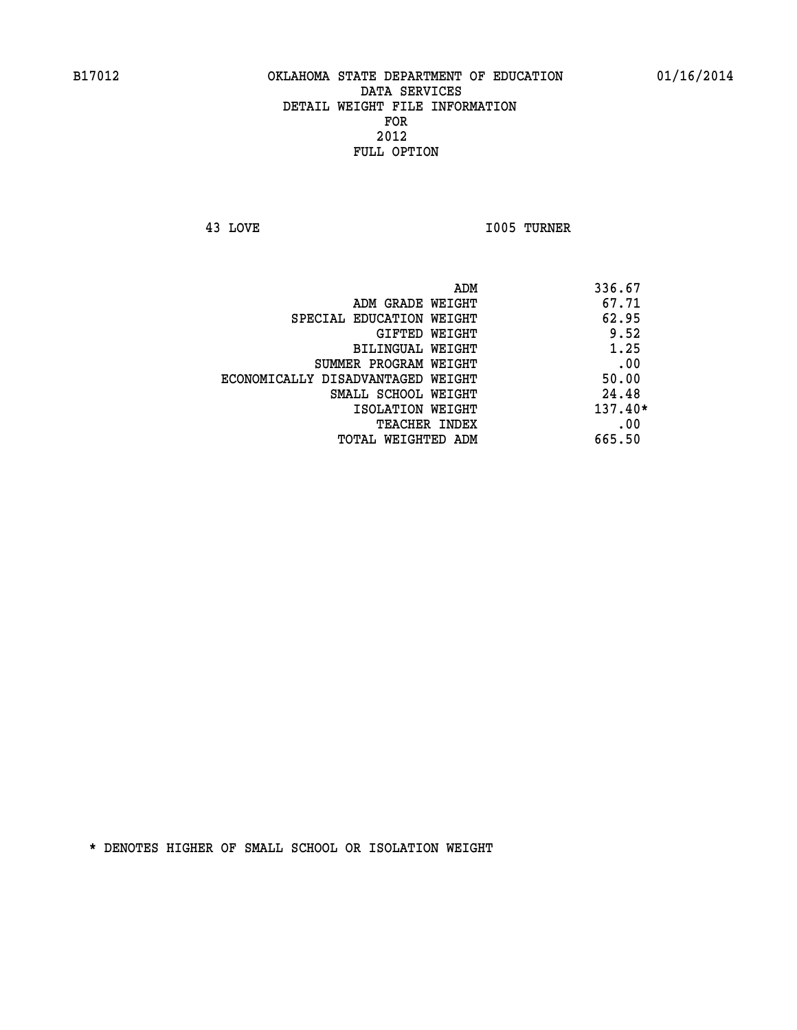B17012 OKLAHOMA STATE DEPARTMENT OF EDUCATION 01/16/2014

DATA SERVICES
DETAIL WEIGHT FILE INFORMATION
FOR
2012
FULL OPTION

43 LOVE I005 TURNER

| | |
|---|---|
| ADM | 336.67 |
| ADM GRADE WEIGHT | 67.71 |
| SPECIAL EDUCATION WEIGHT | 62.95 |
| GIFTED WEIGHT | 9.52 |
| BILINGUAL WEIGHT | 1.25 |
| SUMMER PROGRAM WEIGHT | .00 |
| ECONOMICALLY DISADVANTAGED WEIGHT | 50.00 |
| SMALL SCHOOL WEIGHT | 24.48 |
| ISOLATION WEIGHT | 137.40* |
| TEACHER INDEX | .00 |
| TOTAL WEIGHTED ADM | 665.50 |

* DENOTES HIGHER OF SMALL SCHOOL OR ISOLATION WEIGHT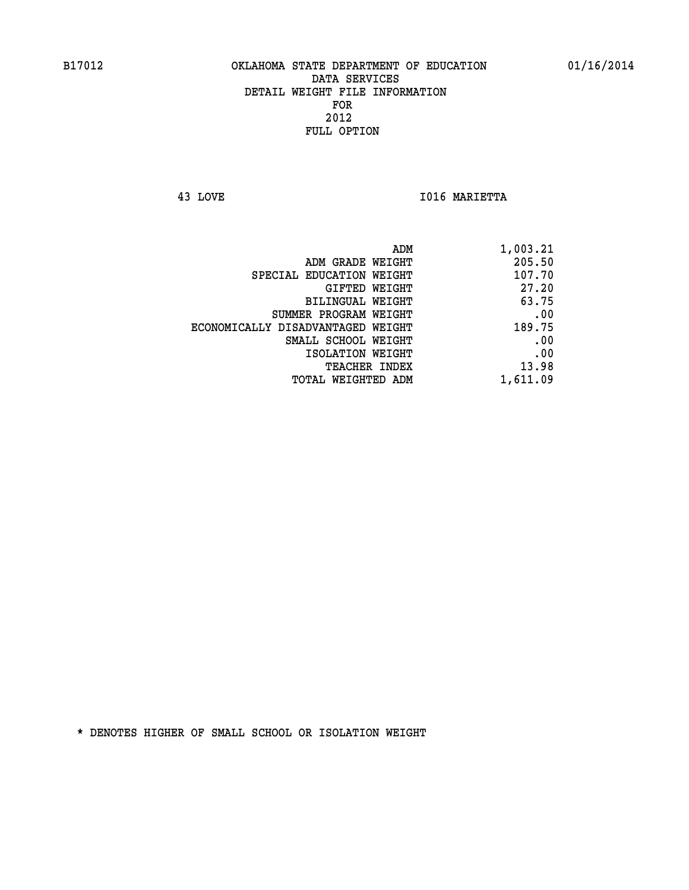B17012 OKLAHOMA STATE DEPARTMENT OF EDUCATION 01/16/2014

DATA SERVICES
DETAIL WEIGHT FILE INFORMATION
FOR
2012
FULL OPTION

43 LOVE I016 MARIETTA

| | |
|---|---|
| ADM | 1,003.21 |
| ADM GRADE WEIGHT | 205.50 |
| SPECIAL EDUCATION WEIGHT | 107.70 |
| GIFTED WEIGHT | 27.20 |
| BILINGUAL WEIGHT | 63.75 |
| SUMMER PROGRAM WEIGHT | .00 |
| ECONOMICALLY DISADVANTAGED WEIGHT | 189.75 |
| SMALL SCHOOL WEIGHT | .00 |
| ISOLATION WEIGHT | .00 |
| TEACHER INDEX | 13.98 |
| TOTAL WEIGHTED ADM | 1,611.09 |

* DENOTES HIGHER OF SMALL SCHOOL OR ISOLATION WEIGHT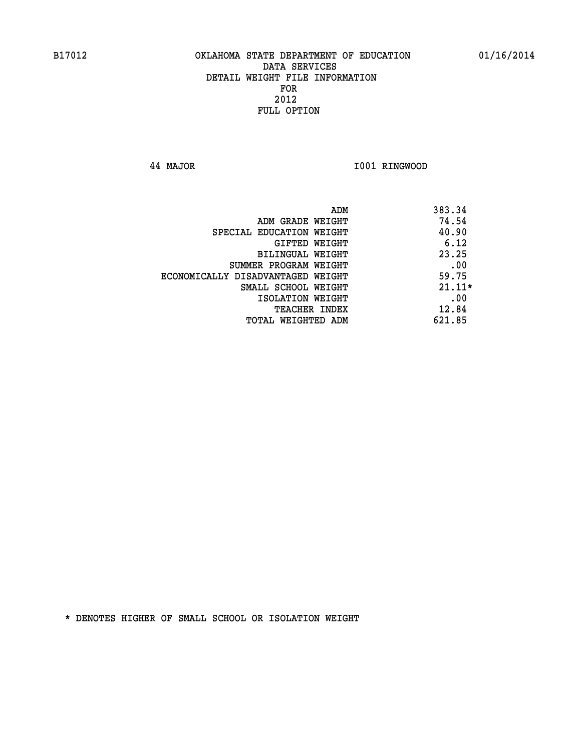B17012 OKLAHOMA STATE DEPARTMENT OF EDUCATION 01/16/2014

DATA SERVICES
DETAIL WEIGHT FILE INFORMATION
FOR
2012
FULL OPTION

44 MAJOR I001 RINGWOOD

| | |
|---|---|
| ADM | 383.34 |
| ADM GRADE WEIGHT | 74.54 |
| SPECIAL EDUCATION WEIGHT | 40.90 |
| GIFTED WEIGHT | 6.12 |
| BILINGUAL WEIGHT | 23.25 |
| SUMMER PROGRAM WEIGHT | .00 |
| ECONOMICALLY DISADVANTAGED WEIGHT | 59.75 |
| SMALL SCHOOL WEIGHT | 21.11* |
| ISOLATION WEIGHT | .00 |
| TEACHER INDEX | 12.84 |
| TOTAL WEIGHTED ADM | 621.85 |

* DENOTES HIGHER OF SMALL SCHOOL OR ISOLATION WEIGHT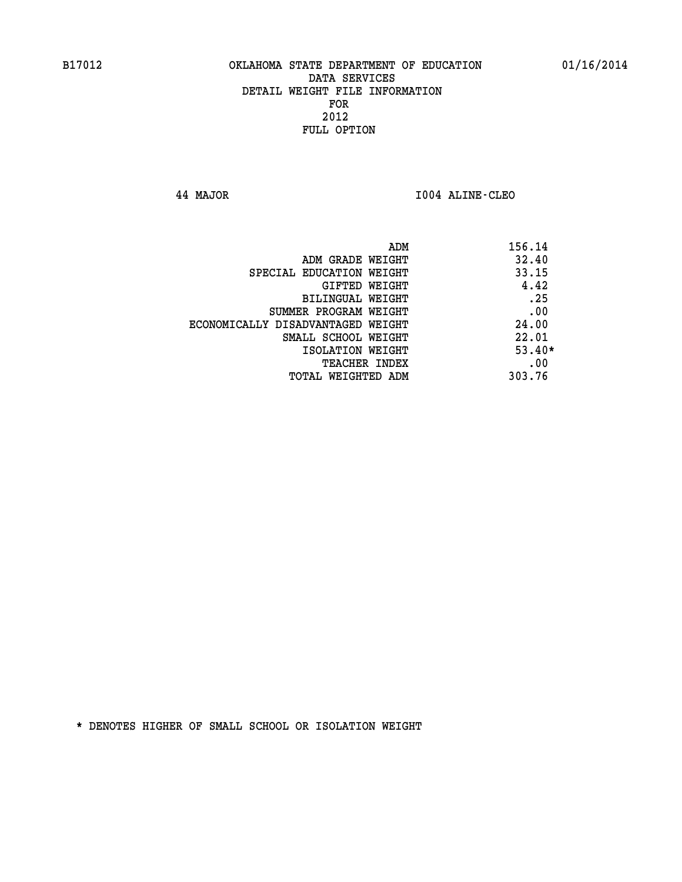B17012 OKLAHOMA STATE DEPARTMENT OF EDUCATION 01/16/2014

DATA SERVICES
DETAIL WEIGHT FILE INFORMATION
FOR
2012
FULL OPTION

44 MAJOR I004 ALINE-CLEO

| | |
|---|---|
| ADM | 156.14 |
| ADM GRADE WEIGHT | 32.40 |
| SPECIAL EDUCATION WEIGHT | 33.15 |
| GIFTED WEIGHT | 4.42 |
| BILINGUAL WEIGHT | .25 |
| SUMMER PROGRAM WEIGHT | .00 |
| ECONOMICALLY DISADVANTAGED WEIGHT | 24.00 |
| SMALL SCHOOL WEIGHT | 22.01 |
| ISOLATION WEIGHT | 53.40* |
| TEACHER INDEX | .00 |
| TOTAL WEIGHTED ADM | 303.76 |

* DENOTES HIGHER OF SMALL SCHOOL OR ISOLATION WEIGHT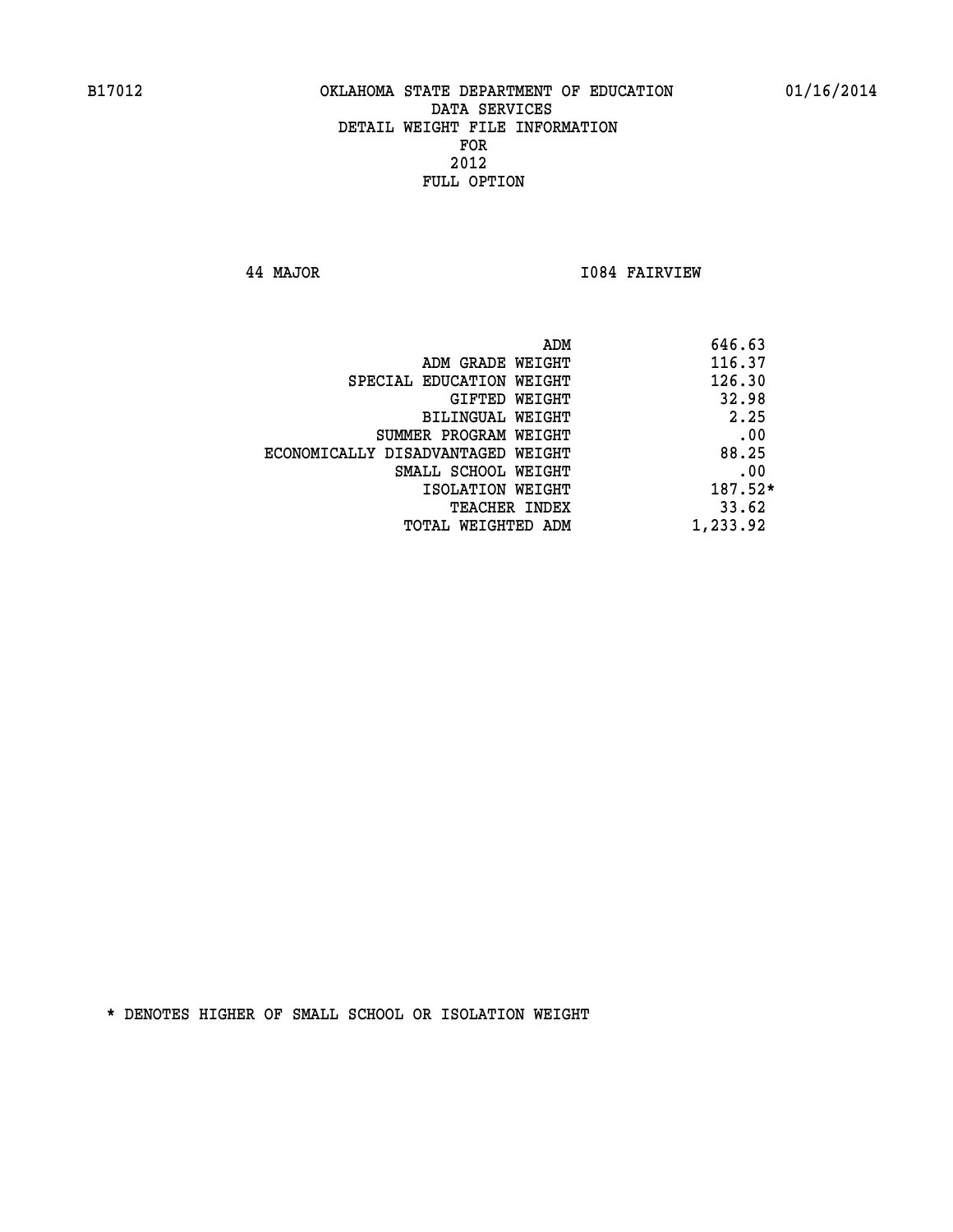B17012 OKLAHOMA STATE DEPARTMENT OF EDUCATION 01/16/2014

DATA SERVICES

DETAIL WEIGHT FILE INFORMATION

FOR

2012

FULL OPTION

44 MAJOR I084 FAIRVIEW

| | |
|---|---|
| ADM | 646.63 |
| ADM GRADE WEIGHT | 116.37 |
| SPECIAL EDUCATION WEIGHT | 126.30 |
| GIFTED WEIGHT | 32.98 |
| BILINGUAL WEIGHT | 2.25 |
| SUMMER PROGRAM WEIGHT | .00 |
| ECONOMICALLY DISADVANTAGED WEIGHT | 88.25 |
| SMALL SCHOOL WEIGHT | .00 |
| ISOLATION WEIGHT | 187.52* |
| TEACHER INDEX | 33.62 |
| TOTAL WEIGHTED ADM | 1,233.92 |

* DENOTES HIGHER OF SMALL SCHOOL OR ISOLATION WEIGHT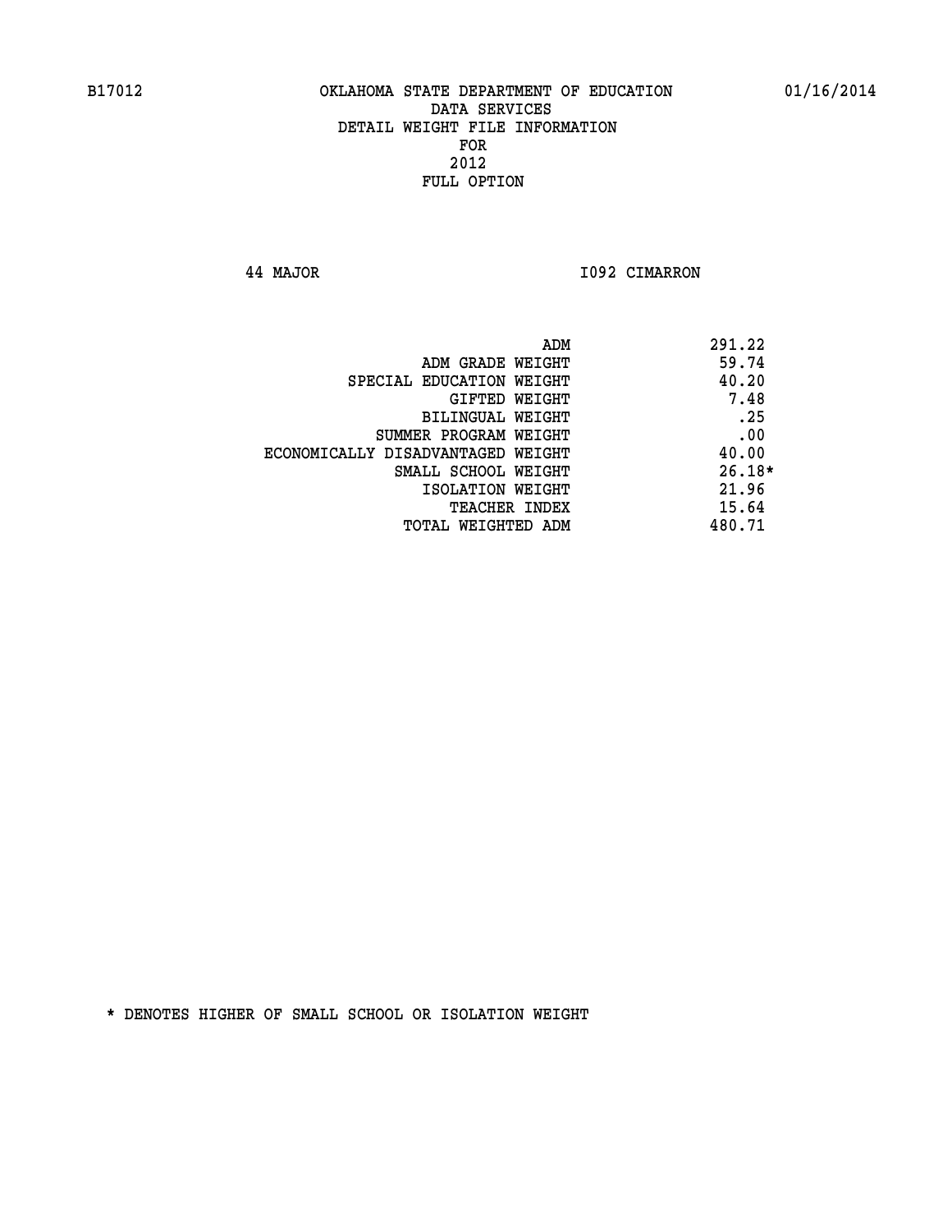B17012 OKLAHOMA STATE DEPARTMENT OF EDUCATION 01/16/2014
DATA SERVICES
DETAIL WEIGHT FILE INFORMATION
FOR
2012
FULL OPTION

44 MAJOR I092 CIMARRON

| | |
|---|---|
| ADM | 291.22 |
| ADM GRADE WEIGHT | 59.74 |
| SPECIAL EDUCATION WEIGHT | 40.20 |
| GIFTED WEIGHT | 7.48 |
| BILINGUAL WEIGHT | .25 |
| SUMMER PROGRAM WEIGHT | .00 |
| ECONOMICALLY DISADVANTAGED WEIGHT | 40.00 |
| SMALL SCHOOL WEIGHT | 26.18* |
| ISOLATION WEIGHT | 21.96 |
| TEACHER INDEX | 15.64 |
| TOTAL WEIGHTED ADM | 480.71 |

* DENOTES HIGHER OF SMALL SCHOOL OR ISOLATION WEIGHT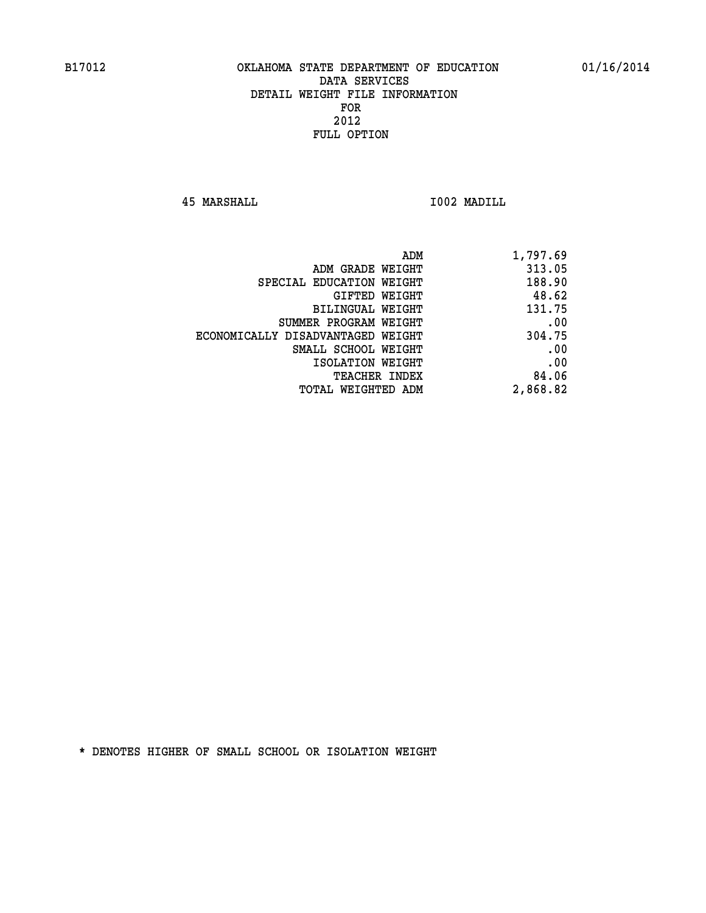B17012 OKLAHOMA STATE DEPARTMENT OF EDUCATION 01/16/2014

DATA SERVICES
DETAIL WEIGHT FILE INFORMATION
FOR
2012
FULL OPTION

45 MARSHALL I002 MADILL

| | |
|---|---|
| ADM | 1,797.69 |
| ADM GRADE WEIGHT | 313.05 |
| SPECIAL EDUCATION WEIGHT | 188.90 |
| GIFTED WEIGHT | 48.62 |
| BILINGUAL WEIGHT | 131.75 |
| SUMMER PROGRAM WEIGHT | .00 |
| ECONOMICALLY DISADVANTAGED WEIGHT | 304.75 |
| SMALL SCHOOL WEIGHT | .00 |
| ISOLATION WEIGHT | .00 |
| TEACHER INDEX | 84.06 |
| TOTAL WEIGHTED ADM | 2,868.82 |

* DENOTES HIGHER OF SMALL SCHOOL OR ISOLATION WEIGHT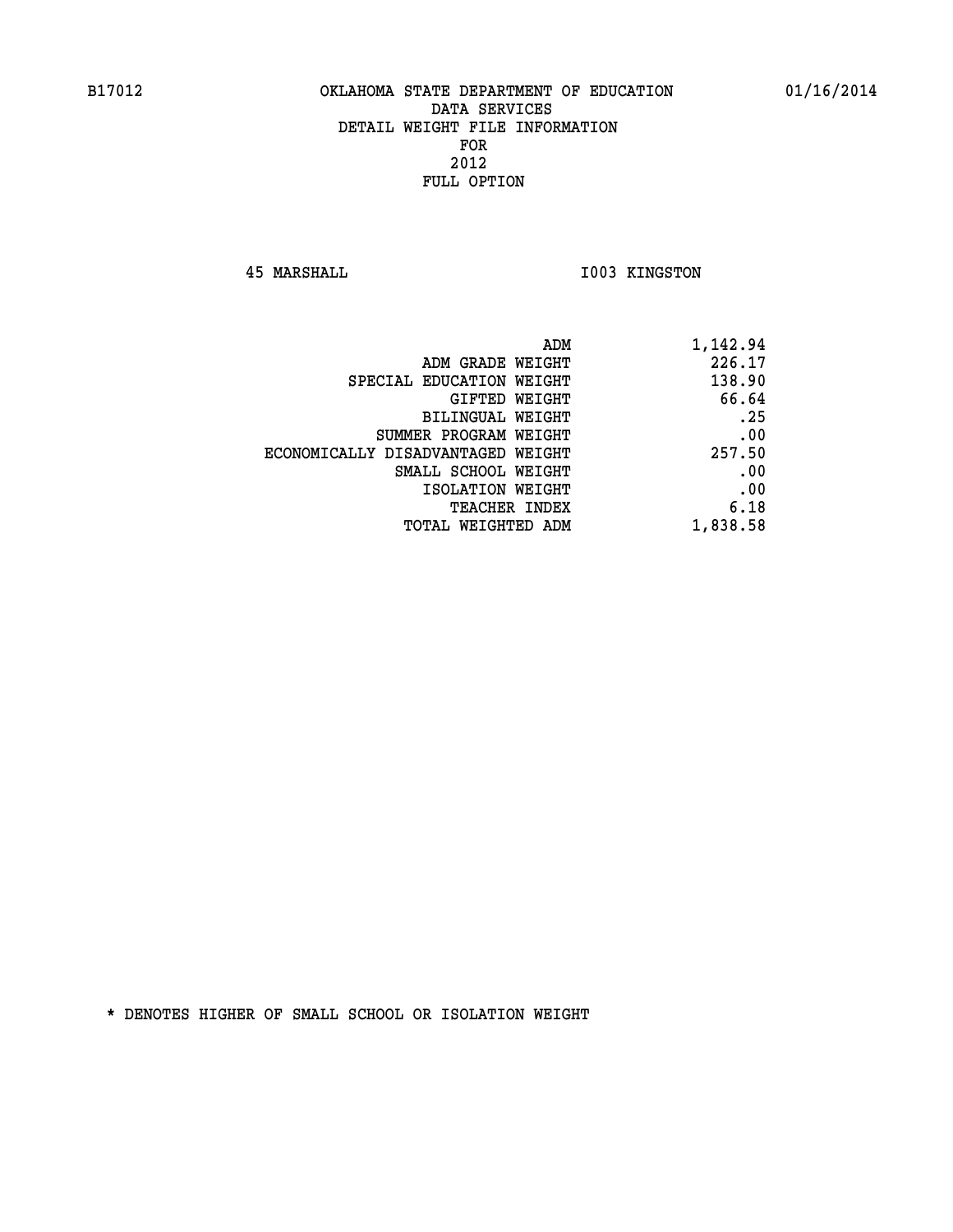B17012 OKLAHOMA STATE DEPARTMENT OF EDUCATION 01/16/2014

DATA SERVICES
DETAIL WEIGHT FILE INFORMATION
FOR
2012
FULL OPTION

45 MARSHALL I003 KINGSTON

| | |
|---|---|
| ADM | 1,142.94 |
| ADM GRADE WEIGHT | 226.17 |
| SPECIAL EDUCATION WEIGHT | 138.90 |
| GIFTED WEIGHT | 66.64 |
| BILINGUAL WEIGHT | .25 |
| SUMMER PROGRAM WEIGHT | .00 |
| ECONOMICALLY DISADVANTAGED WEIGHT | 257.50 |
| SMALL SCHOOL WEIGHT | .00 |
| ISOLATION WEIGHT | .00 |
| TEACHER INDEX | 6.18 |
| TOTAL WEIGHTED ADM | 1,838.58 |

* DENOTES HIGHER OF SMALL SCHOOL OR ISOLATION WEIGHT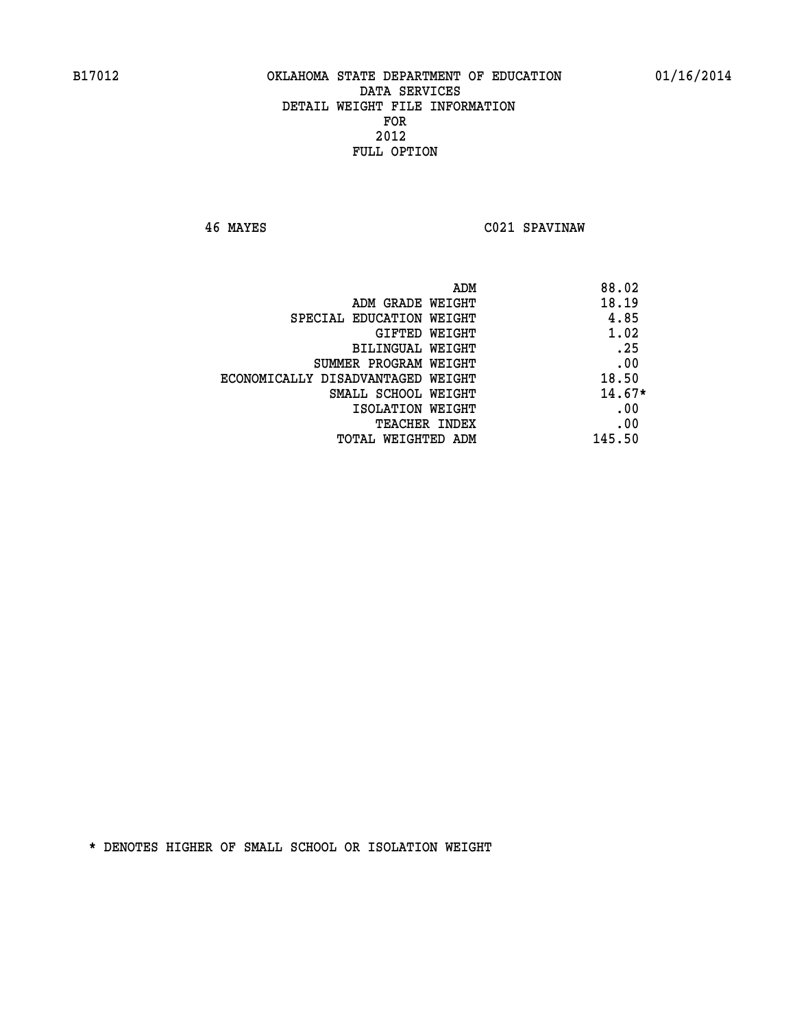B17012 OKLAHOMA STATE DEPARTMENT OF EDUCATION 01/16/2014

DATA SERVICES
DETAIL WEIGHT FILE INFORMATION
FOR
2012
FULL OPTION

46 MAYES C021 SPAVINAW

| | |
|---|---|
| ADM | 88.02 |
| ADM GRADE WEIGHT | 18.19 |
| SPECIAL EDUCATION WEIGHT | 4.85 |
| GIFTED WEIGHT | 1.02 |
| BILINGUAL WEIGHT | .25 |
| SUMMER PROGRAM WEIGHT | .00 |
| ECONOMICALLY DISADVANTAGED WEIGHT | 18.50 |
| SMALL SCHOOL WEIGHT | 14.67* |
| ISOLATION WEIGHT | .00 |
| TEACHER INDEX | .00 |
| TOTAL WEIGHTED ADM | 145.50 |

* DENOTES HIGHER OF SMALL SCHOOL OR ISOLATION WEIGHT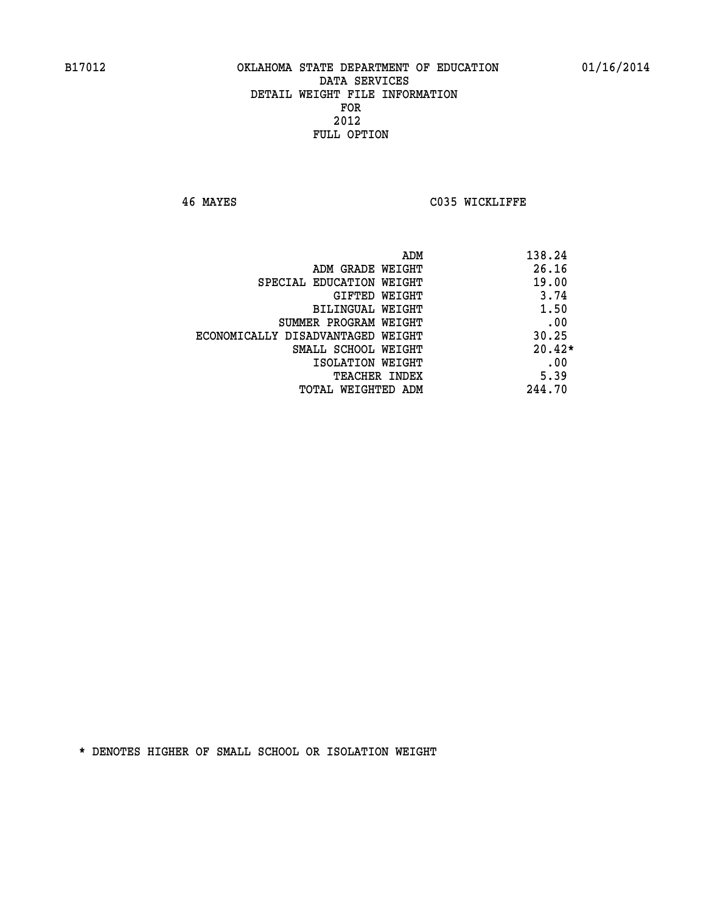B17012 OKLAHOMA STATE DEPARTMENT OF EDUCATION 01/16/2014

DATA SERVICES
DETAIL WEIGHT FILE INFORMATION
FOR
2012
FULL OPTION

46 MAYES C035 WICKLIFFE

| | |
|---|---|
| ADM | 138.24 |
| ADM GRADE WEIGHT | 26.16 |
| SPECIAL EDUCATION WEIGHT | 19.00 |
| GIFTED WEIGHT | 3.74 |
| BILINGUAL WEIGHT | 1.50 |
| SUMMER PROGRAM WEIGHT | .00 |
| ECONOMICALLY DISADVANTAGED WEIGHT | 30.25 |
| SMALL SCHOOL WEIGHT | 20.42* |
| ISOLATION WEIGHT | .00 |
| TEACHER INDEX | 5.39 |
| TOTAL WEIGHTED ADM | 244.70 |

* DENOTES HIGHER OF SMALL SCHOOL OR ISOLATION WEIGHT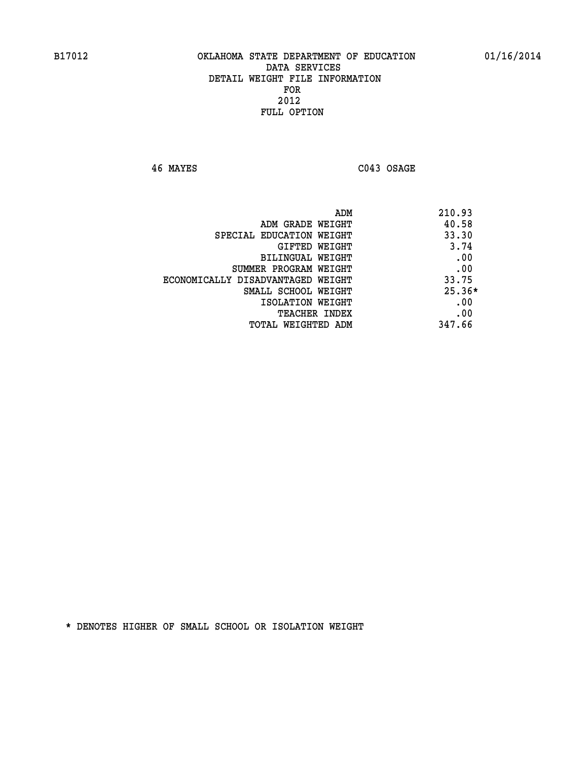B17012 OKLAHOMA STATE DEPARTMENT OF EDUCATION 01/16/2014

DATA SERVICES
DETAIL WEIGHT FILE INFORMATION
FOR
2012
FULL OPTION

46 MAYES C043 OSAGE

| | |
|---|---|
| ADM | 210.93 |
| ADM GRADE WEIGHT | 40.58 |
| SPECIAL EDUCATION WEIGHT | 33.30 |
| GIFTED WEIGHT | 3.74 |
| BILINGUAL WEIGHT | .00 |
| SUMMER PROGRAM WEIGHT | .00 |
| ECONOMICALLY DISADVANTAGED WEIGHT | 33.75 |
| SMALL SCHOOL WEIGHT | 25.36* |
| ISOLATION WEIGHT | .00 |
| TEACHER INDEX | .00 |
| TOTAL WEIGHTED ADM | 347.66 |

* DENOTES HIGHER OF SMALL SCHOOL OR ISOLATION WEIGHT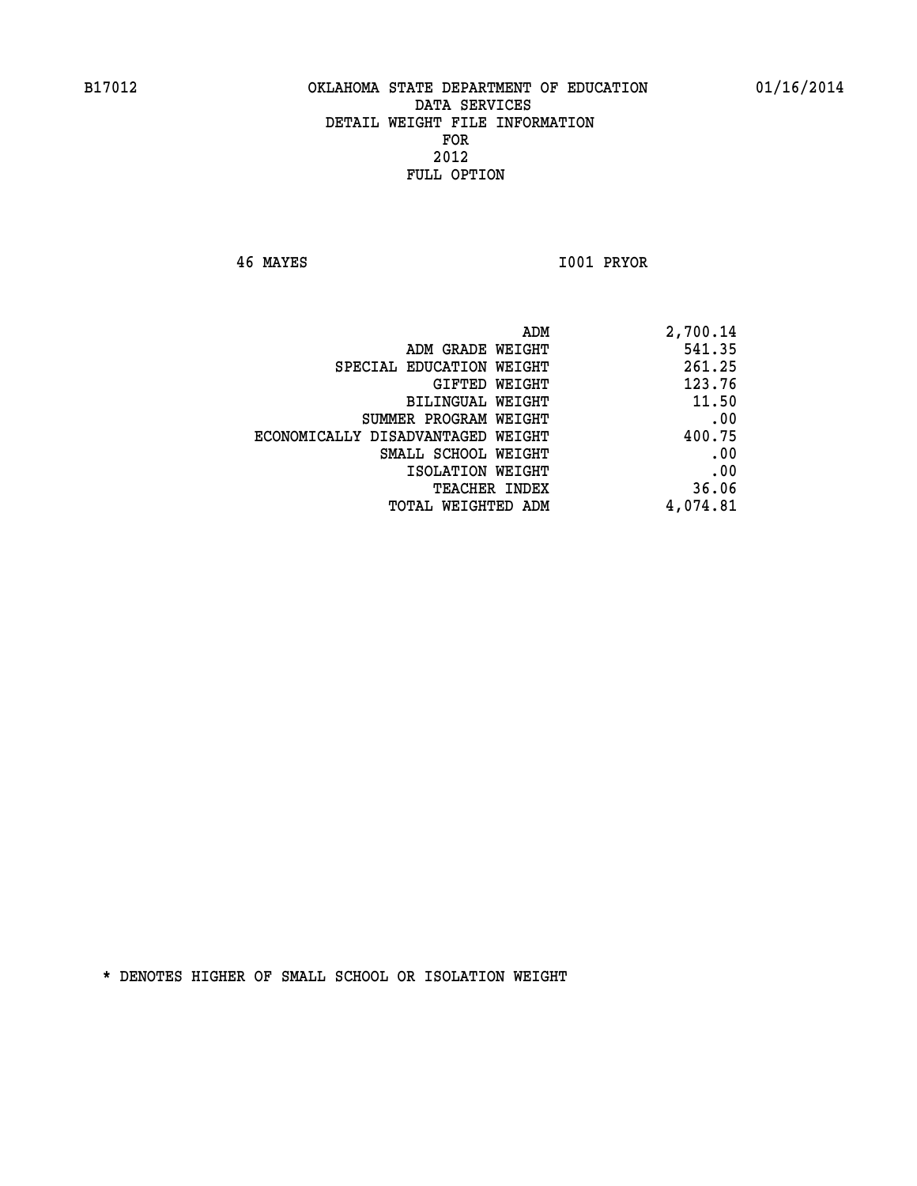B17012 OKLAHOMA STATE DEPARTMENT OF EDUCATION 01/16/2014

DATA SERVICES
DETAIL WEIGHT FILE INFORMATION
FOR
2012
FULL OPTION

46 MAYES I001 PRYOR

| | |
|---|---|
| ADM | 2,700.14 |
| ADM GRADE WEIGHT | 541.35 |
| SPECIAL EDUCATION WEIGHT | 261.25 |
| GIFTED WEIGHT | 123.76 |
| BILINGUAL WEIGHT | 11.50 |
| SUMMER PROGRAM WEIGHT | .00 |
| ECONOMICALLY DISADVANTAGED WEIGHT | 400.75 |
| SMALL SCHOOL WEIGHT | .00 |
| ISOLATION WEIGHT | .00 |
| TEACHER INDEX | 36.06 |
| TOTAL WEIGHTED ADM | 4,074.81 |

* DENOTES HIGHER OF SMALL SCHOOL OR ISOLATION WEIGHT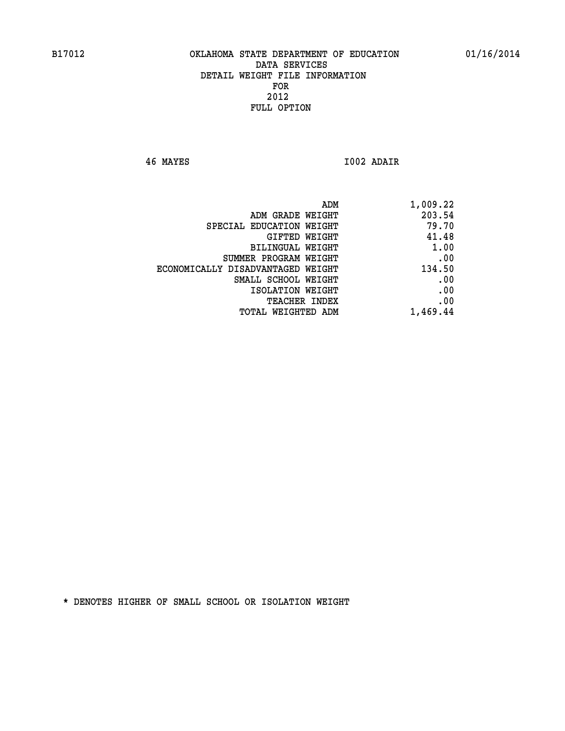B17012 OKLAHOMA STATE DEPARTMENT OF EDUCATION 01/16/2014

DATA SERVICES
DETAIL WEIGHT FILE INFORMATION
FOR
2012
FULL OPTION

46 MAYES I002 ADAIR

| | |
|---|---|
| ADM | 1,009.22 |
| ADM GRADE WEIGHT | 203.54 |
| SPECIAL EDUCATION WEIGHT | 79.70 |
| GIFTED WEIGHT | 41.48 |
| BILINGUAL WEIGHT | 1.00 |
| SUMMER PROGRAM WEIGHT | .00 |
| ECONOMICALLY DISADVANTAGED WEIGHT | 134.50 |
| SMALL SCHOOL WEIGHT | .00 |
| ISOLATION WEIGHT | .00 |
| TEACHER INDEX | .00 |
| TOTAL WEIGHTED ADM | 1,469.44 |

* DENOTES HIGHER OF SMALL SCHOOL OR ISOLATION WEIGHT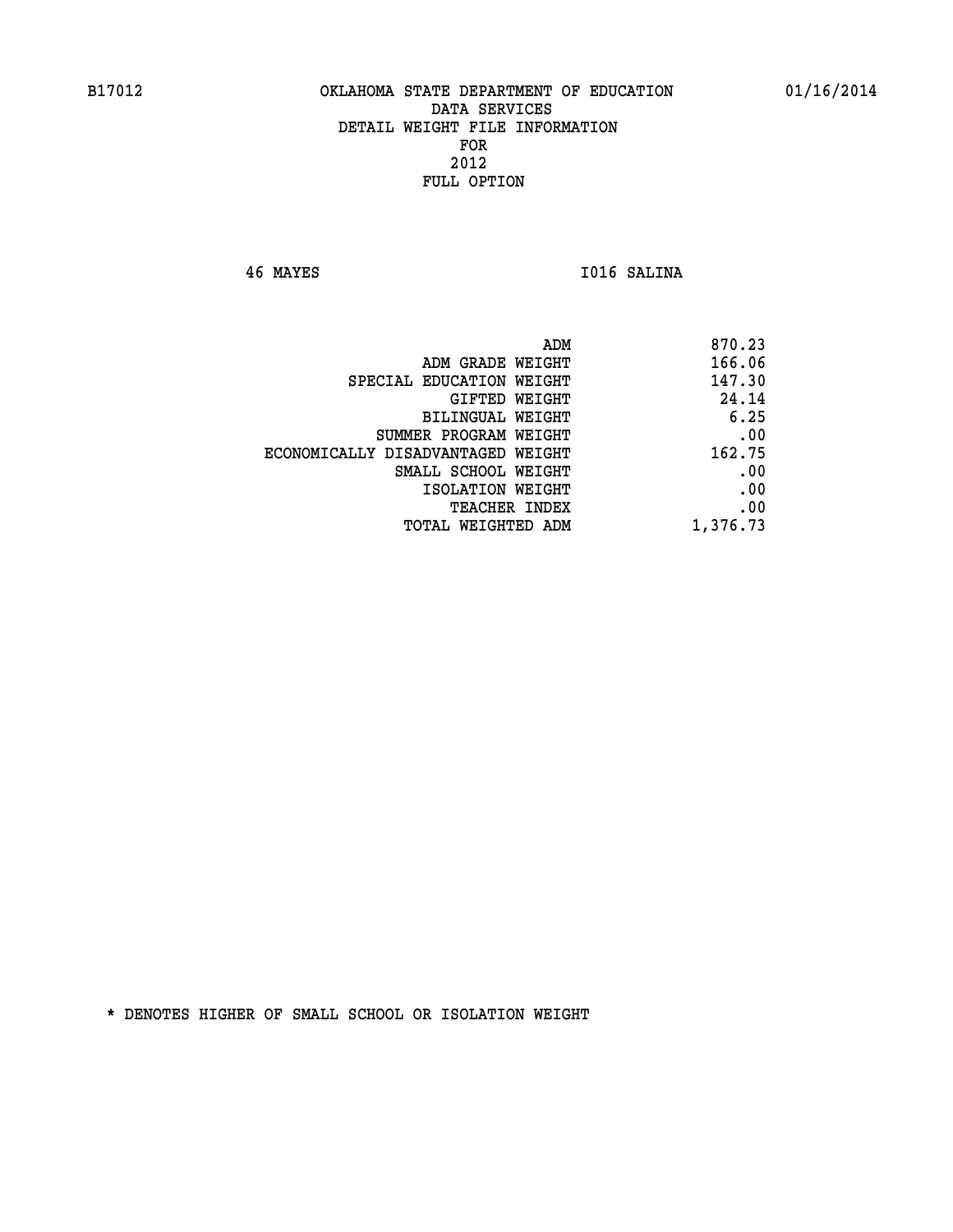B17012 OKLAHOMA STATE DEPARTMENT OF EDUCATION 01/16/2014

DATA SERVICES
DETAIL WEIGHT FILE INFORMATION
FOR
2012
FULL OPTION

46 MAYES I016 SALINA

| | |
|---|---|
| ADM | 870.23 |
| ADM GRADE WEIGHT | 166.06 |
| SPECIAL EDUCATION WEIGHT | 147.30 |
| GIFTED WEIGHT | 24.14 |
| BILINGUAL WEIGHT | 6.25 |
| SUMMER PROGRAM WEIGHT | .00 |
| ECONOMICALLY DISADVANTAGED WEIGHT | 162.75 |
| SMALL SCHOOL WEIGHT | .00 |
| ISOLATION WEIGHT | .00 |
| TEACHER INDEX | .00 |
| TOTAL WEIGHTED ADM | 1,376.73 |

* DENOTES HIGHER OF SMALL SCHOOL OR ISOLATION WEIGHT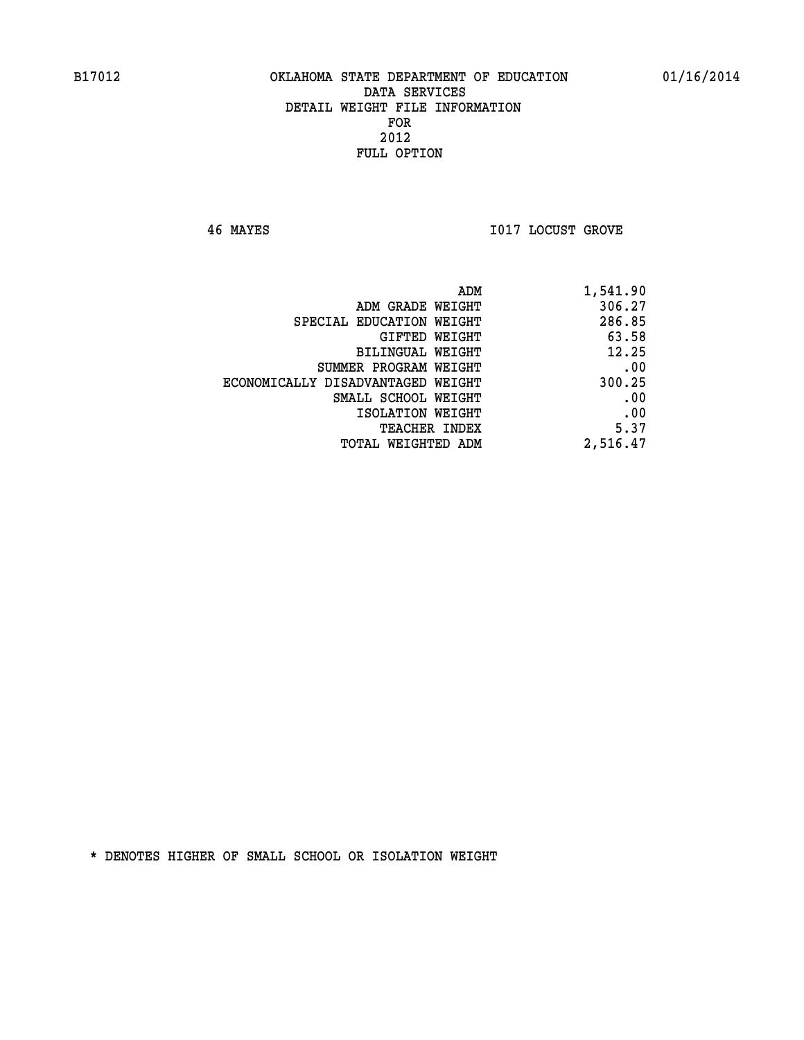B17012 OKLAHOMA STATE DEPARTMENT OF EDUCATION 01/16/2014

DATA SERVICES
DETAIL WEIGHT FILE INFORMATION
FOR
2012
FULL OPTION

46 MAYES I017 LOCUST GROVE

| | |
|---|---|
| ADM | 1,541.90 |
| ADM GRADE WEIGHT | 306.27 |
| SPECIAL EDUCATION WEIGHT | 286.85 |
| GIFTED WEIGHT | 63.58 |
| BILINGUAL WEIGHT | 12.25 |
| SUMMER PROGRAM WEIGHT | .00 |
| ECONOMICALLY DISADVANTAGED WEIGHT | 300.25 |
| SMALL SCHOOL WEIGHT | .00 |
| ISOLATION WEIGHT | .00 |
| TEACHER INDEX | 5.37 |
| TOTAL WEIGHTED ADM | 2,516.47 |

* DENOTES HIGHER OF SMALL SCHOOL OR ISOLATION WEIGHT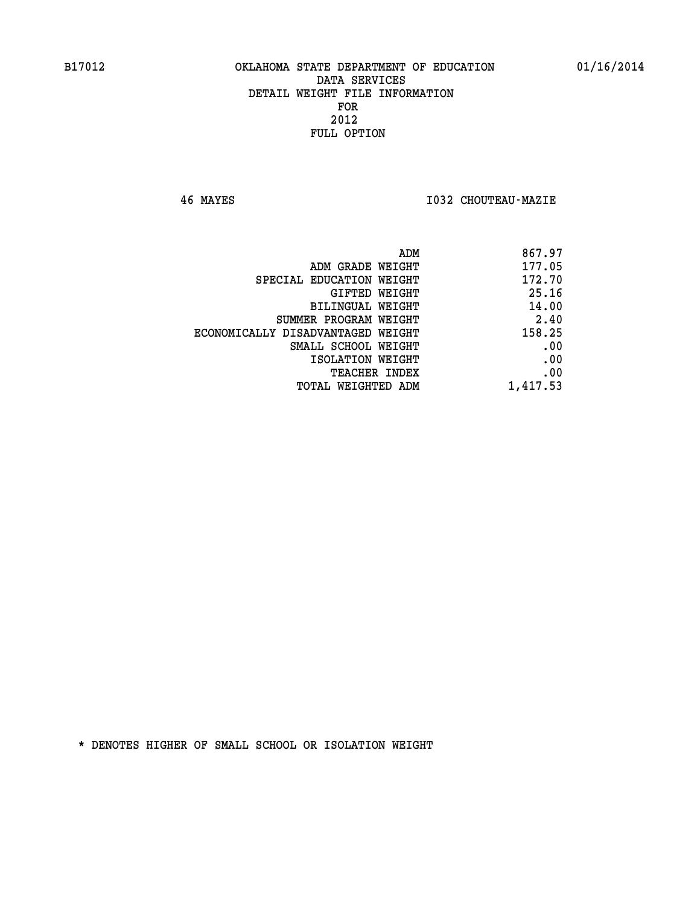B17012 OKLAHOMA STATE DEPARTMENT OF EDUCATION 01/16/2014

DATA SERVICES
DETAIL WEIGHT FILE INFORMATION
FOR
2012
FULL OPTION

46 MAYES I032 CHOUTEAU-MAZIE

| | |
|---|---|
| ADM | 867.97 |
| ADM GRADE WEIGHT | 177.05 |
| SPECIAL EDUCATION WEIGHT | 172.70 |
| GIFTED WEIGHT | 25.16 |
| BILINGUAL WEIGHT | 14.00 |
| SUMMER PROGRAM WEIGHT | 2.40 |
| ECONOMICALLY DISADVANTAGED WEIGHT | 158.25 |
| SMALL SCHOOL WEIGHT | .00 |
| ISOLATION WEIGHT | .00 |
| TEACHER INDEX | .00 |
| TOTAL WEIGHTED ADM | 1,417.53 |

* DENOTES HIGHER OF SMALL SCHOOL OR ISOLATION WEIGHT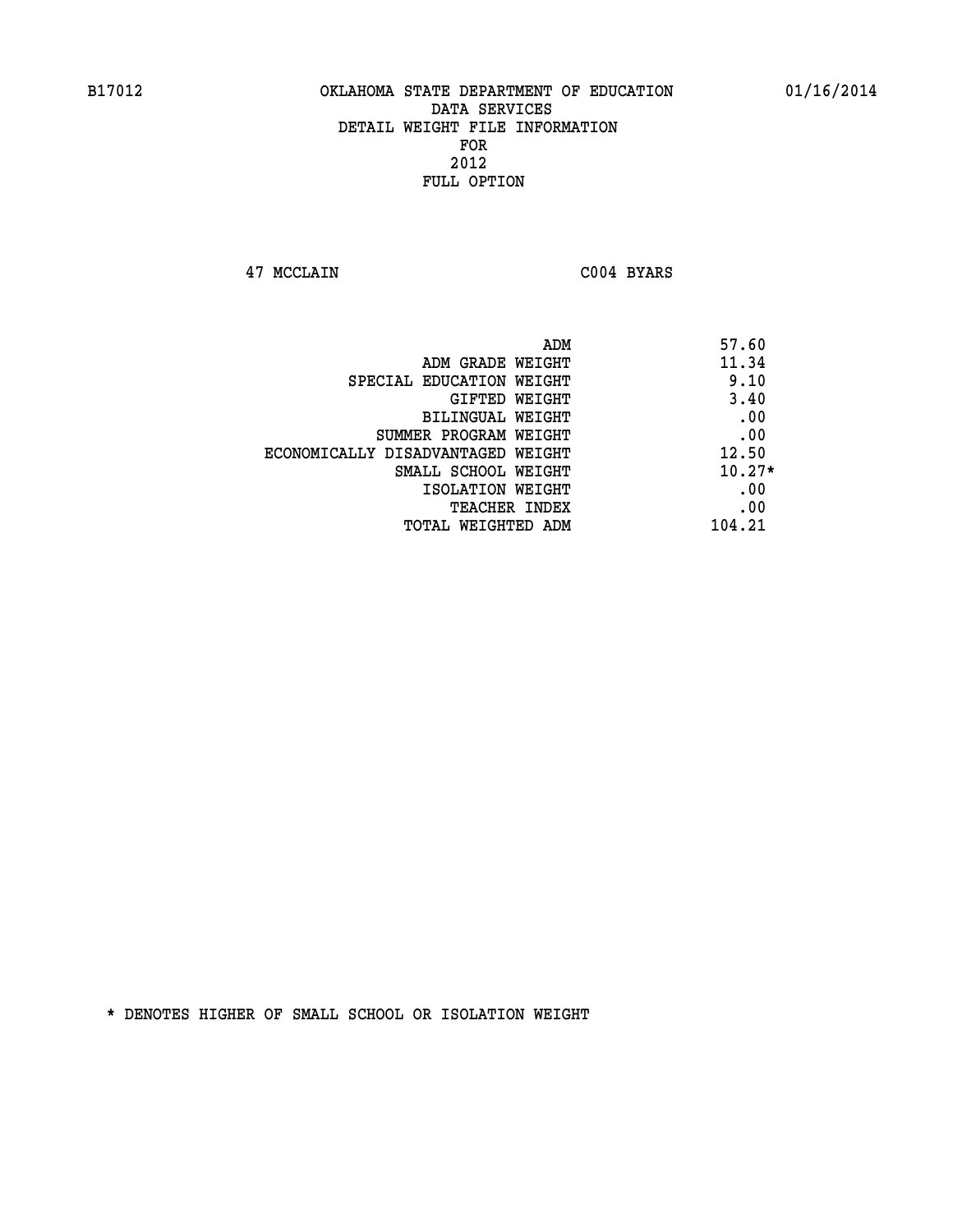# OKLAHOMA STATE DEPARTMENT OF EDUCATION
## DATA SERVICES
## DETAIL WEIGHT FILE INFORMATION
## FOR
## 2012
## FULL OPTION

B17012 01/16/2014

47 MCCLAIN C004 BYARS

| | |
|---|---|
| ADM | 57.60 |
| ADM GRADE WEIGHT | 11.34 |
| SPECIAL EDUCATION WEIGHT | 9.10 |
| GIFTED WEIGHT | 3.40 |
| BILINGUAL WEIGHT | .00 |
| SUMMER PROGRAM WEIGHT | .00 |
| ECONOMICALLY DISADVANTAGED WEIGHT | 12.50 |
| SMALL SCHOOL WEIGHT | 10.27* |
| ISOLATION WEIGHT | .00 |
| TEACHER INDEX | .00 |
| TOTAL WEIGHTED ADM | 104.21 |

* DENOTES HIGHER OF SMALL SCHOOL OR ISOLATION WEIGHT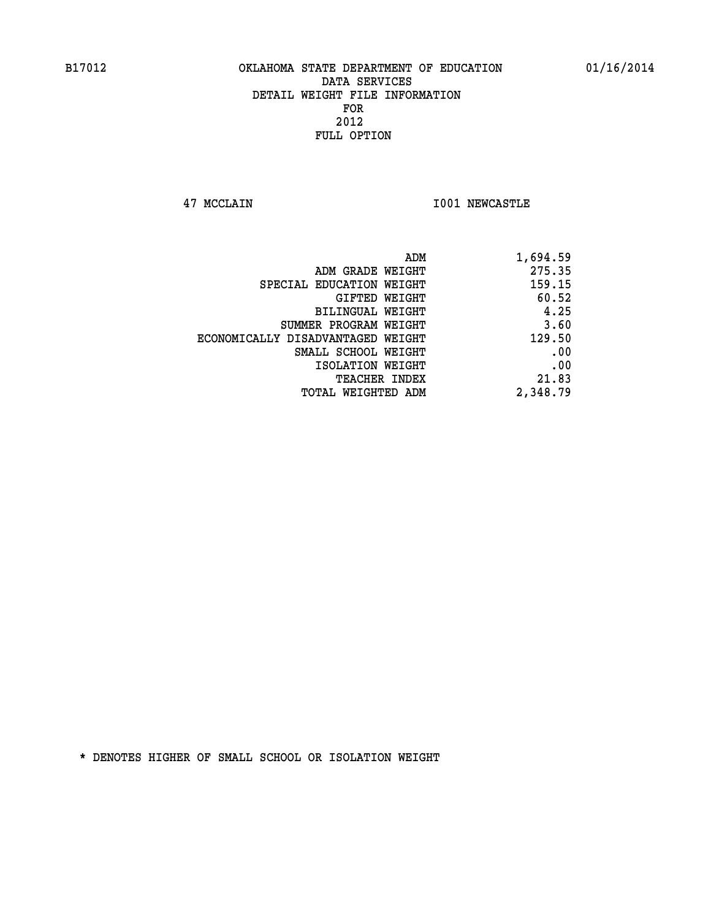B17012 OKLAHOMA STATE DEPARTMENT OF EDUCATION 01/16/2014

DATA SERVICES
DETAIL WEIGHT FILE INFORMATION
FOR
2012
FULL OPTION

47 MCCLAIN I001 NEWCASTLE

| | |
|---|---|
| ADM | 1,694.59 |
| ADM GRADE WEIGHT | 275.35 |
| SPECIAL EDUCATION WEIGHT | 159.15 |
| GIFTED WEIGHT | 60.52 |
| BILINGUAL WEIGHT | 4.25 |
| SUMMER PROGRAM WEIGHT | 3.60 |
| ECONOMICALLY DISADVANTAGED WEIGHT | 129.50 |
| SMALL SCHOOL WEIGHT | .00 |
| ISOLATION WEIGHT | .00 |
| TEACHER INDEX | 21.83 |
| TOTAL WEIGHTED ADM | 2,348.79 |

* DENOTES HIGHER OF SMALL SCHOOL OR ISOLATION WEIGHT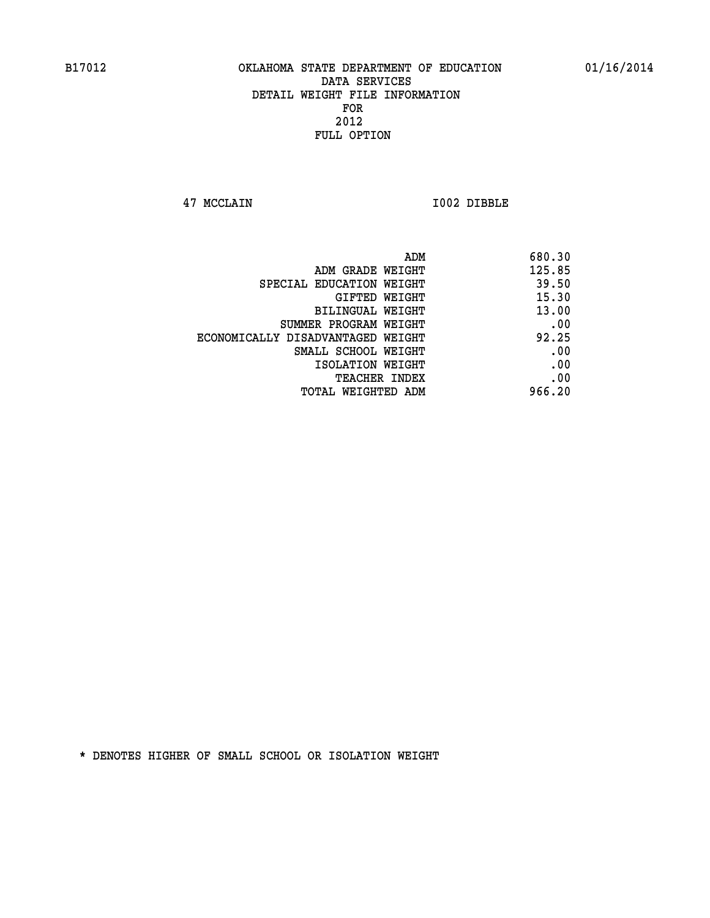B17012 OKLAHOMA STATE DEPARTMENT OF EDUCATION 01/16/2014

DATA SERVICES
DETAIL WEIGHT FILE INFORMATION
FOR
2012
FULL OPTION

47 MCCLAIN I002 DIBBLE

| | |
|---|---|
| ADM | 680.30 |
| ADM GRADE WEIGHT | 125.85 |
| SPECIAL EDUCATION WEIGHT | 39.50 |
| GIFTED WEIGHT | 15.30 |
| BILINGUAL WEIGHT | 13.00 |
| SUMMER PROGRAM WEIGHT | .00 |
| ECONOMICALLY DISADVANTAGED WEIGHT | 92.25 |
| SMALL SCHOOL WEIGHT | .00 |
| ISOLATION WEIGHT | .00 |
| TEACHER INDEX | .00 |
| TOTAL WEIGHTED ADM | 966.20 |

* DENOTES HIGHER OF SMALL SCHOOL OR ISOLATION WEIGHT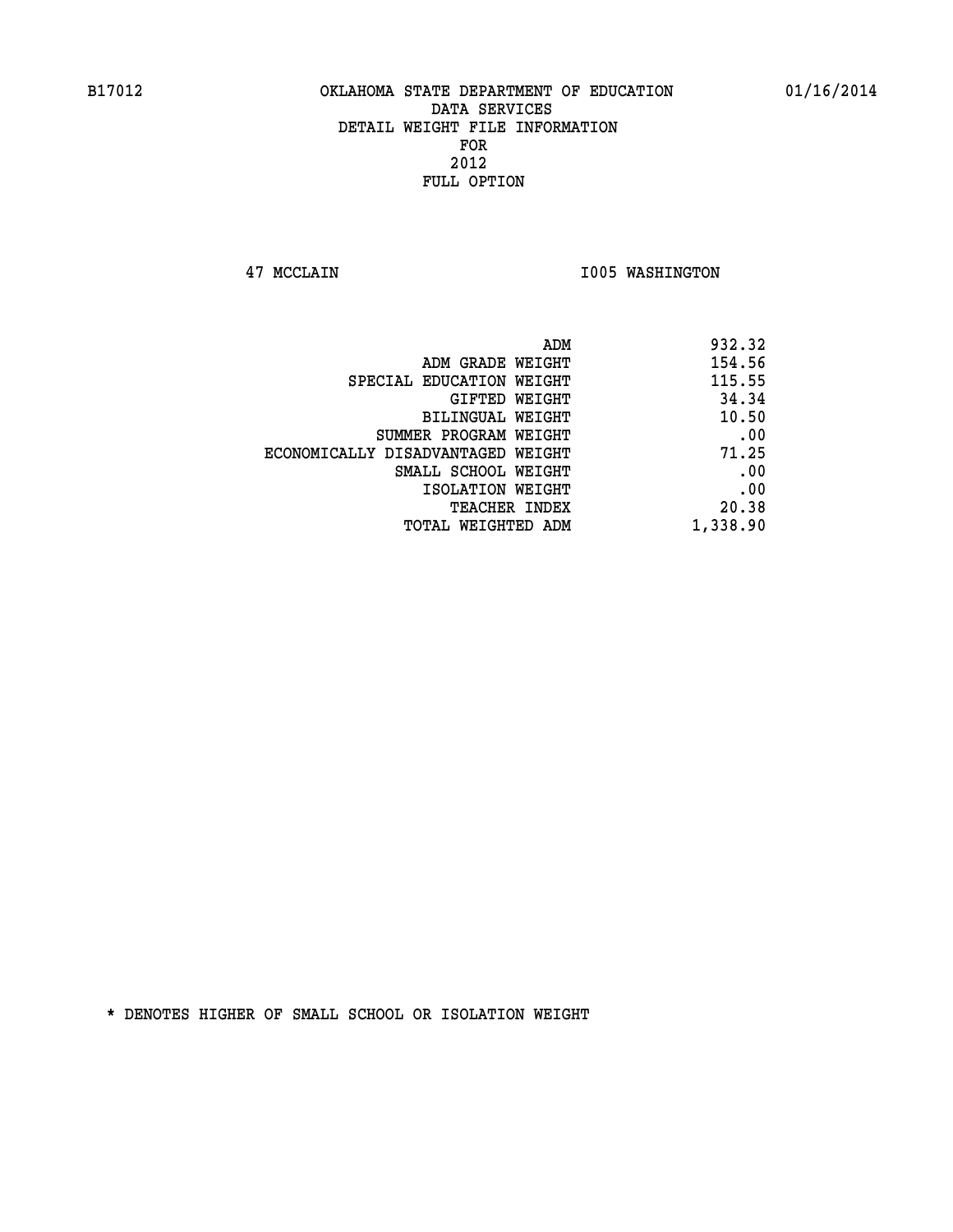B17012 OKLAHOMA STATE DEPARTMENT OF EDUCATION 01/16/2014

DATA SERVICES
DETAIL WEIGHT FILE INFORMATION
FOR
2012
FULL OPTION

47 MCCLAIN I005 WASHINGTON

| | |
|---|---|
| ADM | 932.32 |
| ADM GRADE WEIGHT | 154.56 |
| SPECIAL EDUCATION WEIGHT | 115.55 |
| GIFTED WEIGHT | 34.34 |
| BILINGUAL WEIGHT | 10.50 |
| SUMMER PROGRAM WEIGHT | .00 |
| ECONOMICALLY DISADVANTAGED WEIGHT | 71.25 |
| SMALL SCHOOL WEIGHT | .00 |
| ISOLATION WEIGHT | .00 |
| TEACHER INDEX | 20.38 |
| TOTAL WEIGHTED ADM | 1,338.90 |

* DENOTES HIGHER OF SMALL SCHOOL OR ISOLATION WEIGHT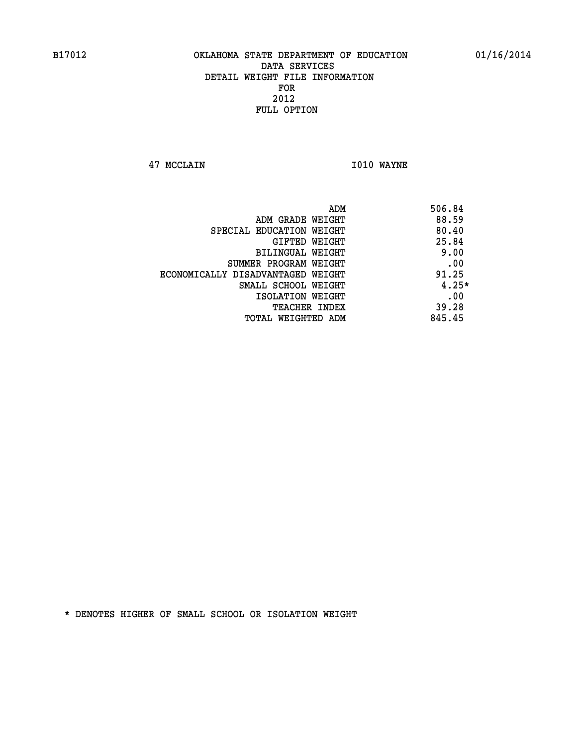# OKLAHOMA STATE DEPARTMENT OF EDUCATION
## DATA SERVICES
## DETAIL WEIGHT FILE INFORMATION
## FOR
## 2012
## FULL OPTION

B17012 01/16/2014

47 MCCLAIN I010 WAYNE

| | |
|---|---|
| ADM | 506.84 |
| ADM GRADE WEIGHT | 88.59 |
| SPECIAL EDUCATION WEIGHT | 80.40 |
| GIFTED WEIGHT | 25.84 |
| BILINGUAL WEIGHT | 9.00 |
| SUMMER PROGRAM WEIGHT | .00 |
| ECONOMICALLY DISADVANTAGED WEIGHT | 91.25 |
| SMALL SCHOOL WEIGHT | 4.25* |
| ISOLATION WEIGHT | .00 |
| TEACHER INDEX | 39.28 |
| TOTAL WEIGHTED ADM | 845.45 |

* DENOTES HIGHER OF SMALL SCHOOL OR ISOLATION WEIGHT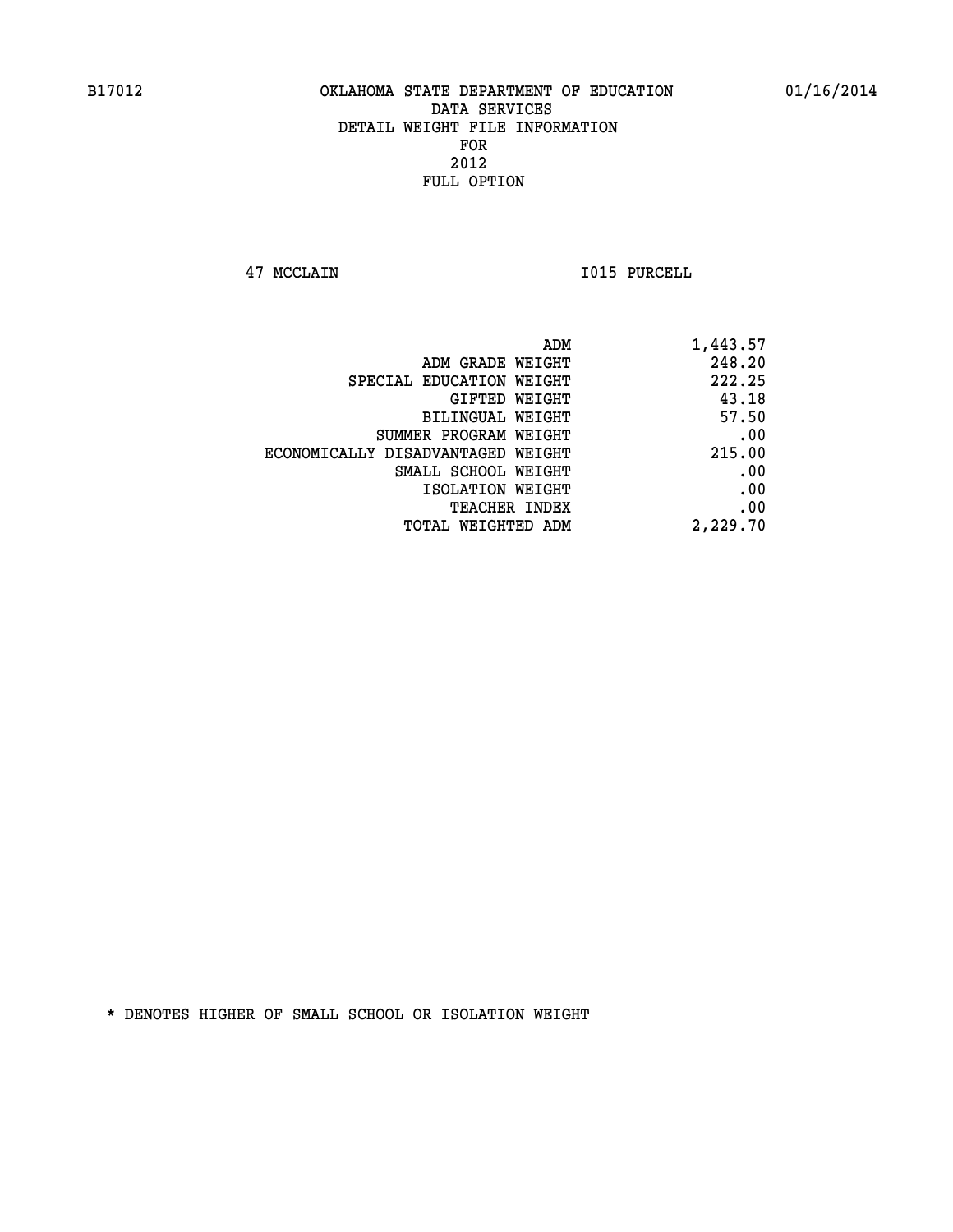B17012 OKLAHOMA STATE DEPARTMENT OF EDUCATION 01/16/2014

DATA SERVICES
DETAIL WEIGHT FILE INFORMATION
FOR
2012
FULL OPTION

47 MCCLAIN I015 PURCELL

| | |
|---|---|
| ADM | 1,443.57 |
| ADM GRADE WEIGHT | 248.20 |
| SPECIAL EDUCATION WEIGHT | 222.25 |
| GIFTED WEIGHT | 43.18 |
| BILINGUAL WEIGHT | 57.50 |
| SUMMER PROGRAM WEIGHT | .00 |
| ECONOMICALLY DISADVANTAGED WEIGHT | 215.00 |
| SMALL SCHOOL WEIGHT | .00 |
| ISOLATION WEIGHT | .00 |
| TEACHER INDEX | .00 |
| TOTAL WEIGHTED ADM | 2,229.70 |

* DENOTES HIGHER OF SMALL SCHOOL OR ISOLATION WEIGHT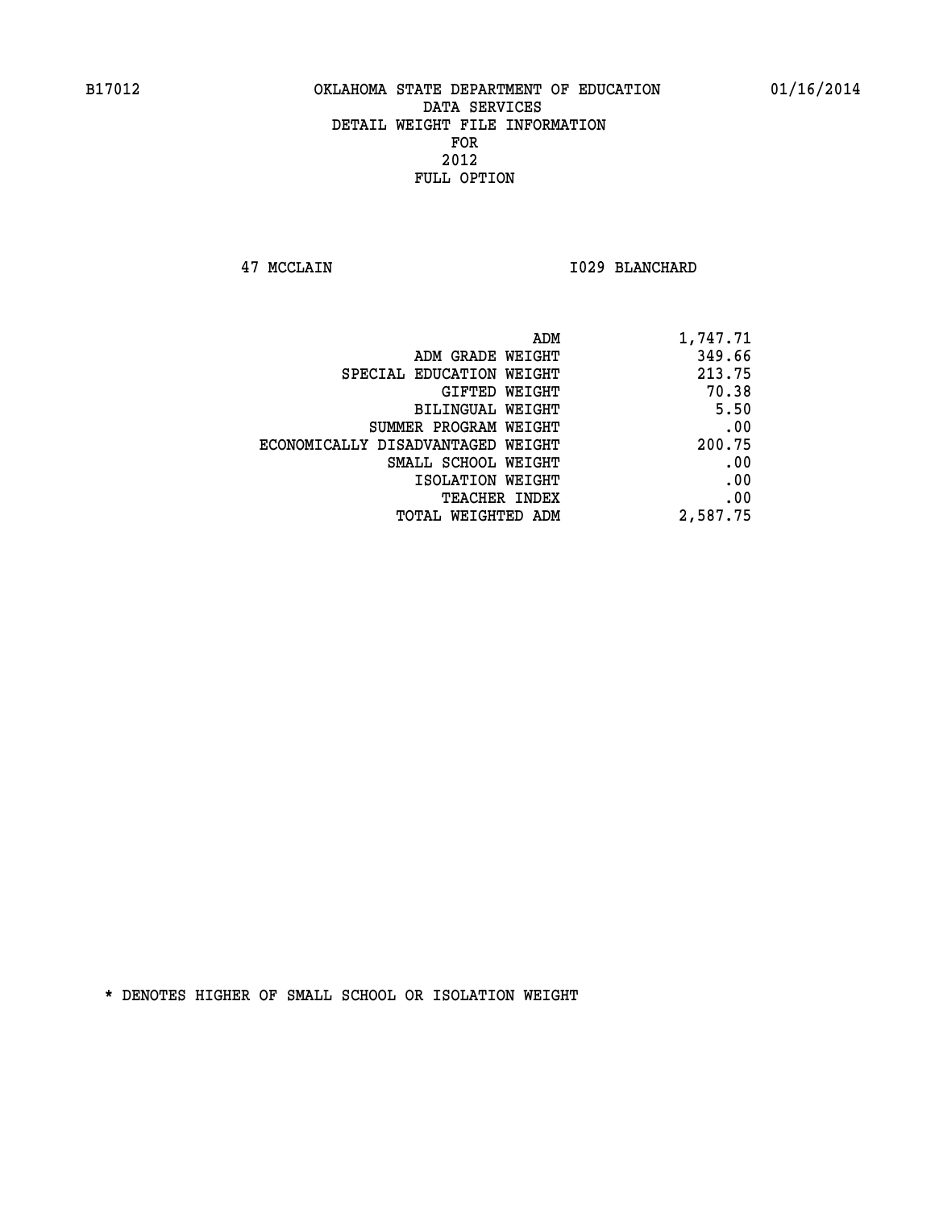B17012 OKLAHOMA STATE DEPARTMENT OF EDUCATION 01/16/2014

DATA SERVICES
DETAIL WEIGHT FILE INFORMATION
FOR
2012
FULL OPTION

47 MCCLAIN I029 BLANCHARD

| | |
|---|---|
| ADM | 1,747.71 |
| ADM GRADE WEIGHT | 349.66 |
| SPECIAL EDUCATION WEIGHT | 213.75 |
| GIFTED WEIGHT | 70.38 |
| BILINGUAL WEIGHT | 5.50 |
| SUMMER PROGRAM WEIGHT | .00 |
| ECONOMICALLY DISADVANTAGED WEIGHT | 200.75 |
| SMALL SCHOOL WEIGHT | .00 |
| ISOLATION WEIGHT | .00 |
| TEACHER INDEX | .00 |
| TOTAL WEIGHTED ADM | 2,587.75 |

* DENOTES HIGHER OF SMALL SCHOOL OR ISOLATION WEIGHT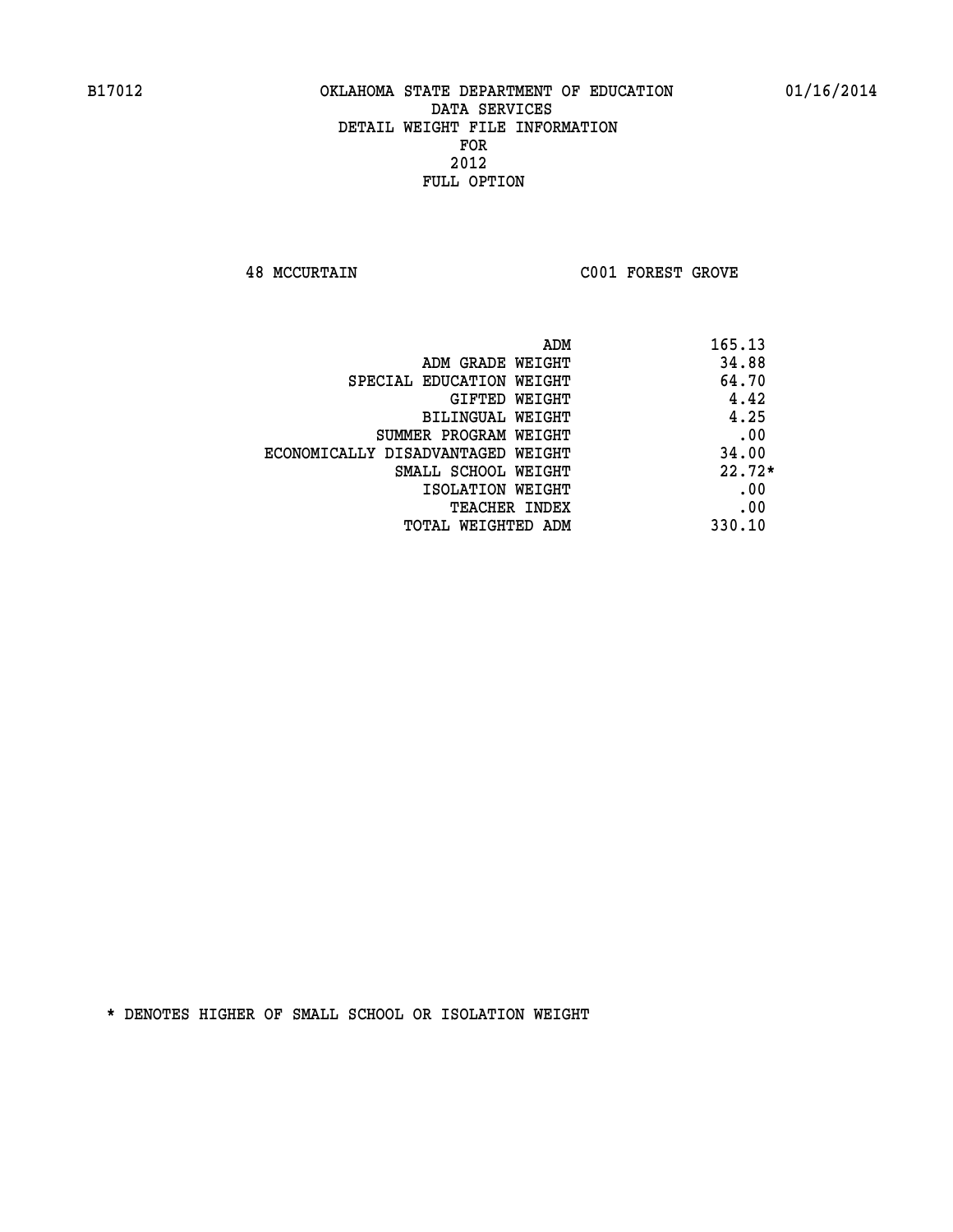B17012 OKLAHOMA STATE DEPARTMENT OF EDUCATION 01/16/2014

DATA SERVICES
DETAIL WEIGHT FILE INFORMATION
FOR
2012
FULL OPTION

48 MCCURTAIN C001 FOREST GROVE

| | |
|---|---|
| ADM | 165.13 |
| ADM GRADE WEIGHT | 34.88 |
| SPECIAL EDUCATION WEIGHT | 64.70 |
| GIFTED WEIGHT | 4.42 |
| BILINGUAL WEIGHT | 4.25 |
| SUMMER PROGRAM WEIGHT | .00 |
| ECONOMICALLY DISADVANTAGED WEIGHT | 34.00 |
| SMALL SCHOOL WEIGHT | 22.72* |
| ISOLATION WEIGHT | .00 |
| TEACHER INDEX | .00 |
| TOTAL WEIGHTED ADM | 330.10 |

* DENOTES HIGHER OF SMALL SCHOOL OR ISOLATION WEIGHT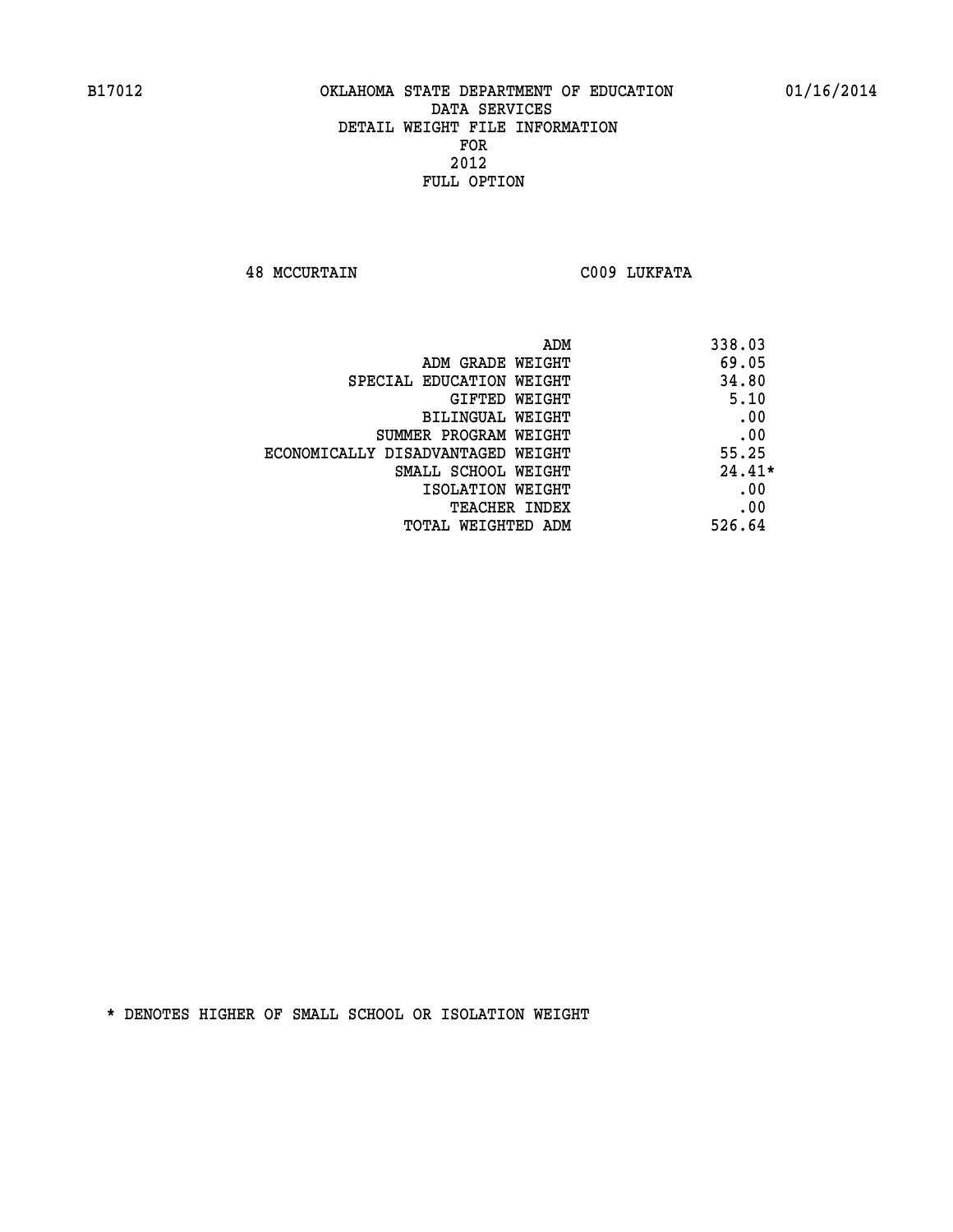B17012 OKLAHOMA STATE DEPARTMENT OF EDUCATION 01/16/2014

DATA SERVICES
DETAIL WEIGHT FILE INFORMATION
FOR
2012
FULL OPTION

48 MCCURTAIN C009 LUKFATA

| | |
|---|---|
| ADM | 338.03 |
| ADM GRADE WEIGHT | 69.05 |
| SPECIAL EDUCATION WEIGHT | 34.80 |
| GIFTED WEIGHT | 5.10 |
| BILINGUAL WEIGHT | .00 |
| SUMMER PROGRAM WEIGHT | .00 |
| ECONOMICALLY DISADVANTAGED WEIGHT | 55.25 |
| SMALL SCHOOL WEIGHT | 24.41* |
| ISOLATION WEIGHT | .00 |
| TEACHER INDEX | .00 |
| TOTAL WEIGHTED ADM | 526.64 |

* DENOTES HIGHER OF SMALL SCHOOL OR ISOLATION WEIGHT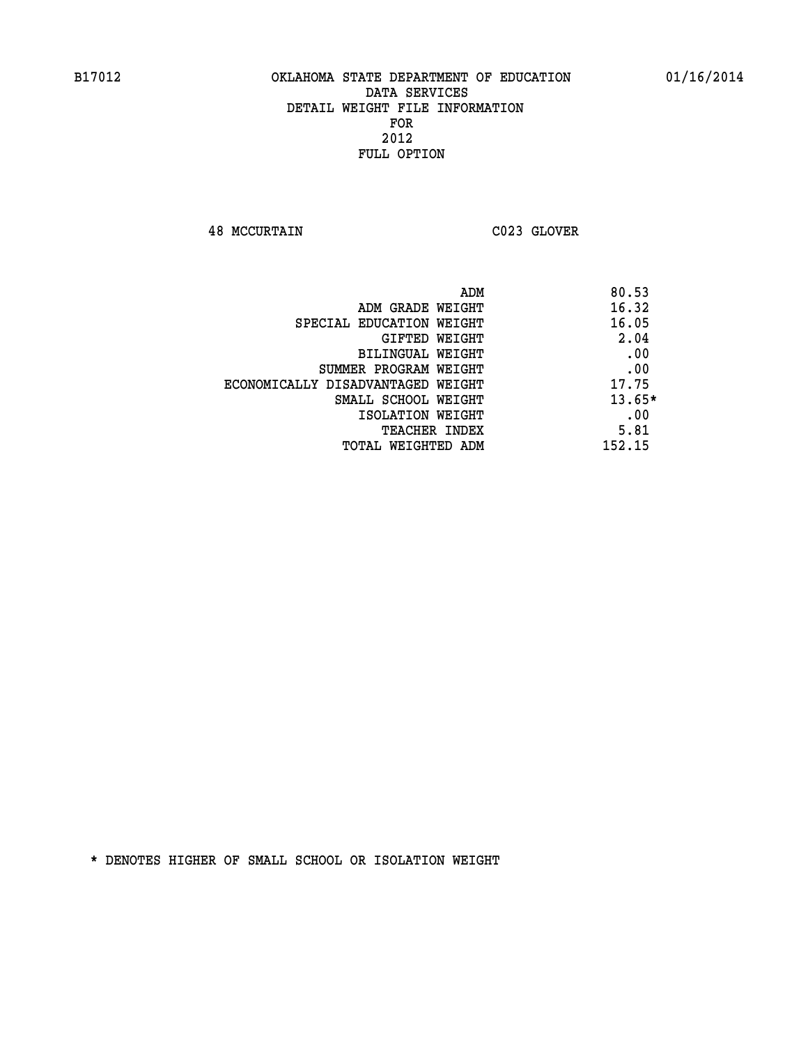B17012 OKLAHOMA STATE DEPARTMENT OF EDUCATION 01/16/2014

# DATA SERVICES
## DETAIL WEIGHT FILE INFORMATION
## FOR
## 2012
## FULL OPTION

48 MCCURTAIN C023 GLOVER

| | |
|---|---|
| ADM | 80.53 |
| ADM GRADE WEIGHT | 16.32 |
| SPECIAL EDUCATION WEIGHT | 16.05 |
| GIFTED WEIGHT | 2.04 |
| BILINGUAL WEIGHT | .00 |
| SUMMER PROGRAM WEIGHT | .00 |
| ECONOMICALLY DISADVANTAGED WEIGHT | 17.75 |
| SMALL SCHOOL WEIGHT | 13.65* |
| ISOLATION WEIGHT | .00 |
| TEACHER INDEX | 5.81 |
| TOTAL WEIGHTED ADM | 152.15 |

* DENOTES HIGHER OF SMALL SCHOOL OR ISOLATION WEIGHT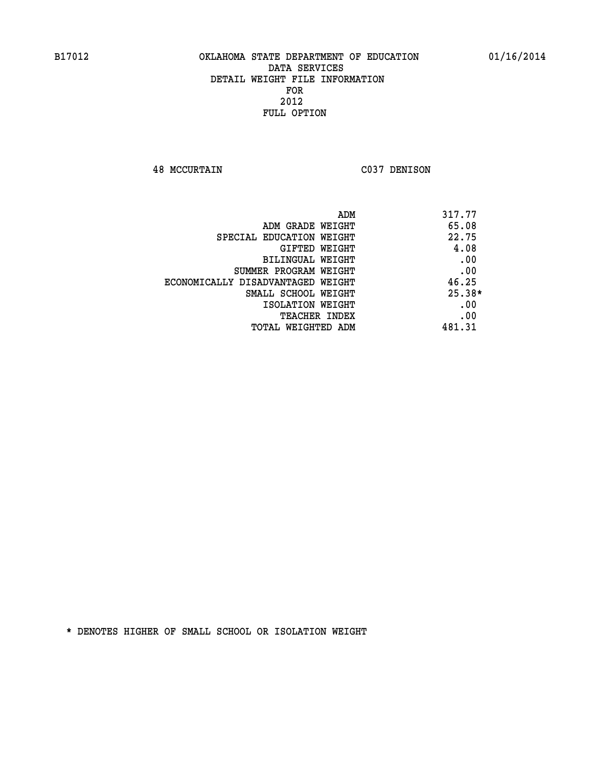B17012 OKLAHOMA STATE DEPARTMENT OF EDUCATION 01/16/2014

DATA SERVICES
DETAIL WEIGHT FILE INFORMATION
FOR
2012
FULL OPTION

48 MCCURTAIN C037 DENISON

| | |
|---|---|
| ADM | 317.77 |
| ADM GRADE WEIGHT | 65.08 |
| SPECIAL EDUCATION WEIGHT | 22.75 |
| GIFTED WEIGHT | 4.08 |
| BILINGUAL WEIGHT | .00 |
| SUMMER PROGRAM WEIGHT | .00 |
| ECONOMICALLY DISADVANTAGED WEIGHT | 46.25 |
| SMALL SCHOOL WEIGHT | 25.38* |
| ISOLATION WEIGHT | .00 |
| TEACHER INDEX | .00 |
| TOTAL WEIGHTED ADM | 481.31 |

* DENOTES HIGHER OF SMALL SCHOOL OR ISOLATION WEIGHT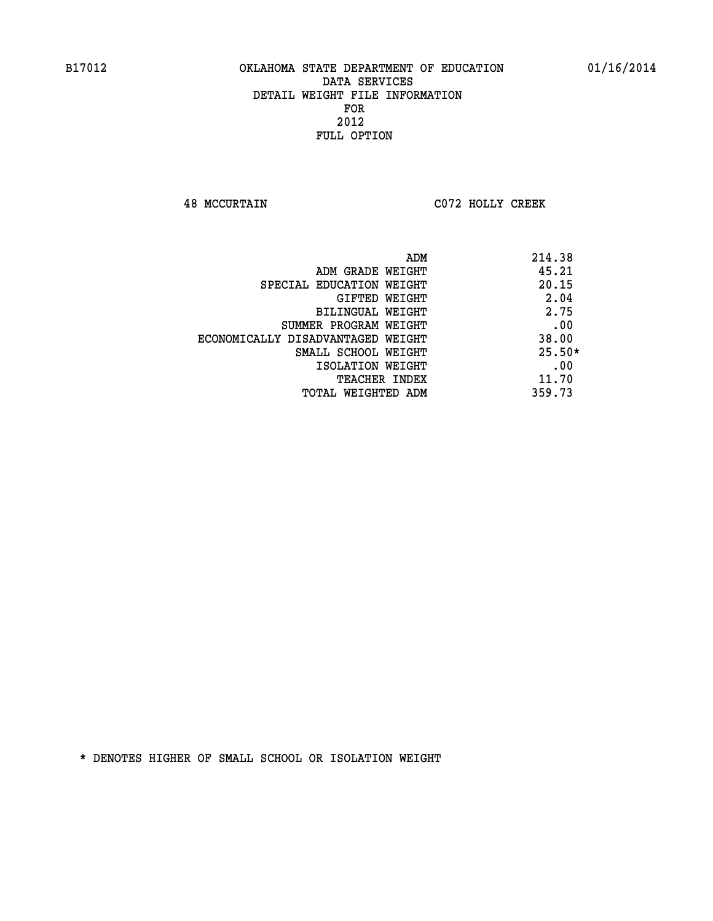B17012 OKLAHOMA STATE DEPARTMENT OF EDUCATION 01/16/2014

DATA SERVICES
DETAIL WEIGHT FILE INFORMATION
FOR
2012
FULL OPTION

48 MCCURTAIN C072 HOLLY CREEK

| | |
|---|---|
| ADM | 214.38 |
| ADM GRADE WEIGHT | 45.21 |
| SPECIAL EDUCATION WEIGHT | 20.15 |
| GIFTED WEIGHT | 2.04 |
| BILINGUAL WEIGHT | 2.75 |
| SUMMER PROGRAM WEIGHT | .00 |
| ECONOMICALLY DISADVANTAGED WEIGHT | 38.00 |
| SMALL SCHOOL WEIGHT | 25.50* |
| ISOLATION WEIGHT | .00 |
| TEACHER INDEX | 11.70 |
| TOTAL WEIGHTED ADM | 359.73 |

* DENOTES HIGHER OF SMALL SCHOOL OR ISOLATION WEIGHT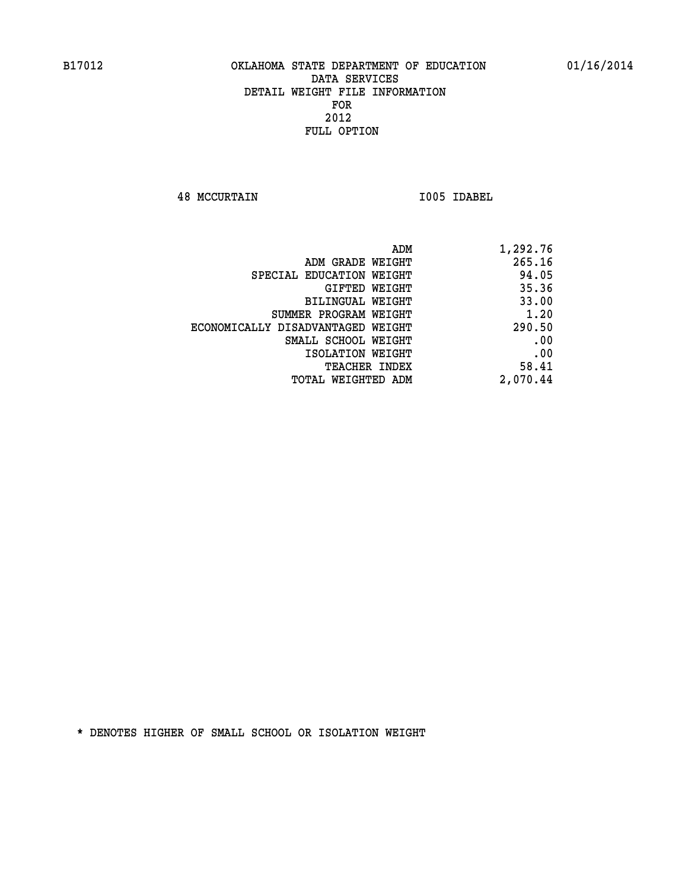B17012 OKLAHOMA STATE DEPARTMENT OF EDUCATION 01/16/2014

DATA SERVICES
DETAIL WEIGHT FILE INFORMATION
FOR
2012
FULL OPTION

48 MCCURTAIN I005 IDABEL

| | |
|---|---|
| ADM | 1,292.76 |
| ADM GRADE WEIGHT | 265.16 |
| SPECIAL EDUCATION WEIGHT | 94.05 |
| GIFTED WEIGHT | 35.36 |
| BILINGUAL WEIGHT | 33.00 |
| SUMMER PROGRAM WEIGHT | 1.20 |
| ECONOMICALLY DISADVANTAGED WEIGHT | 290.50 |
| SMALL SCHOOL WEIGHT | .00 |
| ISOLATION WEIGHT | .00 |
| TEACHER INDEX | 58.41 |
| TOTAL WEIGHTED ADM | 2,070.44 |

* DENOTES HIGHER OF SMALL SCHOOL OR ISOLATION WEIGHT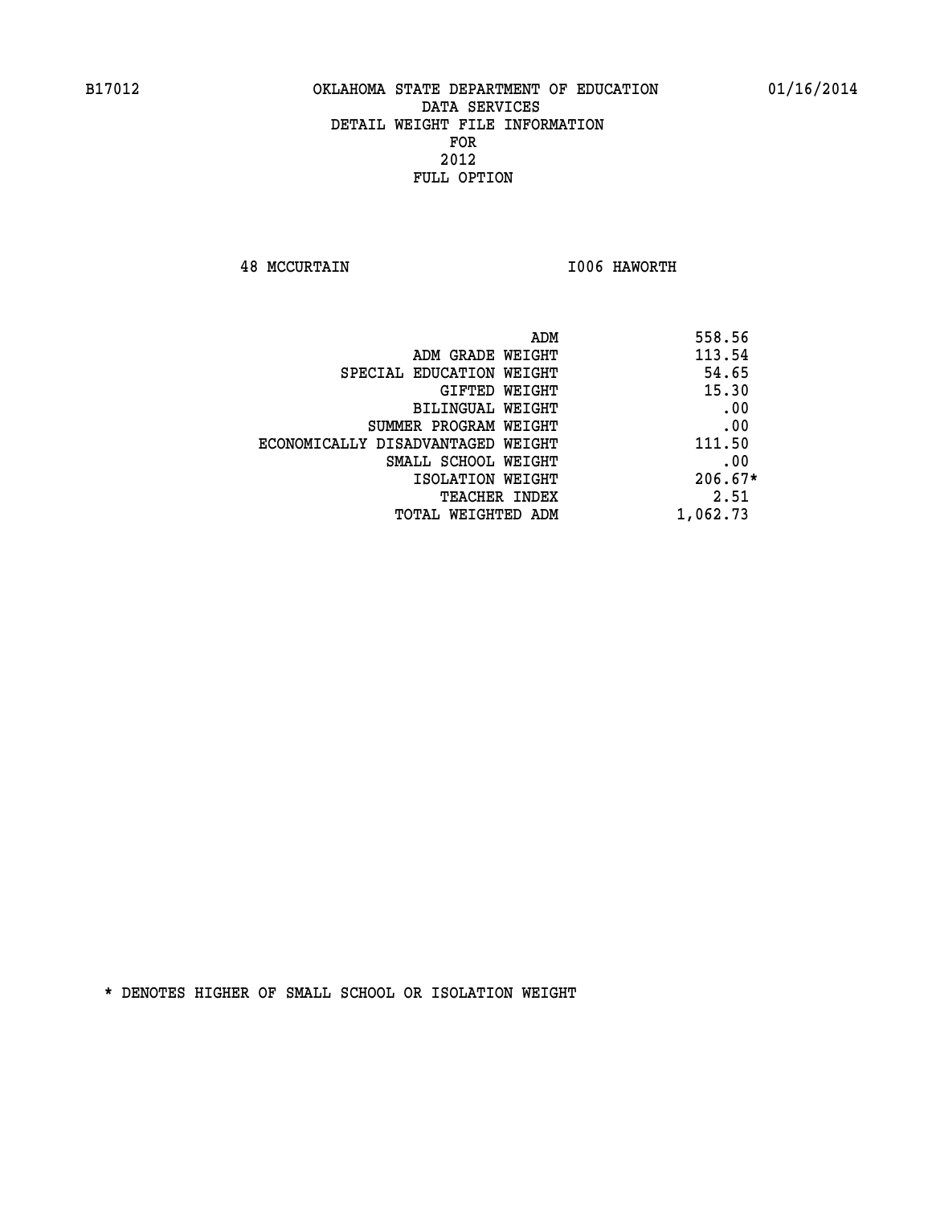OKLAHOMA STATE DEPARTMENT OF EDUCATION
DATA SERVICES
DETAIL WEIGHT FILE INFORMATION
FOR
2012
FULL OPTION

48 MCCURTAIN I006 HAWORTH

| | |
|---|---|
| ADM | 558.56 |
| ADM GRADE WEIGHT | 113.54 |
| SPECIAL EDUCATION WEIGHT | 54.65 |
| GIFTED WEIGHT | 15.30 |
| BILINGUAL WEIGHT | .00 |
| SUMMER PROGRAM WEIGHT | .00 |
| ECONOMICALLY DISADVANTAGED WEIGHT | 111.50 |
| SMALL SCHOOL WEIGHT | .00 |
| ISOLATION WEIGHT | 206.67* |
| TEACHER INDEX | 2.51 |
| TOTAL WEIGHTED ADM | 1,062.73 |

* DENOTES HIGHER OF SMALL SCHOOL OR ISOLATION WEIGHT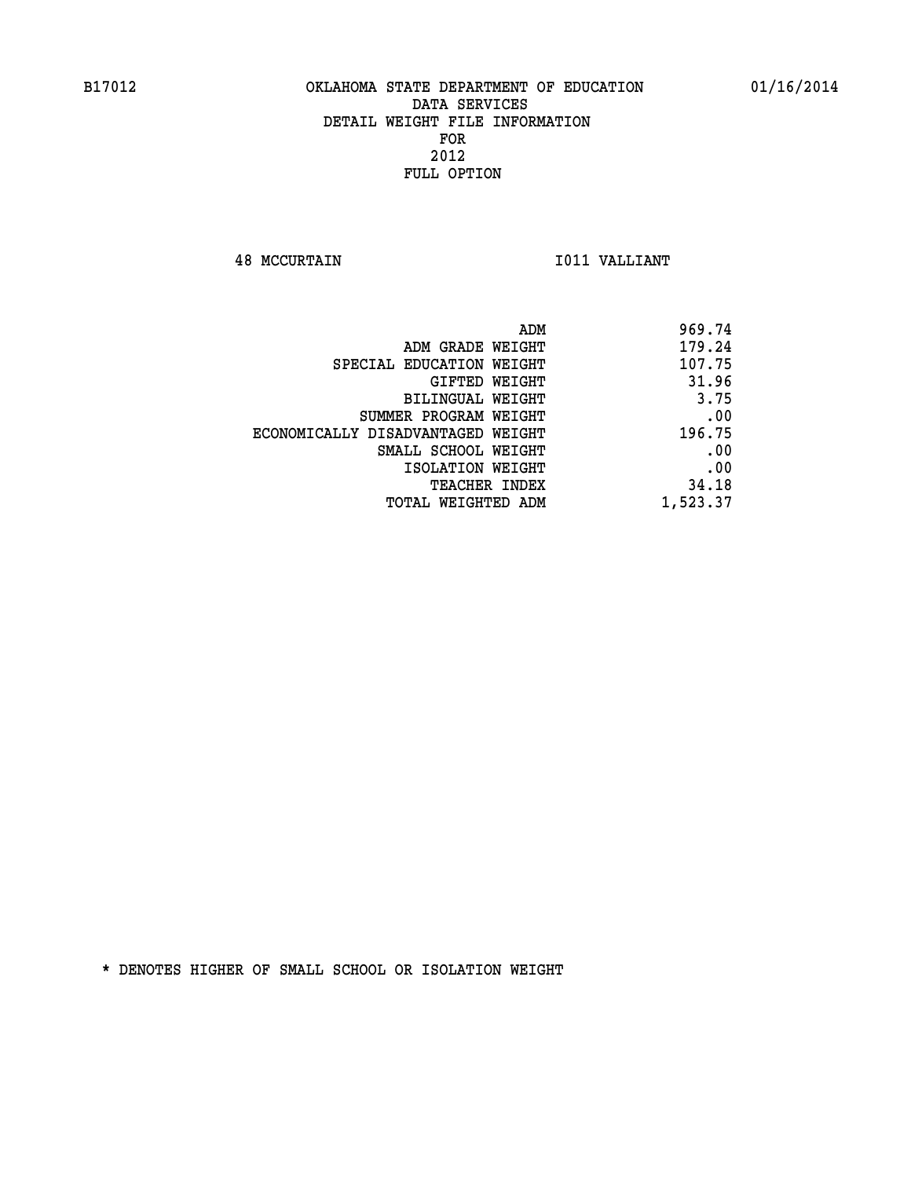B17012 OKLAHOMA STATE DEPARTMENT OF EDUCATION 01/16/2014

DATA SERVICES
DETAIL WEIGHT FILE INFORMATION
FOR
2012
FULL OPTION

48 MCCURTAIN I011 VALLIANT

| | |
|---|---|
| ADM | 969.74 |
| ADM GRADE WEIGHT | 179.24 |
| SPECIAL EDUCATION WEIGHT | 107.75 |
| GIFTED WEIGHT | 31.96 |
| BILINGUAL WEIGHT | 3.75 |
| SUMMER PROGRAM WEIGHT | .00 |
| ECONOMICALLY DISADVANTAGED WEIGHT | 196.75 |
| SMALL SCHOOL WEIGHT | .00 |
| ISOLATION WEIGHT | .00 |
| TEACHER INDEX | 34.18 |
| TOTAL WEIGHTED ADM | 1,523.37 |

* DENOTES HIGHER OF SMALL SCHOOL OR ISOLATION WEIGHT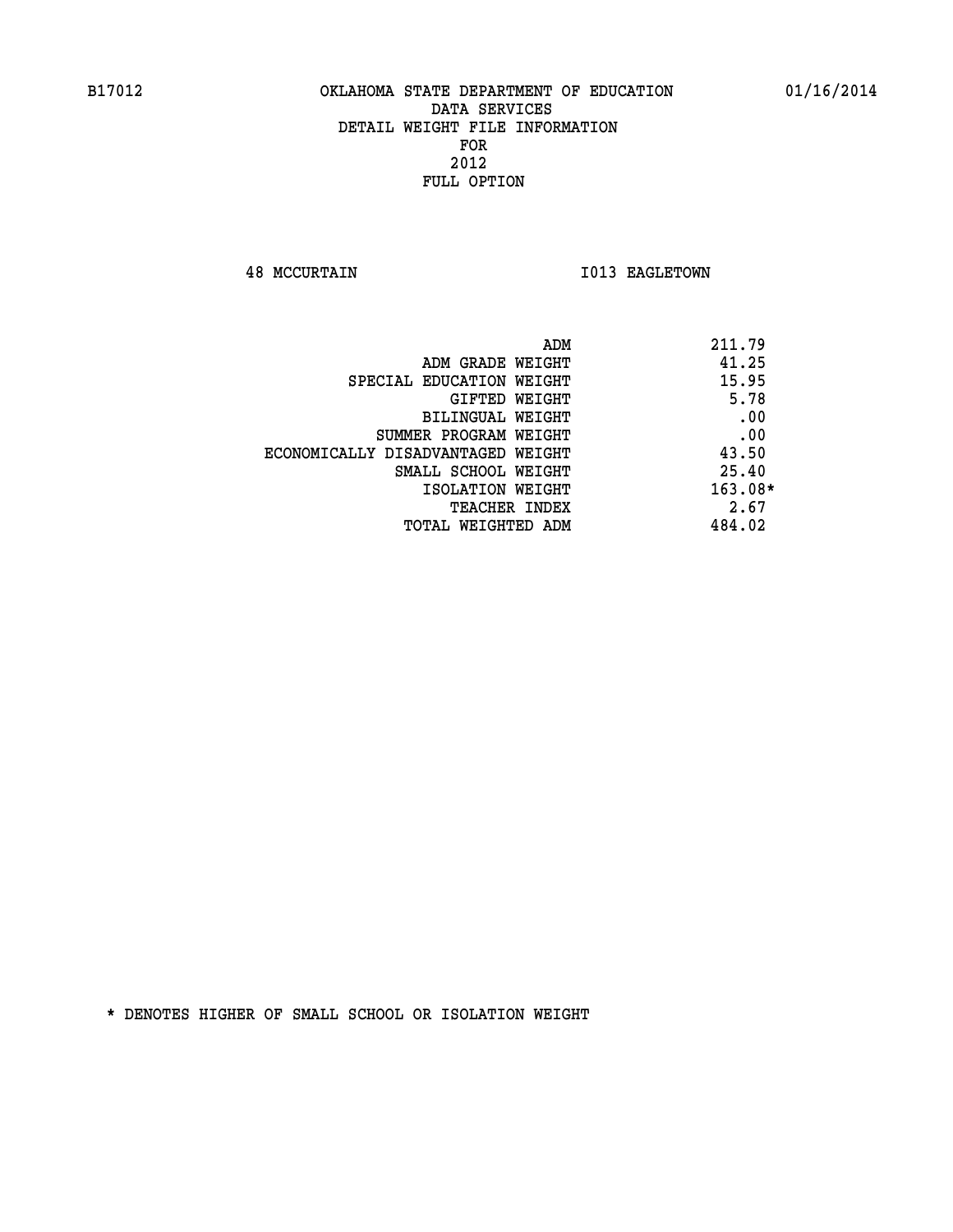B17012 OKLAHOMA STATE DEPARTMENT OF EDUCATION 01/16/2014

DATA SERVICES
DETAIL WEIGHT FILE INFORMATION
FOR
2012
FULL OPTION

48 MCCURTAIN I013 EAGLETOWN

| | |
|---|---|
| ADM | 211.79 |
| ADM GRADE WEIGHT | 41.25 |
| SPECIAL EDUCATION WEIGHT | 15.95 |
| GIFTED WEIGHT | 5.78 |
| BILINGUAL WEIGHT | .00 |
| SUMMER PROGRAM WEIGHT | .00 |
| ECONOMICALLY DISADVANTAGED WEIGHT | 43.50 |
| SMALL SCHOOL WEIGHT | 25.40 |
| ISOLATION WEIGHT | 163.08* |
| TEACHER INDEX | 2.67 |
| TOTAL WEIGHTED ADM | 484.02 |

* DENOTES HIGHER OF SMALL SCHOOL OR ISOLATION WEIGHT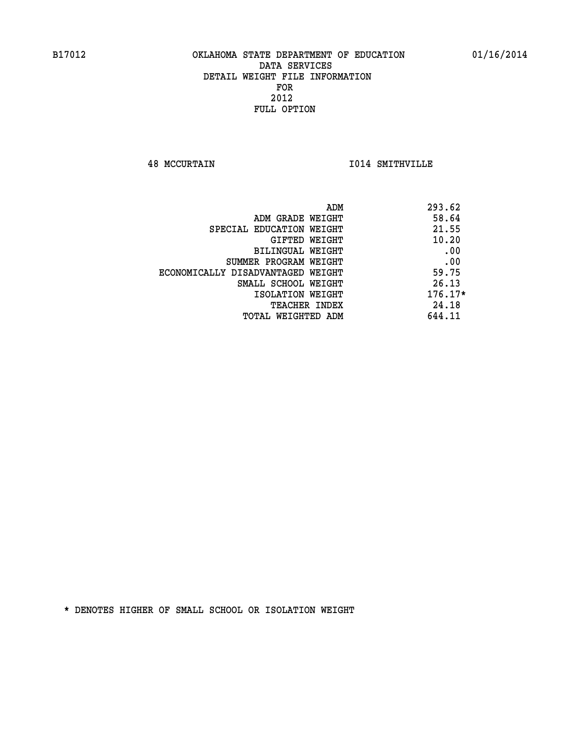B17012 OKLAHOMA STATE DEPARTMENT OF EDUCATION 01/16/2014

DATA SERVICES
DETAIL WEIGHT FILE INFORMATION
FOR
2012
FULL OPTION

48 MCCURTAIN I014 SMITHVILLE

| | |
|---|---|
| ADM | 293.62 |
| ADM GRADE WEIGHT | 58.64 |
| SPECIAL EDUCATION WEIGHT | 21.55 |
| GIFTED WEIGHT | 10.20 |
| BILINGUAL WEIGHT | .00 |
| SUMMER PROGRAM WEIGHT | .00 |
| ECONOMICALLY DISADVANTAGED WEIGHT | 59.75 |
| SMALL SCHOOL WEIGHT | 26.13 |
| ISOLATION WEIGHT | 176.17* |
| TEACHER INDEX | 24.18 |
| TOTAL WEIGHTED ADM | 644.11 |

* DENOTES HIGHER OF SMALL SCHOOL OR ISOLATION WEIGHT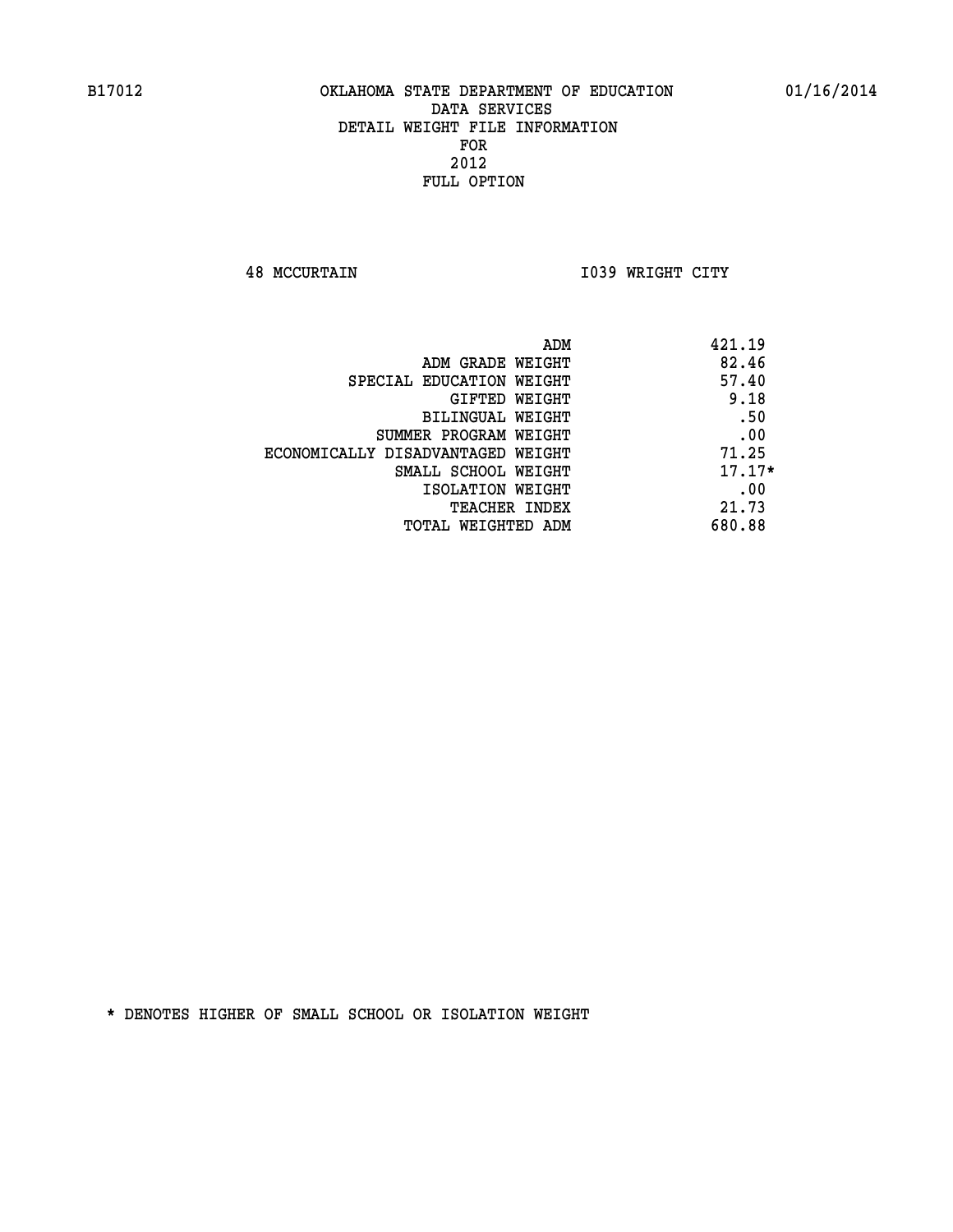B17012 OKLAHOMA STATE DEPARTMENT OF EDUCATION 01/16/2014

DATA SERVICES
DETAIL WEIGHT FILE INFORMATION
FOR
2012
FULL OPTION

48 MCCURTAIN I039 WRIGHT CITY

| | |
|---|---|
| ADM | 421.19 |
| ADM GRADE WEIGHT | 82.46 |
| SPECIAL EDUCATION WEIGHT | 57.40 |
| GIFTED WEIGHT | 9.18 |
| BILINGUAL WEIGHT | .50 |
| SUMMER PROGRAM WEIGHT | .00 |
| ECONOMICALLY DISADVANTAGED WEIGHT | 71.25 |
| SMALL SCHOOL WEIGHT | 17.17* |
| ISOLATION WEIGHT | .00 |
| TEACHER INDEX | 21.73 |
| TOTAL WEIGHTED ADM | 680.88 |

* DENOTES HIGHER OF SMALL SCHOOL OR ISOLATION WEIGHT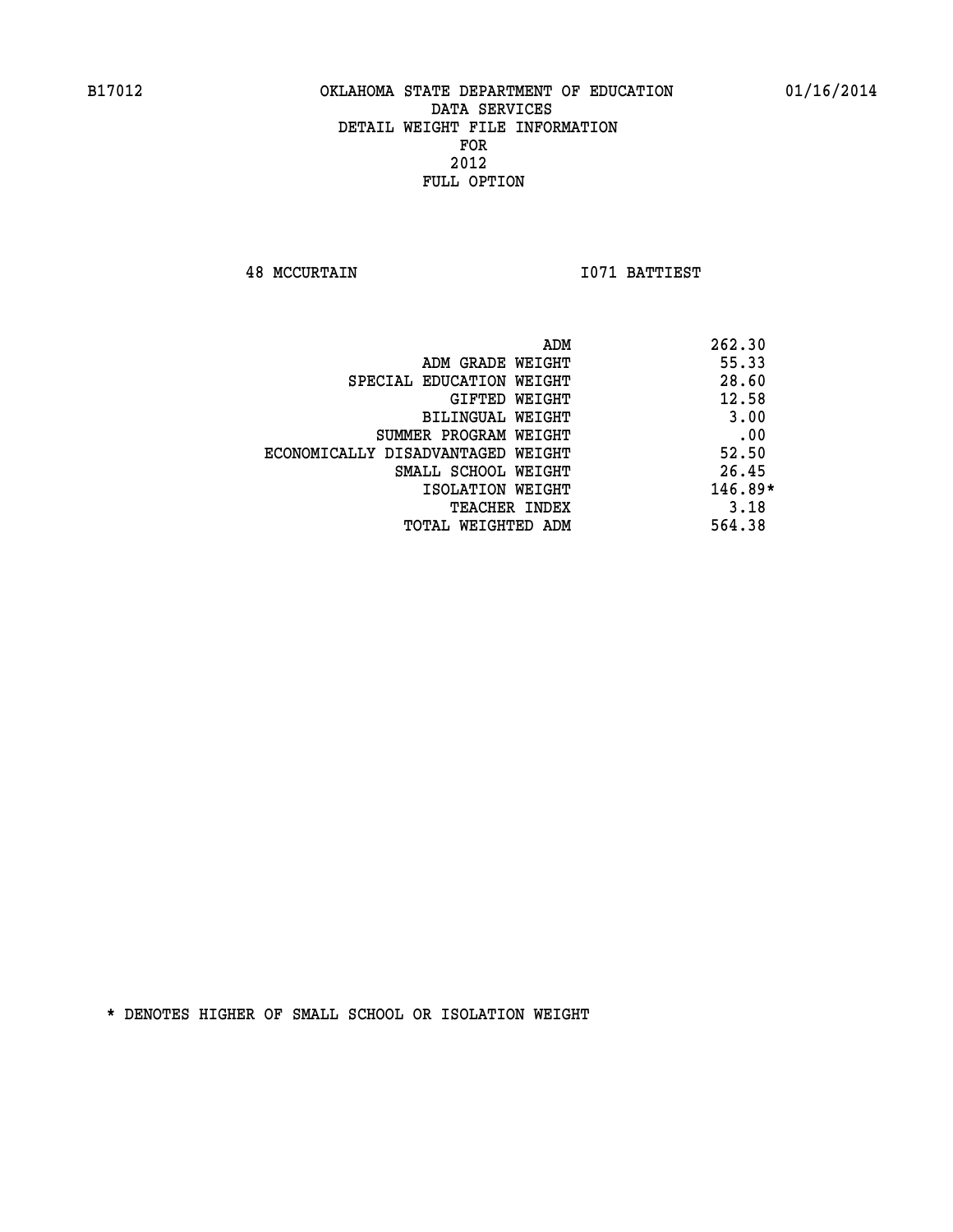B17012 OKLAHOMA STATE DEPARTMENT OF EDUCATION 01/16/2014

DATA SERVICES
DETAIL WEIGHT FILE INFORMATION
FOR
2012
FULL OPTION

48 MCCURTAIN I071 BATTIEST

| | |
|---|---|
| ADM | 262.30 |
| ADM GRADE WEIGHT | 55.33 |
| SPECIAL EDUCATION WEIGHT | 28.60 |
| GIFTED WEIGHT | 12.58 |
| BILINGUAL WEIGHT | 3.00 |
| SUMMER PROGRAM WEIGHT | .00 |
| ECONOMICALLY DISADVANTAGED WEIGHT | 52.50 |
| SMALL SCHOOL WEIGHT | 26.45 |
| ISOLATION WEIGHT | 146.89* |
| TEACHER INDEX | 3.18 |
| TOTAL WEIGHTED ADM | 564.38 |

* DENOTES HIGHER OF SMALL SCHOOL OR ISOLATION WEIGHT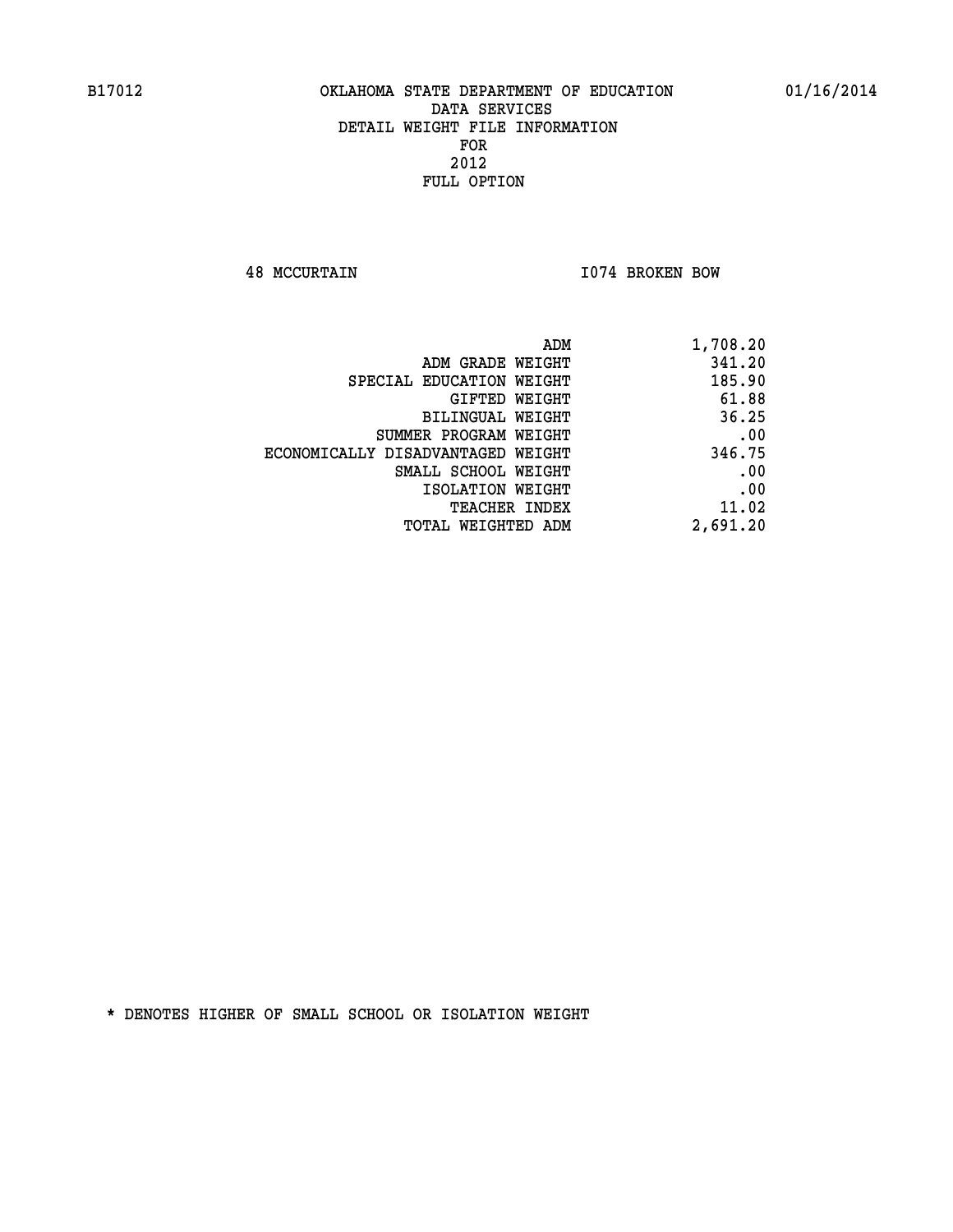B17012 OKLAHOMA STATE DEPARTMENT OF EDUCATION 01/16/2014

DATA SERVICES
DETAIL WEIGHT FILE INFORMATION
FOR
2012
FULL OPTION

48 MCCURTAIN I074 BROKEN BOW

| | |
|---|---|
| ADM | 1,708.20 |
| ADM GRADE WEIGHT | 341.20 |
| SPECIAL EDUCATION WEIGHT | 185.90 |
| GIFTED WEIGHT | 61.88 |
| BILINGUAL WEIGHT | 36.25 |
| SUMMER PROGRAM WEIGHT | .00 |
| ECONOMICALLY DISADVANTAGED WEIGHT | 346.75 |
| SMALL SCHOOL WEIGHT | .00 |
| ISOLATION WEIGHT | .00 |
| TEACHER INDEX | 11.02 |
| TOTAL WEIGHTED ADM | 2,691.20 |

* DENOTES HIGHER OF SMALL SCHOOL OR ISOLATION WEIGHT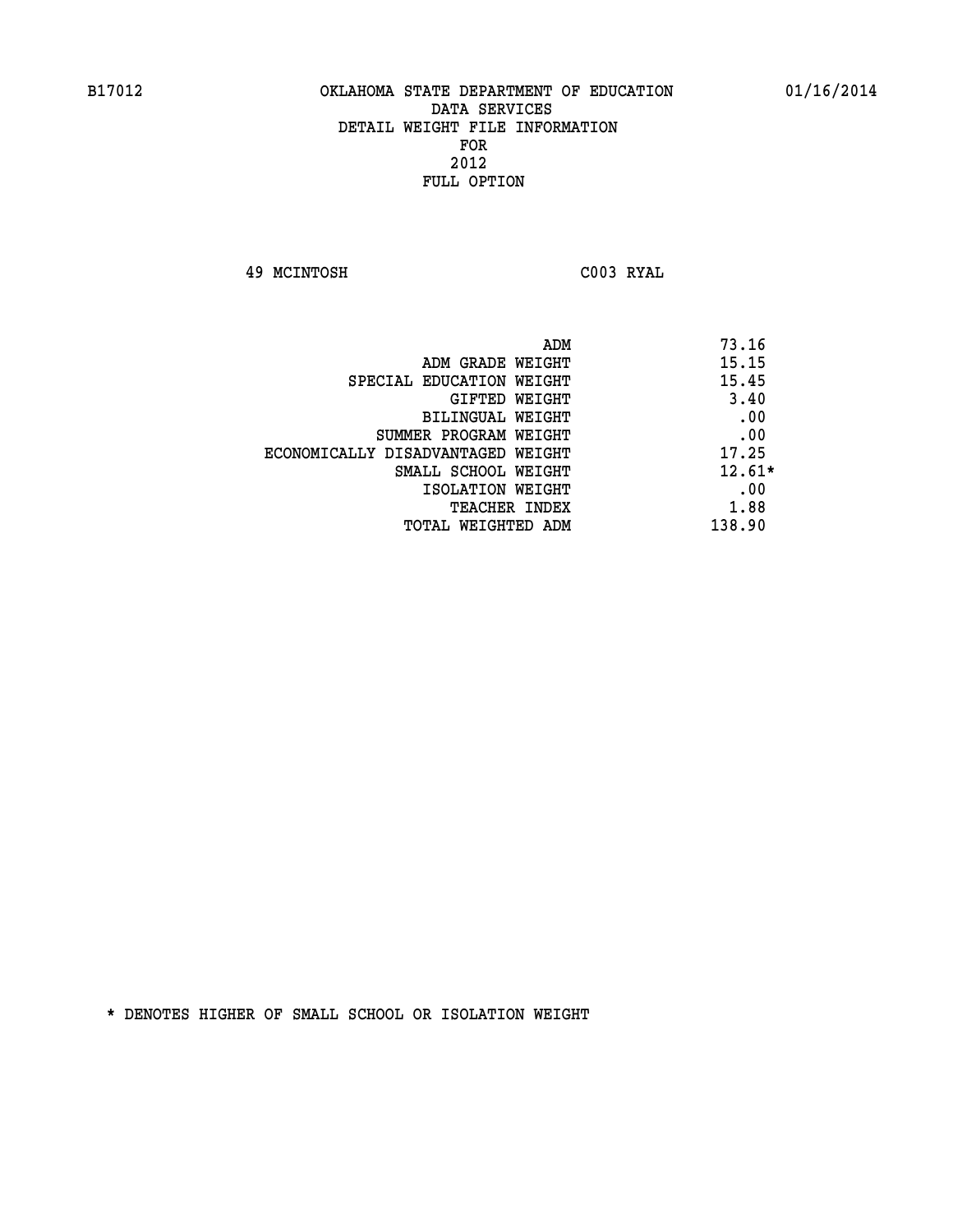B17012 OKLAHOMA STATE DEPARTMENT OF EDUCATION 01/16/2014

DATA SERVICES
DETAIL WEIGHT FILE INFORMATION
FOR
2012
FULL OPTION

49 MCINTOSH C003 RYAL

| | |
|---|---|
| ADM | 73.16 |
| ADM GRADE WEIGHT | 15.15 |
| SPECIAL EDUCATION WEIGHT | 15.45 |
| GIFTED WEIGHT | 3.40 |
| BILINGUAL WEIGHT | .00 |
| SUMMER PROGRAM WEIGHT | .00 |
| ECONOMICALLY DISADVANTAGED WEIGHT | 17.25 |
| SMALL SCHOOL WEIGHT | 12.61* |
| ISOLATION WEIGHT | .00 |
| TEACHER INDEX | 1.88 |
| TOTAL WEIGHTED ADM | 138.90 |

* DENOTES HIGHER OF SMALL SCHOOL OR ISOLATION WEIGHT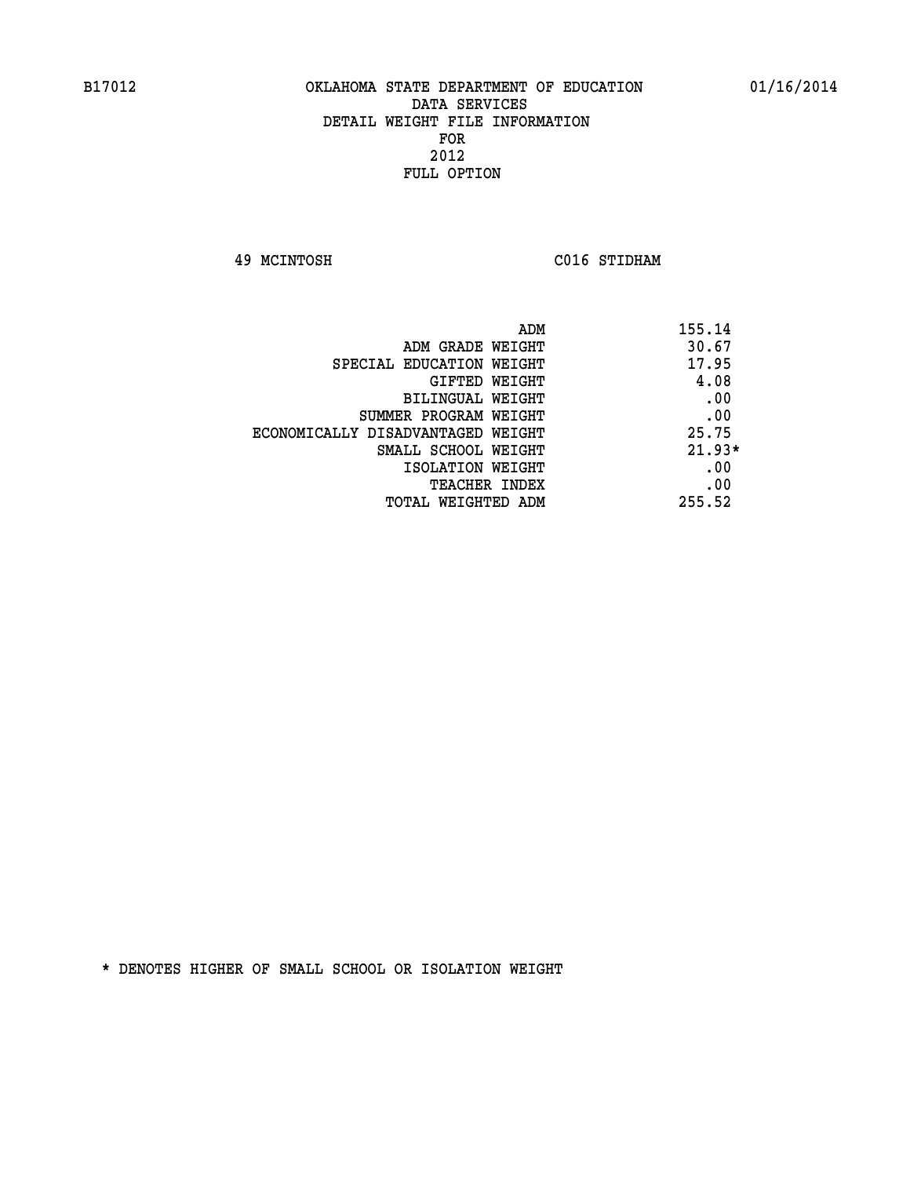B17012 OKLAHOMA STATE DEPARTMENT OF EDUCATION 01/16/2014

DATA SERVICES
DETAIL WEIGHT FILE INFORMATION
FOR
2012
FULL OPTION

49 MCINTOSH C016 STIDHAM

| | |
|---|---|
| ADM | 155.14 |
| ADM GRADE WEIGHT | 30.67 |
| SPECIAL EDUCATION WEIGHT | 17.95 |
| GIFTED WEIGHT | 4.08 |
| BILINGUAL WEIGHT | .00 |
| SUMMER PROGRAM WEIGHT | .00 |
| ECONOMICALLY DISADVANTAGED WEIGHT | 25.75 |
| SMALL SCHOOL WEIGHT | 21.93* |
| ISOLATION WEIGHT | .00 |
| TEACHER INDEX | .00 |
| TOTAL WEIGHTED ADM | 255.52 |

* DENOTES HIGHER OF SMALL SCHOOL OR ISOLATION WEIGHT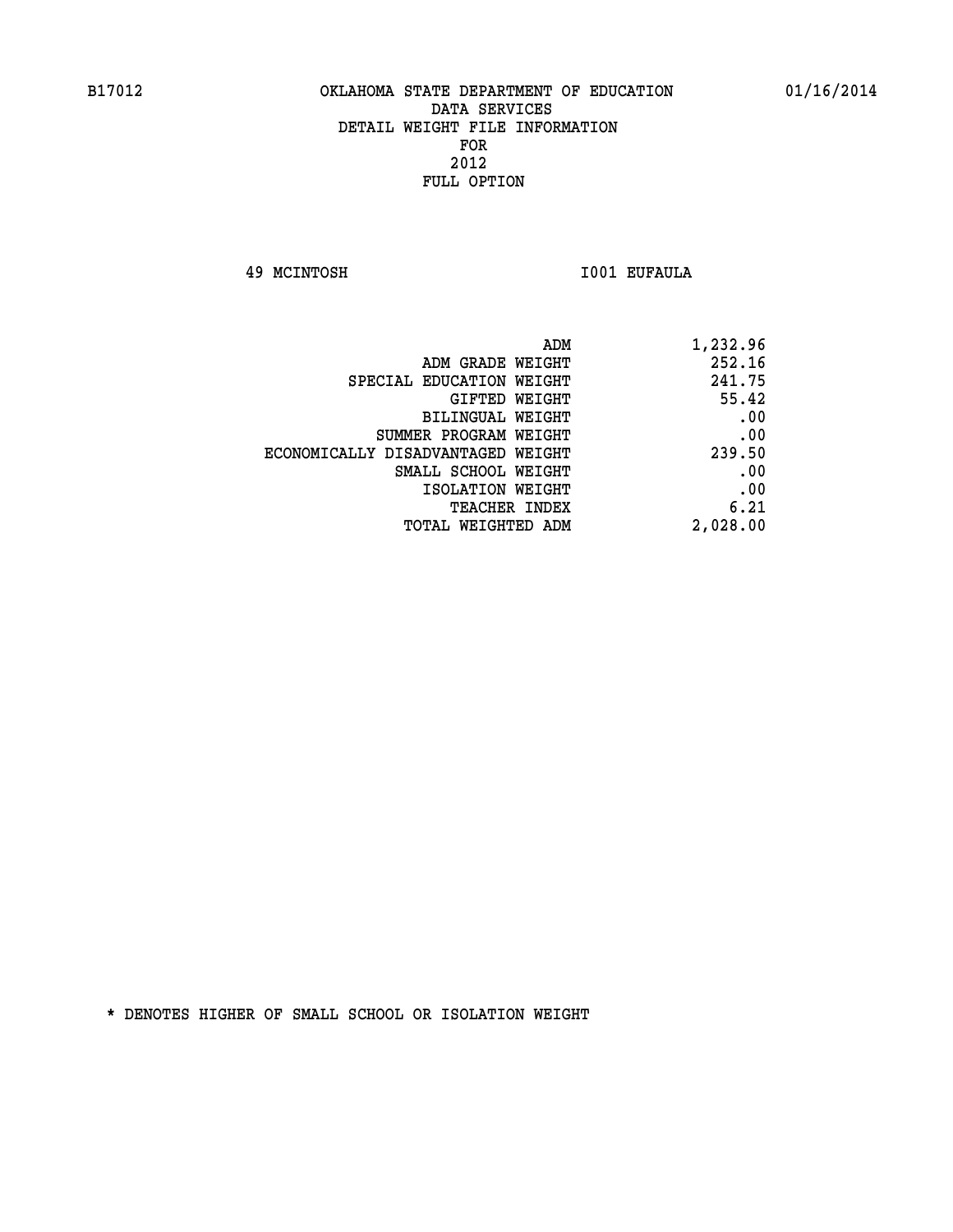B17012 OKLAHOMA STATE DEPARTMENT OF EDUCATION 01/16/2014

DATA SERVICES

DETAIL WEIGHT FILE INFORMATION

FOR

2012

FULL OPTION

49 MCINTOSH I001 EUFAULA

| | |
|---|---|
| ADM | 1,232.96 |
| ADM GRADE WEIGHT | 252.16 |
| SPECIAL EDUCATION WEIGHT | 241.75 |
| GIFTED WEIGHT | 55.42 |
| BILINGUAL WEIGHT | .00 |
| SUMMER PROGRAM WEIGHT | .00 |
| ECONOMICALLY DISADVANTAGED WEIGHT | 239.50 |
| SMALL SCHOOL WEIGHT | .00 |
| ISOLATION WEIGHT | .00 |
| TEACHER INDEX | 6.21 |
| TOTAL WEIGHTED ADM | 2,028.00 |

* DENOTES HIGHER OF SMALL SCHOOL OR ISOLATION WEIGHT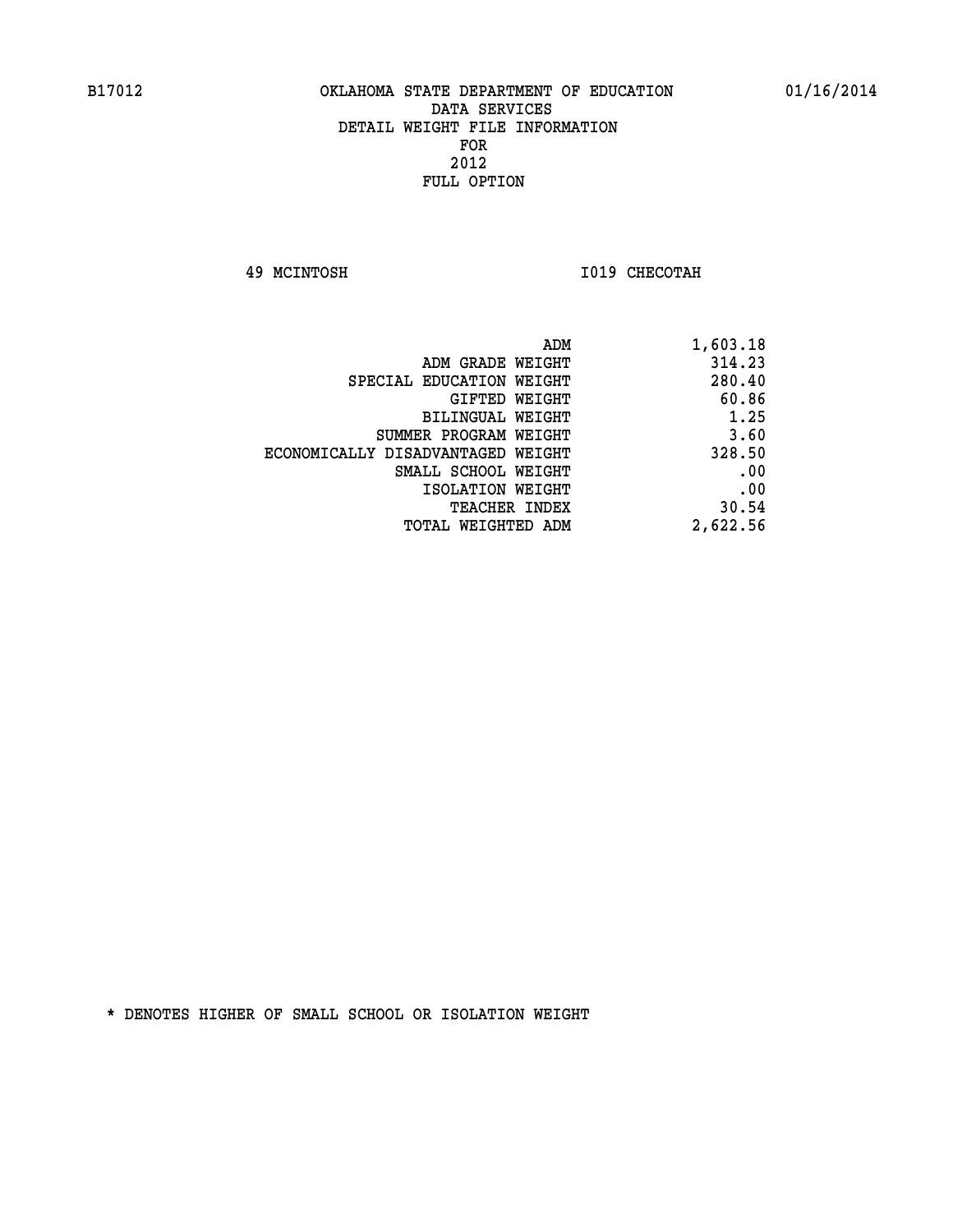B17012 OKLAHOMA STATE DEPARTMENT OF EDUCATION 01/16/2014

DATA SERVICES
DETAIL WEIGHT FILE INFORMATION
FOR
2012
FULL OPTION

49 MCINTOSH I019 CHECOTAH

| | |
|---|---|
| ADM | 1,603.18 |
| ADM GRADE WEIGHT | 314.23 |
| SPECIAL EDUCATION WEIGHT | 280.40 |
| GIFTED WEIGHT | 60.86 |
| BILINGUAL WEIGHT | 1.25 |
| SUMMER PROGRAM WEIGHT | 3.60 |
| ECONOMICALLY DISADVANTAGED WEIGHT | 328.50 |
| SMALL SCHOOL WEIGHT | .00 |
| ISOLATION WEIGHT | .00 |
| TEACHER INDEX | 30.54 |
| TOTAL WEIGHTED ADM | 2,622.56 |

* DENOTES HIGHER OF SMALL SCHOOL OR ISOLATION WEIGHT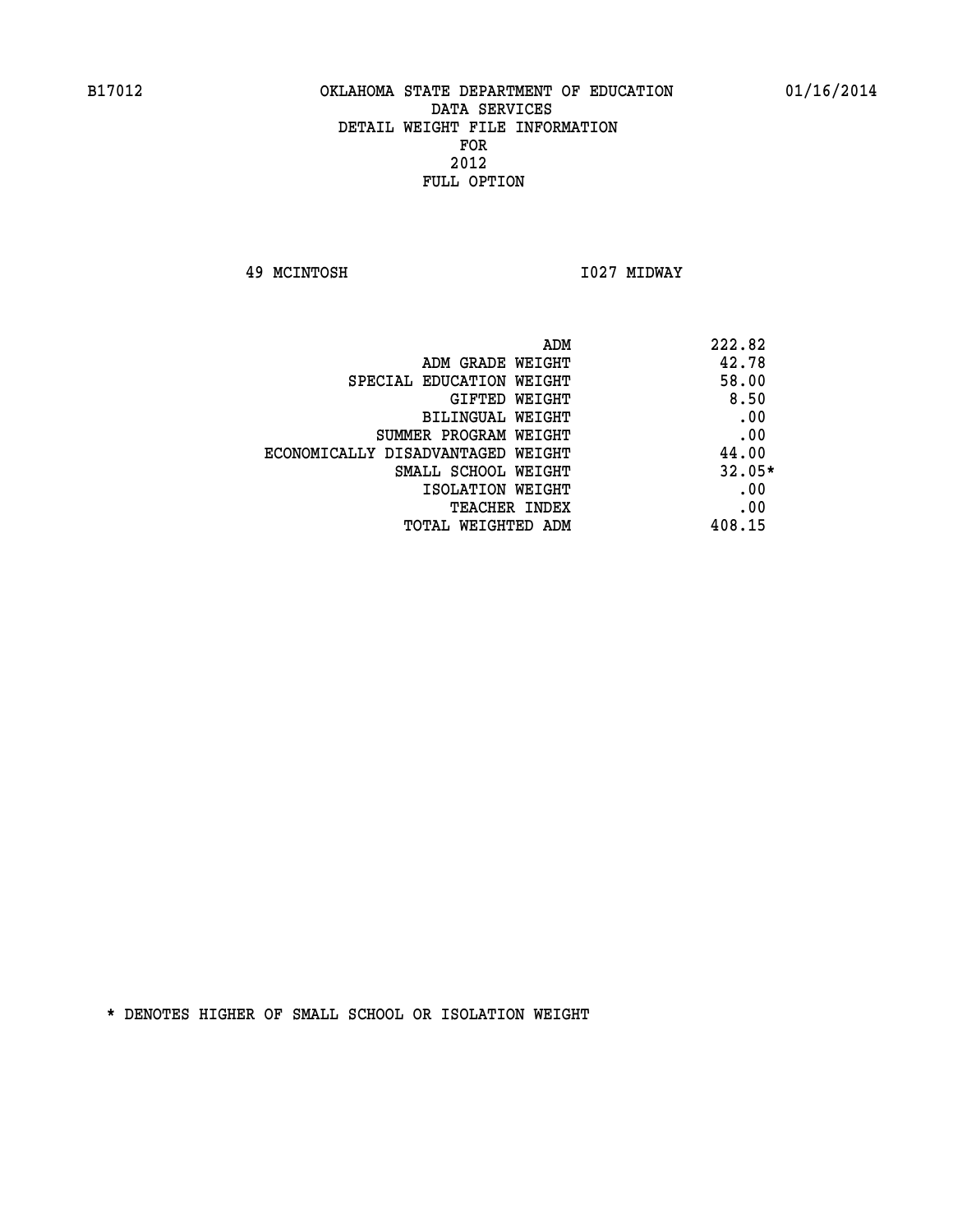B17012 OKLAHOMA STATE DEPARTMENT OF EDUCATION 01/16/2014

DATA SERVICES
DETAIL WEIGHT FILE INFORMATION
FOR
2012
FULL OPTION

49 MCINTOSH I027 MIDWAY

| | |
|---|---|
| ADM | 222.82 |
| ADM GRADE WEIGHT | 42.78 |
| SPECIAL EDUCATION WEIGHT | 58.00 |
| GIFTED WEIGHT | 8.50 |
| BILINGUAL WEIGHT | .00 |
| SUMMER PROGRAM WEIGHT | .00 |
| ECONOMICALLY DISADVANTAGED WEIGHT | 44.00 |
| SMALL SCHOOL WEIGHT | 32.05* |
| ISOLATION WEIGHT | .00 |
| TEACHER INDEX | .00 |
| TOTAL WEIGHTED ADM | 408.15 |

* DENOTES HIGHER OF SMALL SCHOOL OR ISOLATION WEIGHT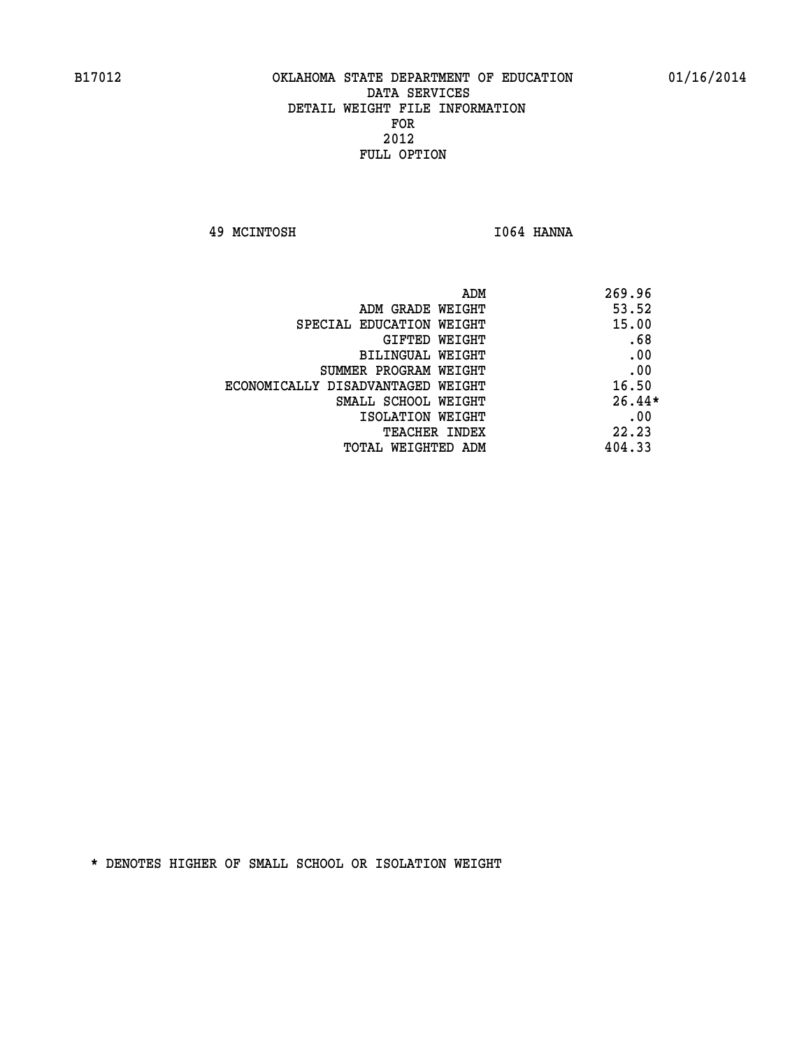B17012 OKLAHOMA STATE DEPARTMENT OF EDUCATION 01/16/2014

DATA SERVICES
DETAIL WEIGHT FILE INFORMATION
FOR
2012
FULL OPTION

49 MCINTOSH I064 HANNA

| | |
|---|---|
| ADM | 269.96 |
| ADM GRADE WEIGHT | 53.52 |
| SPECIAL EDUCATION WEIGHT | 15.00 |
| GIFTED WEIGHT | .68 |
| BILINGUAL WEIGHT | .00 |
| SUMMER PROGRAM WEIGHT | .00 |
| ECONOMICALLY DISADVANTAGED WEIGHT | 16.50 |
| SMALL SCHOOL WEIGHT | 26.44* |
| ISOLATION WEIGHT | .00 |
| TEACHER INDEX | 22.23 |
| TOTAL WEIGHTED ADM | 404.33 |

* DENOTES HIGHER OF SMALL SCHOOL OR ISOLATION WEIGHT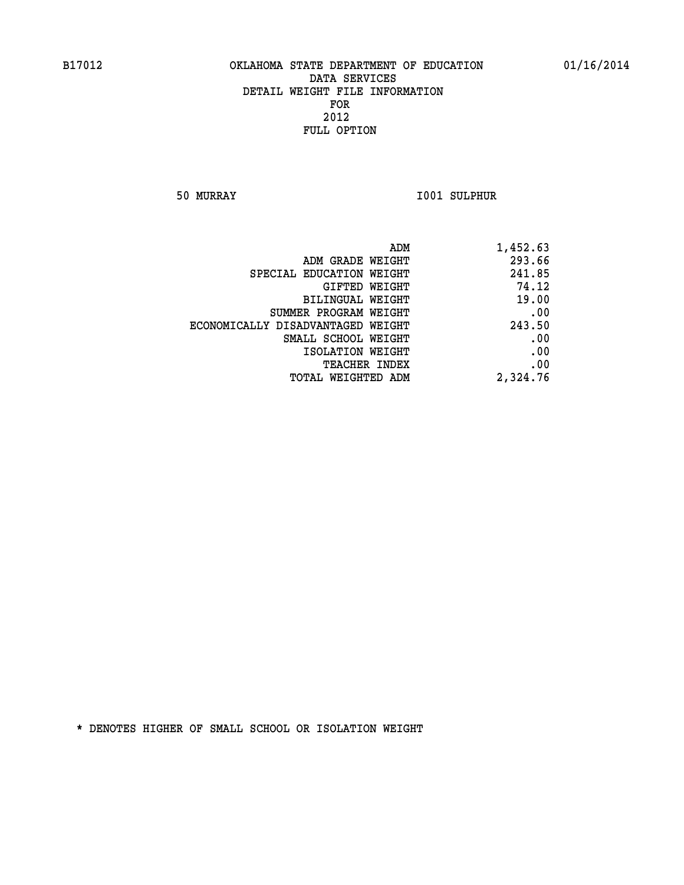B17012 OKLAHOMA STATE DEPARTMENT OF EDUCATION 01/16/2014

# DATA SERVICES
## DETAIL WEIGHT FILE INFORMATION
## FOR
## 2012
## FULL OPTION

50 MURRAY I001 SULPHUR

| | |
|---|---|
| ADM | 1,452.63 |
| ADM GRADE WEIGHT | 293.66 |
| SPECIAL EDUCATION WEIGHT | 241.85 |
| GIFTED WEIGHT | 74.12 |
| BILINGUAL WEIGHT | 19.00 |
| SUMMER PROGRAM WEIGHT | .00 |
| ECONOMICALLY DISADVANTAGED WEIGHT | 243.50 |
| SMALL SCHOOL WEIGHT | .00 |
| ISOLATION WEIGHT | .00 |
| TEACHER INDEX | .00 |
| TOTAL WEIGHTED ADM | 2,324.76 |

* DENOTES HIGHER OF SMALL SCHOOL OR ISOLATION WEIGHT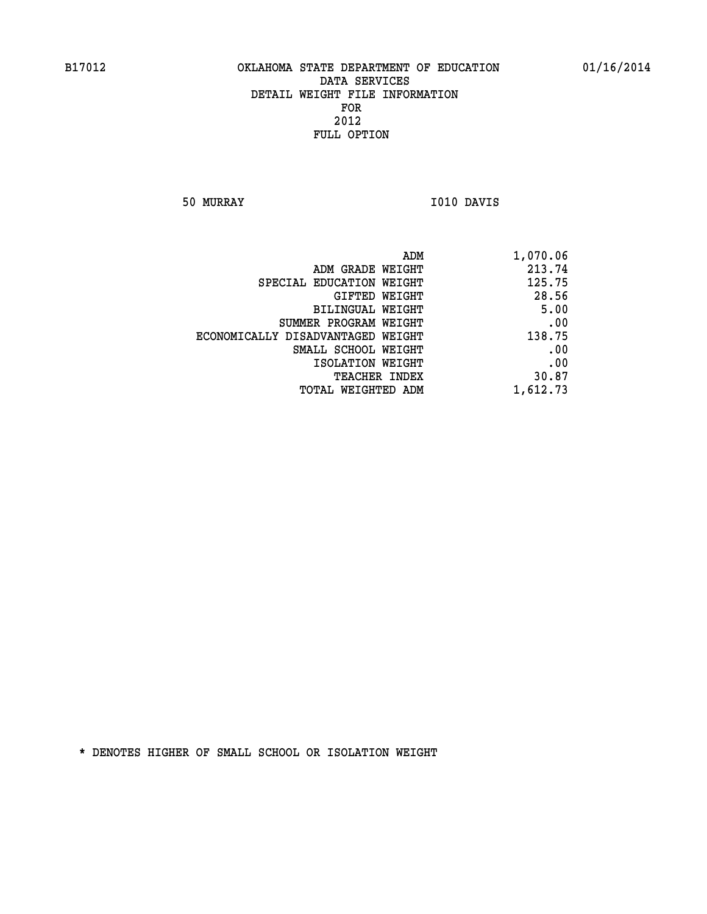B17012 OKLAHOMA STATE DEPARTMENT OF EDUCATION 01/16/2014

DATA SERVICES
DETAIL WEIGHT FILE INFORMATION
FOR
2012
FULL OPTION

50 MURRAY I010 DAVIS

| | |
|---|---|
| ADM | 1,070.06 |
| ADM GRADE WEIGHT | 213.74 |
| SPECIAL EDUCATION WEIGHT | 125.75 |
| GIFTED WEIGHT | 28.56 |
| BILINGUAL WEIGHT | 5.00 |
| SUMMER PROGRAM WEIGHT | .00 |
| ECONOMICALLY DISADVANTAGED WEIGHT | 138.75 |
| SMALL SCHOOL WEIGHT | .00 |
| ISOLATION WEIGHT | .00 |
| TEACHER INDEX | 30.87 |
| TOTAL WEIGHTED ADM | 1,612.73 |

* DENOTES HIGHER OF SMALL SCHOOL OR ISOLATION WEIGHT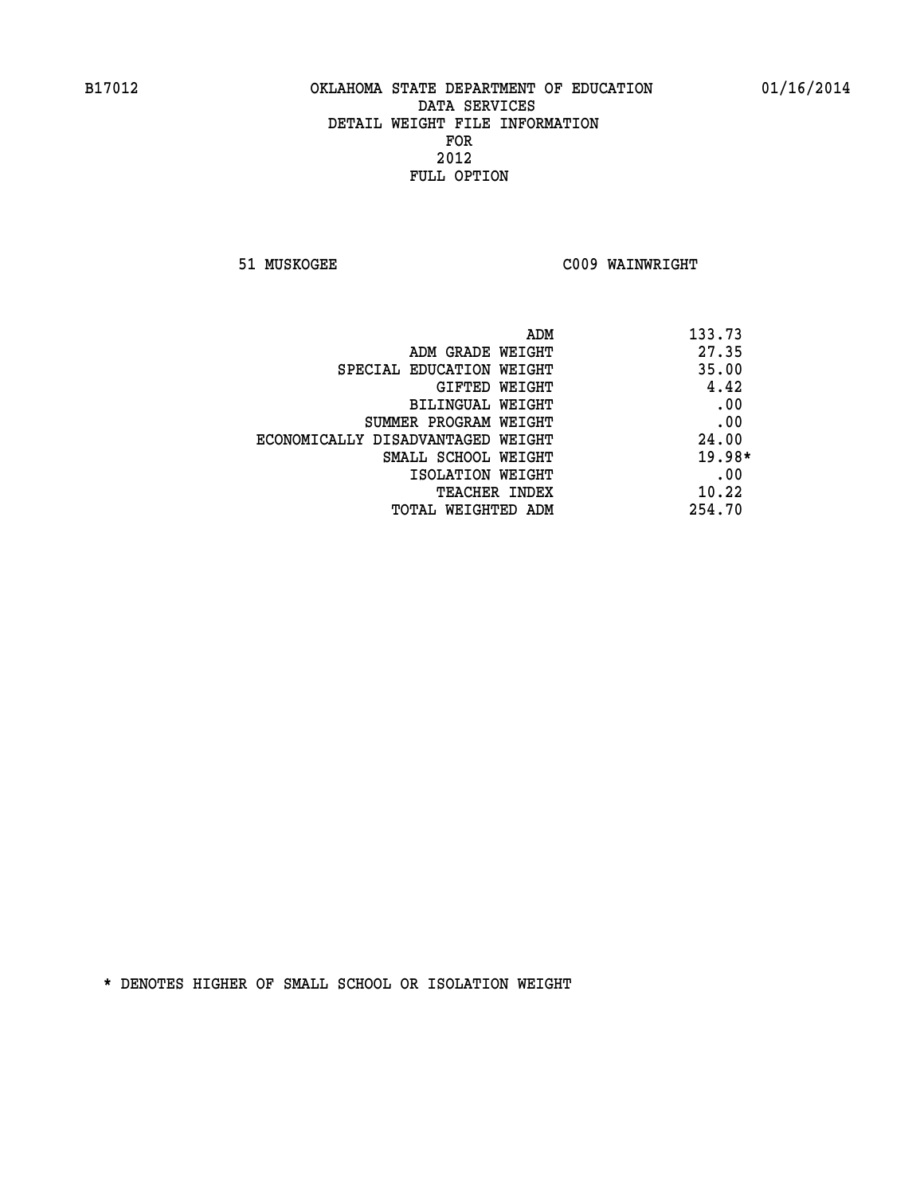B17012 OKLAHOMA STATE DEPARTMENT OF EDUCATION 01/16/2014

DATA SERVICES
DETAIL WEIGHT FILE INFORMATION
FOR
2012
FULL OPTION

51 MUSKOGEE C009 WAINWRIGHT

| | |
|---|---|
| ADM | 133.73 |
| ADM GRADE WEIGHT | 27.35 |
| SPECIAL EDUCATION WEIGHT | 35.00 |
| GIFTED WEIGHT | 4.42 |
| BILINGUAL WEIGHT | .00 |
| SUMMER PROGRAM WEIGHT | .00 |
| ECONOMICALLY DISADVANTAGED WEIGHT | 24.00 |
| SMALL SCHOOL WEIGHT | 19.98* |
| ISOLATION WEIGHT | .00 |
| TEACHER INDEX | 10.22 |
| TOTAL WEIGHTED ADM | 254.70 |

* DENOTES HIGHER OF SMALL SCHOOL OR ISOLATION WEIGHT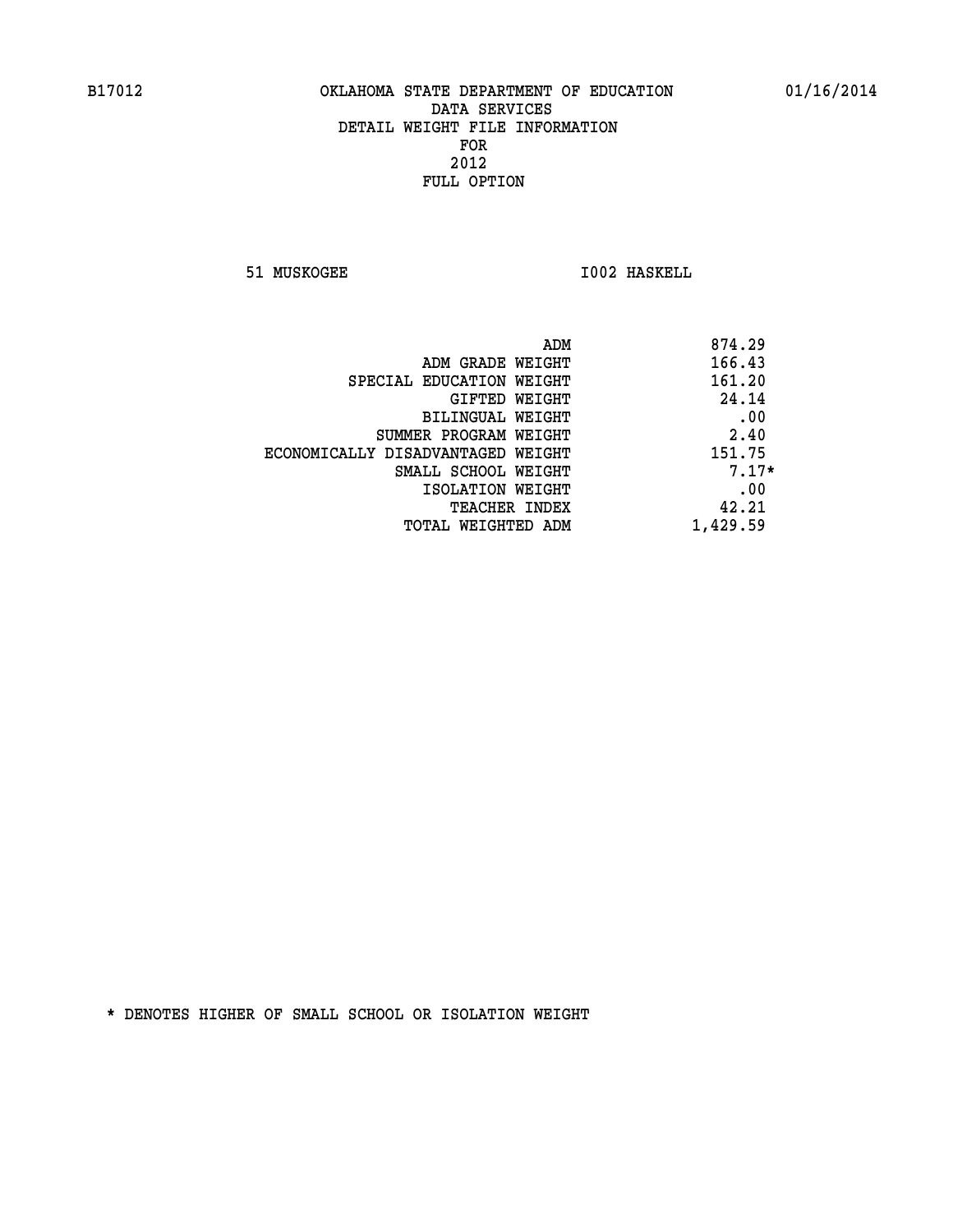B17012 OKLAHOMA STATE DEPARTMENT OF EDUCATION 01/16/2014

DATA SERVICES

DETAIL WEIGHT FILE INFORMATION

FOR

2012

FULL OPTION

51 MUSKOGEE I002 HASKELL

| | |
|---|---|
| ADM | 874.29 |
| ADM GRADE WEIGHT | 166.43 |
| SPECIAL EDUCATION WEIGHT | 161.20 |
| GIFTED WEIGHT | 24.14 |
| BILINGUAL WEIGHT | .00 |
| SUMMER PROGRAM WEIGHT | 2.40 |
| ECONOMICALLY DISADVANTAGED WEIGHT | 151.75 |
| SMALL SCHOOL WEIGHT | 7.17* |
| ISOLATION WEIGHT | .00 |
| TEACHER INDEX | 42.21 |
| TOTAL WEIGHTED ADM | 1,429.59 |

* DENOTES HIGHER OF SMALL SCHOOL OR ISOLATION WEIGHT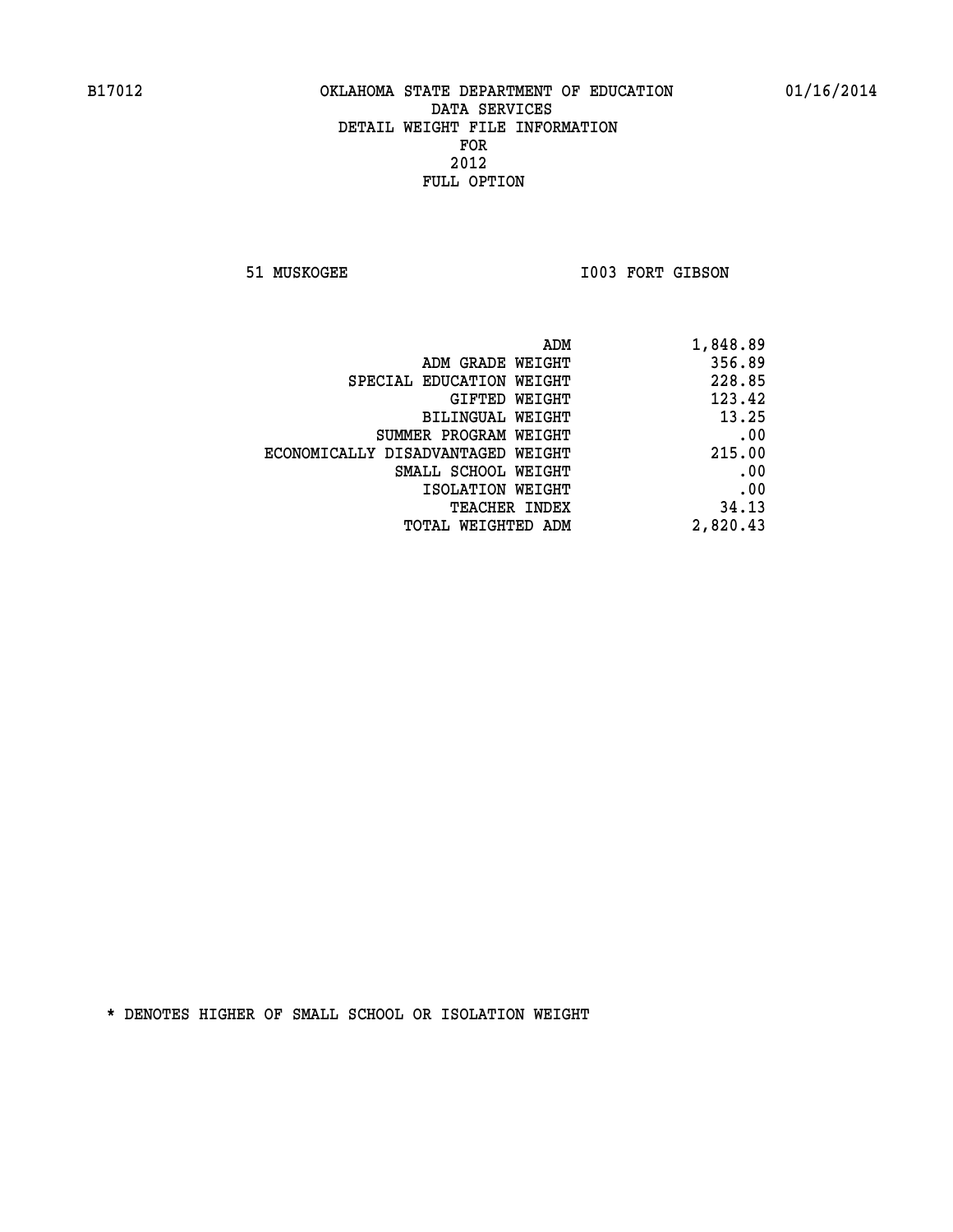B17012 OKLAHOMA STATE DEPARTMENT OF EDUCATION 01/16/2014

DATA SERVICES
DETAIL WEIGHT FILE INFORMATION
FOR
2012
FULL OPTION

51 MUSKOGEE I003 FORT GIBSON

| | |
|---|---|
| ADM | 1,848.89 |
| ADM GRADE WEIGHT | 356.89 |
| SPECIAL EDUCATION WEIGHT | 228.85 |
| GIFTED WEIGHT | 123.42 |
| BILINGUAL WEIGHT | 13.25 |
| SUMMER PROGRAM WEIGHT | .00 |
| ECONOMICALLY DISADVANTAGED WEIGHT | 215.00 |
| SMALL SCHOOL WEIGHT | .00 |
| ISOLATION WEIGHT | .00 |
| TEACHER INDEX | 34.13 |
| TOTAL WEIGHTED ADM | 2,820.43 |

* DENOTES HIGHER OF SMALL SCHOOL OR ISOLATION WEIGHT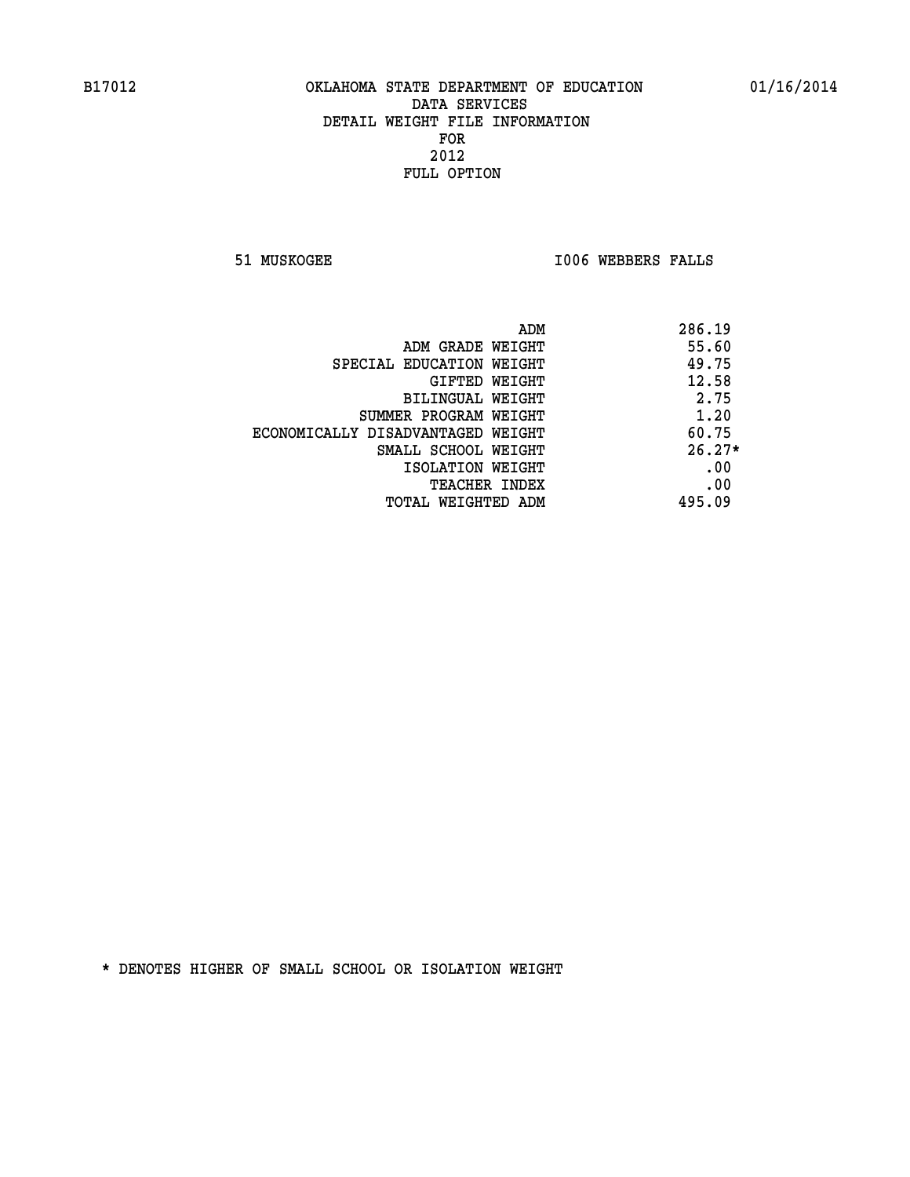B17012 OKLAHOMA STATE DEPARTMENT OF EDUCATION 01/16/2014

DATA SERVICES
DETAIL WEIGHT FILE INFORMATION
FOR
2012
FULL OPTION

51 MUSKOGEE I006 WEBBERS FALLS

| | |
|---|---|
| ADM | 286.19 |
| ADM GRADE WEIGHT | 55.60 |
| SPECIAL EDUCATION WEIGHT | 49.75 |
| GIFTED WEIGHT | 12.58 |
| BILINGUAL WEIGHT | 2.75 |
| SUMMER PROGRAM WEIGHT | 1.20 |
| ECONOMICALLY DISADVANTAGED WEIGHT | 60.75 |
| SMALL SCHOOL WEIGHT | 26.27* |
| ISOLATION WEIGHT | .00 |
| TEACHER INDEX | .00 |
| TOTAL WEIGHTED ADM | 495.09 |

* DENOTES HIGHER OF SMALL SCHOOL OR ISOLATION WEIGHT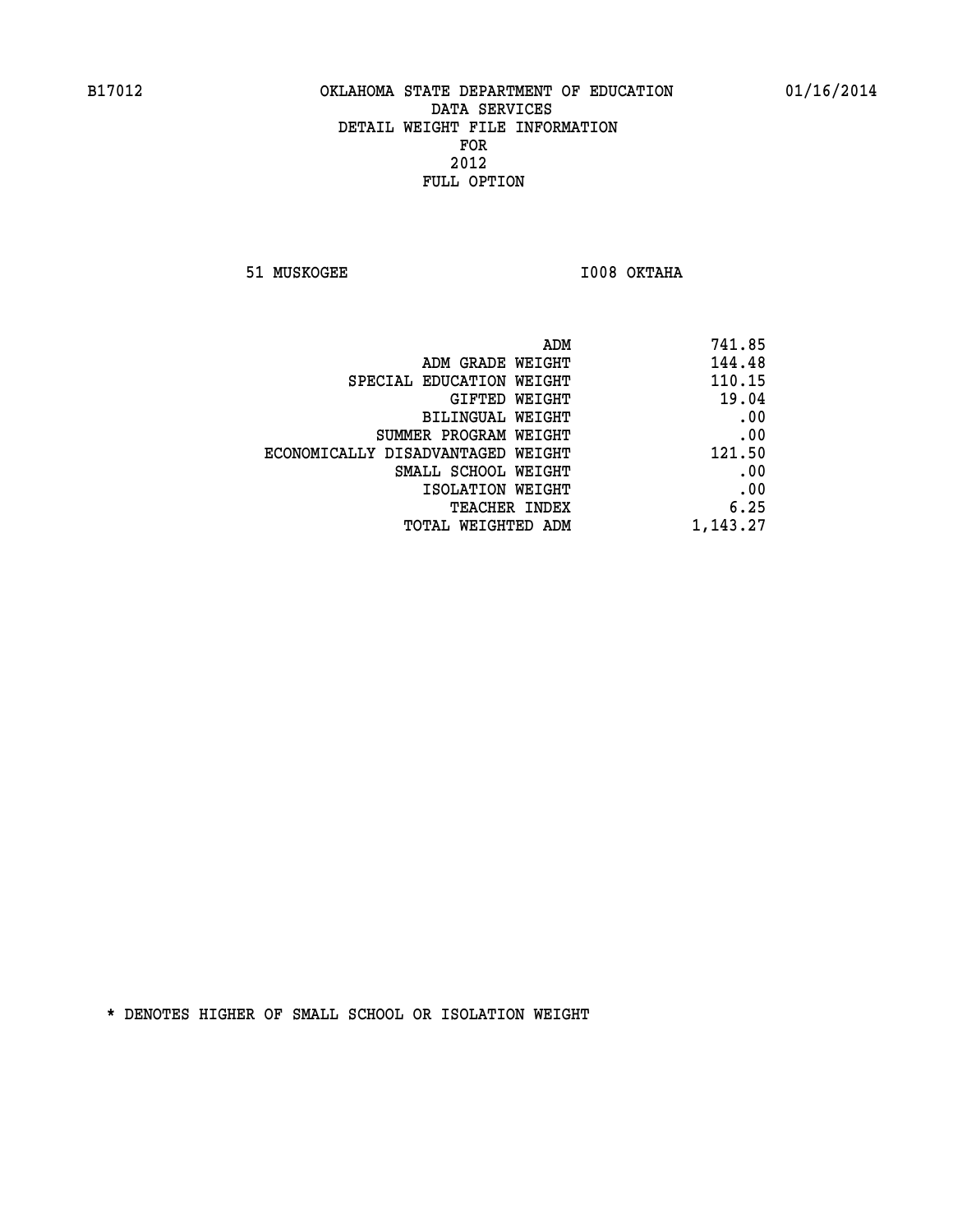B17012 OKLAHOMA STATE DEPARTMENT OF EDUCATION 01/16/2014

DATA SERVICES
DETAIL WEIGHT FILE INFORMATION
FOR
2012
FULL OPTION

51 MUSKOGEE I008 OKTAHA

| | |
|---|---|
| ADM | 741.85 |
| ADM GRADE WEIGHT | 144.48 |
| SPECIAL EDUCATION WEIGHT | 110.15 |
| GIFTED WEIGHT | 19.04 |
| BILINGUAL WEIGHT | .00 |
| SUMMER PROGRAM WEIGHT | .00 |
| ECONOMICALLY DISADVANTAGED WEIGHT | 121.50 |
| SMALL SCHOOL WEIGHT | .00 |
| ISOLATION WEIGHT | .00 |
| TEACHER INDEX | 6.25 |
| TOTAL WEIGHTED ADM | 1,143.27 |

* DENOTES HIGHER OF SMALL SCHOOL OR ISOLATION WEIGHT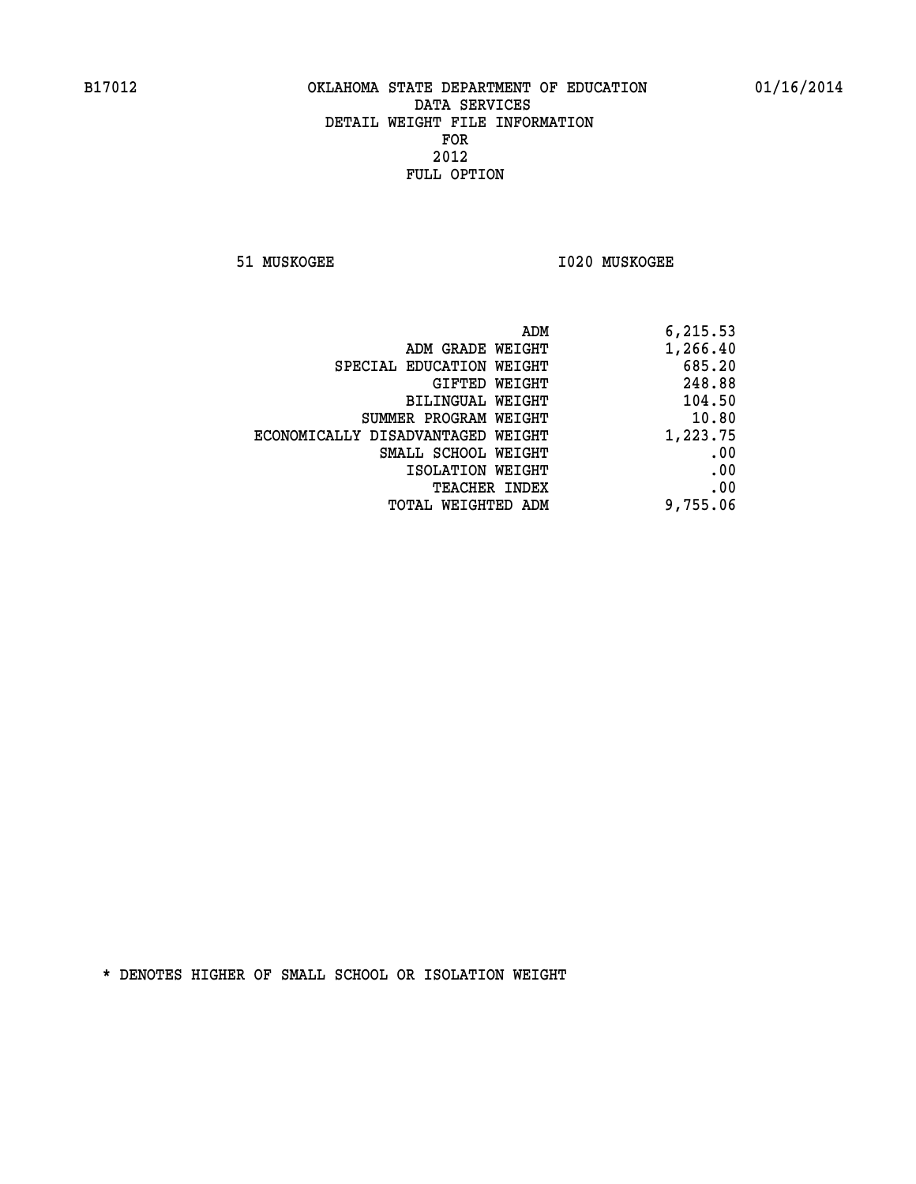B17012 OKLAHOMA STATE DEPARTMENT OF EDUCATION 01/16/2014

DATA SERVICES
DETAIL WEIGHT FILE INFORMATION
FOR
2012
FULL OPTION

51 MUSKOGEE I020 MUSKOGEE

| | |
|---|---|
| ADM | 6,215.53 |
| ADM GRADE WEIGHT | 1,266.40 |
| SPECIAL EDUCATION WEIGHT | 685.20 |
| GIFTED WEIGHT | 248.88 |
| BILINGUAL WEIGHT | 104.50 |
| SUMMER PROGRAM WEIGHT | 10.80 |
| ECONOMICALLY DISADVANTAGED WEIGHT | 1,223.75 |
| SMALL SCHOOL WEIGHT | .00 |
| ISOLATION WEIGHT | .00 |
| TEACHER INDEX | .00 |
| TOTAL WEIGHTED ADM | 9,755.06 |

* DENOTES HIGHER OF SMALL SCHOOL OR ISOLATION WEIGHT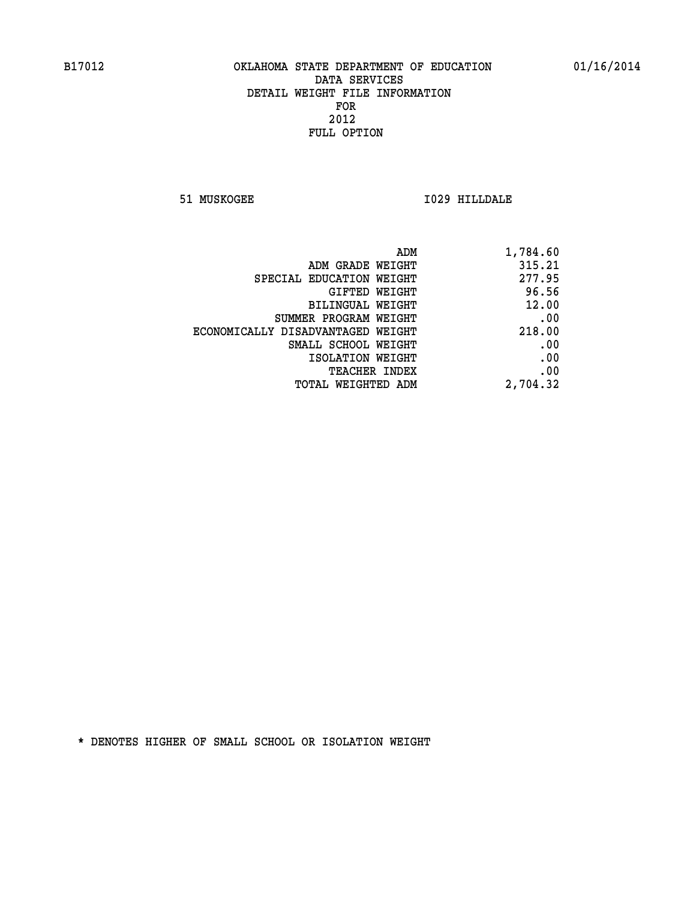B17012 OKLAHOMA STATE DEPARTMENT OF EDUCATION 01/16/2014

DATA SERVICES
DETAIL WEIGHT FILE INFORMATION
FOR
2012
FULL OPTION

51 MUSKOGEE I029 HILLDALE

| | |
|---|---|
| ADM | 1,784.60 |
| ADM GRADE WEIGHT | 315.21 |
| SPECIAL EDUCATION WEIGHT | 277.95 |
| GIFTED WEIGHT | 96.56 |
| BILINGUAL WEIGHT | 12.00 |
| SUMMER PROGRAM WEIGHT | .00 |
| ECONOMICALLY DISADVANTAGED WEIGHT | 218.00 |
| SMALL SCHOOL WEIGHT | .00 |
| ISOLATION WEIGHT | .00 |
| TEACHER INDEX | .00 |
| TOTAL WEIGHTED ADM | 2,704.32 |

* DENOTES HIGHER OF SMALL SCHOOL OR ISOLATION WEIGHT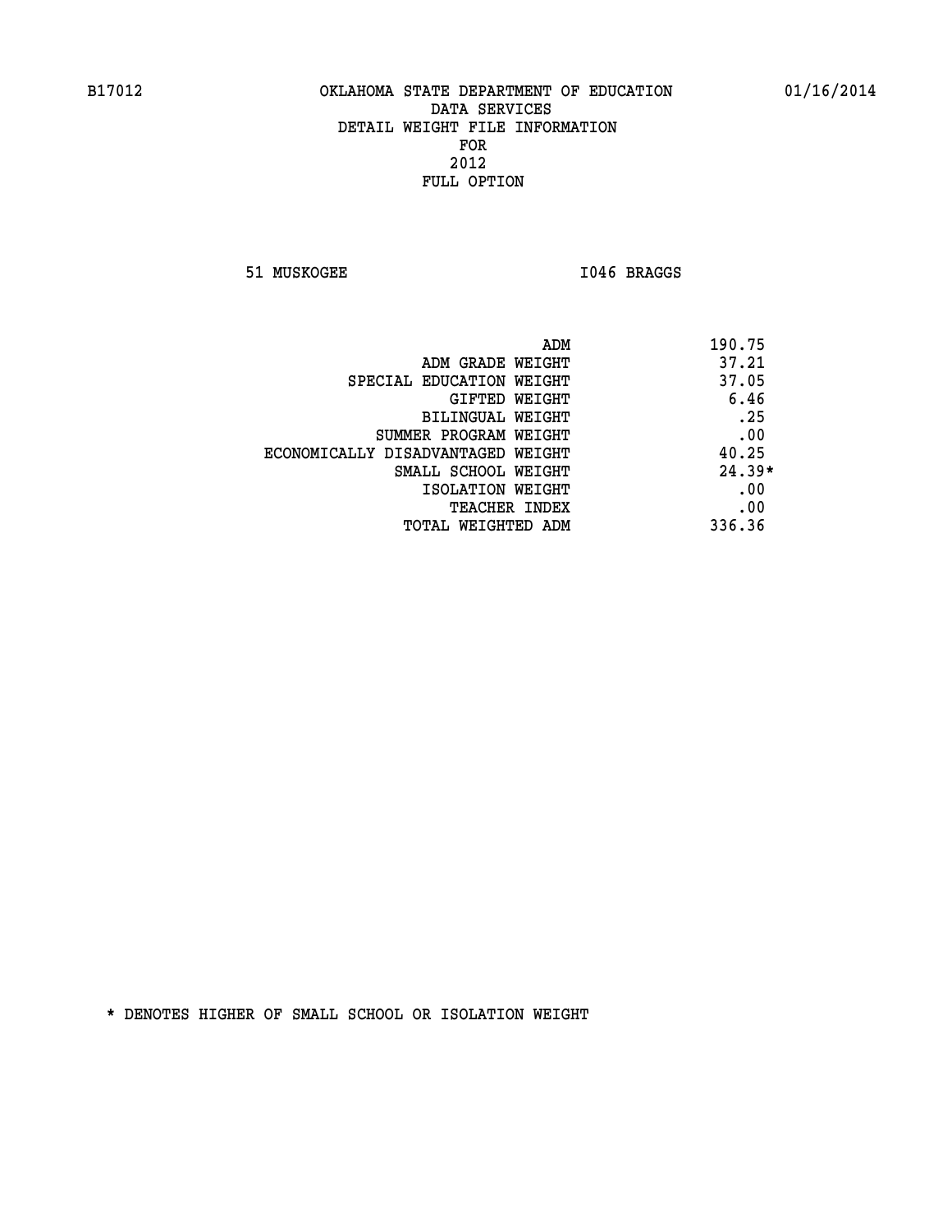B17012 OKLAHOMA STATE DEPARTMENT OF EDUCATION 01/16/2014

DATA SERVICES
DETAIL WEIGHT FILE INFORMATION
FOR
2012
FULL OPTION

51 MUSKOGEE I046 BRAGGS

| | |
|---|---|
| ADM | 190.75 |
| ADM GRADE WEIGHT | 37.21 |
| SPECIAL EDUCATION WEIGHT | 37.05 |
| GIFTED WEIGHT | 6.46 |
| BILINGUAL WEIGHT | .25 |
| SUMMER PROGRAM WEIGHT | .00 |
| ECONOMICALLY DISADVANTAGED WEIGHT | 40.25 |
| SMALL SCHOOL WEIGHT | 24.39* |
| ISOLATION WEIGHT | .00 |
| TEACHER INDEX | .00 |
| TOTAL WEIGHTED ADM | 336.36 |

* DENOTES HIGHER OF SMALL SCHOOL OR ISOLATION WEIGHT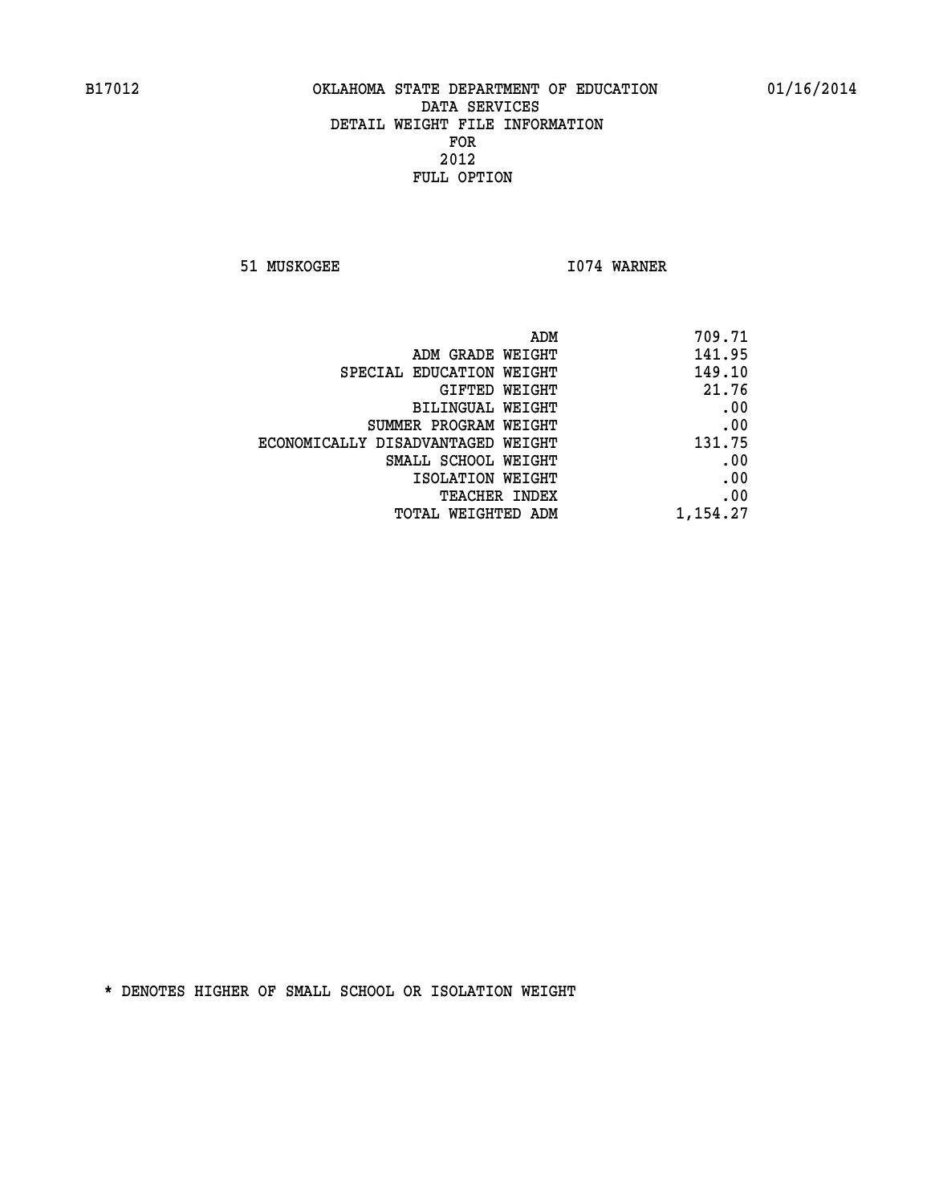B17012 OKLAHOMA STATE DEPARTMENT OF EDUCATION 01/16/2014

DATA SERVICES
DETAIL WEIGHT FILE INFORMATION
FOR
2012
FULL OPTION

51 MUSKOGEE I074 WARNER

| | |
|---|---|
| ADM | 709.71 |
| ADM GRADE WEIGHT | 141.95 |
| SPECIAL EDUCATION WEIGHT | 149.10 |
| GIFTED WEIGHT | 21.76 |
| BILINGUAL WEIGHT | .00 |
| SUMMER PROGRAM WEIGHT | .00 |
| ECONOMICALLY DISADVANTAGED WEIGHT | 131.75 |
| SMALL SCHOOL WEIGHT | .00 |
| ISOLATION WEIGHT | .00 |
| TEACHER INDEX | .00 |
| TOTAL WEIGHTED ADM | 1,154.27 |

* DENOTES HIGHER OF SMALL SCHOOL OR ISOLATION WEIGHT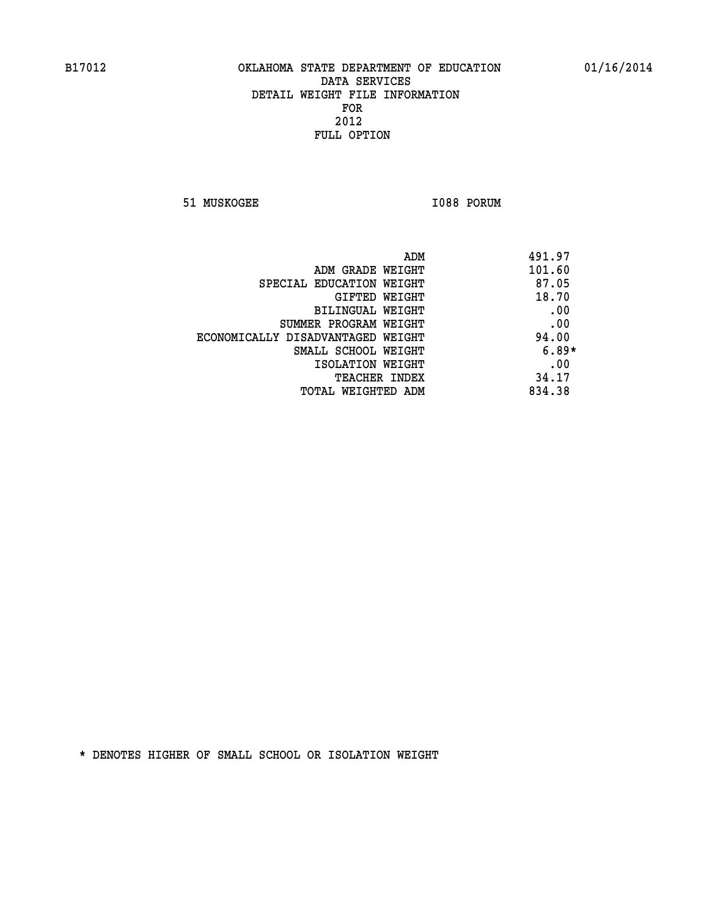B17012 OKLAHOMA STATE DEPARTMENT OF EDUCATION 01/16/2014

DATA SERVICES
DETAIL WEIGHT FILE INFORMATION
FOR
2012
FULL OPTION

51 MUSKOGEE I088 PORUM

| | |
|---|---|
| ADM | 491.97 |
| ADM GRADE WEIGHT | 101.60 |
| SPECIAL EDUCATION WEIGHT | 87.05 |
| GIFTED WEIGHT | 18.70 |
| BILINGUAL WEIGHT | .00 |
| SUMMER PROGRAM WEIGHT | .00 |
| ECONOMICALLY DISADVANTAGED WEIGHT | 94.00 |
| SMALL SCHOOL WEIGHT | 6.89* |
| ISOLATION WEIGHT | .00 |
| TEACHER INDEX | 34.17 |
| TOTAL WEIGHTED ADM | 834.38 |

* DENOTES HIGHER OF SMALL SCHOOL OR ISOLATION WEIGHT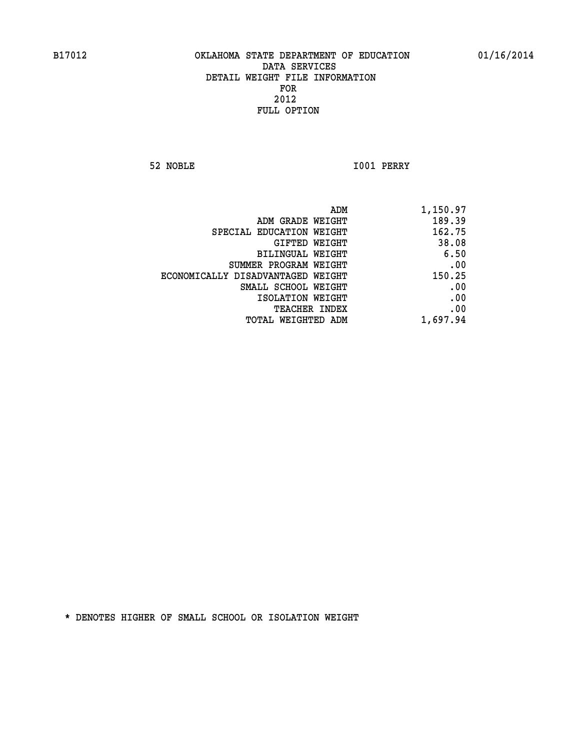OKLAHOMA STATE DEPARTMENT OF EDUCATION
DATA SERVICES
DETAIL WEIGHT FILE INFORMATION
FOR
2012
FULL OPTION

52 NOBLE I001 PERRY

| | |
|---|---|
| ADM | 1,150.97 |
| ADM GRADE WEIGHT | 189.39 |
| SPECIAL EDUCATION WEIGHT | 162.75 |
| GIFTED WEIGHT | 38.08 |
| BILINGUAL WEIGHT | 6.50 |
| SUMMER PROGRAM WEIGHT | .00 |
| ECONOMICALLY DISADVANTAGED WEIGHT | 150.25 |
| SMALL SCHOOL WEIGHT | .00 |
| ISOLATION WEIGHT | .00 |
| TEACHER INDEX | .00 |
| TOTAL WEIGHTED ADM | 1,697.94 |

* DENOTES HIGHER OF SMALL SCHOOL OR ISOLATION WEIGHT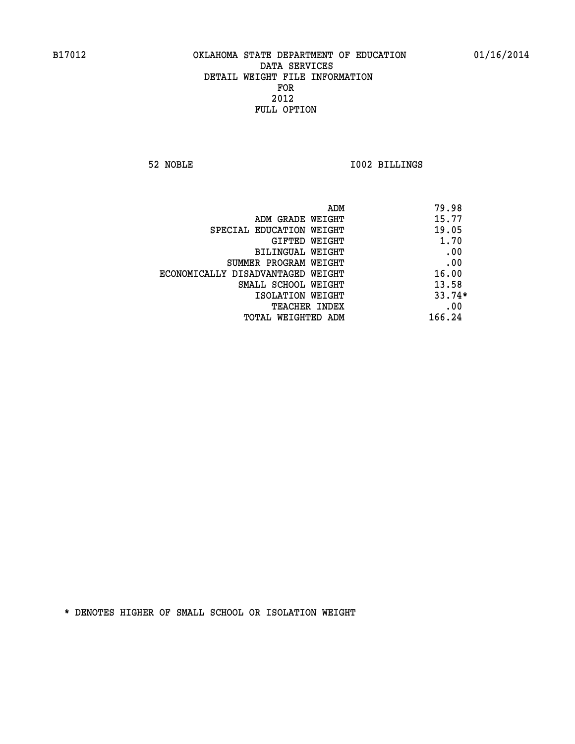B17012 OKLAHOMA STATE DEPARTMENT OF EDUCATION 01/16/2014

DATA SERVICES
DETAIL WEIGHT FILE INFORMATION
FOR
2012
FULL OPTION

52 NOBLE I002 BILLINGS

| | |
|---|---|
| ADM | 79.98 |
| ADM GRADE WEIGHT | 15.77 |
| SPECIAL EDUCATION WEIGHT | 19.05 |
| GIFTED WEIGHT | 1.70 |
| BILINGUAL WEIGHT | .00 |
| SUMMER PROGRAM WEIGHT | .00 |
| ECONOMICALLY DISADVANTAGED WEIGHT | 16.00 |
| SMALL SCHOOL WEIGHT | 13.58 |
| ISOLATION WEIGHT | 33.74* |
| TEACHER INDEX | .00 |
| TOTAL WEIGHTED ADM | 166.24 |

* DENOTES HIGHER OF SMALL SCHOOL OR ISOLATION WEIGHT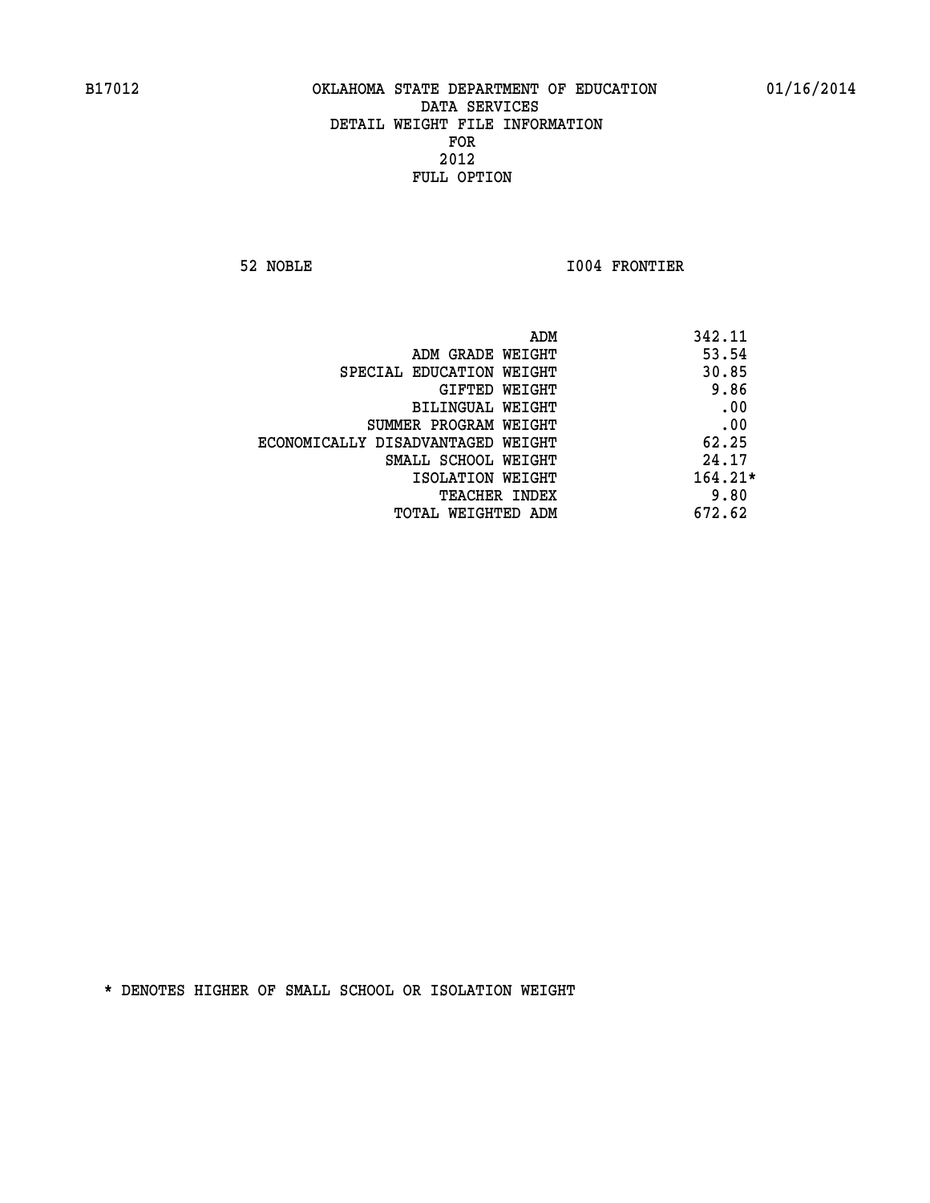B17012 OKLAHOMA STATE DEPARTMENT OF EDUCATION 01/16/2014

DATA SERVICES
DETAIL WEIGHT FILE INFORMATION
FOR
2012
FULL OPTION

52 NOBLE I004 FRONTIER

| | |
|---|---|
| ADM | 342.11 |
| ADM GRADE WEIGHT | 53.54 |
| SPECIAL EDUCATION WEIGHT | 30.85 |
| GIFTED WEIGHT | 9.86 |
| BILINGUAL WEIGHT | .00 |
| SUMMER PROGRAM WEIGHT | .00 |
| ECONOMICALLY DISADVANTAGED WEIGHT | 62.25 |
| SMALL SCHOOL WEIGHT | 24.17 |
| ISOLATION WEIGHT | 164.21* |
| TEACHER INDEX | 9.80 |
| TOTAL WEIGHTED ADM | 672.62 |

* DENOTES HIGHER OF SMALL SCHOOL OR ISOLATION WEIGHT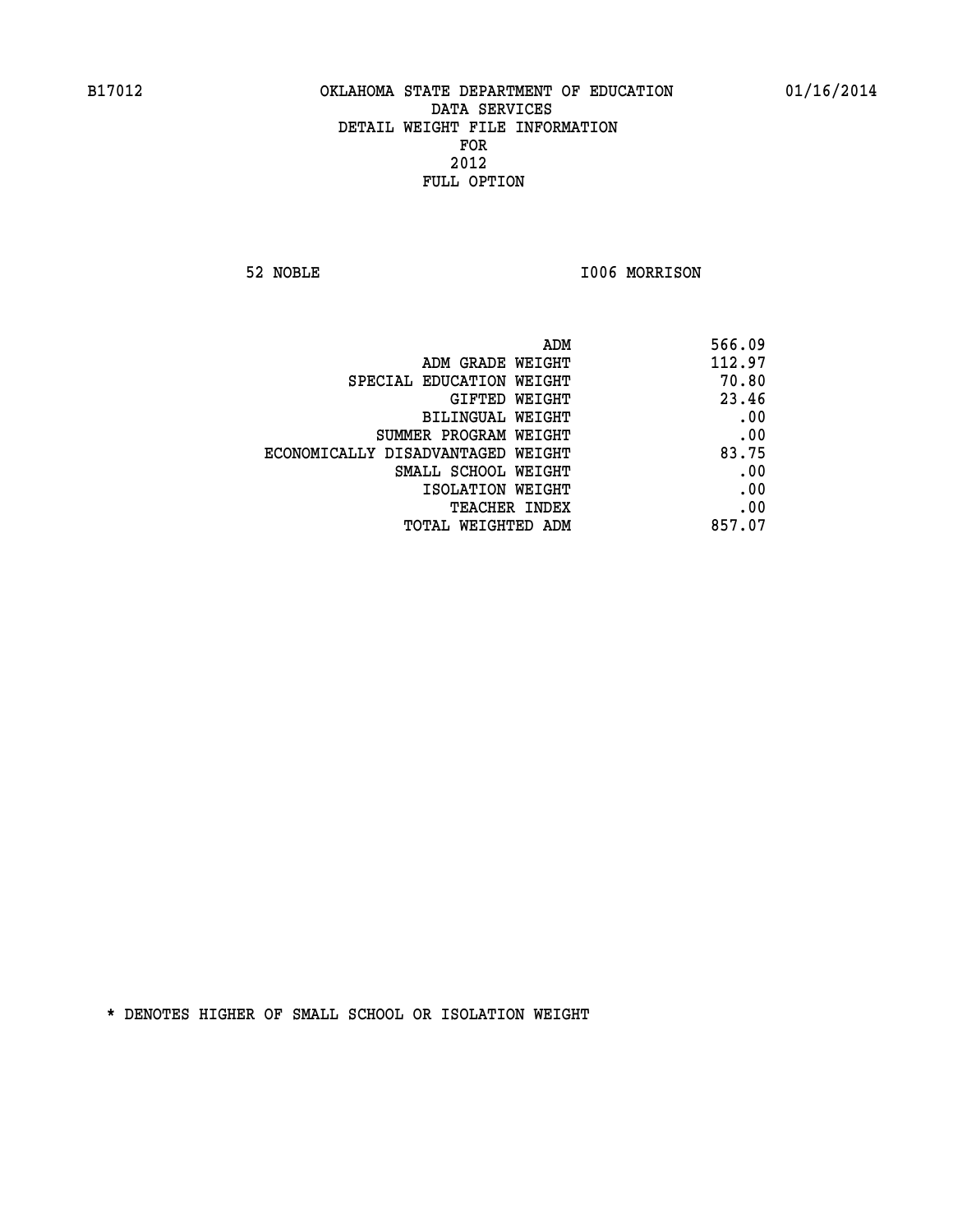B17012 OKLAHOMA STATE DEPARTMENT OF EDUCATION 01/16/2014

DATA SERVICES
DETAIL WEIGHT FILE INFORMATION
FOR
2012
FULL OPTION

52 NOBLE I006 MORRISON

| | |
|---|---|
| ADM | 566.09 |
| ADM GRADE WEIGHT | 112.97 |
| SPECIAL EDUCATION WEIGHT | 70.80 |
| GIFTED WEIGHT | 23.46 |
| BILINGUAL WEIGHT | .00 |
| SUMMER PROGRAM WEIGHT | .00 |
| ECONOMICALLY DISADVANTAGED WEIGHT | 83.75 |
| SMALL SCHOOL WEIGHT | .00 |
| ISOLATION WEIGHT | .00 |
| TEACHER INDEX | .00 |
| TOTAL WEIGHTED ADM | 857.07 |

* DENOTES HIGHER OF SMALL SCHOOL OR ISOLATION WEIGHT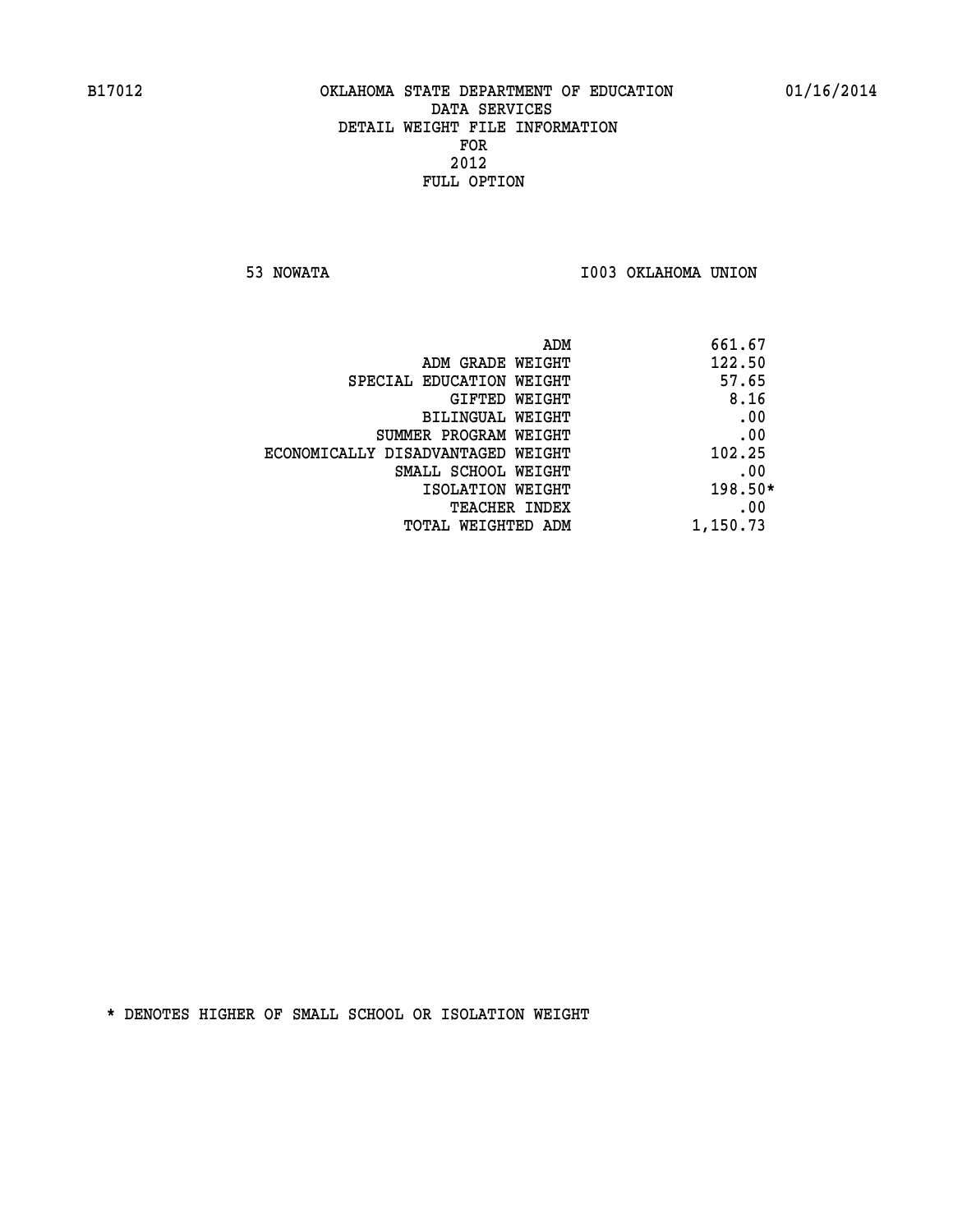B17012 OKLAHOMA STATE DEPARTMENT OF EDUCATION 01/16/2014

DATA SERVICES
DETAIL WEIGHT FILE INFORMATION
FOR
2012
FULL OPTION

53 NOWATA I003 OKLAHOMA UNION

| | |
|---|---|
| ADM | 661.67 |
| ADM GRADE WEIGHT | 122.50 |
| SPECIAL EDUCATION WEIGHT | 57.65 |
| GIFTED WEIGHT | 8.16 |
| BILINGUAL WEIGHT | .00 |
| SUMMER PROGRAM WEIGHT | .00 |
| ECONOMICALLY DISADVANTAGED WEIGHT | 102.25 |
| SMALL SCHOOL WEIGHT | .00 |
| ISOLATION WEIGHT | 198.50* |
| TEACHER INDEX | .00 |
| TOTAL WEIGHTED ADM | 1,150.73 |

* DENOTES HIGHER OF SMALL SCHOOL OR ISOLATION WEIGHT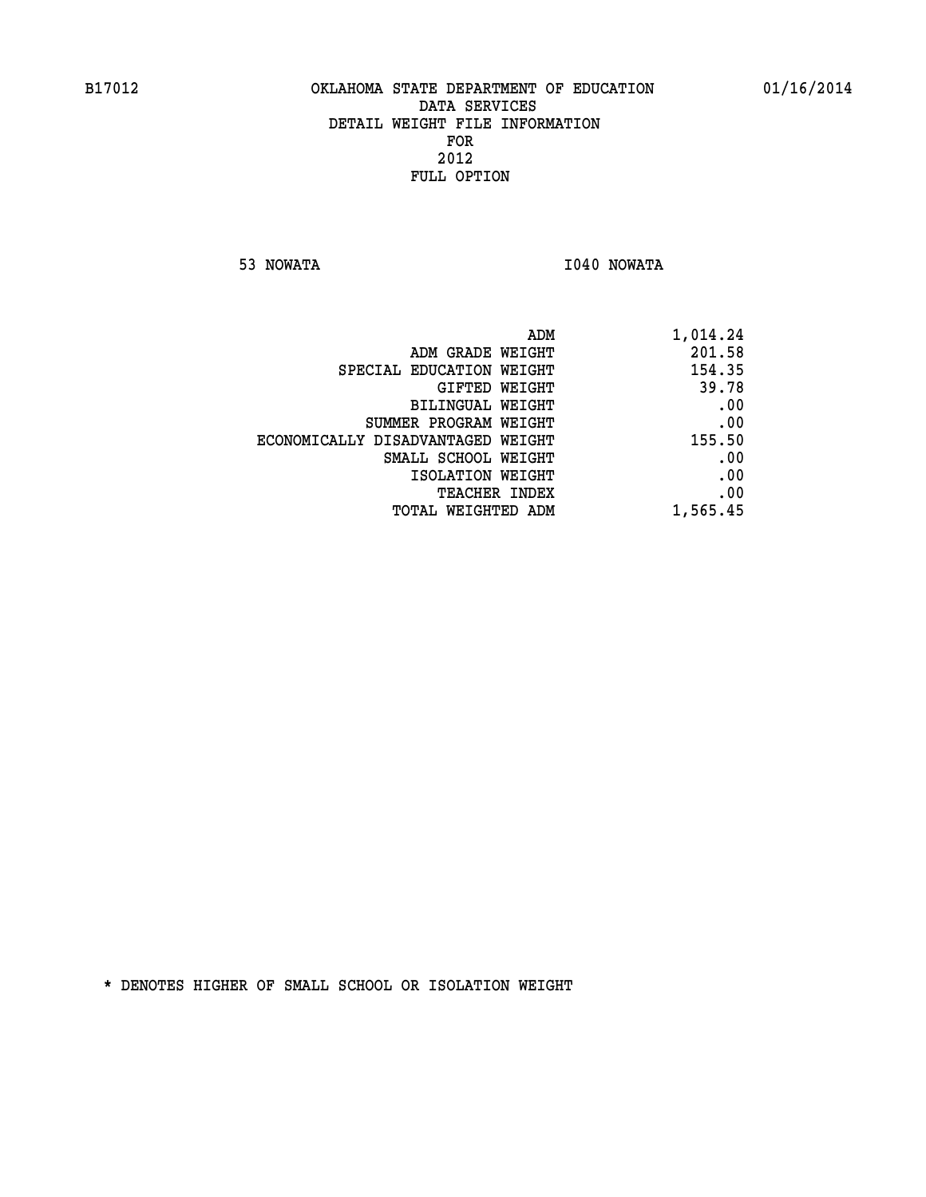B17012 OKLAHOMA STATE DEPARTMENT OF EDUCATION 01/16/2014

DATA SERVICES
DETAIL WEIGHT FILE INFORMATION
FOR
2012
FULL OPTION

53 NOWATA I040 NOWATA

| | |
|---|---|
| ADM | 1,014.24 |
| ADM GRADE WEIGHT | 201.58 |
| SPECIAL EDUCATION WEIGHT | 154.35 |
| GIFTED WEIGHT | 39.78 |
| BILINGUAL WEIGHT | .00 |
| SUMMER PROGRAM WEIGHT | .00 |
| ECONOMICALLY DISADVANTAGED WEIGHT | 155.50 |
| SMALL SCHOOL WEIGHT | .00 |
| ISOLATION WEIGHT | .00 |
| TEACHER INDEX | .00 |
| TOTAL WEIGHTED ADM | 1,565.45 |

* DENOTES HIGHER OF SMALL SCHOOL OR ISOLATION WEIGHT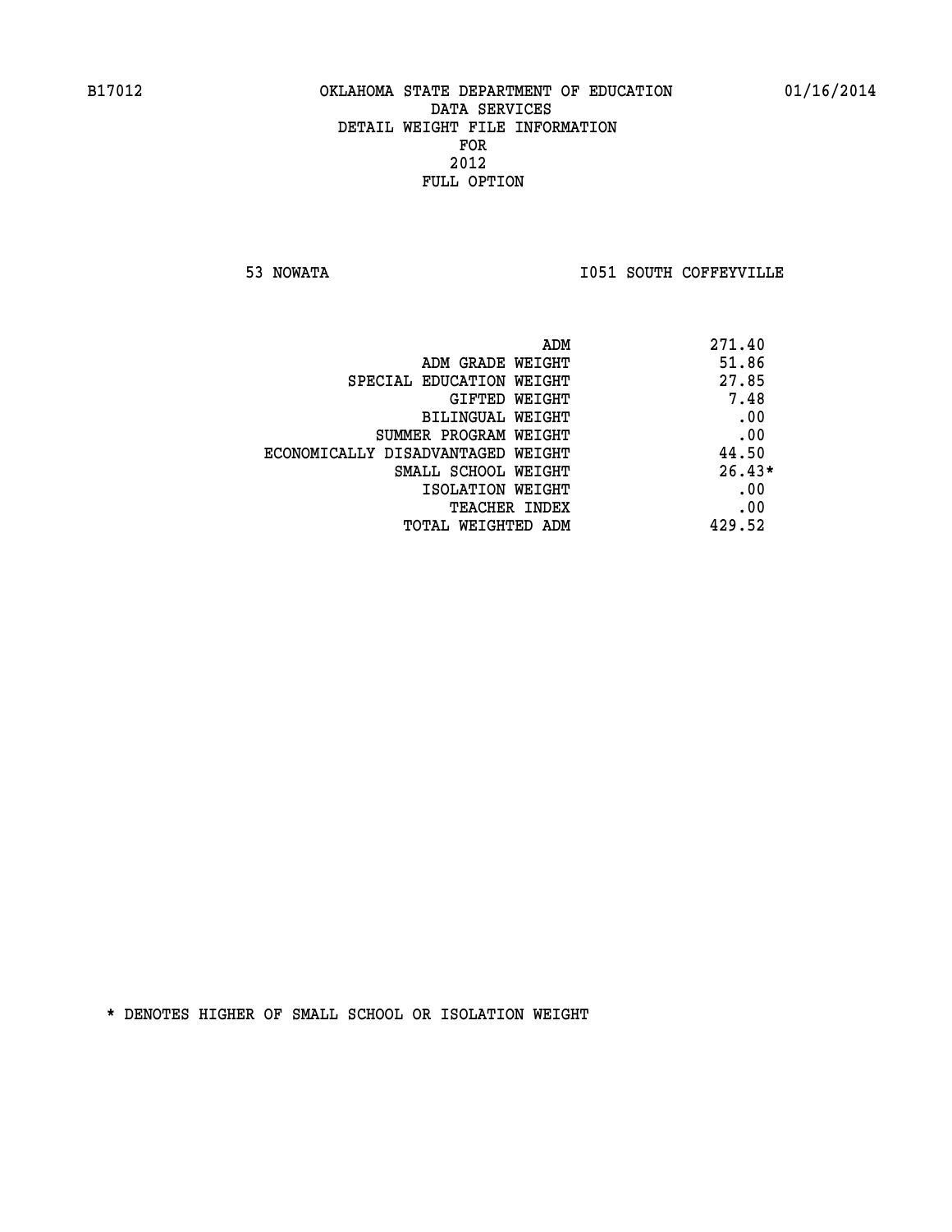B17012 OKLAHOMA STATE DEPARTMENT OF EDUCATION 01/16/2014
DATA SERVICES
DETAIL WEIGHT FILE INFORMATION
FOR
2012
FULL OPTION

53 NOWATA I051 SOUTH COFFEYVILLE

| | |
|---|---|
| ADM | 271.40 |
| ADM GRADE WEIGHT | 51.86 |
| SPECIAL EDUCATION WEIGHT | 27.85 |
| GIFTED WEIGHT | 7.48 |
| BILINGUAL WEIGHT | .00 |
| SUMMER PROGRAM WEIGHT | .00 |
| ECONOMICALLY DISADVANTAGED WEIGHT | 44.50 |
| SMALL SCHOOL WEIGHT | 26.43* |
| ISOLATION WEIGHT | .00 |
| TEACHER INDEX | .00 |
| TOTAL WEIGHTED ADM | 429.52 |

* DENOTES HIGHER OF SMALL SCHOOL OR ISOLATION WEIGHT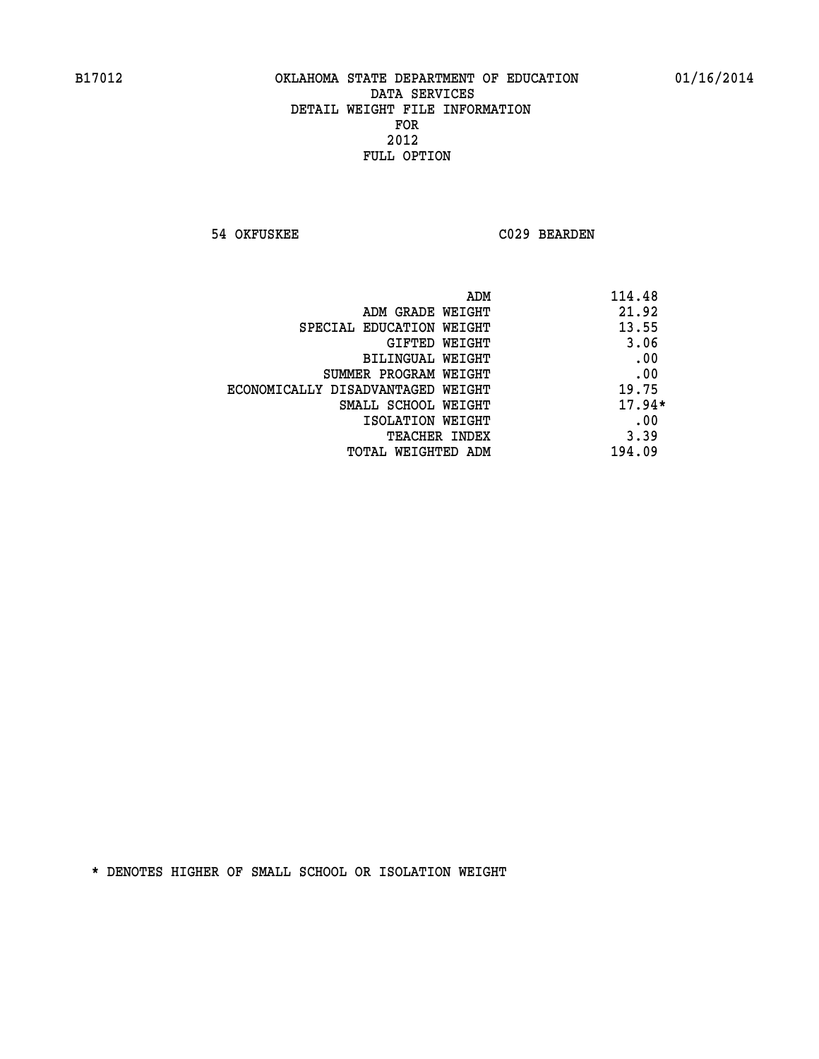B17012 OKLAHOMA STATE DEPARTMENT OF EDUCATION 01/16/2014

DATA SERVICES
DETAIL WEIGHT FILE INFORMATION
FOR
2012
FULL OPTION

54 OKFUSKEE C029 BEARDEN

| | |
|---|---|
| ADM | 114.48 |
| ADM GRADE WEIGHT | 21.92 |
| SPECIAL EDUCATION WEIGHT | 13.55 |
| GIFTED WEIGHT | 3.06 |
| BILINGUAL WEIGHT | .00 |
| SUMMER PROGRAM WEIGHT | .00 |
| ECONOMICALLY DISADVANTAGED WEIGHT | 19.75 |
| SMALL SCHOOL WEIGHT | 17.94* |
| ISOLATION WEIGHT | .00 |
| TEACHER INDEX | 3.39 |
| TOTAL WEIGHTED ADM | 194.09 |

* DENOTES HIGHER OF SMALL SCHOOL OR ISOLATION WEIGHT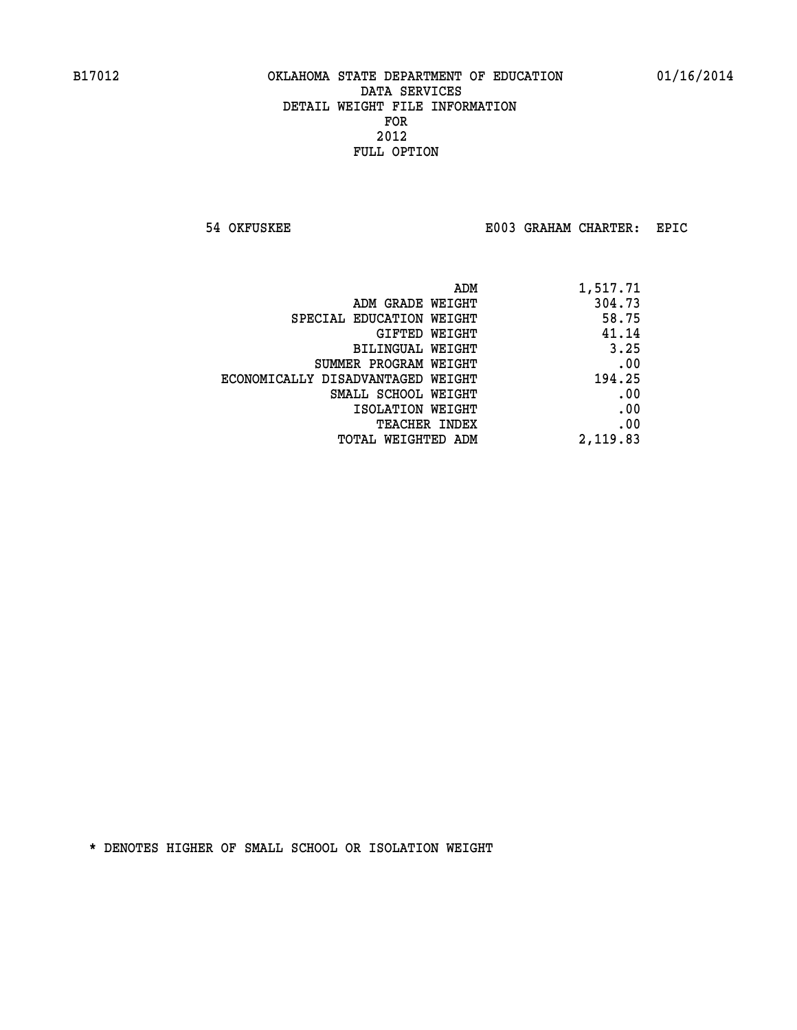B17012 OKLAHOMA STATE DEPARTMENT OF EDUCATION 01/16/2014

DATA SERVICES
DETAIL WEIGHT FILE INFORMATION
FOR
2012
FULL OPTION

54 OKFUSKEE E003 GRAHAM CHARTER: EPIC

| | |
|---|---|
| ADM | 1,517.71 |
| ADM GRADE WEIGHT | 304.73 |
| SPECIAL EDUCATION WEIGHT | 58.75 |
| GIFTED WEIGHT | 41.14 |
| BILINGUAL WEIGHT | 3.25 |
| SUMMER PROGRAM WEIGHT | .00 |
| ECONOMICALLY DISADVANTAGED WEIGHT | 194.25 |
| SMALL SCHOOL WEIGHT | .00 |
| ISOLATION WEIGHT | .00 |
| TEACHER INDEX | .00 |
| TOTAL WEIGHTED ADM | 2,119.83 |

* DENOTES HIGHER OF SMALL SCHOOL OR ISOLATION WEIGHT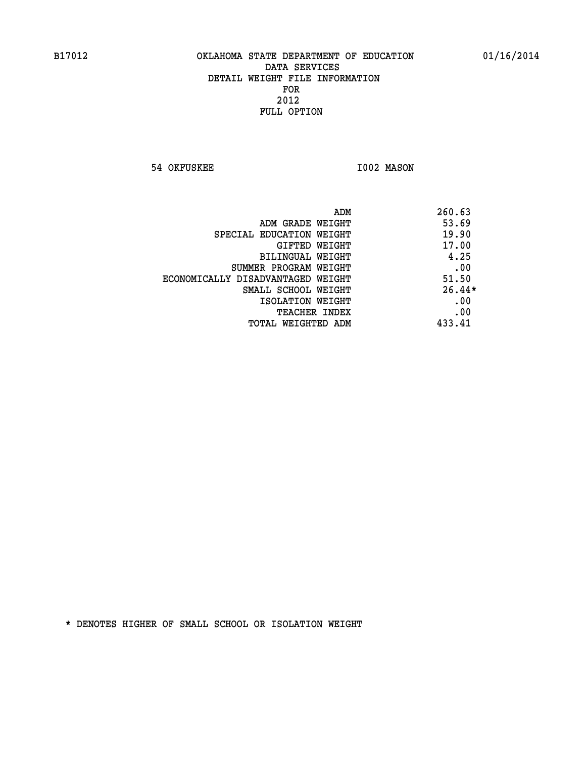OKLAHOMA STATE DEPARTMENT OF EDUCATION
DATA SERVICES
DETAIL WEIGHT FILE INFORMATION
FOR
2012
FULL OPTION

54 OKFUSKEE I002 MASON

| | |
|---|---|
| ADM | 260.63 |
| ADM GRADE WEIGHT | 53.69 |
| SPECIAL EDUCATION WEIGHT | 19.90 |
| GIFTED WEIGHT | 17.00 |
| BILINGUAL WEIGHT | 4.25 |
| SUMMER PROGRAM WEIGHT | .00 |
| ECONOMICALLY DISADVANTAGED WEIGHT | 51.50 |
| SMALL SCHOOL WEIGHT | 26.44* |
| ISOLATION WEIGHT | .00 |
| TEACHER INDEX | .00 |
| TOTAL WEIGHTED ADM | 433.41 |

* DENOTES HIGHER OF SMALL SCHOOL OR ISOLATION WEIGHT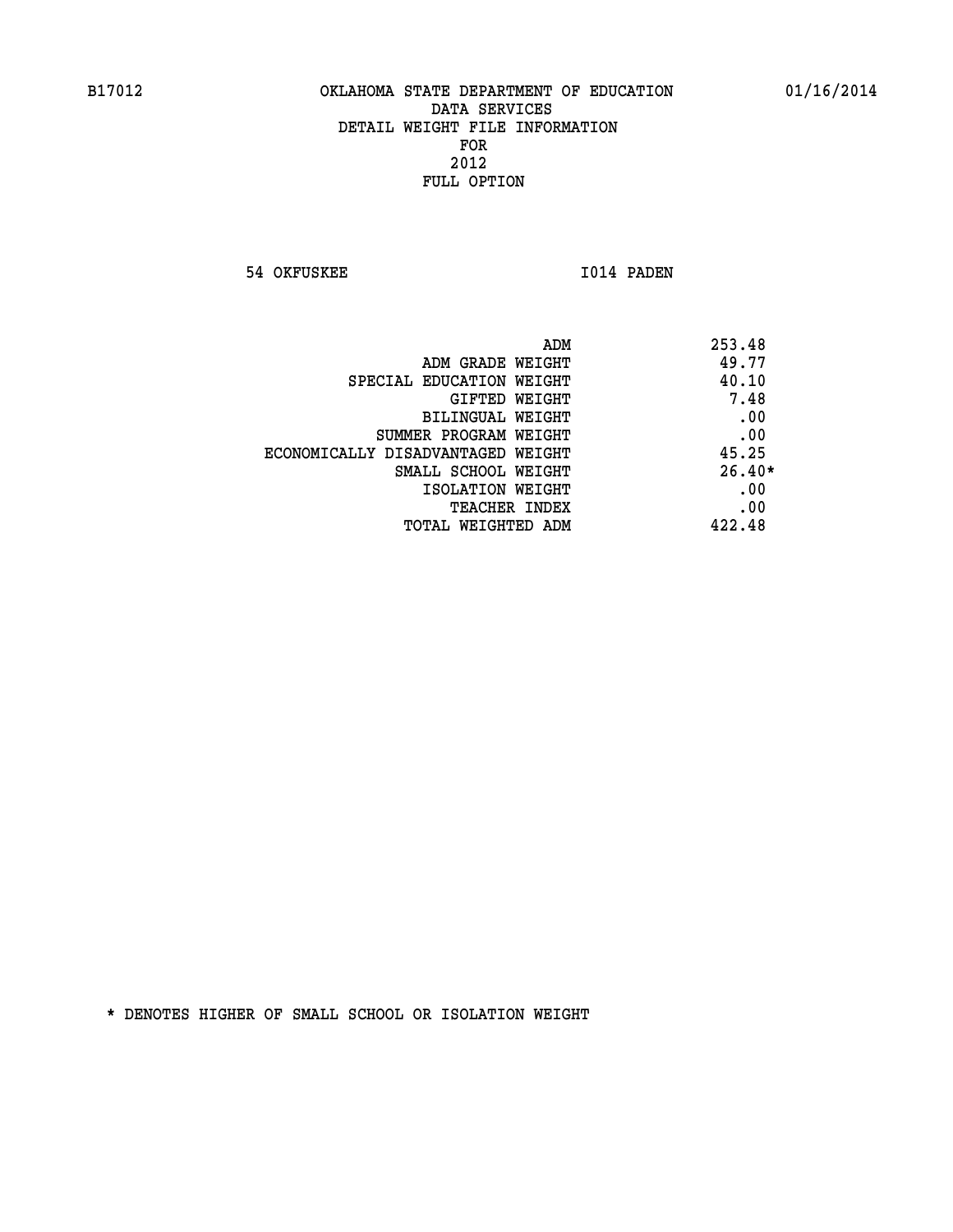B17012 OKLAHOMA STATE DEPARTMENT OF EDUCATION 01/16/2014

DATA SERVICES
DETAIL WEIGHT FILE INFORMATION
FOR
2012
FULL OPTION

54 OKFUSKEE I014 PADEN

| | |
|---|---|
| ADM | 253.48 |
| ADM GRADE WEIGHT | 49.77 |
| SPECIAL EDUCATION WEIGHT | 40.10 |
| GIFTED WEIGHT | 7.48 |
| BILINGUAL WEIGHT | .00 |
| SUMMER PROGRAM WEIGHT | .00 |
| ECONOMICALLY DISADVANTAGED WEIGHT | 45.25 |
| SMALL SCHOOL WEIGHT | 26.40* |
| ISOLATION WEIGHT | .00 |
| TEACHER INDEX | .00 |
| TOTAL WEIGHTED ADM | 422.48 |

* DENOTES HIGHER OF SMALL SCHOOL OR ISOLATION WEIGHT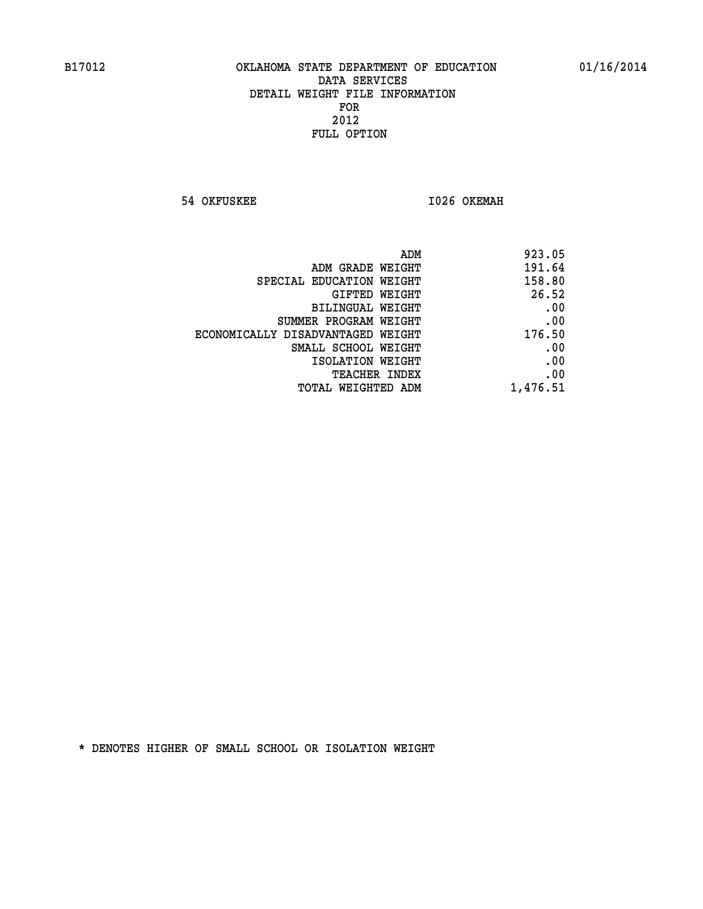B17012 OKLAHOMA STATE DEPARTMENT OF EDUCATION 01/16/2014

DATA SERVICES
DETAIL WEIGHT FILE INFORMATION
FOR
2012
FULL OPTION

54 OKFUSKEE I026 OKEMAH

| | |
|---|---|
| ADM | 923.05 |
| ADM GRADE WEIGHT | 191.64 |
| SPECIAL EDUCATION WEIGHT | 158.80 |
| GIFTED WEIGHT | 26.52 |
| BILINGUAL WEIGHT | .00 |
| SUMMER PROGRAM WEIGHT | .00 |
| ECONOMICALLY DISADVANTAGED WEIGHT | 176.50 |
| SMALL SCHOOL WEIGHT | .00 |
| ISOLATION WEIGHT | .00 |
| TEACHER INDEX | .00 |
| TOTAL WEIGHTED ADM | 1,476.51 |

* DENOTES HIGHER OF SMALL SCHOOL OR ISOLATION WEIGHT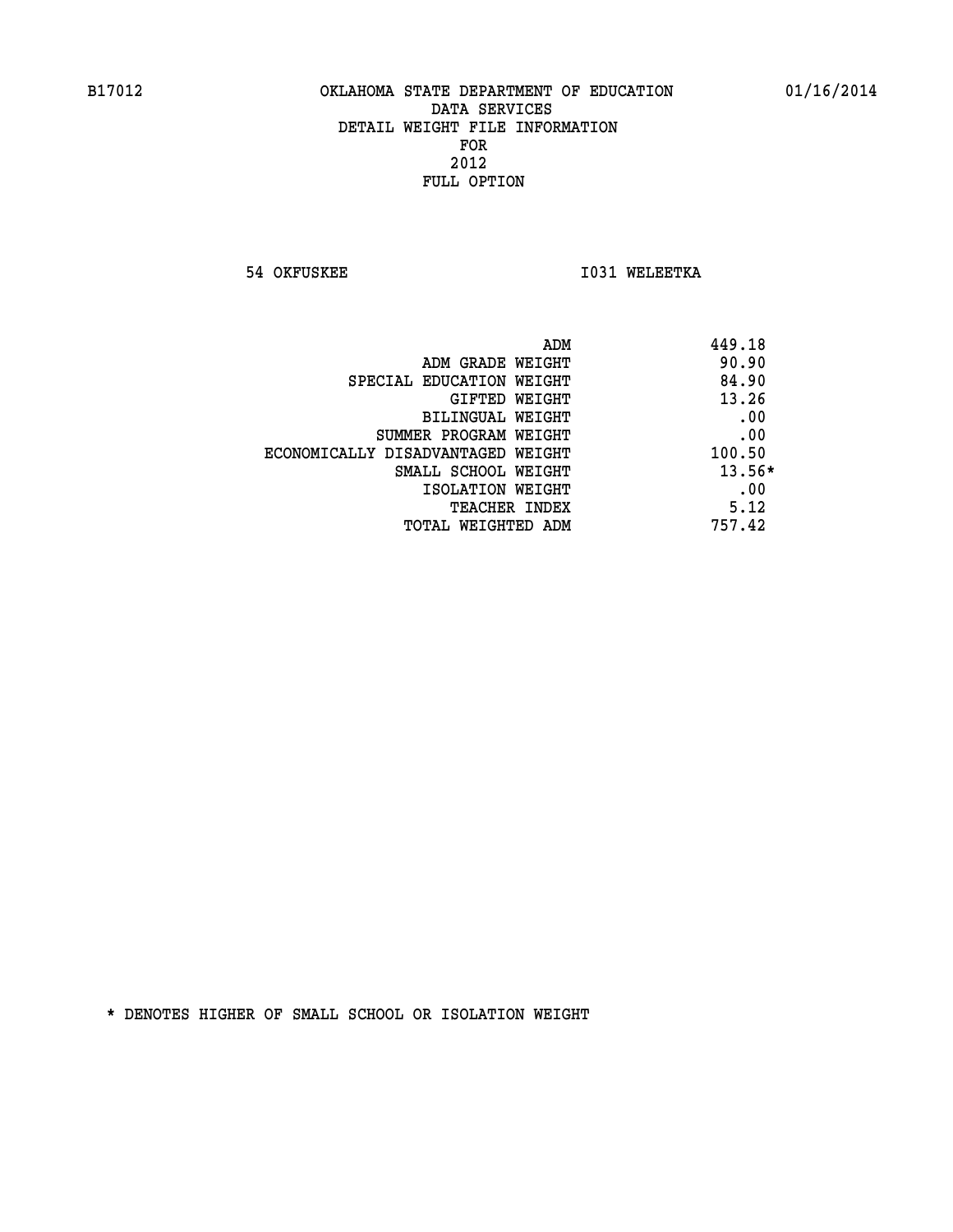B17012 OKLAHOMA STATE DEPARTMENT OF EDUCATION 01/16/2014

DATA SERVICES
DETAIL WEIGHT FILE INFORMATION
FOR
2012
FULL OPTION

54 OKFUSKEE I031 WELEETKA

| | |
|---|---|
| ADM | 449.18 |
| ADM GRADE WEIGHT | 90.90 |
| SPECIAL EDUCATION WEIGHT | 84.90 |
| GIFTED WEIGHT | 13.26 |
| BILINGUAL WEIGHT | .00 |
| SUMMER PROGRAM WEIGHT | .00 |
| ECONOMICALLY DISADVANTAGED WEIGHT | 100.50 |
| SMALL SCHOOL WEIGHT | 13.56* |
| ISOLATION WEIGHT | .00 |
| TEACHER INDEX | 5.12 |
| TOTAL WEIGHTED ADM | 757.42 |

* DENOTES HIGHER OF SMALL SCHOOL OR ISOLATION WEIGHT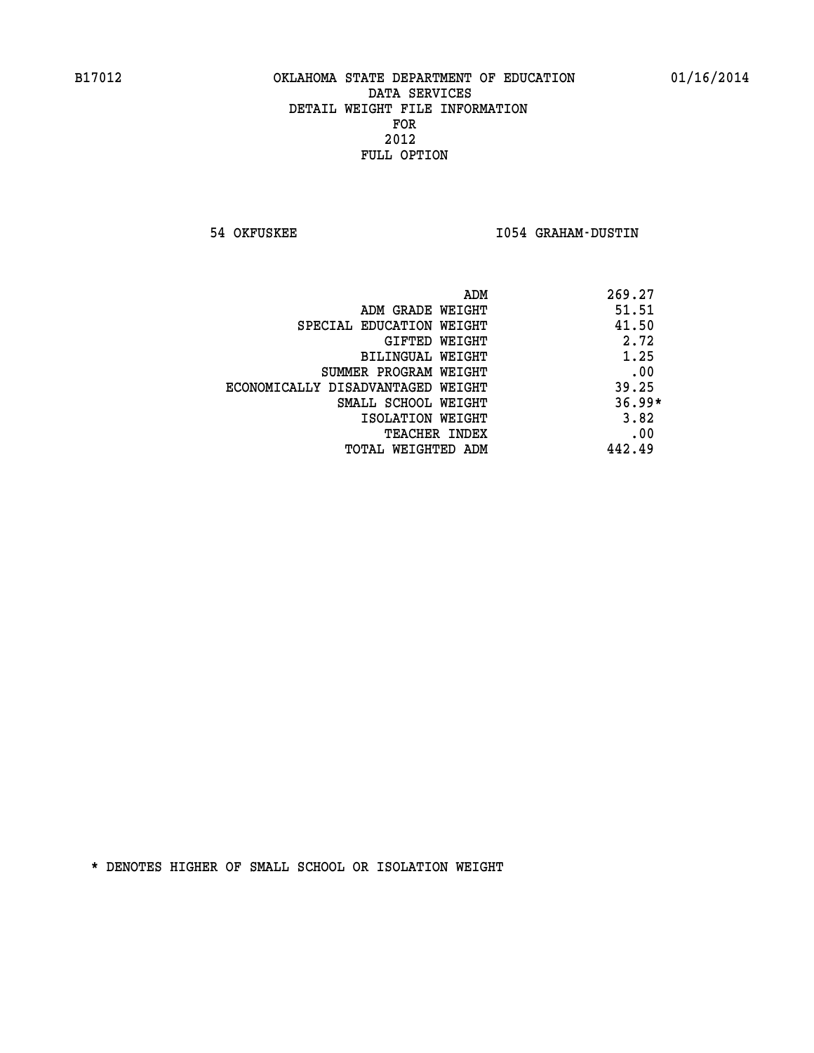B17012 OKLAHOMA STATE DEPARTMENT OF EDUCATION 01/16/2014

DATA SERVICES
DETAIL WEIGHT FILE INFORMATION
FOR
2012
FULL OPTION

54 OKFUSKEE I054 GRAHAM-DUSTIN

| | |
|---|---|
| ADM | 269.27 |
| ADM GRADE WEIGHT | 51.51 |
| SPECIAL EDUCATION WEIGHT | 41.50 |
| GIFTED WEIGHT | 2.72 |
| BILINGUAL WEIGHT | 1.25 |
| SUMMER PROGRAM WEIGHT | .00 |
| ECONOMICALLY DISADVANTAGED WEIGHT | 39.25 |
| SMALL SCHOOL WEIGHT | 36.99* |
| ISOLATION WEIGHT | 3.82 |
| TEACHER INDEX | .00 |
| TOTAL WEIGHTED ADM | 442.49 |

* DENOTES HIGHER OF SMALL SCHOOL OR ISOLATION WEIGHT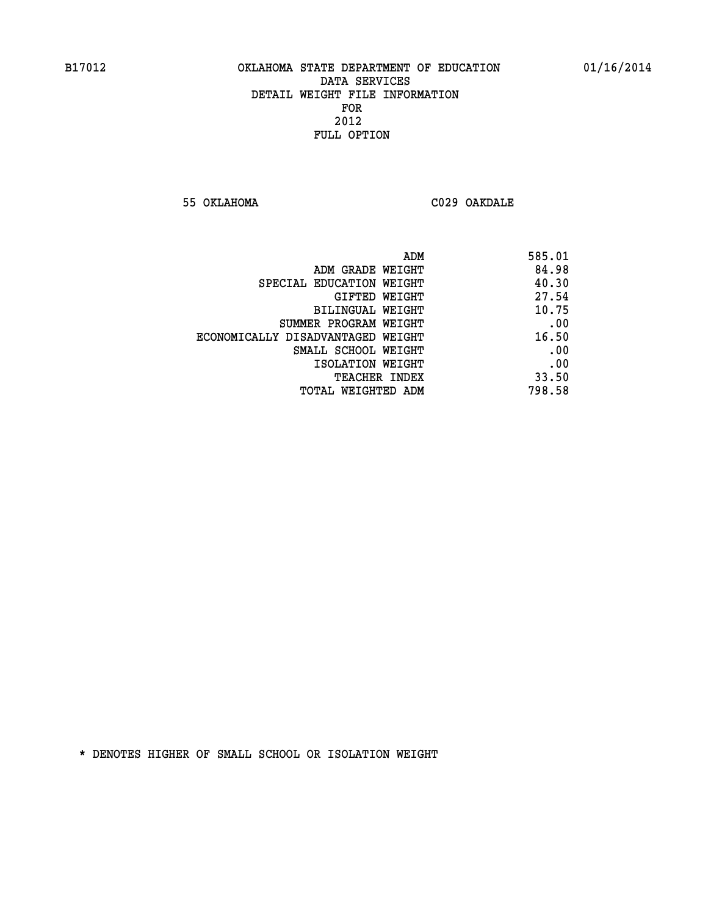B17012 OKLAHOMA STATE DEPARTMENT OF EDUCATION 01/16/2014

DATA SERVICES
DETAIL WEIGHT FILE INFORMATION
FOR
2012
FULL OPTION

55 OKLAHOMA C029 OAKDALE

| | |
|---|---|
| ADM | 585.01 |
| ADM GRADE WEIGHT | 84.98 |
| SPECIAL EDUCATION WEIGHT | 40.30 |
| GIFTED WEIGHT | 27.54 |
| BILINGUAL WEIGHT | 10.75 |
| SUMMER PROGRAM WEIGHT | .00 |
| ECONOMICALLY DISADVANTAGED WEIGHT | 16.50 |
| SMALL SCHOOL WEIGHT | .00 |
| ISOLATION WEIGHT | .00 |
| TEACHER INDEX | 33.50 |
| TOTAL WEIGHTED ADM | 798.58 |

* DENOTES HIGHER OF SMALL SCHOOL OR ISOLATION WEIGHT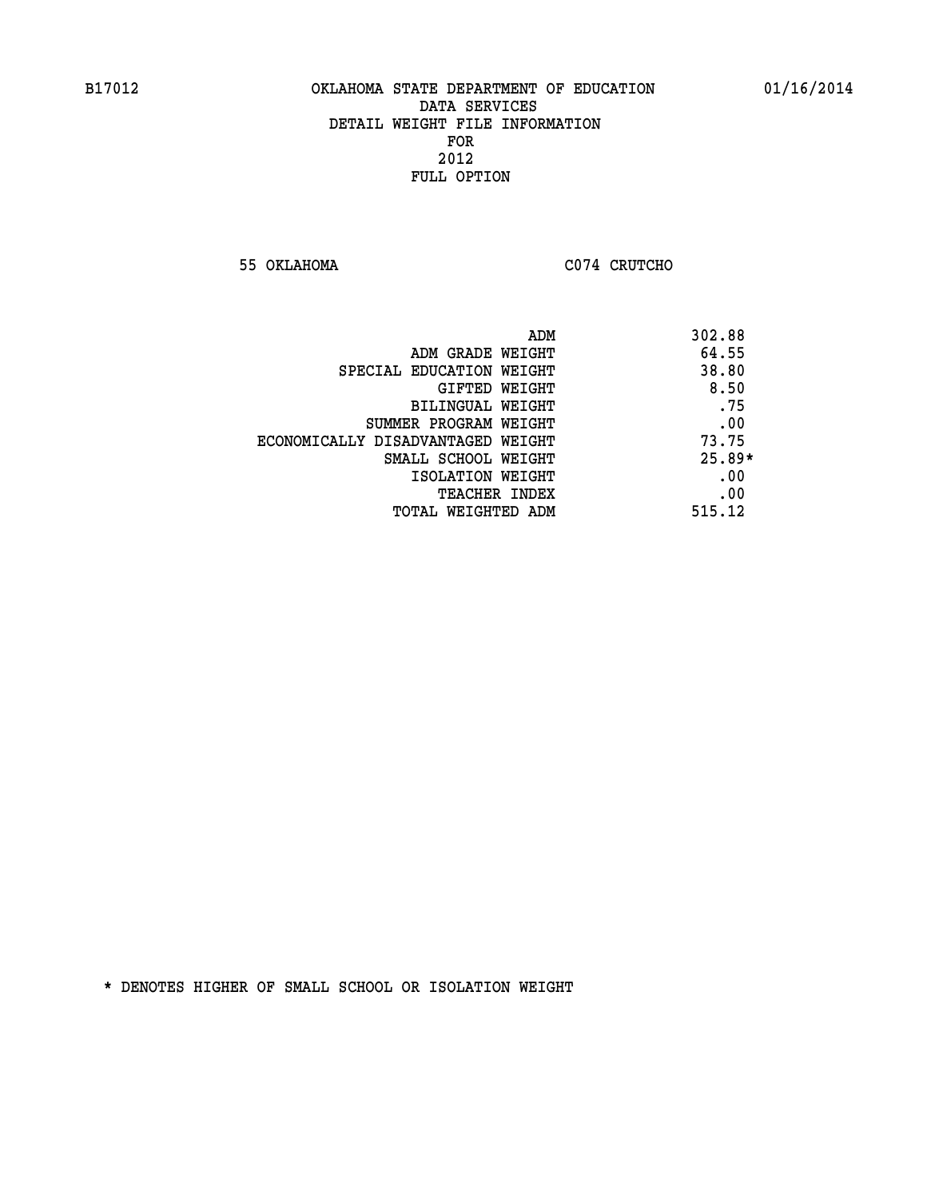B17012 OKLAHOMA STATE DEPARTMENT OF EDUCATION 01/16/2014

DATA SERVICES

DETAIL WEIGHT FILE INFORMATION

FOR

2012

FULL OPTION

55 OKLAHOMA C074 CRUTCHO

| | |
|---|---|
| ADM | 302.88 |
| ADM GRADE WEIGHT | 64.55 |
| SPECIAL EDUCATION WEIGHT | 38.80 |
| GIFTED WEIGHT | 8.50 |
| BILINGUAL WEIGHT | .75 |
| SUMMER PROGRAM WEIGHT | .00 |
| ECONOMICALLY DISADVANTAGED WEIGHT | 73.75 |
| SMALL SCHOOL WEIGHT | 25.89* |
| ISOLATION WEIGHT | .00 |
| TEACHER INDEX | .00 |
| TOTAL WEIGHTED ADM | 515.12 |

* DENOTES HIGHER OF SMALL SCHOOL OR ISOLATION WEIGHT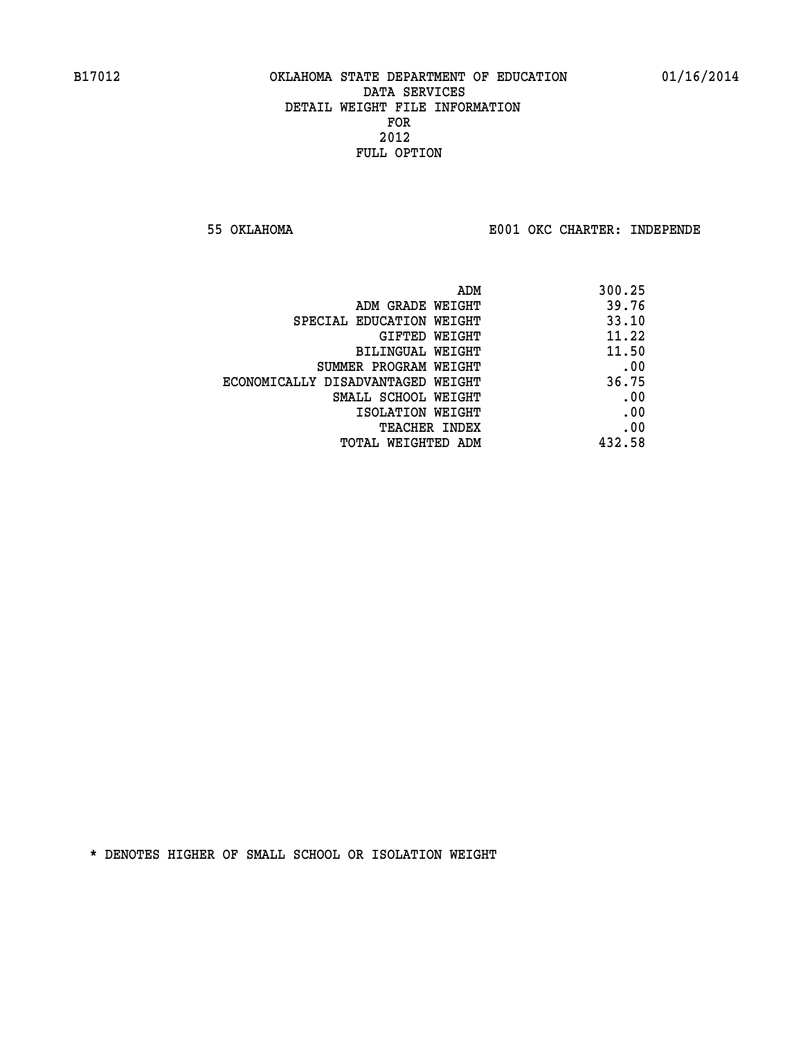B17012 OKLAHOMA STATE DEPARTMENT OF EDUCATION 01/16/2014
DATA SERVICES
DETAIL WEIGHT FILE INFORMATION
FOR
2012
FULL OPTION

55 OKLAHOMA E001 OKC CHARTER: INDEPENDE

| | |
|---|---|
| ADM | 300.25 |
| ADM GRADE WEIGHT | 39.76 |
| SPECIAL EDUCATION WEIGHT | 33.10 |
| GIFTED WEIGHT | 11.22 |
| BILINGUAL WEIGHT | 11.50 |
| SUMMER PROGRAM WEIGHT | .00 |
| ECONOMICALLY DISADVANTAGED WEIGHT | 36.75 |
| SMALL SCHOOL WEIGHT | .00 |
| ISOLATION WEIGHT | .00 |
| TEACHER INDEX | .00 |
| TOTAL WEIGHTED ADM | 432.58 |

* DENOTES HIGHER OF SMALL SCHOOL OR ISOLATION WEIGHT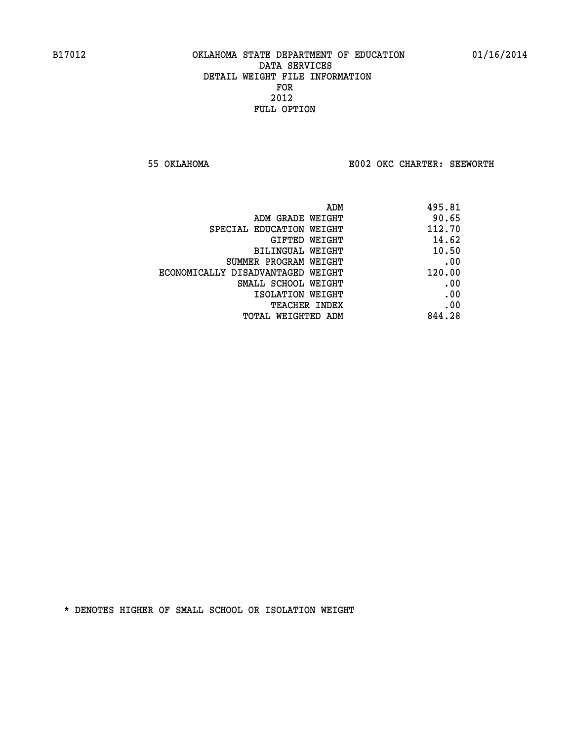B17012 OKLAHOMA STATE DEPARTMENT OF EDUCATION 01/16/2014

DATA SERVICES
DETAIL WEIGHT FILE INFORMATION
FOR
2012
FULL OPTION

55 OKLAHOMA E002 OKC CHARTER: SEEWORTH

| | |
|---|---|
| ADM | 495.81 |
| ADM GRADE WEIGHT | 90.65 |
| SPECIAL EDUCATION WEIGHT | 112.70 |
| GIFTED WEIGHT | 14.62 |
| BILINGUAL WEIGHT | 10.50 |
| SUMMER PROGRAM WEIGHT | .00 |
| ECONOMICALLY DISADVANTAGED WEIGHT | 120.00 |
| SMALL SCHOOL WEIGHT | .00 |
| ISOLATION WEIGHT | .00 |
| TEACHER INDEX | .00 |
| TOTAL WEIGHTED ADM | 844.28 |

* DENOTES HIGHER OF SMALL SCHOOL OR ISOLATION WEIGHT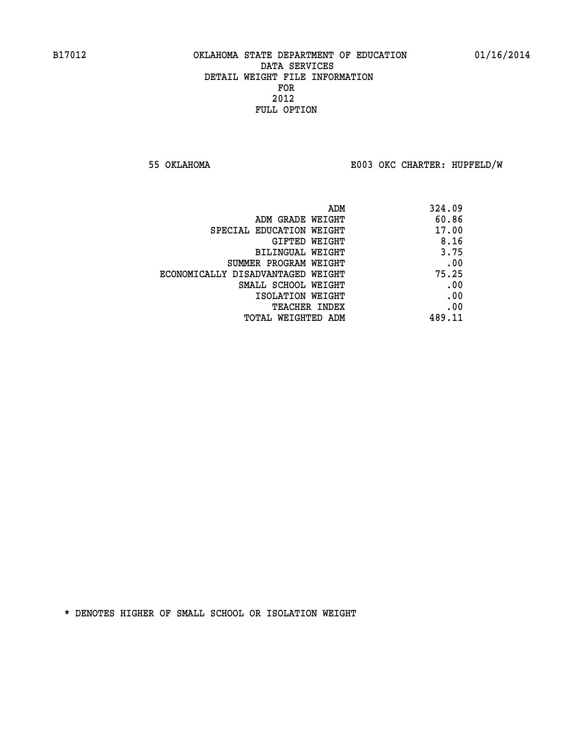B17012 OKLAHOMA STATE DEPARTMENT OF EDUCATION 01/16/2014
DATA SERVICES
DETAIL WEIGHT FILE INFORMATION
FOR
2012
FULL OPTION

55 OKLAHOMA E003 OKC CHARTER: HUPFELD/W

| | |
|---|---|
| ADM | 324.09 |
| ADM GRADE WEIGHT | 60.86 |
| SPECIAL EDUCATION WEIGHT | 17.00 |
| GIFTED WEIGHT | 8.16 |
| BILINGUAL WEIGHT | 3.75 |
| SUMMER PROGRAM WEIGHT | .00 |
| ECONOMICALLY DISADVANTAGED WEIGHT | 75.25 |
| SMALL SCHOOL WEIGHT | .00 |
| ISOLATION WEIGHT | .00 |
| TEACHER INDEX | .00 |
| TOTAL WEIGHTED ADM | 489.11 |

* DENOTES HIGHER OF SMALL SCHOOL OR ISOLATION WEIGHT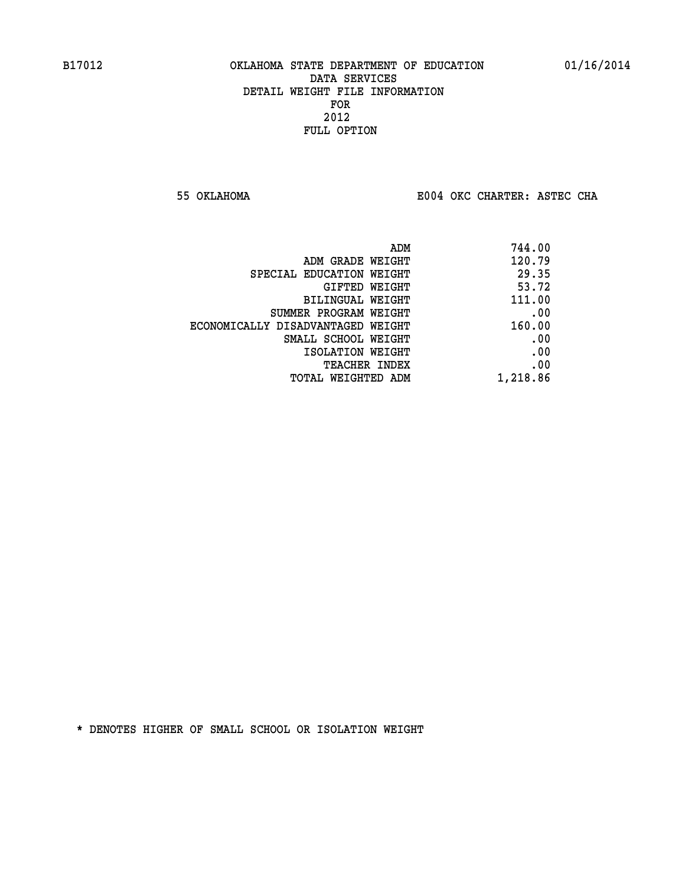B17012 OKLAHOMA STATE DEPARTMENT OF EDUCATION 01/16/2014

DATA SERVICES
DETAIL WEIGHT FILE INFORMATION
FOR
2012
FULL OPTION

55 OKLAHOMA E004 OKC CHARTER: ASTEC CHA

| | |
|---|---|
| ADM | 744.00 |
| ADM GRADE WEIGHT | 120.79 |
| SPECIAL EDUCATION WEIGHT | 29.35 |
| GIFTED WEIGHT | 53.72 |
| BILINGUAL WEIGHT | 111.00 |
| SUMMER PROGRAM WEIGHT | .00 |
| ECONOMICALLY DISADVANTAGED WEIGHT | 160.00 |
| SMALL SCHOOL WEIGHT | .00 |
| ISOLATION WEIGHT | .00 |
| TEACHER INDEX | .00 |
| TOTAL WEIGHTED ADM | 1,218.86 |

* DENOTES HIGHER OF SMALL SCHOOL OR ISOLATION WEIGHT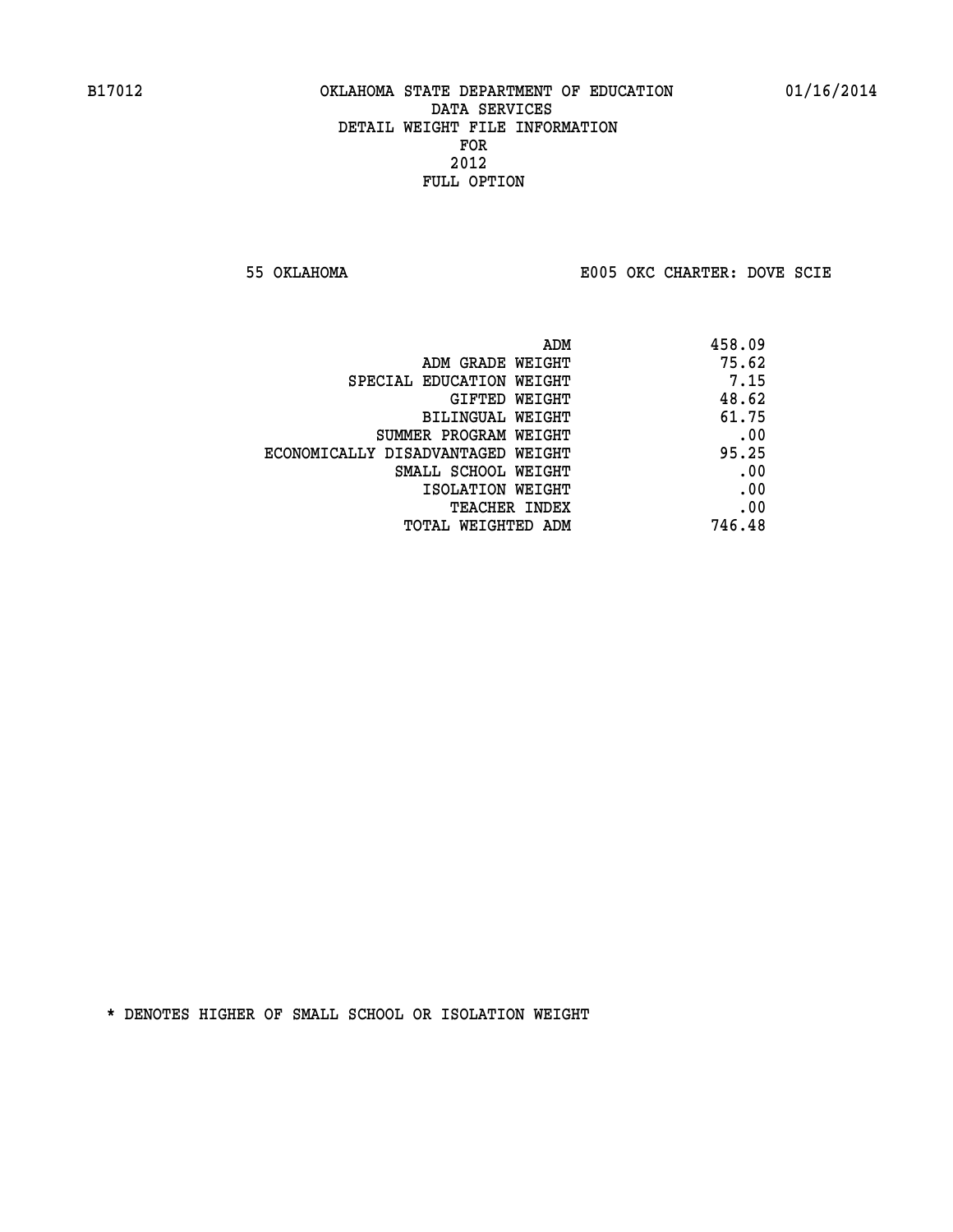# OKLAHOMA STATE DEPARTMENT OF EDUCATION
## DATA SERVICES
## DETAIL WEIGHT FILE INFORMATION
## FOR
## 2012
## FULL OPTION

B17012 01/16/2014

55 OKLAHOMA E005 OKC CHARTER: DOVE SCIE

| | |
|---|---|
| ADM | 458.09 |
| ADM GRADE WEIGHT | 75.62 |
| SPECIAL EDUCATION WEIGHT | 7.15 |
| GIFTED WEIGHT | 48.62 |
| BILINGUAL WEIGHT | 61.75 |
| SUMMER PROGRAM WEIGHT | .00 |
| ECONOMICALLY DISADVANTAGED WEIGHT | 95.25 |
| SMALL SCHOOL WEIGHT | .00 |
| ISOLATION WEIGHT | .00 |
| TEACHER INDEX | .00 |
| TOTAL WEIGHTED ADM | 746.48 |

* DENOTES HIGHER OF SMALL SCHOOL OR ISOLATION WEIGHT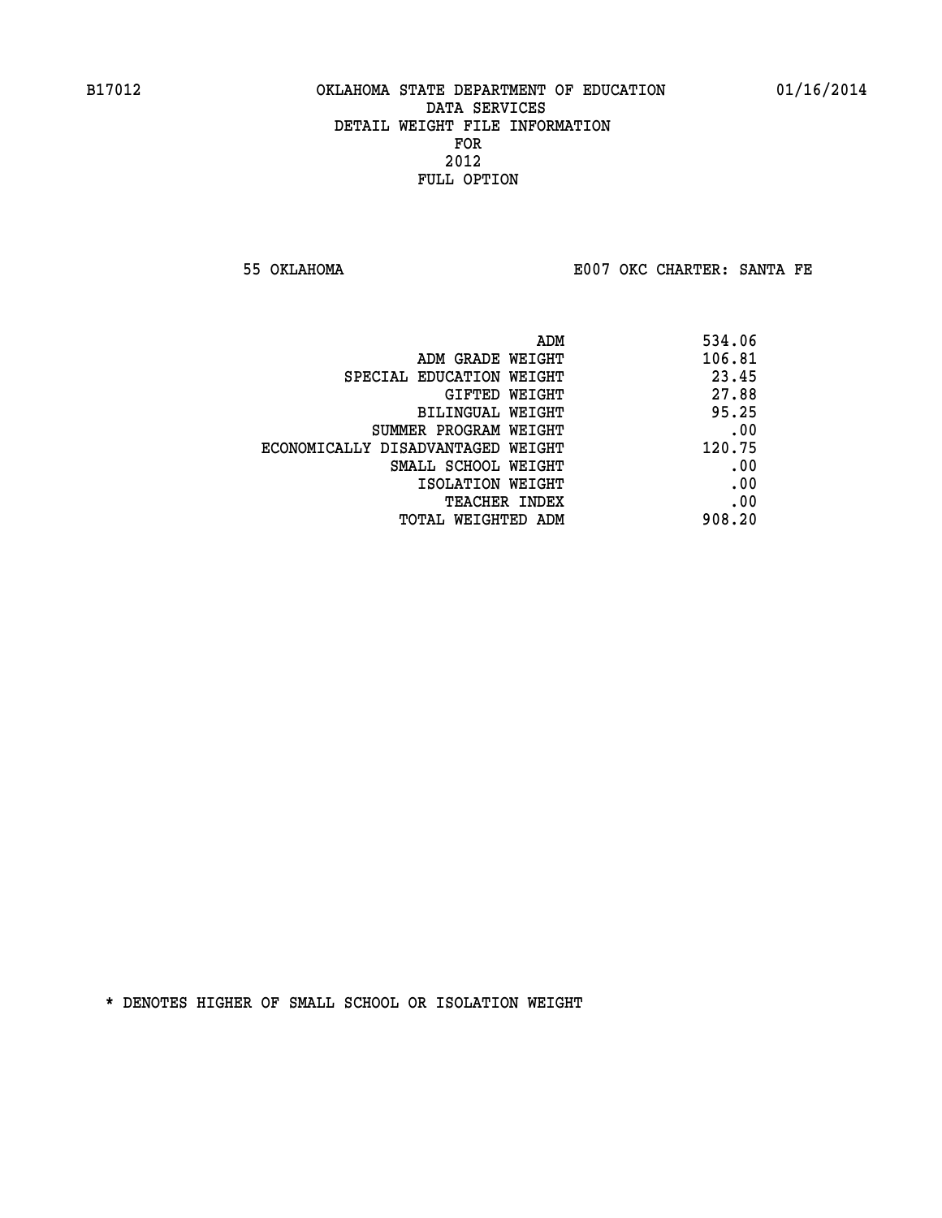B17012 OKLAHOMA STATE DEPARTMENT OF EDUCATION 01/16/2014
DATA SERVICES
DETAIL WEIGHT FILE INFORMATION
FOR
2012
FULL OPTION

55 OKLAHOMA E007 OKC CHARTER: SANTA FE

| | |
|---|---|
| ADM | 534.06 |
| ADM GRADE WEIGHT | 106.81 |
| SPECIAL EDUCATION WEIGHT | 23.45 |
| GIFTED WEIGHT | 27.88 |
| BILINGUAL WEIGHT | 95.25 |
| SUMMER PROGRAM WEIGHT | .00 |
| ECONOMICALLY DISADVANTAGED WEIGHT | 120.75 |
| SMALL SCHOOL WEIGHT | .00 |
| ISOLATION WEIGHT | .00 |
| TEACHER INDEX | .00 |
| TOTAL WEIGHTED ADM | 908.20 |

* DENOTES HIGHER OF SMALL SCHOOL OR ISOLATION WEIGHT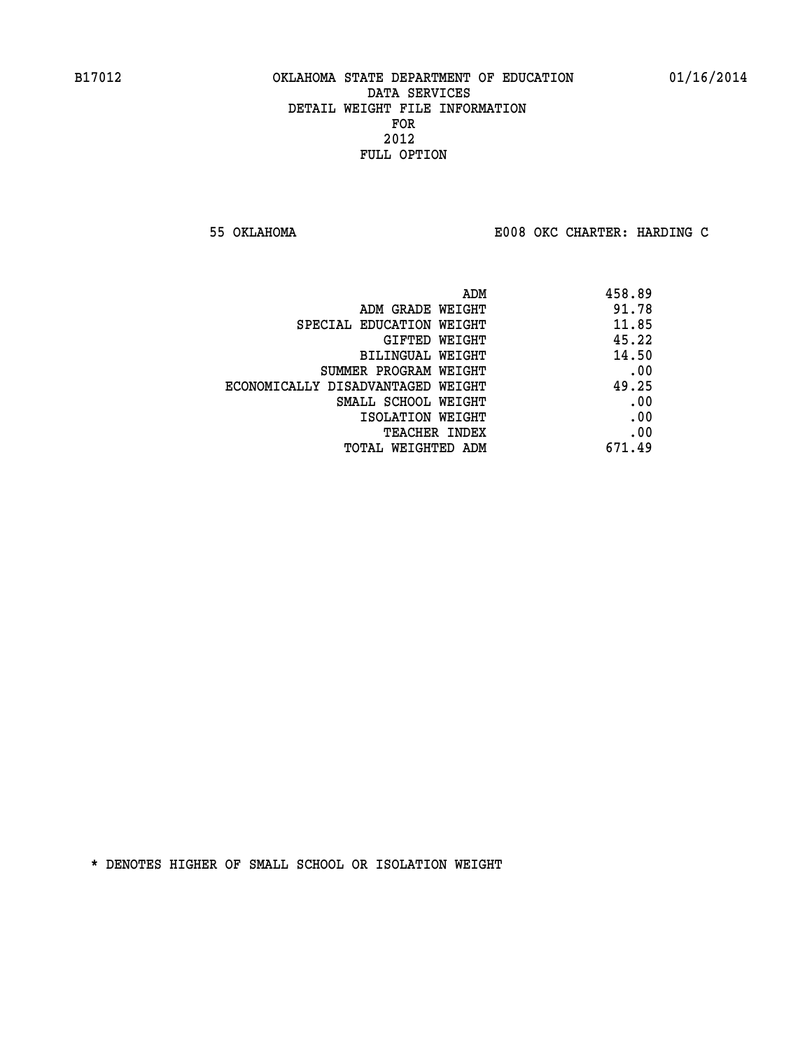# OKLAHOMA STATE DEPARTMENT OF EDUCATION
## DATA SERVICES
## DETAIL WEIGHT FILE INFORMATION
## FOR
## 2012
## FULL OPTION

B17012 — 01/16/2014

55 OKLAHOMA — E008 OKC CHARTER: HARDING C

| | |
|---|---|
| ADM | 458.89 |
| ADM GRADE WEIGHT | 91.78 |
| SPECIAL EDUCATION WEIGHT | 11.85 |
| GIFTED WEIGHT | 45.22 |
| BILINGUAL WEIGHT | 14.50 |
| SUMMER PROGRAM WEIGHT | .00 |
| ECONOMICALLY DISADVANTAGED WEIGHT | 49.25 |
| SMALL SCHOOL WEIGHT | .00 |
| ISOLATION WEIGHT | .00 |
| TEACHER INDEX | .00 |
| TOTAL WEIGHTED ADM | 671.49 |

* DENOTES HIGHER OF SMALL SCHOOL OR ISOLATION WEIGHT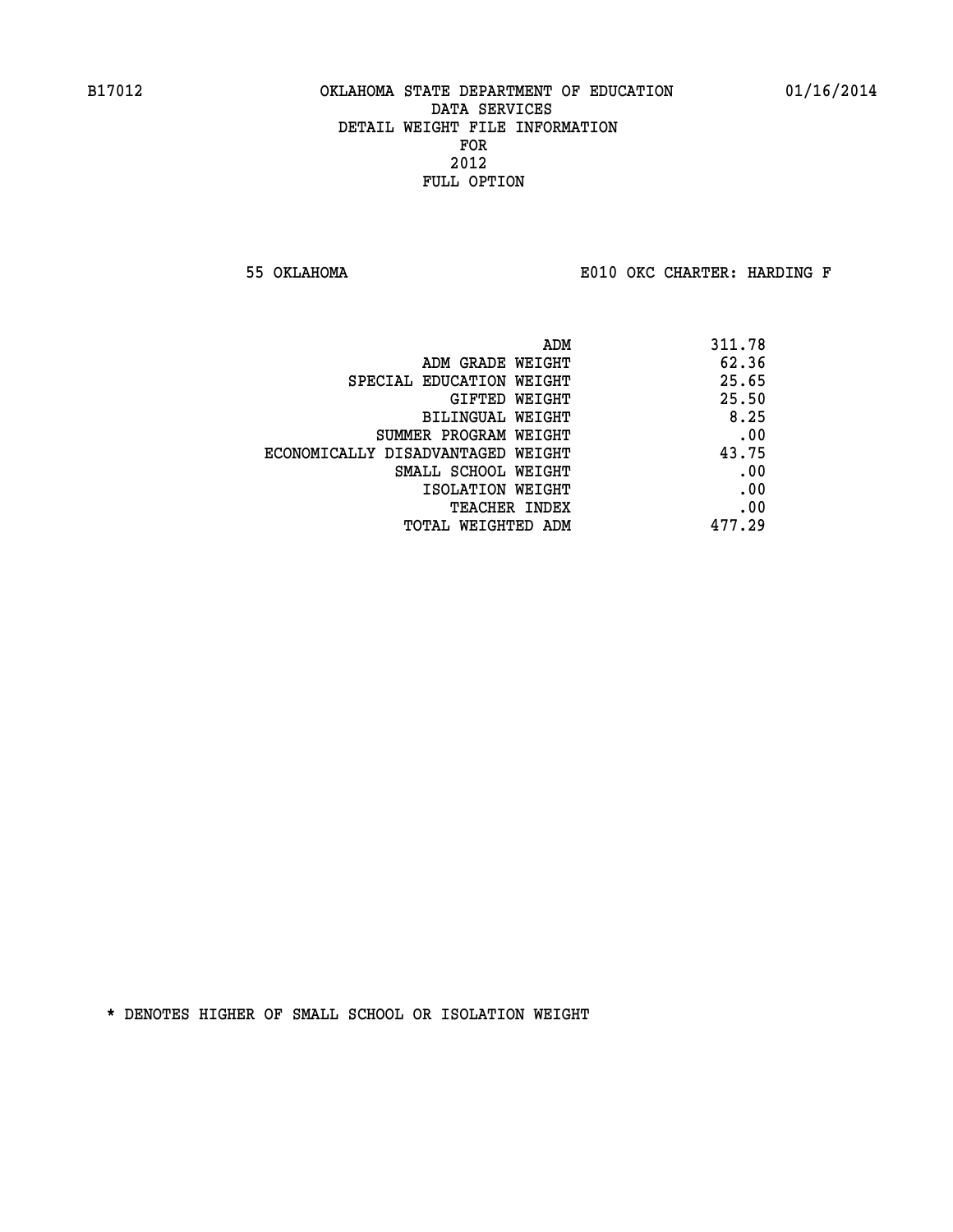B17012 OKLAHOMA STATE DEPARTMENT OF EDUCATION 01/16/2014

DATA SERVICES
DETAIL WEIGHT FILE INFORMATION
FOR
2012
FULL OPTION

55 OKLAHOMA E010 OKC CHARTER: HARDING F

| | |
|---|---|
| ADM | 311.78 |
| ADM GRADE WEIGHT | 62.36 |
| SPECIAL EDUCATION WEIGHT | 25.65 |
| GIFTED WEIGHT | 25.50 |
| BILINGUAL WEIGHT | 8.25 |
| SUMMER PROGRAM WEIGHT | .00 |
| ECONOMICALLY DISADVANTAGED WEIGHT | 43.75 |
| SMALL SCHOOL WEIGHT | .00 |
| ISOLATION WEIGHT | .00 |
| TEACHER INDEX | .00 |
| TOTAL WEIGHTED ADM | 477.29 |

* DENOTES HIGHER OF SMALL SCHOOL OR ISOLATION WEIGHT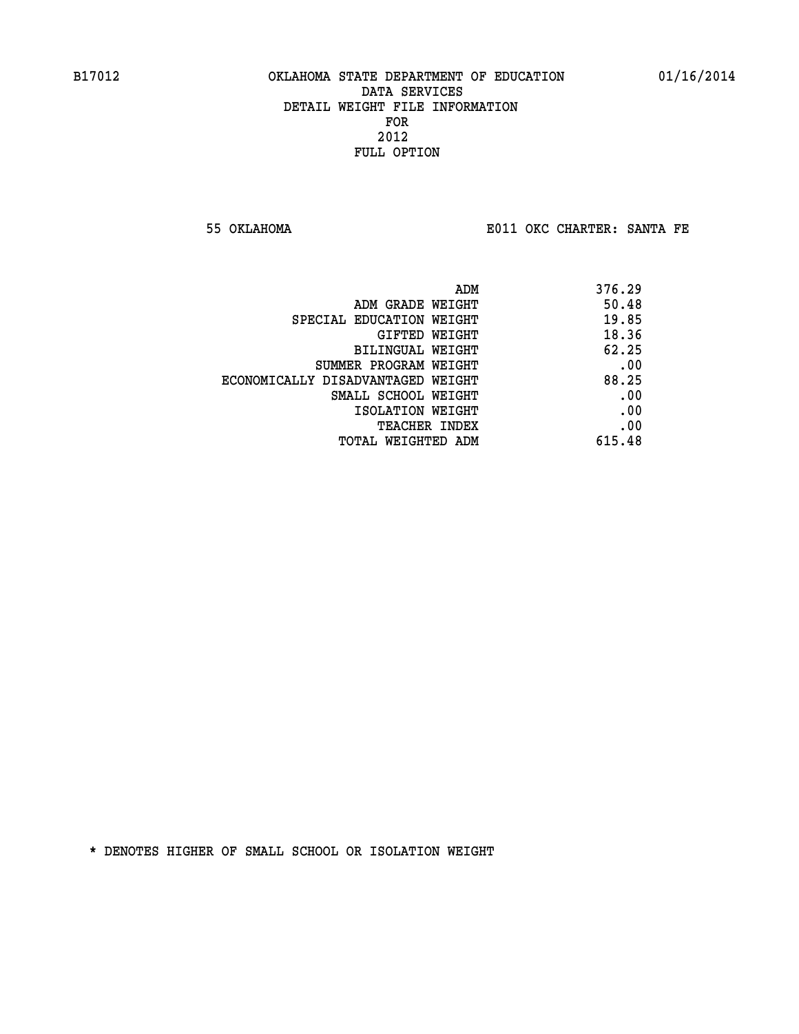B17012 OKLAHOMA STATE DEPARTMENT OF EDUCATION 01/16/2014

DATA SERVICES
DETAIL WEIGHT FILE INFORMATION
FOR
2012
FULL OPTION

55 OKLAHOMA E011 OKC CHARTER: SANTA FE

| | |
|---|---|
| ADM | 376.29 |
| ADM GRADE WEIGHT | 50.48 |
| SPECIAL EDUCATION WEIGHT | 19.85 |
| GIFTED WEIGHT | 18.36 |
| BILINGUAL WEIGHT | 62.25 |
| SUMMER PROGRAM WEIGHT | .00 |
| ECONOMICALLY DISADVANTAGED WEIGHT | 88.25 |
| SMALL SCHOOL WEIGHT | .00 |
| ISOLATION WEIGHT | .00 |
| TEACHER INDEX | .00 |
| TOTAL WEIGHTED ADM | 615.48 |

* DENOTES HIGHER OF SMALL SCHOOL OR ISOLATION WEIGHT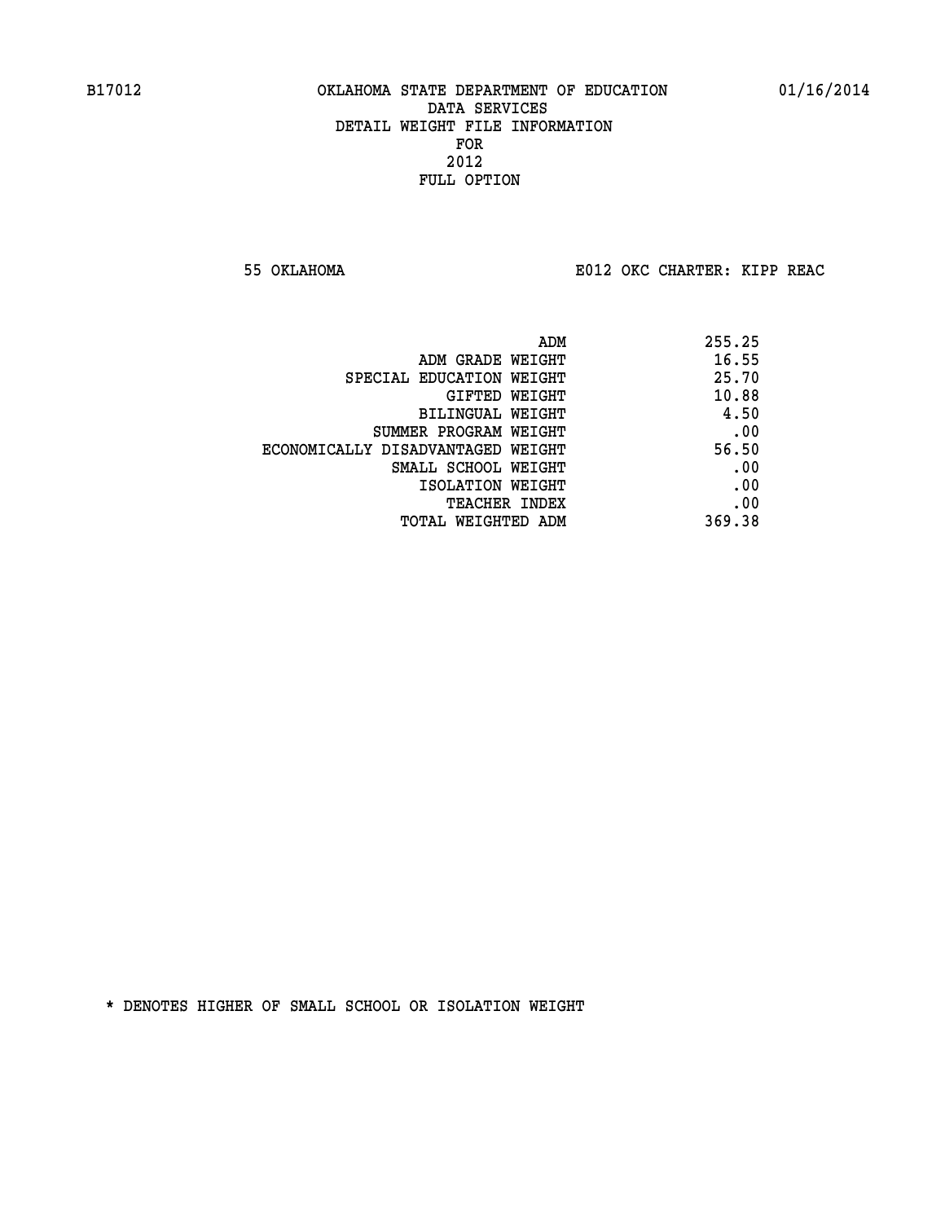OKLAHOMA STATE DEPARTMENT OF EDUCATION
DATA SERVICES
DETAIL WEIGHT FILE INFORMATION
FOR
2012
FULL OPTION

55 OKLAHOMA — E012 OKC CHARTER: KIPP REAC

| | |
|---|---|
| ADM | 255.25 |
| ADM GRADE WEIGHT | 16.55 |
| SPECIAL EDUCATION WEIGHT | 25.70 |
| GIFTED WEIGHT | 10.88 |
| BILINGUAL WEIGHT | 4.50 |
| SUMMER PROGRAM WEIGHT | .00 |
| ECONOMICALLY DISADVANTAGED WEIGHT | 56.50 |
| SMALL SCHOOL WEIGHT | .00 |
| ISOLATION WEIGHT | .00 |
| TEACHER INDEX | .00 |
| TOTAL WEIGHTED ADM | 369.38 |

* DENOTES HIGHER OF SMALL SCHOOL OR ISOLATION WEIGHT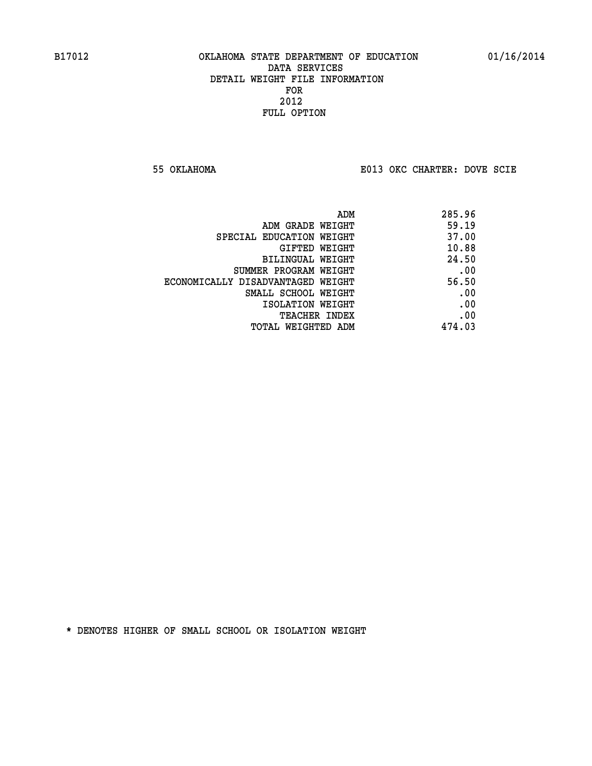B17012 OKLAHOMA STATE DEPARTMENT OF EDUCATION 01/16/2014

DATA SERVICES

DETAIL WEIGHT FILE INFORMATION

FOR

2012

FULL OPTION

55 OKLAHOMA E013 OKC CHARTER: DOVE SCIE

| | |
|---|---|
| ADM | 285.96 |
| ADM GRADE WEIGHT | 59.19 |
| SPECIAL EDUCATION WEIGHT | 37.00 |
| GIFTED WEIGHT | 10.88 |
| BILINGUAL WEIGHT | 24.50 |
| SUMMER PROGRAM WEIGHT | .00 |
| ECONOMICALLY DISADVANTAGED WEIGHT | 56.50 |
| SMALL SCHOOL WEIGHT | .00 |
| ISOLATION WEIGHT | .00 |
| TEACHER INDEX | .00 |
| TOTAL WEIGHTED ADM | 474.03 |

* DENOTES HIGHER OF SMALL SCHOOL OR ISOLATION WEIGHT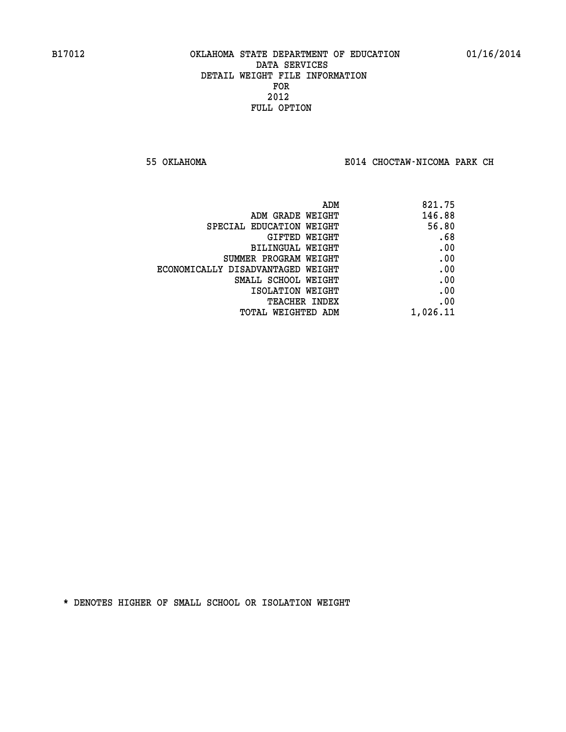B17012 OKLAHOMA STATE DEPARTMENT OF EDUCATION 01/16/2014

DATA SERVICES
DETAIL WEIGHT FILE INFORMATION
FOR
2012
FULL OPTION

55 OKLAHOMA E014 CHOCTAW-NICOMA PARK CH

| | |
|---|---|
| ADM | 821.75 |
| ADM GRADE WEIGHT | 146.88 |
| SPECIAL EDUCATION WEIGHT | 56.80 |
| GIFTED WEIGHT | .68 |
| BILINGUAL WEIGHT | .00 |
| SUMMER PROGRAM WEIGHT | .00 |
| ECONOMICALLY DISADVANTAGED WEIGHT | .00 |
| SMALL SCHOOL WEIGHT | .00 |
| ISOLATION WEIGHT | .00 |
| TEACHER INDEX | .00 |
| TOTAL WEIGHTED ADM | 1,026.11 |

* DENOTES HIGHER OF SMALL SCHOOL OR ISOLATION WEIGHT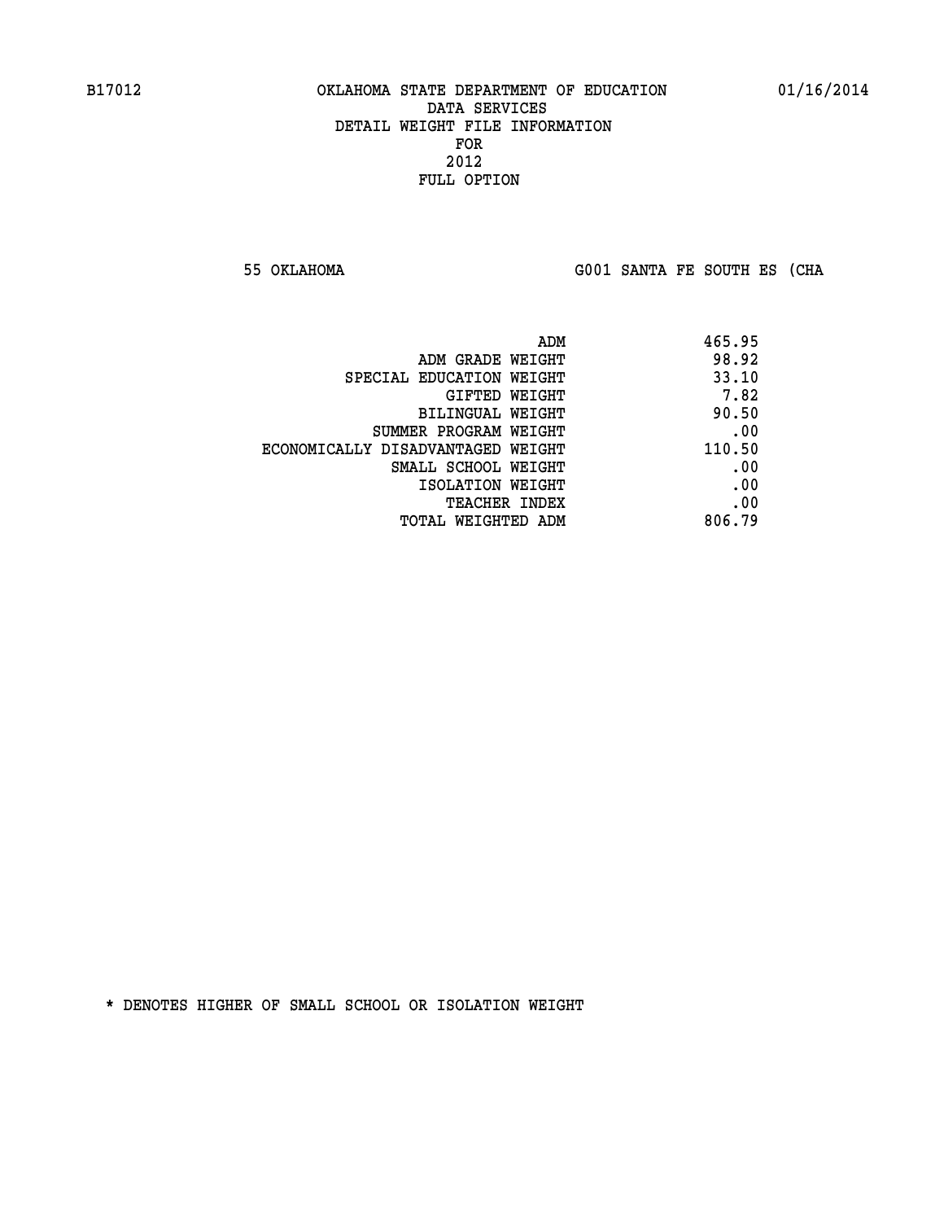B17012 OKLAHOMA STATE DEPARTMENT OF EDUCATION 01/16/2014

DATA SERVICES
DETAIL WEIGHT FILE INFORMATION
FOR
2012
FULL OPTION

55 OKLAHOMA G001 SANTA FE SOUTH ES (CHA

| | |
|---|---|
| ADM | 465.95 |
| ADM GRADE WEIGHT | 98.92 |
| SPECIAL EDUCATION WEIGHT | 33.10 |
| GIFTED WEIGHT | 7.82 |
| BILINGUAL WEIGHT | 90.50 |
| SUMMER PROGRAM WEIGHT | .00 |
| ECONOMICALLY DISADVANTAGED WEIGHT | 110.50 |
| SMALL SCHOOL WEIGHT | .00 |
| ISOLATION WEIGHT | .00 |
| TEACHER INDEX | .00 |
| TOTAL WEIGHTED ADM | 806.79 |

* DENOTES HIGHER OF SMALL SCHOOL OR ISOLATION WEIGHT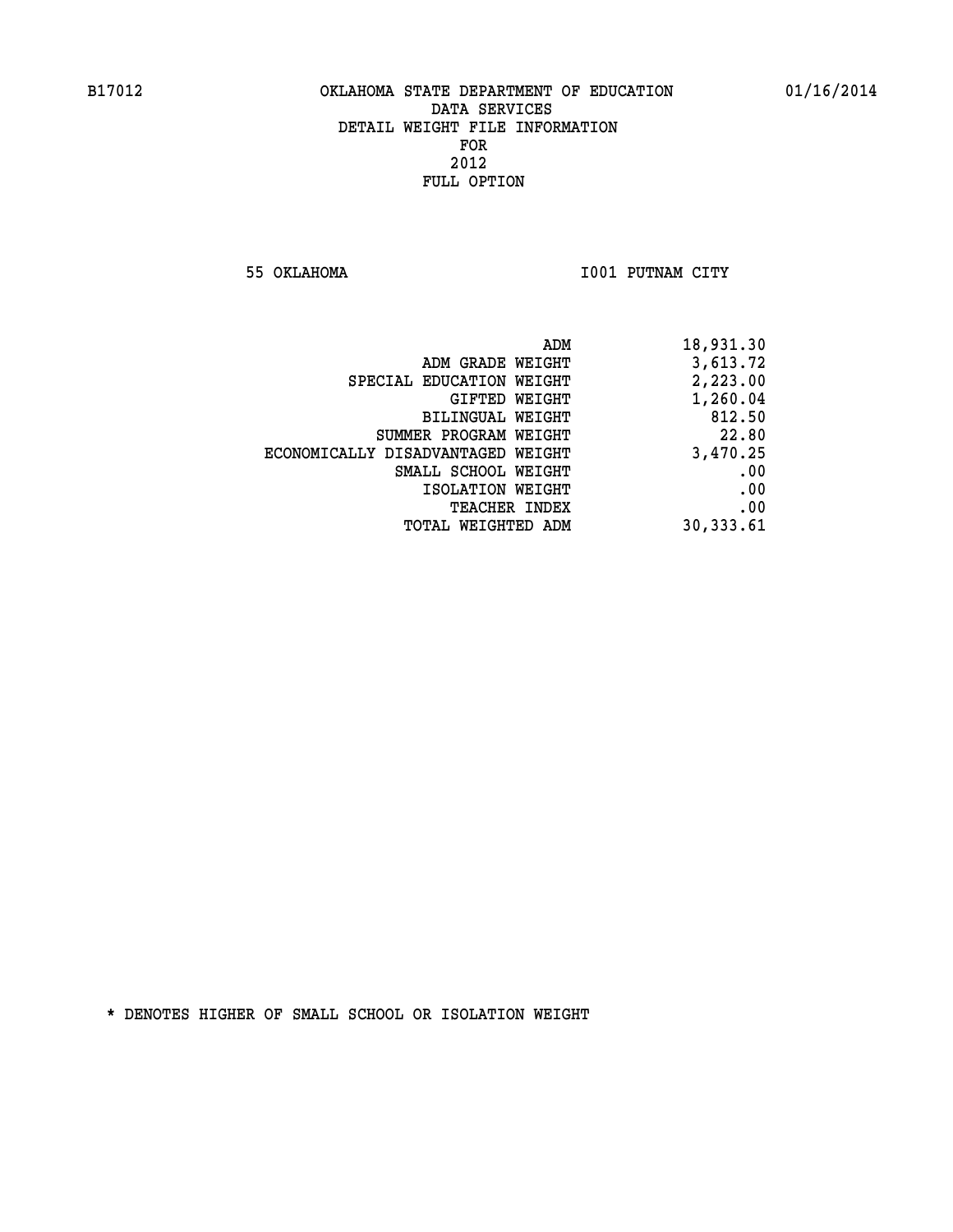B17012 OKLAHOMA STATE DEPARTMENT OF EDUCATION 01/16/2014

DATA SERVICES
DETAIL WEIGHT FILE INFORMATION
FOR
2012
FULL OPTION

55 OKLAHOMA I001 PUTNAM CITY

| | |
|---|---|
| ADM | 18,931.30 |
| ADM GRADE WEIGHT | 3,613.72 |
| SPECIAL EDUCATION WEIGHT | 2,223.00 |
| GIFTED WEIGHT | 1,260.04 |
| BILINGUAL WEIGHT | 812.50 |
| SUMMER PROGRAM WEIGHT | 22.80 |
| ECONOMICALLY DISADVANTAGED WEIGHT | 3,470.25 |
| SMALL SCHOOL WEIGHT | .00 |
| ISOLATION WEIGHT | .00 |
| TEACHER INDEX | .00 |
| TOTAL WEIGHTED ADM | 30,333.61 |

* DENOTES HIGHER OF SMALL SCHOOL OR ISOLATION WEIGHT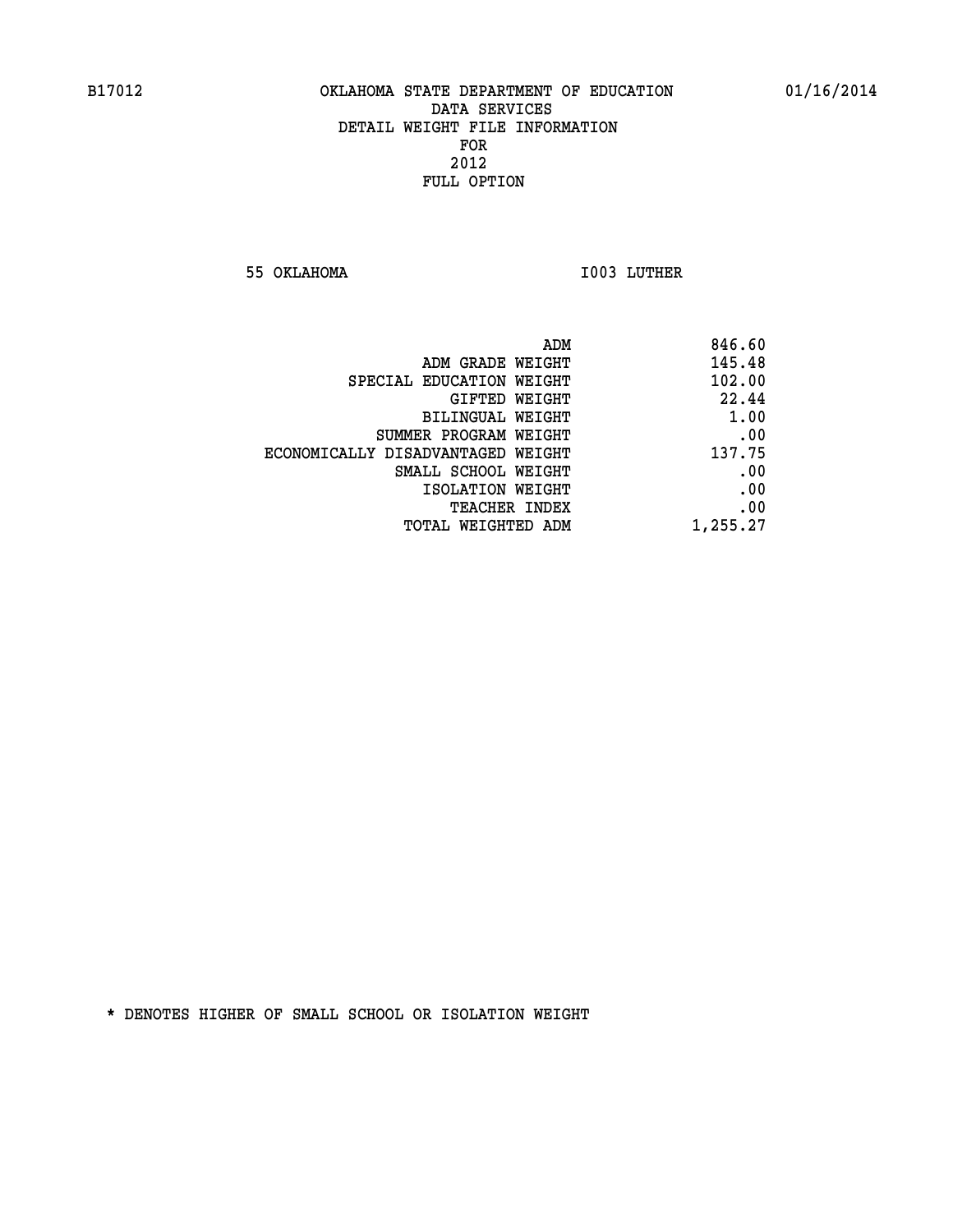B17012 OKLAHOMA STATE DEPARTMENT OF EDUCATION 01/16/2014

DATA SERVICES
DETAIL WEIGHT FILE INFORMATION
FOR
2012
FULL OPTION

55 OKLAHOMA I003 LUTHER

| | |
|---|---|
| ADM | 846.60 |
| ADM GRADE WEIGHT | 145.48 |
| SPECIAL EDUCATION WEIGHT | 102.00 |
| GIFTED WEIGHT | 22.44 |
| BILINGUAL WEIGHT | 1.00 |
| SUMMER PROGRAM WEIGHT | .00 |
| ECONOMICALLY DISADVANTAGED WEIGHT | 137.75 |
| SMALL SCHOOL WEIGHT | .00 |
| ISOLATION WEIGHT | .00 |
| TEACHER INDEX | .00 |
| TOTAL WEIGHTED ADM | 1,255.27 |

* DENOTES HIGHER OF SMALL SCHOOL OR ISOLATION WEIGHT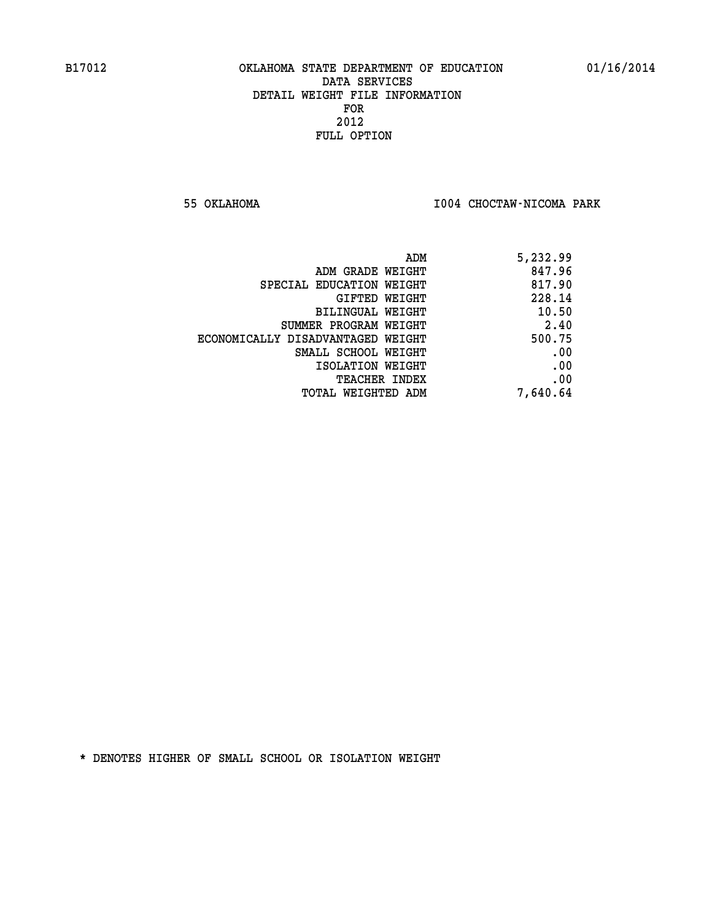B17012 OKLAHOMA STATE DEPARTMENT OF EDUCATION 01/16/2014

DATA SERVICES
DETAIL WEIGHT FILE INFORMATION
FOR
2012
FULL OPTION

55 OKLAHOMA I004 CHOCTAW-NICOMA PARK

| | |
|---|---|
| ADM | 5,232.99 |
| ADM GRADE WEIGHT | 847.96 |
| SPECIAL EDUCATION WEIGHT | 817.90 |
| GIFTED WEIGHT | 228.14 |
| BILINGUAL WEIGHT | 10.50 |
| SUMMER PROGRAM WEIGHT | 2.40 |
| ECONOMICALLY DISADVANTAGED WEIGHT | 500.75 |
| SMALL SCHOOL WEIGHT | .00 |
| ISOLATION WEIGHT | .00 |
| TEACHER INDEX | .00 |
| TOTAL WEIGHTED ADM | 7,640.64 |

* DENOTES HIGHER OF SMALL SCHOOL OR ISOLATION WEIGHT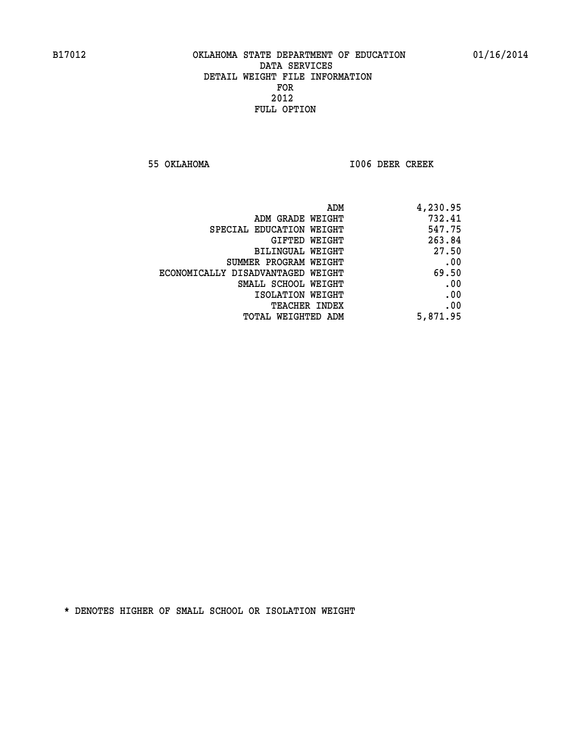# OKLAHOMA STATE DEPARTMENT OF EDUCATION
## DATA SERVICES
## DETAIL WEIGHT FILE INFORMATION
## FOR
## 2012
## FULL OPTION

55 OKLAHOMA — I006 DEER CREEK

| | |
|---|---|
| ADM | 4,230.95 |
| ADM GRADE WEIGHT | 732.41 |
| SPECIAL EDUCATION WEIGHT | 547.75 |
| GIFTED WEIGHT | 263.84 |
| BILINGUAL WEIGHT | 27.50 |
| SUMMER PROGRAM WEIGHT | .00 |
| ECONOMICALLY DISADVANTAGED WEIGHT | 69.50 |
| SMALL SCHOOL WEIGHT | .00 |
| ISOLATION WEIGHT | .00 |
| TEACHER INDEX | .00 |
| TOTAL WEIGHTED ADM | 5,871.95 |

* DENOTES HIGHER OF SMALL SCHOOL OR ISOLATION WEIGHT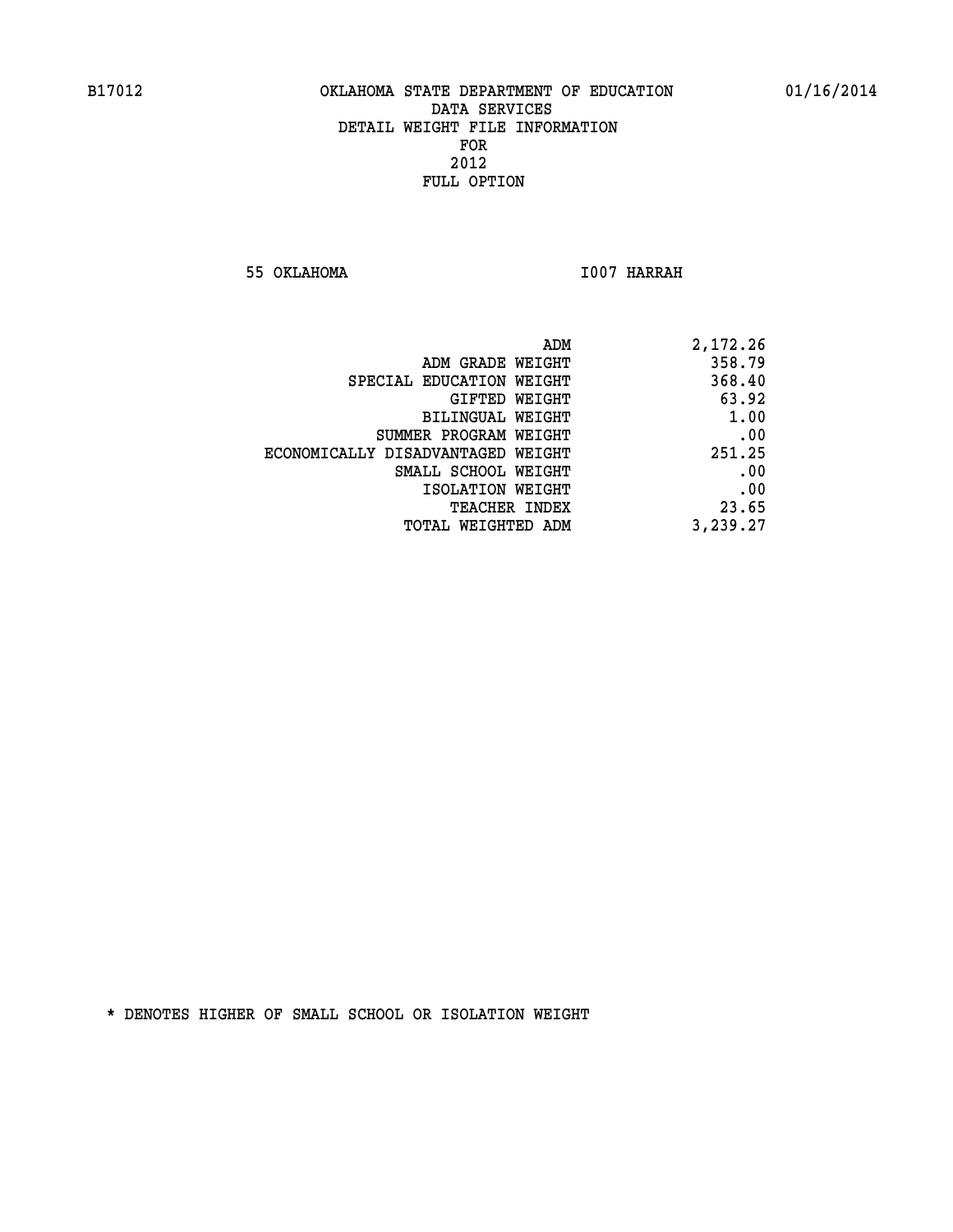B17012 OKLAHOMA STATE DEPARTMENT OF EDUCATION 01/16/2014

DATA SERVICES
DETAIL WEIGHT FILE INFORMATION
FOR
2012
FULL OPTION

55 OKLAHOMA I007 HARRAH

| | |
|---|---|
| ADM | 2,172.26 |
| ADM GRADE WEIGHT | 358.79 |
| SPECIAL EDUCATION WEIGHT | 368.40 |
| GIFTED WEIGHT | 63.92 |
| BILINGUAL WEIGHT | 1.00 |
| SUMMER PROGRAM WEIGHT | .00 |
| ECONOMICALLY DISADVANTAGED WEIGHT | 251.25 |
| SMALL SCHOOL WEIGHT | .00 |
| ISOLATION WEIGHT | .00 |
| TEACHER INDEX | 23.65 |
| TOTAL WEIGHTED ADM | 3,239.27 |

* DENOTES HIGHER OF SMALL SCHOOL OR ISOLATION WEIGHT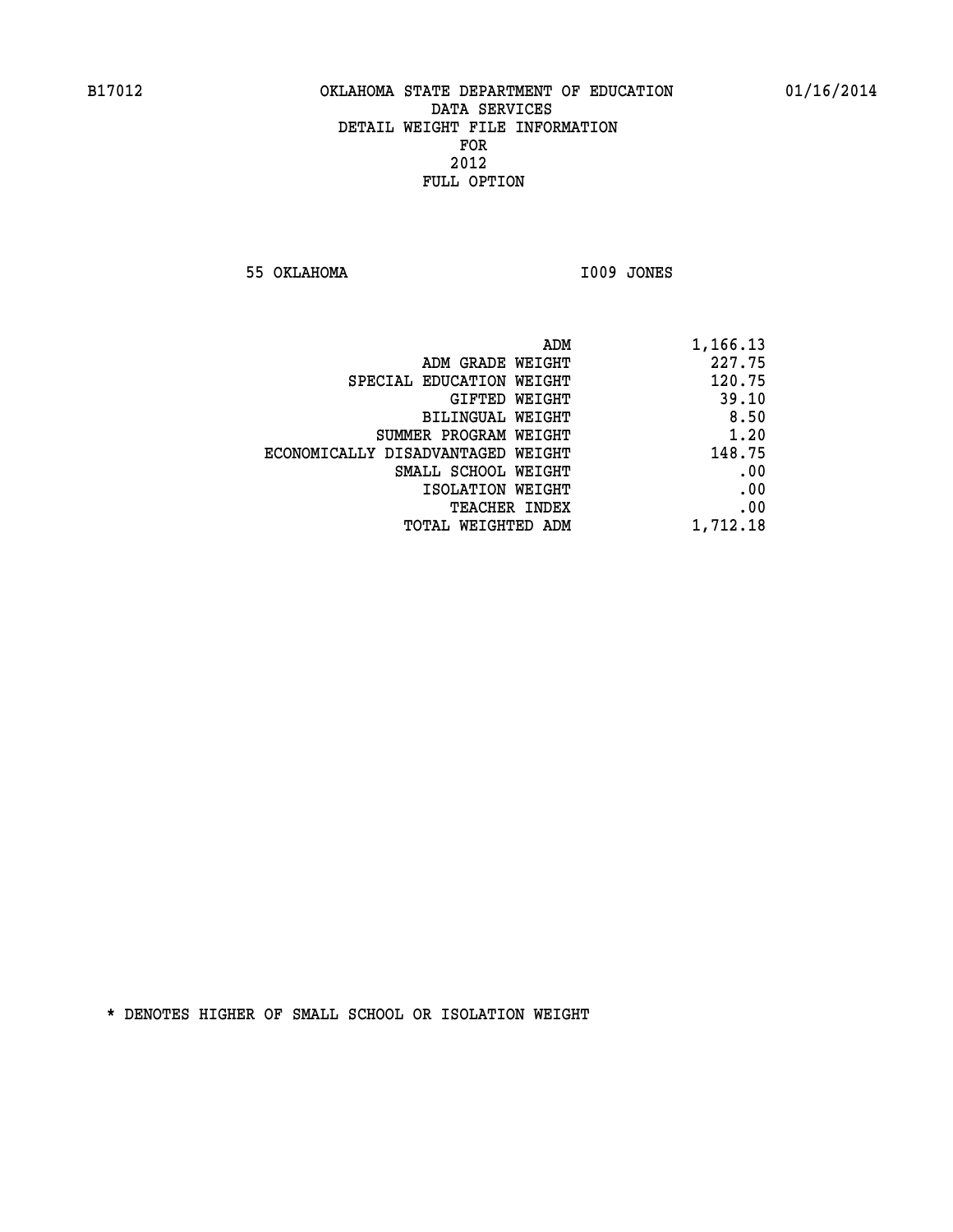OKLAHOMA STATE DEPARTMENT OF EDUCATION
DATA SERVICES
DETAIL WEIGHT FILE INFORMATION
FOR
2012
FULL OPTION

55 OKLAHOMA I009 JONES

| | |
|---|---|
| ADM | 1,166.13 |
| ADM GRADE WEIGHT | 227.75 |
| SPECIAL EDUCATION WEIGHT | 120.75 |
| GIFTED WEIGHT | 39.10 |
| BILINGUAL WEIGHT | 8.50 |
| SUMMER PROGRAM WEIGHT | 1.20 |
| ECONOMICALLY DISADVANTAGED WEIGHT | 148.75 |
| SMALL SCHOOL WEIGHT | .00 |
| ISOLATION WEIGHT | .00 |
| TEACHER INDEX | .00 |
| TOTAL WEIGHTED ADM | 1,712.18 |

* DENOTES HIGHER OF SMALL SCHOOL OR ISOLATION WEIGHT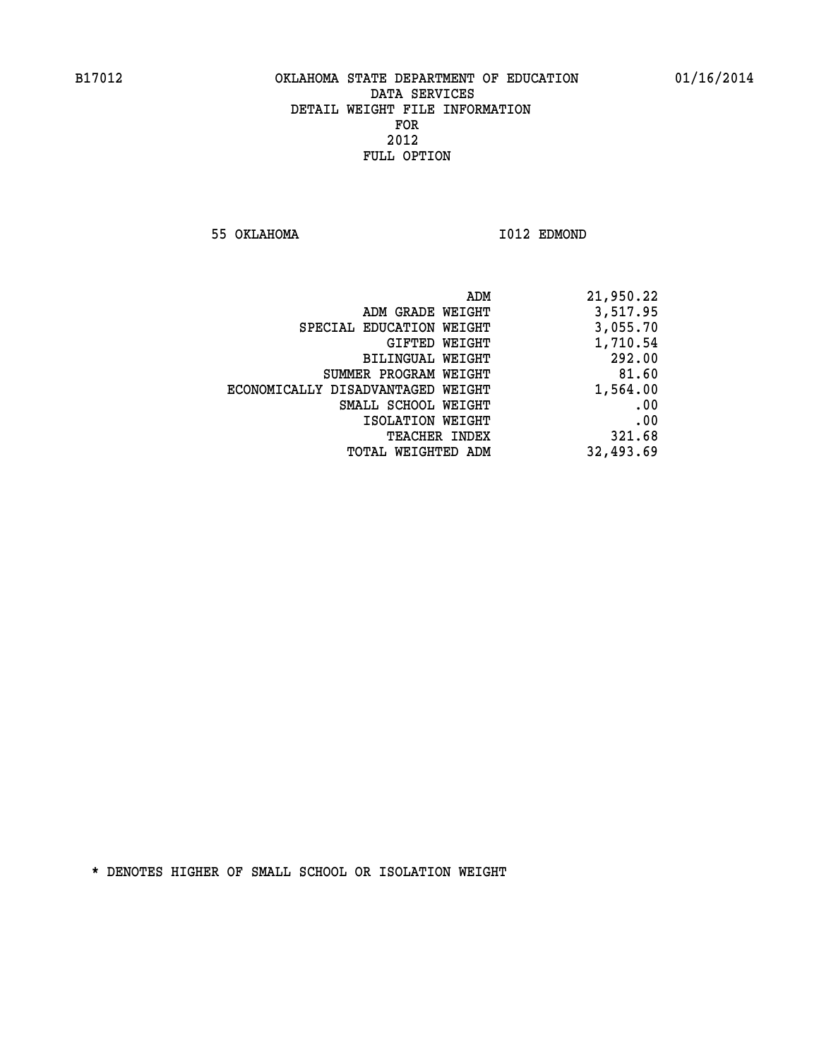B17012 OKLAHOMA STATE DEPARTMENT OF EDUCATION 01/16/2014

DATA SERVICES
DETAIL WEIGHT FILE INFORMATION
FOR
2012
FULL OPTION

55 OKLAHOMA I012 EDMOND

| | |
|---|---|
| ADM | 21,950.22 |
| ADM GRADE WEIGHT | 3,517.95 |
| SPECIAL EDUCATION WEIGHT | 3,055.70 |
| GIFTED WEIGHT | 1,710.54 |
| BILINGUAL WEIGHT | 292.00 |
| SUMMER PROGRAM WEIGHT | 81.60 |
| ECONOMICALLY DISADVANTAGED WEIGHT | 1,564.00 |
| SMALL SCHOOL WEIGHT | .00 |
| ISOLATION WEIGHT | .00 |
| TEACHER INDEX | 321.68 |
| TOTAL WEIGHTED ADM | 32,493.69 |

* DENOTES HIGHER OF SMALL SCHOOL OR ISOLATION WEIGHT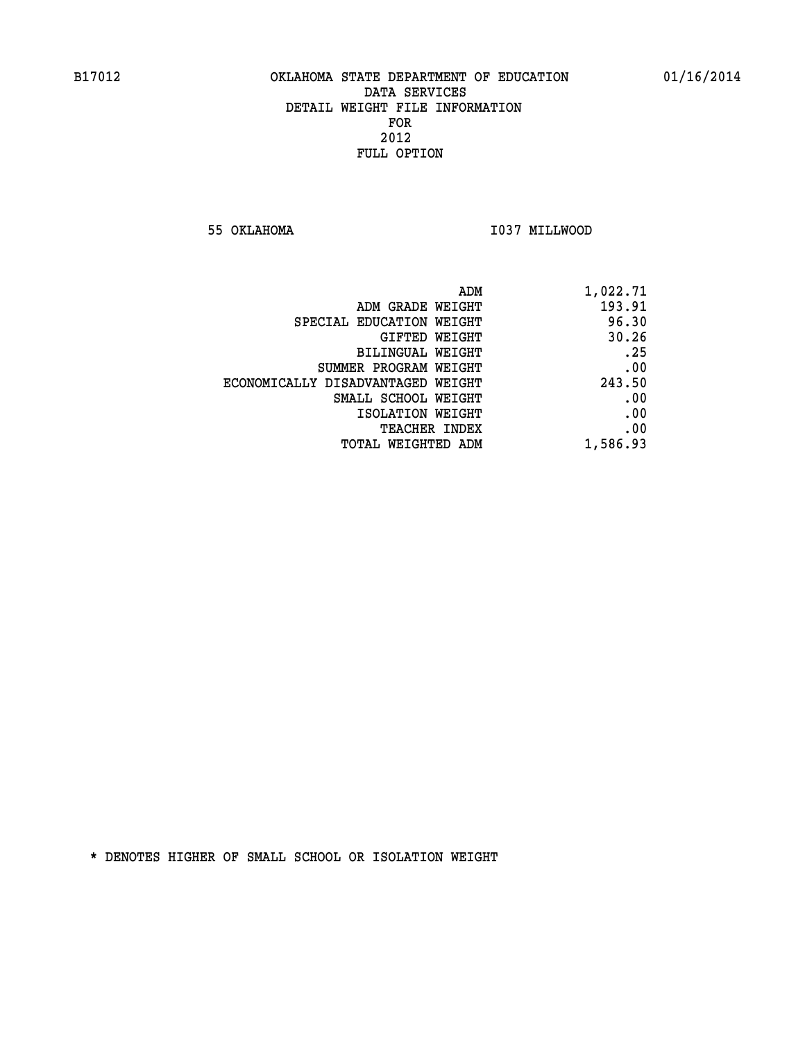B17012 OKLAHOMA STATE DEPARTMENT OF EDUCATION 01/16/2014

DATA SERVICES
DETAIL WEIGHT FILE INFORMATION
FOR
2012
FULL OPTION

55 OKLAHOMA I037 MILLWOOD

| | |
|---|---|
| ADM | 1,022.71 |
| ADM GRADE WEIGHT | 193.91 |
| SPECIAL EDUCATION WEIGHT | 96.30 |
| GIFTED WEIGHT | 30.26 |
| BILINGUAL WEIGHT | .25 |
| SUMMER PROGRAM WEIGHT | .00 |
| ECONOMICALLY DISADVANTAGED WEIGHT | 243.50 |
| SMALL SCHOOL WEIGHT | .00 |
| ISOLATION WEIGHT | .00 |
| TEACHER INDEX | .00 |
| TOTAL WEIGHTED ADM | 1,586.93 |

* DENOTES HIGHER OF SMALL SCHOOL OR ISOLATION WEIGHT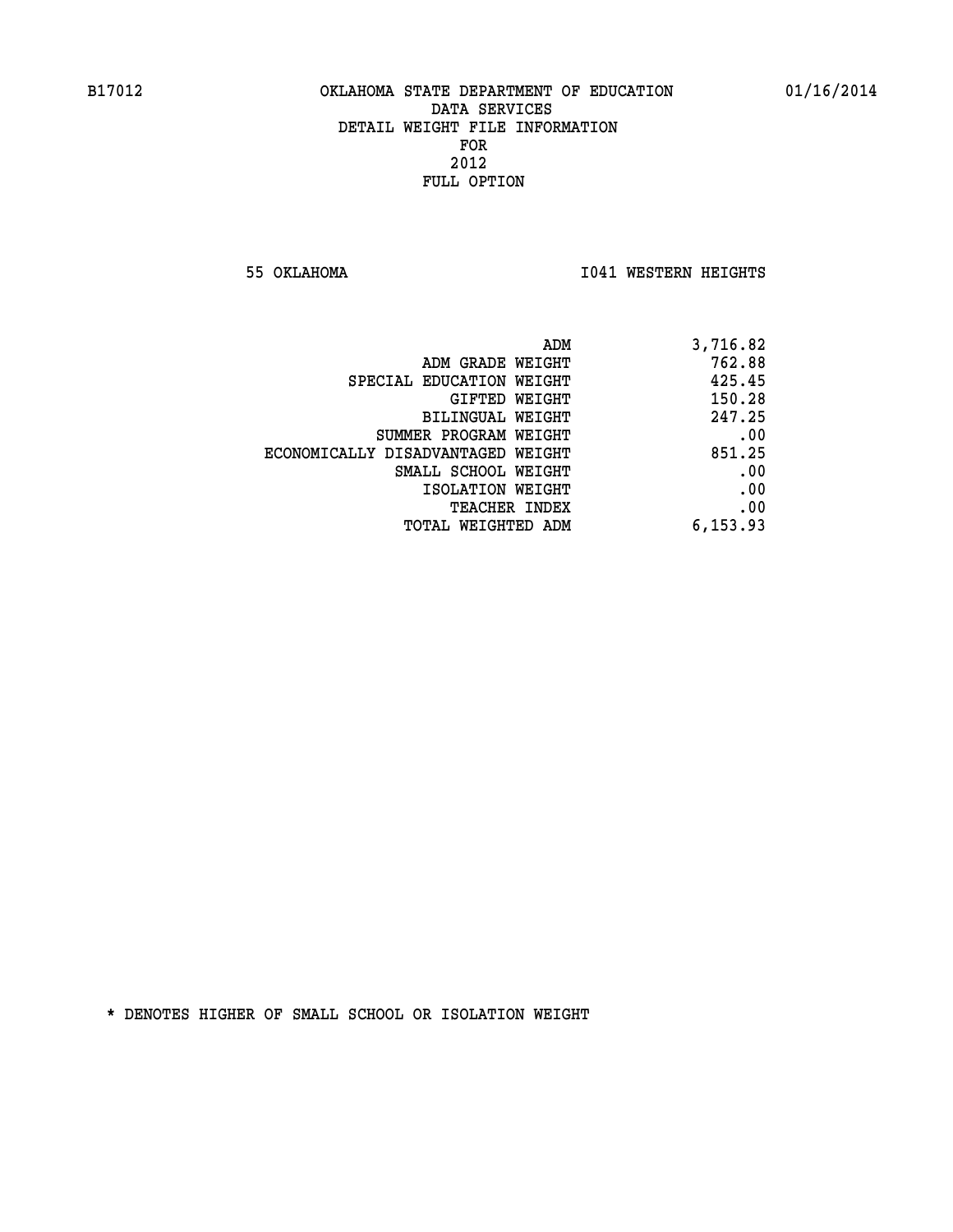B17012 OKLAHOMA STATE DEPARTMENT OF EDUCATION 01/16/2014

DATA SERVICES
DETAIL WEIGHT FILE INFORMATION
FOR
2012
FULL OPTION

55 OKLAHOMA I041 WESTERN HEIGHTS

| | |
|---|---|
| ADM | 3,716.82 |
| ADM GRADE WEIGHT | 762.88 |
| SPECIAL EDUCATION WEIGHT | 425.45 |
| GIFTED WEIGHT | 150.28 |
| BILINGUAL WEIGHT | 247.25 |
| SUMMER PROGRAM WEIGHT | .00 |
| ECONOMICALLY DISADVANTAGED WEIGHT | 851.25 |
| SMALL SCHOOL WEIGHT | .00 |
| ISOLATION WEIGHT | .00 |
| TEACHER INDEX | .00 |
| TOTAL WEIGHTED ADM | 6,153.93 |

* DENOTES HIGHER OF SMALL SCHOOL OR ISOLATION WEIGHT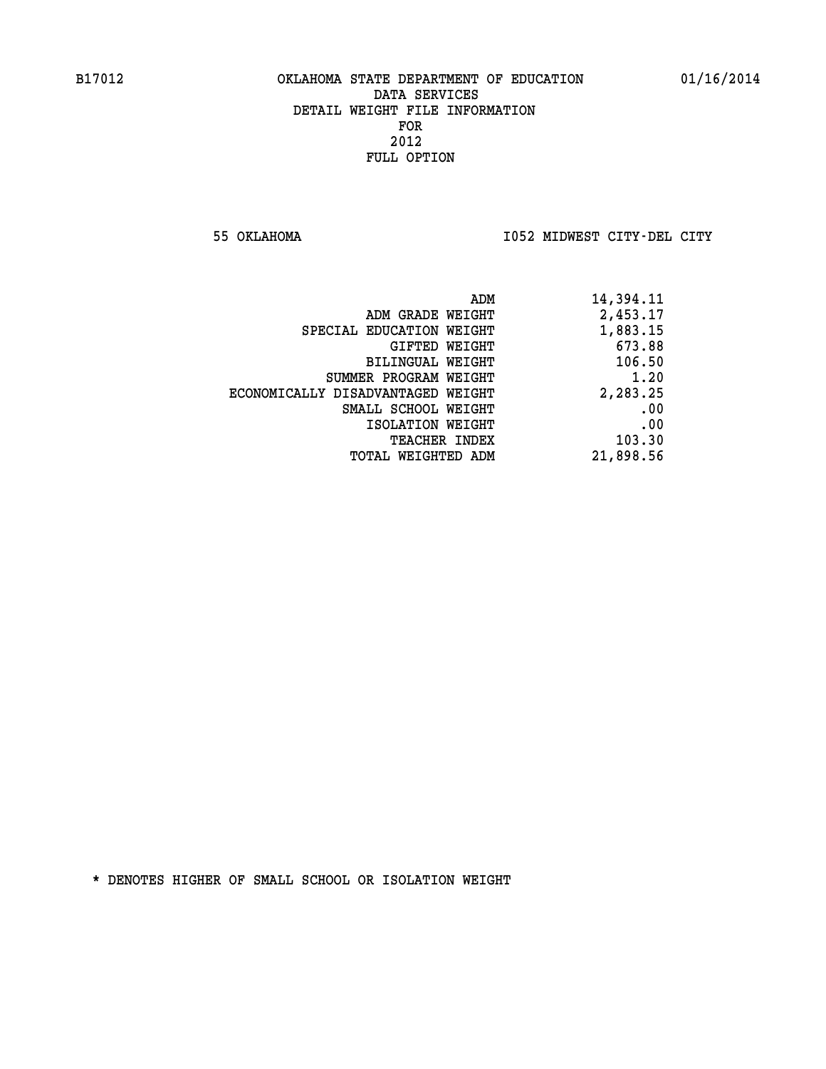B17012 OKLAHOMA STATE DEPARTMENT OF EDUCATION 01/16/2014

DATA SERVICES
DETAIL WEIGHT FILE INFORMATION
FOR
2012
FULL OPTION

55 OKLAHOMA I052 MIDWEST CITY-DEL CITY

| | |
|---|---|
| ADM | 14,394.11 |
| ADM GRADE WEIGHT | 2,453.17 |
| SPECIAL EDUCATION WEIGHT | 1,883.15 |
| GIFTED WEIGHT | 673.88 |
| BILINGUAL WEIGHT | 106.50 |
| SUMMER PROGRAM WEIGHT | 1.20 |
| ECONOMICALLY DISADVANTAGED WEIGHT | 2,283.25 |
| SMALL SCHOOL WEIGHT | .00 |
| ISOLATION WEIGHT | .00 |
| TEACHER INDEX | 103.30 |
| TOTAL WEIGHTED ADM | 21,898.56 |

* DENOTES HIGHER OF SMALL SCHOOL OR ISOLATION WEIGHT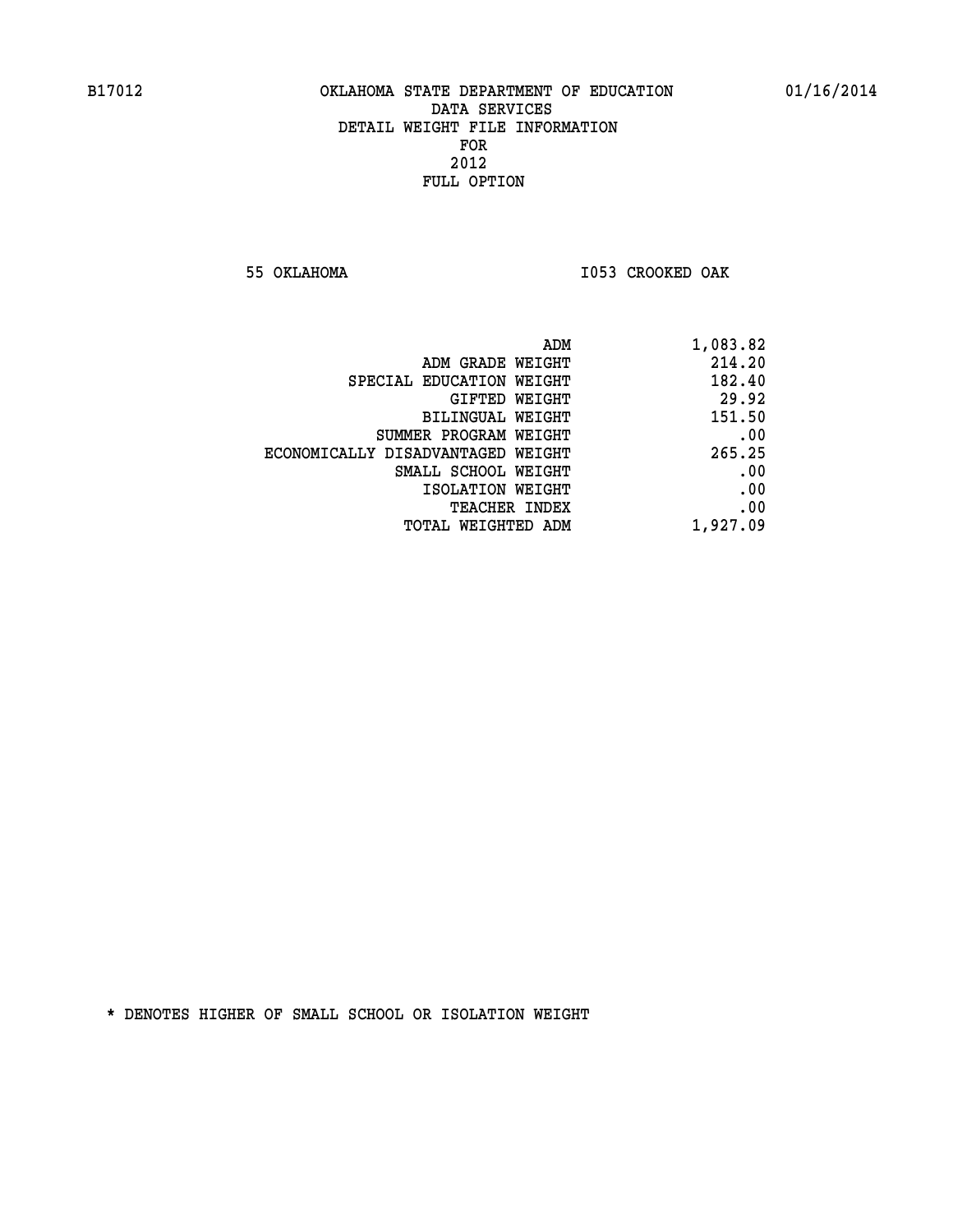B17012 OKLAHOMA STATE DEPARTMENT OF EDUCATION 01/16/2014

DATA SERVICES
DETAIL WEIGHT FILE INFORMATION
FOR
2012
FULL OPTION

55 OKLAHOMA I053 CROOKED OAK

| | |
|---|---|
| ADM | 1,083.82 |
| ADM GRADE WEIGHT | 214.20 |
| SPECIAL EDUCATION WEIGHT | 182.40 |
| GIFTED WEIGHT | 29.92 |
| BILINGUAL WEIGHT | 151.50 |
| SUMMER PROGRAM WEIGHT | .00 |
| ECONOMICALLY DISADVANTAGED WEIGHT | 265.25 |
| SMALL SCHOOL WEIGHT | .00 |
| ISOLATION WEIGHT | .00 |
| TEACHER INDEX | .00 |
| TOTAL WEIGHTED ADM | 1,927.09 |

* DENOTES HIGHER OF SMALL SCHOOL OR ISOLATION WEIGHT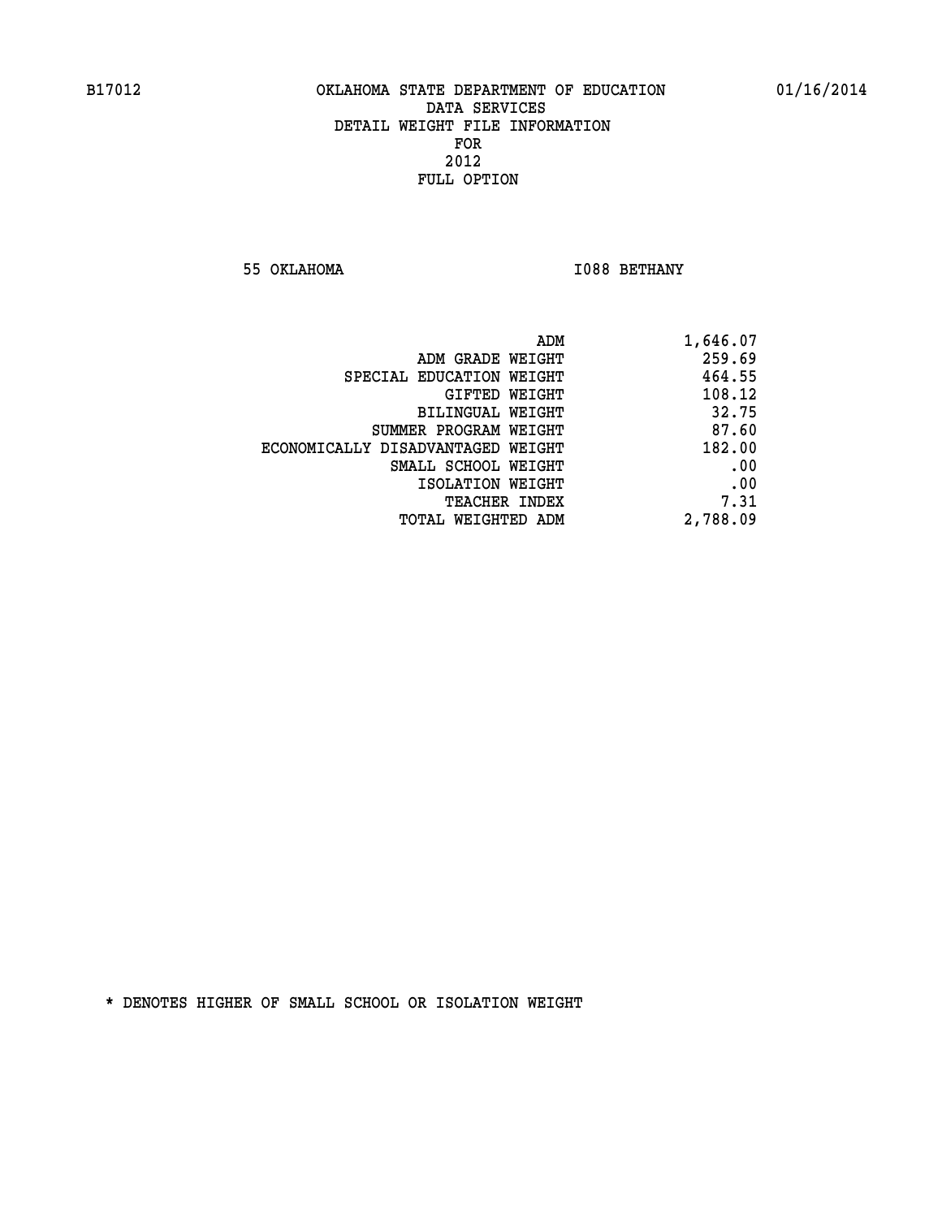B17012 OKLAHOMA STATE DEPARTMENT OF EDUCATION 01/16/2014

DATA SERVICES
DETAIL WEIGHT FILE INFORMATION
FOR
2012
FULL OPTION

55 OKLAHOMA I088 BETHANY

| | |
|---|---|
| ADM | 1,646.07 |
| ADM GRADE WEIGHT | 259.69 |
| SPECIAL EDUCATION WEIGHT | 464.55 |
| GIFTED WEIGHT | 108.12 |
| BILINGUAL WEIGHT | 32.75 |
| SUMMER PROGRAM WEIGHT | 87.60 |
| ECONOMICALLY DISADVANTAGED WEIGHT | 182.00 |
| SMALL SCHOOL WEIGHT | .00 |
| ISOLATION WEIGHT | .00 |
| TEACHER INDEX | 7.31 |
| TOTAL WEIGHTED ADM | 2,788.09 |

* DENOTES HIGHER OF SMALL SCHOOL OR ISOLATION WEIGHT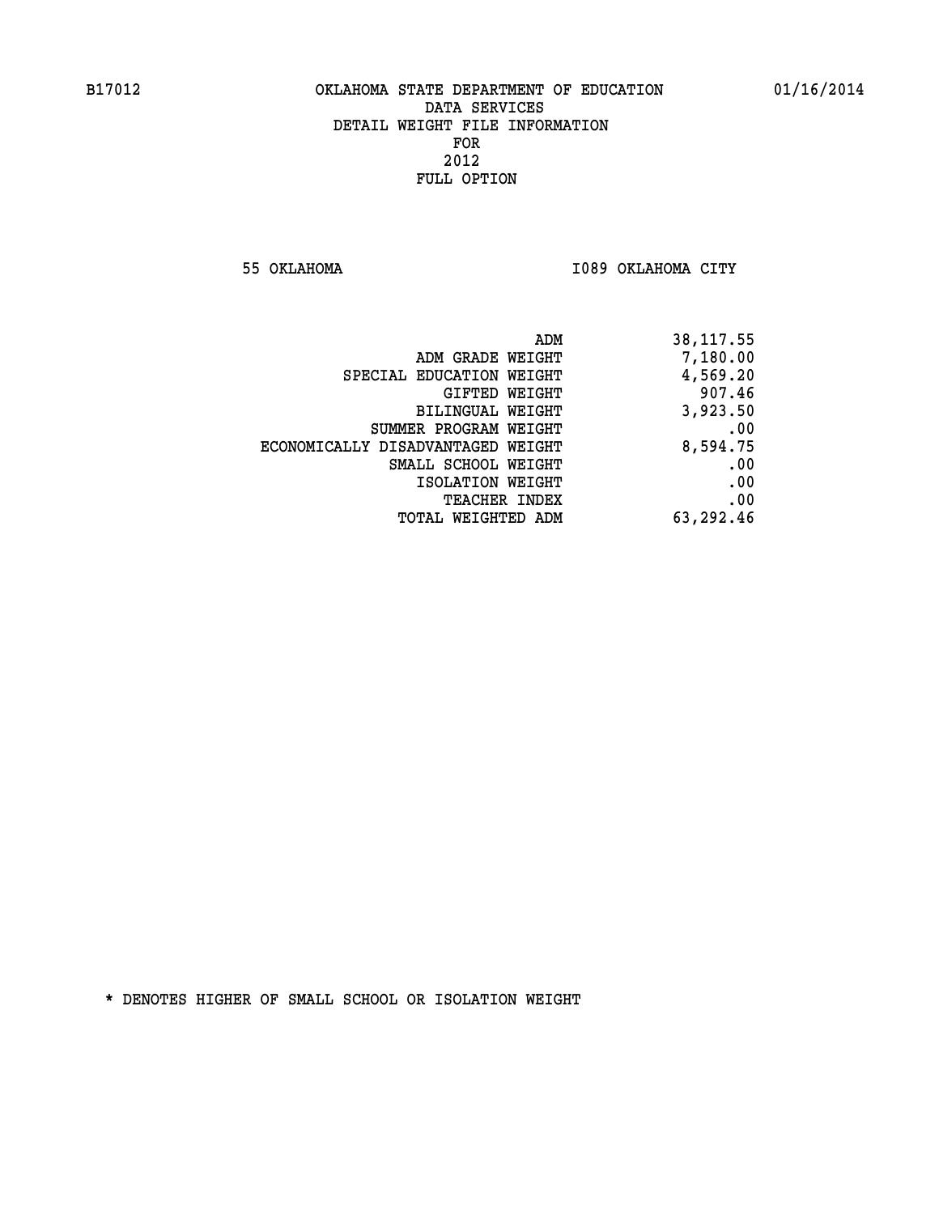B17012 OKLAHOMA STATE DEPARTMENT OF EDUCATION 01/16/2014

DATA SERVICES
DETAIL WEIGHT FILE INFORMATION
FOR
2012
FULL OPTION

55 OKLAHOMA I089 OKLAHOMA CITY

| | |
|---|---|
| ADM | 38,117.55 |
| ADM GRADE WEIGHT | 7,180.00 |
| SPECIAL EDUCATION WEIGHT | 4,569.20 |
| GIFTED WEIGHT | 907.46 |
| BILINGUAL WEIGHT | 3,923.50 |
| SUMMER PROGRAM WEIGHT | .00 |
| ECONOMICALLY DISADVANTAGED WEIGHT | 8,594.75 |
| SMALL SCHOOL WEIGHT | .00 |
| ISOLATION WEIGHT | .00 |
| TEACHER INDEX | .00 |
| TOTAL WEIGHTED ADM | 63,292.46 |

* DENOTES HIGHER OF SMALL SCHOOL OR ISOLATION WEIGHT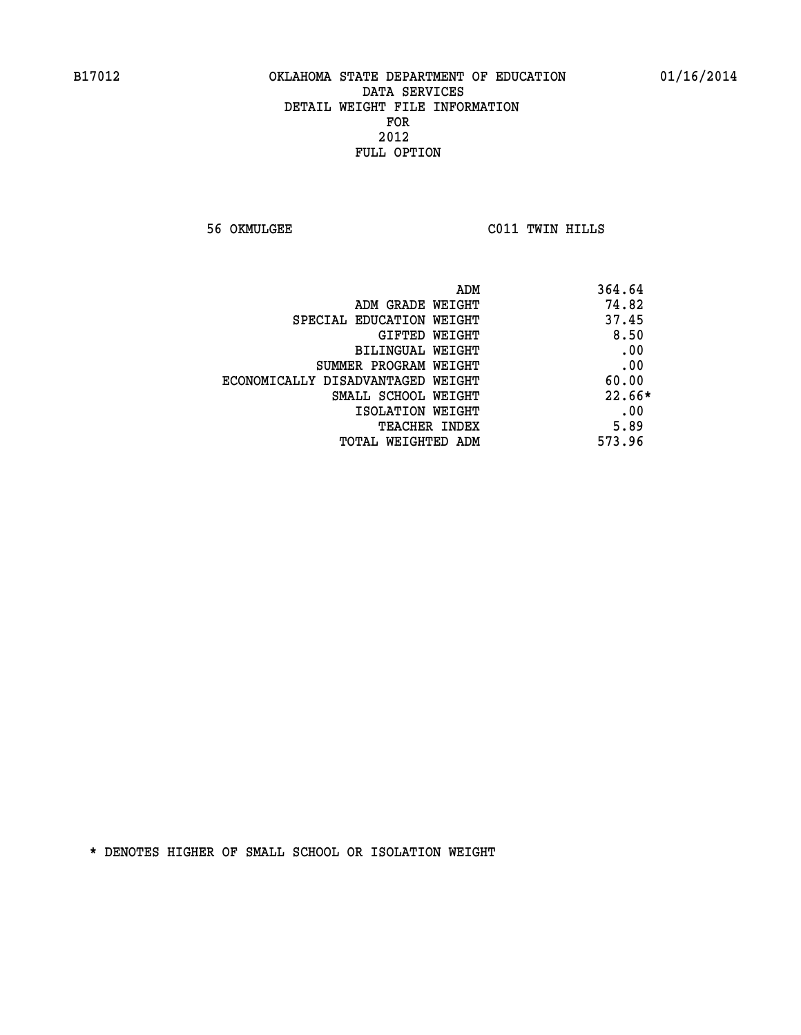OKLAHOMA STATE DEPARTMENT OF EDUCATION
DATA SERVICES
DETAIL WEIGHT FILE INFORMATION
FOR
2012
FULL OPTION

56 OKMULGEE C011 TWIN HILLS

| | |
|---|---|
| ADM | 364.64 |
| ADM GRADE WEIGHT | 74.82 |
| SPECIAL EDUCATION WEIGHT | 37.45 |
| GIFTED WEIGHT | 8.50 |
| BILINGUAL WEIGHT | .00 |
| SUMMER PROGRAM WEIGHT | .00 |
| ECONOMICALLY DISADVANTAGED WEIGHT | 60.00 |
| SMALL SCHOOL WEIGHT | 22.66* |
| ISOLATION WEIGHT | .00 |
| TEACHER INDEX | 5.89 |
| TOTAL WEIGHTED ADM | 573.96 |

* DENOTES HIGHER OF SMALL SCHOOL OR ISOLATION WEIGHT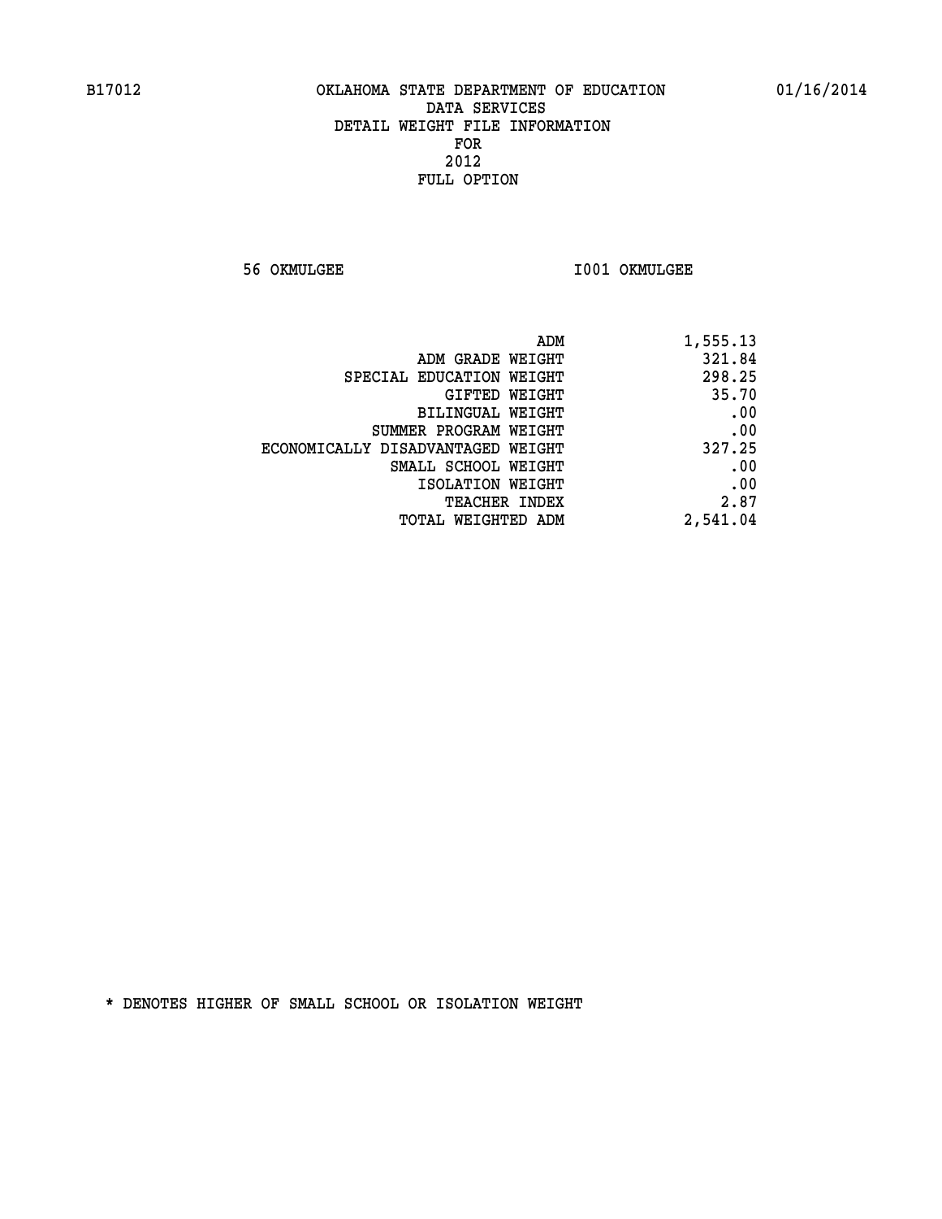B17012 OKLAHOMA STATE DEPARTMENT OF EDUCATION 01/16/2014

DATA SERVICES
DETAIL WEIGHT FILE INFORMATION
FOR
2012
FULL OPTION

56 OKMULGEE I001 OKMULGEE

| | |
|---|---|
| ADM | 1,555.13 |
| ADM GRADE WEIGHT | 321.84 |
| SPECIAL EDUCATION WEIGHT | 298.25 |
| GIFTED WEIGHT | 35.70 |
| BILINGUAL WEIGHT | .00 |
| SUMMER PROGRAM WEIGHT | .00 |
| ECONOMICALLY DISADVANTAGED WEIGHT | 327.25 |
| SMALL SCHOOL WEIGHT | .00 |
| ISOLATION WEIGHT | .00 |
| TEACHER INDEX | 2.87 |
| TOTAL WEIGHTED ADM | 2,541.04 |

* DENOTES HIGHER OF SMALL SCHOOL OR ISOLATION WEIGHT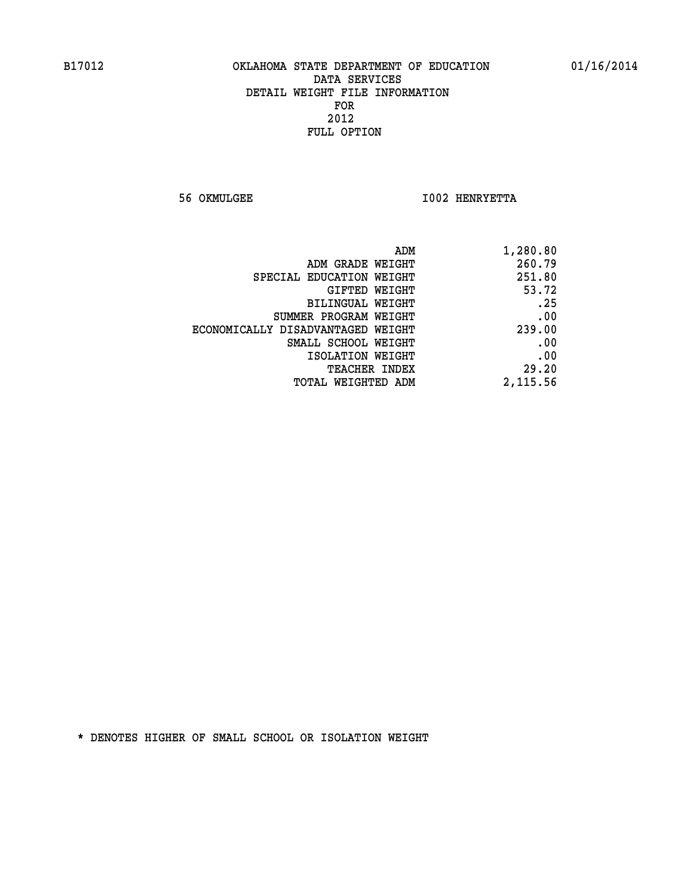B17012 OKLAHOMA STATE DEPARTMENT OF EDUCATION 01/16/2014

DATA SERVICES
DETAIL WEIGHT FILE INFORMATION
FOR
2012
FULL OPTION

56 OKMULGEE I002 HENRYETTA

| | |
|---|---|
| ADM | 1,280.80 |
| ADM GRADE WEIGHT | 260.79 |
| SPECIAL EDUCATION WEIGHT | 251.80 |
| GIFTED WEIGHT | 53.72 |
| BILINGUAL WEIGHT | .25 |
| SUMMER PROGRAM WEIGHT | .00 |
| ECONOMICALLY DISADVANTAGED WEIGHT | 239.00 |
| SMALL SCHOOL WEIGHT | .00 |
| ISOLATION WEIGHT | .00 |
| TEACHER INDEX | 29.20 |
| TOTAL WEIGHTED ADM | 2,115.56 |

* DENOTES HIGHER OF SMALL SCHOOL OR ISOLATION WEIGHT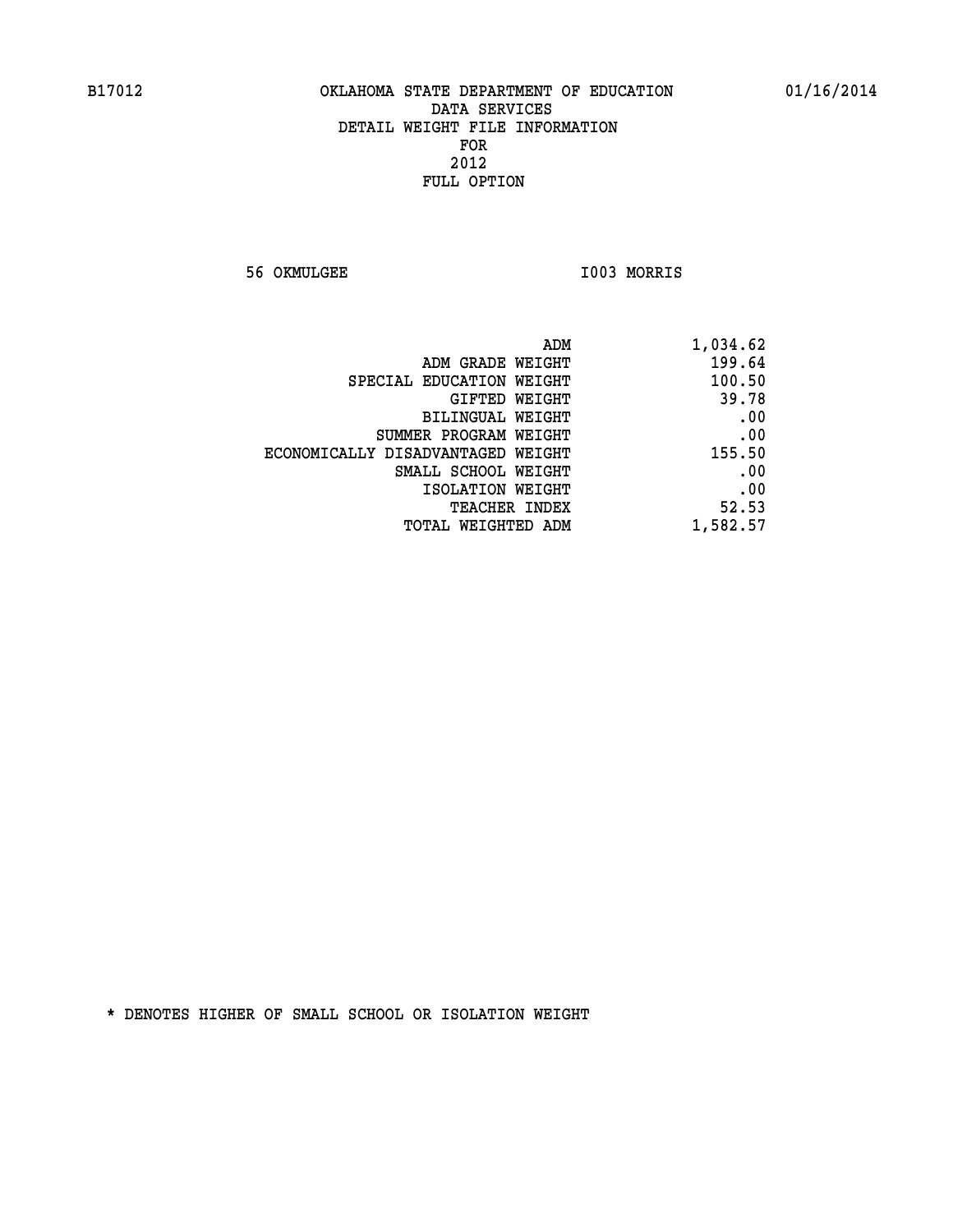B17012 OKLAHOMA STATE DEPARTMENT OF EDUCATION 01/16/2014

DATA SERVICES
DETAIL WEIGHT FILE INFORMATION
FOR
2012
FULL OPTION

56 OKMULGEE I003 MORRIS

| | |
|---|---|
| ADM | 1,034.62 |
| ADM GRADE WEIGHT | 199.64 |
| SPECIAL EDUCATION WEIGHT | 100.50 |
| GIFTED WEIGHT | 39.78 |
| BILINGUAL WEIGHT | .00 |
| SUMMER PROGRAM WEIGHT | .00 |
| ECONOMICALLY DISADVANTAGED WEIGHT | 155.50 |
| SMALL SCHOOL WEIGHT | .00 |
| ISOLATION WEIGHT | .00 |
| TEACHER INDEX | 52.53 |
| TOTAL WEIGHTED ADM | 1,582.57 |

* DENOTES HIGHER OF SMALL SCHOOL OR ISOLATION WEIGHT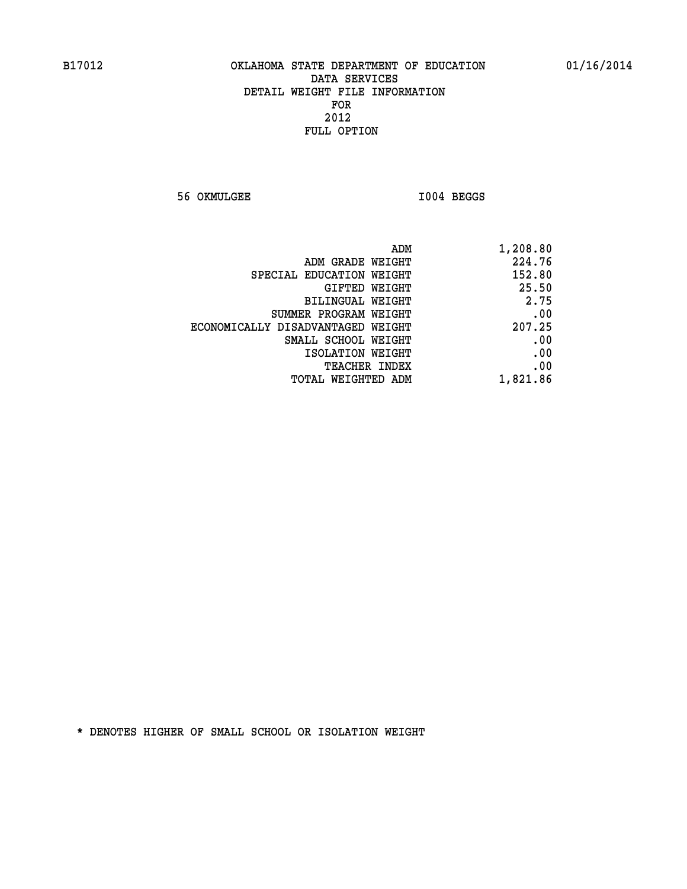B17012 OKLAHOMA STATE DEPARTMENT OF EDUCATION 01/16/2014

DATA SERVICES
DETAIL WEIGHT FILE INFORMATION
FOR
2012
FULL OPTION

56 OKMULGEE I004 BEGGS

| | |
|---|---|
| ADM | 1,208.80 |
| ADM GRADE WEIGHT | 224.76 |
| SPECIAL EDUCATION WEIGHT | 152.80 |
| GIFTED WEIGHT | 25.50 |
| BILINGUAL WEIGHT | 2.75 |
| SUMMER PROGRAM WEIGHT | .00 |
| ECONOMICALLY DISADVANTAGED WEIGHT | 207.25 |
| SMALL SCHOOL WEIGHT | .00 |
| ISOLATION WEIGHT | .00 |
| TEACHER INDEX | .00 |
| TOTAL WEIGHTED ADM | 1,821.86 |

* DENOTES HIGHER OF SMALL SCHOOL OR ISOLATION WEIGHT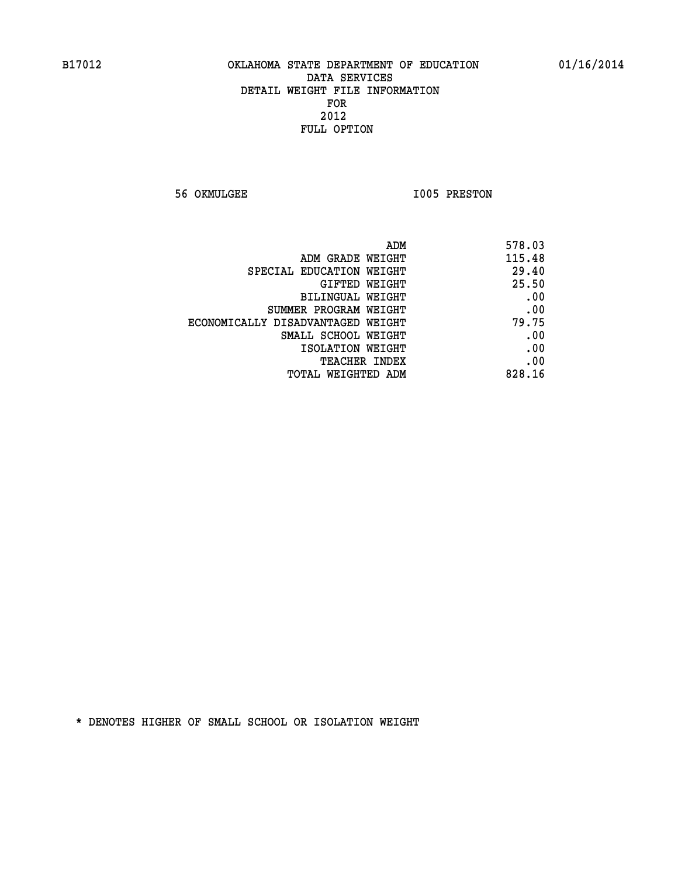B17012 OKLAHOMA STATE DEPARTMENT OF EDUCATION 01/16/2014

DATA SERVICES
DETAIL WEIGHT FILE INFORMATION
FOR
2012
FULL OPTION

56 OKMULGEE I005 PRESTON

| | |
|---|---|
| ADM | 578.03 |
| ADM GRADE WEIGHT | 115.48 |
| SPECIAL EDUCATION WEIGHT | 29.40 |
| GIFTED WEIGHT | 25.50 |
| BILINGUAL WEIGHT | .00 |
| SUMMER PROGRAM WEIGHT | .00 |
| ECONOMICALLY DISADVANTAGED WEIGHT | 79.75 |
| SMALL SCHOOL WEIGHT | .00 |
| ISOLATION WEIGHT | .00 |
| TEACHER INDEX | .00 |
| TOTAL WEIGHTED ADM | 828.16 |

* DENOTES HIGHER OF SMALL SCHOOL OR ISOLATION WEIGHT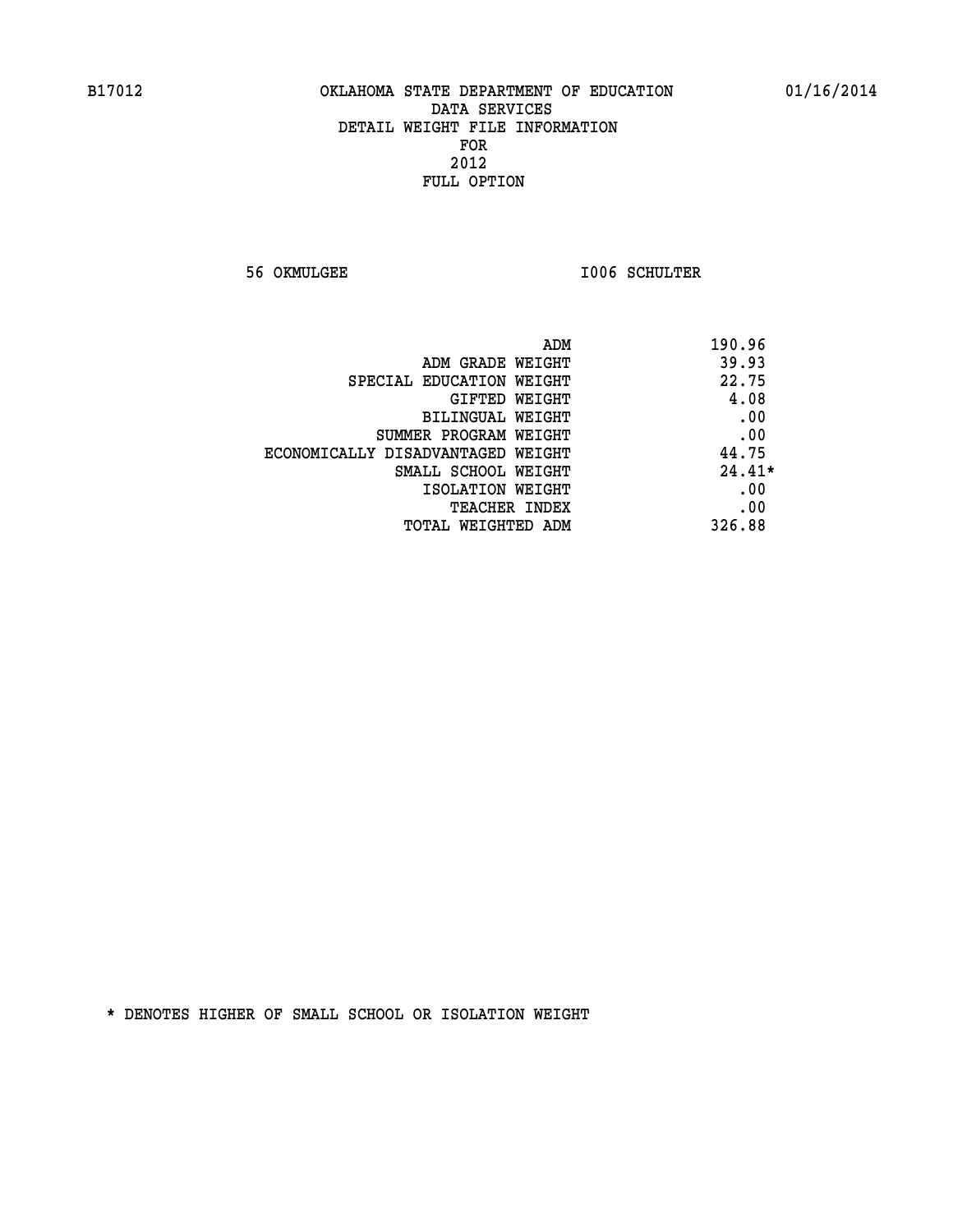B17012 OKLAHOMA STATE DEPARTMENT OF EDUCATION 01/16/2014

DATA SERVICES
DETAIL WEIGHT FILE INFORMATION
FOR
2012
FULL OPTION

56 OKMULGEE I006 SCHULTER

| | |
|---|---|
| ADM | 190.96 |
| ADM GRADE WEIGHT | 39.93 |
| SPECIAL EDUCATION WEIGHT | 22.75 |
| GIFTED WEIGHT | 4.08 |
| BILINGUAL WEIGHT | .00 |
| SUMMER PROGRAM WEIGHT | .00 |
| ECONOMICALLY DISADVANTAGED WEIGHT | 44.75 |
| SMALL SCHOOL WEIGHT | 24.41* |
| ISOLATION WEIGHT | .00 |
| TEACHER INDEX | .00 |
| TOTAL WEIGHTED ADM | 326.88 |

* DENOTES HIGHER OF SMALL SCHOOL OR ISOLATION WEIGHT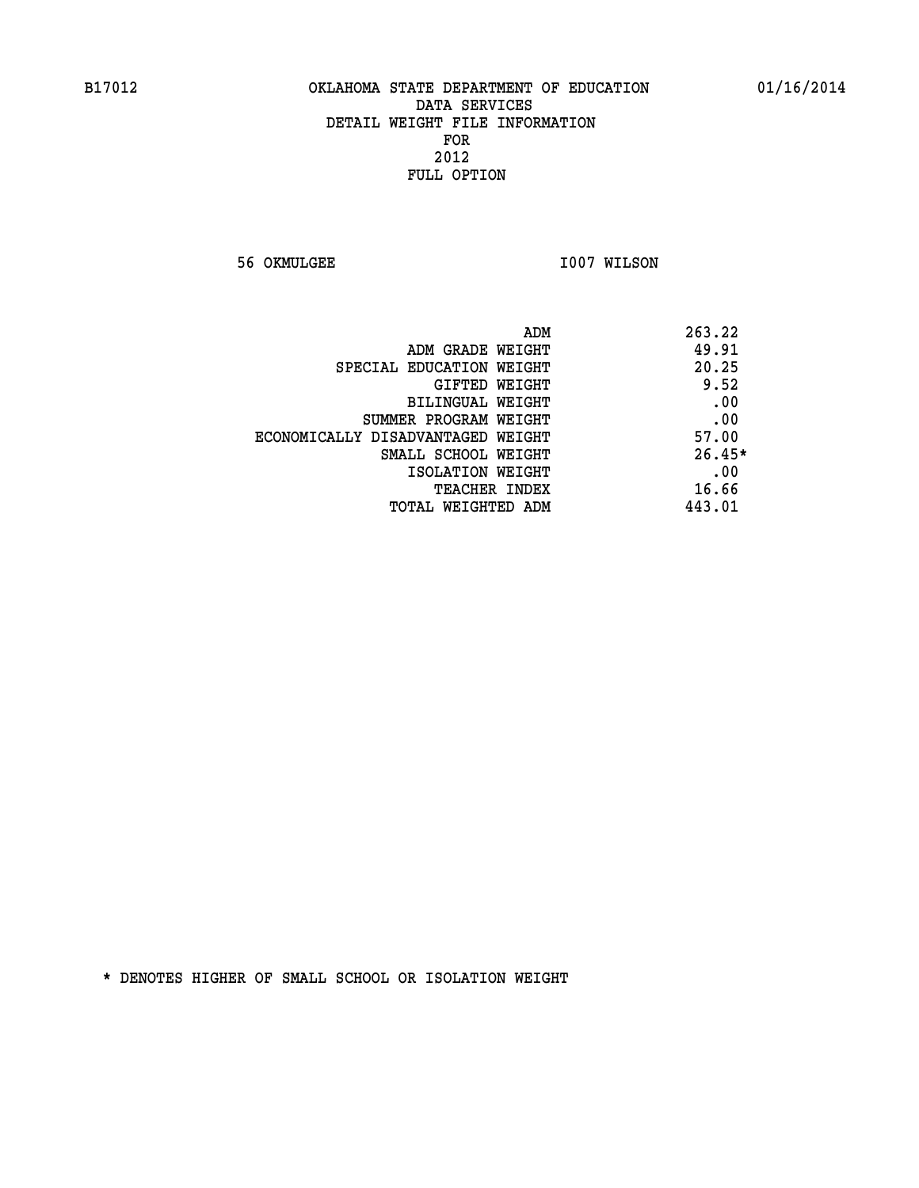B17012 OKLAHOMA STATE DEPARTMENT OF EDUCATION 01/16/2014

DATA SERVICES
DETAIL WEIGHT FILE INFORMATION
FOR
2012
FULL OPTION

56 OKMULGEE I007 WILSON

| | |
|---|---|
| ADM | 263.22 |
| ADM GRADE WEIGHT | 49.91 |
| SPECIAL EDUCATION WEIGHT | 20.25 |
| GIFTED WEIGHT | 9.52 |
| BILINGUAL WEIGHT | .00 |
| SUMMER PROGRAM WEIGHT | .00 |
| ECONOMICALLY DISADVANTAGED WEIGHT | 57.00 |
| SMALL SCHOOL WEIGHT | 26.45* |
| ISOLATION WEIGHT | .00 |
| TEACHER INDEX | 16.66 |
| TOTAL WEIGHTED ADM | 443.01 |

* DENOTES HIGHER OF SMALL SCHOOL OR ISOLATION WEIGHT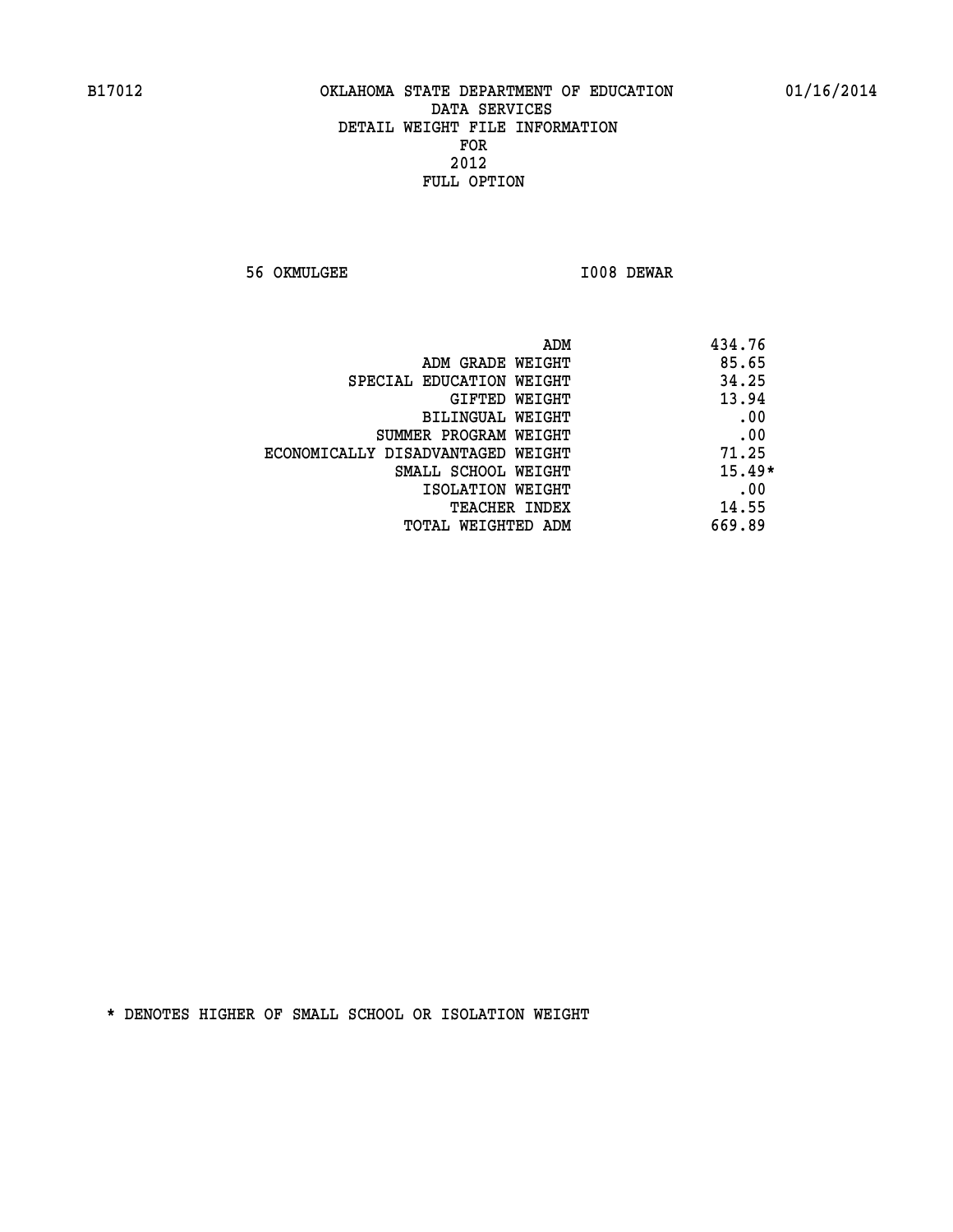B17012 OKLAHOMA STATE DEPARTMENT OF EDUCATION 01/16/2014

DATA SERVICES
DETAIL WEIGHT FILE INFORMATION
FOR
2012
FULL OPTION

56 OKMULGEE I008 DEWAR

| | |
|---|---|
| ADM | 434.76 |
| ADM GRADE WEIGHT | 85.65 |
| SPECIAL EDUCATION WEIGHT | 34.25 |
| GIFTED WEIGHT | 13.94 |
| BILINGUAL WEIGHT | .00 |
| SUMMER PROGRAM WEIGHT | .00 |
| ECONOMICALLY DISADVANTAGED WEIGHT | 71.25 |
| SMALL SCHOOL WEIGHT | 15.49* |
| ISOLATION WEIGHT | .00 |
| TEACHER INDEX | 14.55 |
| TOTAL WEIGHTED ADM | 669.89 |

* DENOTES HIGHER OF SMALL SCHOOL OR ISOLATION WEIGHT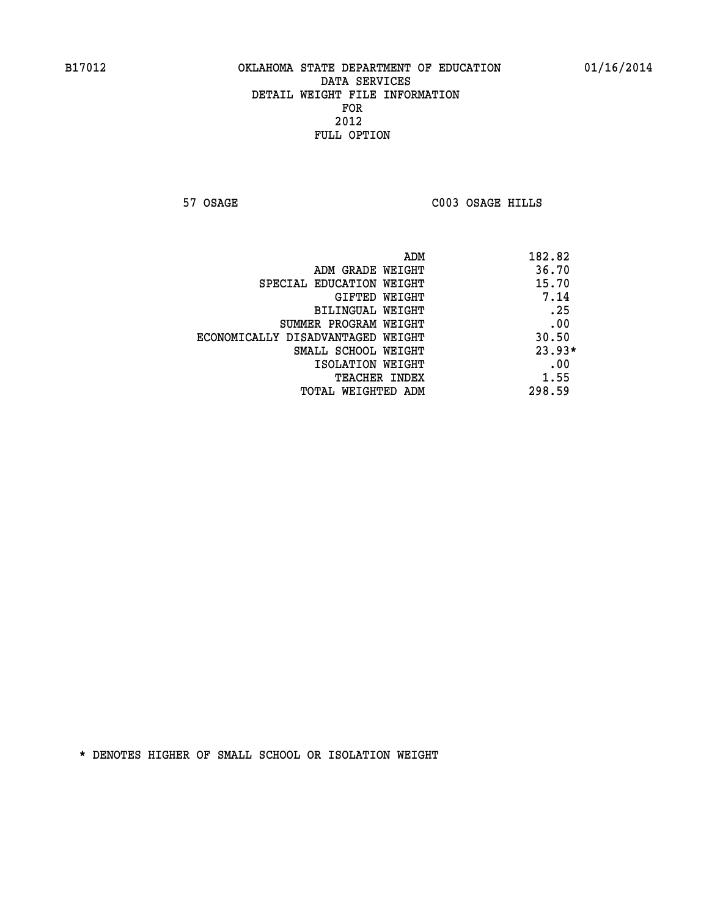B17012 OKLAHOMA STATE DEPARTMENT OF EDUCATION 01/16/2014

DATA SERVICES
DETAIL WEIGHT FILE INFORMATION
FOR
2012
FULL OPTION

57 OSAGE C003 OSAGE HILLS

| | |
|---|---|
| ADM | 182.82 |
| ADM GRADE WEIGHT | 36.70 |
| SPECIAL EDUCATION WEIGHT | 15.70 |
| GIFTED WEIGHT | 7.14 |
| BILINGUAL WEIGHT | .25 |
| SUMMER PROGRAM WEIGHT | .00 |
| ECONOMICALLY DISADVANTAGED WEIGHT | 30.50 |
| SMALL SCHOOL WEIGHT | 23.93* |
| ISOLATION WEIGHT | .00 |
| TEACHER INDEX | 1.55 |
| TOTAL WEIGHTED ADM | 298.59 |

* DENOTES HIGHER OF SMALL SCHOOL OR ISOLATION WEIGHT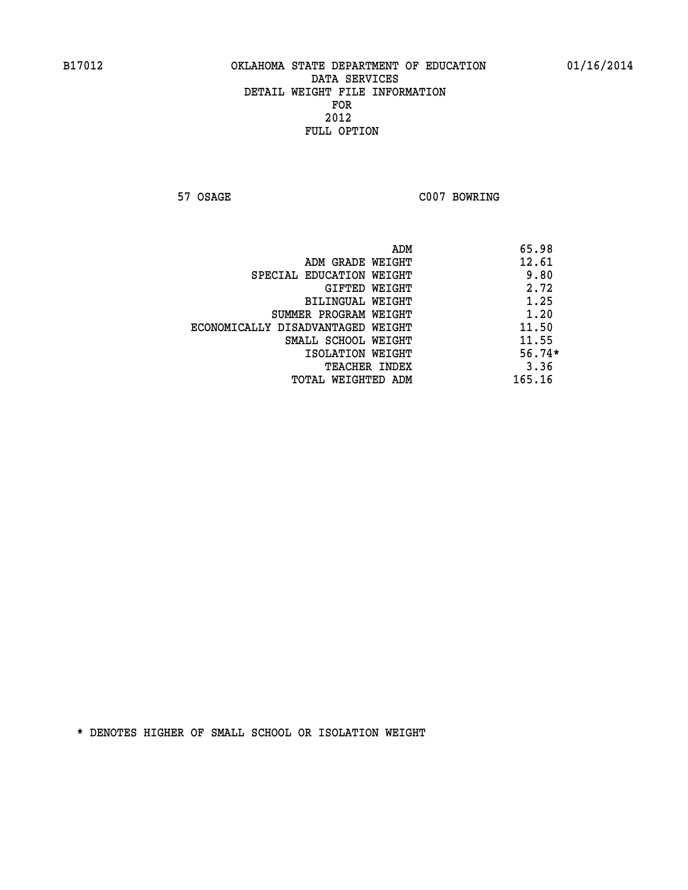B17012 OKLAHOMA STATE DEPARTMENT OF EDUCATION 01/16/2014

DATA SERVICES
DETAIL WEIGHT FILE INFORMATION
FOR
2012
FULL OPTION

57 OSAGE C007 BOWRING

| | |
|---|---|
| ADM | 65.98 |
| ADM GRADE WEIGHT | 12.61 |
| SPECIAL EDUCATION WEIGHT | 9.80 |
| GIFTED WEIGHT | 2.72 |
| BILINGUAL WEIGHT | 1.25 |
| SUMMER PROGRAM WEIGHT | 1.20 |
| ECONOMICALLY DISADVANTAGED WEIGHT | 11.50 |
| SMALL SCHOOL WEIGHT | 11.55 |
| ISOLATION WEIGHT | 56.74* |
| TEACHER INDEX | 3.36 |
| TOTAL WEIGHTED ADM | 165.16 |

* DENOTES HIGHER OF SMALL SCHOOL OR ISOLATION WEIGHT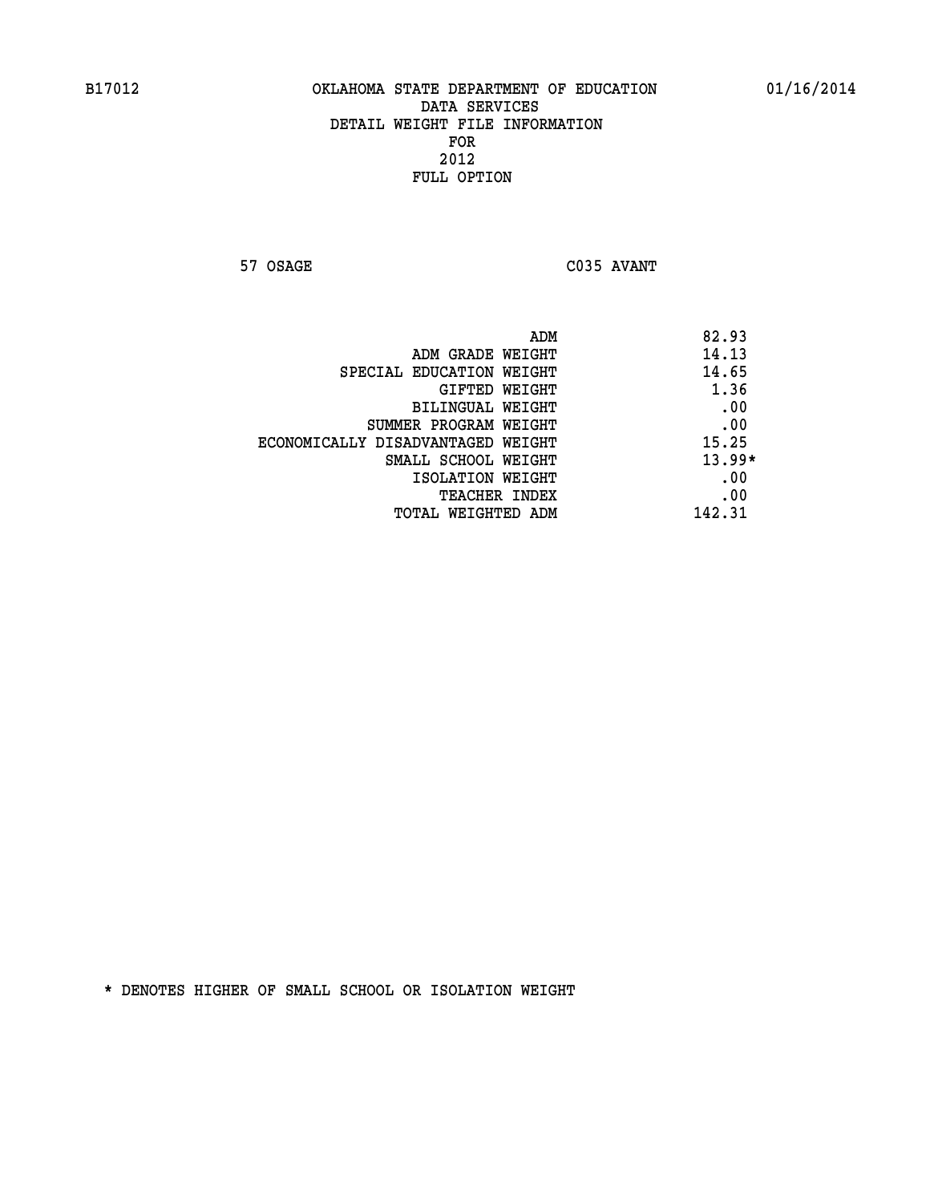B17012 OKLAHOMA STATE DEPARTMENT OF EDUCATION 01/16/2014

DATA SERVICES
DETAIL WEIGHT FILE INFORMATION
FOR
2012
FULL OPTION

57 OSAGE C035 AVANT

| | |
|---|---|
| ADM | 82.93 |
| ADM GRADE WEIGHT | 14.13 |
| SPECIAL EDUCATION WEIGHT | 14.65 |
| GIFTED WEIGHT | 1.36 |
| BILINGUAL WEIGHT | .00 |
| SUMMER PROGRAM WEIGHT | .00 |
| ECONOMICALLY DISADVANTAGED WEIGHT | 15.25 |
| SMALL SCHOOL WEIGHT | 13.99* |
| ISOLATION WEIGHT | .00 |
| TEACHER INDEX | .00 |
| TOTAL WEIGHTED ADM | 142.31 |

* DENOTES HIGHER OF SMALL SCHOOL OR ISOLATION WEIGHT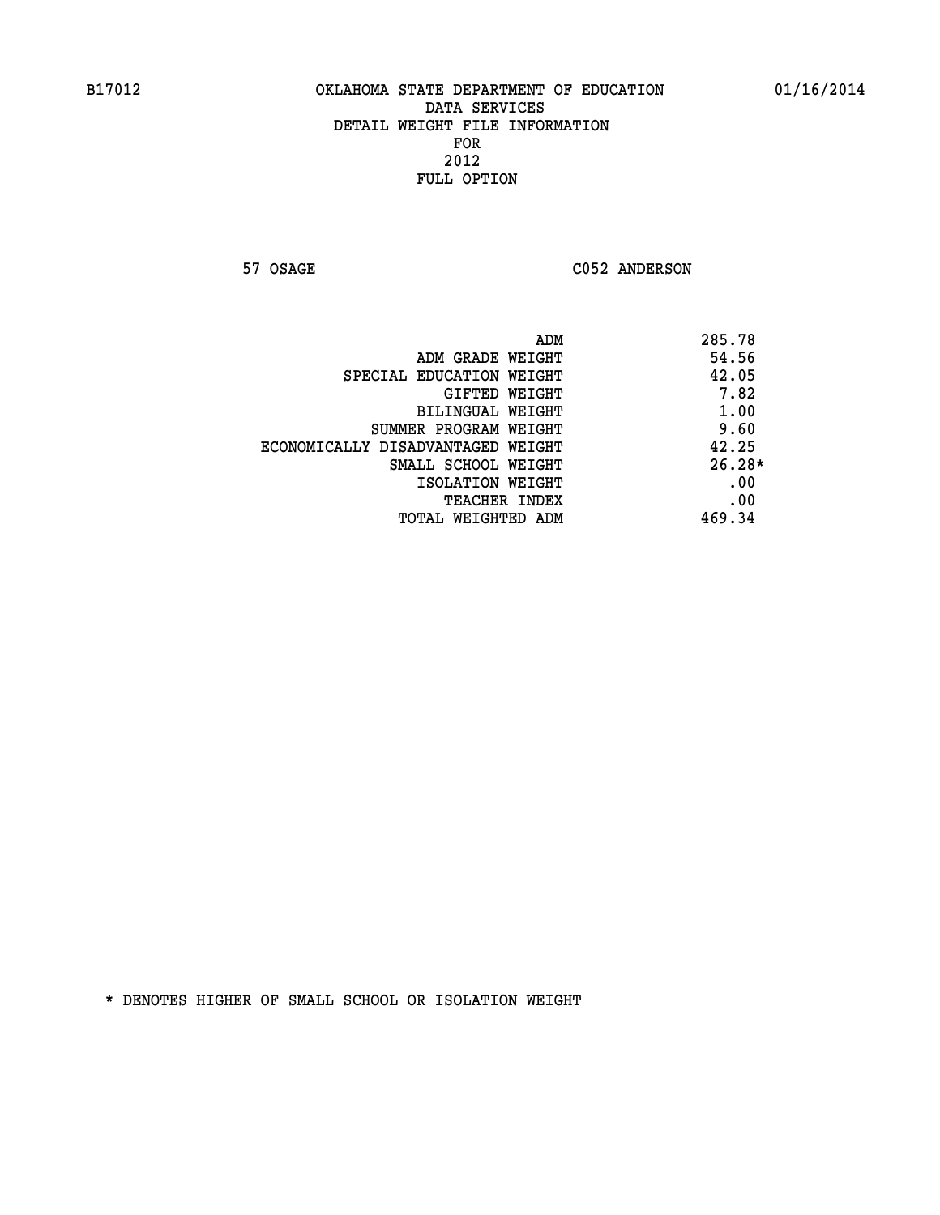B17012 OKLAHOMA STATE DEPARTMENT OF EDUCATION 01/16/2014

DATA SERVICES
DETAIL WEIGHT FILE INFORMATION
FOR
2012
FULL OPTION

57 OSAGE C052 ANDERSON

| | |
|---|---|
| ADM | 285.78 |
| ADM GRADE WEIGHT | 54.56 |
| SPECIAL EDUCATION WEIGHT | 42.05 |
| GIFTED WEIGHT | 7.82 |
| BILINGUAL WEIGHT | 1.00 |
| SUMMER PROGRAM WEIGHT | 9.60 |
| ECONOMICALLY DISADVANTAGED WEIGHT | 42.25 |
| SMALL SCHOOL WEIGHT | 26.28* |
| ISOLATION WEIGHT | .00 |
| TEACHER INDEX | .00 |
| TOTAL WEIGHTED ADM | 469.34 |

* DENOTES HIGHER OF SMALL SCHOOL OR ISOLATION WEIGHT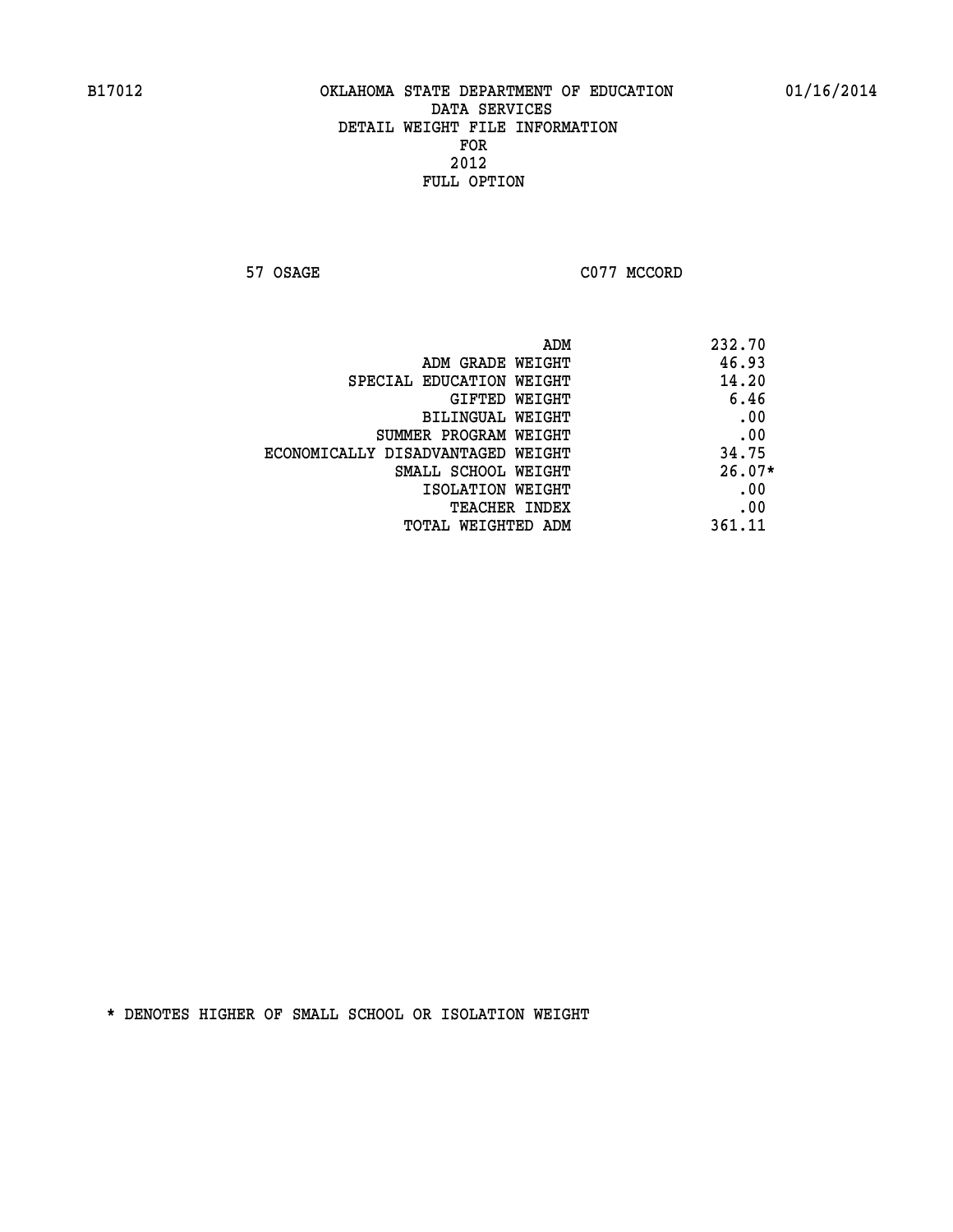B17012 OKLAHOMA STATE DEPARTMENT OF EDUCATION 01/16/2014

DATA SERVICES
DETAIL WEIGHT FILE INFORMATION
FOR
2012
FULL OPTION

57 OSAGE C077 MCCORD

| | |
|---|---|
| ADM | 232.70 |
| ADM GRADE WEIGHT | 46.93 |
| SPECIAL EDUCATION WEIGHT | 14.20 |
| GIFTED WEIGHT | 6.46 |
| BILINGUAL WEIGHT | .00 |
| SUMMER PROGRAM WEIGHT | .00 |
| ECONOMICALLY DISADVANTAGED WEIGHT | 34.75 |
| SMALL SCHOOL WEIGHT | 26.07* |
| ISOLATION WEIGHT | .00 |
| TEACHER INDEX | .00 |
| TOTAL WEIGHTED ADM | 361.11 |

* DENOTES HIGHER OF SMALL SCHOOL OR ISOLATION WEIGHT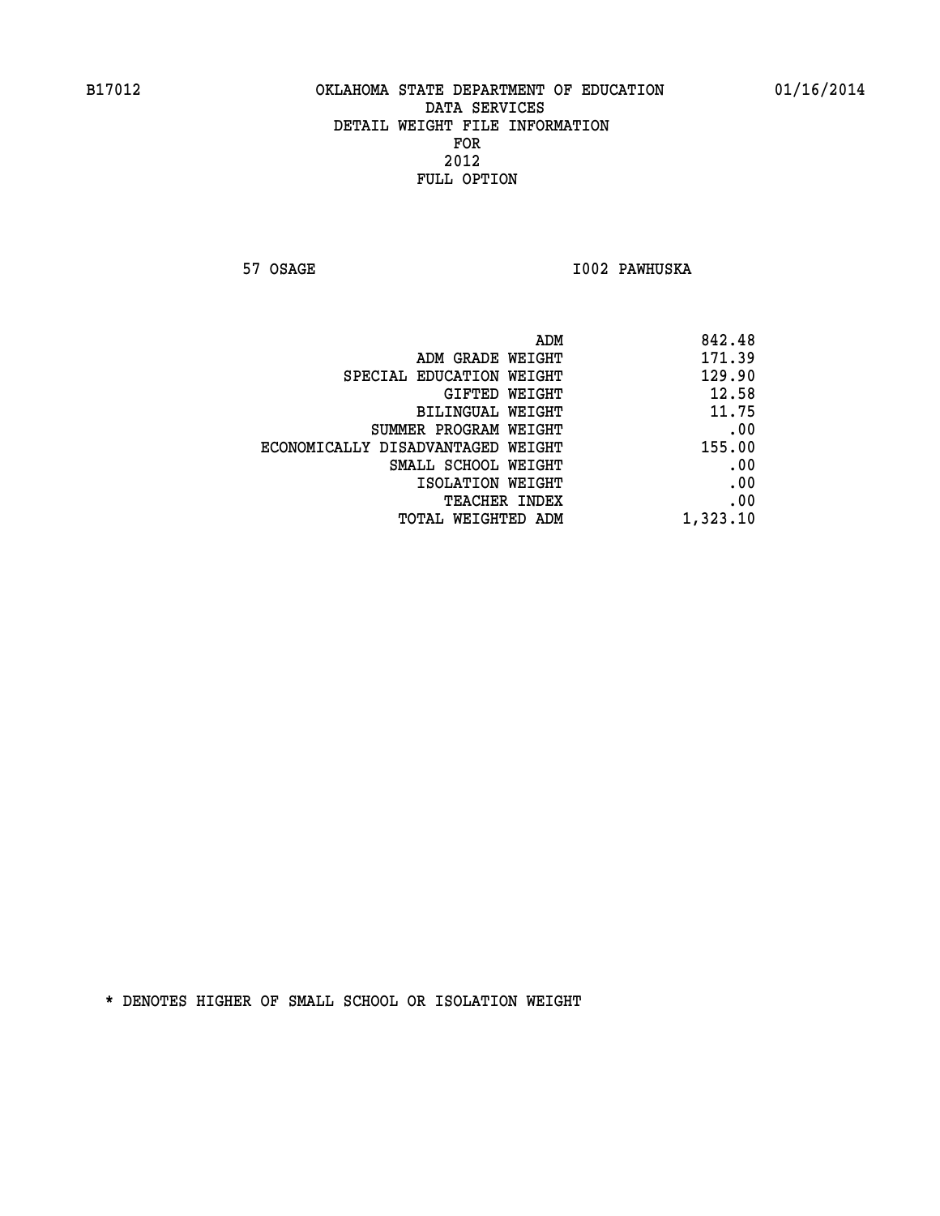B17012 OKLAHOMA STATE DEPARTMENT OF EDUCATION 01/16/2014

DATA SERVICES
DETAIL WEIGHT FILE INFORMATION
FOR
2012
FULL OPTION

57 OSAGE I002 PAWHUSKA

| | |
|---|---|
| ADM | 842.48 |
| ADM GRADE WEIGHT | 171.39 |
| SPECIAL EDUCATION WEIGHT | 129.90 |
| GIFTED WEIGHT | 12.58 |
| BILINGUAL WEIGHT | 11.75 |
| SUMMER PROGRAM WEIGHT | .00 |
| ECONOMICALLY DISADVANTAGED WEIGHT | 155.00 |
| SMALL SCHOOL WEIGHT | .00 |
| ISOLATION WEIGHT | .00 |
| TEACHER INDEX | .00 |
| TOTAL WEIGHTED ADM | 1,323.10 |

* DENOTES HIGHER OF SMALL SCHOOL OR ISOLATION WEIGHT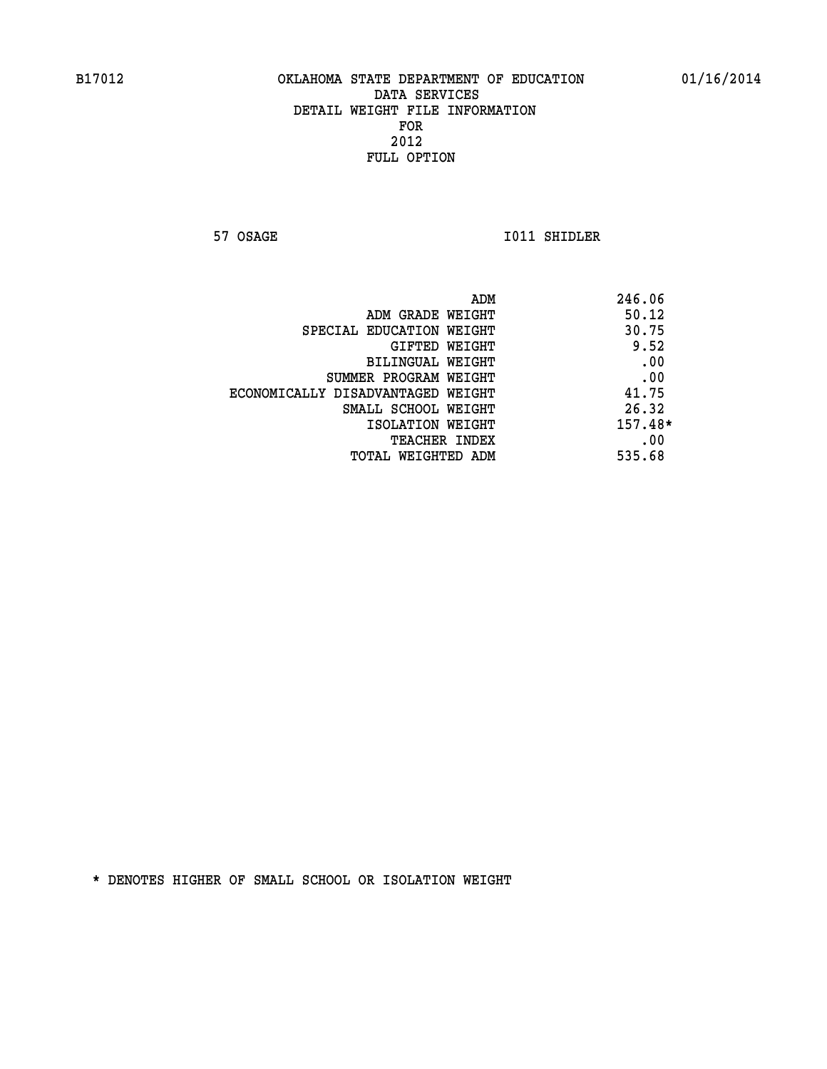B17012 OKLAHOMA STATE DEPARTMENT OF EDUCATION 01/16/2014

DATA SERVICES
DETAIL WEIGHT FILE INFORMATION
FOR
2012
FULL OPTION

57 OSAGE I011 SHIDLER

| | |
|---|---|
| ADM | 246.06 |
| ADM GRADE WEIGHT | 50.12 |
| SPECIAL EDUCATION WEIGHT | 30.75 |
| GIFTED WEIGHT | 9.52 |
| BILINGUAL WEIGHT | .00 |
| SUMMER PROGRAM WEIGHT | .00 |
| ECONOMICALLY DISADVANTAGED WEIGHT | 41.75 |
| SMALL SCHOOL WEIGHT | 26.32 |
| ISOLATION WEIGHT | 157.48* |
| TEACHER INDEX | .00 |
| TOTAL WEIGHTED ADM | 535.68 |

* DENOTES HIGHER OF SMALL SCHOOL OR ISOLATION WEIGHT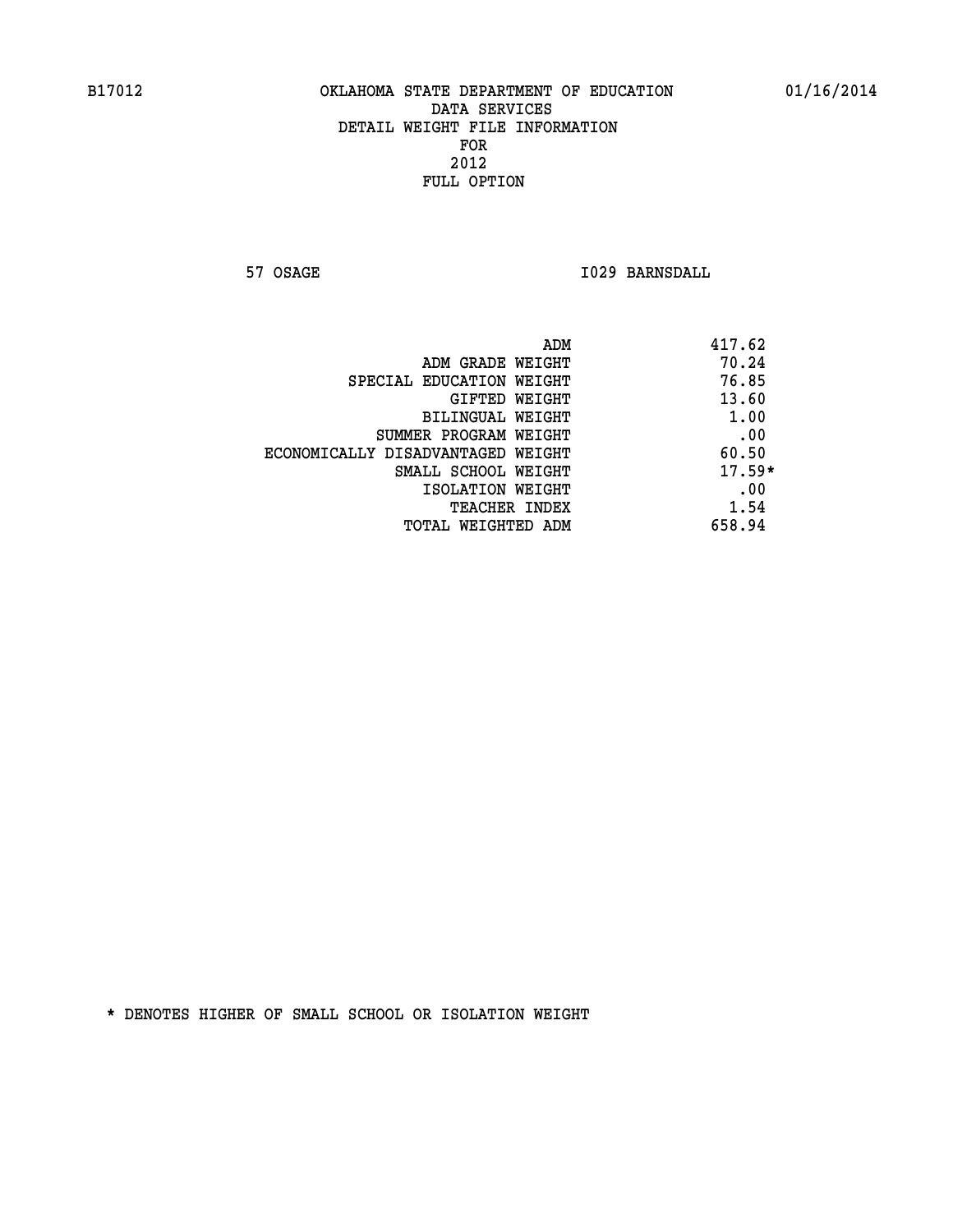B17012 OKLAHOMA STATE DEPARTMENT OF EDUCATION 01/16/2014

DATA SERVICES
DETAIL WEIGHT FILE INFORMATION
FOR
2012
FULL OPTION

57 OSAGE I029 BARNSDALL

| | |
|---|---|
| ADM | 417.62 |
| ADM GRADE WEIGHT | 70.24 |
| SPECIAL EDUCATION WEIGHT | 76.85 |
| GIFTED WEIGHT | 13.60 |
| BILINGUAL WEIGHT | 1.00 |
| SUMMER PROGRAM WEIGHT | .00 |
| ECONOMICALLY DISADVANTAGED WEIGHT | 60.50 |
| SMALL SCHOOL WEIGHT | 17.59* |
| ISOLATION WEIGHT | .00 |
| TEACHER INDEX | 1.54 |
| TOTAL WEIGHTED ADM | 658.94 |

* DENOTES HIGHER OF SMALL SCHOOL OR ISOLATION WEIGHT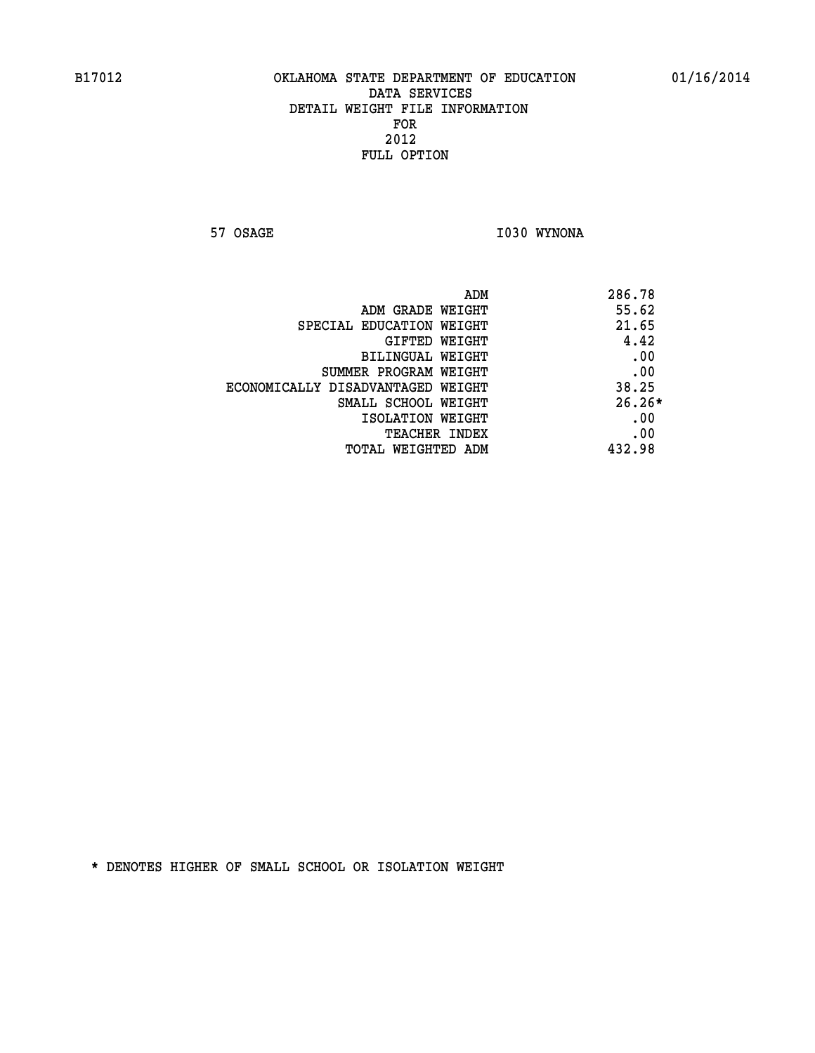B17012 OKLAHOMA STATE DEPARTMENT OF EDUCATION 01/16/2014

DATA SERVICES
DETAIL WEIGHT FILE INFORMATION
FOR
2012
FULL OPTION

57 OSAGE I030 WYNONA

| | |
|---|---|
| ADM | 286.78 |
| ADM GRADE WEIGHT | 55.62 |
| SPECIAL EDUCATION WEIGHT | 21.65 |
| GIFTED WEIGHT | 4.42 |
| BILINGUAL WEIGHT | .00 |
| SUMMER PROGRAM WEIGHT | .00 |
| ECONOMICALLY DISADVANTAGED WEIGHT | 38.25 |
| SMALL SCHOOL WEIGHT | 26.26* |
| ISOLATION WEIGHT | .00 |
| TEACHER INDEX | .00 |
| TOTAL WEIGHTED ADM | 432.98 |

* DENOTES HIGHER OF SMALL SCHOOL OR ISOLATION WEIGHT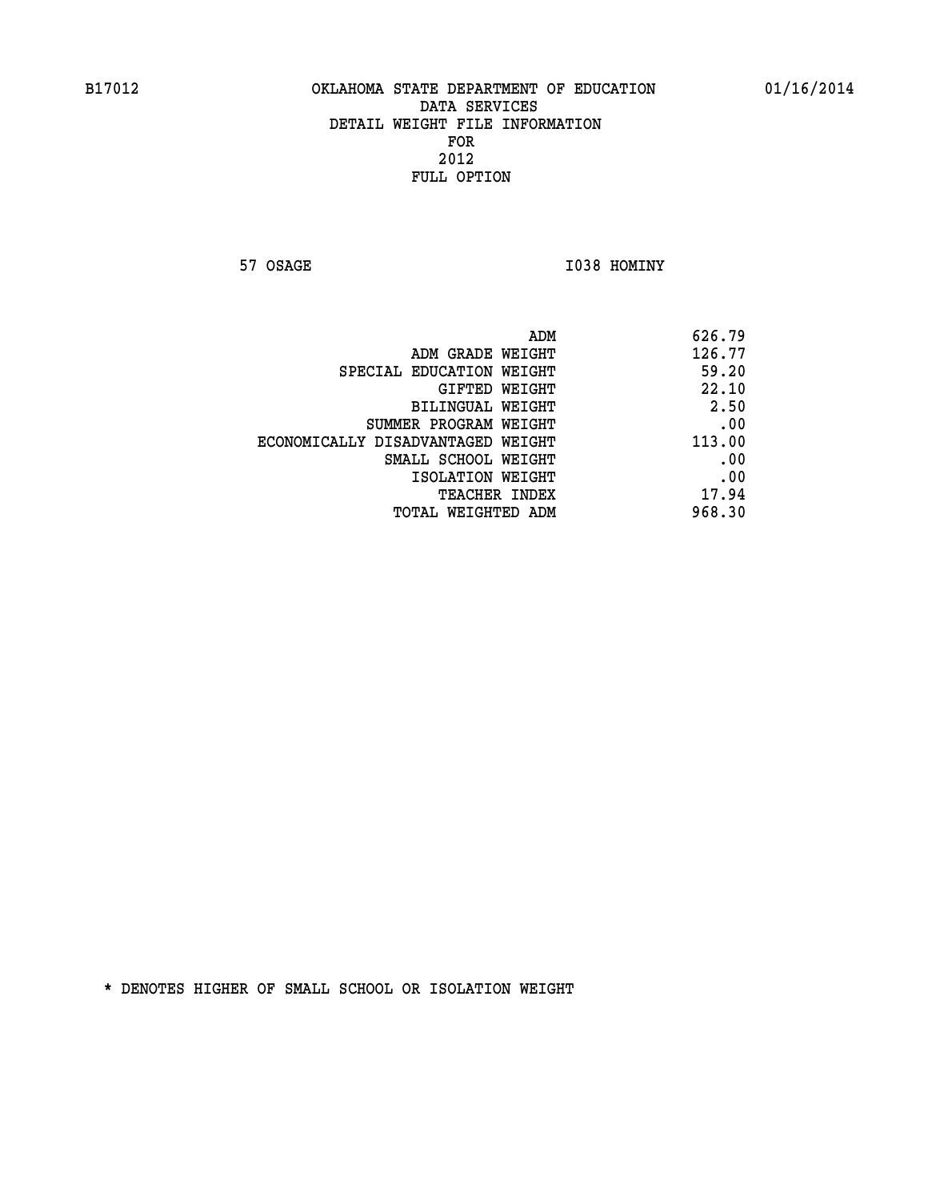OKLAHOMA STATE DEPARTMENT OF EDUCATION
DATA SERVICES
DETAIL WEIGHT FILE INFORMATION
FOR
2012
FULL OPTION

57 OSAGE I038 HOMINY

| | |
|---|---|
| ADM | 626.79 |
| ADM GRADE WEIGHT | 126.77 |
| SPECIAL EDUCATION WEIGHT | 59.20 |
| GIFTED WEIGHT | 22.10 |
| BILINGUAL WEIGHT | 2.50 |
| SUMMER PROGRAM WEIGHT | .00 |
| ECONOMICALLY DISADVANTAGED WEIGHT | 113.00 |
| SMALL SCHOOL WEIGHT | .00 |
| ISOLATION WEIGHT | .00 |
| TEACHER INDEX | 17.94 |
| TOTAL WEIGHTED ADM | 968.30 |

* DENOTES HIGHER OF SMALL SCHOOL OR ISOLATION WEIGHT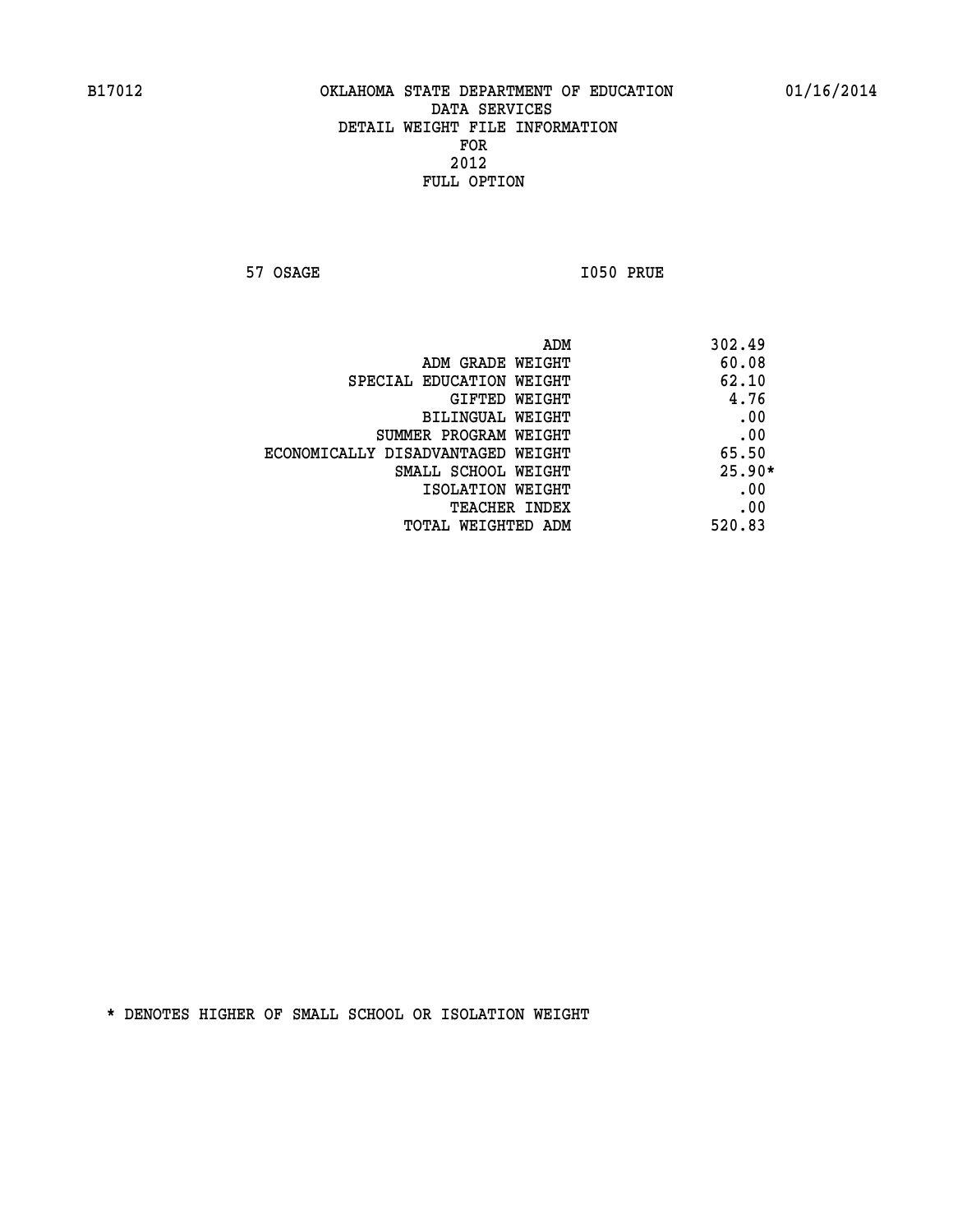B17012 OKLAHOMA STATE DEPARTMENT OF EDUCATION 01/16/2014

DATA SERVICES
DETAIL WEIGHT FILE INFORMATION
FOR
2012
FULL OPTION

57 OSAGE I050 PRUE

| | |
|---|---|
| ADM | 302.49 |
| ADM GRADE WEIGHT | 60.08 |
| SPECIAL EDUCATION WEIGHT | 62.10 |
| GIFTED WEIGHT | 4.76 |
| BILINGUAL WEIGHT | .00 |
| SUMMER PROGRAM WEIGHT | .00 |
| ECONOMICALLY DISADVANTAGED WEIGHT | 65.50 |
| SMALL SCHOOL WEIGHT | 25.90* |
| ISOLATION WEIGHT | .00 |
| TEACHER INDEX | .00 |
| TOTAL WEIGHTED ADM | 520.83 |

* DENOTES HIGHER OF SMALL SCHOOL OR ISOLATION WEIGHT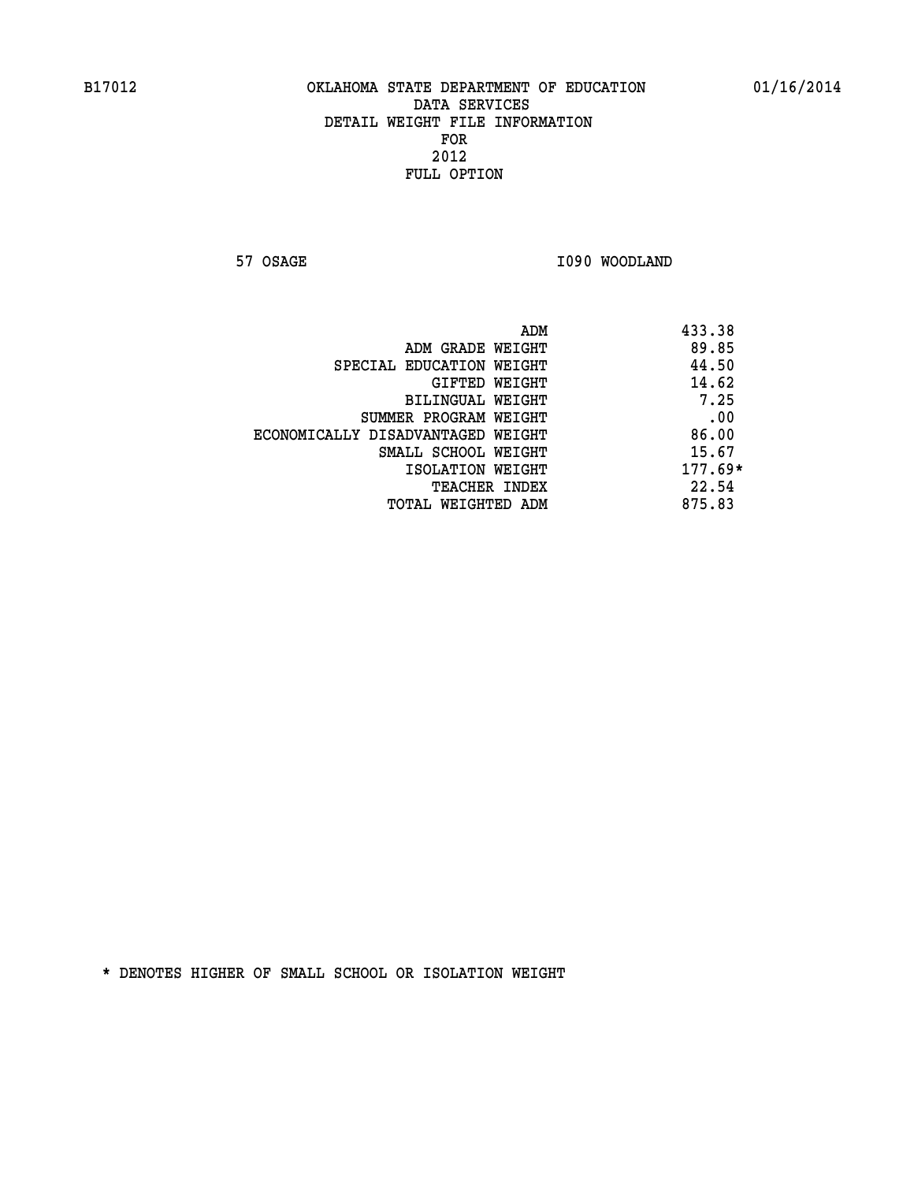B17012 OKLAHOMA STATE DEPARTMENT OF EDUCATION 01/16/2014
DATA SERVICES
DETAIL WEIGHT FILE INFORMATION
FOR
2012
FULL OPTION

57 OSAGE I090 WOODLAND

| | |
|---|---|
| ADM | 433.38 |
| ADM GRADE WEIGHT | 89.85 |
| SPECIAL EDUCATION WEIGHT | 44.50 |
| GIFTED WEIGHT | 14.62 |
| BILINGUAL WEIGHT | 7.25 |
| SUMMER PROGRAM WEIGHT | .00 |
| ECONOMICALLY DISADVANTAGED WEIGHT | 86.00 |
| SMALL SCHOOL WEIGHT | 15.67 |
| ISOLATION WEIGHT | 177.69* |
| TEACHER INDEX | 22.54 |
| TOTAL WEIGHTED ADM | 875.83 |

* DENOTES HIGHER OF SMALL SCHOOL OR ISOLATION WEIGHT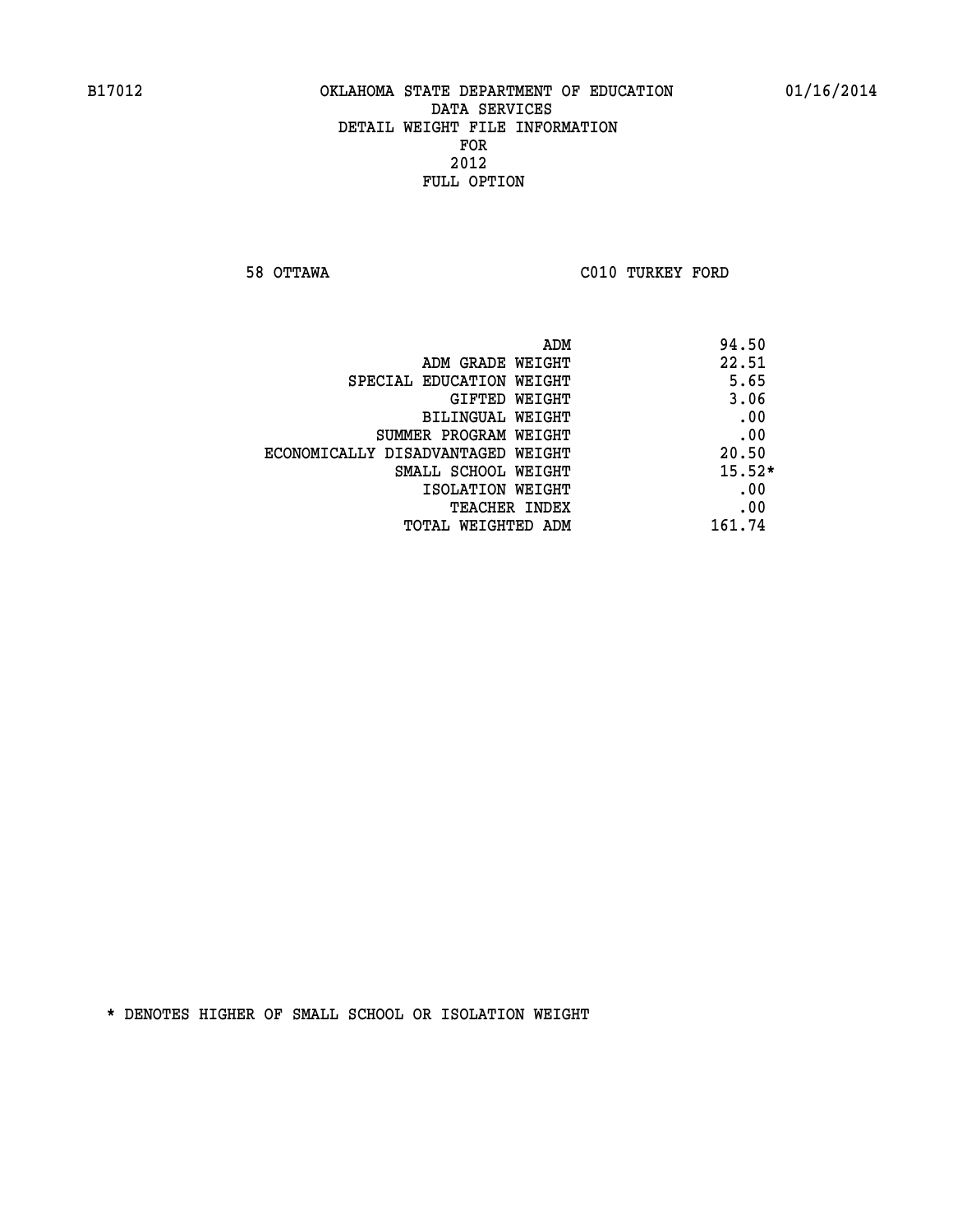B17012 OKLAHOMA STATE DEPARTMENT OF EDUCATION 01/16/2014

DATA SERVICES
DETAIL WEIGHT FILE INFORMATION
FOR
2012
FULL OPTION

58 OTTAWA C010 TURKEY FORD

| | |
|---|---|
| ADM | 94.50 |
| ADM GRADE WEIGHT | 22.51 |
| SPECIAL EDUCATION WEIGHT | 5.65 |
| GIFTED WEIGHT | 3.06 |
| BILINGUAL WEIGHT | .00 |
| SUMMER PROGRAM WEIGHT | .00 |
| ECONOMICALLY DISADVANTAGED WEIGHT | 20.50 |
| SMALL SCHOOL WEIGHT | 15.52* |
| ISOLATION WEIGHT | .00 |
| TEACHER INDEX | .00 |
| TOTAL WEIGHTED ADM | 161.74 |

* DENOTES HIGHER OF SMALL SCHOOL OR ISOLATION WEIGHT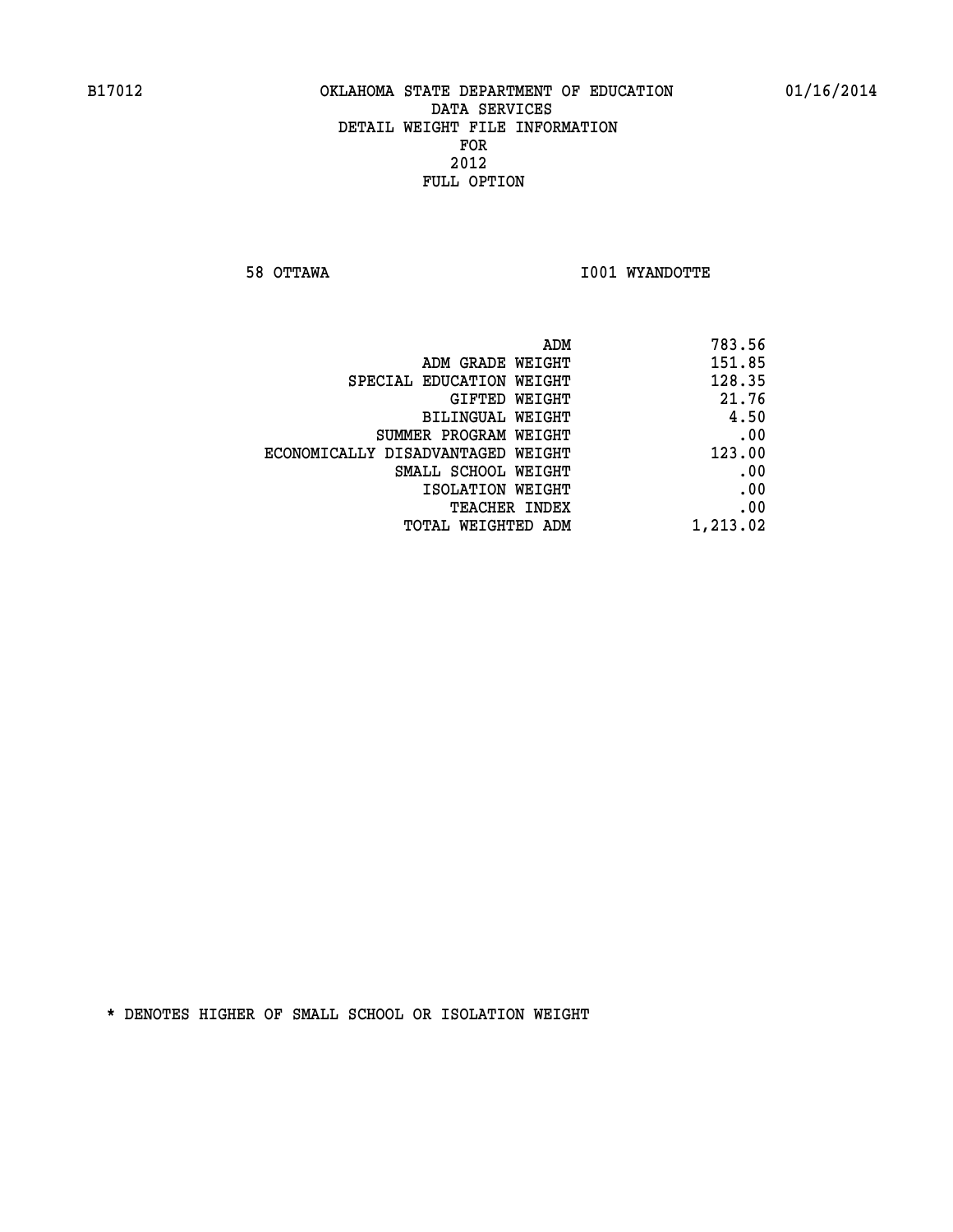B17012 OKLAHOMA STATE DEPARTMENT OF EDUCATION 01/16/2014

DATA SERVICES
DETAIL WEIGHT FILE INFORMATION
FOR
2012
FULL OPTION

58 OTTAWA I001 WYANDOTTE

| | |
|---|---|
| ADM | 783.56 |
| ADM GRADE WEIGHT | 151.85 |
| SPECIAL EDUCATION WEIGHT | 128.35 |
| GIFTED WEIGHT | 21.76 |
| BILINGUAL WEIGHT | 4.50 |
| SUMMER PROGRAM WEIGHT | .00 |
| ECONOMICALLY DISADVANTAGED WEIGHT | 123.00 |
| SMALL SCHOOL WEIGHT | .00 |
| ISOLATION WEIGHT | .00 |
| TEACHER INDEX | .00 |
| TOTAL WEIGHTED ADM | 1,213.02 |

* DENOTES HIGHER OF SMALL SCHOOL OR ISOLATION WEIGHT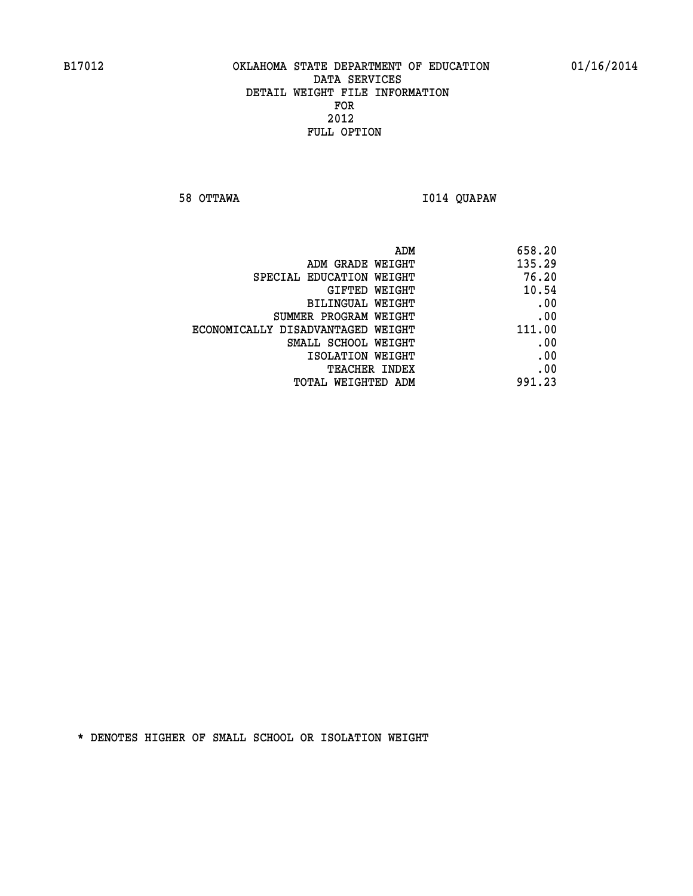B17012 OKLAHOMA STATE DEPARTMENT OF EDUCATION 01/16/2014

DATA SERVICES
DETAIL WEIGHT FILE INFORMATION
FOR
2012
FULL OPTION

58 OTTAWA I014 QUAPAW

| | |
|---|---|
| ADM | 658.20 |
| ADM GRADE WEIGHT | 135.29 |
| SPECIAL EDUCATION WEIGHT | 76.20 |
| GIFTED WEIGHT | 10.54 |
| BILINGUAL WEIGHT | .00 |
| SUMMER PROGRAM WEIGHT | .00 |
| ECONOMICALLY DISADVANTAGED WEIGHT | 111.00 |
| SMALL SCHOOL WEIGHT | .00 |
| ISOLATION WEIGHT | .00 |
| TEACHER INDEX | .00 |
| TOTAL WEIGHTED ADM | 991.23 |

* DENOTES HIGHER OF SMALL SCHOOL OR ISOLATION WEIGHT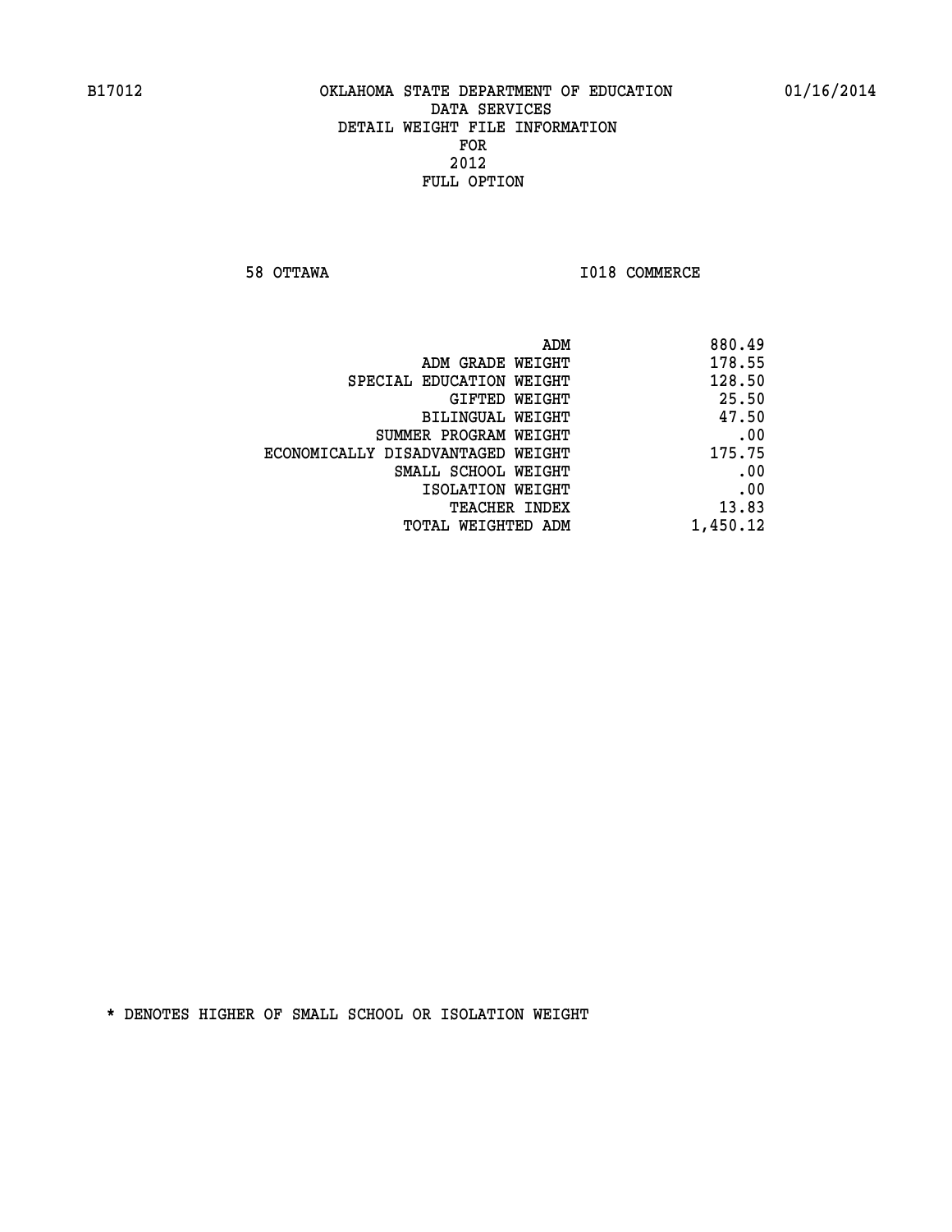B17012 OKLAHOMA STATE DEPARTMENT OF EDUCATION 01/16/2014

DATA SERVICES
DETAIL WEIGHT FILE INFORMATION
FOR
2012
FULL OPTION

58 OTTAWA I018 COMMERCE

| | |
|---|---|
| ADM | 880.49 |
| ADM GRADE WEIGHT | 178.55 |
| SPECIAL EDUCATION WEIGHT | 128.50 |
| GIFTED WEIGHT | 25.50 |
| BILINGUAL WEIGHT | 47.50 |
| SUMMER PROGRAM WEIGHT | .00 |
| ECONOMICALLY DISADVANTAGED WEIGHT | 175.75 |
| SMALL SCHOOL WEIGHT | .00 |
| ISOLATION WEIGHT | .00 |
| TEACHER INDEX | 13.83 |
| TOTAL WEIGHTED ADM | 1,450.12 |

* DENOTES HIGHER OF SMALL SCHOOL OR ISOLATION WEIGHT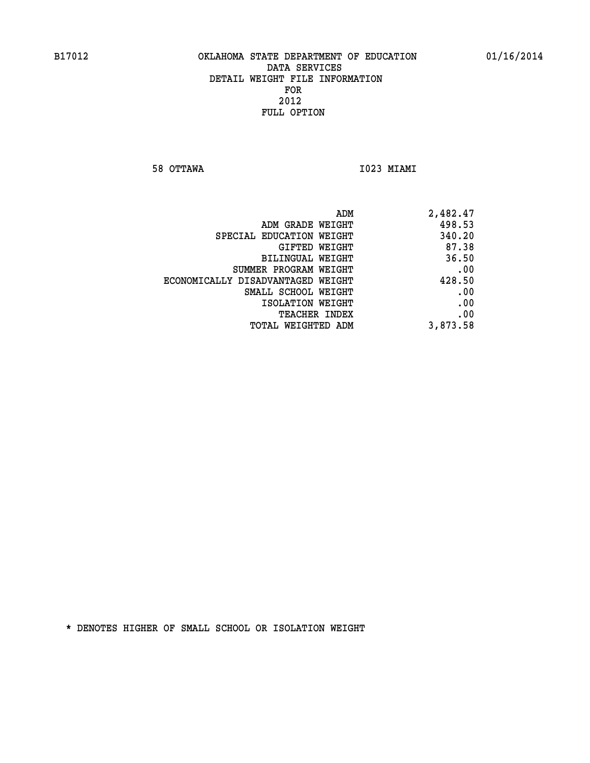B17012 OKLAHOMA STATE DEPARTMENT OF EDUCATION 01/16/2014

DATA SERVICES
DETAIL WEIGHT FILE INFORMATION
FOR
2012
FULL OPTION

58 OTTAWA I023 MIAMI

| | |
|---|---|
| ADM | 2,482.47 |
| ADM GRADE WEIGHT | 498.53 |
| SPECIAL EDUCATION WEIGHT | 340.20 |
| GIFTED WEIGHT | 87.38 |
| BILINGUAL WEIGHT | 36.50 |
| SUMMER PROGRAM WEIGHT | .00 |
| ECONOMICALLY DISADVANTAGED WEIGHT | 428.50 |
| SMALL SCHOOL WEIGHT | .00 |
| ISOLATION WEIGHT | .00 |
| TEACHER INDEX | .00 |
| TOTAL WEIGHTED ADM | 3,873.58 |

* DENOTES HIGHER OF SMALL SCHOOL OR ISOLATION WEIGHT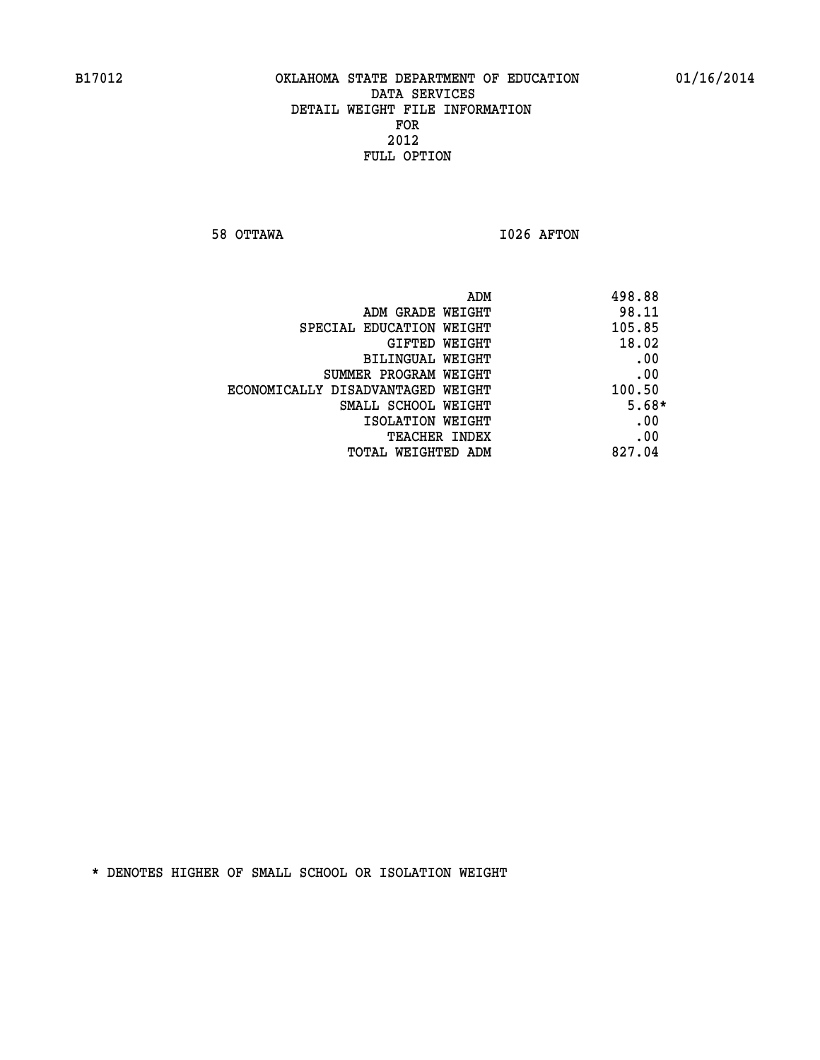B17012 OKLAHOMA STATE DEPARTMENT OF EDUCATION 01/16/2014

DATA SERVICES
DETAIL WEIGHT FILE INFORMATION
FOR
2012
FULL OPTION

58 OTTAWA I026 AFTON

| | |
|---|---|
| ADM | 498.88 |
| ADM GRADE WEIGHT | 98.11 |
| SPECIAL EDUCATION WEIGHT | 105.85 |
| GIFTED WEIGHT | 18.02 |
| BILINGUAL WEIGHT | .00 |
| SUMMER PROGRAM WEIGHT | .00 |
| ECONOMICALLY DISADVANTAGED WEIGHT | 100.50 |
| SMALL SCHOOL WEIGHT | 5.68* |
| ISOLATION WEIGHT | .00 |
| TEACHER INDEX | .00 |
| TOTAL WEIGHTED ADM | 827.04 |

* DENOTES HIGHER OF SMALL SCHOOL OR ISOLATION WEIGHT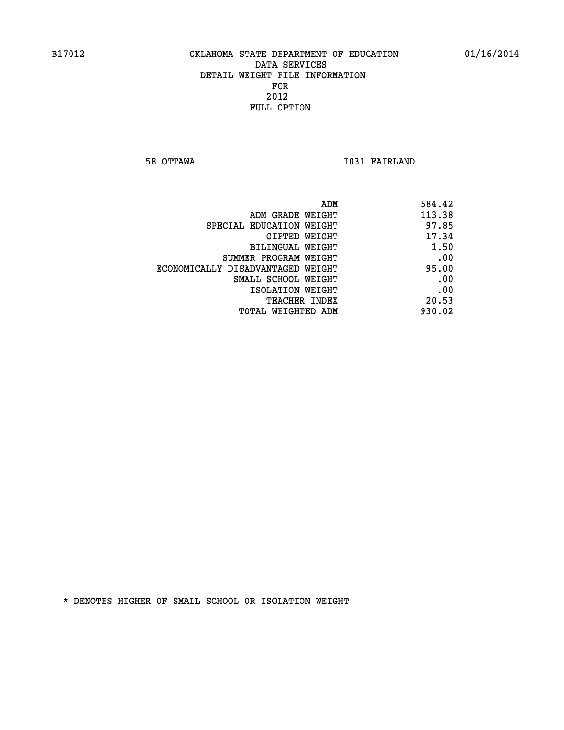B17012 OKLAHOMA STATE DEPARTMENT OF EDUCATION 01/16/2014

DATA SERVICES
DETAIL WEIGHT FILE INFORMATION
FOR
2012
FULL OPTION

58 OTTAWA I031 FAIRLAND

| | |
|---|---|
| ADM | 584.42 |
| ADM GRADE WEIGHT | 113.38 |
| SPECIAL EDUCATION WEIGHT | 97.85 |
| GIFTED WEIGHT | 17.34 |
| BILINGUAL WEIGHT | 1.50 |
| SUMMER PROGRAM WEIGHT | .00 |
| ECONOMICALLY DISADVANTAGED WEIGHT | 95.00 |
| SMALL SCHOOL WEIGHT | .00 |
| ISOLATION WEIGHT | .00 |
| TEACHER INDEX | 20.53 |
| TOTAL WEIGHTED ADM | 930.02 |

* DENOTES HIGHER OF SMALL SCHOOL OR ISOLATION WEIGHT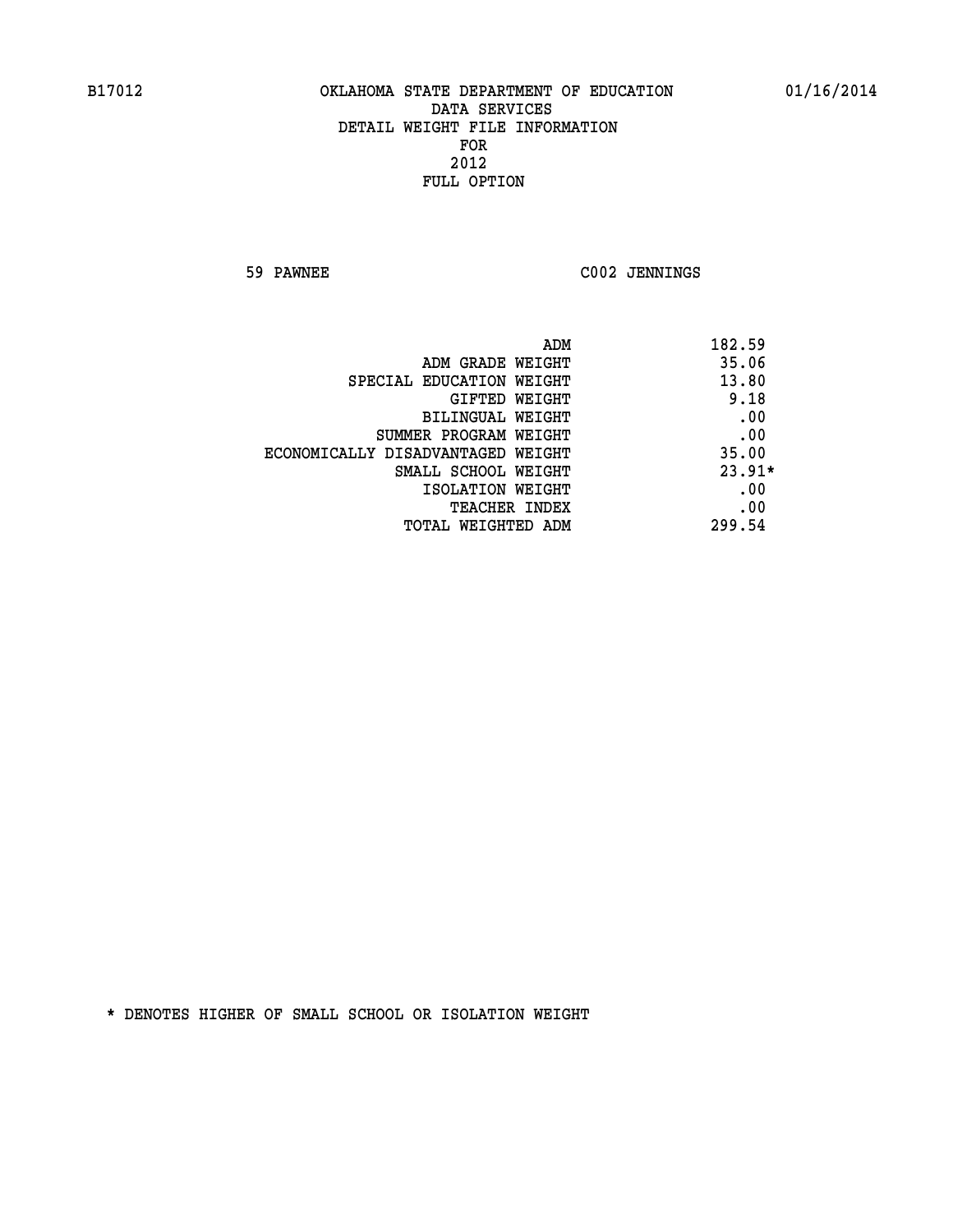OKLAHOMA STATE DEPARTMENT OF EDUCATION
DATA SERVICES
DETAIL WEIGHT FILE INFORMATION
FOR
2012
FULL OPTION

59 PAWNEE C002 JENNINGS

| | |
|---|---|
| ADM | 182.59 |
| ADM GRADE WEIGHT | 35.06 |
| SPECIAL EDUCATION WEIGHT | 13.80 |
| GIFTED WEIGHT | 9.18 |
| BILINGUAL WEIGHT | .00 |
| SUMMER PROGRAM WEIGHT | .00 |
| ECONOMICALLY DISADVANTAGED WEIGHT | 35.00 |
| SMALL SCHOOL WEIGHT | 23.91* |
| ISOLATION WEIGHT | .00 |
| TEACHER INDEX | .00 |
| TOTAL WEIGHTED ADM | 299.54 |

* DENOTES HIGHER OF SMALL SCHOOL OR ISOLATION WEIGHT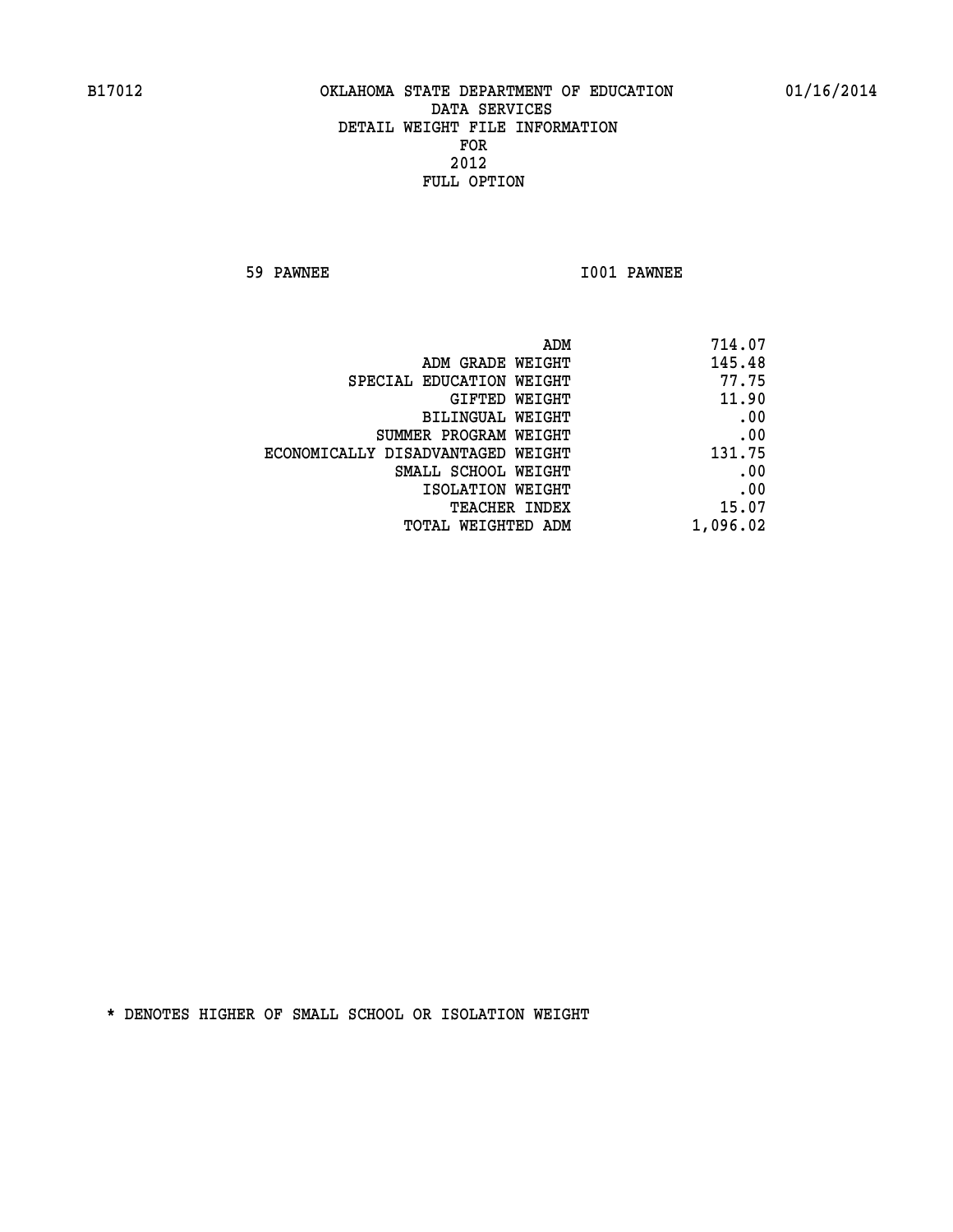B17012 OKLAHOMA STATE DEPARTMENT OF EDUCATION 01/16/2014

DATA SERVICES
DETAIL WEIGHT FILE INFORMATION
FOR
2012
FULL OPTION

59 PAWNEE I001 PAWNEE

| | |
|---|---|
| ADM | 714.07 |
| ADM GRADE WEIGHT | 145.48 |
| SPECIAL EDUCATION WEIGHT | 77.75 |
| GIFTED WEIGHT | 11.90 |
| BILINGUAL WEIGHT | .00 |
| SUMMER PROGRAM WEIGHT | .00 |
| ECONOMICALLY DISADVANTAGED WEIGHT | 131.75 |
| SMALL SCHOOL WEIGHT | .00 |
| ISOLATION WEIGHT | .00 |
| TEACHER INDEX | 15.07 |
| TOTAL WEIGHTED ADM | 1,096.02 |

* DENOTES HIGHER OF SMALL SCHOOL OR ISOLATION WEIGHT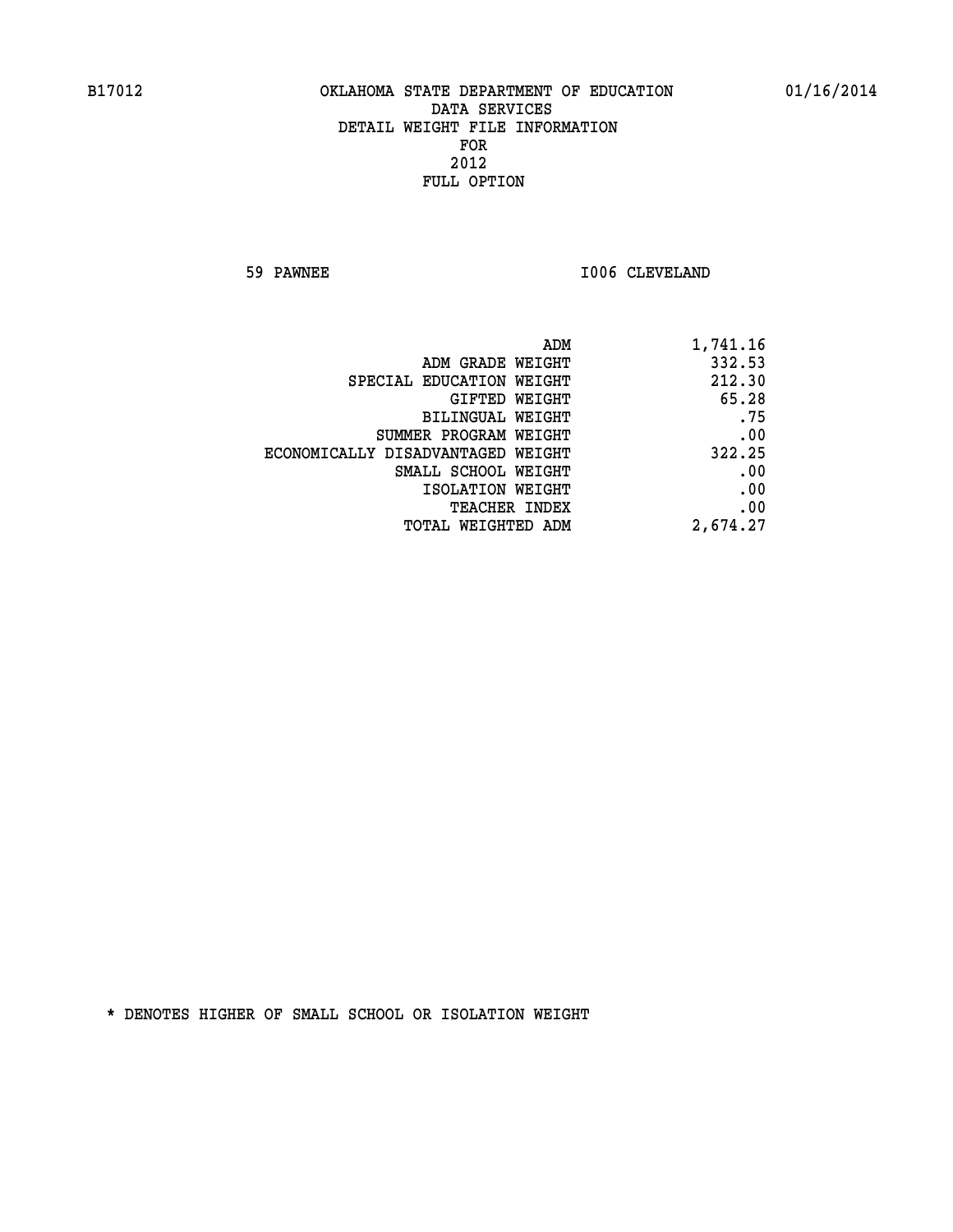B17012 OKLAHOMA STATE DEPARTMENT OF EDUCATION 01/16/2014

DATA SERVICES
DETAIL WEIGHT FILE INFORMATION
FOR
2012
FULL OPTION

59 PAWNEE I006 CLEVELAND

| | |
|---|---|
| ADM | 1,741.16 |
| ADM GRADE WEIGHT | 332.53 |
| SPECIAL EDUCATION WEIGHT | 212.30 |
| GIFTED WEIGHT | 65.28 |
| BILINGUAL WEIGHT | .75 |
| SUMMER PROGRAM WEIGHT | .00 |
| ECONOMICALLY DISADVANTAGED WEIGHT | 322.25 |
| SMALL SCHOOL WEIGHT | .00 |
| ISOLATION WEIGHT | .00 |
| TEACHER INDEX | .00 |
| TOTAL WEIGHTED ADM | 2,674.27 |

* DENOTES HIGHER OF SMALL SCHOOL OR ISOLATION WEIGHT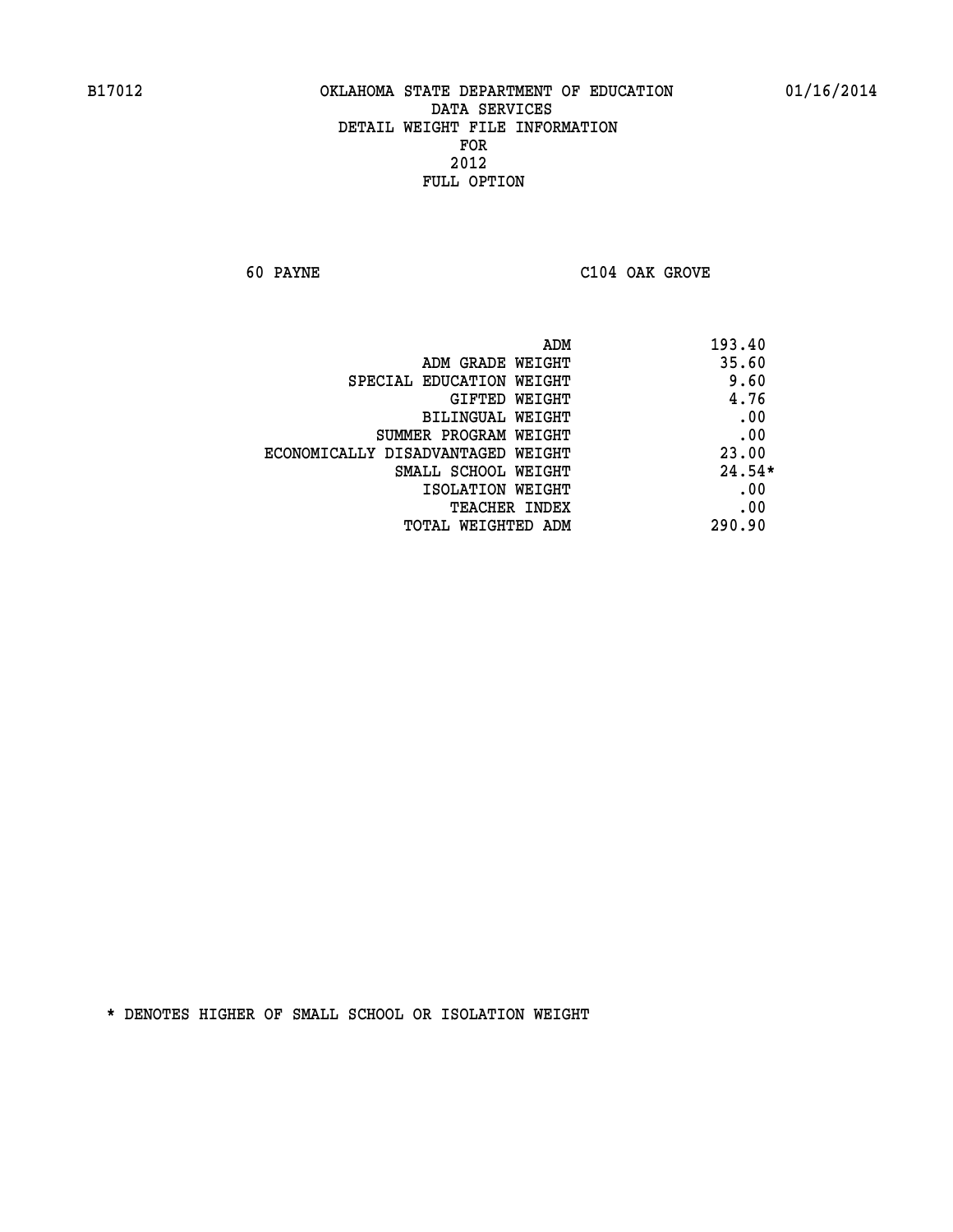B17012 OKLAHOMA STATE DEPARTMENT OF EDUCATION 01/16/2014

DATA SERVICES
DETAIL WEIGHT FILE INFORMATION
FOR
2012
FULL OPTION

60 PAYNE C104 OAK GROVE

| | |
|---|---|
| ADM | 193.40 |
| ADM GRADE WEIGHT | 35.60 |
| SPECIAL EDUCATION WEIGHT | 9.60 |
| GIFTED WEIGHT | 4.76 |
| BILINGUAL WEIGHT | .00 |
| SUMMER PROGRAM WEIGHT | .00 |
| ECONOMICALLY DISADVANTAGED WEIGHT | 23.00 |
| SMALL SCHOOL WEIGHT | 24.54* |
| ISOLATION WEIGHT | .00 |
| TEACHER INDEX | .00 |
| TOTAL WEIGHTED ADM | 290.90 |

* DENOTES HIGHER OF SMALL SCHOOL OR ISOLATION WEIGHT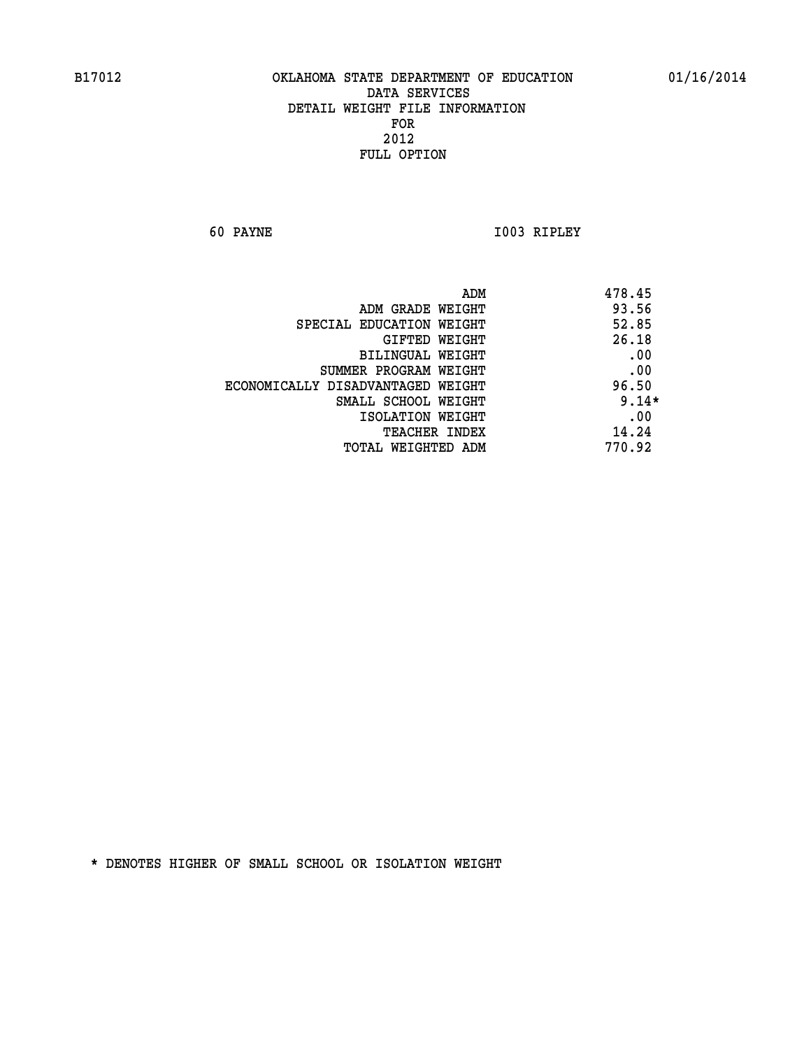B17012 OKLAHOMA STATE DEPARTMENT OF EDUCATION 01/16/2014

DATA SERVICES
DETAIL WEIGHT FILE INFORMATION
FOR
2012
FULL OPTION

60 PAYNE I003 RIPLEY

| | |
|---|---|
| ADM | 478.45 |
| ADM GRADE WEIGHT | 93.56 |
| SPECIAL EDUCATION WEIGHT | 52.85 |
| GIFTED WEIGHT | 26.18 |
| BILINGUAL WEIGHT | .00 |
| SUMMER PROGRAM WEIGHT | .00 |
| ECONOMICALLY DISADVANTAGED WEIGHT | 96.50 |
| SMALL SCHOOL WEIGHT | 9.14* |
| ISOLATION WEIGHT | .00 |
| TEACHER INDEX | 14.24 |
| TOTAL WEIGHTED ADM | 770.92 |

* DENOTES HIGHER OF SMALL SCHOOL OR ISOLATION WEIGHT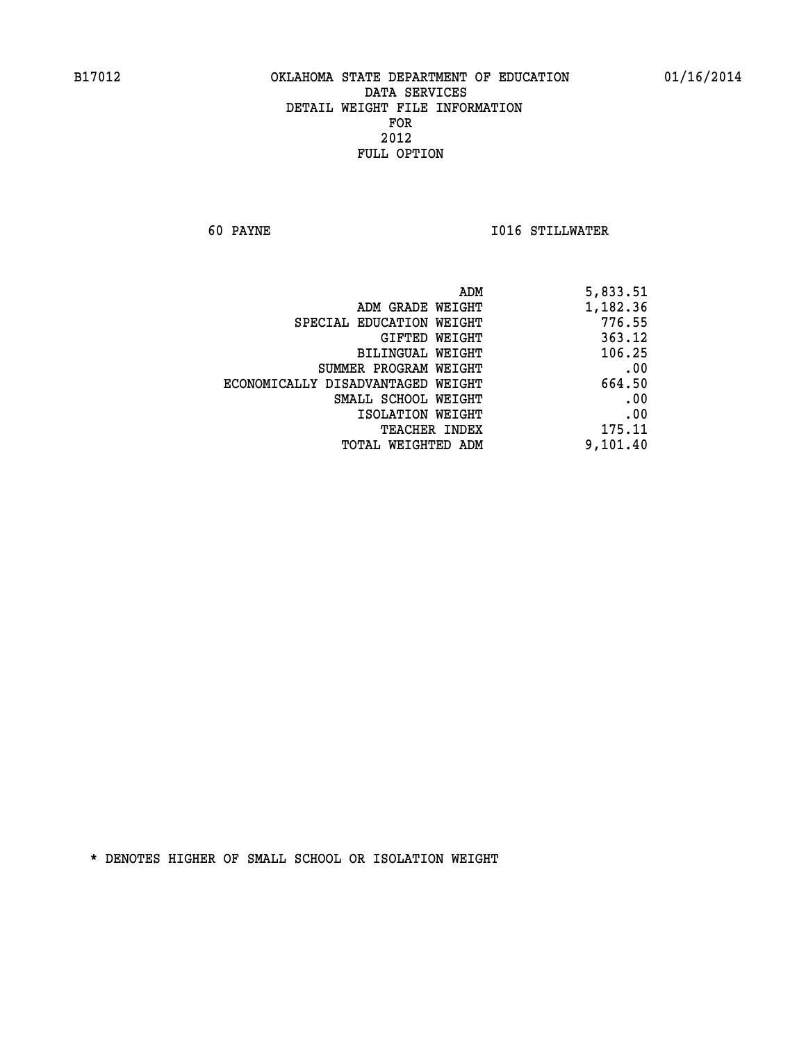B17012 OKLAHOMA STATE DEPARTMENT OF EDUCATION 01/16/2014

DATA SERVICES
DETAIL WEIGHT FILE INFORMATION
FOR
2012
FULL OPTION

60 PAYNE I016 STILLWATER

| | |
|---|---|
| ADM | 5,833.51 |
| ADM GRADE WEIGHT | 1,182.36 |
| SPECIAL EDUCATION WEIGHT | 776.55 |
| GIFTED WEIGHT | 363.12 |
| BILINGUAL WEIGHT | 106.25 |
| SUMMER PROGRAM WEIGHT | .00 |
| ECONOMICALLY DISADVANTAGED WEIGHT | 664.50 |
| SMALL SCHOOL WEIGHT | .00 |
| ISOLATION WEIGHT | .00 |
| TEACHER INDEX | 175.11 |
| TOTAL WEIGHTED ADM | 9,101.40 |

* DENOTES HIGHER OF SMALL SCHOOL OR ISOLATION WEIGHT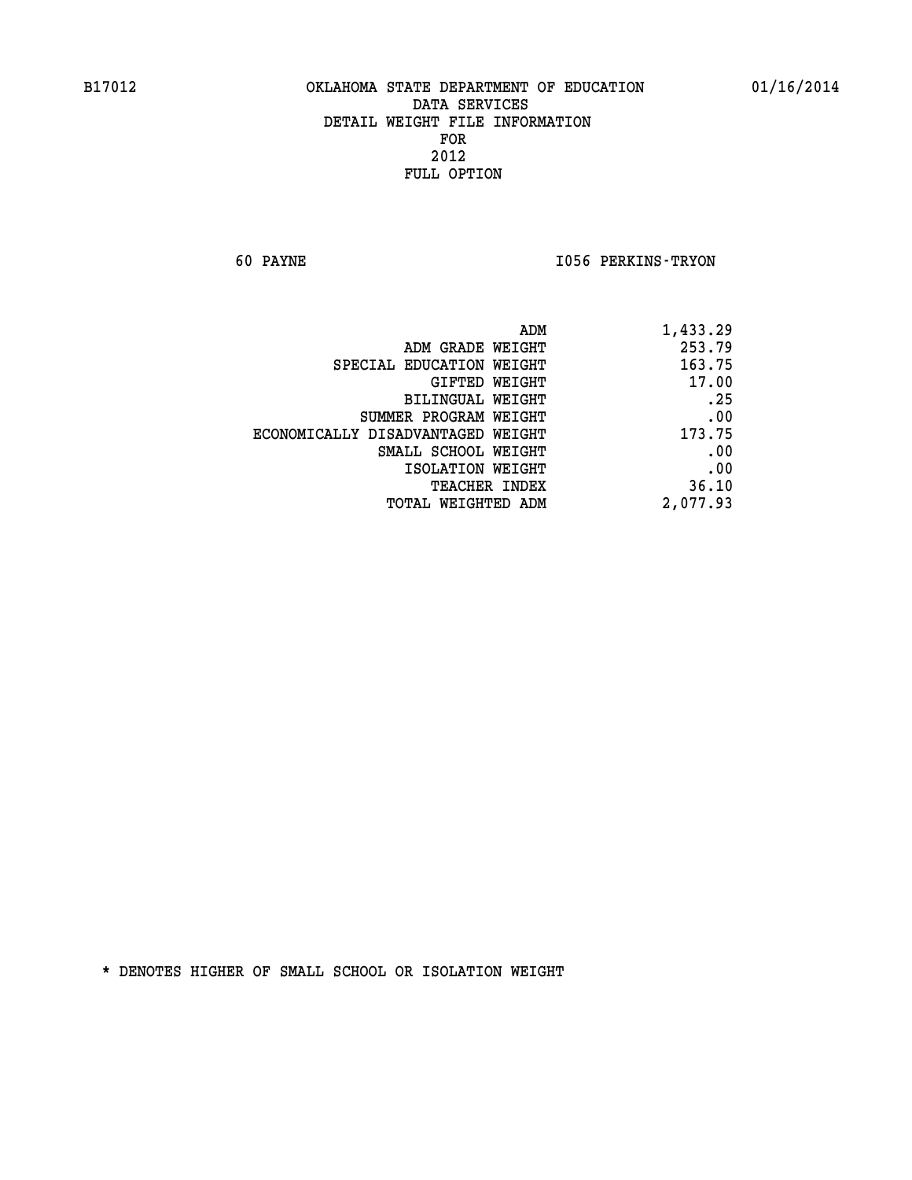B17012 OKLAHOMA STATE DEPARTMENT OF EDUCATION 01/16/2014

DATA SERVICES
DETAIL WEIGHT FILE INFORMATION
FOR
2012
FULL OPTION

60 PAYNE I056 PERKINS-TRYON

| | |
|---|---|
| ADM | 1,433.29 |
| ADM GRADE WEIGHT | 253.79 |
| SPECIAL EDUCATION WEIGHT | 163.75 |
| GIFTED WEIGHT | 17.00 |
| BILINGUAL WEIGHT | .25 |
| SUMMER PROGRAM WEIGHT | .00 |
| ECONOMICALLY DISADVANTAGED WEIGHT | 173.75 |
| SMALL SCHOOL WEIGHT | .00 |
| ISOLATION WEIGHT | .00 |
| TEACHER INDEX | 36.10 |
| TOTAL WEIGHTED ADM | 2,077.93 |

* DENOTES HIGHER OF SMALL SCHOOL OR ISOLATION WEIGHT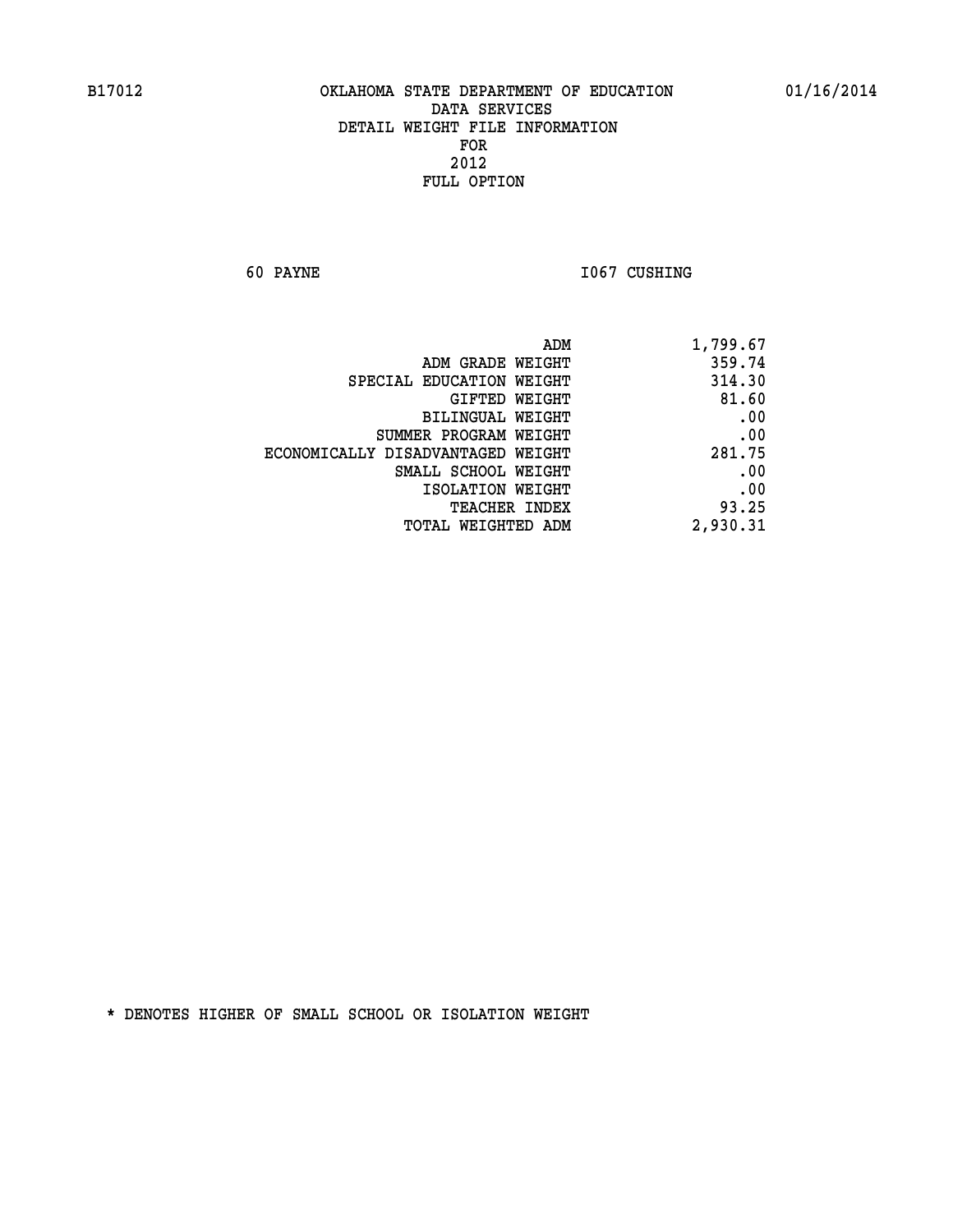B17012 OKLAHOMA STATE DEPARTMENT OF EDUCATION 01/16/2014

DATA SERVICES
DETAIL WEIGHT FILE INFORMATION
FOR
2012
FULL OPTION

60 PAYNE I067 CUSHING

| | |
|---|---|
| ADM | 1,799.67 |
| ADM GRADE WEIGHT | 359.74 |
| SPECIAL EDUCATION WEIGHT | 314.30 |
| GIFTED WEIGHT | 81.60 |
| BILINGUAL WEIGHT | .00 |
| SUMMER PROGRAM WEIGHT | .00 |
| ECONOMICALLY DISADVANTAGED WEIGHT | 281.75 |
| SMALL SCHOOL WEIGHT | .00 |
| ISOLATION WEIGHT | .00 |
| TEACHER INDEX | 93.25 |
| TOTAL WEIGHTED ADM | 2,930.31 |

* DENOTES HIGHER OF SMALL SCHOOL OR ISOLATION WEIGHT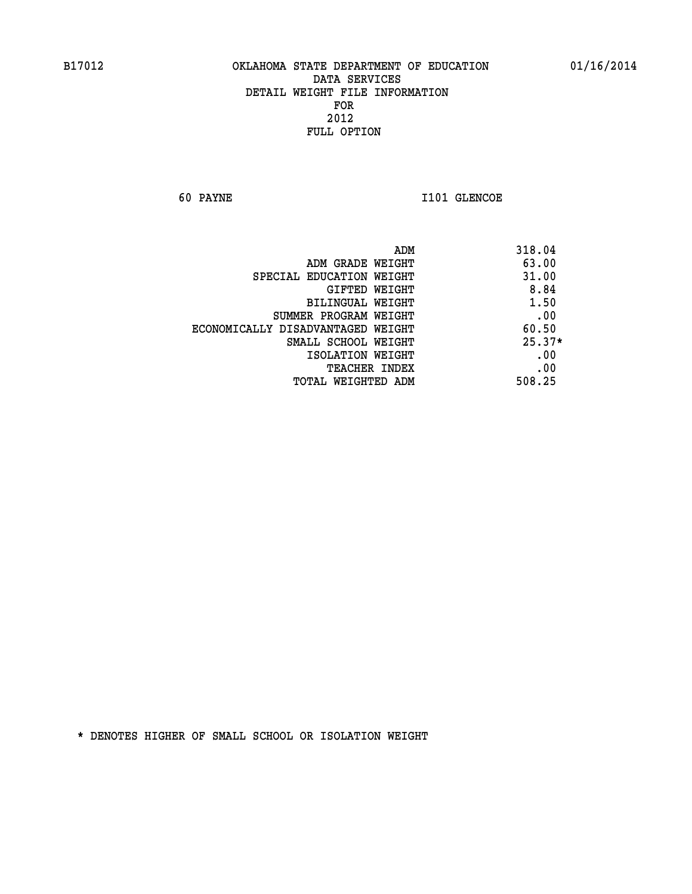B17012 OKLAHOMA STATE DEPARTMENT OF EDUCATION 01/16/2014
DATA SERVICES
DETAIL WEIGHT FILE INFORMATION
FOR
2012
FULL OPTION

60 PAYNE I101 GLENCOE

| | |
|---|---|
| ADM | 318.04 |
| ADM GRADE WEIGHT | 63.00 |
| SPECIAL EDUCATION WEIGHT | 31.00 |
| GIFTED WEIGHT | 8.84 |
| BILINGUAL WEIGHT | 1.50 |
| SUMMER PROGRAM WEIGHT | .00 |
| ECONOMICALLY DISADVANTAGED WEIGHT | 60.50 |
| SMALL SCHOOL WEIGHT | 25.37* |
| ISOLATION WEIGHT | .00 |
| TEACHER INDEX | .00 |
| TOTAL WEIGHTED ADM | 508.25 |

* DENOTES HIGHER OF SMALL SCHOOL OR ISOLATION WEIGHT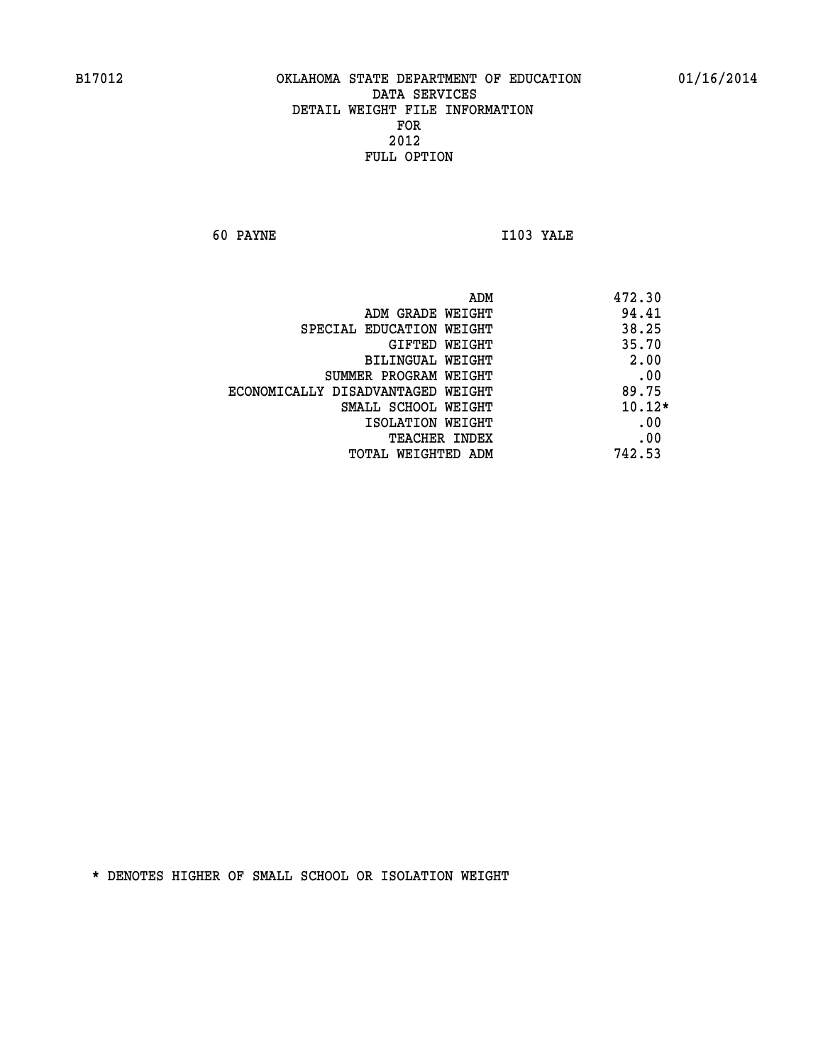B17012 OKLAHOMA STATE DEPARTMENT OF EDUCATION 01/16/2014

DATA SERVICES
DETAIL WEIGHT FILE INFORMATION
FOR
2012
FULL OPTION

60 PAYNE I103 YALE

| | |
|---|---|
| ADM | 472.30 |
| ADM GRADE WEIGHT | 94.41 |
| SPECIAL EDUCATION WEIGHT | 38.25 |
| GIFTED WEIGHT | 35.70 |
| BILINGUAL WEIGHT | 2.00 |
| SUMMER PROGRAM WEIGHT | .00 |
| ECONOMICALLY DISADVANTAGED WEIGHT | 89.75 |
| SMALL SCHOOL WEIGHT | 10.12* |
| ISOLATION WEIGHT | .00 |
| TEACHER INDEX | .00 |
| TOTAL WEIGHTED ADM | 742.53 |

* DENOTES HIGHER OF SMALL SCHOOL OR ISOLATION WEIGHT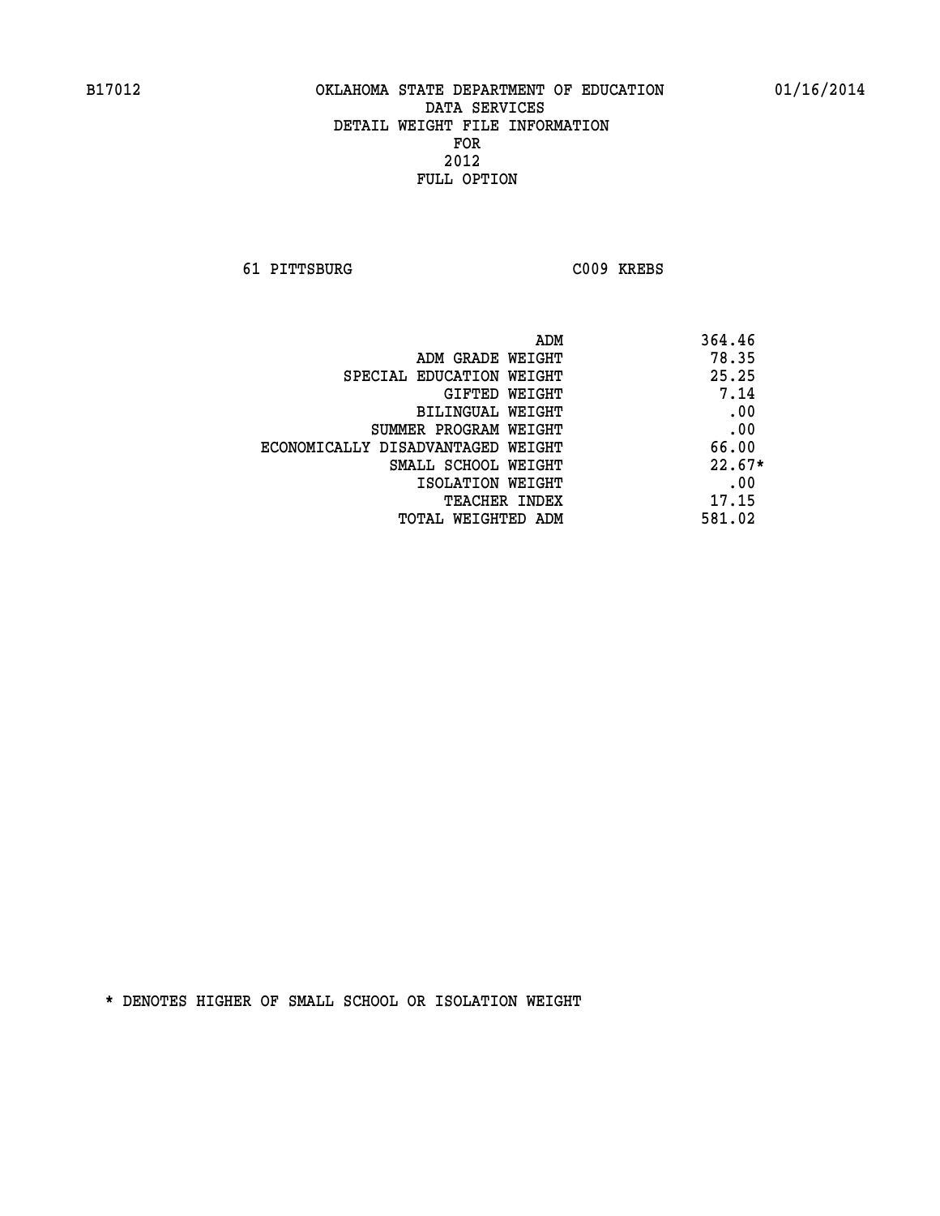# OKLAHOMA STATE DEPARTMENT OF EDUCATION
## DATA SERVICES
## DETAIL WEIGHT FILE INFORMATION
## FOR
## 2012
## FULL OPTION

B17012 01/16/2014

61 PITTSBURG C009 KREBS

| | |
|---|---|
| ADM | 364.46 |
| ADM GRADE WEIGHT | 78.35 |
| SPECIAL EDUCATION WEIGHT | 25.25 |
| GIFTED WEIGHT | 7.14 |
| BILINGUAL WEIGHT | .00 |
| SUMMER PROGRAM WEIGHT | .00 |
| ECONOMICALLY DISADVANTAGED WEIGHT | 66.00 |
| SMALL SCHOOL WEIGHT | 22.67* |
| ISOLATION WEIGHT | .00 |
| TEACHER INDEX | 17.15 |
| TOTAL WEIGHTED ADM | 581.02 |

* DENOTES HIGHER OF SMALL SCHOOL OR ISOLATION WEIGHT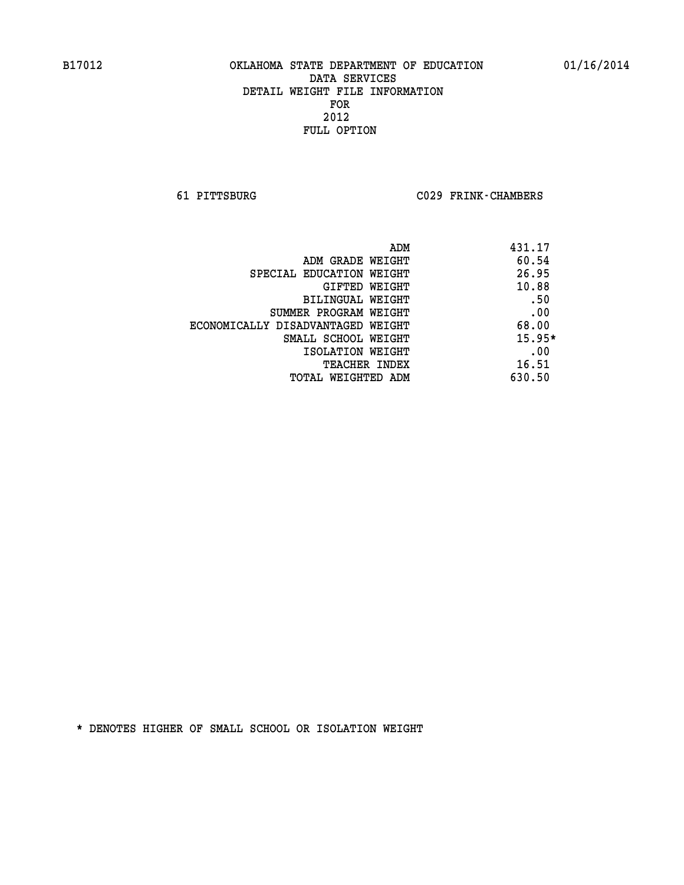B17012 OKLAHOMA STATE DEPARTMENT OF EDUCATION 01/16/2014

DATA SERVICES
DETAIL WEIGHT FILE INFORMATION
FOR
2012
FULL OPTION

61 PITTSBURG C029 FRINK-CHAMBERS

| | |
|---|---|
| ADM | 431.17 |
| ADM GRADE WEIGHT | 60.54 |
| SPECIAL EDUCATION WEIGHT | 26.95 |
| GIFTED WEIGHT | 10.88 |
| BILINGUAL WEIGHT | .50 |
| SUMMER PROGRAM WEIGHT | .00 |
| ECONOMICALLY DISADVANTAGED WEIGHT | 68.00 |
| SMALL SCHOOL WEIGHT | 15.95* |
| ISOLATION WEIGHT | .00 |
| TEACHER INDEX | 16.51 |
| TOTAL WEIGHTED ADM | 630.50 |

* DENOTES HIGHER OF SMALL SCHOOL OR ISOLATION WEIGHT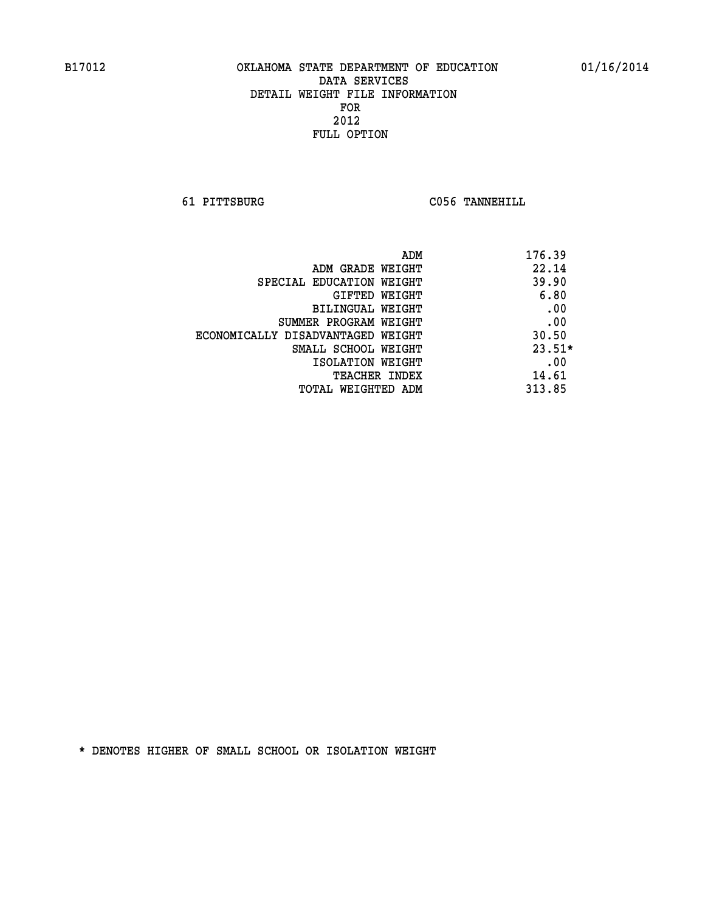B17012 OKLAHOMA STATE DEPARTMENT OF EDUCATION 01/16/2014

DATA SERVICES
DETAIL WEIGHT FILE INFORMATION
FOR
2012
FULL OPTION

61 PITTSBURG C056 TANNEHILL

| | |
|---|---|
| ADM | 176.39 |
| ADM GRADE WEIGHT | 22.14 |
| SPECIAL EDUCATION WEIGHT | 39.90 |
| GIFTED WEIGHT | 6.80 |
| BILINGUAL WEIGHT | .00 |
| SUMMER PROGRAM WEIGHT | .00 |
| ECONOMICALLY DISADVANTAGED WEIGHT | 30.50 |
| SMALL SCHOOL WEIGHT | 23.51* |
| ISOLATION WEIGHT | .00 |
| TEACHER INDEX | 14.61 |
| TOTAL WEIGHTED ADM | 313.85 |

* DENOTES HIGHER OF SMALL SCHOOL OR ISOLATION WEIGHT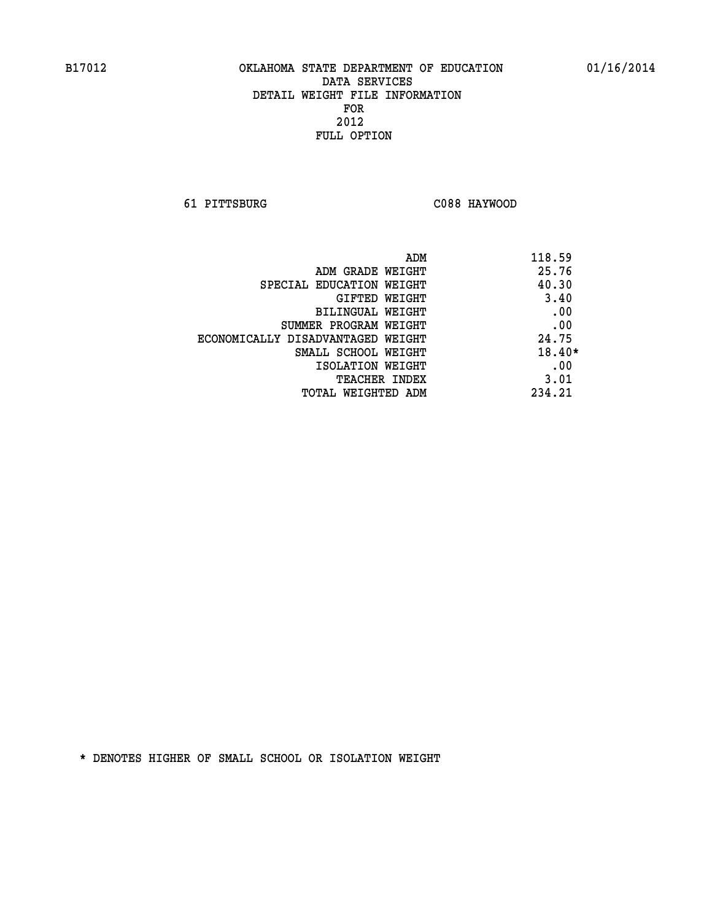B17012 OKLAHOMA STATE DEPARTMENT OF EDUCATION 01/16/2014

DATA SERVICES
DETAIL WEIGHT FILE INFORMATION
FOR
2012
FULL OPTION

61 PITTSBURG C088 HAYWOOD

| | |
|---|---|
| ADM | 118.59 |
| ADM GRADE WEIGHT | 25.76 |
| SPECIAL EDUCATION WEIGHT | 40.30 |
| GIFTED WEIGHT | 3.40 |
| BILINGUAL WEIGHT | .00 |
| SUMMER PROGRAM WEIGHT | .00 |
| ECONOMICALLY DISADVANTAGED WEIGHT | 24.75 |
| SMALL SCHOOL WEIGHT | 18.40* |
| ISOLATION WEIGHT | .00 |
| TEACHER INDEX | 3.01 |
| TOTAL WEIGHTED ADM | 234.21 |

* DENOTES HIGHER OF SMALL SCHOOL OR ISOLATION WEIGHT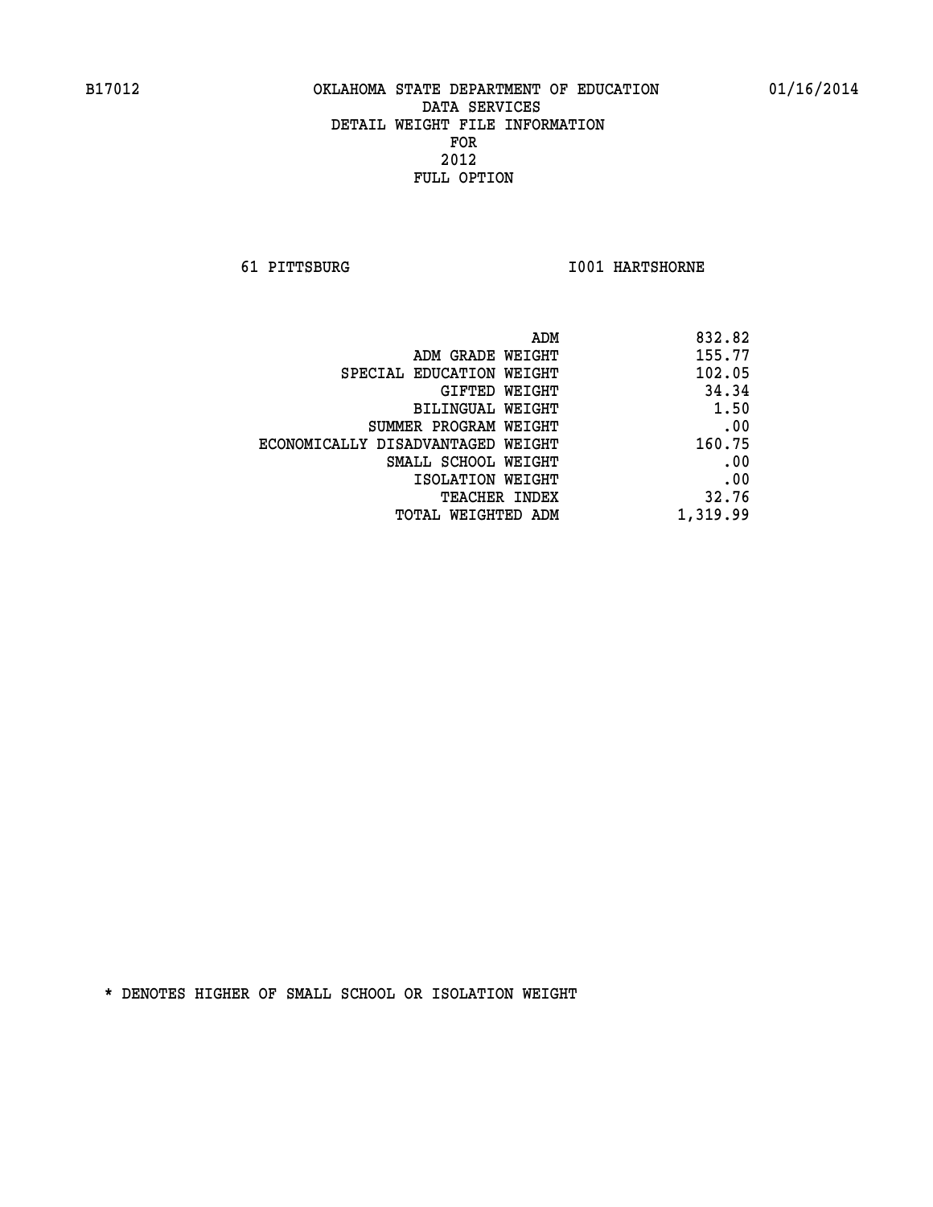B17012 OKLAHOMA STATE DEPARTMENT OF EDUCATION 01/16/2014

DATA SERVICES
DETAIL WEIGHT FILE INFORMATION
FOR
2012
FULL OPTION

61 PITTSBURG I001 HARTSHORNE

| | |
|---|---|
| ADM | 832.82 |
| ADM GRADE WEIGHT | 155.77 |
| SPECIAL EDUCATION WEIGHT | 102.05 |
| GIFTED WEIGHT | 34.34 |
| BILINGUAL WEIGHT | 1.50 |
| SUMMER PROGRAM WEIGHT | .00 |
| ECONOMICALLY DISADVANTAGED WEIGHT | 160.75 |
| SMALL SCHOOL WEIGHT | .00 |
| ISOLATION WEIGHT | .00 |
| TEACHER INDEX | 32.76 |
| TOTAL WEIGHTED ADM | 1,319.99 |

* DENOTES HIGHER OF SMALL SCHOOL OR ISOLATION WEIGHT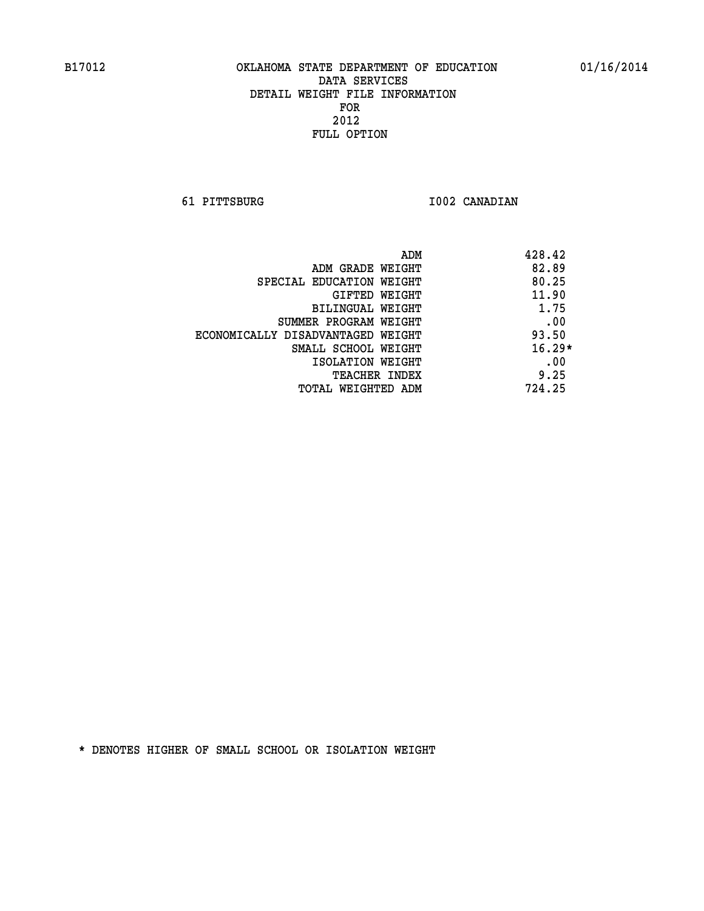B17012 OKLAHOMA STATE DEPARTMENT OF EDUCATION 01/16/2014

DATA SERVICES
DETAIL WEIGHT FILE INFORMATION
FOR
2012
FULL OPTION

61 PITTSBURG I002 CANADIAN

| | |
|---|---|
| ADM | 428.42 |
| ADM GRADE WEIGHT | 82.89 |
| SPECIAL EDUCATION WEIGHT | 80.25 |
| GIFTED WEIGHT | 11.90 |
| BILINGUAL WEIGHT | 1.75 |
| SUMMER PROGRAM WEIGHT | .00 |
| ECONOMICALLY DISADVANTAGED WEIGHT | 93.50 |
| SMALL SCHOOL WEIGHT | 16.29* |
| ISOLATION WEIGHT | .00 |
| TEACHER INDEX | 9.25 |
| TOTAL WEIGHTED ADM | 724.25 |

* DENOTES HIGHER OF SMALL SCHOOL OR ISOLATION WEIGHT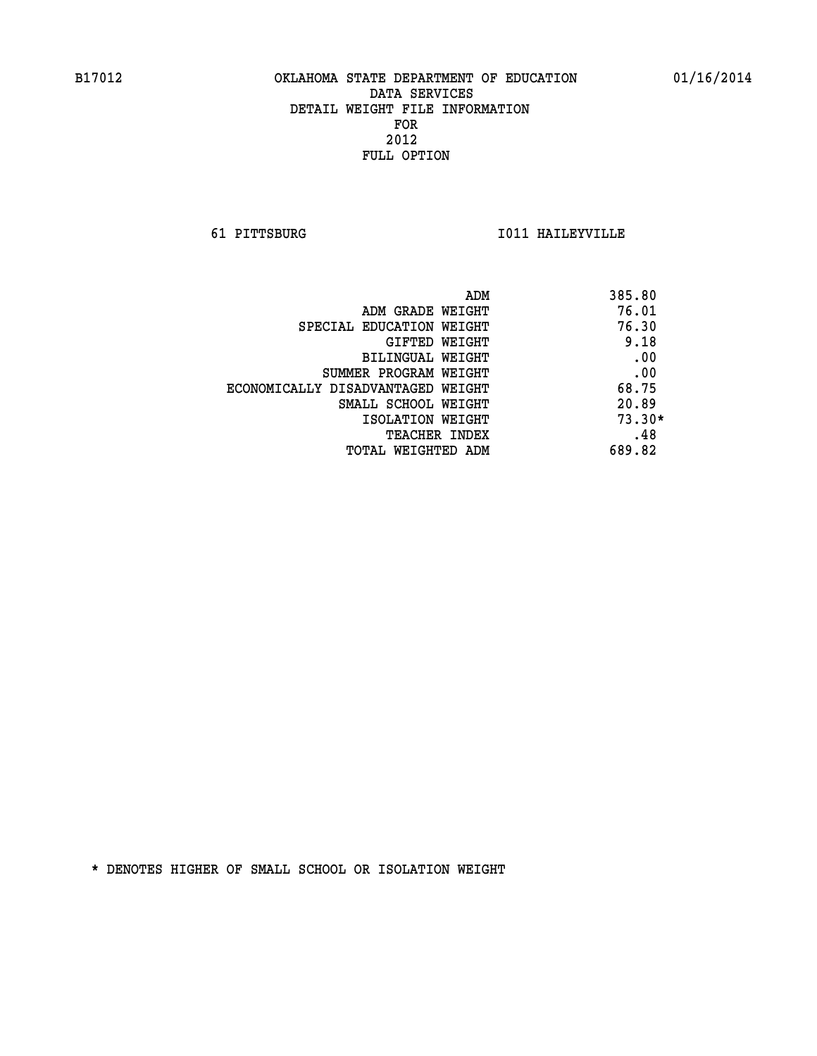B17012 OKLAHOMA STATE DEPARTMENT OF EDUCATION 01/16/2014

DATA SERVICES
DETAIL WEIGHT FILE INFORMATION
FOR
2012
FULL OPTION

61 PITTSBURG I011 HAILEYVILLE

| | |
|---|---|
| ADM | 385.80 |
| ADM GRADE WEIGHT | 76.01 |
| SPECIAL EDUCATION WEIGHT | 76.30 |
| GIFTED WEIGHT | 9.18 |
| BILINGUAL WEIGHT | .00 |
| SUMMER PROGRAM WEIGHT | .00 |
| ECONOMICALLY DISADVANTAGED WEIGHT | 68.75 |
| SMALL SCHOOL WEIGHT | 20.89 |
| ISOLATION WEIGHT | 73.30* |
| TEACHER INDEX | .48 |
| TOTAL WEIGHTED ADM | 689.82 |

* DENOTES HIGHER OF SMALL SCHOOL OR ISOLATION WEIGHT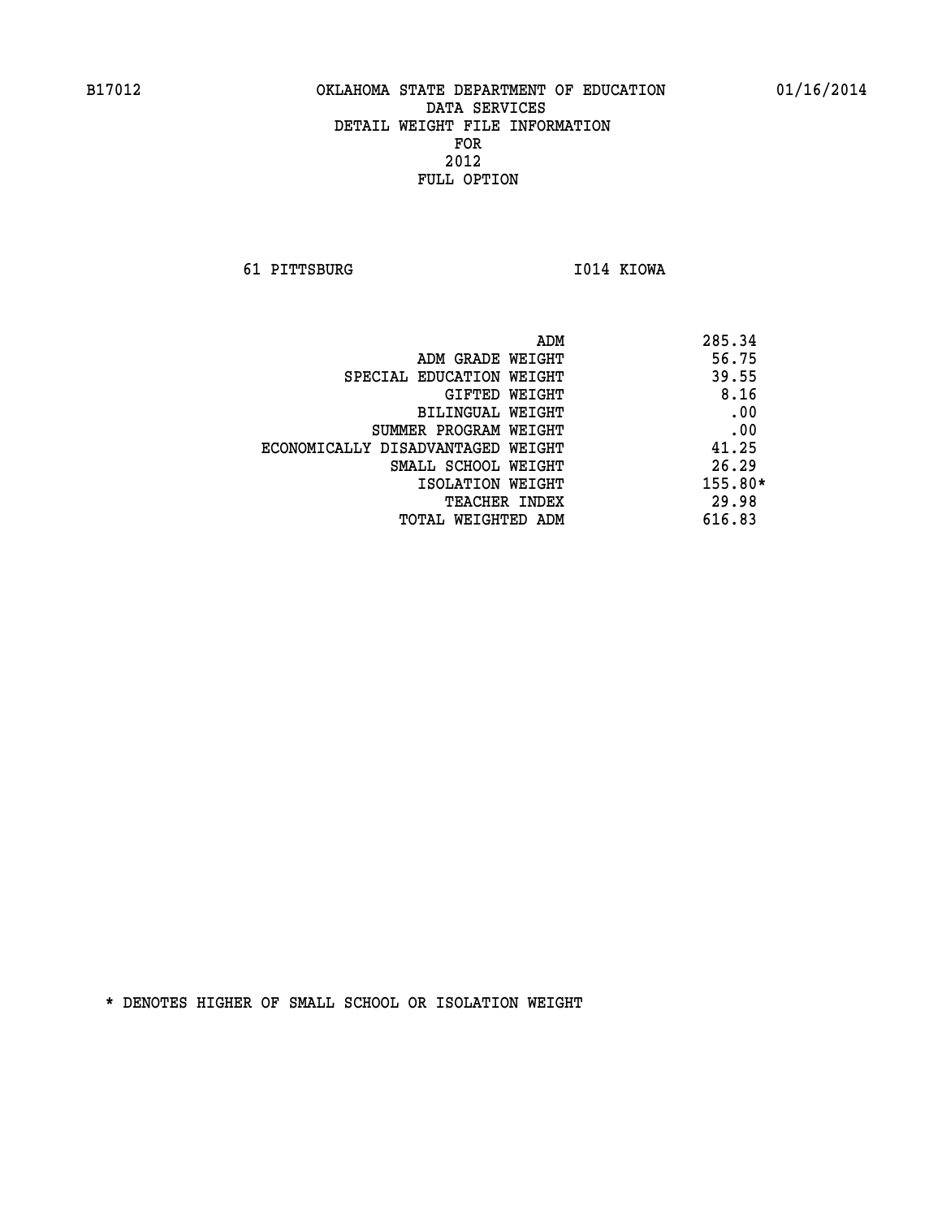B17012 OKLAHOMA STATE DEPARTMENT OF EDUCATION 01/16/2014

DATA SERVICES
DETAIL WEIGHT FILE INFORMATION
FOR
2012
FULL OPTION

61 PITTSBURG I014 KIOWA

| | |
|---|---|
| ADM | 285.34 |
| ADM GRADE WEIGHT | 56.75 |
| SPECIAL EDUCATION WEIGHT | 39.55 |
| GIFTED WEIGHT | 8.16 |
| BILINGUAL WEIGHT | .00 |
| SUMMER PROGRAM WEIGHT | .00 |
| ECONOMICALLY DISADVANTAGED WEIGHT | 41.25 |
| SMALL SCHOOL WEIGHT | 26.29 |
| ISOLATION WEIGHT | 155.80* |
| TEACHER INDEX | 29.98 |
| TOTAL WEIGHTED ADM | 616.83 |

* DENOTES HIGHER OF SMALL SCHOOL OR ISOLATION WEIGHT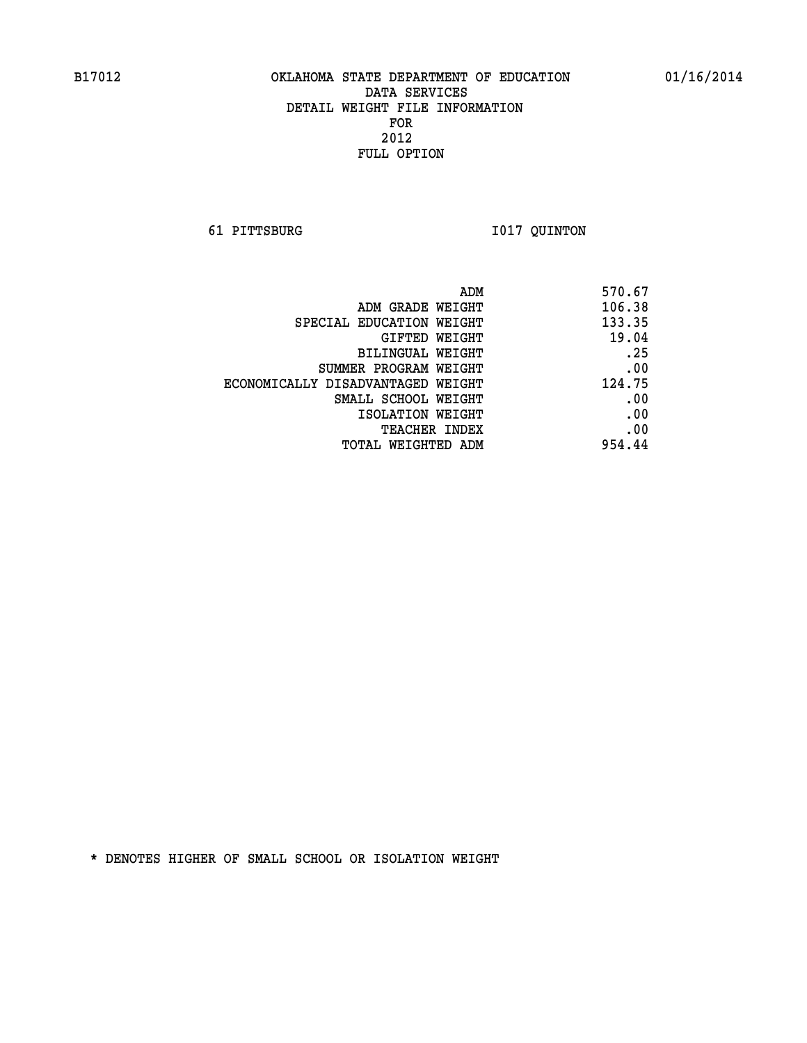B17012 OKLAHOMA STATE DEPARTMENT OF EDUCATION 01/16/2014

DATA SERVICES

DETAIL WEIGHT FILE INFORMATION

FOR

2012

FULL OPTION

61 PITTSBURG I017 QUINTON

| | |
|---|---|
| ADM | 570.67 |
| ADM GRADE WEIGHT | 106.38 |
| SPECIAL EDUCATION WEIGHT | 133.35 |
| GIFTED WEIGHT | 19.04 |
| BILINGUAL WEIGHT | .25 |
| SUMMER PROGRAM WEIGHT | .00 |
| ECONOMICALLY DISADVANTAGED WEIGHT | 124.75 |
| SMALL SCHOOL WEIGHT | .00 |
| ISOLATION WEIGHT | .00 |
| TEACHER INDEX | .00 |
| TOTAL WEIGHTED ADM | 954.44 |

* DENOTES HIGHER OF SMALL SCHOOL OR ISOLATION WEIGHT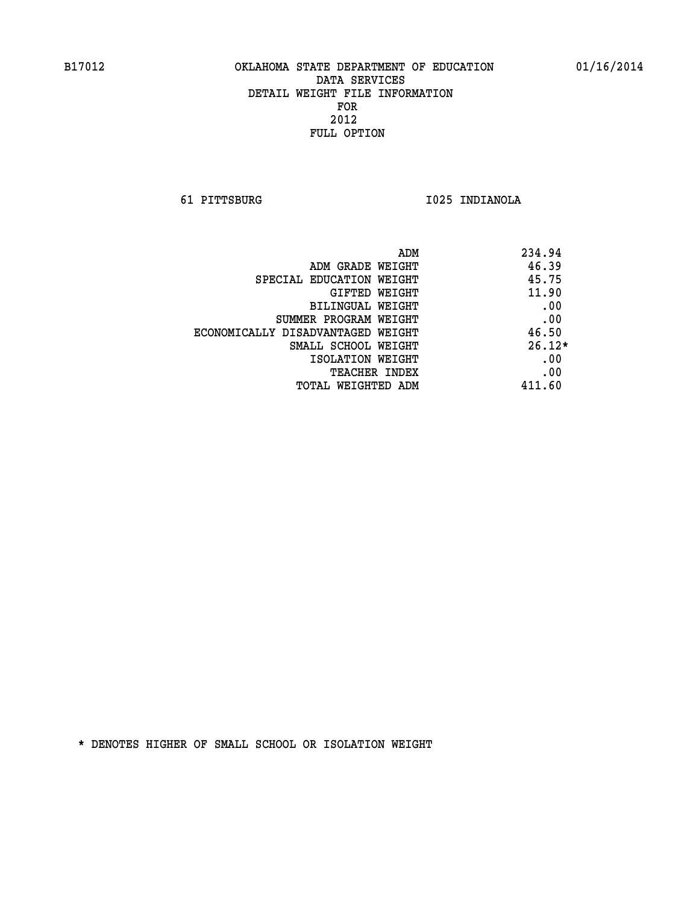B17012 OKLAHOMA STATE DEPARTMENT OF EDUCATION 01/16/2014

DATA SERVICES
DETAIL WEIGHT FILE INFORMATION
FOR
2012
FULL OPTION

61 PITTSBURG I025 INDIANOLA

| | |
|---|---|
| ADM | 234.94 |
| ADM GRADE WEIGHT | 46.39 |
| SPECIAL EDUCATION WEIGHT | 45.75 |
| GIFTED WEIGHT | 11.90 |
| BILINGUAL WEIGHT | .00 |
| SUMMER PROGRAM WEIGHT | .00 |
| ECONOMICALLY DISADVANTAGED WEIGHT | 46.50 |
| SMALL SCHOOL WEIGHT | 26.12* |
| ISOLATION WEIGHT | .00 |
| TEACHER INDEX | .00 |
| TOTAL WEIGHTED ADM | 411.60 |

* DENOTES HIGHER OF SMALL SCHOOL OR ISOLATION WEIGHT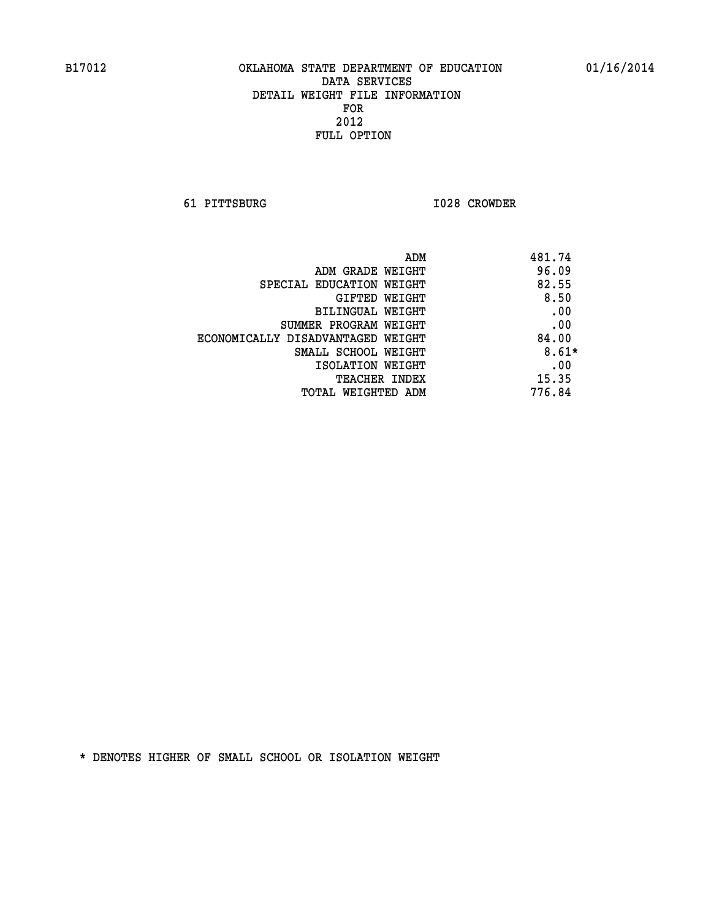B17012 OKLAHOMA STATE DEPARTMENT OF EDUCATION 01/16/2014

DATA SERVICES
DETAIL WEIGHT FILE INFORMATION
FOR
2012
FULL OPTION

61 PITTSBURG I028 CROWDER

| | |
|---|---|
| ADM | 481.74 |
| ADM GRADE WEIGHT | 96.09 |
| SPECIAL EDUCATION WEIGHT | 82.55 |
| GIFTED WEIGHT | 8.50 |
| BILINGUAL WEIGHT | .00 |
| SUMMER PROGRAM WEIGHT | .00 |
| ECONOMICALLY DISADVANTAGED WEIGHT | 84.00 |
| SMALL SCHOOL WEIGHT | 8.61* |
| ISOLATION WEIGHT | .00 |
| TEACHER INDEX | 15.35 |
| TOTAL WEIGHTED ADM | 776.84 |

* DENOTES HIGHER OF SMALL SCHOOL OR ISOLATION WEIGHT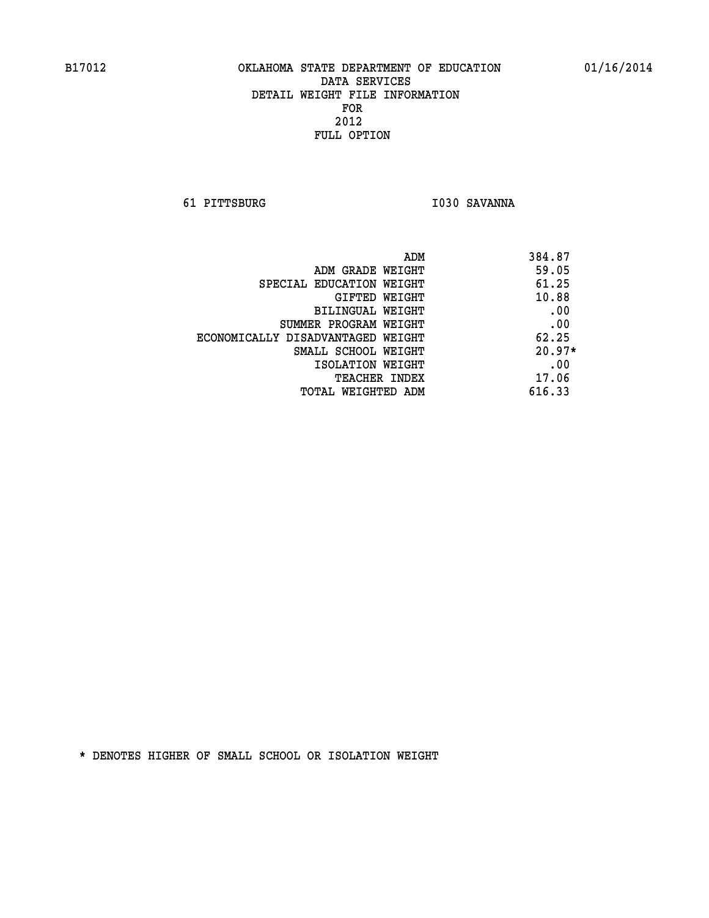B17012 OKLAHOMA STATE DEPARTMENT OF EDUCATION 01/16/2014

DATA SERVICES
DETAIL WEIGHT FILE INFORMATION
FOR
2012
FULL OPTION

61 PITTSBURG I030 SAVANNA

| | |
|---|---|
| ADM | 384.87 |
| ADM GRADE WEIGHT | 59.05 |
| SPECIAL EDUCATION WEIGHT | 61.25 |
| GIFTED WEIGHT | 10.88 |
| BILINGUAL WEIGHT | .00 |
| SUMMER PROGRAM WEIGHT | .00 |
| ECONOMICALLY DISADVANTAGED WEIGHT | 62.25 |
| SMALL SCHOOL WEIGHT | 20.97* |
| ISOLATION WEIGHT | .00 |
| TEACHER INDEX | 17.06 |
| TOTAL WEIGHTED ADM | 616.33 |

* DENOTES HIGHER OF SMALL SCHOOL OR ISOLATION WEIGHT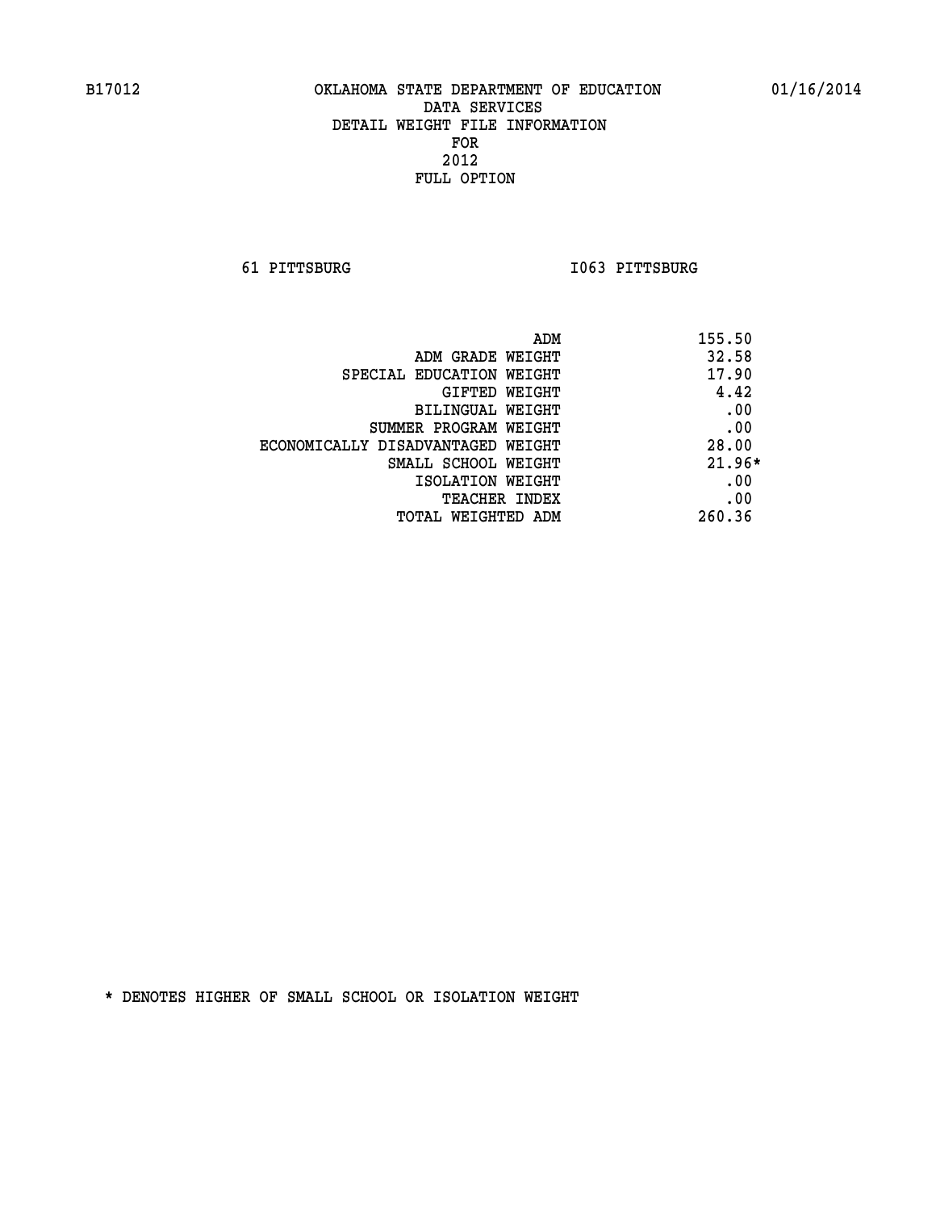B17012 OKLAHOMA STATE DEPARTMENT OF EDUCATION 01/16/2014

DATA SERVICES
DETAIL WEIGHT FILE INFORMATION
FOR
2012
FULL OPTION

61 PITTSBURG I063 PITTSBURG

| | |
|---|---|
| ADM | 155.50 |
| ADM GRADE WEIGHT | 32.58 |
| SPECIAL EDUCATION WEIGHT | 17.90 |
| GIFTED WEIGHT | 4.42 |
| BILINGUAL WEIGHT | .00 |
| SUMMER PROGRAM WEIGHT | .00 |
| ECONOMICALLY DISADVANTAGED WEIGHT | 28.00 |
| SMALL SCHOOL WEIGHT | 21.96* |
| ISOLATION WEIGHT | .00 |
| TEACHER INDEX | .00 |
| TOTAL WEIGHTED ADM | 260.36 |

* DENOTES HIGHER OF SMALL SCHOOL OR ISOLATION WEIGHT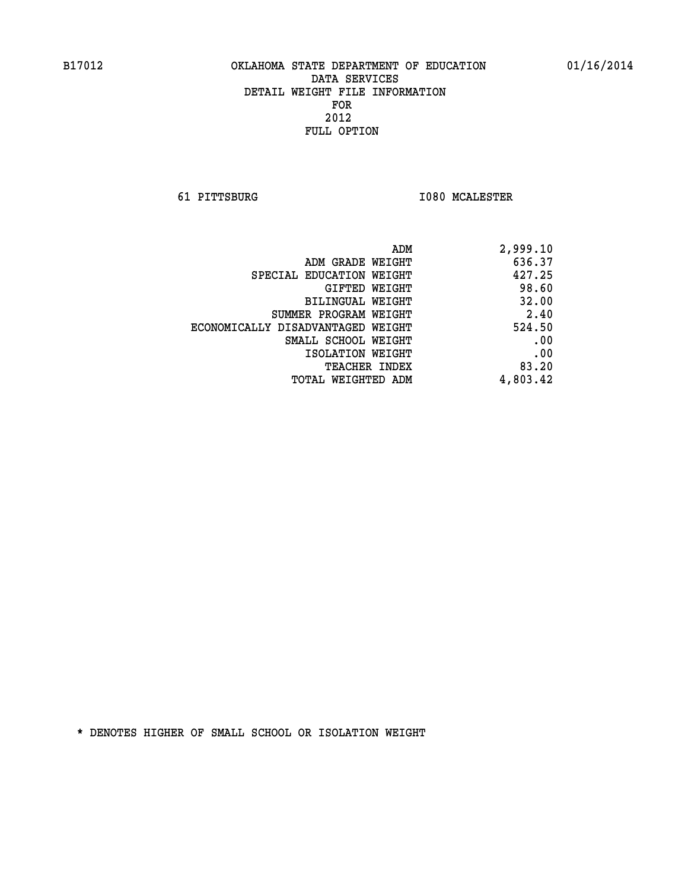B17012 OKLAHOMA STATE DEPARTMENT OF EDUCATION 01/16/2014

DATA SERVICES
DETAIL WEIGHT FILE INFORMATION
FOR
2012
FULL OPTION

61 PITTSBURG I080 MCALESTER

| | |
|---|---|
| ADM | 2,999.10 |
| ADM GRADE WEIGHT | 636.37 |
| SPECIAL EDUCATION WEIGHT | 427.25 |
| GIFTED WEIGHT | 98.60 |
| BILINGUAL WEIGHT | 32.00 |
| SUMMER PROGRAM WEIGHT | 2.40 |
| ECONOMICALLY DISADVANTAGED WEIGHT | 524.50 |
| SMALL SCHOOL WEIGHT | .00 |
| ISOLATION WEIGHT | .00 |
| TEACHER INDEX | 83.20 |
| TOTAL WEIGHTED ADM | 4,803.42 |

* DENOTES HIGHER OF SMALL SCHOOL OR ISOLATION WEIGHT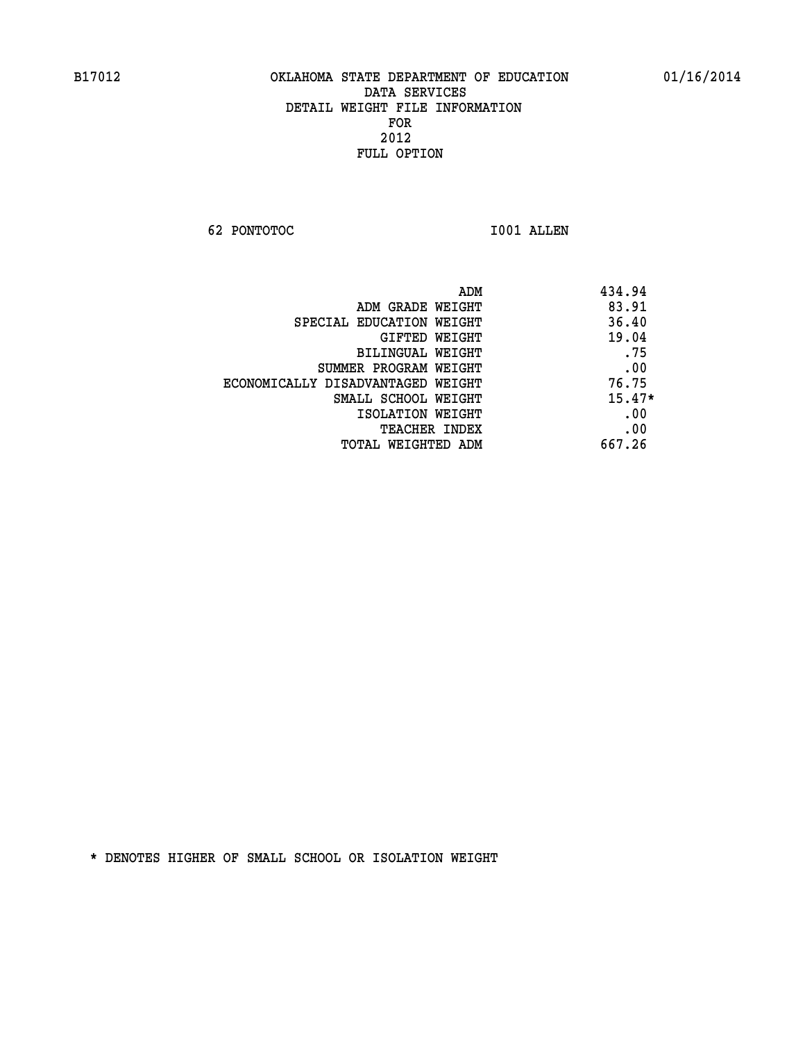B17012 OKLAHOMA STATE DEPARTMENT OF EDUCATION 01/16/2014

DATA SERVICES
DETAIL WEIGHT FILE INFORMATION
FOR
2012
FULL OPTION

62 PONTOTOC I001 ALLEN

| | |
|---|---|
| ADM | 434.94 |
| ADM GRADE WEIGHT | 83.91 |
| SPECIAL EDUCATION WEIGHT | 36.40 |
| GIFTED WEIGHT | 19.04 |
| BILINGUAL WEIGHT | .75 |
| SUMMER PROGRAM WEIGHT | .00 |
| ECONOMICALLY DISADVANTAGED WEIGHT | 76.75 |
| SMALL SCHOOL WEIGHT | 15.47* |
| ISOLATION WEIGHT | .00 |
| TEACHER INDEX | .00 |
| TOTAL WEIGHTED ADM | 667.26 |

* DENOTES HIGHER OF SMALL SCHOOL OR ISOLATION WEIGHT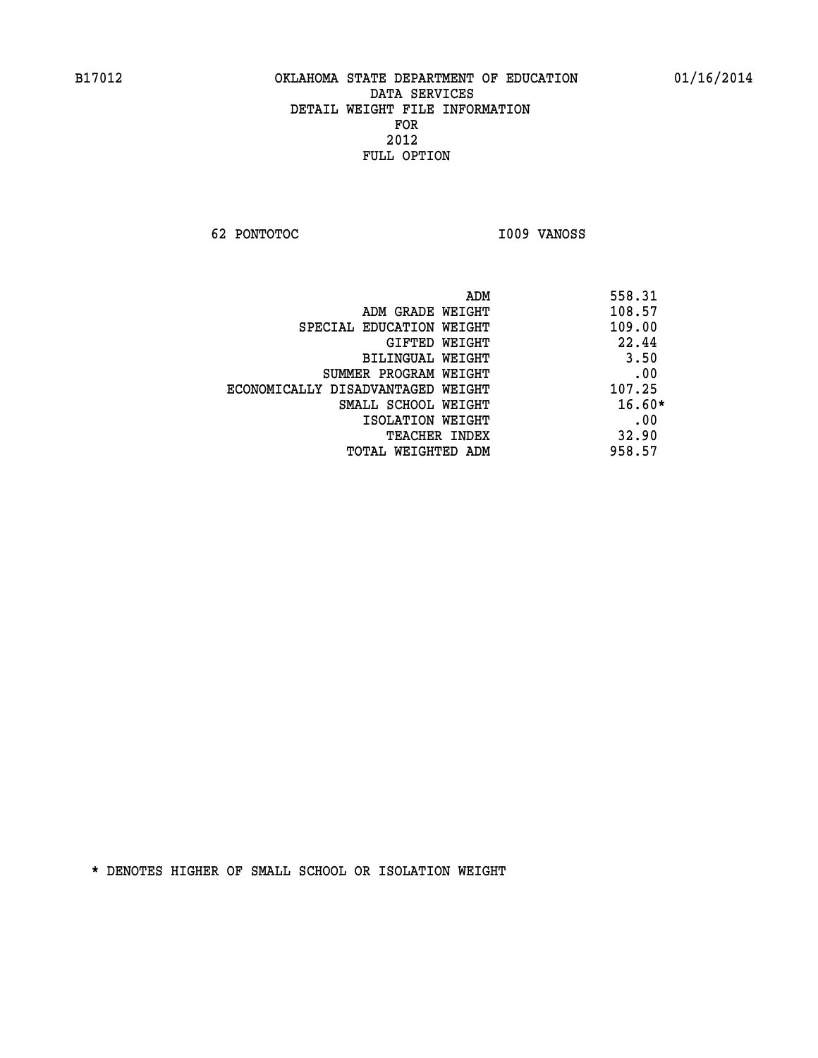B17012 OKLAHOMA STATE DEPARTMENT OF EDUCATION 01/16/2014

DATA SERVICES

DETAIL WEIGHT FILE INFORMATION

FOR

2012

FULL OPTION

62 PONTOTOC I009 VANOSS

| | |
|---|---|
| ADM | 558.31 |
| ADM GRADE WEIGHT | 108.57 |
| SPECIAL EDUCATION WEIGHT | 109.00 |
| GIFTED WEIGHT | 22.44 |
| BILINGUAL WEIGHT | 3.50 |
| SUMMER PROGRAM WEIGHT | .00 |
| ECONOMICALLY DISADVANTAGED WEIGHT | 107.25 |
| SMALL SCHOOL WEIGHT | 16.60* |
| ISOLATION WEIGHT | .00 |
| TEACHER INDEX | 32.90 |
| TOTAL WEIGHTED ADM | 958.57 |

* DENOTES HIGHER OF SMALL SCHOOL OR ISOLATION WEIGHT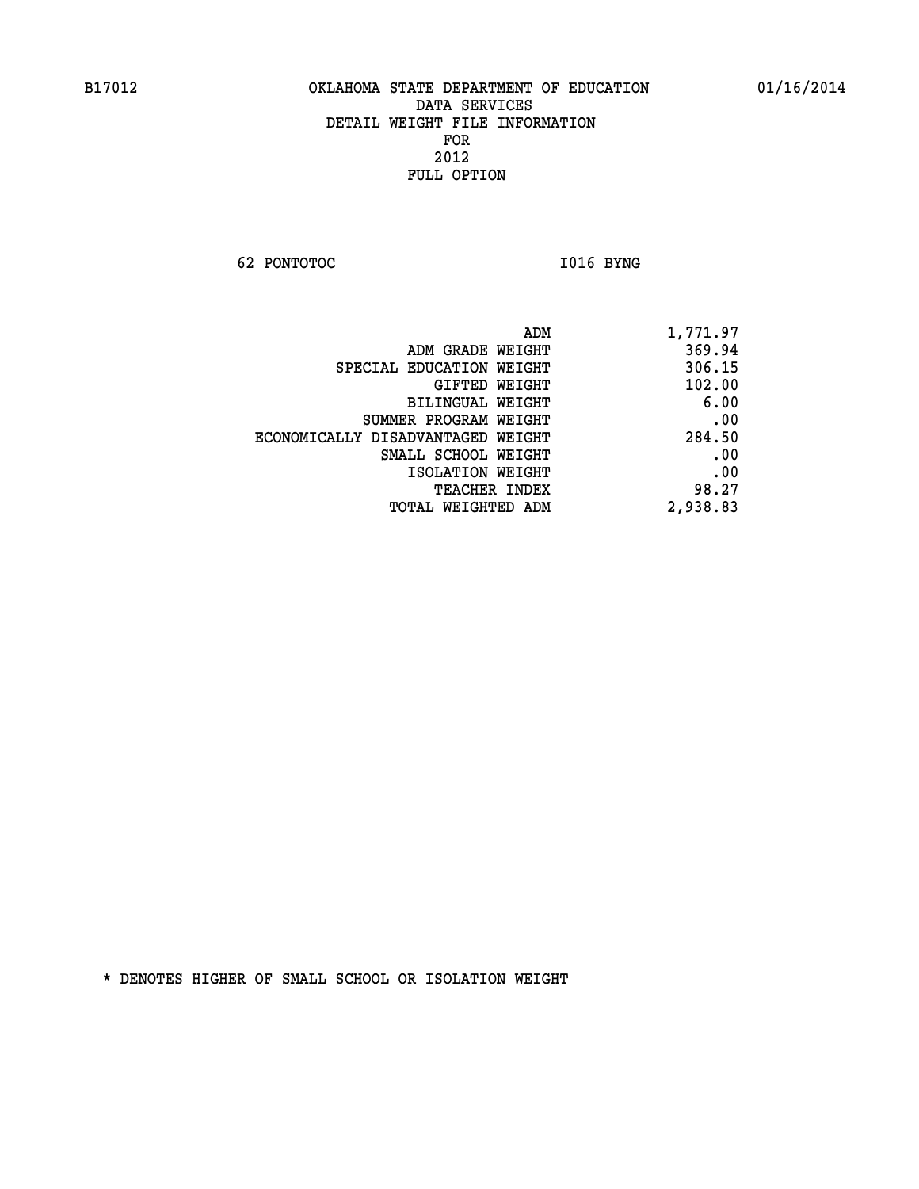B17012 OKLAHOMA STATE DEPARTMENT OF EDUCATION 01/16/2014

DATA SERVICES
DETAIL WEIGHT FILE INFORMATION
FOR
2012
FULL OPTION

62 PONTOTOC I016 BYNG

| | |
|---|---|
| ADM | 1,771.97 |
| ADM GRADE WEIGHT | 369.94 |
| SPECIAL EDUCATION WEIGHT | 306.15 |
| GIFTED WEIGHT | 102.00 |
| BILINGUAL WEIGHT | 6.00 |
| SUMMER PROGRAM WEIGHT | .00 |
| ECONOMICALLY DISADVANTAGED WEIGHT | 284.50 |
| SMALL SCHOOL WEIGHT | .00 |
| ISOLATION WEIGHT | .00 |
| TEACHER INDEX | 98.27 |
| TOTAL WEIGHTED ADM | 2,938.83 |

* DENOTES HIGHER OF SMALL SCHOOL OR ISOLATION WEIGHT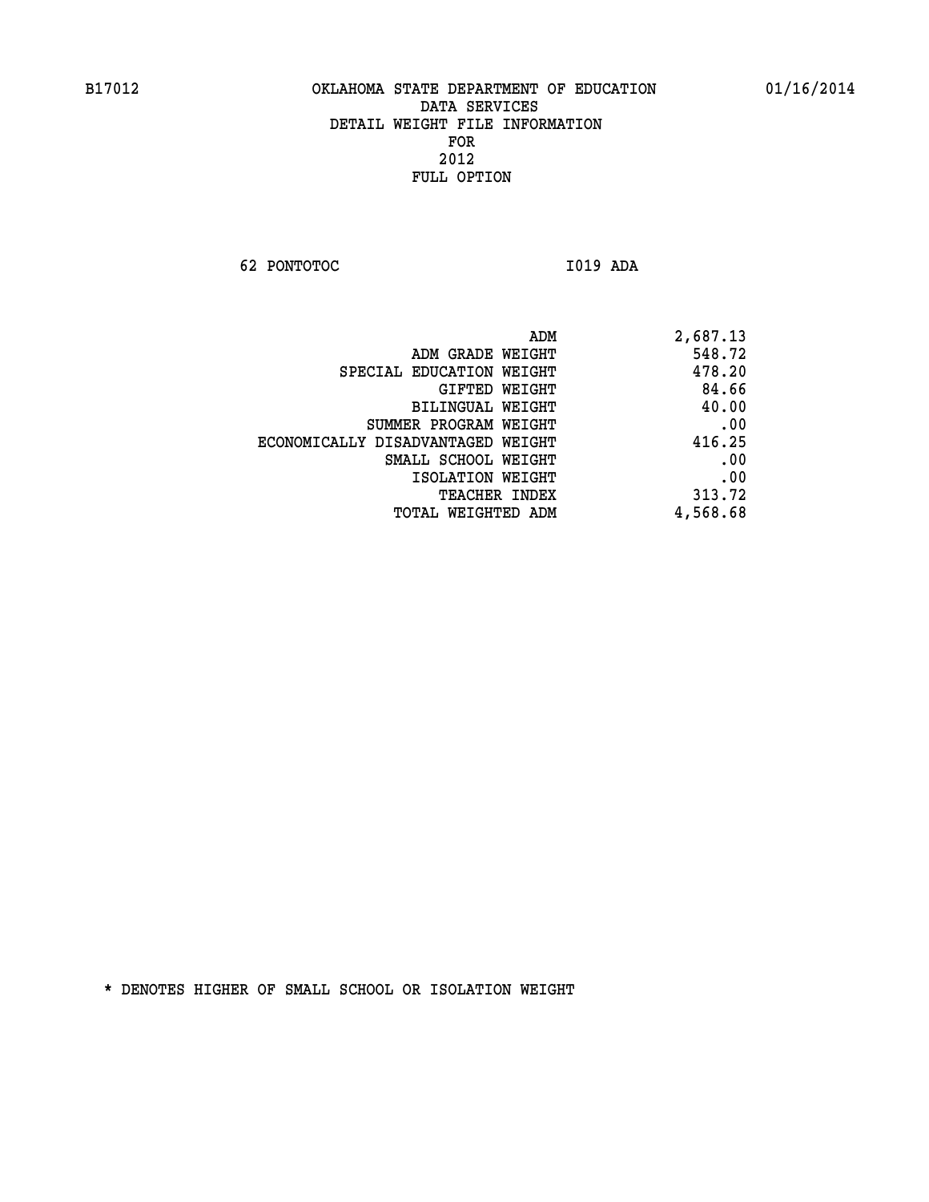B17012 OKLAHOMA STATE DEPARTMENT OF EDUCATION 01/16/2014

DATA SERVICES
DETAIL WEIGHT FILE INFORMATION
FOR
2012
FULL OPTION

62 PONTOTOC I019 ADA

| | |
|---|---|
| ADM | 2,687.13 |
| ADM GRADE WEIGHT | 548.72 |
| SPECIAL EDUCATION WEIGHT | 478.20 |
| GIFTED WEIGHT | 84.66 |
| BILINGUAL WEIGHT | 40.00 |
| SUMMER PROGRAM WEIGHT | .00 |
| ECONOMICALLY DISADVANTAGED WEIGHT | 416.25 |
| SMALL SCHOOL WEIGHT | .00 |
| ISOLATION WEIGHT | .00 |
| TEACHER INDEX | 313.72 |
| TOTAL WEIGHTED ADM | 4,568.68 |

* DENOTES HIGHER OF SMALL SCHOOL OR ISOLATION WEIGHT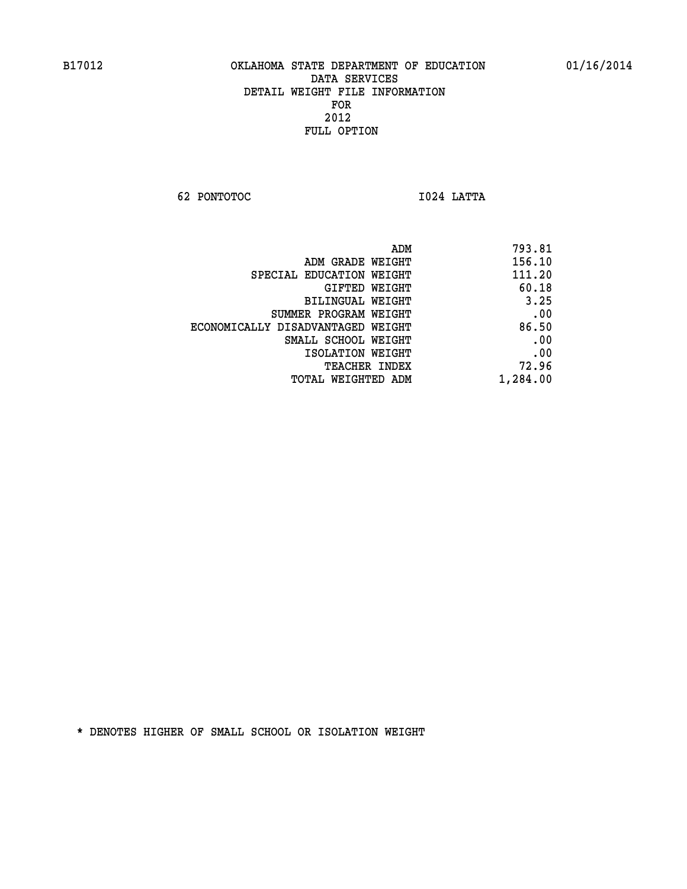B17012 OKLAHOMA STATE DEPARTMENT OF EDUCATION 01/16/2014

DATA SERVICES
DETAIL WEIGHT FILE INFORMATION
FOR
2012
FULL OPTION

62 PONTOTOC I024 LATTA

| | |
|---|---|
| ADM | 793.81 |
| ADM GRADE WEIGHT | 156.10 |
| SPECIAL EDUCATION WEIGHT | 111.20 |
| GIFTED WEIGHT | 60.18 |
| BILINGUAL WEIGHT | 3.25 |
| SUMMER PROGRAM WEIGHT | .00 |
| ECONOMICALLY DISADVANTAGED WEIGHT | 86.50 |
| SMALL SCHOOL WEIGHT | .00 |
| ISOLATION WEIGHT | .00 |
| TEACHER INDEX | 72.96 |
| TOTAL WEIGHTED ADM | 1,284.00 |

* DENOTES HIGHER OF SMALL SCHOOL OR ISOLATION WEIGHT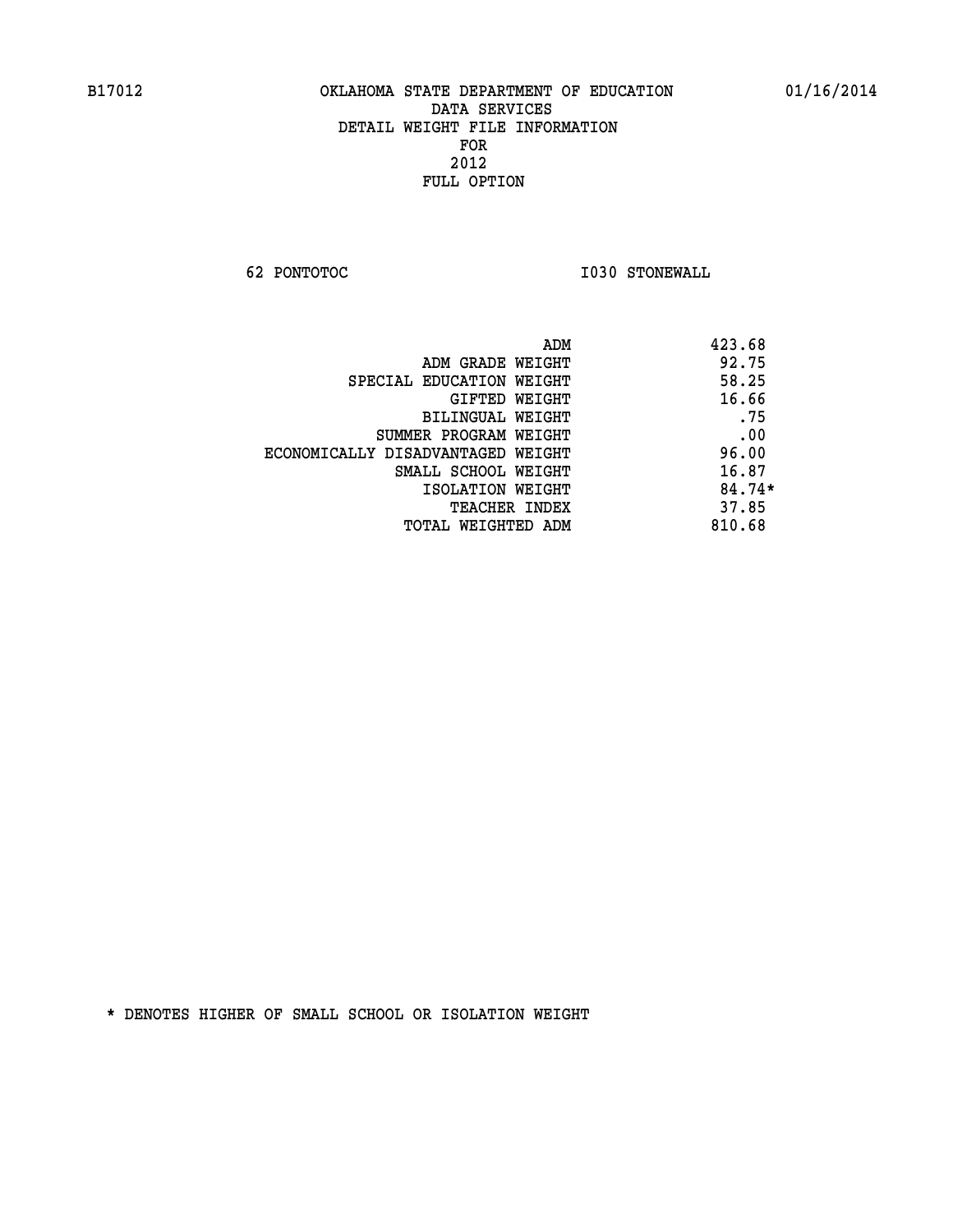B17012 OKLAHOMA STATE DEPARTMENT OF EDUCATION 01/16/2014

DATA SERVICES
DETAIL WEIGHT FILE INFORMATION
FOR
2012
FULL OPTION

62 PONTOTOC I030 STONEWALL

| | |
|---|---|
| ADM | 423.68 |
| ADM GRADE WEIGHT | 92.75 |
| SPECIAL EDUCATION WEIGHT | 58.25 |
| GIFTED WEIGHT | 16.66 |
| BILINGUAL WEIGHT | .75 |
| SUMMER PROGRAM WEIGHT | .00 |
| ECONOMICALLY DISADVANTAGED WEIGHT | 96.00 |
| SMALL SCHOOL WEIGHT | 16.87 |
| ISOLATION WEIGHT | 84.74* |
| TEACHER INDEX | 37.85 |
| TOTAL WEIGHTED ADM | 810.68 |

* DENOTES HIGHER OF SMALL SCHOOL OR ISOLATION WEIGHT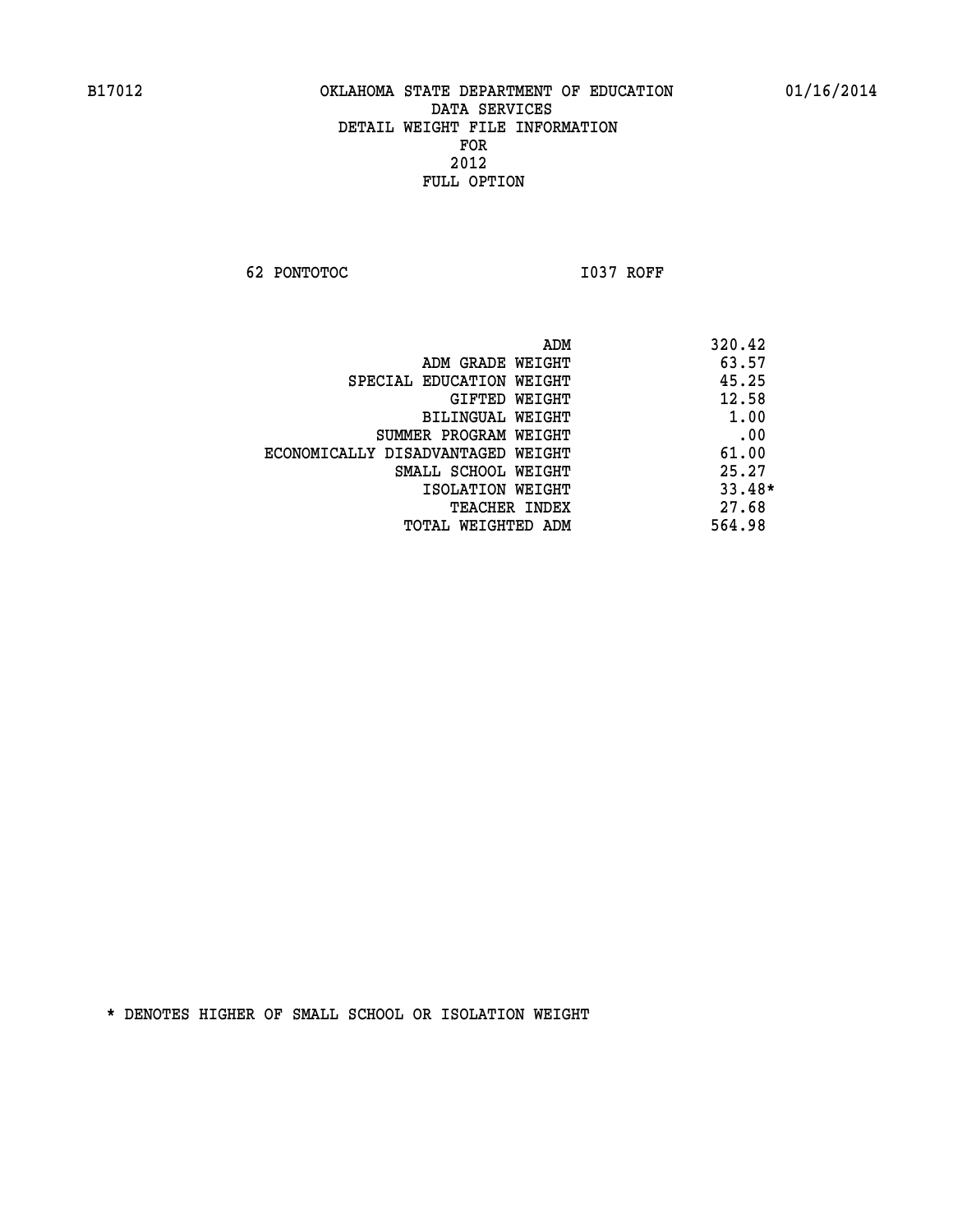B17012 OKLAHOMA STATE DEPARTMENT OF EDUCATION 01/16/2014

DATA SERVICES
DETAIL WEIGHT FILE INFORMATION
FOR
2012
FULL OPTION

62 PONTOTOC I037 ROFF

| | |
|---|---|
| ADM | 320.42 |
| ADM GRADE WEIGHT | 63.57 |
| SPECIAL EDUCATION WEIGHT | 45.25 |
| GIFTED WEIGHT | 12.58 |
| BILINGUAL WEIGHT | 1.00 |
| SUMMER PROGRAM WEIGHT | .00 |
| ECONOMICALLY DISADVANTAGED WEIGHT | 61.00 |
| SMALL SCHOOL WEIGHT | 25.27 |
| ISOLATION WEIGHT | 33.48* |
| TEACHER INDEX | 27.68 |
| TOTAL WEIGHTED ADM | 564.98 |

* DENOTES HIGHER OF SMALL SCHOOL OR ISOLATION WEIGHT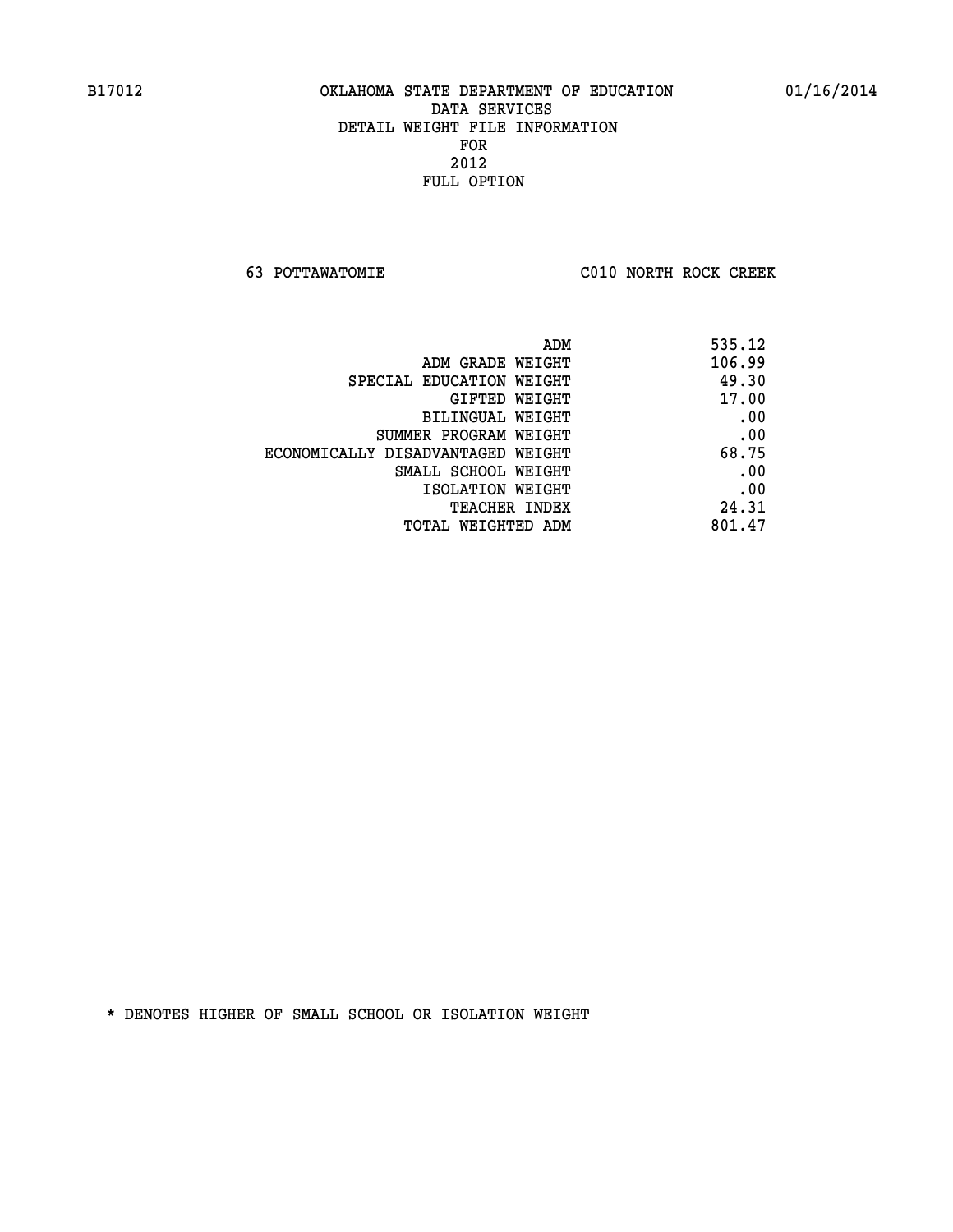B17012 OKLAHOMA STATE DEPARTMENT OF EDUCATION 01/16/2014

DATA SERVICES

DETAIL WEIGHT FILE INFORMATION

FOR

2012

FULL OPTION

63 POTTAWATOMIE C010 NORTH ROCK CREEK

| | |
|---|---|
| ADM | 535.12 |
| ADM GRADE WEIGHT | 106.99 |
| SPECIAL EDUCATION WEIGHT | 49.30 |
| GIFTED WEIGHT | 17.00 |
| BILINGUAL WEIGHT | .00 |
| SUMMER PROGRAM WEIGHT | .00 |
| ECONOMICALLY DISADVANTAGED WEIGHT | 68.75 |
| SMALL SCHOOL WEIGHT | .00 |
| ISOLATION WEIGHT | .00 |
| TEACHER INDEX | 24.31 |
| TOTAL WEIGHTED ADM | 801.47 |

* DENOTES HIGHER OF SMALL SCHOOL OR ISOLATION WEIGHT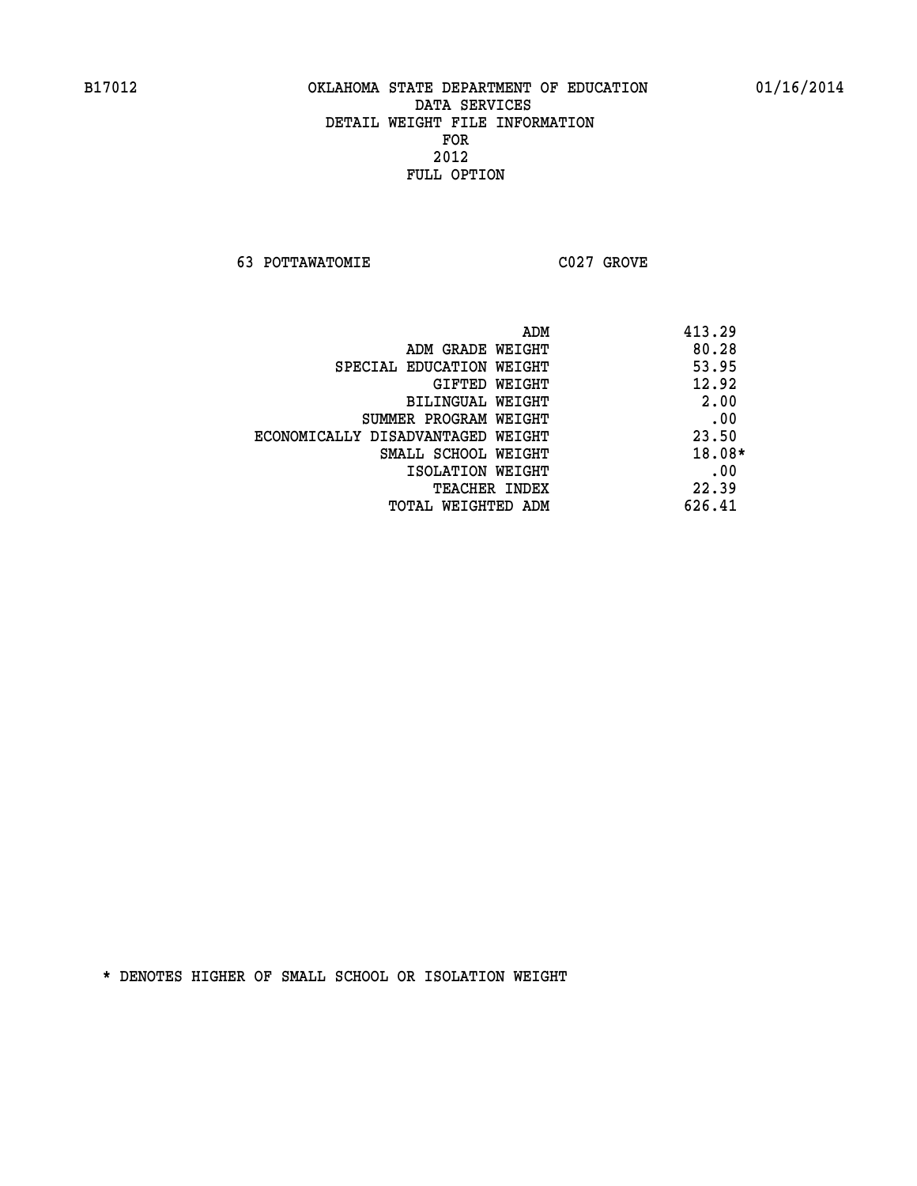B17012 OKLAHOMA STATE DEPARTMENT OF EDUCATION 01/16/2014

DATA SERVICES
DETAIL WEIGHT FILE INFORMATION
FOR
2012
FULL OPTION

63 POTTAWATOMIE C027 GROVE

| | |
|---|---|
| ADM | 413.29 |
| ADM GRADE WEIGHT | 80.28 |
| SPECIAL EDUCATION WEIGHT | 53.95 |
| GIFTED WEIGHT | 12.92 |
| BILINGUAL WEIGHT | 2.00 |
| SUMMER PROGRAM WEIGHT | .00 |
| ECONOMICALLY DISADVANTAGED WEIGHT | 23.50 |
| SMALL SCHOOL WEIGHT | 18.08* |
| ISOLATION WEIGHT | .00 |
| TEACHER INDEX | 22.39 |
| TOTAL WEIGHTED ADM | 626.41 |

* DENOTES HIGHER OF SMALL SCHOOL OR ISOLATION WEIGHT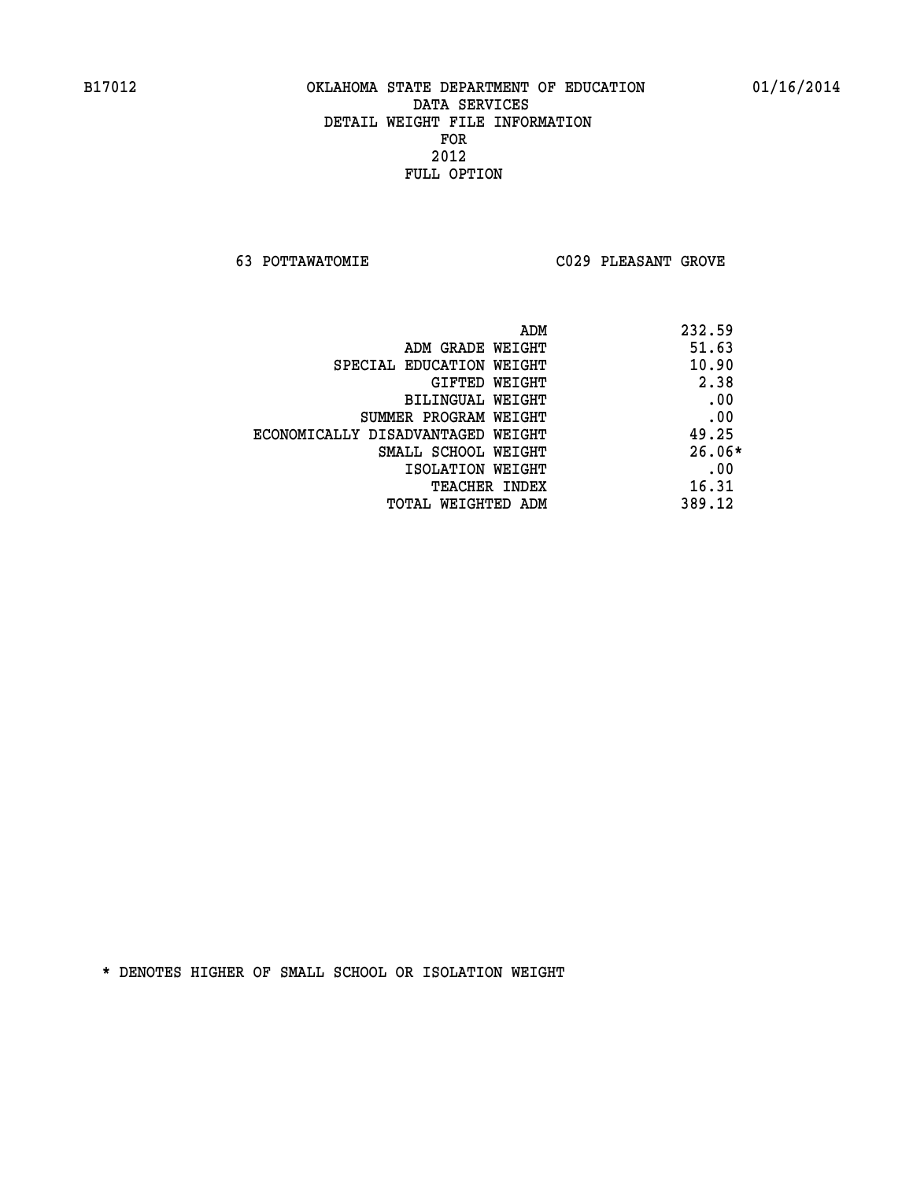B17012 OKLAHOMA STATE DEPARTMENT OF EDUCATION 01/16/2014

DATA SERVICES
DETAIL WEIGHT FILE INFORMATION
FOR
2012
FULL OPTION

63 POTTAWATOMIE C029 PLEASANT GROVE

| | |
|---|---|
| ADM | 232.59 |
| ADM GRADE WEIGHT | 51.63 |
| SPECIAL EDUCATION WEIGHT | 10.90 |
| GIFTED WEIGHT | 2.38 |
| BILINGUAL WEIGHT | .00 |
| SUMMER PROGRAM WEIGHT | .00 |
| ECONOMICALLY DISADVANTAGED WEIGHT | 49.25 |
| SMALL SCHOOL WEIGHT | 26.06* |
| ISOLATION WEIGHT | .00 |
| TEACHER INDEX | 16.31 |
| TOTAL WEIGHTED ADM | 389.12 |

* DENOTES HIGHER OF SMALL SCHOOL OR ISOLATION WEIGHT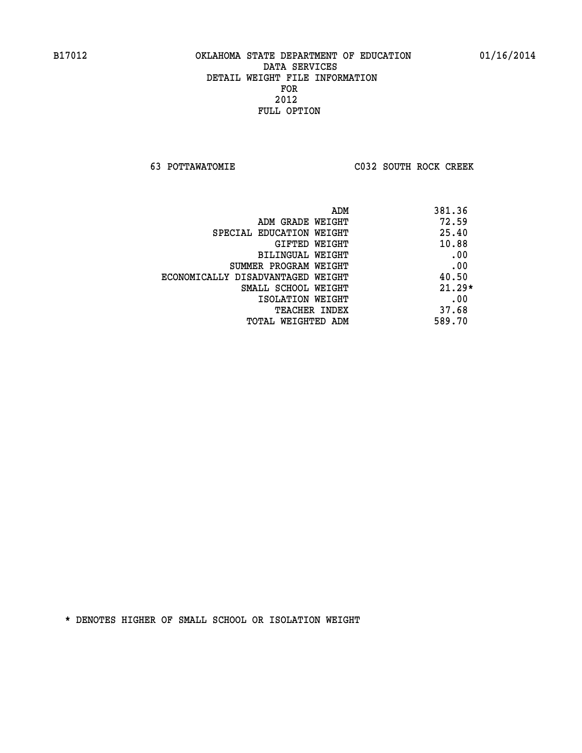B17012 OKLAHOMA STATE DEPARTMENT OF EDUCATION 01/16/2014

DATA SERVICES
DETAIL WEIGHT FILE INFORMATION
FOR
2012
FULL OPTION

63 POTTAWATOMIE C032 SOUTH ROCK CREEK

| | |
|---|---|
| ADM | 381.36 |
| ADM GRADE WEIGHT | 72.59 |
| SPECIAL EDUCATION WEIGHT | 25.40 |
| GIFTED WEIGHT | 10.88 |
| BILINGUAL WEIGHT | .00 |
| SUMMER PROGRAM WEIGHT | .00 |
| ECONOMICALLY DISADVANTAGED WEIGHT | 40.50 |
| SMALL SCHOOL WEIGHT | 21.29* |
| ISOLATION WEIGHT | .00 |
| TEACHER INDEX | 37.68 |
| TOTAL WEIGHTED ADM | 589.70 |

* DENOTES HIGHER OF SMALL SCHOOL OR ISOLATION WEIGHT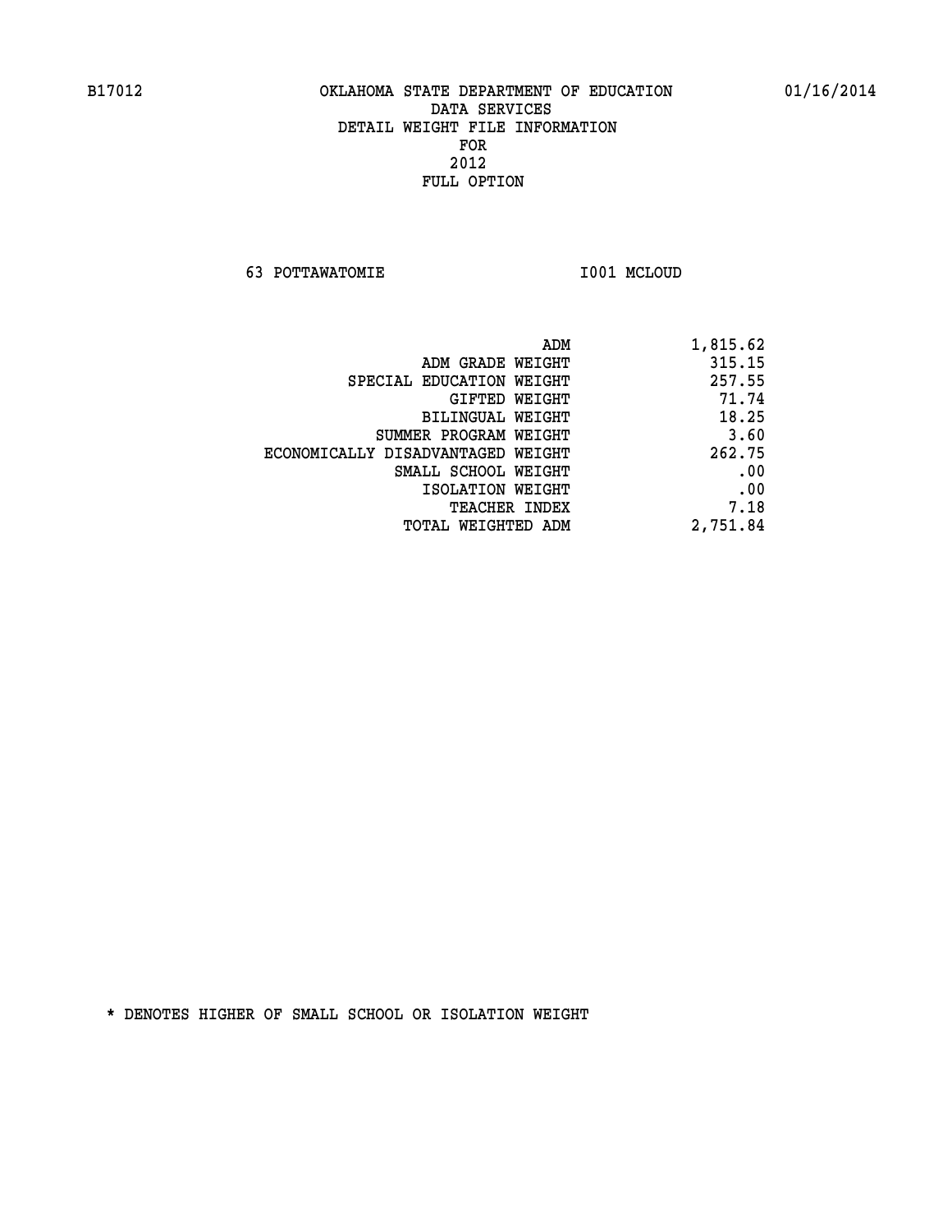B17012 OKLAHOMA STATE DEPARTMENT OF EDUCATION 01/16/2014

DATA SERVICES
DETAIL WEIGHT FILE INFORMATION
FOR
2012
FULL OPTION

63 POTTAWATOMIE I001 MCLOUD

| | |
|---|---|
| ADM | 1,815.62 |
| ADM GRADE WEIGHT | 315.15 |
| SPECIAL EDUCATION WEIGHT | 257.55 |
| GIFTED WEIGHT | 71.74 |
| BILINGUAL WEIGHT | 18.25 |
| SUMMER PROGRAM WEIGHT | 3.60 |
| ECONOMICALLY DISADVANTAGED WEIGHT | 262.75 |
| SMALL SCHOOL WEIGHT | .00 |
| ISOLATION WEIGHT | .00 |
| TEACHER INDEX | 7.18 |
| TOTAL WEIGHTED ADM | 2,751.84 |

* DENOTES HIGHER OF SMALL SCHOOL OR ISOLATION WEIGHT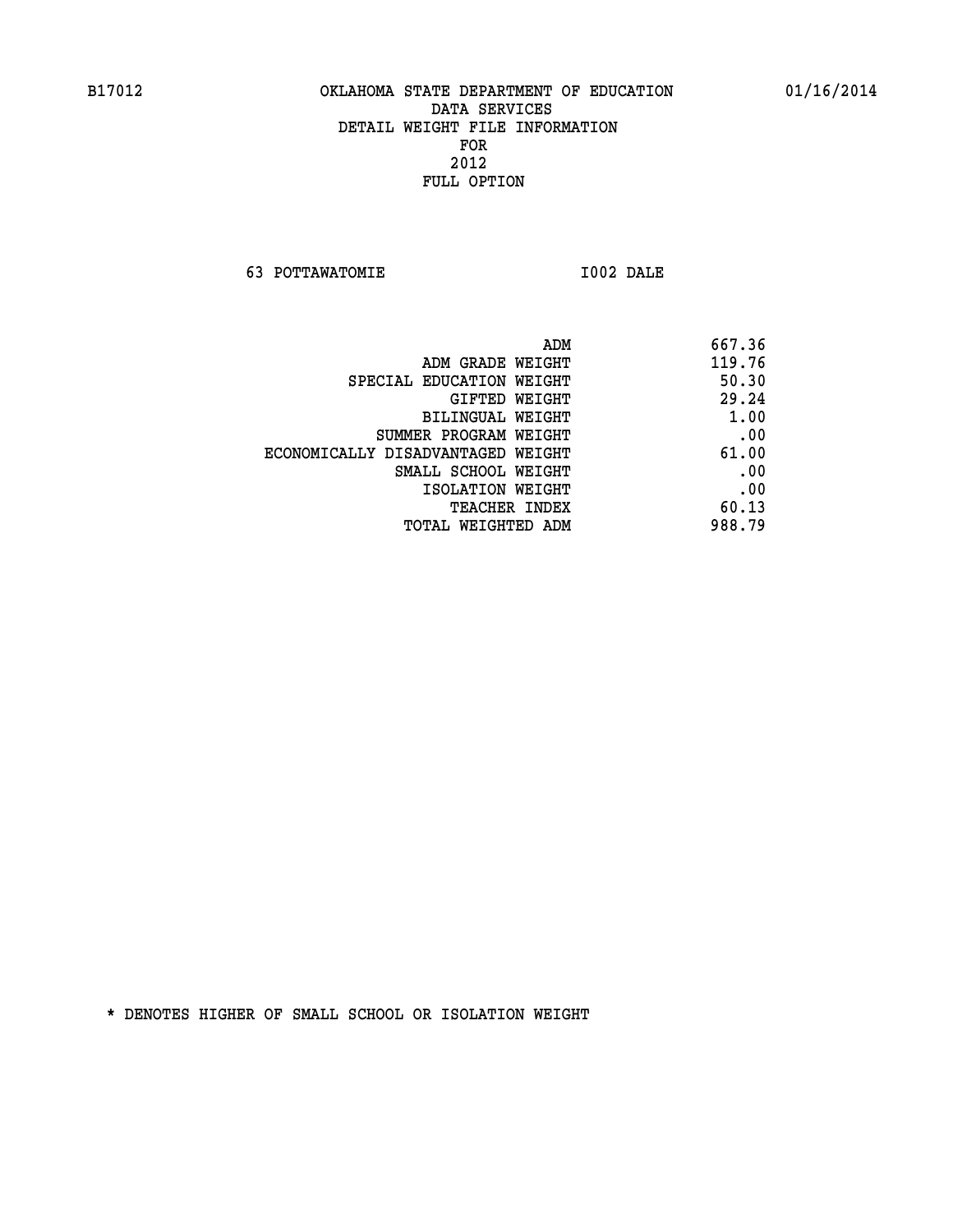B17012 OKLAHOMA STATE DEPARTMENT OF EDUCATION 01/16/2014

DATA SERVICES
DETAIL WEIGHT FILE INFORMATION
FOR
2012
FULL OPTION

63 POTTAWATOMIE I002 DALE

| | |
|---|---|
| ADM | 667.36 |
| ADM GRADE WEIGHT | 119.76 |
| SPECIAL EDUCATION WEIGHT | 50.30 |
| GIFTED WEIGHT | 29.24 |
| BILINGUAL WEIGHT | 1.00 |
| SUMMER PROGRAM WEIGHT | .00 |
| ECONOMICALLY DISADVANTAGED WEIGHT | 61.00 |
| SMALL SCHOOL WEIGHT | .00 |
| ISOLATION WEIGHT | .00 |
| TEACHER INDEX | 60.13 |
| TOTAL WEIGHTED ADM | 988.79 |

* DENOTES HIGHER OF SMALL SCHOOL OR ISOLATION WEIGHT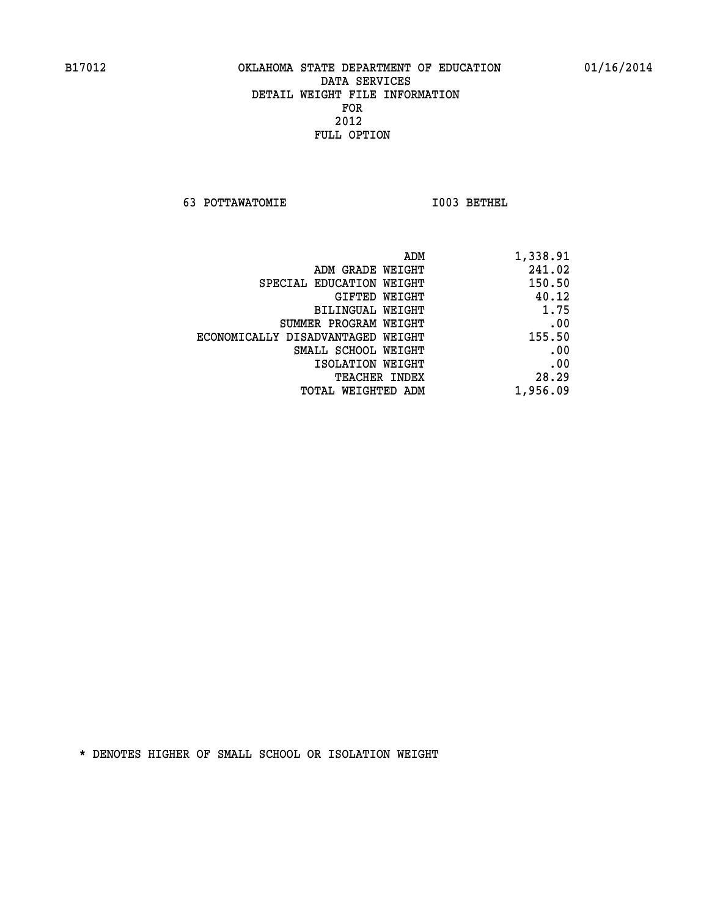B17012 OKLAHOMA STATE DEPARTMENT OF EDUCATION 01/16/2014

DATA SERVICES
DETAIL WEIGHT FILE INFORMATION
FOR
2012
FULL OPTION

63 POTTAWATOMIE I003 BETHEL

| | |
|---|---|
| ADM | 1,338.91 |
| ADM GRADE WEIGHT | 241.02 |
| SPECIAL EDUCATION WEIGHT | 150.50 |
| GIFTED WEIGHT | 40.12 |
| BILINGUAL WEIGHT | 1.75 |
| SUMMER PROGRAM WEIGHT | .00 |
| ECONOMICALLY DISADVANTAGED WEIGHT | 155.50 |
| SMALL SCHOOL WEIGHT | .00 |
| ISOLATION WEIGHT | .00 |
| TEACHER INDEX | 28.29 |
| TOTAL WEIGHTED ADM | 1,956.09 |

* DENOTES HIGHER OF SMALL SCHOOL OR ISOLATION WEIGHT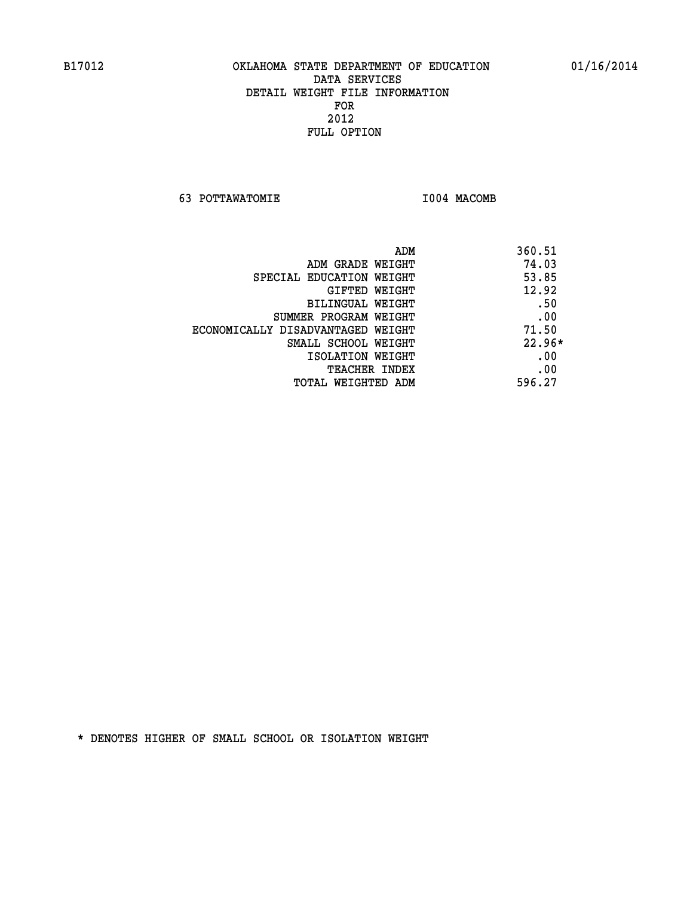# OKLAHOMA STATE DEPARTMENT OF EDUCATION
## DATA SERVICES
## DETAIL WEIGHT FILE INFORMATION
## FOR
## 2012
## FULL OPTION

B17012 — 01/16/2014

63 POTTAWATOMIE — I004 MACOMB

| | |
|---|---|
| ADM | 360.51 |
| ADM GRADE WEIGHT | 74.03 |
| SPECIAL EDUCATION WEIGHT | 53.85 |
| GIFTED WEIGHT | 12.92 |
| BILINGUAL WEIGHT | .50 |
| SUMMER PROGRAM WEIGHT | .00 |
| ECONOMICALLY DISADVANTAGED WEIGHT | 71.50 |
| SMALL SCHOOL WEIGHT | 22.96* |
| ISOLATION WEIGHT | .00 |
| TEACHER INDEX | .00 |
| TOTAL WEIGHTED ADM | 596.27 |

* DENOTES HIGHER OF SMALL SCHOOL OR ISOLATION WEIGHT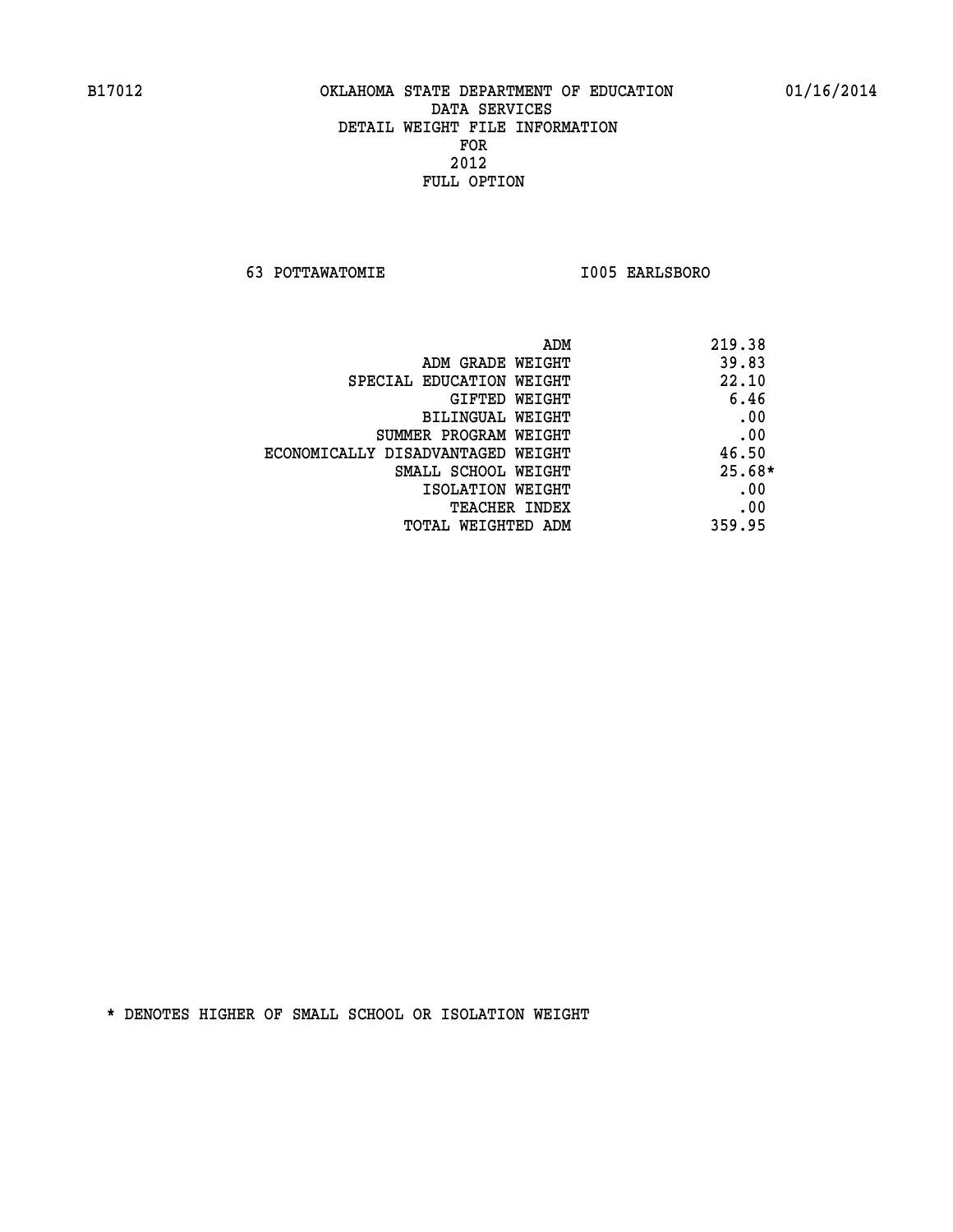B17012 OKLAHOMA STATE DEPARTMENT OF EDUCATION 01/16/2014

DATA SERVICES
DETAIL WEIGHT FILE INFORMATION
FOR
2012
FULL OPTION

63 POTTAWATOMIE I005 EARLSBORO

| | |
|---|---|
| ADM | 219.38 |
| ADM GRADE WEIGHT | 39.83 |
| SPECIAL EDUCATION WEIGHT | 22.10 |
| GIFTED WEIGHT | 6.46 |
| BILINGUAL WEIGHT | .00 |
| SUMMER PROGRAM WEIGHT | .00 |
| ECONOMICALLY DISADVANTAGED WEIGHT | 46.50 |
| SMALL SCHOOL WEIGHT | 25.68* |
| ISOLATION WEIGHT | .00 |
| TEACHER INDEX | .00 |
| TOTAL WEIGHTED ADM | 359.95 |

* DENOTES HIGHER OF SMALL SCHOOL OR ISOLATION WEIGHT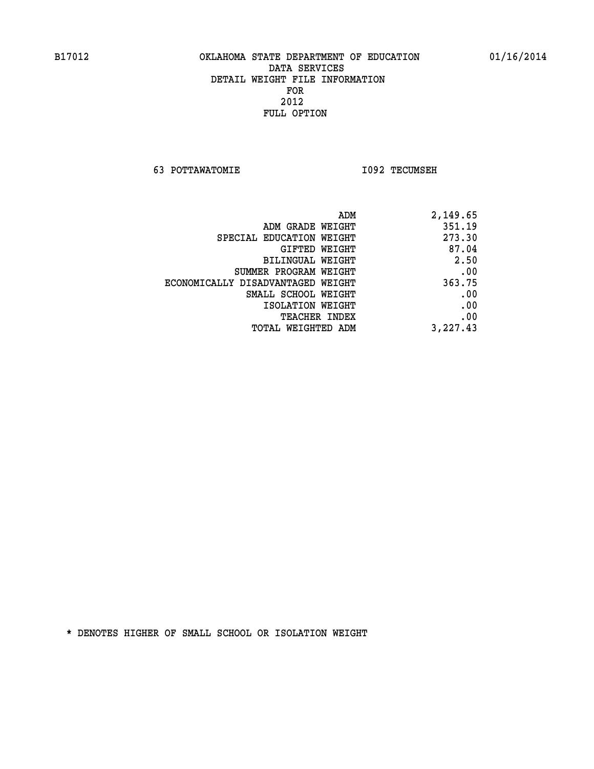# OKLAHOMA STATE DEPARTMENT OF EDUCATION
## DATA SERVICES
## DETAIL WEIGHT FILE INFORMATION
## FOR
## 2012
## FULL OPTION

63 POTTAWATOMIE　　　　I092 TECUMSEH

| | |
|---|---|
| ADM | 2,149.65 |
| ADM GRADE WEIGHT | 351.19 |
| SPECIAL EDUCATION WEIGHT | 273.30 |
| GIFTED WEIGHT | 87.04 |
| BILINGUAL WEIGHT | 2.50 |
| SUMMER PROGRAM WEIGHT | .00 |
| ECONOMICALLY DISADVANTAGED WEIGHT | 363.75 |
| SMALL SCHOOL WEIGHT | .00 |
| ISOLATION WEIGHT | .00 |
| TEACHER INDEX | .00 |
| TOTAL WEIGHTED ADM | 3,227.43 |

* DENOTES HIGHER OF SMALL SCHOOL OR ISOLATION WEIGHT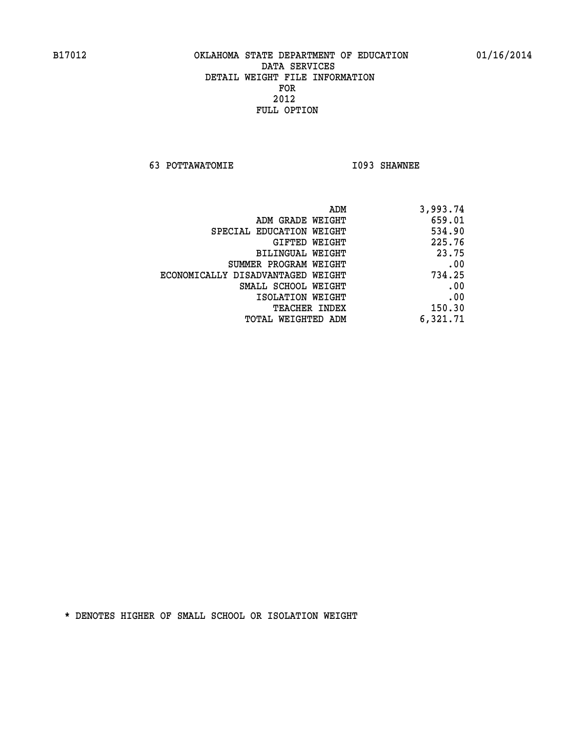B17012 OKLAHOMA STATE DEPARTMENT OF EDUCATION 01/16/2014

DATA SERVICES
DETAIL WEIGHT FILE INFORMATION
FOR
2012
FULL OPTION

63 POTTAWATOMIE I093 SHAWNEE

| | |
|---|---|
| ADM | 3,993.74 |
| ADM GRADE WEIGHT | 659.01 |
| SPECIAL EDUCATION WEIGHT | 534.90 |
| GIFTED WEIGHT | 225.76 |
| BILINGUAL WEIGHT | 23.75 |
| SUMMER PROGRAM WEIGHT | .00 |
| ECONOMICALLY DISADVANTAGED WEIGHT | 734.25 |
| SMALL SCHOOL WEIGHT | .00 |
| ISOLATION WEIGHT | .00 |
| TEACHER INDEX | 150.30 |
| TOTAL WEIGHTED ADM | 6,321.71 |

* DENOTES HIGHER OF SMALL SCHOOL OR ISOLATION WEIGHT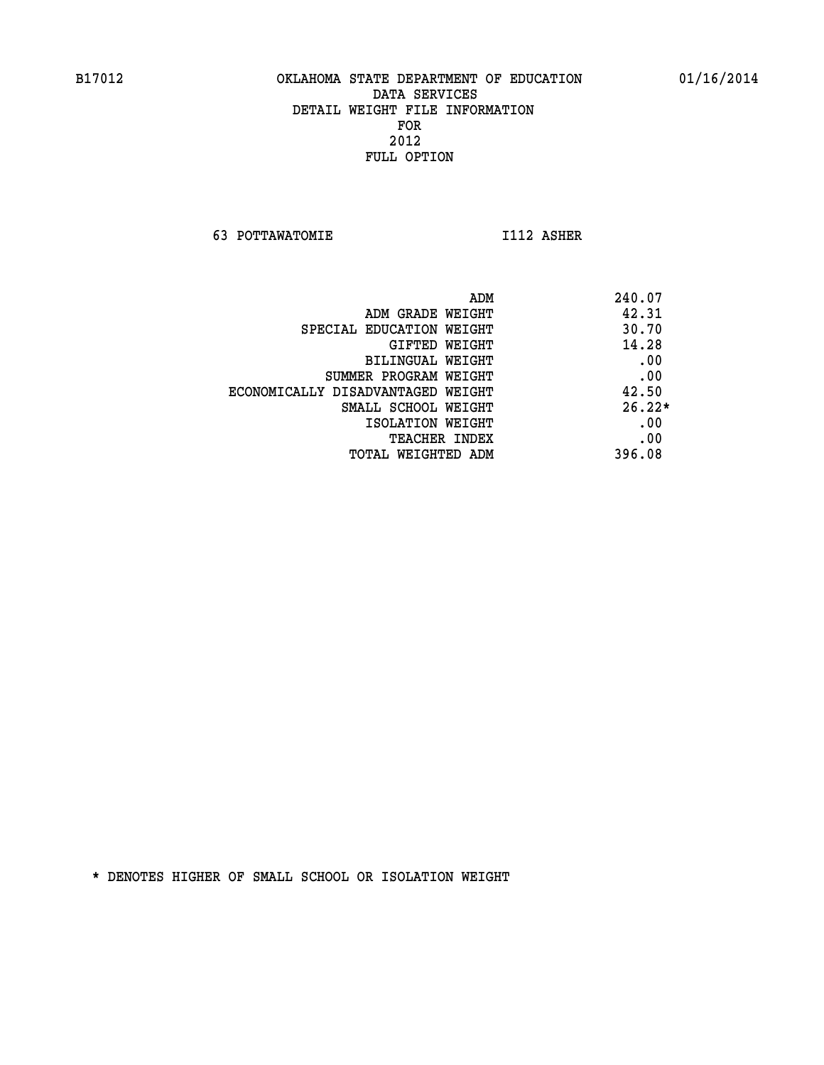OKLAHOMA STATE DEPARTMENT OF EDUCATION
DATA SERVICES
DETAIL WEIGHT FILE INFORMATION
FOR
2012
FULL OPTION

63 POTTAWATOMIE I112 ASHER

| | |
|---|---|
| ADM | 240.07 |
| ADM GRADE WEIGHT | 42.31 |
| SPECIAL EDUCATION WEIGHT | 30.70 |
| GIFTED WEIGHT | 14.28 |
| BILINGUAL WEIGHT | .00 |
| SUMMER PROGRAM WEIGHT | .00 |
| ECONOMICALLY DISADVANTAGED WEIGHT | 42.50 |
| SMALL SCHOOL WEIGHT | 26.22* |
| ISOLATION WEIGHT | .00 |
| TEACHER INDEX | .00 |
| TOTAL WEIGHTED ADM | 396.08 |

* DENOTES HIGHER OF SMALL SCHOOL OR ISOLATION WEIGHT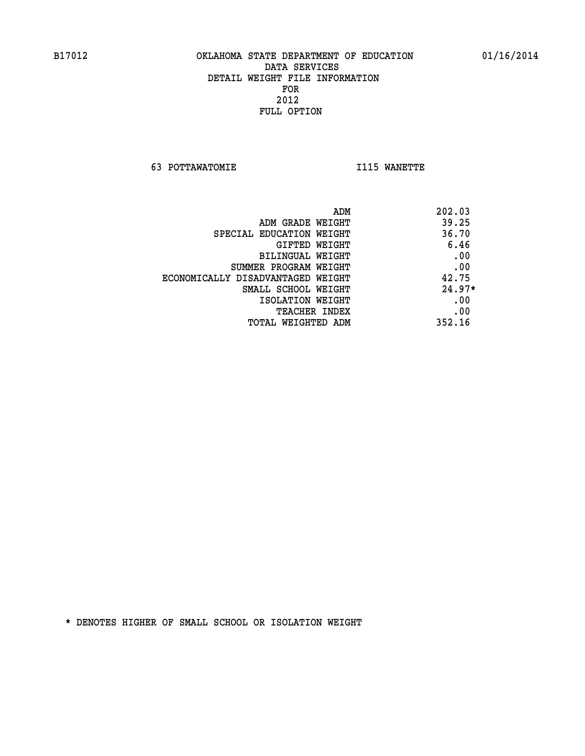B17012 OKLAHOMA STATE DEPARTMENT OF EDUCATION 01/16/2014

DATA SERVICES
DETAIL WEIGHT FILE INFORMATION
FOR
2012
FULL OPTION

63 POTTAWATOMIE I115 WANETTE

| | |
|---|---|
| ADM | 202.03 |
| ADM GRADE WEIGHT | 39.25 |
| SPECIAL EDUCATION WEIGHT | 36.70 |
| GIFTED WEIGHT | 6.46 |
| BILINGUAL WEIGHT | .00 |
| SUMMER PROGRAM WEIGHT | .00 |
| ECONOMICALLY DISADVANTAGED WEIGHT | 42.75 |
| SMALL SCHOOL WEIGHT | 24.97* |
| ISOLATION WEIGHT | .00 |
| TEACHER INDEX | .00 |
| TOTAL WEIGHTED ADM | 352.16 |

* DENOTES HIGHER OF SMALL SCHOOL OR ISOLATION WEIGHT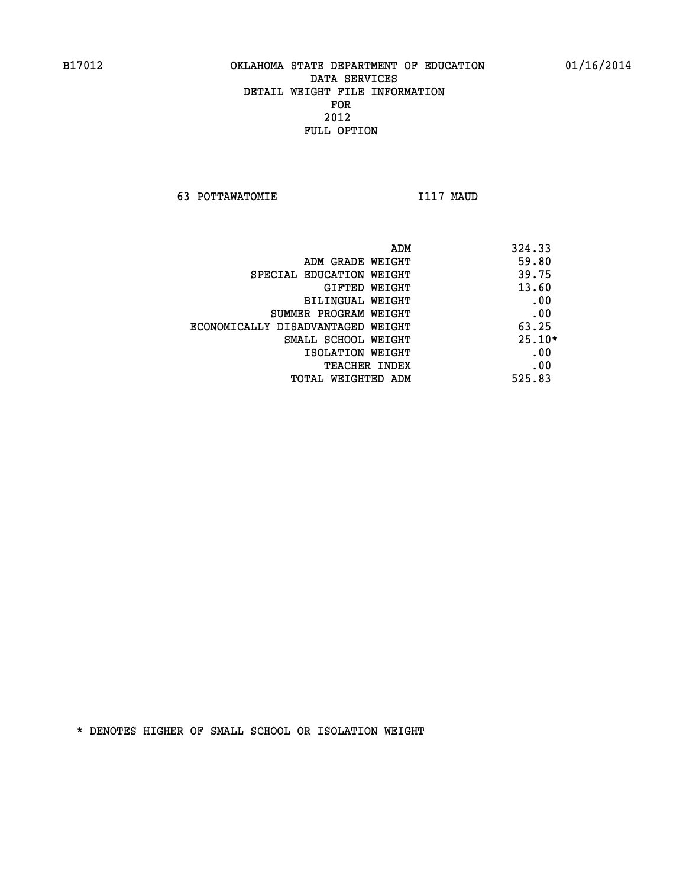OKLAHOMA STATE DEPARTMENT OF EDUCATION
DATA SERVICES
DETAIL WEIGHT FILE INFORMATION
FOR
2012
FULL OPTION

63 POTTAWATOMIE I117 MAUD

| | |
|---|---|
| ADM | 324.33 |
| ADM GRADE WEIGHT | 59.80 |
| SPECIAL EDUCATION WEIGHT | 39.75 |
| GIFTED WEIGHT | 13.60 |
| BILINGUAL WEIGHT | .00 |
| SUMMER PROGRAM WEIGHT | .00 |
| ECONOMICALLY DISADVANTAGED WEIGHT | 63.25 |
| SMALL SCHOOL WEIGHT | 25.10* |
| ISOLATION WEIGHT | .00 |
| TEACHER INDEX | .00 |
| TOTAL WEIGHTED ADM | 525.83 |

* DENOTES HIGHER OF SMALL SCHOOL OR ISOLATION WEIGHT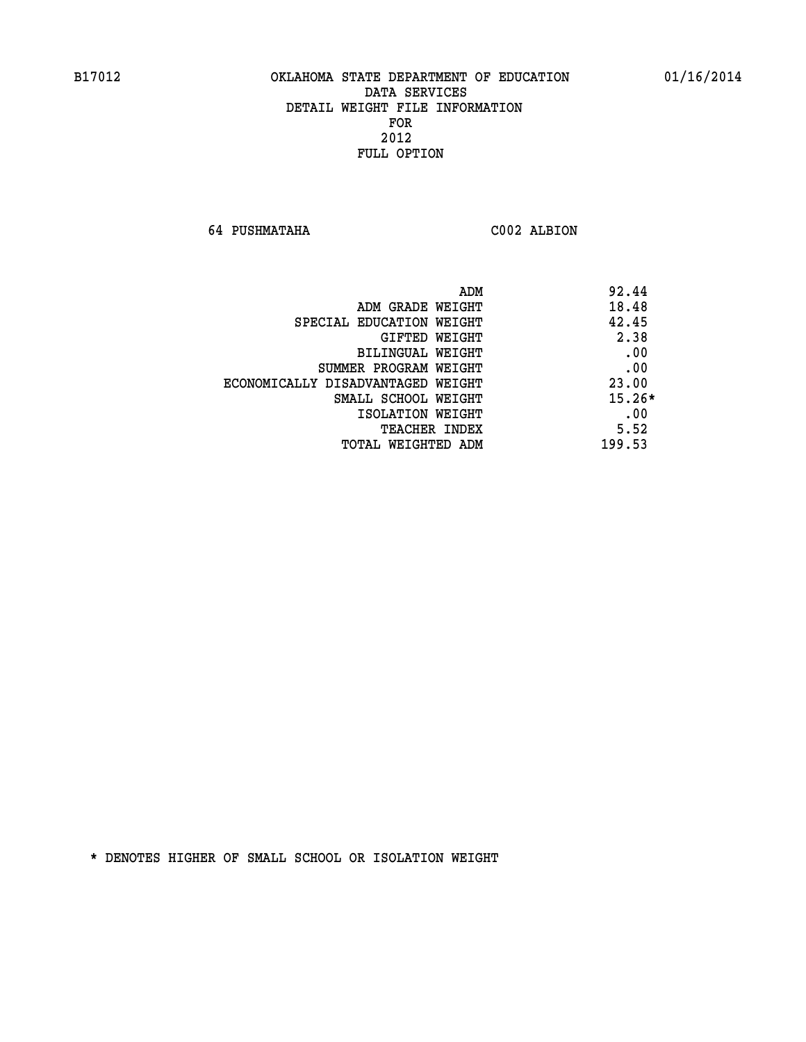B17012 OKLAHOMA STATE DEPARTMENT OF EDUCATION 01/16/2014

DATA SERVICES
DETAIL WEIGHT FILE INFORMATION
FOR
2012
FULL OPTION

64 PUSHMATAHA C002 ALBION

| | |
|---|---|
| ADM | 92.44 |
| ADM GRADE WEIGHT | 18.48 |
| SPECIAL EDUCATION WEIGHT | 42.45 |
| GIFTED WEIGHT | 2.38 |
| BILINGUAL WEIGHT | .00 |
| SUMMER PROGRAM WEIGHT | .00 |
| ECONOMICALLY DISADVANTAGED WEIGHT | 23.00 |
| SMALL SCHOOL WEIGHT | 15.26* |
| ISOLATION WEIGHT | .00 |
| TEACHER INDEX | 5.52 |
| TOTAL WEIGHTED ADM | 199.53 |

* DENOTES HIGHER OF SMALL SCHOOL OR ISOLATION WEIGHT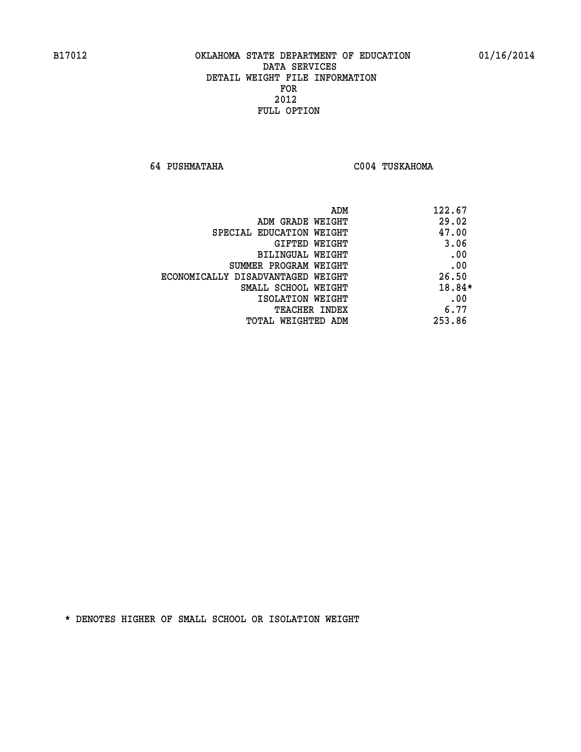B17012 OKLAHOMA STATE DEPARTMENT OF EDUCATION 01/16/2014

DATA SERVICES
DETAIL WEIGHT FILE INFORMATION
FOR
2012
FULL OPTION

64 PUSHMATAHA C004 TUSKAHOMA

| | |
|---|---|
| ADM | 122.67 |
| ADM GRADE WEIGHT | 29.02 |
| SPECIAL EDUCATION WEIGHT | 47.00 |
| GIFTED WEIGHT | 3.06 |
| BILINGUAL WEIGHT | .00 |
| SUMMER PROGRAM WEIGHT | .00 |
| ECONOMICALLY DISADVANTAGED WEIGHT | 26.50 |
| SMALL SCHOOL WEIGHT | 18.84* |
| ISOLATION WEIGHT | .00 |
| TEACHER INDEX | 6.77 |
| TOTAL WEIGHTED ADM | 253.86 |

* DENOTES HIGHER OF SMALL SCHOOL OR ISOLATION WEIGHT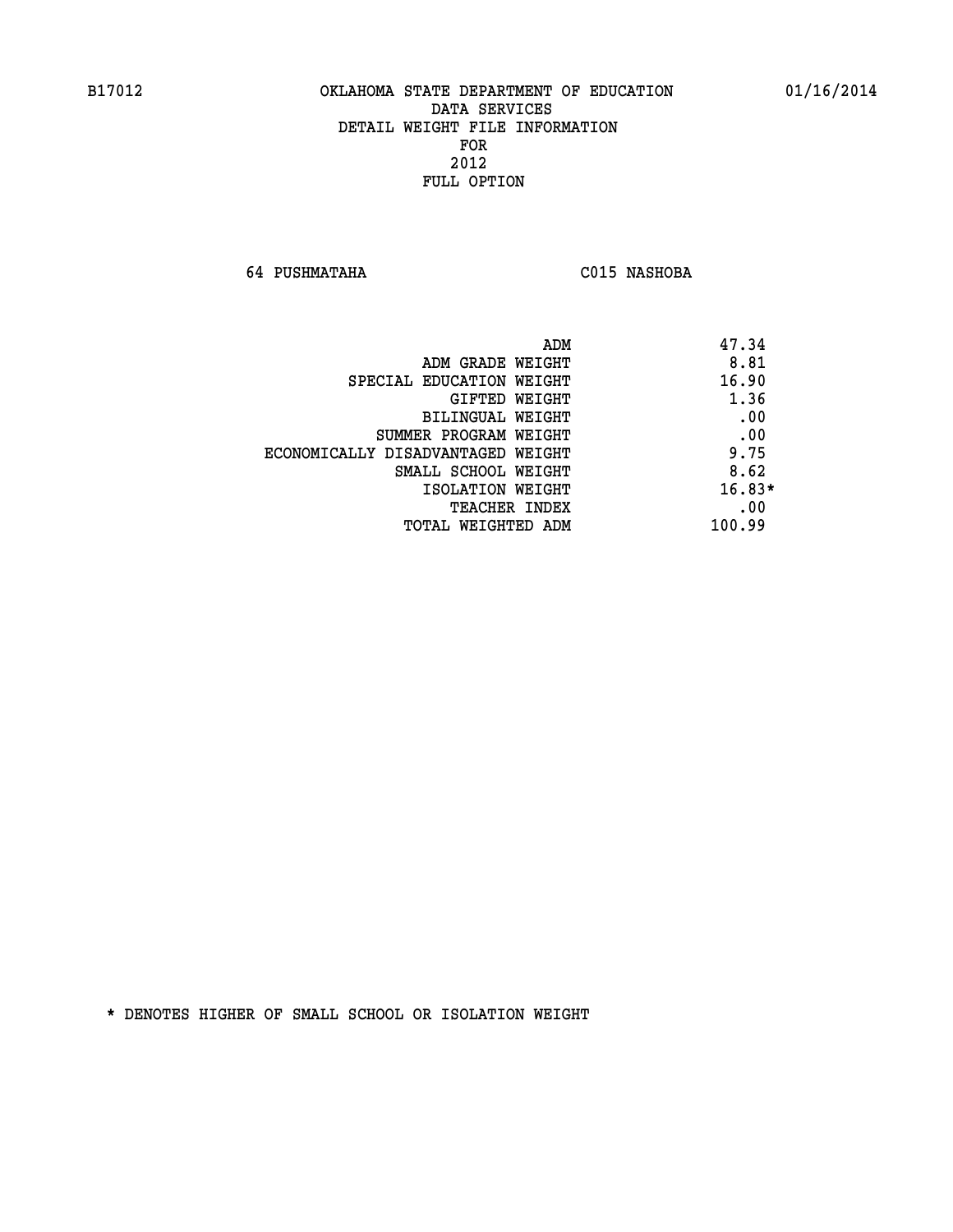B17012 OKLAHOMA STATE DEPARTMENT OF EDUCATION 01/16/2014

DATA SERVICES
DETAIL WEIGHT FILE INFORMATION
FOR
2012
FULL OPTION

64 PUSHMATAHA C015 NASHOBA

| | |
|---|---|
| ADM | 47.34 |
| ADM GRADE WEIGHT | 8.81 |
| SPECIAL EDUCATION WEIGHT | 16.90 |
| GIFTED WEIGHT | 1.36 |
| BILINGUAL WEIGHT | .00 |
| SUMMER PROGRAM WEIGHT | .00 |
| ECONOMICALLY DISADVANTAGED WEIGHT | 9.75 |
| SMALL SCHOOL WEIGHT | 8.62 |
| ISOLATION WEIGHT | 16.83* |
| TEACHER INDEX | .00 |
| TOTAL WEIGHTED ADM | 100.99 |

* DENOTES HIGHER OF SMALL SCHOOL OR ISOLATION WEIGHT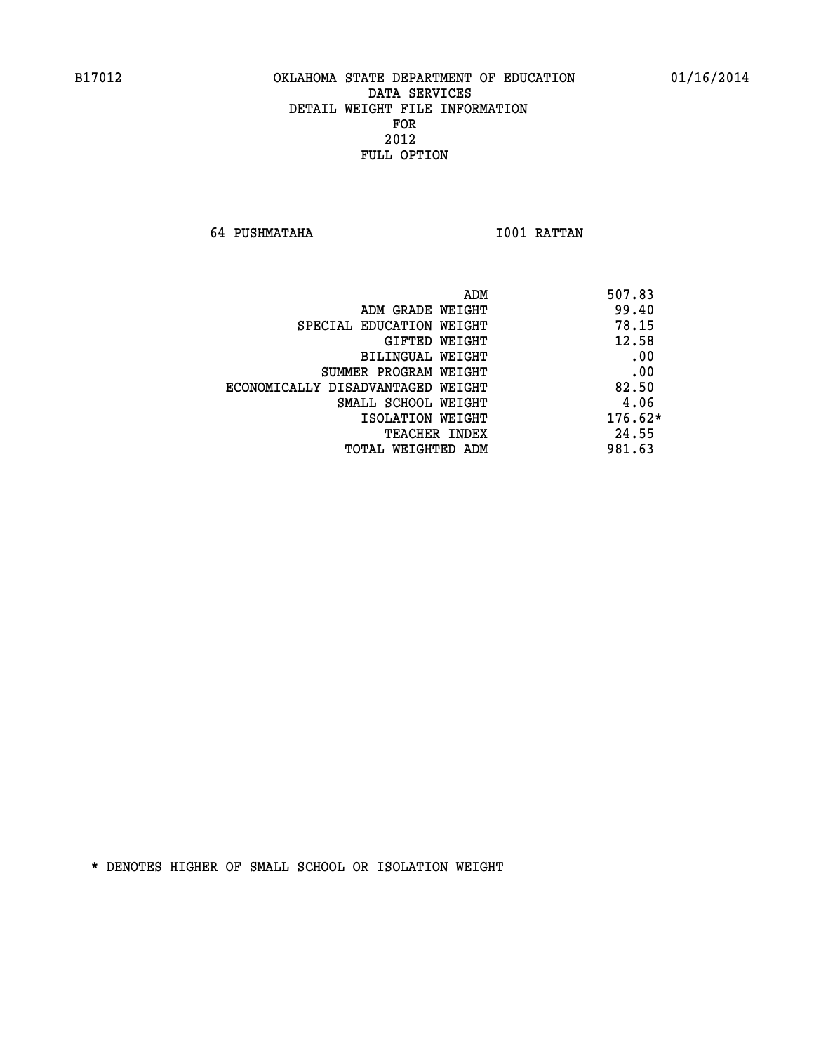B17012 OKLAHOMA STATE DEPARTMENT OF EDUCATION 01/16/2014

DATA SERVICES
DETAIL WEIGHT FILE INFORMATION
FOR
2012
FULL OPTION

64 PUSHMATAHA I001 RATTAN

| | |
|---|---|
| ADM | 507.83 |
| ADM GRADE WEIGHT | 99.40 |
| SPECIAL EDUCATION WEIGHT | 78.15 |
| GIFTED WEIGHT | 12.58 |
| BILINGUAL WEIGHT | .00 |
| SUMMER PROGRAM WEIGHT | .00 |
| ECONOMICALLY DISADVANTAGED WEIGHT | 82.50 |
| SMALL SCHOOL WEIGHT | 4.06 |
| ISOLATION WEIGHT | 176.62* |
| TEACHER INDEX | 24.55 |
| TOTAL WEIGHTED ADM | 981.63 |

* DENOTES HIGHER OF SMALL SCHOOL OR ISOLATION WEIGHT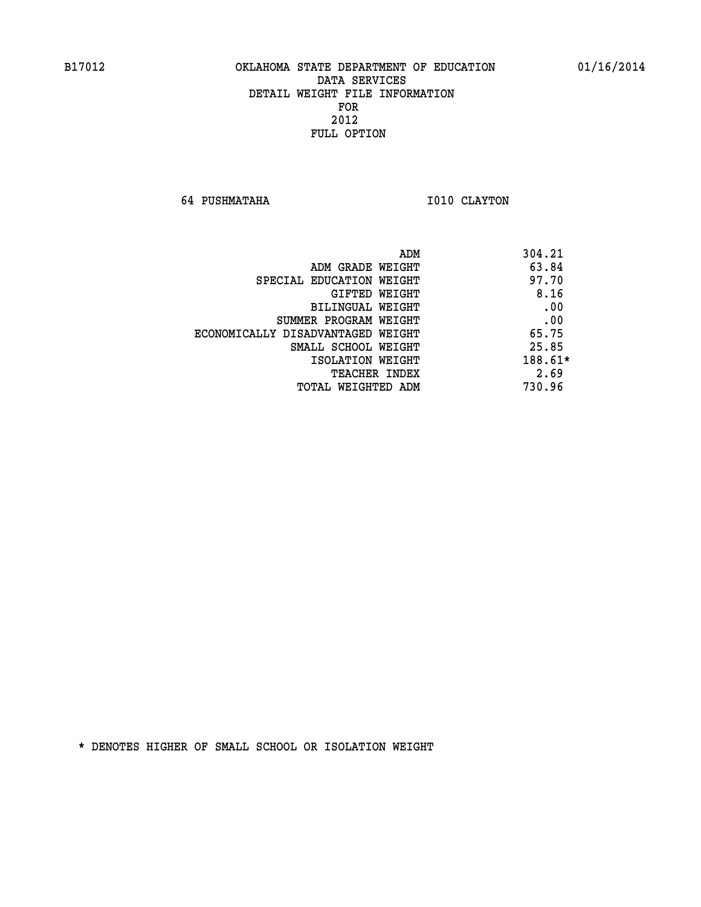B17012 OKLAHOMA STATE DEPARTMENT OF EDUCATION 01/16/2014

DATA SERVICES
DETAIL WEIGHT FILE INFORMATION
FOR
2012
FULL OPTION

64 PUSHMATAHA I010 CLAYTON

| | |
|---|---|
| ADM | 304.21 |
| ADM GRADE WEIGHT | 63.84 |
| SPECIAL EDUCATION WEIGHT | 97.70 |
| GIFTED WEIGHT | 8.16 |
| BILINGUAL WEIGHT | .00 |
| SUMMER PROGRAM WEIGHT | .00 |
| ECONOMICALLY DISADVANTAGED WEIGHT | 65.75 |
| SMALL SCHOOL WEIGHT | 25.85 |
| ISOLATION WEIGHT | 188.61* |
| TEACHER INDEX | 2.69 |
| TOTAL WEIGHTED ADM | 730.96 |

* DENOTES HIGHER OF SMALL SCHOOL OR ISOLATION WEIGHT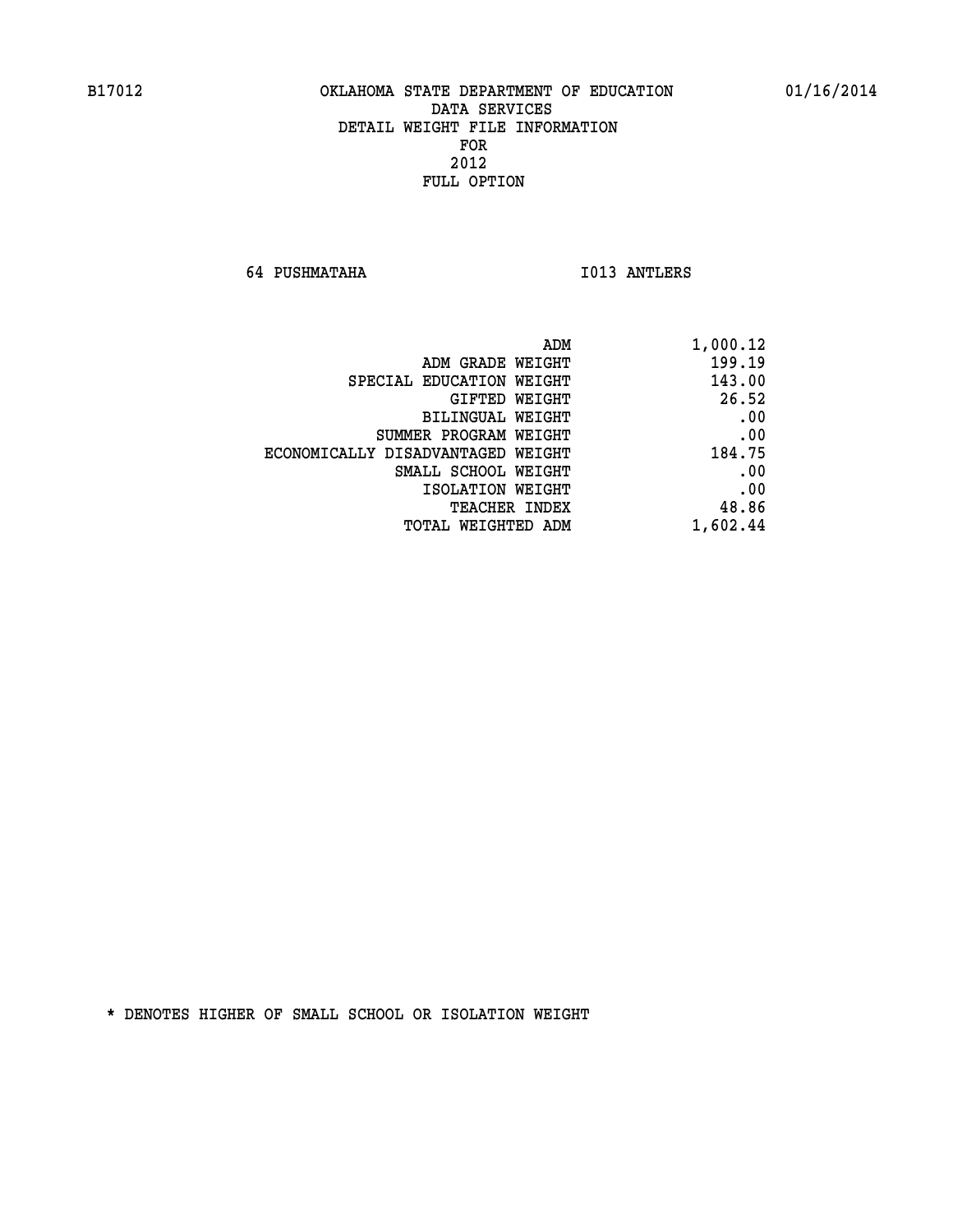B17012 OKLAHOMA STATE DEPARTMENT OF EDUCATION 01/16/2014

DATA SERVICES
DETAIL WEIGHT FILE INFORMATION
FOR
2012
FULL OPTION

64 PUSHMATAHA I013 ANTLERS

| | |
|---|---|
| ADM | 1,000.12 |
| ADM GRADE WEIGHT | 199.19 |
| SPECIAL EDUCATION WEIGHT | 143.00 |
| GIFTED WEIGHT | 26.52 |
| BILINGUAL WEIGHT | .00 |
| SUMMER PROGRAM WEIGHT | .00 |
| ECONOMICALLY DISADVANTAGED WEIGHT | 184.75 |
| SMALL SCHOOL WEIGHT | .00 |
| ISOLATION WEIGHT | .00 |
| TEACHER INDEX | 48.86 |
| TOTAL WEIGHTED ADM | 1,602.44 |

* DENOTES HIGHER OF SMALL SCHOOL OR ISOLATION WEIGHT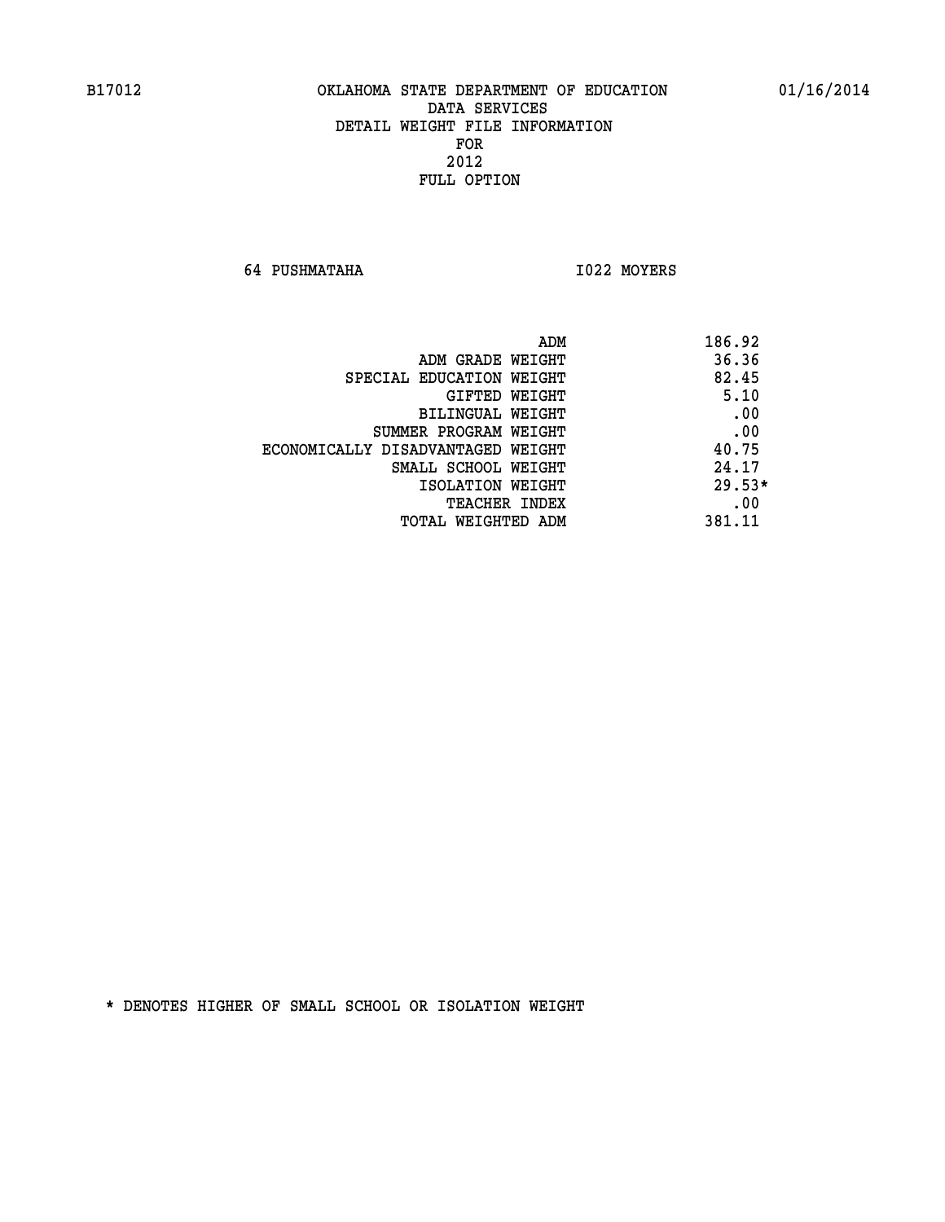B17012 OKLAHOMA STATE DEPARTMENT OF EDUCATION 01/16/2014

DATA SERVICES
DETAIL WEIGHT FILE INFORMATION
FOR
2012
FULL OPTION

64 PUSHMATAHA I022 MOYERS

| | |
|---|---|
| ADM | 186.92 |
| ADM GRADE WEIGHT | 36.36 |
| SPECIAL EDUCATION WEIGHT | 82.45 |
| GIFTED WEIGHT | 5.10 |
| BILINGUAL WEIGHT | .00 |
| SUMMER PROGRAM WEIGHT | .00 |
| ECONOMICALLY DISADVANTAGED WEIGHT | 40.75 |
| SMALL SCHOOL WEIGHT | 24.17 |
| ISOLATION WEIGHT | 29.53* |
| TEACHER INDEX | .00 |
| TOTAL WEIGHTED ADM | 381.11 |

* DENOTES HIGHER OF SMALL SCHOOL OR ISOLATION WEIGHT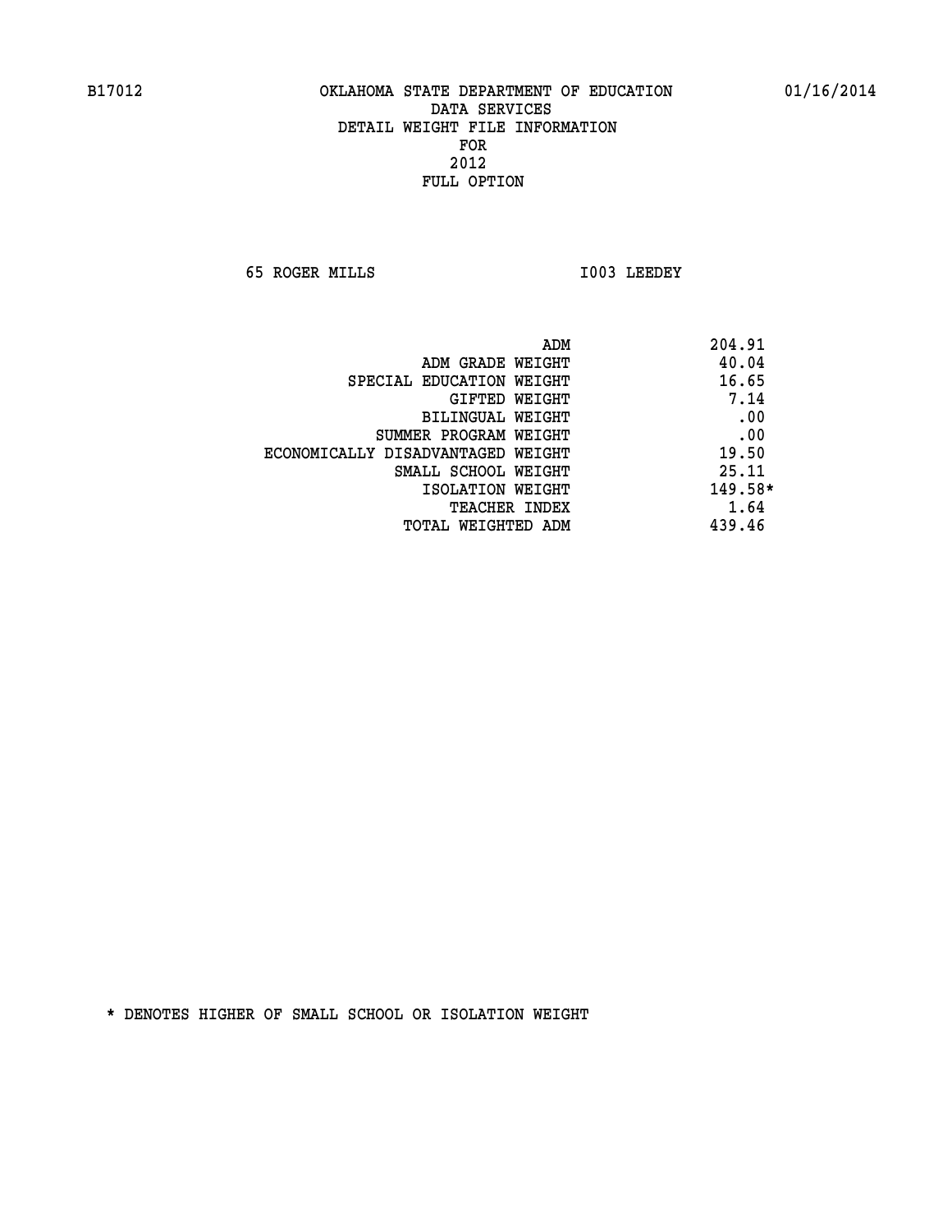B17012 OKLAHOMA STATE DEPARTMENT OF EDUCATION 01/16/2014
DATA SERVICES
DETAIL WEIGHT FILE INFORMATION
FOR
2012
FULL OPTION

65 ROGER MILLS I003 LEEDEY

| | |
|---|---|
| ADM | 204.91 |
| ADM GRADE WEIGHT | 40.04 |
| SPECIAL EDUCATION WEIGHT | 16.65 |
| GIFTED WEIGHT | 7.14 |
| BILINGUAL WEIGHT | .00 |
| SUMMER PROGRAM WEIGHT | .00 |
| ECONOMICALLY DISADVANTAGED WEIGHT | 19.50 |
| SMALL SCHOOL WEIGHT | 25.11 |
| ISOLATION WEIGHT | 149.58* |
| TEACHER INDEX | 1.64 |
| TOTAL WEIGHTED ADM | 439.46 |

* DENOTES HIGHER OF SMALL SCHOOL OR ISOLATION WEIGHT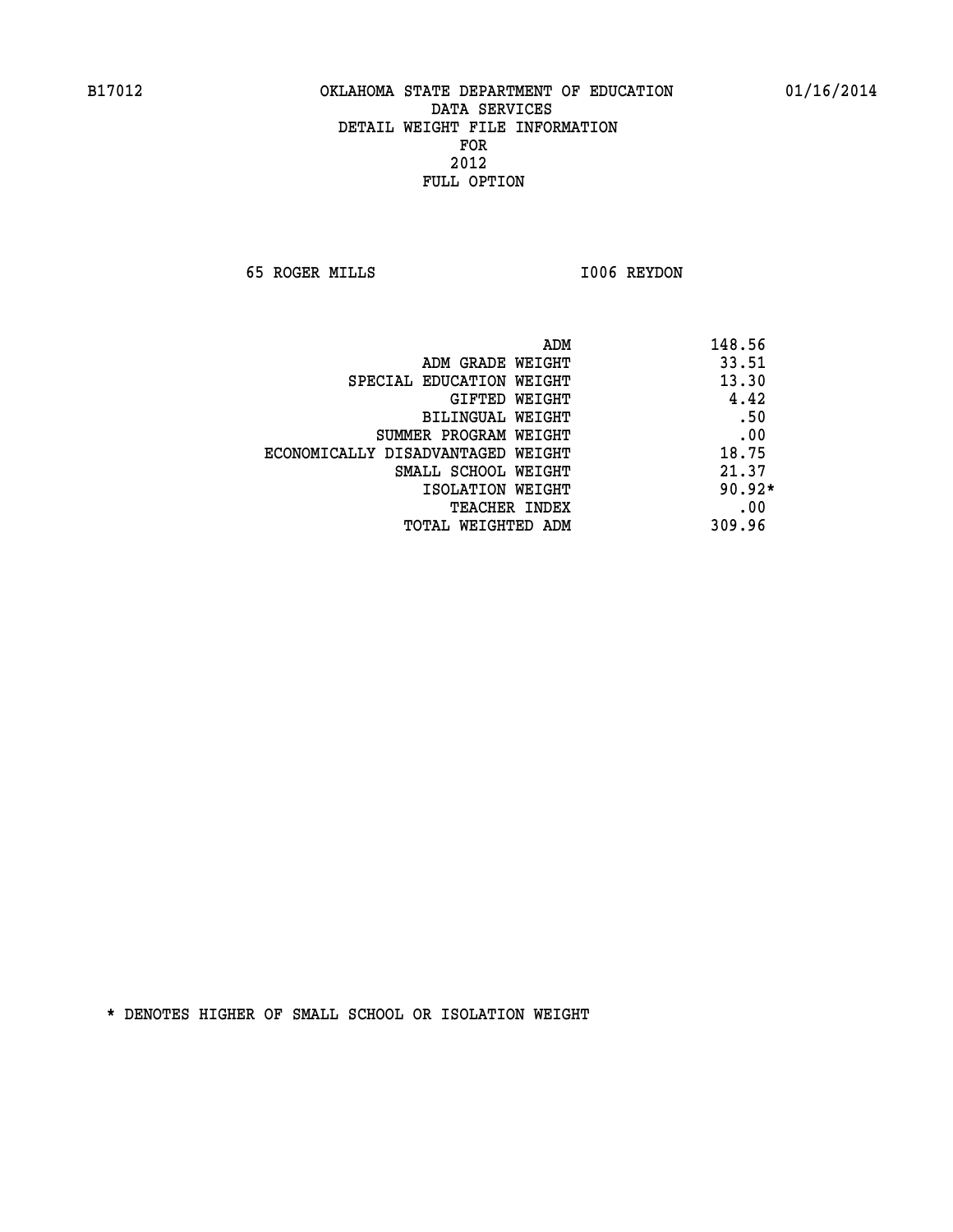# OKLAHOMA STATE DEPARTMENT OF EDUCATION
## DATA SERVICES
## DETAIL WEIGHT FILE INFORMATION
## FOR
## 2012
## FULL OPTION

B17012 01/16/2014

65 ROGER MILLS I006 REYDON

| | |
|---|---|
| ADM | 148.56 |
| ADM GRADE WEIGHT | 33.51 |
| SPECIAL EDUCATION WEIGHT | 13.30 |
| GIFTED WEIGHT | 4.42 |
| BILINGUAL WEIGHT | .50 |
| SUMMER PROGRAM WEIGHT | .00 |
| ECONOMICALLY DISADVANTAGED WEIGHT | 18.75 |
| SMALL SCHOOL WEIGHT | 21.37 |
| ISOLATION WEIGHT | 90.92* |
| TEACHER INDEX | .00 |
| TOTAL WEIGHTED ADM | 309.96 |

* DENOTES HIGHER OF SMALL SCHOOL OR ISOLATION WEIGHT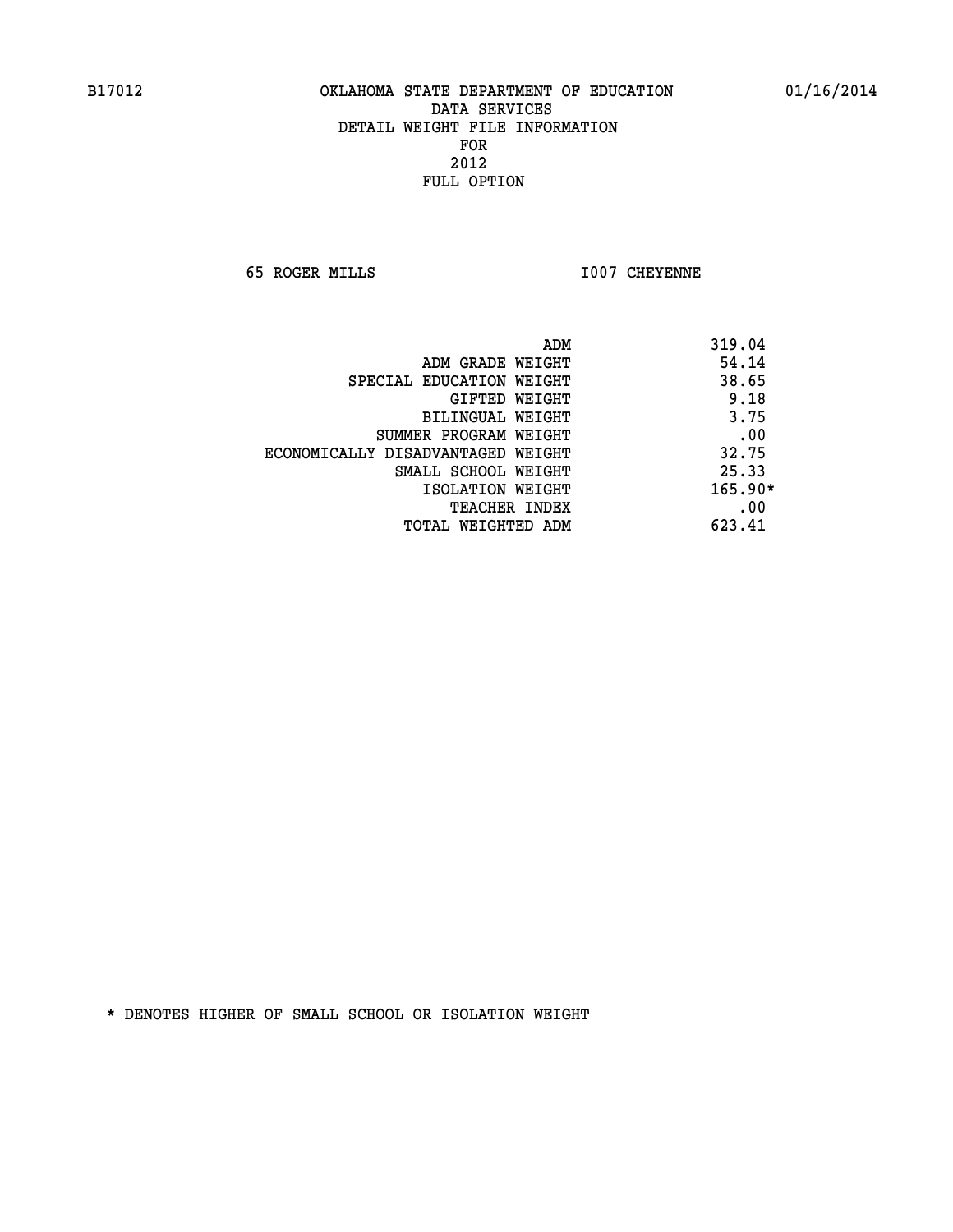B17012 OKLAHOMA STATE DEPARTMENT OF EDUCATION 01/16/2014
DATA SERVICES
DETAIL WEIGHT FILE INFORMATION
FOR
2012
FULL OPTION

65 ROGER MILLS I007 CHEYENNE

| | |
|---|---|
| ADM | 319.04 |
| ADM GRADE WEIGHT | 54.14 |
| SPECIAL EDUCATION WEIGHT | 38.65 |
| GIFTED WEIGHT | 9.18 |
| BILINGUAL WEIGHT | 3.75 |
| SUMMER PROGRAM WEIGHT | .00 |
| ECONOMICALLY DISADVANTAGED WEIGHT | 32.75 |
| SMALL SCHOOL WEIGHT | 25.33 |
| ISOLATION WEIGHT | 165.90* |
| TEACHER INDEX | .00 |
| TOTAL WEIGHTED ADM | 623.41 |

* DENOTES HIGHER OF SMALL SCHOOL OR ISOLATION WEIGHT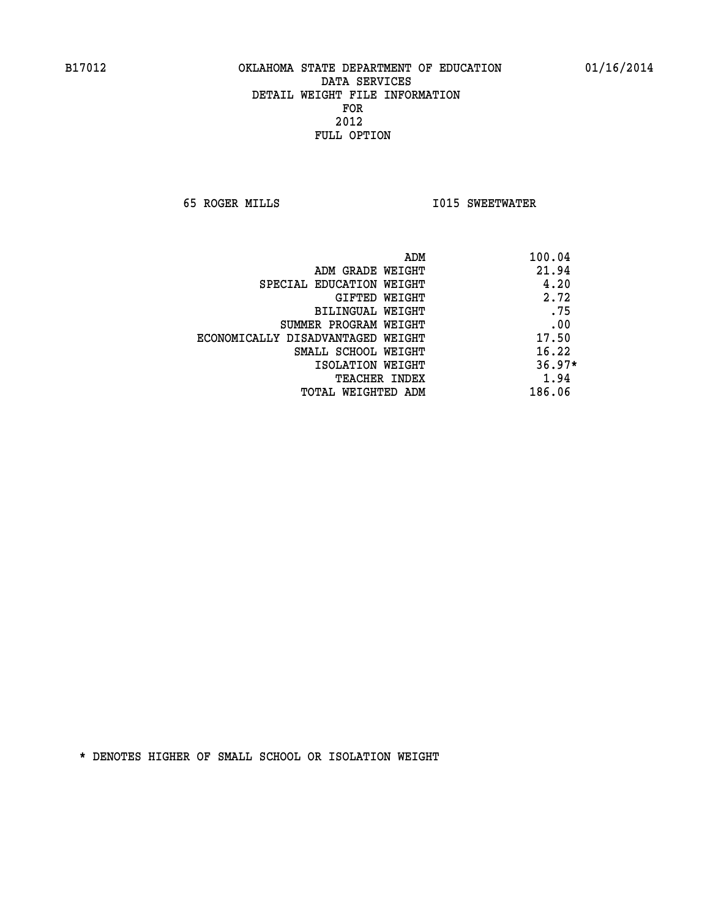B17012 OKLAHOMA STATE DEPARTMENT OF EDUCATION 01/16/2014

DATA SERVICES
DETAIL WEIGHT FILE INFORMATION
FOR
2012
FULL OPTION

65 ROGER MILLS I015 SWEETWATER

| | |
|---|---|
| ADM | 100.04 |
| ADM GRADE WEIGHT | 21.94 |
| SPECIAL EDUCATION WEIGHT | 4.20 |
| GIFTED WEIGHT | 2.72 |
| BILINGUAL WEIGHT | .75 |
| SUMMER PROGRAM WEIGHT | .00 |
| ECONOMICALLY DISADVANTAGED WEIGHT | 17.50 |
| SMALL SCHOOL WEIGHT | 16.22 |
| ISOLATION WEIGHT | 36.97* |
| TEACHER INDEX | 1.94 |
| TOTAL WEIGHTED ADM | 186.06 |

* DENOTES HIGHER OF SMALL SCHOOL OR ISOLATION WEIGHT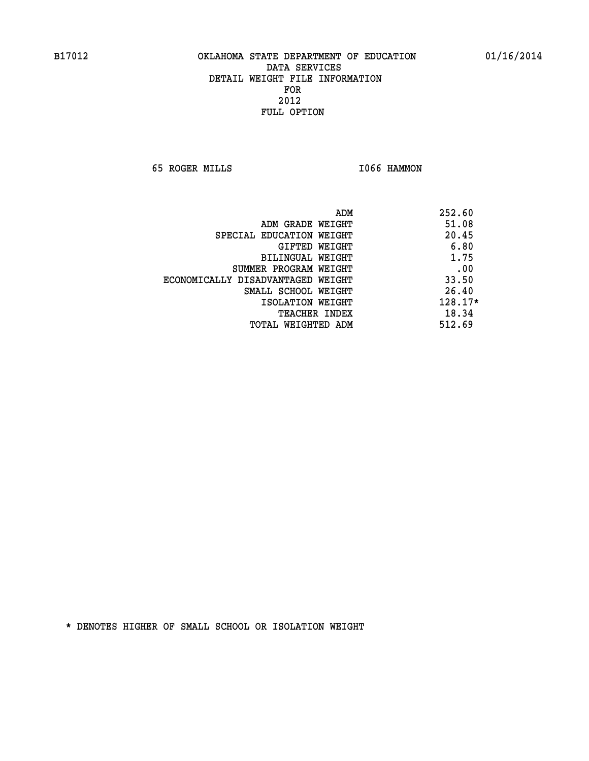B17012 OKLAHOMA STATE DEPARTMENT OF EDUCATION 01/16/2014

DATA SERVICES
DETAIL WEIGHT FILE INFORMATION
FOR
2012
FULL OPTION

65 ROGER MILLS I066 HAMMON

| | |
|---|---|
| ADM | 252.60 |
| ADM GRADE WEIGHT | 51.08 |
| SPECIAL EDUCATION WEIGHT | 20.45 |
| GIFTED WEIGHT | 6.80 |
| BILINGUAL WEIGHT | 1.75 |
| SUMMER PROGRAM WEIGHT | .00 |
| ECONOMICALLY DISADVANTAGED WEIGHT | 33.50 |
| SMALL SCHOOL WEIGHT | 26.40 |
| ISOLATION WEIGHT | 128.17* |
| TEACHER INDEX | 18.34 |
| TOTAL WEIGHTED ADM | 512.69 |

* DENOTES HIGHER OF SMALL SCHOOL OR ISOLATION WEIGHT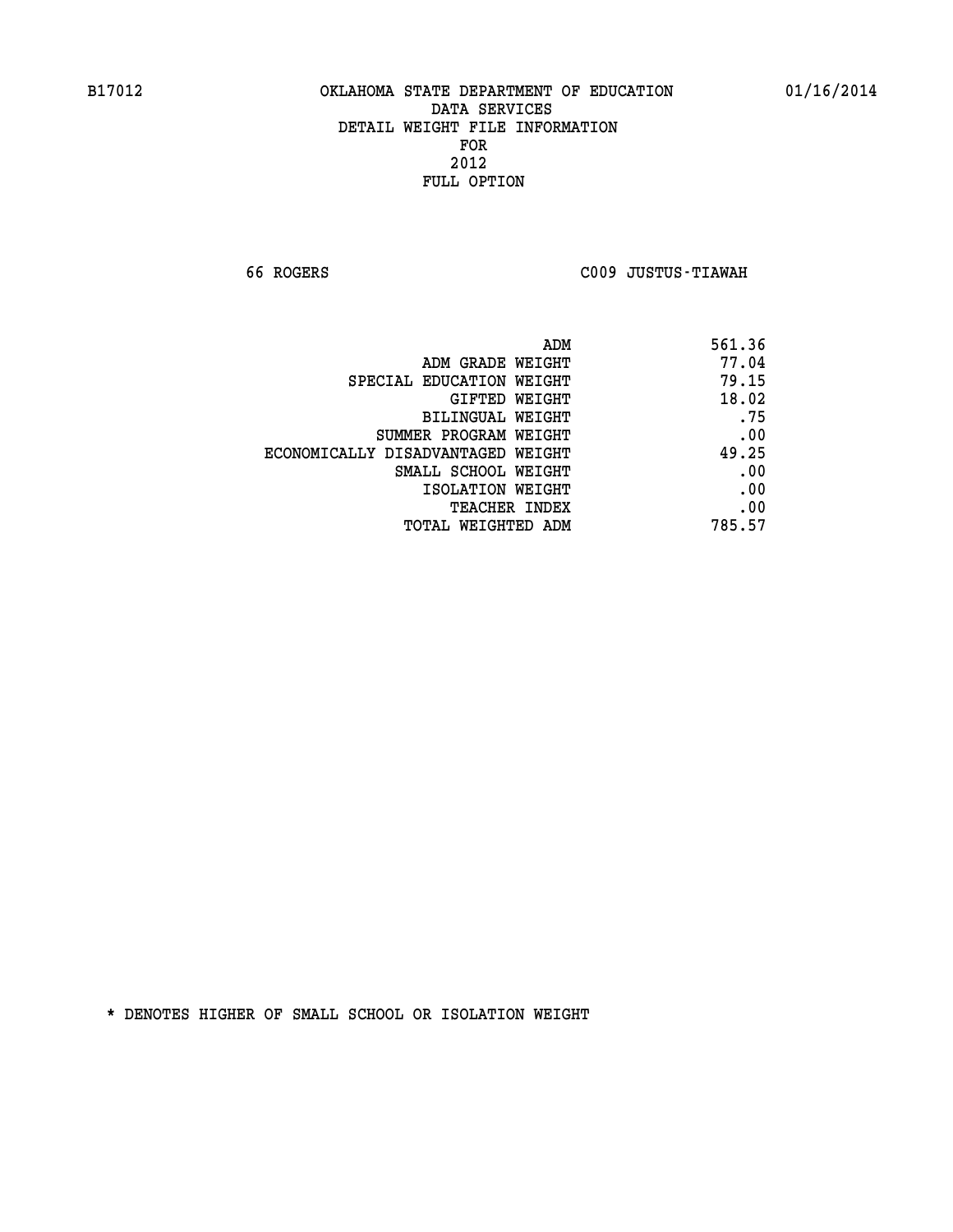B17012 OKLAHOMA STATE DEPARTMENT OF EDUCATION 01/16/2014

DATA SERVICES
DETAIL WEIGHT FILE INFORMATION
FOR
2012
FULL OPTION

66 ROGERS C009 JUSTUS-TIAWAH

| | |
|---|---|
| ADM | 561.36 |
| ADM GRADE WEIGHT | 77.04 |
| SPECIAL EDUCATION WEIGHT | 79.15 |
| GIFTED WEIGHT | 18.02 |
| BILINGUAL WEIGHT | .75 |
| SUMMER PROGRAM WEIGHT | .00 |
| ECONOMICALLY DISADVANTAGED WEIGHT | 49.25 |
| SMALL SCHOOL WEIGHT | .00 |
| ISOLATION WEIGHT | .00 |
| TEACHER INDEX | .00 |
| TOTAL WEIGHTED ADM | 785.57 |

* DENOTES HIGHER OF SMALL SCHOOL OR ISOLATION WEIGHT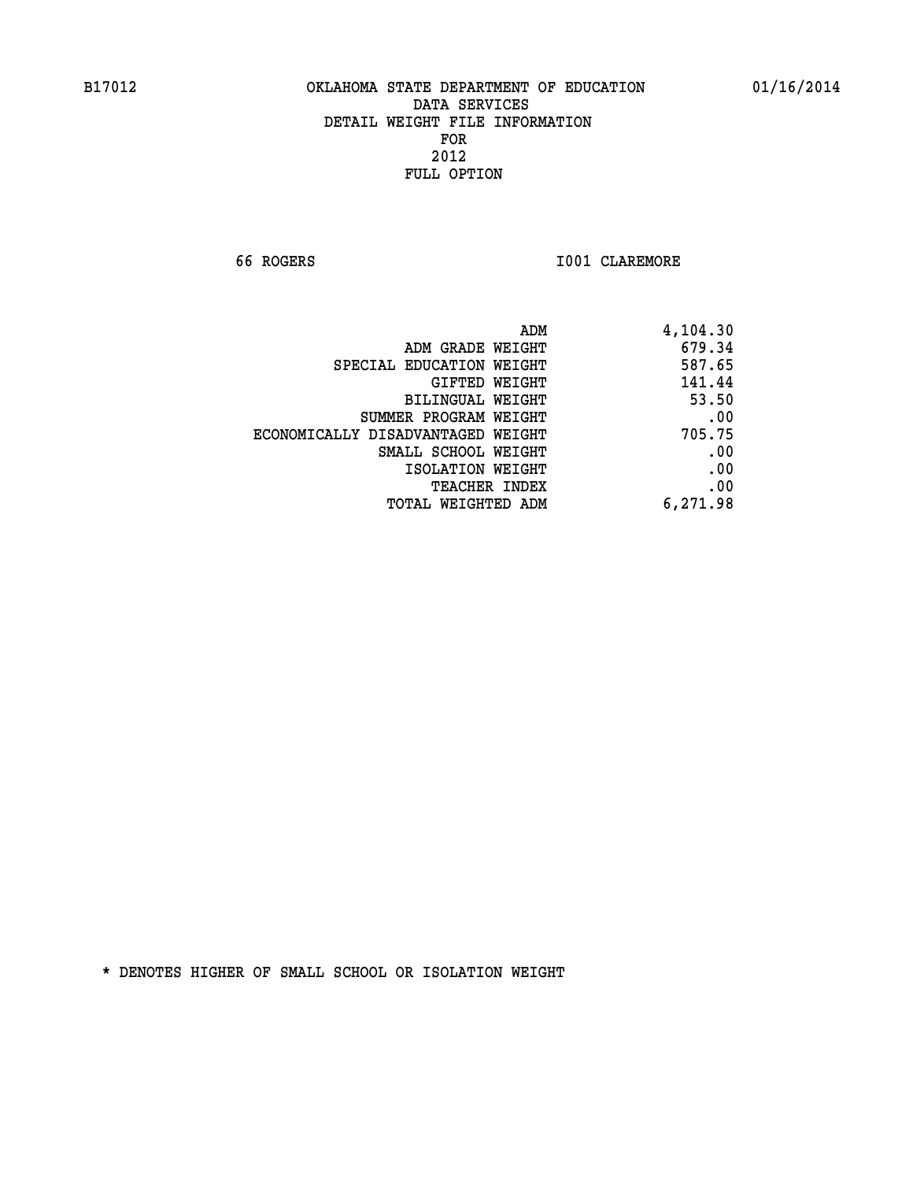B17012 OKLAHOMA STATE DEPARTMENT OF EDUCATION 01/16/2014

DATA SERVICES
DETAIL WEIGHT FILE INFORMATION
FOR
2012
FULL OPTION

66 ROGERS I001 CLAREMORE

| | |
|---|---|
| ADM | 4,104.30 |
| ADM GRADE WEIGHT | 679.34 |
| SPECIAL EDUCATION WEIGHT | 587.65 |
| GIFTED WEIGHT | 141.44 |
| BILINGUAL WEIGHT | 53.50 |
| SUMMER PROGRAM WEIGHT | .00 |
| ECONOMICALLY DISADVANTAGED WEIGHT | 705.75 |
| SMALL SCHOOL WEIGHT | .00 |
| ISOLATION WEIGHT | .00 |
| TEACHER INDEX | .00 |
| TOTAL WEIGHTED ADM | 6,271.98 |

* DENOTES HIGHER OF SMALL SCHOOL OR ISOLATION WEIGHT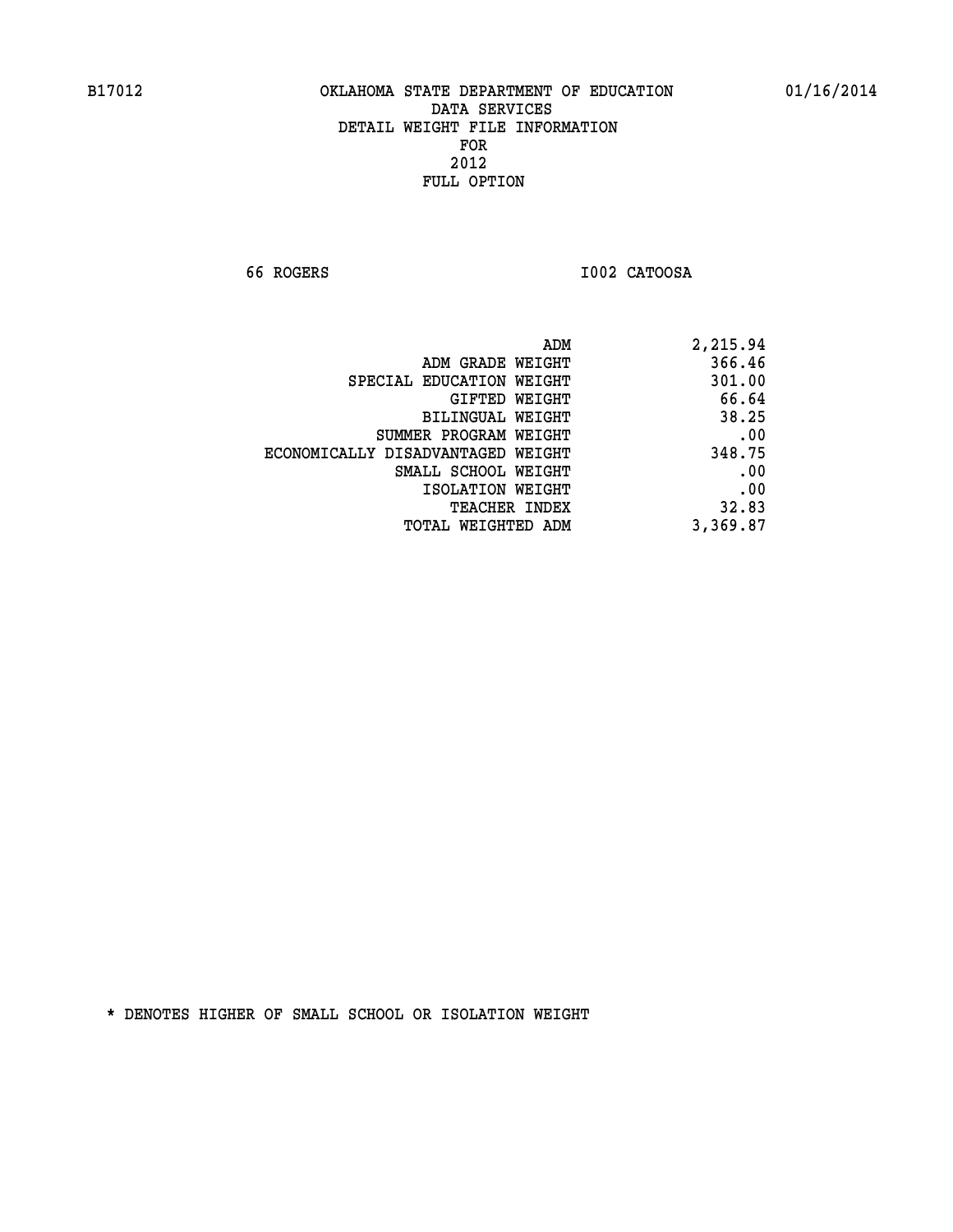B17012 OKLAHOMA STATE DEPARTMENT OF EDUCATION 01/16/2014

DATA SERVICES
DETAIL WEIGHT FILE INFORMATION
FOR
2012
FULL OPTION

66 ROGERS I002 CATOOSA

| | |
|---|---|
| ADM | 2,215.94 |
| ADM GRADE WEIGHT | 366.46 |
| SPECIAL EDUCATION WEIGHT | 301.00 |
| GIFTED WEIGHT | 66.64 |
| BILINGUAL WEIGHT | 38.25 |
| SUMMER PROGRAM WEIGHT | .00 |
| ECONOMICALLY DISADVANTAGED WEIGHT | 348.75 |
| SMALL SCHOOL WEIGHT | .00 |
| ISOLATION WEIGHT | .00 |
| TEACHER INDEX | 32.83 |
| TOTAL WEIGHTED ADM | 3,369.87 |

* DENOTES HIGHER OF SMALL SCHOOL OR ISOLATION WEIGHT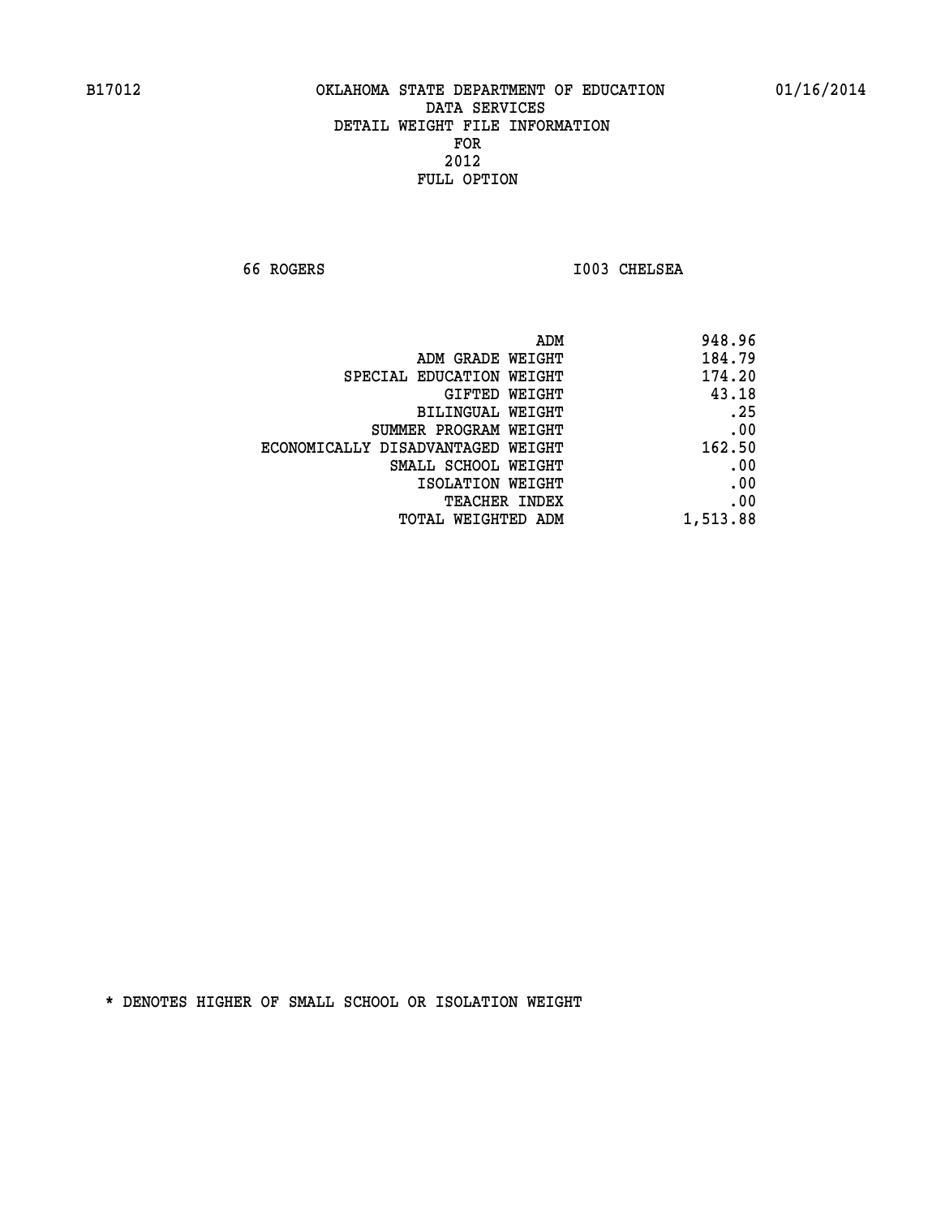B17012 OKLAHOMA STATE DEPARTMENT OF EDUCATION 01/16/2014

DATA SERVICES
DETAIL WEIGHT FILE INFORMATION
FOR
2012
FULL OPTION

66 ROGERS I003 CHELSEA

| | |
|---|---|
| ADM | 948.96 |
| ADM GRADE WEIGHT | 184.79 |
| SPECIAL EDUCATION WEIGHT | 174.20 |
| GIFTED WEIGHT | 43.18 |
| BILINGUAL WEIGHT | .25 |
| SUMMER PROGRAM WEIGHT | .00 |
| ECONOMICALLY DISADVANTAGED WEIGHT | 162.50 |
| SMALL SCHOOL WEIGHT | .00 |
| ISOLATION WEIGHT | .00 |
| TEACHER INDEX | .00 |
| TOTAL WEIGHTED ADM | 1,513.88 |

* DENOTES HIGHER OF SMALL SCHOOL OR ISOLATION WEIGHT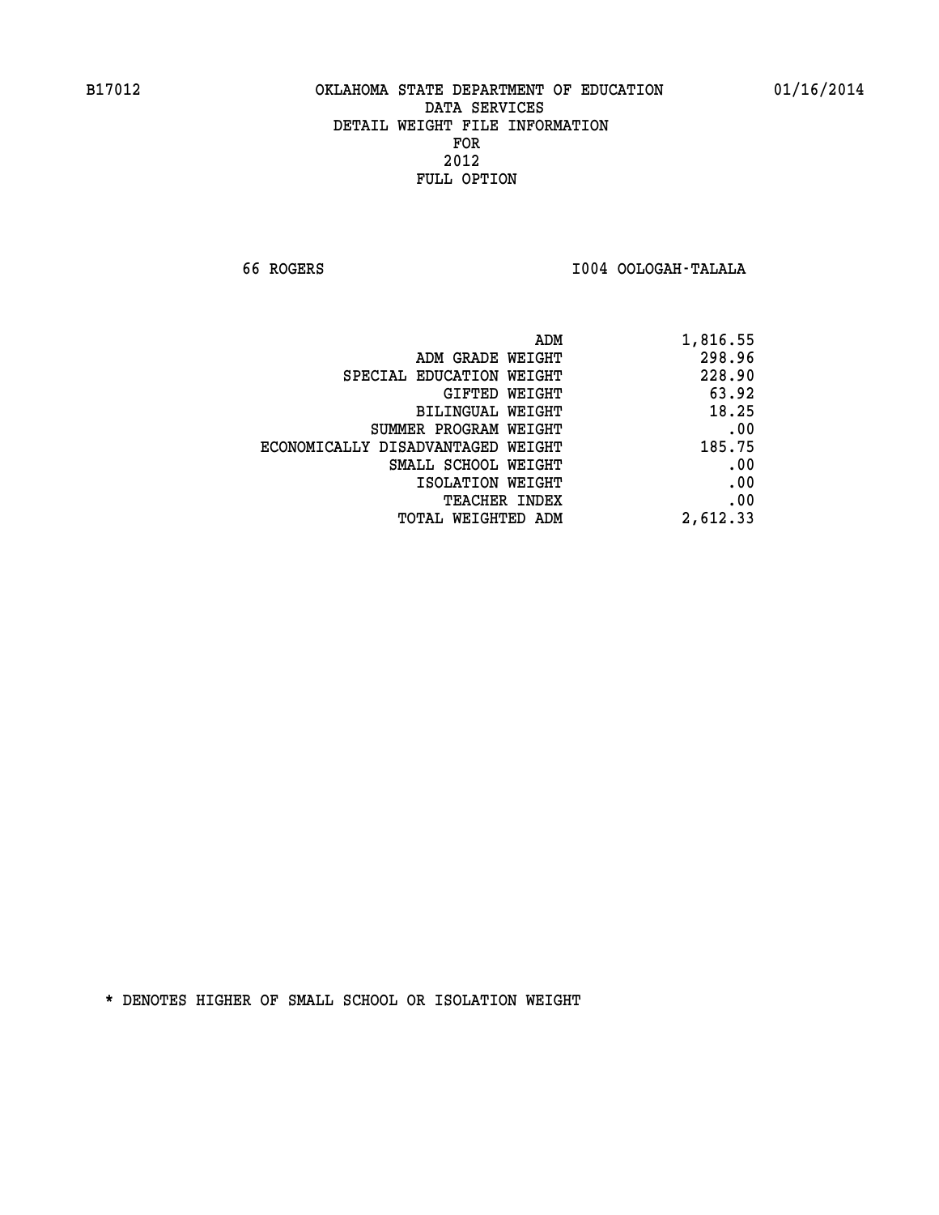B17012 OKLAHOMA STATE DEPARTMENT OF EDUCATION 01/16/2014

DATA SERVICES
DETAIL WEIGHT FILE INFORMATION
FOR
2012
FULL OPTION

66 ROGERS I004 OOLOGAH-TALALA

| | |
|---|---|
| ADM | 1,816.55 |
| ADM GRADE WEIGHT | 298.96 |
| SPECIAL EDUCATION WEIGHT | 228.90 |
| GIFTED WEIGHT | 63.92 |
| BILINGUAL WEIGHT | 18.25 |
| SUMMER PROGRAM WEIGHT | .00 |
| ECONOMICALLY DISADVANTAGED WEIGHT | 185.75 |
| SMALL SCHOOL WEIGHT | .00 |
| ISOLATION WEIGHT | .00 |
| TEACHER INDEX | .00 |
| TOTAL WEIGHTED ADM | 2,612.33 |

* DENOTES HIGHER OF SMALL SCHOOL OR ISOLATION WEIGHT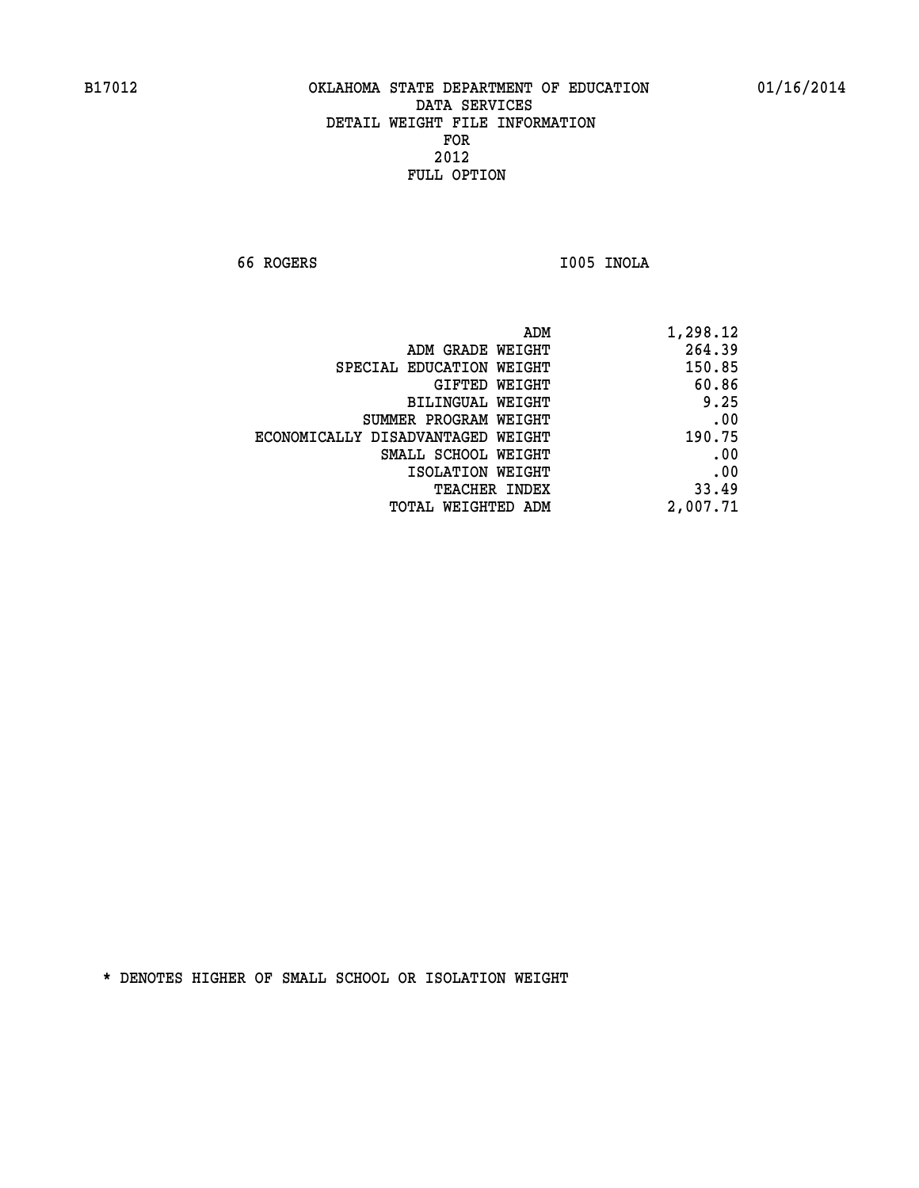B17012 OKLAHOMA STATE DEPARTMENT OF EDUCATION 01/16/2014

DATA SERVICES
DETAIL WEIGHT FILE INFORMATION
FOR
2012
FULL OPTION

66 ROGERS I005 INOLA

| | |
|---|---|
| ADM | 1,298.12 |
| ADM GRADE WEIGHT | 264.39 |
| SPECIAL EDUCATION WEIGHT | 150.85 |
| GIFTED WEIGHT | 60.86 |
| BILINGUAL WEIGHT | 9.25 |
| SUMMER PROGRAM WEIGHT | .00 |
| ECONOMICALLY DISADVANTAGED WEIGHT | 190.75 |
| SMALL SCHOOL WEIGHT | .00 |
| ISOLATION WEIGHT | .00 |
| TEACHER INDEX | 33.49 |
| TOTAL WEIGHTED ADM | 2,007.71 |

* DENOTES HIGHER OF SMALL SCHOOL OR ISOLATION WEIGHT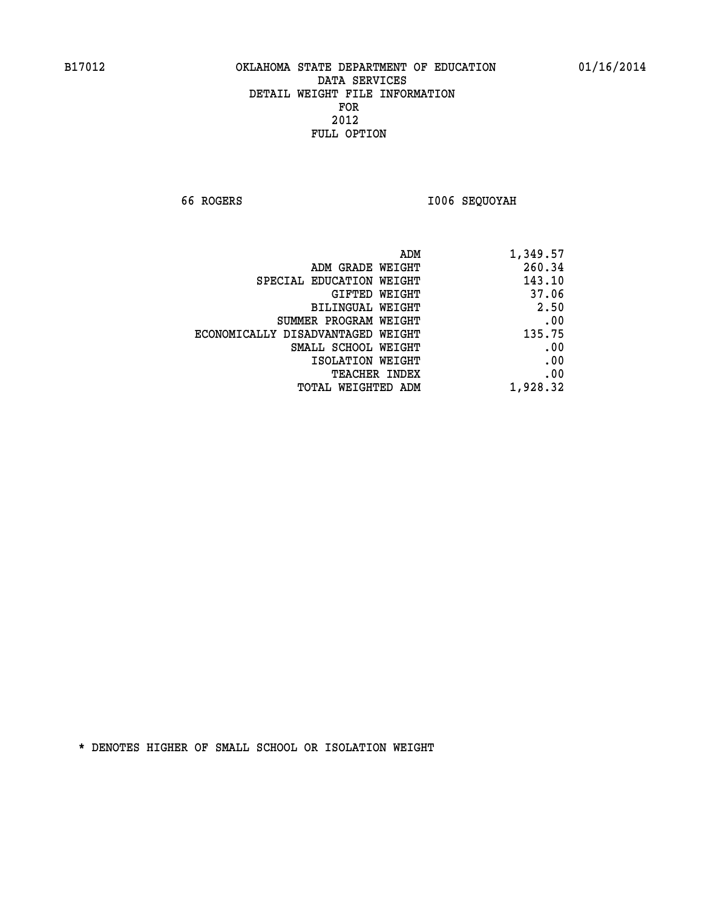B17012 OKLAHOMA STATE DEPARTMENT OF EDUCATION 01/16/2014

DATA SERVICES
DETAIL WEIGHT FILE INFORMATION
FOR
2012
FULL OPTION

66 ROGERS I006 SEQUOYAH

| | |
|---|---|
| ADM | 1,349.57 |
| ADM GRADE WEIGHT | 260.34 |
| SPECIAL EDUCATION WEIGHT | 143.10 |
| GIFTED WEIGHT | 37.06 |
| BILINGUAL WEIGHT | 2.50 |
| SUMMER PROGRAM WEIGHT | .00 |
| ECONOMICALLY DISADVANTAGED WEIGHT | 135.75 |
| SMALL SCHOOL WEIGHT | .00 |
| ISOLATION WEIGHT | .00 |
| TEACHER INDEX | .00 |
| TOTAL WEIGHTED ADM | 1,928.32 |

* DENOTES HIGHER OF SMALL SCHOOL OR ISOLATION WEIGHT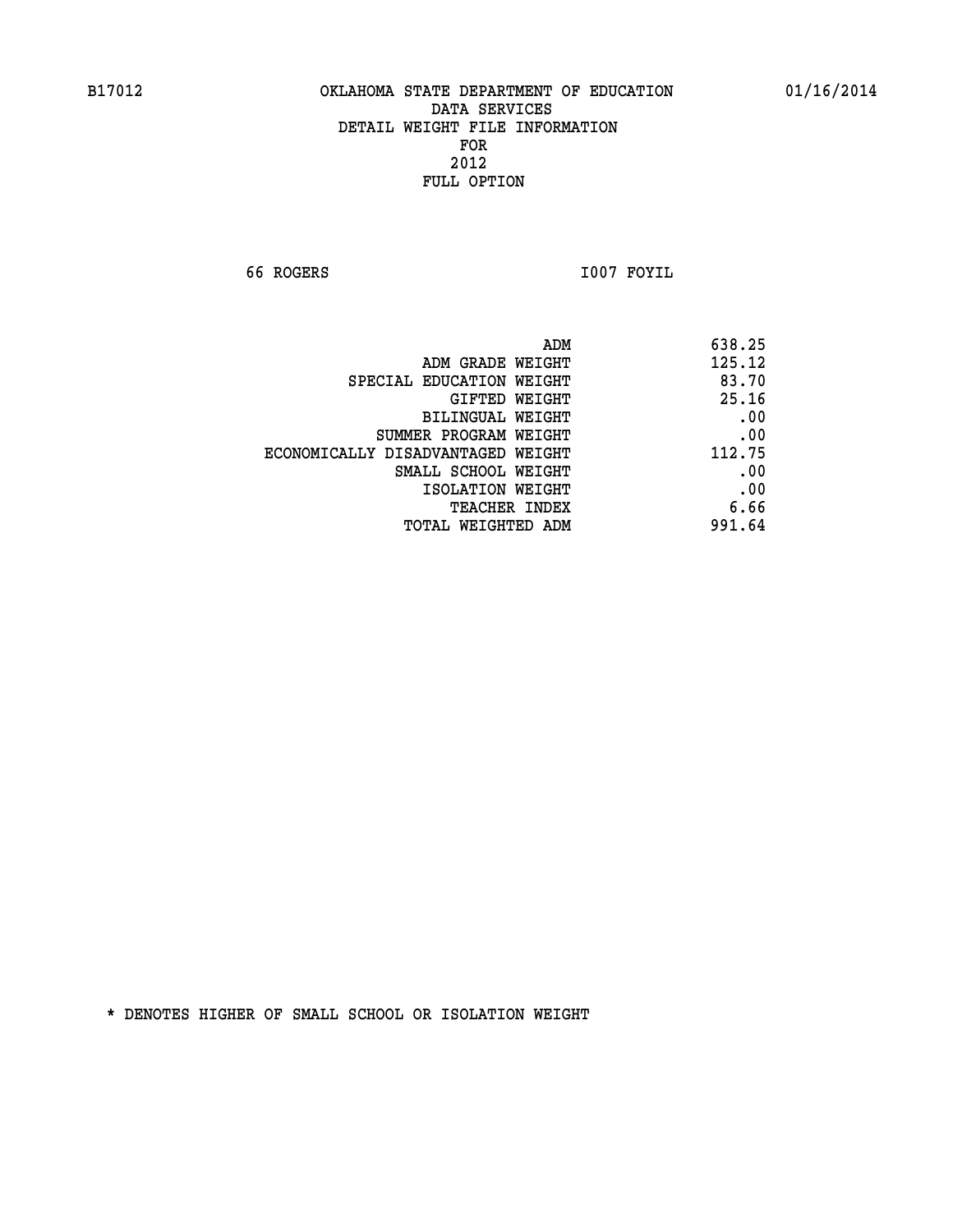B17012 OKLAHOMA STATE DEPARTMENT OF EDUCATION 01/16/2014

DATA SERVICES
DETAIL WEIGHT FILE INFORMATION
FOR
2012
FULL OPTION

66 ROGERS I007 FOYIL

| | |
|---|---|
| ADM | 638.25 |
| ADM GRADE WEIGHT | 125.12 |
| SPECIAL EDUCATION WEIGHT | 83.70 |
| GIFTED WEIGHT | 25.16 |
| BILINGUAL WEIGHT | .00 |
| SUMMER PROGRAM WEIGHT | .00 |
| ECONOMICALLY DISADVANTAGED WEIGHT | 112.75 |
| SMALL SCHOOL WEIGHT | .00 |
| ISOLATION WEIGHT | .00 |
| TEACHER INDEX | 6.66 |
| TOTAL WEIGHTED ADM | 991.64 |

* DENOTES HIGHER OF SMALL SCHOOL OR ISOLATION WEIGHT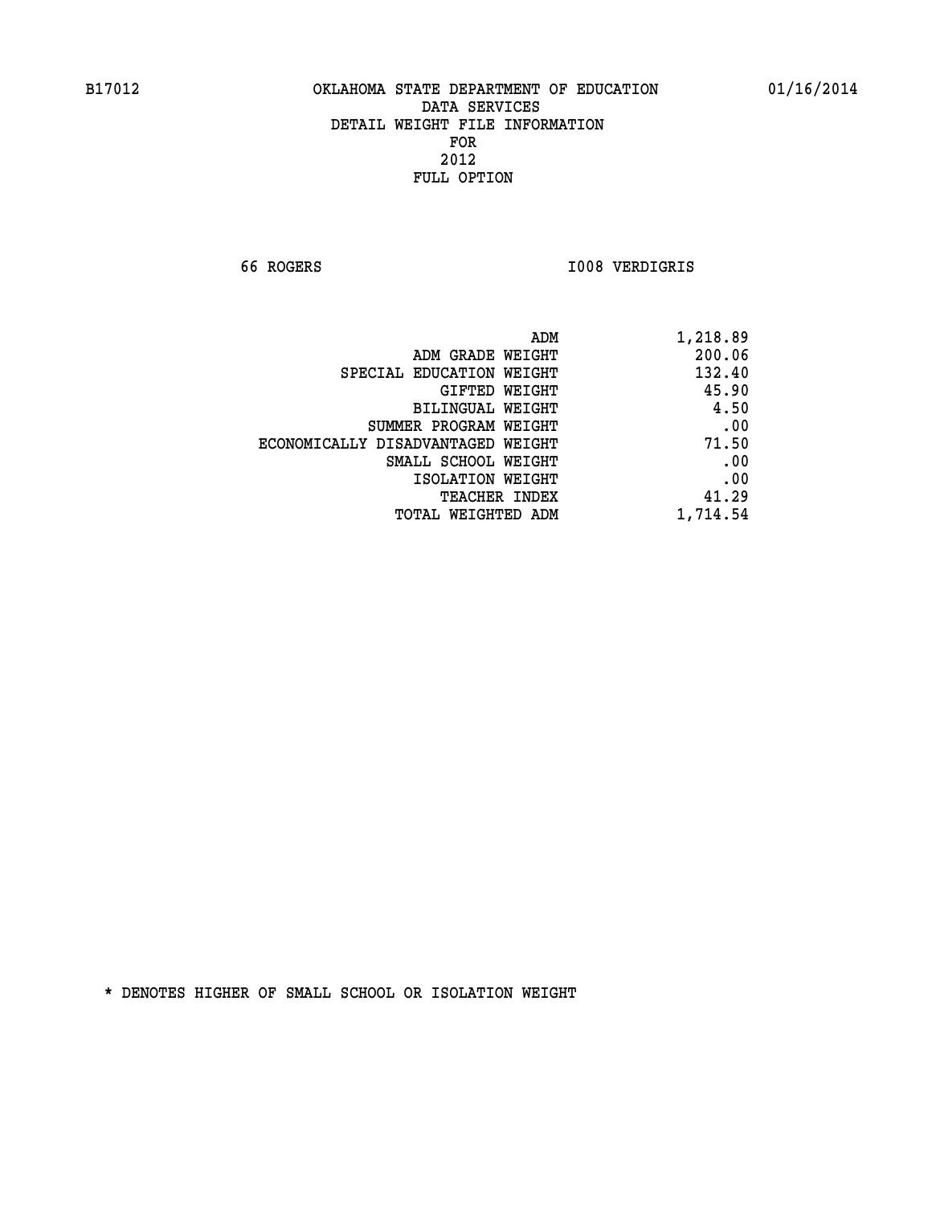# OKLAHOMA STATE DEPARTMENT OF EDUCATION
## DATA SERVICES
## DETAIL WEIGHT FILE INFORMATION
## FOR
## 2012
## FULL OPTION

B17012 — 01/16/2014

66 ROGERS — I008 VERDIGRIS

| | |
|---|---|
| ADM | 1,218.89 |
| ADM GRADE WEIGHT | 200.06 |
| SPECIAL EDUCATION WEIGHT | 132.40 |
| GIFTED WEIGHT | 45.90 |
| BILINGUAL WEIGHT | 4.50 |
| SUMMER PROGRAM WEIGHT | .00 |
| ECONOMICALLY DISADVANTAGED WEIGHT | 71.50 |
| SMALL SCHOOL WEIGHT | .00 |
| ISOLATION WEIGHT | .00 |
| TEACHER INDEX | 41.29 |
| TOTAL WEIGHTED ADM | 1,714.54 |

* DENOTES HIGHER OF SMALL SCHOOL OR ISOLATION WEIGHT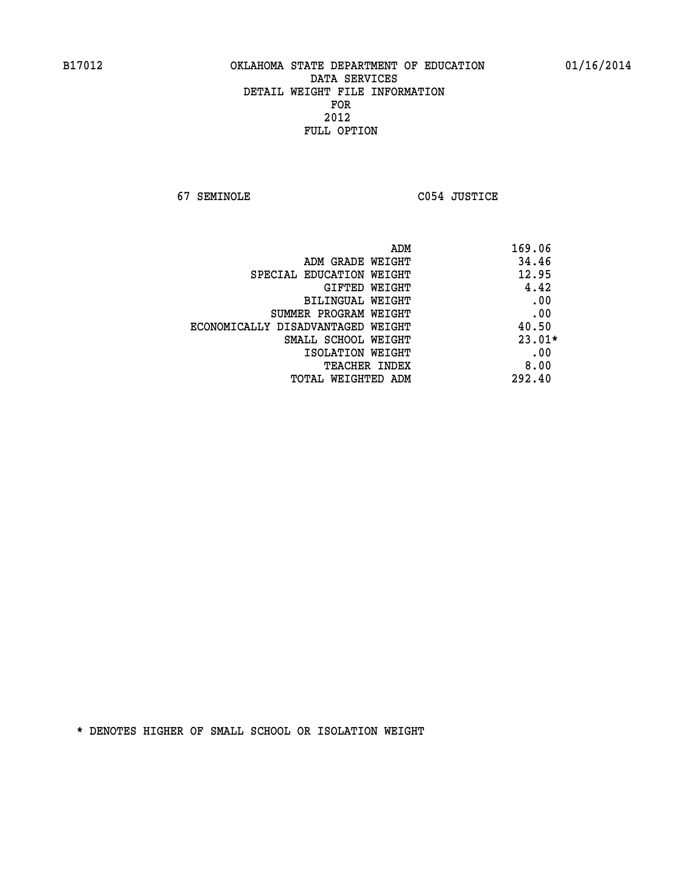B17012 OKLAHOMA STATE DEPARTMENT OF EDUCATION 01/16/2014

DATA SERVICES
DETAIL WEIGHT FILE INFORMATION
FOR
2012
FULL OPTION

67 SEMINOLE C054 JUSTICE

| | |
|---|---|
| ADM | 169.06 |
| ADM GRADE WEIGHT | 34.46 |
| SPECIAL EDUCATION WEIGHT | 12.95 |
| GIFTED WEIGHT | 4.42 |
| BILINGUAL WEIGHT | .00 |
| SUMMER PROGRAM WEIGHT | .00 |
| ECONOMICALLY DISADVANTAGED WEIGHT | 40.50 |
| SMALL SCHOOL WEIGHT | 23.01* |
| ISOLATION WEIGHT | .00 |
| TEACHER INDEX | 8.00 |
| TOTAL WEIGHTED ADM | 292.40 |

* DENOTES HIGHER OF SMALL SCHOOL OR ISOLATION WEIGHT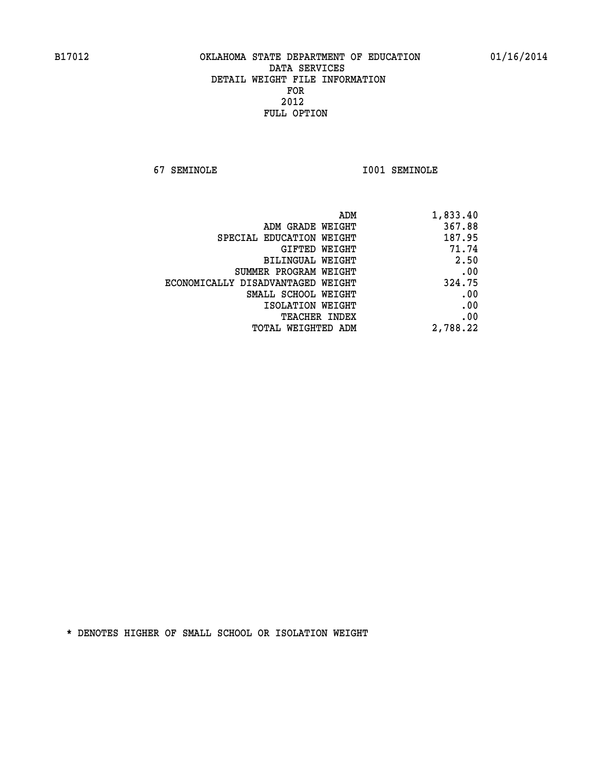B17012 OKLAHOMA STATE DEPARTMENT OF EDUCATION 01/16/2014

DATA SERVICES

DETAIL WEIGHT FILE INFORMATION

FOR

2012

FULL OPTION

67 SEMINOLE I001 SEMINOLE

| | |
|---|---|
| ADM | 1,833.40 |
| ADM GRADE WEIGHT | 367.88 |
| SPECIAL EDUCATION WEIGHT | 187.95 |
| GIFTED WEIGHT | 71.74 |
| BILINGUAL WEIGHT | 2.50 |
| SUMMER PROGRAM WEIGHT | .00 |
| ECONOMICALLY DISADVANTAGED WEIGHT | 324.75 |
| SMALL SCHOOL WEIGHT | .00 |
| ISOLATION WEIGHT | .00 |
| TEACHER INDEX | .00 |
| TOTAL WEIGHTED ADM | 2,788.22 |

* DENOTES HIGHER OF SMALL SCHOOL OR ISOLATION WEIGHT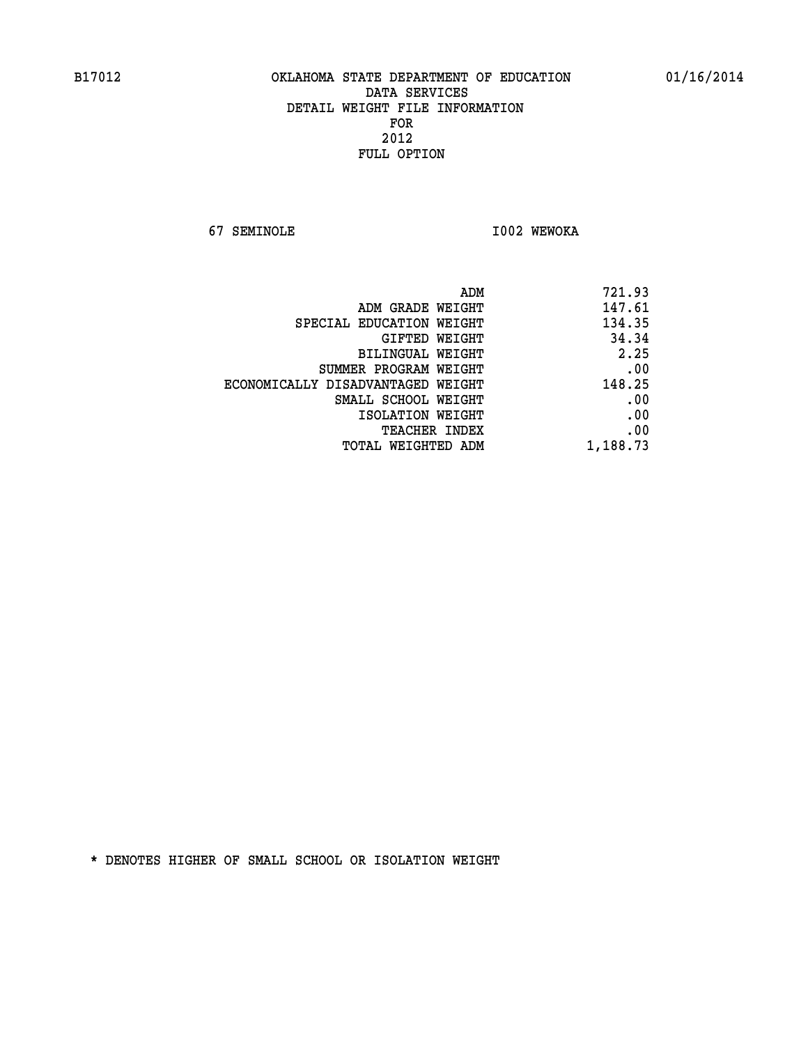B17012 OKLAHOMA STATE DEPARTMENT OF EDUCATION 01/16/2014

DATA SERVICES
DETAIL WEIGHT FILE INFORMATION
FOR
2012
FULL OPTION

67 SEMINOLE I002 WEWOKA

| | |
|---|---|
| ADM | 721.93 |
| ADM GRADE WEIGHT | 147.61 |
| SPECIAL EDUCATION WEIGHT | 134.35 |
| GIFTED WEIGHT | 34.34 |
| BILINGUAL WEIGHT | 2.25 |
| SUMMER PROGRAM WEIGHT | .00 |
| ECONOMICALLY DISADVANTAGED WEIGHT | 148.25 |
| SMALL SCHOOL WEIGHT | .00 |
| ISOLATION WEIGHT | .00 |
| TEACHER INDEX | .00 |
| TOTAL WEIGHTED ADM | 1,188.73 |

* DENOTES HIGHER OF SMALL SCHOOL OR ISOLATION WEIGHT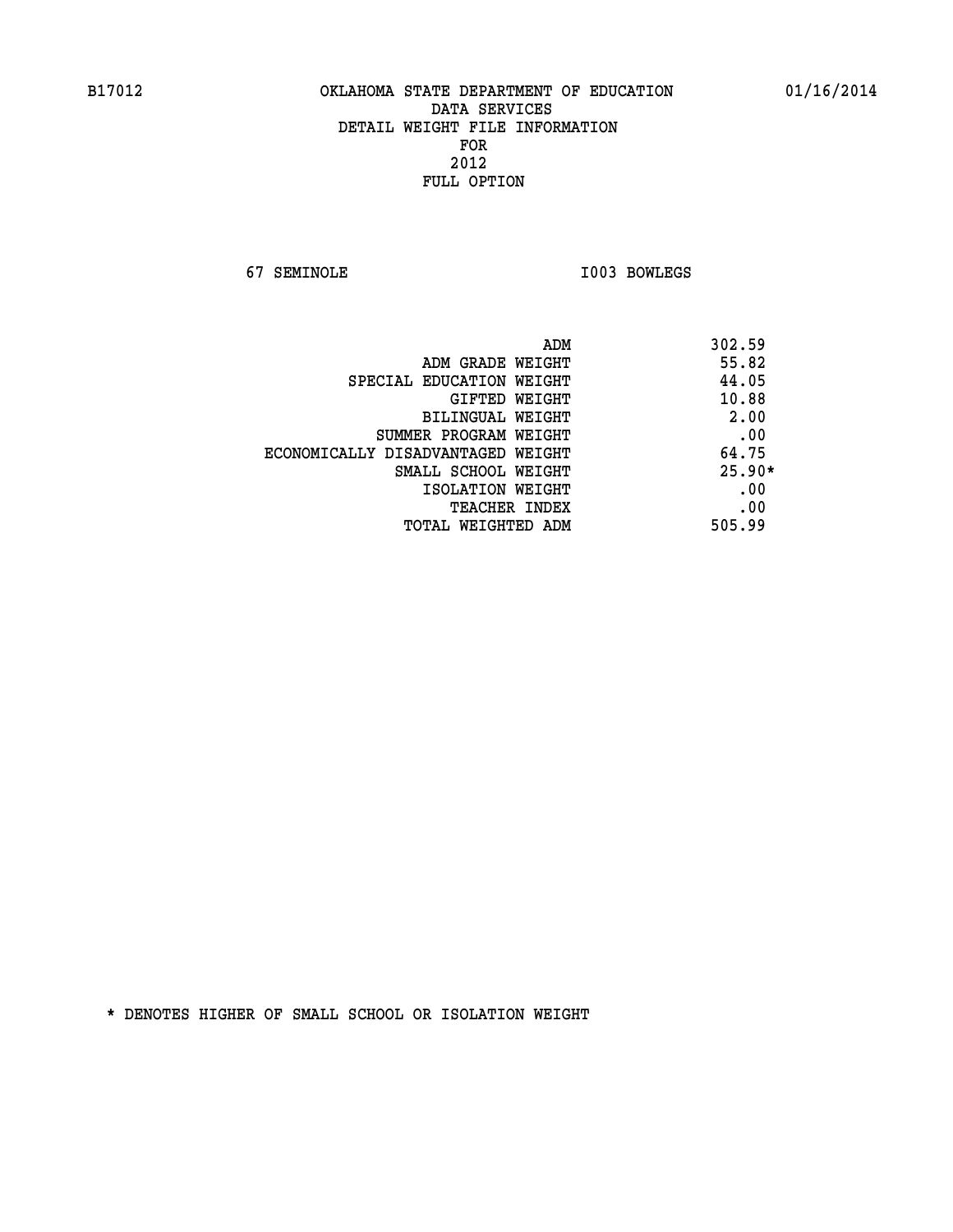B17012 OKLAHOMA STATE DEPARTMENT OF EDUCATION 01/16/2014

DATA SERVICES

DETAIL WEIGHT FILE INFORMATION

FOR

2012

FULL OPTION

67 SEMINOLE I003 BOWLEGS

| | |
|---|---|
| ADM | 302.59 |
| ADM GRADE WEIGHT | 55.82 |
| SPECIAL EDUCATION WEIGHT | 44.05 |
| GIFTED WEIGHT | 10.88 |
| BILINGUAL WEIGHT | 2.00 |
| SUMMER PROGRAM WEIGHT | .00 |
| ECONOMICALLY DISADVANTAGED WEIGHT | 64.75 |
| SMALL SCHOOL WEIGHT | 25.90* |
| ISOLATION WEIGHT | .00 |
| TEACHER INDEX | .00 |
| TOTAL WEIGHTED ADM | 505.99 |

* DENOTES HIGHER OF SMALL SCHOOL OR ISOLATION WEIGHT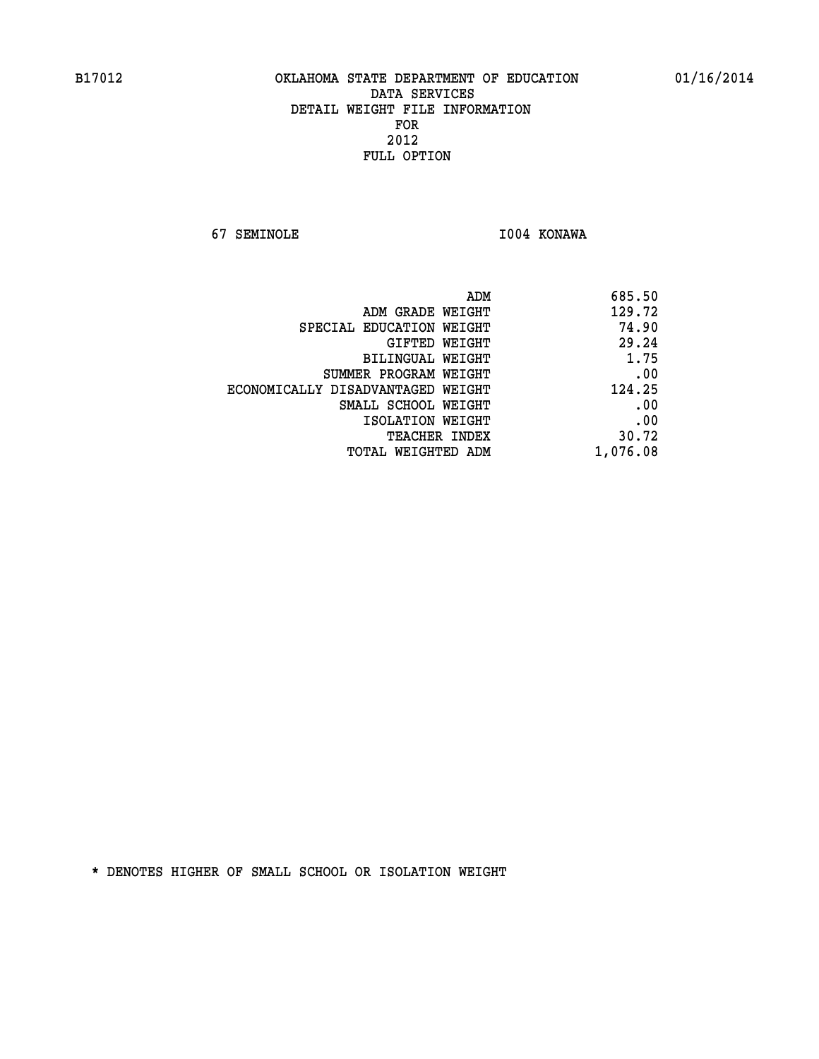B17012 OKLAHOMA STATE DEPARTMENT OF EDUCATION 01/16/2014

DATA SERVICES

DETAIL WEIGHT FILE INFORMATION

FOR

2012

FULL OPTION

67 SEMINOLE I004 KONAWA

| | |
|---|---|
| ADM | 685.50 |
| ADM GRADE WEIGHT | 129.72 |
| SPECIAL EDUCATION WEIGHT | 74.90 |
| GIFTED WEIGHT | 29.24 |
| BILINGUAL WEIGHT | 1.75 |
| SUMMER PROGRAM WEIGHT | .00 |
| ECONOMICALLY DISADVANTAGED WEIGHT | 124.25 |
| SMALL SCHOOL WEIGHT | .00 |
| ISOLATION WEIGHT | .00 |
| TEACHER INDEX | 30.72 |
| TOTAL WEIGHTED ADM | 1,076.08 |

* DENOTES HIGHER OF SMALL SCHOOL OR ISOLATION WEIGHT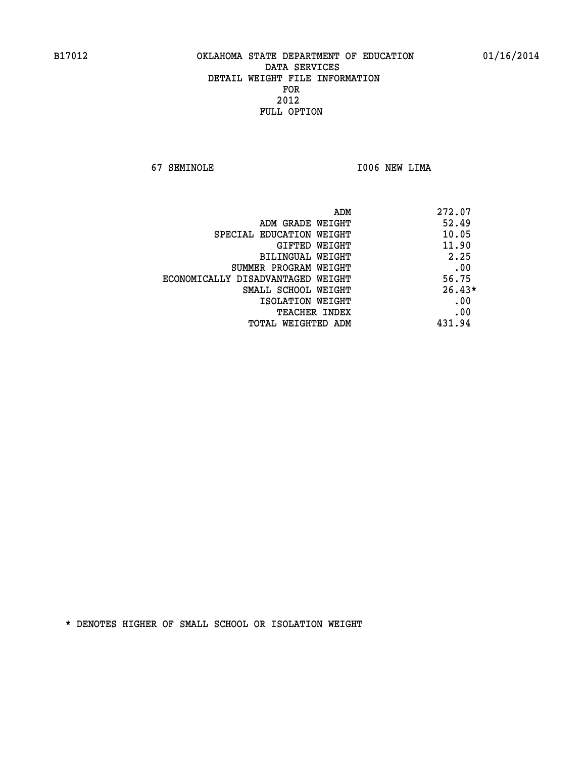B17012 OKLAHOMA STATE DEPARTMENT OF EDUCATION 01/16/2014

DATA SERVICES
DETAIL WEIGHT FILE INFORMATION
FOR
2012
FULL OPTION

67 SEMINOLE I006 NEW LIMA

| | |
|---|---|
| ADM | 272.07 |
| ADM GRADE WEIGHT | 52.49 |
| SPECIAL EDUCATION WEIGHT | 10.05 |
| GIFTED WEIGHT | 11.90 |
| BILINGUAL WEIGHT | 2.25 |
| SUMMER PROGRAM WEIGHT | .00 |
| ECONOMICALLY DISADVANTAGED WEIGHT | 56.75 |
| SMALL SCHOOL WEIGHT | 26.43* |
| ISOLATION WEIGHT | .00 |
| TEACHER INDEX | .00 |
| TOTAL WEIGHTED ADM | 431.94 |

* DENOTES HIGHER OF SMALL SCHOOL OR ISOLATION WEIGHT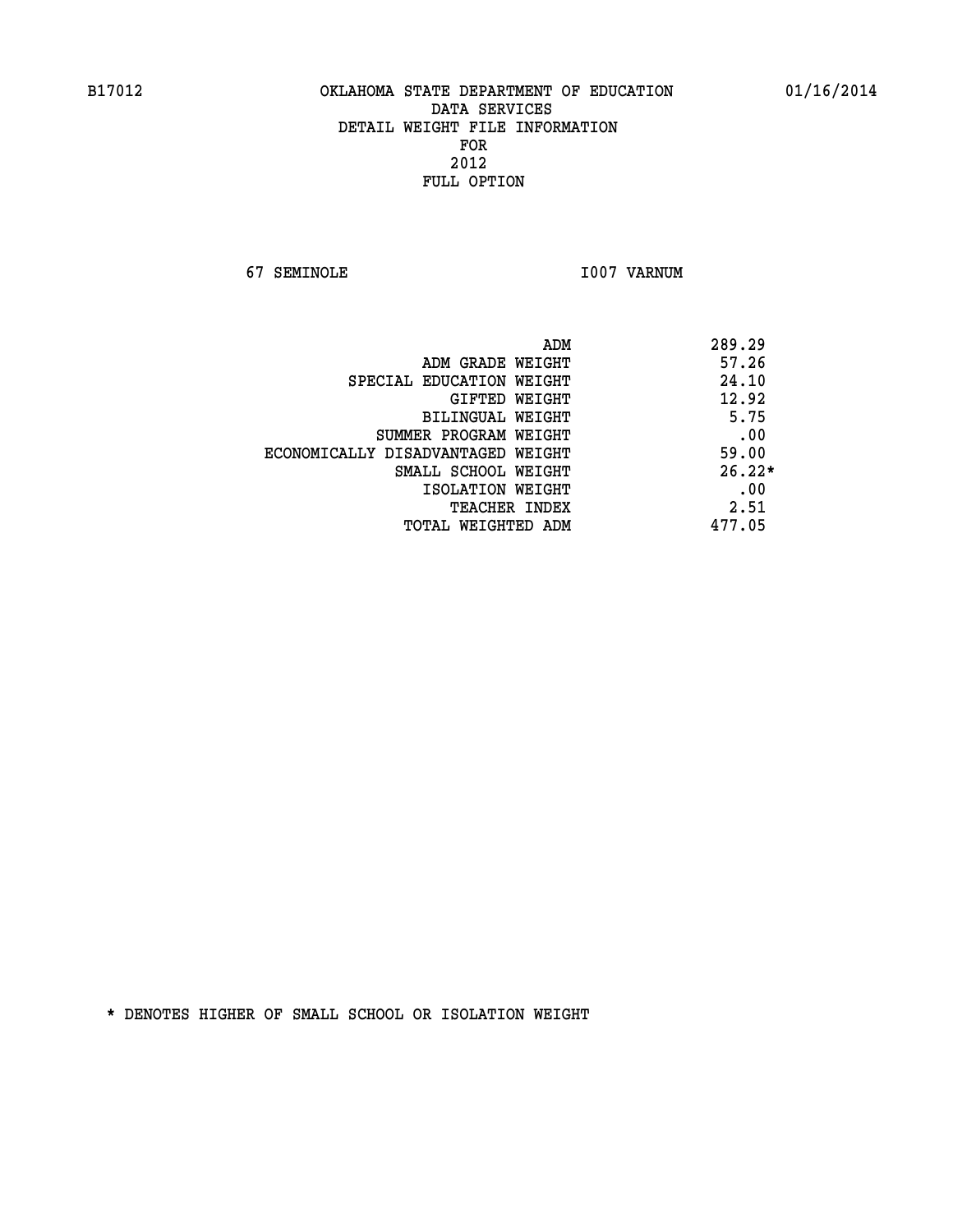# OKLAHOMA STATE DEPARTMENT OF EDUCATION
## DATA SERVICES
## DETAIL WEIGHT FILE INFORMATION
## FOR
## 2012
## FULL OPTION

67 SEMINOLE I007 VARNUM

| | |
|---|---|
| ADM | 289.29 |
| ADM GRADE WEIGHT | 57.26 |
| SPECIAL EDUCATION WEIGHT | 24.10 |
| GIFTED WEIGHT | 12.92 |
| BILINGUAL WEIGHT | 5.75 |
| SUMMER PROGRAM WEIGHT | .00 |
| ECONOMICALLY DISADVANTAGED WEIGHT | 59.00 |
| SMALL SCHOOL WEIGHT | 26.22* |
| ISOLATION WEIGHT | .00 |
| TEACHER INDEX | 2.51 |
| TOTAL WEIGHTED ADM | 477.05 |

* DENOTES HIGHER OF SMALL SCHOOL OR ISOLATION WEIGHT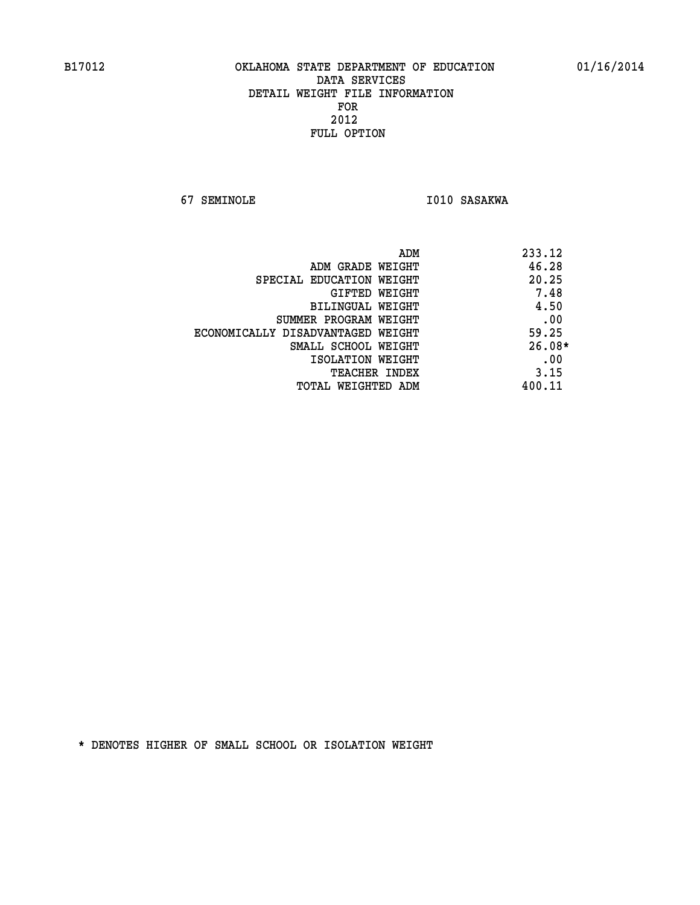# OKLAHOMA STATE DEPARTMENT OF EDUCATION
## DATA SERVICES
## DETAIL WEIGHT FILE INFORMATION
## FOR
## 2012
## FULL OPTION

67 SEMINOLE    I010 SASAKWA

| | |
|---|---|
| ADM | 233.12 |
| ADM GRADE WEIGHT | 46.28 |
| SPECIAL EDUCATION WEIGHT | 20.25 |
| GIFTED WEIGHT | 7.48 |
| BILINGUAL WEIGHT | 4.50 |
| SUMMER PROGRAM WEIGHT | .00 |
| ECONOMICALLY DISADVANTAGED WEIGHT | 59.25 |
| SMALL SCHOOL WEIGHT | 26.08* |
| ISOLATION WEIGHT | .00 |
| TEACHER INDEX | 3.15 |
| TOTAL WEIGHTED ADM | 400.11 |

* DENOTES HIGHER OF SMALL SCHOOL OR ISOLATION WEIGHT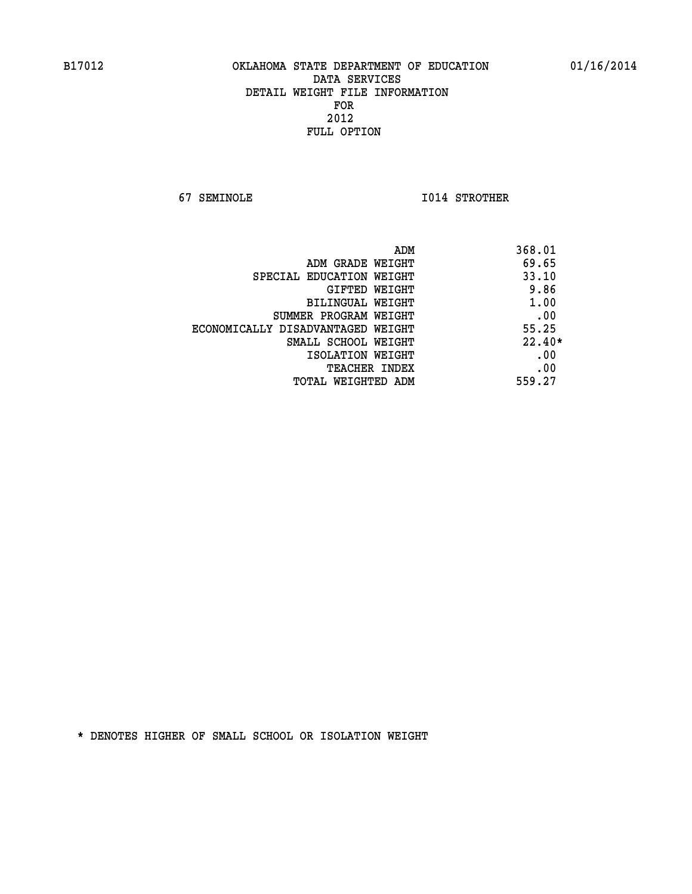B17012 OKLAHOMA STATE DEPARTMENT OF EDUCATION 01/16/2014

DATA SERVICES
DETAIL WEIGHT FILE INFORMATION
FOR
2012
FULL OPTION

67 SEMINOLE I014 STROTHER

| | |
|---|---|
| ADM | 368.01 |
| ADM GRADE WEIGHT | 69.65 |
| SPECIAL EDUCATION WEIGHT | 33.10 |
| GIFTED WEIGHT | 9.86 |
| BILINGUAL WEIGHT | 1.00 |
| SUMMER PROGRAM WEIGHT | .00 |
| ECONOMICALLY DISADVANTAGED WEIGHT | 55.25 |
| SMALL SCHOOL WEIGHT | 22.40* |
| ISOLATION WEIGHT | .00 |
| TEACHER INDEX | .00 |
| TOTAL WEIGHTED ADM | 559.27 |

* DENOTES HIGHER OF SMALL SCHOOL OR ISOLATION WEIGHT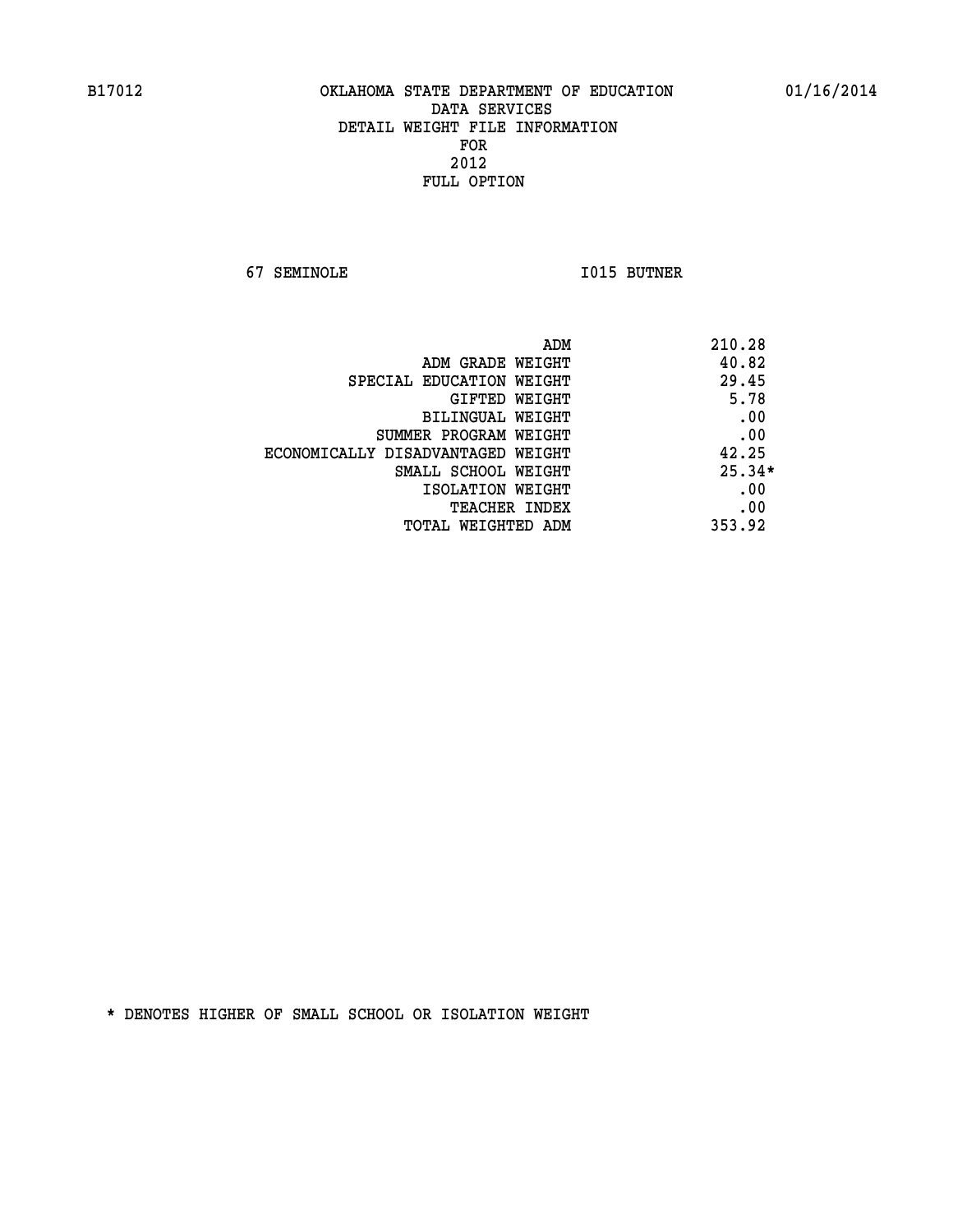B17012 OKLAHOMA STATE DEPARTMENT OF EDUCATION 01/16/2014

DATA SERVICES
DETAIL WEIGHT FILE INFORMATION
FOR
2012
FULL OPTION

67 SEMINOLE I015 BUTNER

| | |
|---|---|
| ADM | 210.28 |
| ADM GRADE WEIGHT | 40.82 |
| SPECIAL EDUCATION WEIGHT | 29.45 |
| GIFTED WEIGHT | 5.78 |
| BILINGUAL WEIGHT | .00 |
| SUMMER PROGRAM WEIGHT | .00 |
| ECONOMICALLY DISADVANTAGED WEIGHT | 42.25 |
| SMALL SCHOOL WEIGHT | 25.34* |
| ISOLATION WEIGHT | .00 |
| TEACHER INDEX | .00 |
| TOTAL WEIGHTED ADM | 353.92 |

* DENOTES HIGHER OF SMALL SCHOOL OR ISOLATION WEIGHT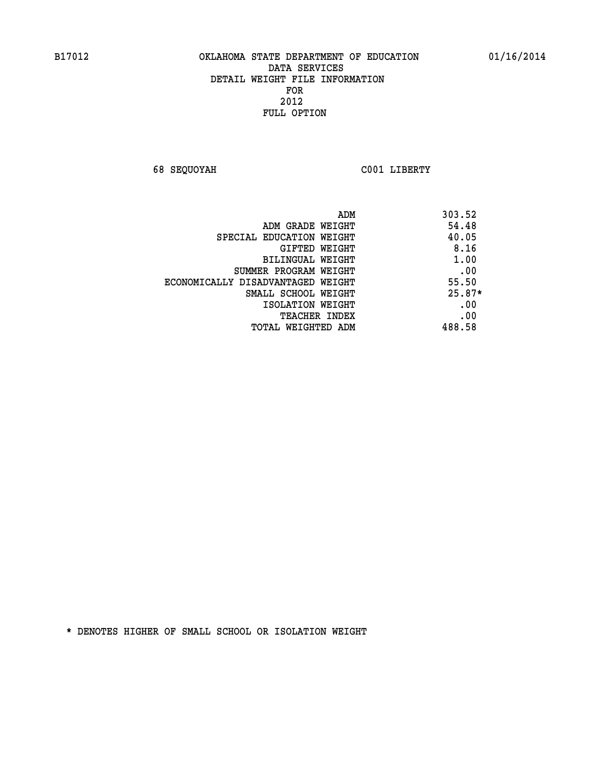B17012 OKLAHOMA STATE DEPARTMENT OF EDUCATION 01/16/2014

DATA SERVICES
DETAIL WEIGHT FILE INFORMATION
FOR
2012
FULL OPTION

68 SEQUOYAH C001 LIBERTY

| | |
|---|---|
| ADM | 303.52 |
| ADM GRADE WEIGHT | 54.48 |
| SPECIAL EDUCATION WEIGHT | 40.05 |
| GIFTED WEIGHT | 8.16 |
| BILINGUAL WEIGHT | 1.00 |
| SUMMER PROGRAM WEIGHT | .00 |
| ECONOMICALLY DISADVANTAGED WEIGHT | 55.50 |
| SMALL SCHOOL WEIGHT | 25.87* |
| ISOLATION WEIGHT | .00 |
| TEACHER INDEX | .00 |
| TOTAL WEIGHTED ADM | 488.58 |

* DENOTES HIGHER OF SMALL SCHOOL OR ISOLATION WEIGHT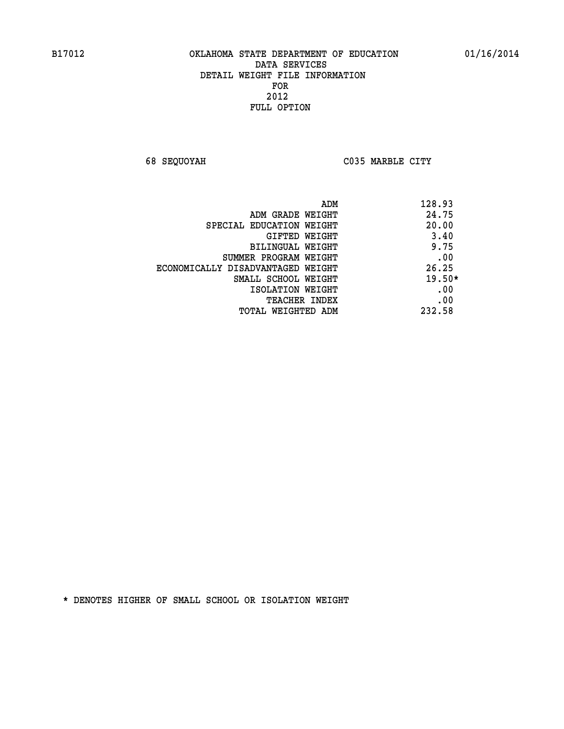B17012 OKLAHOMA STATE DEPARTMENT OF EDUCATION 01/16/2014

DATA SERVICES
DETAIL WEIGHT FILE INFORMATION
FOR
2012
FULL OPTION

68 SEQUOYAH C035 MARBLE CITY

| | |
|---|---|
| ADM | 128.93 |
| ADM GRADE WEIGHT | 24.75 |
| SPECIAL EDUCATION WEIGHT | 20.00 |
| GIFTED WEIGHT | 3.40 |
| BILINGUAL WEIGHT | 9.75 |
| SUMMER PROGRAM WEIGHT | .00 |
| ECONOMICALLY DISADVANTAGED WEIGHT | 26.25 |
| SMALL SCHOOL WEIGHT | 19.50* |
| ISOLATION WEIGHT | .00 |
| TEACHER INDEX | .00 |
| TOTAL WEIGHTED ADM | 232.58 |

* DENOTES HIGHER OF SMALL SCHOOL OR ISOLATION WEIGHT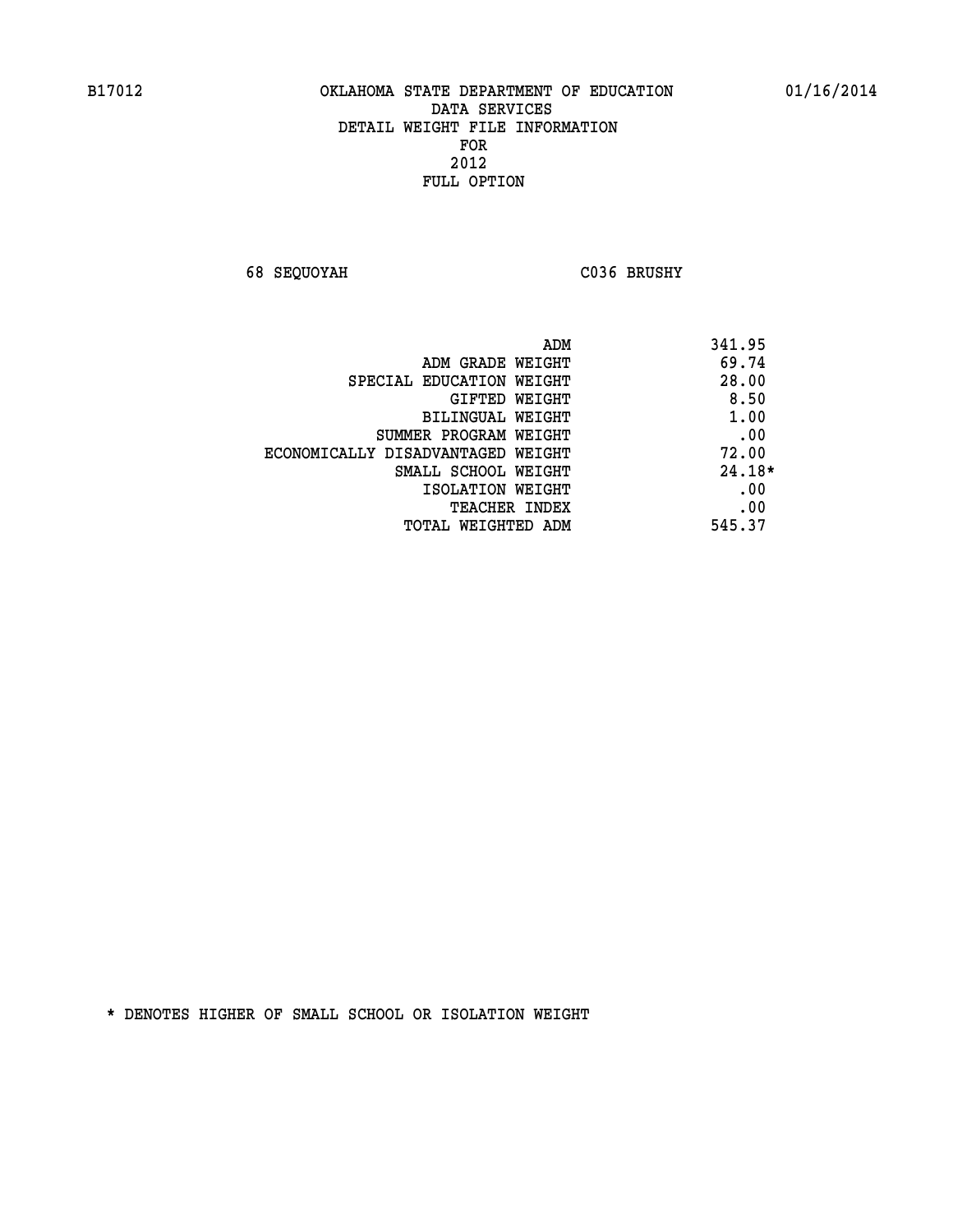B17012 OKLAHOMA STATE DEPARTMENT OF EDUCATION 01/16/2014

DATA SERVICES
DETAIL WEIGHT FILE INFORMATION
FOR
2012
FULL OPTION

68 SEQUOYAH C036 BRUSHY

| | |
|---|---|
| ADM | 341.95 |
| ADM GRADE WEIGHT | 69.74 |
| SPECIAL EDUCATION WEIGHT | 28.00 |
| GIFTED WEIGHT | 8.50 |
| BILINGUAL WEIGHT | 1.00 |
| SUMMER PROGRAM WEIGHT | .00 |
| ECONOMICALLY DISADVANTAGED WEIGHT | 72.00 |
| SMALL SCHOOL WEIGHT | 24.18* |
| ISOLATION WEIGHT | .00 |
| TEACHER INDEX | .00 |
| TOTAL WEIGHTED ADM | 545.37 |

* DENOTES HIGHER OF SMALL SCHOOL OR ISOLATION WEIGHT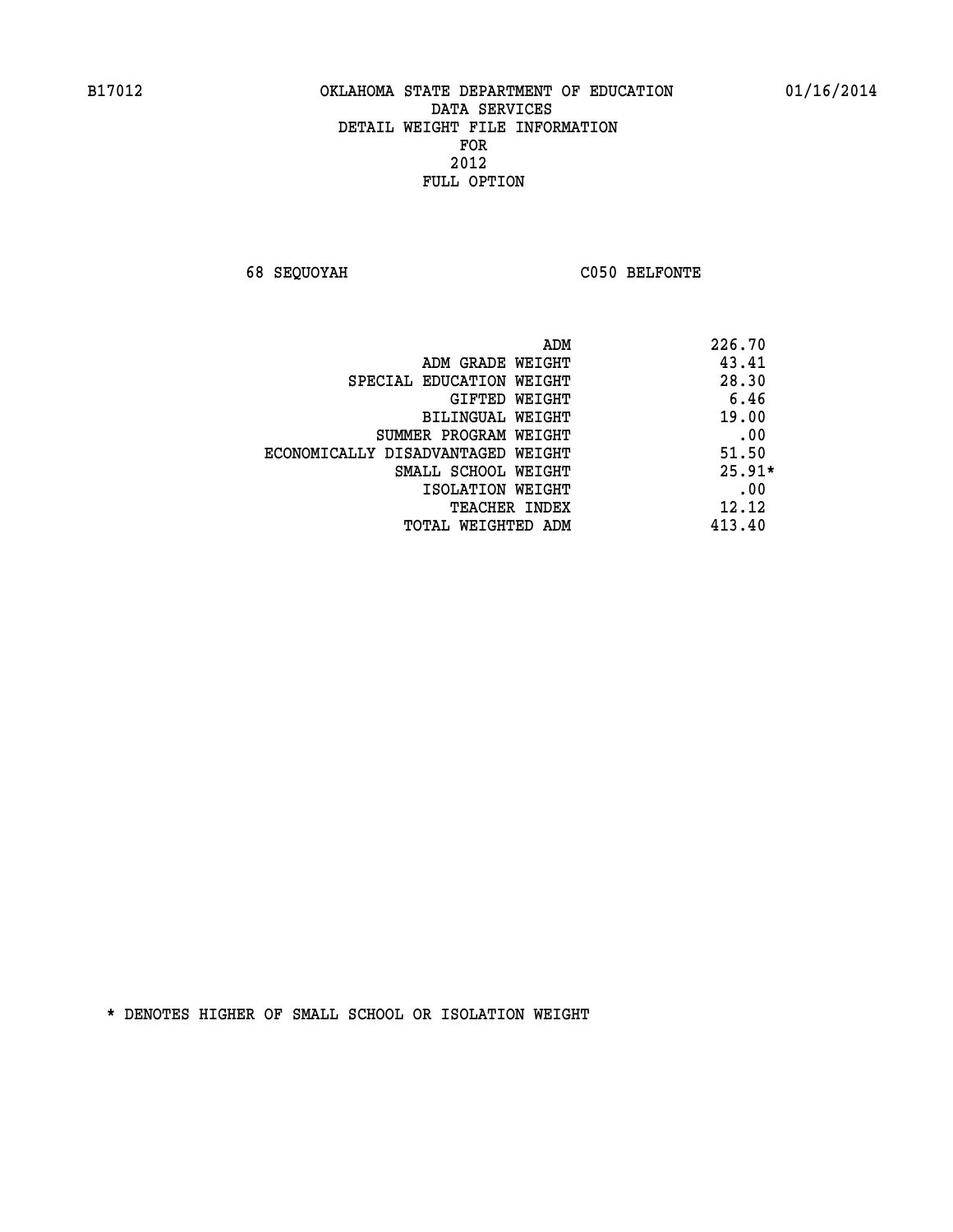B17012 OKLAHOMA STATE DEPARTMENT OF EDUCATION 01/16/2014

DATA SERVICES
DETAIL WEIGHT FILE INFORMATION
FOR
2012
FULL OPTION

68 SEQUOYAH C050 BELFONTE

| | |
|---|---|
| ADM | 226.70 |
| ADM GRADE WEIGHT | 43.41 |
| SPECIAL EDUCATION WEIGHT | 28.30 |
| GIFTED WEIGHT | 6.46 |
| BILINGUAL WEIGHT | 19.00 |
| SUMMER PROGRAM WEIGHT | .00 |
| ECONOMICALLY DISADVANTAGED WEIGHT | 51.50 |
| SMALL SCHOOL WEIGHT | 25.91* |
| ISOLATION WEIGHT | .00 |
| TEACHER INDEX | 12.12 |
| TOTAL WEIGHTED ADM | 413.40 |

* DENOTES HIGHER OF SMALL SCHOOL OR ISOLATION WEIGHT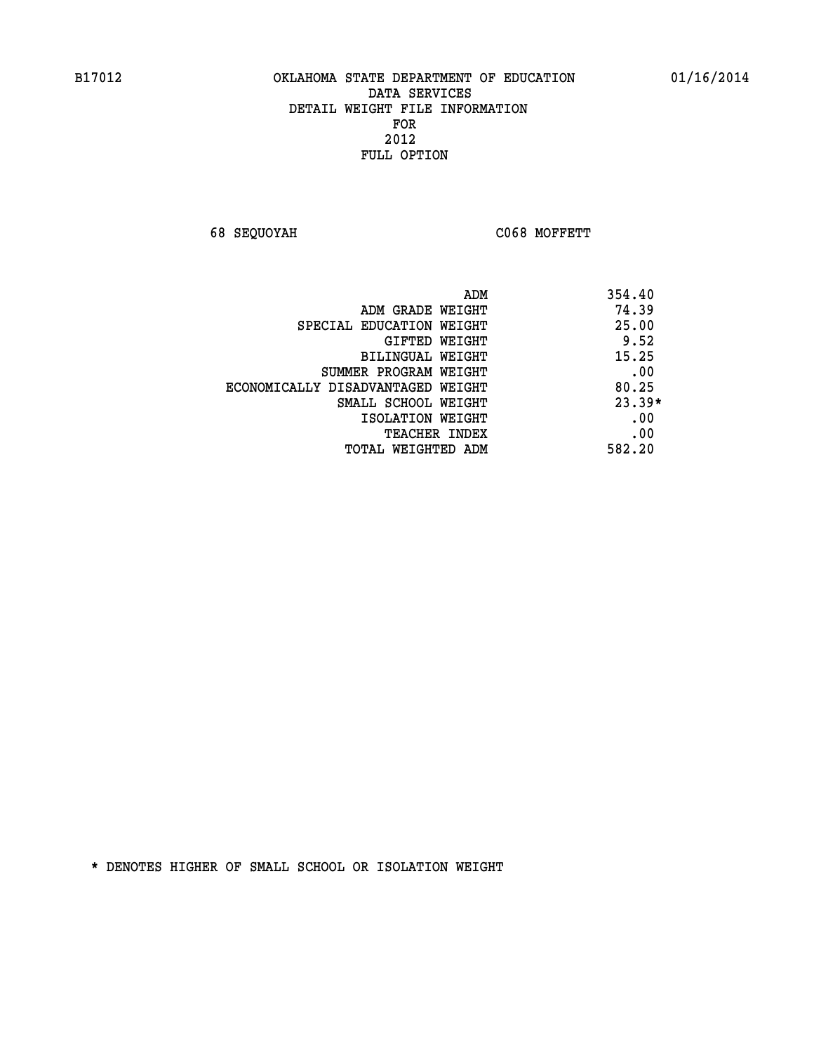B17012 OKLAHOMA STATE DEPARTMENT OF EDUCATION 01/16/2014

DATA SERVICES
DETAIL WEIGHT FILE INFORMATION
FOR
2012
FULL OPTION

68 SEQUOYAH C068 MOFFETT

| | |
|---|---|
| ADM | 354.40 |
| ADM GRADE WEIGHT | 74.39 |
| SPECIAL EDUCATION WEIGHT | 25.00 |
| GIFTED WEIGHT | 9.52 |
| BILINGUAL WEIGHT | 15.25 |
| SUMMER PROGRAM WEIGHT | .00 |
| ECONOMICALLY DISADVANTAGED WEIGHT | 80.25 |
| SMALL SCHOOL WEIGHT | 23.39* |
| ISOLATION WEIGHT | .00 |
| TEACHER INDEX | .00 |
| TOTAL WEIGHTED ADM | 582.20 |

* DENOTES HIGHER OF SMALL SCHOOL OR ISOLATION WEIGHT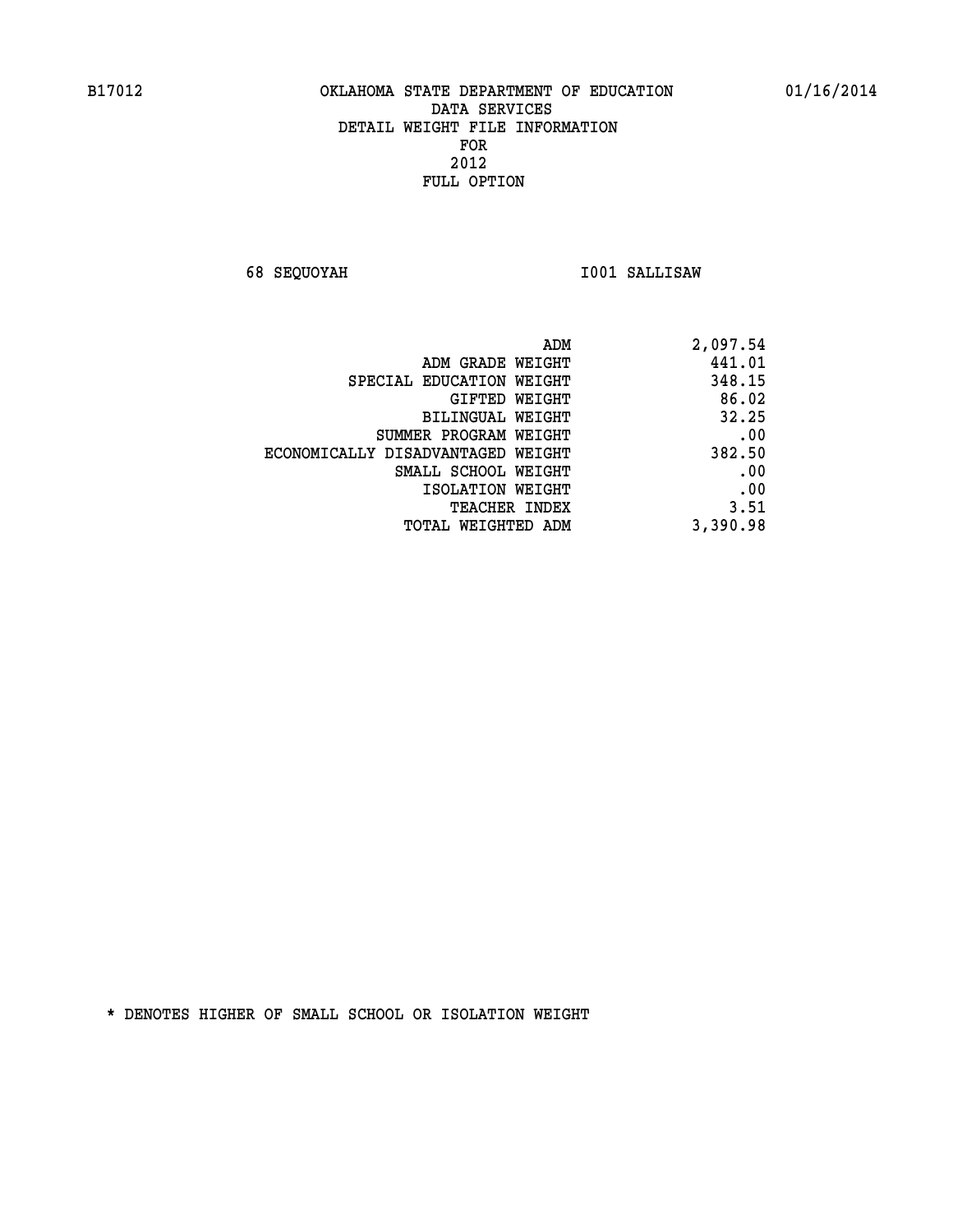B17012 OKLAHOMA STATE DEPARTMENT OF EDUCATION 01/16/2014

DATA SERVICES
DETAIL WEIGHT FILE INFORMATION
FOR
2012
FULL OPTION

68 SEQUOYAH I001 SALLISAW

| | |
|---|---|
| ADM | 2,097.54 |
| ADM GRADE WEIGHT | 441.01 |
| SPECIAL EDUCATION WEIGHT | 348.15 |
| GIFTED WEIGHT | 86.02 |
| BILINGUAL WEIGHT | 32.25 |
| SUMMER PROGRAM WEIGHT | .00 |
| ECONOMICALLY DISADVANTAGED WEIGHT | 382.50 |
| SMALL SCHOOL WEIGHT | .00 |
| ISOLATION WEIGHT | .00 |
| TEACHER INDEX | 3.51 |
| TOTAL WEIGHTED ADM | 3,390.98 |

* DENOTES HIGHER OF SMALL SCHOOL OR ISOLATION WEIGHT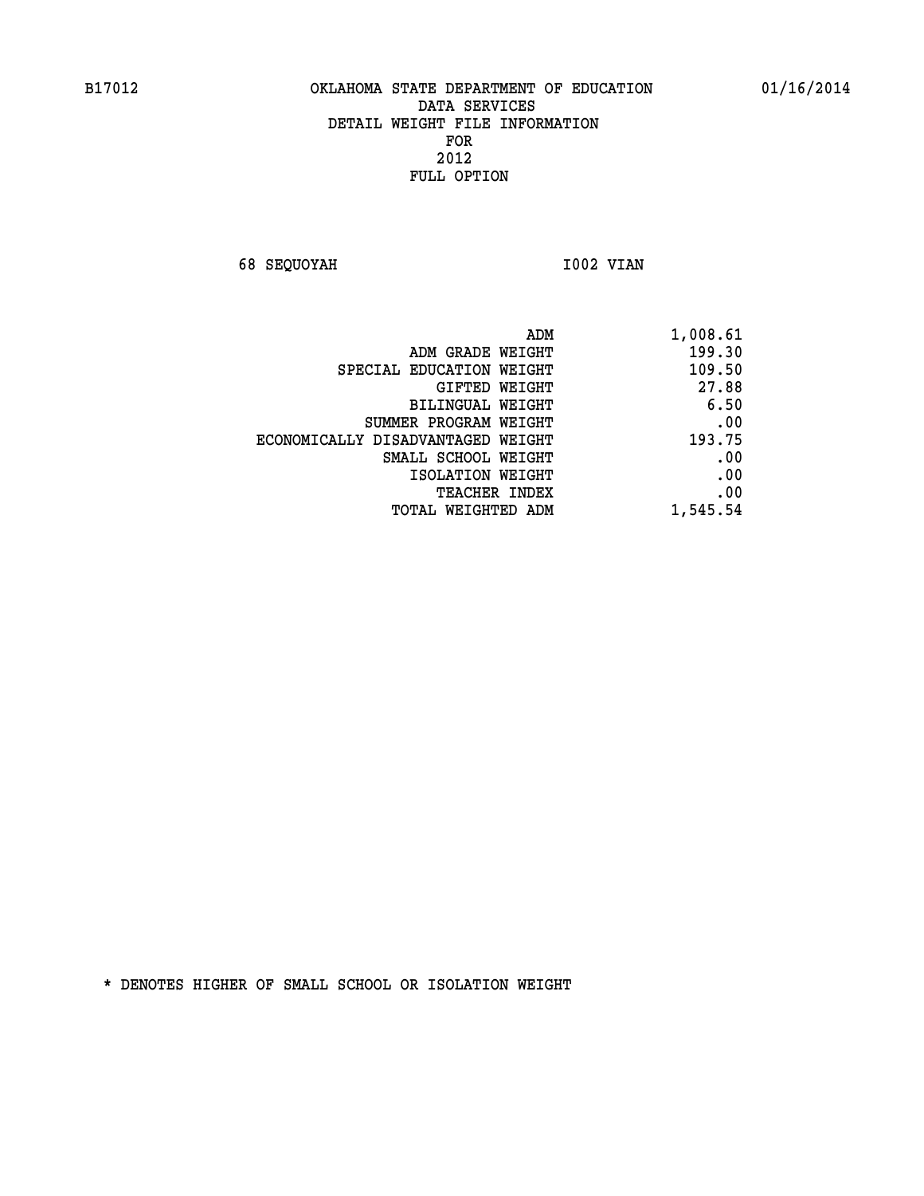B17012 OKLAHOMA STATE DEPARTMENT OF EDUCATION 01/16/2014

DATA SERVICES
DETAIL WEIGHT FILE INFORMATION
FOR
2012
FULL OPTION

68 SEQUOYAH I002 VIAN

| | |
|---|---|
| ADM | 1,008.61 |
| ADM GRADE WEIGHT | 199.30 |
| SPECIAL EDUCATION WEIGHT | 109.50 |
| GIFTED WEIGHT | 27.88 |
| BILINGUAL WEIGHT | 6.50 |
| SUMMER PROGRAM WEIGHT | .00 |
| ECONOMICALLY DISADVANTAGED WEIGHT | 193.75 |
| SMALL SCHOOL WEIGHT | .00 |
| ISOLATION WEIGHT | .00 |
| TEACHER INDEX | .00 |
| TOTAL WEIGHTED ADM | 1,545.54 |

* DENOTES HIGHER OF SMALL SCHOOL OR ISOLATION WEIGHT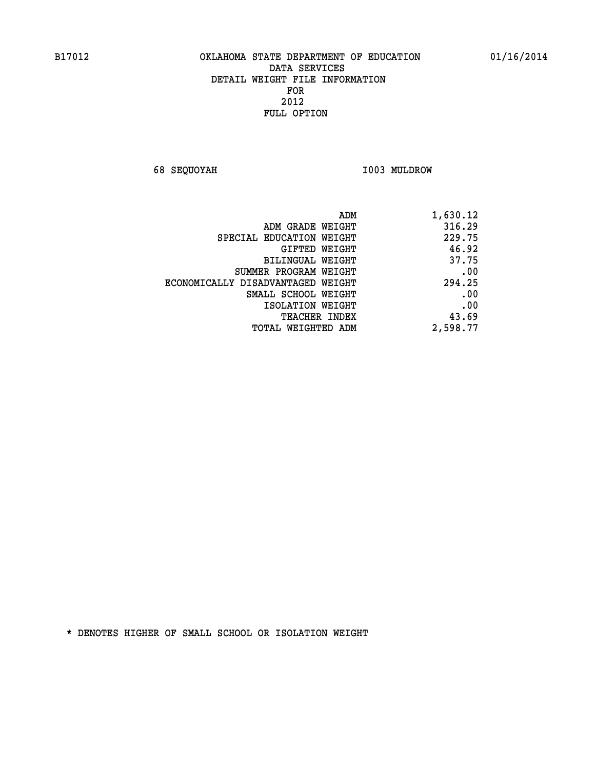B17012 OKLAHOMA STATE DEPARTMENT OF EDUCATION 01/16/2014

DATA SERVICES
DETAIL WEIGHT FILE INFORMATION
FOR
2012
FULL OPTION

68 SEQUOYAH I003 MULDROW

| | |
|---|---|
| ADM | 1,630.12 |
| ADM GRADE WEIGHT | 316.29 |
| SPECIAL EDUCATION WEIGHT | 229.75 |
| GIFTED WEIGHT | 46.92 |
| BILINGUAL WEIGHT | 37.75 |
| SUMMER PROGRAM WEIGHT | .00 |
| ECONOMICALLY DISADVANTAGED WEIGHT | 294.25 |
| SMALL SCHOOL WEIGHT | .00 |
| ISOLATION WEIGHT | .00 |
| TEACHER INDEX | 43.69 |
| TOTAL WEIGHTED ADM | 2,598.77 |

* DENOTES HIGHER OF SMALL SCHOOL OR ISOLATION WEIGHT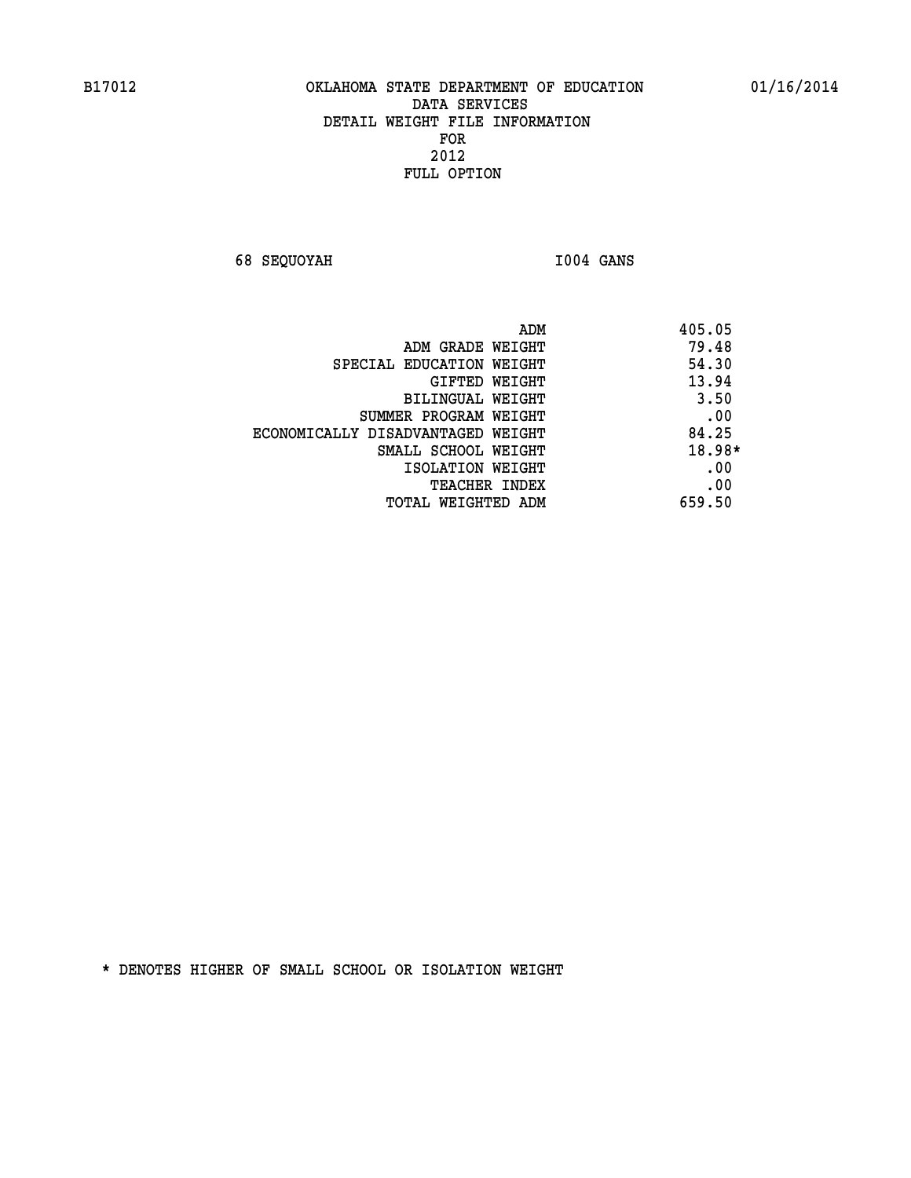B17012 OKLAHOMA STATE DEPARTMENT OF EDUCATION 01/16/2014

DATA SERVICES
DETAIL WEIGHT FILE INFORMATION
FOR
2012
FULL OPTION

68 SEQUOYAH I004 GANS

| | |
|---|---|
| ADM | 405.05 |
| ADM GRADE WEIGHT | 79.48 |
| SPECIAL EDUCATION WEIGHT | 54.30 |
| GIFTED WEIGHT | 13.94 |
| BILINGUAL WEIGHT | 3.50 |
| SUMMER PROGRAM WEIGHT | .00 |
| ECONOMICALLY DISADVANTAGED WEIGHT | 84.25 |
| SMALL SCHOOL WEIGHT | 18.98* |
| ISOLATION WEIGHT | .00 |
| TEACHER INDEX | .00 |
| TOTAL WEIGHTED ADM | 659.50 |

* DENOTES HIGHER OF SMALL SCHOOL OR ISOLATION WEIGHT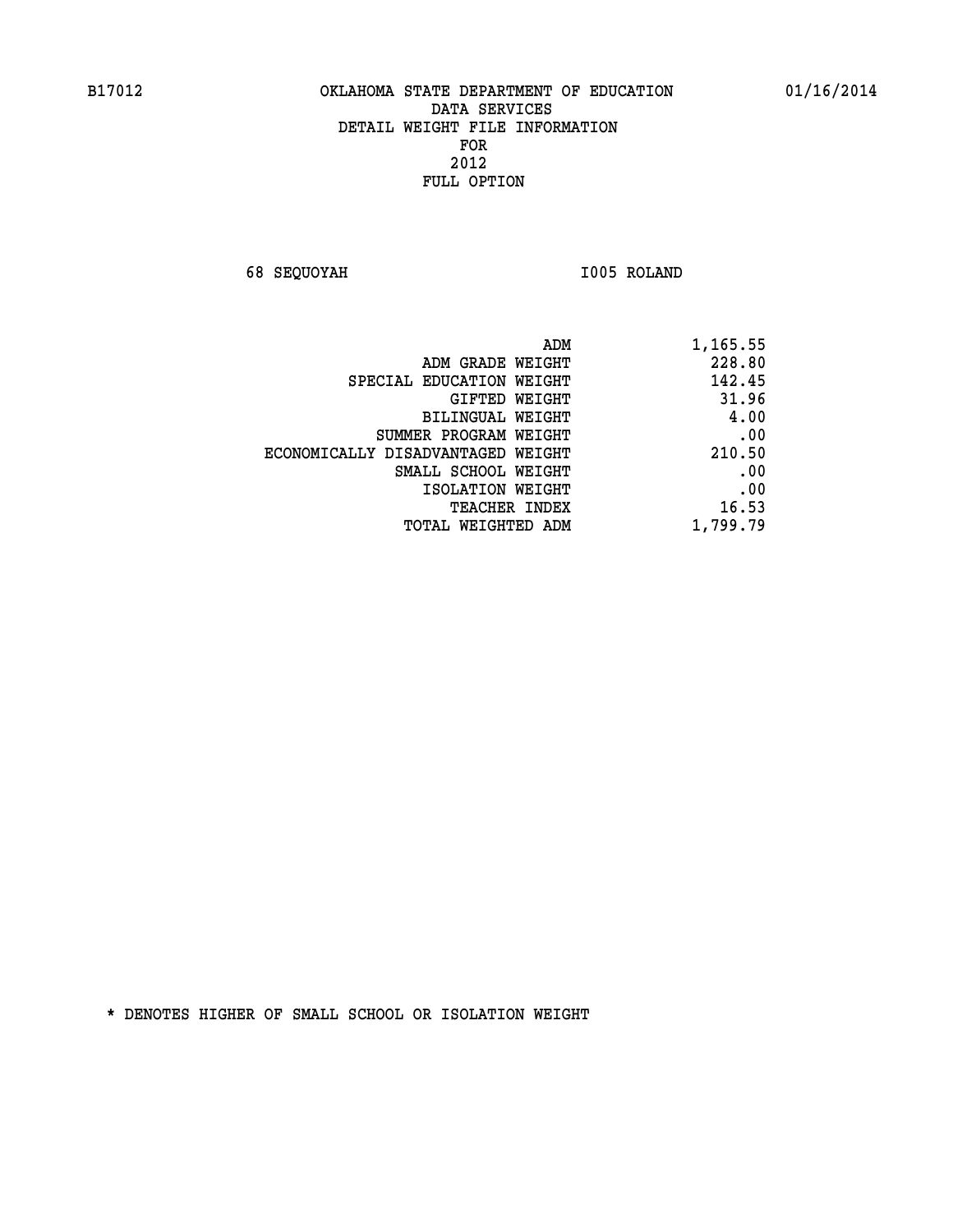B17012 OKLAHOMA STATE DEPARTMENT OF EDUCATION 01/16/2014

DATA SERVICES
DETAIL WEIGHT FILE INFORMATION
FOR
2012
FULL OPTION

68 SEQUOYAH I005 ROLAND

| | |
|---|---|
| ADM | 1,165.55 |
| ADM GRADE WEIGHT | 228.80 |
| SPECIAL EDUCATION WEIGHT | 142.45 |
| GIFTED WEIGHT | 31.96 |
| BILINGUAL WEIGHT | 4.00 |
| SUMMER PROGRAM WEIGHT | .00 |
| ECONOMICALLY DISADVANTAGED WEIGHT | 210.50 |
| SMALL SCHOOL WEIGHT | .00 |
| ISOLATION WEIGHT | .00 |
| TEACHER INDEX | 16.53 |
| TOTAL WEIGHTED ADM | 1,799.79 |

* DENOTES HIGHER OF SMALL SCHOOL OR ISOLATION WEIGHT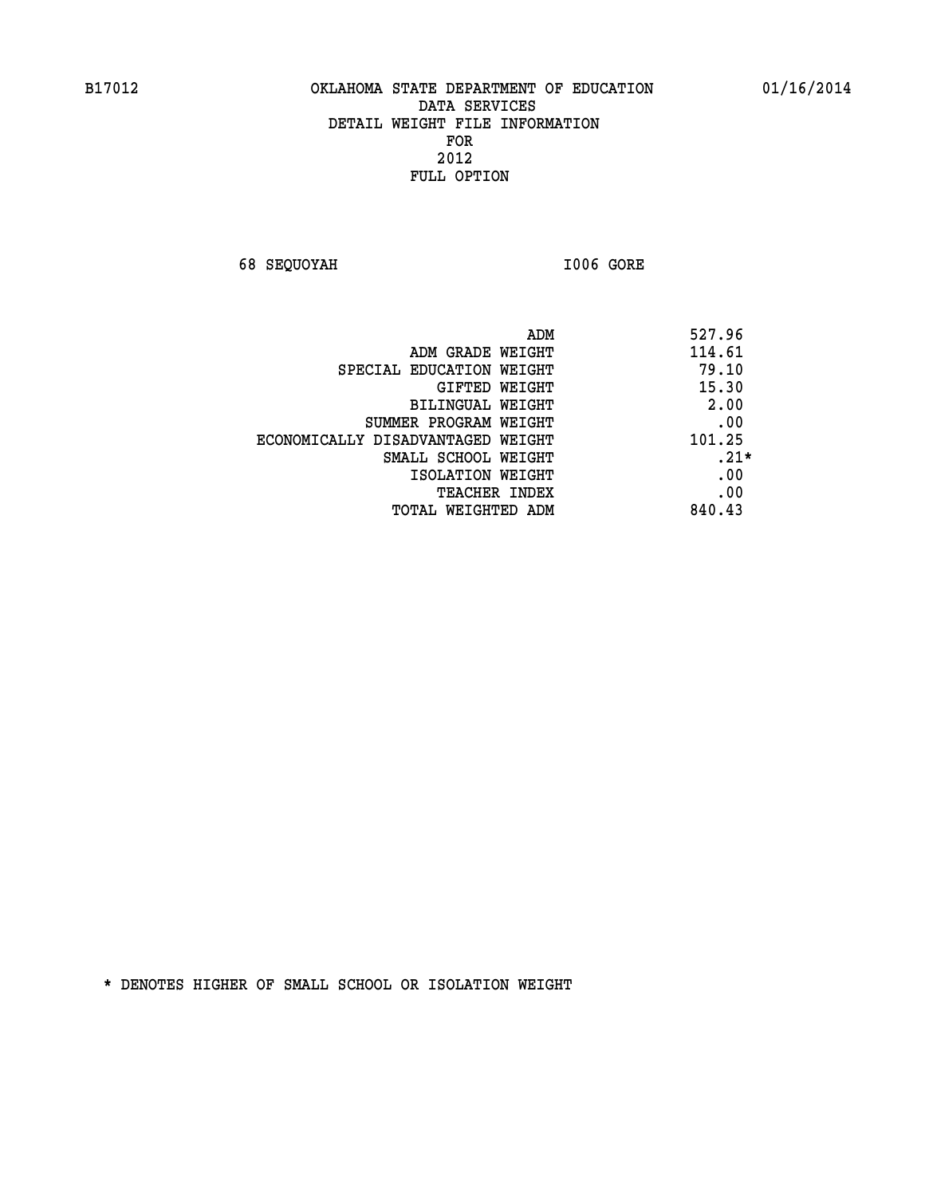B17012 OKLAHOMA STATE DEPARTMENT OF EDUCATION 01/16/2014

DATA SERVICES
DETAIL WEIGHT FILE INFORMATION
FOR
2012
FULL OPTION

68 SEQUOYAH I006 GORE

| | |
|---|---|
| ADM | 527.96 |
| ADM GRADE WEIGHT | 114.61 |
| SPECIAL EDUCATION WEIGHT | 79.10 |
| GIFTED WEIGHT | 15.30 |
| BILINGUAL WEIGHT | 2.00 |
| SUMMER PROGRAM WEIGHT | .00 |
| ECONOMICALLY DISADVANTAGED WEIGHT | 101.25 |
| SMALL SCHOOL WEIGHT | .21* |
| ISOLATION WEIGHT | .00 |
| TEACHER INDEX | .00 |
| TOTAL WEIGHTED ADM | 840.43 |

* DENOTES HIGHER OF SMALL SCHOOL OR ISOLATION WEIGHT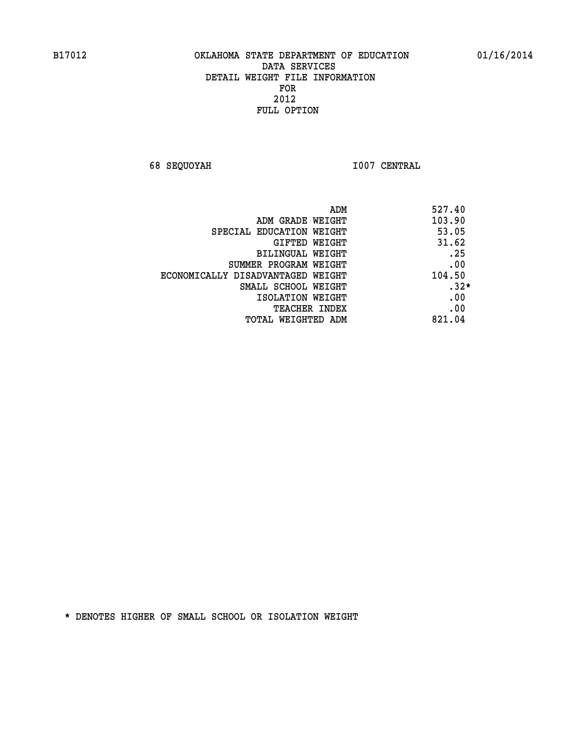B17012 OKLAHOMA STATE DEPARTMENT OF EDUCATION 01/16/2014

DATA SERVICES
DETAIL WEIGHT FILE INFORMATION
FOR
2012
FULL OPTION

68 SEQUOYAH I007 CENTRAL

| | |
|---|---|
| ADM | 527.40 |
| ADM GRADE WEIGHT | 103.90 |
| SPECIAL EDUCATION WEIGHT | 53.05 |
| GIFTED WEIGHT | 31.62 |
| BILINGUAL WEIGHT | .25 |
| SUMMER PROGRAM WEIGHT | .00 |
| ECONOMICALLY DISADVANTAGED WEIGHT | 104.50 |
| SMALL SCHOOL WEIGHT | .32* |
| ISOLATION WEIGHT | .00 |
| TEACHER INDEX | .00 |
| TOTAL WEIGHTED ADM | 821.04 |

* DENOTES HIGHER OF SMALL SCHOOL OR ISOLATION WEIGHT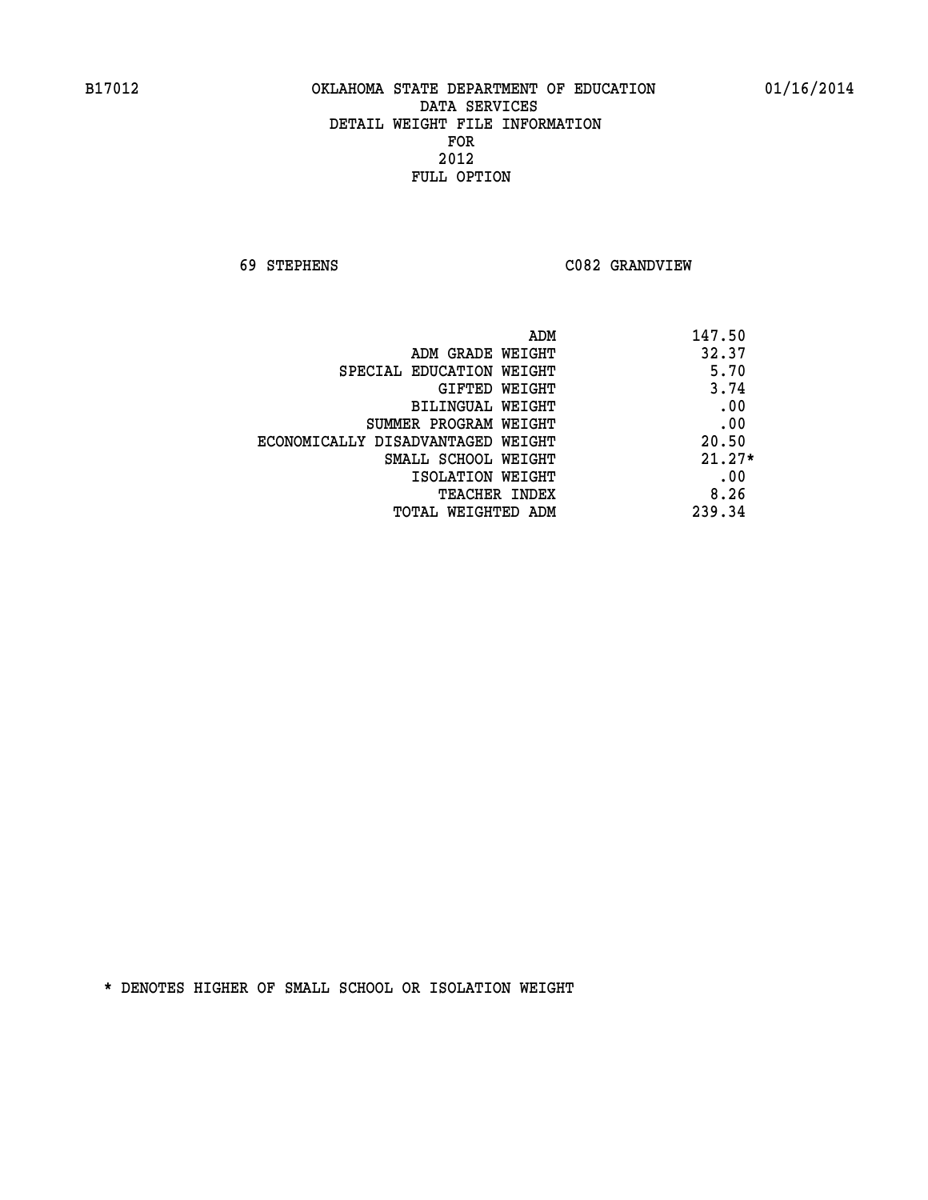B17012 OKLAHOMA STATE DEPARTMENT OF EDUCATION 01/16/2014

DATA SERVICES
DETAIL WEIGHT FILE INFORMATION
FOR
2012
FULL OPTION

69 STEPHENS C082 GRANDVIEW

| | |
|---|---|
| ADM | 147.50 |
| ADM GRADE WEIGHT | 32.37 |
| SPECIAL EDUCATION WEIGHT | 5.70 |
| GIFTED WEIGHT | 3.74 |
| BILINGUAL WEIGHT | .00 |
| SUMMER PROGRAM WEIGHT | .00 |
| ECONOMICALLY DISADVANTAGED WEIGHT | 20.50 |
| SMALL SCHOOL WEIGHT | 21.27* |
| ISOLATION WEIGHT | .00 |
| TEACHER INDEX | 8.26 |
| TOTAL WEIGHTED ADM | 239.34 |

* DENOTES HIGHER OF SMALL SCHOOL OR ISOLATION WEIGHT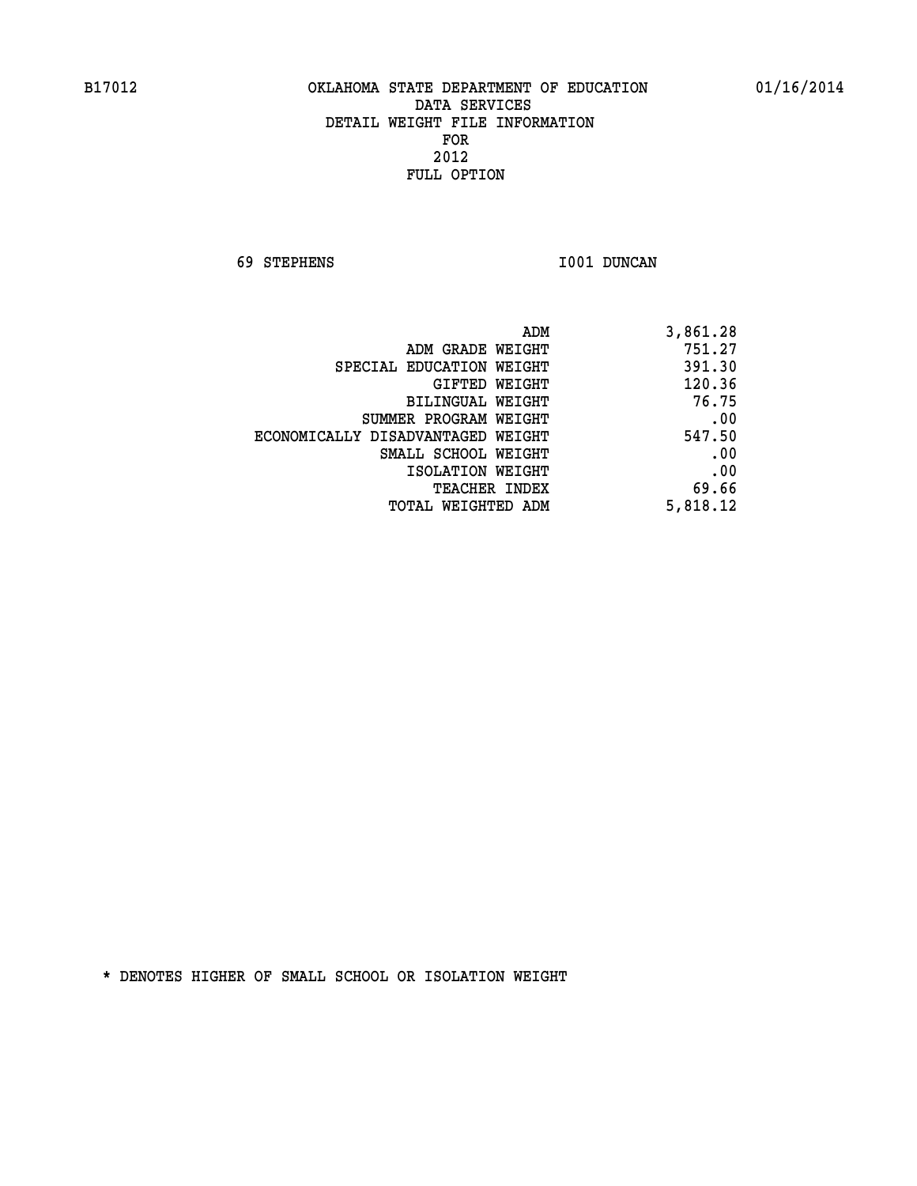B17012 OKLAHOMA STATE DEPARTMENT OF EDUCATION 01/16/2014

DATA SERVICES
DETAIL WEIGHT FILE INFORMATION
FOR
2012
FULL OPTION

69 STEPHENS I001 DUNCAN

| | |
|---|---|
| ADM | 3,861.28 |
| ADM GRADE WEIGHT | 751.27 |
| SPECIAL EDUCATION WEIGHT | 391.30 |
| GIFTED WEIGHT | 120.36 |
| BILINGUAL WEIGHT | 76.75 |
| SUMMER PROGRAM WEIGHT | .00 |
| ECONOMICALLY DISADVANTAGED WEIGHT | 547.50 |
| SMALL SCHOOL WEIGHT | .00 |
| ISOLATION WEIGHT | .00 |
| TEACHER INDEX | 69.66 |
| TOTAL WEIGHTED ADM | 5,818.12 |

* DENOTES HIGHER OF SMALL SCHOOL OR ISOLATION WEIGHT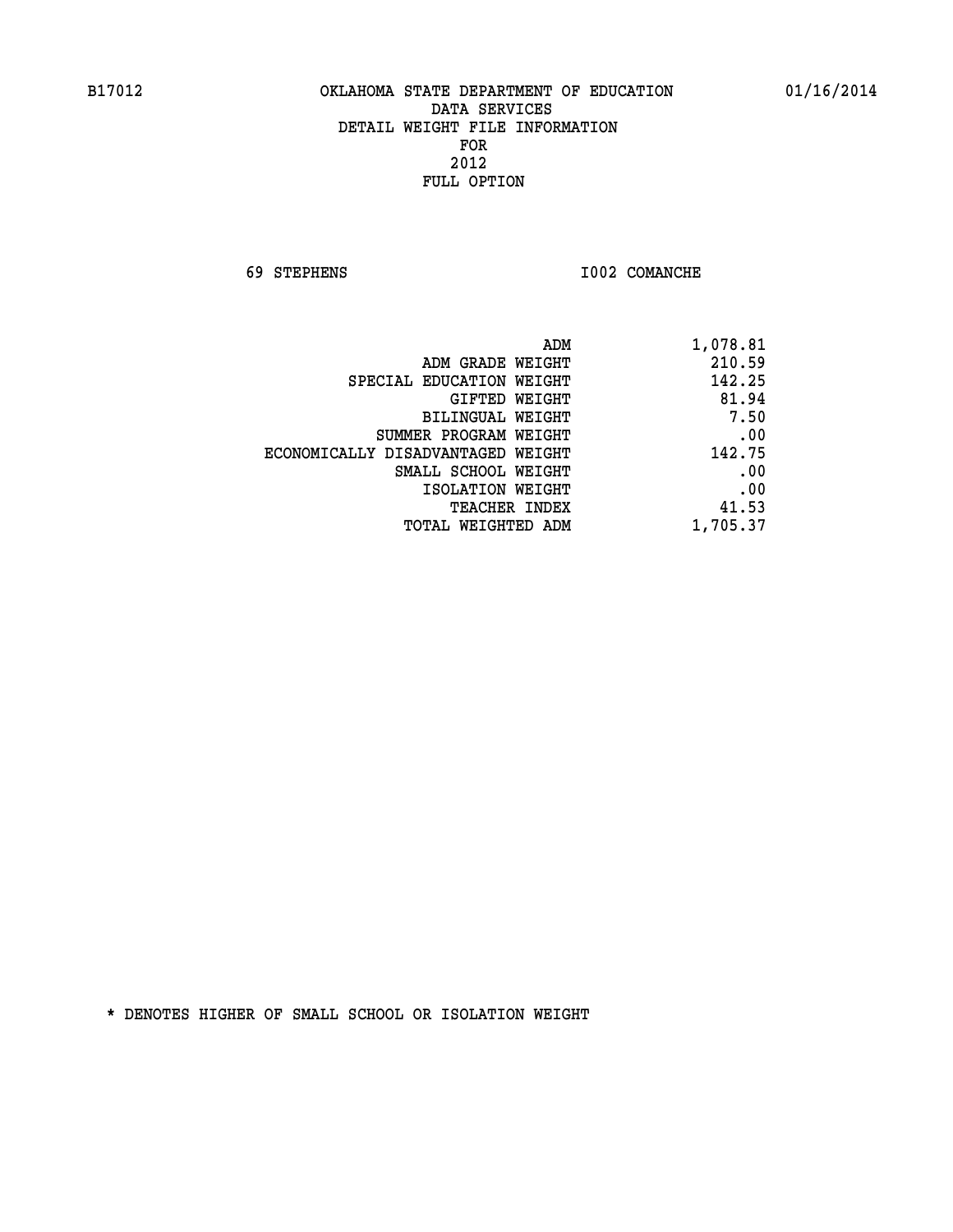B17012 OKLAHOMA STATE DEPARTMENT OF EDUCATION 01/16/2014

DATA SERVICES
DETAIL WEIGHT FILE INFORMATION
FOR
2012
FULL OPTION

69 STEPHENS I002 COMANCHE

| | |
|---|---|
| ADM | 1,078.81 |
| ADM GRADE WEIGHT | 210.59 |
| SPECIAL EDUCATION WEIGHT | 142.25 |
| GIFTED WEIGHT | 81.94 |
| BILINGUAL WEIGHT | 7.50 |
| SUMMER PROGRAM WEIGHT | .00 |
| ECONOMICALLY DISADVANTAGED WEIGHT | 142.75 |
| SMALL SCHOOL WEIGHT | .00 |
| ISOLATION WEIGHT | .00 |
| TEACHER INDEX | 41.53 |
| TOTAL WEIGHTED ADM | 1,705.37 |

* DENOTES HIGHER OF SMALL SCHOOL OR ISOLATION WEIGHT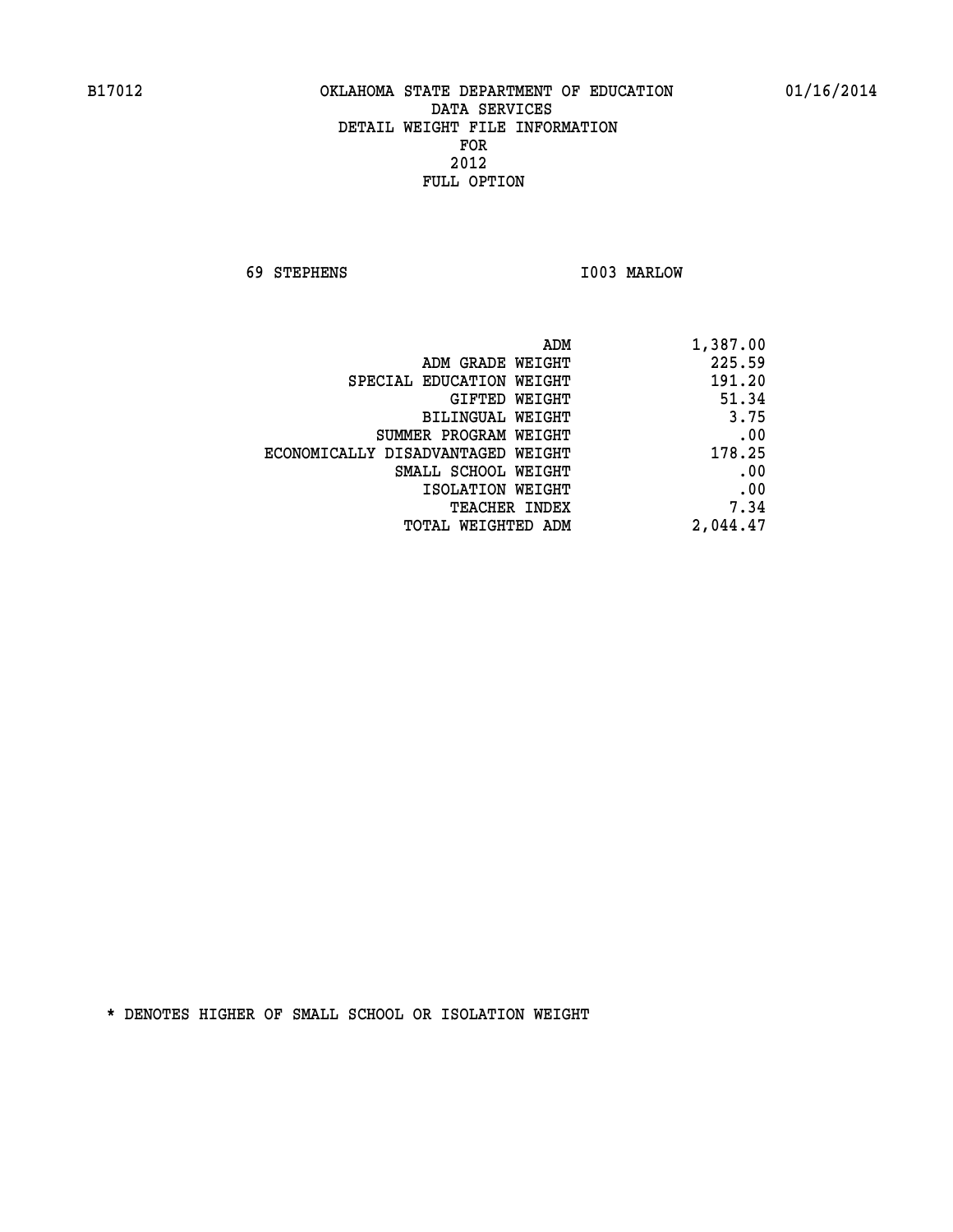# OKLAHOMA STATE DEPARTMENT OF EDUCATION
## DATA SERVICES
## DETAIL WEIGHT FILE INFORMATION
## FOR
## 2012
## FULL OPTION

B17012 01/16/2014

69 STEPHENS I003 MARLOW

| | |
|---|---|
| ADM | 1,387.00 |
| ADM GRADE WEIGHT | 225.59 |
| SPECIAL EDUCATION WEIGHT | 191.20 |
| GIFTED WEIGHT | 51.34 |
| BILINGUAL WEIGHT | 3.75 |
| SUMMER PROGRAM WEIGHT | .00 |
| ECONOMICALLY DISADVANTAGED WEIGHT | 178.25 |
| SMALL SCHOOL WEIGHT | .00 |
| ISOLATION WEIGHT | .00 |
| TEACHER INDEX | 7.34 |
| TOTAL WEIGHTED ADM | 2,044.47 |

* DENOTES HIGHER OF SMALL SCHOOL OR ISOLATION WEIGHT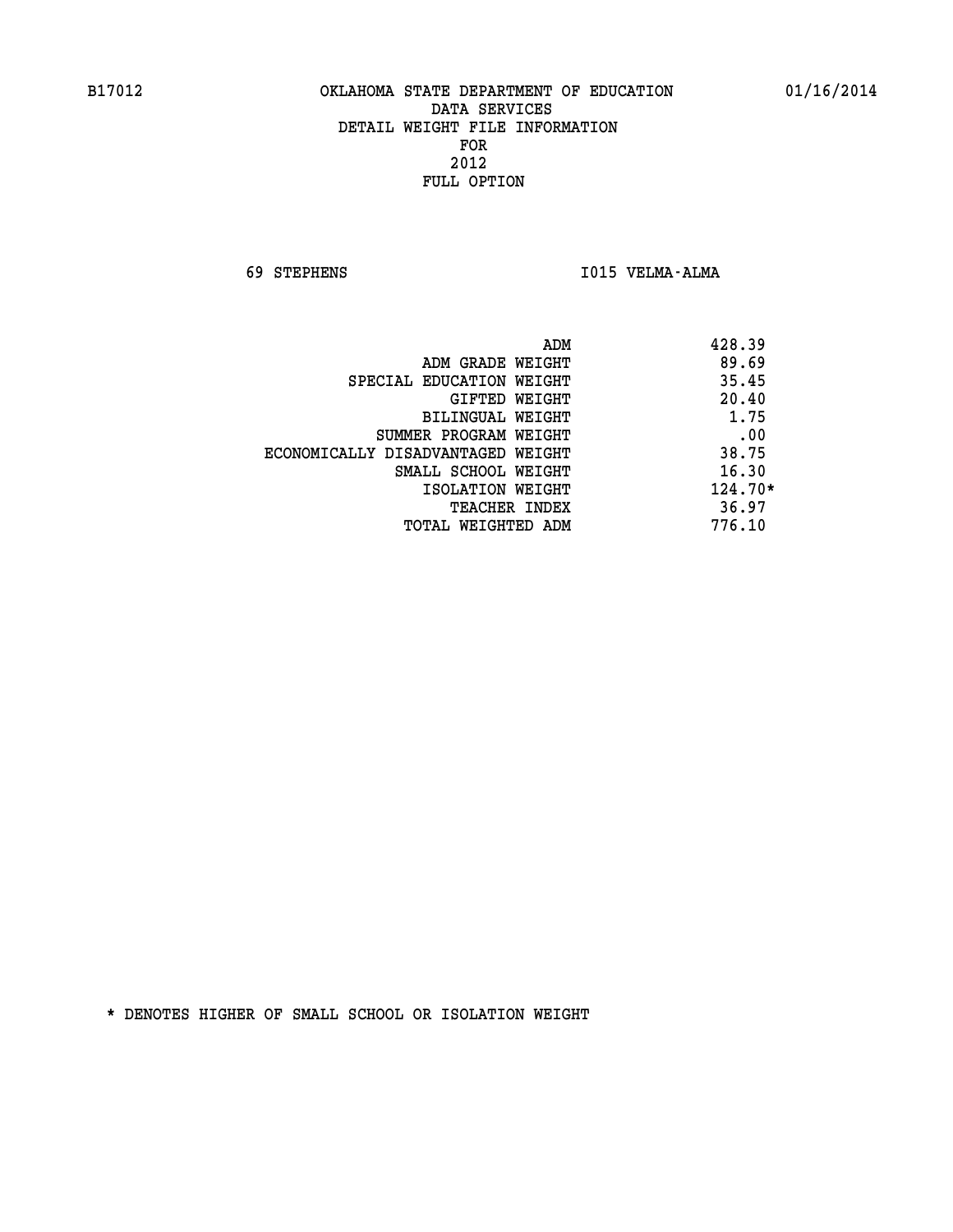B17012 OKLAHOMA STATE DEPARTMENT OF EDUCATION 01/16/2014

DATA SERVICES
DETAIL WEIGHT FILE INFORMATION
FOR
2012
FULL OPTION

69 STEPHENS I015 VELMA-ALMA

| | |
|---|---|
| ADM | 428.39 |
| ADM GRADE WEIGHT | 89.69 |
| SPECIAL EDUCATION WEIGHT | 35.45 |
| GIFTED WEIGHT | 20.40 |
| BILINGUAL WEIGHT | 1.75 |
| SUMMER PROGRAM WEIGHT | .00 |
| ECONOMICALLY DISADVANTAGED WEIGHT | 38.75 |
| SMALL SCHOOL WEIGHT | 16.30 |
| ISOLATION WEIGHT | 124.70* |
| TEACHER INDEX | 36.97 |
| TOTAL WEIGHTED ADM | 776.10 |

* DENOTES HIGHER OF SMALL SCHOOL OR ISOLATION WEIGHT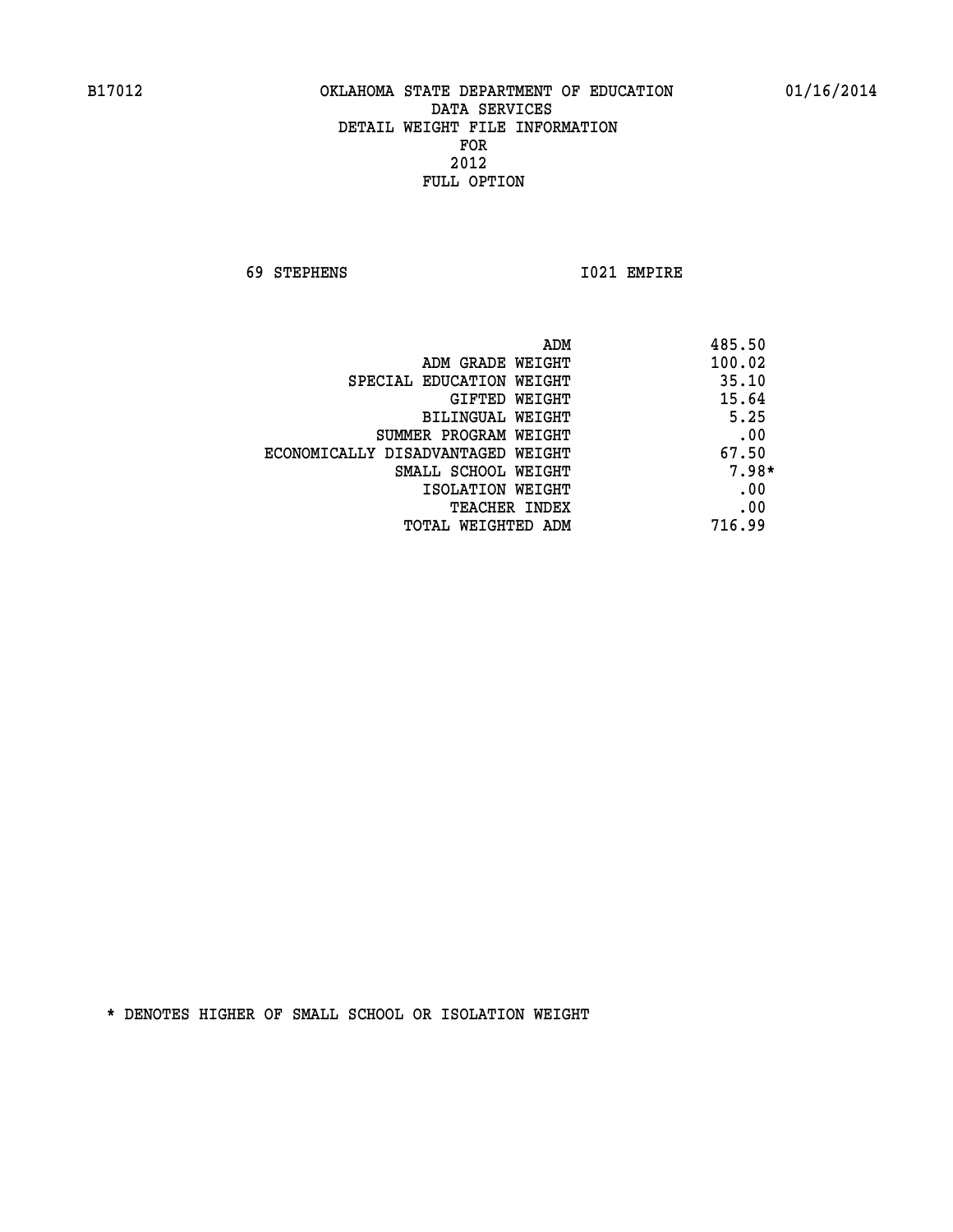B17012 OKLAHOMA STATE DEPARTMENT OF EDUCATION 01/16/2014

DATA SERVICES
DETAIL WEIGHT FILE INFORMATION
FOR
2012
FULL OPTION

69 STEPHENS I021 EMPIRE

| | |
|---|---|
| ADM | 485.50 |
| ADM GRADE WEIGHT | 100.02 |
| SPECIAL EDUCATION WEIGHT | 35.10 |
| GIFTED WEIGHT | 15.64 |
| BILINGUAL WEIGHT | 5.25 |
| SUMMER PROGRAM WEIGHT | .00 |
| ECONOMICALLY DISADVANTAGED WEIGHT | 67.50 |
| SMALL SCHOOL WEIGHT | 7.98* |
| ISOLATION WEIGHT | .00 |
| TEACHER INDEX | .00 |
| TOTAL WEIGHTED ADM | 716.99 |

* DENOTES HIGHER OF SMALL SCHOOL OR ISOLATION WEIGHT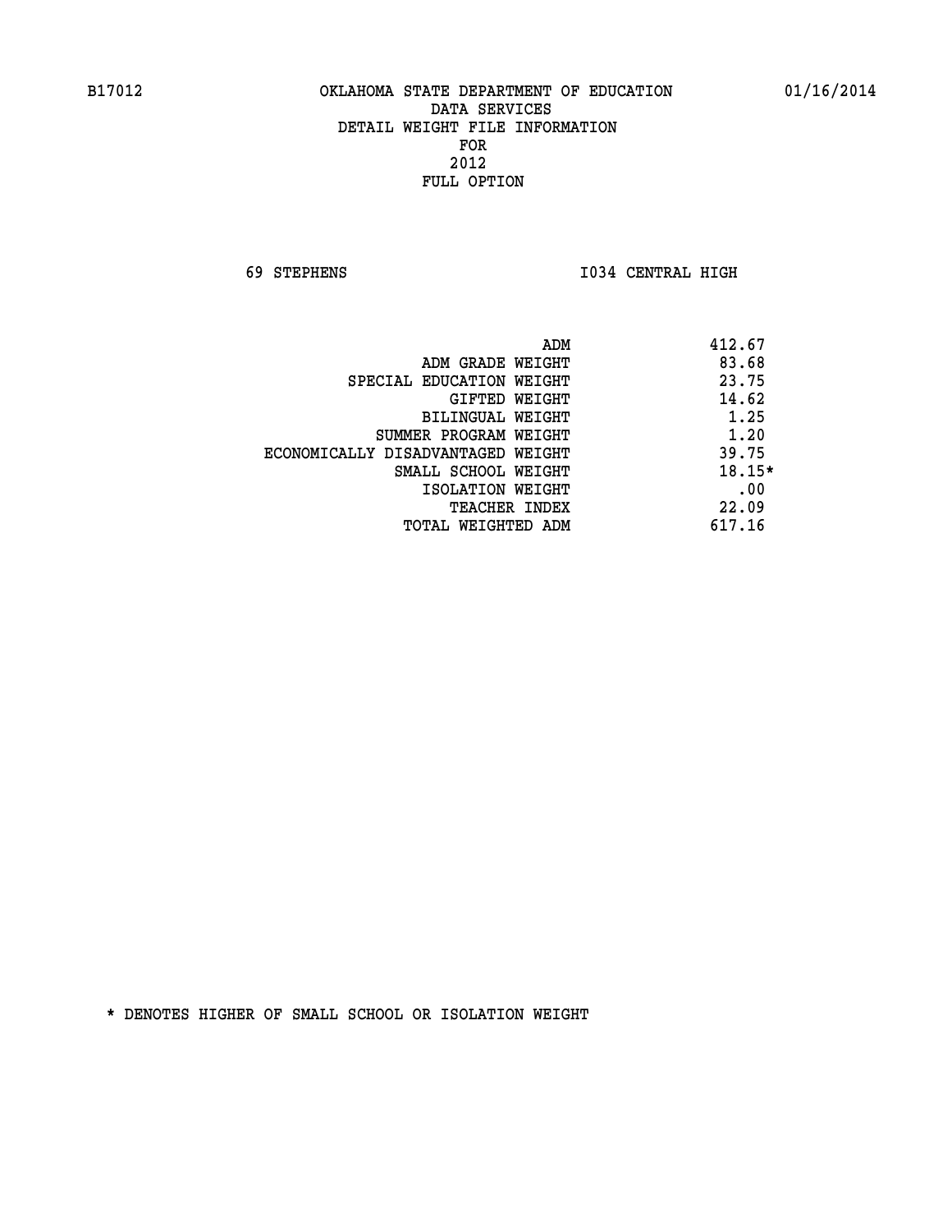B17012 OKLAHOMA STATE DEPARTMENT OF EDUCATION 01/16/2014

DATA SERVICES
DETAIL WEIGHT FILE INFORMATION
FOR
2012
FULL OPTION

69 STEPHENS I034 CENTRAL HIGH

| | |
|---|---|
| ADM | 412.67 |
| ADM GRADE WEIGHT | 83.68 |
| SPECIAL EDUCATION WEIGHT | 23.75 |
| GIFTED WEIGHT | 14.62 |
| BILINGUAL WEIGHT | 1.25 |
| SUMMER PROGRAM WEIGHT | 1.20 |
| ECONOMICALLY DISADVANTAGED WEIGHT | 39.75 |
| SMALL SCHOOL WEIGHT | 18.15* |
| ISOLATION WEIGHT | .00 |
| TEACHER INDEX | 22.09 |
| TOTAL WEIGHTED ADM | 617.16 |

* DENOTES HIGHER OF SMALL SCHOOL OR ISOLATION WEIGHT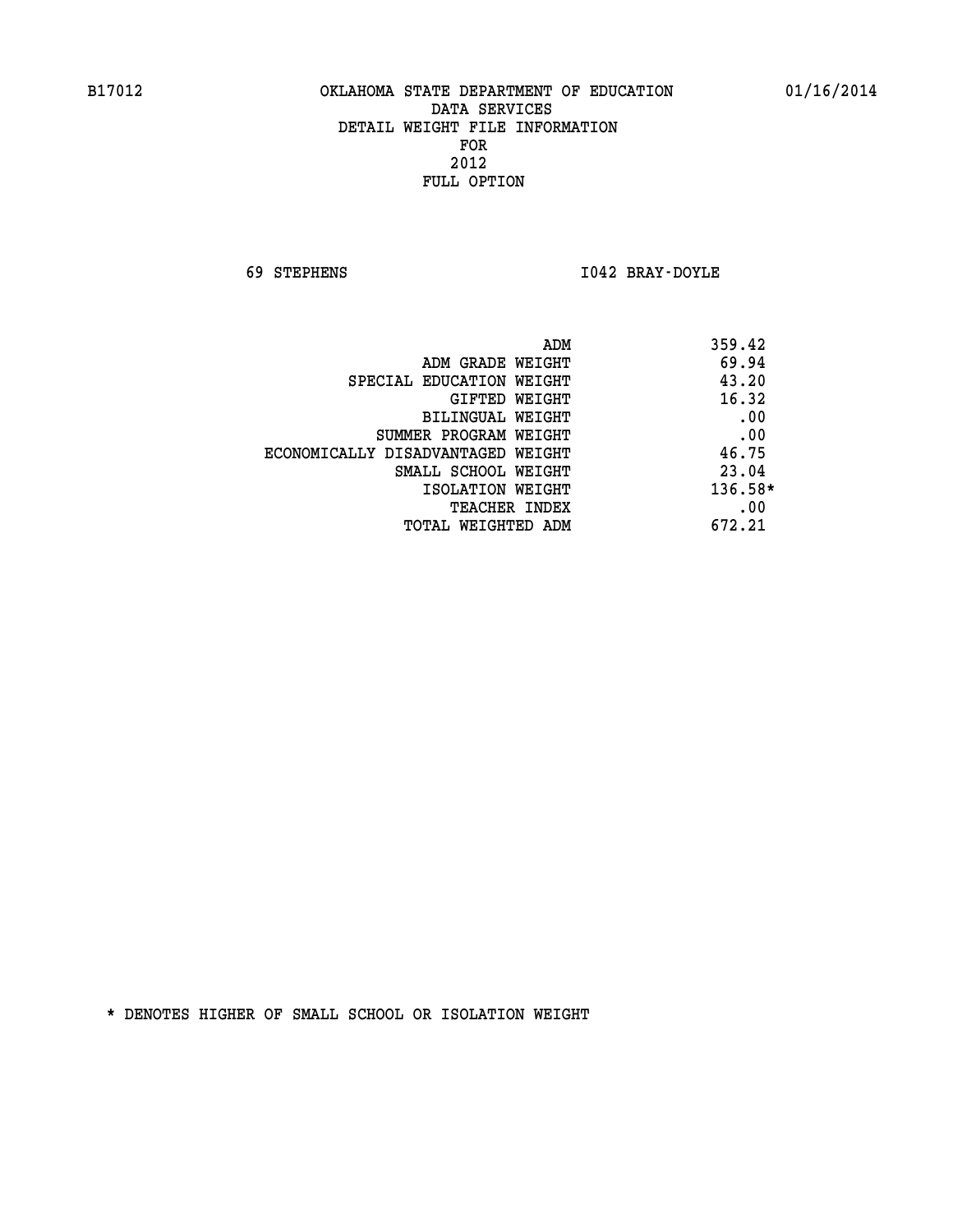B17012 OKLAHOMA STATE DEPARTMENT OF EDUCATION 01/16/2014

DATA SERVICES
DETAIL WEIGHT FILE INFORMATION
FOR
2012
FULL OPTION

69 STEPHENS I042 BRAY-DOYLE

| | |
|---|---|
| ADM | 359.42 |
| ADM GRADE WEIGHT | 69.94 |
| SPECIAL EDUCATION WEIGHT | 43.20 |
| GIFTED WEIGHT | 16.32 |
| BILINGUAL WEIGHT | .00 |
| SUMMER PROGRAM WEIGHT | .00 |
| ECONOMICALLY DISADVANTAGED WEIGHT | 46.75 |
| SMALL SCHOOL WEIGHT | 23.04 |
| ISOLATION WEIGHT | 136.58* |
| TEACHER INDEX | .00 |
| TOTAL WEIGHTED ADM | 672.21 |

* DENOTES HIGHER OF SMALL SCHOOL OR ISOLATION WEIGHT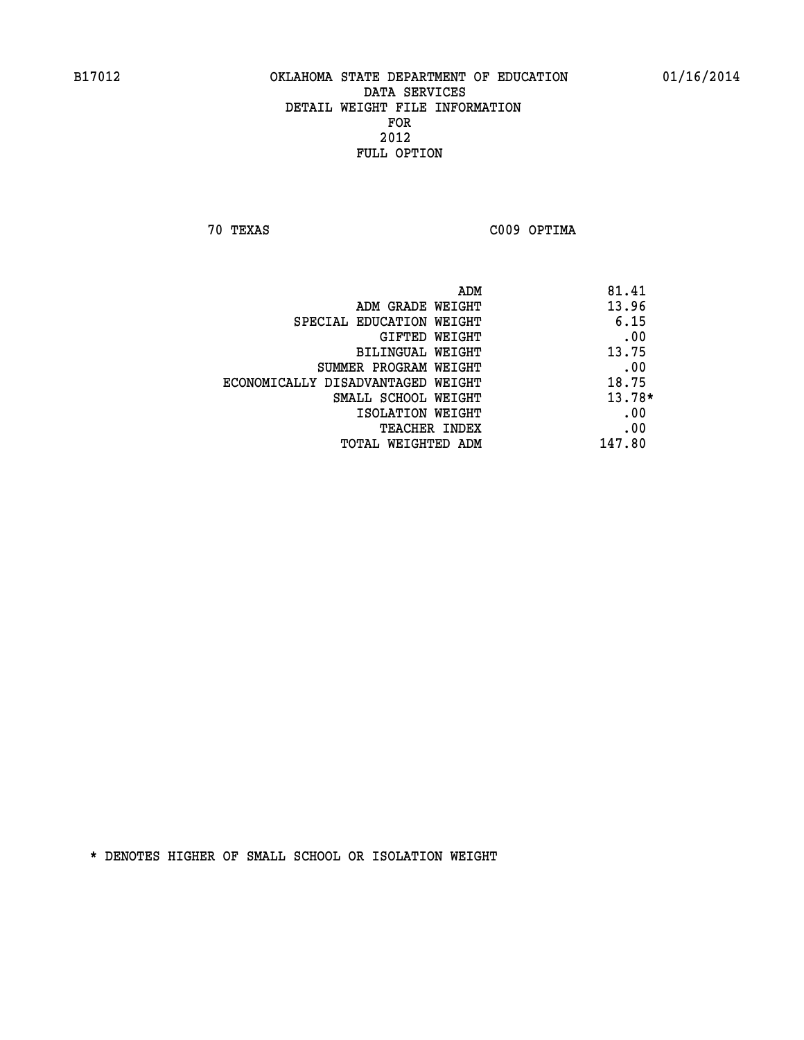B17012 OKLAHOMA STATE DEPARTMENT OF EDUCATION 01/16/2014

DATA SERVICES
DETAIL WEIGHT FILE INFORMATION
FOR
2012
FULL OPTION

70 TEXAS C009 OPTIMA

| | |
|---|---|
| ADM | 81.41 |
| ADM GRADE WEIGHT | 13.96 |
| SPECIAL EDUCATION WEIGHT | 6.15 |
| GIFTED WEIGHT | .00 |
| BILINGUAL WEIGHT | 13.75 |
| SUMMER PROGRAM WEIGHT | .00 |
| ECONOMICALLY DISADVANTAGED WEIGHT | 18.75 |
| SMALL SCHOOL WEIGHT | 13.78* |
| ISOLATION WEIGHT | .00 |
| TEACHER INDEX | .00 |
| TOTAL WEIGHTED ADM | 147.80 |

* DENOTES HIGHER OF SMALL SCHOOL OR ISOLATION WEIGHT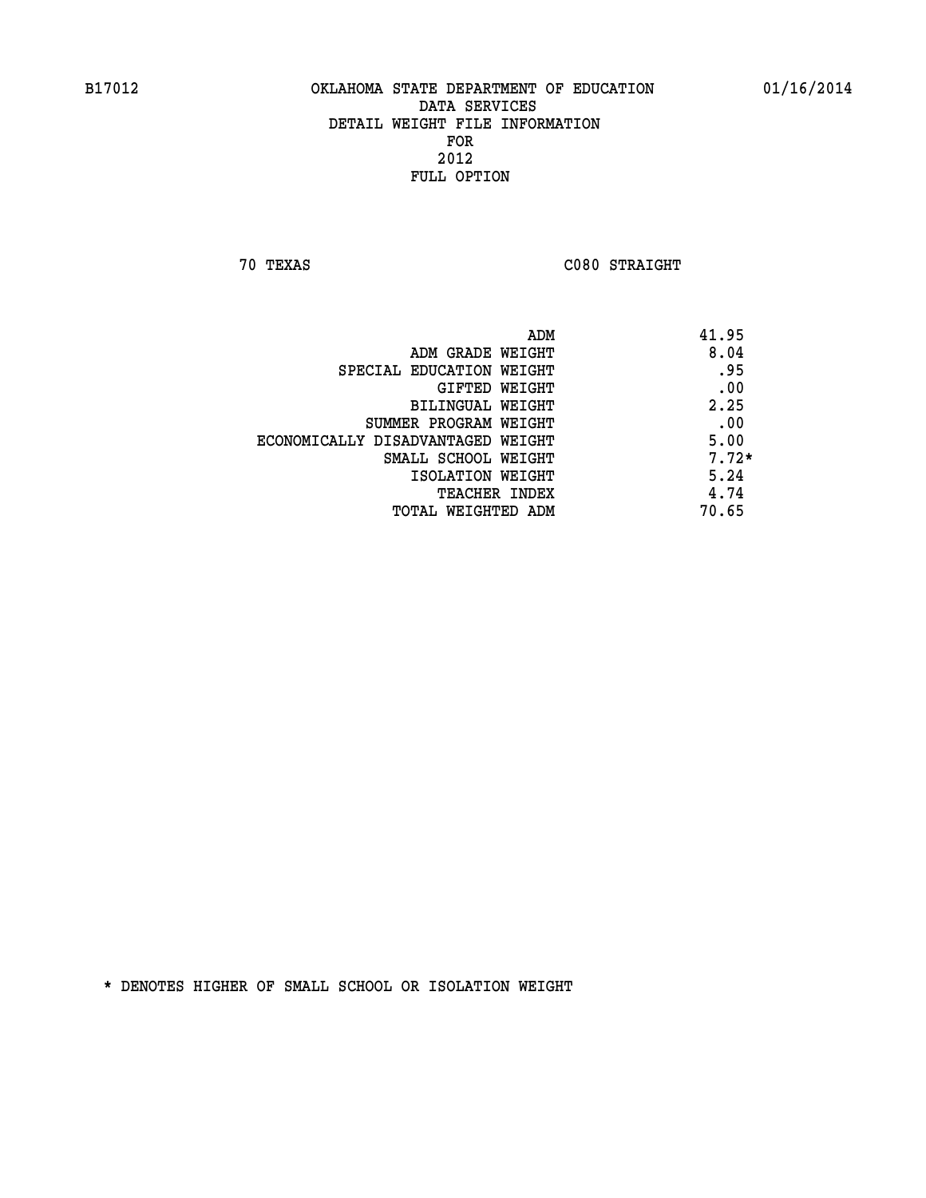B17012 OKLAHOMA STATE DEPARTMENT OF EDUCATION 01/16/2014

DATA SERVICES
DETAIL WEIGHT FILE INFORMATION
FOR
2012
FULL OPTION

70 TEXAS C080 STRAIGHT

| | |
|---|---|
| ADM | 41.95 |
| ADM GRADE WEIGHT | 8.04 |
| SPECIAL EDUCATION WEIGHT | .95 |
| GIFTED WEIGHT | .00 |
| BILINGUAL WEIGHT | 2.25 |
| SUMMER PROGRAM WEIGHT | .00 |
| ECONOMICALLY DISADVANTAGED WEIGHT | 5.00 |
| SMALL SCHOOL WEIGHT | 7.72* |
| ISOLATION WEIGHT | 5.24 |
| TEACHER INDEX | 4.74 |
| TOTAL WEIGHTED ADM | 70.65 |

* DENOTES HIGHER OF SMALL SCHOOL OR ISOLATION WEIGHT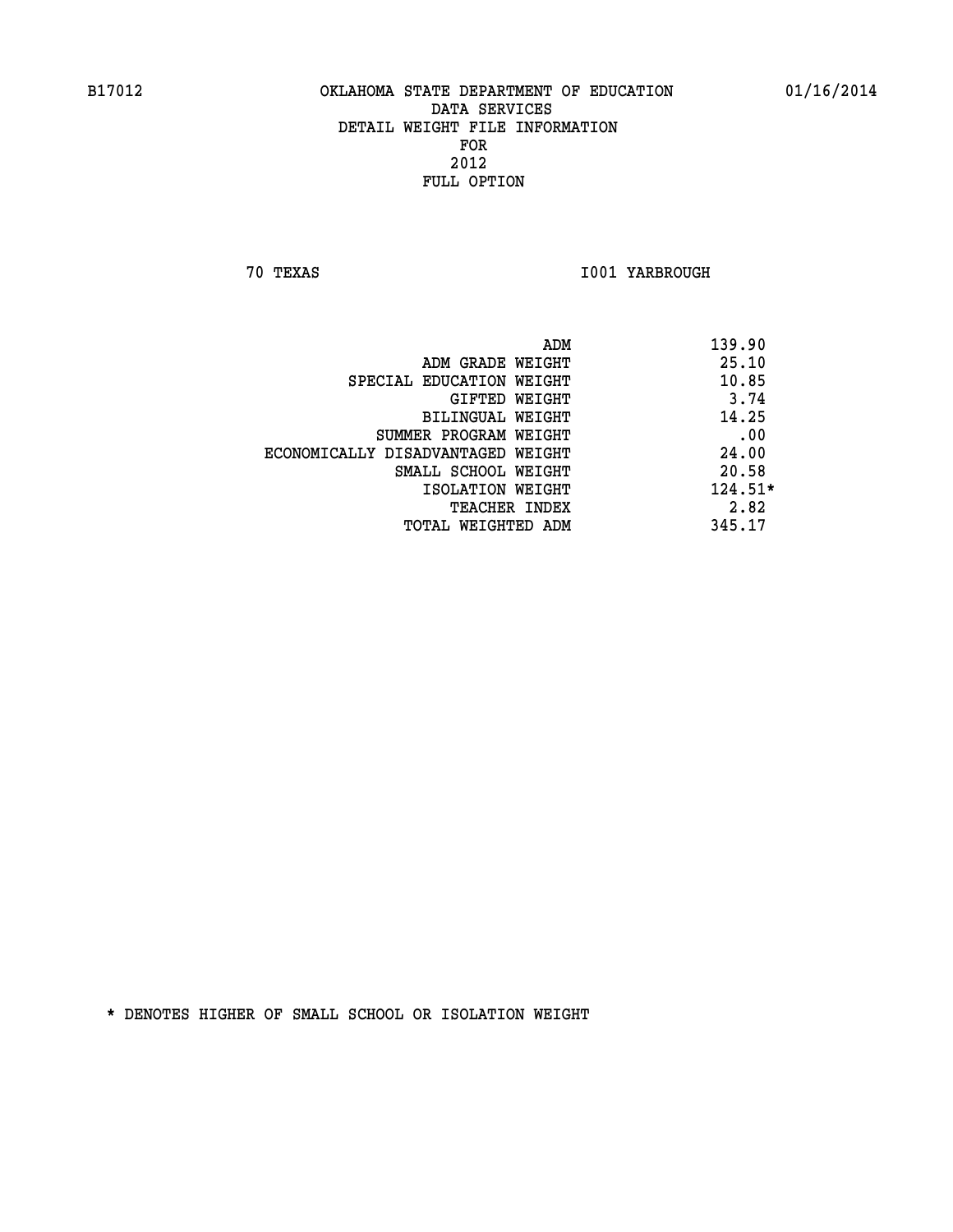B17012 OKLAHOMA STATE DEPARTMENT OF EDUCATION 01/16/2014

DATA SERVICES

DETAIL WEIGHT FILE INFORMATION

FOR

2012

FULL OPTION

70 TEXAS I001 YARBROUGH

| | |
|---|---|
| ADM | 139.90 |
| ADM GRADE WEIGHT | 25.10 |
| SPECIAL EDUCATION WEIGHT | 10.85 |
| GIFTED WEIGHT | 3.74 |
| BILINGUAL WEIGHT | 14.25 |
| SUMMER PROGRAM WEIGHT | .00 |
| ECONOMICALLY DISADVANTAGED WEIGHT | 24.00 |
| SMALL SCHOOL WEIGHT | 20.58 |
| ISOLATION WEIGHT | 124.51* |
| TEACHER INDEX | 2.82 |
| TOTAL WEIGHTED ADM | 345.17 |

* DENOTES HIGHER OF SMALL SCHOOL OR ISOLATION WEIGHT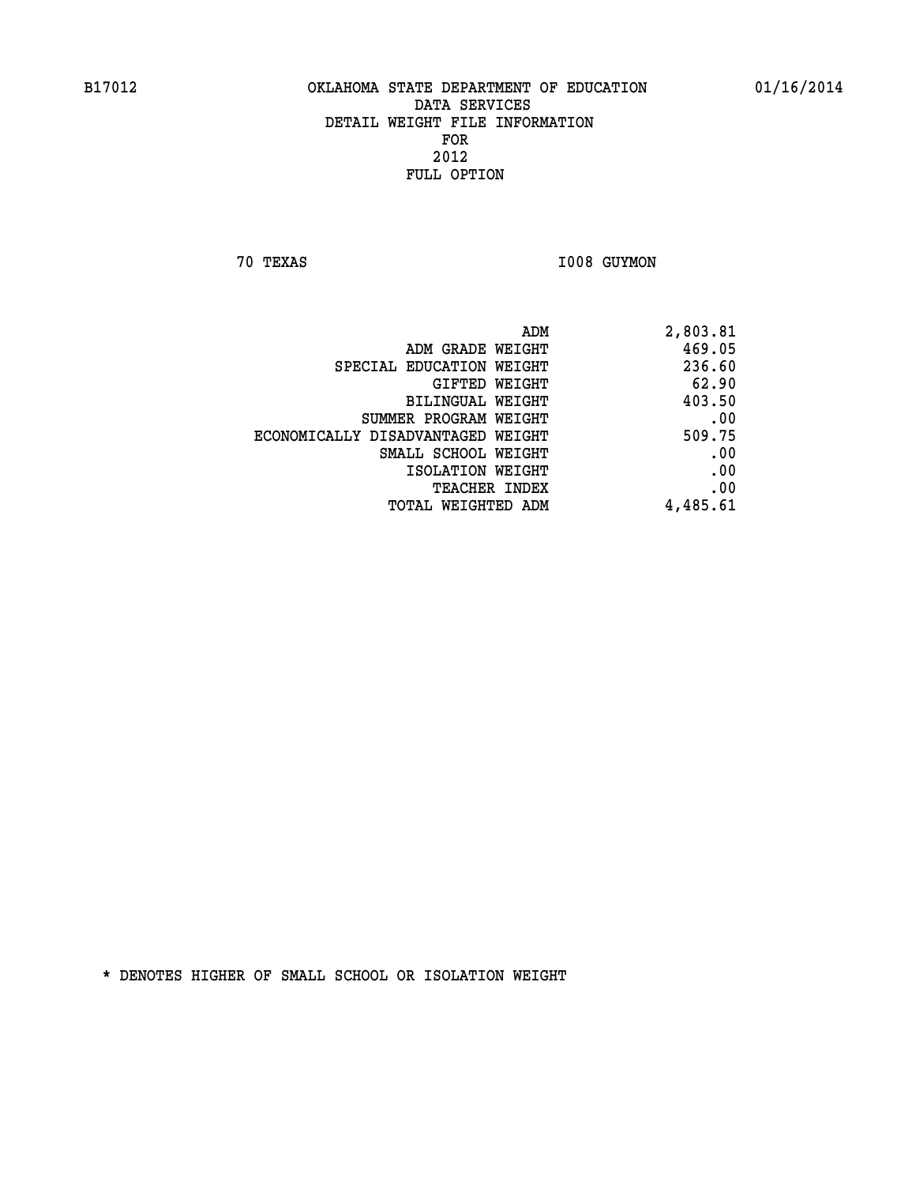B17012 OKLAHOMA STATE DEPARTMENT OF EDUCATION 01/16/2014

DATA SERVICES
DETAIL WEIGHT FILE INFORMATION
FOR
2012
FULL OPTION

70 TEXAS I008 GUYMON

| | |
|---|---|
| ADM | 2,803.81 |
| ADM GRADE WEIGHT | 469.05 |
| SPECIAL EDUCATION WEIGHT | 236.60 |
| GIFTED WEIGHT | 62.90 |
| BILINGUAL WEIGHT | 403.50 |
| SUMMER PROGRAM WEIGHT | .00 |
| ECONOMICALLY DISADVANTAGED WEIGHT | 509.75 |
| SMALL SCHOOL WEIGHT | .00 |
| ISOLATION WEIGHT | .00 |
| TEACHER INDEX | .00 |
| TOTAL WEIGHTED ADM | 4,485.61 |

* DENOTES HIGHER OF SMALL SCHOOL OR ISOLATION WEIGHT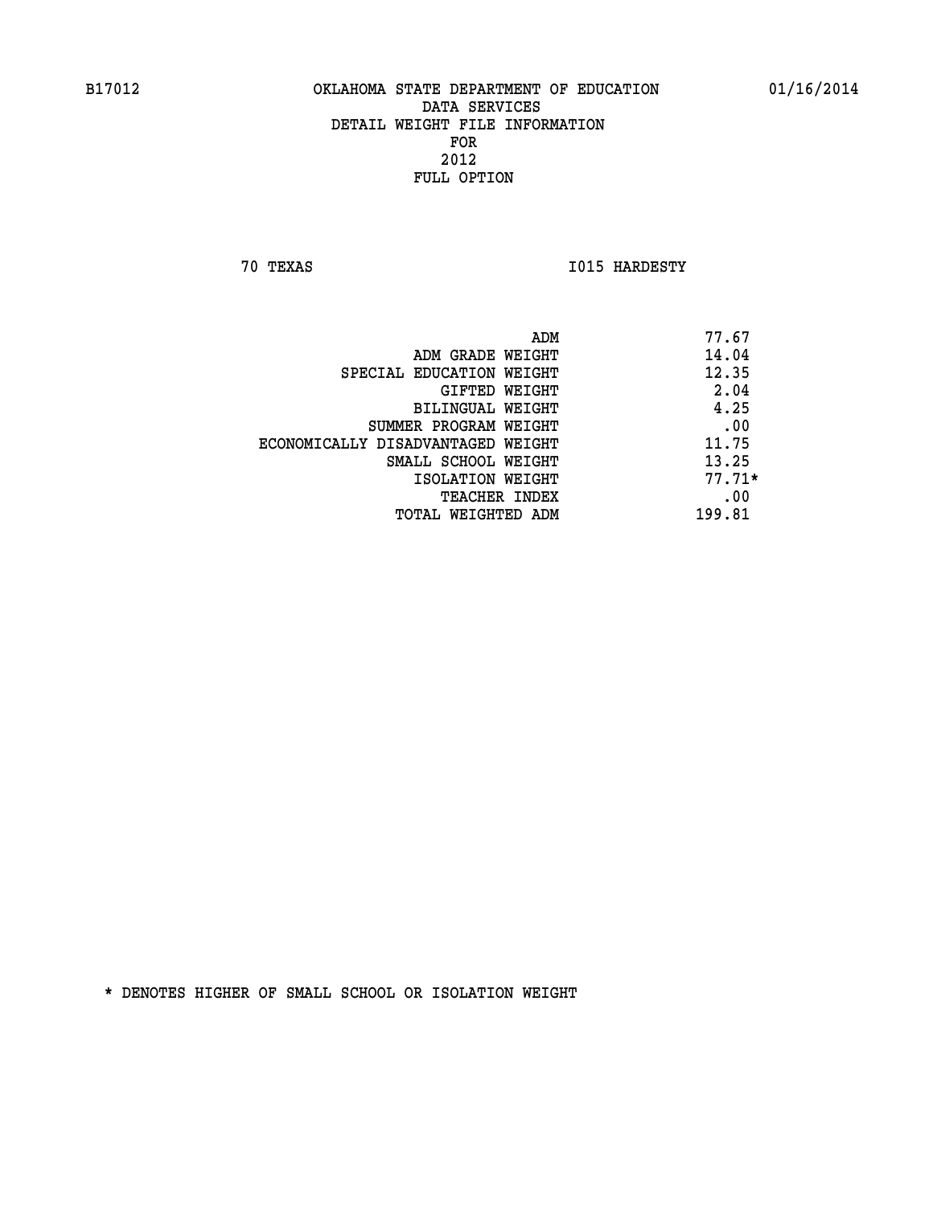B17012 OKLAHOMA STATE DEPARTMENT OF EDUCATION 01/16/2014

DATA SERVICES
DETAIL WEIGHT FILE INFORMATION
FOR
2012
FULL OPTION

70 TEXAS I015 HARDESTY

| | |
|---|---|
| ADM | 77.67 |
| ADM GRADE WEIGHT | 14.04 |
| SPECIAL EDUCATION WEIGHT | 12.35 |
| GIFTED WEIGHT | 2.04 |
| BILINGUAL WEIGHT | 4.25 |
| SUMMER PROGRAM WEIGHT | .00 |
| ECONOMICALLY DISADVANTAGED WEIGHT | 11.75 |
| SMALL SCHOOL WEIGHT | 13.25 |
| ISOLATION WEIGHT | 77.71* |
| TEACHER INDEX | .00 |
| TOTAL WEIGHTED ADM | 199.81 |

* DENOTES HIGHER OF SMALL SCHOOL OR ISOLATION WEIGHT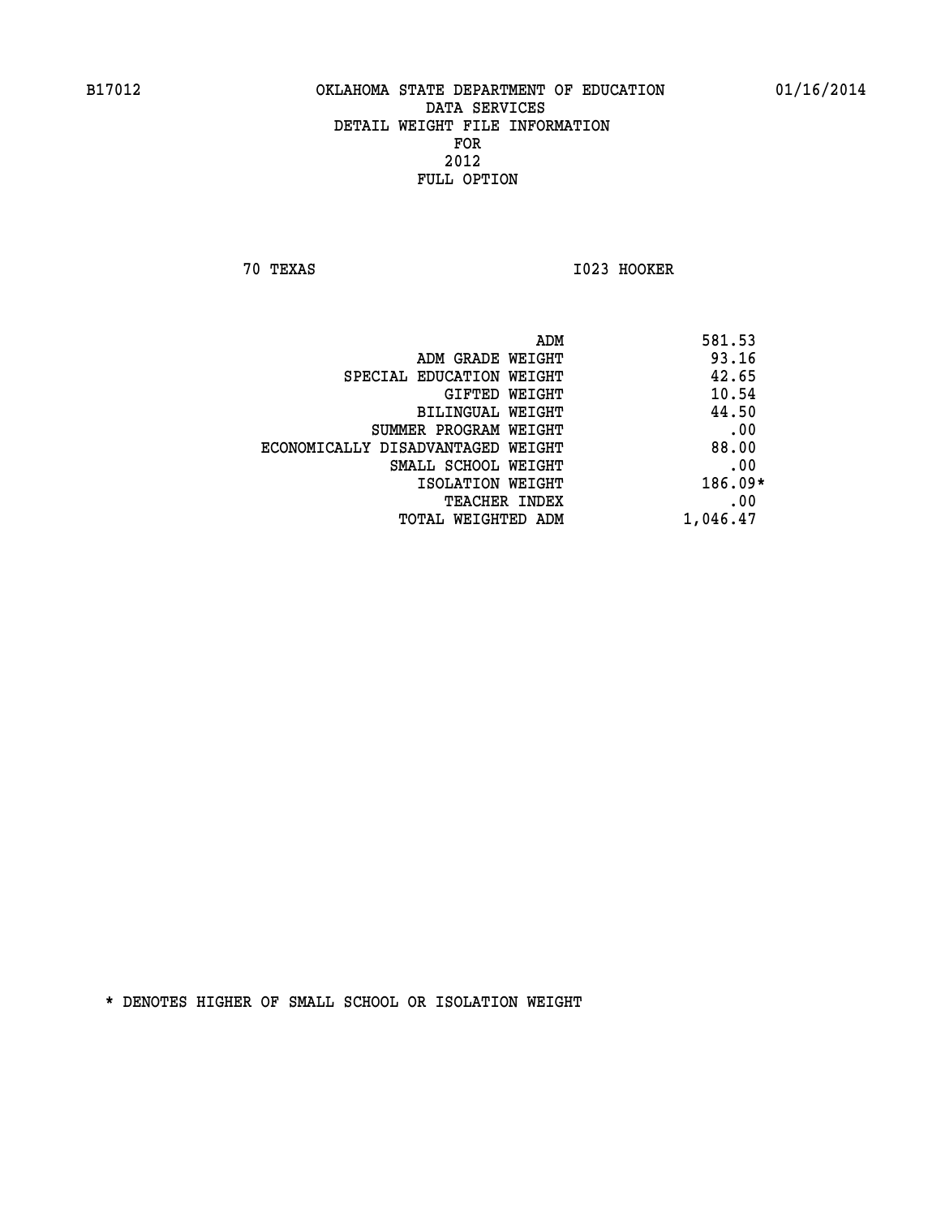B17012 OKLAHOMA STATE DEPARTMENT OF EDUCATION 01/16/2014

DATA SERVICES
DETAIL WEIGHT FILE INFORMATION
FOR
2012
FULL OPTION

70 TEXAS I023 HOOKER

| | |
|---|---|
| ADM | 581.53 |
| ADM GRADE WEIGHT | 93.16 |
| SPECIAL EDUCATION WEIGHT | 42.65 |
| GIFTED WEIGHT | 10.54 |
| BILINGUAL WEIGHT | 44.50 |
| SUMMER PROGRAM WEIGHT | .00 |
| ECONOMICALLY DISADVANTAGED WEIGHT | 88.00 |
| SMALL SCHOOL WEIGHT | .00 |
| ISOLATION WEIGHT | 186.09* |
| TEACHER INDEX | .00 |
| TOTAL WEIGHTED ADM | 1,046.47 |

* DENOTES HIGHER OF SMALL SCHOOL OR ISOLATION WEIGHT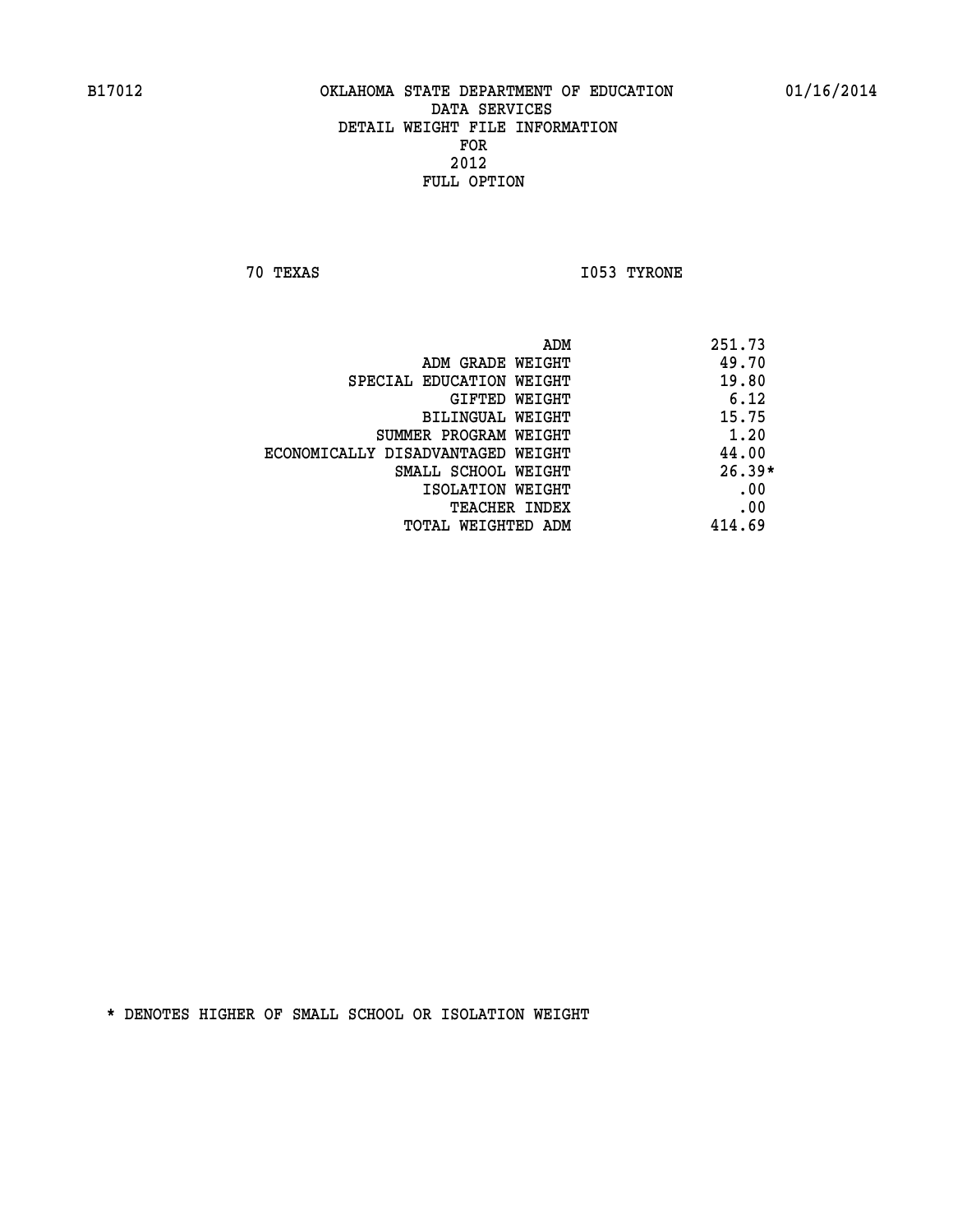B17012 OKLAHOMA STATE DEPARTMENT OF EDUCATION 01/16/2014

DATA SERVICES
DETAIL WEIGHT FILE INFORMATION
FOR
2012
FULL OPTION

70 TEXAS I053 TYRONE

| | |
|---|---|
| ADM | 251.73 |
| ADM GRADE WEIGHT | 49.70 |
| SPECIAL EDUCATION WEIGHT | 19.80 |
| GIFTED WEIGHT | 6.12 |
| BILINGUAL WEIGHT | 15.75 |
| SUMMER PROGRAM WEIGHT | 1.20 |
| ECONOMICALLY DISADVANTAGED WEIGHT | 44.00 |
| SMALL SCHOOL WEIGHT | 26.39* |
| ISOLATION WEIGHT | .00 |
| TEACHER INDEX | .00 |
| TOTAL WEIGHTED ADM | 414.69 |

* DENOTES HIGHER OF SMALL SCHOOL OR ISOLATION WEIGHT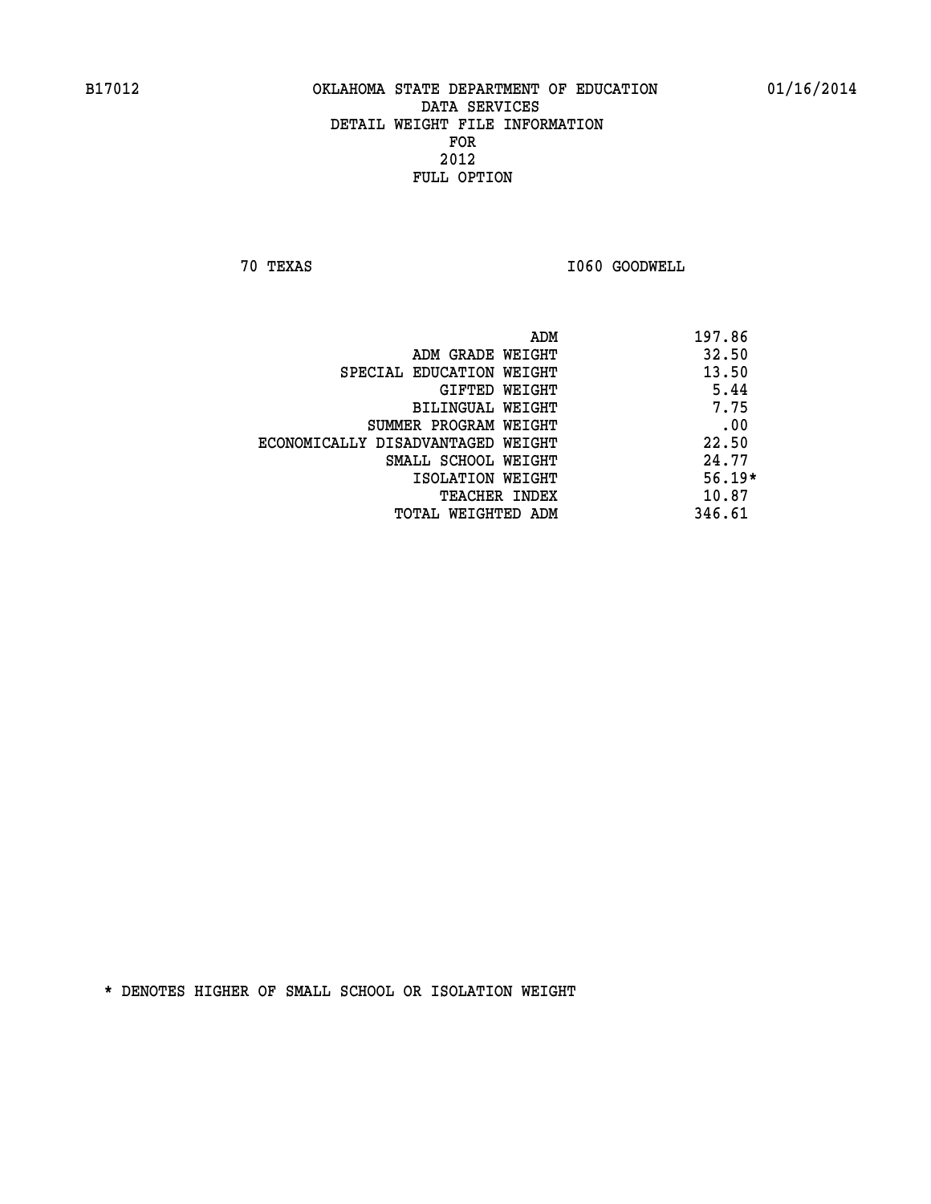B17012 OKLAHOMA STATE DEPARTMENT OF EDUCATION 01/16/2014

DATA SERVICES
DETAIL WEIGHT FILE INFORMATION
FOR
2012
FULL OPTION

70 TEXAS I060 GOODWELL

| | |
|---|---|
| ADM | 197.86 |
| ADM GRADE WEIGHT | 32.50 |
| SPECIAL EDUCATION WEIGHT | 13.50 |
| GIFTED WEIGHT | 5.44 |
| BILINGUAL WEIGHT | 7.75 |
| SUMMER PROGRAM WEIGHT | .00 |
| ECONOMICALLY DISADVANTAGED WEIGHT | 22.50 |
| SMALL SCHOOL WEIGHT | 24.77 |
| ISOLATION WEIGHT | 56.19* |
| TEACHER INDEX | 10.87 |
| TOTAL WEIGHTED ADM | 346.61 |

* DENOTES HIGHER OF SMALL SCHOOL OR ISOLATION WEIGHT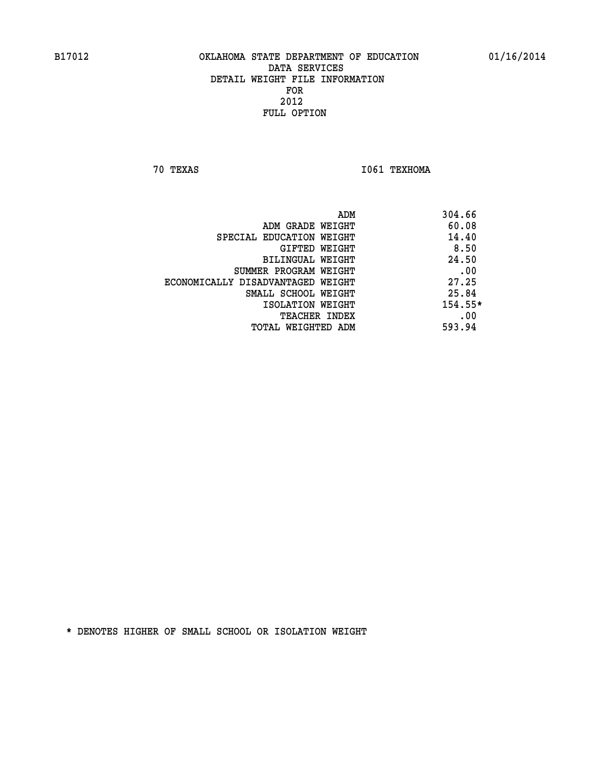B17012 OKLAHOMA STATE DEPARTMENT OF EDUCATION 01/16/2014

DATA SERVICES
DETAIL WEIGHT FILE INFORMATION
FOR
2012
FULL OPTION

70 TEXAS I061 TEXHOMA

| | |
|---|---|
| ADM | 304.66 |
| ADM GRADE WEIGHT | 60.08 |
| SPECIAL EDUCATION WEIGHT | 14.40 |
| GIFTED WEIGHT | 8.50 |
| BILINGUAL WEIGHT | 24.50 |
| SUMMER PROGRAM WEIGHT | .00 |
| ECONOMICALLY DISADVANTAGED WEIGHT | 27.25 |
| SMALL SCHOOL WEIGHT | 25.84 |
| ISOLATION WEIGHT | 154.55* |
| TEACHER INDEX | .00 |
| TOTAL WEIGHTED ADM | 593.94 |

* DENOTES HIGHER OF SMALL SCHOOL OR ISOLATION WEIGHT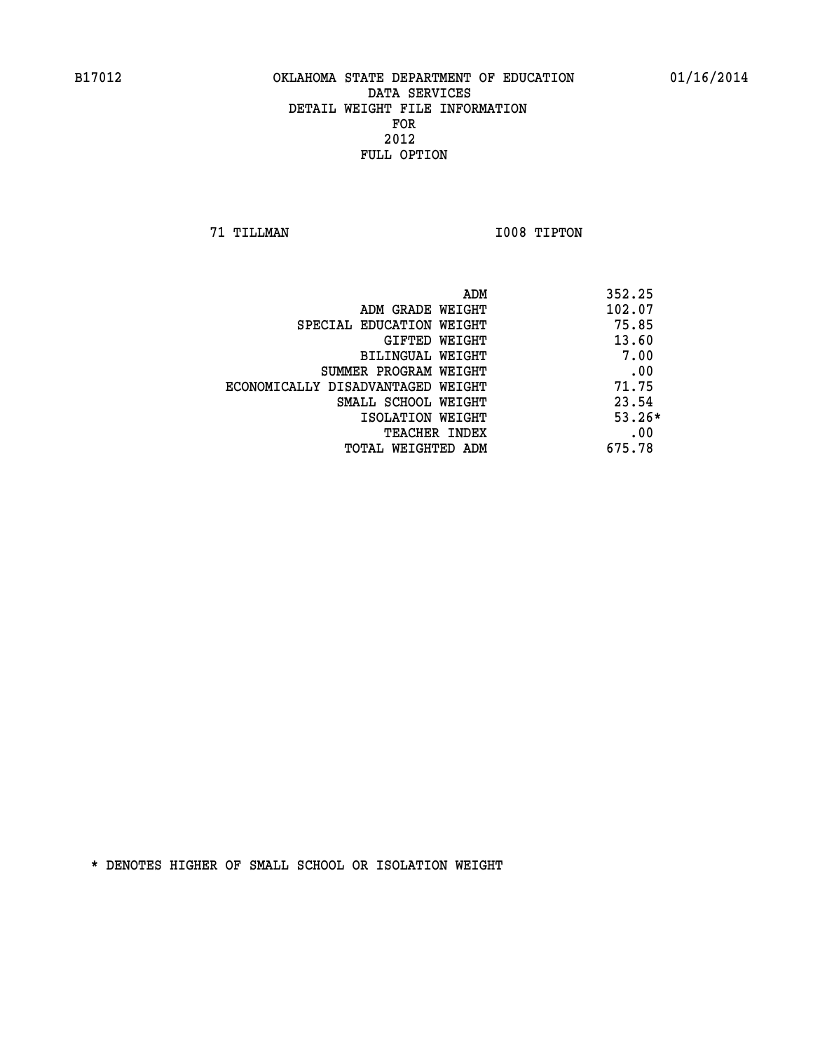B17012 OKLAHOMA STATE DEPARTMENT OF EDUCATION 01/16/2014

DATA SERVICES
DETAIL WEIGHT FILE INFORMATION
FOR
2012
FULL OPTION

71 TILLMAN I008 TIPTON

| | |
|---|---|
| ADM | 352.25 |
| ADM GRADE WEIGHT | 102.07 |
| SPECIAL EDUCATION WEIGHT | 75.85 |
| GIFTED WEIGHT | 13.60 |
| BILINGUAL WEIGHT | 7.00 |
| SUMMER PROGRAM WEIGHT | .00 |
| ECONOMICALLY DISADVANTAGED WEIGHT | 71.75 |
| SMALL SCHOOL WEIGHT | 23.54 |
| ISOLATION WEIGHT | 53.26* |
| TEACHER INDEX | .00 |
| TOTAL WEIGHTED ADM | 675.78 |

* DENOTES HIGHER OF SMALL SCHOOL OR ISOLATION WEIGHT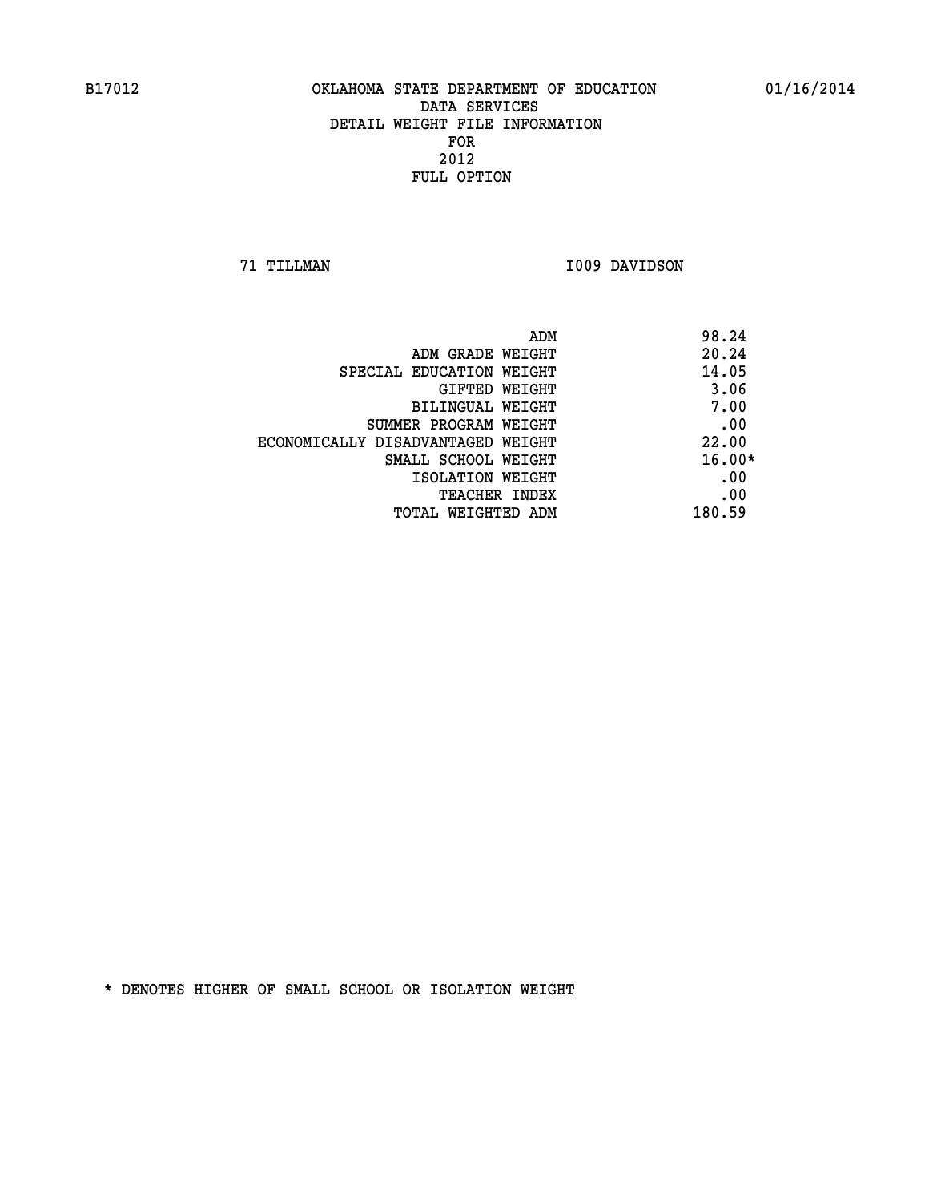B17012 OKLAHOMA STATE DEPARTMENT OF EDUCATION 01/16/2014

DATA SERVICES
DETAIL WEIGHT FILE INFORMATION
FOR
2012
FULL OPTION

71 TILLMAN I009 DAVIDSON

| | |
|---|---|
| ADM | 98.24 |
| ADM GRADE WEIGHT | 20.24 |
| SPECIAL EDUCATION WEIGHT | 14.05 |
| GIFTED WEIGHT | 3.06 |
| BILINGUAL WEIGHT | 7.00 |
| SUMMER PROGRAM WEIGHT | .00 |
| ECONOMICALLY DISADVANTAGED WEIGHT | 22.00 |
| SMALL SCHOOL WEIGHT | 16.00* |
| ISOLATION WEIGHT | .00 |
| TEACHER INDEX | .00 |
| TOTAL WEIGHTED ADM | 180.59 |

* DENOTES HIGHER OF SMALL SCHOOL OR ISOLATION WEIGHT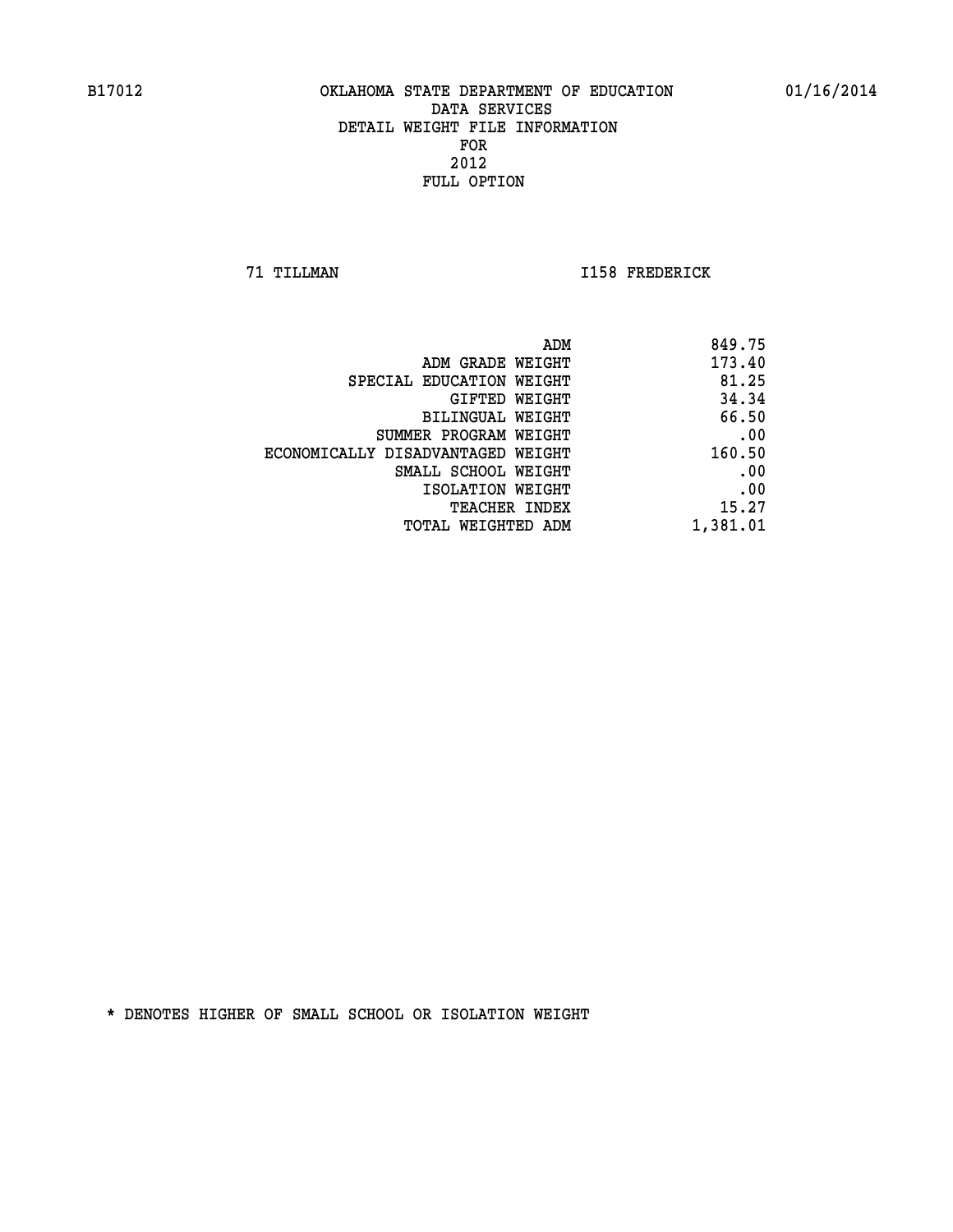B17012 OKLAHOMA STATE DEPARTMENT OF EDUCATION 01/16/2014

DATA SERVICES
DETAIL WEIGHT FILE INFORMATION
FOR
2012
FULL OPTION

71 TILLMAN I158 FREDERICK

| | |
|---|---|
| ADM | 849.75 |
| ADM GRADE WEIGHT | 173.40 |
| SPECIAL EDUCATION WEIGHT | 81.25 |
| GIFTED WEIGHT | 34.34 |
| BILINGUAL WEIGHT | 66.50 |
| SUMMER PROGRAM WEIGHT | .00 |
| ECONOMICALLY DISADVANTAGED WEIGHT | 160.50 |
| SMALL SCHOOL WEIGHT | .00 |
| ISOLATION WEIGHT | .00 |
| TEACHER INDEX | 15.27 |
| TOTAL WEIGHTED ADM | 1,381.01 |

* DENOTES HIGHER OF SMALL SCHOOL OR ISOLATION WEIGHT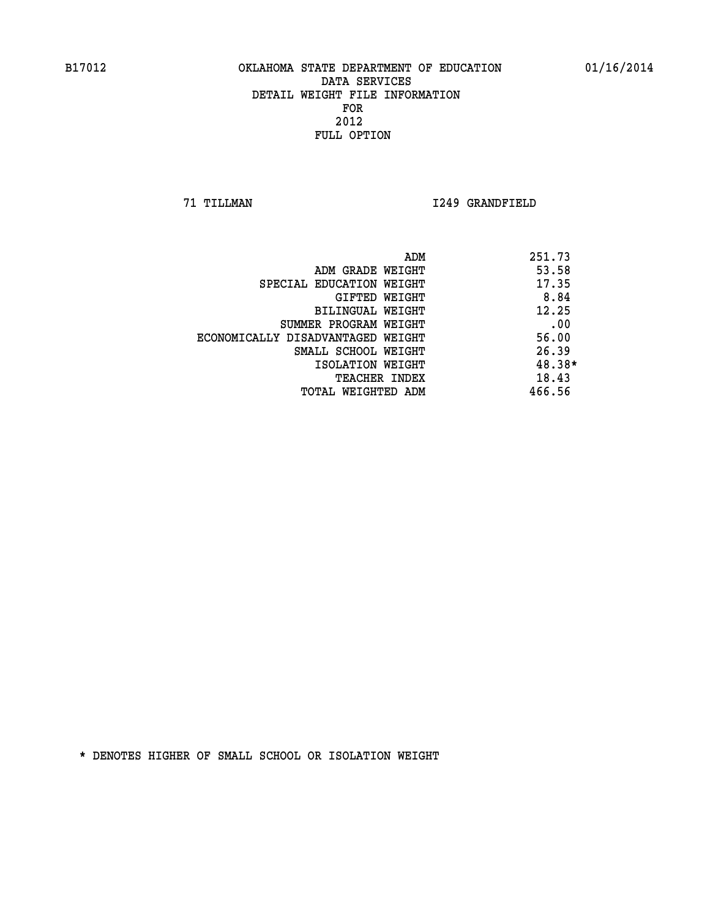B17012 OKLAHOMA STATE DEPARTMENT OF EDUCATION 01/16/2014

DATA SERVICES
DETAIL WEIGHT FILE INFORMATION
FOR
2012
FULL OPTION

71 TILLMAN I249 GRANDFIELD

| | |
|---|---|
| ADM | 251.73 |
| ADM GRADE WEIGHT | 53.58 |
| SPECIAL EDUCATION WEIGHT | 17.35 |
| GIFTED WEIGHT | 8.84 |
| BILINGUAL WEIGHT | 12.25 |
| SUMMER PROGRAM WEIGHT | .00 |
| ECONOMICALLY DISADVANTAGED WEIGHT | 56.00 |
| SMALL SCHOOL WEIGHT | 26.39 |
| ISOLATION WEIGHT | 48.38* |
| TEACHER INDEX | 18.43 |
| TOTAL WEIGHTED ADM | 466.56 |

* DENOTES HIGHER OF SMALL SCHOOL OR ISOLATION WEIGHT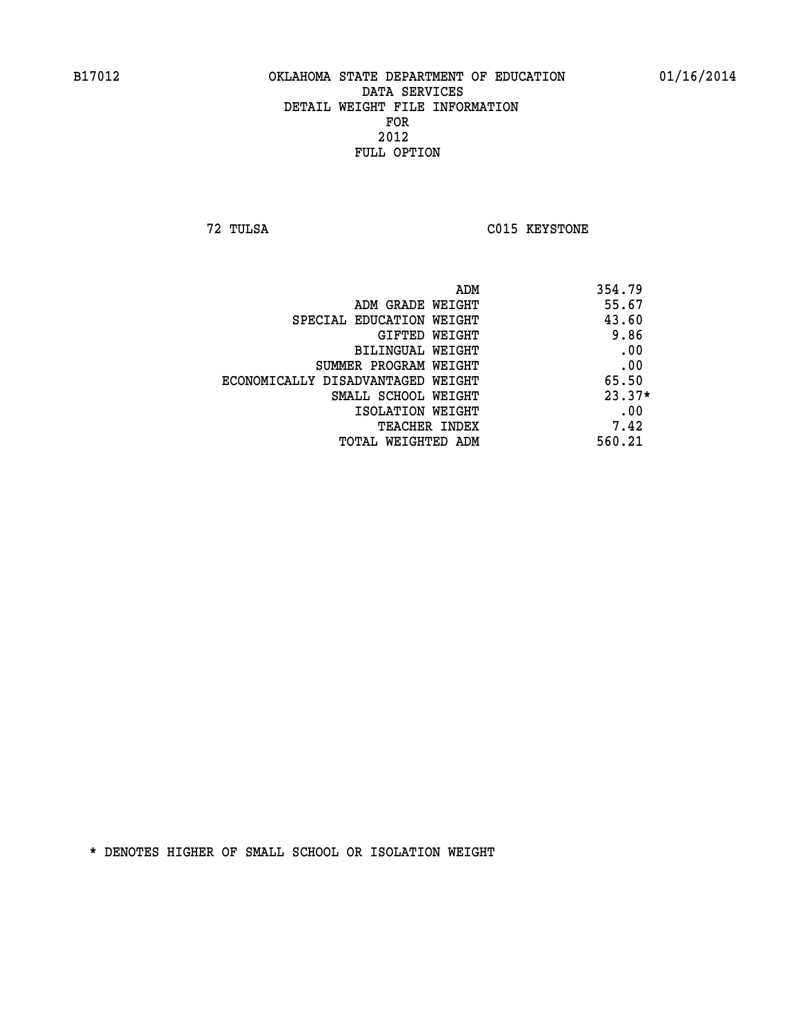B17012 OKLAHOMA STATE DEPARTMENT OF EDUCATION 01/16/2014

DATA SERVICES
DETAIL WEIGHT FILE INFORMATION
FOR
2012
FULL OPTION

72 TULSA C015 KEYSTONE

| | |
|---|---|
| ADM | 354.79 |
| ADM GRADE WEIGHT | 55.67 |
| SPECIAL EDUCATION WEIGHT | 43.60 |
| GIFTED WEIGHT | 9.86 |
| BILINGUAL WEIGHT | .00 |
| SUMMER PROGRAM WEIGHT | .00 |
| ECONOMICALLY DISADVANTAGED WEIGHT | 65.50 |
| SMALL SCHOOL WEIGHT | 23.37* |
| ISOLATION WEIGHT | .00 |
| TEACHER INDEX | 7.42 |
| TOTAL WEIGHTED ADM | 560.21 |

* DENOTES HIGHER OF SMALL SCHOOL OR ISOLATION WEIGHT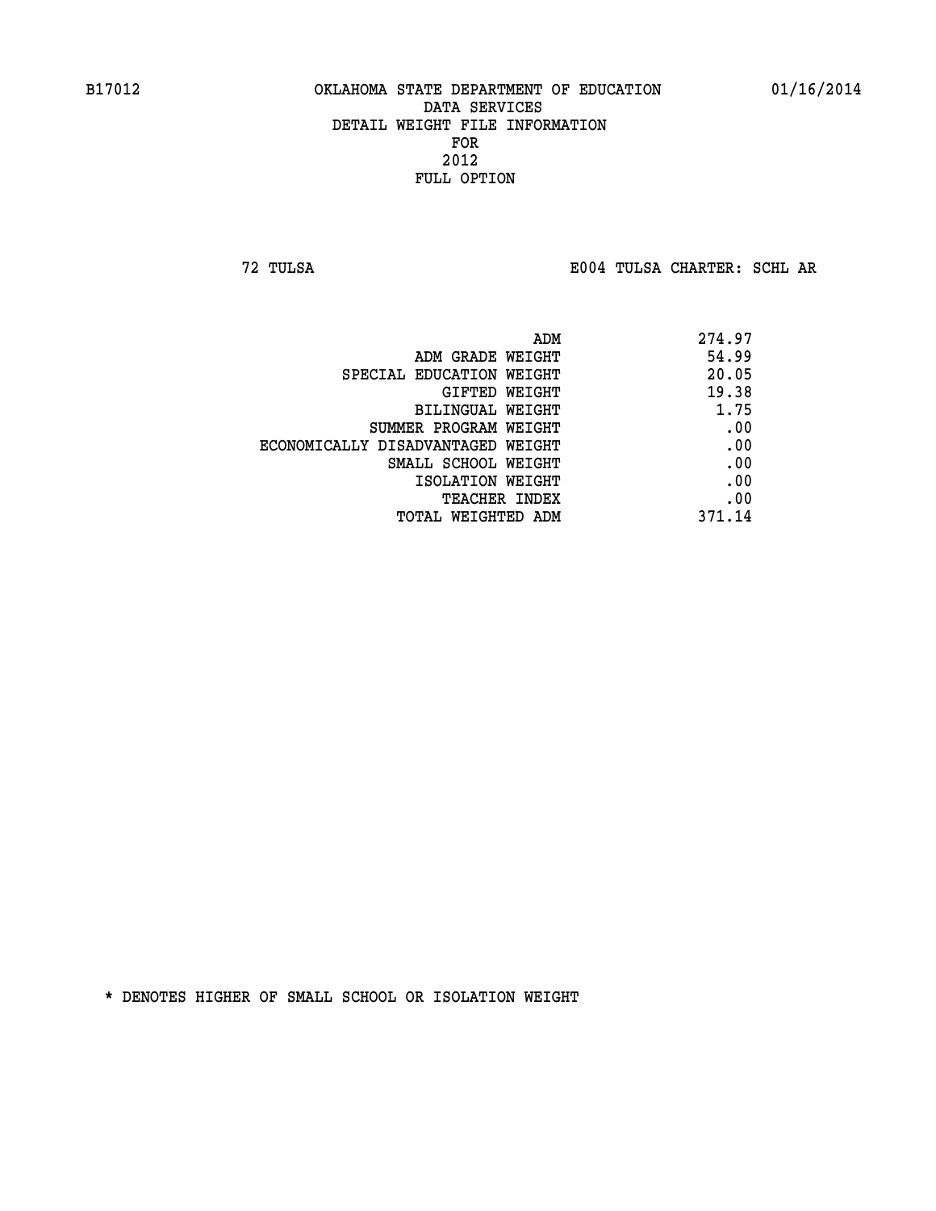B17012 OKLAHOMA STATE DEPARTMENT OF EDUCATION 01/16/2014

DATA SERVICES

DETAIL WEIGHT FILE INFORMATION

FOR

2012

FULL OPTION

72 TULSA E004 TULSA CHARTER: SCHL AR

| | |
|---|---|
| ADM | 274.97 |
| ADM GRADE WEIGHT | 54.99 |
| SPECIAL EDUCATION WEIGHT | 20.05 |
| GIFTED WEIGHT | 19.38 |
| BILINGUAL WEIGHT | 1.75 |
| SUMMER PROGRAM WEIGHT | .00 |
| ECONOMICALLY DISADVANTAGED WEIGHT | .00 |
| SMALL SCHOOL WEIGHT | .00 |
| ISOLATION WEIGHT | .00 |
| TEACHER INDEX | .00 |
| TOTAL WEIGHTED ADM | 371.14 |

* DENOTES HIGHER OF SMALL SCHOOL OR ISOLATION WEIGHT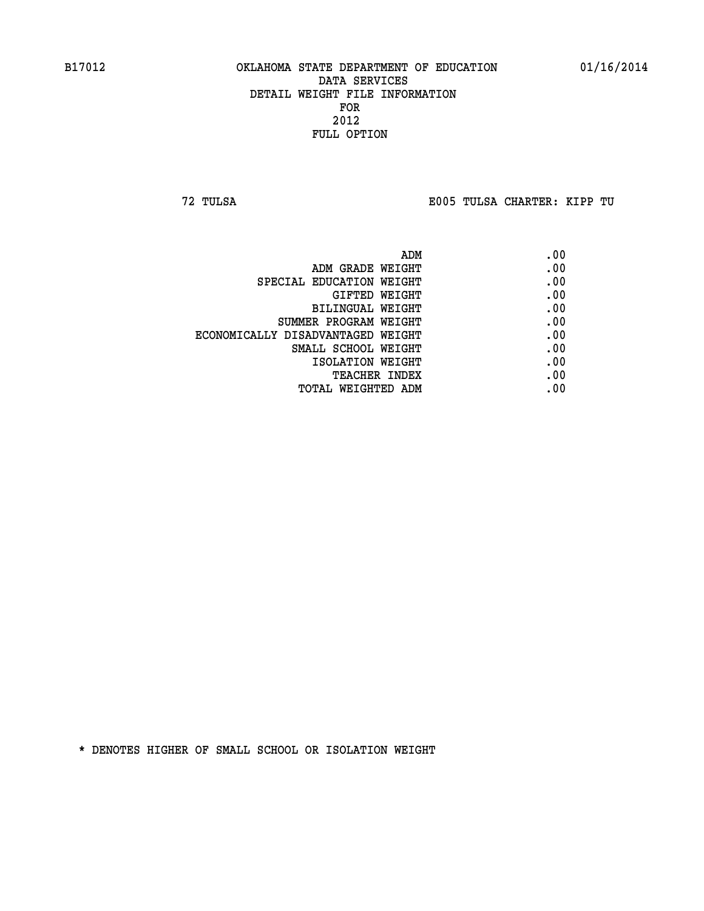B17012 OKLAHOMA STATE DEPARTMENT OF EDUCATION 01/16/2014

DATA SERVICES
DETAIL WEIGHT FILE INFORMATION
FOR
2012
FULL OPTION

72 TULSA E005 TULSA CHARTER: KIPP TU

| | |
|---|---|
| ADM | .00 |
| ADM GRADE WEIGHT | .00 |
| SPECIAL EDUCATION WEIGHT | .00 |
| GIFTED WEIGHT | .00 |
| BILINGUAL WEIGHT | .00 |
| SUMMER PROGRAM WEIGHT | .00 |
| ECONOMICALLY DISADVANTAGED WEIGHT | .00 |
| SMALL SCHOOL WEIGHT | .00 |
| ISOLATION WEIGHT | .00 |
| TEACHER INDEX | .00 |
| TOTAL WEIGHTED ADM | .00 |

* DENOTES HIGHER OF SMALL SCHOOL OR ISOLATION WEIGHT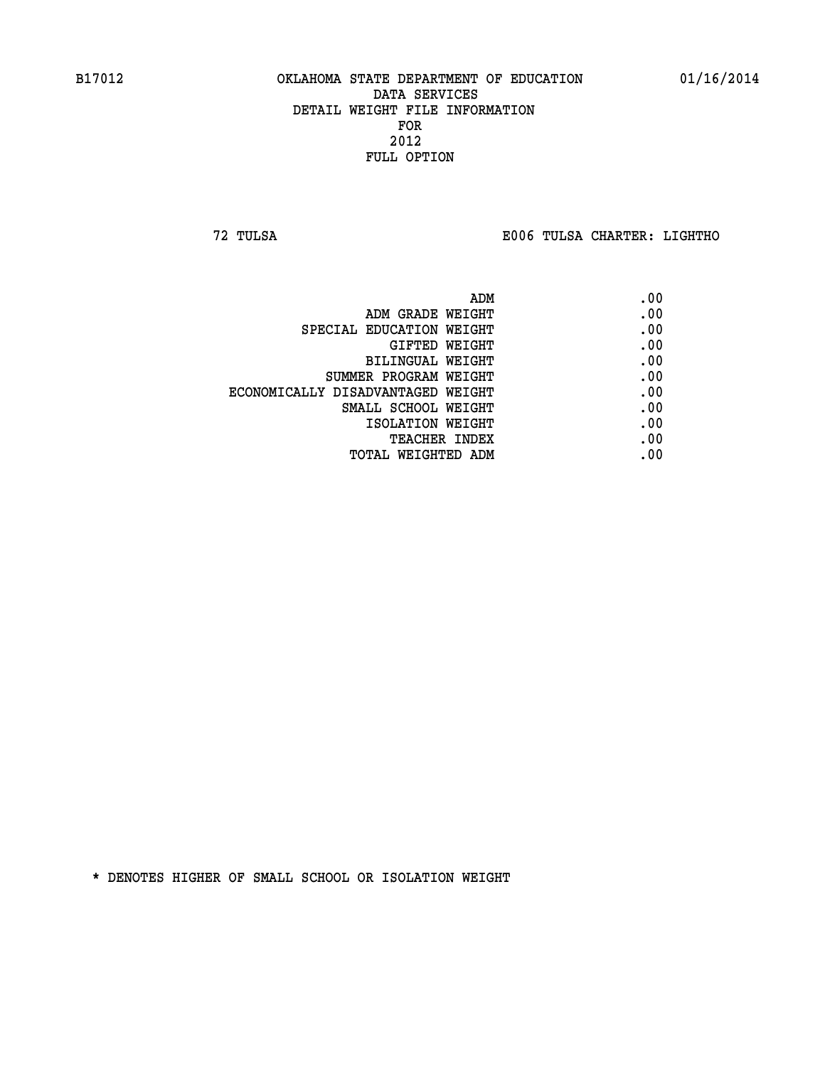B17012 OKLAHOMA STATE DEPARTMENT OF EDUCATION 01/16/2014

DATA SERVICES
DETAIL WEIGHT FILE INFORMATION
FOR
2012
FULL OPTION

72 TULSA E006 TULSA CHARTER: LIGHTHO

| | |
|---|---|
| ADM | .00 |
| ADM GRADE WEIGHT | .00 |
| SPECIAL EDUCATION WEIGHT | .00 |
| GIFTED WEIGHT | .00 |
| BILINGUAL WEIGHT | .00 |
| SUMMER PROGRAM WEIGHT | .00 |
| ECONOMICALLY DISADVANTAGED WEIGHT | .00 |
| SMALL SCHOOL WEIGHT | .00 |
| ISOLATION WEIGHT | .00 |
| TEACHER INDEX | .00 |
| TOTAL WEIGHTED ADM | .00 |

* DENOTES HIGHER OF SMALL SCHOOL OR ISOLATION WEIGHT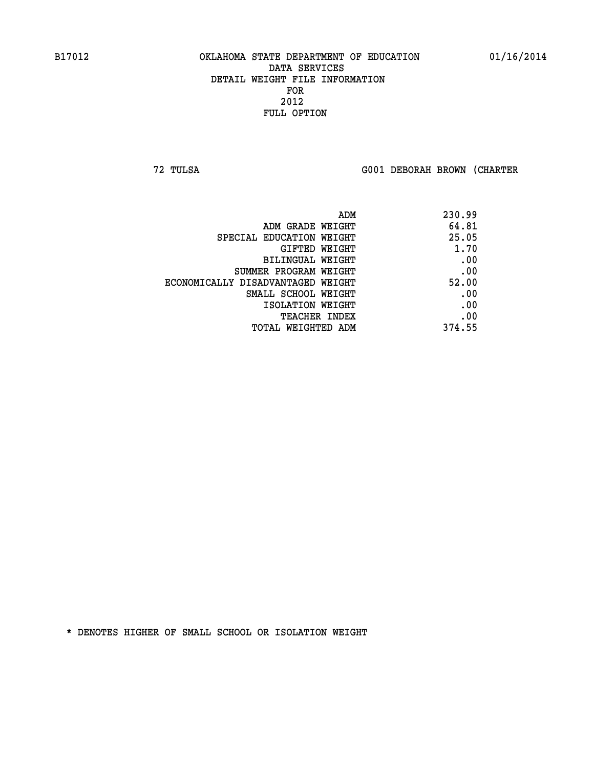B17012 OKLAHOMA STATE DEPARTMENT OF EDUCATION 01/16/2014

DATA SERVICES

DETAIL WEIGHT FILE INFORMATION

FOR

2012

FULL OPTION

72 TULSA G001 DEBORAH BROWN (CHARTER

| | |
|---|---|
| ADM | 230.99 |
| ADM GRADE WEIGHT | 64.81 |
| SPECIAL EDUCATION WEIGHT | 25.05 |
| GIFTED WEIGHT | 1.70 |
| BILINGUAL WEIGHT | .00 |
| SUMMER PROGRAM WEIGHT | .00 |
| ECONOMICALLY DISADVANTAGED WEIGHT | 52.00 |
| SMALL SCHOOL WEIGHT | .00 |
| ISOLATION WEIGHT | .00 |
| TEACHER INDEX | .00 |
| TOTAL WEIGHTED ADM | 374.55 |

* DENOTES HIGHER OF SMALL SCHOOL OR ISOLATION WEIGHT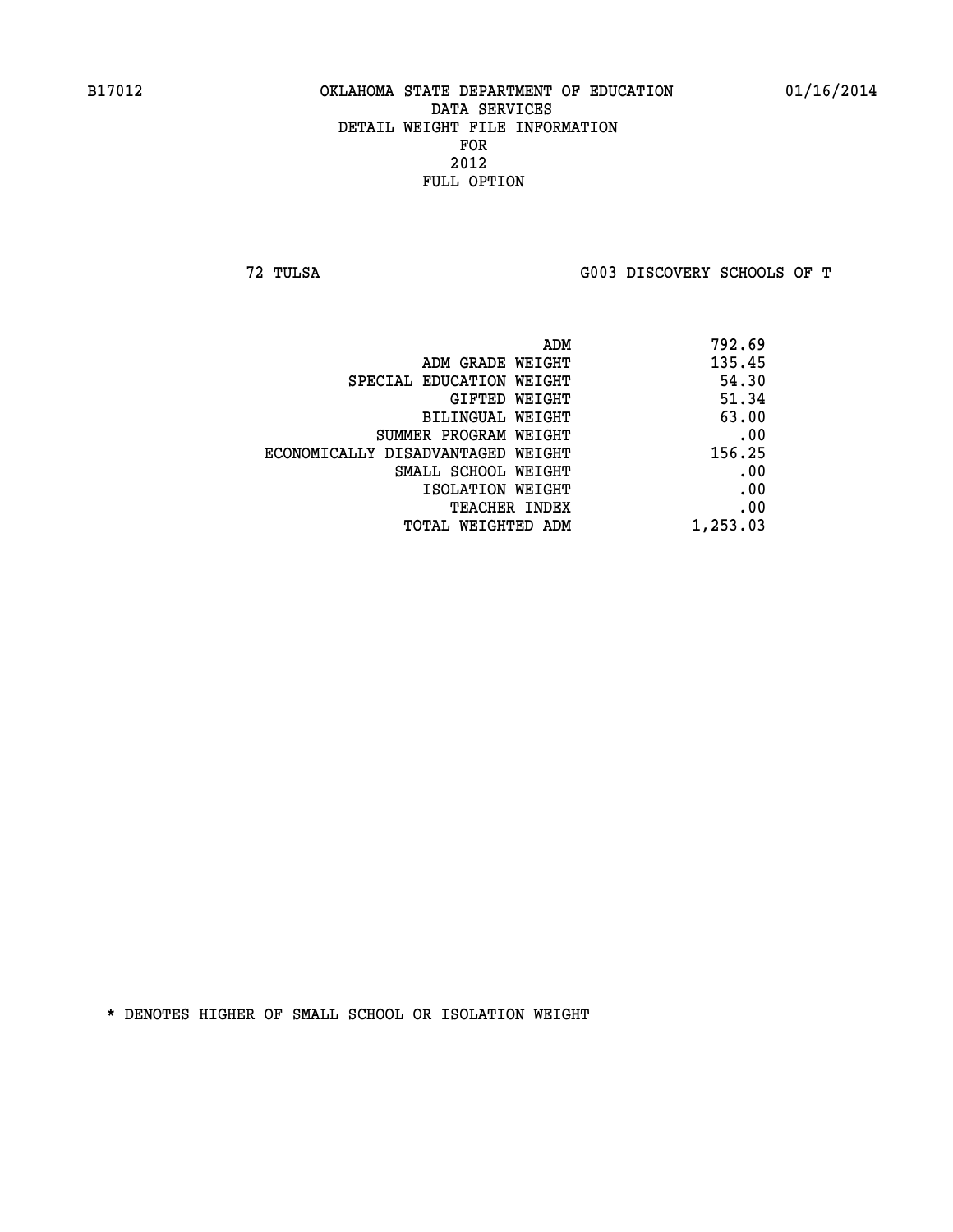B17012 OKLAHOMA STATE DEPARTMENT OF EDUCATION 01/16/2014

DATA SERVICES
DETAIL WEIGHT FILE INFORMATION
FOR
2012
FULL OPTION

72 TULSA G003 DISCOVERY SCHOOLS OF T

| | |
|---|---|
| ADM | 792.69 |
| ADM GRADE WEIGHT | 135.45 |
| SPECIAL EDUCATION WEIGHT | 54.30 |
| GIFTED WEIGHT | 51.34 |
| BILINGUAL WEIGHT | 63.00 |
| SUMMER PROGRAM WEIGHT | .00 |
| ECONOMICALLY DISADVANTAGED WEIGHT | 156.25 |
| SMALL SCHOOL WEIGHT | .00 |
| ISOLATION WEIGHT | .00 |
| TEACHER INDEX | .00 |
| TOTAL WEIGHTED ADM | 1,253.03 |

* DENOTES HIGHER OF SMALL SCHOOL OR ISOLATION WEIGHT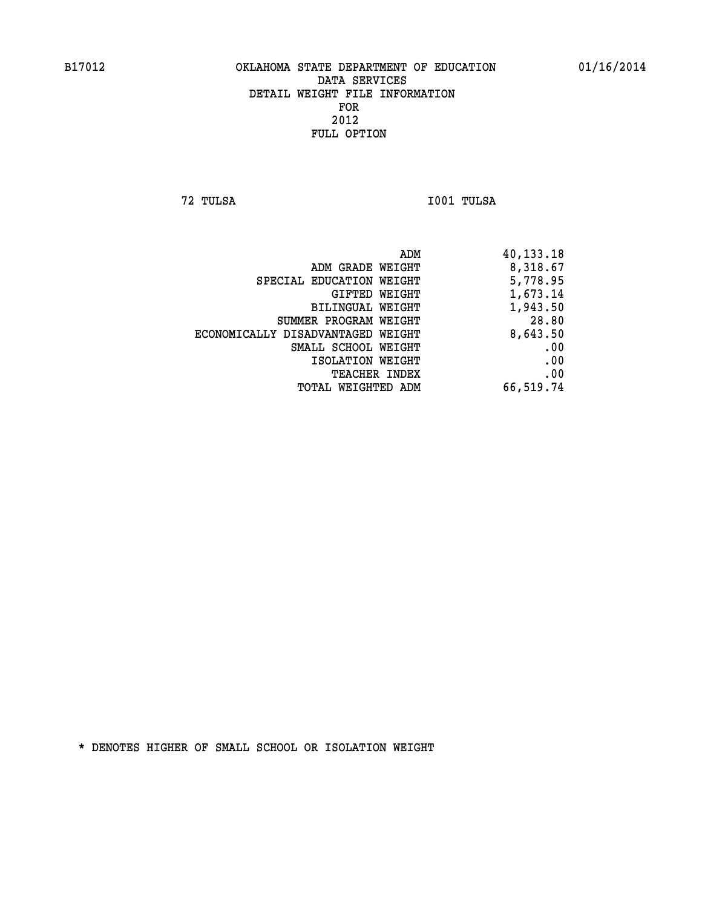B17012 OKLAHOMA STATE DEPARTMENT OF EDUCATION 01/16/2014

DATA SERVICES
DETAIL WEIGHT FILE INFORMATION
FOR
2012
FULL OPTION

72 TULSA I001 TULSA

| | |
|---|---|
| ADM | 40,133.18 |
| ADM GRADE WEIGHT | 8,318.67 |
| SPECIAL EDUCATION WEIGHT | 5,778.95 |
| GIFTED WEIGHT | 1,673.14 |
| BILINGUAL WEIGHT | 1,943.50 |
| SUMMER PROGRAM WEIGHT | 28.80 |
| ECONOMICALLY DISADVANTAGED WEIGHT | 8,643.50 |
| SMALL SCHOOL WEIGHT | .00 |
| ISOLATION WEIGHT | .00 |
| TEACHER INDEX | .00 |
| TOTAL WEIGHTED ADM | 66,519.74 |

* DENOTES HIGHER OF SMALL SCHOOL OR ISOLATION WEIGHT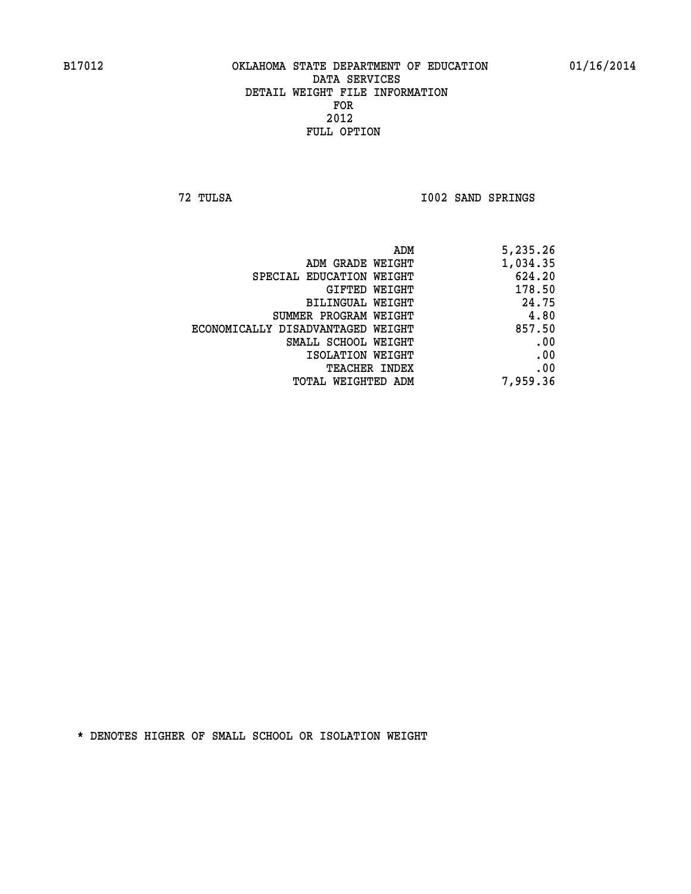B17012 OKLAHOMA STATE DEPARTMENT OF EDUCATION 01/16/2014

DATA SERVICES
DETAIL WEIGHT FILE INFORMATION
FOR
2012
FULL OPTION

72 TULSA I002 SAND SPRINGS

| | |
|---|---|
| ADM | 5,235.26 |
| ADM GRADE WEIGHT | 1,034.35 |
| SPECIAL EDUCATION WEIGHT | 624.20 |
| GIFTED WEIGHT | 178.50 |
| BILINGUAL WEIGHT | 24.75 |
| SUMMER PROGRAM WEIGHT | 4.80 |
| ECONOMICALLY DISADVANTAGED WEIGHT | 857.50 |
| SMALL SCHOOL WEIGHT | .00 |
| ISOLATION WEIGHT | .00 |
| TEACHER INDEX | .00 |
| TOTAL WEIGHTED ADM | 7,959.36 |

* DENOTES HIGHER OF SMALL SCHOOL OR ISOLATION WEIGHT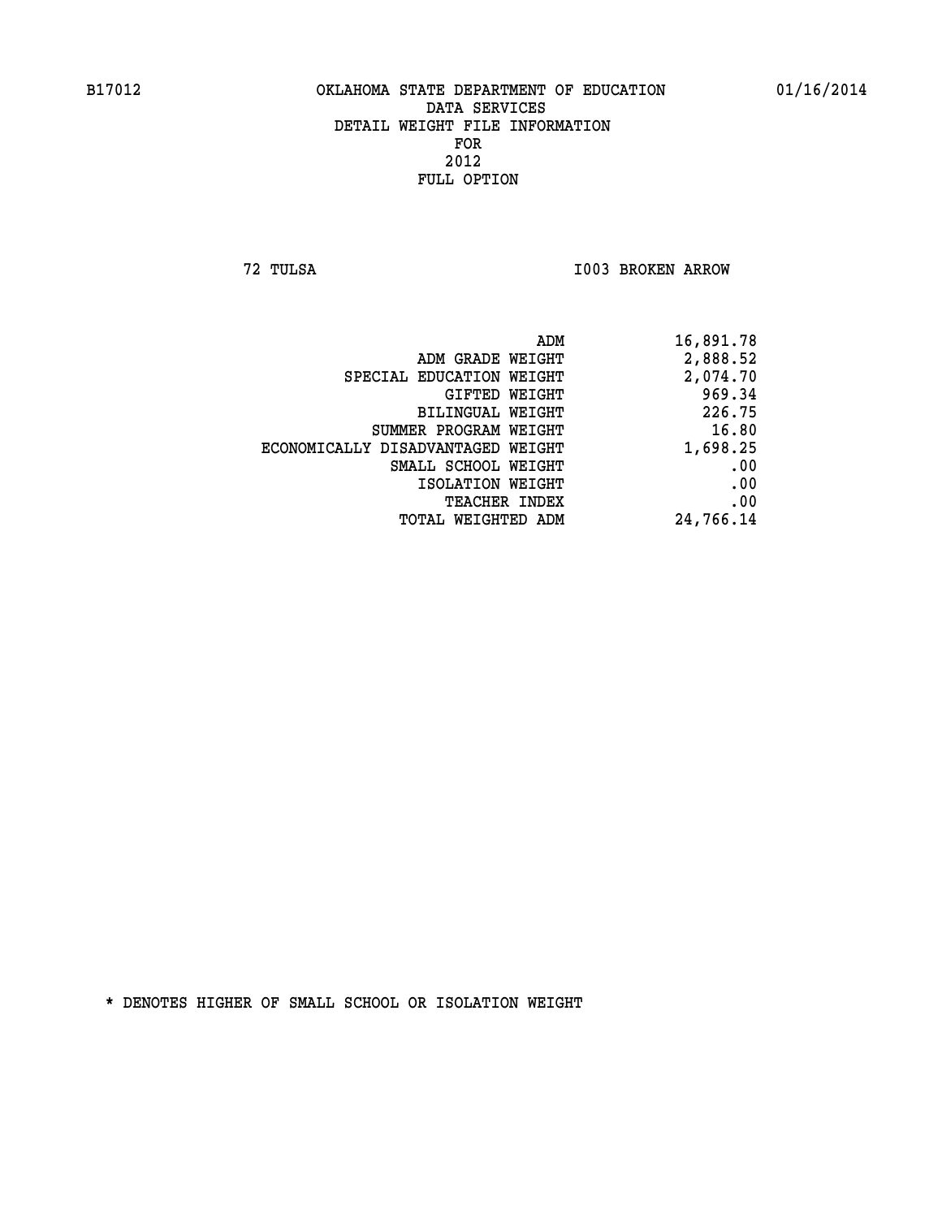B17012 OKLAHOMA STATE DEPARTMENT OF EDUCATION 01/16/2014

DATA SERVICES
DETAIL WEIGHT FILE INFORMATION
FOR
2012
FULL OPTION

72 TULSA I003 BROKEN ARROW

| | |
|---|---|
| ADM | 16,891.78 |
| ADM GRADE WEIGHT | 2,888.52 |
| SPECIAL EDUCATION WEIGHT | 2,074.70 |
| GIFTED WEIGHT | 969.34 |
| BILINGUAL WEIGHT | 226.75 |
| SUMMER PROGRAM WEIGHT | 16.80 |
| ECONOMICALLY DISADVANTAGED WEIGHT | 1,698.25 |
| SMALL SCHOOL WEIGHT | .00 |
| ISOLATION WEIGHT | .00 |
| TEACHER INDEX | .00 |
| TOTAL WEIGHTED ADM | 24,766.14 |

* DENOTES HIGHER OF SMALL SCHOOL OR ISOLATION WEIGHT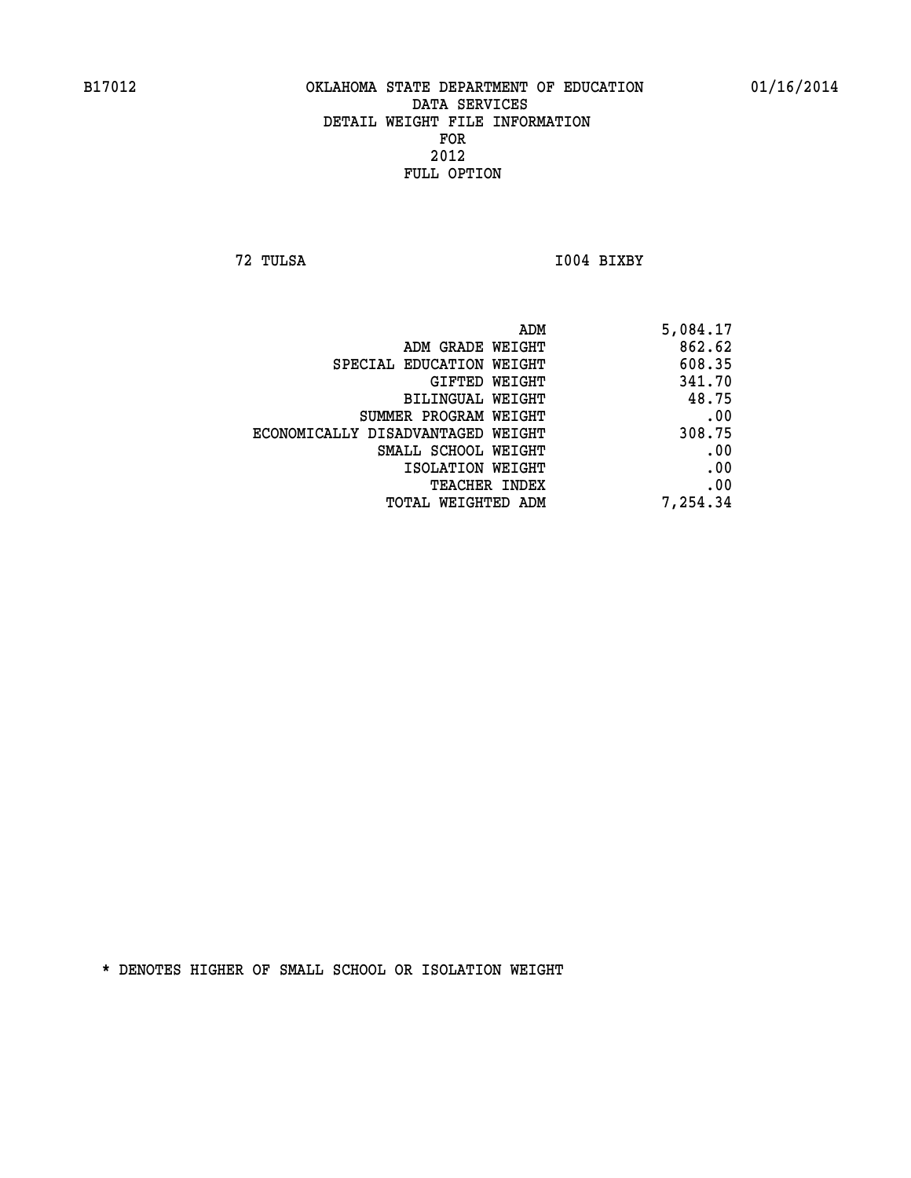B17012 OKLAHOMA STATE DEPARTMENT OF EDUCATION 01/16/2014

DATA SERVICES
DETAIL WEIGHT FILE INFORMATION
FOR
2012
FULL OPTION

72 TULSA I004 BIXBY

| | |
|---|---|
| ADM | 5,084.17 |
| ADM GRADE WEIGHT | 862.62 |
| SPECIAL EDUCATION WEIGHT | 608.35 |
| GIFTED WEIGHT | 341.70 |
| BILINGUAL WEIGHT | 48.75 |
| SUMMER PROGRAM WEIGHT | .00 |
| ECONOMICALLY DISADVANTAGED WEIGHT | 308.75 |
| SMALL SCHOOL WEIGHT | .00 |
| ISOLATION WEIGHT | .00 |
| TEACHER INDEX | .00 |
| TOTAL WEIGHTED ADM | 7,254.34 |

* DENOTES HIGHER OF SMALL SCHOOL OR ISOLATION WEIGHT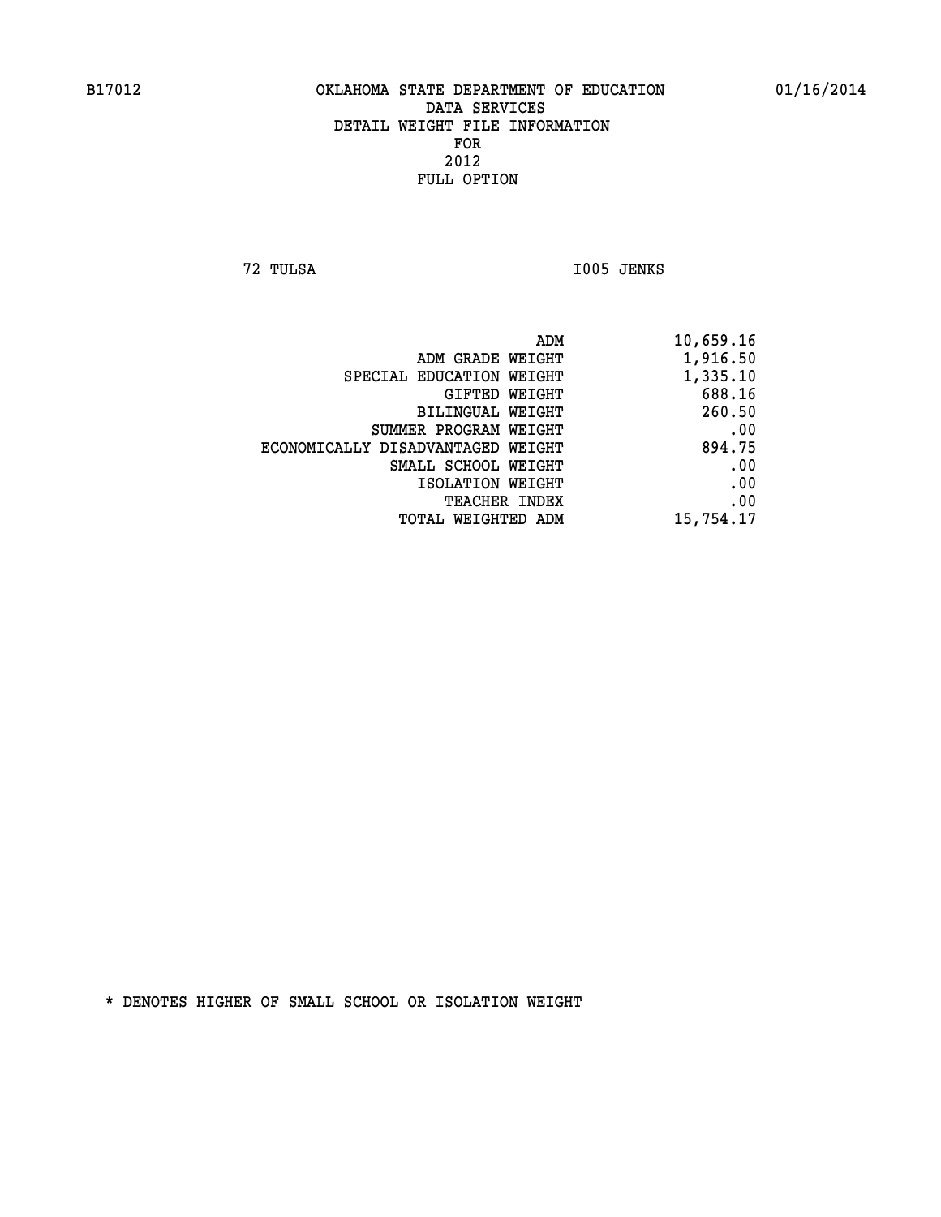B17012 OKLAHOMA STATE DEPARTMENT OF EDUCATION 01/16/2014

DATA SERVICES
DETAIL WEIGHT FILE INFORMATION
FOR
2012
FULL OPTION

72 TULSA I005 JENKS

| | |
|---|---|
| ADM | 10,659.16 |
| ADM GRADE WEIGHT | 1,916.50 |
| SPECIAL EDUCATION WEIGHT | 1,335.10 |
| GIFTED WEIGHT | 688.16 |
| BILINGUAL WEIGHT | 260.50 |
| SUMMER PROGRAM WEIGHT | .00 |
| ECONOMICALLY DISADVANTAGED WEIGHT | 894.75 |
| SMALL SCHOOL WEIGHT | .00 |
| ISOLATION WEIGHT | .00 |
| TEACHER INDEX | .00 |
| TOTAL WEIGHTED ADM | 15,754.17 |

* DENOTES HIGHER OF SMALL SCHOOL OR ISOLATION WEIGHT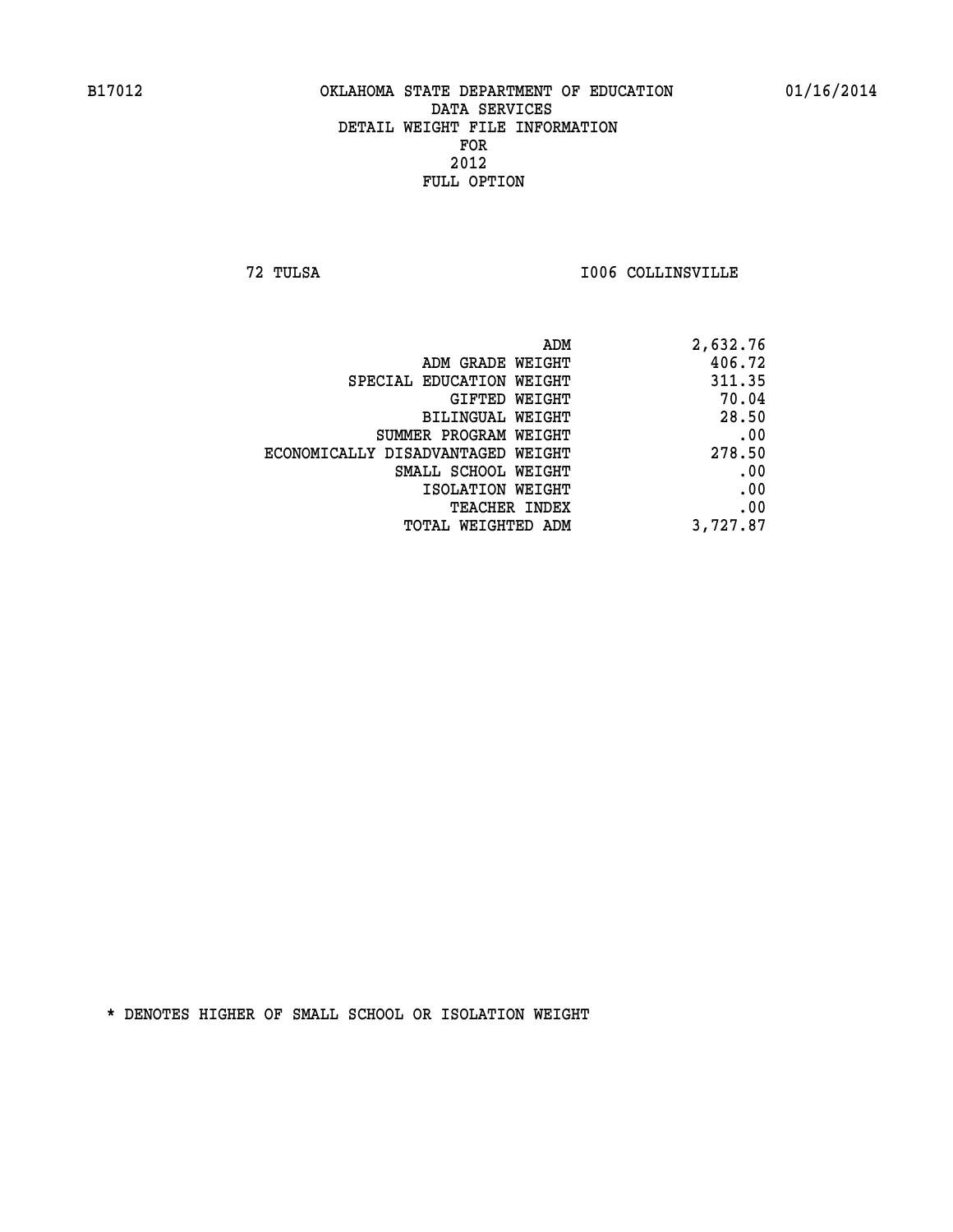B17012 OKLAHOMA STATE DEPARTMENT OF EDUCATION 01/16/2014

DATA SERVICES
DETAIL WEIGHT FILE INFORMATION
FOR
2012
FULL OPTION

72 TULSA I006 COLLINSVILLE

| | |
|---|---|
| ADM | 2,632.76 |
| ADM GRADE WEIGHT | 406.72 |
| SPECIAL EDUCATION WEIGHT | 311.35 |
| GIFTED WEIGHT | 70.04 |
| BILINGUAL WEIGHT | 28.50 |
| SUMMER PROGRAM WEIGHT | .00 |
| ECONOMICALLY DISADVANTAGED WEIGHT | 278.50 |
| SMALL SCHOOL WEIGHT | .00 |
| ISOLATION WEIGHT | .00 |
| TEACHER INDEX | .00 |
| TOTAL WEIGHTED ADM | 3,727.87 |

* DENOTES HIGHER OF SMALL SCHOOL OR ISOLATION WEIGHT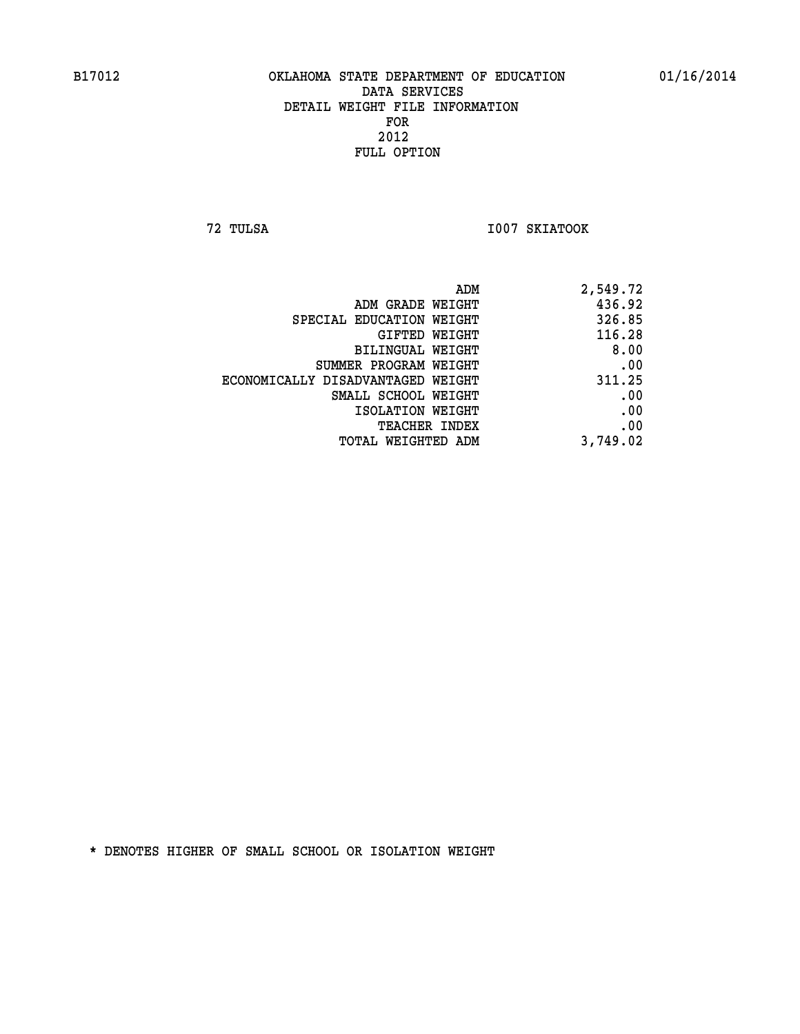B17012 OKLAHOMA STATE DEPARTMENT OF EDUCATION 01/16/2014

DATA SERVICES
DETAIL WEIGHT FILE INFORMATION
FOR
2012
FULL OPTION

72 TULSA I007 SKIATOOK

| | |
|---|---|
| ADM | 2,549.72 |
| ADM GRADE WEIGHT | 436.92 |
| SPECIAL EDUCATION WEIGHT | 326.85 |
| GIFTED WEIGHT | 116.28 |
| BILINGUAL WEIGHT | 8.00 |
| SUMMER PROGRAM WEIGHT | .00 |
| ECONOMICALLY DISADVANTAGED WEIGHT | 311.25 |
| SMALL SCHOOL WEIGHT | .00 |
| ISOLATION WEIGHT | .00 |
| TEACHER INDEX | .00 |
| TOTAL WEIGHTED ADM | 3,749.02 |

* DENOTES HIGHER OF SMALL SCHOOL OR ISOLATION WEIGHT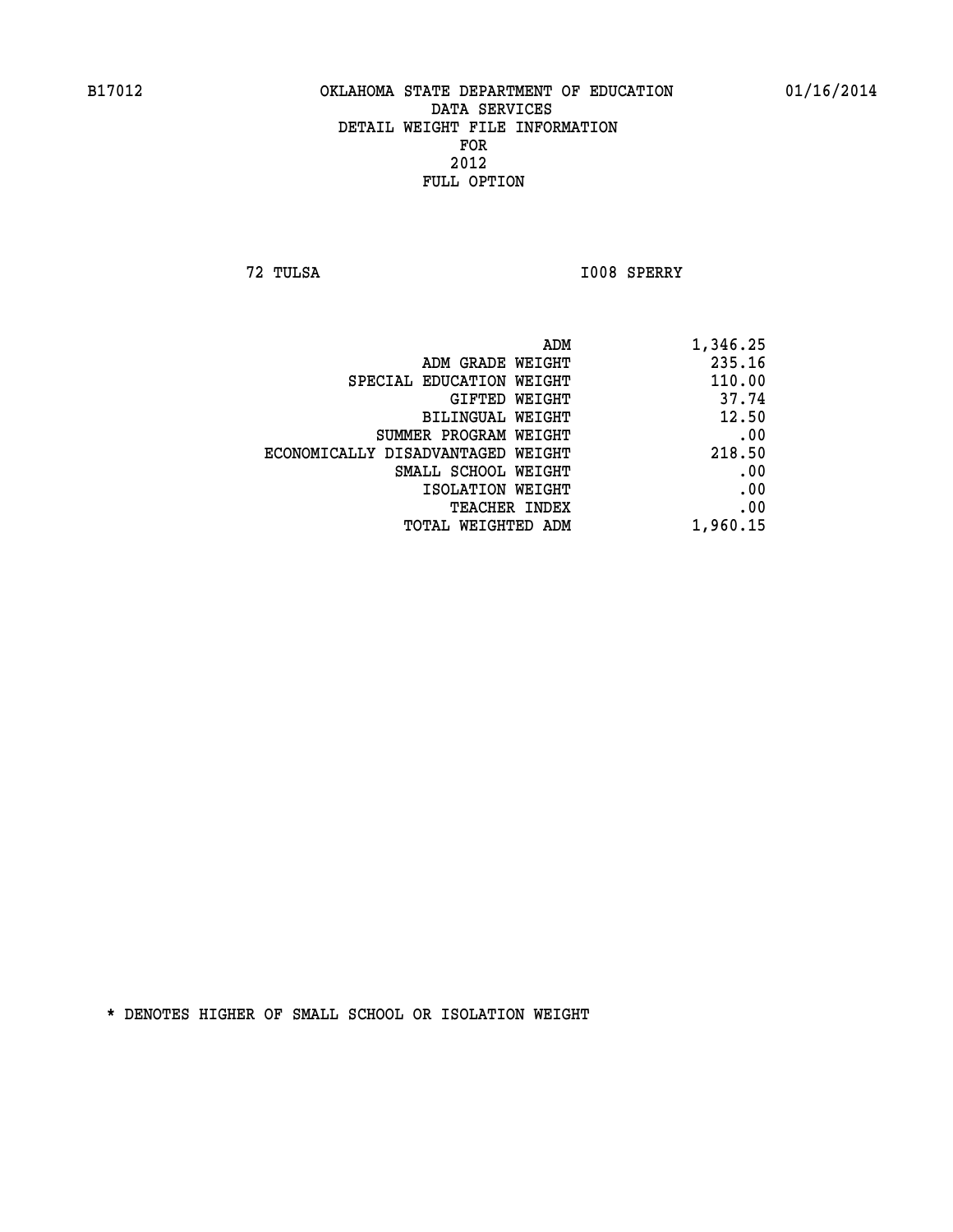B17012 OKLAHOMA STATE DEPARTMENT OF EDUCATION 01/16/2014

DATA SERVICES
DETAIL WEIGHT FILE INFORMATION
FOR
2012
FULL OPTION

72 TULSA I008 SPERRY

| | |
|---|---|
| ADM | 1,346.25 |
| ADM GRADE WEIGHT | 235.16 |
| SPECIAL EDUCATION WEIGHT | 110.00 |
| GIFTED WEIGHT | 37.74 |
| BILINGUAL WEIGHT | 12.50 |
| SUMMER PROGRAM WEIGHT | .00 |
| ECONOMICALLY DISADVANTAGED WEIGHT | 218.50 |
| SMALL SCHOOL WEIGHT | .00 |
| ISOLATION WEIGHT | .00 |
| TEACHER INDEX | .00 |
| TOTAL WEIGHTED ADM | 1,960.15 |

* DENOTES HIGHER OF SMALL SCHOOL OR ISOLATION WEIGHT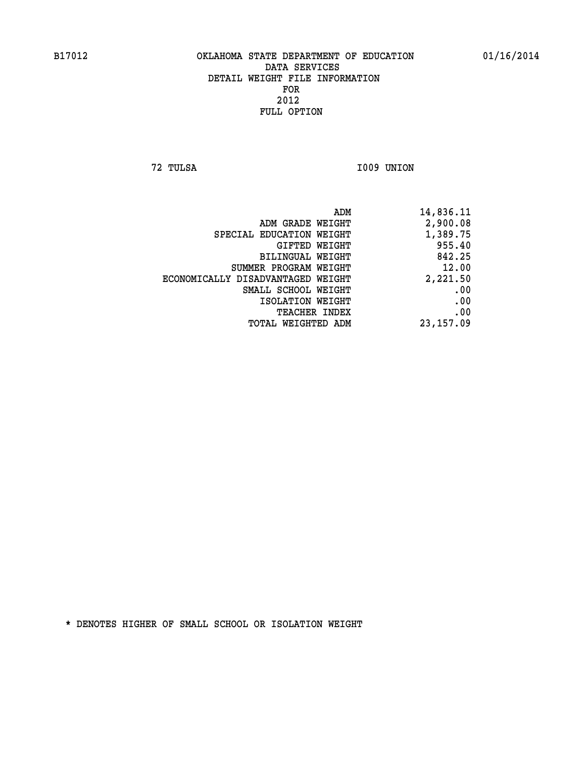B17012 OKLAHOMA STATE DEPARTMENT OF EDUCATION 01/16/2014

DATA SERVICES
DETAIL WEIGHT FILE INFORMATION
FOR
2012
FULL OPTION

72 TULSA I009 UNION

| | |
|---|---|
| ADM | 14,836.11 |
| ADM GRADE WEIGHT | 2,900.08 |
| SPECIAL EDUCATION WEIGHT | 1,389.75 |
| GIFTED WEIGHT | 955.40 |
| BILINGUAL WEIGHT | 842.25 |
| SUMMER PROGRAM WEIGHT | 12.00 |
| ECONOMICALLY DISADVANTAGED WEIGHT | 2,221.50 |
| SMALL SCHOOL WEIGHT | .00 |
| ISOLATION WEIGHT | .00 |
| TEACHER INDEX | .00 |
| TOTAL WEIGHTED ADM | 23,157.09 |

* DENOTES HIGHER OF SMALL SCHOOL OR ISOLATION WEIGHT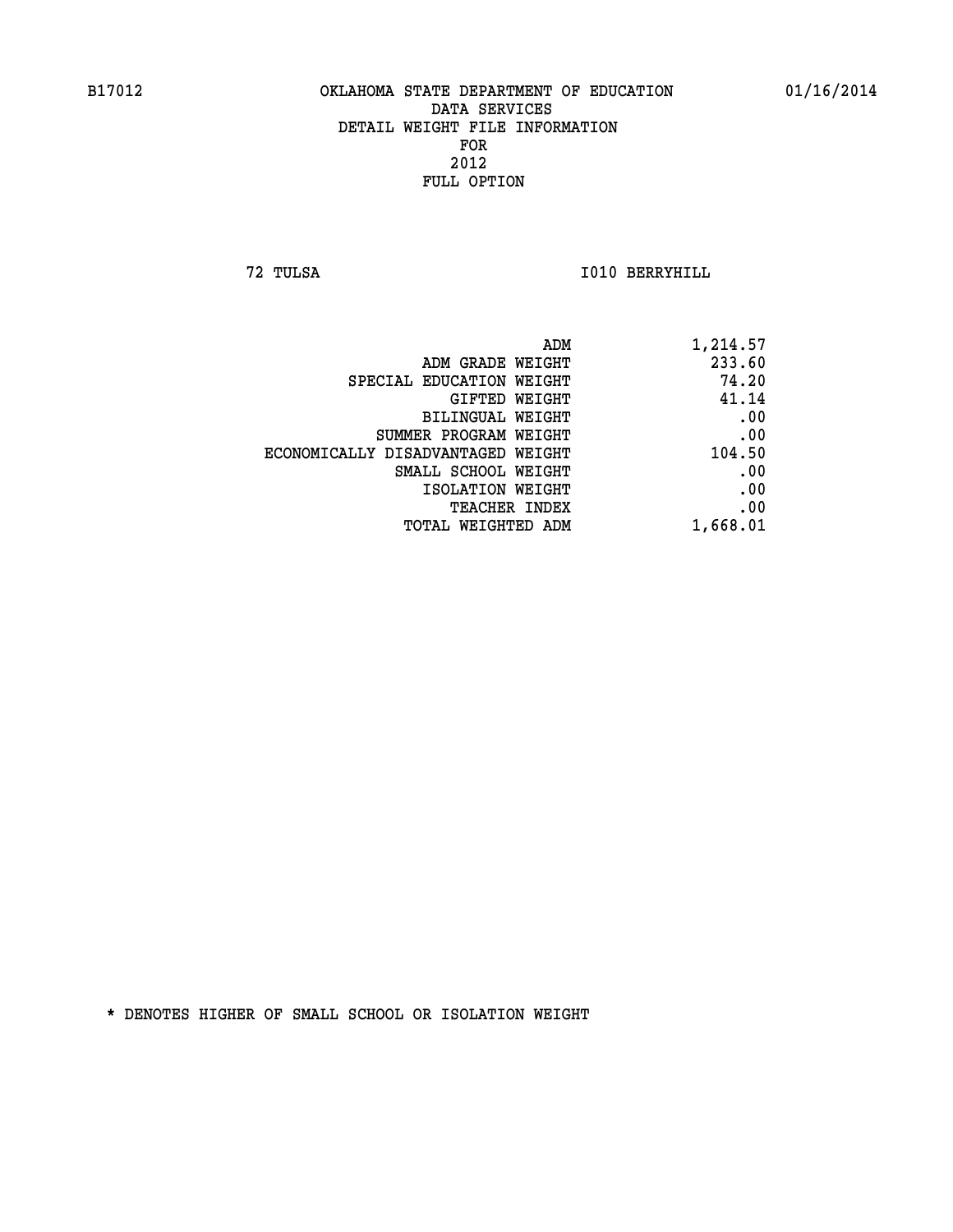B17012 OKLAHOMA STATE DEPARTMENT OF EDUCATION 01/16/2014

DATA SERVICES
DETAIL WEIGHT FILE INFORMATION
FOR
2012
FULL OPTION

72 TULSA I010 BERRYHILL

| | |
|---|---|
| ADM | 1,214.57 |
| ADM GRADE WEIGHT | 233.60 |
| SPECIAL EDUCATION WEIGHT | 74.20 |
| GIFTED WEIGHT | 41.14 |
| BILINGUAL WEIGHT | .00 |
| SUMMER PROGRAM WEIGHT | .00 |
| ECONOMICALLY DISADVANTAGED WEIGHT | 104.50 |
| SMALL SCHOOL WEIGHT | .00 |
| ISOLATION WEIGHT | .00 |
| TEACHER INDEX | .00 |
| TOTAL WEIGHTED ADM | 1,668.01 |

* DENOTES HIGHER OF SMALL SCHOOL OR ISOLATION WEIGHT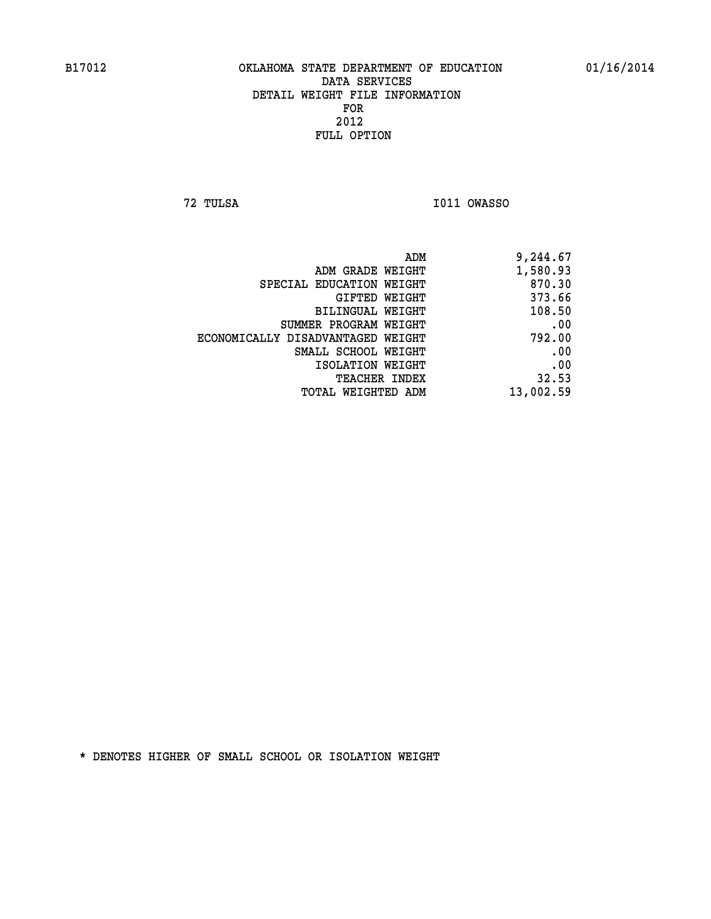B17012 OKLAHOMA STATE DEPARTMENT OF EDUCATION 01/16/2014

DATA SERVICES
DETAIL WEIGHT FILE INFORMATION
FOR
2012
FULL OPTION

72 TULSA I011 OWASSO

| | |
|---|---|
| ADM | 9,244.67 |
| ADM GRADE WEIGHT | 1,580.93 |
| SPECIAL EDUCATION WEIGHT | 870.30 |
| GIFTED WEIGHT | 373.66 |
| BILINGUAL WEIGHT | 108.50 |
| SUMMER PROGRAM WEIGHT | .00 |
| ECONOMICALLY DISADVANTAGED WEIGHT | 792.00 |
| SMALL SCHOOL WEIGHT | .00 |
| ISOLATION WEIGHT | .00 |
| TEACHER INDEX | 32.53 |
| TOTAL WEIGHTED ADM | 13,002.59 |

* DENOTES HIGHER OF SMALL SCHOOL OR ISOLATION WEIGHT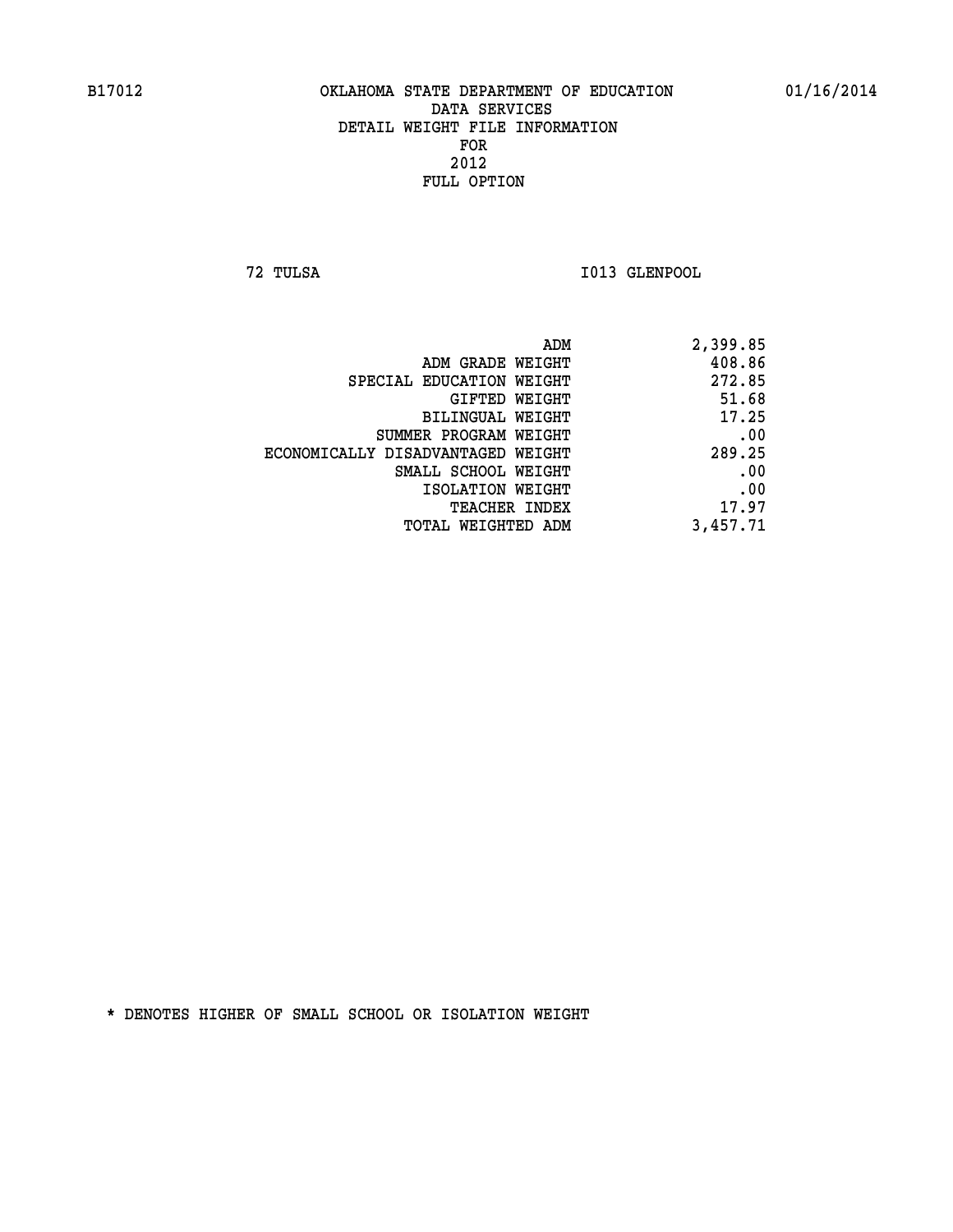B17012 OKLAHOMA STATE DEPARTMENT OF EDUCATION 01/16/2014

DATA SERVICES
DETAIL WEIGHT FILE INFORMATION
FOR
2012
FULL OPTION

72 TULSA I013 GLENPOOL

| | |
|---|---|
| ADM | 2,399.85 |
| ADM GRADE WEIGHT | 408.86 |
| SPECIAL EDUCATION WEIGHT | 272.85 |
| GIFTED WEIGHT | 51.68 |
| BILINGUAL WEIGHT | 17.25 |
| SUMMER PROGRAM WEIGHT | .00 |
| ECONOMICALLY DISADVANTAGED WEIGHT | 289.25 |
| SMALL SCHOOL WEIGHT | .00 |
| ISOLATION WEIGHT | .00 |
| TEACHER INDEX | 17.97 |
| TOTAL WEIGHTED ADM | 3,457.71 |

* DENOTES HIGHER OF SMALL SCHOOL OR ISOLATION WEIGHT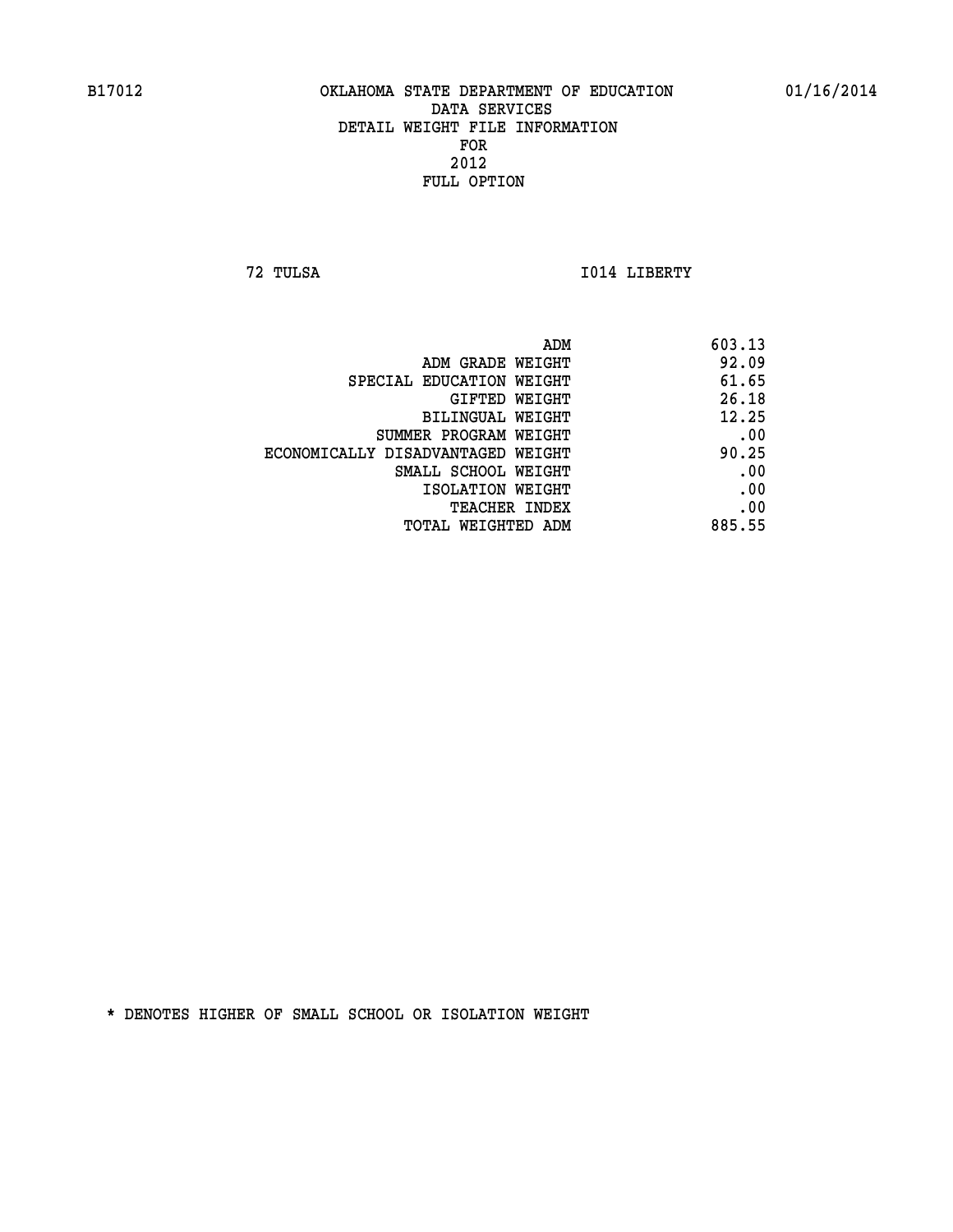B17012 OKLAHOMA STATE DEPARTMENT OF EDUCATION 01/16/2014

DATA SERVICES
DETAIL WEIGHT FILE INFORMATION
FOR
2012
FULL OPTION

72 TULSA I014 LIBERTY

| | |
|---|---|
| ADM | 603.13 |
| ADM GRADE WEIGHT | 92.09 |
| SPECIAL EDUCATION WEIGHT | 61.65 |
| GIFTED WEIGHT | 26.18 |
| BILINGUAL WEIGHT | 12.25 |
| SUMMER PROGRAM WEIGHT | .00 |
| ECONOMICALLY DISADVANTAGED WEIGHT | 90.25 |
| SMALL SCHOOL WEIGHT | .00 |
| ISOLATION WEIGHT | .00 |
| TEACHER INDEX | .00 |
| TOTAL WEIGHTED ADM | 885.55 |

* DENOTES HIGHER OF SMALL SCHOOL OR ISOLATION WEIGHT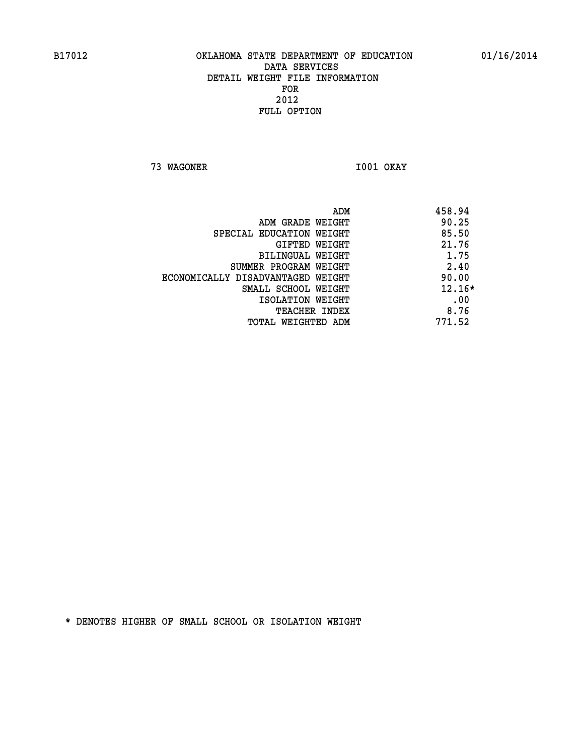B17012 OKLAHOMA STATE DEPARTMENT OF EDUCATION 01/16/2014

DATA SERVICES
DETAIL WEIGHT FILE INFORMATION
FOR
2012
FULL OPTION

73 WAGONER I001 OKAY

| | |
|---|---|
| ADM | 458.94 |
| ADM GRADE WEIGHT | 90.25 |
| SPECIAL EDUCATION WEIGHT | 85.50 |
| GIFTED WEIGHT | 21.76 |
| BILINGUAL WEIGHT | 1.75 |
| SUMMER PROGRAM WEIGHT | 2.40 |
| ECONOMICALLY DISADVANTAGED WEIGHT | 90.00 |
| SMALL SCHOOL WEIGHT | 12.16* |
| ISOLATION WEIGHT | .00 |
| TEACHER INDEX | 8.76 |
| TOTAL WEIGHTED ADM | 771.52 |

* DENOTES HIGHER OF SMALL SCHOOL OR ISOLATION WEIGHT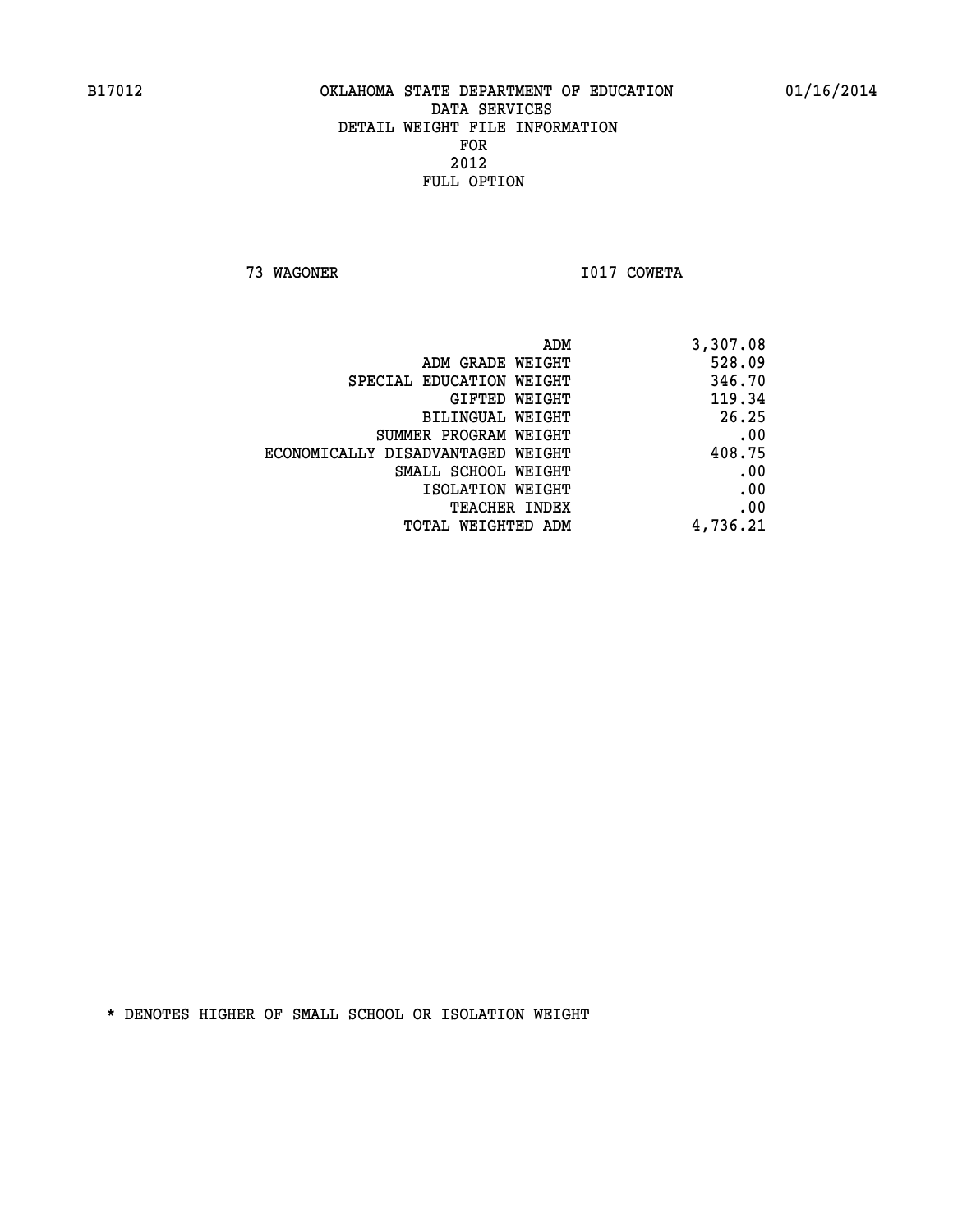B17012 OKLAHOMA STATE DEPARTMENT OF EDUCATION 01/16/2014

DATA SERVICES
DETAIL WEIGHT FILE INFORMATION
FOR
2012
FULL OPTION

73 WAGONER I017 COWETA

| | |
|---|---|
| ADM | 3,307.08 |
| ADM GRADE WEIGHT | 528.09 |
| SPECIAL EDUCATION WEIGHT | 346.70 |
| GIFTED WEIGHT | 119.34 |
| BILINGUAL WEIGHT | 26.25 |
| SUMMER PROGRAM WEIGHT | .00 |
| ECONOMICALLY DISADVANTAGED WEIGHT | 408.75 |
| SMALL SCHOOL WEIGHT | .00 |
| ISOLATION WEIGHT | .00 |
| TEACHER INDEX | .00 |
| TOTAL WEIGHTED ADM | 4,736.21 |

* DENOTES HIGHER OF SMALL SCHOOL OR ISOLATION WEIGHT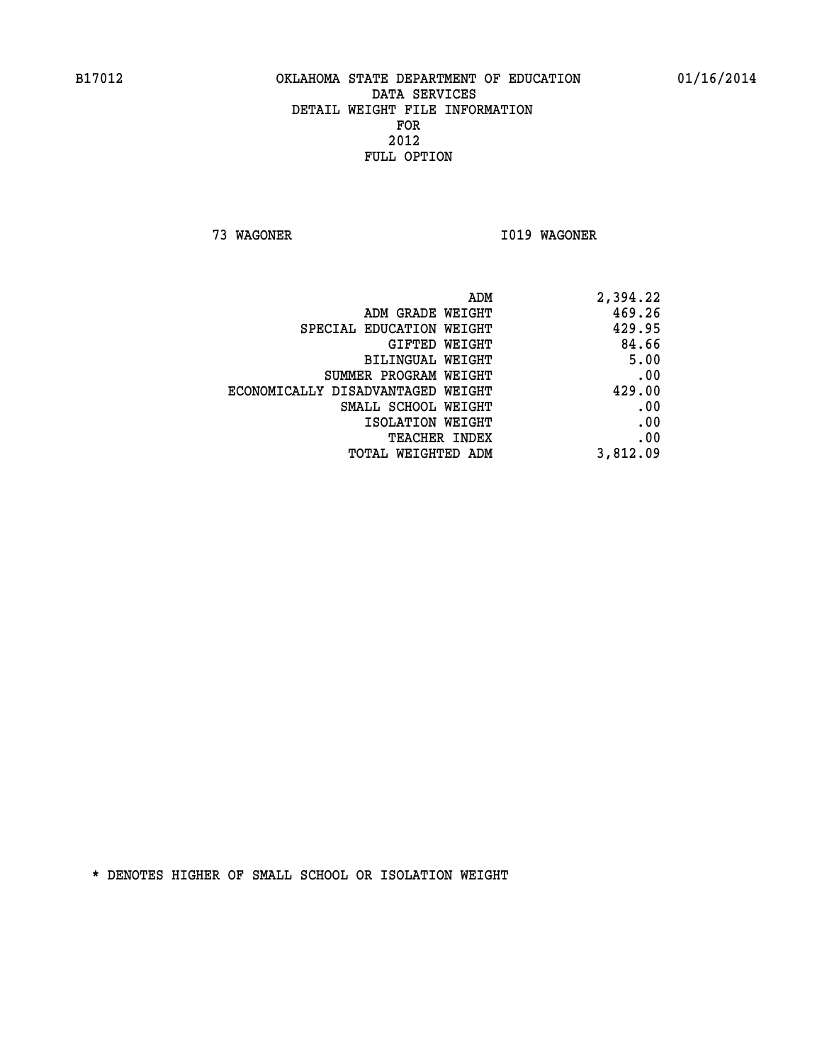B17012 OKLAHOMA STATE DEPARTMENT OF EDUCATION 01/16/2014

DATA SERVICES
DETAIL WEIGHT FILE INFORMATION
FOR
2012
FULL OPTION

73 WAGONER I019 WAGONER

| | |
|---|---|
| ADM | 2,394.22 |
| ADM GRADE WEIGHT | 469.26 |
| SPECIAL EDUCATION WEIGHT | 429.95 |
| GIFTED WEIGHT | 84.66 |
| BILINGUAL WEIGHT | 5.00 |
| SUMMER PROGRAM WEIGHT | .00 |
| ECONOMICALLY DISADVANTAGED WEIGHT | 429.00 |
| SMALL SCHOOL WEIGHT | .00 |
| ISOLATION WEIGHT | .00 |
| TEACHER INDEX | .00 |
| TOTAL WEIGHTED ADM | 3,812.09 |

* DENOTES HIGHER OF SMALL SCHOOL OR ISOLATION WEIGHT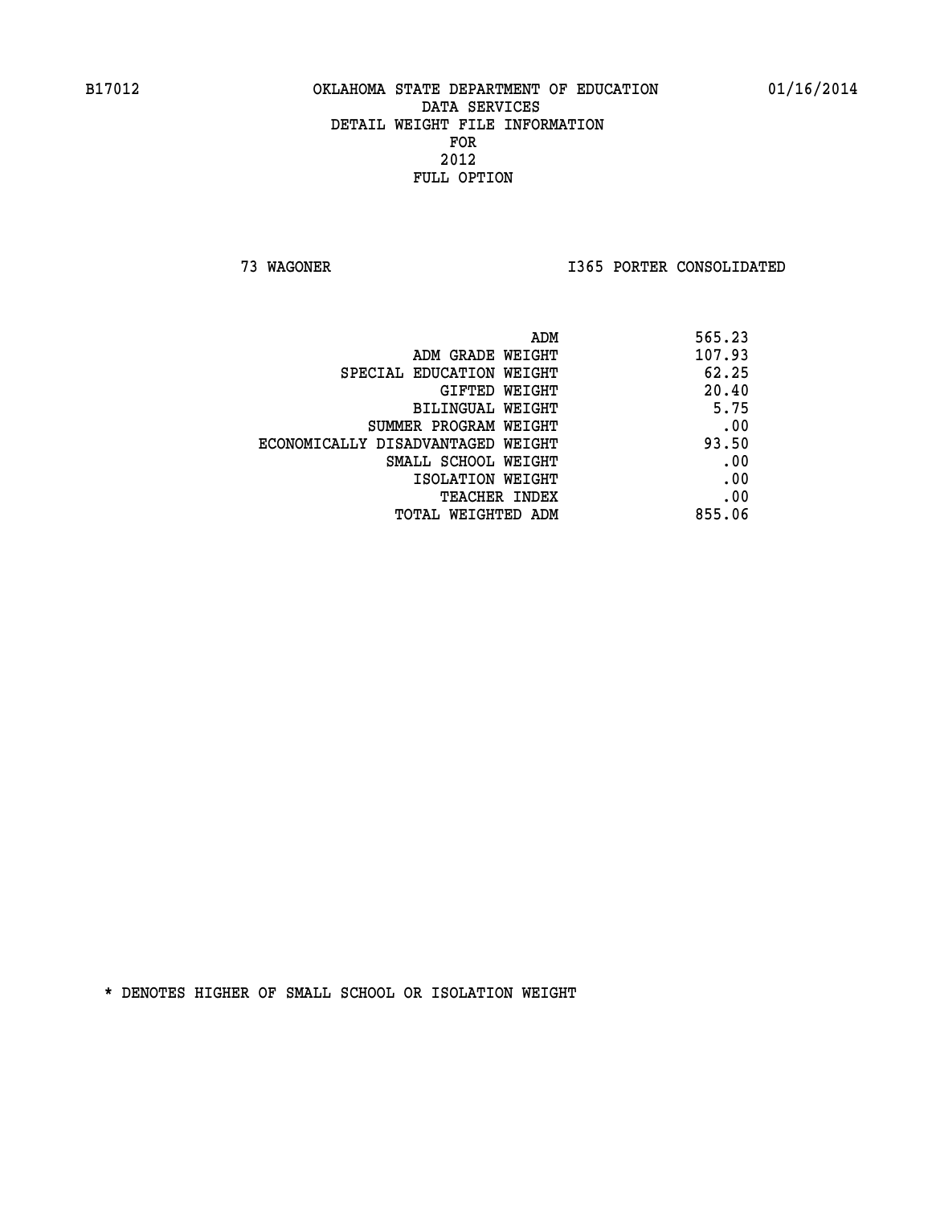B17012 OKLAHOMA STATE DEPARTMENT OF EDUCATION 01/16/2014

DATA SERVICES
DETAIL WEIGHT FILE INFORMATION
FOR
2012
FULL OPTION

73 WAGONER I365 PORTER CONSOLIDATED

| | |
|---|---|
| ADM | 565.23 |
| ADM GRADE WEIGHT | 107.93 |
| SPECIAL EDUCATION WEIGHT | 62.25 |
| GIFTED WEIGHT | 20.40 |
| BILINGUAL WEIGHT | 5.75 |
| SUMMER PROGRAM WEIGHT | .00 |
| ECONOMICALLY DISADVANTAGED WEIGHT | 93.50 |
| SMALL SCHOOL WEIGHT | .00 |
| ISOLATION WEIGHT | .00 |
| TEACHER INDEX | .00 |
| TOTAL WEIGHTED ADM | 855.06 |

* DENOTES HIGHER OF SMALL SCHOOL OR ISOLATION WEIGHT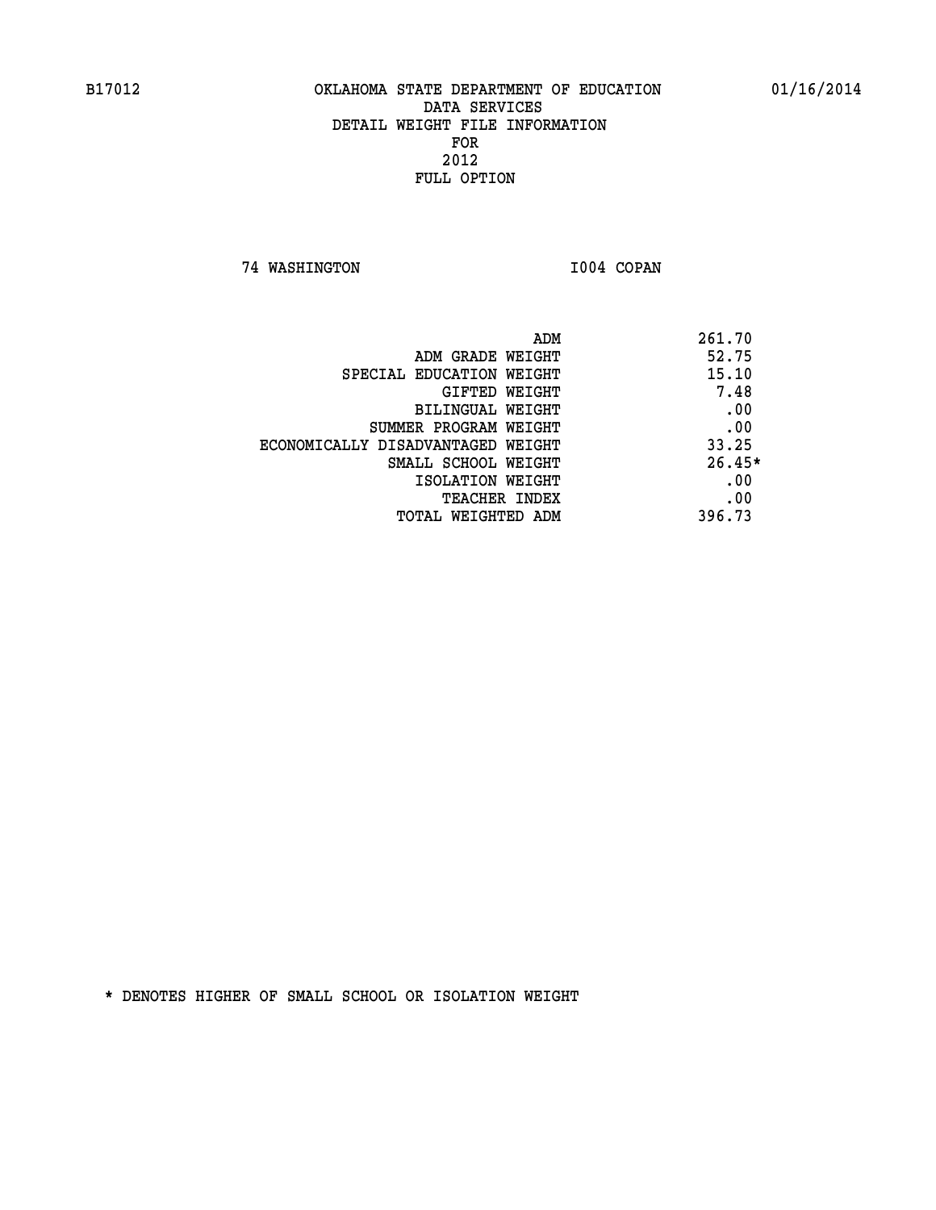B17012 OKLAHOMA STATE DEPARTMENT OF EDUCATION 01/16/2014

DATA SERVICES
DETAIL WEIGHT FILE INFORMATION
FOR
2012
FULL OPTION

74 WASHINGTON I004 COPAN

| | |
|---|---|
| ADM | 261.70 |
| ADM GRADE WEIGHT | 52.75 |
| SPECIAL EDUCATION WEIGHT | 15.10 |
| GIFTED WEIGHT | 7.48 |
| BILINGUAL WEIGHT | .00 |
| SUMMER PROGRAM WEIGHT | .00 |
| ECONOMICALLY DISADVANTAGED WEIGHT | 33.25 |
| SMALL SCHOOL WEIGHT | 26.45* |
| ISOLATION WEIGHT | .00 |
| TEACHER INDEX | .00 |
| TOTAL WEIGHTED ADM | 396.73 |

* DENOTES HIGHER OF SMALL SCHOOL OR ISOLATION WEIGHT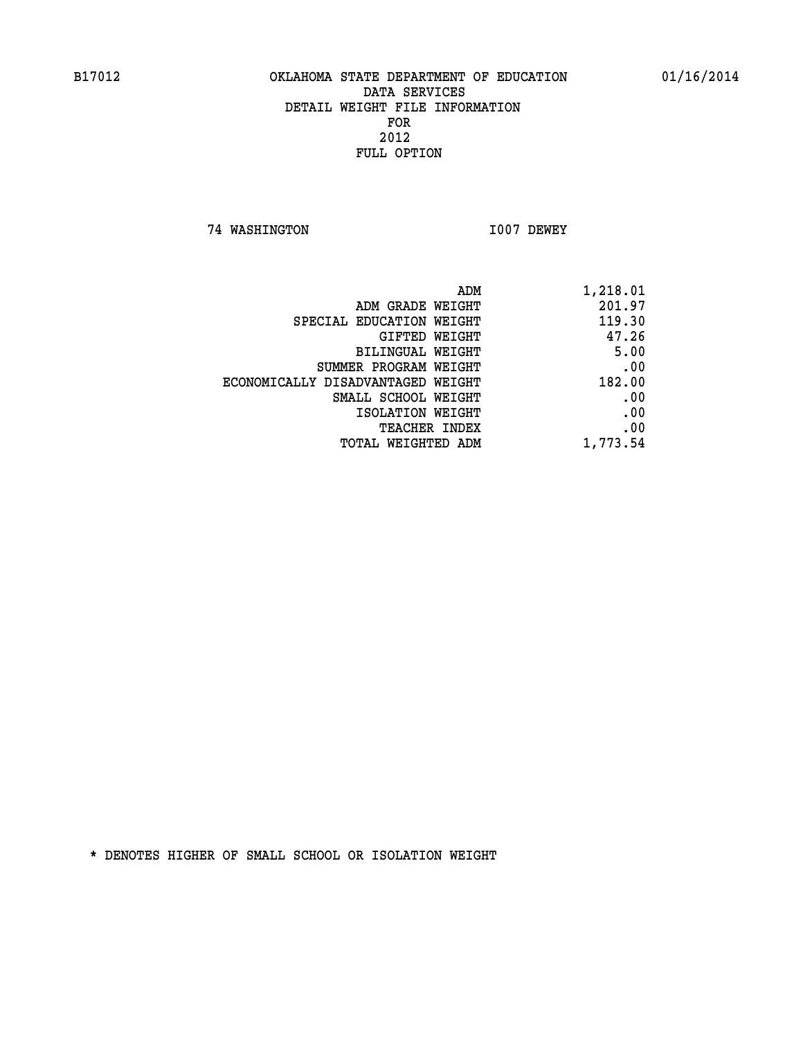B17012 OKLAHOMA STATE DEPARTMENT OF EDUCATION 01/16/2014

DATA SERVICES
DETAIL WEIGHT FILE INFORMATION
FOR
2012
FULL OPTION

74 WASHINGTON I007 DEWEY

| | |
|---|---|
| ADM | 1,218.01 |
| ADM GRADE WEIGHT | 201.97 |
| SPECIAL EDUCATION WEIGHT | 119.30 |
| GIFTED WEIGHT | 47.26 |
| BILINGUAL WEIGHT | 5.00 |
| SUMMER PROGRAM WEIGHT | .00 |
| ECONOMICALLY DISADVANTAGED WEIGHT | 182.00 |
| SMALL SCHOOL WEIGHT | .00 |
| ISOLATION WEIGHT | .00 |
| TEACHER INDEX | .00 |
| TOTAL WEIGHTED ADM | 1,773.54 |

* DENOTES HIGHER OF SMALL SCHOOL OR ISOLATION WEIGHT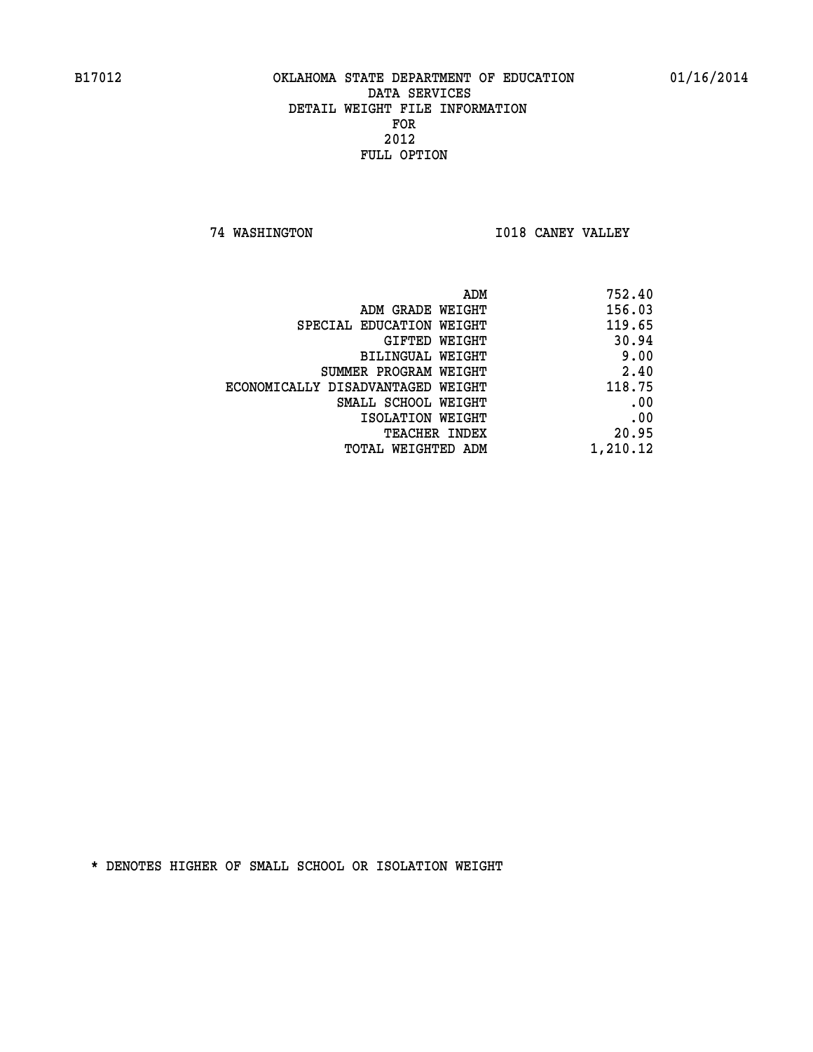B17012 OKLAHOMA STATE DEPARTMENT OF EDUCATION 01/16/2014

DATA SERVICES
DETAIL WEIGHT FILE INFORMATION
FOR
2012
FULL OPTION

74 WASHINGTON I018 CANEY VALLEY

| | |
|---|---|
| ADM | 752.40 |
| ADM GRADE WEIGHT | 156.03 |
| SPECIAL EDUCATION WEIGHT | 119.65 |
| GIFTED WEIGHT | 30.94 |
| BILINGUAL WEIGHT | 9.00 |
| SUMMER PROGRAM WEIGHT | 2.40 |
| ECONOMICALLY DISADVANTAGED WEIGHT | 118.75 |
| SMALL SCHOOL WEIGHT | .00 |
| ISOLATION WEIGHT | .00 |
| TEACHER INDEX | 20.95 |
| TOTAL WEIGHTED ADM | 1,210.12 |

* DENOTES HIGHER OF SMALL SCHOOL OR ISOLATION WEIGHT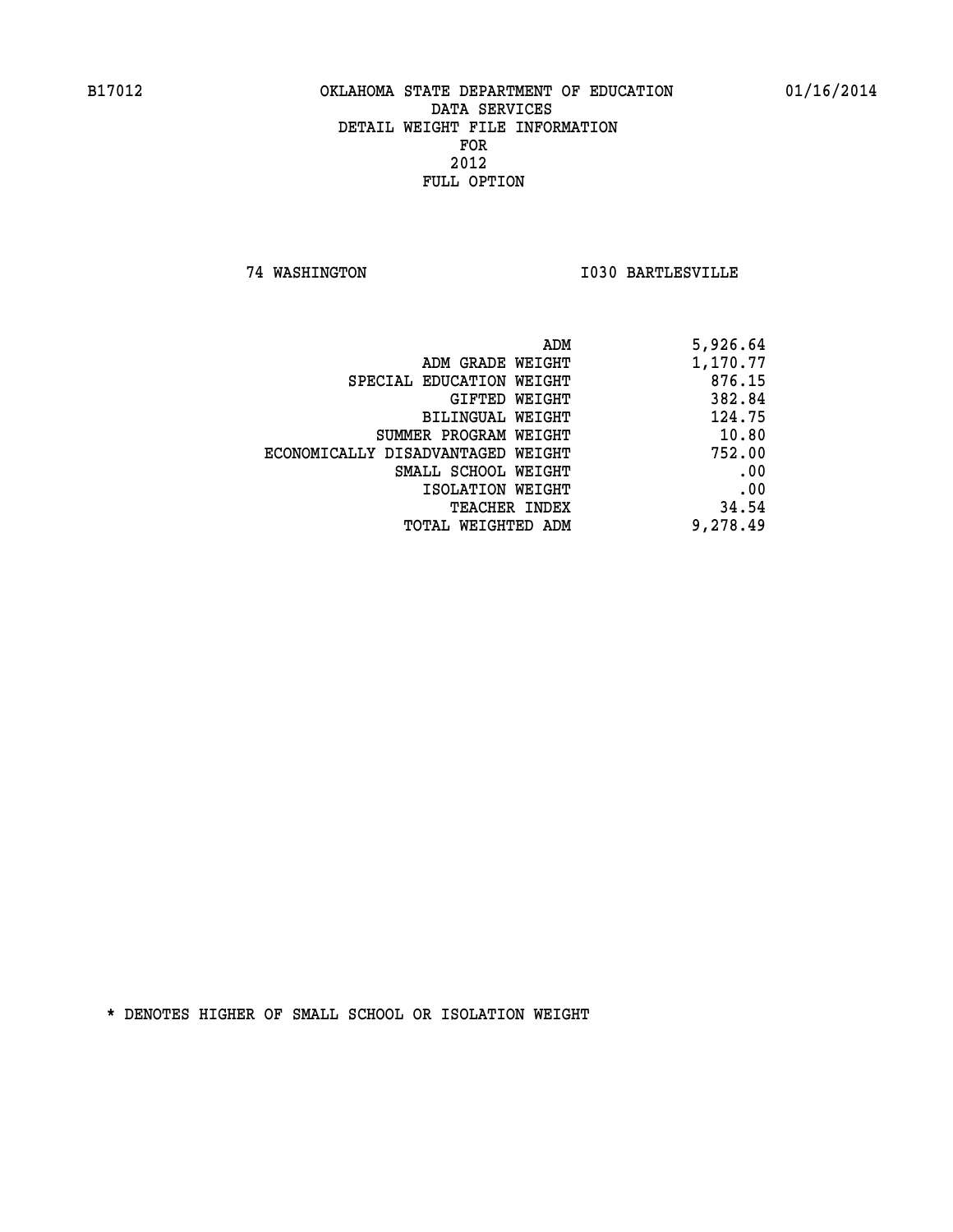# OKLAHOMA STATE DEPARTMENT OF EDUCATION
## DATA SERVICES
## DETAIL WEIGHT FILE INFORMATION
## FOR
## 2012
## FULL OPTION

B17012 — 01/16/2014

**74 WASHINGTON** — **I030 BARTLESVILLE**

| | |
|---|---:|
| ADM | 5,926.64 |
| ADM GRADE WEIGHT | 1,170.77 |
| SPECIAL EDUCATION WEIGHT | 876.15 |
| GIFTED WEIGHT | 382.84 |
| BILINGUAL WEIGHT | 124.75 |
| SUMMER PROGRAM WEIGHT | 10.80 |
| ECONOMICALLY DISADVANTAGED WEIGHT | 752.00 |
| SMALL SCHOOL WEIGHT | .00 |
| ISOLATION WEIGHT | .00 |
| TEACHER INDEX | 34.54 |
| TOTAL WEIGHTED ADM | 9,278.49 |

* DENOTES HIGHER OF SMALL SCHOOL OR ISOLATION WEIGHT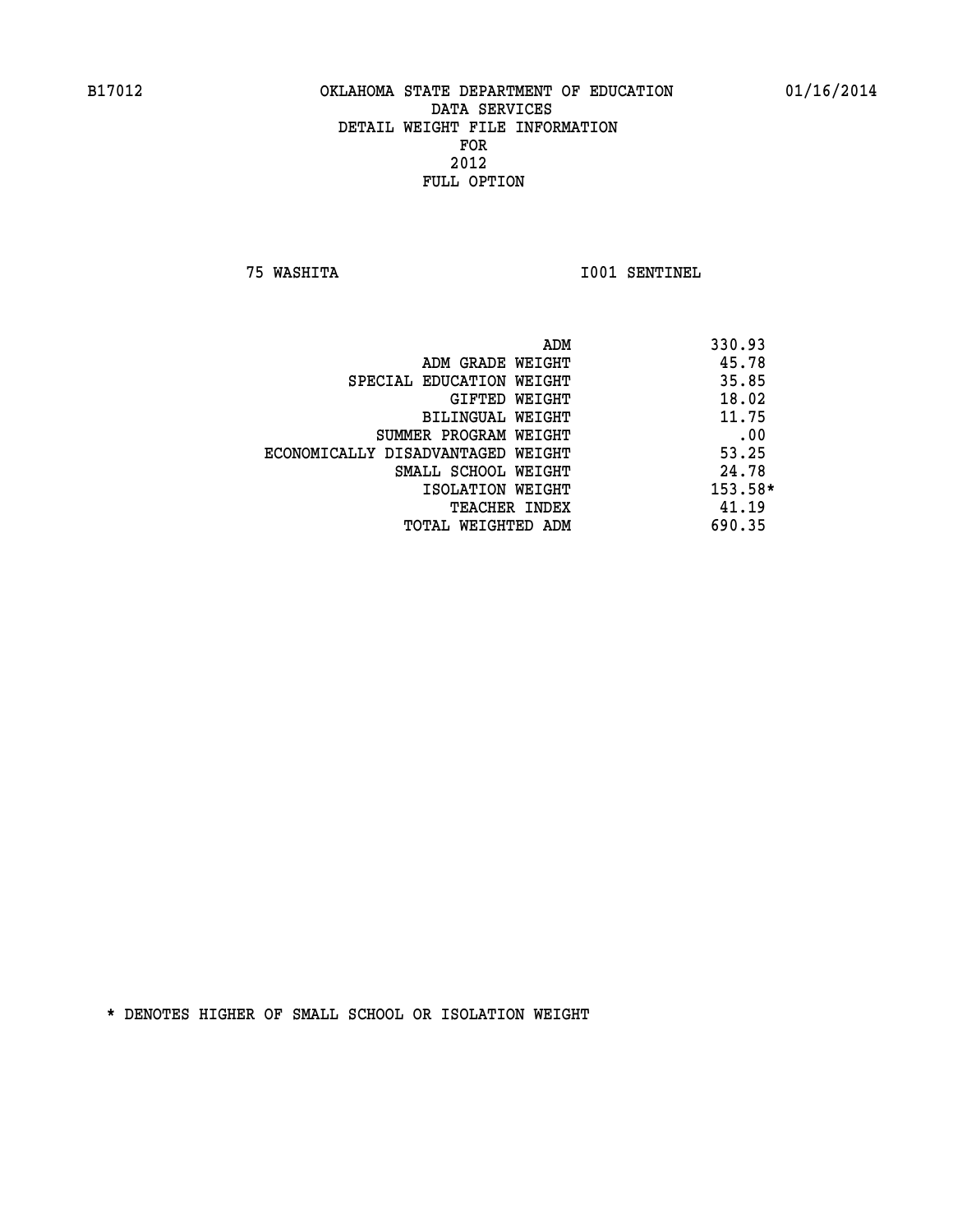B17012 OKLAHOMA STATE DEPARTMENT OF EDUCATION 01/16/2014

DATA SERVICES
DETAIL WEIGHT FILE INFORMATION
FOR
2012
FULL OPTION

75 WASHITA I001 SENTINEL

| | |
|---|---|
| ADM | 330.93 |
| ADM GRADE WEIGHT | 45.78 |
| SPECIAL EDUCATION WEIGHT | 35.85 |
| GIFTED WEIGHT | 18.02 |
| BILINGUAL WEIGHT | 11.75 |
| SUMMER PROGRAM WEIGHT | .00 |
| ECONOMICALLY DISADVANTAGED WEIGHT | 53.25 |
| SMALL SCHOOL WEIGHT | 24.78 |
| ISOLATION WEIGHT | 153.58* |
| TEACHER INDEX | 41.19 |
| TOTAL WEIGHTED ADM | 690.35 |

* DENOTES HIGHER OF SMALL SCHOOL OR ISOLATION WEIGHT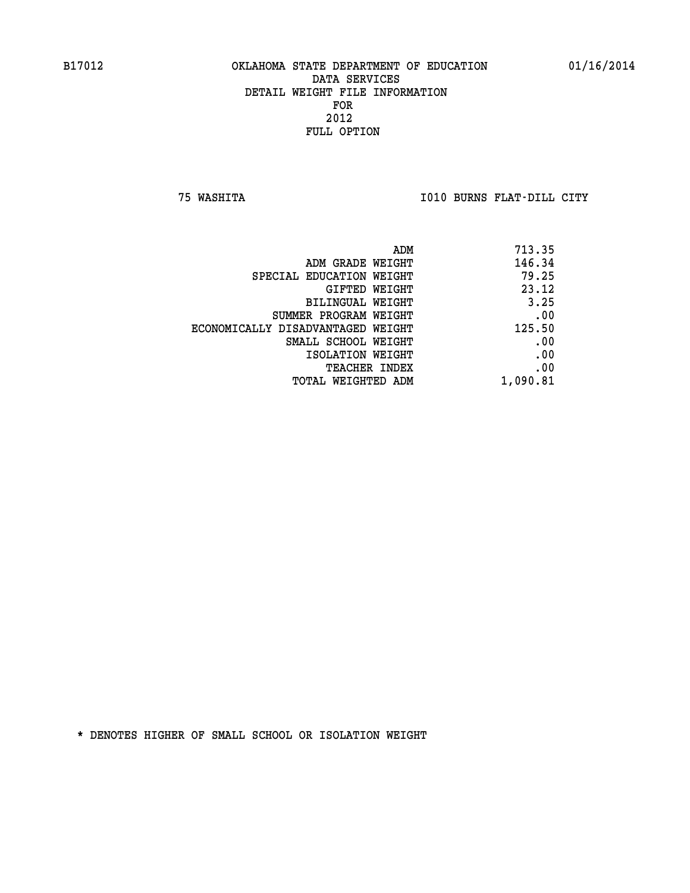B17012 OKLAHOMA STATE DEPARTMENT OF EDUCATION 01/16/2014

DATA SERVICES
DETAIL WEIGHT FILE INFORMATION
FOR
2012
FULL OPTION

75 WASHITA I010 BURNS FLAT-DILL CITY

| | |
|---|---|
| ADM | 713.35 |
| ADM GRADE WEIGHT | 146.34 |
| SPECIAL EDUCATION WEIGHT | 79.25 |
| GIFTED WEIGHT | 23.12 |
| BILINGUAL WEIGHT | 3.25 |
| SUMMER PROGRAM WEIGHT | .00 |
| ECONOMICALLY DISADVANTAGED WEIGHT | 125.50 |
| SMALL SCHOOL WEIGHT | .00 |
| ISOLATION WEIGHT | .00 |
| TEACHER INDEX | .00 |
| TOTAL WEIGHTED ADM | 1,090.81 |

* DENOTES HIGHER OF SMALL SCHOOL OR ISOLATION WEIGHT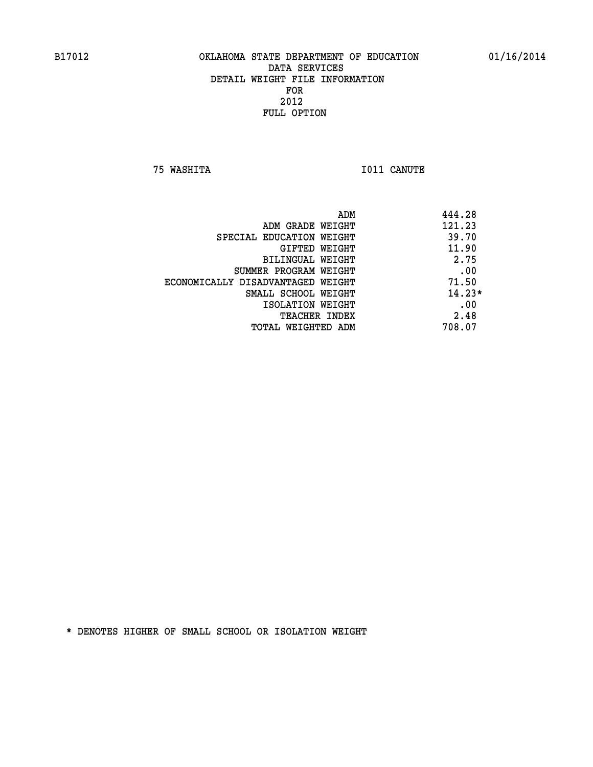B17012 OKLAHOMA STATE DEPARTMENT OF EDUCATION 01/16/2014

DATA SERVICES
DETAIL WEIGHT FILE INFORMATION
FOR
2012
FULL OPTION

75 WASHITA I011 CANUTE

| | |
|---|---|
| ADM | 444.28 |
| ADM GRADE WEIGHT | 121.23 |
| SPECIAL EDUCATION WEIGHT | 39.70 |
| GIFTED WEIGHT | 11.90 |
| BILINGUAL WEIGHT | 2.75 |
| SUMMER PROGRAM WEIGHT | .00 |
| ECONOMICALLY DISADVANTAGED WEIGHT | 71.50 |
| SMALL SCHOOL WEIGHT | 14.23* |
| ISOLATION WEIGHT | .00 |
| TEACHER INDEX | 2.48 |
| TOTAL WEIGHTED ADM | 708.07 |

* DENOTES HIGHER OF SMALL SCHOOL OR ISOLATION WEIGHT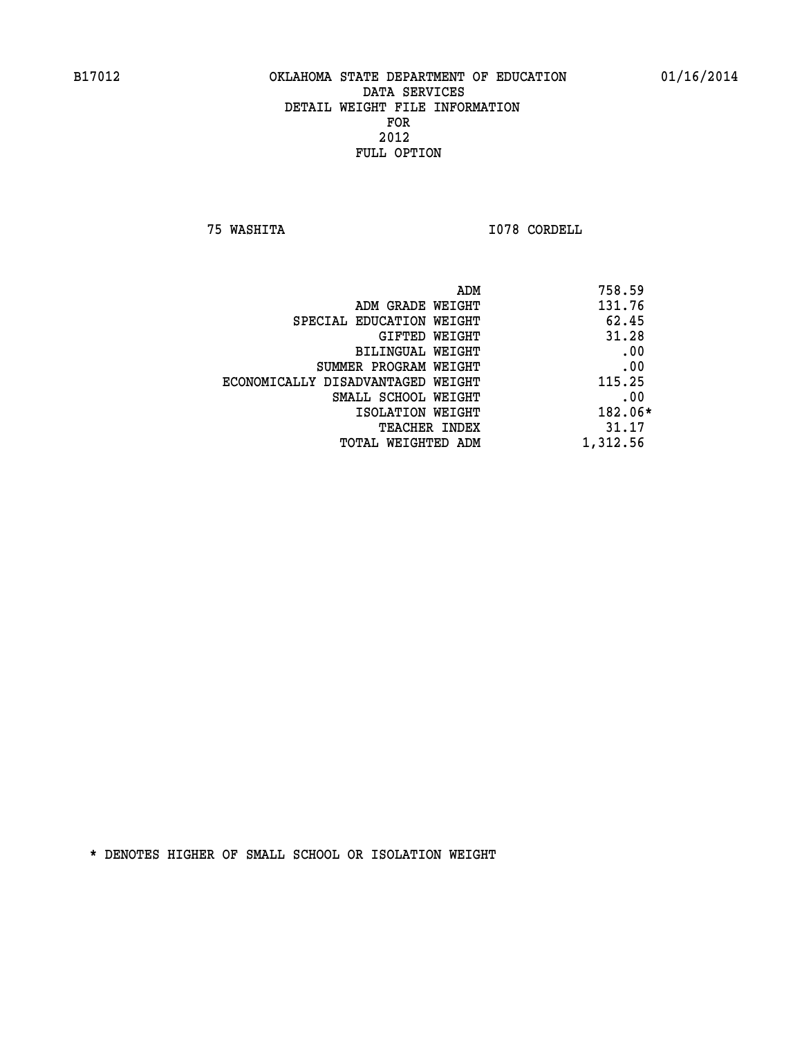B17012 OKLAHOMA STATE DEPARTMENT OF EDUCATION 01/16/2014

DATA SERVICES
DETAIL WEIGHT FILE INFORMATION
FOR
2012
FULL OPTION

75 WASHITA I078 CORDELL

| | |
|---|---|
| ADM | 758.59 |
| ADM GRADE WEIGHT | 131.76 |
| SPECIAL EDUCATION WEIGHT | 62.45 |
| GIFTED WEIGHT | 31.28 |
| BILINGUAL WEIGHT | .00 |
| SUMMER PROGRAM WEIGHT | .00 |
| ECONOMICALLY DISADVANTAGED WEIGHT | 115.25 |
| SMALL SCHOOL WEIGHT | .00 |
| ISOLATION WEIGHT | 182.06* |
| TEACHER INDEX | 31.17 |
| TOTAL WEIGHTED ADM | 1,312.56 |

* DENOTES HIGHER OF SMALL SCHOOL OR ISOLATION WEIGHT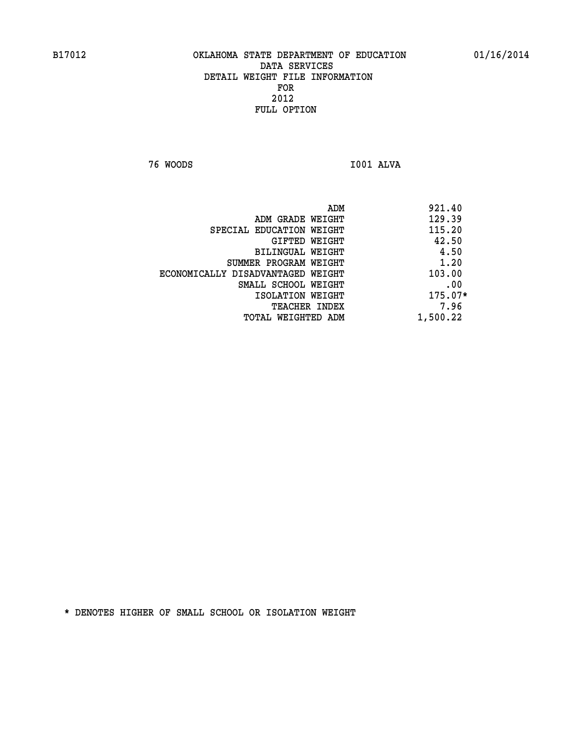OKLAHOMA STATE DEPARTMENT OF EDUCATION
DATA SERVICES
DETAIL WEIGHT FILE INFORMATION
FOR
2012
FULL OPTION

76 WOODS I001 ALVA

| | |
|---|---|
| ADM | 921.40 |
| ADM GRADE WEIGHT | 129.39 |
| SPECIAL EDUCATION WEIGHT | 115.20 |
| GIFTED WEIGHT | 42.50 |
| BILINGUAL WEIGHT | 4.50 |
| SUMMER PROGRAM WEIGHT | 1.20 |
| ECONOMICALLY DISADVANTAGED WEIGHT | 103.00 |
| SMALL SCHOOL WEIGHT | .00 |
| ISOLATION WEIGHT | 175.07* |
| TEACHER INDEX | 7.96 |
| TOTAL WEIGHTED ADM | 1,500.22 |

* DENOTES HIGHER OF SMALL SCHOOL OR ISOLATION WEIGHT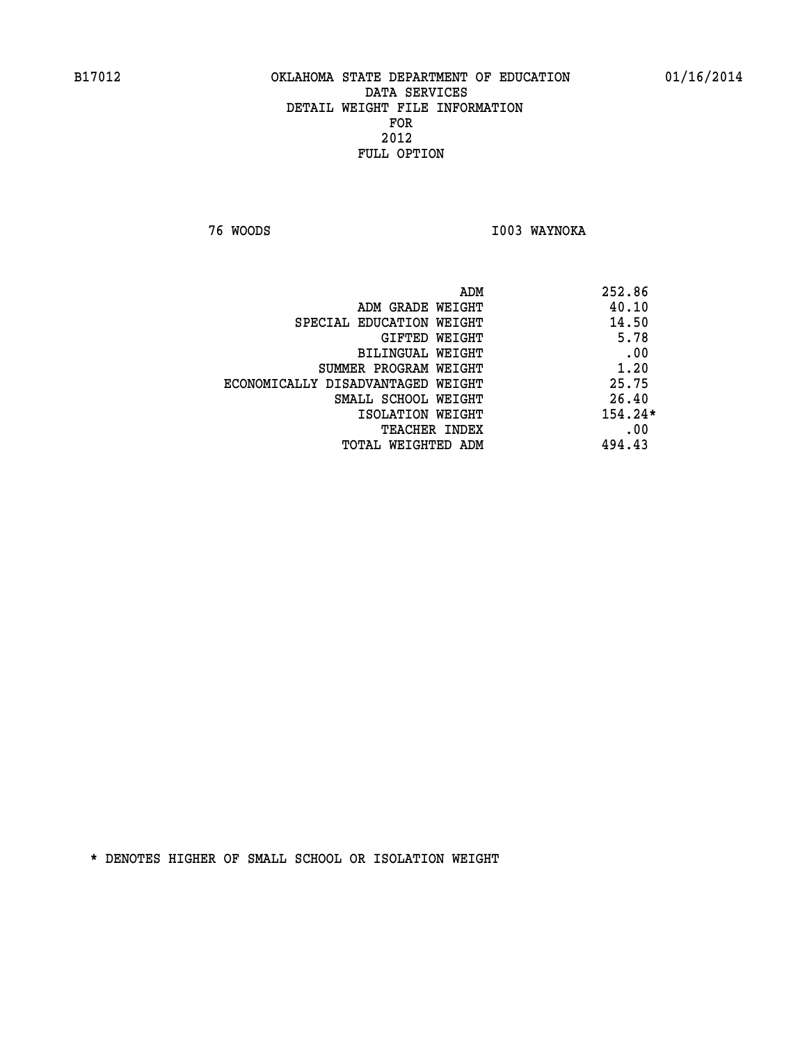B17012 OKLAHOMA STATE DEPARTMENT OF EDUCATION 01/16/2014

DATA SERVICES
DETAIL WEIGHT FILE INFORMATION
FOR
2012
FULL OPTION

76 WOODS I003 WAYNOKA

| | |
|---|---|
| ADM | 252.86 |
| ADM GRADE WEIGHT | 40.10 |
| SPECIAL EDUCATION WEIGHT | 14.50 |
| GIFTED WEIGHT | 5.78 |
| BILINGUAL WEIGHT | .00 |
| SUMMER PROGRAM WEIGHT | 1.20 |
| ECONOMICALLY DISADVANTAGED WEIGHT | 25.75 |
| SMALL SCHOOL WEIGHT | 26.40 |
| ISOLATION WEIGHT | 154.24* |
| TEACHER INDEX | .00 |
| TOTAL WEIGHTED ADM | 494.43 |

* DENOTES HIGHER OF SMALL SCHOOL OR ISOLATION WEIGHT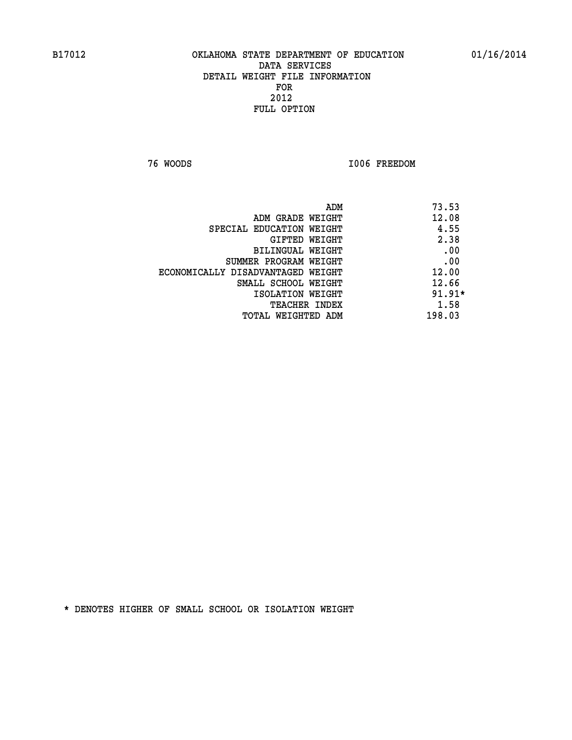OKLAHOMA STATE DEPARTMENT OF EDUCATION
DATA SERVICES
DETAIL WEIGHT FILE INFORMATION
FOR
2012
FULL OPTION

76 WOODS I006 FREEDOM

| | |
|---|---|
| ADM | 73.53 |
| ADM GRADE WEIGHT | 12.08 |
| SPECIAL EDUCATION WEIGHT | 4.55 |
| GIFTED WEIGHT | 2.38 |
| BILINGUAL WEIGHT | .00 |
| SUMMER PROGRAM WEIGHT | .00 |
| ECONOMICALLY DISADVANTAGED WEIGHT | 12.00 |
| SMALL SCHOOL WEIGHT | 12.66 |
| ISOLATION WEIGHT | 91.91* |
| TEACHER INDEX | 1.58 |
| TOTAL WEIGHTED ADM | 198.03 |

* DENOTES HIGHER OF SMALL SCHOOL OR ISOLATION WEIGHT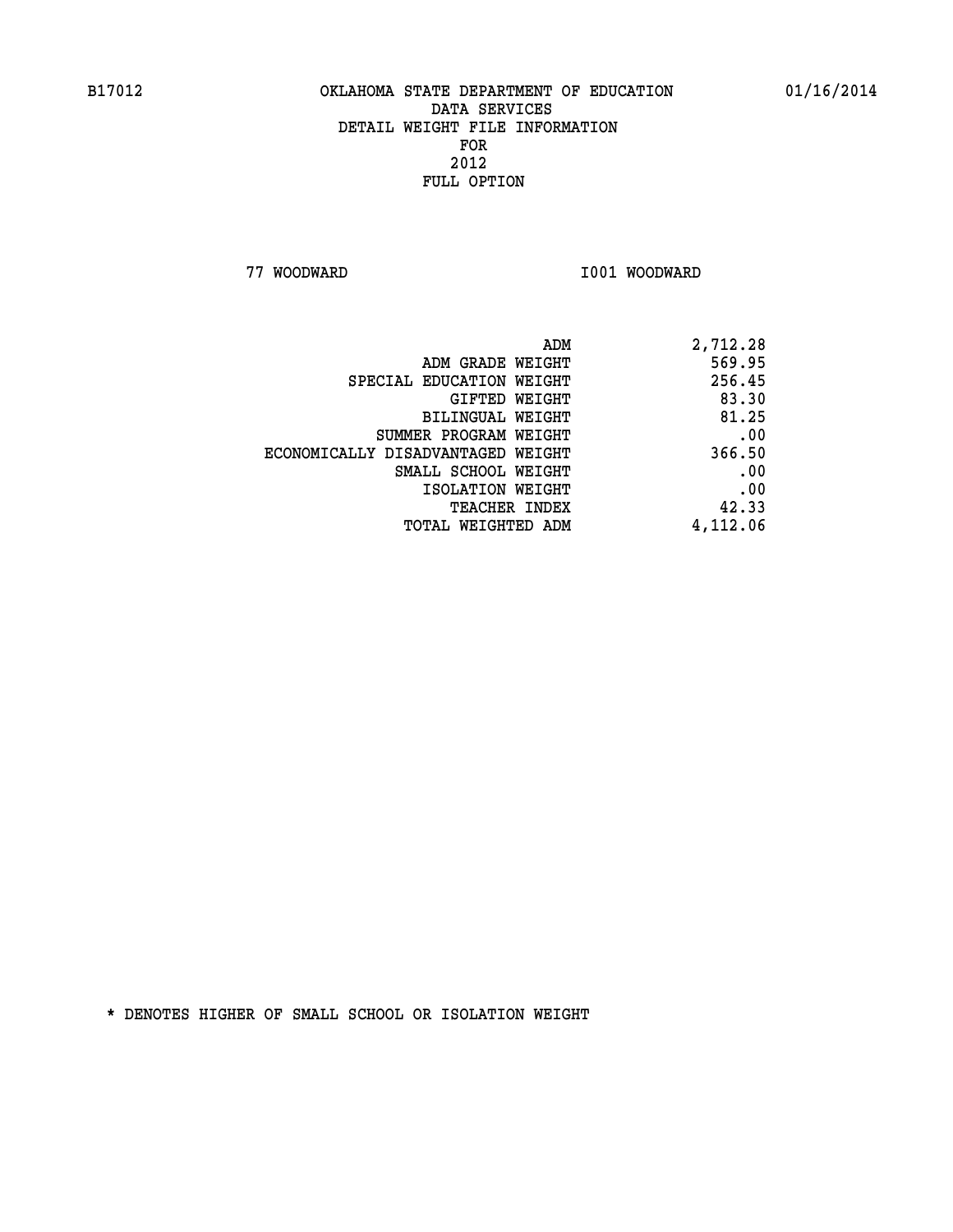B17012 OKLAHOMA STATE DEPARTMENT OF EDUCATION 01/16/2014

DATA SERVICES
DETAIL WEIGHT FILE INFORMATION
FOR
2012
FULL OPTION

77 WOODWARD I001 WOODWARD

| | |
|---|---|
| ADM | 2,712.28 |
| ADM GRADE WEIGHT | 569.95 |
| SPECIAL EDUCATION WEIGHT | 256.45 |
| GIFTED WEIGHT | 83.30 |
| BILINGUAL WEIGHT | 81.25 |
| SUMMER PROGRAM WEIGHT | .00 |
| ECONOMICALLY DISADVANTAGED WEIGHT | 366.50 |
| SMALL SCHOOL WEIGHT | .00 |
| ISOLATION WEIGHT | .00 |
| TEACHER INDEX | 42.33 |
| TOTAL WEIGHTED ADM | 4,112.06 |

* DENOTES HIGHER OF SMALL SCHOOL OR ISOLATION WEIGHT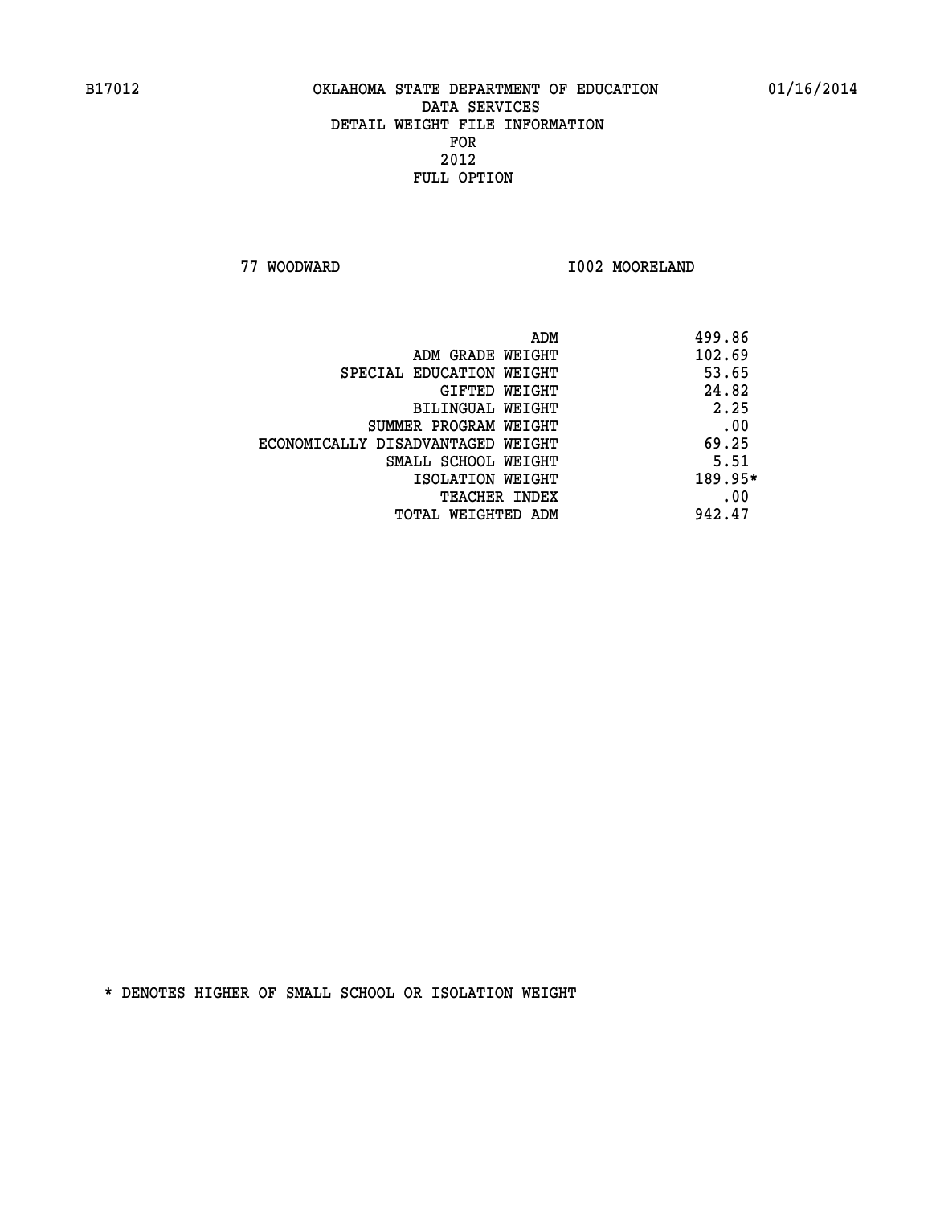B17012 OKLAHOMA STATE DEPARTMENT OF EDUCATION 01/16/2014

DATA SERVICES
DETAIL WEIGHT FILE INFORMATION
FOR
2012
FULL OPTION

77 WOODWARD I002 MOORELAND

| | |
|---|---|
| ADM | 499.86 |
| ADM GRADE WEIGHT | 102.69 |
| SPECIAL EDUCATION WEIGHT | 53.65 |
| GIFTED WEIGHT | 24.82 |
| BILINGUAL WEIGHT | 2.25 |
| SUMMER PROGRAM WEIGHT | .00 |
| ECONOMICALLY DISADVANTAGED WEIGHT | 69.25 |
| SMALL SCHOOL WEIGHT | 5.51 |
| ISOLATION WEIGHT | 189.95* |
| TEACHER INDEX | .00 |
| TOTAL WEIGHTED ADM | 942.47 |

* DENOTES HIGHER OF SMALL SCHOOL OR ISOLATION WEIGHT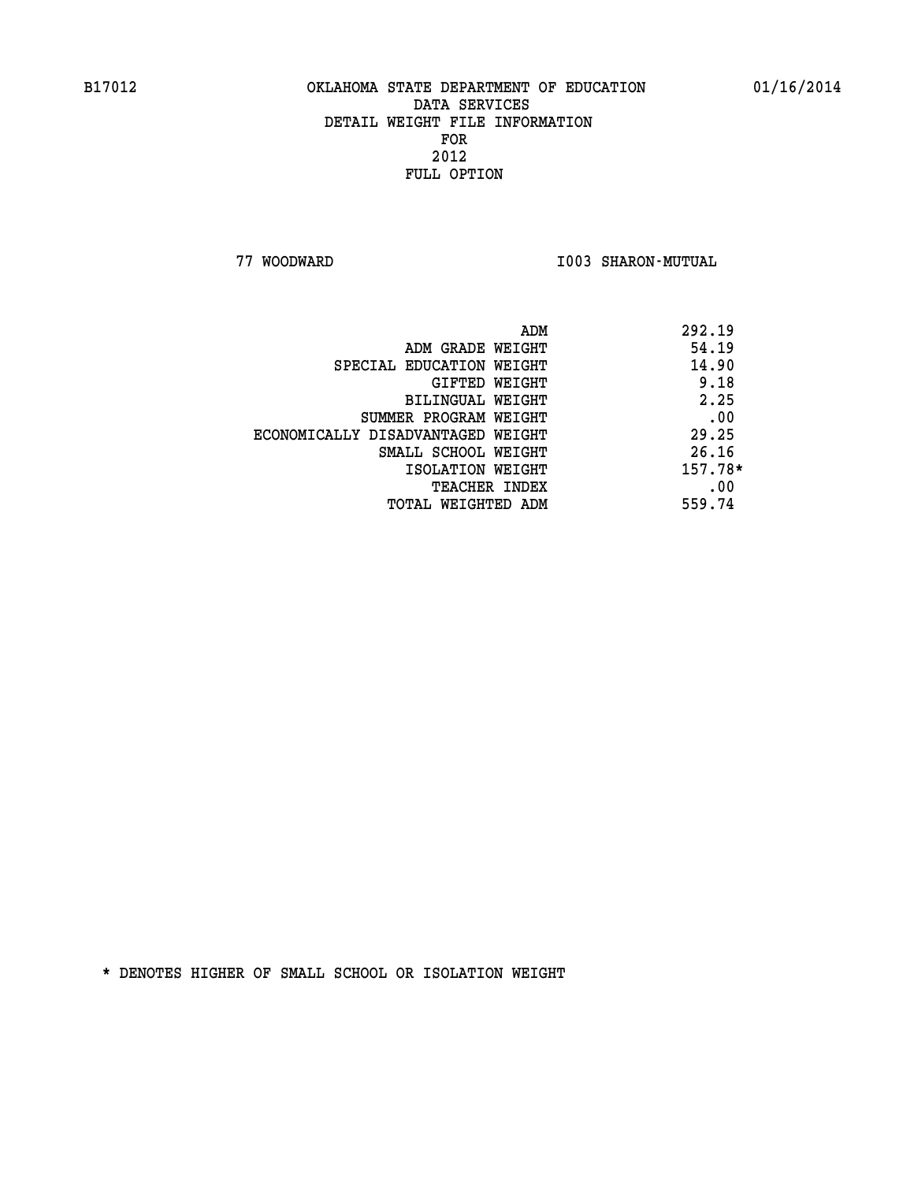B17012 OKLAHOMA STATE DEPARTMENT OF EDUCATION 01/16/2014

DATA SERVICES
DETAIL WEIGHT FILE INFORMATION
FOR
2012
FULL OPTION

77 WOODWARD I003 SHARON-MUTUAL

| | |
|---|---|
| ADM | 292.19 |
| ADM GRADE WEIGHT | 54.19 |
| SPECIAL EDUCATION WEIGHT | 14.90 |
| GIFTED WEIGHT | 9.18 |
| BILINGUAL WEIGHT | 2.25 |
| SUMMER PROGRAM WEIGHT | .00 |
| ECONOMICALLY DISADVANTAGED WEIGHT | 29.25 |
| SMALL SCHOOL WEIGHT | 26.16 |
| ISOLATION WEIGHT | 157.78* |
| TEACHER INDEX | .00 |
| TOTAL WEIGHTED ADM | 559.74 |

* DENOTES HIGHER OF SMALL SCHOOL OR ISOLATION WEIGHT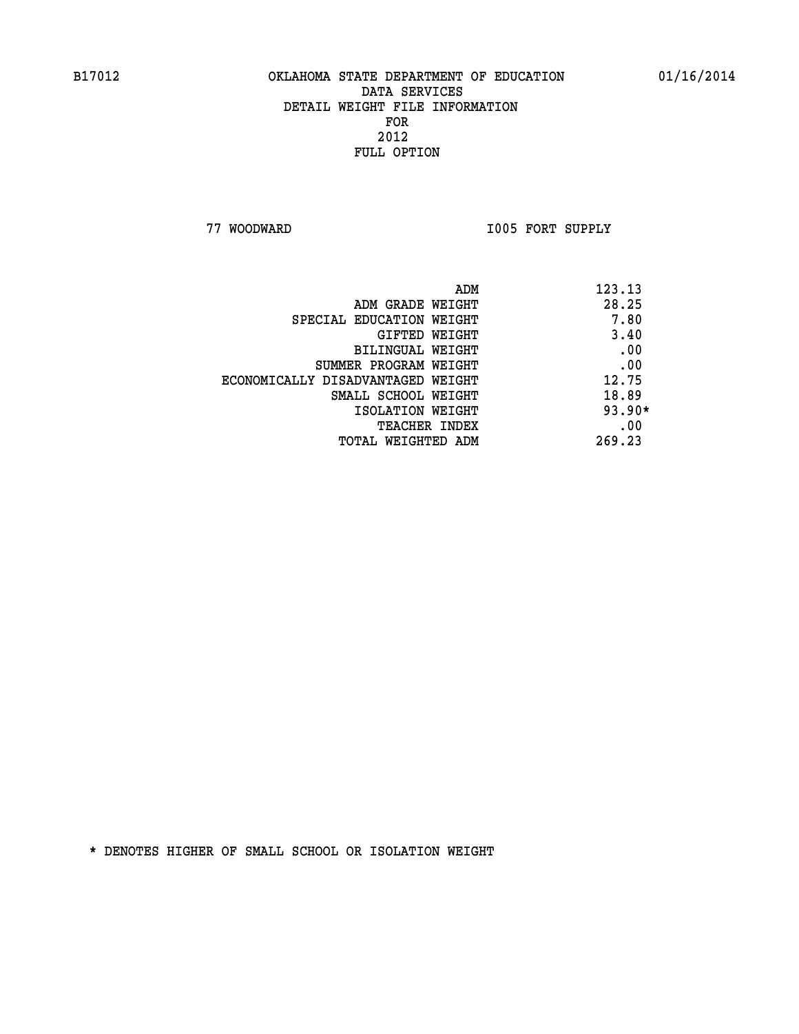B17012 OKLAHOMA STATE DEPARTMENT OF EDUCATION 01/16/2014

DATA SERVICES
DETAIL WEIGHT FILE INFORMATION
FOR
2012
FULL OPTION

77 WOODWARD I005 FORT SUPPLY

| | |
|---|---|
| ADM | 123.13 |
| ADM GRADE WEIGHT | 28.25 |
| SPECIAL EDUCATION WEIGHT | 7.80 |
| GIFTED WEIGHT | 3.40 |
| BILINGUAL WEIGHT | .00 |
| SUMMER PROGRAM WEIGHT | .00 |
| ECONOMICALLY DISADVANTAGED WEIGHT | 12.75 |
| SMALL SCHOOL WEIGHT | 18.89 |
| ISOLATION WEIGHT | 93.90* |
| TEACHER INDEX | .00 |
| TOTAL WEIGHTED ADM | 269.23 |

* DENOTES HIGHER OF SMALL SCHOOL OR ISOLATION WEIGHT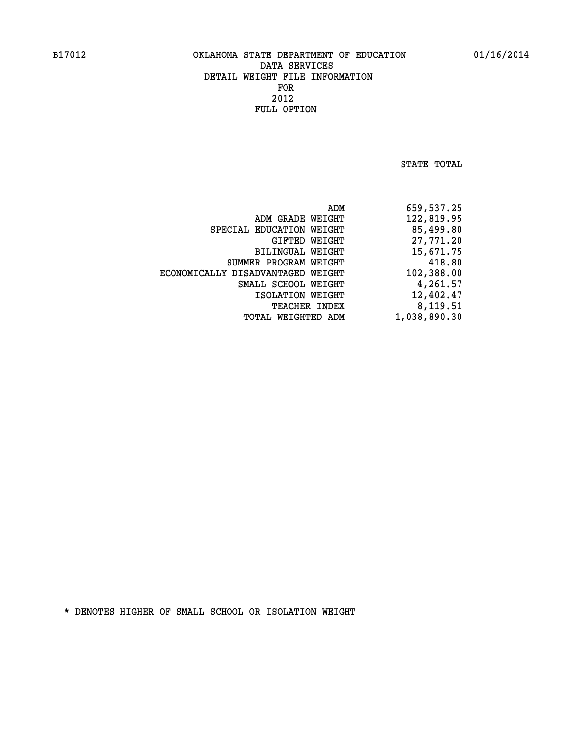B17012 OKLAHOMA STATE DEPARTMENT OF EDUCATION 01/16/2014

DATA SERVICES

DETAIL WEIGHT FILE INFORMATION

FOR

2012

FULL OPTION

STATE TOTAL

| | |
|---|---|
| ADM | 659,537.25 |
| ADM GRADE WEIGHT | 122,819.95 |
| SPECIAL EDUCATION WEIGHT | 85,499.80 |
| GIFTED WEIGHT | 27,771.20 |
| BILINGUAL WEIGHT | 15,671.75 |
| SUMMER PROGRAM WEIGHT | 418.80 |
| ECONOMICALLY DISADVANTAGED WEIGHT | 102,388.00 |
| SMALL SCHOOL WEIGHT | 4,261.57 |
| ISOLATION WEIGHT | 12,402.47 |
| TEACHER INDEX | 8,119.51 |
| TOTAL WEIGHTED ADM | 1,038,890.30 |

* DENOTES HIGHER OF SMALL SCHOOL OR ISOLATION WEIGHT